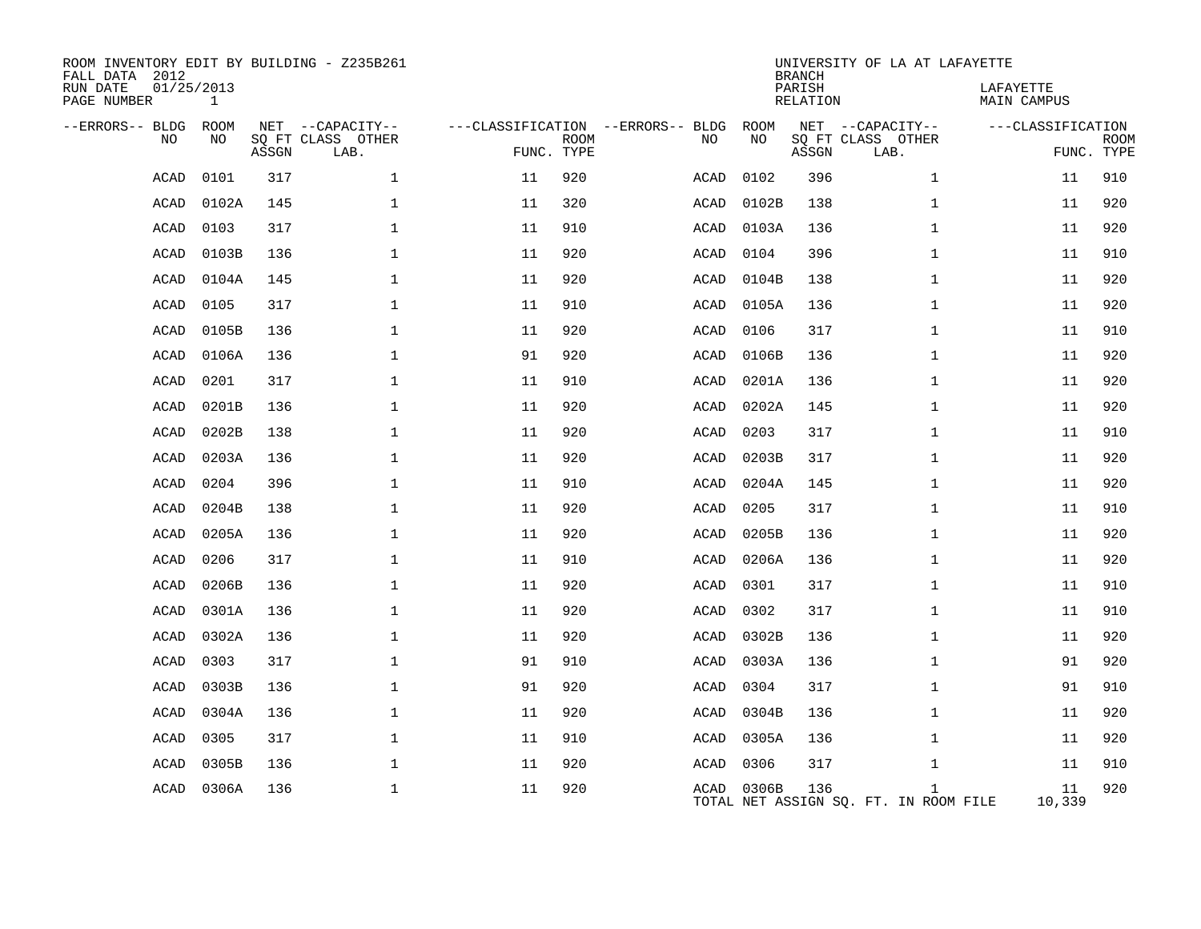ROOM INVENTORY EDIT BY BUILDING - Z235B261
FALL DATA 2012
RUN DATE 01/25/2013
PAGE NUMBER 1

UNIVERSITY OF LA AT LAFAYETTE
BRANCH
PARISH LAFAYETTE
RELATION MAIN CAMPUS

| --ERRORS-- | BLDG NO | ROOM NO | NET SQ FT ASSGN | --CAPACITY-- CLASS | OTHER LAB. | ---CLASSIFICATION FUNC. | ROOM TYPE | --ERRORS-- | BLDG NO | ROOM NO | NET SQ FT ASSGN | --CAPACITY-- CLASS | OTHER LAB. | ---CLASSIFICATION FUNC. | ROOM TYPE |
|---|---|---|---|---|---|---|---|---|---|---|---|---|---|---|---|
| | ACAD | 0101 | 317 | | 1 | 11 | 920 | | ACAD | 0102 | 396 | | 1 | 11 | 910 |
| | ACAD | 0102A | 145 | | 1 | 11 | 320 | | ACAD | 0102B | 138 | | 1 | 11 | 920 |
| | ACAD | 0103 | 317 | | 1 | 11 | 910 | | ACAD | 0103A | 136 | | 1 | 11 | 920 |
| | ACAD | 0103B | 136 | | 1 | 11 | 920 | | ACAD | 0104 | 396 | | 1 | 11 | 910 |
| | ACAD | 0104A | 145 | | 1 | 11 | 920 | | ACAD | 0104B | 138 | | 1 | 11 | 920 |
| | ACAD | 0105 | 317 | | 1 | 11 | 910 | | ACAD | 0105A | 136 | | 1 | 11 | 920 |
| | ACAD | 0105B | 136 | | 1 | 11 | 920 | | ACAD | 0106 | 317 | | 1 | 11 | 910 |
| | ACAD | 0106A | 136 | | 1 | 91 | 920 | | ACAD | 0106B | 136 | | 1 | 11 | 920 |
| | ACAD | 0201 | 317 | | 1 | 11 | 910 | | ACAD | 0201A | 136 | | 1 | 11 | 920 |
| | ACAD | 0201B | 136 | | 1 | 11 | 920 | | ACAD | 0202A | 145 | | 1 | 11 | 920 |
| | ACAD | 0202B | 138 | | 1 | 11 | 920 | | ACAD | 0203 | 317 | | 1 | 11 | 910 |
| | ACAD | 0203A | 136 | | 1 | 11 | 920 | | ACAD | 0203B | 317 | | 1 | 11 | 920 |
| | ACAD | 0204 | 396 | | 1 | 11 | 910 | | ACAD | 0204A | 145 | | 1 | 11 | 920 |
| | ACAD | 0204B | 138 | | 1 | 11 | 920 | | ACAD | 0205 | 317 | | 1 | 11 | 910 |
| | ACAD | 0205A | 136 | | 1 | 11 | 920 | | ACAD | 0205B | 136 | | 1 | 11 | 920 |
| | ACAD | 0206 | 317 | | 1 | 11 | 910 | | ACAD | 0206A | 136 | | 1 | 11 | 920 |
| | ACAD | 0206B | 136 | | 1 | 11 | 920 | | ACAD | 0301 | 317 | | 1 | 11 | 910 |
| | ACAD | 0301A | 136 | | 1 | 11 | 920 | | ACAD | 0302 | 317 | | 1 | 11 | 910 |
| | ACAD | 0302A | 136 | | 1 | 11 | 920 | | ACAD | 0302B | 136 | | 1 | 11 | 920 |
| | ACAD | 0303 | 317 | | 1 | 91 | 910 | | ACAD | 0303A | 136 | | 1 | 91 | 920 |
| | ACAD | 0303B | 136 | | 1 | 91 | 920 | | ACAD | 0304 | 317 | | 1 | 91 | 910 |
| | ACAD | 0304A | 136 | | 1 | 11 | 920 | | ACAD | 0304B | 136 | | 1 | 11 | 920 |
| | ACAD | 0305 | 317 | | 1 | 11 | 910 | | ACAD | 0305A | 136 | | 1 | 11 | 920 |
| | ACAD | 0305B | 136 | | 1 | 11 | 920 | | ACAD | 0306 | 317 | | 1 | 11 | 910 |
| | ACAD | 0306A | 136 | | 1 | 11 | 920 | | ACAD | 0306B | 136 | | 1 | 11 | 920 |

TOTAL NET ASSIGN SQ. FT. IN ROOM FILE 10,339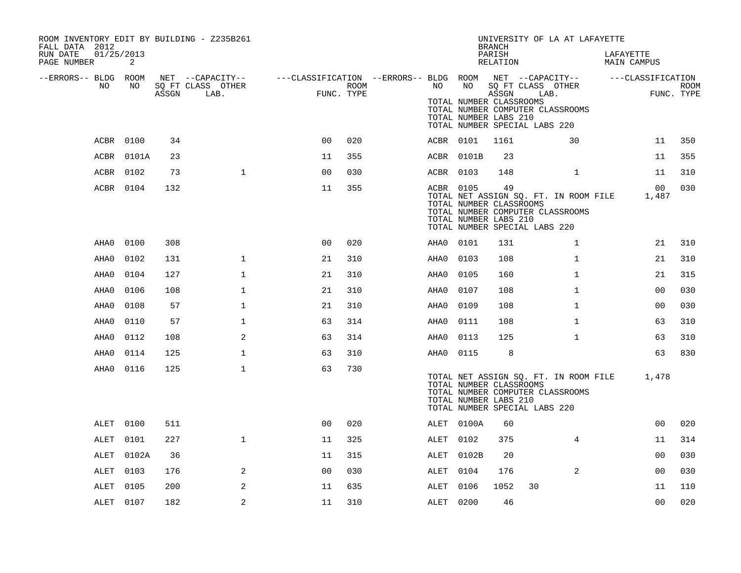ROOM INVENTORY EDIT BY BUILDING - Z235B261
FALL DATA 2012
RUN DATE 01/25/2013
PAGE NUMBER 2

UNIVERSITY OF LA AT LAFAYETTE
BRANCH
PARISH LAFAYETTE
RELATION MAIN CAMPUS

| --ERRORS-- | BLDG NO | ROOM NO | NET SQ FT ASSGN | CAPACITY CLASS | CAPACITY OTHER LAB. | CLASSIFICATION FUNC. | ROOM TYPE | --ERRORS-- | BLDG NO | ROOM NO | NET SQ FT ASSGN | CAPACITY CLASS | CAPACITY OTHER LAB. | CLASSIFICATION FUNC. | ROOM TYPE |
|---|---|---|---|---|---|---|---|---|---|---|---|---|---|---|---|
| | | | | | | | | | TOTAL NUMBER CLASSROOMS | | | | | | |
| | | | | | | | | | TOTAL NUMBER COMPUTER CLASSROOMS | | | | | | |
| | | | | | | | | | TOTAL NUMBER LABS 210 | | | | | | |
| | | | | | | | | | TOTAL NUMBER SPECIAL LABS 220 | | | | | | |
| | ACBR | 0100 | 34 | | | 00 | 020 | | ACBR | 0101 | 1161 | | 30 | 11 | 350 |
| | ACBR | 0101A | 23 | | | 11 | 355 | | ACBR | 0101B | 23 | | | 11 | 355 |
| | ACBR | 0102 | 73 | | 1 | 00 | 030 | | ACBR | 0103 | 148 | | 1 | 11 | 310 |
| | ACBR | 0104 | 132 | | | 11 | 355 | | ACBR | 0105 | 49 | | | 00 | 030 |
| | | | | | | | | | TOTAL NET ASSIGN SQ. FT. IN ROOM FILE | | | | | 1,487 | |
| | | | | | | | | | TOTAL NUMBER CLASSROOMS | | | | | | |
| | | | | | | | | | TOTAL NUMBER COMPUTER CLASSROOMS | | | | | | |
| | | | | | | | | | TOTAL NUMBER LABS 210 | | | | | | |
| | | | | | | | | | TOTAL NUMBER SPECIAL LABS 220 | | | | | | |
| | AHA0 | 0100 | 308 | | | 00 | 020 | | AHA0 | 0101 | 131 | | 1 | 21 | 310 |
| | AHA0 | 0102 | 131 | | 1 | 21 | 310 | | AHA0 | 0103 | 108 | | 1 | 21 | 310 |
| | AHA0 | 0104 | 127 | | 1 | 21 | 310 | | AHA0 | 0105 | 160 | | 1 | 21 | 315 |
| | AHA0 | 0106 | 108 | | 1 | 21 | 310 | | AHA0 | 0107 | 108 | | 1 | 00 | 030 |
| | AHA0 | 0108 | 57 | | 1 | 21 | 310 | | AHA0 | 0109 | 108 | | 1 | 00 | 030 |
| | AHA0 | 0110 | 57 | | 1 | 63 | 314 | | AHA0 | 0111 | 108 | | 1 | 63 | 310 |
| | AHA0 | 0112 | 108 | | 2 | 63 | 314 | | AHA0 | 0113 | 125 | | 1 | 63 | 310 |
| | AHA0 | 0114 | 125 | | 1 | 63 | 310 | | AHA0 | 0115 | 8 | | | 63 | 830 |
| | AHA0 | 0116 | 125 | | 1 | 63 | 730 | | | | | | | | |
| | | | | | | | | | TOTAL NET ASSIGN SQ. FT. IN ROOM FILE | | | | | 1,478 | |
| | | | | | | | | | TOTAL NUMBER CLASSROOMS | | | | | | |
| | | | | | | | | | TOTAL NUMBER COMPUTER CLASSROOMS | | | | | | |
| | | | | | | | | | TOTAL NUMBER LABS 210 | | | | | | |
| | | | | | | | | | TOTAL NUMBER SPECIAL LABS 220 | | | | | | |
| | ALET | 0100 | 511 | | | 00 | 020 | | ALET | 0100A | 60 | | | 00 | 020 |
| | ALET | 0101 | 227 | | 1 | 11 | 325 | | ALET | 0102 | 375 | | 4 | 11 | 314 |
| | ALET | 0102A | 36 | | | 11 | 315 | | ALET | 0102B | 20 | | | 00 | 030 |
| | ALET | 0103 | 176 | | 2 | 00 | 030 | | ALET | 0104 | 176 | | 2 | 00 | 030 |
| | ALET | 0105 | 200 | | 2 | 11 | 635 | | ALET | 0106 | 1052 | 30 | | 11 | 110 |
| | ALET | 0107 | 182 | | 2 | 11 | 310 | | ALET | 0200 | 46 | | | 00 | 020 |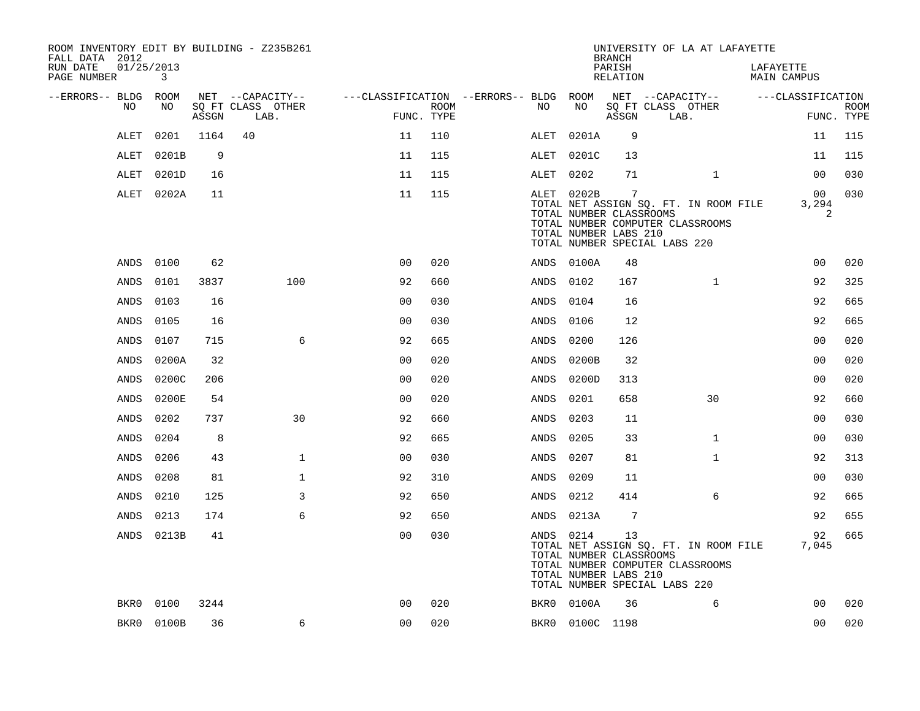ROOM INVENTORY EDIT BY BUILDING - Z235B261
FALL DATA 2012
RUN DATE 01/25/2013
PAGE NUMBER 3

UNIVERSITY OF LA AT LAFAYETTE
BRANCH
PARISH LAFAYETTE
RELATION MAIN CAMPUS

| --ERRORS-- | BLDG NO | ROOM NO | NET SQ FT ASSGN | CAPACITY CLASS | CAPACITY LAB. | CAPACITY OTHER | FUNC. | ROOM TYPE | --ERRORS-- | BLDG NO | ROOM NO | NET SQ FT ASSGN | CAPACITY CLASS | CAPACITY LAB. | CAPACITY OTHER | FUNC. | ROOM TYPE |
|---|---|---|---|---|---|---|---|---|---|---|---|---|---|---|---|---|---|
| | ALET | 0201 | 1164 | 40 | | | 11 | 110 | | ALET | 0201A | 9 | | | | 11 | 115 |
| | ALET | 0201B | 9 | | | | 11 | 115 | | ALET | 0201C | 13 | | | | 11 | 115 |
| | ALET | 0201D | 16 | | | | 11 | 115 | | ALET | 0202 | 71 | | | 1 | 00 | 030 |
| | ALET | 0202A | 11 | | | | 11 | 115 | | ALET | 0202B | 7 | | | | 00 | 030 |
| | | | | | | | | | | TOTAL NET ASSIGN SQ. FT. IN ROOM FILE | | | | | | 3,294 | |
| | | | | | | | | | | TOTAL NUMBER CLASSROOMS | | | | | | 2 | |
| | | | | | | | | | | TOTAL NUMBER COMPUTER CLASSROOMS | | | | | | | |
| | | | | | | | | | | TOTAL NUMBER LABS 210 | | | | | | | |
| | | | | | | | | | | TOTAL NUMBER SPECIAL LABS 220 | | | | | | | |
| | ANDS | 0100 | 62 | | | | 00 | 020 | | ANDS | 0100A | 48 | | | | 00 | 020 |
| | ANDS | 0101 | 3837 | | | 100 | 92 | 660 | | ANDS | 0102 | 167 | | | 1 | 92 | 325 |
| | ANDS | 0103 | 16 | | | | 00 | 030 | | ANDS | 0104 | 16 | | | | 92 | 665 |
| | ANDS | 0105 | 16 | | | | 00 | 030 | | ANDS | 0106 | 12 | | | | 92 | 665 |
| | ANDS | 0107 | 715 | | | 6 | 92 | 665 | | ANDS | 0200 | 126 | | | | 00 | 020 |
| | ANDS | 0200A | 32 | | | | 00 | 020 | | ANDS | 0200B | 32 | | | | 00 | 020 |
| | ANDS | 0200C | 206 | | | | 00 | 020 | | ANDS | 0200D | 313 | | | | 00 | 020 |
| | ANDS | 0200E | 54 | | | | 00 | 020 | | ANDS | 0201 | 658 | | | 30 | 92 | 660 |
| | ANDS | 0202 | 737 | | | 30 | 92 | 660 | | ANDS | 0203 | 11 | | | | 00 | 030 |
| | ANDS | 0204 | 8 | | | | 92 | 665 | | ANDS | 0205 | 33 | | | 1 | 00 | 030 |
| | ANDS | 0206 | 43 | | | 1 | 00 | 030 | | ANDS | 0207 | 81 | | | 1 | 92 | 313 |
| | ANDS | 0208 | 81 | | | 1 | 92 | 310 | | ANDS | 0209 | 11 | | | | 00 | 030 |
| | ANDS | 0210 | 125 | | | 3 | 92 | 650 | | ANDS | 0212 | 414 | | | 6 | 92 | 665 |
| | ANDS | 0213 | 174 | | | 6 | 92 | 650 | | ANDS | 0213A | 7 | | | | 92 | 655 |
| | ANDS | 0213B | 41 | | | | 00 | 030 | | ANDS | 0214 | 13 | | | | 92 | 665 |
| | | | | | | | | | | TOTAL NET ASSIGN SQ. FT. IN ROOM FILE | | | | | | 7,045 | |
| | | | | | | | | | | TOTAL NUMBER CLASSROOMS | | | | | | | |
| | | | | | | | | | | TOTAL NUMBER COMPUTER CLASSROOMS | | | | | | | |
| | | | | | | | | | | TOTAL NUMBER LABS 210 | | | | | | | |
| | | | | | | | | | | TOTAL NUMBER SPECIAL LABS 220 | | | | | | | |
| | BKR0 | 0100 | 3244 | | | | 00 | 020 | | BKR0 | 0100A | 36 | | | 6 | 00 | 020 |
| | BKR0 | 0100B | 36 | | | 6 | 00 | 020 | | BKR0 | 0100C | 1198 | | | | 00 | 020 |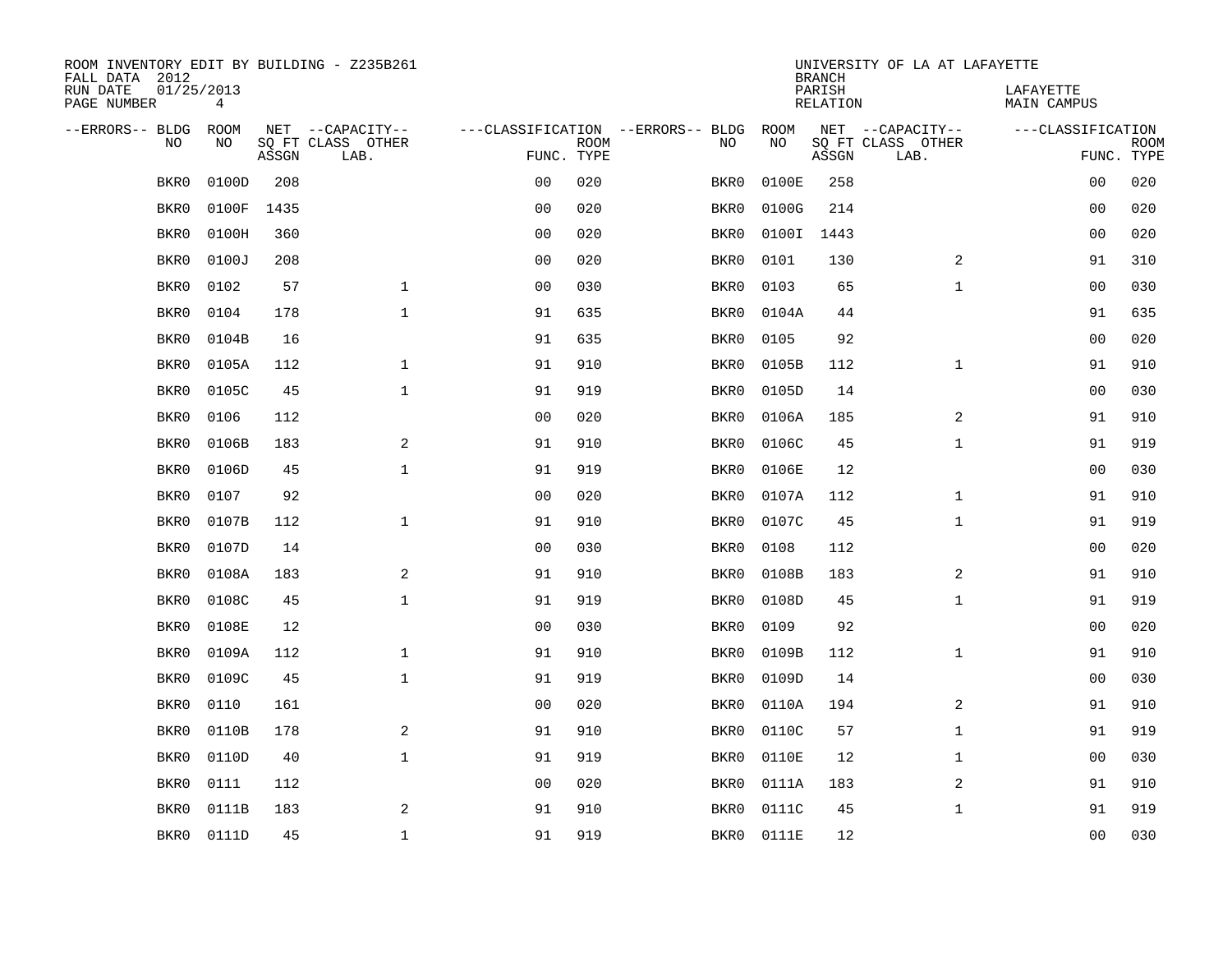ROOM INVENTORY EDIT BY BUILDING - Z235B261
FALL DATA 2012
RUN DATE 01/25/2013
PAGE NUMBER 4

UNIVERSITY OF LA AT LAFAYETTE
BRANCH
PARISH LAFAYETTE
RELATION MAIN CAMPUS

| --ERRORS-- | BLDG NO | ROOM NO | NET SQ FT ASSGN | --CAPACITY-- CLASS LAB. | OTHER | ---CLASSIFICATION FUNC. | ROOM TYPE | --ERRORS-- | BLDG NO | ROOM NO | NET SQ FT ASSGN | --CAPACITY-- CLASS LAB. | OTHER | ---CLASSIFICATION FUNC. | ROOM TYPE |
|---|---|---|---|---|---|---|---|---|---|---|---|---|---|---|---|
| | BKR0 | 0100D | 208 | | | 00 | 020 | | BKR0 | 0100E | 258 | | | 00 | 020 |
| | BKR0 | 0100F | 1435 | | | 00 | 020 | | BKR0 | 0100G | 214 | | | 00 | 020 |
| | BKR0 | 0100H | 360 | | | 00 | 020 | | BKR0 | 0100I | 1443 | | | 00 | 020 |
| | BKR0 | 0100J | 208 | | | 00 | 020 | | BKR0 | 0101 | 130 | | 2 | 91 | 310 |
| | BKR0 | 0102 | 57 | | 1 | 00 | 030 | | BKR0 | 0103 | 65 | | 1 | 00 | 030 |
| | BKR0 | 0104 | 178 | | 1 | 91 | 635 | | BKR0 | 0104A | 44 | | | 91 | 635 |
| | BKR0 | 0104B | 16 | | | 91 | 635 | | BKR0 | 0105 | 92 | | | 00 | 020 |
| | BKR0 | 0105A | 112 | | 1 | 91 | 910 | | BKR0 | 0105B | 112 | | 1 | 91 | 910 |
| | BKR0 | 0105C | 45 | | 1 | 91 | 919 | | BKR0 | 0105D | 14 | | | 00 | 030 |
| | BKR0 | 0106 | 112 | | | 00 | 020 | | BKR0 | 0106A | 185 | | 2 | 91 | 910 |
| | BKR0 | 0106B | 183 | | 2 | 91 | 910 | | BKR0 | 0106C | 45 | | 1 | 91 | 919 |
| | BKR0 | 0106D | 45 | | 1 | 91 | 919 | | BKR0 | 0106E | 12 | | | 00 | 030 |
| | BKR0 | 0107 | 92 | | | 00 | 020 | | BKR0 | 0107A | 112 | | 1 | 91 | 910 |
| | BKR0 | 0107B | 112 | | 1 | 91 | 910 | | BKR0 | 0107C | 45 | | 1 | 91 | 919 |
| | BKR0 | 0107D | 14 | | | 00 | 030 | | BKR0 | 0108 | 112 | | | 00 | 020 |
| | BKR0 | 0108A | 183 | | 2 | 91 | 910 | | BKR0 | 0108B | 183 | | 2 | 91 | 910 |
| | BKR0 | 0108C | 45 | | 1 | 91 | 919 | | BKR0 | 0108D | 45 | | 1 | 91 | 919 |
| | BKR0 | 0108E | 12 | | | 00 | 030 | | BKR0 | 0109 | 92 | | | 00 | 020 |
| | BKR0 | 0109A | 112 | | 1 | 91 | 910 | | BKR0 | 0109B | 112 | | 1 | 91 | 910 |
| | BKR0 | 0109C | 45 | | 1 | 91 | 919 | | BKR0 | 0109D | 14 | | | 00 | 030 |
| | BKR0 | 0110 | 161 | | | 00 | 020 | | BKR0 | 0110A | 194 | | 2 | 91 | 910 |
| | BKR0 | 0110B | 178 | | 2 | 91 | 910 | | BKR0 | 0110C | 57 | | 1 | 91 | 919 |
| | BKR0 | 0110D | 40 | | 1 | 91 | 919 | | BKR0 | 0110E | 12 | | 1 | 00 | 030 |
| | BKR0 | 0111 | 112 | | | 00 | 020 | | BKR0 | 0111A | 183 | | 2 | 91 | 910 |
| | BKR0 | 0111B | 183 | | 2 | 91 | 910 | | BKR0 | 0111C | 45 | | 1 | 91 | 919 |
| | BKR0 | 0111D | 45 | | 1 | 91 | 919 | | BKR0 | 0111E | 12 | | | 00 | 030 |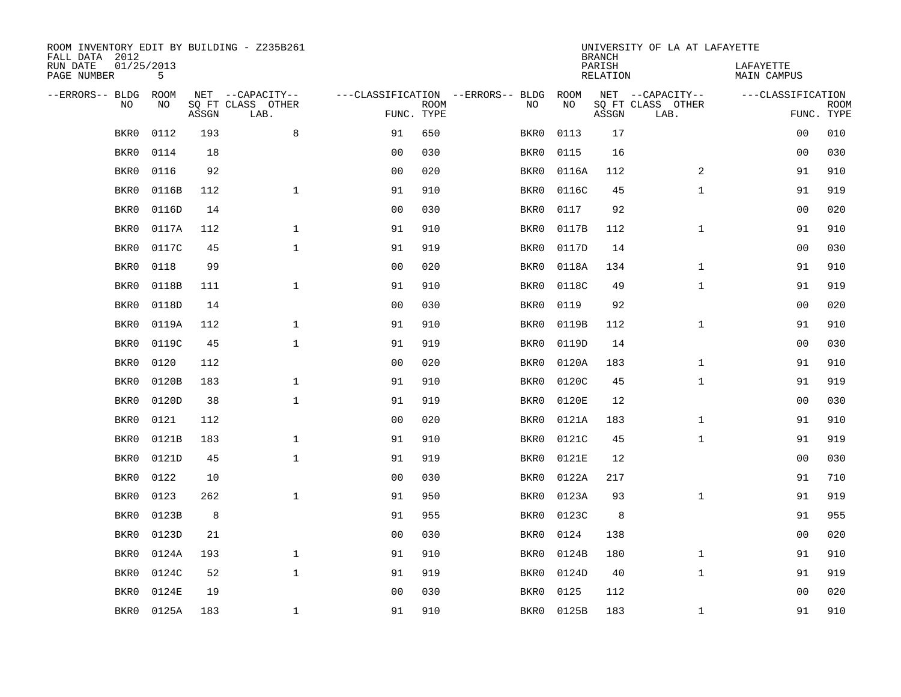ROOM INVENTORY EDIT BY BUILDING - Z235B261
FALL DATA 2012
RUN DATE 01/25/2013
PAGE NUMBER 5

UNIVERSITY OF LA AT LAFAYETTE
BRANCH
PARISH LAFAYETTE
RELATION MAIN CAMPUS

| --ERRORS-- | BLDG NO | ROOM NO | NET SQ FT ASSGN | --CAPACITY-- CLASS LAB. | OTHER | ---CLASSIFICATION FUNC. | ROOM TYPE | --ERRORS-- | BLDG NO | ROOM NO | NET SQ FT ASSGN | --CAPACITY-- CLASS LAB. | OTHER | ---CLASSIFICATION FUNC. | ROOM TYPE |
|---|---|---|---|---|---|---|---|---|---|---|---|---|---|---|---|
| | BKR0 | 0112 | 193 | | 8 | 91 | 650 | | BKR0 | 0113 | 17 | | | 00 | 010 |
| | BKR0 | 0114 | 18 | | | 00 | 030 | | BKR0 | 0115 | 16 | | | 00 | 030 |
| | BKR0 | 0116 | 92 | | | 00 | 020 | | BKR0 | 0116A | 112 | | 2 | 91 | 910 |
| | BKR0 | 0116B | 112 | | 1 | 91 | 910 | | BKR0 | 0116C | 45 | | 1 | 91 | 919 |
| | BKR0 | 0116D | 14 | | | 00 | 030 | | BKR0 | 0117 | 92 | | | 00 | 020 |
| | BKR0 | 0117A | 112 | | 1 | 91 | 910 | | BKR0 | 0117B | 112 | | 1 | 91 | 910 |
| | BKR0 | 0117C | 45 | | 1 | 91 | 919 | | BKR0 | 0117D | 14 | | | 00 | 030 |
| | BKR0 | 0118 | 99 | | | 00 | 020 | | BKR0 | 0118A | 134 | | 1 | 91 | 910 |
| | BKR0 | 0118B | 111 | | 1 | 91 | 910 | | BKR0 | 0118C | 49 | | 1 | 91 | 919 |
| | BKR0 | 0118D | 14 | | | 00 | 030 | | BKR0 | 0119 | 92 | | | 00 | 020 |
| | BKR0 | 0119A | 112 | | 1 | 91 | 910 | | BKR0 | 0119B | 112 | | 1 | 91 | 910 |
| | BKR0 | 0119C | 45 | | 1 | 91 | 919 | | BKR0 | 0119D | 14 | | | 00 | 030 |
| | BKR0 | 0120 | 112 | | | 00 | 020 | | BKR0 | 0120A | 183 | | 1 | 91 | 910 |
| | BKR0 | 0120B | 183 | | 1 | 91 | 910 | | BKR0 | 0120C | 45 | | 1 | 91 | 919 |
| | BKR0 | 0120D | 38 | | 1 | 91 | 919 | | BKR0 | 0120E | 12 | | | 00 | 030 |
| | BKR0 | 0121 | 112 | | | 00 | 020 | | BKR0 | 0121A | 183 | | 1 | 91 | 910 |
| | BKR0 | 0121B | 183 | | 1 | 91 | 910 | | BKR0 | 0121C | 45 | | 1 | 91 | 919 |
| | BKR0 | 0121D | 45 | | 1 | 91 | 919 | | BKR0 | 0121E | 12 | | | 00 | 030 |
| | BKR0 | 0122 | 10 | | | 00 | 030 | | BKR0 | 0122A | 217 | | | 91 | 710 |
| | BKR0 | 0123 | 262 | | 1 | 91 | 950 | | BKR0 | 0123A | 93 | | 1 | 91 | 919 |
| | BKR0 | 0123B | 8 | | | 91 | 955 | | BKR0 | 0123C | 8 | | | 91 | 955 |
| | BKR0 | 0123D | 21 | | | 00 | 030 | | BKR0 | 0124 | 138 | | | 00 | 020 |
| | BKR0 | 0124A | 193 | | 1 | 91 | 910 | | BKR0 | 0124B | 180 | | 1 | 91 | 910 |
| | BKR0 | 0124C | 52 | | 1 | 91 | 919 | | BKR0 | 0124D | 40 | | 1 | 91 | 919 |
| | BKR0 | 0124E | 19 | | | 00 | 030 | | BKR0 | 0125 | 112 | | | 00 | 020 |
| | BKR0 | 0125A | 183 | | 1 | 91 | 910 | | BKR0 | 0125B | 183 | | 1 | 91 | 910 |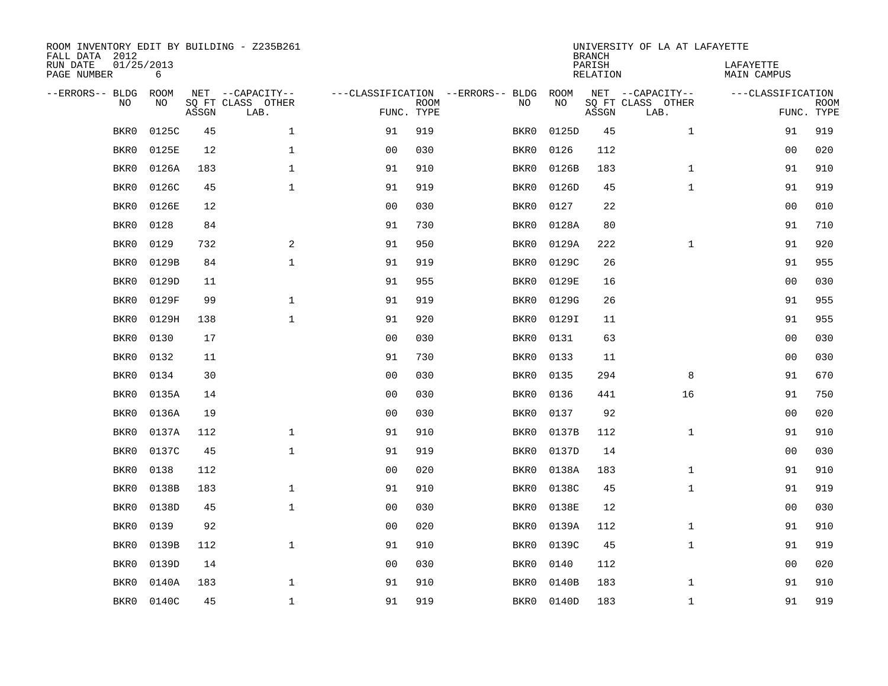ROOM INVENTORY EDIT BY BUILDING - Z235B261
FALL DATA 2012
RUN DATE 01/25/2013
PAGE NUMBER 6

UNIVERSITY OF LA AT LAFAYETTE
BRANCH
PARISH LAFAYETTE
RELATION MAIN CAMPUS

| --ERRORS-- | BLDG NO | ROOM NO | NET SQ FT ASSGN | --CAPACITY-- CLASS LAB. | OTHER | ---CLASSIFICATION FUNC. | ROOM TYPE | --ERRORS-- | BLDG NO | ROOM NO | NET SQ FT ASSGN | --CAPACITY-- CLASS LAB. | OTHER | ---CLASSIFICATION FUNC. | ROOM TYPE |
|---|---|---|---|---|---|---|---|---|---|---|---|---|---|---|---|
| | BKR0 | 0125C | 45 | | 1 | 91 | 919 | | BKR0 | 0125D | 45 | | 1 | 91 | 919 |
| | BKR0 | 0125E | 12 | | 1 | 00 | 030 | | BKR0 | 0126 | 112 | | | 00 | 020 |
| | BKR0 | 0126A | 183 | | 1 | 91 | 910 | | BKR0 | 0126B | 183 | | 1 | 91 | 910 |
| | BKR0 | 0126C | 45 | | 1 | 91 | 919 | | BKR0 | 0126D | 45 | | 1 | 91 | 919 |
| | BKR0 | 0126E | 12 | | | 00 | 030 | | BKR0 | 0127 | 22 | | | 00 | 010 |
| | BKR0 | 0128 | 84 | | | 91 | 730 | | BKR0 | 0128A | 80 | | | 91 | 710 |
| | BKR0 | 0129 | 732 | | 2 | 91 | 950 | | BKR0 | 0129A | 222 | | 1 | 91 | 920 |
| | BKR0 | 0129B | 84 | | 1 | 91 | 919 | | BKR0 | 0129C | 26 | | | 91 | 955 |
| | BKR0 | 0129D | 11 | | | 91 | 955 | | BKR0 | 0129E | 16 | | | 00 | 030 |
| | BKR0 | 0129F | 99 | | 1 | 91 | 919 | | BKR0 | 0129G | 26 | | | 91 | 955 |
| | BKR0 | 0129H | 138 | | 1 | 91 | 920 | | BKR0 | 0129I | 11 | | | 91 | 955 |
| | BKR0 | 0130 | 17 | | | 00 | 030 | | BKR0 | 0131 | 63 | | | 00 | 030 |
| | BKR0 | 0132 | 11 | | | 91 | 730 | | BKR0 | 0133 | 11 | | | 00 | 030 |
| | BKR0 | 0134 | 30 | | | 00 | 030 | | BKR0 | 0135 | 294 | | 8 | 91 | 670 |
| | BKR0 | 0135A | 14 | | | 00 | 030 | | BKR0 | 0136 | 441 | | 16 | 91 | 750 |
| | BKR0 | 0136A | 19 | | | 00 | 030 | | BKR0 | 0137 | 92 | | | 00 | 020 |
| | BKR0 | 0137A | 112 | | 1 | 91 | 910 | | BKR0 | 0137B | 112 | | 1 | 91 | 910 |
| | BKR0 | 0137C | 45 | | 1 | 91 | 919 | | BKR0 | 0137D | 14 | | | 00 | 030 |
| | BKR0 | 0138 | 112 | | | 00 | 020 | | BKR0 | 0138A | 183 | | 1 | 91 | 910 |
| | BKR0 | 0138B | 183 | | 1 | 91 | 910 | | BKR0 | 0138C | 45 | | 1 | 91 | 919 |
| | BKR0 | 0138D | 45 | | 1 | 00 | 030 | | BKR0 | 0138E | 12 | | | 00 | 030 |
| | BKR0 | 0139 | 92 | | | 00 | 020 | | BKR0 | 0139A | 112 | | 1 | 91 | 910 |
| | BKR0 | 0139B | 112 | | 1 | 91 | 910 | | BKR0 | 0139C | 45 | | 1 | 91 | 919 |
| | BKR0 | 0139D | 14 | | | 00 | 030 | | BKR0 | 0140 | 112 | | | 00 | 020 |
| | BKR0 | 0140A | 183 | | 1 | 91 | 910 | | BKR0 | 0140B | 183 | | 1 | 91 | 910 |
| | BKR0 | 0140C | 45 | | 1 | 91 | 919 | | BKR0 | 0140D | 183 | | 1 | 91 | 919 |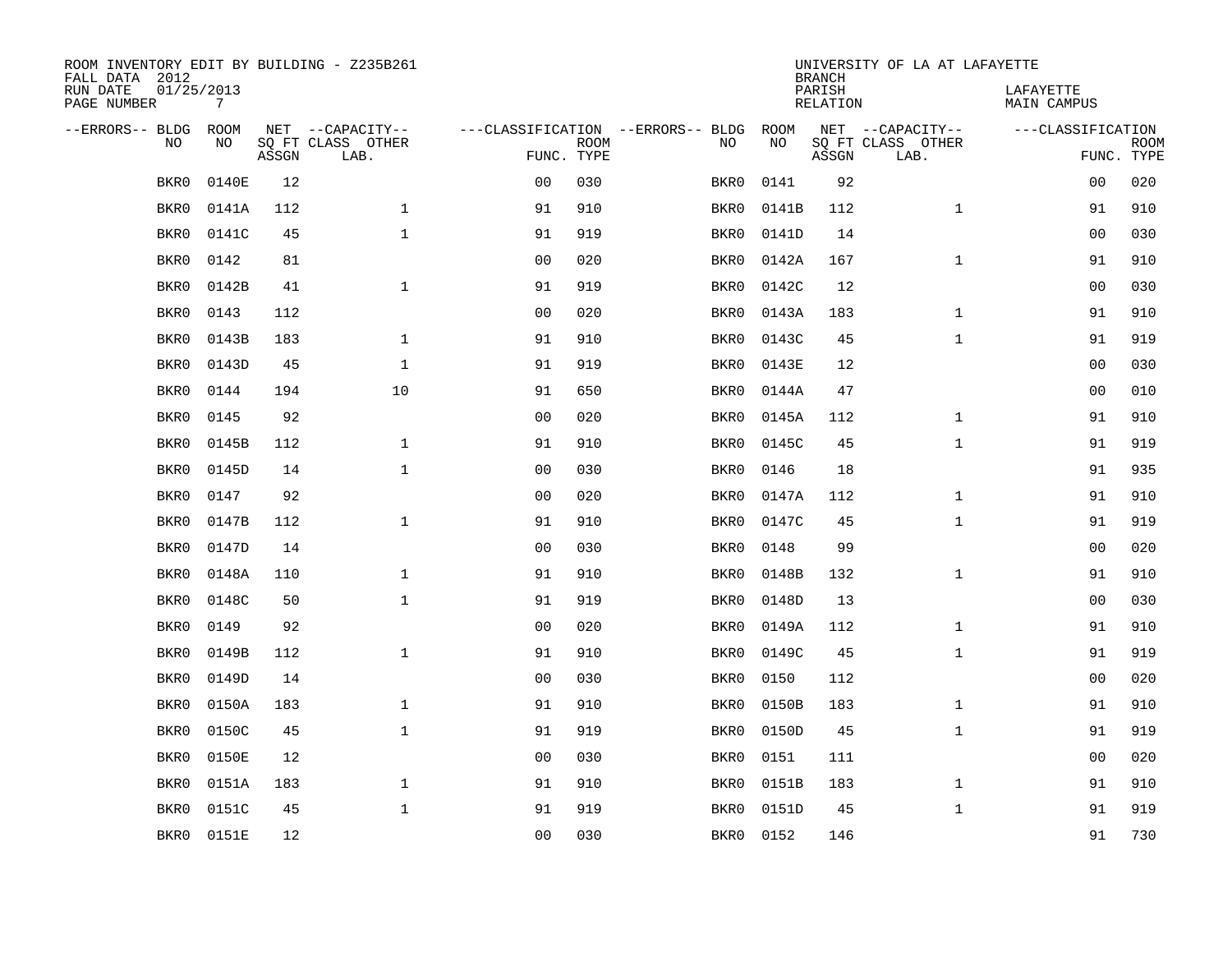ROOM INVENTORY EDIT BY BUILDING - Z235B261
FALL DATA 2012
RUN DATE 01/25/2013
PAGE NUMBER 7

UNIVERSITY OF LA AT LAFAYETTE
BRANCH
PARISH LAFAYETTE
RELATION MAIN CAMPUS

| --ERRORS-- | BLDG NO | ROOM NO | NET SQ FT ASSGN | --CAPACITY-- CLASS LAB. | OTHER | ---CLASSIFICATION FUNC. | ROOM TYPE | --ERRORS-- | BLDG NO | ROOM NO | NET SQ FT ASSGN | --CAPACITY-- CLASS LAB. | OTHER | ---CLASSIFICATION FUNC. | ROOM TYPE |
|---|---|---|---|---|---|---|---|---|---|---|---|---|---|---|---|
| | BKR0 | 0140E | 12 | | | 00 | 030 | | BKR0 | 0141 | 92 | | | 00 | 020 |
| | BKR0 | 0141A | 112 | | 1 | 91 | 910 | | BKR0 | 0141B | 112 | | 1 | 91 | 910 |
| | BKR0 | 0141C | 45 | | 1 | 91 | 919 | | BKR0 | 0141D | 14 | | | 00 | 030 |
| | BKR0 | 0142 | 81 | | | 00 | 020 | | BKR0 | 0142A | 167 | | 1 | 91 | 910 |
| | BKR0 | 0142B | 41 | | 1 | 91 | 919 | | BKR0 | 0142C | 12 | | | 00 | 030 |
| | BKR0 | 0143 | 112 | | | 00 | 020 | | BKR0 | 0143A | 183 | | 1 | 91 | 910 |
| | BKR0 | 0143B | 183 | | 1 | 91 | 910 | | BKR0 | 0143C | 45 | | 1 | 91 | 919 |
| | BKR0 | 0143D | 45 | | 1 | 91 | 919 | | BKR0 | 0143E | 12 | | | 00 | 030 |
| | BKR0 | 0144 | 194 | | 10 | 91 | 650 | | BKR0 | 0144A | 47 | | | 00 | 010 |
| | BKR0 | 0145 | 92 | | | 00 | 020 | | BKR0 | 0145A | 112 | | 1 | 91 | 910 |
| | BKR0 | 0145B | 112 | | 1 | 91 | 910 | | BKR0 | 0145C | 45 | | 1 | 91 | 919 |
| | BKR0 | 0145D | 14 | | 1 | 00 | 030 | | BKR0 | 0146 | 18 | | | 91 | 935 |
| | BKR0 | 0147 | 92 | | | 00 | 020 | | BKR0 | 0147A | 112 | | 1 | 91 | 910 |
| | BKR0 | 0147B | 112 | | 1 | 91 | 910 | | BKR0 | 0147C | 45 | | 1 | 91 | 919 |
| | BKR0 | 0147D | 14 | | | 00 | 030 | | BKR0 | 0148 | 99 | | | 00 | 020 |
| | BKR0 | 0148A | 110 | | 1 | 91 | 910 | | BKR0 | 0148B | 132 | | 1 | 91 | 910 |
| | BKR0 | 0148C | 50 | | 1 | 91 | 919 | | BKR0 | 0148D | 13 | | | 00 | 030 |
| | BKR0 | 0149 | 92 | | | 00 | 020 | | BKR0 | 0149A | 112 | | 1 | 91 | 910 |
| | BKR0 | 0149B | 112 | | 1 | 91 | 910 | | BKR0 | 0149C | 45 | | 1 | 91 | 919 |
| | BKR0 | 0149D | 14 | | | 00 | 030 | | BKR0 | 0150 | 112 | | | 00 | 020 |
| | BKR0 | 0150A | 183 | | 1 | 91 | 910 | | BKR0 | 0150B | 183 | | 1 | 91 | 910 |
| | BKR0 | 0150C | 45 | | 1 | 91 | 919 | | BKR0 | 0150D | 45 | | 1 | 91 | 919 |
| | BKR0 | 0150E | 12 | | | 00 | 030 | | BKR0 | 0151 | 111 | | | 00 | 020 |
| | BKR0 | 0151A | 183 | | 1 | 91 | 910 | | BKR0 | 0151B | 183 | | 1 | 91 | 910 |
| | BKR0 | 0151C | 45 | | 1 | 91 | 919 | | BKR0 | 0151D | 45 | | 1 | 91 | 919 |
| | BKR0 | 0151E | 12 | | | 00 | 030 | | BKR0 | 0152 | 146 | | | 91 | 730 |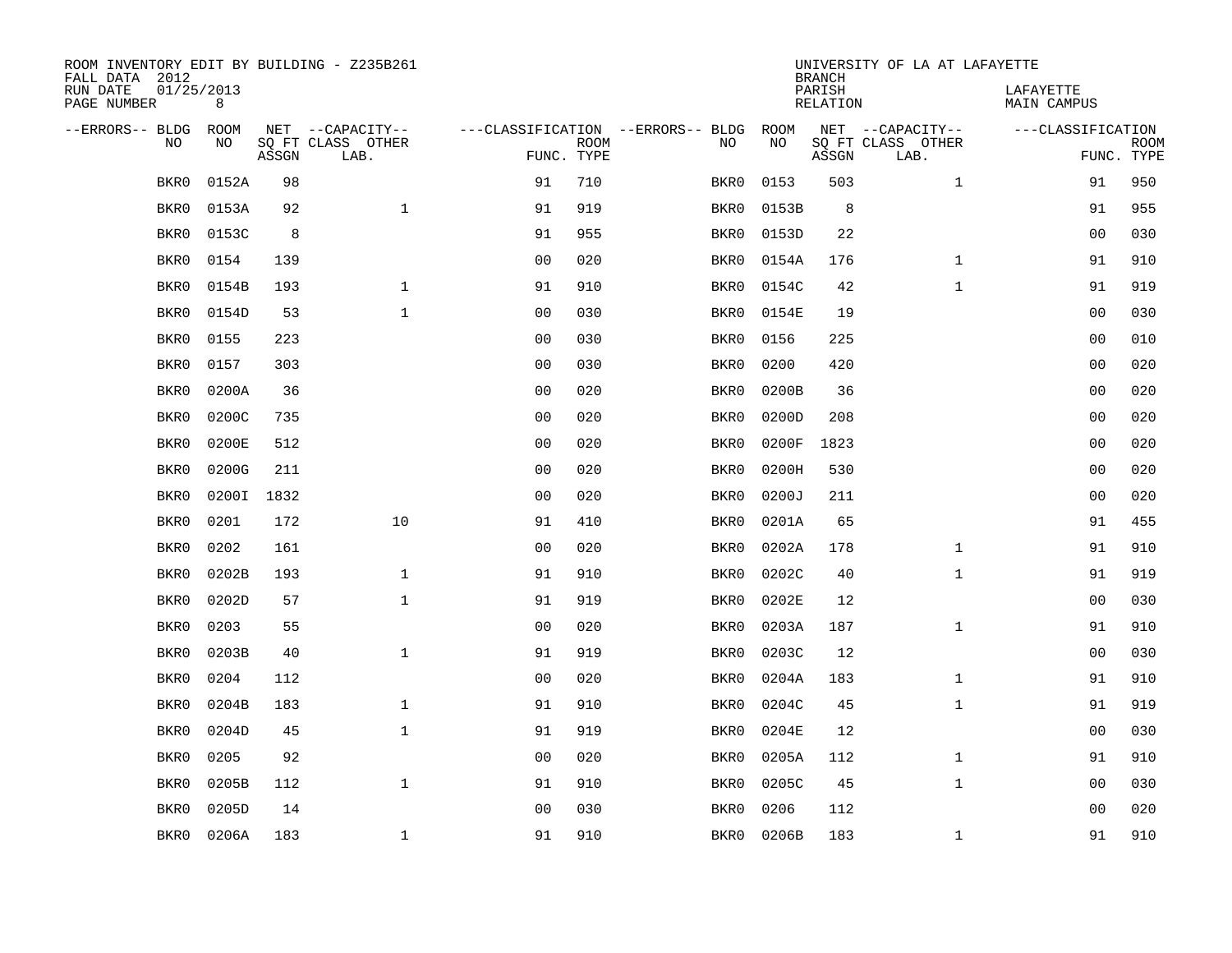ROOM INVENTORY EDIT BY BUILDING - Z235B261
FALL DATA 2012
RUN DATE 01/25/2013
PAGE NUMBER 8

UNIVERSITY OF LA AT LAFAYETTE
BRANCH
PARISH LAFAYETTE
RELATION MAIN CAMPUS

| --ERRORS-- | BLDG NO | ROOM NO | NET SQ FT ASSGN | --CAPACITY-- CLASS LAB. | OTHER | ---CLASSIFICATION FUNC. | ROOM TYPE | --ERRORS-- | BLDG NO | ROOM NO | NET SQ FT ASSGN | --CAPACITY-- CLASS LAB. | OTHER | ---CLASSIFICATION FUNC. | ROOM TYPE |
|---|---|---|---|---|---|---|---|---|---|---|---|---|---|---|---|
| | BKR0 | 0152A | 98 | | | 91 | 710 | | BKR0 | 0153 | 503 | | 1 | 91 | 950 |
| | BKR0 | 0153A | 92 | | 1 | 91 | 919 | | BKR0 | 0153B | 8 | | | 91 | 955 |
| | BKR0 | 0153C | 8 | | | 91 | 955 | | BKR0 | 0153D | 22 | | | 00 | 030 |
| | BKR0 | 0154 | 139 | | | 00 | 020 | | BKR0 | 0154A | 176 | | 1 | 91 | 910 |
| | BKR0 | 0154B | 193 | | 1 | 91 | 910 | | BKR0 | 0154C | 42 | | 1 | 91 | 919 |
| | BKR0 | 0154D | 53 | | 1 | 00 | 030 | | BKR0 | 0154E | 19 | | | 00 | 030 |
| | BKR0 | 0155 | 223 | | | 00 | 030 | | BKR0 | 0156 | 225 | | | 00 | 010 |
| | BKR0 | 0157 | 303 | | | 00 | 030 | | BKR0 | 0200 | 420 | | | 00 | 020 |
| | BKR0 | 0200A | 36 | | | 00 | 020 | | BKR0 | 0200B | 36 | | | 00 | 020 |
| | BKR0 | 0200C | 735 | | | 00 | 020 | | BKR0 | 0200D | 208 | | | 00 | 020 |
| | BKR0 | 0200E | 512 | | | 00 | 020 | | BKR0 | 0200F | 1823 | | | 00 | 020 |
| | BKR0 | 0200G | 211 | | | 00 | 020 | | BKR0 | 0200H | 530 | | | 00 | 020 |
| | BKR0 | 0200I | 1832 | | | 00 | 020 | | BKR0 | 0200J | 211 | | | 00 | 020 |
| | BKR0 | 0201 | 172 | | 10 | 91 | 410 | | BKR0 | 0201A | 65 | | | 91 | 455 |
| | BKR0 | 0202 | 161 | | | 00 | 020 | | BKR0 | 0202A | 178 | | 1 | 91 | 910 |
| | BKR0 | 0202B | 193 | | 1 | 91 | 910 | | BKR0 | 0202C | 40 | | 1 | 91 | 919 |
| | BKR0 | 0202D | 57 | | 1 | 91 | 919 | | BKR0 | 0202E | 12 | | | 00 | 030 |
| | BKR0 | 0203 | 55 | | | 00 | 020 | | BKR0 | 0203A | 187 | | 1 | 91 | 910 |
| | BKR0 | 0203B | 40 | | 1 | 91 | 919 | | BKR0 | 0203C | 12 | | | 00 | 030 |
| | BKR0 | 0204 | 112 | | | 00 | 020 | | BKR0 | 0204A | 183 | | 1 | 91 | 910 |
| | BKR0 | 0204B | 183 | | 1 | 91 | 910 | | BKR0 | 0204C | 45 | | 1 | 91 | 919 |
| | BKR0 | 0204D | 45 | | 1 | 91 | 919 | | BKR0 | 0204E | 12 | | | 00 | 030 |
| | BKR0 | 0205 | 92 | | | 00 | 020 | | BKR0 | 0205A | 112 | | 1 | 91 | 910 |
| | BKR0 | 0205B | 112 | | 1 | 91 | 910 | | BKR0 | 0205C | 45 | | 1 | 00 | 030 |
| | BKR0 | 0205D | 14 | | | 00 | 030 | | BKR0 | 0206 | 112 | | | 00 | 020 |
| | BKR0 | 0206A | 183 | | 1 | 91 | 910 | | BKR0 | 0206B | 183 | | 1 | 91 | 910 |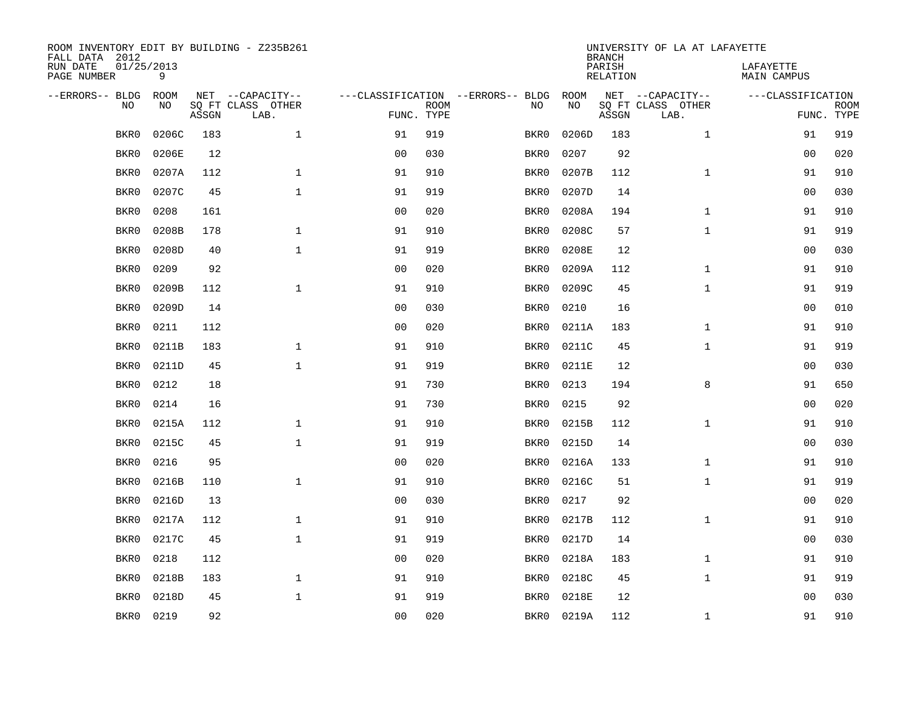ROOM INVENTORY EDIT BY BUILDING - Z235B261
FALL DATA 2012
RUN DATE 01/25/2013
PAGE NUMBER 9

UNIVERSITY OF LA AT LAFAYETTE
BRANCH
PARISH LAFAYETTE
RELATION MAIN CAMPUS

| --ERRORS-- | BLDG NO | ROOM NO | NET SQ FT ASSGN | CAPACITY CLASS LAB. | CAPACITY OTHER | CLASSIFICATION FUNC. | ROOM TYPE | --ERRORS-- | BLDG NO | ROOM NO | NET SQ FT ASSGN | CAPACITY CLASS LAB. | CAPACITY OTHER | CLASSIFICATION FUNC. | ROOM TYPE |
|---|---|---|---|---|---|---|---|---|---|---|---|---|---|---|---|
| | BKR0 | 0206C | 183 | | 1 | 91 | 919 | | BKR0 | 0206D | 183 | | 1 | 91 | 919 |
| | BKR0 | 0206E | 12 | | | 00 | 030 | | BKR0 | 0207 | 92 | | | 00 | 020 |
| | BKR0 | 0207A | 112 | | 1 | 91 | 910 | | BKR0 | 0207B | 112 | | 1 | 91 | 910 |
| | BKR0 | 0207C | 45 | | 1 | 91 | 919 | | BKR0 | 0207D | 14 | | | 00 | 030 |
| | BKR0 | 0208 | 161 | | | 00 | 020 | | BKR0 | 0208A | 194 | | 1 | 91 | 910 |
| | BKR0 | 0208B | 178 | | 1 | 91 | 910 | | BKR0 | 0208C | 57 | | 1 | 91 | 919 |
| | BKR0 | 0208D | 40 | | 1 | 91 | 919 | | BKR0 | 0208E | 12 | | | 00 | 030 |
| | BKR0 | 0209 | 92 | | | 00 | 020 | | BKR0 | 0209A | 112 | | 1 | 91 | 910 |
| | BKR0 | 0209B | 112 | | 1 | 91 | 910 | | BKR0 | 0209C | 45 | | 1 | 91 | 919 |
| | BKR0 | 0209D | 14 | | | 00 | 030 | | BKR0 | 0210 | 16 | | | 00 | 010 |
| | BKR0 | 0211 | 112 | | | 00 | 020 | | BKR0 | 0211A | 183 | | 1 | 91 | 910 |
| | BKR0 | 0211B | 183 | | 1 | 91 | 910 | | BKR0 | 0211C | 45 | | 1 | 91 | 919 |
| | BKR0 | 0211D | 45 | | 1 | 91 | 919 | | BKR0 | 0211E | 12 | | | 00 | 030 |
| | BKR0 | 0212 | 18 | | | 91 | 730 | | BKR0 | 0213 | 194 | | 8 | 91 | 650 |
| | BKR0 | 0214 | 16 | | | 91 | 730 | | BKR0 | 0215 | 92 | | | 00 | 020 |
| | BKR0 | 0215A | 112 | | 1 | 91 | 910 | | BKR0 | 0215B | 112 | | 1 | 91 | 910 |
| | BKR0 | 0215C | 45 | | 1 | 91 | 919 | | BKR0 | 0215D | 14 | | | 00 | 030 |
| | BKR0 | 0216 | 95 | | | 00 | 020 | | BKR0 | 0216A | 133 | | 1 | 91 | 910 |
| | BKR0 | 0216B | 110 | | 1 | 91 | 910 | | BKR0 | 0216C | 51 | | 1 | 91 | 919 |
| | BKR0 | 0216D | 13 | | | 00 | 030 | | BKR0 | 0217 | 92 | | | 00 | 020 |
| | BKR0 | 0217A | 112 | | 1 | 91 | 910 | | BKR0 | 0217B | 112 | | 1 | 91 | 910 |
| | BKR0 | 0217C | 45 | | 1 | 91 | 919 | | BKR0 | 0217D | 14 | | | 00 | 030 |
| | BKR0 | 0218 | 112 | | | 00 | 020 | | BKR0 | 0218A | 183 | | 1 | 91 | 910 |
| | BKR0 | 0218B | 183 | | 1 | 91 | 910 | | BKR0 | 0218C | 45 | | 1 | 91 | 919 |
| | BKR0 | 0218D | 45 | | 1 | 91 | 919 | | BKR0 | 0218E | 12 | | | 00 | 030 |
| | BKR0 | 0219 | 92 | | | 00 | 020 | | BKR0 | 0219A | 112 | | 1 | 91 | 910 |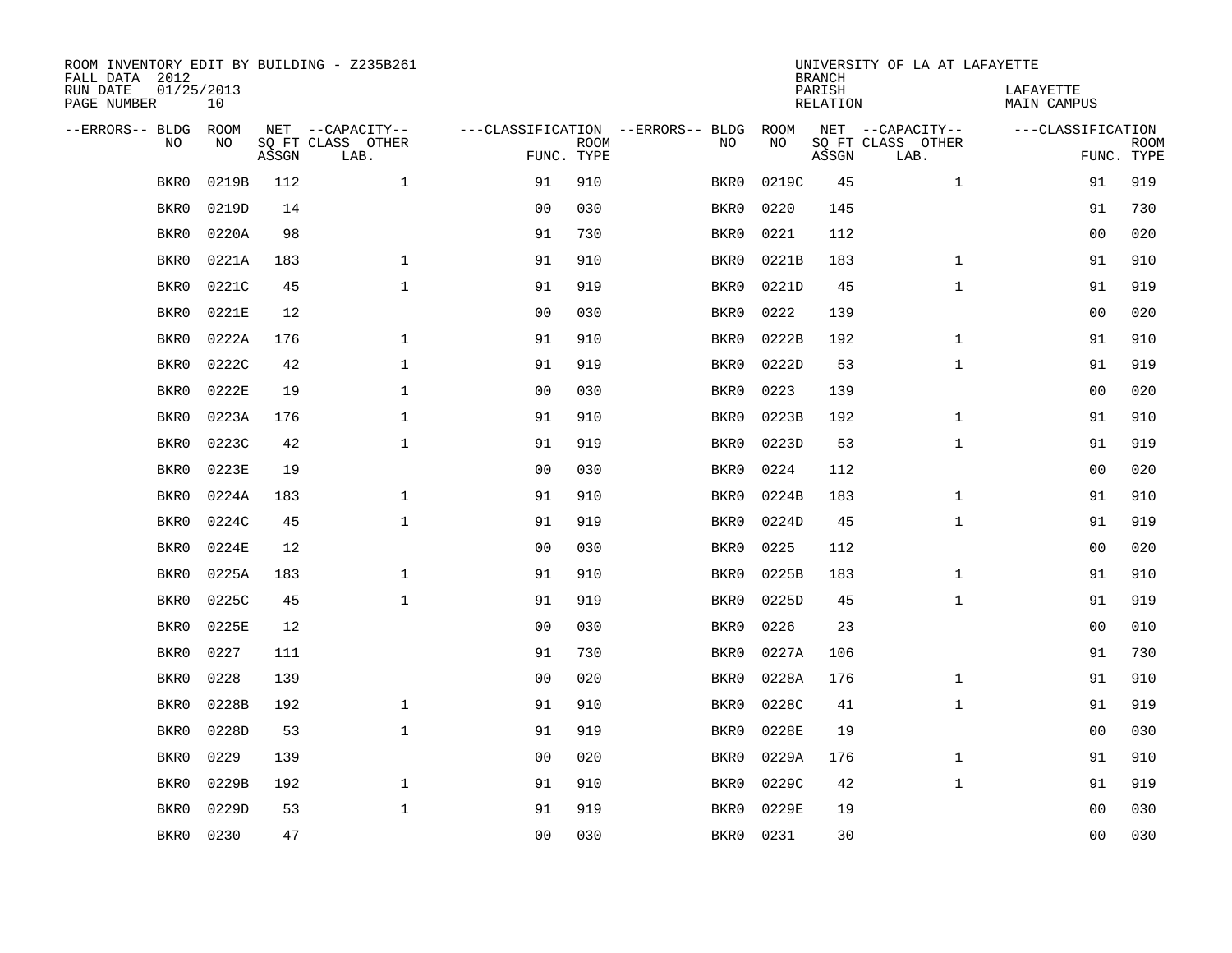ROOM INVENTORY EDIT BY BUILDING - Z235B261
FALL DATA 2012
RUN DATE 01/25/2013
PAGE NUMBER 10

UNIVERSITY OF LA AT LAFAYETTE
BRANCH
PARISH LAFAYETTE
RELATION MAIN CAMPUS

| --ERRORS-- | BLDG NO | ROOM NO | NET SQ FT ASSGN | --CAPACITY-- CLASS | OTHER LAB. | ---CLASSIFICATION FUNC. | ROOM TYPE | --ERRORS-- | BLDG NO | ROOM NO | NET SQ FT ASSGN | --CAPACITY-- CLASS | OTHER LAB. | ---CLASSIFICATION FUNC. | ROOM TYPE |
|---|---|---|---|---|---|---|---|---|---|---|---|---|---|---|---|
| | BKR0 | 0219B | 112 | | 1 | 91 | 910 | | BKR0 | 0219C | 45 | | 1 | 91 | 919 |
| | BKR0 | 0219D | 14 | | | 00 | 030 | | BKR0 | 0220 | 145 | | | 91 | 730 |
| | BKR0 | 0220A | 98 | | | 91 | 730 | | BKR0 | 0221 | 112 | | | 00 | 020 |
| | BKR0 | 0221A | 183 | | 1 | 91 | 910 | | BKR0 | 0221B | 183 | | 1 | 91 | 910 |
| | BKR0 | 0221C | 45 | | 1 | 91 | 919 | | BKR0 | 0221D | 45 | | 1 | 91 | 919 |
| | BKR0 | 0221E | 12 | | | 00 | 030 | | BKR0 | 0222 | 139 | | | 00 | 020 |
| | BKR0 | 0222A | 176 | | 1 | 91 | 910 | | BKR0 | 0222B | 192 | | 1 | 91 | 910 |
| | BKR0 | 0222C | 42 | | 1 | 91 | 919 | | BKR0 | 0222D | 53 | | 1 | 91 | 919 |
| | BKR0 | 0222E | 19 | | 1 | 00 | 030 | | BKR0 | 0223 | 139 | | | 00 | 020 |
| | BKR0 | 0223A | 176 | | 1 | 91 | 910 | | BKR0 | 0223B | 192 | | 1 | 91 | 910 |
| | BKR0 | 0223C | 42 | | 1 | 91 | 919 | | BKR0 | 0223D | 53 | | 1 | 91 | 919 |
| | BKR0 | 0223E | 19 | | | 00 | 030 | | BKR0 | 0224 | 112 | | | 00 | 020 |
| | BKR0 | 0224A | 183 | | 1 | 91 | 910 | | BKR0 | 0224B | 183 | | 1 | 91 | 910 |
| | BKR0 | 0224C | 45 | | 1 | 91 | 919 | | BKR0 | 0224D | 45 | | 1 | 91 | 919 |
| | BKR0 | 0224E | 12 | | | 00 | 030 | | BKR0 | 0225 | 112 | | | 00 | 020 |
| | BKR0 | 0225A | 183 | | 1 | 91 | 910 | | BKR0 | 0225B | 183 | | 1 | 91 | 910 |
| | BKR0 | 0225C | 45 | | 1 | 91 | 919 | | BKR0 | 0225D | 45 | | 1 | 91 | 919 |
| | BKR0 | 0225E | 12 | | | 00 | 030 | | BKR0 | 0226 | 23 | | | 00 | 010 |
| | BKR0 | 0227 | 111 | | | 91 | 730 | | BKR0 | 0227A | 106 | | | 91 | 730 |
| | BKR0 | 0228 | 139 | | | 00 | 020 | | BKR0 | 0228A | 176 | | 1 | 91 | 910 |
| | BKR0 | 0228B | 192 | | 1 | 91 | 910 | | BKR0 | 0228C | 41 | | 1 | 91 | 919 |
| | BKR0 | 0228D | 53 | | 1 | 91 | 919 | | BKR0 | 0228E | 19 | | | 00 | 030 |
| | BKR0 | 0229 | 139 | | | 00 | 020 | | BKR0 | 0229A | 176 | | 1 | 91 | 910 |
| | BKR0 | 0229B | 192 | | 1 | 91 | 910 | | BKR0 | 0229C | 42 | | 1 | 91 | 919 |
| | BKR0 | 0229D | 53 | | 1 | 91 | 919 | | BKR0 | 0229E | 19 | | | 00 | 030 |
| | BKR0 | 0230 | 47 | | | 00 | 030 | | BKR0 | 0231 | 30 | | | 00 | 030 |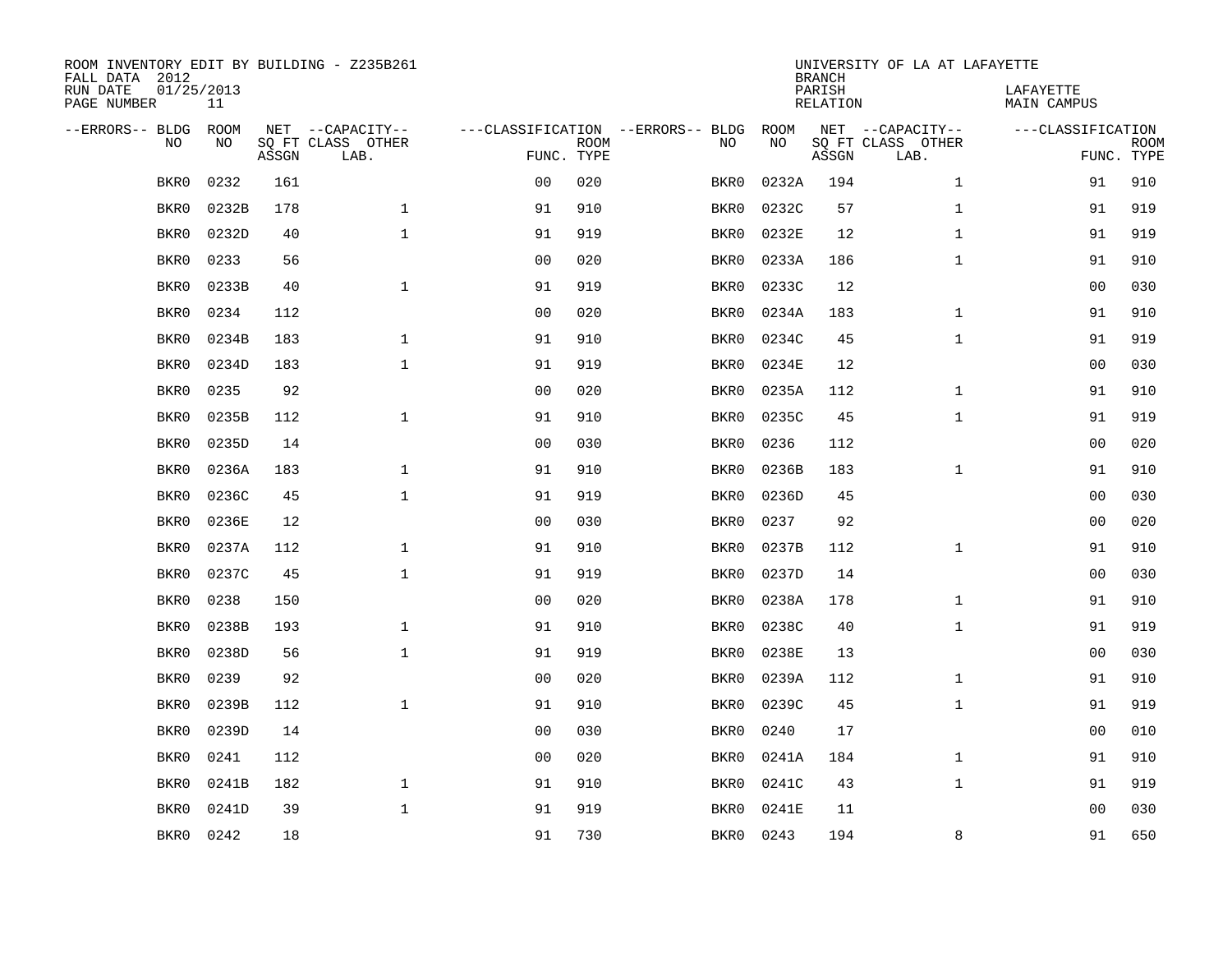ROOM INVENTORY EDIT BY BUILDING - Z235B261
FALL DATA 2012
RUN DATE 01/25/2013
PAGE NUMBER 11

UNIVERSITY OF LA AT LAFAYETTE
BRANCH
PARISH LAFAYETTE
RELATION MAIN CAMPUS

| --ERRORS-- | BLDG NO | ROOM NO | NET SQ FT ASSGN | --CAPACITY-- CLASS | OTHER LAB. | ---CLASSIFICATION FUNC. | ROOM TYPE | --ERRORS-- | BLDG NO | ROOM NO | NET SQ FT ASSGN | --CAPACITY-- CLASS | OTHER LAB. | ---CLASSIFICATION FUNC. | ROOM TYPE |
|---|---|---|---|---|---|---|---|---|---|---|---|---|---|---|---|
| | BKR0 | 0232 | 161 | | | 00 | 020 | | BKR0 | 0232A | 194 | | 1 | 91 | 910 |
| | BKR0 | 0232B | 178 | | 1 | 91 | 910 | | BKR0 | 0232C | 57 | | 1 | 91 | 919 |
| | BKR0 | 0232D | 40 | | 1 | 91 | 919 | | BKR0 | 0232E | 12 | | 1 | 91 | 919 |
| | BKR0 | 0233 | 56 | | | 00 | 020 | | BKR0 | 0233A | 186 | | 1 | 91 | 910 |
| | BKR0 | 0233B | 40 | | 1 | 91 | 919 | | BKR0 | 0233C | 12 | | | 00 | 030 |
| | BKR0 | 0234 | 112 | | | 00 | 020 | | BKR0 | 0234A | 183 | | 1 | 91 | 910 |
| | BKR0 | 0234B | 183 | | 1 | 91 | 910 | | BKR0 | 0234C | 45 | | 1 | 91 | 919 |
| | BKR0 | 0234D | 183 | | 1 | 91 | 919 | | BKR0 | 0234E | 12 | | | 00 | 030 |
| | BKR0 | 0235 | 92 | | | 00 | 020 | | BKR0 | 0235A | 112 | | 1 | 91 | 910 |
| | BKR0 | 0235B | 112 | | 1 | 91 | 910 | | BKR0 | 0235C | 45 | | 1 | 91 | 919 |
| | BKR0 | 0235D | 14 | | | 00 | 030 | | BKR0 | 0236 | 112 | | | 00 | 020 |
| | BKR0 | 0236A | 183 | | 1 | 91 | 910 | | BKR0 | 0236B | 183 | | 1 | 91 | 910 |
| | BKR0 | 0236C | 45 | | 1 | 91 | 919 | | BKR0 | 0236D | 45 | | | 00 | 030 |
| | BKR0 | 0236E | 12 | | | 00 | 030 | | BKR0 | 0237 | 92 | | | 00 | 020 |
| | BKR0 | 0237A | 112 | | 1 | 91 | 910 | | BKR0 | 0237B | 112 | | 1 | 91 | 910 |
| | BKR0 | 0237C | 45 | | 1 | 91 | 919 | | BKR0 | 0237D | 14 | | | 00 | 030 |
| | BKR0 | 0238 | 150 | | | 00 | 020 | | BKR0 | 0238A | 178 | | 1 | 91 | 910 |
| | BKR0 | 0238B | 193 | | 1 | 91 | 910 | | BKR0 | 0238C | 40 | | 1 | 91 | 919 |
| | BKR0 | 0238D | 56 | | 1 | 91 | 919 | | BKR0 | 0238E | 13 | | | 00 | 030 |
| | BKR0 | 0239 | 92 | | | 00 | 020 | | BKR0 | 0239A | 112 | | 1 | 91 | 910 |
| | BKR0 | 0239B | 112 | | 1 | 91 | 910 | | BKR0 | 0239C | 45 | | 1 | 91 | 919 |
| | BKR0 | 0239D | 14 | | | 00 | 030 | | BKR0 | 0240 | 17 | | | 00 | 010 |
| | BKR0 | 0241 | 112 | | | 00 | 020 | | BKR0 | 0241A | 184 | | 1 | 91 | 910 |
| | BKR0 | 0241B | 182 | | 1 | 91 | 910 | | BKR0 | 0241C | 43 | | 1 | 91 | 919 |
| | BKR0 | 0241D | 39 | | 1 | 91 | 919 | | BKR0 | 0241E | 11 | | | 00 | 030 |
| | BKR0 | 0242 | 18 | | | 91 | 730 | | BKR0 | 0243 | 194 | | 8 | 91 | 650 |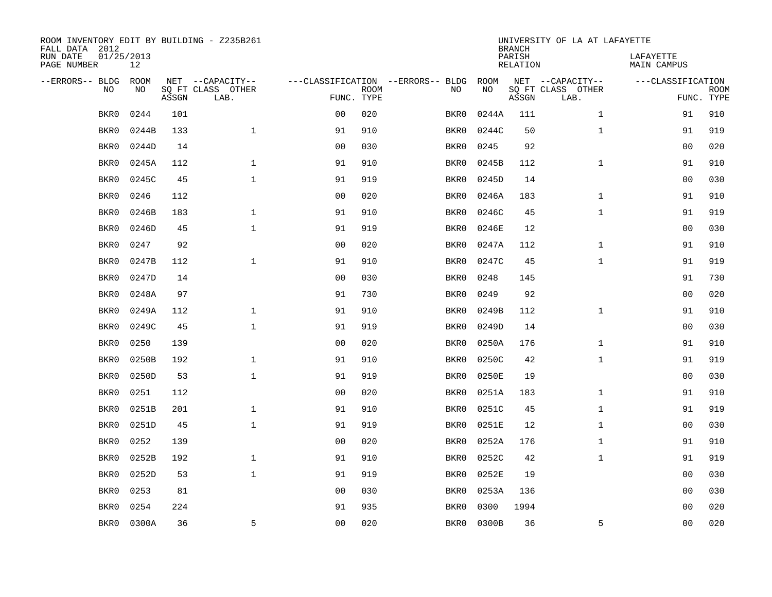ROOM INVENTORY EDIT BY BUILDING - Z235B261
FALL DATA 2012
RUN DATE 01/25/2013
PAGE NUMBER 12

UNIVERSITY OF LA AT LAFAYETTE
BRANCH
PARISH LAFAYETTE
RELATION MAIN CAMPUS

| --ERRORS-- | BLDG NO | ROOM NO | NET SQ FT ASSGN | --CAPACITY-- CLASS LAB. | OTHER | ---CLASSIFICATION FUNC. | ROOM TYPE | --ERRORS-- | BLDG NO | ROOM NO | NET SQ FT ASSGN | --CAPACITY-- CLASS LAB. | OTHER | ---CLASSIFICATION FUNC. | ROOM TYPE |
|---|---|---|---|---|---|---|---|---|---|---|---|---|---|---|---|
| | BKR0 | 0244 | 101 | | | 00 | 020 | | BKR0 | 0244A | 111 | | 1 | 91 | 910 |
| | BKR0 | 0244B | 133 | | 1 | 91 | 910 | | BKR0 | 0244C | 50 | | 1 | 91 | 919 |
| | BKR0 | 0244D | 14 | | | 00 | 030 | | BKR0 | 0245 | 92 | | | 00 | 020 |
| | BKR0 | 0245A | 112 | | 1 | 91 | 910 | | BKR0 | 0245B | 112 | | 1 | 91 | 910 |
| | BKR0 | 0245C | 45 | | 1 | 91 | 919 | | BKR0 | 0245D | 14 | | | 00 | 030 |
| | BKR0 | 0246 | 112 | | | 00 | 020 | | BKR0 | 0246A | 183 | | 1 | 91 | 910 |
| | BKR0 | 0246B | 183 | | 1 | 91 | 910 | | BKR0 | 0246C | 45 | | 1 | 91 | 919 |
| | BKR0 | 0246D | 45 | | 1 | 91 | 919 | | BKR0 | 0246E | 12 | | | 00 | 030 |
| | BKR0 | 0247 | 92 | | | 00 | 020 | | BKR0 | 0247A | 112 | | 1 | 91 | 910 |
| | BKR0 | 0247B | 112 | | 1 | 91 | 910 | | BKR0 | 0247C | 45 | | 1 | 91 | 919 |
| | BKR0 | 0247D | 14 | | | 00 | 030 | | BKR0 | 0248 | 145 | | | 91 | 730 |
| | BKR0 | 0248A | 97 | | | 91 | 730 | | BKR0 | 0249 | 92 | | | 00 | 020 |
| | BKR0 | 0249A | 112 | | 1 | 91 | 910 | | BKR0 | 0249B | 112 | | 1 | 91 | 910 |
| | BKR0 | 0249C | 45 | | 1 | 91 | 919 | | BKR0 | 0249D | 14 | | | 00 | 030 |
| | BKR0 | 0250 | 139 | | | 00 | 020 | | BKR0 | 0250A | 176 | | 1 | 91 | 910 |
| | BKR0 | 0250B | 192 | | 1 | 91 | 910 | | BKR0 | 0250C | 42 | | 1 | 91 | 919 |
| | BKR0 | 0250D | 53 | | 1 | 91 | 919 | | BKR0 | 0250E | 19 | | | 00 | 030 |
| | BKR0 | 0251 | 112 | | | 00 | 020 | | BKR0 | 0251A | 183 | | 1 | 91 | 910 |
| | BKR0 | 0251B | 201 | | 1 | 91 | 910 | | BKR0 | 0251C | 45 | | 1 | 91 | 919 |
| | BKR0 | 0251D | 45 | | 1 | 91 | 919 | | BKR0 | 0251E | 12 | | 1 | 00 | 030 |
| | BKR0 | 0252 | 139 | | | 00 | 020 | | BKR0 | 0252A | 176 | | 1 | 91 | 910 |
| | BKR0 | 0252B | 192 | | 1 | 91 | 910 | | BKR0 | 0252C | 42 | | 1 | 91 | 919 |
| | BKR0 | 0252D | 53 | | 1 | 91 | 919 | | BKR0 | 0252E | 19 | | | 00 | 030 |
| | BKR0 | 0253 | 81 | | | 00 | 030 | | BKR0 | 0253A | 136 | | | 00 | 030 |
| | BKR0 | 0254 | 224 | | | 91 | 935 | | BKR0 | 0300 | 1994 | | | 00 | 020 |
| | BKR0 | 0300A | 36 | | 5 | 00 | 020 | | BKR0 | 0300B | 36 | | 5 | 00 | 020 |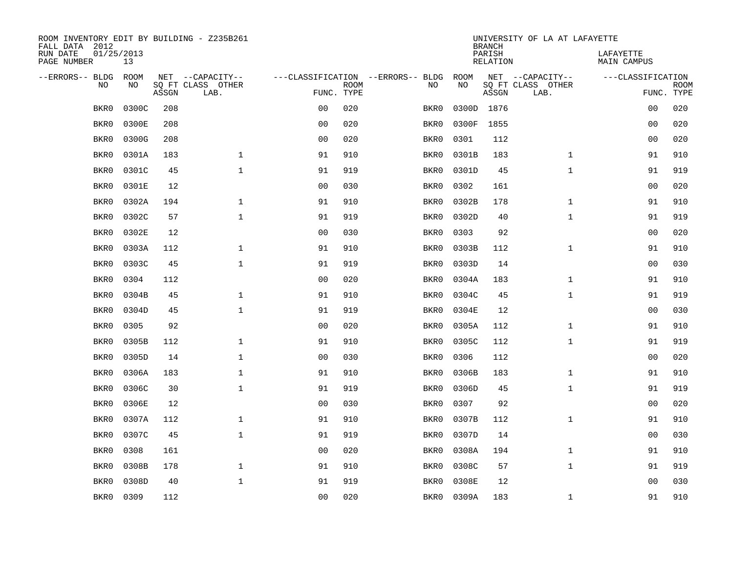ROOM INVENTORY EDIT BY BUILDING - Z235B261
FALL DATA 2012
RUN DATE 01/25/2013
PAGE NUMBER 13

UNIVERSITY OF LA AT LAFAYETTE
BRANCH
PARISH LAFAYETTE
RELATION MAIN CAMPUS

| --ERRORS-- | BLDG NO | ROOM NO | NET SQ FT ASSGN | --CAPACITY-- CLASS LAB. | OTHER | ---CLASSIFICATION FUNC. | ROOM TYPE | --ERRORS-- | BLDG NO | ROOM NO | NET SQ FT ASSGN | --CAPACITY-- CLASS LAB. | OTHER | ---CLASSIFICATION FUNC. | ROOM TYPE |
|---|---|---|---|---|---|---|---|---|---|---|---|---|---|---|---|
| | BKR0 | 0300C | 208 | | | 00 | 020 | | BKR0 | 0300D | 1876 | | | 00 | 020 |
| | BKR0 | 0300E | 208 | | | 00 | 020 | | BKR0 | 0300F | 1855 | | | 00 | 020 |
| | BKR0 | 0300G | 208 | | | 00 | 020 | | BKR0 | 0301 | 112 | | | 00 | 020 |
| | BKR0 | 0301A | 183 | | 1 | 91 | 910 | | BKR0 | 0301B | 183 | | 1 | 91 | 910 |
| | BKR0 | 0301C | 45 | | 1 | 91 | 919 | | BKR0 | 0301D | 45 | | 1 | 91 | 919 |
| | BKR0 | 0301E | 12 | | | 00 | 030 | | BKR0 | 0302 | 161 | | | 00 | 020 |
| | BKR0 | 0302A | 194 | | 1 | 91 | 910 | | BKR0 | 0302B | 178 | | 1 | 91 | 910 |
| | BKR0 | 0302C | 57 | | 1 | 91 | 919 | | BKR0 | 0302D | 40 | | 1 | 91 | 919 |
| | BKR0 | 0302E | 12 | | | 00 | 030 | | BKR0 | 0303 | 92 | | | 00 | 020 |
| | BKR0 | 0303A | 112 | | 1 | 91 | 910 | | BKR0 | 0303B | 112 | | 1 | 91 | 910 |
| | BKR0 | 0303C | 45 | | 1 | 91 | 919 | | BKR0 | 0303D | 14 | | | 00 | 030 |
| | BKR0 | 0304 | 112 | | | 00 | 020 | | BKR0 | 0304A | 183 | | 1 | 91 | 910 |
| | BKR0 | 0304B | 45 | | 1 | 91 | 910 | | BKR0 | 0304C | 45 | | 1 | 91 | 919 |
| | BKR0 | 0304D | 45 | | 1 | 91 | 919 | | BKR0 | 0304E | 12 | | | 00 | 030 |
| | BKR0 | 0305 | 92 | | | 00 | 020 | | BKR0 | 0305A | 112 | | 1 | 91 | 910 |
| | BKR0 | 0305B | 112 | | 1 | 91 | 910 | | BKR0 | 0305C | 112 | | 1 | 91 | 919 |
| | BKR0 | 0305D | 14 | | 1 | 00 | 030 | | BKR0 | 0306 | 112 | | | 00 | 020 |
| | BKR0 | 0306A | 183 | | 1 | 91 | 910 | | BKR0 | 0306B | 183 | | 1 | 91 | 910 |
| | BKR0 | 0306C | 30 | | 1 | 91 | 919 | | BKR0 | 0306D | 45 | | 1 | 91 | 919 |
| | BKR0 | 0306E | 12 | | | 00 | 030 | | BKR0 | 0307 | 92 | | | 00 | 020 |
| | BKR0 | 0307A | 112 | | 1 | 91 | 910 | | BKR0 | 0307B | 112 | | 1 | 91 | 910 |
| | BKR0 | 0307C | 45 | | 1 | 91 | 919 | | BKR0 | 0307D | 14 | | | 00 | 030 |
| | BKR0 | 0308 | 161 | | | 00 | 020 | | BKR0 | 0308A | 194 | | 1 | 91 | 910 |
| | BKR0 | 0308B | 178 | | 1 | 91 | 910 | | BKR0 | 0308C | 57 | | 1 | 91 | 919 |
| | BKR0 | 0308D | 40 | | 1 | 91 | 919 | | BKR0 | 0308E | 12 | | | 00 | 030 |
| | BKR0 | 0309 | 112 | | | 00 | 020 | | BKR0 | 0309A | 183 | | 1 | 91 | 910 |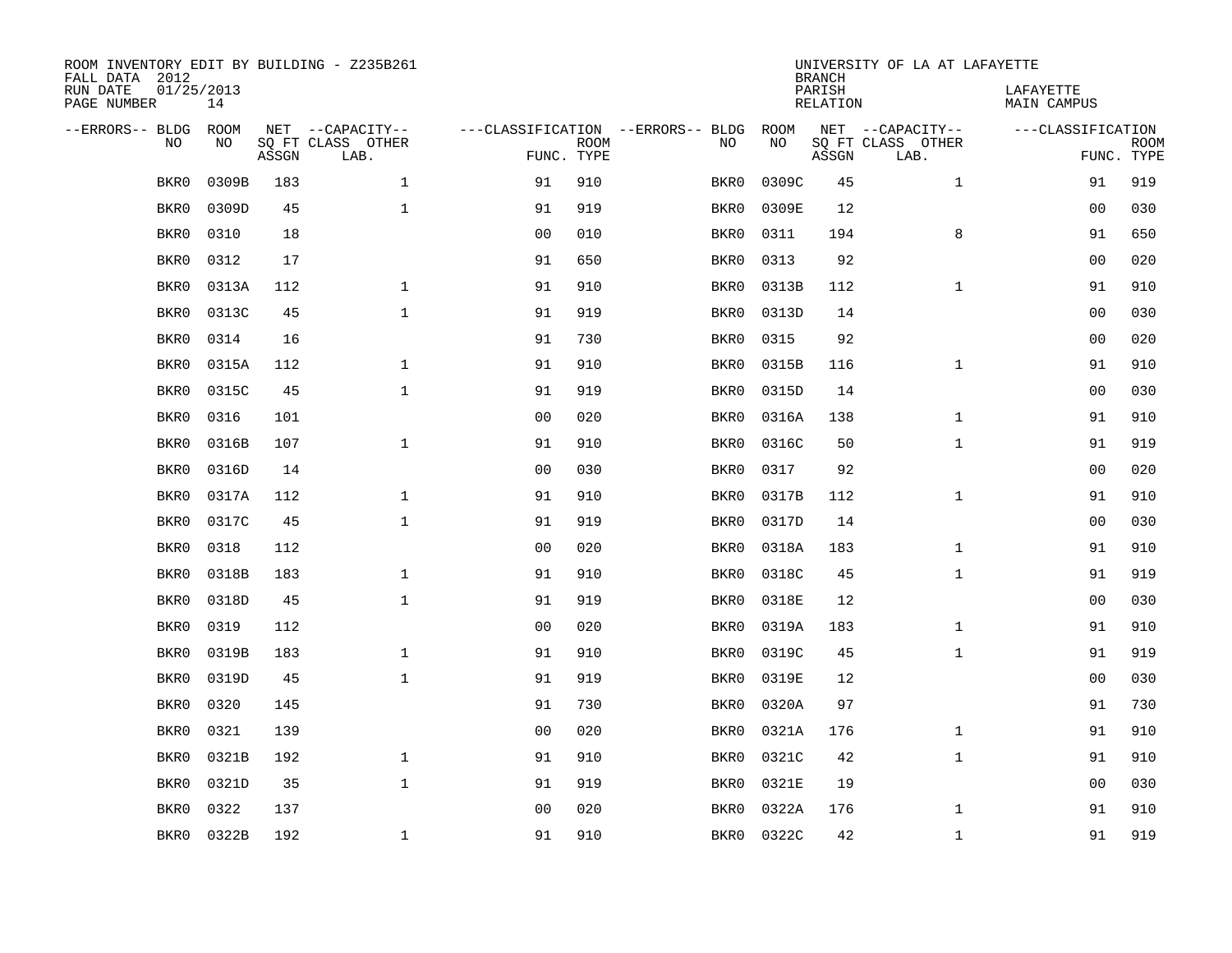ROOM INVENTORY EDIT BY BUILDING - Z235B261
FALL DATA 2012
RUN DATE 01/25/2013
PAGE NUMBER 14

UNIVERSITY OF LA AT LAFAYETTE
BRANCH
PARISH LAFAYETTE
RELATION MAIN CAMPUS

| --ERRORS-- | BLDG NO | ROOM NO | NET SQ FT ASSGN | --CAPACITY-- CLASS LAB. | OTHER | ---CLASSIFICATION FUNC. | ROOM TYPE | --ERRORS-- | BLDG NO | ROOM NO | NET SQ FT ASSGN | --CAPACITY-- CLASS LAB. | OTHER | ---CLASSIFICATION FUNC. | ROOM TYPE |
|---|---|---|---|---|---|---|---|---|---|---|---|---|---|---|---|
| | BKR0 | 0309B | 183 | | 1 | 91 | 910 | | BKR0 | 0309C | 45 | | 1 | 91 | 919 |
| | BKR0 | 0309D | 45 | | 1 | 91 | 919 | | BKR0 | 0309E | 12 | | | 00 | 030 |
| | BKR0 | 0310 | 18 | | | 00 | 010 | | BKR0 | 0311 | 194 | | 8 | 91 | 650 |
| | BKR0 | 0312 | 17 | | | 91 | 650 | | BKR0 | 0313 | 92 | | | 00 | 020 |
| | BKR0 | 0313A | 112 | | 1 | 91 | 910 | | BKR0 | 0313B | 112 | | 1 | 91 | 910 |
| | BKR0 | 0313C | 45 | | 1 | 91 | 919 | | BKR0 | 0313D | 14 | | | 00 | 030 |
| | BKR0 | 0314 | 16 | | | 91 | 730 | | BKR0 | 0315 | 92 | | | 00 | 020 |
| | BKR0 | 0315A | 112 | | 1 | 91 | 910 | | BKR0 | 0315B | 116 | | 1 | 91 | 910 |
| | BKR0 | 0315C | 45 | | 1 | 91 | 919 | | BKR0 | 0315D | 14 | | | 00 | 030 |
| | BKR0 | 0316 | 101 | | | 00 | 020 | | BKR0 | 0316A | 138 | | 1 | 91 | 910 |
| | BKR0 | 0316B | 107 | | 1 | 91 | 910 | | BKR0 | 0316C | 50 | | 1 | 91 | 919 |
| | BKR0 | 0316D | 14 | | | 00 | 030 | | BKR0 | 0317 | 92 | | | 00 | 020 |
| | BKR0 | 0317A | 112 | | 1 | 91 | 910 | | BKR0 | 0317B | 112 | | 1 | 91 | 910 |
| | BKR0 | 0317C | 45 | | 1 | 91 | 919 | | BKR0 | 0317D | 14 | | | 00 | 030 |
| | BKR0 | 0318 | 112 | | | 00 | 020 | | BKR0 | 0318A | 183 | | 1 | 91 | 910 |
| | BKR0 | 0318B | 183 | | 1 | 91 | 910 | | BKR0 | 0318C | 45 | | 1 | 91 | 919 |
| | BKR0 | 0318D | 45 | | 1 | 91 | 919 | | BKR0 | 0318E | 12 | | | 00 | 030 |
| | BKR0 | 0319 | 112 | | | 00 | 020 | | BKR0 | 0319A | 183 | | 1 | 91 | 910 |
| | BKR0 | 0319B | 183 | | 1 | 91 | 910 | | BKR0 | 0319C | 45 | | 1 | 91 | 919 |
| | BKR0 | 0319D | 45 | | 1 | 91 | 919 | | BKR0 | 0319E | 12 | | | 00 | 030 |
| | BKR0 | 0320 | 145 | | | 91 | 730 | | BKR0 | 0320A | 97 | | | 91 | 730 |
| | BKR0 | 0321 | 139 | | | 00 | 020 | | BKR0 | 0321A | 176 | | 1 | 91 | 910 |
| | BKR0 | 0321B | 192 | | 1 | 91 | 910 | | BKR0 | 0321C | 42 | | 1 | 91 | 910 |
| | BKR0 | 0321D | 35 | | 1 | 91 | 919 | | BKR0 | 0321E | 19 | | | 00 | 030 |
| | BKR0 | 0322 | 137 | | | 00 | 020 | | BKR0 | 0322A | 176 | | 1 | 91 | 910 |
| | BKR0 | 0322B | 192 | | 1 | 91 | 910 | | BKR0 | 0322C | 42 | | 1 | 91 | 919 |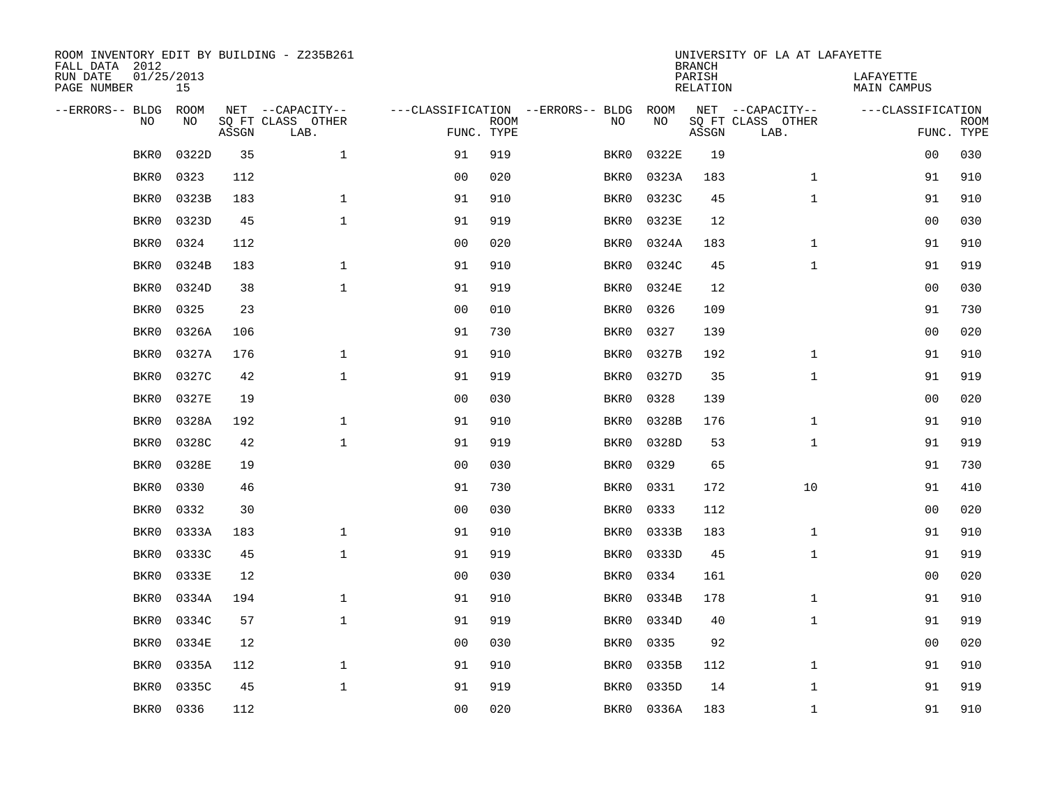ROOM INVENTORY EDIT BY BUILDING - Z235B261
FALL DATA 2012
RUN DATE 01/25/2013
PAGE NUMBER 15

UNIVERSITY OF LA AT LAFAYETTE
BRANCH
PARISH LAFAYETTE
RELATION MAIN CAMPUS

| --ERRORS-- | BLDG NO | ROOM NO | NET SQ FT ASSGN | --CAPACITY-- CLASS | OTHER LAB. | ---CLASSIFICATION FUNC. | ROOM TYPE | --ERRORS-- | BLDG NO | ROOM NO | NET SQ FT ASSGN | --CAPACITY-- CLASS | OTHER LAB. | ---CLASSIFICATION FUNC. | ROOM TYPE |
|---|---|---|---|---|---|---|---|---|---|---|---|---|---|---|---|
| | BKR0 | 0322D | 35 | | 1 | 91 | 919 | | BKR0 | 0322E | 19 | | | 00 | 030 |
| | BKR0 | 0323 | 112 | | | 00 | 020 | | BKR0 | 0323A | 183 | | 1 | 91 | 910 |
| | BKR0 | 0323B | 183 | | 1 | 91 | 910 | | BKR0 | 0323C | 45 | | 1 | 91 | 910 |
| | BKR0 | 0323D | 45 | | 1 | 91 | 919 | | BKR0 | 0323E | 12 | | | 00 | 030 |
| | BKR0 | 0324 | 112 | | | 00 | 020 | | BKR0 | 0324A | 183 | | 1 | 91 | 910 |
| | BKR0 | 0324B | 183 | | 1 | 91 | 910 | | BKR0 | 0324C | 45 | | 1 | 91 | 919 |
| | BKR0 | 0324D | 38 | | 1 | 91 | 919 | | BKR0 | 0324E | 12 | | | 00 | 030 |
| | BKR0 | 0325 | 23 | | | 00 | 010 | | BKR0 | 0326 | 109 | | | 91 | 730 |
| | BKR0 | 0326A | 106 | | | 91 | 730 | | BKR0 | 0327 | 139 | | | 00 | 020 |
| | BKR0 | 0327A | 176 | | 1 | 91 | 910 | | BKR0 | 0327B | 192 | | 1 | 91 | 910 |
| | BKR0 | 0327C | 42 | | 1 | 91 | 919 | | BKR0 | 0327D | 35 | | 1 | 91 | 919 |
| | BKR0 | 0327E | 19 | | | 00 | 030 | | BKR0 | 0328 | 139 | | | 00 | 020 |
| | BKR0 | 0328A | 192 | | 1 | 91 | 910 | | BKR0 | 0328B | 176 | | 1 | 91 | 910 |
| | BKR0 | 0328C | 42 | | 1 | 91 | 919 | | BKR0 | 0328D | 53 | | 1 | 91 | 919 |
| | BKR0 | 0328E | 19 | | | 00 | 030 | | BKR0 | 0329 | 65 | | | 91 | 730 |
| | BKR0 | 0330 | 46 | | | 91 | 730 | | BKR0 | 0331 | 172 | | 10 | 91 | 410 |
| | BKR0 | 0332 | 30 | | | 00 | 030 | | BKR0 | 0333 | 112 | | | 00 | 020 |
| | BKR0 | 0333A | 183 | | 1 | 91 | 910 | | BKR0 | 0333B | 183 | | 1 | 91 | 910 |
| | BKR0 | 0333C | 45 | | 1 | 91 | 919 | | BKR0 | 0333D | 45 | | 1 | 91 | 919 |
| | BKR0 | 0333E | 12 | | | 00 | 030 | | BKR0 | 0334 | 161 | | | 00 | 020 |
| | BKR0 | 0334A | 194 | | 1 | 91 | 910 | | BKR0 | 0334B | 178 | | 1 | 91 | 910 |
| | BKR0 | 0334C | 57 | | 1 | 91 | 919 | | BKR0 | 0334D | 40 | | 1 | 91 | 919 |
| | BKR0 | 0334E | 12 | | | 00 | 030 | | BKR0 | 0335 | 92 | | | 00 | 020 |
| | BKR0 | 0335A | 112 | | 1 | 91 | 910 | | BKR0 | 0335B | 112 | | 1 | 91 | 910 |
| | BKR0 | 0335C | 45 | | 1 | 91 | 919 | | BKR0 | 0335D | 14 | | 1 | 91 | 919 |
| | BKR0 | 0336 | 112 | | | 00 | 020 | | BKR0 | 0336A | 183 | | 1 | 91 | 910 |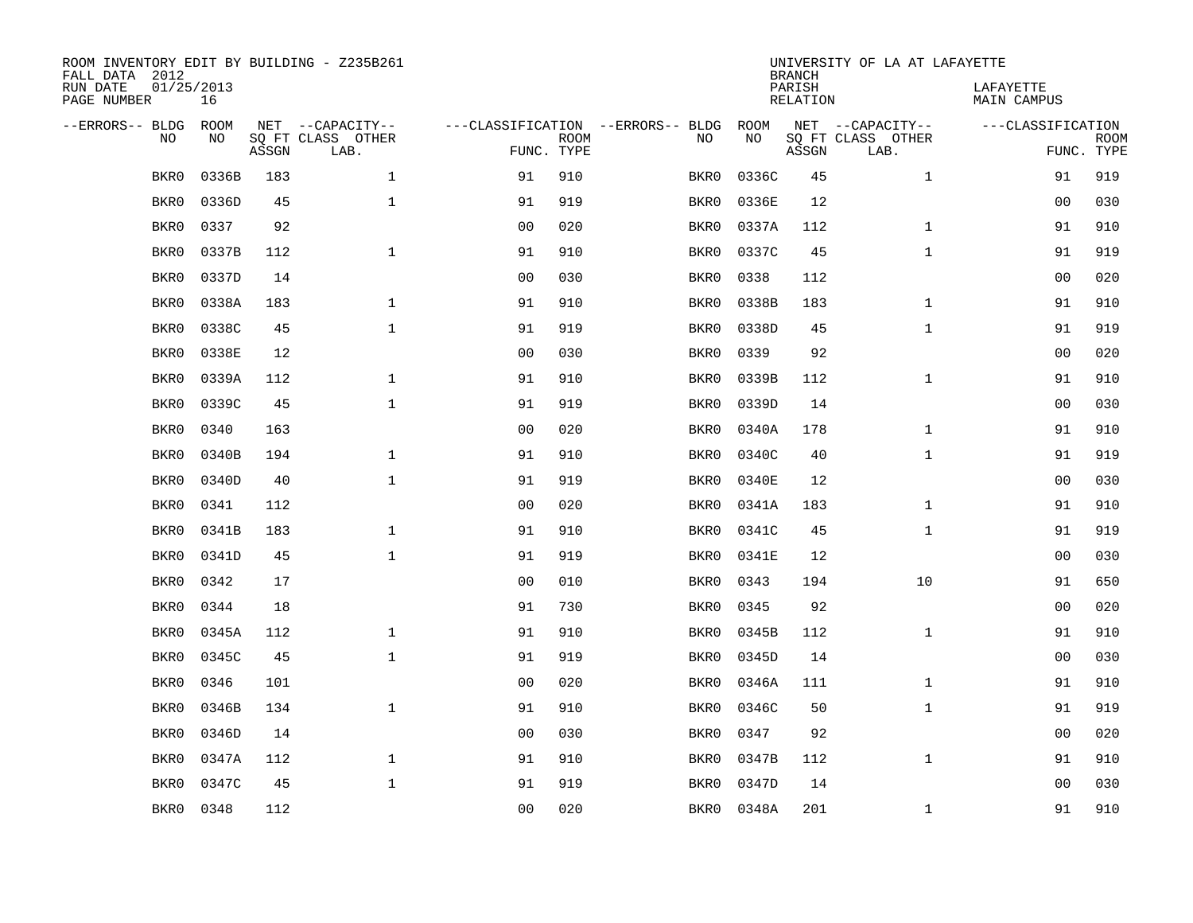ROOM INVENTORY EDIT BY BUILDING - Z235B261
FALL DATA 2012
RUN DATE 01/25/2013
PAGE NUMBER 16

UNIVERSITY OF LA AT LAFAYETTE
BRANCH
PARISH LAFAYETTE
RELATION MAIN CAMPUS

| --ERRORS-- | BLDG NO | ROOM NO | NET SQ FT ASSGN | --CAPACITY-- CLASS LAB. | OTHER | ---CLASSIFICATION FUNC. | ROOM TYPE | --ERRORS-- | BLDG NO | ROOM NO | NET SQ FT ASSGN | --CAPACITY-- CLASS LAB. | OTHER | ---CLASSIFICATION FUNC. | ROOM TYPE |
|---|---|---|---|---|---|---|---|---|---|---|---|---|---|---|---|
| | BKR0 | 0336B | 183 | | 1 | 91 | 910 | | BKR0 | 0336C | 45 | | 1 | 91 | 919 |
| | BKR0 | 0336D | 45 | | 1 | 91 | 919 | | BKR0 | 0336E | 12 | | | 00 | 030 |
| | BKR0 | 0337 | 92 | | | 00 | 020 | | BKR0 | 0337A | 112 | | 1 | 91 | 910 |
| | BKR0 | 0337B | 112 | | 1 | 91 | 910 | | BKR0 | 0337C | 45 | | 1 | 91 | 919 |
| | BKR0 | 0337D | 14 | | | 00 | 030 | | BKR0 | 0338 | 112 | | | 00 | 020 |
| | BKR0 | 0338A | 183 | | 1 | 91 | 910 | | BKR0 | 0338B | 183 | | 1 | 91 | 910 |
| | BKR0 | 0338C | 45 | | 1 | 91 | 919 | | BKR0 | 0338D | 45 | | 1 | 91 | 919 |
| | BKR0 | 0338E | 12 | | | 00 | 030 | | BKR0 | 0339 | 92 | | | 00 | 020 |
| | BKR0 | 0339A | 112 | | 1 | 91 | 910 | | BKR0 | 0339B | 112 | | 1 | 91 | 910 |
| | BKR0 | 0339C | 45 | | 1 | 91 | 919 | | BKR0 | 0339D | 14 | | | 00 | 030 |
| | BKR0 | 0340 | 163 | | | 00 | 020 | | BKR0 | 0340A | 178 | | 1 | 91 | 910 |
| | BKR0 | 0340B | 194 | | 1 | 91 | 910 | | BKR0 | 0340C | 40 | | 1 | 91 | 919 |
| | BKR0 | 0340D | 40 | | 1 | 91 | 919 | | BKR0 | 0340E | 12 | | | 00 | 030 |
| | BKR0 | 0341 | 112 | | | 00 | 020 | | BKR0 | 0341A | 183 | | 1 | 91 | 910 |
| | BKR0 | 0341B | 183 | | 1 | 91 | 910 | | BKR0 | 0341C | 45 | | 1 | 91 | 919 |
| | BKR0 | 0341D | 45 | | 1 | 91 | 919 | | BKR0 | 0341E | 12 | | | 00 | 030 |
| | BKR0 | 0342 | 17 | | | 00 | 010 | | BKR0 | 0343 | 194 | | 10 | 91 | 650 |
| | BKR0 | 0344 | 18 | | | 91 | 730 | | BKR0 | 0345 | 92 | | | 00 | 020 |
| | BKR0 | 0345A | 112 | | 1 | 91 | 910 | | BKR0 | 0345B | 112 | | 1 | 91 | 910 |
| | BKR0 | 0345C | 45 | | 1 | 91 | 919 | | BKR0 | 0345D | 14 | | | 00 | 030 |
| | BKR0 | 0346 | 101 | | | 00 | 020 | | BKR0 | 0346A | 111 | | 1 | 91 | 910 |
| | BKR0 | 0346B | 134 | | 1 | 91 | 910 | | BKR0 | 0346C | 50 | | 1 | 91 | 919 |
| | BKR0 | 0346D | 14 | | | 00 | 030 | | BKR0 | 0347 | 92 | | | 00 | 020 |
| | BKR0 | 0347A | 112 | | 1 | 91 | 910 | | BKR0 | 0347B | 112 | | 1 | 91 | 910 |
| | BKR0 | 0347C | 45 | | 1 | 91 | 919 | | BKR0 | 0347D | 14 | | | 00 | 030 |
| | BKR0 | 0348 | 112 | | | 00 | 020 | | BKR0 | 0348A | 201 | | 1 | 91 | 910 |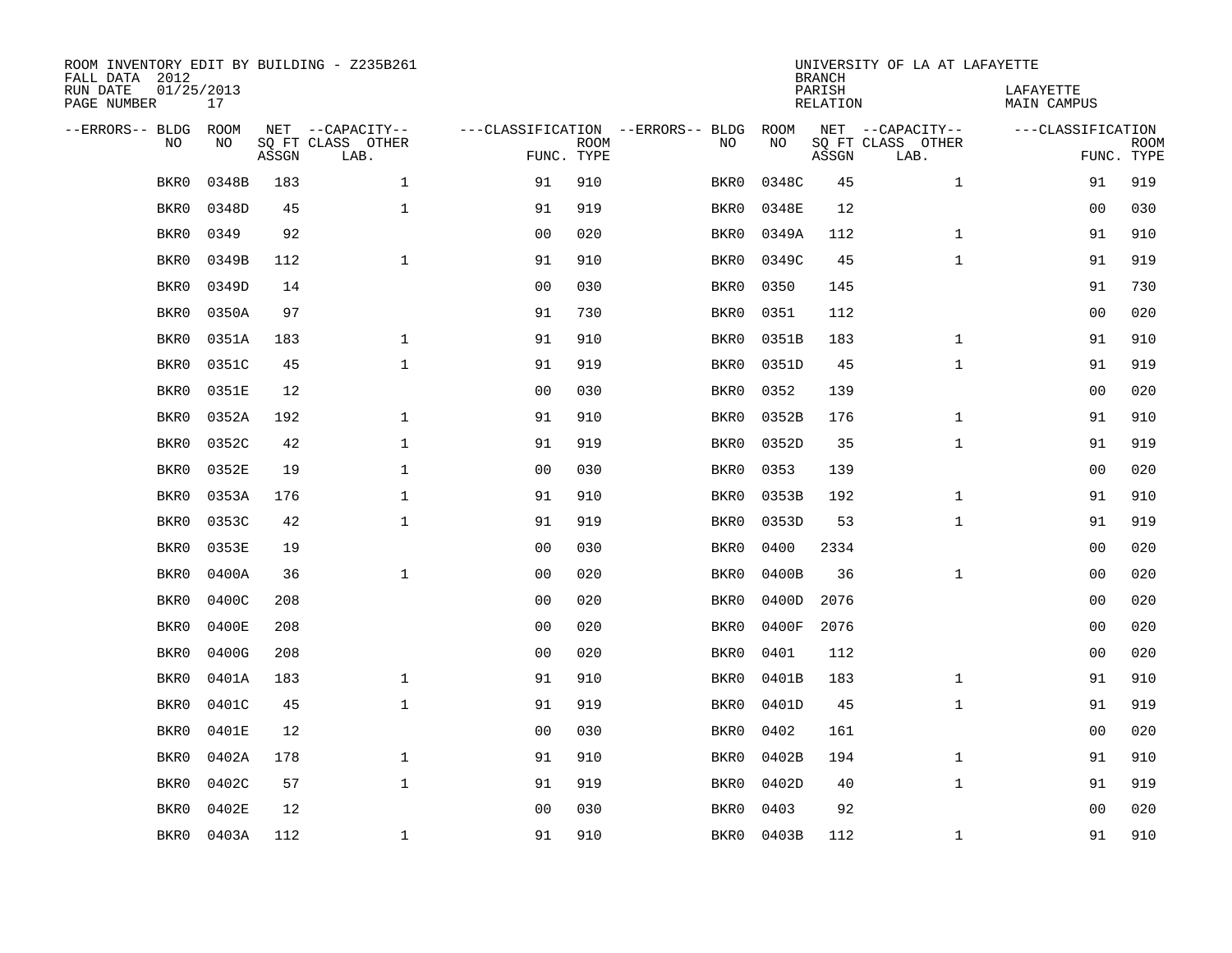ROOM INVENTORY EDIT BY BUILDING - Z235B261
FALL DATA 2012
RUN DATE 01/25/2013
PAGE NUMBER 17

UNIVERSITY OF LA AT LAFAYETTE
BRANCH
PARISH LAFAYETTE
RELATION MAIN CAMPUS

| --ERRORS-- | BLDG NO | ROOM NO | NET SQ FT ASSGN | --CAPACITY-- CLASS LAB. | OTHER | ---CLASSIFICATION FUNC. | ROOM TYPE | --ERRORS-- | BLDG NO | ROOM NO | NET SQ FT ASSGN | --CAPACITY-- CLASS LAB. | OTHER | ---CLASSIFICATION FUNC. | ROOM TYPE |
|---|---|---|---|---|---|---|---|---|---|---|---|---|---|---|---|
| | BKR0 | 0348B | 183 | | 1 | 91 | 910 | | BKR0 | 0348C | 45 | | 1 | 91 | 919 |
| | BKR0 | 0348D | 45 | | 1 | 91 | 919 | | BKR0 | 0348E | 12 | | | 00 | 030 |
| | BKR0 | 0349 | 92 | | | 00 | 020 | | BKR0 | 0349A | 112 | | 1 | 91 | 910 |
| | BKR0 | 0349B | 112 | | 1 | 91 | 910 | | BKR0 | 0349C | 45 | | 1 | 91 | 919 |
| | BKR0 | 0349D | 14 | | | 00 | 030 | | BKR0 | 0350 | 145 | | | 91 | 730 |
| | BKR0 | 0350A | 97 | | | 91 | 730 | | BKR0 | 0351 | 112 | | | 00 | 020 |
| | BKR0 | 0351A | 183 | | 1 | 91 | 910 | | BKR0 | 0351B | 183 | | 1 | 91 | 910 |
| | BKR0 | 0351C | 45 | | 1 | 91 | 919 | | BKR0 | 0351D | 45 | | 1 | 91 | 919 |
| | BKR0 | 0351E | 12 | | | 00 | 030 | | BKR0 | 0352 | 139 | | | 00 | 020 |
| | BKR0 | 0352A | 192 | | 1 | 91 | 910 | | BKR0 | 0352B | 176 | | 1 | 91 | 910 |
| | BKR0 | 0352C | 42 | | 1 | 91 | 919 | | BKR0 | 0352D | 35 | | 1 | 91 | 919 |
| | BKR0 | 0352E | 19 | | 1 | 00 | 030 | | BKR0 | 0353 | 139 | | | 00 | 020 |
| | BKR0 | 0353A | 176 | | 1 | 91 | 910 | | BKR0 | 0353B | 192 | | 1 | 91 | 910 |
| | BKR0 | 0353C | 42 | | 1 | 91 | 919 | | BKR0 | 0353D | 53 | | 1 | 91 | 919 |
| | BKR0 | 0353E | 19 | | | 00 | 030 | | BKR0 | 0400 | 2334 | | | 00 | 020 |
| | BKR0 | 0400A | 36 | | 1 | 00 | 020 | | BKR0 | 0400B | 36 | | 1 | 00 | 020 |
| | BKR0 | 0400C | 208 | | | 00 | 020 | | BKR0 | 0400D | 2076 | | | 00 | 020 |
| | BKR0 | 0400E | 208 | | | 00 | 020 | | BKR0 | 0400F | 2076 | | | 00 | 020 |
| | BKR0 | 0400G | 208 | | | 00 | 020 | | BKR0 | 0401 | 112 | | | 00 | 020 |
| | BKR0 | 0401A | 183 | | 1 | 91 | 910 | | BKR0 | 0401B | 183 | | 1 | 91 | 910 |
| | BKR0 | 0401C | 45 | | 1 | 91 | 919 | | BKR0 | 0401D | 45 | | 1 | 91 | 919 |
| | BKR0 | 0401E | 12 | | | 00 | 030 | | BKR0 | 0402 | 161 | | | 00 | 020 |
| | BKR0 | 0402A | 178 | | 1 | 91 | 910 | | BKR0 | 0402B | 194 | | 1 | 91 | 910 |
| | BKR0 | 0402C | 57 | | 1 | 91 | 919 | | BKR0 | 0402D | 40 | | 1 | 91 | 919 |
| | BKR0 | 0402E | 12 | | | 00 | 030 | | BKR0 | 0403 | 92 | | | 00 | 020 |
| | BKR0 | 0403A | 112 | | 1 | 91 | 910 | | BKR0 | 0403B | 112 | | 1 | 91 | 910 |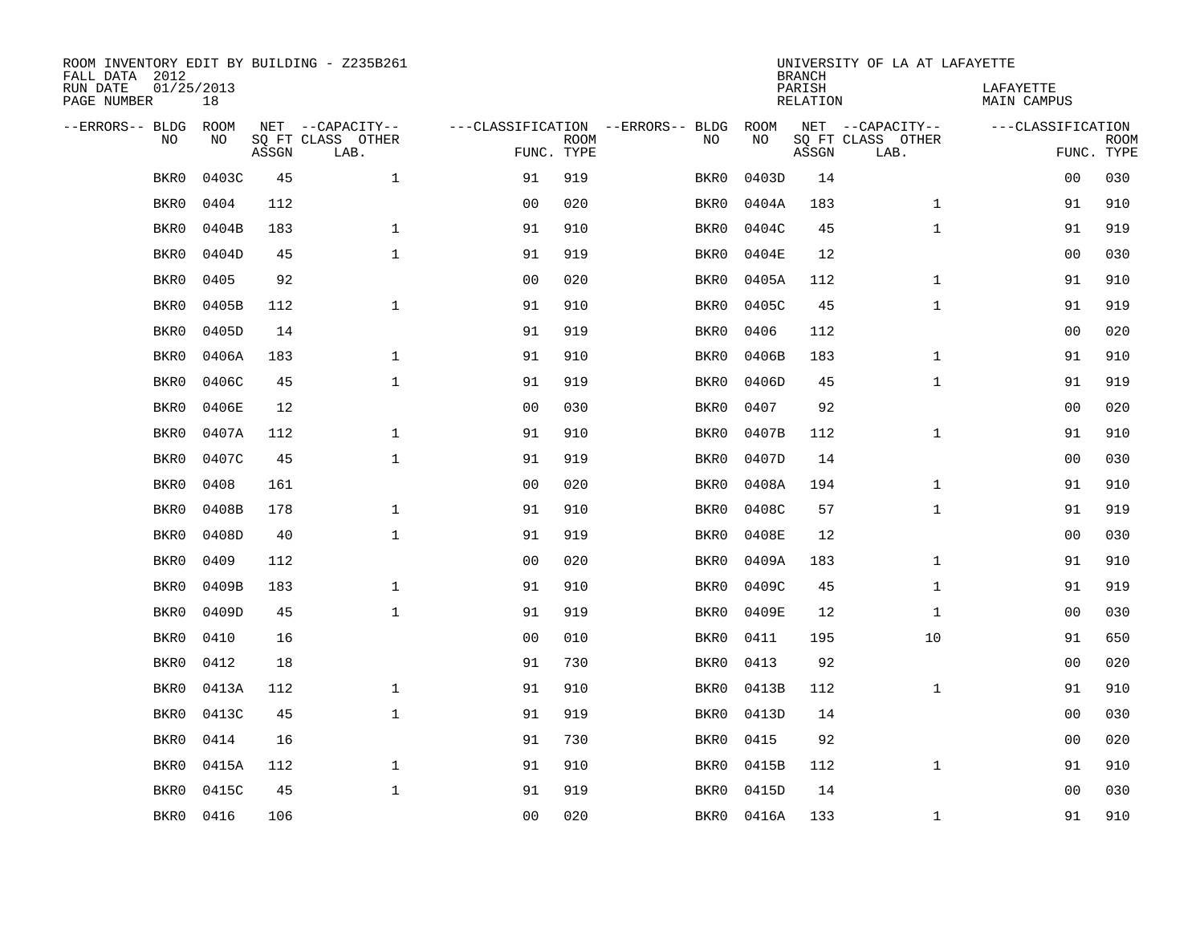ROOM INVENTORY EDIT BY BUILDING - Z235B261
FALL DATA 2012
RUN DATE 01/25/2013
PAGE NUMBER 18

UNIVERSITY OF LA AT LAFAYETTE
BRANCH
PARISH LAFAYETTE
RELATION MAIN CAMPUS

| --ERRORS-- | BLDG NO | ROOM NO | NET SQ FT ASSGN | --CAPACITY-- CLASS LAB. | OTHER | ---CLASSIFICATION FUNC. | ROOM TYPE | --ERRORS-- | BLDG NO | ROOM NO | NET SQ FT ASSGN | --CAPACITY-- CLASS LAB. | OTHER | ---CLASSIFICATION FUNC. | ROOM TYPE |
|---|---|---|---|---|---|---|---|---|---|---|---|---|---|---|---|
| | BKR0 | 0403C | 45 | | 1 | 91 | 919 | | BKR0 | 0403D | 14 | | | 00 | 030 |
| | BKR0 | 0404 | 112 | | | 00 | 020 | | BKR0 | 0404A | 183 | | 1 | 91 | 910 |
| | BKR0 | 0404B | 183 | | 1 | 91 | 910 | | BKR0 | 0404C | 45 | | 1 | 91 | 919 |
| | BKR0 | 0404D | 45 | | 1 | 91 | 919 | | BKR0 | 0404E | 12 | | | 00 | 030 |
| | BKR0 | 0405 | 92 | | | 00 | 020 | | BKR0 | 0405A | 112 | | 1 | 91 | 910 |
| | BKR0 | 0405B | 112 | | 1 | 91 | 910 | | BKR0 | 0405C | 45 | | 1 | 91 | 919 |
| | BKR0 | 0405D | 14 | | | 91 | 919 | | BKR0 | 0406 | 112 | | | 00 | 020 |
| | BKR0 | 0406A | 183 | | 1 | 91 | 910 | | BKR0 | 0406B | 183 | | 1 | 91 | 910 |
| | BKR0 | 0406C | 45 | | 1 | 91 | 919 | | BKR0 | 0406D | 45 | | 1 | 91 | 919 |
| | BKR0 | 0406E | 12 | | | 00 | 030 | | BKR0 | 0407 | 92 | | | 00 | 020 |
| | BKR0 | 0407A | 112 | | 1 | 91 | 910 | | BKR0 | 0407B | 112 | | 1 | 91 | 910 |
| | BKR0 | 0407C | 45 | | 1 | 91 | 919 | | BKR0 | 0407D | 14 | | | 00 | 030 |
| | BKR0 | 0408 | 161 | | | 00 | 020 | | BKR0 | 0408A | 194 | | 1 | 91 | 910 |
| | BKR0 | 0408B | 178 | | 1 | 91 | 910 | | BKR0 | 0408C | 57 | | 1 | 91 | 919 |
| | BKR0 | 0408D | 40 | | 1 | 91 | 919 | | BKR0 | 0408E | 12 | | | 00 | 030 |
| | BKR0 | 0409 | 112 | | | 00 | 020 | | BKR0 | 0409A | 183 | | 1 | 91 | 910 |
| | BKR0 | 0409B | 183 | | 1 | 91 | 910 | | BKR0 | 0409C | 45 | | 1 | 91 | 919 |
| | BKR0 | 0409D | 45 | | 1 | 91 | 919 | | BKR0 | 0409E | 12 | | 1 | 00 | 030 |
| | BKR0 | 0410 | 16 | | | 00 | 010 | | BKR0 | 0411 | 195 | | 10 | 91 | 650 |
| | BKR0 | 0412 | 18 | | | 91 | 730 | | BKR0 | 0413 | 92 | | | 00 | 020 |
| | BKR0 | 0413A | 112 | | 1 | 91 | 910 | | BKR0 | 0413B | 112 | | 1 | 91 | 910 |
| | BKR0 | 0413C | 45 | | 1 | 91 | 919 | | BKR0 | 0413D | 14 | | | 00 | 030 |
| | BKR0 | 0414 | 16 | | | 91 | 730 | | BKR0 | 0415 | 92 | | | 00 | 020 |
| | BKR0 | 0415A | 112 | | 1 | 91 | 910 | | BKR0 | 0415B | 112 | | 1 | 91 | 910 |
| | BKR0 | 0415C | 45 | | 1 | 91 | 919 | | BKR0 | 0415D | 14 | | | 00 | 030 |
| | BKR0 | 0416 | 106 | | | 00 | 020 | | BKR0 | 0416A | 133 | | 1 | 91 | 910 |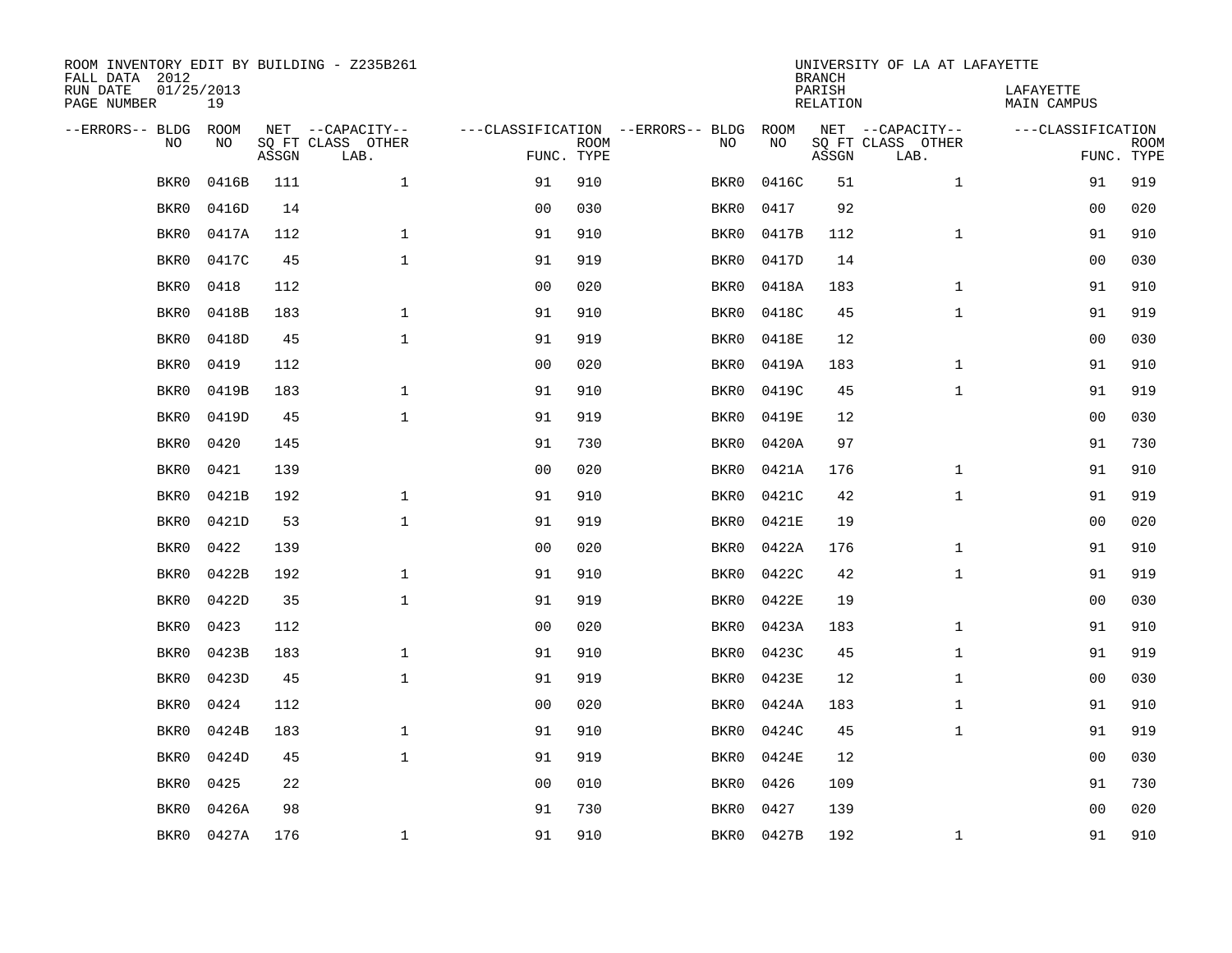ROOM INVENTORY EDIT BY BUILDING - Z235B261
FALL DATA 2012
RUN DATE 01/25/2013
PAGE NUMBER 19

UNIVERSITY OF LA AT LAFAYETTE
BRANCH
PARISH LAFAYETTE
RELATION MAIN CAMPUS

| --ERRORS-- | BLDG NO | ROOM NO | NET SQ FT ASSGN | --CAPACITY-- CLASS LAB. | OTHER | ---CLASSIFICATION FUNC. | ROOM TYPE | --ERRORS-- | BLDG NO | ROOM NO | NET SQ FT ASSGN | --CAPACITY-- CLASS LAB. | OTHER | ---CLASSIFICATION FUNC. | ROOM TYPE |
|---|---|---|---|---|---|---|---|---|---|---|---|---|---|---|---|
| | BKR0 | 0416B | 111 | | 1 | 91 | 910 | | BKR0 | 0416C | 51 | | 1 | 91 | 919 |
| | BKR0 | 0416D | 14 | | | 00 | 030 | | BKR0 | 0417 | 92 | | | 00 | 020 |
| | BKR0 | 0417A | 112 | | 1 | 91 | 910 | | BKR0 | 0417B | 112 | | 1 | 91 | 910 |
| | BKR0 | 0417C | 45 | | 1 | 91 | 919 | | BKR0 | 0417D | 14 | | | 00 | 030 |
| | BKR0 | 0418 | 112 | | | 00 | 020 | | BKR0 | 0418A | 183 | | 1 | 91 | 910 |
| | BKR0 | 0418B | 183 | | 1 | 91 | 910 | | BKR0 | 0418C | 45 | | 1 | 91 | 919 |
| | BKR0 | 0418D | 45 | | 1 | 91 | 919 | | BKR0 | 0418E | 12 | | | 00 | 030 |
| | BKR0 | 0419 | 112 | | | 00 | 020 | | BKR0 | 0419A | 183 | | 1 | 91 | 910 |
| | BKR0 | 0419B | 183 | | 1 | 91 | 910 | | BKR0 | 0419C | 45 | | 1 | 91 | 919 |
| | BKR0 | 0419D | 45 | | 1 | 91 | 919 | | BKR0 | 0419E | 12 | | | 00 | 030 |
| | BKR0 | 0420 | 145 | | | 91 | 730 | | BKR0 | 0420A | 97 | | | 91 | 730 |
| | BKR0 | 0421 | 139 | | | 00 | 020 | | BKR0 | 0421A | 176 | | 1 | 91 | 910 |
| | BKR0 | 0421B | 192 | | 1 | 91 | 910 | | BKR0 | 0421C | 42 | | 1 | 91 | 919 |
| | BKR0 | 0421D | 53 | | 1 | 91 | 919 | | BKR0 | 0421E | 19 | | | 00 | 020 |
| | BKR0 | 0422 | 139 | | | 00 | 020 | | BKR0 | 0422A | 176 | | 1 | 91 | 910 |
| | BKR0 | 0422B | 192 | | 1 | 91 | 910 | | BKR0 | 0422C | 42 | | 1 | 91 | 919 |
| | BKR0 | 0422D | 35 | | 1 | 91 | 919 | | BKR0 | 0422E | 19 | | | 00 | 030 |
| | BKR0 | 0423 | 112 | | | 00 | 020 | | BKR0 | 0423A | 183 | | 1 | 91 | 910 |
| | BKR0 | 0423B | 183 | | 1 | 91 | 910 | | BKR0 | 0423C | 45 | | 1 | 91 | 919 |
| | BKR0 | 0423D | 45 | | 1 | 91 | 919 | | BKR0 | 0423E | 12 | | 1 | 00 | 030 |
| | BKR0 | 0424 | 112 | | | 00 | 020 | | BKR0 | 0424A | 183 | | 1 | 91 | 910 |
| | BKR0 | 0424B | 183 | | 1 | 91 | 910 | | BKR0 | 0424C | 45 | | 1 | 91 | 919 |
| | BKR0 | 0424D | 45 | | 1 | 91 | 919 | | BKR0 | 0424E | 12 | | | 00 | 030 |
| | BKR0 | 0425 | 22 | | | 00 | 010 | | BKR0 | 0426 | 109 | | | 91 | 730 |
| | BKR0 | 0426A | 98 | | | 91 | 730 | | BKR0 | 0427 | 139 | | | 00 | 020 |
| | BKR0 | 0427A | 176 | | 1 | 91 | 910 | | BKR0 | 0427B | 192 | | 1 | 91 | 910 |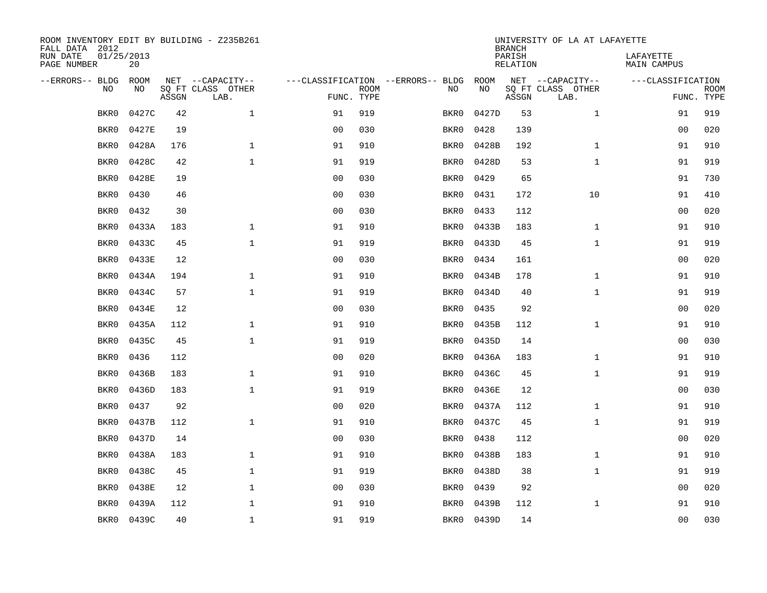ROOM INVENTORY EDIT BY BUILDING - Z235B261
FALL DATA 2012
RUN DATE 01/25/2013
PAGE NUMBER 20

UNIVERSITY OF LA AT LAFAYETTE
BRANCH
PARISH LAFAYETTE
RELATION MAIN CAMPUS

| --ERRORS-- | BLDG NO | ROOM NO | NET SQ FT ASSGN | --CAPACITY-- CLASS LAB. | OTHER | ---CLASSIFICATION FUNC. | ROOM TYPE | --ERRORS-- | BLDG NO | ROOM NO | NET SQ FT ASSGN | --CAPACITY-- CLASS LAB. | OTHER | ---CLASSIFICATION FUNC. | ROOM TYPE |
|---|---|---|---|---|---|---|---|---|---|---|---|---|---|---|---|
| | BKR0 | 0427C | 42 | | 1 | 91 | 919 | | BKR0 | 0427D | 53 | | 1 | 91 | 919 |
| | BKR0 | 0427E | 19 | | | 00 | 030 | | BKR0 | 0428 | 139 | | | 00 | 020 |
| | BKR0 | 0428A | 176 | | 1 | 91 | 910 | | BKR0 | 0428B | 192 | | 1 | 91 | 910 |
| | BKR0 | 0428C | 42 | | 1 | 91 | 919 | | BKR0 | 0428D | 53 | | 1 | 91 | 919 |
| | BKR0 | 0428E | 19 | | | 00 | 030 | | BKR0 | 0429 | 65 | | | 91 | 730 |
| | BKR0 | 0430 | 46 | | | 00 | 030 | | BKR0 | 0431 | 172 | | 10 | 91 | 410 |
| | BKR0 | 0432 | 30 | | | 00 | 030 | | BKR0 | 0433 | 112 | | | 00 | 020 |
| | BKR0 | 0433A | 183 | | 1 | 91 | 910 | | BKR0 | 0433B | 183 | | 1 | 91 | 910 |
| | BKR0 | 0433C | 45 | | 1 | 91 | 919 | | BKR0 | 0433D | 45 | | 1 | 91 | 919 |
| | BKR0 | 0433E | 12 | | | 00 | 030 | | BKR0 | 0434 | 161 | | | 00 | 020 |
| | BKR0 | 0434A | 194 | | 1 | 91 | 910 | | BKR0 | 0434B | 178 | | 1 | 91 | 910 |
| | BKR0 | 0434C | 57 | | 1 | 91 | 919 | | BKR0 | 0434D | 40 | | 1 | 91 | 919 |
| | BKR0 | 0434E | 12 | | | 00 | 030 | | BKR0 | 0435 | 92 | | | 00 | 020 |
| | BKR0 | 0435A | 112 | | 1 | 91 | 910 | | BKR0 | 0435B | 112 | | 1 | 91 | 910 |
| | BKR0 | 0435C | 45 | | 1 | 91 | 919 | | BKR0 | 0435D | 14 | | | 00 | 030 |
| | BKR0 | 0436 | 112 | | | 00 | 020 | | BKR0 | 0436A | 183 | | 1 | 91 | 910 |
| | BKR0 | 0436B | 183 | | 1 | 91 | 910 | | BKR0 | 0436C | 45 | | 1 | 91 | 919 |
| | BKR0 | 0436D | 183 | | 1 | 91 | 919 | | BKR0 | 0436E | 12 | | | 00 | 030 |
| | BKR0 | 0437 | 92 | | | 00 | 020 | | BKR0 | 0437A | 112 | | 1 | 91 | 910 |
| | BKR0 | 0437B | 112 | | 1 | 91 | 910 | | BKR0 | 0437C | 45 | | 1 | 91 | 919 |
| | BKR0 | 0437D | 14 | | | 00 | 030 | | BKR0 | 0438 | 112 | | | 00 | 020 |
| | BKR0 | 0438A | 183 | | 1 | 91 | 910 | | BKR0 | 0438B | 183 | | 1 | 91 | 910 |
| | BKR0 | 0438C | 45 | | 1 | 91 | 919 | | BKR0 | 0438D | 38 | | 1 | 91 | 919 |
| | BKR0 | 0438E | 12 | | 1 | 00 | 030 | | BKR0 | 0439 | 92 | | | 00 | 020 |
| | BKR0 | 0439A | 112 | | 1 | 91 | 910 | | BKR0 | 0439B | 112 | | 1 | 91 | 910 |
| | BKR0 | 0439C | 40 | | 1 | 91 | 919 | | BKR0 | 0439D | 14 | | | 00 | 030 |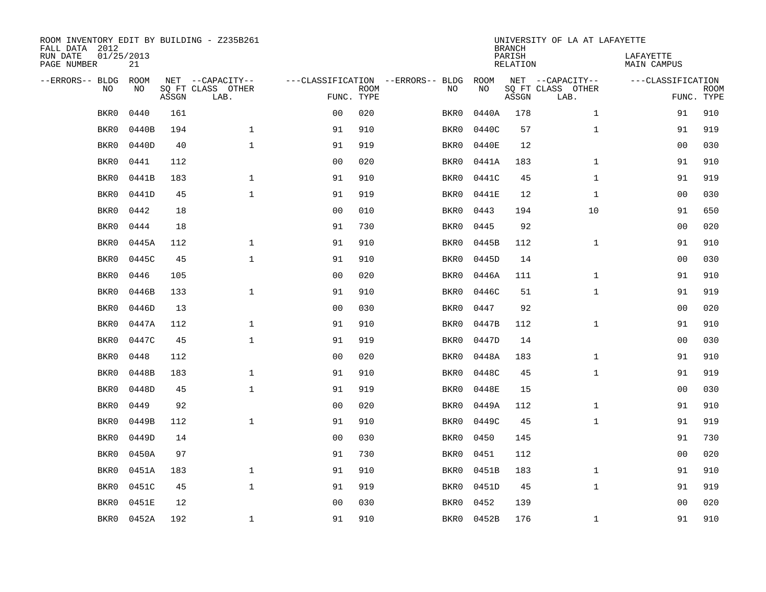ROOM INVENTORY EDIT BY BUILDING - Z235B261
FALL DATA 2012
RUN DATE 01/25/2013
PAGE NUMBER 21

UNIVERSITY OF LA AT LAFAYETTE
BRANCH
PARISH LAFAYETTE
RELATION MAIN CAMPUS

| --ERRORS-- | BLDG NO | ROOM NO | NET SQ FT ASSGN | --CAPACITY-- CLASS | OTHER LAB. | ---CLASSIFICATION FUNC. | ROOM TYPE | --ERRORS-- | BLDG NO | ROOM NO | NET SQ FT ASSGN | --CAPACITY-- CLASS | OTHER LAB. | ---CLASSIFICATION FUNC. | ROOM TYPE |
|---|---|---|---|---|---|---|---|---|---|---|---|---|---|---|---|
| | BKR0 | 0440 | 161 | | | 00 | 020 | | BKR0 | 0440A | 178 | | 1 | 91 | 910 |
| | BKR0 | 0440B | 194 | | 1 | 91 | 910 | | BKR0 | 0440C | 57 | | 1 | 91 | 919 |
| | BKR0 | 0440D | 40 | | 1 | 91 | 919 | | BKR0 | 0440E | 12 | | | 00 | 030 |
| | BKR0 | 0441 | 112 | | | 00 | 020 | | BKR0 | 0441A | 183 | | 1 | 91 | 910 |
| | BKR0 | 0441B | 183 | | 1 | 91 | 910 | | BKR0 | 0441C | 45 | | 1 | 91 | 919 |
| | BKR0 | 0441D | 45 | | 1 | 91 | 919 | | BKR0 | 0441E | 12 | | 1 | 00 | 030 |
| | BKR0 | 0442 | 18 | | | 00 | 010 | | BKR0 | 0443 | 194 | | 10 | 91 | 650 |
| | BKR0 | 0444 | 18 | | | 91 | 730 | | BKR0 | 0445 | 92 | | | 00 | 020 |
| | BKR0 | 0445A | 112 | | 1 | 91 | 910 | | BKR0 | 0445B | 112 | | 1 | 91 | 910 |
| | BKR0 | 0445C | 45 | | 1 | 91 | 910 | | BKR0 | 0445D | 14 | | | 00 | 030 |
| | BKR0 | 0446 | 105 | | | 00 | 020 | | BKR0 | 0446A | 111 | | 1 | 91 | 910 |
| | BKR0 | 0446B | 133 | | 1 | 91 | 910 | | BKR0 | 0446C | 51 | | 1 | 91 | 919 |
| | BKR0 | 0446D | 13 | | | 00 | 030 | | BKR0 | 0447 | 92 | | | 00 | 020 |
| | BKR0 | 0447A | 112 | | 1 | 91 | 910 | | BKR0 | 0447B | 112 | | 1 | 91 | 910 |
| | BKR0 | 0447C | 45 | | 1 | 91 | 919 | | BKR0 | 0447D | 14 | | | 00 | 030 |
| | BKR0 | 0448 | 112 | | | 00 | 020 | | BKR0 | 0448A | 183 | | 1 | 91 | 910 |
| | BKR0 | 0448B | 183 | | 1 | 91 | 910 | | BKR0 | 0448C | 45 | | 1 | 91 | 919 |
| | BKR0 | 0448D | 45 | | 1 | 91 | 919 | | BKR0 | 0448E | 15 | | | 00 | 030 |
| | BKR0 | 0449 | 92 | | | 00 | 020 | | BKR0 | 0449A | 112 | | 1 | 91 | 910 |
| | BKR0 | 0449B | 112 | | 1 | 91 | 910 | | BKR0 | 0449C | 45 | | 1 | 91 | 919 |
| | BKR0 | 0449D | 14 | | | 00 | 030 | | BKR0 | 0450 | 145 | | | 91 | 730 |
| | BKR0 | 0450A | 97 | | | 91 | 730 | | BKR0 | 0451 | 112 | | | 00 | 020 |
| | BKR0 | 0451A | 183 | | 1 | 91 | 910 | | BKR0 | 0451B | 183 | | 1 | 91 | 910 |
| | BKR0 | 0451C | 45 | | 1 | 91 | 919 | | BKR0 | 0451D | 45 | | 1 | 91 | 919 |
| | BKR0 | 0451E | 12 | | | 00 | 030 | | BKR0 | 0452 | 139 | | | 00 | 020 |
| | BKR0 | 0452A | 192 | | 1 | 91 | 910 | | BKR0 | 0452B | 176 | | 1 | 91 | 910 |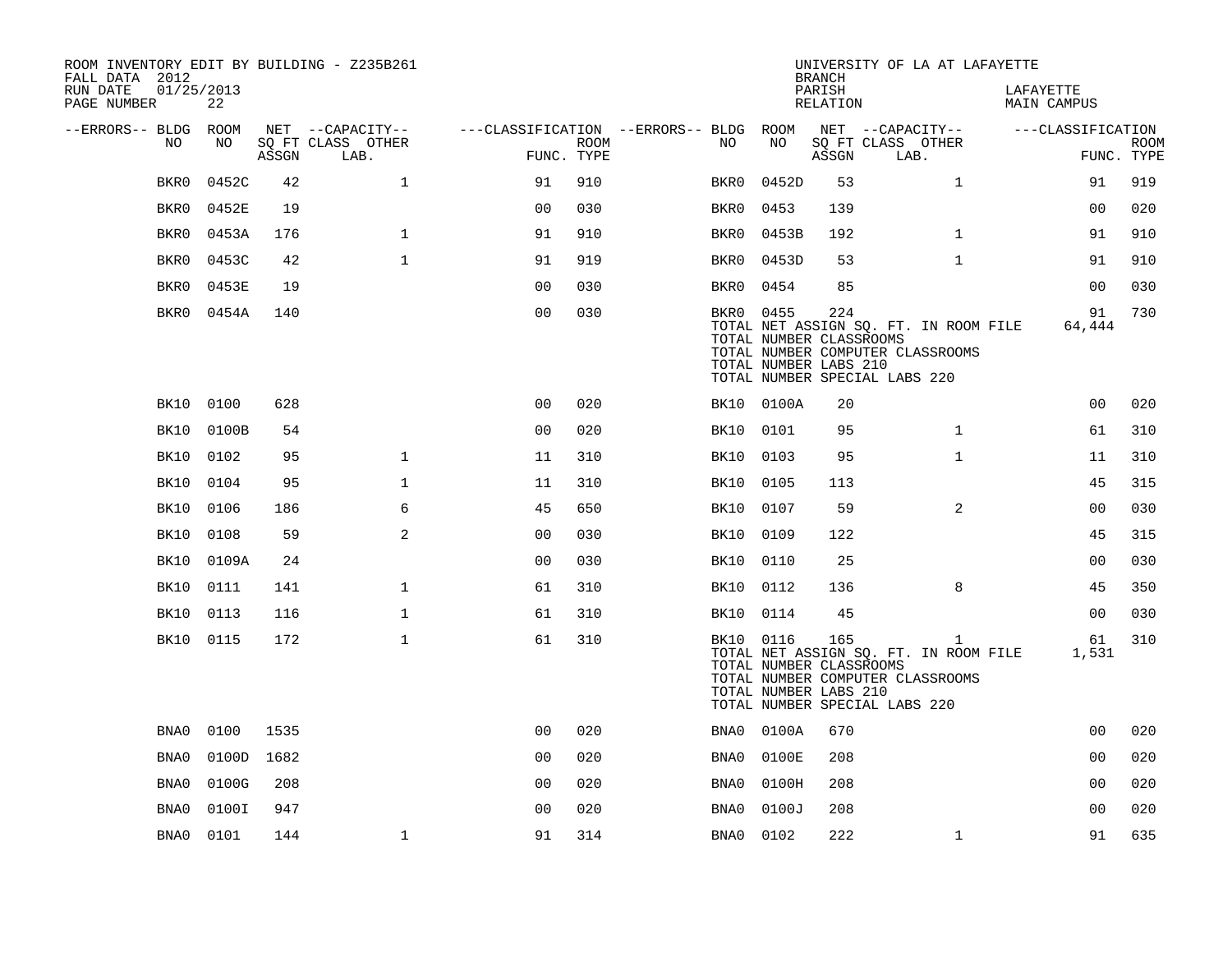ROOM INVENTORY EDIT BY BUILDING - Z235B261
FALL DATA 2012
RUN DATE 01/25/2013
PAGE NUMBER 22

UNIVERSITY OF LA AT LAFAYETTE
BRANCH
PARISH LAFAYETTE
RELATION MAIN CAMPUS

| --ERRORS-- | BLDG NO | ROOM NO | NET SQ FT ASSGN | CAPACITY CLASS LAB. | CAPACITY OTHER | CLASSIFICATION FUNC. | ROOM TYPE | --ERRORS-- | BLDG NO | ROOM NO | NET SQ FT ASSGN | CAPACITY CLASS LAB. | CAPACITY OTHER | CLASSIFICATION FUNC. | ROOM TYPE |
|---|---|---|---|---|---|---|---|---|---|---|---|---|---|---|---|
| | BKR0 | 0452C | 42 | | 1 | 91 | 910 | | BKR0 | 0452D | 53 | | 1 | 91 | 919 |
| | BKR0 | 0452E | 19 | | | 00 | 030 | | BKR0 | 0453 | 139 | | | 00 | 020 |
| | BKR0 | 0453A | 176 | | 1 | 91 | 910 | | BKR0 | 0453B | 192 | | 1 | 91 | 910 |
| | BKR0 | 0453C | 42 | | 1 | 91 | 919 | | BKR0 | 0453D | 53 | | 1 | 91 | 910 |
| | BKR0 | 0453E | 19 | | | 00 | 030 | | BKR0 | 0454 | 85 | | | 00 | 030 |
| | BKR0 | 0454A | 140 | | | 00 | 030 | | BKR0 | 0455 | 224 | | | 91 | 730 |

TOTAL NET ASSIGN SQ. FT. IN ROOM FILE 64,444
TOTAL NUMBER CLASSROOMS
TOTAL NUMBER COMPUTER CLASSROOMS
TOTAL NUMBER LABS 210
TOTAL NUMBER SPECIAL LABS 220

| --ERRORS-- | BLDG NO | ROOM NO | NET SQ FT ASSGN | CAPACITY CLASS LAB. | CAPACITY OTHER | CLASSIFICATION FUNC. | ROOM TYPE | --ERRORS-- | BLDG NO | ROOM NO | NET SQ FT ASSGN | CAPACITY CLASS LAB. | CAPACITY OTHER | CLASSIFICATION FUNC. | ROOM TYPE |
|---|---|---|---|---|---|---|---|---|---|---|---|---|---|---|---|
| | BK10 | 0100 | 628 | | | 00 | 020 | | BK10 | 0100A | 20 | | | 00 | 020 |
| | BK10 | 0100B | 54 | | | 00 | 020 | | BK10 | 0101 | 95 | | 1 | 61 | 310 |
| | BK10 | 0102 | 95 | | 1 | 11 | 310 | | BK10 | 0103 | 95 | | 1 | 11 | 310 |
| | BK10 | 0104 | 95 | | 1 | 11 | 310 | | BK10 | 0105 | 113 | | | 45 | 315 |
| | BK10 | 0106 | 186 | | 6 | 45 | 650 | | BK10 | 0107 | 59 | | 2 | 00 | 030 |
| | BK10 | 0108 | 59 | | 2 | 00 | 030 | | BK10 | 0109 | 122 | | | 45 | 315 |
| | BK10 | 0109A | 24 | | | 00 | 030 | | BK10 | 0110 | 25 | | | 00 | 030 |
| | BK10 | 0111 | 141 | | 1 | 61 | 310 | | BK10 | 0112 | 136 | | 8 | 45 | 350 |
| | BK10 | 0113 | 116 | | 1 | 61 | 310 | | BK10 | 0114 | 45 | | | 00 | 030 |
| | BK10 | 0115 | 172 | | 1 | 61 | 310 | | BK10 | 0116 | 165 | | 1 | 61 | 310 |

TOTAL NET ASSIGN SQ. FT. IN ROOM FILE 1,531
TOTAL NUMBER CLASSROOMS
TOTAL NUMBER COMPUTER CLASSROOMS
TOTAL NUMBER LABS 210
TOTAL NUMBER SPECIAL LABS 220

| --ERRORS-- | BLDG NO | ROOM NO | NET SQ FT ASSGN | CAPACITY CLASS LAB. | CAPACITY OTHER | CLASSIFICATION FUNC. | ROOM TYPE | --ERRORS-- | BLDG NO | ROOM NO | NET SQ FT ASSGN | CAPACITY CLASS LAB. | CAPACITY OTHER | CLASSIFICATION FUNC. | ROOM TYPE |
|---|---|---|---|---|---|---|---|---|---|---|---|---|---|---|---|
| | BNA0 | 0100 | 1535 | | | 00 | 020 | | BNA0 | 0100A | 670 | | | 00 | 020 |
| | BNA0 | 0100D | 1682 | | | 00 | 020 | | BNA0 | 0100E | 208 | | | 00 | 020 |
| | BNA0 | 0100G | 208 | | | 00 | 020 | | BNA0 | 0100H | 208 | | | 00 | 020 |
| | BNA0 | 0100I | 947 | | | 00 | 020 | | BNA0 | 0100J | 208 | | | 00 | 020 |
| | BNA0 | 0101 | 144 | | 1 | 91 | 314 | | BNA0 | 0102 | 222 | | 1 | 91 | 635 |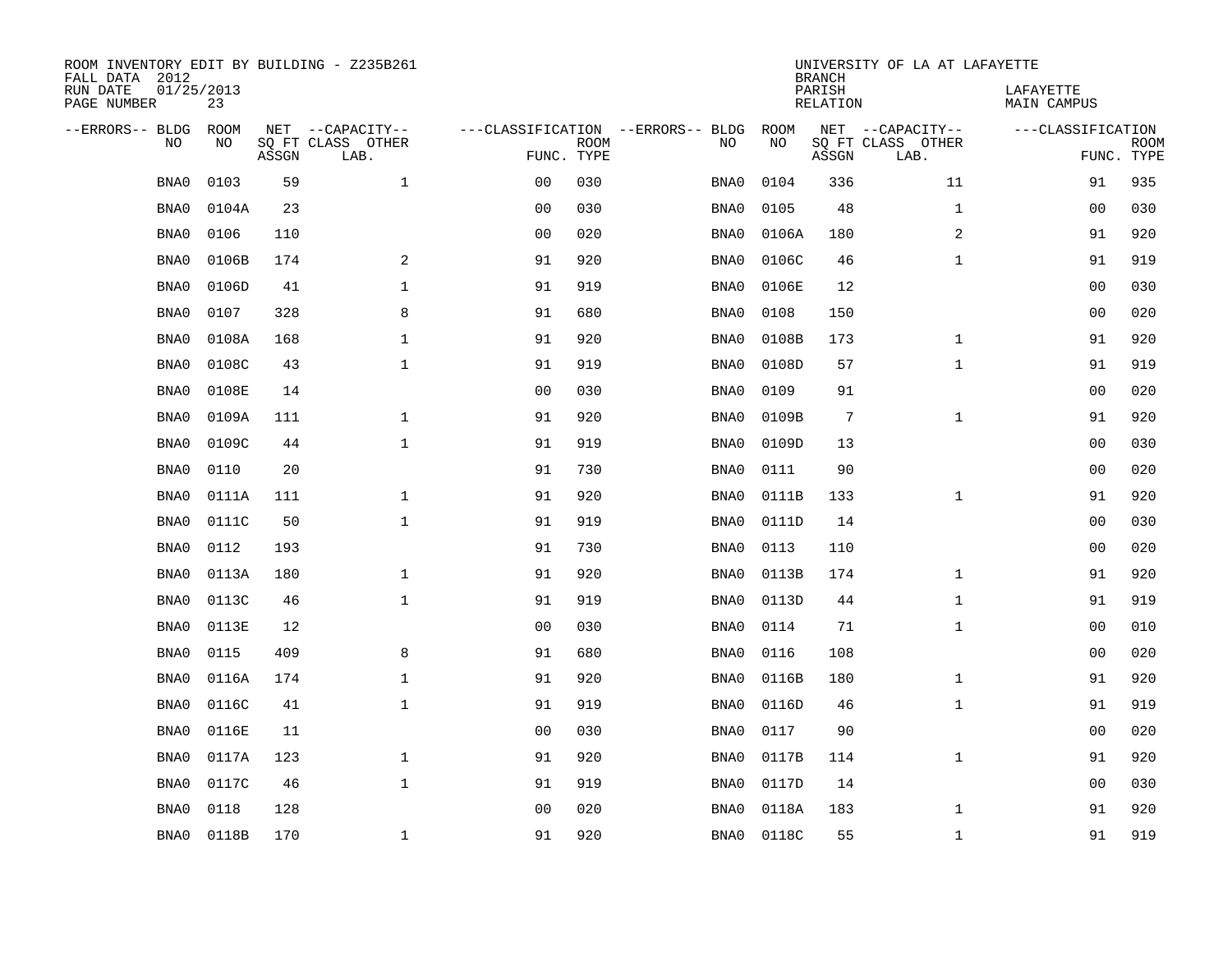ROOM INVENTORY EDIT BY BUILDING - Z235B261
FALL DATA 2012
RUN DATE 01/25/2013
PAGE NUMBER 23

UNIVERSITY OF LA AT LAFAYETTE
BRANCH
PARISH LAFAYETTE
RELATION MAIN CAMPUS

| --ERRORS-- | BLDG NO | ROOM NO | NET SQ FT ASSGN | --CAPACITY-- CLASS LAB. | OTHER | ---CLASSIFICATION FUNC. | ROOM TYPE | --ERRORS-- | BLDG NO | ROOM NO | NET SQ FT ASSGN | --CAPACITY-- CLASS LAB. | OTHER | ---CLASSIFICATION FUNC. | ROOM TYPE |
|---|---|---|---|---|---|---|---|---|---|---|---|---|---|---|---|
| | BNA0 | 0103 | 59 | | 1 | 00 | 030 | | BNA0 | 0104 | 336 | | 11 | 91 | 935 |
| | BNA0 | 0104A | 23 | | | 00 | 030 | | BNA0 | 0105 | 48 | | 1 | 00 | 030 |
| | BNA0 | 0106 | 110 | | | 00 | 020 | | BNA0 | 0106A | 180 | | 2 | 91 | 920 |
| | BNA0 | 0106B | 174 | | 2 | 91 | 920 | | BNA0 | 0106C | 46 | | 1 | 91 | 919 |
| | BNA0 | 0106D | 41 | | 1 | 91 | 919 | | BNA0 | 0106E | 12 | | | 00 | 030 |
| | BNA0 | 0107 | 328 | | 8 | 91 | 680 | | BNA0 | 0108 | 150 | | | 00 | 020 |
| | BNA0 | 0108A | 168 | | 1 | 91 | 920 | | BNA0 | 0108B | 173 | | 1 | 91 | 920 |
| | BNA0 | 0108C | 43 | | 1 | 91 | 919 | | BNA0 | 0108D | 57 | | 1 | 91 | 919 |
| | BNA0 | 0108E | 14 | | | 00 | 030 | | BNA0 | 0109 | 91 | | | 00 | 020 |
| | BNA0 | 0109A | 111 | | 1 | 91 | 920 | | BNA0 | 0109B | 7 | | 1 | 91 | 920 |
| | BNA0 | 0109C | 44 | | 1 | 91 | 919 | | BNA0 | 0109D | 13 | | | 00 | 030 |
| | BNA0 | 0110 | 20 | | | 91 | 730 | | BNA0 | 0111 | 90 | | | 00 | 020 |
| | BNA0 | 0111A | 111 | | 1 | 91 | 920 | | BNA0 | 0111B | 133 | | 1 | 91 | 920 |
| | BNA0 | 0111C | 50 | | 1 | 91 | 919 | | BNA0 | 0111D | 14 | | | 00 | 030 |
| | BNA0 | 0112 | 193 | | | 91 | 730 | | BNA0 | 0113 | 110 | | | 00 | 020 |
| | BNA0 | 0113A | 180 | | 1 | 91 | 920 | | BNA0 | 0113B | 174 | | 1 | 91 | 920 |
| | BNA0 | 0113C | 46 | | 1 | 91 | 919 | | BNA0 | 0113D | 44 | | 1 | 91 | 919 |
| | BNA0 | 0113E | 12 | | | 00 | 030 | | BNA0 | 0114 | 71 | | 1 | 00 | 010 |
| | BNA0 | 0115 | 409 | | 8 | 91 | 680 | | BNA0 | 0116 | 108 | | | 00 | 020 |
| | BNA0 | 0116A | 174 | | 1 | 91 | 920 | | BNA0 | 0116B | 180 | | 1 | 91 | 920 |
| | BNA0 | 0116C | 41 | | 1 | 91 | 919 | | BNA0 | 0116D | 46 | | 1 | 91 | 919 |
| | BNA0 | 0116E | 11 | | | 00 | 030 | | BNA0 | 0117 | 90 | | | 00 | 020 |
| | BNA0 | 0117A | 123 | | 1 | 91 | 920 | | BNA0 | 0117B | 114 | | 1 | 91 | 920 |
| | BNA0 | 0117C | 46 | | 1 | 91 | 919 | | BNA0 | 0117D | 14 | | | 00 | 030 |
| | BNA0 | 0118 | 128 | | | 00 | 020 | | BNA0 | 0118A | 183 | | 1 | 91 | 920 |
| | BNA0 | 0118B | 170 | | 1 | 91 | 920 | | BNA0 | 0118C | 55 | | 1 | 91 | 919 |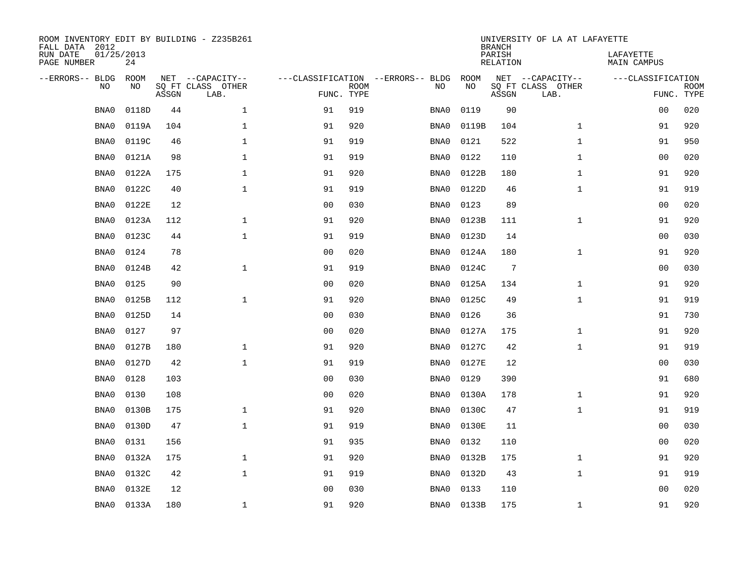ROOM INVENTORY EDIT BY BUILDING - Z235B261
FALL DATA 2012
RUN DATE 01/25/2013
PAGE NUMBER 24

UNIVERSITY OF LA AT LAFAYETTE
BRANCH
PARISH LAFAYETTE
RELATION MAIN CAMPUS

| --ERRORS-- | BLDG NO | ROOM NO | NET SQ FT ASSGN | --CAPACITY-- CLASS LAB. | OTHER | ---CLASSIFICATION FUNC. | ROOM TYPE | --ERRORS-- | BLDG NO | ROOM NO | NET SQ FT ASSGN | --CAPACITY-- CLASS LAB. | OTHER | ---CLASSIFICATION FUNC. | ROOM TYPE |
|---|---|---|---|---|---|---|---|---|---|---|---|---|---|---|---|
| | BNA0 | 0118D | 44 | | 1 | 91 | 919 | | BNA0 | 0119 | 90 | | | 00 | 020 |
| | BNA0 | 0119A | 104 | | 1 | 91 | 920 | | BNA0 | 0119B | 104 | | 1 | 91 | 920 |
| | BNA0 | 0119C | 46 | | 1 | 91 | 919 | | BNA0 | 0121 | 522 | | 1 | 91 | 950 |
| | BNA0 | 0121A | 98 | | 1 | 91 | 919 | | BNA0 | 0122 | 110 | | 1 | 00 | 020 |
| | BNA0 | 0122A | 175 | | 1 | 91 | 920 | | BNA0 | 0122B | 180 | | 1 | 91 | 920 |
| | BNA0 | 0122C | 40 | | 1 | 91 | 919 | | BNA0 | 0122D | 46 | | 1 | 91 | 919 |
| | BNA0 | 0122E | 12 | | | 00 | 030 | | BNA0 | 0123 | 89 | | | 00 | 020 |
| | BNA0 | 0123A | 112 | | 1 | 91 | 920 | | BNA0 | 0123B | 111 | | 1 | 91 | 920 |
| | BNA0 | 0123C | 44 | | 1 | 91 | 919 | | BNA0 | 0123D | 14 | | | 00 | 030 |
| | BNA0 | 0124 | 78 | | | 00 | 020 | | BNA0 | 0124A | 180 | | 1 | 91 | 920 |
| | BNA0 | 0124B | 42 | | 1 | 91 | 919 | | BNA0 | 0124C | 7 | | | 00 | 030 |
| | BNA0 | 0125 | 90 | | | 00 | 020 | | BNA0 | 0125A | 134 | | 1 | 91 | 920 |
| | BNA0 | 0125B | 112 | | 1 | 91 | 920 | | BNA0 | 0125C | 49 | | 1 | 91 | 919 |
| | BNA0 | 0125D | 14 | | | 00 | 030 | | BNA0 | 0126 | 36 | | | 91 | 730 |
| | BNA0 | 0127 | 97 | | | 00 | 020 | | BNA0 | 0127A | 175 | | 1 | 91 | 920 |
| | BNA0 | 0127B | 180 | | 1 | 91 | 920 | | BNA0 | 0127C | 42 | | 1 | 91 | 919 |
| | BNA0 | 0127D | 42 | | 1 | 91 | 919 | | BNA0 | 0127E | 12 | | | 00 | 030 |
| | BNA0 | 0128 | 103 | | | 00 | 030 | | BNA0 | 0129 | 390 | | | 91 | 680 |
| | BNA0 | 0130 | 108 | | | 00 | 020 | | BNA0 | 0130A | 178 | | 1 | 91 | 920 |
| | BNA0 | 0130B | 175 | | 1 | 91 | 920 | | BNA0 | 0130C | 47 | | 1 | 91 | 919 |
| | BNA0 | 0130D | 47 | | 1 | 91 | 919 | | BNA0 | 0130E | 11 | | | 00 | 030 |
| | BNA0 | 0131 | 156 | | | 91 | 935 | | BNA0 | 0132 | 110 | | | 00 | 020 |
| | BNA0 | 0132A | 175 | | 1 | 91 | 920 | | BNA0 | 0132B | 175 | | 1 | 91 | 920 |
| | BNA0 | 0132C | 42 | | 1 | 91 | 919 | | BNA0 | 0132D | 43 | | 1 | 91 | 919 |
| | BNA0 | 0132E | 12 | | | 00 | 030 | | BNA0 | 0133 | 110 | | | 00 | 020 |
| | BNA0 | 0133A | 180 | | 1 | 91 | 920 | | BNA0 | 0133B | 175 | | 1 | 91 | 920 |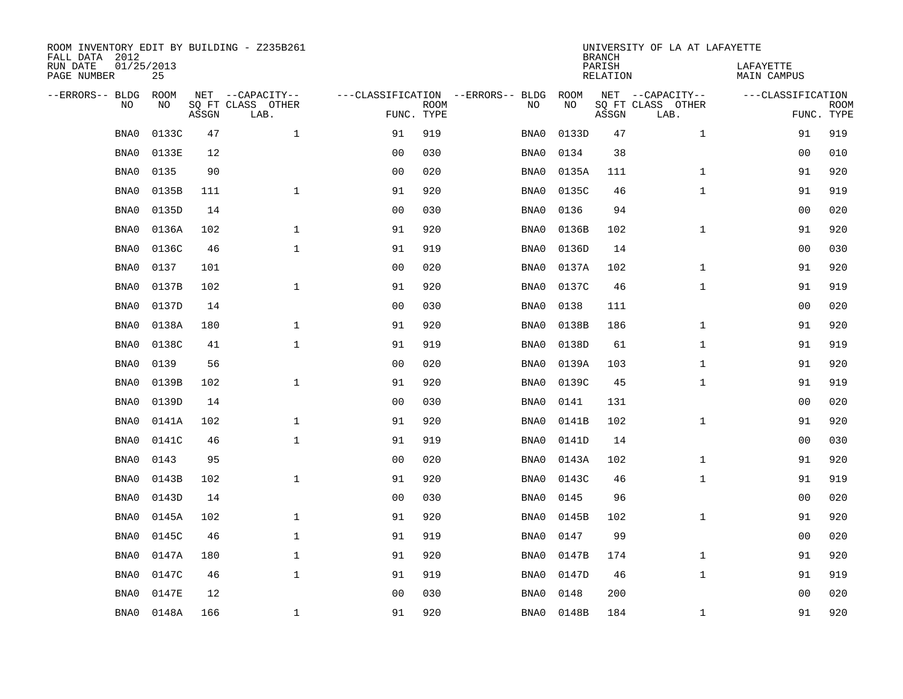ROOM INVENTORY EDIT BY BUILDING - Z235B261
FALL DATA 2012
RUN DATE 01/25/2013
PAGE NUMBER 25

UNIVERSITY OF LA AT LAFAYETTE
BRANCH
PARISH LAFAYETTE
RELATION MAIN CAMPUS

| --ERRORS-- | BLDG NO | ROOM NO | NET SQ FT ASSGN | --CAPACITY-- CLASS LAB. | OTHER | ---CLASSIFICATION FUNC. | ROOM TYPE | --ERRORS-- | BLDG NO | ROOM NO | NET SQ FT ASSGN | --CAPACITY-- CLASS LAB. | OTHER | ---CLASSIFICATION FUNC. | ROOM TYPE |
|---|---|---|---|---|---|---|---|---|---|---|---|---|---|---|---|
| | BNA0 | 0133C | 47 | | 1 | 91 | 919 | | BNA0 | 0133D | 47 | | 1 | 91 | 919 |
| | BNA0 | 0133E | 12 | | | 00 | 030 | | BNA0 | 0134 | 38 | | | 00 | 010 |
| | BNA0 | 0135 | 90 | | | 00 | 020 | | BNA0 | 0135A | 111 | | 1 | 91 | 920 |
| | BNA0 | 0135B | 111 | | 1 | 91 | 920 | | BNA0 | 0135C | 46 | | 1 | 91 | 919 |
| | BNA0 | 0135D | 14 | | | 00 | 030 | | BNA0 | 0136 | 94 | | | 00 | 020 |
| | BNA0 | 0136A | 102 | | 1 | 91 | 920 | | BNA0 | 0136B | 102 | | 1 | 91 | 920 |
| | BNA0 | 0136C | 46 | | 1 | 91 | 919 | | BNA0 | 0136D | 14 | | | 00 | 030 |
| | BNA0 | 0137 | 101 | | | 00 | 020 | | BNA0 | 0137A | 102 | | 1 | 91 | 920 |
| | BNA0 | 0137B | 102 | | 1 | 91 | 920 | | BNA0 | 0137C | 46 | | 1 | 91 | 919 |
| | BNA0 | 0137D | 14 | | | 00 | 030 | | BNA0 | 0138 | 111 | | | 00 | 020 |
| | BNA0 | 0138A | 180 | | 1 | 91 | 920 | | BNA0 | 0138B | 186 | | 1 | 91 | 920 |
| | BNA0 | 0138C | 41 | | 1 | 91 | 919 | | BNA0 | 0138D | 61 | | 1 | 91 | 919 |
| | BNA0 | 0139 | 56 | | | 00 | 020 | | BNA0 | 0139A | 103 | | 1 | 91 | 920 |
| | BNA0 | 0139B | 102 | | 1 | 91 | 920 | | BNA0 | 0139C | 45 | | 1 | 91 | 919 |
| | BNA0 | 0139D | 14 | | | 00 | 030 | | BNA0 | 0141 | 131 | | | 00 | 020 |
| | BNA0 | 0141A | 102 | | 1 | 91 | 920 | | BNA0 | 0141B | 102 | | 1 | 91 | 920 |
| | BNA0 | 0141C | 46 | | 1 | 91 | 919 | | BNA0 | 0141D | 14 | | | 00 | 030 |
| | BNA0 | 0143 | 95 | | | 00 | 020 | | BNA0 | 0143A | 102 | | 1 | 91 | 920 |
| | BNA0 | 0143B | 102 | | 1 | 91 | 920 | | BNA0 | 0143C | 46 | | 1 | 91 | 919 |
| | BNA0 | 0143D | 14 | | | 00 | 030 | | BNA0 | 0145 | 96 | | | 00 | 020 |
| | BNA0 | 0145A | 102 | | 1 | 91 | 920 | | BNA0 | 0145B | 102 | | 1 | 91 | 920 |
| | BNA0 | 0145C | 46 | | 1 | 91 | 919 | | BNA0 | 0147 | 99 | | | 00 | 020 |
| | BNA0 | 0147A | 180 | | 1 | 91 | 920 | | BNA0 | 0147B | 174 | | 1 | 91 | 920 |
| | BNA0 | 0147C | 46 | | 1 | 91 | 919 | | BNA0 | 0147D | 46 | | 1 | 91 | 919 |
| | BNA0 | 0147E | 12 | | | 00 | 030 | | BNA0 | 0148 | 200 | | | 00 | 020 |
| | BNA0 | 0148A | 166 | | 1 | 91 | 920 | | BNA0 | 0148B | 184 | | 1 | 91 | 920 |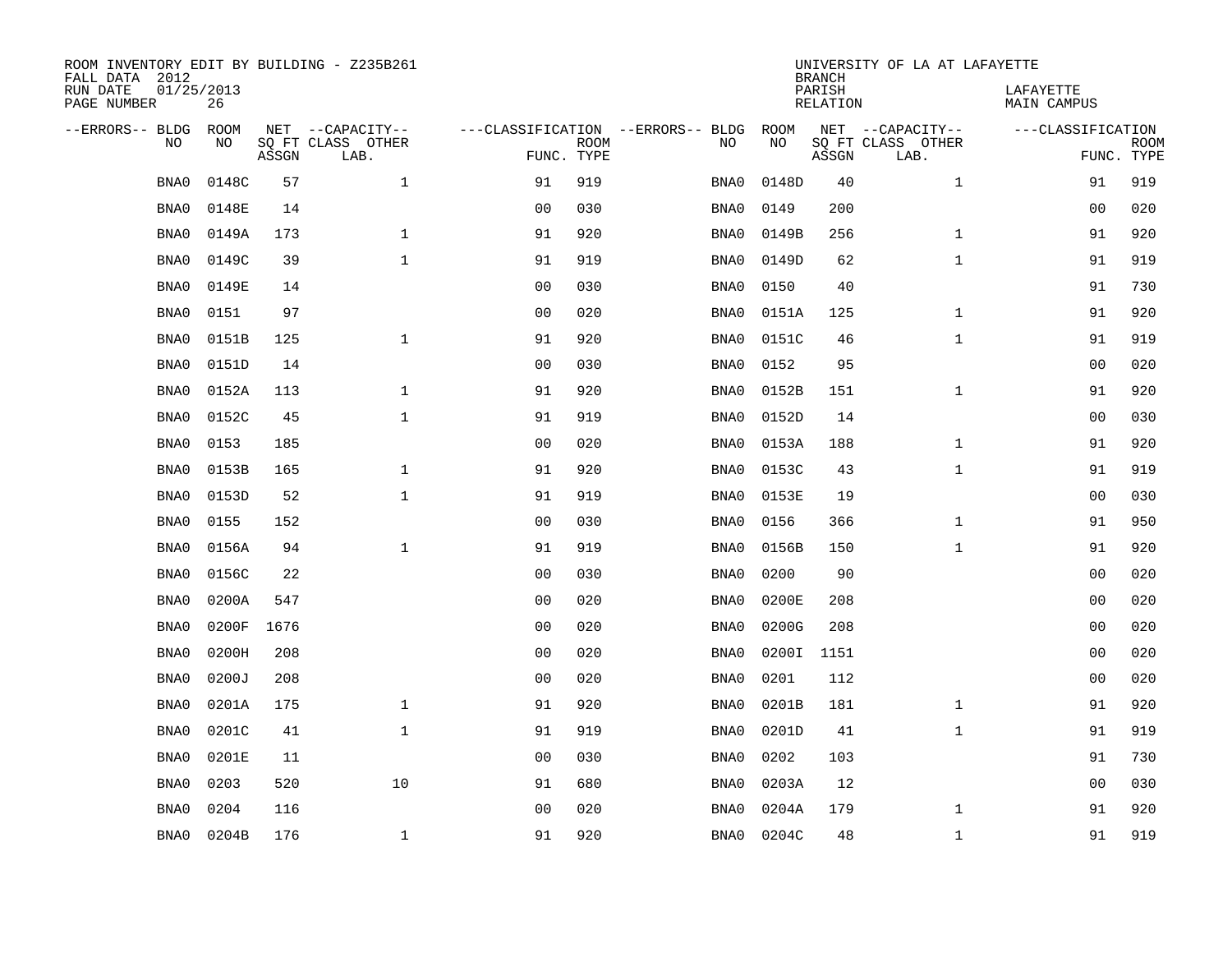ROOM INVENTORY EDIT BY BUILDING - Z235B261
FALL DATA 2012
RUN DATE 01/25/2013
PAGE NUMBER 26

UNIVERSITY OF LA AT LAFAYETTE
BRANCH
PARISH LAFAYETTE
RELATION MAIN CAMPUS

| --ERRORS-- | BLDG NO | ROOM NO | NET SQ FT ASSGN | --CAPACITY-- CLASS LAB. | OTHER | ---CLASSIFICATION FUNC. | ROOM TYPE | --ERRORS-- | BLDG NO | ROOM NO | NET SQ FT ASSGN | --CAPACITY-- CLASS LAB. | OTHER | ---CLASSIFICATION FUNC. | ROOM TYPE |
|---|---|---|---|---|---|---|---|---|---|---|---|---|---|---|---|
| | BNA0 | 0148C | 57 | | 1 | 91 | 919 | | BNA0 | 0148D | 40 | | 1 | 91 | 919 |
| | BNA0 | 0148E | 14 | | | 00 | 030 | | BNA0 | 0149 | 200 | | | 00 | 020 |
| | BNA0 | 0149A | 173 | | 1 | 91 | 920 | | BNA0 | 0149B | 256 | | 1 | 91 | 920 |
| | BNA0 | 0149C | 39 | | 1 | 91 | 919 | | BNA0 | 0149D | 62 | | 1 | 91 | 919 |
| | BNA0 | 0149E | 14 | | | 00 | 030 | | BNA0 | 0150 | 40 | | | 91 | 730 |
| | BNA0 | 0151 | 97 | | | 00 | 020 | | BNA0 | 0151A | 125 | | 1 | 91 | 920 |
| | BNA0 | 0151B | 125 | | 1 | 91 | 920 | | BNA0 | 0151C | 46 | | 1 | 91 | 919 |
| | BNA0 | 0151D | 14 | | | 00 | 030 | | BNA0 | 0152 | 95 | | | 00 | 020 |
| | BNA0 | 0152A | 113 | | 1 | 91 | 920 | | BNA0 | 0152B | 151 | | 1 | 91 | 920 |
| | BNA0 | 0152C | 45 | | 1 | 91 | 919 | | BNA0 | 0152D | 14 | | | 00 | 030 |
| | BNA0 | 0153 | 185 | | | 00 | 020 | | BNA0 | 0153A | 188 | | 1 | 91 | 920 |
| | BNA0 | 0153B | 165 | | 1 | 91 | 920 | | BNA0 | 0153C | 43 | | 1 | 91 | 919 |
| | BNA0 | 0153D | 52 | | 1 | 91 | 919 | | BNA0 | 0153E | 19 | | | 00 | 030 |
| | BNA0 | 0155 | 152 | | | 00 | 030 | | BNA0 | 0156 | 366 | | 1 | 91 | 950 |
| | BNA0 | 0156A | 94 | | 1 | 91 | 919 | | BNA0 | 0156B | 150 | | 1 | 91 | 920 |
| | BNA0 | 0156C | 22 | | | 00 | 030 | | BNA0 | 0200 | 90 | | | 00 | 020 |
| | BNA0 | 0200A | 547 | | | 00 | 020 | | BNA0 | 0200E | 208 | | | 00 | 020 |
| | BNA0 | 0200F | 1676 | | | 00 | 020 | | BNA0 | 0200G | 208 | | | 00 | 020 |
| | BNA0 | 0200H | 208 | | | 00 | 020 | | BNA0 | 0200I | 1151 | | | 00 | 020 |
| | BNA0 | 0200J | 208 | | | 00 | 020 | | BNA0 | 0201 | 112 | | | 00 | 020 |
| | BNA0 | 0201A | 175 | | 1 | 91 | 920 | | BNA0 | 0201B | 181 | | 1 | 91 | 920 |
| | BNA0 | 0201C | 41 | | 1 | 91 | 919 | | BNA0 | 0201D | 41 | | 1 | 91 | 919 |
| | BNA0 | 0201E | 11 | | | 00 | 030 | | BNA0 | 0202 | 103 | | | 91 | 730 |
| | BNA0 | 0203 | 520 | | 10 | 91 | 680 | | BNA0 | 0203A | 12 | | | 00 | 030 |
| | BNA0 | 0204 | 116 | | | 00 | 020 | | BNA0 | 0204A | 179 | | 1 | 91 | 920 |
| | BNA0 | 0204B | 176 | | 1 | 91 | 920 | | BNA0 | 0204C | 48 | | 1 | 91 | 919 |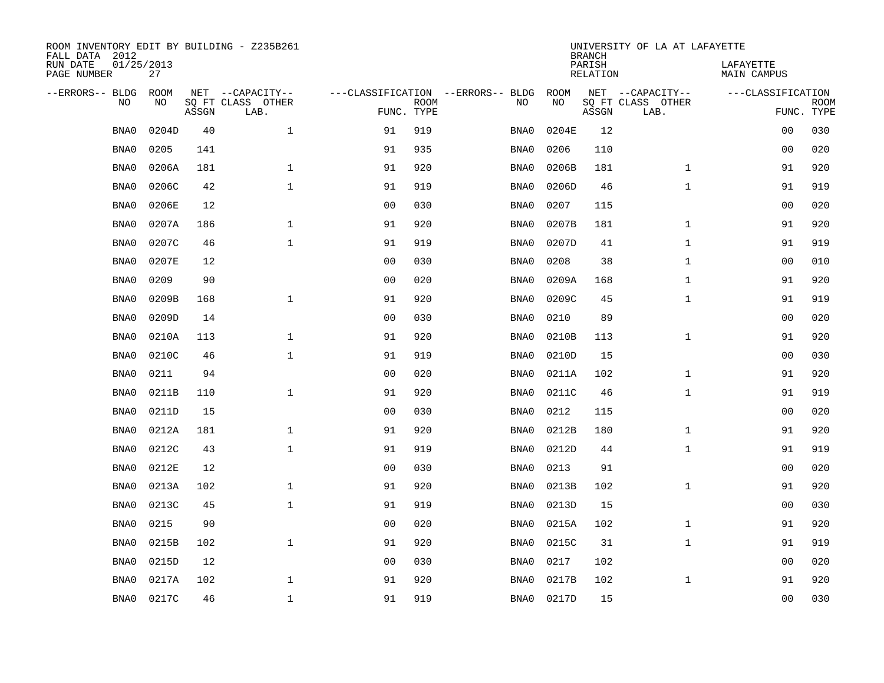ROOM INVENTORY EDIT BY BUILDING - Z235B261
FALL DATA 2012
RUN DATE 01/25/2013
PAGE NUMBER 27

UNIVERSITY OF LA AT LAFAYETTE
BRANCH
PARISH LAFAYETTE
RELATION MAIN CAMPUS

| --ERRORS-- | BLDG NO | ROOM NO | NET SQ FT ASSGN | --CAPACITY-- CLASS LAB. | OTHER | ---CLASSIFICATION FUNC. | ROOM TYPE | --ERRORS-- | BLDG NO | ROOM NO | NET SQ FT ASSGN | --CAPACITY-- CLASS LAB. | OTHER | ---CLASSIFICATION FUNC. | ROOM TYPE |
|---|---|---|---|---|---|---|---|---|---|---|---|---|---|---|---|
| | BNA0 | 0204D | 40 | | 1 | 91 | 919 | | BNA0 | 0204E | 12 | | | 00 | 030 |
| | BNA0 | 0205 | 141 | | | 91 | 935 | | BNA0 | 0206 | 110 | | | 00 | 020 |
| | BNA0 | 0206A | 181 | | 1 | 91 | 920 | | BNA0 | 0206B | 181 | | 1 | 91 | 920 |
| | BNA0 | 0206C | 42 | | 1 | 91 | 919 | | BNA0 | 0206D | 46 | | 1 | 91 | 919 |
| | BNA0 | 0206E | 12 | | | 00 | 030 | | BNA0 | 0207 | 115 | | | 00 | 020 |
| | BNA0 | 0207A | 186 | | 1 | 91 | 920 | | BNA0 | 0207B | 181 | | 1 | 91 | 920 |
| | BNA0 | 0207C | 46 | | 1 | 91 | 919 | | BNA0 | 0207D | 41 | | 1 | 91 | 919 |
| | BNA0 | 0207E | 12 | | | 00 | 030 | | BNA0 | 0208 | 38 | | 1 | 00 | 010 |
| | BNA0 | 0209 | 90 | | | 00 | 020 | | BNA0 | 0209A | 168 | | 1 | 91 | 920 |
| | BNA0 | 0209B | 168 | | 1 | 91 | 920 | | BNA0 | 0209C | 45 | | 1 | 91 | 919 |
| | BNA0 | 0209D | 14 | | | 00 | 030 | | BNA0 | 0210 | 89 | | | 00 | 020 |
| | BNA0 | 0210A | 113 | | 1 | 91 | 920 | | BNA0 | 0210B | 113 | | 1 | 91 | 920 |
| | BNA0 | 0210C | 46 | | 1 | 91 | 919 | | BNA0 | 0210D | 15 | | | 00 | 030 |
| | BNA0 | 0211 | 94 | | | 00 | 020 | | BNA0 | 0211A | 102 | | 1 | 91 | 920 |
| | BNA0 | 0211B | 110 | | 1 | 91 | 920 | | BNA0 | 0211C | 46 | | 1 | 91 | 919 |
| | BNA0 | 0211D | 15 | | | 00 | 030 | | BNA0 | 0212 | 115 | | | 00 | 020 |
| | BNA0 | 0212A | 181 | | 1 | 91 | 920 | | BNA0 | 0212B | 180 | | 1 | 91 | 920 |
| | BNA0 | 0212C | 43 | | 1 | 91 | 919 | | BNA0 | 0212D | 44 | | 1 | 91 | 919 |
| | BNA0 | 0212E | 12 | | | 00 | 030 | | BNA0 | 0213 | 91 | | | 00 | 020 |
| | BNA0 | 0213A | 102 | | 1 | 91 | 920 | | BNA0 | 0213B | 102 | | 1 | 91 | 920 |
| | BNA0 | 0213C | 45 | | 1 | 91 | 919 | | BNA0 | 0213D | 15 | | | 00 | 030 |
| | BNA0 | 0215 | 90 | | | 00 | 020 | | BNA0 | 0215A | 102 | | 1 | 91 | 920 |
| | BNA0 | 0215B | 102 | | 1 | 91 | 920 | | BNA0 | 0215C | 31 | | 1 | 91 | 919 |
| | BNA0 | 0215D | 12 | | | 00 | 030 | | BNA0 | 0217 | 102 | | | 00 | 020 |
| | BNA0 | 0217A | 102 | | 1 | 91 | 920 | | BNA0 | 0217B | 102 | | 1 | 91 | 920 |
| | BNA0 | 0217C | 46 | | 1 | 91 | 919 | | BNA0 | 0217D | 15 | | | 00 | 030 |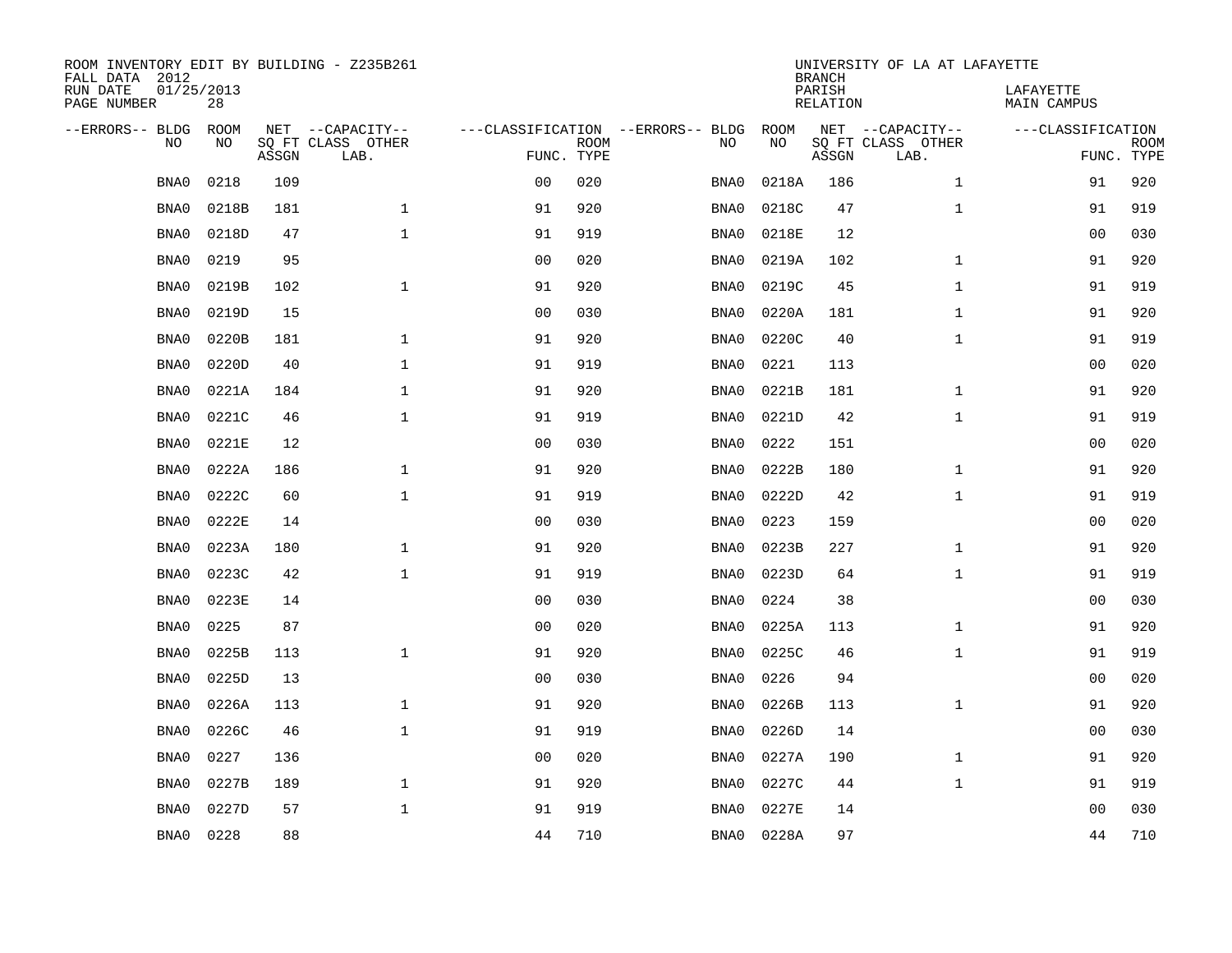ROOM INVENTORY EDIT BY BUILDING - Z235B261
FALL DATA 2012
RUN DATE 01/25/2013
PAGE NUMBER 28

UNIVERSITY OF LA AT LAFAYETTE
BRANCH
PARISH LAFAYETTE
RELATION MAIN CAMPUS

| --ERRORS-- | BLDG NO | ROOM NO | NET SQ FT ASSGN | --CAPACITY-- CLASS LAB. | OTHER | ---CLASSIFICATION FUNC. | ROOM TYPE | --ERRORS-- | BLDG NO | ROOM NO | NET SQ FT ASSGN | --CAPACITY-- CLASS LAB. | OTHER | ---CLASSIFICATION FUNC. | ROOM TYPE |
|---|---|---|---|---|---|---|---|---|---|---|---|---|---|---|---|
| | BNA0 | 0218 | 109 | | | 00 | 020 | | BNA0 | 0218A | 186 | | 1 | 91 | 920 |
| | BNA0 | 0218B | 181 | | 1 | 91 | 920 | | BNA0 | 0218C | 47 | | 1 | 91 | 919 |
| | BNA0 | 0218D | 47 | | 1 | 91 | 919 | | BNA0 | 0218E | 12 | | | 00 | 030 |
| | BNA0 | 0219 | 95 | | | 00 | 020 | | BNA0 | 0219A | 102 | | 1 | 91 | 920 |
| | BNA0 | 0219B | 102 | | 1 | 91 | 920 | | BNA0 | 0219C | 45 | | 1 | 91 | 919 |
| | BNA0 | 0219D | 15 | | | 00 | 030 | | BNA0 | 0220A | 181 | | 1 | 91 | 920 |
| | BNA0 | 0220B | 181 | | 1 | 91 | 920 | | BNA0 | 0220C | 40 | | 1 | 91 | 919 |
| | BNA0 | 0220D | 40 | | 1 | 91 | 919 | | BNA0 | 0221 | 113 | | | 00 | 020 |
| | BNA0 | 0221A | 184 | | 1 | 91 | 920 | | BNA0 | 0221B | 181 | | 1 | 91 | 920 |
| | BNA0 | 0221C | 46 | | 1 | 91 | 919 | | BNA0 | 0221D | 42 | | 1 | 91 | 919 |
| | BNA0 | 0221E | 12 | | | 00 | 030 | | BNA0 | 0222 | 151 | | | 00 | 020 |
| | BNA0 | 0222A | 186 | | 1 | 91 | 920 | | BNA0 | 0222B | 180 | | 1 | 91 | 920 |
| | BNA0 | 0222C | 60 | | 1 | 91 | 919 | | BNA0 | 0222D | 42 | | 1 | 91 | 919 |
| | BNA0 | 0222E | 14 | | | 00 | 030 | | BNA0 | 0223 | 159 | | | 00 | 020 |
| | BNA0 | 0223A | 180 | | 1 | 91 | 920 | | BNA0 | 0223B | 227 | | 1 | 91 | 920 |
| | BNA0 | 0223C | 42 | | 1 | 91 | 919 | | BNA0 | 0223D | 64 | | 1 | 91 | 919 |
| | BNA0 | 0223E | 14 | | | 00 | 030 | | BNA0 | 0224 | 38 | | | 00 | 030 |
| | BNA0 | 0225 | 87 | | | 00 | 020 | | BNA0 | 0225A | 113 | | 1 | 91 | 920 |
| | BNA0 | 0225B | 113 | | 1 | 91 | 920 | | BNA0 | 0225C | 46 | | 1 | 91 | 919 |
| | BNA0 | 0225D | 13 | | | 00 | 030 | | BNA0 | 0226 | 94 | | | 00 | 020 |
| | BNA0 | 0226A | 113 | | 1 | 91 | 920 | | BNA0 | 0226B | 113 | | 1 | 91 | 920 |
| | BNA0 | 0226C | 46 | | 1 | 91 | 919 | | BNA0 | 0226D | 14 | | | 00 | 030 |
| | BNA0 | 0227 | 136 | | | 00 | 020 | | BNA0 | 0227A | 190 | | 1 | 91 | 920 |
| | BNA0 | 0227B | 189 | | 1 | 91 | 920 | | BNA0 | 0227C | 44 | | 1 | 91 | 919 |
| | BNA0 | 0227D | 57 | | 1 | 91 | 919 | | BNA0 | 0227E | 14 | | | 00 | 030 |
| | BNA0 | 0228 | 88 | | | 44 | 710 | | BNA0 | 0228A | 97 | | | 44 | 710 |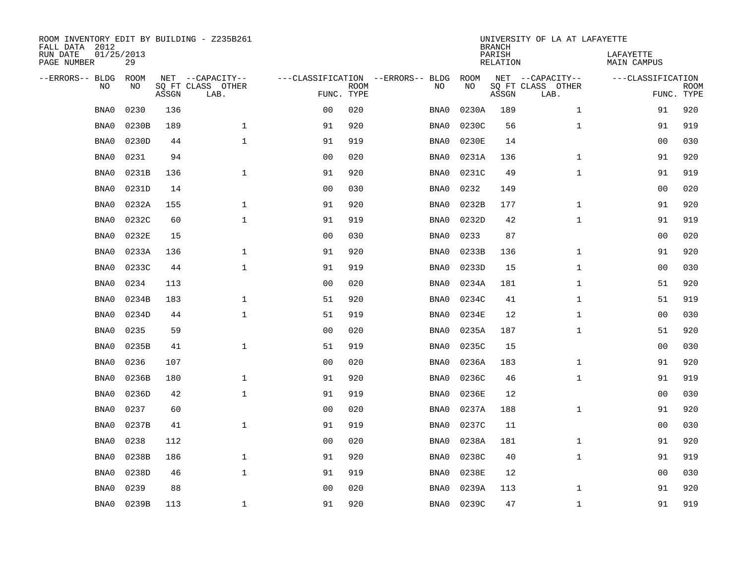ROOM INVENTORY EDIT BY BUILDING - Z235B261
FALL DATA 2012
RUN DATE 01/25/2013
PAGE NUMBER 29

UNIVERSITY OF LA AT LAFAYETTE
BRANCH
PARISH LAFAYETTE
RELATION MAIN CAMPUS

| --ERRORS-- | BLDG NO | ROOM NO | NET SQ FT ASSGN | --CAPACITY-- CLASS LAB. | OTHER | ---CLASSIFICATION FUNC. | ROOM TYPE | --ERRORS-- | BLDG NO | ROOM NO | NET SQ FT ASSGN | --CAPACITY-- CLASS LAB. | OTHER | ---CLASSIFICATION FUNC. | ROOM TYPE |
|---|---|---|---|---|---|---|---|---|---|---|---|---|---|---|---|
| | BNA0 | 0230 | 136 | | | 00 | 020 | | BNA0 | 0230A | 189 | | 1 | 91 | 920 |
| | BNA0 | 0230B | 189 | | 1 | 91 | 920 | | BNA0 | 0230C | 56 | | 1 | 91 | 919 |
| | BNA0 | 0230D | 44 | | 1 | 91 | 919 | | BNA0 | 0230E | 14 | | | 00 | 030 |
| | BNA0 | 0231 | 94 | | | 00 | 020 | | BNA0 | 0231A | 136 | | 1 | 91 | 920 |
| | BNA0 | 0231B | 136 | | 1 | 91 | 920 | | BNA0 | 0231C | 49 | | 1 | 91 | 919 |
| | BNA0 | 0231D | 14 | | | 00 | 030 | | BNA0 | 0232 | 149 | | | 00 | 020 |
| | BNA0 | 0232A | 155 | | 1 | 91 | 920 | | BNA0 | 0232B | 177 | | 1 | 91 | 920 |
| | BNA0 | 0232C | 60 | | 1 | 91 | 919 | | BNA0 | 0232D | 42 | | 1 | 91 | 919 |
| | BNA0 | 0232E | 15 | | | 00 | 030 | | BNA0 | 0233 | 87 | | | 00 | 020 |
| | BNA0 | 0233A | 136 | | 1 | 91 | 920 | | BNA0 | 0233B | 136 | | 1 | 91 | 920 |
| | BNA0 | 0233C | 44 | | 1 | 91 | 919 | | BNA0 | 0233D | 15 | | 1 | 00 | 030 |
| | BNA0 | 0234 | 113 | | | 00 | 020 | | BNA0 | 0234A | 181 | | 1 | 51 | 920 |
| | BNA0 | 0234B | 183 | | 1 | 51 | 920 | | BNA0 | 0234C | 41 | | 1 | 51 | 919 |
| | BNA0 | 0234D | 44 | | 1 | 51 | 919 | | BNA0 | 0234E | 12 | | 1 | 00 | 030 |
| | BNA0 | 0235 | 59 | | | 00 | 020 | | BNA0 | 0235A | 187 | | 1 | 51 | 920 |
| | BNA0 | 0235B | 41 | | 1 | 51 | 919 | | BNA0 | 0235C | 15 | | | 00 | 030 |
| | BNA0 | 0236 | 107 | | | 00 | 020 | | BNA0 | 0236A | 183 | | 1 | 91 | 920 |
| | BNA0 | 0236B | 180 | | 1 | 91 | 920 | | BNA0 | 0236C | 46 | | 1 | 91 | 919 |
| | BNA0 | 0236D | 42 | | 1 | 91 | 919 | | BNA0 | 0236E | 12 | | | 00 | 030 |
| | BNA0 | 0237 | 60 | | | 00 | 020 | | BNA0 | 0237A | 188 | | 1 | 91 | 920 |
| | BNA0 | 0237B | 41 | | 1 | 91 | 919 | | BNA0 | 0237C | 11 | | | 00 | 030 |
| | BNA0 | 0238 | 112 | | | 00 | 020 | | BNA0 | 0238A | 181 | | 1 | 91 | 920 |
| | BNA0 | 0238B | 186 | | 1 | 91 | 920 | | BNA0 | 0238C | 40 | | 1 | 91 | 919 |
| | BNA0 | 0238D | 46 | | 1 | 91 | 919 | | BNA0 | 0238E | 12 | | | 00 | 030 |
| | BNA0 | 0239 | 88 | | | 00 | 020 | | BNA0 | 0239A | 113 | | 1 | 91 | 920 |
| | BNA0 | 0239B | 113 | | 1 | 91 | 920 | | BNA0 | 0239C | 47 | | 1 | 91 | 919 |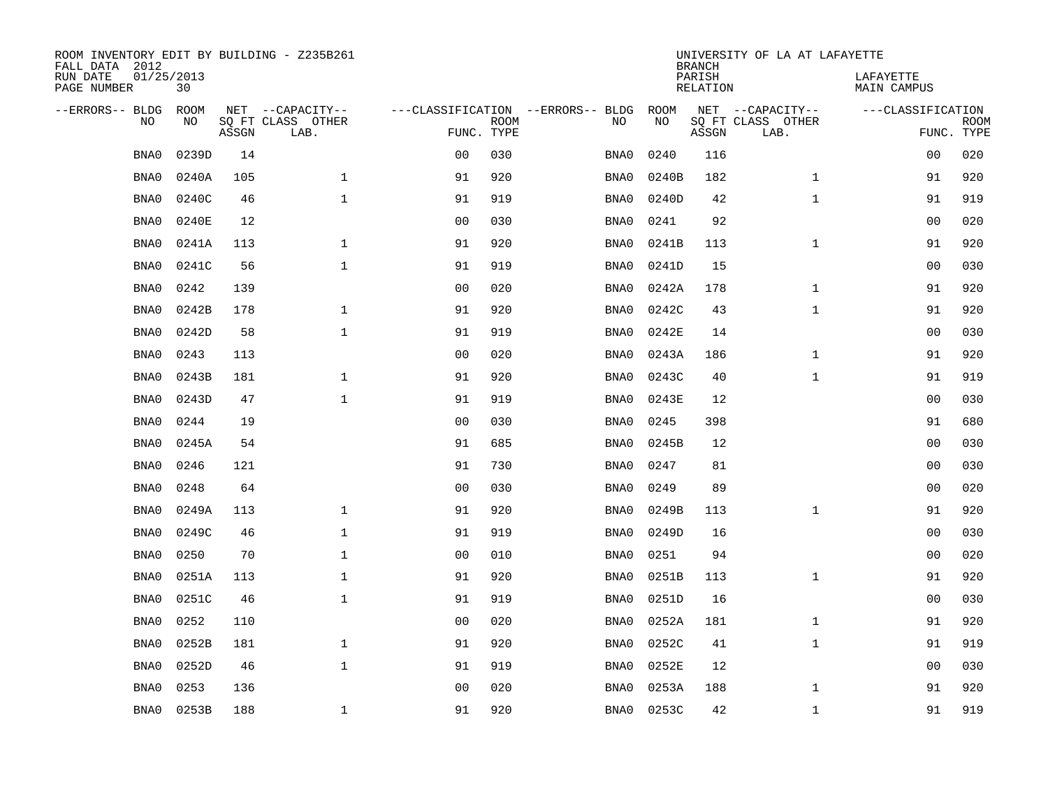ROOM INVENTORY EDIT BY BUILDING - Z235B261
FALL DATA 2012
RUN DATE 01/25/2013
PAGE NUMBER 30

UNIVERSITY OF LA AT LAFAYETTE
BRANCH
PARISH LAFAYETTE
RELATION MAIN CAMPUS

| --ERRORS-- | BLDG NO | ROOM NO | NET SQ FT ASSGN | --CAPACITY-- CLASS | OTHER LAB. | ---CLASSIFICATION FUNC. | ROOM TYPE | --ERRORS-- | BLDG NO | ROOM NO | NET SQ FT ASSGN | --CAPACITY-- CLASS | OTHER LAB. | ---CLASSIFICATION FUNC. | ROOM TYPE |
|---|---|---|---|---|---|---|---|---|---|---|---|---|---|---|---|
| | BNA0 | 0239D | 14 | | | 00 | 030 | | BNA0 | 0240 | 116 | | | 00 | 020 |
| | BNA0 | 0240A | 105 | | 1 | 91 | 920 | | BNA0 | 0240B | 182 | | 1 | 91 | 920 |
| | BNA0 | 0240C | 46 | | 1 | 91 | 919 | | BNA0 | 0240D | 42 | | 1 | 91 | 919 |
| | BNA0 | 0240E | 12 | | | 00 | 030 | | BNA0 | 0241 | 92 | | | 00 | 020 |
| | BNA0 | 0241A | 113 | | 1 | 91 | 920 | | BNA0 | 0241B | 113 | | 1 | 91 | 920 |
| | BNA0 | 0241C | 56 | | 1 | 91 | 919 | | BNA0 | 0241D | 15 | | | 00 | 030 |
| | BNA0 | 0242 | 139 | | | 00 | 020 | | BNA0 | 0242A | 178 | | 1 | 91 | 920 |
| | BNA0 | 0242B | 178 | | 1 | 91 | 920 | | BNA0 | 0242C | 43 | | 1 | 91 | 920 |
| | BNA0 | 0242D | 58 | | 1 | 91 | 919 | | BNA0 | 0242E | 14 | | | 00 | 030 |
| | BNA0 | 0243 | 113 | | | 00 | 020 | | BNA0 | 0243A | 186 | | 1 | 91 | 920 |
| | BNA0 | 0243B | 181 | | 1 | 91 | 920 | | BNA0 | 0243C | 40 | | 1 | 91 | 919 |
| | BNA0 | 0243D | 47 | | 1 | 91 | 919 | | BNA0 | 0243E | 12 | | | 00 | 030 |
| | BNA0 | 0244 | 19 | | | 00 | 030 | | BNA0 | 0245 | 398 | | | 91 | 680 |
| | BNA0 | 0245A | 54 | | | 91 | 685 | | BNA0 | 0245B | 12 | | | 00 | 030 |
| | BNA0 | 0246 | 121 | | | 91 | 730 | | BNA0 | 0247 | 81 | | | 00 | 030 |
| | BNA0 | 0248 | 64 | | | 00 | 030 | | BNA0 | 0249 | 89 | | | 00 | 020 |
| | BNA0 | 0249A | 113 | | 1 | 91 | 920 | | BNA0 | 0249B | 113 | | 1 | 91 | 920 |
| | BNA0 | 0249C | 46 | | 1 | 91 | 919 | | BNA0 | 0249D | 16 | | | 00 | 030 |
| | BNA0 | 0250 | 70 | | 1 | 00 | 010 | | BNA0 | 0251 | 94 | | | 00 | 020 |
| | BNA0 | 0251A | 113 | | 1 | 91 | 920 | | BNA0 | 0251B | 113 | | 1 | 91 | 920 |
| | BNA0 | 0251C | 46 | | 1 | 91 | 919 | | BNA0 | 0251D | 16 | | | 00 | 030 |
| | BNA0 | 0252 | 110 | | | 00 | 020 | | BNA0 | 0252A | 181 | | 1 | 91 | 920 |
| | BNA0 | 0252B | 181 | | 1 | 91 | 920 | | BNA0 | 0252C | 41 | | 1 | 91 | 919 |
| | BNA0 | 0252D | 46 | | 1 | 91 | 919 | | BNA0 | 0252E | 12 | | | 00 | 030 |
| | BNA0 | 0253 | 136 | | | 00 | 020 | | BNA0 | 0253A | 188 | | 1 | 91 | 920 |
| | BNA0 | 0253B | 188 | | 1 | 91 | 920 | | BNA0 | 0253C | 42 | | 1 | 91 | 919 |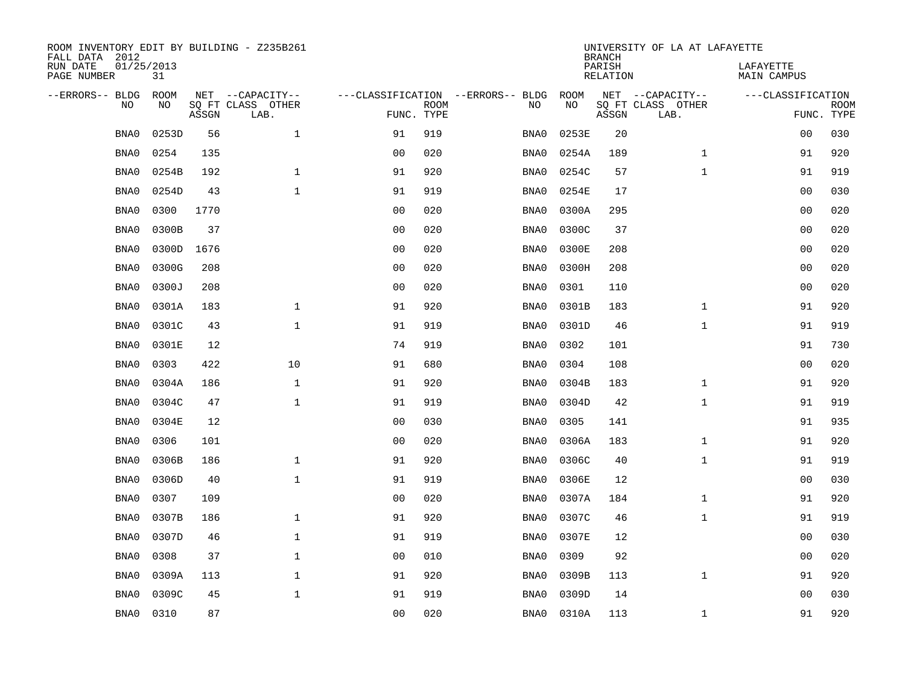ROOM INVENTORY EDIT BY BUILDING - Z235B261
FALL DATA 2012
RUN DATE 01/25/2013
PAGE NUMBER 31

UNIVERSITY OF LA AT LAFAYETTE
BRANCH
PARISH LAFAYETTE
RELATION MAIN CAMPUS

| --ERRORS-- | BLDG NO | ROOM NO | NET SQ FT ASSGN | --CAPACITY-- CLASS | LAB. | OTHER | ---CLASSIFICATION FUNC. | ROOM TYPE | --ERRORS-- | BLDG NO | ROOM NO | NET SQ FT ASSGN | --CAPACITY-- CLASS | LAB. | OTHER | ---CLASSIFICATION FUNC. | ROOM TYPE |
|---|---|---|---|---|---|---|---|---|---|---|---|---|---|---|---|---|---|
| | BNA0 | 0253D | 56 | | | 1 | 91 | 919 | | BNA0 | 0253E | 20 | | | | 00 | 030 |
| | BNA0 | 0254 | 135 | | | | 00 | 020 | | BNA0 | 0254A | 189 | | | 1 | 91 | 920 |
| | BNA0 | 0254B | 192 | | | 1 | 91 | 920 | | BNA0 | 0254C | 57 | | | 1 | 91 | 919 |
| | BNA0 | 0254D | 43 | | | 1 | 91 | 919 | | BNA0 | 0254E | 17 | | | | 00 | 030 |
| | BNA0 | 0300 | 1770 | | | | 00 | 020 | | BNA0 | 0300A | 295 | | | | 00 | 020 |
| | BNA0 | 0300B | 37 | | | | 00 | 020 | | BNA0 | 0300C | 37 | | | | 00 | 020 |
| | BNA0 | 0300D | 1676 | | | | 00 | 020 | | BNA0 | 0300E | 208 | | | | 00 | 020 |
| | BNA0 | 0300G | 208 | | | | 00 | 020 | | BNA0 | 0300H | 208 | | | | 00 | 020 |
| | BNA0 | 0300J | 208 | | | | 00 | 020 | | BNA0 | 0301 | 110 | | | | 00 | 020 |
| | BNA0 | 0301A | 183 | | | 1 | 91 | 920 | | BNA0 | 0301B | 183 | | | 1 | 91 | 920 |
| | BNA0 | 0301C | 43 | | | 1 | 91 | 919 | | BNA0 | 0301D | 46 | | | 1 | 91 | 919 |
| | BNA0 | 0301E | 12 | | | | 74 | 919 | | BNA0 | 0302 | 101 | | | | 91 | 730 |
| | BNA0 | 0303 | 422 | | | 10 | 91 | 680 | | BNA0 | 0304 | 108 | | | | 00 | 020 |
| | BNA0 | 0304A | 186 | | | 1 | 91 | 920 | | BNA0 | 0304B | 183 | | | 1 | 91 | 920 |
| | BNA0 | 0304C | 47 | | | 1 | 91 | 919 | | BNA0 | 0304D | 42 | | | 1 | 91 | 919 |
| | BNA0 | 0304E | 12 | | | | 00 | 030 | | BNA0 | 0305 | 141 | | | | 91 | 935 |
| | BNA0 | 0306 | 101 | | | | 00 | 020 | | BNA0 | 0306A | 183 | | | 1 | 91 | 920 |
| | BNA0 | 0306B | 186 | | | 1 | 91 | 920 | | BNA0 | 0306C | 40 | | | 1 | 91 | 919 |
| | BNA0 | 0306D | 40 | | | 1 | 91 | 919 | | BNA0 | 0306E | 12 | | | | 00 | 030 |
| | BNA0 | 0307 | 109 | | | | 00 | 020 | | BNA0 | 0307A | 184 | | | 1 | 91 | 920 |
| | BNA0 | 0307B | 186 | | | 1 | 91 | 920 | | BNA0 | 0307C | 46 | | | 1 | 91 | 919 |
| | BNA0 | 0307D | 46 | | | 1 | 91 | 919 | | BNA0 | 0307E | 12 | | | | 00 | 030 |
| | BNA0 | 0308 | 37 | | | 1 | 00 | 010 | | BNA0 | 0309 | 92 | | | | 00 | 020 |
| | BNA0 | 0309A | 113 | | | 1 | 91 | 920 | | BNA0 | 0309B | 113 | | | 1 | 91 | 920 |
| | BNA0 | 0309C | 45 | | | 1 | 91 | 919 | | BNA0 | 0309D | 14 | | | | 00 | 030 |
| | BNA0 | 0310 | 87 | | | | 00 | 020 | | BNA0 | 0310A | 113 | | | 1 | 91 | 920 |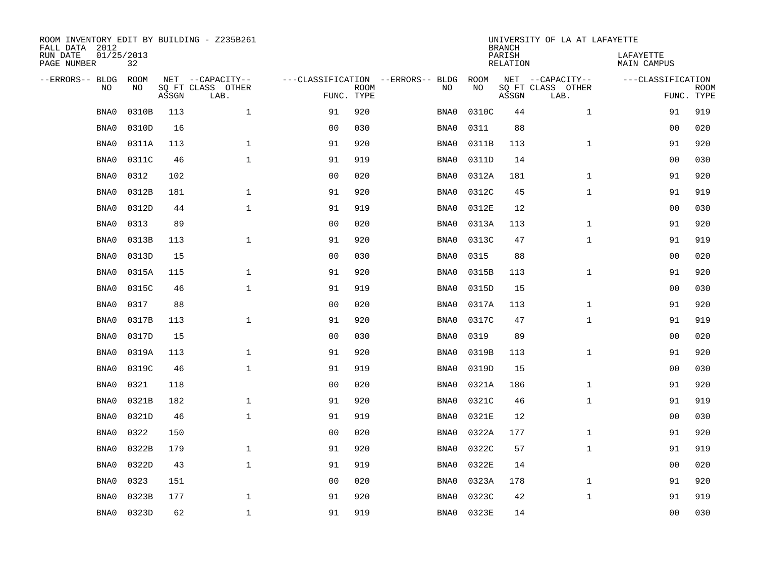ROOM INVENTORY EDIT BY BUILDING - Z235B261
FALL DATA 2012
RUN DATE 01/25/2013
PAGE NUMBER 32

UNIVERSITY OF LA AT LAFAYETTE
BRANCH
PARISH LAFAYETTE
RELATION MAIN CAMPUS

| --ERRORS-- | BLDG NO | ROOM NO | NET SQ FT ASSGN | --CAPACITY-- CLASS LAB. | OTHER | ---CLASSIFICATION FUNC. | ROOM TYPE | --ERRORS-- | BLDG NO | ROOM NO | NET SQ FT ASSGN | --CAPACITY-- CLASS LAB. | OTHER | ---CLASSIFICATION FUNC. | ROOM TYPE |
|---|---|---|---|---|---|---|---|---|---|---|---|---|---|---|---|
| | BNA0 | 0310B | 113 | | 1 | 91 | 920 | | BNA0 | 0310C | 44 | | 1 | 91 | 919 |
| | BNA0 | 0310D | 16 | | | 00 | 030 | | BNA0 | 0311 | 88 | | | 00 | 020 |
| | BNA0 | 0311A | 113 | | 1 | 91 | 920 | | BNA0 | 0311B | 113 | | 1 | 91 | 920 |
| | BNA0 | 0311C | 46 | | 1 | 91 | 919 | | BNA0 | 0311D | 14 | | | 00 | 030 |
| | BNA0 | 0312 | 102 | | | 00 | 020 | | BNA0 | 0312A | 181 | | 1 | 91 | 920 |
| | BNA0 | 0312B | 181 | | 1 | 91 | 920 | | BNA0 | 0312C | 45 | | 1 | 91 | 919 |
| | BNA0 | 0312D | 44 | | 1 | 91 | 919 | | BNA0 | 0312E | 12 | | | 00 | 030 |
| | BNA0 | 0313 | 89 | | | 00 | 020 | | BNA0 | 0313A | 113 | | 1 | 91 | 920 |
| | BNA0 | 0313B | 113 | | 1 | 91 | 920 | | BNA0 | 0313C | 47 | | 1 | 91 | 919 |
| | BNA0 | 0313D | 15 | | | 00 | 030 | | BNA0 | 0315 | 88 | | | 00 | 020 |
| | BNA0 | 0315A | 115 | | 1 | 91 | 920 | | BNA0 | 0315B | 113 | | 1 | 91 | 920 |
| | BNA0 | 0315C | 46 | | 1 | 91 | 919 | | BNA0 | 0315D | 15 | | | 00 | 030 |
| | BNA0 | 0317 | 88 | | | 00 | 020 | | BNA0 | 0317A | 113 | | 1 | 91 | 920 |
| | BNA0 | 0317B | 113 | | 1 | 91 | 920 | | BNA0 | 0317C | 47 | | 1 | 91 | 919 |
| | BNA0 | 0317D | 15 | | | 00 | 030 | | BNA0 | 0319 | 89 | | | 00 | 020 |
| | BNA0 | 0319A | 113 | | 1 | 91 | 920 | | BNA0 | 0319B | 113 | | 1 | 91 | 920 |
| | BNA0 | 0319C | 46 | | 1 | 91 | 919 | | BNA0 | 0319D | 15 | | | 00 | 030 |
| | BNA0 | 0321 | 118 | | | 00 | 020 | | BNA0 | 0321A | 186 | | 1 | 91 | 920 |
| | BNA0 | 0321B | 182 | | 1 | 91 | 920 | | BNA0 | 0321C | 46 | | 1 | 91 | 919 |
| | BNA0 | 0321D | 46 | | 1 | 91 | 919 | | BNA0 | 0321E | 12 | | | 00 | 030 |
| | BNA0 | 0322 | 150 | | | 00 | 020 | | BNA0 | 0322A | 177 | | 1 | 91 | 920 |
| | BNA0 | 0322B | 179 | | 1 | 91 | 920 | | BNA0 | 0322C | 57 | | 1 | 91 | 919 |
| | BNA0 | 0322D | 43 | | 1 | 91 | 919 | | BNA0 | 0322E | 14 | | | 00 | 020 |
| | BNA0 | 0323 | 151 | | | 00 | 020 | | BNA0 | 0323A | 178 | | 1 | 91 | 920 |
| | BNA0 | 0323B | 177 | | 1 | 91 | 920 | | BNA0 | 0323C | 42 | | 1 | 91 | 919 |
| | BNA0 | 0323D | 62 | | 1 | 91 | 919 | | BNA0 | 0323E | 14 | | | 00 | 030 |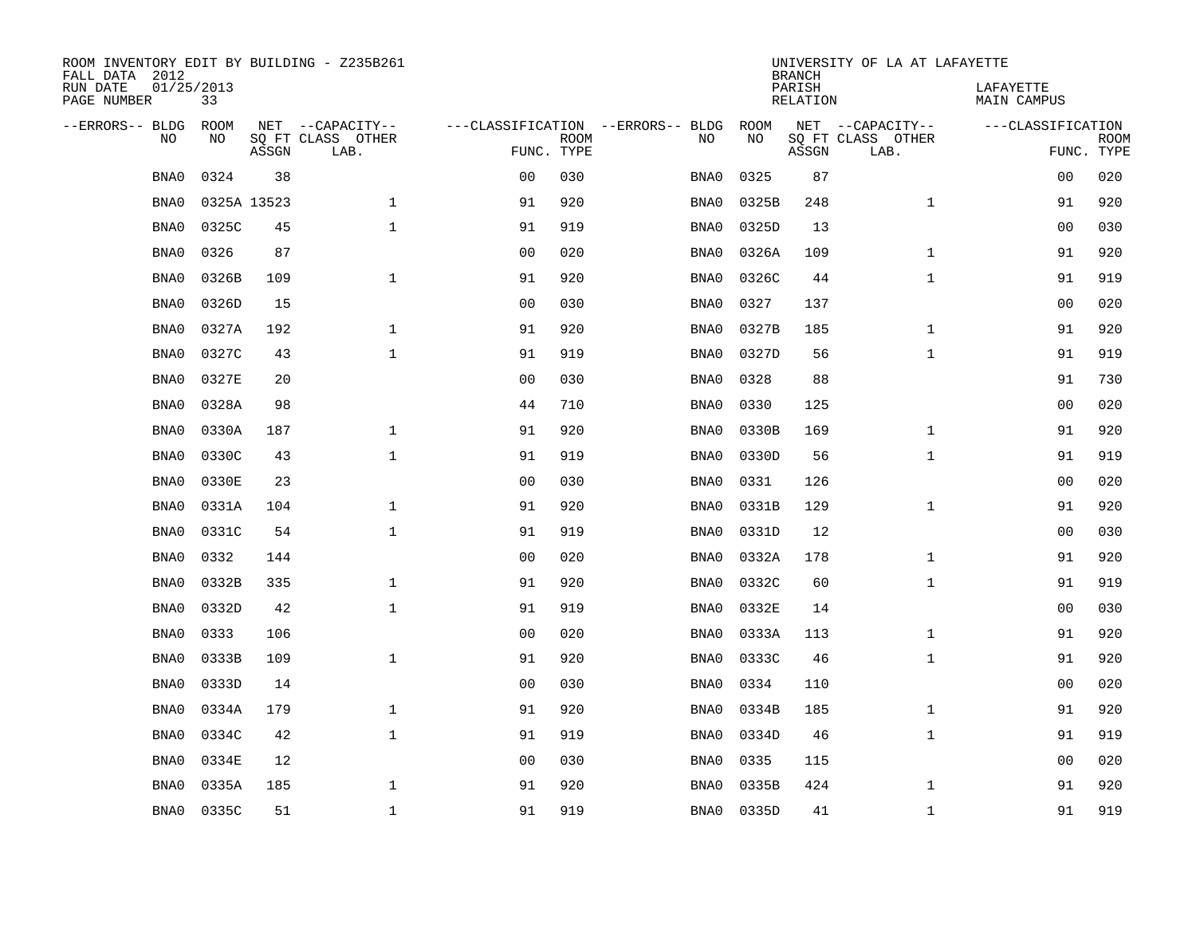ROOM INVENTORY EDIT BY BUILDING - Z235B261
FALL DATA 2012
RUN DATE 01/25/2013
PAGE NUMBER 33

UNIVERSITY OF LA AT LAFAYETTE
BRANCH
PARISH LAFAYETTE
RELATION MAIN CAMPUS

| --ERRORS-- | BLDG NO | ROOM NO | NET SQ FT ASSGN | --CAPACITY-- CLASS LAB. | OTHER | ---CLASSIFICATION FUNC. | ROOM TYPE | --ERRORS-- | BLDG NO | ROOM NO | NET SQ FT ASSGN | --CAPACITY-- CLASS LAB. | OTHER | ---CLASSIFICATION FUNC. | ROOM TYPE |
|---|---|---|---|---|---|---|---|---|---|---|---|---|---|---|---|
| | BNA0 | 0324 | 38 | | | 00 | 030 | | BNA0 | 0325 | 87 | | | 00 | 020 |
| | BNA0 | 0325A | 13523 | | 1 | 91 | 920 | | BNA0 | 0325B | 248 | | 1 | 91 | 920 |
| | BNA0 | 0325C | 45 | | 1 | 91 | 919 | | BNA0 | 0325D | 13 | | | 00 | 030 |
| | BNA0 | 0326 | 87 | | | 00 | 020 | | BNA0 | 0326A | 109 | | 1 | 91 | 920 |
| | BNA0 | 0326B | 109 | | 1 | 91 | 920 | | BNA0 | 0326C | 44 | | 1 | 91 | 919 |
| | BNA0 | 0326D | 15 | | | 00 | 030 | | BNA0 | 0327 | 137 | | | 00 | 020 |
| | BNA0 | 0327A | 192 | | 1 | 91 | 920 | | BNA0 | 0327B | 185 | | 1 | 91 | 920 |
| | BNA0 | 0327C | 43 | | 1 | 91 | 919 | | BNA0 | 0327D | 56 | | 1 | 91 | 919 |
| | BNA0 | 0327E | 20 | | | 00 | 030 | | BNA0 | 0328 | 88 | | | 91 | 730 |
| | BNA0 | 0328A | 98 | | | 44 | 710 | | BNA0 | 0330 | 125 | | | 00 | 020 |
| | BNA0 | 0330A | 187 | | 1 | 91 | 920 | | BNA0 | 0330B | 169 | | 1 | 91 | 920 |
| | BNA0 | 0330C | 43 | | 1 | 91 | 919 | | BNA0 | 0330D | 56 | | 1 | 91 | 919 |
| | BNA0 | 0330E | 23 | | | 00 | 030 | | BNA0 | 0331 | 126 | | | 00 | 020 |
| | BNA0 | 0331A | 104 | | 1 | 91 | 920 | | BNA0 | 0331B | 129 | | 1 | 91 | 920 |
| | BNA0 | 0331C | 54 | | 1 | 91 | 919 | | BNA0 | 0331D | 12 | | | 00 | 030 |
| | BNA0 | 0332 | 144 | | | 00 | 020 | | BNA0 | 0332A | 178 | | 1 | 91 | 920 |
| | BNA0 | 0332B | 335 | | 1 | 91 | 920 | | BNA0 | 0332C | 60 | | 1 | 91 | 919 |
| | BNA0 | 0332D | 42 | | 1 | 91 | 919 | | BNA0 | 0332E | 14 | | | 00 | 030 |
| | BNA0 | 0333 | 106 | | | 00 | 020 | | BNA0 | 0333A | 113 | | 1 | 91 | 920 |
| | BNA0 | 0333B | 109 | | 1 | 91 | 920 | | BNA0 | 0333C | 46 | | 1 | 91 | 920 |
| | BNA0 | 0333D | 14 | | | 00 | 030 | | BNA0 | 0334 | 110 | | | 00 | 020 |
| | BNA0 | 0334A | 179 | | 1 | 91 | 920 | | BNA0 | 0334B | 185 | | 1 | 91 | 920 |
| | BNA0 | 0334C | 42 | | 1 | 91 | 919 | | BNA0 | 0334D | 46 | | 1 | 91 | 919 |
| | BNA0 | 0334E | 12 | | | 00 | 030 | | BNA0 | 0335 | 115 | | | 00 | 020 |
| | BNA0 | 0335A | 185 | | 1 | 91 | 920 | | BNA0 | 0335B | 424 | | 1 | 91 | 920 |
| | BNA0 | 0335C | 51 | | 1 | 91 | 919 | | BNA0 | 0335D | 41 | | 1 | 91 | 919 |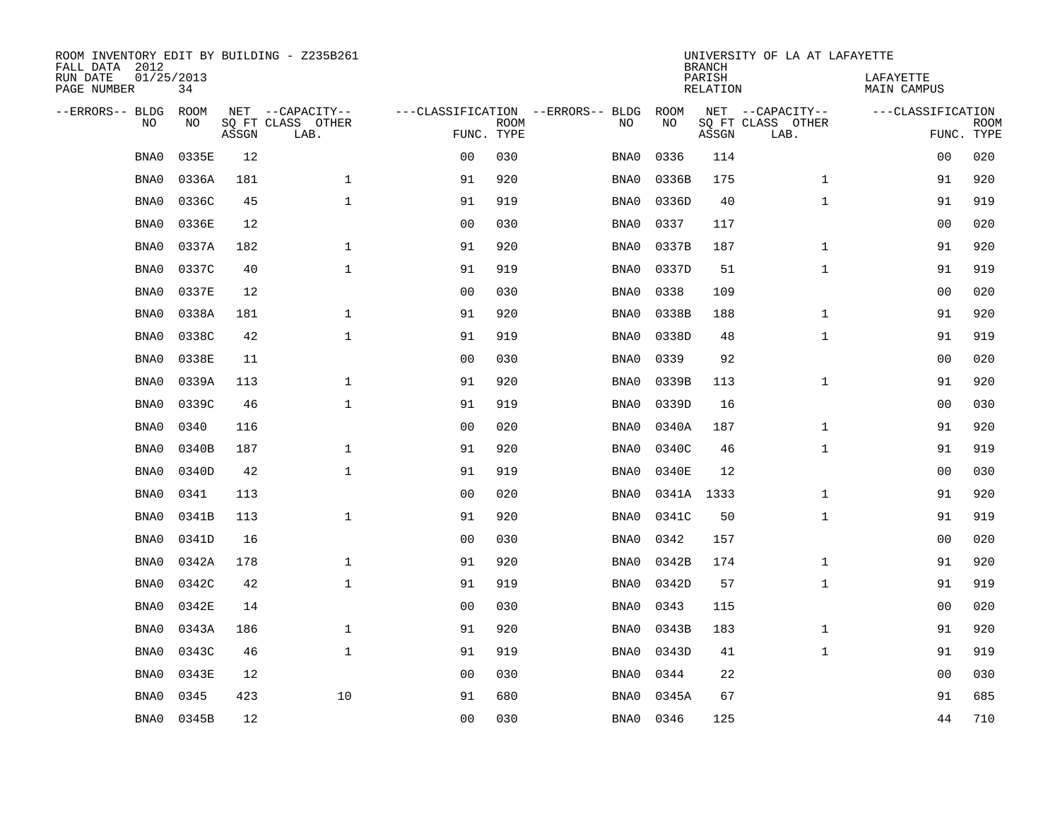ROOM INVENTORY EDIT BY BUILDING - Z235B261
FALL DATA 2012
RUN DATE 01/25/2013
PAGE NUMBER 34

UNIVERSITY OF LA AT LAFAYETTE
BRANCH
PARISH LAFAYETTE
RELATION MAIN CAMPUS

| --ERRORS-- | BLDG NO | ROOM NO | NET SQ FT ASSGN | --CAPACITY-- CLASS LAB. | OTHER | ---CLASSIFICATION FUNC. | ROOM TYPE | --ERRORS-- | BLDG NO | ROOM NO | NET SQ FT ASSGN | --CAPACITY-- CLASS LAB. | OTHER | ---CLASSIFICATION FUNC. | ROOM TYPE |
|---|---|---|---|---|---|---|---|---|---|---|---|---|---|---|---|
| | BNA0 | 0335E | 12 | | | 00 | 030 | | BNA0 | 0336 | 114 | | | 00 | 020 |
| | BNA0 | 0336A | 181 | | 1 | 91 | 920 | | BNA0 | 0336B | 175 | | 1 | 91 | 920 |
| | BNA0 | 0336C | 45 | | 1 | 91 | 919 | | BNA0 | 0336D | 40 | | 1 | 91 | 919 |
| | BNA0 | 0336E | 12 | | | 00 | 030 | | BNA0 | 0337 | 117 | | | 00 | 020 |
| | BNA0 | 0337A | 182 | | 1 | 91 | 920 | | BNA0 | 0337B | 187 | | 1 | 91 | 920 |
| | BNA0 | 0337C | 40 | | 1 | 91 | 919 | | BNA0 | 0337D | 51 | | 1 | 91 | 919 |
| | BNA0 | 0337E | 12 | | | 00 | 030 | | BNA0 | 0338 | 109 | | | 00 | 020 |
| | BNA0 | 0338A | 181 | | 1 | 91 | 920 | | BNA0 | 0338B | 188 | | 1 | 91 | 920 |
| | BNA0 | 0338C | 42 | | 1 | 91 | 919 | | BNA0 | 0338D | 48 | | 1 | 91 | 919 |
| | BNA0 | 0338E | 11 | | | 00 | 030 | | BNA0 | 0339 | 92 | | | 00 | 020 |
| | BNA0 | 0339A | 113 | | 1 | 91 | 920 | | BNA0 | 0339B | 113 | | 1 | 91 | 920 |
| | BNA0 | 0339C | 46 | | 1 | 91 | 919 | | BNA0 | 0339D | 16 | | | 00 | 030 |
| | BNA0 | 0340 | 116 | | | 00 | 020 | | BNA0 | 0340A | 187 | | 1 | 91 | 920 |
| | BNA0 | 0340B | 187 | | 1 | 91 | 920 | | BNA0 | 0340C | 46 | | 1 | 91 | 919 |
| | BNA0 | 0340D | 42 | | 1 | 91 | 919 | | BNA0 | 0340E | 12 | | | 00 | 030 |
| | BNA0 | 0341 | 113 | | | 00 | 020 | | BNA0 | 0341A | 1333 | | 1 | 91 | 920 |
| | BNA0 | 0341B | 113 | | 1 | 91 | 920 | | BNA0 | 0341C | 50 | | 1 | 91 | 919 |
| | BNA0 | 0341D | 16 | | | 00 | 030 | | BNA0 | 0342 | 157 | | | 00 | 020 |
| | BNA0 | 0342A | 178 | | 1 | 91 | 920 | | BNA0 | 0342B | 174 | | 1 | 91 | 920 |
| | BNA0 | 0342C | 42 | | 1 | 91 | 919 | | BNA0 | 0342D | 57 | | 1 | 91 | 919 |
| | BNA0 | 0342E | 14 | | | 00 | 030 | | BNA0 | 0343 | 115 | | | 00 | 020 |
| | BNA0 | 0343A | 186 | | 1 | 91 | 920 | | BNA0 | 0343B | 183 | | 1 | 91 | 920 |
| | BNA0 | 0343C | 46 | | 1 | 91 | 919 | | BNA0 | 0343D | 41 | | 1 | 91 | 919 |
| | BNA0 | 0343E | 12 | | | 00 | 030 | | BNA0 | 0344 | 22 | | | 00 | 030 |
| | BNA0 | 0345 | 423 | | 10 | 91 | 680 | | BNA0 | 0345A | 67 | | | 91 | 685 |
| | BNA0 | 0345B | 12 | | | 00 | 030 | | BNA0 | 0346 | 125 | | | 44 | 710 |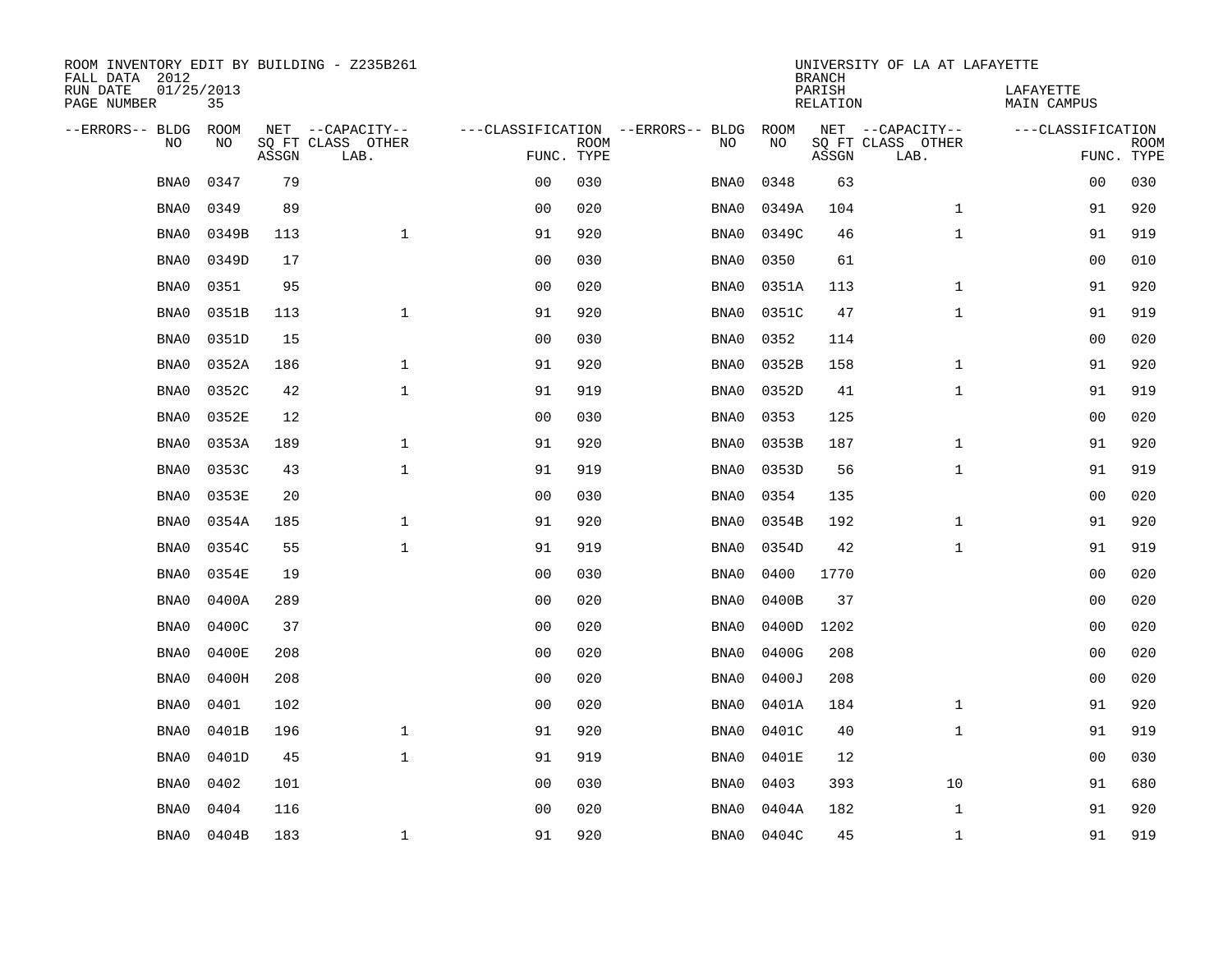ROOM INVENTORY EDIT BY BUILDING - Z235B261
FALL DATA 2012
RUN DATE 01/25/2013
PAGE NUMBER 35

UNIVERSITY OF LA AT LAFAYETTE
BRANCH
PARISH LAFAYETTE
RELATION MAIN CAMPUS

| --ERRORS-- | BLDG NO | ROOM NO | NET SQ FT ASSGN | --CAPACITY-- CLASS LAB. | OTHER | ---CLASSIFICATION FUNC. | ROOM TYPE | --ERRORS-- | BLDG NO | ROOM NO | NET SQ FT ASSGN | --CAPACITY-- CLASS LAB. | OTHER | ---CLASSIFICATION FUNC. | ROOM TYPE |
|---|---|---|---|---|---|---|---|---|---|---|---|---|---|---|---|
| | BNA0 | 0347 | 79 | | | 00 | 030 | | BNA0 | 0348 | 63 | | | 00 | 030 |
| | BNA0 | 0349 | 89 | | | 00 | 020 | | BNA0 | 0349A | 104 | | 1 | 91 | 920 |
| | BNA0 | 0349B | 113 | | 1 | 91 | 920 | | BNA0 | 0349C | 46 | | 1 | 91 | 919 |
| | BNA0 | 0349D | 17 | | | 00 | 030 | | BNA0 | 0350 | 61 | | | 00 | 010 |
| | BNA0 | 0351 | 95 | | | 00 | 020 | | BNA0 | 0351A | 113 | | 1 | 91 | 920 |
| | BNA0 | 0351B | 113 | | 1 | 91 | 920 | | BNA0 | 0351C | 47 | | 1 | 91 | 919 |
| | BNA0 | 0351D | 15 | | | 00 | 030 | | BNA0 | 0352 | 114 | | | 00 | 020 |
| | BNA0 | 0352A | 186 | | 1 | 91 | 920 | | BNA0 | 0352B | 158 | | 1 | 91 | 920 |
| | BNA0 | 0352C | 42 | | 1 | 91 | 919 | | BNA0 | 0352D | 41 | | 1 | 91 | 919 |
| | BNA0 | 0352E | 12 | | | 00 | 030 | | BNA0 | 0353 | 125 | | | 00 | 020 |
| | BNA0 | 0353A | 189 | | 1 | 91 | 920 | | BNA0 | 0353B | 187 | | 1 | 91 | 920 |
| | BNA0 | 0353C | 43 | | 1 | 91 | 919 | | BNA0 | 0353D | 56 | | 1 | 91 | 919 |
| | BNA0 | 0353E | 20 | | | 00 | 030 | | BNA0 | 0354 | 135 | | | 00 | 020 |
| | BNA0 | 0354A | 185 | | 1 | 91 | 920 | | BNA0 | 0354B | 192 | | 1 | 91 | 920 |
| | BNA0 | 0354C | 55 | | 1 | 91 | 919 | | BNA0 | 0354D | 42 | | 1 | 91 | 919 |
| | BNA0 | 0354E | 19 | | | 00 | 030 | | BNA0 | 0400 | 1770 | | | 00 | 020 |
| | BNA0 | 0400A | 289 | | | 00 | 020 | | BNA0 | 0400B | 37 | | | 00 | 020 |
| | BNA0 | 0400C | 37 | | | 00 | 020 | | BNA0 | 0400D | 1202 | | | 00 | 020 |
| | BNA0 | 0400E | 208 | | | 00 | 020 | | BNA0 | 0400G | 208 | | | 00 | 020 |
| | BNA0 | 0400H | 208 | | | 00 | 020 | | BNA0 | 0400J | 208 | | | 00 | 020 |
| | BNA0 | 0401 | 102 | | | 00 | 020 | | BNA0 | 0401A | 184 | | 1 | 91 | 920 |
| | BNA0 | 0401B | 196 | | 1 | 91 | 920 | | BNA0 | 0401C | 40 | | 1 | 91 | 919 |
| | BNA0 | 0401D | 45 | | 1 | 91 | 919 | | BNA0 | 0401E | 12 | | | 00 | 030 |
| | BNA0 | 0402 | 101 | | | 00 | 030 | | BNA0 | 0403 | 393 | | 10 | 91 | 680 |
| | BNA0 | 0404 | 116 | | | 00 | 020 | | BNA0 | 0404A | 182 | | 1 | 91 | 920 |
| | BNA0 | 0404B | 183 | | 1 | 91 | 920 | | BNA0 | 0404C | 45 | | 1 | 91 | 919 |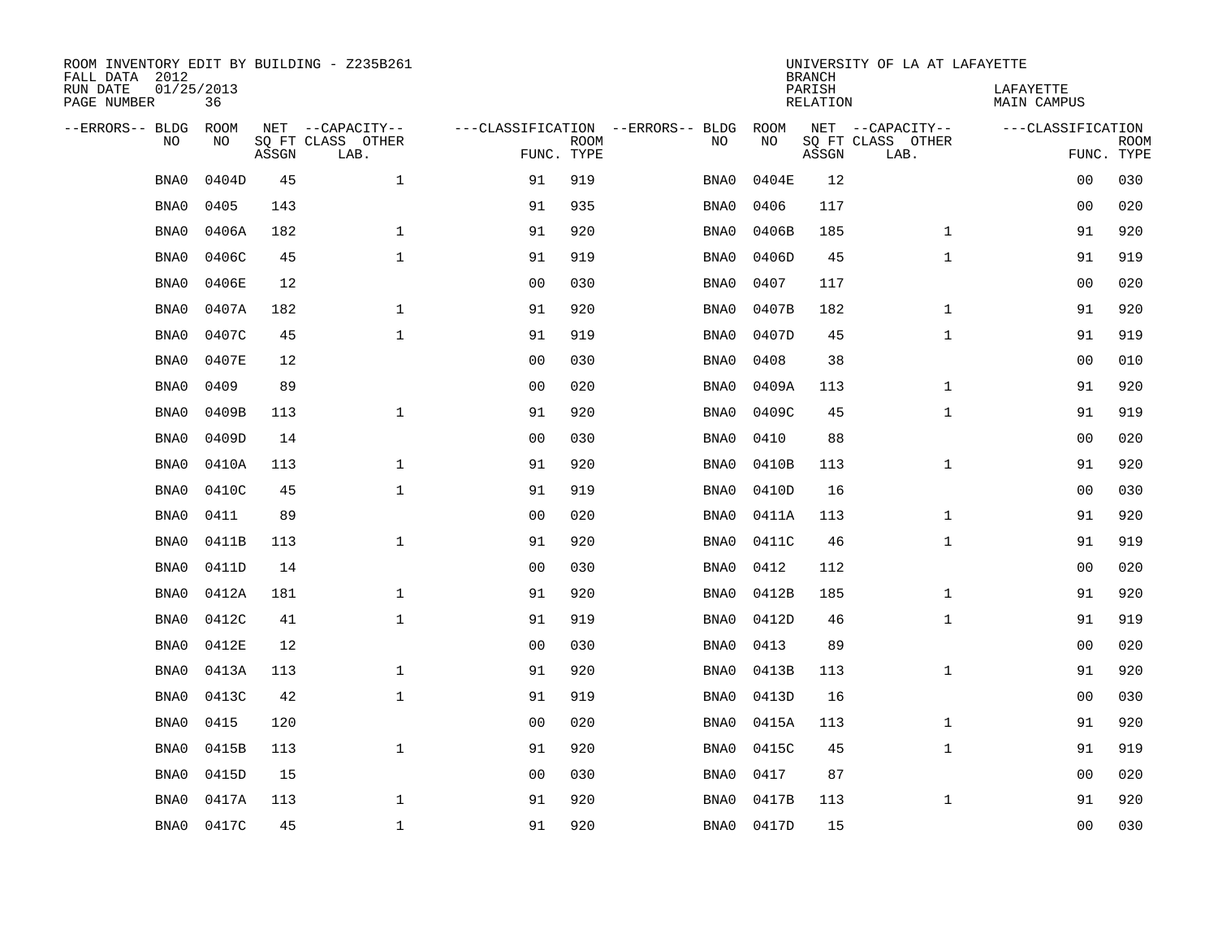ROOM INVENTORY EDIT BY BUILDING - Z235B261
FALL DATA 2012
RUN DATE 01/25/2013
PAGE NUMBER 36

UNIVERSITY OF LA AT LAFAYETTE
BRANCH
PARISH LAFAYETTE
RELATION MAIN CAMPUS

| --ERRORS-- | BLDG NO | ROOM NO | NET SQ FT ASSGN | --CAPACITY-- CLASS LAB. | OTHER | ---CLASSIFICATION FUNC. | ROOM TYPE | --ERRORS-- | BLDG NO | ROOM NO | NET SQ FT ASSGN | --CAPACITY-- CLASS LAB. | OTHER | ---CLASSIFICATION FUNC. | ROOM TYPE |
|---|---|---|---|---|---|---|---|---|---|---|---|---|---|---|---|
| | BNA0 | 0404D | 45 | | 1 | 91 | 919 | | BNA0 | 0404E | 12 | | | 00 | 030 |
| | BNA0 | 0405 | 143 | | | 91 | 935 | | BNA0 | 0406 | 117 | | | 00 | 020 |
| | BNA0 | 0406A | 182 | | 1 | 91 | 920 | | BNA0 | 0406B | 185 | | 1 | 91 | 920 |
| | BNA0 | 0406C | 45 | | 1 | 91 | 919 | | BNA0 | 0406D | 45 | | 1 | 91 | 919 |
| | BNA0 | 0406E | 12 | | | 00 | 030 | | BNA0 | 0407 | 117 | | | 00 | 020 |
| | BNA0 | 0407A | 182 | | 1 | 91 | 920 | | BNA0 | 0407B | 182 | | 1 | 91 | 920 |
| | BNA0 | 0407C | 45 | | 1 | 91 | 919 | | BNA0 | 0407D | 45 | | 1 | 91 | 919 |
| | BNA0 | 0407E | 12 | | | 00 | 030 | | BNA0 | 0408 | 38 | | | 00 | 010 |
| | BNA0 | 0409 | 89 | | | 00 | 020 | | BNA0 | 0409A | 113 | | 1 | 91 | 920 |
| | BNA0 | 0409B | 113 | | 1 | 91 | 920 | | BNA0 | 0409C | 45 | | 1 | 91 | 919 |
| | BNA0 | 0409D | 14 | | | 00 | 030 | | BNA0 | 0410 | 88 | | | 00 | 020 |
| | BNA0 | 0410A | 113 | | 1 | 91 | 920 | | BNA0 | 0410B | 113 | | 1 | 91 | 920 |
| | BNA0 | 0410C | 45 | | 1 | 91 | 919 | | BNA0 | 0410D | 16 | | | 00 | 030 |
| | BNA0 | 0411 | 89 | | | 00 | 020 | | BNA0 | 0411A | 113 | | 1 | 91 | 920 |
| | BNA0 | 0411B | 113 | | 1 | 91 | 920 | | BNA0 | 0411C | 46 | | 1 | 91 | 919 |
| | BNA0 | 0411D | 14 | | | 00 | 030 | | BNA0 | 0412 | 112 | | | 00 | 020 |
| | BNA0 | 0412A | 181 | | 1 | 91 | 920 | | BNA0 | 0412B | 185 | | 1 | 91 | 920 |
| | BNA0 | 0412C | 41 | | 1 | 91 | 919 | | BNA0 | 0412D | 46 | | 1 | 91 | 919 |
| | BNA0 | 0412E | 12 | | | 00 | 030 | | BNA0 | 0413 | 89 | | | 00 | 020 |
| | BNA0 | 0413A | 113 | | 1 | 91 | 920 | | BNA0 | 0413B | 113 | | 1 | 91 | 920 |
| | BNA0 | 0413C | 42 | | 1 | 91 | 919 | | BNA0 | 0413D | 16 | | | 00 | 030 |
| | BNA0 | 0415 | 120 | | | 00 | 020 | | BNA0 | 0415A | 113 | | 1 | 91 | 920 |
| | BNA0 | 0415B | 113 | | 1 | 91 | 920 | | BNA0 | 0415C | 45 | | 1 | 91 | 919 |
| | BNA0 | 0415D | 15 | | | 00 | 030 | | BNA0 | 0417 | 87 | | | 00 | 020 |
| | BNA0 | 0417A | 113 | | 1 | 91 | 920 | | BNA0 | 0417B | 113 | | 1 | 91 | 920 |
| | BNA0 | 0417C | 45 | | 1 | 91 | 920 | | BNA0 | 0417D | 15 | | | 00 | 030 |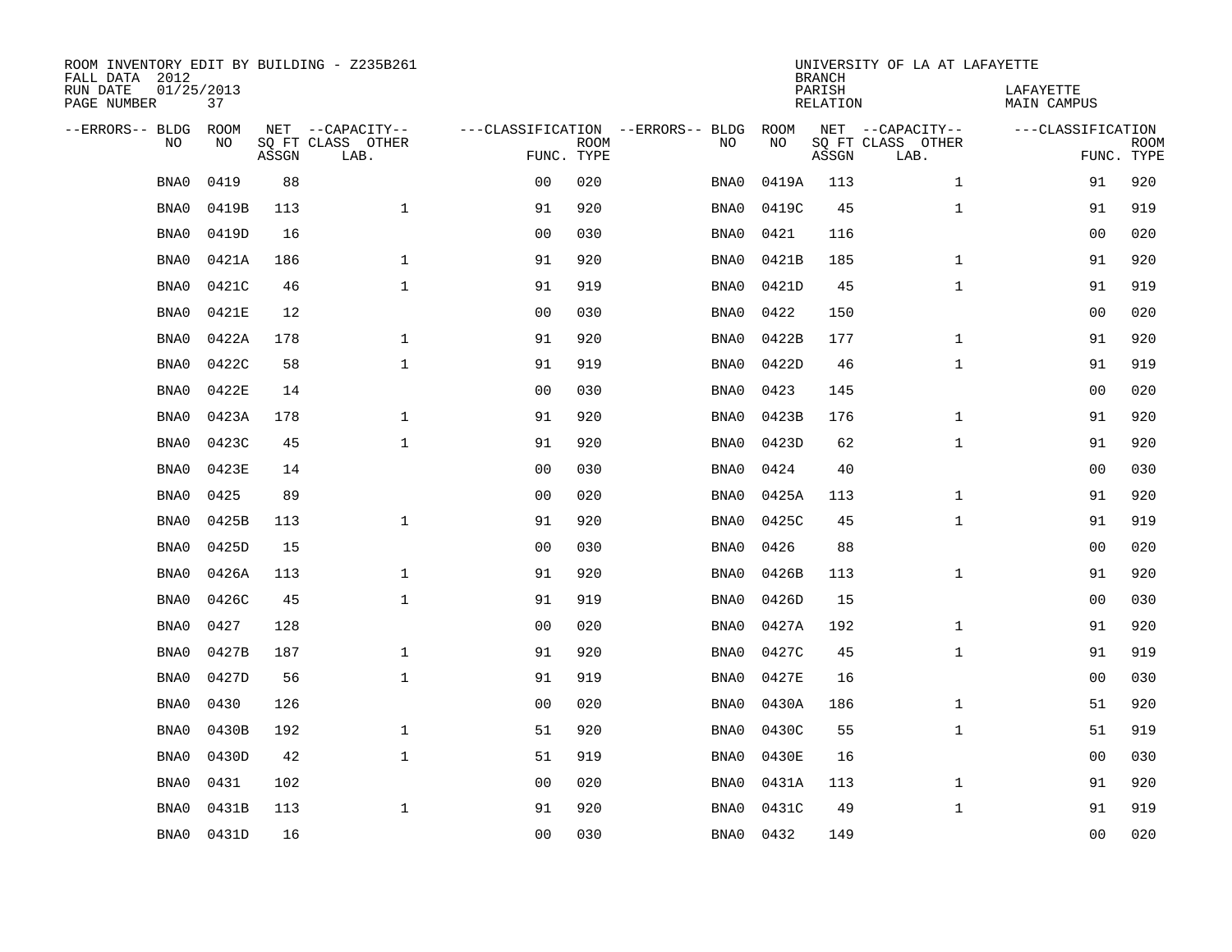ROOM INVENTORY EDIT BY BUILDING - Z235B261
FALL DATA 2012
RUN DATE 01/25/2013
PAGE NUMBER 37

UNIVERSITY OF LA AT LAFAYETTE
BRANCH
PARISH LAFAYETTE
RELATION MAIN CAMPUS

| --ERRORS-- | BLDG NO | ROOM NO | NET SQ FT ASSGN | --CAPACITY-- CLASS LAB. | OTHER | ---CLASSIFICATION FUNC. | ROOM TYPE | --ERRORS-- | BLDG NO | ROOM NO | NET SQ FT ASSGN | --CAPACITY-- CLASS LAB. | OTHER | ---CLASSIFICATION FUNC. | ROOM TYPE |
|---|---|---|---|---|---|---|---|---|---|---|---|---|---|---|---|
| | BNA0 | 0419 | 88 | | | 00 | 020 | | BNA0 | 0419A | 113 | | 1 | 91 | 920 |
| | BNA0 | 0419B | 113 | | 1 | 91 | 920 | | BNA0 | 0419C | 45 | | 1 | 91 | 919 |
| | BNA0 | 0419D | 16 | | | 00 | 030 | | BNA0 | 0421 | 116 | | | 00 | 020 |
| | BNA0 | 0421A | 186 | | 1 | 91 | 920 | | BNA0 | 0421B | 185 | | 1 | 91 | 920 |
| | BNA0 | 0421C | 46 | | 1 | 91 | 919 | | BNA0 | 0421D | 45 | | 1 | 91 | 919 |
| | BNA0 | 0421E | 12 | | | 00 | 030 | | BNA0 | 0422 | 150 | | | 00 | 020 |
| | BNA0 | 0422A | 178 | | 1 | 91 | 920 | | BNA0 | 0422B | 177 | | 1 | 91 | 920 |
| | BNA0 | 0422C | 58 | | 1 | 91 | 919 | | BNA0 | 0422D | 46 | | 1 | 91 | 919 |
| | BNA0 | 0422E | 14 | | | 00 | 030 | | BNA0 | 0423 | 145 | | | 00 | 020 |
| | BNA0 | 0423A | 178 | | 1 | 91 | 920 | | BNA0 | 0423B | 176 | | 1 | 91 | 920 |
| | BNA0 | 0423C | 45 | | 1 | 91 | 920 | | BNA0 | 0423D | 62 | | 1 | 91 | 920 |
| | BNA0 | 0423E | 14 | | | 00 | 030 | | BNA0 | 0424 | 40 | | | 00 | 030 |
| | BNA0 | 0425 | 89 | | | 00 | 020 | | BNA0 | 0425A | 113 | | 1 | 91 | 920 |
| | BNA0 | 0425B | 113 | | 1 | 91 | 920 | | BNA0 | 0425C | 45 | | 1 | 91 | 919 |
| | BNA0 | 0425D | 15 | | | 00 | 030 | | BNA0 | 0426 | 88 | | | 00 | 020 |
| | BNA0 | 0426A | 113 | | 1 | 91 | 920 | | BNA0 | 0426B | 113 | | 1 | 91 | 920 |
| | BNA0 | 0426C | 45 | | 1 | 91 | 919 | | BNA0 | 0426D | 15 | | | 00 | 030 |
| | BNA0 | 0427 | 128 | | | 00 | 020 | | BNA0 | 0427A | 192 | | 1 | 91 | 920 |
| | BNA0 | 0427B | 187 | | 1 | 91 | 920 | | BNA0 | 0427C | 45 | | 1 | 91 | 919 |
| | BNA0 | 0427D | 56 | | 1 | 91 | 919 | | BNA0 | 0427E | 16 | | | 00 | 030 |
| | BNA0 | 0430 | 126 | | | 00 | 020 | | BNA0 | 0430A | 186 | | 1 | 51 | 920 |
| | BNA0 | 0430B | 192 | | 1 | 51 | 920 | | BNA0 | 0430C | 55 | | 1 | 51 | 919 |
| | BNA0 | 0430D | 42 | | 1 | 51 | 919 | | BNA0 | 0430E | 16 | | | 00 | 030 |
| | BNA0 | 0431 | 102 | | | 00 | 020 | | BNA0 | 0431A | 113 | | 1 | 91 | 920 |
| | BNA0 | 0431B | 113 | | 1 | 91 | 920 | | BNA0 | 0431C | 49 | | 1 | 91 | 919 |
| | BNA0 | 0431D | 16 | | | 00 | 030 | | BNA0 | 0432 | 149 | | | 00 | 020 |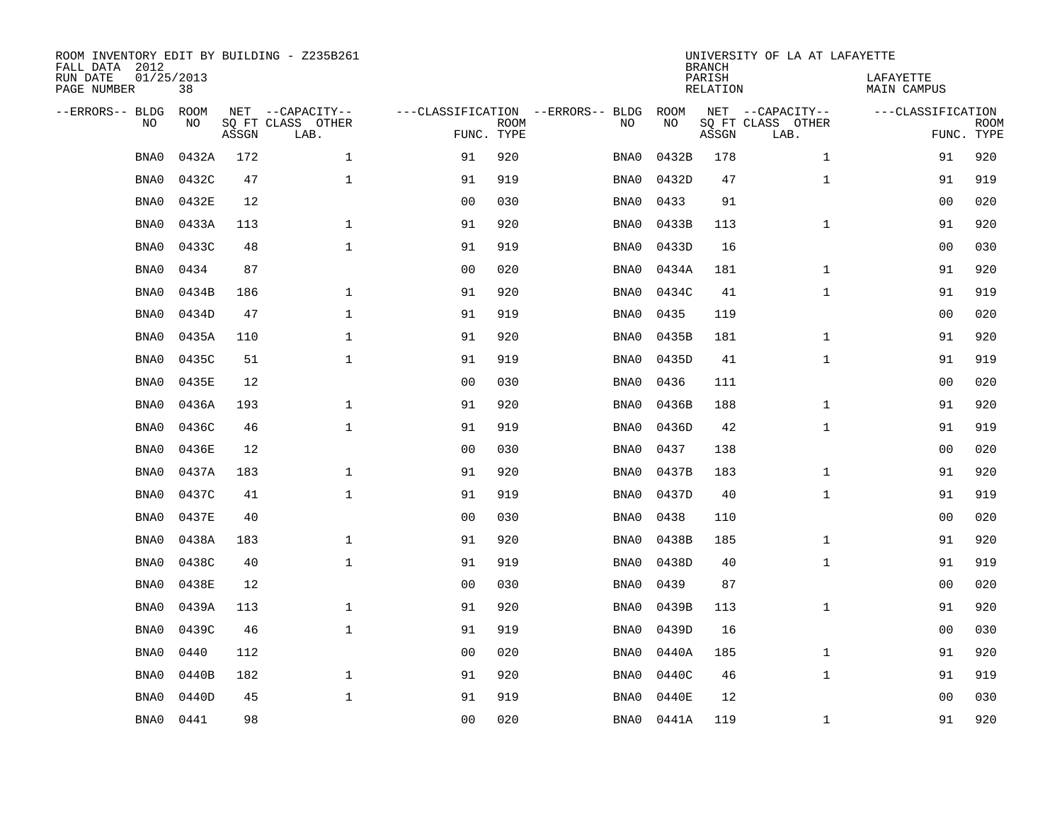ROOM INVENTORY EDIT BY BUILDING - Z235B261
FALL DATA 2012
RUN DATE 01/25/2013
PAGE NUMBER 38

UNIVERSITY OF LA AT LAFAYETTE
BRANCH
PARISH LAFAYETTE
RELATION MAIN CAMPUS

| --ERRORS-- | BLDG NO | ROOM NO | NET SQ FT ASSGN | --CAPACITY-- CLASS LAB. | OTHER | ---CLASSIFICATION FUNC. | ROOM TYPE | --ERRORS-- | BLDG NO | ROOM NO | NET SQ FT ASSGN | --CAPACITY-- CLASS LAB. | OTHER | ---CLASSIFICATION FUNC. | ROOM TYPE |
|---|---|---|---|---|---|---|---|---|---|---|---|---|---|---|---|
| | BNA0 | 0432A | 172 | | 1 | 91 | 920 | | BNA0 | 0432B | 178 | | 1 | 91 | 920 |
| | BNA0 | 0432C | 47 | | 1 | 91 | 919 | | BNA0 | 0432D | 47 | | 1 | 91 | 919 |
| | BNA0 | 0432E | 12 | | | 00 | 030 | | BNA0 | 0433 | 91 | | | 00 | 020 |
| | BNA0 | 0433A | 113 | | 1 | 91 | 920 | | BNA0 | 0433B | 113 | | 1 | 91 | 920 |
| | BNA0 | 0433C | 48 | | 1 | 91 | 919 | | BNA0 | 0433D | 16 | | | 00 | 030 |
| | BNA0 | 0434 | 87 | | | 00 | 020 | | BNA0 | 0434A | 181 | | 1 | 91 | 920 |
| | BNA0 | 0434B | 186 | | 1 | 91 | 920 | | BNA0 | 0434C | 41 | | 1 | 91 | 919 |
| | BNA0 | 0434D | 47 | | 1 | 91 | 919 | | BNA0 | 0435 | 119 | | | 00 | 020 |
| | BNA0 | 0435A | 110 | | 1 | 91 | 920 | | BNA0 | 0435B | 181 | | 1 | 91 | 920 |
| | BNA0 | 0435C | 51 | | 1 | 91 | 919 | | BNA0 | 0435D | 41 | | 1 | 91 | 919 |
| | BNA0 | 0435E | 12 | | | 00 | 030 | | BNA0 | 0436 | 111 | | | 00 | 020 |
| | BNA0 | 0436A | 193 | | 1 | 91 | 920 | | BNA0 | 0436B | 188 | | 1 | 91 | 920 |
| | BNA0 | 0436C | 46 | | 1 | 91 | 919 | | BNA0 | 0436D | 42 | | 1 | 91 | 919 |
| | BNA0 | 0436E | 12 | | | 00 | 030 | | BNA0 | 0437 | 138 | | | 00 | 020 |
| | BNA0 | 0437A | 183 | | 1 | 91 | 920 | | BNA0 | 0437B | 183 | | 1 | 91 | 920 |
| | BNA0 | 0437C | 41 | | 1 | 91 | 919 | | BNA0 | 0437D | 40 | | 1 | 91 | 919 |
| | BNA0 | 0437E | 40 | | | 00 | 030 | | BNA0 | 0438 | 110 | | | 00 | 020 |
| | BNA0 | 0438A | 183 | | 1 | 91 | 920 | | BNA0 | 0438B | 185 | | 1 | 91 | 920 |
| | BNA0 | 0438C | 40 | | 1 | 91 | 919 | | BNA0 | 0438D | 40 | | 1 | 91 | 919 |
| | BNA0 | 0438E | 12 | | | 00 | 030 | | BNA0 | 0439 | 87 | | | 00 | 020 |
| | BNA0 | 0439A | 113 | | 1 | 91 | 920 | | BNA0 | 0439B | 113 | | 1 | 91 | 920 |
| | BNA0 | 0439C | 46 | | 1 | 91 | 919 | | BNA0 | 0439D | 16 | | | 00 | 030 |
| | BNA0 | 0440 | 112 | | | 00 | 020 | | BNA0 | 0440A | 185 | | 1 | 91 | 920 |
| | BNA0 | 0440B | 182 | | 1 | 91 | 920 | | BNA0 | 0440C | 46 | | 1 | 91 | 919 |
| | BNA0 | 0440D | 45 | | 1 | 91 | 919 | | BNA0 | 0440E | 12 | | | 00 | 030 |
| | BNA0 | 0441 | 98 | | | 00 | 020 | | BNA0 | 0441A | 119 | | 1 | 91 | 920 |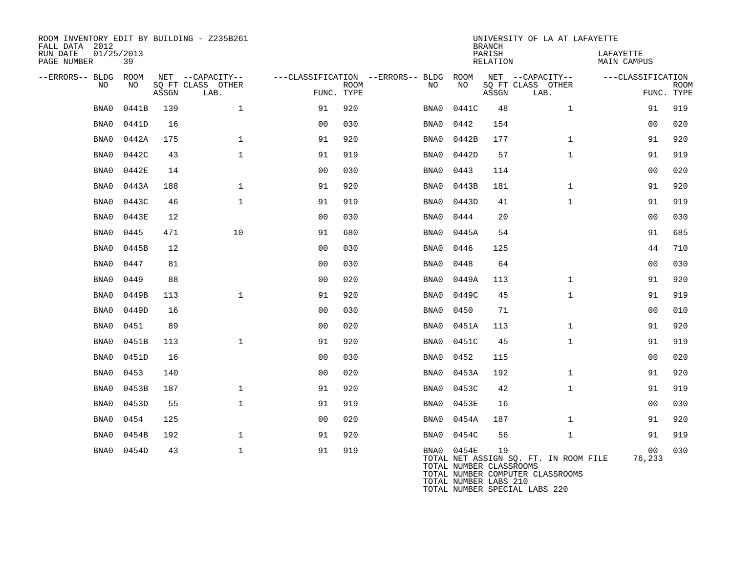ROOM INVENTORY EDIT BY BUILDING - Z235B261
FALL DATA 2012
RUN DATE 01/25/2013

UNIVERSITY OF LA AT LAFAYETTE
BRANCH
PARISH LAFAYETTE
RELATION MAIN CAMPUS

| --ERRORS-- | BLDG NO | ROOM NO | NET SQ FT ASSGN | --CAPACITY-- CLASS LAB. | OTHER | ---CLASSIFICATION FUNC. | ROOM TYPE | --ERRORS-- | BLDG NO | ROOM NO | NET SQ FT ASSGN | --CAPACITY-- CLASS LAB. | OTHER | ---CLASSIFICATION FUNC. | ROOM TYPE |
|---|---|---|---|---|---|---|---|---|---|---|---|---|---|---|---|
| | BNA0 | 0441B | 139 | | 1 | 91 | 920 | | BNA0 | 0441C | 48 | | 1 | 91 | 919 |
| | BNA0 | 0441D | 16 | | | 00 | 030 | | BNA0 | 0442 | 154 | | | 00 | 020 |
| | BNA0 | 0442A | 175 | | 1 | 91 | 920 | | BNA0 | 0442B | 177 | | 1 | 91 | 920 |
| | BNA0 | 0442C | 43 | | 1 | 91 | 919 | | BNA0 | 0442D | 57 | | 1 | 91 | 919 |
| | BNA0 | 0442E | 14 | | | 00 | 030 | | BNA0 | 0443 | 114 | | | 00 | 020 |
| | BNA0 | 0443A | 188 | | 1 | 91 | 920 | | BNA0 | 0443B | 181 | | 1 | 91 | 920 |
| | BNA0 | 0443C | 46 | | 1 | 91 | 919 | | BNA0 | 0443D | 41 | | 1 | 91 | 919 |
| | BNA0 | 0443E | 12 | | | 00 | 030 | | BNA0 | 0444 | 20 | | | 00 | 030 |
| | BNA0 | 0445 | 471 | | 10 | 91 | 680 | | BNA0 | 0445A | 54 | | | 91 | 685 |
| | BNA0 | 0445B | 12 | | | 00 | 030 | | BNA0 | 0446 | 125 | | | 44 | 710 |
| | BNA0 | 0447 | 81 | | | 00 | 030 | | BNA0 | 0448 | 64 | | | 00 | 030 |
| | BNA0 | 0449 | 88 | | | 00 | 020 | | BNA0 | 0449A | 113 | | 1 | 91 | 920 |
| | BNA0 | 0449B | 113 | | 1 | 91 | 920 | | BNA0 | 0449C | 45 | | 1 | 91 | 919 |
| | BNA0 | 0449D | 16 | | | 00 | 030 | | BNA0 | 0450 | 71 | | | 00 | 010 |
| | BNA0 | 0451 | 89 | | | 00 | 020 | | BNA0 | 0451A | 113 | | 1 | 91 | 920 |
| | BNA0 | 0451B | 113 | | 1 | 91 | 920 | | BNA0 | 0451C | 45 | | 1 | 91 | 919 |
| | BNA0 | 0451D | 16 | | | 00 | 030 | | BNA0 | 0452 | 115 | | | 00 | 020 |
| | BNA0 | 0453 | 140 | | | 00 | 020 | | BNA0 | 0453A | 192 | | 1 | 91 | 920 |
| | BNA0 | 0453B | 187 | | 1 | 91 | 920 | | BNA0 | 0453C | 42 | | 1 | 91 | 919 |
| | BNA0 | 0453D | 55 | | 1 | 91 | 919 | | BNA0 | 0453E | 16 | | | 00 | 030 |
| | BNA0 | 0454 | 125 | | | 00 | 020 | | BNA0 | 0454A | 187 | | 1 | 91 | 920 |
| | BNA0 | 0454B | 192 | | 1 | 91 | 920 | | BNA0 | 0454C | 56 | | 1 | 91 | 919 |
| | BNA0 | 0454D | 43 | | 1 | 91 | 919 | | BNA0 | 0454E | 19 | | | 00 | 030 |

TOTAL NET ASSIGN SQ. FT. IN ROOM FILE 76,233
TOTAL NUMBER CLASSROOMS
TOTAL NUMBER COMPUTER CLASSROOMS
TOTAL NUMBER LABS 210
TOTAL NUMBER SPECIAL LABS 220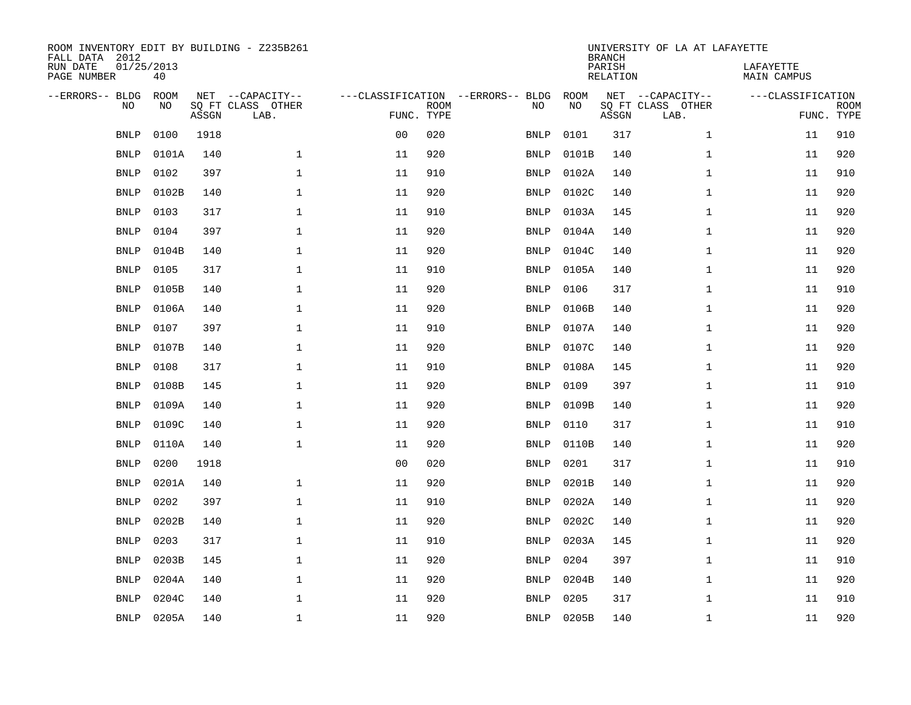ROOM INVENTORY EDIT BY BUILDING - Z235B261
FALL DATA 2012
RUN DATE 01/25/2013
PAGE NUMBER 40

UNIVERSITY OF LA AT LAFAYETTE
BRANCH
PARISH LAFAYETTE
RELATION MAIN CAMPUS

| --ERRORS-- | BLDG NO | ROOM NO | NET SQ FT ASSGN | --CAPACITY-- CLASS LAB. | OTHER | ---CLASSIFICATION FUNC. | ROOM TYPE | --ERRORS-- | BLDG NO | ROOM NO | NET SQ FT ASSGN | --CAPACITY-- CLASS LAB. | OTHER | ---CLASSIFICATION FUNC. | ROOM TYPE |
|---|---|---|---|---|---|---|---|---|---|---|---|---|---|---|---|
| | BNLP | 0100 | 1918 | | | 00 | 020 | | BNLP | 0101 | 317 | | 1 | 11 | 910 |
| | BNLP | 0101A | 140 | | 1 | 11 | 920 | | BNLP | 0101B | 140 | | 1 | 11 | 920 |
| | BNLP | 0102 | 397 | | 1 | 11 | 910 | | BNLP | 0102A | 140 | | 1 | 11 | 910 |
| | BNLP | 0102B | 140 | | 1 | 11 | 920 | | BNLP | 0102C | 140 | | 1 | 11 | 920 |
| | BNLP | 0103 | 317 | | 1 | 11 | 910 | | BNLP | 0103A | 145 | | 1 | 11 | 920 |
| | BNLP | 0104 | 397 | | 1 | 11 | 920 | | BNLP | 0104A | 140 | | 1 | 11 | 920 |
| | BNLP | 0104B | 140 | | 1 | 11 | 920 | | BNLP | 0104C | 140 | | 1 | 11 | 920 |
| | BNLP | 0105 | 317 | | 1 | 11 | 910 | | BNLP | 0105A | 140 | | 1 | 11 | 920 |
| | BNLP | 0105B | 140 | | 1 | 11 | 920 | | BNLP | 0106 | 317 | | 1 | 11 | 910 |
| | BNLP | 0106A | 140 | | 1 | 11 | 920 | | BNLP | 0106B | 140 | | 1 | 11 | 920 |
| | BNLP | 0107 | 397 | | 1 | 11 | 910 | | BNLP | 0107A | 140 | | 1 | 11 | 920 |
| | BNLP | 0107B | 140 | | 1 | 11 | 920 | | BNLP | 0107C | 140 | | 1 | 11 | 920 |
| | BNLP | 0108 | 317 | | 1 | 11 | 910 | | BNLP | 0108A | 145 | | 1 | 11 | 920 |
| | BNLP | 0108B | 145 | | 1 | 11 | 920 | | BNLP | 0109 | 397 | | 1 | 11 | 910 |
| | BNLP | 0109A | 140 | | 1 | 11 | 920 | | BNLP | 0109B | 140 | | 1 | 11 | 920 |
| | BNLP | 0109C | 140 | | 1 | 11 | 920 | | BNLP | 0110 | 317 | | 1 | 11 | 910 |
| | BNLP | 0110A | 140 | | 1 | 11 | 920 | | BNLP | 0110B | 140 | | 1 | 11 | 920 |
| | BNLP | 0200 | 1918 | | | 00 | 020 | | BNLP | 0201 | 317 | | 1 | 11 | 910 |
| | BNLP | 0201A | 140 | | 1 | 11 | 920 | | BNLP | 0201B | 140 | | 1 | 11 | 920 |
| | BNLP | 0202 | 397 | | 1 | 11 | 910 | | BNLP | 0202A | 140 | | 1 | 11 | 920 |
| | BNLP | 0202B | 140 | | 1 | 11 | 920 | | BNLP | 0202C | 140 | | 1 | 11 | 920 |
| | BNLP | 0203 | 317 | | 1 | 11 | 910 | | BNLP | 0203A | 145 | | 1 | 11 | 920 |
| | BNLP | 0203B | 145 | | 1 | 11 | 920 | | BNLP | 0204 | 397 | | 1 | 11 | 910 |
| | BNLP | 0204A | 140 | | 1 | 11 | 920 | | BNLP | 0204B | 140 | | 1 | 11 | 920 |
| | BNLP | 0204C | 140 | | 1 | 11 | 920 | | BNLP | 0205 | 317 | | 1 | 11 | 910 |
| | BNLP | 0205A | 140 | | 1 | 11 | 920 | | BNLP | 0205B | 140 | | 1 | 11 | 920 |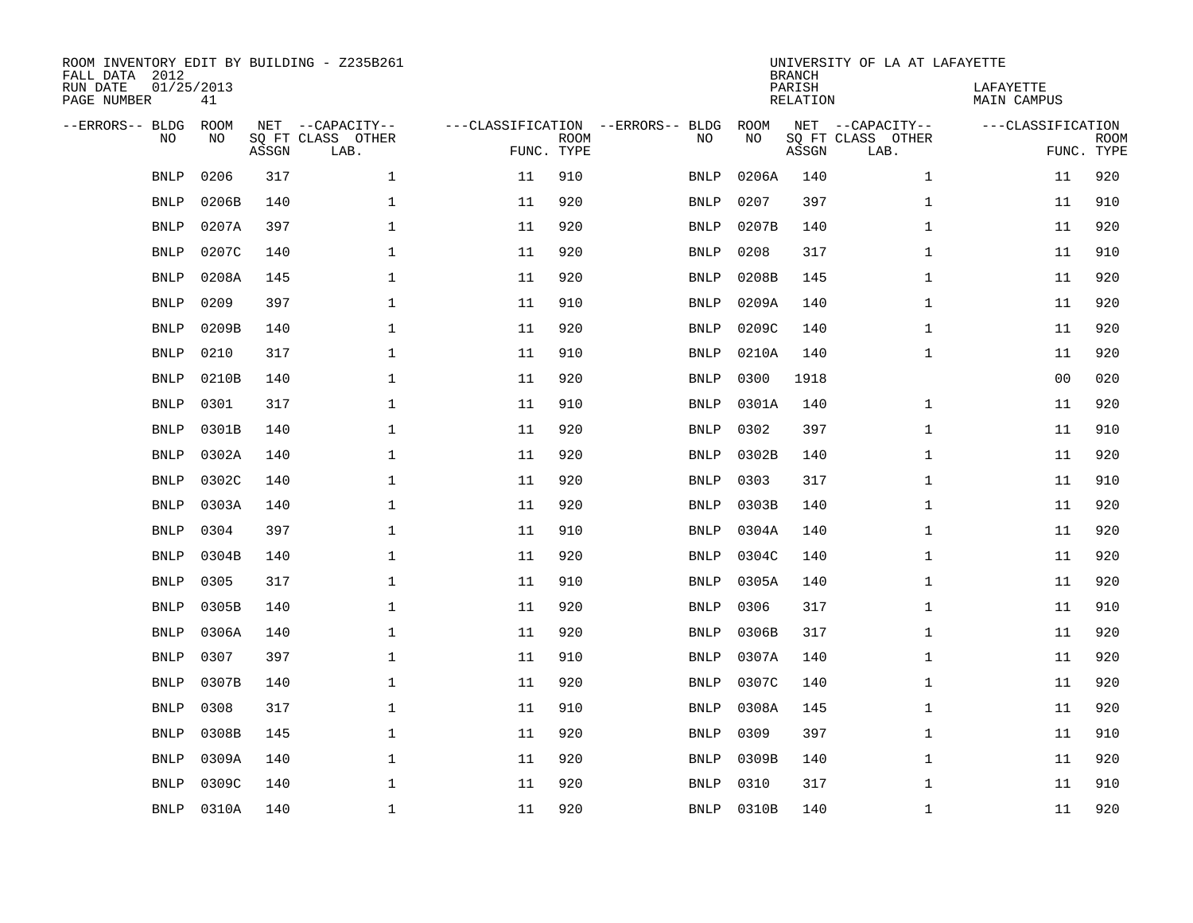ROOM INVENTORY EDIT BY BUILDING - Z235B261
FALL DATA 2012
RUN DATE 01/25/2013
PAGE NUMBER 41

UNIVERSITY OF LA AT LAFAYETTE
BRANCH
PARISH LAFAYETTE
RELATION MAIN CAMPUS

| --ERRORS-- | BLDG NO | ROOM NO | NET SQ FT ASSGN | --CAPACITY-- CLASS | OTHER LAB. | ---CLASSIFICATION FUNC. | ROOM TYPE | --ERRORS-- | BLDG NO | ROOM NO | NET SQ FT ASSGN | --CAPACITY-- CLASS | OTHER LAB. | ---CLASSIFICATION FUNC. | ROOM TYPE |
|---|---|---|---|---|---|---|---|---|---|---|---|---|---|---|---|
| | BNLP | 0206 | 317 | | 1 | 11 | 910 | | BNLP | 0206A | 140 | | 1 | 11 | 920 |
| | BNLP | 0206B | 140 | | 1 | 11 | 920 | | BNLP | 0207 | 397 | | 1 | 11 | 910 |
| | BNLP | 0207A | 397 | | 1 | 11 | 920 | | BNLP | 0207B | 140 | | 1 | 11 | 920 |
| | BNLP | 0207C | 140 | | 1 | 11 | 920 | | BNLP | 0208 | 317 | | 1 | 11 | 910 |
| | BNLP | 0208A | 145 | | 1 | 11 | 920 | | BNLP | 0208B | 145 | | 1 | 11 | 920 |
| | BNLP | 0209 | 397 | | 1 | 11 | 910 | | BNLP | 0209A | 140 | | 1 | 11 | 920 |
| | BNLP | 0209B | 140 | | 1 | 11 | 920 | | BNLP | 0209C | 140 | | 1 | 11 | 920 |
| | BNLP | 0210 | 317 | | 1 | 11 | 910 | | BNLP | 0210A | 140 | | 1 | 11 | 920 |
| | BNLP | 0210B | 140 | | 1 | 11 | 920 | | BNLP | 0300 | 1918 | | | 00 | 020 |
| | BNLP | 0301 | 317 | | 1 | 11 | 910 | | BNLP | 0301A | 140 | | 1 | 11 | 920 |
| | BNLP | 0301B | 140 | | 1 | 11 | 920 | | BNLP | 0302 | 397 | | 1 | 11 | 910 |
| | BNLP | 0302A | 140 | | 1 | 11 | 920 | | BNLP | 0302B | 140 | | 1 | 11 | 920 |
| | BNLP | 0302C | 140 | | 1 | 11 | 920 | | BNLP | 0303 | 317 | | 1 | 11 | 910 |
| | BNLP | 0303A | 140 | | 1 | 11 | 920 | | BNLP | 0303B | 140 | | 1 | 11 | 920 |
| | BNLP | 0304 | 397 | | 1 | 11 | 910 | | BNLP | 0304A | 140 | | 1 | 11 | 920 |
| | BNLP | 0304B | 140 | | 1 | 11 | 920 | | BNLP | 0304C | 140 | | 1 | 11 | 920 |
| | BNLP | 0305 | 317 | | 1 | 11 | 910 | | BNLP | 0305A | 140 | | 1 | 11 | 920 |
| | BNLP | 0305B | 140 | | 1 | 11 | 920 | | BNLP | 0306 | 317 | | 1 | 11 | 910 |
| | BNLP | 0306A | 140 | | 1 | 11 | 920 | | BNLP | 0306B | 317 | | 1 | 11 | 920 |
| | BNLP | 0307 | 397 | | 1 | 11 | 910 | | BNLP | 0307A | 140 | | 1 | 11 | 920 |
| | BNLP | 0307B | 140 | | 1 | 11 | 920 | | BNLP | 0307C | 140 | | 1 | 11 | 920 |
| | BNLP | 0308 | 317 | | 1 | 11 | 910 | | BNLP | 0308A | 145 | | 1 | 11 | 920 |
| | BNLP | 0308B | 145 | | 1 | 11 | 920 | | BNLP | 0309 | 397 | | 1 | 11 | 910 |
| | BNLP | 0309A | 140 | | 1 | 11 | 920 | | BNLP | 0309B | 140 | | 1 | 11 | 920 |
| | BNLP | 0309C | 140 | | 1 | 11 | 920 | | BNLP | 0310 | 317 | | 1 | 11 | 910 |
| | BNLP | 0310A | 140 | | 1 | 11 | 920 | | BNLP | 0310B | 140 | | 1 | 11 | 920 |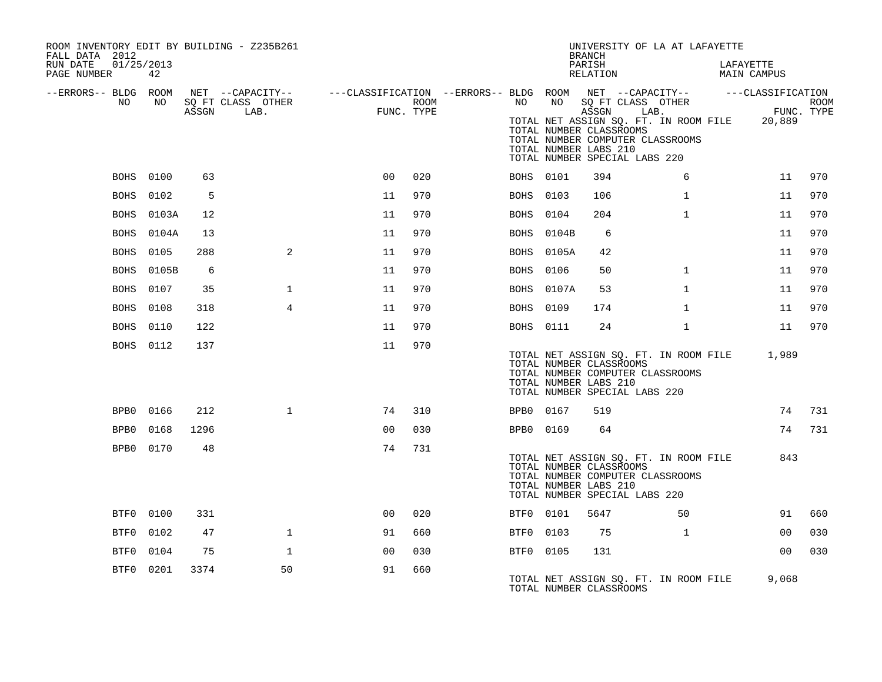ROOM INVENTORY EDIT BY BUILDING - Z235B261
FALL DATA 2012
RUN DATE 01/25/2013
PAGE NUMBER 42

UNIVERSITY OF LA AT LAFAYETTE
BRANCH
PARISH LAFAYETTE
RELATION MAIN CAMPUS

| --ERRORS-- | BLDG NO | ROOM NO | NET SQ FT ASSGN | --CAPACITY-- CLASS LAB. | OTHER | ---CLASSIFICATION FUNC. | ROOM TYPE | --ERRORS-- | BLDG NO | ROOM NO | NET SQ FT ASSGN | --CAPACITY-- CLASS LAB. | OTHER | ---CLASSIFICATION FUNC. | ROOM TYPE |
|---|---|---|---|---|---|---|---|---|---|---|---|---|---|---|---|
| | | | | | | | | | TOTAL NET ASSIGN SQ. FT. IN ROOM FILE | | | | | 20,889 | |
| | | | | | | | | | TOTAL NUMBER CLASSROOMS | | | | | | |
| | | | | | | | | | TOTAL NUMBER COMPUTER CLASSROOMS | | | | | | |
| | | | | | | | | | TOTAL NUMBER LABS 210 | | | | | | |
| | | | | | | | | | TOTAL NUMBER SPECIAL LABS 220 | | | | | | |
| | BOHS | 0100 | 63 | | | 00 | 020 | | BOHS | 0101 | 394 | | 6 | 11 | 970 |
| | BOHS | 0102 | 5 | | | 11 | 970 | | BOHS | 0103 | 106 | | 1 | 11 | 970 |
| | BOHS | 0103A | 12 | | | 11 | 970 | | BOHS | 0104 | 204 | | 1 | 11 | 970 |
| | BOHS | 0104A | 13 | | | 11 | 970 | | BOHS | 0104B | 6 | | | 11 | 970 |
| | BOHS | 0105 | 288 | | 2 | 11 | 970 | | BOHS | 0105A | 42 | | | 11 | 970 |
| | BOHS | 0105B | 6 | | | 11 | 970 | | BOHS | 0106 | 50 | | 1 | 11 | 970 |
| | BOHS | 0107 | 35 | | 1 | 11 | 970 | | BOHS | 0107A | 53 | | 1 | 11 | 970 |
| | BOHS | 0108 | 318 | | 4 | 11 | 970 | | BOHS | 0109 | 174 | | 1 | 11 | 970 |
| | BOHS | 0110 | 122 | | | 11 | 970 | | BOHS | 0111 | 24 | | 1 | 11 | 970 |
| | BOHS | 0112 | 137 | | | 11 | 970 | | | | | | | | |
| | | | | | | | | | TOTAL NET ASSIGN SQ. FT. IN ROOM FILE | | | | | 1,989 | |
| | | | | | | | | | TOTAL NUMBER CLASSROOMS | | | | | | |
| | | | | | | | | | TOTAL NUMBER COMPUTER CLASSROOMS | | | | | | |
| | | | | | | | | | TOTAL NUMBER LABS 210 | | | | | | |
| | | | | | | | | | TOTAL NUMBER SPECIAL LABS 220 | | | | | | |
| | BPB0 | 0166 | 212 | | 1 | 74 | 310 | | BPB0 | 0167 | 519 | | | 74 | 731 |
| | BPB0 | 0168 | 1296 | | | 00 | 030 | | BPB0 | 0169 | 64 | | | 74 | 731 |
| | BPB0 | 0170 | 48 | | | 74 | 731 | | | | | | | | |
| | | | | | | | | | TOTAL NET ASSIGN SQ. FT. IN ROOM FILE | | | | | 843 | |
| | | | | | | | | | TOTAL NUMBER CLASSROOMS | | | | | | |
| | | | | | | | | | TOTAL NUMBER COMPUTER CLASSROOMS | | | | | | |
| | | | | | | | | | TOTAL NUMBER LABS 210 | | | | | | |
| | | | | | | | | | TOTAL NUMBER SPECIAL LABS 220 | | | | | | |
| | BTF0 | 0100 | 331 | | | 00 | 020 | | BTF0 | 0101 | 5647 | | 50 | 91 | 660 |
| | BTF0 | 0102 | 47 | | 1 | 91 | 660 | | BTF0 | 0103 | 75 | | 1 | 00 | 030 |
| | BTF0 | 0104 | 75 | | 1 | 00 | 030 | | BTF0 | 0105 | 131 | | | 00 | 030 |
| | BTF0 | 0201 | 3374 | | 50 | 91 | 660 | | | | | | | | |
| | | | | | | | | | TOTAL NET ASSIGN SQ. FT. IN ROOM FILE | | | | | 9,068 | |
| | | | | | | | | | TOTAL NUMBER CLASSROOMS | | | | | | |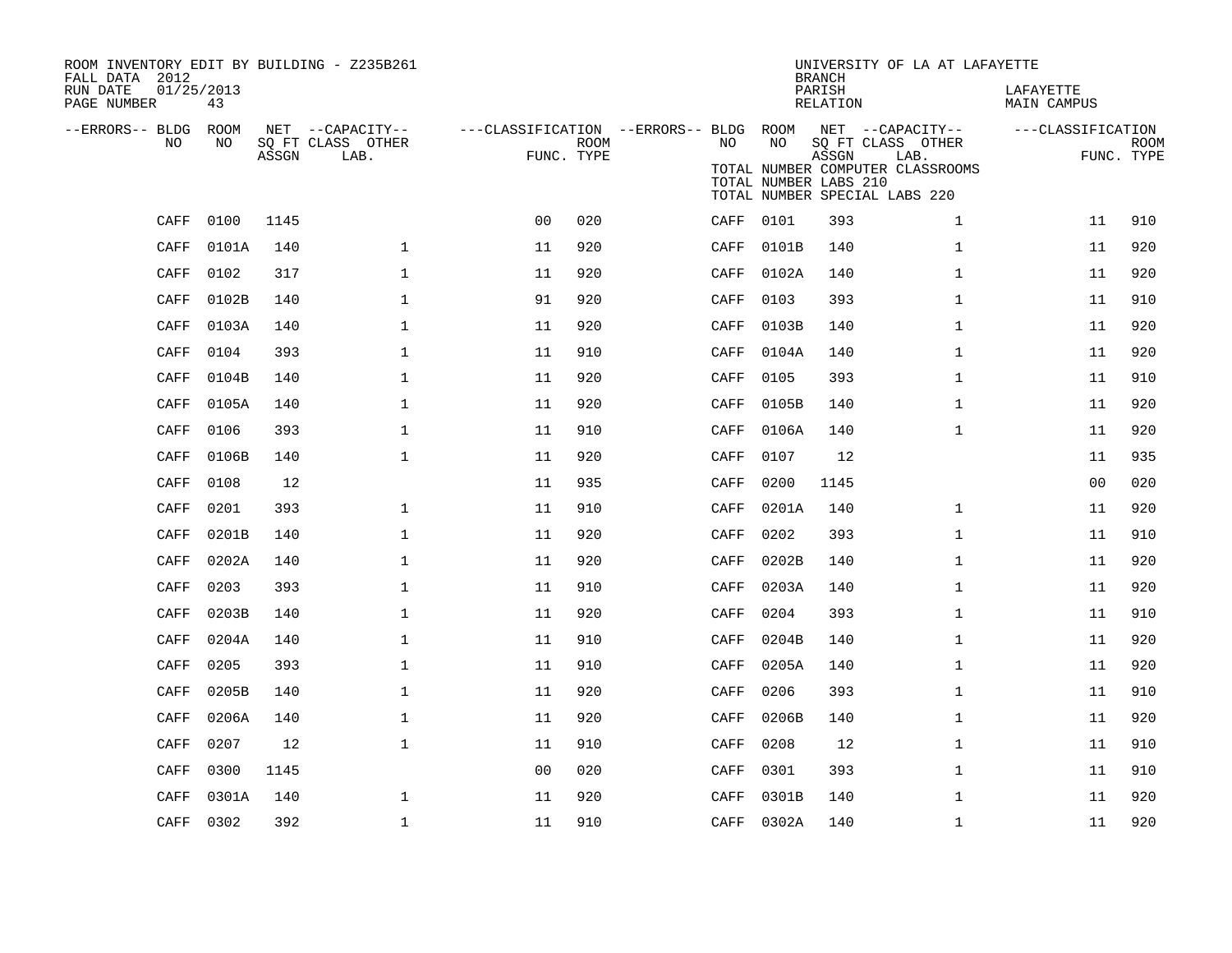ROOM INVENTORY EDIT BY BUILDING - Z235B261
FALL DATA 2012
RUN DATE 01/25/2013
PAGE NUMBER 43

UNIVERSITY OF LA AT LAFAYETTE
BRANCH
PARISH LAFAYETTE
RELATION MAIN CAMPUS

TOTAL NUMBER COMPUTER CLASSROOMS
TOTAL NUMBER LABS 210
TOTAL NUMBER SPECIAL LABS 220

| --ERRORS-- | BLDG NO | ROOM NO | NET SQ FT ASSGN | --CAPACITY-- CLASS LAB. | OTHER | ---CLASSIFICATION FUNC. | ROOM TYPE | --ERRORS-- | BLDG NO | ROOM NO | NET SQ FT ASSGN | --CAPACITY-- CLASS LAB. | OTHER | ---CLASSIFICATION FUNC. | ROOM TYPE |
|---|---|---|---|---|---|---|---|---|---|---|---|---|---|---|---|
| | CAFF | 0100 | 1145 | | | 00 | 020 | | CAFF | 0101 | 393 | | 1 | 11 | 910 |
| | CAFF | 0101A | 140 | | 1 | 11 | 920 | | CAFF | 0101B | 140 | | 1 | 11 | 920 |
| | CAFF | 0102 | 317 | | 1 | 11 | 920 | | CAFF | 0102A | 140 | | 1 | 11 | 920 |
| | CAFF | 0102B | 140 | | 1 | 91 | 920 | | CAFF | 0103 | 393 | | 1 | 11 | 910 |
| | CAFF | 0103A | 140 | | 1 | 11 | 920 | | CAFF | 0103B | 140 | | 1 | 11 | 920 |
| | CAFF | 0104 | 393 | | 1 | 11 | 910 | | CAFF | 0104A | 140 | | 1 | 11 | 920 |
| | CAFF | 0104B | 140 | | 1 | 11 | 920 | | CAFF | 0105 | 393 | | 1 | 11 | 910 |
| | CAFF | 0105A | 140 | | 1 | 11 | 920 | | CAFF | 0105B | 140 | | 1 | 11 | 920 |
| | CAFF | 0106 | 393 | | 1 | 11 | 910 | | CAFF | 0106A | 140 | | 1 | 11 | 920 |
| | CAFF | 0106B | 140 | | 1 | 11 | 920 | | CAFF | 0107 | 12 | | | 11 | 935 |
| | CAFF | 0108 | 12 | | | 11 | 935 | | CAFF | 0200 | 1145 | | | 00 | 020 |
| | CAFF | 0201 | 393 | | 1 | 11 | 910 | | CAFF | 0201A | 140 | | 1 | 11 | 920 |
| | CAFF | 0201B | 140 | | 1 | 11 | 920 | | CAFF | 0202 | 393 | | 1 | 11 | 910 |
| | CAFF | 0202A | 140 | | 1 | 11 | 920 | | CAFF | 0202B | 140 | | 1 | 11 | 920 |
| | CAFF | 0203 | 393 | | 1 | 11 | 910 | | CAFF | 0203A | 140 | | 1 | 11 | 920 |
| | CAFF | 0203B | 140 | | 1 | 11 | 920 | | CAFF | 0204 | 393 | | 1 | 11 | 910 |
| | CAFF | 0204A | 140 | | 1 | 11 | 910 | | CAFF | 0204B | 140 | | 1 | 11 | 920 |
| | CAFF | 0205 | 393 | | 1 | 11 | 910 | | CAFF | 0205A | 140 | | 1 | 11 | 920 |
| | CAFF | 0205B | 140 | | 1 | 11 | 920 | | CAFF | 0206 | 393 | | 1 | 11 | 910 |
| | CAFF | 0206A | 140 | | 1 | 11 | 920 | | CAFF | 0206B | 140 | | 1 | 11 | 920 |
| | CAFF | 0207 | 12 | | 1 | 11 | 910 | | CAFF | 0208 | 12 | | 1 | 11 | 910 |
| | CAFF | 0300 | 1145 | | | 00 | 020 | | CAFF | 0301 | 393 | | 1 | 11 | 910 |
| | CAFF | 0301A | 140 | | 1 | 11 | 920 | | CAFF | 0301B | 140 | | 1 | 11 | 920 |
| | CAFF | 0302 | 392 | | 1 | 11 | 910 | | CAFF | 0302A | 140 | | 1 | 11 | 920 |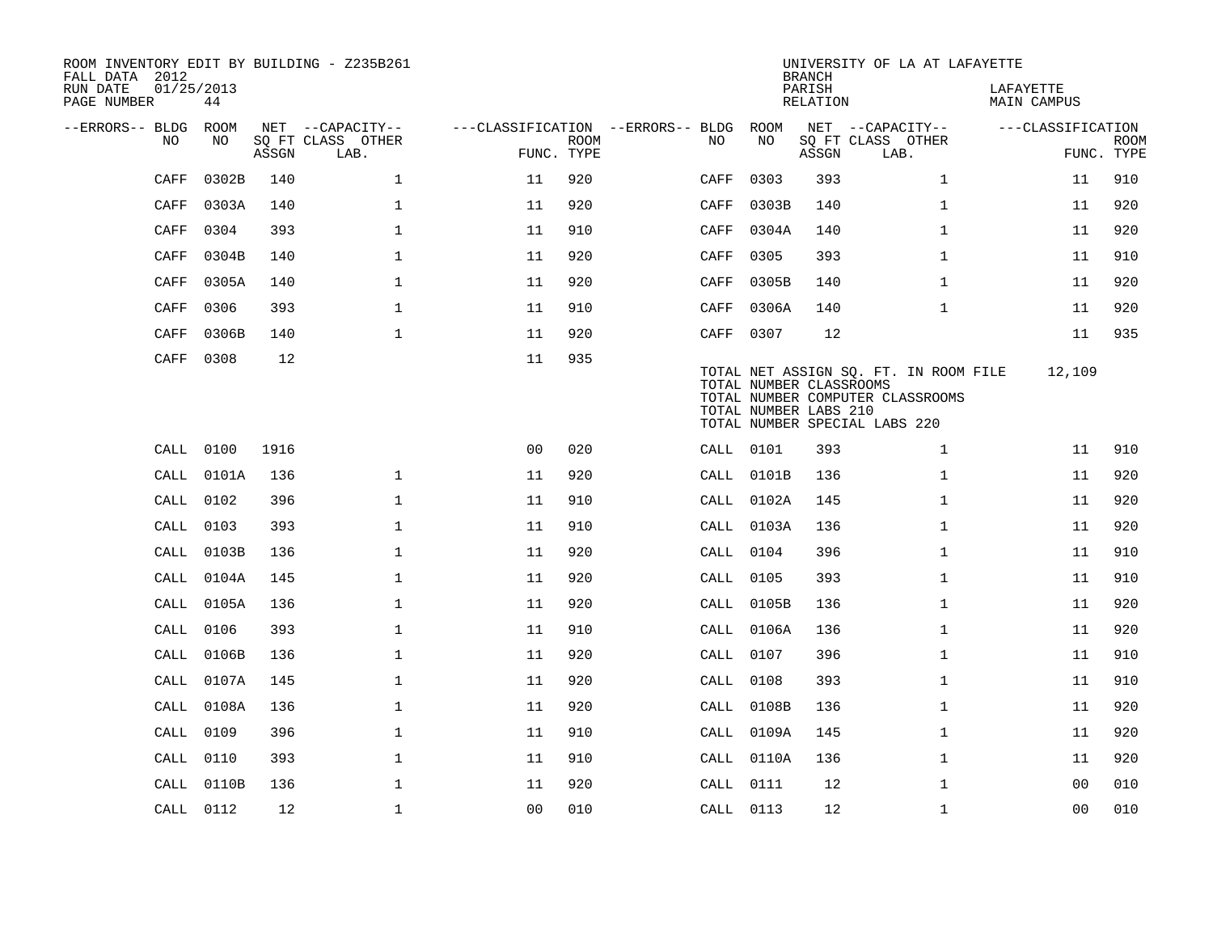ROOM INVENTORY EDIT BY BUILDING - Z235B261
FALL DATA 2012
RUN DATE 01/25/2013
PAGE NUMBER 44

UNIVERSITY OF LA AT LAFAYETTE
BRANCH
PARISH LAFAYETTE
RELATION MAIN CAMPUS

| --ERRORS-- | BLDG NO | ROOM NO | NET SQ FT ASSGN | --CAPACITY-- CLASS | OTHER LAB. | ---CLASSIFICATION FUNC. | ROOM TYPE | --ERRORS-- | BLDG NO | ROOM NO | NET SQ FT ASSGN | --CAPACITY-- CLASS | OTHER LAB. | ---CLASSIFICATION FUNC. | ROOM TYPE |
|---|---|---|---|---|---|---|---|---|---|---|---|---|---|---|---|
| | CAFF | 0302B | 140 | | 1 | 11 | 920 | | CAFF | 0303 | 393 | | 1 | 11 | 910 |
| | CAFF | 0303A | 140 | | 1 | 11 | 920 | | CAFF | 0303B | 140 | | 1 | 11 | 920 |
| | CAFF | 0304 | 393 | | 1 | 11 | 910 | | CAFF | 0304A | 140 | | 1 | 11 | 920 |
| | CAFF | 0304B | 140 | | 1 | 11 | 920 | | CAFF | 0305 | 393 | | 1 | 11 | 910 |
| | CAFF | 0305A | 140 | | 1 | 11 | 920 | | CAFF | 0305B | 140 | | 1 | 11 | 920 |
| | CAFF | 0306 | 393 | | 1 | 11 | 910 | | CAFF | 0306A | 140 | | 1 | 11 | 920 |
| | CAFF | 0306B | 140 | | 1 | 11 | 920 | | CAFF | 0307 | 12 | | | 11 | 935 |
| | CAFF | 0308 | 12 | | | 11 | 935 | | | | | | | | |

TOTAL NET ASSIGN SQ. FT. IN ROOM FILE 12,109
TOTAL NUMBER CLASSROOMS
TOTAL NUMBER COMPUTER CLASSROOMS
TOTAL NUMBER LABS 210
TOTAL NUMBER SPECIAL LABS 220

| --ERRORS-- | BLDG NO | ROOM NO | NET SQ FT ASSGN | --CAPACITY-- CLASS | OTHER LAB. | ---CLASSIFICATION FUNC. | ROOM TYPE | --ERRORS-- | BLDG NO | ROOM NO | NET SQ FT ASSGN | --CAPACITY-- CLASS | OTHER LAB. | ---CLASSIFICATION FUNC. | ROOM TYPE |
|---|---|---|---|---|---|---|---|---|---|---|---|---|---|---|---|
| | CALL | 0100 | 1916 | | | 00 | 020 | | CALL | 0101 | 393 | | 1 | 11 | 910 |
| | CALL | 0101A | 136 | | 1 | 11 | 920 | | CALL | 0101B | 136 | | 1 | 11 | 920 |
| | CALL | 0102 | 396 | | 1 | 11 | 910 | | CALL | 0102A | 145 | | 1 | 11 | 920 |
| | CALL | 0103 | 393 | | 1 | 11 | 910 | | CALL | 0103A | 136 | | 1 | 11 | 920 |
| | CALL | 0103B | 136 | | 1 | 11 | 920 | | CALL | 0104 | 396 | | 1 | 11 | 910 |
| | CALL | 0104A | 145 | | 1 | 11 | 920 | | CALL | 0105 | 393 | | 1 | 11 | 910 |
| | CALL | 0105A | 136 | | 1 | 11 | 920 | | CALL | 0105B | 136 | | 1 | 11 | 920 |
| | CALL | 0106 | 393 | | 1 | 11 | 910 | | CALL | 0106A | 136 | | 1 | 11 | 920 |
| | CALL | 0106B | 136 | | 1 | 11 | 920 | | CALL | 0107 | 396 | | 1 | 11 | 910 |
| | CALL | 0107A | 145 | | 1 | 11 | 920 | | CALL | 0108 | 393 | | 1 | 11 | 910 |
| | CALL | 0108A | 136 | | 1 | 11 | 920 | | CALL | 0108B | 136 | | 1 | 11 | 920 |
| | CALL | 0109 | 396 | | 1 | 11 | 910 | | CALL | 0109A | 145 | | 1 | 11 | 920 |
| | CALL | 0110 | 393 | | 1 | 11 | 910 | | CALL | 0110A | 136 | | 1 | 11 | 920 |
| | CALL | 0110B | 136 | | 1 | 11 | 920 | | CALL | 0111 | 12 | | 1 | 00 | 010 |
| | CALL | 0112 | 12 | | 1 | 00 | 010 | | CALL | 0113 | 12 | | 1 | 00 | 010 |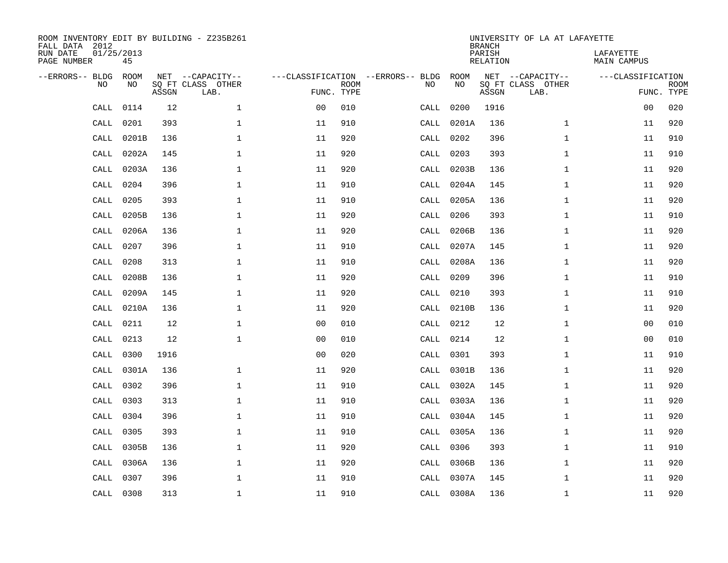ROOM INVENTORY EDIT BY BUILDING - Z235B261
FALL DATA 2012
RUN DATE 01/25/2013
PAGE NUMBER 45

UNIVERSITY OF LA AT LAFAYETTE
BRANCH
PARISH LAFAYETTE
RELATION MAIN CAMPUS

| --ERRORS-- | BLDG NO | ROOM NO | NET SQ FT ASSGN | --CAPACITY-- CLASS LAB. | OTHER | ---CLASSIFICATION FUNC. | ROOM TYPE | --ERRORS-- | BLDG NO | ROOM NO | NET SQ FT ASSGN | --CAPACITY-- CLASS LAB. | OTHER | ---CLASSIFICATION FUNC. | ROOM TYPE |
|---|---|---|---|---|---|---|---|---|---|---|---|---|---|---|---|
| | CALL | 0114 | 12 | | 1 | 00 | 010 | | CALL | 0200 | 1916 | | | 00 | 020 |
| | CALL | 0201 | 393 | | 1 | 11 | 910 | | CALL | 0201A | 136 | | 1 | 11 | 920 |
| | CALL | 0201B | 136 | | 1 | 11 | 920 | | CALL | 0202 | 396 | | 1 | 11 | 910 |
| | CALL | 0202A | 145 | | 1 | 11 | 920 | | CALL | 0203 | 393 | | 1 | 11 | 910 |
| | CALL | 0203A | 136 | | 1 | 11 | 920 | | CALL | 0203B | 136 | | 1 | 11 | 920 |
| | CALL | 0204 | 396 | | 1 | 11 | 910 | | CALL | 0204A | 145 | | 1 | 11 | 920 |
| | CALL | 0205 | 393 | | 1 | 11 | 910 | | CALL | 0205A | 136 | | 1 | 11 | 920 |
| | CALL | 0205B | 136 | | 1 | 11 | 920 | | CALL | 0206 | 393 | | 1 | 11 | 910 |
| | CALL | 0206A | 136 | | 1 | 11 | 920 | | CALL | 0206B | 136 | | 1 | 11 | 920 |
| | CALL | 0207 | 396 | | 1 | 11 | 910 | | CALL | 0207A | 145 | | 1 | 11 | 920 |
| | CALL | 0208 | 313 | | 1 | 11 | 910 | | CALL | 0208A | 136 | | 1 | 11 | 920 |
| | CALL | 0208B | 136 | | 1 | 11 | 920 | | CALL | 0209 | 396 | | 1 | 11 | 910 |
| | CALL | 0209A | 145 | | 1 | 11 | 920 | | CALL | 0210 | 393 | | 1 | 11 | 910 |
| | CALL | 0210A | 136 | | 1 | 11 | 920 | | CALL | 0210B | 136 | | 1 | 11 | 920 |
| | CALL | 0211 | 12 | | 1 | 00 | 010 | | CALL | 0212 | 12 | | 1 | 00 | 010 |
| | CALL | 0213 | 12 | | 1 | 00 | 010 | | CALL | 0214 | 12 | | 1 | 00 | 010 |
| | CALL | 0300 | 1916 | | | 00 | 020 | | CALL | 0301 | 393 | | 1 | 11 | 910 |
| | CALL | 0301A | 136 | | 1 | 11 | 920 | | CALL | 0301B | 136 | | 1 | 11 | 920 |
| | CALL | 0302 | 396 | | 1 | 11 | 910 | | CALL | 0302A | 145 | | 1 | 11 | 920 |
| | CALL | 0303 | 313 | | 1 | 11 | 910 | | CALL | 0303A | 136 | | 1 | 11 | 920 |
| | CALL | 0304 | 396 | | 1 | 11 | 910 | | CALL | 0304A | 145 | | 1 | 11 | 920 |
| | CALL | 0305 | 393 | | 1 | 11 | 910 | | CALL | 0305A | 136 | | 1 | 11 | 920 |
| | CALL | 0305B | 136 | | 1 | 11 | 920 | | CALL | 0306 | 393 | | 1 | 11 | 910 |
| | CALL | 0306A | 136 | | 1 | 11 | 920 | | CALL | 0306B | 136 | | 1 | 11 | 920 |
| | CALL | 0307 | 396 | | 1 | 11 | 910 | | CALL | 0307A | 145 | | 1 | 11 | 920 |
| | CALL | 0308 | 313 | | 1 | 11 | 910 | | CALL | 0308A | 136 | | 1 | 11 | 920 |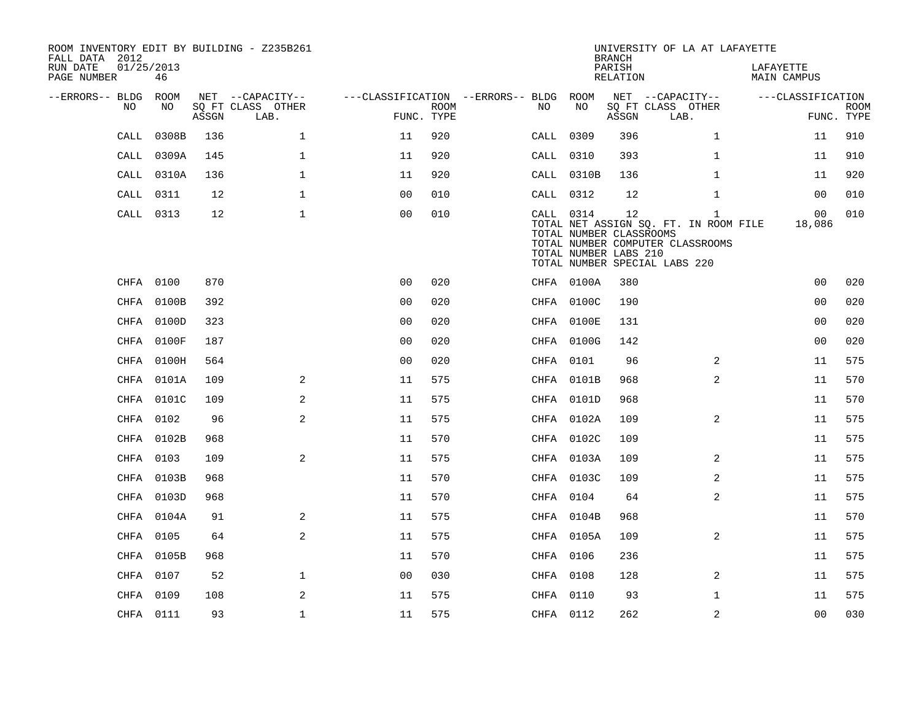ROOM INVENTORY EDIT BY BUILDING - Z235B261
FALL DATA 2012
RUN DATE 01/25/2013
PAGE NUMBER 46

UNIVERSITY OF LA AT LAFAYETTE
BRANCH
PARISH LAFAYETTE
RELATION MAIN CAMPUS

| --ERRORS-- | BLDG NO | ROOM NO | NET SQ FT ASSGN | --CAPACITY-- CLASS | OTHER LAB. | ---CLASSIFICATION FUNC. | ROOM TYPE | --ERRORS-- | BLDG NO | ROOM NO | NET SQ FT ASSGN | --CAPACITY-- CLASS | OTHER LAB. | ---CLASSIFICATION FUNC. | ROOM TYPE |
|---|---|---|---|---|---|---|---|---|---|---|---|---|---|---|---|
| | CALL | 0308B | 136 | | 1 | 11 | 920 | | CALL | 0309 | 396 | | 1 | 11 | 910 |
| | CALL | 0309A | 145 | | 1 | 11 | 920 | | CALL | 0310 | 393 | | 1 | 11 | 910 |
| | CALL | 0310A | 136 | | 1 | 11 | 920 | | CALL | 0310B | 136 | | 1 | 11 | 920 |
| | CALL | 0311 | 12 | | 1 | 00 | 010 | | CALL | 0312 | 12 | | 1 | 00 | 010 |
| | CALL | 0313 | 12 | | 1 | 00 | 010 | | CALL | 0314 | 12 | | 1 | 00 | 010 |
| | | | | | | | | | TOTAL NET ASSIGN SQ. FT. IN ROOM FILE | | | | | 18,086 | |
| | | | | | | | | | TOTAL NUMBER CLASSROOMS | | | | | | |
| | | | | | | | | | TOTAL NUMBER COMPUTER CLASSROOMS | | | | | | |
| | | | | | | | | | TOTAL NUMBER LABS 210 | | | | | | |
| | | | | | | | | | TOTAL NUMBER SPECIAL LABS 220 | | | | | | |
| | CHFA | 0100 | 870 | | | 00 | 020 | | CHFA | 0100A | 380 | | | 00 | 020 |
| | CHFA | 0100B | 392 | | | 00 | 020 | | CHFA | 0100C | 190 | | | 00 | 020 |
| | CHFA | 0100D | 323 | | | 00 | 020 | | CHFA | 0100E | 131 | | | 00 | 020 |
| | CHFA | 0100F | 187 | | | 00 | 020 | | CHFA | 0100G | 142 | | | 00 | 020 |
| | CHFA | 0100H | 564 | | | 00 | 020 | | CHFA | 0101 | 96 | | 2 | 11 | 575 |
| | CHFA | 0101A | 109 | | 2 | 11 | 575 | | CHFA | 0101B | 968 | | 2 | 11 | 570 |
| | CHFA | 0101C | 109 | | 2 | 11 | 575 | | CHFA | 0101D | 968 | | | 11 | 570 |
| | CHFA | 0102 | 96 | | 2 | 11 | 575 | | CHFA | 0102A | 109 | | 2 | 11 | 575 |
| | CHFA | 0102B | 968 | | | 11 | 570 | | CHFA | 0102C | 109 | | | 11 | 575 |
| | CHFA | 0103 | 109 | | 2 | 11 | 575 | | CHFA | 0103A | 109 | | 2 | 11 | 575 |
| | CHFA | 0103B | 968 | | | 11 | 570 | | CHFA | 0103C | 109 | | 2 | 11 | 575 |
| | CHFA | 0103D | 968 | | | 11 | 570 | | CHFA | 0104 | 64 | | 2 | 11 | 575 |
| | CHFA | 0104A | 91 | | 2 | 11 | 575 | | CHFA | 0104B | 968 | | | 11 | 570 |
| | CHFA | 0105 | 64 | | 2 | 11 | 575 | | CHFA | 0105A | 109 | | 2 | 11 | 575 |
| | CHFA | 0105B | 968 | | | 11 | 570 | | CHFA | 0106 | 236 | | | 11 | 575 |
| | CHFA | 0107 | 52 | | 1 | 00 | 030 | | CHFA | 0108 | 128 | | 2 | 11 | 575 |
| | CHFA | 0109 | 108 | | 2 | 11 | 575 | | CHFA | 0110 | 93 | | 1 | 11 | 575 |
| | CHFA | 0111 | 93 | | 1 | 11 | 575 | | CHFA | 0112 | 262 | | 2 | 00 | 030 |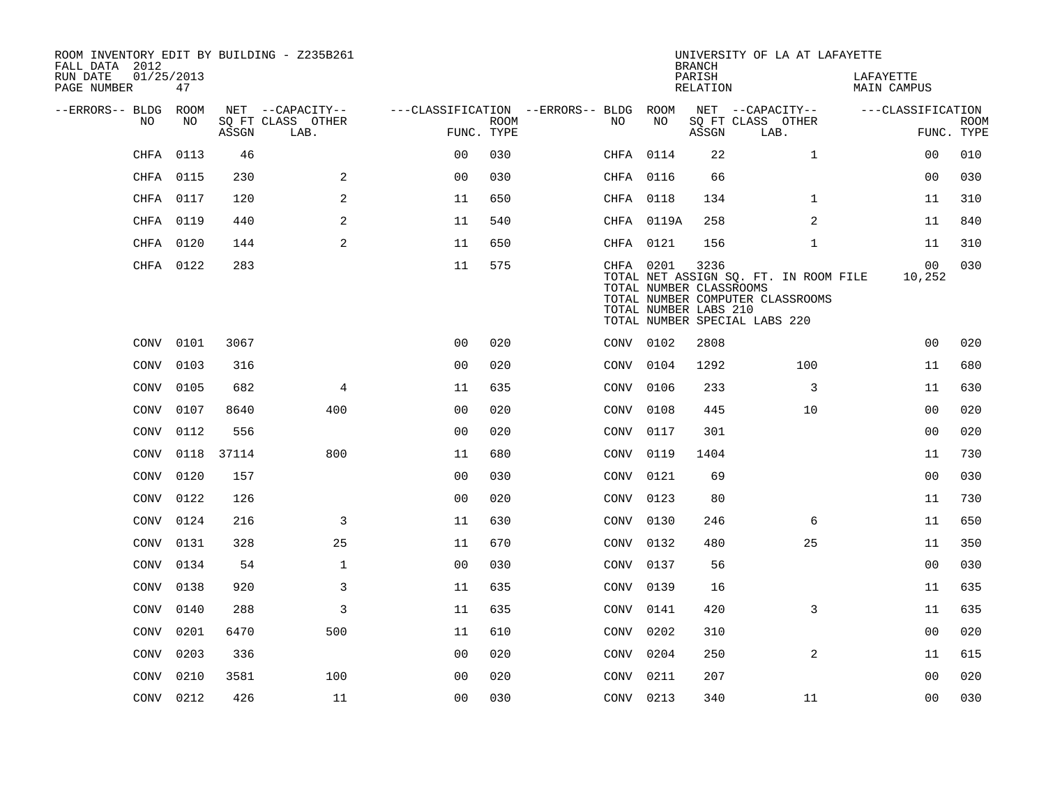ROOM INVENTORY EDIT BY BUILDING - Z235B261
FALL DATA 2012
RUN DATE 01/25/2013
PAGE NUMBER 47

UNIVERSITY OF LA AT LAFAYETTE
BRANCH
PARISH LAFAYETTE
RELATION MAIN CAMPUS

| --ERRORS-- | BLDG NO | ROOM NO | NET SQ FT ASSGN | --CAPACITY-- CLASS LAB. | OTHER | ---CLASSIFICATION FUNC. | ROOM TYPE | --ERRORS-- | BLDG NO | ROOM NO | NET SQ FT ASSGN | --CAPACITY-- CLASS LAB. | OTHER | ---CLASSIFICATION FUNC. | ROOM TYPE |
|---|---|---|---|---|---|---|---|---|---|---|---|---|---|---|---|
| | CHFA | 0113 | 46 | | | 00 | 030 | | CHFA | 0114 | 22 | | 1 | 00 | 010 |
| | CHFA | 0115 | 230 | | 2 | 00 | 030 | | CHFA | 0116 | 66 | | | 00 | 030 |
| | CHFA | 0117 | 120 | | 2 | 11 | 650 | | CHFA | 0118 | 134 | | 1 | 11 | 310 |
| | CHFA | 0119 | 440 | | 2 | 11 | 540 | | CHFA | 0119A | 258 | | 2 | 11 | 840 |
| | CHFA | 0120 | 144 | | 2 | 11 | 650 | | CHFA | 0121 | 156 | | 1 | 11 | 310 |
| | CHFA | 0122 | 283 | | | 11 | 575 | | CHFA | 0201 | 3236 | | | 00 | 030 |
| | | | | | | | | | TOTAL NET ASSIGN SQ. FT. IN ROOM FILE | | | | | 10,252 | |
| | | | | | | | | | TOTAL NUMBER CLASSROOMS | | | | | | |
| | | | | | | | | | TOTAL NUMBER COMPUTER CLASSROOMS | | | | | | |
| | | | | | | | | | TOTAL NUMBER LABS 210 | | | | | | |
| | | | | | | | | | TOTAL NUMBER SPECIAL LABS 220 | | | | | | |
| | CONV | 0101 | 3067 | | | 00 | 020 | | CONV | 0102 | 2808 | | | 00 | 020 |
| | CONV | 0103 | 316 | | | 00 | 020 | | CONV | 0104 | 1292 | | 100 | 11 | 680 |
| | CONV | 0105 | 682 | | 4 | 11 | 635 | | CONV | 0106 | 233 | | 3 | 11 | 630 |
| | CONV | 0107 | 8640 | | 400 | 00 | 020 | | CONV | 0108 | 445 | | 10 | 00 | 020 |
| | CONV | 0112 | 556 | | | 00 | 020 | | CONV | 0117 | 301 | | | 00 | 020 |
| | CONV | 0118 | 37114 | | 800 | 11 | 680 | | CONV | 0119 | 1404 | | | 11 | 730 |
| | CONV | 0120 | 157 | | | 00 | 030 | | CONV | 0121 | 69 | | | 00 | 030 |
| | CONV | 0122 | 126 | | | 00 | 020 | | CONV | 0123 | 80 | | | 11 | 730 |
| | CONV | 0124 | 216 | | 3 | 11 | 630 | | CONV | 0130 | 246 | | 6 | 11 | 650 |
| | CONV | 0131 | 328 | | 25 | 11 | 670 | | CONV | 0132 | 480 | | 25 | 11 | 350 |
| | CONV | 0134 | 54 | | 1 | 00 | 030 | | CONV | 0137 | 56 | | | 00 | 030 |
| | CONV | 0138 | 920 | | 3 | 11 | 635 | | CONV | 0139 | 16 | | | 11 | 635 |
| | CONV | 0140 | 288 | | 3 | 11 | 635 | | CONV | 0141 | 420 | | 3 | 11 | 635 |
| | CONV | 0201 | 6470 | | 500 | 11 | 610 | | CONV | 0202 | 310 | | | 00 | 020 |
| | CONV | 0203 | 336 | | | 00 | 020 | | CONV | 0204 | 250 | | 2 | 11 | 615 |
| | CONV | 0210 | 3581 | | 100 | 00 | 020 | | CONV | 0211 | 207 | | | 00 | 020 |
| | CONV | 0212 | 426 | | 11 | 00 | 030 | | CONV | 0213 | 340 | | 11 | 00 | 030 |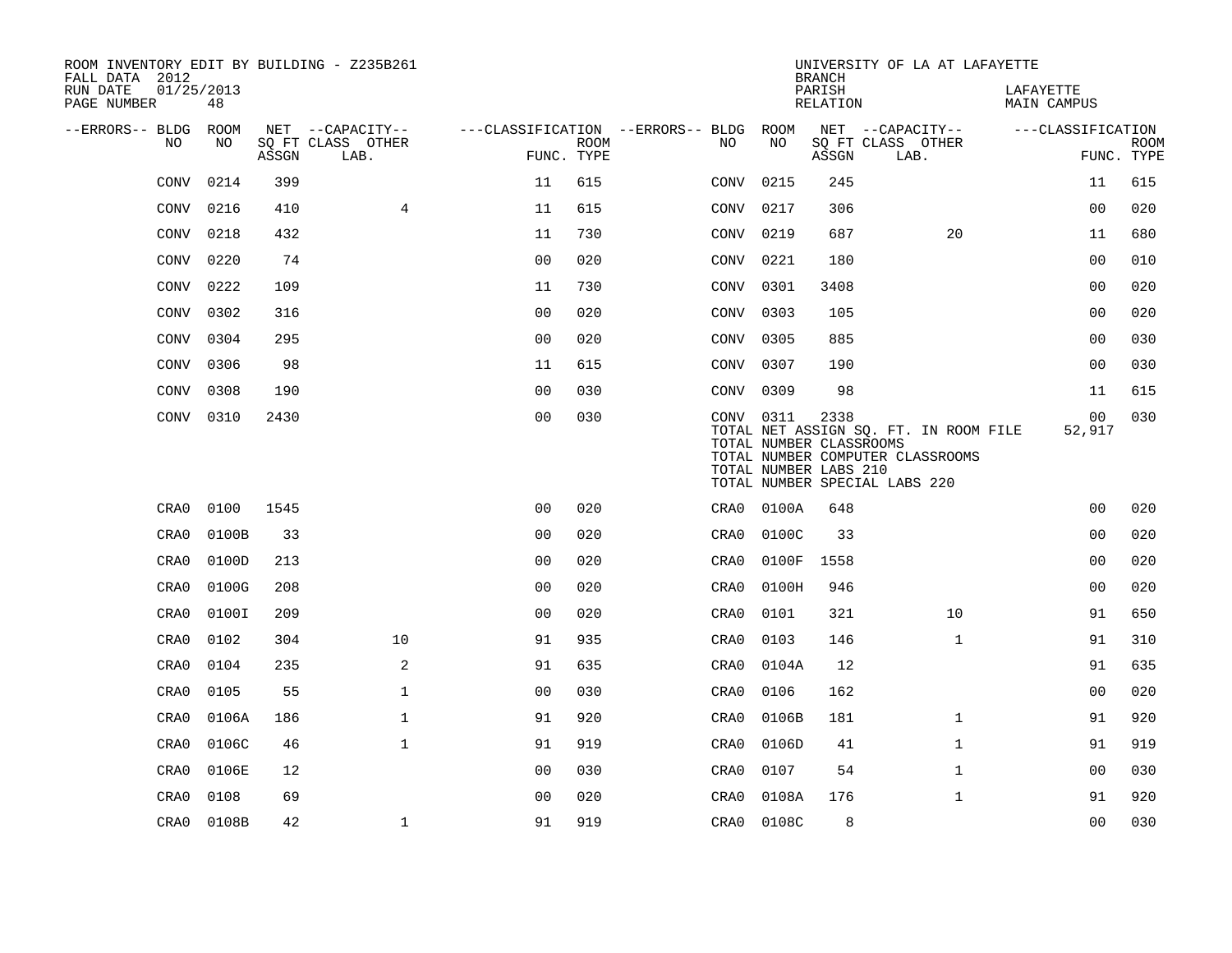ROOM INVENTORY EDIT BY BUILDING - Z235B261
FALL DATA 2012
RUN DATE 01/25/2013
PAGE NUMBER 48

UNIVERSITY OF LA AT LAFAYETTE
BRANCH
PARISH LAFAYETTE
RELATION MAIN CAMPUS

| --ERRORS-- | BLDG NO | ROOM NO | NET SQ FT ASSGN | --CAPACITY-- CLASS LAB. | OTHER | ---CLASSIFICATION FUNC. | ROOM TYPE | --ERRORS-- | BLDG NO | ROOM NO | NET SQ FT ASSGN | --CAPACITY-- CLASS LAB. | OTHER | ---CLASSIFICATION FUNC. | ROOM TYPE |
|---|---|---|---|---|---|---|---|---|---|---|---|---|---|---|---|
| | CONV | 0214 | 399 | | | 11 | 615 | | CONV | 0215 | 245 | | | 11 | 615 |
| | CONV | 0216 | 410 | | 4 | 11 | 615 | | CONV | 0217 | 306 | | | 00 | 020 |
| | CONV | 0218 | 432 | | | 11 | 730 | | CONV | 0219 | 687 | | 20 | 11 | 680 |
| | CONV | 0220 | 74 | | | 00 | 020 | | CONV | 0221 | 180 | | | 00 | 010 |
| | CONV | 0222 | 109 | | | 11 | 730 | | CONV | 0301 | 3408 | | | 00 | 020 |
| | CONV | 0302 | 316 | | | 00 | 020 | | CONV | 0303 | 105 | | | 00 | 020 |
| | CONV | 0304 | 295 | | | 00 | 020 | | CONV | 0305 | 885 | | | 00 | 030 |
| | CONV | 0306 | 98 | | | 11 | 615 | | CONV | 0307 | 190 | | | 00 | 030 |
| | CONV | 0308 | 190 | | | 00 | 030 | | CONV | 0309 | 98 | | | 11 | 615 |
| | CONV | 0310 | 2430 | | | 00 | 030 | | CONV | 0311 | 2338 | | | 00 | 030 |
| | | | | | | | | | TOTAL NET ASSIGN SQ. FT. IN ROOM FILE | | | | | 52,917 | |
| | | | | | | | | | TOTAL NUMBER CLASSROOMS | | | | | | |
| | | | | | | | | | TOTAL NUMBER COMPUTER CLASSROOMS | | | | | | |
| | | | | | | | | | TOTAL NUMBER LABS 210 | | | | | | |
| | | | | | | | | | TOTAL NUMBER SPECIAL LABS 220 | | | | | | |
| | CRA0 | 0100 | 1545 | | | 00 | 020 | | CRA0 | 0100A | 648 | | | 00 | 020 |
| | CRA0 | 0100B | 33 | | | 00 | 020 | | CRA0 | 0100C | 33 | | | 00 | 020 |
| | CRA0 | 0100D | 213 | | | 00 | 020 | | CRA0 | 0100F | 1558 | | | 00 | 020 |
| | CRA0 | 0100G | 208 | | | 00 | 020 | | CRA0 | 0100H | 946 | | | 00 | 020 |
| | CRA0 | 0100I | 209 | | | 00 | 020 | | CRA0 | 0101 | 321 | | 10 | 91 | 650 |
| | CRA0 | 0102 | 304 | | 10 | 91 | 935 | | CRA0 | 0103 | 146 | | 1 | 91 | 310 |
| | CRA0 | 0104 | 235 | | 2 | 91 | 635 | | CRA0 | 0104A | 12 | | | 91 | 635 |
| | CRA0 | 0105 | 55 | | 1 | 00 | 030 | | CRA0 | 0106 | 162 | | | 00 | 020 |
| | CRA0 | 0106A | 186 | | 1 | 91 | 920 | | CRA0 | 0106B | 181 | | 1 | 91 | 920 |
| | CRA0 | 0106C | 46 | | 1 | 91 | 919 | | CRA0 | 0106D | 41 | | 1 | 91 | 919 |
| | CRA0 | 0106E | 12 | | | 00 | 030 | | CRA0 | 0107 | 54 | | 1 | 00 | 030 |
| | CRA0 | 0108 | 69 | | | 00 | 020 | | CRA0 | 0108A | 176 | | 1 | 91 | 920 |
| | CRA0 | 0108B | 42 | | 1 | 91 | 919 | | CRA0 | 0108C | 8 | | | 00 | 030 |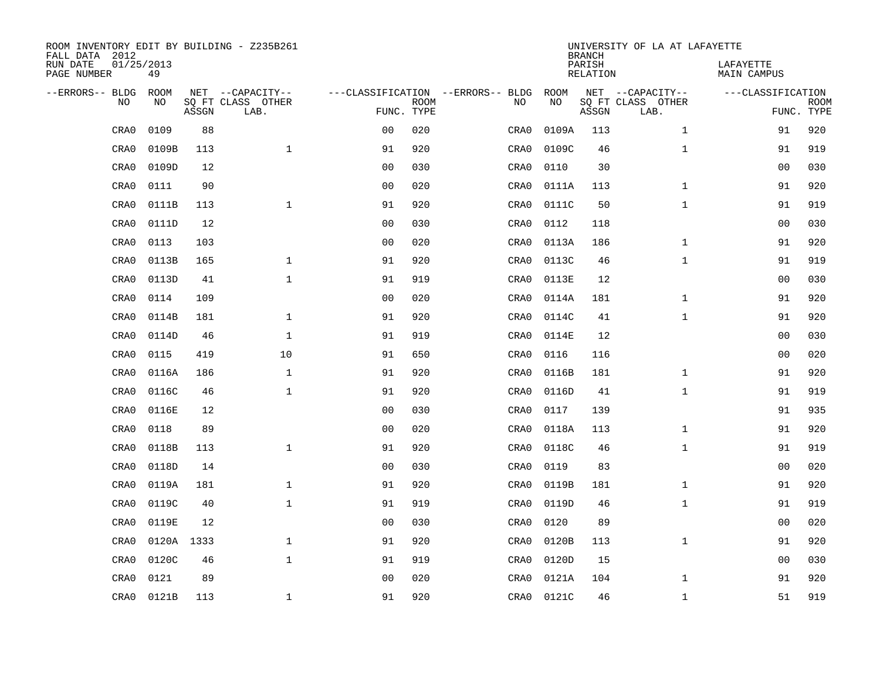ROOM INVENTORY EDIT BY BUILDING - Z235B261
FALL DATA 2012
RUN DATE 01/25/2013
PAGE NUMBER 49

UNIVERSITY OF LA AT LAFAYETTE
BRANCH
PARISH LAFAYETTE
RELATION MAIN CAMPUS

| --ERRORS-- | BLDG NO | ROOM NO | NET SQ FT ASSGN | --CAPACITY-- CLASS LAB. | OTHER | ---CLASSIFICATION FUNC. | ROOM TYPE | --ERRORS-- | BLDG NO | ROOM NO | NET SQ FT ASSGN | --CAPACITY-- CLASS LAB. | OTHER | ---CLASSIFICATION FUNC. | ROOM TYPE |
|---|---|---|---|---|---|---|---|---|---|---|---|---|---|---|---|
| | CRA0 | 0109 | 88 | | | 00 | 020 | | CRA0 | 0109A | 113 | | 1 | 91 | 920 |
| | CRA0 | 0109B | 113 | | 1 | 91 | 920 | | CRA0 | 0109C | 46 | | 1 | 91 | 919 |
| | CRA0 | 0109D | 12 | | | 00 | 030 | | CRA0 | 0110 | 30 | | | 00 | 030 |
| | CRA0 | 0111 | 90 | | | 00 | 020 | | CRA0 | 0111A | 113 | | 1 | 91 | 920 |
| | CRA0 | 0111B | 113 | | 1 | 91 | 920 | | CRA0 | 0111C | 50 | | 1 | 91 | 919 |
| | CRA0 | 0111D | 12 | | | 00 | 030 | | CRA0 | 0112 | 118 | | | 00 | 030 |
| | CRA0 | 0113 | 103 | | | 00 | 020 | | CRA0 | 0113A | 186 | | 1 | 91 | 920 |
| | CRA0 | 0113B | 165 | | 1 | 91 | 920 | | CRA0 | 0113C | 46 | | 1 | 91 | 919 |
| | CRA0 | 0113D | 41 | | 1 | 91 | 919 | | CRA0 | 0113E | 12 | | | 00 | 030 |
| | CRA0 | 0114 | 109 | | | 00 | 020 | | CRA0 | 0114A | 181 | | 1 | 91 | 920 |
| | CRA0 | 0114B | 181 | | 1 | 91 | 920 | | CRA0 | 0114C | 41 | | 1 | 91 | 920 |
| | CRA0 | 0114D | 46 | | 1 | 91 | 919 | | CRA0 | 0114E | 12 | | | 00 | 030 |
| | CRA0 | 0115 | 419 | | 10 | 91 | 650 | | CRA0 | 0116 | 116 | | | 00 | 020 |
| | CRA0 | 0116A | 186 | | 1 | 91 | 920 | | CRA0 | 0116B | 181 | | 1 | 91 | 920 |
| | CRA0 | 0116C | 46 | | 1 | 91 | 920 | | CRA0 | 0116D | 41 | | 1 | 91 | 919 |
| | CRA0 | 0116E | 12 | | | 00 | 030 | | CRA0 | 0117 | 139 | | | 91 | 935 |
| | CRA0 | 0118 | 89 | | | 00 | 020 | | CRA0 | 0118A | 113 | | 1 | 91 | 920 |
| | CRA0 | 0118B | 113 | | 1 | 91 | 920 | | CRA0 | 0118C | 46 | | 1 | 91 | 919 |
| | CRA0 | 0118D | 14 | | | 00 | 030 | | CRA0 | 0119 | 83 | | | 00 | 020 |
| | CRA0 | 0119A | 181 | | 1 | 91 | 920 | | CRA0 | 0119B | 181 | | 1 | 91 | 920 |
| | CRA0 | 0119C | 40 | | 1 | 91 | 919 | | CRA0 | 0119D | 46 | | 1 | 91 | 919 |
| | CRA0 | 0119E | 12 | | | 00 | 030 | | CRA0 | 0120 | 89 | | | 00 | 020 |
| | CRA0 | 0120A | 1333 | | 1 | 91 | 920 | | CRA0 | 0120B | 113 | | 1 | 91 | 920 |
| | CRA0 | 0120C | 46 | | 1 | 91 | 919 | | CRA0 | 0120D | 15 | | | 00 | 030 |
| | CRA0 | 0121 | 89 | | | 00 | 020 | | CRA0 | 0121A | 104 | | 1 | 91 | 920 |
| | CRA0 | 0121B | 113 | | 1 | 91 | 920 | | CRA0 | 0121C | 46 | | 1 | 51 | 919 |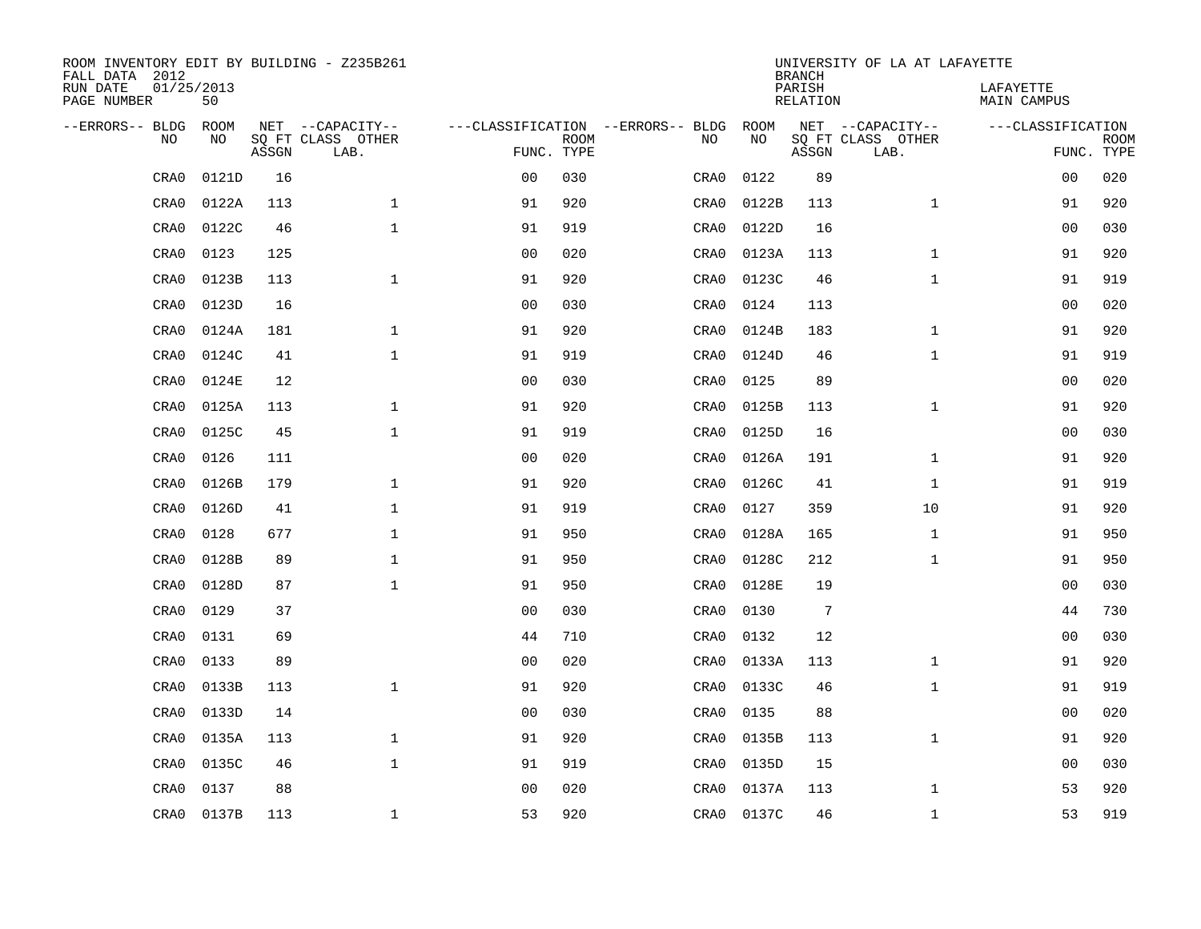ROOM INVENTORY EDIT BY BUILDING - Z235B261
FALL DATA 2012
RUN DATE 01/25/2013
PAGE NUMBER 50

UNIVERSITY OF LA AT LAFAYETTE
BRANCH
PARISH LAFAYETTE
RELATION MAIN CAMPUS

| --ERRORS-- | BLDG NO | ROOM NO | NET SQ FT ASSGN | --CAPACITY-- CLASS | OTHER LAB. | ---CLASSIFICATION FUNC. | ROOM TYPE | --ERRORS-- | BLDG NO | ROOM NO | NET SQ FT ASSGN | --CAPACITY-- CLASS | OTHER LAB. | ---CLASSIFICATION FUNC. | ROOM TYPE |
|---|---|---|---|---|---|---|---|---|---|---|---|---|---|---|---|
| | CRA0 | 0121D | 16 | | | 00 | 030 | | CRA0 | 0122 | 89 | | | 00 | 020 |
| | CRA0 | 0122A | 113 | | 1 | 91 | 920 | | CRA0 | 0122B | 113 | | 1 | 91 | 920 |
| | CRA0 | 0122C | 46 | | 1 | 91 | 919 | | CRA0 | 0122D | 16 | | | 00 | 030 |
| | CRA0 | 0123 | 125 | | | 00 | 020 | | CRA0 | 0123A | 113 | | 1 | 91 | 920 |
| | CRA0 | 0123B | 113 | | 1 | 91 | 920 | | CRA0 | 0123C | 46 | | 1 | 91 | 919 |
| | CRA0 | 0123D | 16 | | | 00 | 030 | | CRA0 | 0124 | 113 | | | 00 | 020 |
| | CRA0 | 0124A | 181 | | 1 | 91 | 920 | | CRA0 | 0124B | 183 | | 1 | 91 | 920 |
| | CRA0 | 0124C | 41 | | 1 | 91 | 919 | | CRA0 | 0124D | 46 | | 1 | 91 | 919 |
| | CRA0 | 0124E | 12 | | | 00 | 030 | | CRA0 | 0125 | 89 | | | 00 | 020 |
| | CRA0 | 0125A | 113 | | 1 | 91 | 920 | | CRA0 | 0125B | 113 | | 1 | 91 | 920 |
| | CRA0 | 0125C | 45 | | 1 | 91 | 919 | | CRA0 | 0125D | 16 | | | 00 | 030 |
| | CRA0 | 0126 | 111 | | | 00 | 020 | | CRA0 | 0126A | 191 | | 1 | 91 | 920 |
| | CRA0 | 0126B | 179 | | 1 | 91 | 920 | | CRA0 | 0126C | 41 | | 1 | 91 | 919 |
| | CRA0 | 0126D | 41 | | 1 | 91 | 919 | | CRA0 | 0127 | 359 | | 10 | 91 | 920 |
| | CRA0 | 0128 | 677 | | 1 | 91 | 950 | | CRA0 | 0128A | 165 | | 1 | 91 | 950 |
| | CRA0 | 0128B | 89 | | 1 | 91 | 950 | | CRA0 | 0128C | 212 | | 1 | 91 | 950 |
| | CRA0 | 0128D | 87 | | 1 | 91 | 950 | | CRA0 | 0128E | 19 | | | 00 | 030 |
| | CRA0 | 0129 | 37 | | | 00 | 030 | | CRA0 | 0130 | 7 | | | 44 | 730 |
| | CRA0 | 0131 | 69 | | | 44 | 710 | | CRA0 | 0132 | 12 | | | 00 | 030 |
| | CRA0 | 0133 | 89 | | | 00 | 020 | | CRA0 | 0133A | 113 | | 1 | 91 | 920 |
| | CRA0 | 0133B | 113 | | 1 | 91 | 920 | | CRA0 | 0133C | 46 | | 1 | 91 | 919 |
| | CRA0 | 0133D | 14 | | | 00 | 030 | | CRA0 | 0135 | 88 | | | 00 | 020 |
| | CRA0 | 0135A | 113 | | 1 | 91 | 920 | | CRA0 | 0135B | 113 | | 1 | 91 | 920 |
| | CRA0 | 0135C | 46 | | 1 | 91 | 919 | | CRA0 | 0135D | 15 | | | 00 | 030 |
| | CRA0 | 0137 | 88 | | | 00 | 020 | | CRA0 | 0137A | 113 | | 1 | 53 | 920 |
| | CRA0 | 0137B | 113 | | 1 | 53 | 920 | | CRA0 | 0137C | 46 | | 1 | 53 | 919 |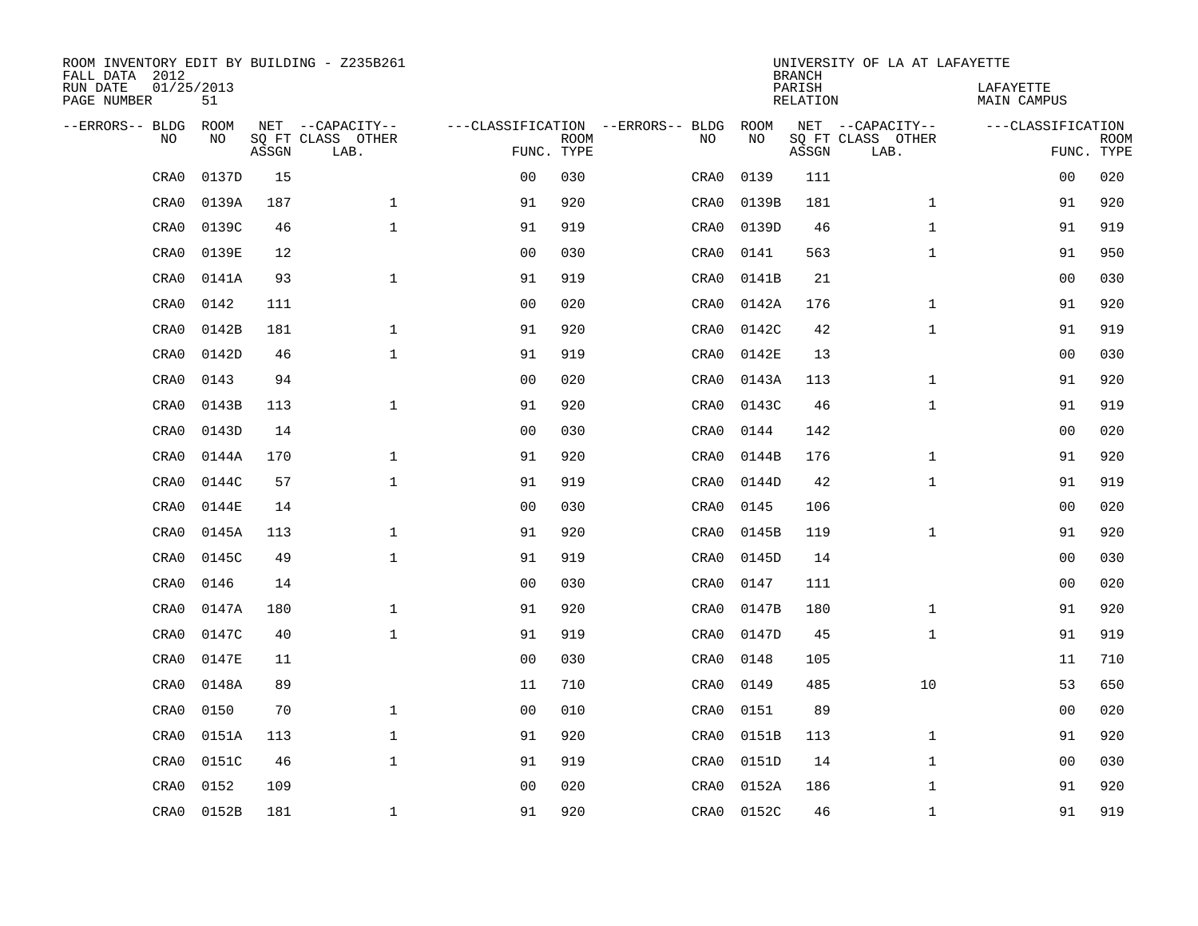ROOM INVENTORY EDIT BY BUILDING - Z235B261
FALL DATA 2012
RUN DATE 01/25/2013
PAGE NUMBER 51

UNIVERSITY OF LA AT LAFAYETTE
BRANCH
PARISH LAFAYETTE
RELATION MAIN CAMPUS

| --ERRORS-- | BLDG NO | ROOM NO | NET SQ FT ASSGN | --CAPACITY-- CLASS LAB. | OTHER | ---CLASSIFICATION FUNC. | ROOM TYPE | --ERRORS-- | BLDG NO | ROOM NO | NET SQ FT ASSGN | --CAPACITY-- CLASS LAB. | OTHER | ---CLASSIFICATION FUNC. | ROOM TYPE |
|---|---|---|---|---|---|---|---|---|---|---|---|---|---|---|---|
| | CRA0 | 0137D | 15 | | | 00 | 030 | | CRA0 | 0139 | 111 | | | 00 | 020 |
| | CRA0 | 0139A | 187 | | 1 | 91 | 920 | | CRA0 | 0139B | 181 | | 1 | 91 | 920 |
| | CRA0 | 0139C | 46 | | 1 | 91 | 919 | | CRA0 | 0139D | 46 | | 1 | 91 | 919 |
| | CRA0 | 0139E | 12 | | | 00 | 030 | | CRA0 | 0141 | 563 | | 1 | 91 | 950 |
| | CRA0 | 0141A | 93 | | 1 | 91 | 919 | | CRA0 | 0141B | 21 | | | 00 | 030 |
| | CRA0 | 0142 | 111 | | | 00 | 020 | | CRA0 | 0142A | 176 | | 1 | 91 | 920 |
| | CRA0 | 0142B | 181 | | 1 | 91 | 920 | | CRA0 | 0142C | 42 | | 1 | 91 | 919 |
| | CRA0 | 0142D | 46 | | 1 | 91 | 919 | | CRA0 | 0142E | 13 | | | 00 | 030 |
| | CRA0 | 0143 | 94 | | | 00 | 020 | | CRA0 | 0143A | 113 | | 1 | 91 | 920 |
| | CRA0 | 0143B | 113 | | 1 | 91 | 920 | | CRA0 | 0143C | 46 | | 1 | 91 | 919 |
| | CRA0 | 0143D | 14 | | | 00 | 030 | | CRA0 | 0144 | 142 | | | 00 | 020 |
| | CRA0 | 0144A | 170 | | 1 | 91 | 920 | | CRA0 | 0144B | 176 | | 1 | 91 | 920 |
| | CRA0 | 0144C | 57 | | 1 | 91 | 919 | | CRA0 | 0144D | 42 | | 1 | 91 | 919 |
| | CRA0 | 0144E | 14 | | | 00 | 030 | | CRA0 | 0145 | 106 | | | 00 | 020 |
| | CRA0 | 0145A | 113 | | 1 | 91 | 920 | | CRA0 | 0145B | 119 | | 1 | 91 | 920 |
| | CRA0 | 0145C | 49 | | 1 | 91 | 919 | | CRA0 | 0145D | 14 | | | 00 | 030 |
| | CRA0 | 0146 | 14 | | | 00 | 030 | | CRA0 | 0147 | 111 | | | 00 | 020 |
| | CRA0 | 0147A | 180 | | 1 | 91 | 920 | | CRA0 | 0147B | 180 | | 1 | 91 | 920 |
| | CRA0 | 0147C | 40 | | 1 | 91 | 919 | | CRA0 | 0147D | 45 | | 1 | 91 | 919 |
| | CRA0 | 0147E | 11 | | | 00 | 030 | | CRA0 | 0148 | 105 | | | 11 | 710 |
| | CRA0 | 0148A | 89 | | | 11 | 710 | | CRA0 | 0149 | 485 | | 10 | 53 | 650 |
| | CRA0 | 0150 | 70 | | 1 | 00 | 010 | | CRA0 | 0151 | 89 | | | 00 | 020 |
| | CRA0 | 0151A | 113 | | 1 | 91 | 920 | | CRA0 | 0151B | 113 | | 1 | 91 | 920 |
| | CRA0 | 0151C | 46 | | 1 | 91 | 919 | | CRA0 | 0151D | 14 | | 1 | 00 | 030 |
| | CRA0 | 0152 | 109 | | | 00 | 020 | | CRA0 | 0152A | 186 | | 1 | 91 | 920 |
| | CRA0 | 0152B | 181 | | 1 | 91 | 920 | | CRA0 | 0152C | 46 | | 1 | 91 | 919 |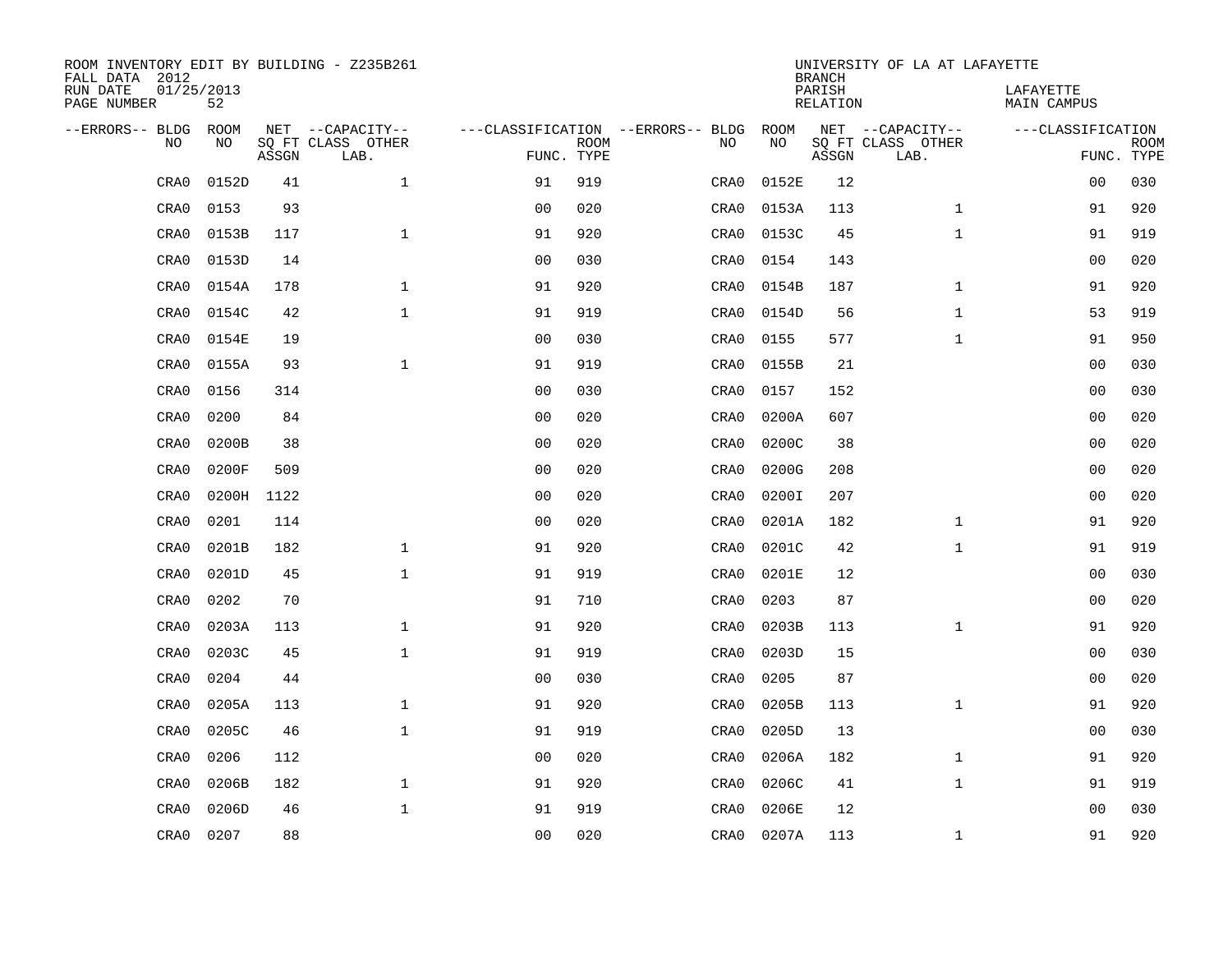ROOM INVENTORY EDIT BY BUILDING - Z235B261
FALL DATA 2012
RUN DATE 01/25/2013
PAGE NUMBER 52

UNIVERSITY OF LA AT LAFAYETTE
BRANCH
PARISH LAFAYETTE
RELATION MAIN CAMPUS

| --ERRORS-- | BLDG NO | ROOM NO | NET SQ FT ASSGN | --CAPACITY-- CLASS LAB. | OTHER | ---CLASSIFICATION FUNC. | ROOM TYPE | --ERRORS-- | BLDG NO | ROOM NO | NET SQ FT ASSGN | --CAPACITY-- CLASS LAB. | OTHER | ---CLASSIFICATION FUNC. | ROOM TYPE |
|---|---|---|---|---|---|---|---|---|---|---|---|---|---|---|---|
| | CRA0 | 0152D | 41 | | 1 | 91 | 919 | | CRA0 | 0152E | 12 | | | 00 | 030 |
| | CRA0 | 0153 | 93 | | | 00 | 020 | | CRA0 | 0153A | 113 | | 1 | 91 | 920 |
| | CRA0 | 0153B | 117 | | 1 | 91 | 920 | | CRA0 | 0153C | 45 | | 1 | 91 | 919 |
| | CRA0 | 0153D | 14 | | | 00 | 030 | | CRA0 | 0154 | 143 | | | 00 | 020 |
| | CRA0 | 0154A | 178 | | 1 | 91 | 920 | | CRA0 | 0154B | 187 | | 1 | 91 | 920 |
| | CRA0 | 0154C | 42 | | 1 | 91 | 919 | | CRA0 | 0154D | 56 | | 1 | 53 | 919 |
| | CRA0 | 0154E | 19 | | | 00 | 030 | | CRA0 | 0155 | 577 | | 1 | 91 | 950 |
| | CRA0 | 0155A | 93 | | 1 | 91 | 919 | | CRA0 | 0155B | 21 | | | 00 | 030 |
| | CRA0 | 0156 | 314 | | | 00 | 030 | | CRA0 | 0157 | 152 | | | 00 | 030 |
| | CRA0 | 0200 | 84 | | | 00 | 020 | | CRA0 | 0200A | 607 | | | 00 | 020 |
| | CRA0 | 0200B | 38 | | | 00 | 020 | | CRA0 | 0200C | 38 | | | 00 | 020 |
| | CRA0 | 0200F | 509 | | | 00 | 020 | | CRA0 | 0200G | 208 | | | 00 | 020 |
| | CRA0 | 0200H | 1122 | | | 00 | 020 | | CRA0 | 0200I | 207 | | | 00 | 020 |
| | CRA0 | 0201 | 114 | | | 00 | 020 | | CRA0 | 0201A | 182 | | 1 | 91 | 920 |
| | CRA0 | 0201B | 182 | | 1 | 91 | 920 | | CRA0 | 0201C | 42 | | 1 | 91 | 919 |
| | CRA0 | 0201D | 45 | | 1 | 91 | 919 | | CRA0 | 0201E | 12 | | | 00 | 030 |
| | CRA0 | 0202 | 70 | | | 91 | 710 | | CRA0 | 0203 | 87 | | | 00 | 020 |
| | CRA0 | 0203A | 113 | | 1 | 91 | 920 | | CRA0 | 0203B | 113 | | 1 | 91 | 920 |
| | CRA0 | 0203C | 45 | | 1 | 91 | 919 | | CRA0 | 0203D | 15 | | | 00 | 030 |
| | CRA0 | 0204 | 44 | | | 00 | 030 | | CRA0 | 0205 | 87 | | | 00 | 020 |
| | CRA0 | 0205A | 113 | | 1 | 91 | 920 | | CRA0 | 0205B | 113 | | 1 | 91 | 920 |
| | CRA0 | 0205C | 46 | | 1 | 91 | 919 | | CRA0 | 0205D | 13 | | | 00 | 030 |
| | CRA0 | 0206 | 112 | | | 00 | 020 | | CRA0 | 0206A | 182 | | 1 | 91 | 920 |
| | CRA0 | 0206B | 182 | | 1 | 91 | 920 | | CRA0 | 0206C | 41 | | 1 | 91 | 919 |
| | CRA0 | 0206D | 46 | | 1 | 91 | 919 | | CRA0 | 0206E | 12 | | | 00 | 030 |
| | CRA0 | 0207 | 88 | | | 00 | 020 | | CRA0 | 0207A | 113 | | 1 | 91 | 920 |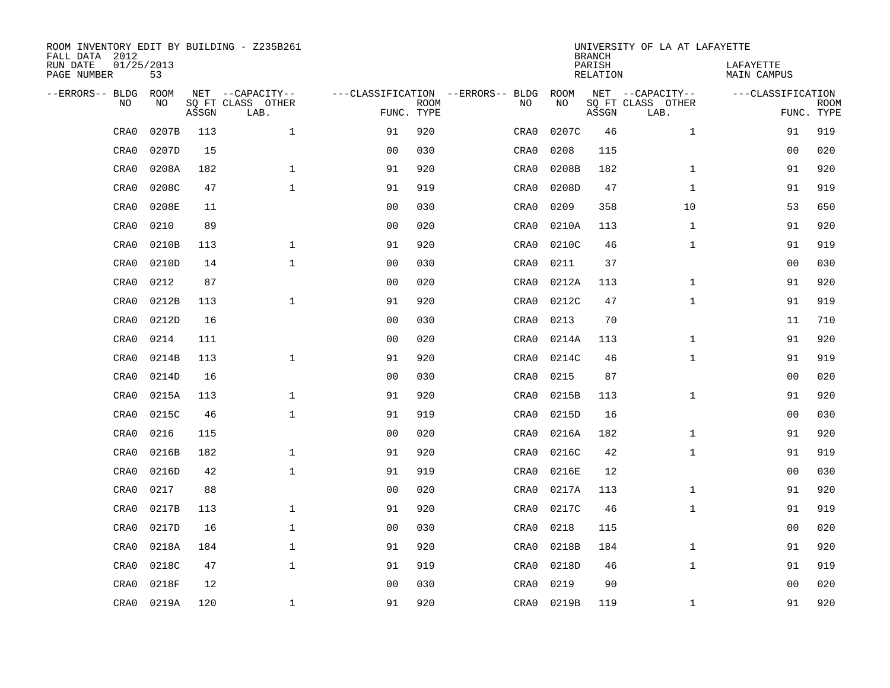ROOM INVENTORY EDIT BY BUILDING - Z235B261
FALL DATA 2012
RUN DATE 01/25/2013
PAGE NUMBER 53

UNIVERSITY OF LA AT LAFAYETTE
BRANCH
PARISH LAFAYETTE
RELATION MAIN CAMPUS

| --ERRORS-- | BLDG NO | ROOM NO | NET SQ FT ASSGN | --CAPACITY-- CLASS LAB. | OTHER | ---CLASSIFICATION FUNC. | ROOM TYPE | --ERRORS-- | BLDG NO | ROOM NO | NET SQ FT ASSGN | --CAPACITY-- CLASS LAB. | OTHER | ---CLASSIFICATION FUNC. | ROOM TYPE |
|---|---|---|---|---|---|---|---|---|---|---|---|---|---|---|---|
| | CRA0 | 0207B | 113 | | 1 | 91 | 920 | | CRA0 | 0207C | 46 | | 1 | 91 | 919 |
| | CRA0 | 0207D | 15 | | | 00 | 030 | | CRA0 | 0208 | 115 | | | 00 | 020 |
| | CRA0 | 0208A | 182 | | 1 | 91 | 920 | | CRA0 | 0208B | 182 | | 1 | 91 | 920 |
| | CRA0 | 0208C | 47 | | 1 | 91 | 919 | | CRA0 | 0208D | 47 | | 1 | 91 | 919 |
| | CRA0 | 0208E | 11 | | | 00 | 030 | | CRA0 | 0209 | 358 | | 10 | 53 | 650 |
| | CRA0 | 0210 | 89 | | | 00 | 020 | | CRA0 | 0210A | 113 | | 1 | 91 | 920 |
| | CRA0 | 0210B | 113 | | 1 | 91 | 920 | | CRA0 | 0210C | 46 | | 1 | 91 | 919 |
| | CRA0 | 0210D | 14 | | 1 | 00 | 030 | | CRA0 | 0211 | 37 | | | 00 | 030 |
| | CRA0 | 0212 | 87 | | | 00 | 020 | | CRA0 | 0212A | 113 | | 1 | 91 | 920 |
| | CRA0 | 0212B | 113 | | 1 | 91 | 920 | | CRA0 | 0212C | 47 | | 1 | 91 | 919 |
| | CRA0 | 0212D | 16 | | | 00 | 030 | | CRA0 | 0213 | 70 | | | 11 | 710 |
| | CRA0 | 0214 | 111 | | | 00 | 020 | | CRA0 | 0214A | 113 | | 1 | 91 | 920 |
| | CRA0 | 0214B | 113 | | 1 | 91 | 920 | | CRA0 | 0214C | 46 | | 1 | 91 | 919 |
| | CRA0 | 0214D | 16 | | | 00 | 030 | | CRA0 | 0215 | 87 | | | 00 | 020 |
| | CRA0 | 0215A | 113 | | 1 | 91 | 920 | | CRA0 | 0215B | 113 | | 1 | 91 | 920 |
| | CRA0 | 0215C | 46 | | 1 | 91 | 919 | | CRA0 | 0215D | 16 | | | 00 | 030 |
| | CRA0 | 0216 | 115 | | | 00 | 020 | | CRA0 | 0216A | 182 | | 1 | 91 | 920 |
| | CRA0 | 0216B | 182 | | 1 | 91 | 920 | | CRA0 | 0216C | 42 | | 1 | 91 | 919 |
| | CRA0 | 0216D | 42 | | 1 | 91 | 919 | | CRA0 | 0216E | 12 | | | 00 | 030 |
| | CRA0 | 0217 | 88 | | | 00 | 020 | | CRA0 | 0217A | 113 | | 1 | 91 | 920 |
| | CRA0 | 0217B | 113 | | 1 | 91 | 920 | | CRA0 | 0217C | 46 | | 1 | 91 | 919 |
| | CRA0 | 0217D | 16 | | 1 | 00 | 030 | | CRA0 | 0218 | 115 | | | 00 | 020 |
| | CRA0 | 0218A | 184 | | 1 | 91 | 920 | | CRA0 | 0218B | 184 | | 1 | 91 | 920 |
| | CRA0 | 0218C | 47 | | 1 | 91 | 919 | | CRA0 | 0218D | 46 | | 1 | 91 | 919 |
| | CRA0 | 0218F | 12 | | | 00 | 030 | | CRA0 | 0219 | 90 | | | 00 | 020 |
| | CRA0 | 0219A | 120 | | 1 | 91 | 920 | | CRA0 | 0219B | 119 | | 1 | 91 | 920 |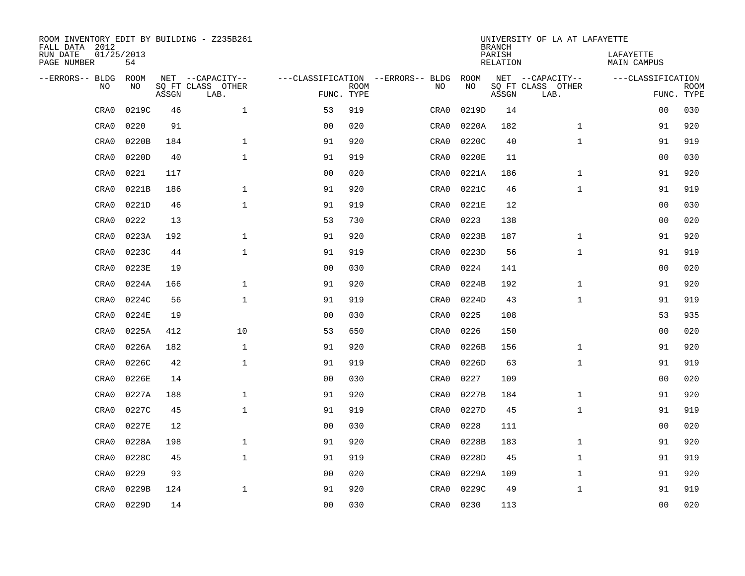ROOM INVENTORY EDIT BY BUILDING - Z235B261
FALL DATA 2012
RUN DATE 01/25/2013
PAGE NUMBER 54

UNIVERSITY OF LA AT LAFAYETTE
BRANCH
PARISH LAFAYETTE
RELATION MAIN CAMPUS

| --ERRORS-- | BLDG NO | ROOM NO | NET SQ FT ASSGN | --CAPACITY-- CLASS LAB. | OTHER | ---CLASSIFICATION FUNC. | ROOM TYPE | --ERRORS-- | BLDG NO | ROOM NO | NET SQ FT ASSGN | --CAPACITY-- CLASS LAB. | OTHER | ---CLASSIFICATION FUNC. | ROOM TYPE |
|---|---|---|---|---|---|---|---|---|---|---|---|---|---|---|---|
| | CRA0 | 0219C | 46 | | 1 | 53 | 919 | | CRA0 | 0219D | 14 | | | 00 | 030 |
| | CRA0 | 0220 | 91 | | | 00 | 020 | | CRA0 | 0220A | 182 | | 1 | 91 | 920 |
| | CRA0 | 0220B | 184 | | 1 | 91 | 920 | | CRA0 | 0220C | 40 | | 1 | 91 | 919 |
| | CRA0 | 0220D | 40 | | 1 | 91 | 919 | | CRA0 | 0220E | 11 | | | 00 | 030 |
| | CRA0 | 0221 | 117 | | | 00 | 020 | | CRA0 | 0221A | 186 | | 1 | 91 | 920 |
| | CRA0 | 0221B | 186 | | 1 | 91 | 920 | | CRA0 | 0221C | 46 | | 1 | 91 | 919 |
| | CRA0 | 0221D | 46 | | 1 | 91 | 919 | | CRA0 | 0221E | 12 | | | 00 | 030 |
| | CRA0 | 0222 | 13 | | | 53 | 730 | | CRA0 | 0223 | 138 | | | 00 | 020 |
| | CRA0 | 0223A | 192 | | 1 | 91 | 920 | | CRA0 | 0223B | 187 | | 1 | 91 | 920 |
| | CRA0 | 0223C | 44 | | 1 | 91 | 919 | | CRA0 | 0223D | 56 | | 1 | 91 | 919 |
| | CRA0 | 0223E | 19 | | | 00 | 030 | | CRA0 | 0224 | 141 | | | 00 | 020 |
| | CRA0 | 0224A | 166 | | 1 | 91 | 920 | | CRA0 | 0224B | 192 | | 1 | 91 | 920 |
| | CRA0 | 0224C | 56 | | 1 | 91 | 919 | | CRA0 | 0224D | 43 | | 1 | 91 | 919 |
| | CRA0 | 0224E | 19 | | | 00 | 030 | | CRA0 | 0225 | 108 | | | 53 | 935 |
| | CRA0 | 0225A | 412 | | 10 | 53 | 650 | | CRA0 | 0226 | 150 | | | 00 | 020 |
| | CRA0 | 0226A | 182 | | 1 | 91 | 920 | | CRA0 | 0226B | 156 | | 1 | 91 | 920 |
| | CRA0 | 0226C | 42 | | 1 | 91 | 919 | | CRA0 | 0226D | 63 | | 1 | 91 | 919 |
| | CRA0 | 0226E | 14 | | | 00 | 030 | | CRA0 | 0227 | 109 | | | 00 | 020 |
| | CRA0 | 0227A | 188 | | 1 | 91 | 920 | | CRA0 | 0227B | 184 | | 1 | 91 | 920 |
| | CRA0 | 0227C | 45 | | 1 | 91 | 919 | | CRA0 | 0227D | 45 | | 1 | 91 | 919 |
| | CRA0 | 0227E | 12 | | | 00 | 030 | | CRA0 | 0228 | 111 | | | 00 | 020 |
| | CRA0 | 0228A | 198 | | 1 | 91 | 920 | | CRA0 | 0228B | 183 | | 1 | 91 | 920 |
| | CRA0 | 0228C | 45 | | 1 | 91 | 919 | | CRA0 | 0228D | 45 | | 1 | 91 | 919 |
| | CRA0 | 0229 | 93 | | | 00 | 020 | | CRA0 | 0229A | 109 | | 1 | 91 | 920 |
| | CRA0 | 0229B | 124 | | 1 | 91 | 920 | | CRA0 | 0229C | 49 | | 1 | 91 | 919 |
| | CRA0 | 0229D | 14 | | | 00 | 030 | | CRA0 | 0230 | 113 | | | 00 | 020 |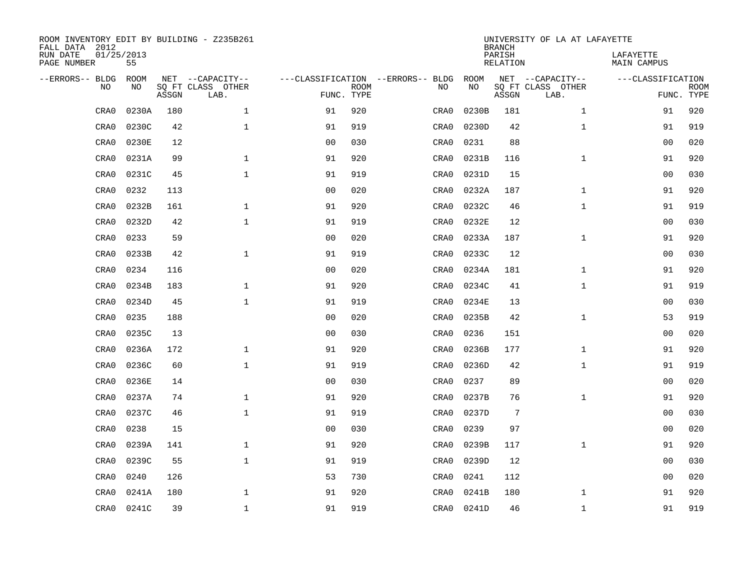ROOM INVENTORY EDIT BY BUILDING - Z235B261
FALL DATA 2012
RUN DATE 01/25/2013
PAGE NUMBER 55

UNIVERSITY OF LA AT LAFAYETTE
BRANCH
PARISH LAFAYETTE
RELATION MAIN CAMPUS

| --ERRORS-- | BLDG NO | ROOM NO | NET SQ FT ASSGN | --CAPACITY-- CLASS LAB. | OTHER | ---CLASSIFICATION FUNC. | ROOM TYPE | --ERRORS-- | BLDG NO | ROOM NO | NET SQ FT ASSGN | --CAPACITY-- CLASS LAB. | OTHER | ---CLASSIFICATION FUNC. | ROOM TYPE |
|---|---|---|---|---|---|---|---|---|---|---|---|---|---|---|---|
| | CRA0 | 0230A | 180 | | 1 | 91 | 920 | | CRA0 | 0230B | 181 | | 1 | 91 | 920 |
| | CRA0 | 0230C | 42 | | 1 | 91 | 919 | | CRA0 | 0230D | 42 | | 1 | 91 | 919 |
| | CRA0 | 0230E | 12 | | | 00 | 030 | | CRA0 | 0231 | 88 | | | 00 | 020 |
| | CRA0 | 0231A | 99 | | 1 | 91 | 920 | | CRA0 | 0231B | 116 | | 1 | 91 | 920 |
| | CRA0 | 0231C | 45 | | 1 | 91 | 919 | | CRA0 | 0231D | 15 | | | 00 | 030 |
| | CRA0 | 0232 | 113 | | | 00 | 020 | | CRA0 | 0232A | 187 | | 1 | 91 | 920 |
| | CRA0 | 0232B | 161 | | 1 | 91 | 920 | | CRA0 | 0232C | 46 | | 1 | 91 | 919 |
| | CRA0 | 0232D | 42 | | 1 | 91 | 919 | | CRA0 | 0232E | 12 | | | 00 | 030 |
| | CRA0 | 0233 | 59 | | | 00 | 020 | | CRA0 | 0233A | 187 | | 1 | 91 | 920 |
| | CRA0 | 0233B | 42 | | 1 | 91 | 919 | | CRA0 | 0233C | 12 | | | 00 | 030 |
| | CRA0 | 0234 | 116 | | | 00 | 020 | | CRA0 | 0234A | 181 | | 1 | 91 | 920 |
| | CRA0 | 0234B | 183 | | 1 | 91 | 920 | | CRA0 | 0234C | 41 | | 1 | 91 | 919 |
| | CRA0 | 0234D | 45 | | 1 | 91 | 919 | | CRA0 | 0234E | 13 | | | 00 | 030 |
| | CRA0 | 0235 | 188 | | | 00 | 020 | | CRA0 | 0235B | 42 | | 1 | 53 | 919 |
| | CRA0 | 0235C | 13 | | | 00 | 030 | | CRA0 | 0236 | 151 | | | 00 | 020 |
| | CRA0 | 0236A | 172 | | 1 | 91 | 920 | | CRA0 | 0236B | 177 | | 1 | 91 | 920 |
| | CRA0 | 0236C | 60 | | 1 | 91 | 919 | | CRA0 | 0236D | 42 | | 1 | 91 | 919 |
| | CRA0 | 0236E | 14 | | | 00 | 030 | | CRA0 | 0237 | 89 | | | 00 | 020 |
| | CRA0 | 0237A | 74 | | 1 | 91 | 920 | | CRA0 | 0237B | 76 | | 1 | 91 | 920 |
| | CRA0 | 0237C | 46 | | 1 | 91 | 919 | | CRA0 | 0237D | 7 | | | 00 | 030 |
| | CRA0 | 0238 | 15 | | | 00 | 030 | | CRA0 | 0239 | 97 | | | 00 | 020 |
| | CRA0 | 0239A | 141 | | 1 | 91 | 920 | | CRA0 | 0239B | 117 | | 1 | 91 | 920 |
| | CRA0 | 0239C | 55 | | 1 | 91 | 919 | | CRA0 | 0239D | 12 | | | 00 | 030 |
| | CRA0 | 0240 | 126 | | | 53 | 730 | | CRA0 | 0241 | 112 | | | 00 | 020 |
| | CRA0 | 0241A | 180 | | 1 | 91 | 920 | | CRA0 | 0241B | 180 | | 1 | 91 | 920 |
| | CRA0 | 0241C | 39 | | 1 | 91 | 919 | | CRA0 | 0241D | 46 | | 1 | 91 | 919 |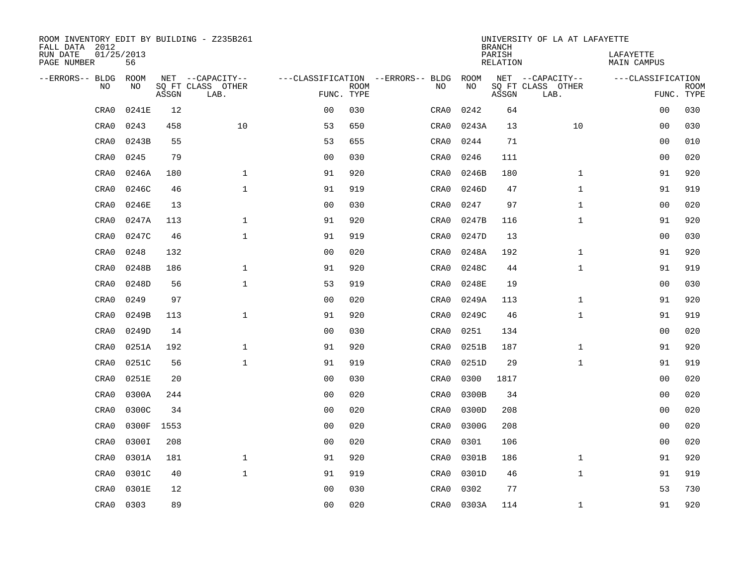ROOM INVENTORY EDIT BY BUILDING - Z235B261
FALL DATA 2012
RUN DATE 01/25/2013
PAGE NUMBER 56

UNIVERSITY OF LA AT LAFAYETTE
BRANCH
PARISH LAFAYETTE
RELATION MAIN CAMPUS

| --ERRORS-- | BLDG NO | ROOM NO | NET SQ FT ASSGN | --CAPACITY-- CLASS LAB. | OTHER | ---CLASSIFICATION FUNC. | ROOM TYPE | --ERRORS-- | BLDG NO | ROOM NO | NET SQ FT ASSGN | --CAPACITY-- CLASS LAB. | OTHER | ---CLASSIFICATION FUNC. | ROOM TYPE |
|---|---|---|---|---|---|---|---|---|---|---|---|---|---|---|---|
| | CRA0 | 0241E | 12 | | | 00 | 030 | | CRA0 | 0242 | 64 | | | 00 | 030 |
| | CRA0 | 0243 | 458 | | 10 | 53 | 650 | | CRA0 | 0243A | 13 | | 10 | 00 | 030 |
| | CRA0 | 0243B | 55 | | | 53 | 655 | | CRA0 | 0244 | 71 | | | 00 | 010 |
| | CRA0 | 0245 | 79 | | | 00 | 030 | | CRA0 | 0246 | 111 | | | 00 | 020 |
| | CRA0 | 0246A | 180 | | 1 | 91 | 920 | | CRA0 | 0246B | 180 | | 1 | 91 | 920 |
| | CRA0 | 0246C | 46 | | 1 | 91 | 919 | | CRA0 | 0246D | 47 | | 1 | 91 | 919 |
| | CRA0 | 0246E | 13 | | | 00 | 030 | | CRA0 | 0247 | 97 | | 1 | 00 | 020 |
| | CRA0 | 0247A | 113 | | 1 | 91 | 920 | | CRA0 | 0247B | 116 | | 1 | 91 | 920 |
| | CRA0 | 0247C | 46 | | 1 | 91 | 919 | | CRA0 | 0247D | 13 | | | 00 | 030 |
| | CRA0 | 0248 | 132 | | | 00 | 020 | | CRA0 | 0248A | 192 | | 1 | 91 | 920 |
| | CRA0 | 0248B | 186 | | 1 | 91 | 920 | | CRA0 | 0248C | 44 | | 1 | 91 | 919 |
| | CRA0 | 0248D | 56 | | 1 | 53 | 919 | | CRA0 | 0248E | 19 | | | 00 | 030 |
| | CRA0 | 0249 | 97 | | | 00 | 020 | | CRA0 | 0249A | 113 | | 1 | 91 | 920 |
| | CRA0 | 0249B | 113 | | 1 | 91 | 920 | | CRA0 | 0249C | 46 | | 1 | 91 | 919 |
| | CRA0 | 0249D | 14 | | | 00 | 030 | | CRA0 | 0251 | 134 | | | 00 | 020 |
| | CRA0 | 0251A | 192 | | 1 | 91 | 920 | | CRA0 | 0251B | 187 | | 1 | 91 | 920 |
| | CRA0 | 0251C | 56 | | 1 | 91 | 919 | | CRA0 | 0251D | 29 | | 1 | 91 | 919 |
| | CRA0 | 0251E | 20 | | | 00 | 030 | | CRA0 | 0300 | 1817 | | | 00 | 020 |
| | CRA0 | 0300A | 244 | | | 00 | 020 | | CRA0 | 0300B | 34 | | | 00 | 020 |
| | CRA0 | 0300C | 34 | | | 00 | 020 | | CRA0 | 0300D | 208 | | | 00 | 020 |
| | CRA0 | 0300F | 1553 | | | 00 | 020 | | CRA0 | 0300G | 208 | | | 00 | 020 |
| | CRA0 | 0300I | 208 | | | 00 | 020 | | CRA0 | 0301 | 106 | | | 00 | 020 |
| | CRA0 | 0301A | 181 | | 1 | 91 | 920 | | CRA0 | 0301B | 186 | | 1 | 91 | 920 |
| | CRA0 | 0301C | 40 | | 1 | 91 | 919 | | CRA0 | 0301D | 46 | | 1 | 91 | 919 |
| | CRA0 | 0301E | 12 | | | 00 | 030 | | CRA0 | 0302 | 77 | | | 53 | 730 |
| | CRA0 | 0303 | 89 | | | 00 | 020 | | CRA0 | 0303A | 114 | | 1 | 91 | 920 |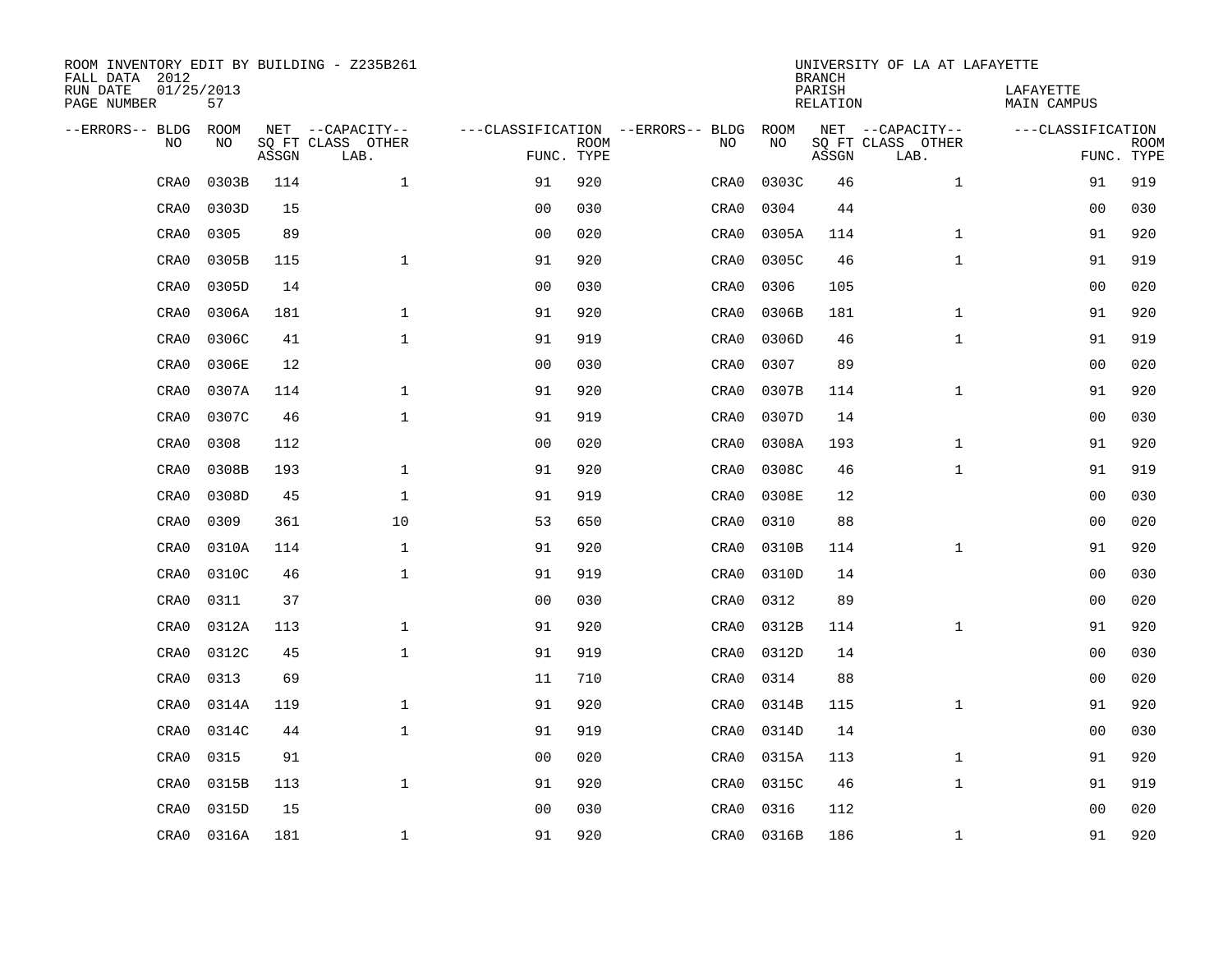ROOM INVENTORY EDIT BY BUILDING - Z235B261
FALL DATA 2012
RUN DATE 01/25/2013
PAGE NUMBER 57

UNIVERSITY OF LA AT LAFAYETTE
BRANCH
PARISH LAFAYETTE
RELATION MAIN CAMPUS

| --ERRORS-- | BLDG NO | ROOM NO | NET SQ FT ASSGN | --CAPACITY-- CLASS LAB. | OTHER | ---CLASSIFICATION FUNC. | ROOM TYPE | --ERRORS-- | BLDG NO | ROOM NO | NET SQ FT ASSGN | --CAPACITY-- CLASS LAB. | OTHER | ---CLASSIFICATION FUNC. | ROOM TYPE |
|---|---|---|---|---|---|---|---|---|---|---|---|---|---|---|---|
| | CRA0 | 0303B | 114 | | 1 | 91 | 920 | | CRA0 | 0303C | 46 | | 1 | 91 | 919 |
| | CRA0 | 0303D | 15 | | | 00 | 030 | | CRA0 | 0304 | 44 | | | 00 | 030 |
| | CRA0 | 0305 | 89 | | | 00 | 020 | | CRA0 | 0305A | 114 | | 1 | 91 | 920 |
| | CRA0 | 0305B | 115 | | 1 | 91 | 920 | | CRA0 | 0305C | 46 | | 1 | 91 | 919 |
| | CRA0 | 0305D | 14 | | | 00 | 030 | | CRA0 | 0306 | 105 | | | 00 | 020 |
| | CRA0 | 0306A | 181 | | 1 | 91 | 920 | | CRA0 | 0306B | 181 | | 1 | 91 | 920 |
| | CRA0 | 0306C | 41 | | 1 | 91 | 919 | | CRA0 | 0306D | 46 | | 1 | 91 | 919 |
| | CRA0 | 0306E | 12 | | | 00 | 030 | | CRA0 | 0307 | 89 | | | 00 | 020 |
| | CRA0 | 0307A | 114 | | 1 | 91 | 920 | | CRA0 | 0307B | 114 | | 1 | 91 | 920 |
| | CRA0 | 0307C | 46 | | 1 | 91 | 919 | | CRA0 | 0307D | 14 | | | 00 | 030 |
| | CRA0 | 0308 | 112 | | | 00 | 020 | | CRA0 | 0308A | 193 | | 1 | 91 | 920 |
| | CRA0 | 0308B | 193 | | 1 | 91 | 920 | | CRA0 | 0308C | 46 | | 1 | 91 | 919 |
| | CRA0 | 0308D | 45 | | 1 | 91 | 919 | | CRA0 | 0308E | 12 | | | 00 | 030 |
| | CRA0 | 0309 | 361 | | 10 | 53 | 650 | | CRA0 | 0310 | 88 | | | 00 | 020 |
| | CRA0 | 0310A | 114 | | 1 | 91 | 920 | | CRA0 | 0310B | 114 | | 1 | 91 | 920 |
| | CRA0 | 0310C | 46 | | 1 | 91 | 919 | | CRA0 | 0310D | 14 | | | 00 | 030 |
| | CRA0 | 0311 | 37 | | | 00 | 030 | | CRA0 | 0312 | 89 | | | 00 | 020 |
| | CRA0 | 0312A | 113 | | 1 | 91 | 920 | | CRA0 | 0312B | 114 | | 1 | 91 | 920 |
| | CRA0 | 0312C | 45 | | 1 | 91 | 919 | | CRA0 | 0312D | 14 | | | 00 | 030 |
| | CRA0 | 0313 | 69 | | | 11 | 710 | | CRA0 | 0314 | 88 | | | 00 | 020 |
| | CRA0 | 0314A | 119 | | 1 | 91 | 920 | | CRA0 | 0314B | 115 | | 1 | 91 | 920 |
| | CRA0 | 0314C | 44 | | 1 | 91 | 919 | | CRA0 | 0314D | 14 | | | 00 | 030 |
| | CRA0 | 0315 | 91 | | | 00 | 020 | | CRA0 | 0315A | 113 | | 1 | 91 | 920 |
| | CRA0 | 0315B | 113 | | 1 | 91 | 920 | | CRA0 | 0315C | 46 | | 1 | 91 | 919 |
| | CRA0 | 0315D | 15 | | | 00 | 030 | | CRA0 | 0316 | 112 | | | 00 | 020 |
| | CRA0 | 0316A | 181 | | 1 | 91 | 920 | | CRA0 | 0316B | 186 | | 1 | 91 | 920 |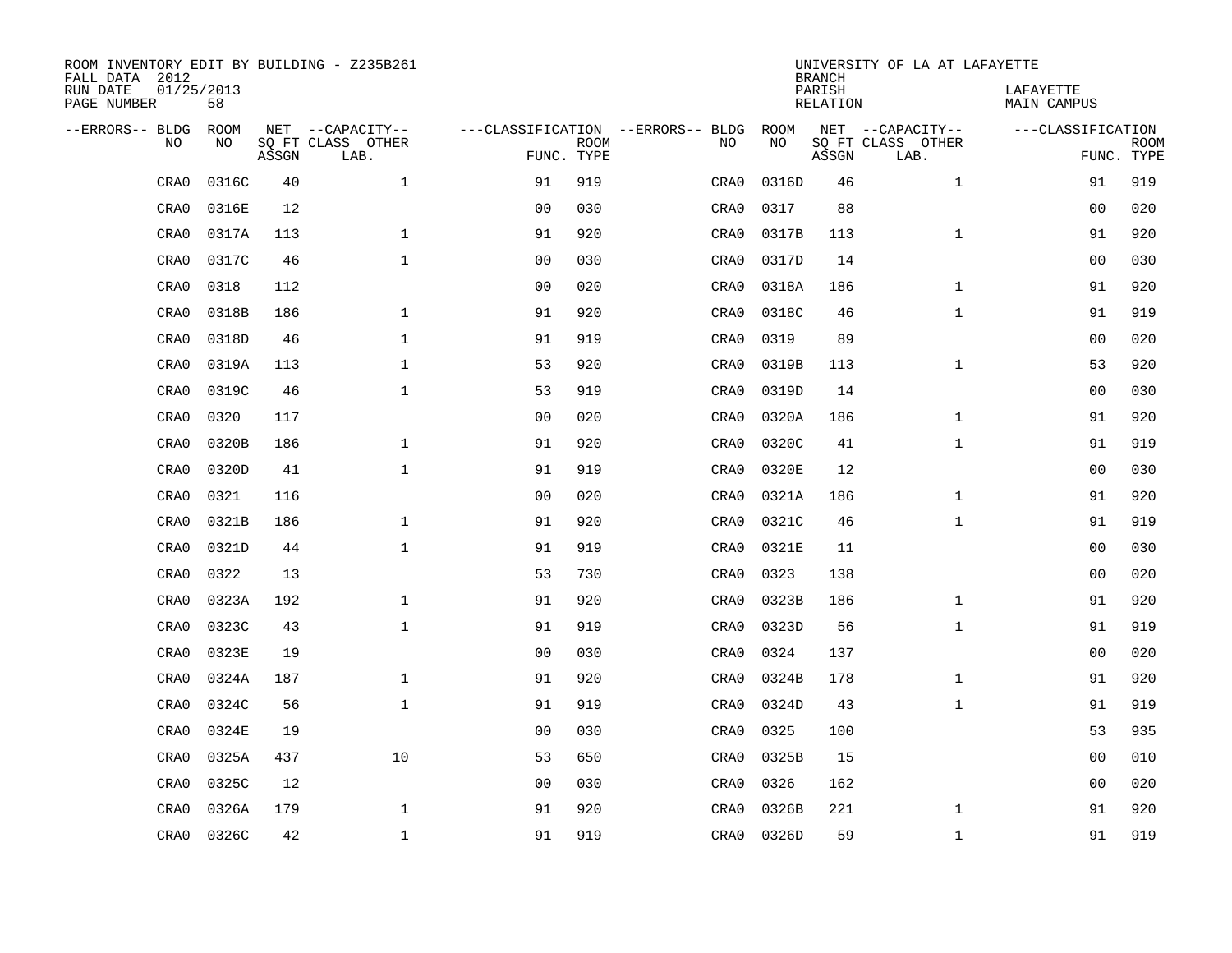ROOM INVENTORY EDIT BY BUILDING - Z235B261
FALL DATA 2012
RUN DATE 01/25/2013
PAGE NUMBER 58

UNIVERSITY OF LA AT LAFAYETTE
BRANCH
PARISH LAFAYETTE
RELATION MAIN CAMPUS

| --ERRORS-- | BLDG NO | ROOM NO | NET SQ FT ASSGN | --CAPACITY-- CLASS LAB. | OTHER | ---CLASSIFICATION FUNC. | ROOM TYPE | --ERRORS-- | BLDG NO | ROOM NO | NET SQ FT ASSGN | --CAPACITY-- CLASS LAB. | OTHER | ---CLASSIFICATION FUNC. | ROOM TYPE |
|---|---|---|---|---|---|---|---|---|---|---|---|---|---|---|---|
| | CRA0 | 0316C | 40 | | 1 | 91 | 919 | | CRA0 | 0316D | 46 | | 1 | 91 | 919 |
| | CRA0 | 0316E | 12 | | | 00 | 030 | | CRA0 | 0317 | 88 | | | 00 | 020 |
| | CRA0 | 0317A | 113 | | 1 | 91 | 920 | | CRA0 | 0317B | 113 | | 1 | 91 | 920 |
| | CRA0 | 0317C | 46 | | 1 | 00 | 030 | | CRA0 | 0317D | 14 | | | 00 | 030 |
| | CRA0 | 0318 | 112 | | | 00 | 020 | | CRA0 | 0318A | 186 | | 1 | 91 | 920 |
| | CRA0 | 0318B | 186 | | 1 | 91 | 920 | | CRA0 | 0318C | 46 | | 1 | 91 | 919 |
| | CRA0 | 0318D | 46 | | 1 | 91 | 919 | | CRA0 | 0319 | 89 | | | 00 | 020 |
| | CRA0 | 0319A | 113 | | 1 | 53 | 920 | | CRA0 | 0319B | 113 | | 1 | 53 | 920 |
| | CRA0 | 0319C | 46 | | 1 | 53 | 919 | | CRA0 | 0319D | 14 | | | 00 | 030 |
| | CRA0 | 0320 | 117 | | | 00 | 020 | | CRA0 | 0320A | 186 | | 1 | 91 | 920 |
| | CRA0 | 0320B | 186 | | 1 | 91 | 920 | | CRA0 | 0320C | 41 | | 1 | 91 | 919 |
| | CRA0 | 0320D | 41 | | 1 | 91 | 919 | | CRA0 | 0320E | 12 | | | 00 | 030 |
| | CRA0 | 0321 | 116 | | | 00 | 020 | | CRA0 | 0321A | 186 | | 1 | 91 | 920 |
| | CRA0 | 0321B | 186 | | 1 | 91 | 920 | | CRA0 | 0321C | 46 | | 1 | 91 | 919 |
| | CRA0 | 0321D | 44 | | 1 | 91 | 919 | | CRA0 | 0321E | 11 | | | 00 | 030 |
| | CRA0 | 0322 | 13 | | | 53 | 730 | | CRA0 | 0323 | 138 | | | 00 | 020 |
| | CRA0 | 0323A | 192 | | 1 | 91 | 920 | | CRA0 | 0323B | 186 | | 1 | 91 | 920 |
| | CRA0 | 0323C | 43 | | 1 | 91 | 919 | | CRA0 | 0323D | 56 | | 1 | 91 | 919 |
| | CRA0 | 0323E | 19 | | | 00 | 030 | | CRA0 | 0324 | 137 | | | 00 | 020 |
| | CRA0 | 0324A | 187 | | 1 | 91 | 920 | | CRA0 | 0324B | 178 | | 1 | 91 | 920 |
| | CRA0 | 0324C | 56 | | 1 | 91 | 919 | | CRA0 | 0324D | 43 | | 1 | 91 | 919 |
| | CRA0 | 0324E | 19 | | | 00 | 030 | | CRA0 | 0325 | 100 | | | 53 | 935 |
| | CRA0 | 0325A | 437 | | 10 | 53 | 650 | | CRA0 | 0325B | 15 | | | 00 | 010 |
| | CRA0 | 0325C | 12 | | | 00 | 030 | | CRA0 | 0326 | 162 | | | 00 | 020 |
| | CRA0 | 0326A | 179 | | 1 | 91 | 920 | | CRA0 | 0326B | 221 | | 1 | 91 | 920 |
| | CRA0 | 0326C | 42 | | 1 | 91 | 919 | | CRA0 | 0326D | 59 | | 1 | 91 | 919 |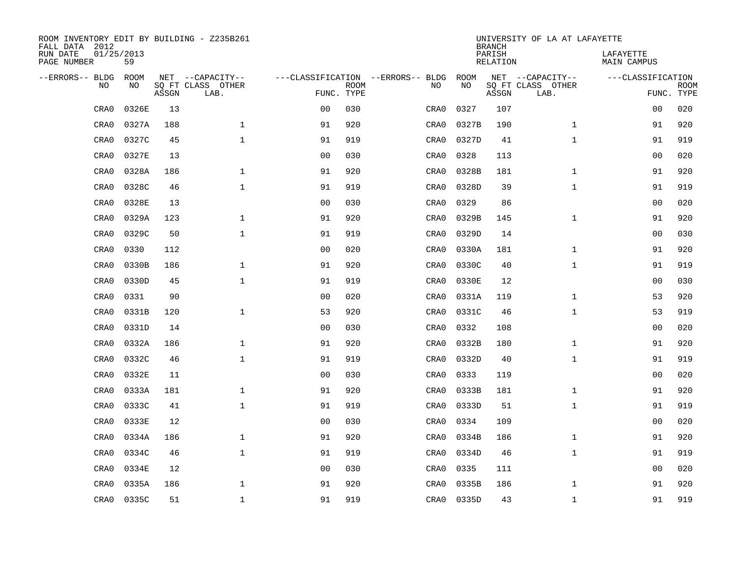ROOM INVENTORY EDIT BY BUILDING - Z235B261
FALL DATA 2012
RUN DATE 01/25/2013
PAGE NUMBER 59

UNIVERSITY OF LA AT LAFAYETTE
BRANCH
PARISH LAFAYETTE
RELATION MAIN CAMPUS

| --ERRORS-- | BLDG NO | ROOM NO | NET SQ FT ASSGN | --CAPACITY-- CLASS LAB. | OTHER | ---CLASSIFICATION FUNC. | ROOM TYPE | --ERRORS-- | BLDG NO | ROOM NO | NET SQ FT ASSGN | --CAPACITY-- CLASS LAB. | OTHER | ---CLASSIFICATION FUNC. | ROOM TYPE |
|---|---|---|---|---|---|---|---|---|---|---|---|---|---|---|---|
| | CRA0 | 0326E | 13 | | | 00 | 030 | | CRA0 | 0327 | 107 | | | 00 | 020 |
| | CRA0 | 0327A | 188 | | 1 | 91 | 920 | | CRA0 | 0327B | 190 | | 1 | 91 | 920 |
| | CRA0 | 0327C | 45 | | 1 | 91 | 919 | | CRA0 | 0327D | 41 | | 1 | 91 | 919 |
| | CRA0 | 0327E | 13 | | | 00 | 030 | | CRA0 | 0328 | 113 | | | 00 | 020 |
| | CRA0 | 0328A | 186 | | 1 | 91 | 920 | | CRA0 | 0328B | 181 | | 1 | 91 | 920 |
| | CRA0 | 0328C | 46 | | 1 | 91 | 919 | | CRA0 | 0328D | 39 | | 1 | 91 | 919 |
| | CRA0 | 0328E | 13 | | | 00 | 030 | | CRA0 | 0329 | 86 | | | 00 | 020 |
| | CRA0 | 0329A | 123 | | 1 | 91 | 920 | | CRA0 | 0329B | 145 | | 1 | 91 | 920 |
| | CRA0 | 0329C | 50 | | 1 | 91 | 919 | | CRA0 | 0329D | 14 | | | 00 | 030 |
| | CRA0 | 0330 | 112 | | | 00 | 020 | | CRA0 | 0330A | 181 | | 1 | 91 | 920 |
| | CRA0 | 0330B | 186 | | 1 | 91 | 920 | | CRA0 | 0330C | 40 | | 1 | 91 | 919 |
| | CRA0 | 0330D | 45 | | 1 | 91 | 919 | | CRA0 | 0330E | 12 | | | 00 | 030 |
| | CRA0 | 0331 | 90 | | | 00 | 020 | | CRA0 | 0331A | 119 | | 1 | 53 | 920 |
| | CRA0 | 0331B | 120 | | 1 | 53 | 920 | | CRA0 | 0331C | 46 | | 1 | 53 | 919 |
| | CRA0 | 0331D | 14 | | | 00 | 030 | | CRA0 | 0332 | 108 | | | 00 | 020 |
| | CRA0 | 0332A | 186 | | 1 | 91 | 920 | | CRA0 | 0332B | 180 | | 1 | 91 | 920 |
| | CRA0 | 0332C | 46 | | 1 | 91 | 919 | | CRA0 | 0332D | 40 | | 1 | 91 | 919 |
| | CRA0 | 0332E | 11 | | | 00 | 030 | | CRA0 | 0333 | 119 | | | 00 | 020 |
| | CRA0 | 0333A | 181 | | 1 | 91 | 920 | | CRA0 | 0333B | 181 | | 1 | 91 | 920 |
| | CRA0 | 0333C | 41 | | 1 | 91 | 919 | | CRA0 | 0333D | 51 | | 1 | 91 | 919 |
| | CRA0 | 0333E | 12 | | | 00 | 030 | | CRA0 | 0334 | 109 | | | 00 | 020 |
| | CRA0 | 0334A | 186 | | 1 | 91 | 920 | | CRA0 | 0334B | 186 | | 1 | 91 | 920 |
| | CRA0 | 0334C | 46 | | 1 | 91 | 919 | | CRA0 | 0334D | 46 | | 1 | 91 | 919 |
| | CRA0 | 0334E | 12 | | | 00 | 030 | | CRA0 | 0335 | 111 | | | 00 | 020 |
| | CRA0 | 0335A | 186 | | 1 | 91 | 920 | | CRA0 | 0335B | 186 | | 1 | 91 | 920 |
| | CRA0 | 0335C | 51 | | 1 | 91 | 919 | | CRA0 | 0335D | 43 | | 1 | 91 | 919 |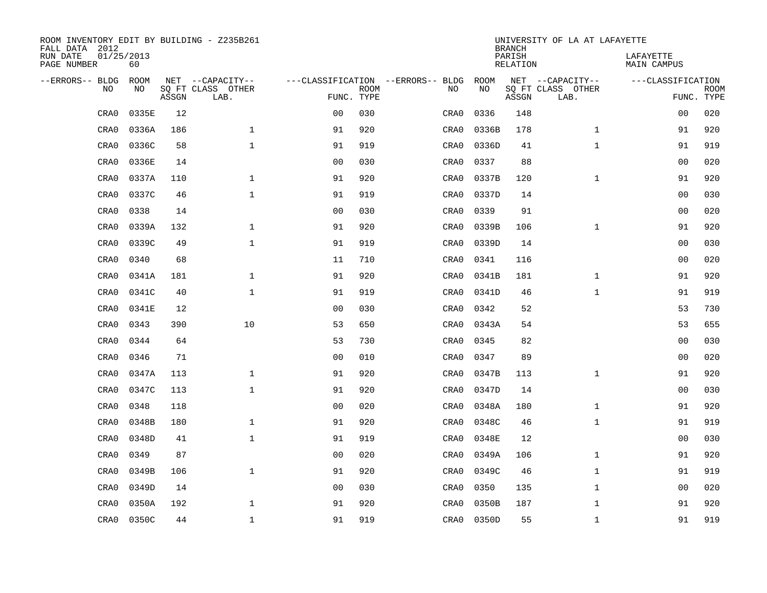ROOM INVENTORY EDIT BY BUILDING - Z235B261
FALL DATA 2012
RUN DATE 01/25/2013
PAGE NUMBER 60

UNIVERSITY OF LA AT LAFAYETTE
BRANCH
PARISH LAFAYETTE
RELATION MAIN CAMPUS

| --ERRORS-- | BLDG NO | ROOM NO | NET SQ FT ASSGN | --CAPACITY-- CLASS LAB. | OTHER | ---CLASSIFICATION FUNC. | ROOM TYPE | --ERRORS-- | BLDG NO | ROOM NO | NET SQ FT ASSGN | --CAPACITY-- CLASS LAB. | OTHER | ---CLASSIFICATION FUNC. | ROOM TYPE |
|---|---|---|---|---|---|---|---|---|---|---|---|---|---|---|---|
| | CRA0 | 0335E | 12 | | | 00 | 030 | | CRA0 | 0336 | 148 | | | 00 | 020 |
| | CRA0 | 0336A | 186 | | 1 | 91 | 920 | | CRA0 | 0336B | 178 | | 1 | 91 | 920 |
| | CRA0 | 0336C | 58 | | 1 | 91 | 919 | | CRA0 | 0336D | 41 | | 1 | 91 | 919 |
| | CRA0 | 0336E | 14 | | | 00 | 030 | | CRA0 | 0337 | 88 | | | 00 | 020 |
| | CRA0 | 0337A | 110 | | 1 | 91 | 920 | | CRA0 | 0337B | 120 | | 1 | 91 | 920 |
| | CRA0 | 0337C | 46 | | 1 | 91 | 919 | | CRA0 | 0337D | 14 | | | 00 | 030 |
| | CRA0 | 0338 | 14 | | | 00 | 030 | | CRA0 | 0339 | 91 | | | 00 | 020 |
| | CRA0 | 0339A | 132 | | 1 | 91 | 920 | | CRA0 | 0339B | 106 | | 1 | 91 | 920 |
| | CRA0 | 0339C | 49 | | 1 | 91 | 919 | | CRA0 | 0339D | 14 | | | 00 | 030 |
| | CRA0 | 0340 | 68 | | | 11 | 710 | | CRA0 | 0341 | 116 | | | 00 | 020 |
| | CRA0 | 0341A | 181 | | 1 | 91 | 920 | | CRA0 | 0341B | 181 | | 1 | 91 | 920 |
| | CRA0 | 0341C | 40 | | 1 | 91 | 919 | | CRA0 | 0341D | 46 | | 1 | 91 | 919 |
| | CRA0 | 0341E | 12 | | | 00 | 030 | | CRA0 | 0342 | 52 | | | 53 | 730 |
| | CRA0 | 0343 | 390 | | 10 | 53 | 650 | | CRA0 | 0343A | 54 | | | 53 | 655 |
| | CRA0 | 0344 | 64 | | | 53 | 730 | | CRA0 | 0345 | 82 | | | 00 | 030 |
| | CRA0 | 0346 | 71 | | | 00 | 010 | | CRA0 | 0347 | 89 | | | 00 | 020 |
| | CRA0 | 0347A | 113 | | 1 | 91 | 920 | | CRA0 | 0347B | 113 | | 1 | 91 | 920 |
| | CRA0 | 0347C | 113 | | 1 | 91 | 920 | | CRA0 | 0347D | 14 | | | 00 | 030 |
| | CRA0 | 0348 | 118 | | | 00 | 020 | | CRA0 | 0348A | 180 | | 1 | 91 | 920 |
| | CRA0 | 0348B | 180 | | 1 | 91 | 920 | | CRA0 | 0348C | 46 | | 1 | 91 | 919 |
| | CRA0 | 0348D | 41 | | 1 | 91 | 919 | | CRA0 | 0348E | 12 | | | 00 | 030 |
| | CRA0 | 0349 | 87 | | | 00 | 020 | | CRA0 | 0349A | 106 | | 1 | 91 | 920 |
| | CRA0 | 0349B | 106 | | 1 | 91 | 920 | | CRA0 | 0349C | 46 | | 1 | 91 | 919 |
| | CRA0 | 0349D | 14 | | | 00 | 030 | | CRA0 | 0350 | 135 | | 1 | 00 | 020 |
| | CRA0 | 0350A | 192 | | 1 | 91 | 920 | | CRA0 | 0350B | 187 | | 1 | 91 | 920 |
| | CRA0 | 0350C | 44 | | 1 | 91 | 919 | | CRA0 | 0350D | 55 | | 1 | 91 | 919 |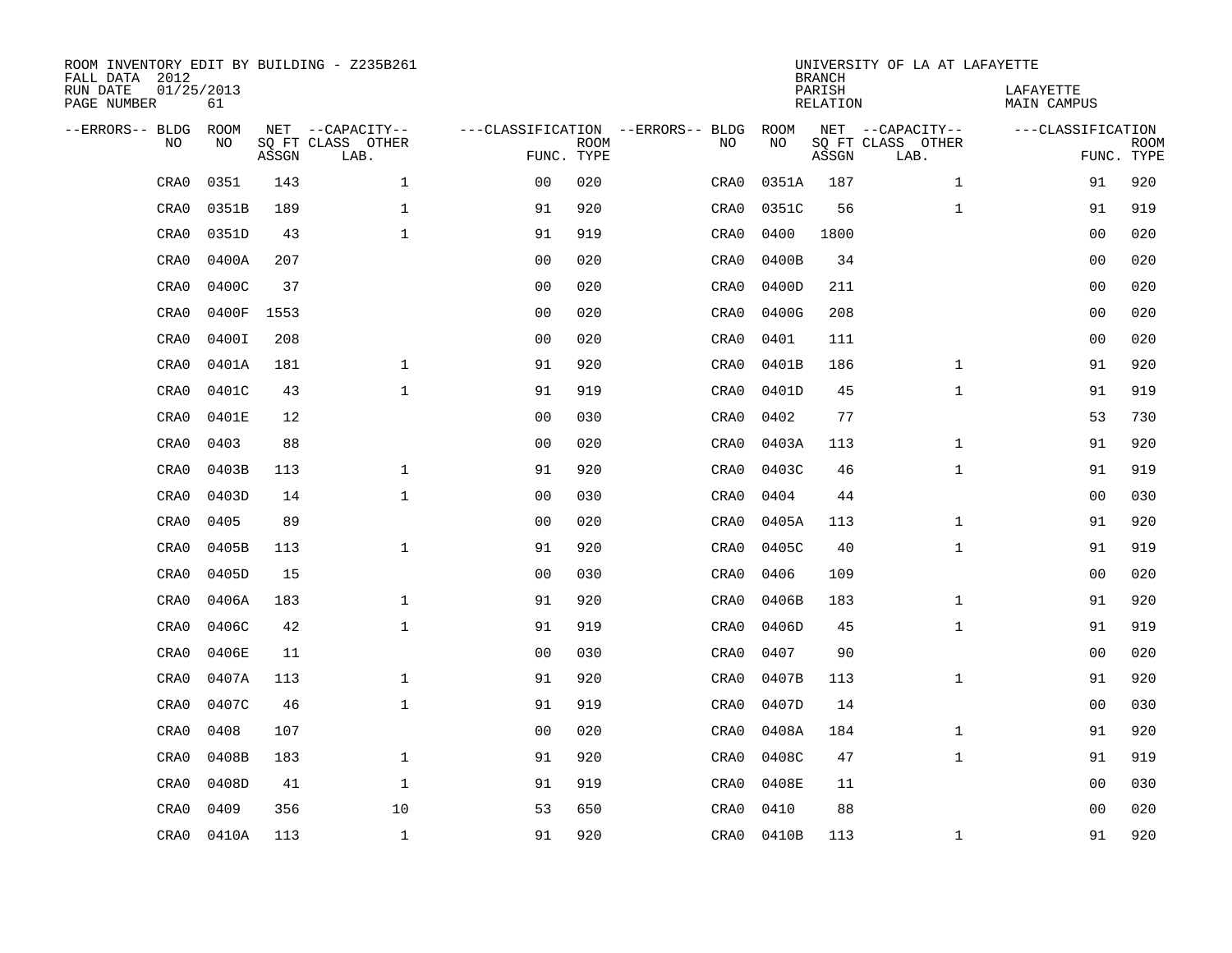ROOM INVENTORY EDIT BY BUILDING - Z235B261
FALL DATA 2012
RUN DATE 01/25/2013
PAGE NUMBER 61

UNIVERSITY OF LA AT LAFAYETTE
BRANCH
PARISH LAFAYETTE
RELATION MAIN CAMPUS

| --ERRORS-- | BLDG NO | ROOM NO | NET SQ FT ASSGN | --CAPACITY-- CLASS LAB. | OTHER | ---CLASSIFICATION FUNC. | ROOM TYPE | --ERRORS-- | BLDG NO | ROOM NO | NET SQ FT ASSGN | --CAPACITY-- CLASS LAB. | OTHER | ---CLASSIFICATION FUNC. | ROOM TYPE |
|---|---|---|---|---|---|---|---|---|---|---|---|---|---|---|---|
| | CRA0 | 0351 | 143 | | 1 | 00 | 020 | | CRA0 | 0351A | 187 | | 1 | 91 | 920 |
| | CRA0 | 0351B | 189 | | 1 | 91 | 920 | | CRA0 | 0351C | 56 | | 1 | 91 | 919 |
| | CRA0 | 0351D | 43 | | 1 | 91 | 919 | | CRA0 | 0400 | 1800 | | | 00 | 020 |
| | CRA0 | 0400A | 207 | | | 00 | 020 | | CRA0 | 0400B | 34 | | | 00 | 020 |
| | CRA0 | 0400C | 37 | | | 00 | 020 | | CRA0 | 0400D | 211 | | | 00 | 020 |
| | CRA0 | 0400F | 1553 | | | 00 | 020 | | CRA0 | 0400G | 208 | | | 00 | 020 |
| | CRA0 | 0400I | 208 | | | 00 | 020 | | CRA0 | 0401 | 111 | | | 00 | 020 |
| | CRA0 | 0401A | 181 | | 1 | 91 | 920 | | CRA0 | 0401B | 186 | | 1 | 91 | 920 |
| | CRA0 | 0401C | 43 | | 1 | 91 | 919 | | CRA0 | 0401D | 45 | | 1 | 91 | 919 |
| | CRA0 | 0401E | 12 | | | 00 | 030 | | CRA0 | 0402 | 77 | | | 53 | 730 |
| | CRA0 | 0403 | 88 | | | 00 | 020 | | CRA0 | 0403A | 113 | | 1 | 91 | 920 |
| | CRA0 | 0403B | 113 | | 1 | 91 | 920 | | CRA0 | 0403C | 46 | | 1 | 91 | 919 |
| | CRA0 | 0403D | 14 | | 1 | 00 | 030 | | CRA0 | 0404 | 44 | | | 00 | 030 |
| | CRA0 | 0405 | 89 | | | 00 | 020 | | CRA0 | 0405A | 113 | | 1 | 91 | 920 |
| | CRA0 | 0405B | 113 | | 1 | 91 | 920 | | CRA0 | 0405C | 40 | | 1 | 91 | 919 |
| | CRA0 | 0405D | 15 | | | 00 | 030 | | CRA0 | 0406 | 109 | | | 00 | 020 |
| | CRA0 | 0406A | 183 | | 1 | 91 | 920 | | CRA0 | 0406B | 183 | | 1 | 91 | 920 |
| | CRA0 | 0406C | 42 | | 1 | 91 | 919 | | CRA0 | 0406D | 45 | | 1 | 91 | 919 |
| | CRA0 | 0406E | 11 | | | 00 | 030 | | CRA0 | 0407 | 90 | | | 00 | 020 |
| | CRA0 | 0407A | 113 | | 1 | 91 | 920 | | CRA0 | 0407B | 113 | | 1 | 91 | 920 |
| | CRA0 | 0407C | 46 | | 1 | 91 | 919 | | CRA0 | 0407D | 14 | | | 00 | 030 |
| | CRA0 | 0408 | 107 | | | 00 | 020 | | CRA0 | 0408A | 184 | | 1 | 91 | 920 |
| | CRA0 | 0408B | 183 | | 1 | 91 | 920 | | CRA0 | 0408C | 47 | | 1 | 91 | 919 |
| | CRA0 | 0408D | 41 | | 1 | 91 | 919 | | CRA0 | 0408E | 11 | | | 00 | 030 |
| | CRA0 | 0409 | 356 | | 10 | 53 | 650 | | CRA0 | 0410 | 88 | | | 00 | 020 |
| | CRA0 | 0410A | 113 | | 1 | 91 | 920 | | CRA0 | 0410B | 113 | | 1 | 91 | 920 |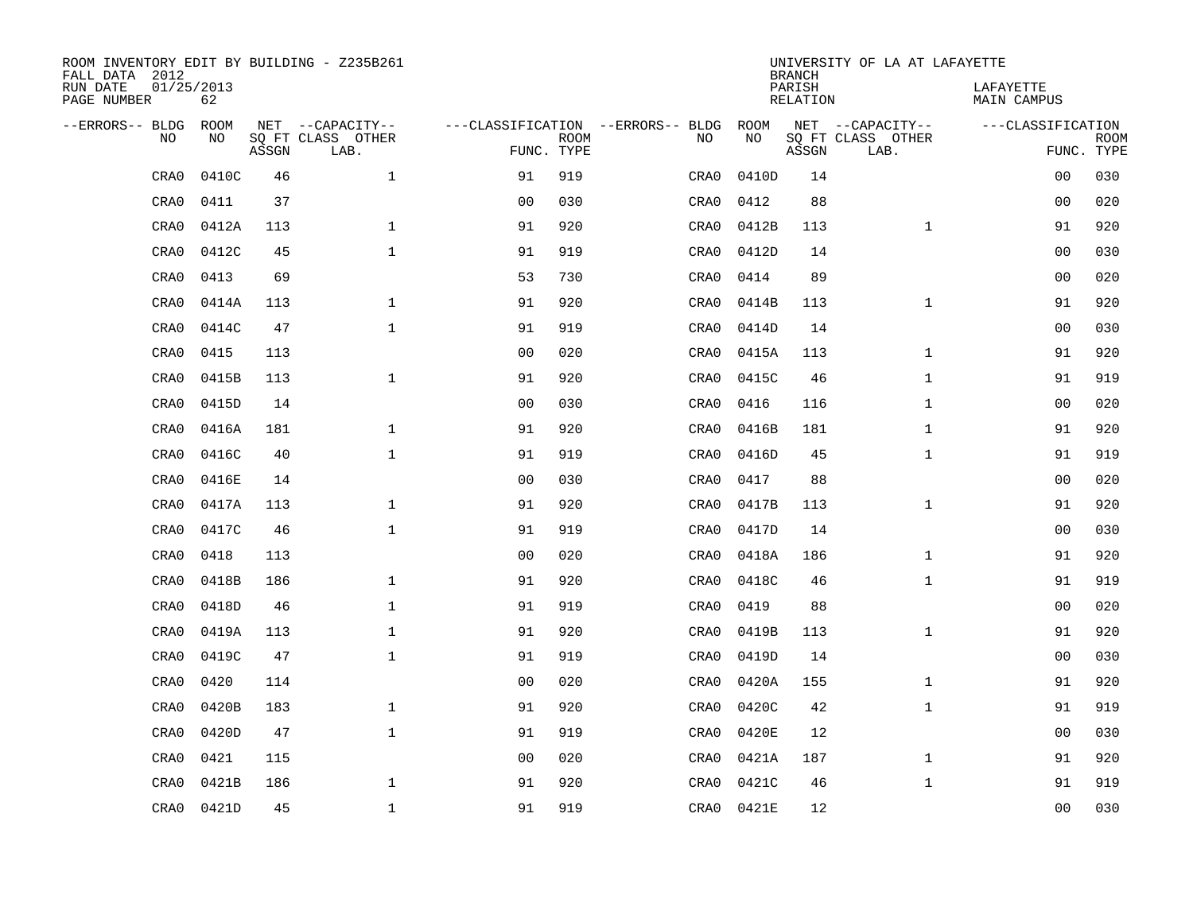ROOM INVENTORY EDIT BY BUILDING - Z235B261
FALL DATA 2012
RUN DATE 01/25/2013
PAGE NUMBER 62

UNIVERSITY OF LA AT LAFAYETTE
BRANCH
PARISH LAFAYETTE
RELATION MAIN CAMPUS

| --ERRORS-- | BLDG NO | ROOM NO | NET SQ FT ASSGN | --CAPACITY-- CLASS LAB. | OTHER | ---CLASSIFICATION FUNC. | ROOM TYPE | --ERRORS-- | BLDG NO | ROOM NO | NET SQ FT ASSGN | --CAPACITY-- CLASS LAB. | OTHER | ---CLASSIFICATION FUNC. | ROOM TYPE |
|---|---|---|---|---|---|---|---|---|---|---|---|---|---|---|---|
| | CRA0 | 0410C | 46 | | 1 | 91 | 919 | | CRA0 | 0410D | 14 | | | 00 | 030 |
| | CRA0 | 0411 | 37 | | | 00 | 030 | | CRA0 | 0412 | 88 | | | 00 | 020 |
| | CRA0 | 0412A | 113 | | 1 | 91 | 920 | | CRA0 | 0412B | 113 | | 1 | 91 | 920 |
| | CRA0 | 0412C | 45 | | 1 | 91 | 919 | | CRA0 | 0412D | 14 | | | 00 | 030 |
| | CRA0 | 0413 | 69 | | | 53 | 730 | | CRA0 | 0414 | 89 | | | 00 | 020 |
| | CRA0 | 0414A | 113 | | 1 | 91 | 920 | | CRA0 | 0414B | 113 | | 1 | 91 | 920 |
| | CRA0 | 0414C | 47 | | 1 | 91 | 919 | | CRA0 | 0414D | 14 | | | 00 | 030 |
| | CRA0 | 0415 | 113 | | | 00 | 020 | | CRA0 | 0415A | 113 | | 1 | 91 | 920 |
| | CRA0 | 0415B | 113 | | 1 | 91 | 920 | | CRA0 | 0415C | 46 | | 1 | 91 | 919 |
| | CRA0 | 0415D | 14 | | | 00 | 030 | | CRA0 | 0416 | 116 | | 1 | 00 | 020 |
| | CRA0 | 0416A | 181 | | 1 | 91 | 920 | | CRA0 | 0416B | 181 | | 1 | 91 | 920 |
| | CRA0 | 0416C | 40 | | 1 | 91 | 919 | | CRA0 | 0416D | 45 | | 1 | 91 | 919 |
| | CRA0 | 0416E | 14 | | | 00 | 030 | | CRA0 | 0417 | 88 | | | 00 | 020 |
| | CRA0 | 0417A | 113 | | 1 | 91 | 920 | | CRA0 | 0417B | 113 | | 1 | 91 | 920 |
| | CRA0 | 0417C | 46 | | 1 | 91 | 919 | | CRA0 | 0417D | 14 | | | 00 | 030 |
| | CRA0 | 0418 | 113 | | | 00 | 020 | | CRA0 | 0418A | 186 | | 1 | 91 | 920 |
| | CRA0 | 0418B | 186 | | 1 | 91 | 920 | | CRA0 | 0418C | 46 | | 1 | 91 | 919 |
| | CRA0 | 0418D | 46 | | 1 | 91 | 919 | | CRA0 | 0419 | 88 | | | 00 | 020 |
| | CRA0 | 0419A | 113 | | 1 | 91 | 920 | | CRA0 | 0419B | 113 | | 1 | 91 | 920 |
| | CRA0 | 0419C | 47 | | 1 | 91 | 919 | | CRA0 | 0419D | 14 | | | 00 | 030 |
| | CRA0 | 0420 | 114 | | | 00 | 020 | | CRA0 | 0420A | 155 | | 1 | 91 | 920 |
| | CRA0 | 0420B | 183 | | 1 | 91 | 920 | | CRA0 | 0420C | 42 | | 1 | 91 | 919 |
| | CRA0 | 0420D | 47 | | 1 | 91 | 919 | | CRA0 | 0420E | 12 | | | 00 | 030 |
| | CRA0 | 0421 | 115 | | | 00 | 020 | | CRA0 | 0421A | 187 | | 1 | 91 | 920 |
| | CRA0 | 0421B | 186 | | 1 | 91 | 920 | | CRA0 | 0421C | 46 | | 1 | 91 | 919 |
| | CRA0 | 0421D | 45 | | 1 | 91 | 919 | | CRA0 | 0421E | 12 | | | 00 | 030 |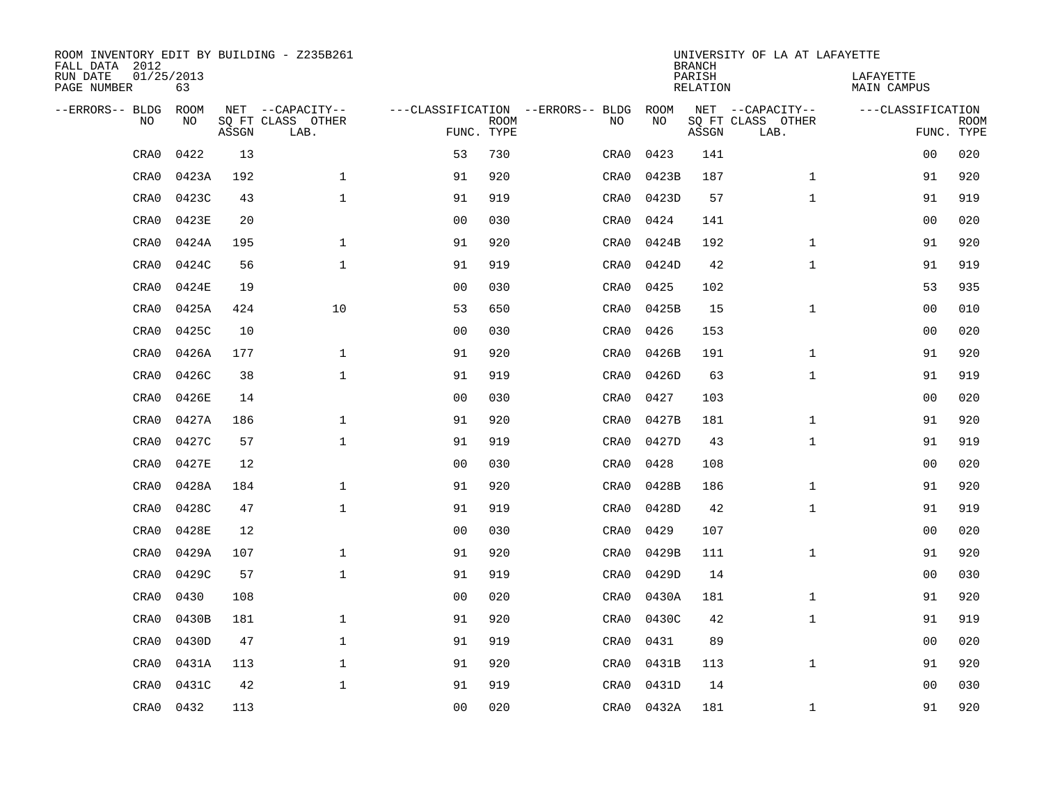ROOM INVENTORY EDIT BY BUILDING - Z235B261
FALL DATA 2012
RUN DATE 01/25/2013
PAGE NUMBER 63

UNIVERSITY OF LA AT LAFAYETTE
BRANCH
PARISH LAFAYETTE
RELATION MAIN CAMPUS

| --ERRORS-- | BLDG NO | ROOM NO | NET SQ FT ASSGN | --CAPACITY-- CLASS LAB. | OTHER | ---CLASSIFICATION FUNC. | ROOM TYPE | --ERRORS-- | BLDG NO | ROOM NO | NET SQ FT ASSGN | --CAPACITY-- CLASS LAB. | OTHER | ---CLASSIFICATION FUNC. | ROOM TYPE |
|---|---|---|---|---|---|---|---|---|---|---|---|---|---|---|---|
| | CRA0 | 0422 | 13 | | | 53 | 730 | | CRA0 | 0423 | 141 | | | 00 | 020 |
| | CRA0 | 0423A | 192 | | 1 | 91 | 920 | | CRA0 | 0423B | 187 | | 1 | 91 | 920 |
| | CRA0 | 0423C | 43 | | 1 | 91 | 919 | | CRA0 | 0423D | 57 | | 1 | 91 | 919 |
| | CRA0 | 0423E | 20 | | | 00 | 030 | | CRA0 | 0424 | 141 | | | 00 | 020 |
| | CRA0 | 0424A | 195 | | 1 | 91 | 920 | | CRA0 | 0424B | 192 | | 1 | 91 | 920 |
| | CRA0 | 0424C | 56 | | 1 | 91 | 919 | | CRA0 | 0424D | 42 | | 1 | 91 | 919 |
| | CRA0 | 0424E | 19 | | | 00 | 030 | | CRA0 | 0425 | 102 | | | 53 | 935 |
| | CRA0 | 0425A | 424 | | 10 | 53 | 650 | | CRA0 | 0425B | 15 | | 1 | 00 | 010 |
| | CRA0 | 0425C | 10 | | | 00 | 030 | | CRA0 | 0426 | 153 | | | 00 | 020 |
| | CRA0 | 0426A | 177 | | 1 | 91 | 920 | | CRA0 | 0426B | 191 | | 1 | 91 | 920 |
| | CRA0 | 0426C | 38 | | 1 | 91 | 919 | | CRA0 | 0426D | 63 | | 1 | 91 | 919 |
| | CRA0 | 0426E | 14 | | | 00 | 030 | | CRA0 | 0427 | 103 | | | 00 | 020 |
| | CRA0 | 0427A | 186 | | 1 | 91 | 920 | | CRA0 | 0427B | 181 | | 1 | 91 | 920 |
| | CRA0 | 0427C | 57 | | 1 | 91 | 919 | | CRA0 | 0427D | 43 | | 1 | 91 | 919 |
| | CRA0 | 0427E | 12 | | | 00 | 030 | | CRA0 | 0428 | 108 | | | 00 | 020 |
| | CRA0 | 0428A | 184 | | 1 | 91 | 920 | | CRA0 | 0428B | 186 | | 1 | 91 | 920 |
| | CRA0 | 0428C | 47 | | 1 | 91 | 919 | | CRA0 | 0428D | 42 | | 1 | 91 | 919 |
| | CRA0 | 0428E | 12 | | | 00 | 030 | | CRA0 | 0429 | 107 | | | 00 | 020 |
| | CRA0 | 0429A | 107 | | 1 | 91 | 920 | | CRA0 | 0429B | 111 | | 1 | 91 | 920 |
| | CRA0 | 0429C | 57 | | 1 | 91 | 919 | | CRA0 | 0429D | 14 | | | 00 | 030 |
| | CRA0 | 0430 | 108 | | | 00 | 020 | | CRA0 | 0430A | 181 | | 1 | 91 | 920 |
| | CRA0 | 0430B | 181 | | 1 | 91 | 920 | | CRA0 | 0430C | 42 | | 1 | 91 | 919 |
| | CRA0 | 0430D | 47 | | 1 | 91 | 919 | | CRA0 | 0431 | 89 | | | 00 | 020 |
| | CRA0 | 0431A | 113 | | 1 | 91 | 920 | | CRA0 | 0431B | 113 | | 1 | 91 | 920 |
| | CRA0 | 0431C | 42 | | 1 | 91 | 919 | | CRA0 | 0431D | 14 | | | 00 | 030 |
| | CRA0 | 0432 | 113 | | | 00 | 020 | | CRA0 | 0432A | 181 | | 1 | 91 | 920 |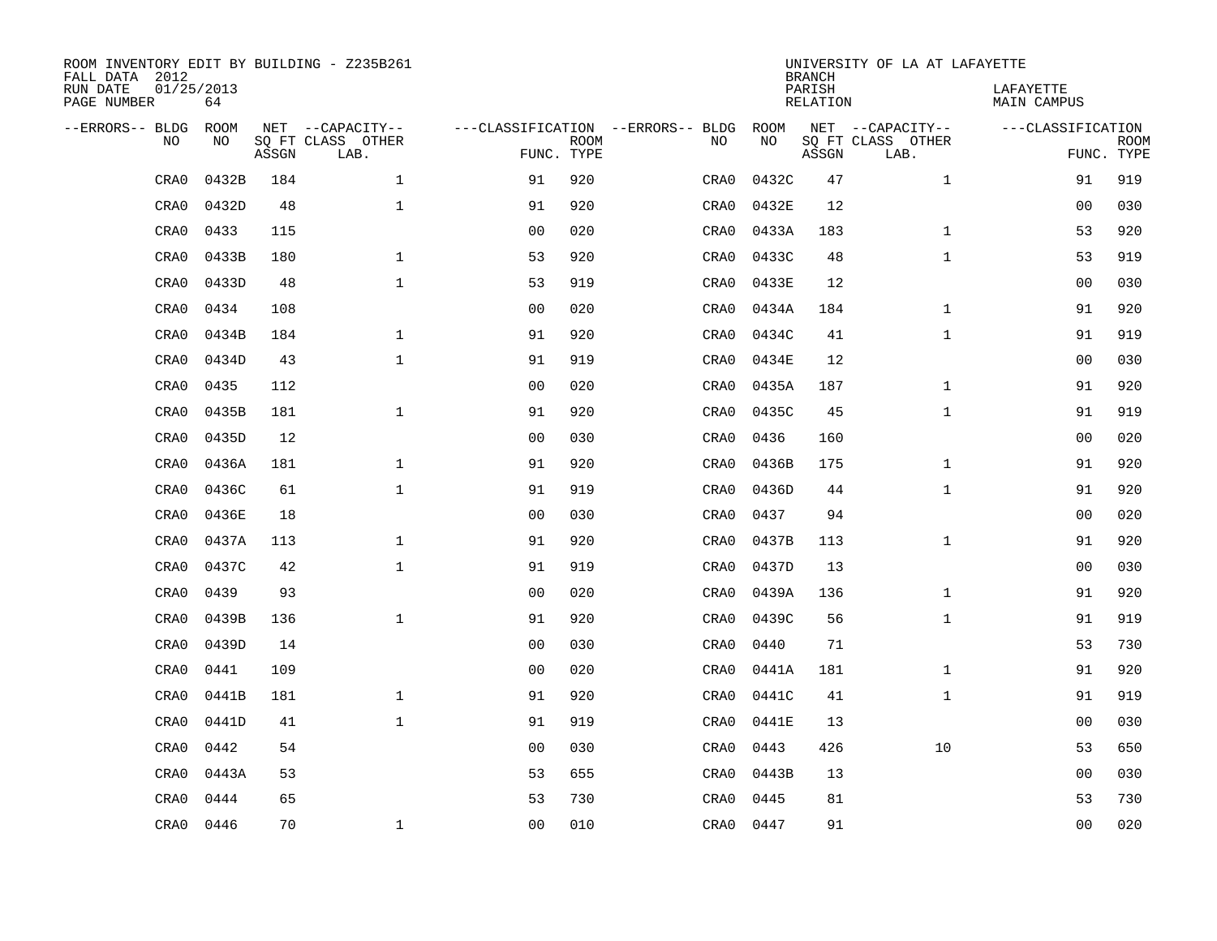ROOM INVENTORY EDIT BY BUILDING - Z235B261
FALL DATA 2012
RUN DATE 01/25/2013
PAGE NUMBER 64

UNIVERSITY OF LA AT LAFAYETTE
BRANCH
PARISH LAFAYETTE
RELATION MAIN CAMPUS

| --ERRORS-- | BLDG NO | ROOM NO | NET SQ FT ASSGN | --CAPACITY-- CLASS LAB. | OTHER | ---CLASSIFICATION FUNC. | ROOM TYPE | --ERRORS-- | BLDG NO | ROOM NO | NET SQ FT ASSGN | --CAPACITY-- CLASS LAB. | OTHER | ---CLASSIFICATION FUNC. | ROOM TYPE |
|---|---|---|---|---|---|---|---|---|---|---|---|---|---|---|---|
| | CRA0 | 0432B | 184 | | 1 | 91 | 920 | | CRA0 | 0432C | 47 | | 1 | 91 | 919 |
| | CRA0 | 0432D | 48 | | 1 | 91 | 920 | | CRA0 | 0432E | 12 | | | 00 | 030 |
| | CRA0 | 0433 | 115 | | | 00 | 020 | | CRA0 | 0433A | 183 | | 1 | 53 | 920 |
| | CRA0 | 0433B | 180 | | 1 | 53 | 920 | | CRA0 | 0433C | 48 | | 1 | 53 | 919 |
| | CRA0 | 0433D | 48 | | 1 | 53 | 919 | | CRA0 | 0433E | 12 | | | 00 | 030 |
| | CRA0 | 0434 | 108 | | | 00 | 020 | | CRA0 | 0434A | 184 | | 1 | 91 | 920 |
| | CRA0 | 0434B | 184 | | 1 | 91 | 920 | | CRA0 | 0434C | 41 | | 1 | 91 | 919 |
| | CRA0 | 0434D | 43 | | 1 | 91 | 919 | | CRA0 | 0434E | 12 | | | 00 | 030 |
| | CRA0 | 0435 | 112 | | | 00 | 020 | | CRA0 | 0435A | 187 | | 1 | 91 | 920 |
| | CRA0 | 0435B | 181 | | 1 | 91 | 920 | | CRA0 | 0435C | 45 | | 1 | 91 | 919 |
| | CRA0 | 0435D | 12 | | | 00 | 030 | | CRA0 | 0436 | 160 | | | 00 | 020 |
| | CRA0 | 0436A | 181 | | 1 | 91 | 920 | | CRA0 | 0436B | 175 | | 1 | 91 | 920 |
| | CRA0 | 0436C | 61 | | 1 | 91 | 919 | | CRA0 | 0436D | 44 | | 1 | 91 | 920 |
| | CRA0 | 0436E | 18 | | | 00 | 030 | | CRA0 | 0437 | 94 | | | 00 | 020 |
| | CRA0 | 0437A | 113 | | 1 | 91 | 920 | | CRA0 | 0437B | 113 | | 1 | 91 | 920 |
| | CRA0 | 0437C | 42 | | 1 | 91 | 919 | | CRA0 | 0437D | 13 | | | 00 | 030 |
| | CRA0 | 0439 | 93 | | | 00 | 020 | | CRA0 | 0439A | 136 | | 1 | 91 | 920 |
| | CRA0 | 0439B | 136 | | 1 | 91 | 920 | | CRA0 | 0439C | 56 | | 1 | 91 | 919 |
| | CRA0 | 0439D | 14 | | | 00 | 030 | | CRA0 | 0440 | 71 | | | 53 | 730 |
| | CRA0 | 0441 | 109 | | | 00 | 020 | | CRA0 | 0441A | 181 | | 1 | 91 | 920 |
| | CRA0 | 0441B | 181 | | 1 | 91 | 920 | | CRA0 | 0441C | 41 | | 1 | 91 | 919 |
| | CRA0 | 0441D | 41 | | 1 | 91 | 919 | | CRA0 | 0441E | 13 | | | 00 | 030 |
| | CRA0 | 0442 | 54 | | | 00 | 030 | | CRA0 | 0443 | 426 | | 10 | 53 | 650 |
| | CRA0 | 0443A | 53 | | | 53 | 655 | | CRA0 | 0443B | 13 | | | 00 | 030 |
| | CRA0 | 0444 | 65 | | | 53 | 730 | | CRA0 | 0445 | 81 | | | 53 | 730 |
| | CRA0 | 0446 | 70 | | 1 | 00 | 010 | | CRA0 | 0447 | 91 | | | 00 | 020 |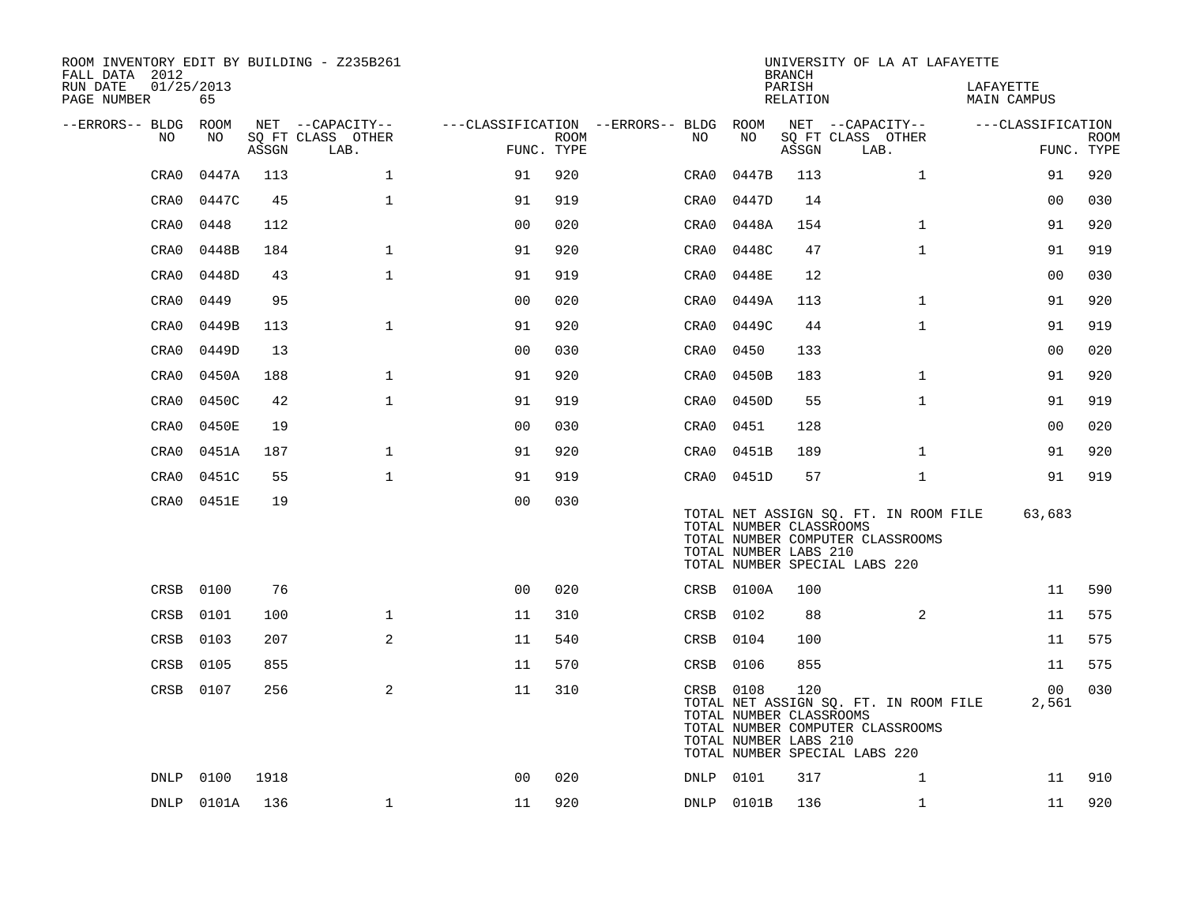ROOM INVENTORY EDIT BY BUILDING - Z235B261
FALL DATA 2012
RUN DATE 01/25/2013
PAGE NUMBER 65

UNIVERSITY OF LA AT LAFAYETTE
BRANCH
PARISH LAFAYETTE
RELATION MAIN CAMPUS

| --ERRORS-- | BLDG NO | ROOM NO | NET ASSGN SQ FT | CAPACITY CLASS LAB. | CAPACITY OTHER | CLASSIFICATION FUNC. | ROOM TYPE | --ERRORS-- | BLDG NO | ROOM NO | NET ASSGN SQ FT | CAPACITY CLASS LAB. | CAPACITY OTHER | CLASSIFICATION FUNC. | ROOM TYPE |
|---|---|---|---|---|---|---|---|---|---|---|---|---|---|---|---|
| | CRA0 | 0447A | 113 | | 1 | 91 | 920 | | CRA0 | 0447B | 113 | | 1 | 91 | 920 |
| | CRA0 | 0447C | 45 | | 1 | 91 | 919 | | CRA0 | 0447D | 14 | | | 00 | 030 |
| | CRA0 | 0448 | 112 | | | 00 | 020 | | CRA0 | 0448A | 154 | | 1 | 91 | 920 |
| | CRA0 | 0448B | 184 | | 1 | 91 | 920 | | CRA0 | 0448C | 47 | | 1 | 91 | 919 |
| | CRA0 | 0448D | 43 | | 1 | 91 | 919 | | CRA0 | 0448E | 12 | | | 00 | 030 |
| | CRA0 | 0449 | 95 | | | 00 | 020 | | CRA0 | 0449A | 113 | | 1 | 91 | 920 |
| | CRA0 | 0449B | 113 | | 1 | 91 | 920 | | CRA0 | 0449C | 44 | | 1 | 91 | 919 |
| | CRA0 | 0449D | 13 | | | 00 | 030 | | CRA0 | 0450 | 133 | | | 00 | 020 |
| | CRA0 | 0450A | 188 | | 1 | 91 | 920 | | CRA0 | 0450B | 183 | | 1 | 91 | 920 |
| | CRA0 | 0450C | 42 | | 1 | 91 | 919 | | CRA0 | 0450D | 55 | | 1 | 91 | 919 |
| | CRA0 | 0450E | 19 | | | 00 | 030 | | CRA0 | 0451 | 128 | | | 00 | 020 |
| | CRA0 | 0451A | 187 | | 1 | 91 | 920 | | CRA0 | 0451B | 189 | | 1 | 91 | 920 |
| | CRA0 | 0451C | 55 | | 1 | 91 | 919 | | CRA0 | 0451D | 57 | | 1 | 91 | 919 |
| | CRA0 | 0451E | 19 | | | 00 | 030 | | | | | | | | |

TOTAL NET ASSIGN SQ. FT. IN ROOM FILE 63,683
TOTAL NUMBER CLASSROOMS
TOTAL NUMBER COMPUTER CLASSROOMS
TOTAL NUMBER LABS 210
TOTAL NUMBER SPECIAL LABS 220

| --ERRORS-- | BLDG NO | ROOM NO | NET ASSGN SQ FT | CAPACITY CLASS LAB. | CAPACITY OTHER | CLASSIFICATION FUNC. | ROOM TYPE | --ERRORS-- | BLDG NO | ROOM NO | NET ASSGN SQ FT | CAPACITY CLASS LAB. | CAPACITY OTHER | CLASSIFICATION FUNC. | ROOM TYPE |
|---|---|---|---|---|---|---|---|---|---|---|---|---|---|---|---|
| | CRSB | 0100 | 76 | | | 00 | 020 | | CRSB | 0100A | 100 | | | 11 | 590 |
| | CRSB | 0101 | 100 | | 1 | 11 | 310 | | CRSB | 0102 | 88 | | 2 | 11 | 575 |
| | CRSB | 0103 | 207 | | 2 | 11 | 540 | | CRSB | 0104 | 100 | | | 11 | 575 |
| | CRSB | 0105 | 855 | | | 11 | 570 | | CRSB | 0106 | 855 | | | 11 | 575 |
| | CRSB | 0107 | 256 | | 2 | 11 | 310 | | CRSB | 0108 | 120 | | | 00 | 030 |

TOTAL NET ASSIGN SQ. FT. IN ROOM FILE 2,561
TOTAL NUMBER CLASSROOMS
TOTAL NUMBER COMPUTER CLASSROOMS
TOTAL NUMBER LABS 210
TOTAL NUMBER SPECIAL LABS 220

| --ERRORS-- | BLDG NO | ROOM NO | NET ASSGN SQ FT | CAPACITY CLASS LAB. | CAPACITY OTHER | CLASSIFICATION FUNC. | ROOM TYPE | --ERRORS-- | BLDG NO | ROOM NO | NET ASSGN SQ FT | CAPACITY CLASS LAB. | CAPACITY OTHER | CLASSIFICATION FUNC. | ROOM TYPE |
|---|---|---|---|---|---|---|---|---|---|---|---|---|---|---|---|
| | DNLP | 0100 | 1918 | | | 00 | 020 | | DNLP | 0101 | 317 | | 1 | 11 | 910 |
| | DNLP | 0101A | 136 | | 1 | 11 | 920 | | DNLP | 0101B | 136 | | 1 | 11 | 920 |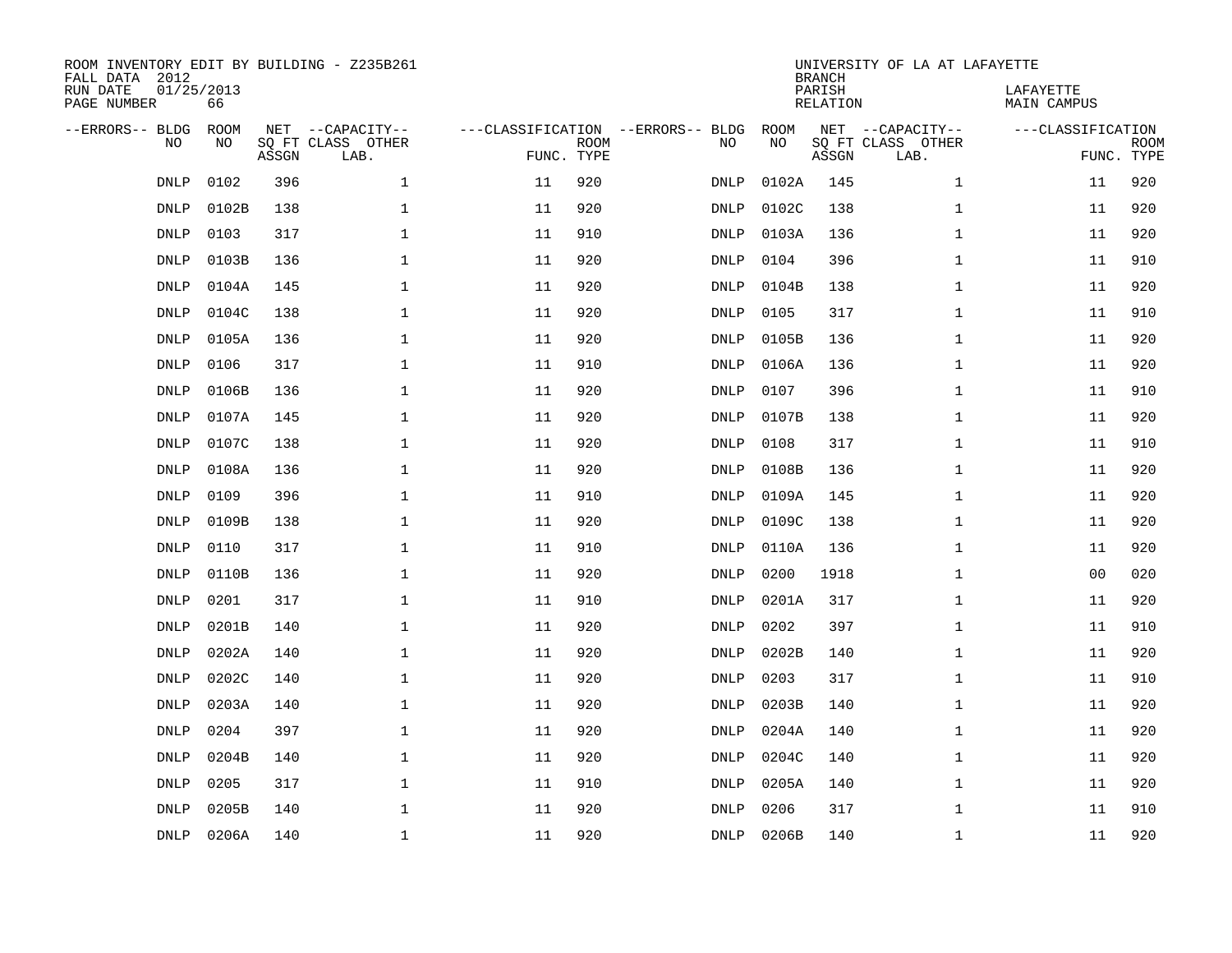ROOM INVENTORY EDIT BY BUILDING - Z235B261
FALL DATA 2012
RUN DATE 01/25/2013
PAGE NUMBER 66

UNIVERSITY OF LA AT LAFAYETTE
BRANCH
PARISH LAFAYETTE
RELATION MAIN CAMPUS

| --ERRORS-- | BLDG NO | ROOM NO | NET SQ FT ASSGN | --CAPACITY-- CLASS LAB. | OTHER | ---CLASSIFICATION FUNC. | ROOM TYPE | --ERRORS-- | BLDG NO | ROOM NO | NET SQ FT ASSGN | --CAPACITY-- CLASS LAB. | OTHER | ---CLASSIFICATION FUNC. | ROOM TYPE |
|---|---|---|---|---|---|---|---|---|---|---|---|---|---|---|---|
| | DNLP | 0102 | 396 | | 1 | 11 | 920 | | DNLP | 0102A | 145 | | 1 | 11 | 920 |
| | DNLP | 0102B | 138 | | 1 | 11 | 920 | | DNLP | 0102C | 138 | | 1 | 11 | 920 |
| | DNLP | 0103 | 317 | | 1 | 11 | 910 | | DNLP | 0103A | 136 | | 1 | 11 | 920 |
| | DNLP | 0103B | 136 | | 1 | 11 | 920 | | DNLP | 0104 | 396 | | 1 | 11 | 910 |
| | DNLP | 0104A | 145 | | 1 | 11 | 920 | | DNLP | 0104B | 138 | | 1 | 11 | 920 |
| | DNLP | 0104C | 138 | | 1 | 11 | 920 | | DNLP | 0105 | 317 | | 1 | 11 | 910 |
| | DNLP | 0105A | 136 | | 1 | 11 | 920 | | DNLP | 0105B | 136 | | 1 | 11 | 920 |
| | DNLP | 0106 | 317 | | 1 | 11 | 910 | | DNLP | 0106A | 136 | | 1 | 11 | 920 |
| | DNLP | 0106B | 136 | | 1 | 11 | 920 | | DNLP | 0107 | 396 | | 1 | 11 | 910 |
| | DNLP | 0107A | 145 | | 1 | 11 | 920 | | DNLP | 0107B | 138 | | 1 | 11 | 920 |
| | DNLP | 0107C | 138 | | 1 | 11 | 920 | | DNLP | 0108 | 317 | | 1 | 11 | 910 |
| | DNLP | 0108A | 136 | | 1 | 11 | 920 | | DNLP | 0108B | 136 | | 1 | 11 | 920 |
| | DNLP | 0109 | 396 | | 1 | 11 | 910 | | DNLP | 0109A | 145 | | 1 | 11 | 920 |
| | DNLP | 0109B | 138 | | 1 | 11 | 920 | | DNLP | 0109C | 138 | | 1 | 11 | 920 |
| | DNLP | 0110 | 317 | | 1 | 11 | 910 | | DNLP | 0110A | 136 | | 1 | 11 | 920 |
| | DNLP | 0110B | 136 | | 1 | 11 | 920 | | DNLP | 0200 | 1918 | | 1 | 00 | 020 |
| | DNLP | 0201 | 317 | | 1 | 11 | 910 | | DNLP | 0201A | 317 | | 1 | 11 | 920 |
| | DNLP | 0201B | 140 | | 1 | 11 | 920 | | DNLP | 0202 | 397 | | 1 | 11 | 910 |
| | DNLP | 0202A | 140 | | 1 | 11 | 920 | | DNLP | 0202B | 140 | | 1 | 11 | 920 |
| | DNLP | 0202C | 140 | | 1 | 11 | 920 | | DNLP | 0203 | 317 | | 1 | 11 | 910 |
| | DNLP | 0203A | 140 | | 1 | 11 | 920 | | DNLP | 0203B | 140 | | 1 | 11 | 920 |
| | DNLP | 0204 | 397 | | 1 | 11 | 920 | | DNLP | 0204A | 140 | | 1 | 11 | 920 |
| | DNLP | 0204B | 140 | | 1 | 11 | 920 | | DNLP | 0204C | 140 | | 1 | 11 | 920 |
| | DNLP | 0205 | 317 | | 1 | 11 | 910 | | DNLP | 0205A | 140 | | 1 | 11 | 920 |
| | DNLP | 0205B | 140 | | 1 | 11 | 920 | | DNLP | 0206 | 317 | | 1 | 11 | 910 |
| | DNLP | 0206A | 140 | | 1 | 11 | 920 | | DNLP | 0206B | 140 | | 1 | 11 | 920 |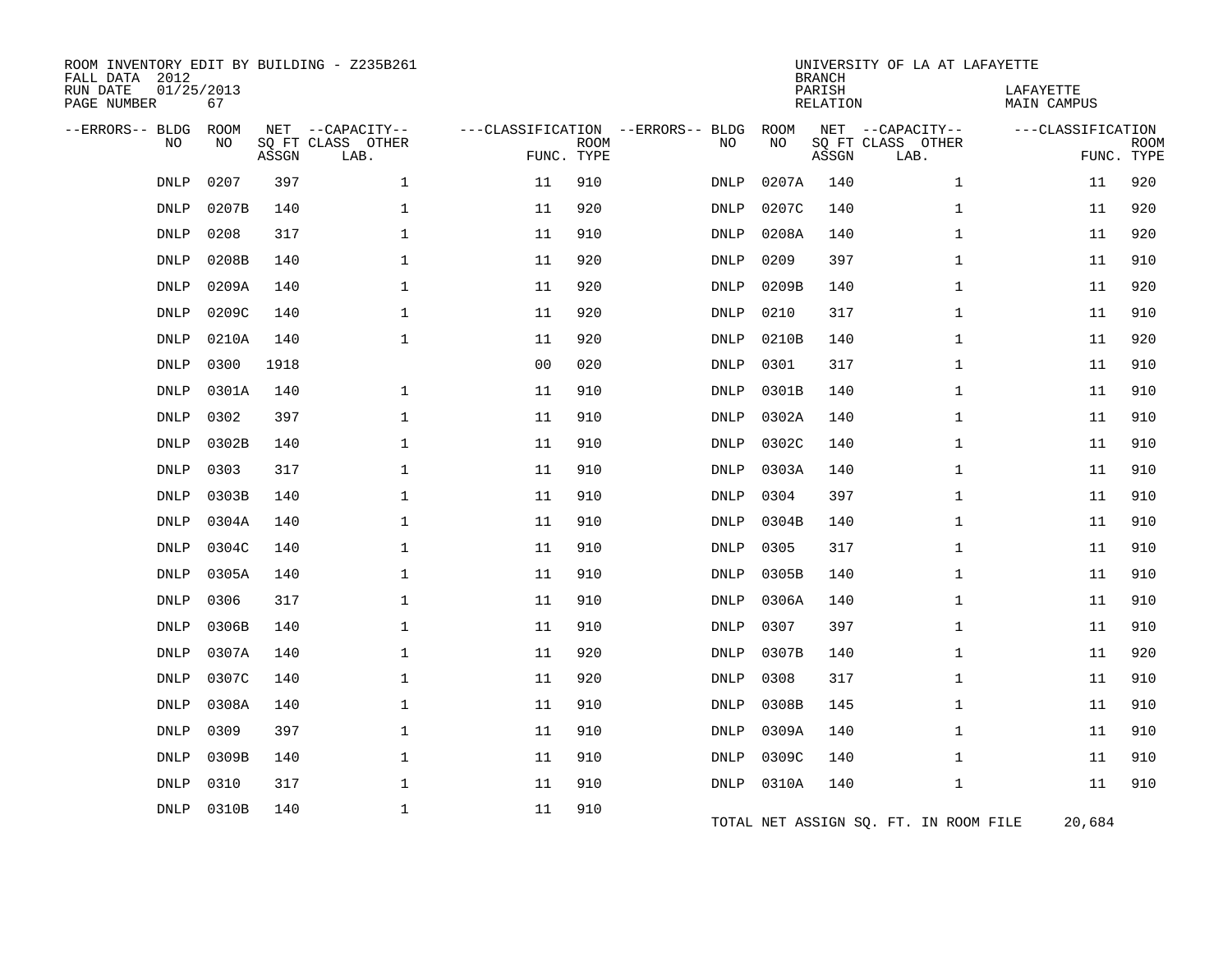ROOM INVENTORY EDIT BY BUILDING - Z235B261
FALL DATA 2012
RUN DATE 01/25/2013
PAGE NUMBER 67

UNIVERSITY OF LA AT LAFAYETTE
BRANCH
PARISH LAFAYETTE
RELATION MAIN CAMPUS

| --ERRORS-- | BLDG NO | ROOM NO | NET SQ FT ASSGN | --CAPACITY-- CLASS LAB. | OTHER | ---CLASSIFICATION FUNC. | ROOM TYPE | --ERRORS-- | BLDG NO | ROOM NO | NET SQ FT ASSGN | --CAPACITY-- CLASS LAB. | OTHER | ---CLASSIFICATION FUNC. | ROOM TYPE |
|---|---|---|---|---|---|---|---|---|---|---|---|---|---|---|---|
| | DNLP | 0207 | 397 | | 1 | 11 | 910 | | DNLP | 0207A | 140 | | 1 | 11 | 920 |
| | DNLP | 0207B | 140 | | 1 | 11 | 920 | | DNLP | 0207C | 140 | | 1 | 11 | 920 |
| | DNLP | 0208 | 317 | | 1 | 11 | 910 | | DNLP | 0208A | 140 | | 1 | 11 | 920 |
| | DNLP | 0208B | 140 | | 1 | 11 | 920 | | DNLP | 0209 | 397 | | 1 | 11 | 910 |
| | DNLP | 0209A | 140 | | 1 | 11 | 920 | | DNLP | 0209B | 140 | | 1 | 11 | 920 |
| | DNLP | 0209C | 140 | | 1 | 11 | 920 | | DNLP | 0210 | 317 | | 1 | 11 | 910 |
| | DNLP | 0210A | 140 | | 1 | 11 | 920 | | DNLP | 0210B | 140 | | 1 | 11 | 920 |
| | DNLP | 0300 | 1918 | | | 00 | 020 | | DNLP | 0301 | 317 | | 1 | 11 | 910 |
| | DNLP | 0301A | 140 | | 1 | 11 | 910 | | DNLP | 0301B | 140 | | 1 | 11 | 910 |
| | DNLP | 0302 | 397 | | 1 | 11 | 910 | | DNLP | 0302A | 140 | | 1 | 11 | 910 |
| | DNLP | 0302B | 140 | | 1 | 11 | 910 | | DNLP | 0302C | 140 | | 1 | 11 | 910 |
| | DNLP | 0303 | 317 | | 1 | 11 | 910 | | DNLP | 0303A | 140 | | 1 | 11 | 910 |
| | DNLP | 0303B | 140 | | 1 | 11 | 910 | | DNLP | 0304 | 397 | | 1 | 11 | 910 |
| | DNLP | 0304A | 140 | | 1 | 11 | 910 | | DNLP | 0304B | 140 | | 1 | 11 | 910 |
| | DNLP | 0304C | 140 | | 1 | 11 | 910 | | DNLP | 0305 | 317 | | 1 | 11 | 910 |
| | DNLP | 0305A | 140 | | 1 | 11 | 910 | | DNLP | 0305B | 140 | | 1 | 11 | 910 |
| | DNLP | 0306 | 317 | | 1 | 11 | 910 | | DNLP | 0306A | 140 | | 1 | 11 | 910 |
| | DNLP | 0306B | 140 | | 1 | 11 | 910 | | DNLP | 0307 | 397 | | 1 | 11 | 910 |
| | DNLP | 0307A | 140 | | 1 | 11 | 920 | | DNLP | 0307B | 140 | | 1 | 11 | 920 |
| | DNLP | 0307C | 140 | | 1 | 11 | 920 | | DNLP | 0308 | 317 | | 1 | 11 | 910 |
| | DNLP | 0308A | 140 | | 1 | 11 | 910 | | DNLP | 0308B | 145 | | 1 | 11 | 910 |
| | DNLP | 0309 | 397 | | 1 | 11 | 910 | | DNLP | 0309A | 140 | | 1 | 11 | 910 |
| | DNLP | 0309B | 140 | | 1 | 11 | 910 | | DNLP | 0309C | 140 | | 1 | 11 | 910 |
| | DNLP | 0310 | 317 | | 1 | 11 | 910 | | DNLP | 0310A | 140 | | 1 | 11 | 910 |
| | DNLP | 0310B | 140 | | 1 | 11 | 910 | | | | | | | | |

TOTAL NET ASSIGN SQ. FT. IN ROOM FILE 20,684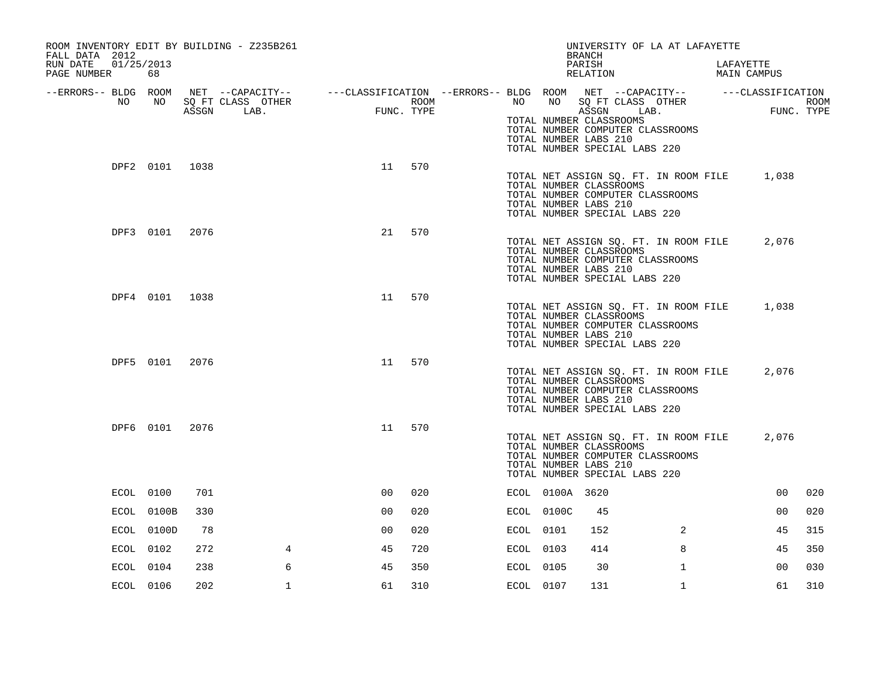ROOM INVENTORY EDIT BY BUILDING - Z235B261
FALL DATA 2012
RUN DATE 01/25/2013
PAGE NUMBER 68

UNIVERSITY OF LA AT LAFAYETTE
BRANCH
PARISH LAFAYETTE
RELATION MAIN CAMPUS

| --ERRORS-- | BLDG NO | ROOM NO | NET SQ FT ASSGN | CAPACITY CLASS LAB. | CAPACITY OTHER | FUNC. | ROOM TYPE | --ERRORS-- | BLDG NO | ROOM NO | NET SQ FT ASSGN | CAPACITY CLASS LAB. | CAPACITY OTHER | FUNC. | ROOM TYPE |
|---|---|---|---|---|---|---|---|---|---|---|---|---|---|---|---|
| | | | | | | | | | TOTAL NUMBER CLASSROOMS | | | | | | |
| | | | | | | | | | TOTAL NUMBER COMPUTER CLASSROOMS | | | | | | |
| | | | | | | | | | TOTAL NUMBER LABS 210 | | | | | | |
| | | | | | | | | | TOTAL NUMBER SPECIAL LABS 220 | | | | | | |
| | DPF2 | 0101 | 1038 | | | 11 | 570 | | | | | | | | |
| | | | | | | | | | TOTAL NET ASSIGN SQ. FT. IN ROOM FILE | | | | | 1,038 | |
| | | | | | | | | | TOTAL NUMBER CLASSROOMS | | | | | | |
| | | | | | | | | | TOTAL NUMBER COMPUTER CLASSROOMS | | | | | | |
| | | | | | | | | | TOTAL NUMBER LABS 210 | | | | | | |
| | | | | | | | | | TOTAL NUMBER SPECIAL LABS 220 | | | | | | |
| | DPF3 | 0101 | 2076 | | | 21 | 570 | | | | | | | | |
| | | | | | | | | | TOTAL NET ASSIGN SQ. FT. IN ROOM FILE | | | | | 2,076 | |
| | | | | | | | | | TOTAL NUMBER CLASSROOMS | | | | | | |
| | | | | | | | | | TOTAL NUMBER COMPUTER CLASSROOMS | | | | | | |
| | | | | | | | | | TOTAL NUMBER LABS 210 | | | | | | |
| | | | | | | | | | TOTAL NUMBER SPECIAL LABS 220 | | | | | | |
| | DPF4 | 0101 | 1038 | | | 11 | 570 | | | | | | | | |
| | | | | | | | | | TOTAL NET ASSIGN SQ. FT. IN ROOM FILE | | | | | 1,038 | |
| | | | | | | | | | TOTAL NUMBER CLASSROOMS | | | | | | |
| | | | | | | | | | TOTAL NUMBER COMPUTER CLASSROOMS | | | | | | |
| | | | | | | | | | TOTAL NUMBER LABS 210 | | | | | | |
| | | | | | | | | | TOTAL NUMBER SPECIAL LABS 220 | | | | | | |
| | DPF5 | 0101 | 2076 | | | 11 | 570 | | | | | | | | |
| | | | | | | | | | TOTAL NET ASSIGN SQ. FT. IN ROOM FILE | | | | | 2,076 | |
| | | | | | | | | | TOTAL NUMBER CLASSROOMS | | | | | | |
| | | | | | | | | | TOTAL NUMBER COMPUTER CLASSROOMS | | | | | | |
| | | | | | | | | | TOTAL NUMBER LABS 210 | | | | | | |
| | | | | | | | | | TOTAL NUMBER SPECIAL LABS 220 | | | | | | |
| | DPF6 | 0101 | 2076 | | | 11 | 570 | | | | | | | | |
| | | | | | | | | | TOTAL NET ASSIGN SQ. FT. IN ROOM FILE | | | | | 2,076 | |
| | | | | | | | | | TOTAL NUMBER CLASSROOMS | | | | | | |
| | | | | | | | | | TOTAL NUMBER COMPUTER CLASSROOMS | | | | | | |
| | | | | | | | | | TOTAL NUMBER LABS 210 | | | | | | |
| | | | | | | | | | TOTAL NUMBER SPECIAL LABS 220 | | | | | | |
| | ECOL | 0100 | 701 | | | 00 | 020 | | ECOL | 0100A | 3620 | | | 00 | 020 |
| | ECOL | 0100B | 330 | | | 00 | 020 | | ECOL | 0100C | 45 | | | 00 | 020 |
| | ECOL | 0100D | 78 | | | 00 | 020 | | ECOL | 0101 | 152 | | 2 | 45 | 315 |
| | ECOL | 0102 | 272 | | 4 | 45 | 720 | | ECOL | 0103 | 414 | | 8 | 45 | 350 |
| | ECOL | 0104 | 238 | | 6 | 45 | 350 | | ECOL | 0105 | 30 | | 1 | 00 | 030 |
| | ECOL | 0106 | 202 | | 1 | 61 | 310 | | ECOL | 0107 | 131 | | 1 | 61 | 310 |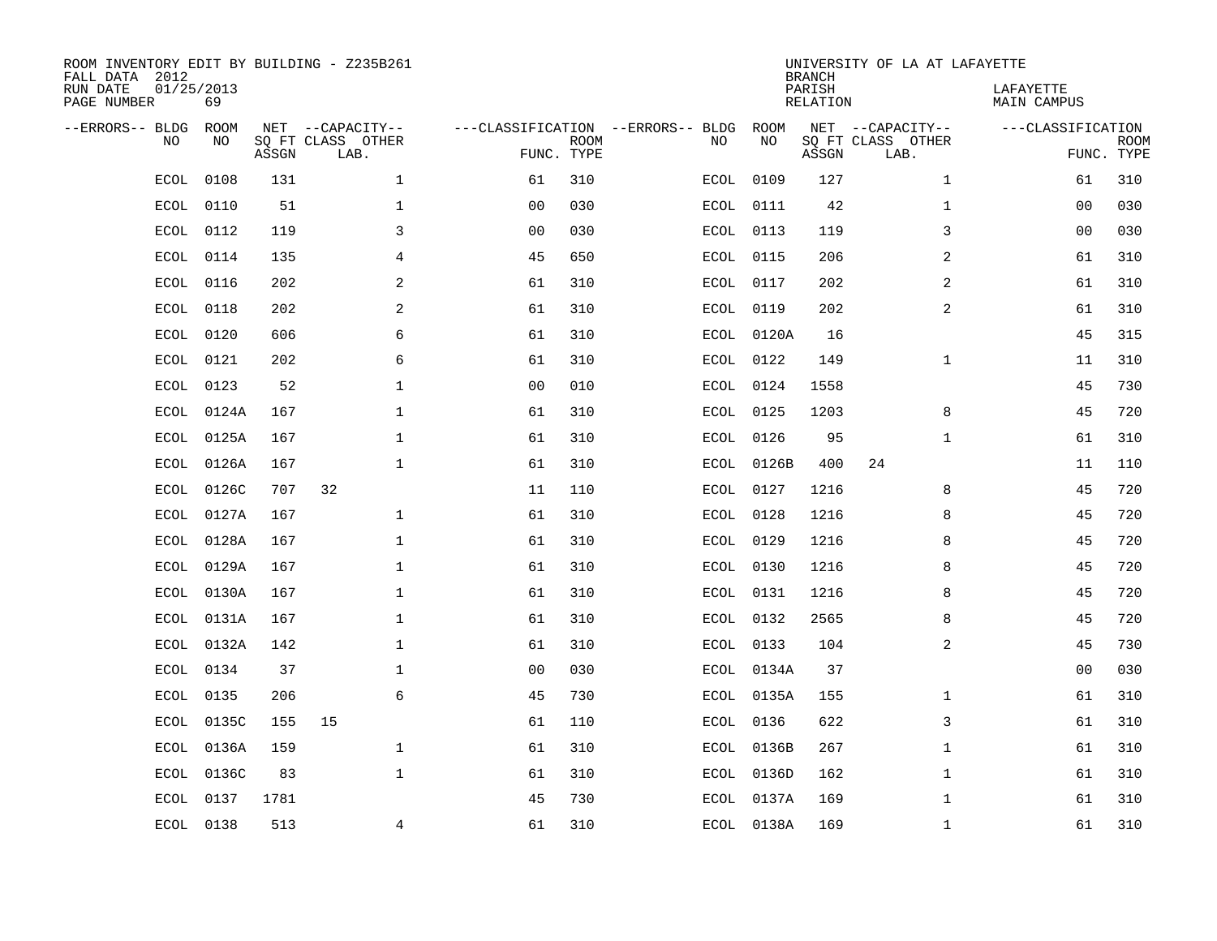ROOM INVENTORY EDIT BY BUILDING - Z235B261
FALL DATA 2012
RUN DATE 01/25/2013
PAGE NUMBER 69

UNIVERSITY OF LA AT LAFAYETTE
BRANCH
PARISH LAFAYETTE
RELATION MAIN CAMPUS

| --ERRORS-- | BLDG NO | ROOM NO | NET SQ FT ASSGN | --CAPACITY-- CLASS | OTHER LAB. | ---CLASSIFICATION FUNC. | ROOM TYPE | --ERRORS-- | BLDG NO | ROOM NO | NET SQ FT ASSGN | --CAPACITY-- CLASS | OTHER LAB. | ---CLASSIFICATION FUNC. | ROOM TYPE |
|---|---|---|---|---|---|---|---|---|---|---|---|---|---|---|---|
| | ECOL | 0108 | 131 | | 1 | 61 | 310 | | ECOL | 0109 | 127 | | 1 | 61 | 310 |
| | ECOL | 0110 | 51 | | 1 | 00 | 030 | | ECOL | 0111 | 42 | | 1 | 00 | 030 |
| | ECOL | 0112 | 119 | | 3 | 00 | 030 | | ECOL | 0113 | 119 | | 3 | 00 | 030 |
| | ECOL | 0114 | 135 | | 4 | 45 | 650 | | ECOL | 0115 | 206 | | 2 | 61 | 310 |
| | ECOL | 0116 | 202 | | 2 | 61 | 310 | | ECOL | 0117 | 202 | | 2 | 61 | 310 |
| | ECOL | 0118 | 202 | | 2 | 61 | 310 | | ECOL | 0119 | 202 | | 2 | 61 | 310 |
| | ECOL | 0120 | 606 | | 6 | 61 | 310 | | ECOL | 0120A | 16 | | | 45 | 315 |
| | ECOL | 0121 | 202 | | 6 | 61 | 310 | | ECOL | 0122 | 149 | | 1 | 11 | 310 |
| | ECOL | 0123 | 52 | | 1 | 00 | 010 | | ECOL | 0124 | 1558 | | | 45 | 730 |
| | ECOL | 0124A | 167 | | 1 | 61 | 310 | | ECOL | 0125 | 1203 | | 8 | 45 | 720 |
| | ECOL | 0125A | 167 | | 1 | 61 | 310 | | ECOL | 0126 | 95 | | 1 | 61 | 310 |
| | ECOL | 0126A | 167 | | 1 | 61 | 310 | | ECOL | 0126B | 400 | 24 | | 11 | 110 |
| | ECOL | 0126C | 707 | 32 | | 11 | 110 | | ECOL | 0127 | 1216 | | 8 | 45 | 720 |
| | ECOL | 0127A | 167 | | 1 | 61 | 310 | | ECOL | 0128 | 1216 | | 8 | 45 | 720 |
| | ECOL | 0128A | 167 | | 1 | 61 | 310 | | ECOL | 0129 | 1216 | | 8 | 45 | 720 |
| | ECOL | 0129A | 167 | | 1 | 61 | 310 | | ECOL | 0130 | 1216 | | 8 | 45 | 720 |
| | ECOL | 0130A | 167 | | 1 | 61 | 310 | | ECOL | 0131 | 1216 | | 8 | 45 | 720 |
| | ECOL | 0131A | 167 | | 1 | 61 | 310 | | ECOL | 0132 | 2565 | | 8 | 45 | 720 |
| | ECOL | 0132A | 142 | | 1 | 61 | 310 | | ECOL | 0133 | 104 | | 2 | 45 | 730 |
| | ECOL | 0134 | 37 | | 1 | 00 | 030 | | ECOL | 0134A | 37 | | | 00 | 030 |
| | ECOL | 0135 | 206 | | 6 | 45 | 730 | | ECOL | 0135A | 155 | | 1 | 61 | 310 |
| | ECOL | 0135C | 155 | 15 | | 61 | 110 | | ECOL | 0136 | 622 | | 3 | 61 | 310 |
| | ECOL | 0136A | 159 | | 1 | 61 | 310 | | ECOL | 0136B | 267 | | 1 | 61 | 310 |
| | ECOL | 0136C | 83 | | 1 | 61 | 310 | | ECOL | 0136D | 162 | | 1 | 61 | 310 |
| | ECOL | 0137 | 1781 | | | 45 | 730 | | ECOL | 0137A | 169 | | 1 | 61 | 310 |
| | ECOL | 0138 | 513 | | 4 | 61 | 310 | | ECOL | 0138A | 169 | | 1 | 61 | 310 |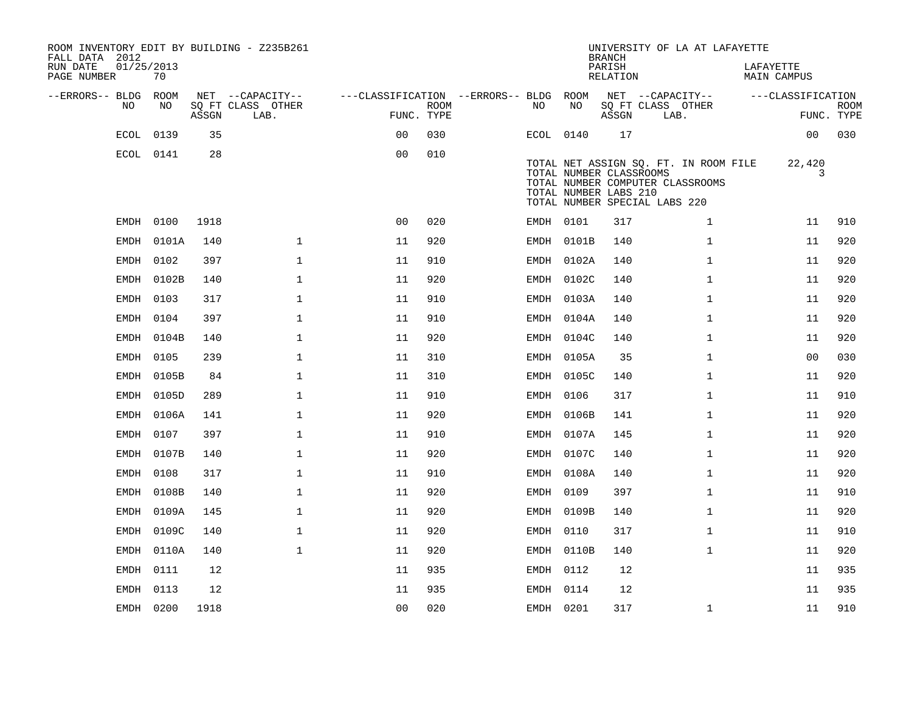ROOM INVENTORY EDIT BY BUILDING - Z235B261
FALL DATA 2012
RUN DATE 01/25/2013
PAGE NUMBER 70

UNIVERSITY OF LA AT LAFAYETTE
BRANCH
PARISH LAFAYETTE
RELATION MAIN CAMPUS

| --ERRORS-- | BLDG NO | ROOM NO | NET SQ FT ASSGN | CAPACITY CLASS LAB. | CAPACITY OTHER | CLASSIFICATION FUNC. | ROOM TYPE | --ERRORS-- | BLDG NO | ROOM NO | NET SQ FT ASSGN | CAPACITY CLASS LAB. | CAPACITY OTHER | CLASSIFICATION FUNC. | ROOM TYPE |
|---|---|---|---|---|---|---|---|---|---|---|---|---|---|---|---|
| | ECOL | 0139 | 35 | | | 00 | 030 | | ECOL | 0140 | 17 | | | 00 | 030 |
| | ECOL | 0141 | 28 | | | 00 | 010 | | | | | | | | |

TOTAL NET ASSIGN SQ. FT. IN ROOM FILE 22,420
TOTAL NUMBER CLASSROOMS 3
TOTAL NUMBER COMPUTER CLASSROOMS
TOTAL NUMBER LABS 210
TOTAL NUMBER SPECIAL LABS 220

| --ERRORS-- | BLDG NO | ROOM NO | NET SQ FT ASSGN | CAPACITY CLASS LAB. | CAPACITY OTHER | CLASSIFICATION FUNC. | ROOM TYPE | --ERRORS-- | BLDG NO | ROOM NO | NET SQ FT ASSGN | CAPACITY CLASS LAB. | CAPACITY OTHER | CLASSIFICATION FUNC. | ROOM TYPE |
|---|---|---|---|---|---|---|---|---|---|---|---|---|---|---|---|
| | EMDH | 0100 | 1918 | | | 00 | 020 | | EMDH | 0101 | 317 | | 1 | 11 | 910 |
| | EMDH | 0101A | 140 | | 1 | 11 | 920 | | EMDH | 0101B | 140 | | 1 | 11 | 920 |
| | EMDH | 0102 | 397 | | 1 | 11 | 910 | | EMDH | 0102A | 140 | | 1 | 11 | 920 |
| | EMDH | 0102B | 140 | | 1 | 11 | 920 | | EMDH | 0102C | 140 | | 1 | 11 | 920 |
| | EMDH | 0103 | 317 | | 1 | 11 | 910 | | EMDH | 0103A | 140 | | 1 | 11 | 920 |
| | EMDH | 0104 | 397 | | 1 | 11 | 910 | | EMDH | 0104A | 140 | | 1 | 11 | 920 |
| | EMDH | 0104B | 140 | | 1 | 11 | 920 | | EMDH | 0104C | 140 | | 1 | 11 | 920 |
| | EMDH | 0105 | 239 | | 1 | 11 | 310 | | EMDH | 0105A | 35 | | 1 | 00 | 030 |
| | EMDH | 0105B | 84 | | 1 | 11 | 310 | | EMDH | 0105C | 140 | | 1 | 11 | 920 |
| | EMDH | 0105D | 289 | | 1 | 11 | 910 | | EMDH | 0106 | 317 | | 1 | 11 | 910 |
| | EMDH | 0106A | 141 | | 1 | 11 | 920 | | EMDH | 0106B | 141 | | 1 | 11 | 920 |
| | EMDH | 0107 | 397 | | 1 | 11 | 910 | | EMDH | 0107A | 145 | | 1 | 11 | 920 |
| | EMDH | 0107B | 140 | | 1 | 11 | 920 | | EMDH | 0107C | 140 | | 1 | 11 | 920 |
| | EMDH | 0108 | 317 | | 1 | 11 | 910 | | EMDH | 0108A | 140 | | 1 | 11 | 920 |
| | EMDH | 0108B | 140 | | 1 | 11 | 920 | | EMDH | 0109 | 397 | | 1 | 11 | 910 |
| | EMDH | 0109A | 145 | | 1 | 11 | 920 | | EMDH | 0109B | 140 | | 1 | 11 | 920 |
| | EMDH | 0109C | 140 | | 1 | 11 | 920 | | EMDH | 0110 | 317 | | 1 | 11 | 910 |
| | EMDH | 0110A | 140 | | 1 | 11 | 920 | | EMDH | 0110B | 140 | | 1 | 11 | 920 |
| | EMDH | 0111 | 12 | | | 11 | 935 | | EMDH | 0112 | 12 | | | 11 | 935 |
| | EMDH | 0113 | 12 | | | 11 | 935 | | EMDH | 0114 | 12 | | | 11 | 935 |
| | EMDH | 0200 | 1918 | | | 00 | 020 | | EMDH | 0201 | 317 | | 1 | 11 | 910 |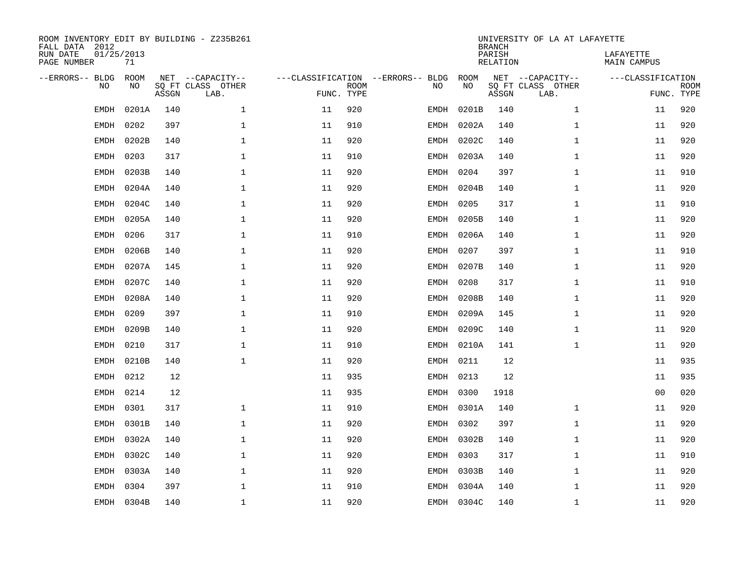ROOM INVENTORY EDIT BY BUILDING - Z235B261
FALL DATA 2012
RUN DATE 01/25/2013
PAGE NUMBER 71

UNIVERSITY OF LA AT LAFAYETTE
BRANCH
PARISH LAFAYETTE
RELATION MAIN CAMPUS

| --ERRORS-- | BLDG NO | ROOM NO | NET SQ FT ASSGN | --CAPACITY-- CLASS LAB. | OTHER | ---CLASSIFICATION FUNC. | ROOM TYPE | --ERRORS-- | BLDG NO | ROOM NO | NET SQ FT ASSGN | --CAPACITY-- CLASS LAB. | OTHER | ---CLASSIFICATION FUNC. | ROOM TYPE |
|---|---|---|---|---|---|---|---|---|---|---|---|---|---|---|---|
| | EMDH | 0201A | 140 | | 1 | 11 | 920 | | EMDH | 0201B | 140 | | 1 | 11 | 920 |
| | EMDH | 0202 | 397 | | 1 | 11 | 910 | | EMDH | 0202A | 140 | | 1 | 11 | 920 |
| | EMDH | 0202B | 140 | | 1 | 11 | 920 | | EMDH | 0202C | 140 | | 1 | 11 | 920 |
| | EMDH | 0203 | 317 | | 1 | 11 | 910 | | EMDH | 0203A | 140 | | 1 | 11 | 920 |
| | EMDH | 0203B | 140 | | 1 | 11 | 920 | | EMDH | 0204 | 397 | | 1 | 11 | 910 |
| | EMDH | 0204A | 140 | | 1 | 11 | 920 | | EMDH | 0204B | 140 | | 1 | 11 | 920 |
| | EMDH | 0204C | 140 | | 1 | 11 | 920 | | EMDH | 0205 | 317 | | 1 | 11 | 910 |
| | EMDH | 0205A | 140 | | 1 | 11 | 920 | | EMDH | 0205B | 140 | | 1 | 11 | 920 |
| | EMDH | 0206 | 317 | | 1 | 11 | 910 | | EMDH | 0206A | 140 | | 1 | 11 | 920 |
| | EMDH | 0206B | 140 | | 1 | 11 | 920 | | EMDH | 0207 | 397 | | 1 | 11 | 910 |
| | EMDH | 0207A | 145 | | 1 | 11 | 920 | | EMDH | 0207B | 140 | | 1 | 11 | 920 |
| | EMDH | 0207C | 140 | | 1 | 11 | 920 | | EMDH | 0208 | 317 | | 1 | 11 | 910 |
| | EMDH | 0208A | 140 | | 1 | 11 | 920 | | EMDH | 0208B | 140 | | 1 | 11 | 920 |
| | EMDH | 0209 | 397 | | 1 | 11 | 910 | | EMDH | 0209A | 145 | | 1 | 11 | 920 |
| | EMDH | 0209B | 140 | | 1 | 11 | 920 | | EMDH | 0209C | 140 | | 1 | 11 | 920 |
| | EMDH | 0210 | 317 | | 1 | 11 | 910 | | EMDH | 0210A | 141 | | 1 | 11 | 920 |
| | EMDH | 0210B | 140 | | 1 | 11 | 920 | | EMDH | 0211 | 12 | | | 11 | 935 |
| | EMDH | 0212 | 12 | | | 11 | 935 | | EMDH | 0213 | 12 | | | 11 | 935 |
| | EMDH | 0214 | 12 | | | 11 | 935 | | EMDH | 0300 | 1918 | | | 00 | 020 |
| | EMDH | 0301 | 317 | | 1 | 11 | 910 | | EMDH | 0301A | 140 | | 1 | 11 | 920 |
| | EMDH | 0301B | 140 | | 1 | 11 | 920 | | EMDH | 0302 | 397 | | 1 | 11 | 920 |
| | EMDH | 0302A | 140 | | 1 | 11 | 920 | | EMDH | 0302B | 140 | | 1 | 11 | 920 |
| | EMDH | 0302C | 140 | | 1 | 11 | 920 | | EMDH | 0303 | 317 | | 1 | 11 | 910 |
| | EMDH | 0303A | 140 | | 1 | 11 | 920 | | EMDH | 0303B | 140 | | 1 | 11 | 920 |
| | EMDH | 0304 | 397 | | 1 | 11 | 910 | | EMDH | 0304A | 140 | | 1 | 11 | 920 |
| | EMDH | 0304B | 140 | | 1 | 11 | 920 | | EMDH | 0304C | 140 | | 1 | 11 | 920 |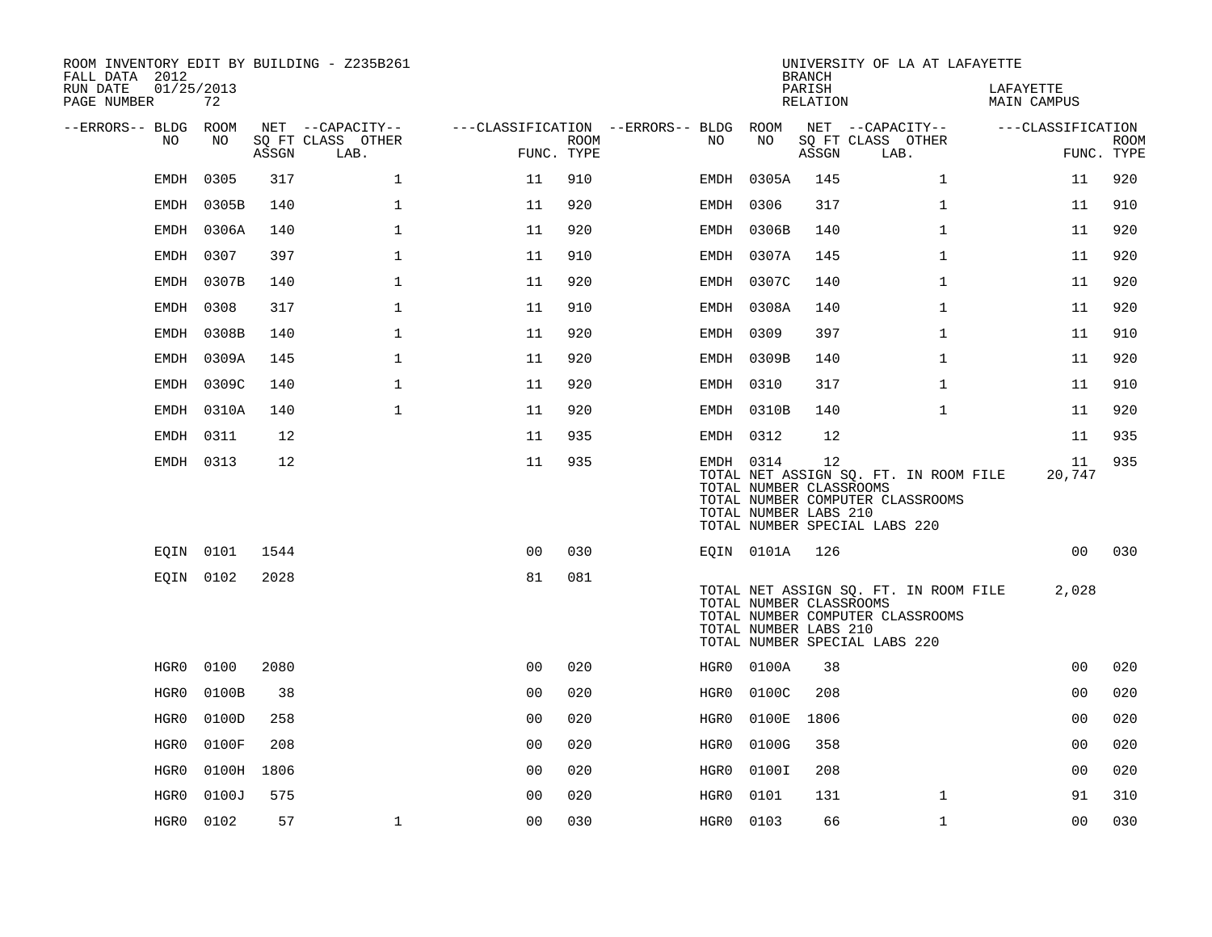ROOM INVENTORY EDIT BY BUILDING - Z235B261
FALL DATA 2012
RUN DATE 01/25/2013
PAGE NUMBER 72

UNIVERSITY OF LA AT LAFAYETTE
BRANCH
PARISH LAFAYETTE
RELATION MAIN CAMPUS

| --ERRORS-- | BLDG NO | ROOM NO | NET SQ FT ASSGN | CAPACITY CLASS LAB. | CAPACITY OTHER | CLASSIFICATION FUNC. | ROOM TYPE | --ERRORS-- | BLDG NO | ROOM NO | NET SQ FT ASSGN | CAPACITY CLASS LAB. | CAPACITY OTHER | CLASSIFICATION FUNC. | ROOM TYPE |
|---|---|---|---|---|---|---|---|---|---|---|---|---|---|---|---|
| | EMDH | 0305 | 317 | | 1 | 11 | 910 | | EMDH | 0305A | 145 | | 1 | 11 | 920 |
| | EMDH | 0305B | 140 | | 1 | 11 | 920 | | EMDH | 0306 | 317 | | 1 | 11 | 910 |
| | EMDH | 0306A | 140 | | 1 | 11 | 920 | | EMDH | 0306B | 140 | | 1 | 11 | 920 |
| | EMDH | 0307 | 397 | | 1 | 11 | 910 | | EMDH | 0307A | 145 | | 1 | 11 | 920 |
| | EMDH | 0307B | 140 | | 1 | 11 | 920 | | EMDH | 0307C | 140 | | 1 | 11 | 920 |
| | EMDH | 0308 | 317 | | 1 | 11 | 910 | | EMDH | 0308A | 140 | | 1 | 11 | 920 |
| | EMDH | 0308B | 140 | | 1 | 11 | 920 | | EMDH | 0309 | 397 | | 1 | 11 | 910 |
| | EMDH | 0309A | 145 | | 1 | 11 | 920 | | EMDH | 0309B | 140 | | 1 | 11 | 920 |
| | EMDH | 0309C | 140 | | 1 | 11 | 920 | | EMDH | 0310 | 317 | | 1 | 11 | 910 |
| | EMDH | 0310A | 140 | | 1 | 11 | 920 | | EMDH | 0310B | 140 | | 1 | 11 | 920 |
| | EMDH | 0311 | 12 | | | 11 | 935 | | EMDH | 0312 | 12 | | | 11 | 935 |
| | EMDH | 0313 | 12 | | | 11 | 935 | | EMDH | 0314 | 12 | | | 11 | 935 |

TOTAL NET ASSIGN SQ. FT. IN ROOM FILE 20,747
TOTAL NUMBER CLASSROOMS
TOTAL NUMBER COMPUTER CLASSROOMS
TOTAL NUMBER LABS 210
TOTAL NUMBER SPECIAL LABS 220

| --ERRORS-- | BLDG NO | ROOM NO | NET SQ FT ASSGN | CAPACITY CLASS LAB. | CAPACITY OTHER | CLASSIFICATION FUNC. | ROOM TYPE | --ERRORS-- | BLDG NO | ROOM NO | NET SQ FT ASSGN | CAPACITY CLASS LAB. | CAPACITY OTHER | CLASSIFICATION FUNC. | ROOM TYPE |
|---|---|---|---|---|---|---|---|---|---|---|---|---|---|---|---|
| | EQIN | 0101 | 1544 | | | 00 | 030 | | EQIN | 0101A | 126 | | | 00 | 030 |
| | EQIN | 0102 | 2028 | | | 81 | 081 | | | | | | | | |

TOTAL NET ASSIGN SQ. FT. IN ROOM FILE 2,028
TOTAL NUMBER CLASSROOMS
TOTAL NUMBER COMPUTER CLASSROOMS
TOTAL NUMBER LABS 210
TOTAL NUMBER SPECIAL LABS 220

| --ERRORS-- | BLDG NO | ROOM NO | NET SQ FT ASSGN | CAPACITY CLASS LAB. | CAPACITY OTHER | CLASSIFICATION FUNC. | ROOM TYPE | --ERRORS-- | BLDG NO | ROOM NO | NET SQ FT ASSGN | CAPACITY CLASS LAB. | CAPACITY OTHER | CLASSIFICATION FUNC. | ROOM TYPE |
|---|---|---|---|---|---|---|---|---|---|---|---|---|---|---|---|
| | HGR0 | 0100 | 2080 | | | 00 | 020 | | HGR0 | 0100A | 38 | | | 00 | 020 |
| | HGR0 | 0100B | 38 | | | 00 | 020 | | HGR0 | 0100C | 208 | | | 00 | 020 |
| | HGR0 | 0100D | 258 | | | 00 | 020 | | HGR0 | 0100E | 1806 | | | 00 | 020 |
| | HGR0 | 0100F | 208 | | | 00 | 020 | | HGR0 | 0100G | 358 | | | 00 | 020 |
| | HGR0 | 0100H | 1806 | | | 00 | 020 | | HGR0 | 0100I | 208 | | | 00 | 020 |
| | HGR0 | 0100J | 575 | | | 00 | 020 | | HGR0 | 0101 | 131 | | 1 | 91 | 310 |
| | HGR0 | 0102 | 57 | | 1 | 00 | 030 | | HGR0 | 0103 | 66 | | 1 | 00 | 030 |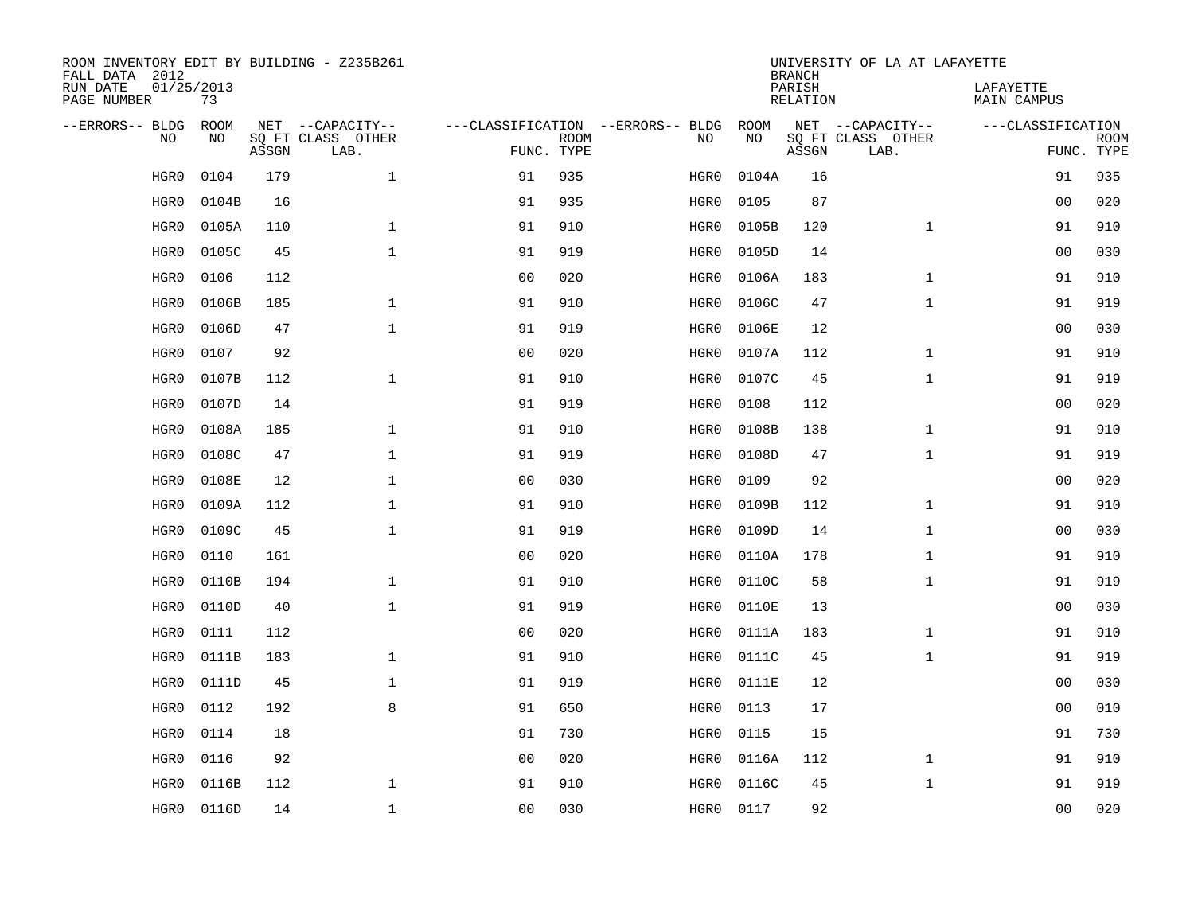ROOM INVENTORY EDIT BY BUILDING - Z235B261
FALL DATA 2012
RUN DATE 01/25/2013
PAGE NUMBER 73

UNIVERSITY OF LA AT LAFAYETTE
BRANCH
PARISH LAFAYETTE
RELATION MAIN CAMPUS

| --ERRORS-- | BLDG NO | ROOM NO | NET SQ FT ASSGN | --CAPACITY-- CLASS LAB. | OTHER | ---CLASSIFICATION FUNC. | ROOM TYPE | --ERRORS-- | BLDG NO | ROOM NO | NET SQ FT ASSGN | --CAPACITY-- CLASS LAB. | OTHER | ---CLASSIFICATION FUNC. | ROOM TYPE |
|---|---|---|---|---|---|---|---|---|---|---|---|---|---|---|---|
| | HGR0 | 0104 | 179 | | 1 | 91 | 935 | | HGR0 | 0104A | 16 | | | 91 | 935 |
| | HGR0 | 0104B | 16 | | | 91 | 935 | | HGR0 | 0105 | 87 | | | 00 | 020 |
| | HGR0 | 0105A | 110 | | 1 | 91 | 910 | | HGR0 | 0105B | 120 | | 1 | 91 | 910 |
| | HGR0 | 0105C | 45 | | 1 | 91 | 919 | | HGR0 | 0105D | 14 | | | 00 | 030 |
| | HGR0 | 0106 | 112 | | | 00 | 020 | | HGR0 | 0106A | 183 | | 1 | 91 | 910 |
| | HGR0 | 0106B | 185 | | 1 | 91 | 910 | | HGR0 | 0106C | 47 | | 1 | 91 | 919 |
| | HGR0 | 0106D | 47 | | 1 | 91 | 919 | | HGR0 | 0106E | 12 | | | 00 | 030 |
| | HGR0 | 0107 | 92 | | | 00 | 020 | | HGR0 | 0107A | 112 | | 1 | 91 | 910 |
| | HGR0 | 0107B | 112 | | 1 | 91 | 910 | | HGR0 | 0107C | 45 | | 1 | 91 | 919 |
| | HGR0 | 0107D | 14 | | | 91 | 919 | | HGR0 | 0108 | 112 | | | 00 | 020 |
| | HGR0 | 0108A | 185 | | 1 | 91 | 910 | | HGR0 | 0108B | 138 | | 1 | 91 | 910 |
| | HGR0 | 0108C | 47 | | 1 | 91 | 919 | | HGR0 | 0108D | 47 | | 1 | 91 | 919 |
| | HGR0 | 0108E | 12 | | 1 | 00 | 030 | | HGR0 | 0109 | 92 | | | 00 | 020 |
| | HGR0 | 0109A | 112 | | 1 | 91 | 910 | | HGR0 | 0109B | 112 | | 1 | 91 | 910 |
| | HGR0 | 0109C | 45 | | 1 | 91 | 919 | | HGR0 | 0109D | 14 | | 1 | 00 | 030 |
| | HGR0 | 0110 | 161 | | | 00 | 020 | | HGR0 | 0110A | 178 | | 1 | 91 | 910 |
| | HGR0 | 0110B | 194 | | 1 | 91 | 910 | | HGR0 | 0110C | 58 | | 1 | 91 | 919 |
| | HGR0 | 0110D | 40 | | 1 | 91 | 919 | | HGR0 | 0110E | 13 | | | 00 | 030 |
| | HGR0 | 0111 | 112 | | | 00 | 020 | | HGR0 | 0111A | 183 | | 1 | 91 | 910 |
| | HGR0 | 0111B | 183 | | 1 | 91 | 910 | | HGR0 | 0111C | 45 | | 1 | 91 | 919 |
| | HGR0 | 0111D | 45 | | 1 | 91 | 919 | | HGR0 | 0111E | 12 | | | 00 | 030 |
| | HGR0 | 0112 | 192 | | 8 | 91 | 650 | | HGR0 | 0113 | 17 | | | 00 | 010 |
| | HGR0 | 0114 | 18 | | | 91 | 730 | | HGR0 | 0115 | 15 | | | 91 | 730 |
| | HGR0 | 0116 | 92 | | | 00 | 020 | | HGR0 | 0116A | 112 | | 1 | 91 | 910 |
| | HGR0 | 0116B | 112 | | 1 | 91 | 910 | | HGR0 | 0116C | 45 | | 1 | 91 | 919 |
| | HGR0 | 0116D | 14 | | 1 | 00 | 030 | | HGR0 | 0117 | 92 | | | 00 | 020 |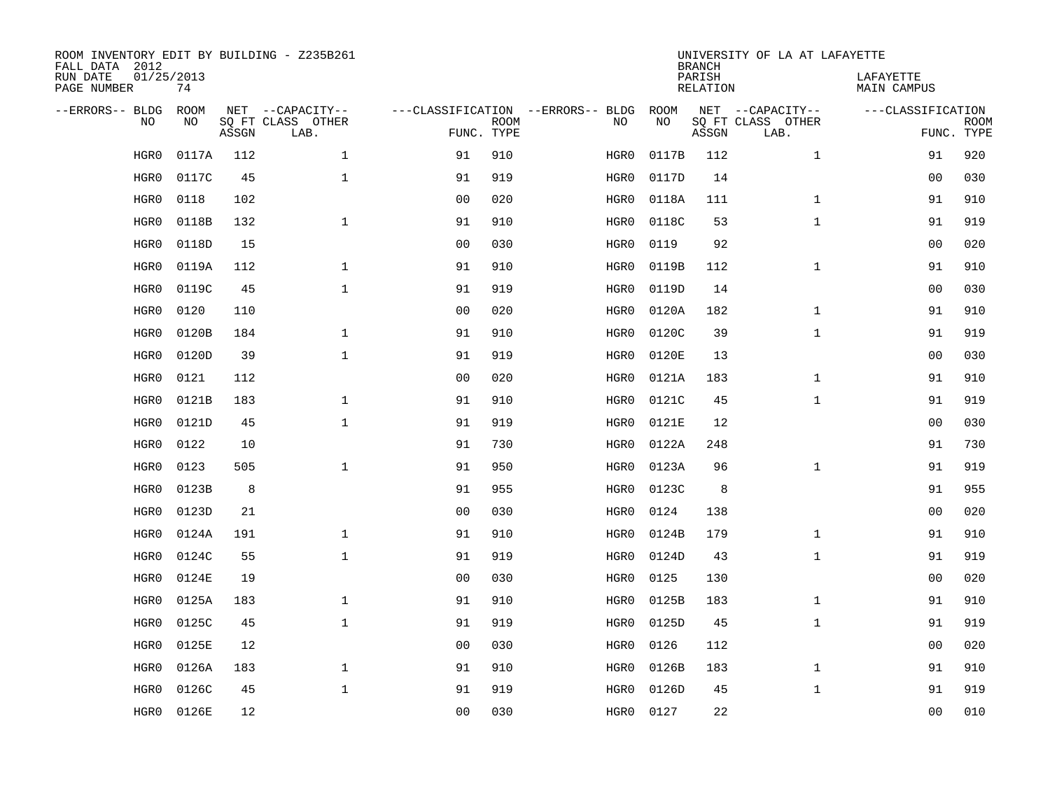ROOM INVENTORY EDIT BY BUILDING - Z235B261
FALL DATA 2012
RUN DATE 01/25/2013
PAGE NUMBER 74

UNIVERSITY OF LA AT LAFAYETTE
BRANCH
PARISH LAFAYETTE
RELATION MAIN CAMPUS

| --ERRORS-- | BLDG NO | ROOM NO | NET SQ FT ASSGN | --CAPACITY-- CLASS LAB. | OTHER | ---CLASSIFICATION FUNC. | ROOM TYPE | --ERRORS-- | BLDG NO | ROOM NO | NET SQ FT ASSGN | --CAPACITY-- CLASS LAB. | OTHER | ---CLASSIFICATION FUNC. | ROOM TYPE |
|---|---|---|---|---|---|---|---|---|---|---|---|---|---|---|---|
| | HGR0 | 0117A | 112 | | 1 | 91 | 910 | | HGR0 | 0117B | 112 | | 1 | 91 | 920 |
| | HGR0 | 0117C | 45 | | 1 | 91 | 919 | | HGR0 | 0117D | 14 | | | 00 | 030 |
| | HGR0 | 0118 | 102 | | | 00 | 020 | | HGR0 | 0118A | 111 | | 1 | 91 | 910 |
| | HGR0 | 0118B | 132 | | 1 | 91 | 910 | | HGR0 | 0118C | 53 | | 1 | 91 | 919 |
| | HGR0 | 0118D | 15 | | | 00 | 030 | | HGR0 | 0119 | 92 | | | 00 | 020 |
| | HGR0 | 0119A | 112 | | 1 | 91 | 910 | | HGR0 | 0119B | 112 | | 1 | 91 | 910 |
| | HGR0 | 0119C | 45 | | 1 | 91 | 919 | | HGR0 | 0119D | 14 | | | 00 | 030 |
| | HGR0 | 0120 | 110 | | | 00 | 020 | | HGR0 | 0120A | 182 | | 1 | 91 | 910 |
| | HGR0 | 0120B | 184 | | 1 | 91 | 910 | | HGR0 | 0120C | 39 | | 1 | 91 | 919 |
| | HGR0 | 0120D | 39 | | 1 | 91 | 919 | | HGR0 | 0120E | 13 | | | 00 | 030 |
| | HGR0 | 0121 | 112 | | | 00 | 020 | | HGR0 | 0121A | 183 | | 1 | 91 | 910 |
| | HGR0 | 0121B | 183 | | 1 | 91 | 910 | | HGR0 | 0121C | 45 | | 1 | 91 | 919 |
| | HGR0 | 0121D | 45 | | 1 | 91 | 919 | | HGR0 | 0121E | 12 | | | 00 | 030 |
| | HGR0 | 0122 | 10 | | | 91 | 730 | | HGR0 | 0122A | 248 | | | 91 | 730 |
| | HGR0 | 0123 | 505 | | 1 | 91 | 950 | | HGR0 | 0123A | 96 | | 1 | 91 | 919 |
| | HGR0 | 0123B | 8 | | | 91 | 955 | | HGR0 | 0123C | 8 | | | 91 | 955 |
| | HGR0 | 0123D | 21 | | | 00 | 030 | | HGR0 | 0124 | 138 | | | 00 | 020 |
| | HGR0 | 0124A | 191 | | 1 | 91 | 910 | | HGR0 | 0124B | 179 | | 1 | 91 | 910 |
| | HGR0 | 0124C | 55 | | 1 | 91 | 919 | | HGR0 | 0124D | 43 | | 1 | 91 | 919 |
| | HGR0 | 0124E | 19 | | | 00 | 030 | | HGR0 | 0125 | 130 | | | 00 | 020 |
| | HGR0 | 0125A | 183 | | 1 | 91 | 910 | | HGR0 | 0125B | 183 | | 1 | 91 | 910 |
| | HGR0 | 0125C | 45 | | 1 | 91 | 919 | | HGR0 | 0125D | 45 | | 1 | 91 | 919 |
| | HGR0 | 0125E | 12 | | | 00 | 030 | | HGR0 | 0126 | 112 | | | 00 | 020 |
| | HGR0 | 0126A | 183 | | 1 | 91 | 910 | | HGR0 | 0126B | 183 | | 1 | 91 | 910 |
| | HGR0 | 0126C | 45 | | 1 | 91 | 919 | | HGR0 | 0126D | 45 | | 1 | 91 | 919 |
| | HGR0 | 0126E | 12 | | | 00 | 030 | | HGR0 | 0127 | 22 | | | 00 | 010 |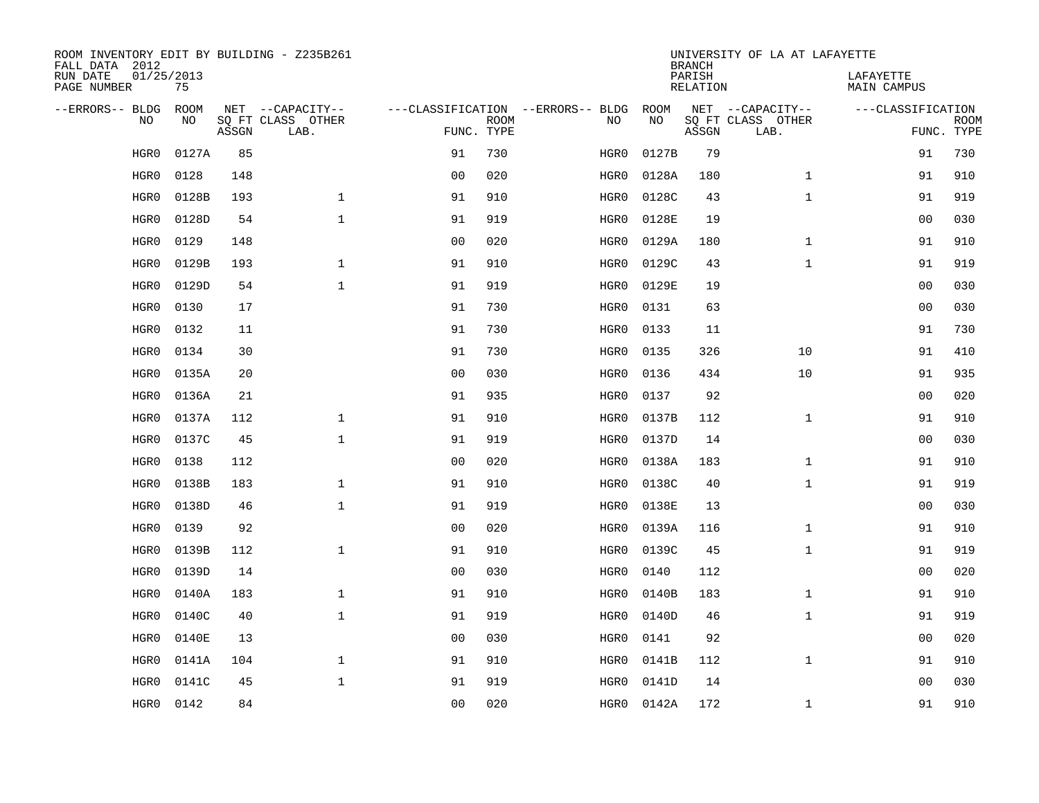ROOM INVENTORY EDIT BY BUILDING - Z235B261
FALL DATA 2012
RUN DATE 01/25/2013
PAGE NUMBER 75

UNIVERSITY OF LA AT LAFAYETTE
BRANCH
PARISH LAFAYETTE
RELATION MAIN CAMPUS

| --ERRORS-- | BLDG NO | ROOM NO | NET SQ FT ASSGN | --CAPACITY-- CLASS LAB. | OTHER | ---CLASSIFICATION FUNC. | ROOM TYPE | --ERRORS-- | BLDG NO | ROOM NO | NET SQ FT ASSGN | --CAPACITY-- CLASS LAB. | OTHER | ---CLASSIFICATION FUNC. | ROOM TYPE |
|---|---|---|---|---|---|---|---|---|---|---|---|---|---|---|---|
| | HGR0 | 0127A | 85 | | | 91 | 730 | | HGR0 | 0127B | 79 | | | 91 | 730 |
| | HGR0 | 0128 | 148 | | | 00 | 020 | | HGR0 | 0128A | 180 | | 1 | 91 | 910 |
| | HGR0 | 0128B | 193 | | 1 | 91 | 910 | | HGR0 | 0128C | 43 | | 1 | 91 | 919 |
| | HGR0 | 0128D | 54 | | 1 | 91 | 919 | | HGR0 | 0128E | 19 | | | 00 | 030 |
| | HGR0 | 0129 | 148 | | | 00 | 020 | | HGR0 | 0129A | 180 | | 1 | 91 | 910 |
| | HGR0 | 0129B | 193 | | 1 | 91 | 910 | | HGR0 | 0129C | 43 | | 1 | 91 | 919 |
| | HGR0 | 0129D | 54 | | 1 | 91 | 919 | | HGR0 | 0129E | 19 | | | 00 | 030 |
| | HGR0 | 0130 | 17 | | | 91 | 730 | | HGR0 | 0131 | 63 | | | 00 | 030 |
| | HGR0 | 0132 | 11 | | | 91 | 730 | | HGR0 | 0133 | 11 | | | 91 | 730 |
| | HGR0 | 0134 | 30 | | | 91 | 730 | | HGR0 | 0135 | 326 | | 10 | 91 | 410 |
| | HGR0 | 0135A | 20 | | | 00 | 030 | | HGR0 | 0136 | 434 | | 10 | 91 | 935 |
| | HGR0 | 0136A | 21 | | | 91 | 935 | | HGR0 | 0137 | 92 | | | 00 | 020 |
| | HGR0 | 0137A | 112 | | 1 | 91 | 910 | | HGR0 | 0137B | 112 | | 1 | 91 | 910 |
| | HGR0 | 0137C | 45 | | 1 | 91 | 919 | | HGR0 | 0137D | 14 | | | 00 | 030 |
| | HGR0 | 0138 | 112 | | | 00 | 020 | | HGR0 | 0138A | 183 | | 1 | 91 | 910 |
| | HGR0 | 0138B | 183 | | 1 | 91 | 910 | | HGR0 | 0138C | 40 | | 1 | 91 | 919 |
| | HGR0 | 0138D | 46 | | 1 | 91 | 919 | | HGR0 | 0138E | 13 | | | 00 | 030 |
| | HGR0 | 0139 | 92 | | | 00 | 020 | | HGR0 | 0139A | 116 | | 1 | 91 | 910 |
| | HGR0 | 0139B | 112 | | 1 | 91 | 910 | | HGR0 | 0139C | 45 | | 1 | 91 | 919 |
| | HGR0 | 0139D | 14 | | | 00 | 030 | | HGR0 | 0140 | 112 | | | 00 | 020 |
| | HGR0 | 0140A | 183 | | 1 | 91 | 910 | | HGR0 | 0140B | 183 | | 1 | 91 | 910 |
| | HGR0 | 0140C | 40 | | 1 | 91 | 919 | | HGR0 | 0140D | 46 | | 1 | 91 | 919 |
| | HGR0 | 0140E | 13 | | | 00 | 030 | | HGR0 | 0141 | 92 | | | 00 | 020 |
| | HGR0 | 0141A | 104 | | 1 | 91 | 910 | | HGR0 | 0141B | 112 | | 1 | 91 | 910 |
| | HGR0 | 0141C | 45 | | 1 | 91 | 919 | | HGR0 | 0141D | 14 | | | 00 | 030 |
| | HGR0 | 0142 | 84 | | | 00 | 020 | | HGR0 | 0142A | 172 | | 1 | 91 | 910 |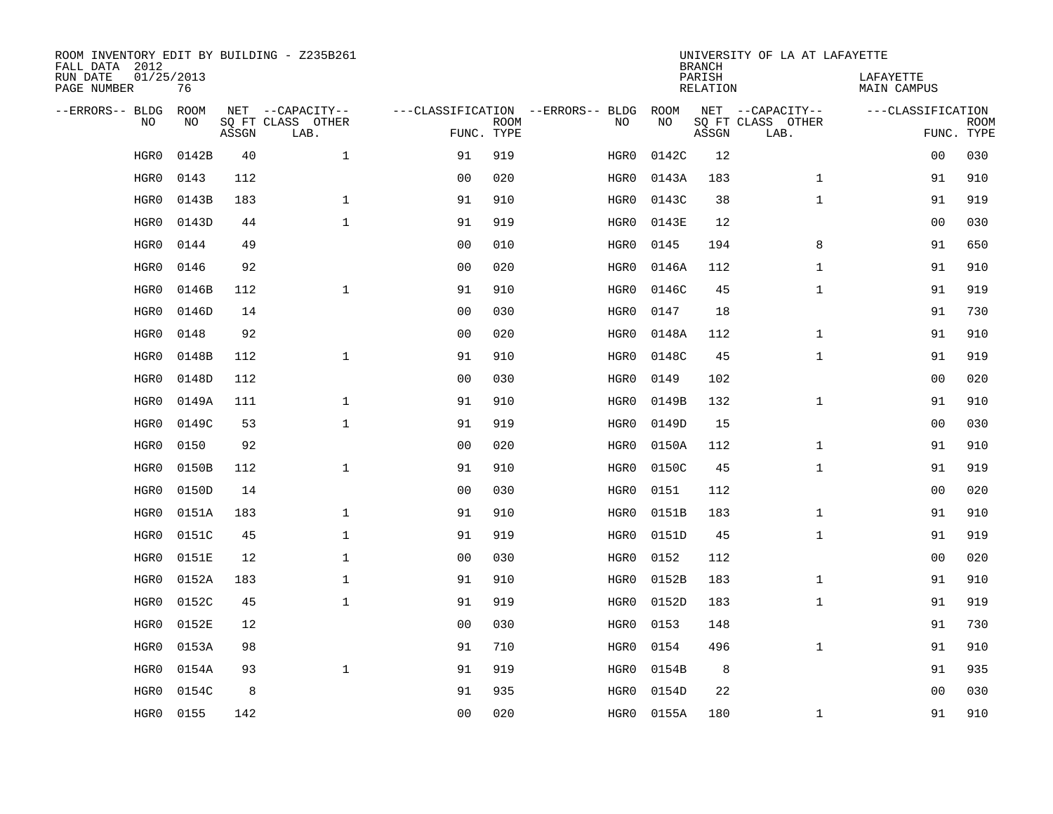ROOM INVENTORY EDIT BY BUILDING - Z235B261
FALL DATA 2012
RUN DATE 01/25/2013
PAGE NUMBER 76

UNIVERSITY OF LA AT LAFAYETTE
BRANCH
PARISH LAFAYETTE
RELATION MAIN CAMPUS

| --ERRORS-- | BLDG NO | ROOM NO | NET SQ FT ASSGN | --CAPACITY-- CLASS | OTHER LAB. | ---CLASSIFICATION FUNC. | ROOM TYPE | --ERRORS-- | BLDG NO | ROOM NO | NET SQ FT ASSGN | --CAPACITY-- CLASS | OTHER LAB. | ---CLASSIFICATION FUNC. | ROOM TYPE |
|---|---|---|---|---|---|---|---|---|---|---|---|---|---|---|---|
| | HGR0 | 0142B | 40 | | 1 | 91 | 919 | | HGR0 | 0142C | 12 | | | 00 | 030 |
| | HGR0 | 0143 | 112 | | | 00 | 020 | | HGR0 | 0143A | 183 | | 1 | 91 | 910 |
| | HGR0 | 0143B | 183 | | 1 | 91 | 910 | | HGR0 | 0143C | 38 | | 1 | 91 | 919 |
| | HGR0 | 0143D | 44 | | 1 | 91 | 919 | | HGR0 | 0143E | 12 | | | 00 | 030 |
| | HGR0 | 0144 | 49 | | | 00 | 010 | | HGR0 | 0145 | 194 | | 8 | 91 | 650 |
| | HGR0 | 0146 | 92 | | | 00 | 020 | | HGR0 | 0146A | 112 | | 1 | 91 | 910 |
| | HGR0 | 0146B | 112 | | 1 | 91 | 910 | | HGR0 | 0146C | 45 | | 1 | 91 | 919 |
| | HGR0 | 0146D | 14 | | | 00 | 030 | | HGR0 | 0147 | 18 | | | 91 | 730 |
| | HGR0 | 0148 | 92 | | | 00 | 020 | | HGR0 | 0148A | 112 | | 1 | 91 | 910 |
| | HGR0 | 0148B | 112 | | 1 | 91 | 910 | | HGR0 | 0148C | 45 | | 1 | 91 | 919 |
| | HGR0 | 0148D | 112 | | | 00 | 030 | | HGR0 | 0149 | 102 | | | 00 | 020 |
| | HGR0 | 0149A | 111 | | 1 | 91 | 910 | | HGR0 | 0149B | 132 | | 1 | 91 | 910 |
| | HGR0 | 0149C | 53 | | 1 | 91 | 919 | | HGR0 | 0149D | 15 | | | 00 | 030 |
| | HGR0 | 0150 | 92 | | | 00 | 020 | | HGR0 | 0150A | 112 | | 1 | 91 | 910 |
| | HGR0 | 0150B | 112 | | 1 | 91 | 910 | | HGR0 | 0150C | 45 | | 1 | 91 | 919 |
| | HGR0 | 0150D | 14 | | | 00 | 030 | | HGR0 | 0151 | 112 | | | 00 | 020 |
| | HGR0 | 0151A | 183 | | 1 | 91 | 910 | | HGR0 | 0151B | 183 | | 1 | 91 | 910 |
| | HGR0 | 0151C | 45 | | 1 | 91 | 919 | | HGR0 | 0151D | 45 | | 1 | 91 | 919 |
| | HGR0 | 0151E | 12 | | 1 | 00 | 030 | | HGR0 | 0152 | 112 | | | 00 | 020 |
| | HGR0 | 0152A | 183 | | 1 | 91 | 910 | | HGR0 | 0152B | 183 | | 1 | 91 | 910 |
| | HGR0 | 0152C | 45 | | 1 | 91 | 919 | | HGR0 | 0152D | 183 | | 1 | 91 | 919 |
| | HGR0 | 0152E | 12 | | | 00 | 030 | | HGR0 | 0153 | 148 | | | 91 | 730 |
| | HGR0 | 0153A | 98 | | | 91 | 710 | | HGR0 | 0154 | 496 | | 1 | 91 | 910 |
| | HGR0 | 0154A | 93 | | 1 | 91 | 919 | | HGR0 | 0154B | 8 | | | 91 | 935 |
| | HGR0 | 0154C | 8 | | | 91 | 935 | | HGR0 | 0154D | 22 | | | 00 | 030 |
| | HGR0 | 0155 | 142 | | | 00 | 020 | | HGR0 | 0155A | 180 | | 1 | 91 | 910 |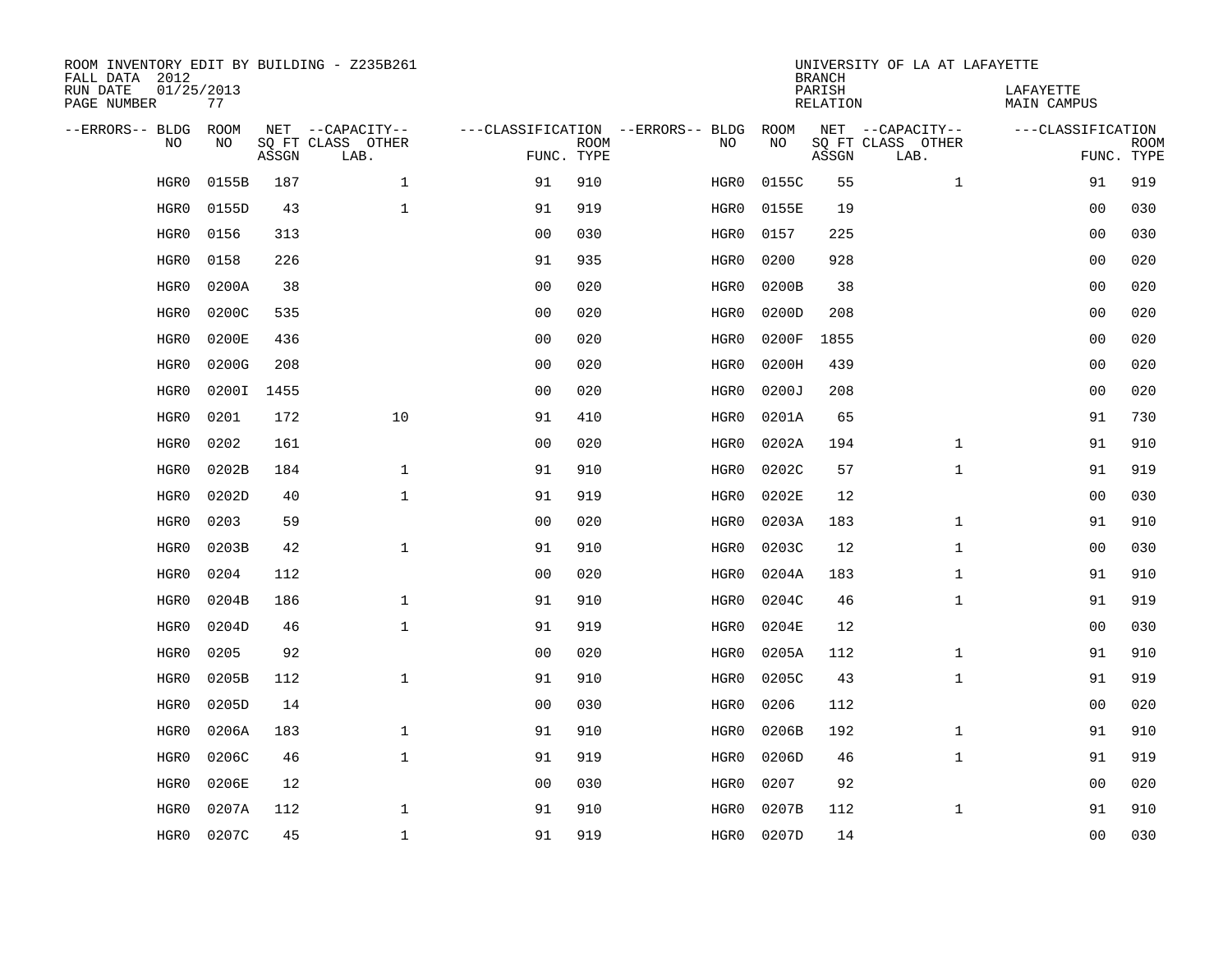ROOM INVENTORY EDIT BY BUILDING - Z235B261
FALL DATA 2012
RUN DATE 01/25/2013
PAGE NUMBER 77

UNIVERSITY OF LA AT LAFAYETTE
BRANCH
PARISH LAFAYETTE
RELATION MAIN CAMPUS

| --ERRORS-- | BLDG NO | ROOM NO | NET SQ FT ASSGN | --CAPACITY-- CLASS LAB. | OTHER | ---CLASSIFICATION FUNC. | ROOM TYPE | --ERRORS-- | BLDG NO | ROOM NO | NET SQ FT ASSGN | --CAPACITY-- CLASS LAB. | OTHER | ---CLASSIFICATION FUNC. | ROOM TYPE |
|---|---|---|---|---|---|---|---|---|---|---|---|---|---|---|---|
| | HGR0 | 0155B | 187 | | 1 | 91 | 910 | | HGR0 | 0155C | 55 | | 1 | 91 | 919 |
| | HGR0 | 0155D | 43 | | 1 | 91 | 919 | | HGR0 | 0155E | 19 | | | 00 | 030 |
| | HGR0 | 0156 | 313 | | | 00 | 030 | | HGR0 | 0157 | 225 | | | 00 | 030 |
| | HGR0 | 0158 | 226 | | | 91 | 935 | | HGR0 | 0200 | 928 | | | 00 | 020 |
| | HGR0 | 0200A | 38 | | | 00 | 020 | | HGR0 | 0200B | 38 | | | 00 | 020 |
| | HGR0 | 0200C | 535 | | | 00 | 020 | | HGR0 | 0200D | 208 | | | 00 | 020 |
| | HGR0 | 0200E | 436 | | | 00 | 020 | | HGR0 | 0200F | 1855 | | | 00 | 020 |
| | HGR0 | 0200G | 208 | | | 00 | 020 | | HGR0 | 0200H | 439 | | | 00 | 020 |
| | HGR0 | 0200I | 1455 | | | 00 | 020 | | HGR0 | 0200J | 208 | | | 00 | 020 |
| | HGR0 | 0201 | 172 | | 10 | 91 | 410 | | HGR0 | 0201A | 65 | | | 91 | 730 |
| | HGR0 | 0202 | 161 | | | 00 | 020 | | HGR0 | 0202A | 194 | | 1 | 91 | 910 |
| | HGR0 | 0202B | 184 | | 1 | 91 | 910 | | HGR0 | 0202C | 57 | | 1 | 91 | 919 |
| | HGR0 | 0202D | 40 | | 1 | 91 | 919 | | HGR0 | 0202E | 12 | | | 00 | 030 |
| | HGR0 | 0203 | 59 | | | 00 | 020 | | HGR0 | 0203A | 183 | | 1 | 91 | 910 |
| | HGR0 | 0203B | 42 | | 1 | 91 | 910 | | HGR0 | 0203C | 12 | | 1 | 00 | 030 |
| | HGR0 | 0204 | 112 | | | 00 | 020 | | HGR0 | 0204A | 183 | | 1 | 91 | 910 |
| | HGR0 | 0204B | 186 | | 1 | 91 | 910 | | HGR0 | 0204C | 46 | | 1 | 91 | 919 |
| | HGR0 | 0204D | 46 | | 1 | 91 | 919 | | HGR0 | 0204E | 12 | | | 00 | 030 |
| | HGR0 | 0205 | 92 | | | 00 | 020 | | HGR0 | 0205A | 112 | | 1 | 91 | 910 |
| | HGR0 | 0205B | 112 | | 1 | 91 | 910 | | HGR0 | 0205C | 43 | | 1 | 91 | 919 |
| | HGR0 | 0205D | 14 | | | 00 | 030 | | HGR0 | 0206 | 112 | | | 00 | 020 |
| | HGR0 | 0206A | 183 | | 1 | 91 | 910 | | HGR0 | 0206B | 192 | | 1 | 91 | 910 |
| | HGR0 | 0206C | 46 | | 1 | 91 | 919 | | HGR0 | 0206D | 46 | | 1 | 91 | 919 |
| | HGR0 | 0206E | 12 | | | 00 | 030 | | HGR0 | 0207 | 92 | | | 00 | 020 |
| | HGR0 | 0207A | 112 | | 1 | 91 | 910 | | HGR0 | 0207B | 112 | | 1 | 91 | 910 |
| | HGR0 | 0207C | 45 | | 1 | 91 | 919 | | HGR0 | 0207D | 14 | | | 00 | 030 |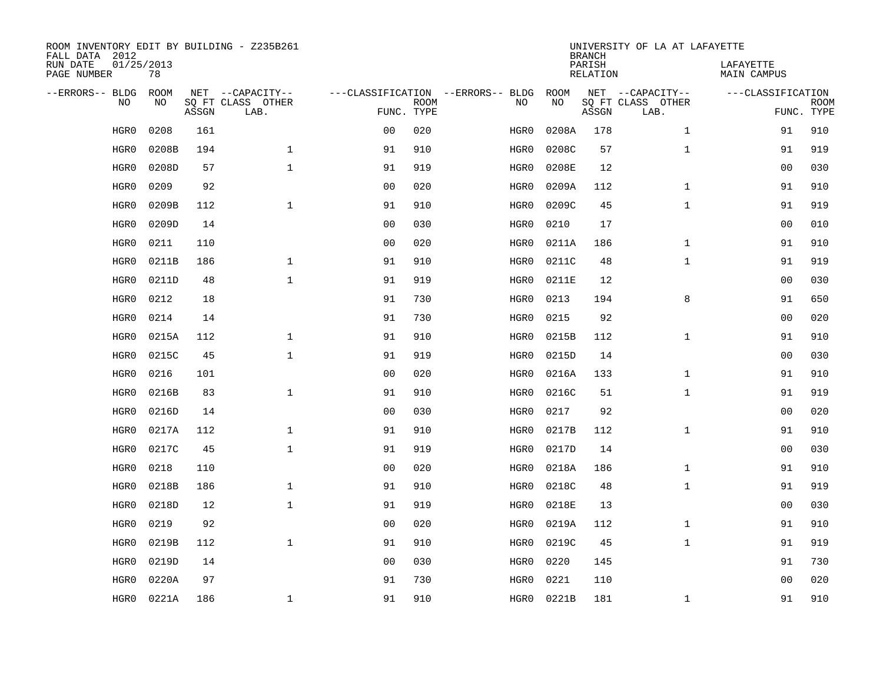ROOM INVENTORY EDIT BY BUILDING - Z235B261
FALL DATA 2012
RUN DATE 01/25/2013
PAGE NUMBER 78

UNIVERSITY OF LA AT LAFAYETTE
BRANCH
PARISH LAFAYETTE
RELATION MAIN CAMPUS

| --ERRORS-- | BLDG NO | ROOM NO | NET SQ FT ASSGN | --CAPACITY-- CLASS LAB. | OTHER | ---CLASSIFICATION FUNC. | ROOM TYPE | --ERRORS-- | BLDG NO | ROOM NO | NET SQ FT ASSGN | --CAPACITY-- CLASS LAB. | OTHER | ---CLASSIFICATION FUNC. | ROOM TYPE |
|---|---|---|---|---|---|---|---|---|---|---|---|---|---|---|---|
| | HGR0 | 0208 | 161 | | | 00 | 020 | | HGR0 | 0208A | 178 | | 1 | 91 | 910 |
| | HGR0 | 0208B | 194 | | 1 | 91 | 910 | | HGR0 | 0208C | 57 | | 1 | 91 | 919 |
| | HGR0 | 0208D | 57 | | 1 | 91 | 919 | | HGR0 | 0208E | 12 | | | 00 | 030 |
| | HGR0 | 0209 | 92 | | | 00 | 020 | | HGR0 | 0209A | 112 | | 1 | 91 | 910 |
| | HGR0 | 0209B | 112 | | 1 | 91 | 910 | | HGR0 | 0209C | 45 | | 1 | 91 | 919 |
| | HGR0 | 0209D | 14 | | | 00 | 030 | | HGR0 | 0210 | 17 | | | 00 | 010 |
| | HGR0 | 0211 | 110 | | | 00 | 020 | | HGR0 | 0211A | 186 | | 1 | 91 | 910 |
| | HGR0 | 0211B | 186 | | 1 | 91 | 910 | | HGR0 | 0211C | 48 | | 1 | 91 | 919 |
| | HGR0 | 0211D | 48 | | 1 | 91 | 919 | | HGR0 | 0211E | 12 | | | 00 | 030 |
| | HGR0 | 0212 | 18 | | | 91 | 730 | | HGR0 | 0213 | 194 | | 8 | 91 | 650 |
| | HGR0 | 0214 | 14 | | | 91 | 730 | | HGR0 | 0215 | 92 | | | 00 | 020 |
| | HGR0 | 0215A | 112 | | 1 | 91 | 910 | | HGR0 | 0215B | 112 | | 1 | 91 | 910 |
| | HGR0 | 0215C | 45 | | 1 | 91 | 919 | | HGR0 | 0215D | 14 | | | 00 | 030 |
| | HGR0 | 0216 | 101 | | | 00 | 020 | | HGR0 | 0216A | 133 | | 1 | 91 | 910 |
| | HGR0 | 0216B | 83 | | 1 | 91 | 910 | | HGR0 | 0216C | 51 | | 1 | 91 | 919 |
| | HGR0 | 0216D | 14 | | | 00 | 030 | | HGR0 | 0217 | 92 | | | 00 | 020 |
| | HGR0 | 0217A | 112 | | 1 | 91 | 910 | | HGR0 | 0217B | 112 | | 1 | 91 | 910 |
| | HGR0 | 0217C | 45 | | 1 | 91 | 919 | | HGR0 | 0217D | 14 | | | 00 | 030 |
| | HGR0 | 0218 | 110 | | | 00 | 020 | | HGR0 | 0218A | 186 | | 1 | 91 | 910 |
| | HGR0 | 0218B | 186 | | 1 | 91 | 910 | | HGR0 | 0218C | 48 | | 1 | 91 | 919 |
| | HGR0 | 0218D | 12 | | 1 | 91 | 919 | | HGR0 | 0218E | 13 | | | 00 | 030 |
| | HGR0 | 0219 | 92 | | | 00 | 020 | | HGR0 | 0219A | 112 | | 1 | 91 | 910 |
| | HGR0 | 0219B | 112 | | 1 | 91 | 910 | | HGR0 | 0219C | 45 | | 1 | 91 | 919 |
| | HGR0 | 0219D | 14 | | | 00 | 030 | | HGR0 | 0220 | 145 | | | 91 | 730 |
| | HGR0 | 0220A | 97 | | | 91 | 730 | | HGR0 | 0221 | 110 | | | 00 | 020 |
| | HGR0 | 0221A | 186 | | 1 | 91 | 910 | | HGR0 | 0221B | 181 | | 1 | 91 | 910 |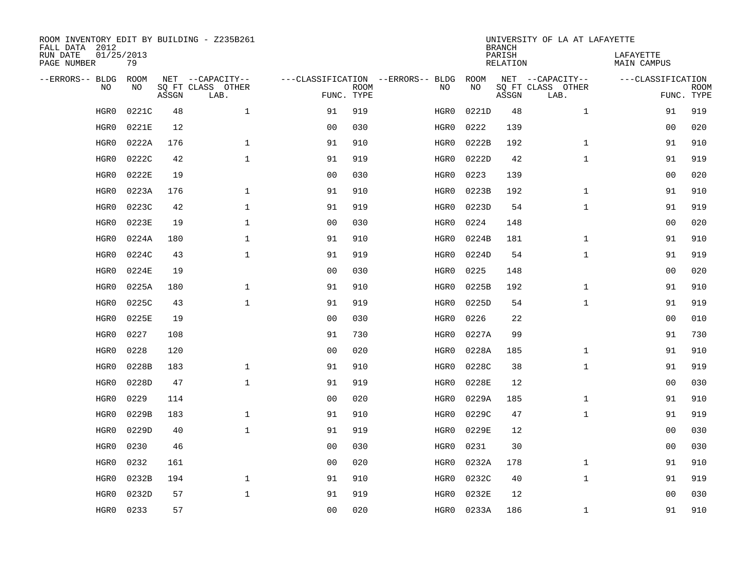ROOM INVENTORY EDIT BY BUILDING - Z235B261
FALL DATA 2012
RUN DATE 01/25/2013
PAGE NUMBER 79

UNIVERSITY OF LA AT LAFAYETTE
BRANCH
PARISH LAFAYETTE
RELATION MAIN CAMPUS

| --ERRORS-- | BLDG NO | ROOM NO | NET SQ FT ASSGN | --CAPACITY-- CLASS | OTHER LAB. | ---CLASSIFICATION FUNC. | ROOM TYPE | --ERRORS-- | BLDG NO | ROOM NO | NET SQ FT ASSGN | --CAPACITY-- CLASS | OTHER LAB. | ---CLASSIFICATION FUNC. | ROOM TYPE |
|---|---|---|---|---|---|---|---|---|---|---|---|---|---|---|---|
| | HGR0 | 0221C | 48 | | 1 | 91 | 919 | | HGR0 | 0221D | 48 | | 1 | 91 | 919 |
| | HGR0 | 0221E | 12 | | | 00 | 030 | | HGR0 | 0222 | 139 | | | 00 | 020 |
| | HGR0 | 0222A | 176 | | 1 | 91 | 910 | | HGR0 | 0222B | 192 | | 1 | 91 | 910 |
| | HGR0 | 0222C | 42 | | 1 | 91 | 919 | | HGR0 | 0222D | 42 | | 1 | 91 | 919 |
| | HGR0 | 0222E | 19 | | | 00 | 030 | | HGR0 | 0223 | 139 | | | 00 | 020 |
| | HGR0 | 0223A | 176 | | 1 | 91 | 910 | | HGR0 | 0223B | 192 | | 1 | 91 | 910 |
| | HGR0 | 0223C | 42 | | 1 | 91 | 919 | | HGR0 | 0223D | 54 | | 1 | 91 | 919 |
| | HGR0 | 0223E | 19 | | 1 | 00 | 030 | | HGR0 | 0224 | 148 | | | 00 | 020 |
| | HGR0 | 0224A | 180 | | 1 | 91 | 910 | | HGR0 | 0224B | 181 | | 1 | 91 | 910 |
| | HGR0 | 0224C | 43 | | 1 | 91 | 919 | | HGR0 | 0224D | 54 | | 1 | 91 | 919 |
| | HGR0 | 0224E | 19 | | | 00 | 030 | | HGR0 | 0225 | 148 | | | 00 | 020 |
| | HGR0 | 0225A | 180 | | 1 | 91 | 910 | | HGR0 | 0225B | 192 | | 1 | 91 | 910 |
| | HGR0 | 0225C | 43 | | 1 | 91 | 919 | | HGR0 | 0225D | 54 | | 1 | 91 | 919 |
| | HGR0 | 0225E | 19 | | | 00 | 030 | | HGR0 | 0226 | 22 | | | 00 | 010 |
| | HGR0 | 0227 | 108 | | | 91 | 730 | | HGR0 | 0227A | 99 | | | 91 | 730 |
| | HGR0 | 0228 | 120 | | | 00 | 020 | | HGR0 | 0228A | 185 | | 1 | 91 | 910 |
| | HGR0 | 0228B | 183 | | 1 | 91 | 910 | | HGR0 | 0228C | 38 | | 1 | 91 | 919 |
| | HGR0 | 0228D | 47 | | 1 | 91 | 919 | | HGR0 | 0228E | 12 | | | 00 | 030 |
| | HGR0 | 0229 | 114 | | | 00 | 020 | | HGR0 | 0229A | 185 | | 1 | 91 | 910 |
| | HGR0 | 0229B | 183 | | 1 | 91 | 910 | | HGR0 | 0229C | 47 | | 1 | 91 | 919 |
| | HGR0 | 0229D | 40 | | 1 | 91 | 919 | | HGR0 | 0229E | 12 | | | 00 | 030 |
| | HGR0 | 0230 | 46 | | | 00 | 030 | | HGR0 | 0231 | 30 | | | 00 | 030 |
| | HGR0 | 0232 | 161 | | | 00 | 020 | | HGR0 | 0232A | 178 | | 1 | 91 | 910 |
| | HGR0 | 0232B | 194 | | 1 | 91 | 910 | | HGR0 | 0232C | 40 | | 1 | 91 | 919 |
| | HGR0 | 0232D | 57 | | 1 | 91 | 919 | | HGR0 | 0232E | 12 | | | 00 | 030 |
| | HGR0 | 0233 | 57 | | | 00 | 020 | | HGR0 | 0233A | 186 | | 1 | 91 | 910 |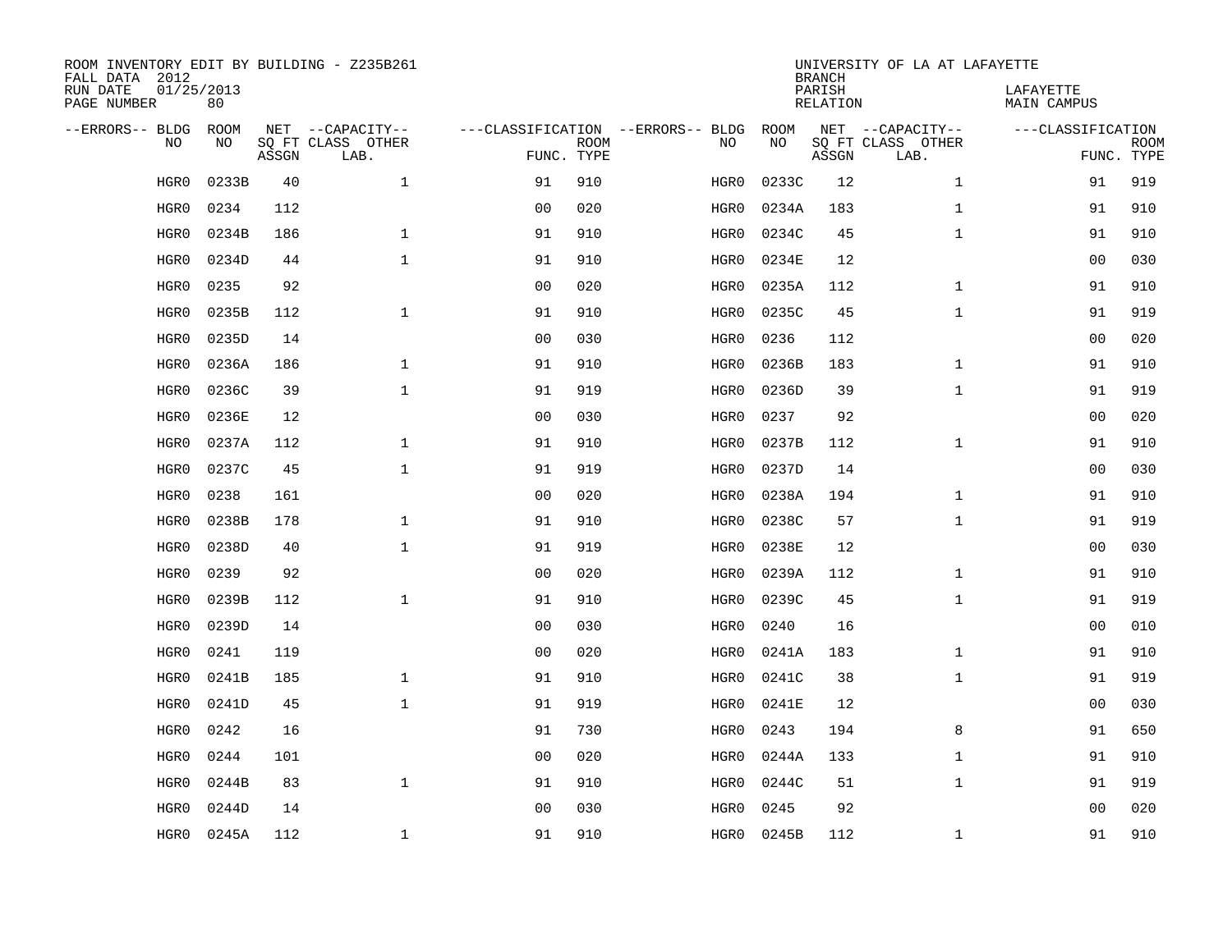ROOM INVENTORY EDIT BY BUILDING - Z235B261
FALL DATA 2012
RUN DATE 01/25/2013
PAGE NUMBER 80

UNIVERSITY OF LA AT LAFAYETTE
BRANCH
PARISH LAFAYETTE
RELATION MAIN CAMPUS

| --ERRORS-- | BLDG NO | ROOM NO | NET SQ FT ASSGN | --CAPACITY-- CLASS LAB. | OTHER | ---CLASSIFICATION FUNC. | ROOM TYPE | --ERRORS-- | BLDG NO | ROOM NO | NET SQ FT ASSGN | --CAPACITY-- CLASS LAB. | OTHER | ---CLASSIFICATION FUNC. | ROOM TYPE |
|---|---|---|---|---|---|---|---|---|---|---|---|---|---|---|---|
| | HGR0 | 0233B | 40 | | 1 | 91 | 910 | | HGR0 | 0233C | 12 | | 1 | 91 | 919 |
| | HGR0 | 0234 | 112 | | | 00 | 020 | | HGR0 | 0234A | 183 | | 1 | 91 | 910 |
| | HGR0 | 0234B | 186 | | 1 | 91 | 910 | | HGR0 | 0234C | 45 | | 1 | 91 | 910 |
| | HGR0 | 0234D | 44 | | 1 | 91 | 910 | | HGR0 | 0234E | 12 | | | 00 | 030 |
| | HGR0 | 0235 | 92 | | | 00 | 020 | | HGR0 | 0235A | 112 | | 1 | 91 | 910 |
| | HGR0 | 0235B | 112 | | 1 | 91 | 910 | | HGR0 | 0235C | 45 | | 1 | 91 | 919 |
| | HGR0 | 0235D | 14 | | | 00 | 030 | | HGR0 | 0236 | 112 | | | 00 | 020 |
| | HGR0 | 0236A | 186 | | 1 | 91 | 910 | | HGR0 | 0236B | 183 | | 1 | 91 | 910 |
| | HGR0 | 0236C | 39 | | 1 | 91 | 919 | | HGR0 | 0236D | 39 | | 1 | 91 | 919 |
| | HGR0 | 0236E | 12 | | | 00 | 030 | | HGR0 | 0237 | 92 | | | 00 | 020 |
| | HGR0 | 0237A | 112 | | 1 | 91 | 910 | | HGR0 | 0237B | 112 | | 1 | 91 | 910 |
| | HGR0 | 0237C | 45 | | 1 | 91 | 919 | | HGR0 | 0237D | 14 | | | 00 | 030 |
| | HGR0 | 0238 | 161 | | | 00 | 020 | | HGR0 | 0238A | 194 | | 1 | 91 | 910 |
| | HGR0 | 0238B | 178 | | 1 | 91 | 910 | | HGR0 | 0238C | 57 | | 1 | 91 | 919 |
| | HGR0 | 0238D | 40 | | 1 | 91 | 919 | | HGR0 | 0238E | 12 | | | 00 | 030 |
| | HGR0 | 0239 | 92 | | | 00 | 020 | | HGR0 | 0239A | 112 | | 1 | 91 | 910 |
| | HGR0 | 0239B | 112 | | 1 | 91 | 910 | | HGR0 | 0239C | 45 | | 1 | 91 | 919 |
| | HGR0 | 0239D | 14 | | | 00 | 030 | | HGR0 | 0240 | 16 | | | 00 | 010 |
| | HGR0 | 0241 | 119 | | | 00 | 020 | | HGR0 | 0241A | 183 | | 1 | 91 | 910 |
| | HGR0 | 0241B | 185 | | 1 | 91 | 910 | | HGR0 | 0241C | 38 | | 1 | 91 | 919 |
| | HGR0 | 0241D | 45 | | 1 | 91 | 919 | | HGR0 | 0241E | 12 | | | 00 | 030 |
| | HGR0 | 0242 | 16 | | | 91 | 730 | | HGR0 | 0243 | 194 | | 8 | 91 | 650 |
| | HGR0 | 0244 | 101 | | | 00 | 020 | | HGR0 | 0244A | 133 | | 1 | 91 | 910 |
| | HGR0 | 0244B | 83 | | 1 | 91 | 910 | | HGR0 | 0244C | 51 | | 1 | 91 | 919 |
| | HGR0 | 0244D | 14 | | | 00 | 030 | | HGR0 | 0245 | 92 | | | 00 | 020 |
| | HGR0 | 0245A | 112 | | 1 | 91 | 910 | | HGR0 | 0245B | 112 | | 1 | 91 | 910 |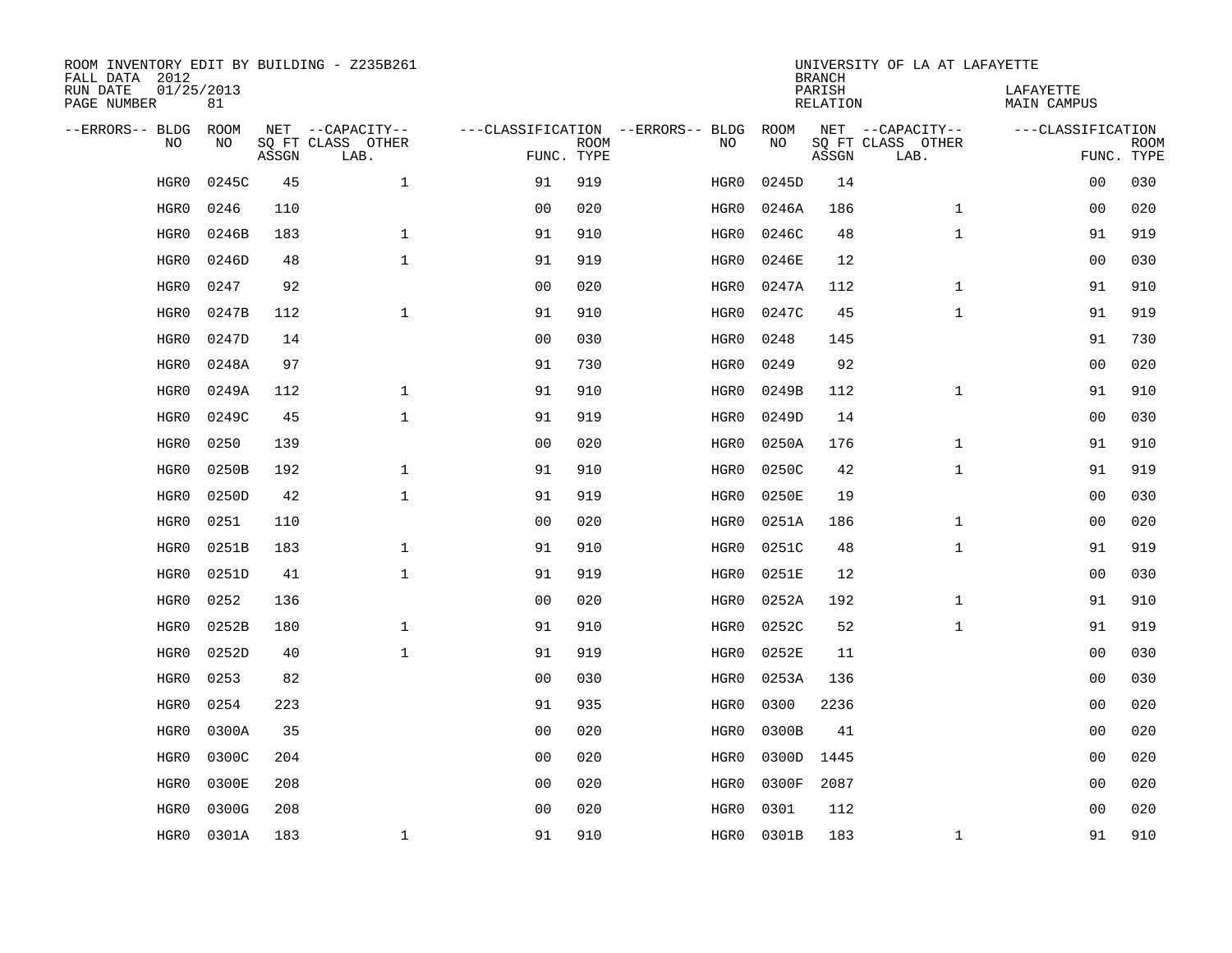ROOM INVENTORY EDIT BY BUILDING - Z235B261
FALL DATA 2012
RUN DATE 01/25/2013
PAGE NUMBER 81

UNIVERSITY OF LA AT LAFAYETTE
BRANCH
PARISH LAFAYETTE
RELATION MAIN CAMPUS

| --ERRORS-- | BLDG NO | ROOM NO | NET SQ FT ASSGN | --CAPACITY-- CLASS LAB. | OTHER | ---CLASSIFICATION FUNC. | ROOM TYPE | --ERRORS-- | BLDG NO | ROOM NO | NET SQ FT ASSGN | --CAPACITY-- CLASS LAB. | OTHER | ---CLASSIFICATION FUNC. | ROOM TYPE |
|---|---|---|---|---|---|---|---|---|---|---|---|---|---|---|---|
| | HGR0 | 0245C | 45 | | 1 | 91 | 919 | | HGR0 | 0245D | 14 | | | 00 | 030 |
| | HGR0 | 0246 | 110 | | | 00 | 020 | | HGR0 | 0246A | 186 | | 1 | 00 | 020 |
| | HGR0 | 0246B | 183 | | 1 | 91 | 910 | | HGR0 | 0246C | 48 | | 1 | 91 | 919 |
| | HGR0 | 0246D | 48 | | 1 | 91 | 919 | | HGR0 | 0246E | 12 | | | 00 | 030 |
| | HGR0 | 0247 | 92 | | | 00 | 020 | | HGR0 | 0247A | 112 | | 1 | 91 | 910 |
| | HGR0 | 0247B | 112 | | 1 | 91 | 910 | | HGR0 | 0247C | 45 | | 1 | 91 | 919 |
| | HGR0 | 0247D | 14 | | | 00 | 030 | | HGR0 | 0248 | 145 | | | 91 | 730 |
| | HGR0 | 0248A | 97 | | | 91 | 730 | | HGR0 | 0249 | 92 | | | 00 | 020 |
| | HGR0 | 0249A | 112 | | 1 | 91 | 910 | | HGR0 | 0249B | 112 | | 1 | 91 | 910 |
| | HGR0 | 0249C | 45 | | 1 | 91 | 919 | | HGR0 | 0249D | 14 | | | 00 | 030 |
| | HGR0 | 0250 | 139 | | | 00 | 020 | | HGR0 | 0250A | 176 | | 1 | 91 | 910 |
| | HGR0 | 0250B | 192 | | 1 | 91 | 910 | | HGR0 | 0250C | 42 | | 1 | 91 | 919 |
| | HGR0 | 0250D | 42 | | 1 | 91 | 919 | | HGR0 | 0250E | 19 | | | 00 | 030 |
| | HGR0 | 0251 | 110 | | | 00 | 020 | | HGR0 | 0251A | 186 | | 1 | 00 | 020 |
| | HGR0 | 0251B | 183 | | 1 | 91 | 910 | | HGR0 | 0251C | 48 | | 1 | 91 | 919 |
| | HGR0 | 0251D | 41 | | 1 | 91 | 919 | | HGR0 | 0251E | 12 | | | 00 | 030 |
| | HGR0 | 0252 | 136 | | | 00 | 020 | | HGR0 | 0252A | 192 | | 1 | 91 | 910 |
| | HGR0 | 0252B | 180 | | 1 | 91 | 910 | | HGR0 | 0252C | 52 | | 1 | 91 | 919 |
| | HGR0 | 0252D | 40 | | 1 | 91 | 919 | | HGR0 | 0252E | 11 | | | 00 | 030 |
| | HGR0 | 0253 | 82 | | | 00 | 030 | | HGR0 | 0253A | 136 | | | 00 | 030 |
| | HGR0 | 0254 | 223 | | | 91 | 935 | | HGR0 | 0300 | 2236 | | | 00 | 020 |
| | HGR0 | 0300A | 35 | | | 00 | 020 | | HGR0 | 0300B | 41 | | | 00 | 020 |
| | HGR0 | 0300C | 204 | | | 00 | 020 | | HGR0 | 0300D | 1445 | | | 00 | 020 |
| | HGR0 | 0300E | 208 | | | 00 | 020 | | HGR0 | 0300F | 2087 | | | 00 | 020 |
| | HGR0 | 0300G | 208 | | | 00 | 020 | | HGR0 | 0301 | 112 | | | 00 | 020 |
| | HGR0 | 0301A | 183 | | 1 | 91 | 910 | | HGR0 | 0301B | 183 | | 1 | 91 | 910 |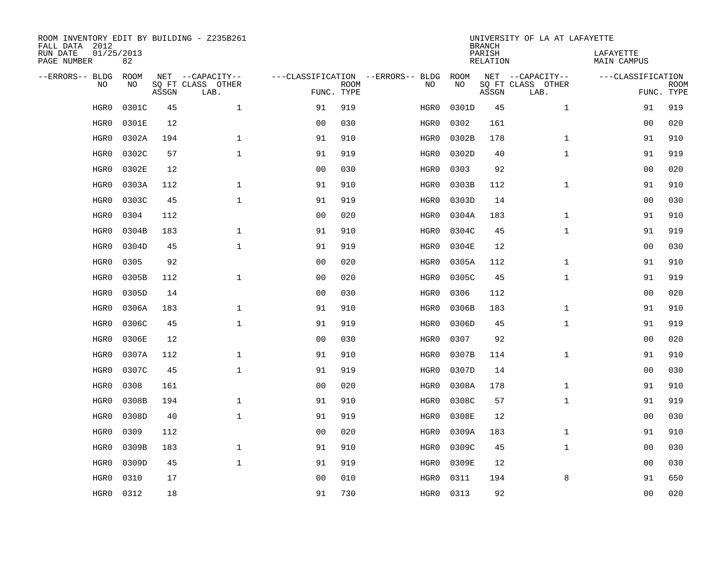ROOM INVENTORY EDIT BY BUILDING - Z235B261
FALL DATA 2012
RUN DATE 01/25/2013
PAGE NUMBER 82

UNIVERSITY OF LA AT LAFAYETTE
BRANCH
PARISH LAFAYETTE
RELATION MAIN CAMPUS

| --ERRORS-- | BLDG NO | ROOM NO | NET SQ FT ASSGN | --CAPACITY-- CLASS | OTHER LAB. | ---CLASSIFICATION FUNC. | ROOM TYPE | --ERRORS-- | BLDG NO | ROOM NO | NET SQ FT ASSGN | --CAPACITY-- CLASS | OTHER LAB. | ---CLASSIFICATION FUNC. | ROOM TYPE |
|---|---|---|---|---|---|---|---|---|---|---|---|---|---|---|---|
| | HGR0 | 0301C | 45 | | 1 | 91 | 919 | | HGR0 | 0301D | 45 | | 1 | 91 | 919 |
| | HGR0 | 0301E | 12 | | | 00 | 030 | | HGR0 | 0302 | 161 | | | 00 | 020 |
| | HGR0 | 0302A | 194 | | 1 | 91 | 910 | | HGR0 | 0302B | 178 | | 1 | 91 | 910 |
| | HGR0 | 0302C | 57 | | 1 | 91 | 919 | | HGR0 | 0302D | 40 | | 1 | 91 | 919 |
| | HGR0 | 0302E | 12 | | | 00 | 030 | | HGR0 | 0303 | 92 | | | 00 | 020 |
| | HGR0 | 0303A | 112 | | 1 | 91 | 910 | | HGR0 | 0303B | 112 | | 1 | 91 | 910 |
| | HGR0 | 0303C | 45 | | 1 | 91 | 919 | | HGR0 | 0303D | 14 | | | 00 | 030 |
| | HGR0 | 0304 | 112 | | | 00 | 020 | | HGR0 | 0304A | 183 | | 1 | 91 | 910 |
| | HGR0 | 0304B | 183 | | 1 | 91 | 910 | | HGR0 | 0304C | 45 | | 1 | 91 | 919 |
| | HGR0 | 0304D | 45 | | 1 | 91 | 919 | | HGR0 | 0304E | 12 | | | 00 | 030 |
| | HGR0 | 0305 | 92 | | | 00 | 020 | | HGR0 | 0305A | 112 | | 1 | 91 | 910 |
| | HGR0 | 0305B | 112 | | 1 | 00 | 020 | | HGR0 | 0305C | 45 | | 1 | 91 | 919 |
| | HGR0 | 0305D | 14 | | | 00 | 030 | | HGR0 | 0306 | 112 | | | 00 | 020 |
| | HGR0 | 0306A | 183 | | 1 | 91 | 910 | | HGR0 | 0306B | 183 | | 1 | 91 | 910 |
| | HGR0 | 0306C | 45 | | 1 | 91 | 919 | | HGR0 | 0306D | 45 | | 1 | 91 | 919 |
| | HGR0 | 0306E | 12 | | | 00 | 030 | | HGR0 | 0307 | 92 | | | 00 | 020 |
| | HGR0 | 0307A | 112 | | 1 | 91 | 910 | | HGR0 | 0307B | 114 | | 1 | 91 | 910 |
| | HGR0 | 0307C | 45 | | 1 | 91 | 919 | | HGR0 | 0307D | 14 | | | 00 | 030 |
| | HGR0 | 0308 | 161 | | | 00 | 020 | | HGR0 | 0308A | 178 | | 1 | 91 | 910 |
| | HGR0 | 0308B | 194 | | 1 | 91 | 910 | | HGR0 | 0308C | 57 | | 1 | 91 | 919 |
| | HGR0 | 0308D | 40 | | 1 | 91 | 919 | | HGR0 | 0308E | 12 | | | 00 | 030 |
| | HGR0 | 0309 | 112 | | | 00 | 020 | | HGR0 | 0309A | 183 | | 1 | 91 | 910 |
| | HGR0 | 0309B | 183 | | 1 | 91 | 910 | | HGR0 | 0309C | 45 | | 1 | 00 | 030 |
| | HGR0 | 0309D | 45 | | 1 | 91 | 919 | | HGR0 | 0309E | 12 | | | 00 | 030 |
| | HGR0 | 0310 | 17 | | | 00 | 010 | | HGR0 | 0311 | 194 | | 8 | 91 | 650 |
| | HGR0 | 0312 | 18 | | | 91 | 730 | | HGR0 | 0313 | 92 | | | 00 | 020 |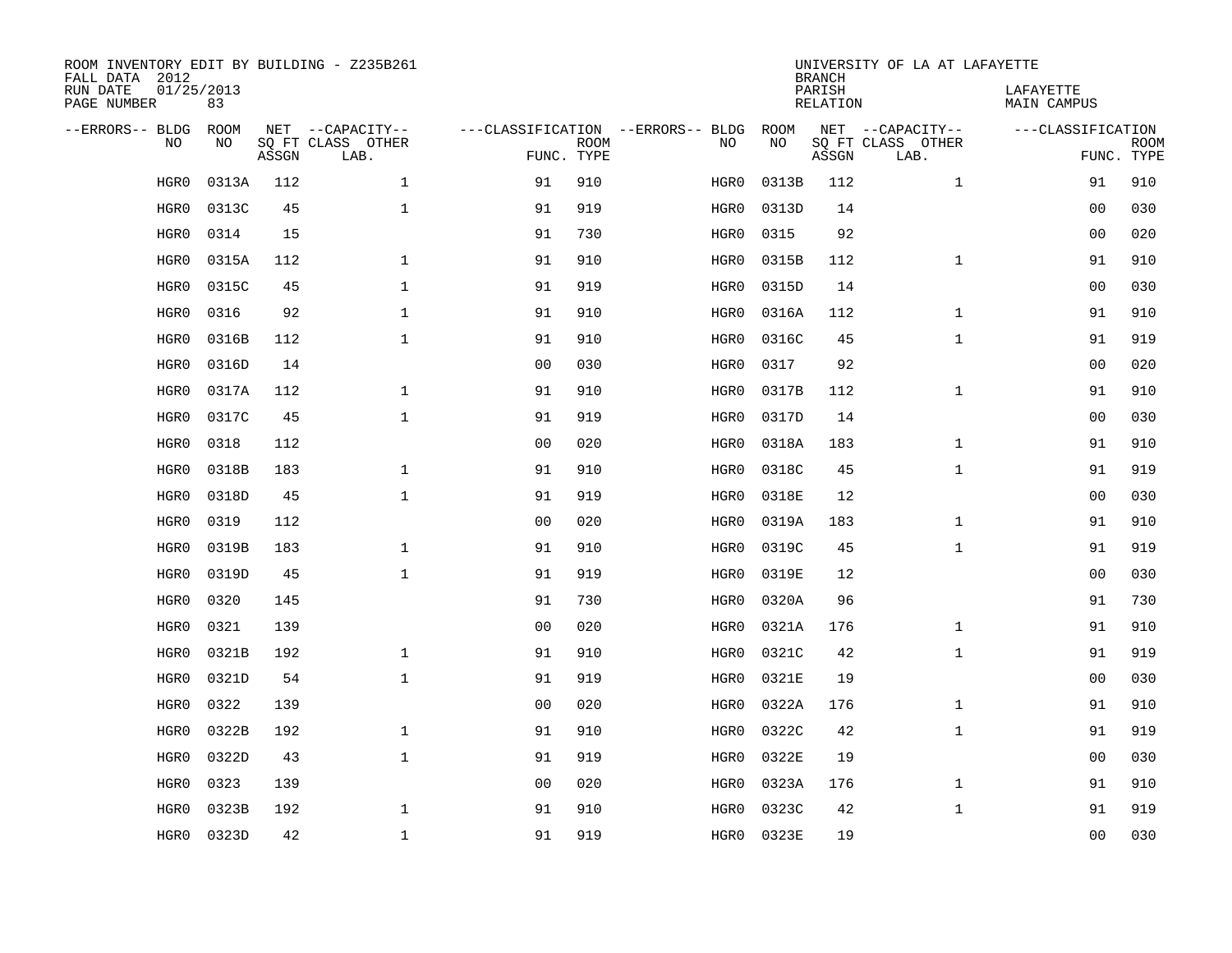ROOM INVENTORY EDIT BY BUILDING - Z235B261
FALL DATA 2012
RUN DATE 01/25/2013
PAGE NUMBER 83

UNIVERSITY OF LA AT LAFAYETTE
BRANCH
PARISH LAFAYETTE
RELATION MAIN CAMPUS

| --ERRORS-- | BLDG NO | ROOM NO | NET SQ FT ASSGN | --CAPACITY-- CLASS LAB. | OTHER | ---CLASSIFICATION FUNC. | ROOM TYPE | --ERRORS-- | BLDG NO | ROOM NO | NET SQ FT ASSGN | --CAPACITY-- CLASS LAB. | OTHER | ---CLASSIFICATION FUNC. | ROOM TYPE |
|---|---|---|---|---|---|---|---|---|---|---|---|---|---|---|---|
| | HGR0 | 0313A | 112 | | 1 | 91 | 910 | | HGR0 | 0313B | 112 | | 1 | 91 | 910 |
| | HGR0 | 0313C | 45 | | 1 | 91 | 919 | | HGR0 | 0313D | 14 | | | 00 | 030 |
| | HGR0 | 0314 | 15 | | | 91 | 730 | | HGR0 | 0315 | 92 | | | 00 | 020 |
| | HGR0 | 0315A | 112 | | 1 | 91 | 910 | | HGR0 | 0315B | 112 | | 1 | 91 | 910 |
| | HGR0 | 0315C | 45 | | 1 | 91 | 919 | | HGR0 | 0315D | 14 | | | 00 | 030 |
| | HGR0 | 0316 | 92 | | 1 | 91 | 910 | | HGR0 | 0316A | 112 | | 1 | 91 | 910 |
| | HGR0 | 0316B | 112 | | 1 | 91 | 910 | | HGR0 | 0316C | 45 | | 1 | 91 | 919 |
| | HGR0 | 0316D | 14 | | | 00 | 030 | | HGR0 | 0317 | 92 | | | 00 | 020 |
| | HGR0 | 0317A | 112 | | 1 | 91 | 910 | | HGR0 | 0317B | 112 | | 1 | 91 | 910 |
| | HGR0 | 0317C | 45 | | 1 | 91 | 919 | | HGR0 | 0317D | 14 | | | 00 | 030 |
| | HGR0 | 0318 | 112 | | | 00 | 020 | | HGR0 | 0318A | 183 | | 1 | 91 | 910 |
| | HGR0 | 0318B | 183 | | 1 | 91 | 910 | | HGR0 | 0318C | 45 | | 1 | 91 | 919 |
| | HGR0 | 0318D | 45 | | 1 | 91 | 919 | | HGR0 | 0318E | 12 | | | 00 | 030 |
| | HGR0 | 0319 | 112 | | | 00 | 020 | | HGR0 | 0319A | 183 | | 1 | 91 | 910 |
| | HGR0 | 0319B | 183 | | 1 | 91 | 910 | | HGR0 | 0319C | 45 | | 1 | 91 | 919 |
| | HGR0 | 0319D | 45 | | 1 | 91 | 919 | | HGR0 | 0319E | 12 | | | 00 | 030 |
| | HGR0 | 0320 | 145 | | | 91 | 730 | | HGR0 | 0320A | 96 | | | 91 | 730 |
| | HGR0 | 0321 | 139 | | | 00 | 020 | | HGR0 | 0321A | 176 | | 1 | 91 | 910 |
| | HGR0 | 0321B | 192 | | 1 | 91 | 910 | | HGR0 | 0321C | 42 | | 1 | 91 | 919 |
| | HGR0 | 0321D | 54 | | 1 | 91 | 919 | | HGR0 | 0321E | 19 | | | 00 | 030 |
| | HGR0 | 0322 | 139 | | | 00 | 020 | | HGR0 | 0322A | 176 | | 1 | 91 | 910 |
| | HGR0 | 0322B | 192 | | 1 | 91 | 910 | | HGR0 | 0322C | 42 | | 1 | 91 | 919 |
| | HGR0 | 0322D | 43 | | 1 | 91 | 919 | | HGR0 | 0322E | 19 | | | 00 | 030 |
| | HGR0 | 0323 | 139 | | | 00 | 020 | | HGR0 | 0323A | 176 | | 1 | 91 | 910 |
| | HGR0 | 0323B | 192 | | 1 | 91 | 910 | | HGR0 | 0323C | 42 | | 1 | 91 | 919 |
| | HGR0 | 0323D | 42 | | 1 | 91 | 919 | | HGR0 | 0323E | 19 | | | 00 | 030 |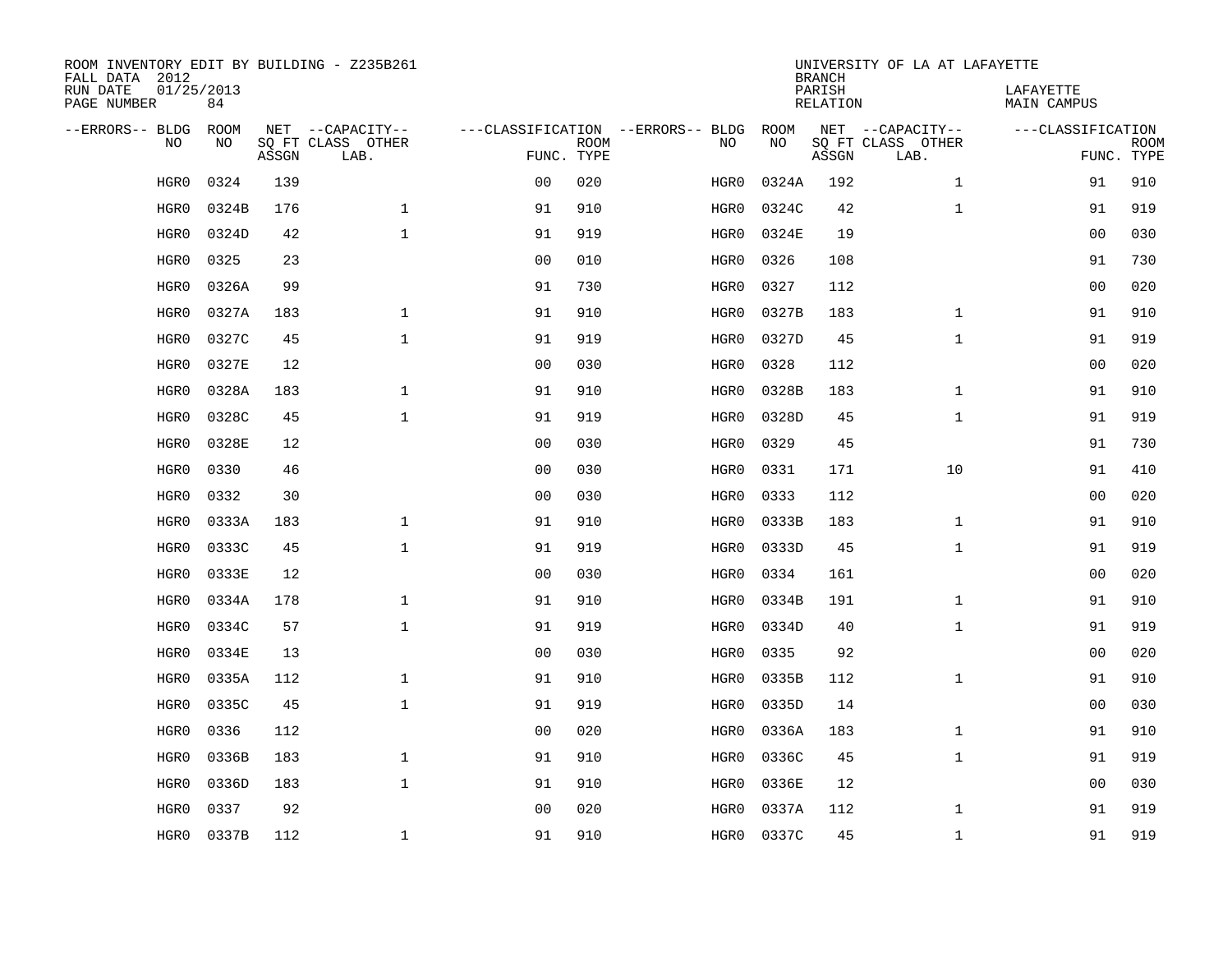ROOM INVENTORY EDIT BY BUILDING - Z235B261
FALL DATA 2012
RUN DATE 01/25/2013
PAGE NUMBER 84

UNIVERSITY OF LA AT LAFAYETTE
BRANCH
PARISH LAFAYETTE
RELATION MAIN CAMPUS

| --ERRORS-- | BLDG NO | ROOM NO | NET SQ FT ASSGN | --CAPACITY-- CLASS | OTHER LAB. | ---CLASSIFICATION FUNC. | ROOM TYPE | --ERRORS-- | BLDG NO | ROOM NO | NET SQ FT ASSGN | --CAPACITY-- CLASS | OTHER LAB. | ---CLASSIFICATION FUNC. | ROOM TYPE |
|---|---|---|---|---|---|---|---|---|---|---|---|---|---|---|---|
| | HGR0 | 0324 | 139 | | | 00 | 020 | | HGR0 | 0324A | 192 | | 1 | 91 | 910 |
| | HGR0 | 0324B | 176 | | 1 | 91 | 910 | | HGR0 | 0324C | 42 | | 1 | 91 | 919 |
| | HGR0 | 0324D | 42 | | 1 | 91 | 919 | | HGR0 | 0324E | 19 | | | 00 | 030 |
| | HGR0 | 0325 | 23 | | | 00 | 010 | | HGR0 | 0326 | 108 | | | 91 | 730 |
| | HGR0 | 0326A | 99 | | | 91 | 730 | | HGR0 | 0327 | 112 | | | 00 | 020 |
| | HGR0 | 0327A | 183 | | 1 | 91 | 910 | | HGR0 | 0327B | 183 | | 1 | 91 | 910 |
| | HGR0 | 0327C | 45 | | 1 | 91 | 919 | | HGR0 | 0327D | 45 | | 1 | 91 | 919 |
| | HGR0 | 0327E | 12 | | | 00 | 030 | | HGR0 | 0328 | 112 | | | 00 | 020 |
| | HGR0 | 0328A | 183 | | 1 | 91 | 910 | | HGR0 | 0328B | 183 | | 1 | 91 | 910 |
| | HGR0 | 0328C | 45 | | 1 | 91 | 919 | | HGR0 | 0328D | 45 | | 1 | 91 | 919 |
| | HGR0 | 0328E | 12 | | | 00 | 030 | | HGR0 | 0329 | 45 | | | 91 | 730 |
| | HGR0 | 0330 | 46 | | | 00 | 030 | | HGR0 | 0331 | 171 | | 10 | 91 | 410 |
| | HGR0 | 0332 | 30 | | | 00 | 030 | | HGR0 | 0333 | 112 | | | 00 | 020 |
| | HGR0 | 0333A | 183 | | 1 | 91 | 910 | | HGR0 | 0333B | 183 | | 1 | 91 | 910 |
| | HGR0 | 0333C | 45 | | 1 | 91 | 919 | | HGR0 | 0333D | 45 | | 1 | 91 | 919 |
| | HGR0 | 0333E | 12 | | | 00 | 030 | | HGR0 | 0334 | 161 | | | 00 | 020 |
| | HGR0 | 0334A | 178 | | 1 | 91 | 910 | | HGR0 | 0334B | 191 | | 1 | 91 | 910 |
| | HGR0 | 0334C | 57 | | 1 | 91 | 919 | | HGR0 | 0334D | 40 | | 1 | 91 | 919 |
| | HGR0 | 0334E | 13 | | | 00 | 030 | | HGR0 | 0335 | 92 | | | 00 | 020 |
| | HGR0 | 0335A | 112 | | 1 | 91 | 910 | | HGR0 | 0335B | 112 | | 1 | 91 | 910 |
| | HGR0 | 0335C | 45 | | 1 | 91 | 919 | | HGR0 | 0335D | 14 | | | 00 | 030 |
| | HGR0 | 0336 | 112 | | | 00 | 020 | | HGR0 | 0336A | 183 | | 1 | 91 | 910 |
| | HGR0 | 0336B | 183 | | 1 | 91 | 910 | | HGR0 | 0336C | 45 | | 1 | 91 | 919 |
| | HGR0 | 0336D | 183 | | 1 | 91 | 910 | | HGR0 | 0336E | 12 | | | 00 | 030 |
| | HGR0 | 0337 | 92 | | | 00 | 020 | | HGR0 | 0337A | 112 | | 1 | 91 | 919 |
| | HGR0 | 0337B | 112 | | 1 | 91 | 910 | | HGR0 | 0337C | 45 | | 1 | 91 | 919 |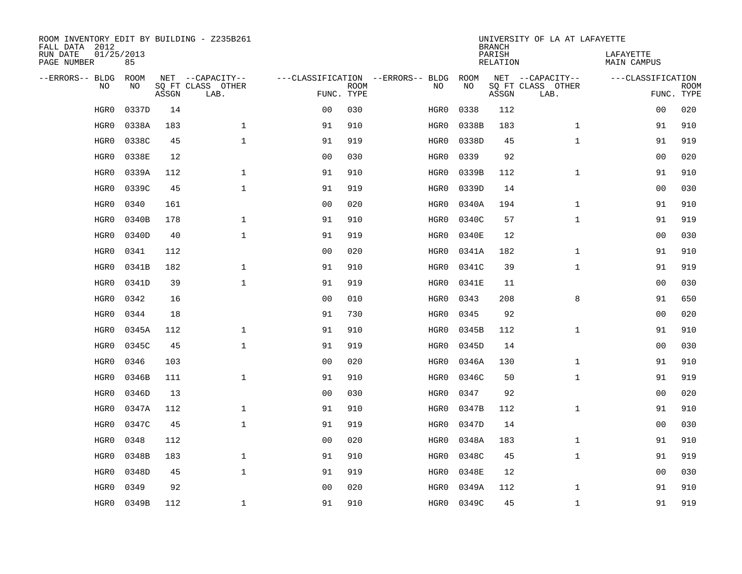ROOM INVENTORY EDIT BY BUILDING - Z235B261
FALL DATA 2012
RUN DATE 01/25/2013
PAGE NUMBER 85

UNIVERSITY OF LA AT LAFAYETTE
BRANCH
PARISH LAFAYETTE
RELATION MAIN CAMPUS

| --ERRORS-- | BLDG NO | ROOM NO | NET SQ FT ASSGN | --CAPACITY-- CLASS | OTHER LAB. | ---CLASSIFICATION FUNC. | ROOM TYPE | --ERRORS-- | BLDG NO | ROOM NO | NET SQ FT ASSGN | --CAPACITY-- CLASS | OTHER LAB. | ---CLASSIFICATION FUNC. | ROOM TYPE |
|---|---|---|---|---|---|---|---|---|---|---|---|---|---|---|---|
| | HGR0 | 0337D | 14 | | | 00 | 030 | | HGR0 | 0338 | 112 | | | 00 | 020 |
| | HGR0 | 0338A | 183 | | 1 | 91 | 910 | | HGR0 | 0338B | 183 | | 1 | 91 | 910 |
| | HGR0 | 0338C | 45 | | 1 | 91 | 919 | | HGR0 | 0338D | 45 | | 1 | 91 | 919 |
| | HGR0 | 0338E | 12 | | | 00 | 030 | | HGR0 | 0339 | 92 | | | 00 | 020 |
| | HGR0 | 0339A | 112 | | 1 | 91 | 910 | | HGR0 | 0339B | 112 | | 1 | 91 | 910 |
| | HGR0 | 0339C | 45 | | 1 | 91 | 919 | | HGR0 | 0339D | 14 | | | 00 | 030 |
| | HGR0 | 0340 | 161 | | | 00 | 020 | | HGR0 | 0340A | 194 | | 1 | 91 | 910 |
| | HGR0 | 0340B | 178 | | 1 | 91 | 910 | | HGR0 | 0340C | 57 | | 1 | 91 | 919 |
| | HGR0 | 0340D | 40 | | 1 | 91 | 919 | | HGR0 | 0340E | 12 | | | 00 | 030 |
| | HGR0 | 0341 | 112 | | | 00 | 020 | | HGR0 | 0341A | 182 | | 1 | 91 | 910 |
| | HGR0 | 0341B | 182 | | 1 | 91 | 910 | | HGR0 | 0341C | 39 | | 1 | 91 | 919 |
| | HGR0 | 0341D | 39 | | 1 | 91 | 919 | | HGR0 | 0341E | 11 | | | 00 | 030 |
| | HGR0 | 0342 | 16 | | | 00 | 010 | | HGR0 | 0343 | 208 | | 8 | 91 | 650 |
| | HGR0 | 0344 | 18 | | | 91 | 730 | | HGR0 | 0345 | 92 | | | 00 | 020 |
| | HGR0 | 0345A | 112 | | 1 | 91 | 910 | | HGR0 | 0345B | 112 | | 1 | 91 | 910 |
| | HGR0 | 0345C | 45 | | 1 | 91 | 919 | | HGR0 | 0345D | 14 | | | 00 | 030 |
| | HGR0 | 0346 | 103 | | | 00 | 020 | | HGR0 | 0346A | 130 | | 1 | 91 | 910 |
| | HGR0 | 0346B | 111 | | 1 | 91 | 910 | | HGR0 | 0346C | 50 | | 1 | 91 | 919 |
| | HGR0 | 0346D | 13 | | | 00 | 030 | | HGR0 | 0347 | 92 | | | 00 | 020 |
| | HGR0 | 0347A | 112 | | 1 | 91 | 910 | | HGR0 | 0347B | 112 | | 1 | 91 | 910 |
| | HGR0 | 0347C | 45 | | 1 | 91 | 919 | | HGR0 | 0347D | 14 | | | 00 | 030 |
| | HGR0 | 0348 | 112 | | | 00 | 020 | | HGR0 | 0348A | 183 | | 1 | 91 | 910 |
| | HGR0 | 0348B | 183 | | 1 | 91 | 910 | | HGR0 | 0348C | 45 | | 1 | 91 | 919 |
| | HGR0 | 0348D | 45 | | 1 | 91 | 919 | | HGR0 | 0348E | 12 | | | 00 | 030 |
| | HGR0 | 0349 | 92 | | | 00 | 020 | | HGR0 | 0349A | 112 | | 1 | 91 | 910 |
| | HGR0 | 0349B | 112 | | 1 | 91 | 910 | | HGR0 | 0349C | 45 | | 1 | 91 | 919 |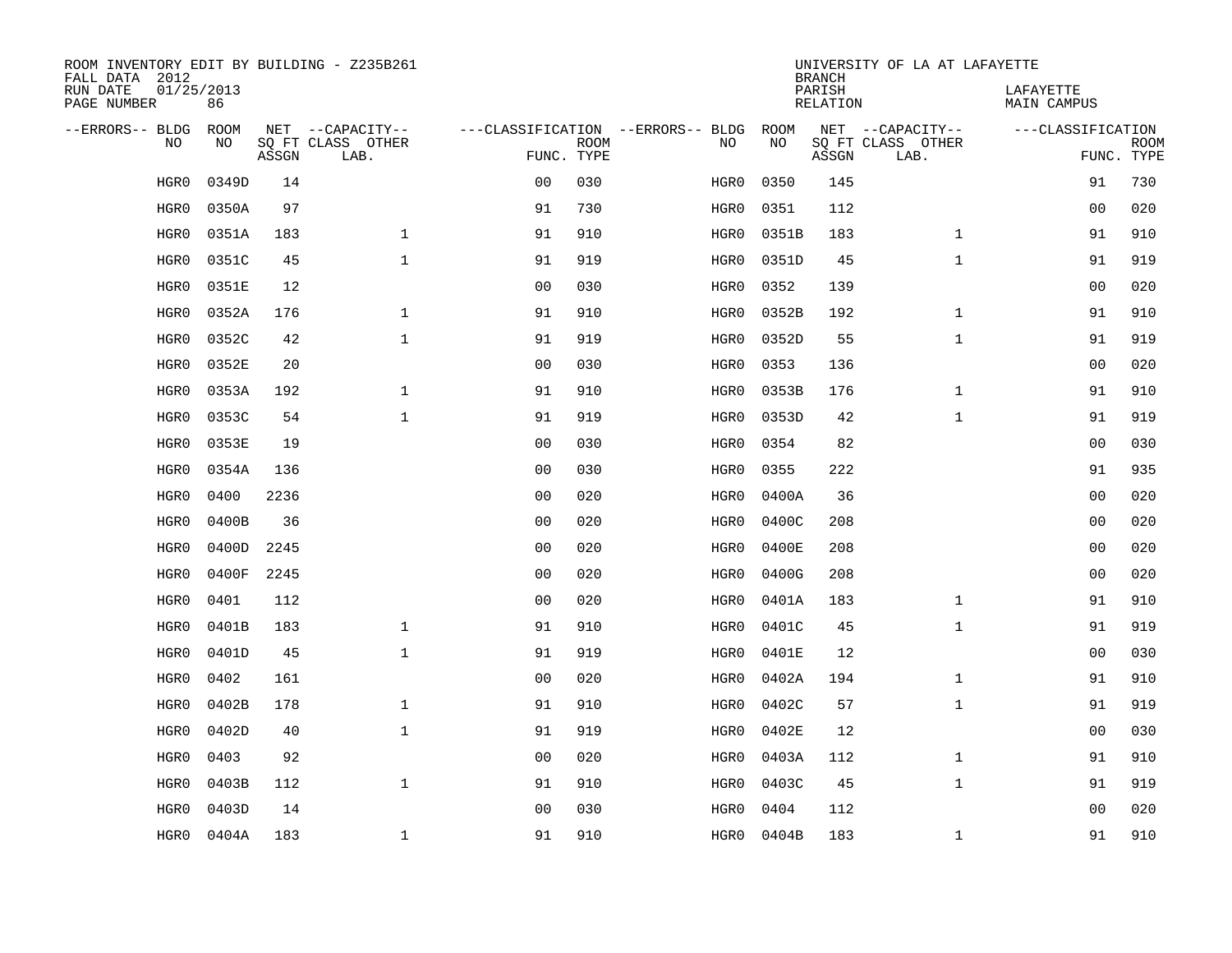ROOM INVENTORY EDIT BY BUILDING - Z235B261
FALL DATA 2012
RUN DATE 01/25/2013
PAGE NUMBER 86

UNIVERSITY OF LA AT LAFAYETTE
BRANCH
PARISH LAFAYETTE
RELATION MAIN CAMPUS

| --ERRORS-- | BLDG NO | ROOM NO | NET SQ FT ASSGN | --CAPACITY-- CLASS LAB. | OTHER | ---CLASSIFICATION FUNC. | ROOM TYPE | --ERRORS-- | BLDG NO | ROOM NO | NET SQ FT ASSGN | --CAPACITY-- CLASS LAB. | OTHER | ---CLASSIFICATION FUNC. | ROOM TYPE |
|---|---|---|---|---|---|---|---|---|---|---|---|---|---|---|---|
| | HGR0 | 0349D | 14 | | | 00 | 030 | | HGR0 | 0350 | 145 | | | 91 | 730 |
| | HGR0 | 0350A | 97 | | | 91 | 730 | | HGR0 | 0351 | 112 | | | 00 | 020 |
| | HGR0 | 0351A | 183 | | 1 | 91 | 910 | | HGR0 | 0351B | 183 | | 1 | 91 | 910 |
| | HGR0 | 0351C | 45 | | 1 | 91 | 919 | | HGR0 | 0351D | 45 | | 1 | 91 | 919 |
| | HGR0 | 0351E | 12 | | | 00 | 030 | | HGR0 | 0352 | 139 | | | 00 | 020 |
| | HGR0 | 0352A | 176 | | 1 | 91 | 910 | | HGR0 | 0352B | 192 | | 1 | 91 | 910 |
| | HGR0 | 0352C | 42 | | 1 | 91 | 919 | | HGR0 | 0352D | 55 | | 1 | 91 | 919 |
| | HGR0 | 0352E | 20 | | | 00 | 030 | | HGR0 | 0353 | 136 | | | 00 | 020 |
| | HGR0 | 0353A | 192 | | 1 | 91 | 910 | | HGR0 | 0353B | 176 | | 1 | 91 | 910 |
| | HGR0 | 0353C | 54 | | 1 | 91 | 919 | | HGR0 | 0353D | 42 | | 1 | 91 | 919 |
| | HGR0 | 0353E | 19 | | | 00 | 030 | | HGR0 | 0354 | 82 | | | 00 | 030 |
| | HGR0 | 0354A | 136 | | | 00 | 030 | | HGR0 | 0355 | 222 | | | 91 | 935 |
| | HGR0 | 0400 | 2236 | | | 00 | 020 | | HGR0 | 0400A | 36 | | | 00 | 020 |
| | HGR0 | 0400B | 36 | | | 00 | 020 | | HGR0 | 0400C | 208 | | | 00 | 020 |
| | HGR0 | 0400D | 2245 | | | 00 | 020 | | HGR0 | 0400E | 208 | | | 00 | 020 |
| | HGR0 | 0400F | 2245 | | | 00 | 020 | | HGR0 | 0400G | 208 | | | 00 | 020 |
| | HGR0 | 0401 | 112 | | | 00 | 020 | | HGR0 | 0401A | 183 | | 1 | 91 | 910 |
| | HGR0 | 0401B | 183 | | 1 | 91 | 910 | | HGR0 | 0401C | 45 | | 1 | 91 | 919 |
| | HGR0 | 0401D | 45 | | 1 | 91 | 919 | | HGR0 | 0401E | 12 | | | 00 | 030 |
| | HGR0 | 0402 | 161 | | | 00 | 020 | | HGR0 | 0402A | 194 | | 1 | 91 | 910 |
| | HGR0 | 0402B | 178 | | 1 | 91 | 910 | | HGR0 | 0402C | 57 | | 1 | 91 | 919 |
| | HGR0 | 0402D | 40 | | 1 | 91 | 919 | | HGR0 | 0402E | 12 | | | 00 | 030 |
| | HGR0 | 0403 | 92 | | | 00 | 020 | | HGR0 | 0403A | 112 | | 1 | 91 | 910 |
| | HGR0 | 0403B | 112 | | 1 | 91 | 910 | | HGR0 | 0403C | 45 | | 1 | 91 | 919 |
| | HGR0 | 0403D | 14 | | | 00 | 030 | | HGR0 | 0404 | 112 | | | 00 | 020 |
| | HGR0 | 0404A | 183 | | 1 | 91 | 910 | | HGR0 | 0404B | 183 | | 1 | 91 | 910 |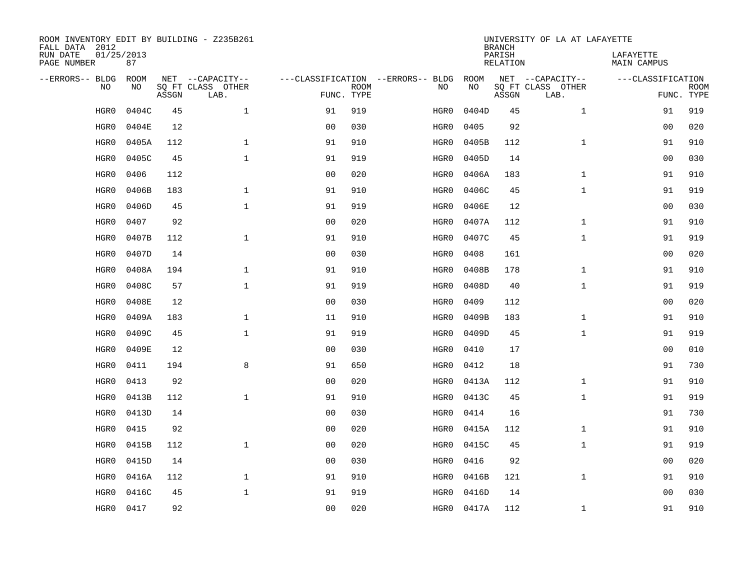ROOM INVENTORY EDIT BY BUILDING - Z235B261
FALL DATA 2012
RUN DATE 01/25/2013
PAGE NUMBER 87

UNIVERSITY OF LA AT LAFAYETTE
BRANCH
PARISH LAFAYETTE
RELATION MAIN CAMPUS

| --ERRORS-- | BLDG NO | ROOM NO | NET SQ FT ASSGN | --CAPACITY-- CLASS LAB. | OTHER | ---CLASSIFICATION FUNC. | ROOM TYPE | --ERRORS-- | BLDG NO | ROOM NO | NET SQ FT ASSGN | --CAPACITY-- CLASS LAB. | OTHER | ---CLASSIFICATION FUNC. | ROOM TYPE |
|---|---|---|---|---|---|---|---|---|---|---|---|---|---|---|---|
| | HGR0 | 0404C | 45 | | 1 | 91 | 919 | | HGR0 | 0404D | 45 | | 1 | 91 | 919 |
| | HGR0 | 0404E | 12 | | | 00 | 030 | | HGR0 | 0405 | 92 | | | 00 | 020 |
| | HGR0 | 0405A | 112 | | 1 | 91 | 910 | | HGR0 | 0405B | 112 | | 1 | 91 | 910 |
| | HGR0 | 0405C | 45 | | 1 | 91 | 919 | | HGR0 | 0405D | 14 | | | 00 | 030 |
| | HGR0 | 0406 | 112 | | | 00 | 020 | | HGR0 | 0406A | 183 | | 1 | 91 | 910 |
| | HGR0 | 0406B | 183 | | 1 | 91 | 910 | | HGR0 | 0406C | 45 | | 1 | 91 | 919 |
| | HGR0 | 0406D | 45 | | 1 | 91 | 919 | | HGR0 | 0406E | 12 | | | 00 | 030 |
| | HGR0 | 0407 | 92 | | | 00 | 020 | | HGR0 | 0407A | 112 | | 1 | 91 | 910 |
| | HGR0 | 0407B | 112 | | 1 | 91 | 910 | | HGR0 | 0407C | 45 | | 1 | 91 | 919 |
| | HGR0 | 0407D | 14 | | | 00 | 030 | | HGR0 | 0408 | 161 | | | 00 | 020 |
| | HGR0 | 0408A | 194 | | 1 | 91 | 910 | | HGR0 | 0408B | 178 | | 1 | 91 | 910 |
| | HGR0 | 0408C | 57 | | 1 | 91 | 919 | | HGR0 | 0408D | 40 | | 1 | 91 | 919 |
| | HGR0 | 0408E | 12 | | | 00 | 030 | | HGR0 | 0409 | 112 | | | 00 | 020 |
| | HGR0 | 0409A | 183 | | 1 | 11 | 910 | | HGR0 | 0409B | 183 | | 1 | 91 | 910 |
| | HGR0 | 0409C | 45 | | 1 | 91 | 919 | | HGR0 | 0409D | 45 | | 1 | 91 | 919 |
| | HGR0 | 0409E | 12 | | | 00 | 030 | | HGR0 | 0410 | 17 | | | 00 | 010 |
| | HGR0 | 0411 | 194 | | 8 | 91 | 650 | | HGR0 | 0412 | 18 | | | 91 | 730 |
| | HGR0 | 0413 | 92 | | | 00 | 020 | | HGR0 | 0413A | 112 | | 1 | 91 | 910 |
| | HGR0 | 0413B | 112 | | 1 | 91 | 910 | | HGR0 | 0413C | 45 | | 1 | 91 | 919 |
| | HGR0 | 0413D | 14 | | | 00 | 030 | | HGR0 | 0414 | 16 | | | 91 | 730 |
| | HGR0 | 0415 | 92 | | | 00 | 020 | | HGR0 | 0415A | 112 | | 1 | 91 | 910 |
| | HGR0 | 0415B | 112 | | 1 | 00 | 020 | | HGR0 | 0415C | 45 | | 1 | 91 | 919 |
| | HGR0 | 0415D | 14 | | | 00 | 030 | | HGR0 | 0416 | 92 | | | 00 | 020 |
| | HGR0 | 0416A | 112 | | 1 | 91 | 910 | | HGR0 | 0416B | 121 | | 1 | 91 | 910 |
| | HGR0 | 0416C | 45 | | 1 | 91 | 919 | | HGR0 | 0416D | 14 | | | 00 | 030 |
| | HGR0 | 0417 | 92 | | | 00 | 020 | | HGR0 | 0417A | 112 | | 1 | 91 | 910 |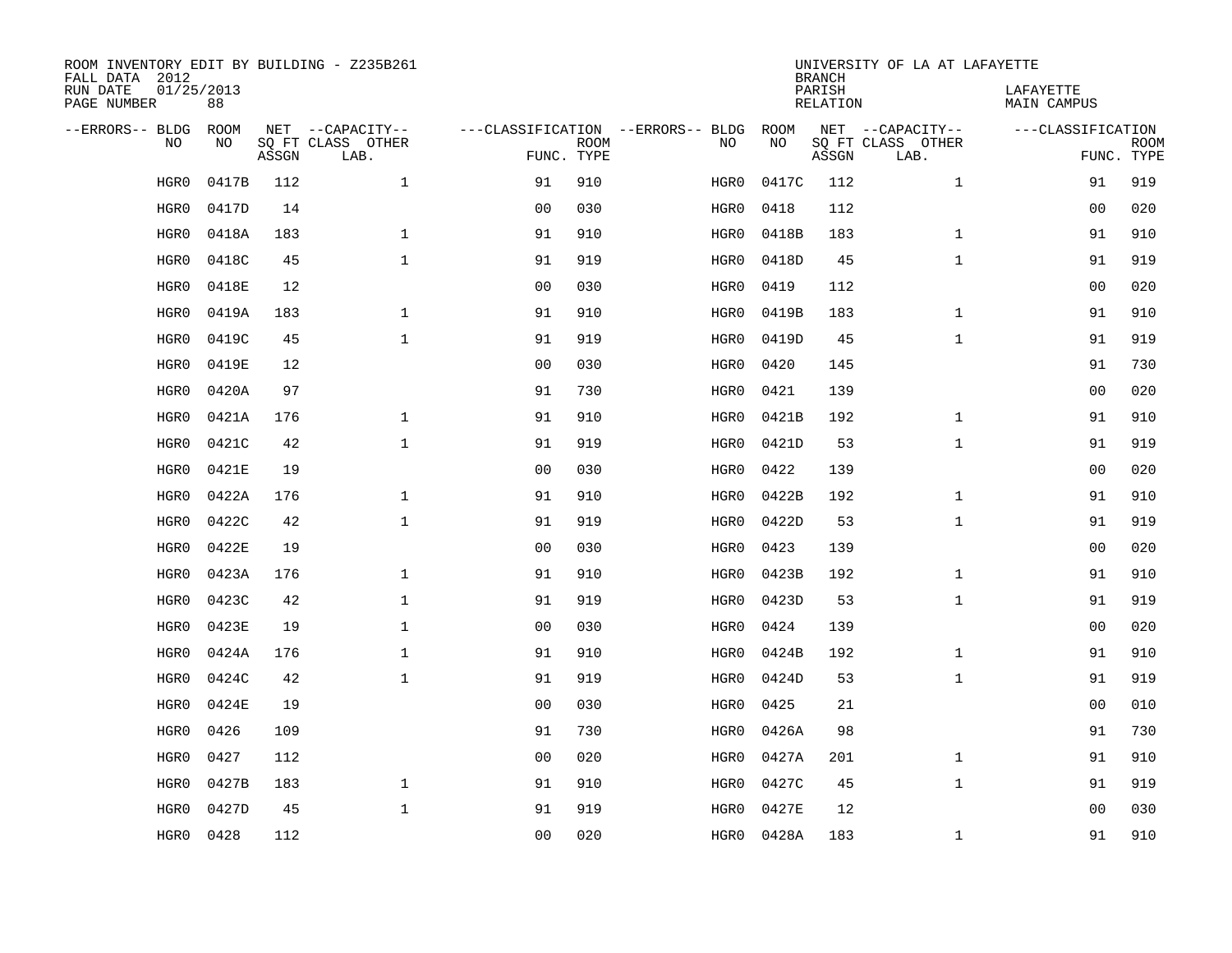ROOM INVENTORY EDIT BY BUILDING - Z235B261
FALL DATA 2012
RUN DATE 01/25/2013
PAGE NUMBER 88

UNIVERSITY OF LA AT LAFAYETTE
BRANCH
PARISH LAFAYETTE
RELATION MAIN CAMPUS

| --ERRORS-- | BLDG NO | ROOM NO | NET SQ FT ASSGN | --CAPACITY-- CLASS LAB. | OTHER | ---CLASSIFICATION FUNC. | ROOM TYPE | --ERRORS-- | BLDG NO | ROOM NO | NET SQ FT ASSGN | --CAPACITY-- CLASS LAB. | OTHER | ---CLASSIFICATION FUNC. | ROOM TYPE |
|---|---|---|---|---|---|---|---|---|---|---|---|---|---|---|---|
| | HGR0 | 0417B | 112 | | 1 | 91 | 910 | | HGR0 | 0417C | 112 | | 1 | 91 | 919 |
| | HGR0 | 0417D | 14 | | | 00 | 030 | | HGR0 | 0418 | 112 | | | 00 | 020 |
| | HGR0 | 0418A | 183 | | 1 | 91 | 910 | | HGR0 | 0418B | 183 | | 1 | 91 | 910 |
| | HGR0 | 0418C | 45 | | 1 | 91 | 919 | | HGR0 | 0418D | 45 | | 1 | 91 | 919 |
| | HGR0 | 0418E | 12 | | | 00 | 030 | | HGR0 | 0419 | 112 | | | 00 | 020 |
| | HGR0 | 0419A | 183 | | 1 | 91 | 910 | | HGR0 | 0419B | 183 | | 1 | 91 | 910 |
| | HGR0 | 0419C | 45 | | 1 | 91 | 919 | | HGR0 | 0419D | 45 | | 1 | 91 | 919 |
| | HGR0 | 0419E | 12 | | | 00 | 030 | | HGR0 | 0420 | 145 | | | 91 | 730 |
| | HGR0 | 0420A | 97 | | | 91 | 730 | | HGR0 | 0421 | 139 | | | 00 | 020 |
| | HGR0 | 0421A | 176 | | 1 | 91 | 910 | | HGR0 | 0421B | 192 | | 1 | 91 | 910 |
| | HGR0 | 0421C | 42 | | 1 | 91 | 919 | | HGR0 | 0421D | 53 | | 1 | 91 | 919 |
| | HGR0 | 0421E | 19 | | | 00 | 030 | | HGR0 | 0422 | 139 | | | 00 | 020 |
| | HGR0 | 0422A | 176 | | 1 | 91 | 910 | | HGR0 | 0422B | 192 | | 1 | 91 | 910 |
| | HGR0 | 0422C | 42 | | 1 | 91 | 919 | | HGR0 | 0422D | 53 | | 1 | 91 | 919 |
| | HGR0 | 0422E | 19 | | | 00 | 030 | | HGR0 | 0423 | 139 | | | 00 | 020 |
| | HGR0 | 0423A | 176 | | 1 | 91 | 910 | | HGR0 | 0423B | 192 | | 1 | 91 | 910 |
| | HGR0 | 0423C | 42 | | 1 | 91 | 919 | | HGR0 | 0423D | 53 | | 1 | 91 | 919 |
| | HGR0 | 0423E | 19 | | 1 | 00 | 030 | | HGR0 | 0424 | 139 | | | 00 | 020 |
| | HGR0 | 0424A | 176 | | 1 | 91 | 910 | | HGR0 | 0424B | 192 | | 1 | 91 | 910 |
| | HGR0 | 0424C | 42 | | 1 | 91 | 919 | | HGR0 | 0424D | 53 | | 1 | 91 | 919 |
| | HGR0 | 0424E | 19 | | | 00 | 030 | | HGR0 | 0425 | 21 | | | 00 | 010 |
| | HGR0 | 0426 | 109 | | | 91 | 730 | | HGR0 | 0426A | 98 | | | 91 | 730 |
| | HGR0 | 0427 | 112 | | | 00 | 020 | | HGR0 | 0427A | 201 | | 1 | 91 | 910 |
| | HGR0 | 0427B | 183 | | 1 | 91 | 910 | | HGR0 | 0427C | 45 | | 1 | 91 | 919 |
| | HGR0 | 0427D | 45 | | 1 | 91 | 919 | | HGR0 | 0427E | 12 | | | 00 | 030 |
| | HGR0 | 0428 | 112 | | | 00 | 020 | | HGR0 | 0428A | 183 | | 1 | 91 | 910 |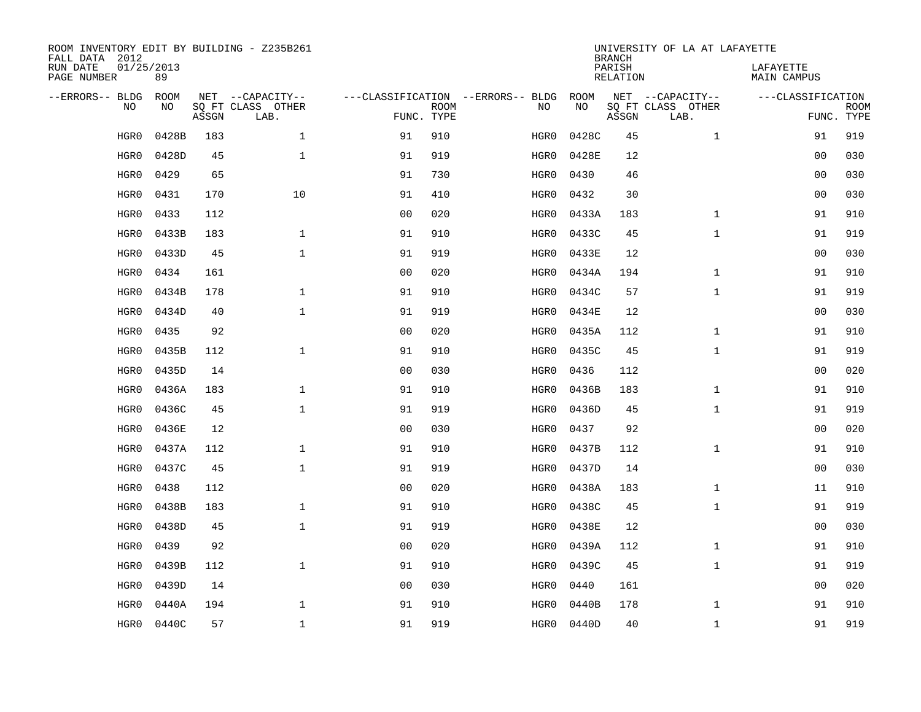ROOM INVENTORY EDIT BY BUILDING - Z235B261
FALL DATA 2012
RUN DATE 01/25/2013
PAGE NUMBER 89

UNIVERSITY OF LA AT LAFAYETTE
BRANCH
PARISH LAFAYETTE
RELATION MAIN CAMPUS

| --ERRORS-- | BLDG NO | ROOM NO | NET SQ FT ASSGN | --CAPACITY-- CLASS LAB. | OTHER | ---CLASSIFICATION FUNC. | ROOM TYPE | --ERRORS-- | BLDG NO | ROOM NO | NET SQ FT ASSGN | --CAPACITY-- CLASS LAB. | OTHER | ---CLASSIFICATION FUNC. | ROOM TYPE |
|---|---|---|---|---|---|---|---|---|---|---|---|---|---|---|---|
| | HGR0 | 0428B | 183 | | 1 | 91 | 910 | | HGR0 | 0428C | 45 | | 1 | 91 | 919 |
| | HGR0 | 0428D | 45 | | 1 | 91 | 919 | | HGR0 | 0428E | 12 | | | 00 | 030 |
| | HGR0 | 0429 | 65 | | | 91 | 730 | | HGR0 | 0430 | 46 | | | 00 | 030 |
| | HGR0 | 0431 | 170 | | 10 | 91 | 410 | | HGR0 | 0432 | 30 | | | 00 | 030 |
| | HGR0 | 0433 | 112 | | | 00 | 020 | | HGR0 | 0433A | 183 | | 1 | 91 | 910 |
| | HGR0 | 0433B | 183 | | 1 | 91 | 910 | | HGR0 | 0433C | 45 | | 1 | 91 | 919 |
| | HGR0 | 0433D | 45 | | 1 | 91 | 919 | | HGR0 | 0433E | 12 | | | 00 | 030 |
| | HGR0 | 0434 | 161 | | | 00 | 020 | | HGR0 | 0434A | 194 | | 1 | 91 | 910 |
| | HGR0 | 0434B | 178 | | 1 | 91 | 910 | | HGR0 | 0434C | 57 | | 1 | 91 | 919 |
| | HGR0 | 0434D | 40 | | 1 | 91 | 919 | | HGR0 | 0434E | 12 | | | 00 | 030 |
| | HGR0 | 0435 | 92 | | | 00 | 020 | | HGR0 | 0435A | 112 | | 1 | 91 | 910 |
| | HGR0 | 0435B | 112 | | 1 | 91 | 910 | | HGR0 | 0435C | 45 | | 1 | 91 | 919 |
| | HGR0 | 0435D | 14 | | | 00 | 030 | | HGR0 | 0436 | 112 | | | 00 | 020 |
| | HGR0 | 0436A | 183 | | 1 | 91 | 910 | | HGR0 | 0436B | 183 | | 1 | 91 | 910 |
| | HGR0 | 0436C | 45 | | 1 | 91 | 919 | | HGR0 | 0436D | 45 | | 1 | 91 | 919 |
| | HGR0 | 0436E | 12 | | | 00 | 030 | | HGR0 | 0437 | 92 | | | 00 | 020 |
| | HGR0 | 0437A | 112 | | 1 | 91 | 910 | | HGR0 | 0437B | 112 | | 1 | 91 | 910 |
| | HGR0 | 0437C | 45 | | 1 | 91 | 919 | | HGR0 | 0437D | 14 | | | 00 | 030 |
| | HGR0 | 0438 | 112 | | | 00 | 020 | | HGR0 | 0438A | 183 | | 1 | 11 | 910 |
| | HGR0 | 0438B | 183 | | 1 | 91 | 910 | | HGR0 | 0438C | 45 | | 1 | 91 | 919 |
| | HGR0 | 0438D | 45 | | 1 | 91 | 919 | | HGR0 | 0438E | 12 | | | 00 | 030 |
| | HGR0 | 0439 | 92 | | | 00 | 020 | | HGR0 | 0439A | 112 | | 1 | 91 | 910 |
| | HGR0 | 0439B | 112 | | 1 | 91 | 910 | | HGR0 | 0439C | 45 | | 1 | 91 | 919 |
| | HGR0 | 0439D | 14 | | | 00 | 030 | | HGR0 | 0440 | 161 | | | 00 | 020 |
| | HGR0 | 0440A | 194 | | 1 | 91 | 910 | | HGR0 | 0440B | 178 | | 1 | 91 | 910 |
| | HGR0 | 0440C | 57 | | 1 | 91 | 919 | | HGR0 | 0440D | 40 | | 1 | 91 | 919 |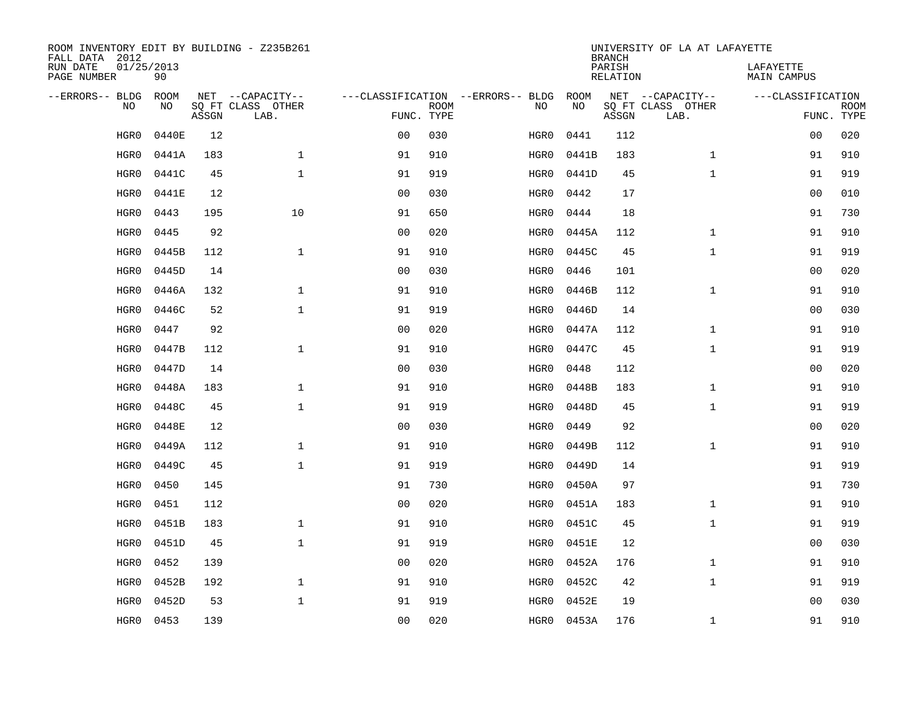ROOM INVENTORY EDIT BY BUILDING - Z235B261
FALL DATA 2012
RUN DATE 01/25/2013
PAGE NUMBER 90

UNIVERSITY OF LA AT LAFAYETTE
BRANCH
PARISH LAFAYETTE
RELATION MAIN CAMPUS

| --ERRORS-- | BLDG NO | ROOM NO | NET SQ FT ASSGN | --CAPACITY-- CLASS LAB. | OTHER | ---CLASSIFICATION FUNC. | ROOM TYPE | --ERRORS-- | BLDG NO | ROOM NO | NET SQ FT ASSGN | --CAPACITY-- CLASS LAB. | OTHER | ---CLASSIFICATION FUNC. | ROOM TYPE |
|---|---|---|---|---|---|---|---|---|---|---|---|---|---|---|---|
| | HGR0 | 0440E | 12 | | | 00 | 030 | | HGR0 | 0441 | 112 | | | 00 | 020 |
| | HGR0 | 0441A | 183 | | 1 | 91 | 910 | | HGR0 | 0441B | 183 | | 1 | 91 | 910 |
| | HGR0 | 0441C | 45 | | 1 | 91 | 919 | | HGR0 | 0441D | 45 | | 1 | 91 | 919 |
| | HGR0 | 0441E | 12 | | | 00 | 030 | | HGR0 | 0442 | 17 | | | 00 | 010 |
| | HGR0 | 0443 | 195 | | 10 | 91 | 650 | | HGR0 | 0444 | 18 | | | 91 | 730 |
| | HGR0 | 0445 | 92 | | | 00 | 020 | | HGR0 | 0445A | 112 | | 1 | 91 | 910 |
| | HGR0 | 0445B | 112 | | 1 | 91 | 910 | | HGR0 | 0445C | 45 | | 1 | 91 | 919 |
| | HGR0 | 0445D | 14 | | | 00 | 030 | | HGR0 | 0446 | 101 | | | 00 | 020 |
| | HGR0 | 0446A | 132 | | 1 | 91 | 910 | | HGR0 | 0446B | 112 | | 1 | 91 | 910 |
| | HGR0 | 0446C | 52 | | 1 | 91 | 919 | | HGR0 | 0446D | 14 | | | 00 | 030 |
| | HGR0 | 0447 | 92 | | | 00 | 020 | | HGR0 | 0447A | 112 | | 1 | 91 | 910 |
| | HGR0 | 0447B | 112 | | 1 | 91 | 910 | | HGR0 | 0447C | 45 | | 1 | 91 | 919 |
| | HGR0 | 0447D | 14 | | | 00 | 030 | | HGR0 | 0448 | 112 | | | 00 | 020 |
| | HGR0 | 0448A | 183 | | 1 | 91 | 910 | | HGR0 | 0448B | 183 | | 1 | 91 | 910 |
| | HGR0 | 0448C | 45 | | 1 | 91 | 919 | | HGR0 | 0448D | 45 | | 1 | 91 | 919 |
| | HGR0 | 0448E | 12 | | | 00 | 030 | | HGR0 | 0449 | 92 | | | 00 | 020 |
| | HGR0 | 0449A | 112 | | 1 | 91 | 910 | | HGR0 | 0449B | 112 | | 1 | 91 | 910 |
| | HGR0 | 0449C | 45 | | 1 | 91 | 919 | | HGR0 | 0449D | 14 | | | 91 | 919 |
| | HGR0 | 0450 | 145 | | | 91 | 730 | | HGR0 | 0450A | 97 | | | 91 | 730 |
| | HGR0 | 0451 | 112 | | | 00 | 020 | | HGR0 | 0451A | 183 | | 1 | 91 | 910 |
| | HGR0 | 0451B | 183 | | 1 | 91 | 910 | | HGR0 | 0451C | 45 | | 1 | 91 | 919 |
| | HGR0 | 0451D | 45 | | 1 | 91 | 919 | | HGR0 | 0451E | 12 | | | 00 | 030 |
| | HGR0 | 0452 | 139 | | | 00 | 020 | | HGR0 | 0452A | 176 | | 1 | 91 | 910 |
| | HGR0 | 0452B | 192 | | 1 | 91 | 910 | | HGR0 | 0452C | 42 | | 1 | 91 | 919 |
| | HGR0 | 0452D | 53 | | 1 | 91 | 919 | | HGR0 | 0452E | 19 | | | 00 | 030 |
| | HGR0 | 0453 | 139 | | | 00 | 020 | | HGR0 | 0453A | 176 | | 1 | 91 | 910 |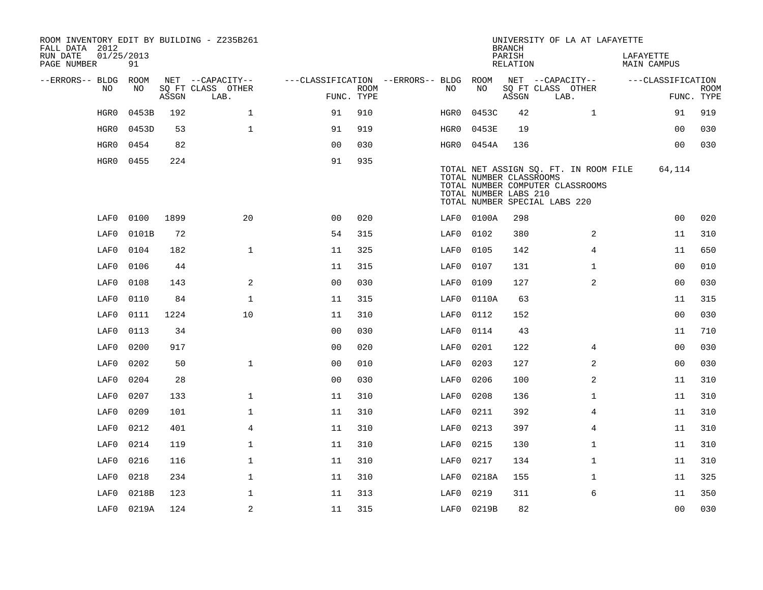ROOM INVENTORY EDIT BY BUILDING - Z235B261
FALL DATA 2012
RUN DATE 01/25/2013

UNIVERSITY OF LA AT LAFAYETTE
BRANCH
PARISH LAFAYETTE
RELATION MAIN CAMPUS

| --ERRORS-- | BLDG NO | ROOM NO | NET SQ FT ASSGN | --CAPACITY-- CLASS | OTHER LAB. | ---CLASSIFICATION FUNC. | ROOM TYPE | --ERRORS-- | BLDG NO | ROOM NO | NET SQ FT ASSGN | --CAPACITY-- CLASS | OTHER LAB. | ---CLASSIFICATION FUNC. | ROOM TYPE |
|---|---|---|---|---|---|---|---|---|---|---|---|---|---|---|---|
| | HGR0 | 0453B | 192 | | 1 | 91 | 910 | | HGR0 | 0453C | 42 | | 1 | 91 | 919 |
| | HGR0 | 0453D | 53 | | 1 | 91 | 919 | | HGR0 | 0453E | 19 | | | 00 | 030 |
| | HGR0 | 0454 | 82 | | | 00 | 030 | | HGR0 | 0454A | 136 | | | 00 | 030 |
| | HGR0 | 0455 | 224 | | | 91 | 935 | | | | | | | | |

TOTAL NET ASSIGN SQ. FT. IN ROOM FILE 64,114
TOTAL NUMBER CLASSROOMS
TOTAL NUMBER COMPUTER CLASSROOMS
TOTAL NUMBER LABS 210
TOTAL NUMBER SPECIAL LABS 220

| --ERRORS-- | BLDG NO | ROOM NO | NET SQ FT ASSGN | --CAPACITY-- CLASS | OTHER LAB. | ---CLASSIFICATION FUNC. | ROOM TYPE | --ERRORS-- | BLDG NO | ROOM NO | NET SQ FT ASSGN | --CAPACITY-- CLASS | OTHER LAB. | ---CLASSIFICATION FUNC. | ROOM TYPE |
|---|---|---|---|---|---|---|---|---|---|---|---|---|---|---|---|
| | LAF0 | 0100 | 1899 | | 20 | 00 | 020 | | LAF0 | 0100A | 298 | | | 00 | 020 |
| | LAF0 | 0101B | 72 | | | 54 | 315 | | LAF0 | 0102 | 380 | | 2 | 11 | 310 |
| | LAF0 | 0104 | 182 | | 1 | 11 | 325 | | LAF0 | 0105 | 142 | | 4 | 11 | 650 |
| | LAF0 | 0106 | 44 | | | 11 | 315 | | LAF0 | 0107 | 131 | | 1 | 00 | 010 |
| | LAF0 | 0108 | 143 | | 2 | 00 | 030 | | LAF0 | 0109 | 127 | | 2 | 00 | 030 |
| | LAF0 | 0110 | 84 | | 1 | 11 | 315 | | LAF0 | 0110A | 63 | | | 11 | 315 |
| | LAF0 | 0111 | 1224 | | 10 | 11 | 310 | | LAF0 | 0112 | 152 | | | 00 | 030 |
| | LAF0 | 0113 | 34 | | | 00 | 030 | | LAF0 | 0114 | 43 | | | 11 | 710 |
| | LAF0 | 0200 | 917 | | | 00 | 020 | | LAF0 | 0201 | 122 | | 4 | 00 | 030 |
| | LAF0 | 0202 | 50 | | 1 | 00 | 010 | | LAF0 | 0203 | 127 | | 2 | 00 | 030 |
| | LAF0 | 0204 | 28 | | | 00 | 030 | | LAF0 | 0206 | 100 | | 2 | 11 | 310 |
| | LAF0 | 0207 | 133 | | 1 | 11 | 310 | | LAF0 | 0208 | 136 | | 1 | 11 | 310 |
| | LAF0 | 0209 | 101 | | 1 | 11 | 310 | | LAF0 | 0211 | 392 | | 4 | 11 | 310 |
| | LAF0 | 0212 | 401 | | 4 | 11 | 310 | | LAF0 | 0213 | 397 | | 4 | 11 | 310 |
| | LAF0 | 0214 | 119 | | 1 | 11 | 310 | | LAF0 | 0215 | 130 | | 1 | 11 | 310 |
| | LAF0 | 0216 | 116 | | 1 | 11 | 310 | | LAF0 | 0217 | 134 | | 1 | 11 | 310 |
| | LAF0 | 0218 | 234 | | 1 | 11 | 310 | | LAF0 | 0218A | 155 | | 1 | 11 | 325 |
| | LAF0 | 0218B | 123 | | 1 | 11 | 313 | | LAF0 | 0219 | 311 | | 6 | 11 | 350 |
| | LAF0 | 0219A | 124 | | 2 | 11 | 315 | | LAF0 | 0219B | 82 | | | 00 | 030 |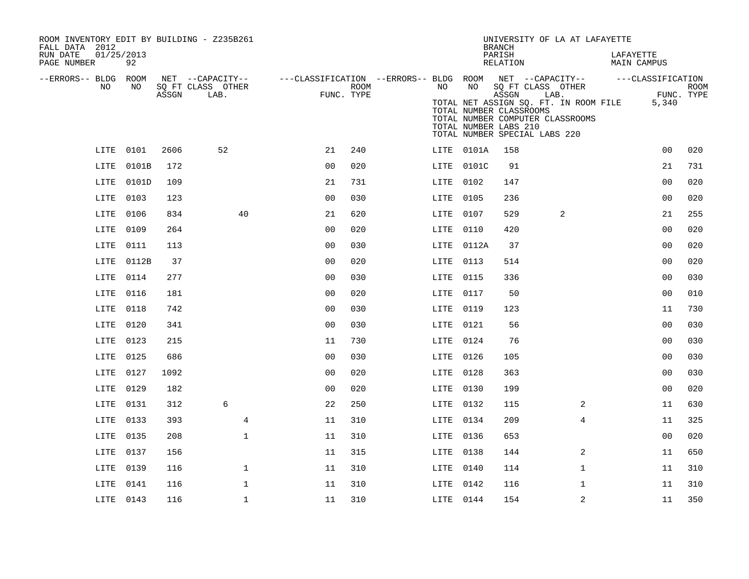ROOM INVENTORY EDIT BY BUILDING - Z235B261
FALL DATA 2012
RUN DATE 01/25/2013
PAGE NUMBER 92

UNIVERSITY OF LA AT LAFAYETTE
BRANCH
PARISH LAFAYETTE
RELATION MAIN CAMPUS

TOTAL NET ASSIGN SQ. FT. IN ROOM FILE 5,340
TOTAL NUMBER CLASSROOMS
TOTAL NUMBER COMPUTER CLASSROOMS
TOTAL NUMBER LABS 210
TOTAL NUMBER SPECIAL LABS 220

| --ERRORS-- | BLDG NO | ROOM NO | NET SQ FT ASSGN | CAPACITY CLASS LAB. | CAPACITY OTHER | CLASSIFICATION FUNC. | ROOM TYPE | --ERRORS-- | BLDG NO | ROOM NO | NET SQ FT ASSGN | CAPACITY CLASS LAB. | CAPACITY OTHER | CLASSIFICATION FUNC. | ROOM TYPE |
|---|---|---|---|---|---|---|---|---|---|---|---|---|---|---|---|
| | LITE | 0101 | 2606 | 52 | | 21 | 240 | | LITE | 0101A | 158 | | | 00 | 020 |
| | LITE | 0101B | 172 | | | 00 | 020 | | LITE | 0101C | 91 | | | 21 | 731 |
| | LITE | 0101D | 109 | | | 21 | 731 | | LITE | 0102 | 147 | | | 00 | 020 |
| | LITE | 0103 | 123 | | | 00 | 030 | | LITE | 0105 | 236 | | | 00 | 020 |
| | LITE | 0106 | 834 | | 40 | 21 | 620 | | LITE | 0107 | 529 | 2 | | 21 | 255 |
| | LITE | 0109 | 264 | | | 00 | 020 | | LITE | 0110 | 420 | | | 00 | 020 |
| | LITE | 0111 | 113 | | | 00 | 030 | | LITE | 0112A | 37 | | | 00 | 020 |
| | LITE | 0112B | 37 | | | 00 | 020 | | LITE | 0113 | 514 | | | 00 | 020 |
| | LITE | 0114 | 277 | | | 00 | 030 | | LITE | 0115 | 336 | | | 00 | 030 |
| | LITE | 0116 | 181 | | | 00 | 020 | | LITE | 0117 | 50 | | | 00 | 010 |
| | LITE | 0118 | 742 | | | 00 | 030 | | LITE | 0119 | 123 | | | 11 | 730 |
| | LITE | 0120 | 341 | | | 00 | 030 | | LITE | 0121 | 56 | | | 00 | 030 |
| | LITE | 0123 | 215 | | | 11 | 730 | | LITE | 0124 | 76 | | | 00 | 030 |
| | LITE | 0125 | 686 | | | 00 | 030 | | LITE | 0126 | 105 | | | 00 | 030 |
| | LITE | 0127 | 1092 | | | 00 | 020 | | LITE | 0128 | 363 | | | 00 | 030 |
| | LITE | 0129 | 182 | | | 00 | 020 | | LITE | 0130 | 199 | | | 00 | 020 |
| | LITE | 0131 | 312 | 6 | | 22 | 250 | | LITE | 0132 | 115 | | 2 | 11 | 630 |
| | LITE | 0133 | 393 | | 4 | 11 | 310 | | LITE | 0134 | 209 | | 4 | 11 | 325 |
| | LITE | 0135 | 208 | | 1 | 11 | 310 | | LITE | 0136 | 653 | | | 00 | 020 |
| | LITE | 0137 | 156 | | | 11 | 315 | | LITE | 0138 | 144 | | 2 | 11 | 650 |
| | LITE | 0139 | 116 | | 1 | 11 | 310 | | LITE | 0140 | 114 | | 1 | 11 | 310 |
| | LITE | 0141 | 116 | | 1 | 11 | 310 | | LITE | 0142 | 116 | | 1 | 11 | 310 |
| | LITE | 0143 | 116 | | 1 | 11 | 310 | | LITE | 0144 | 154 | | 2 | 11 | 350 |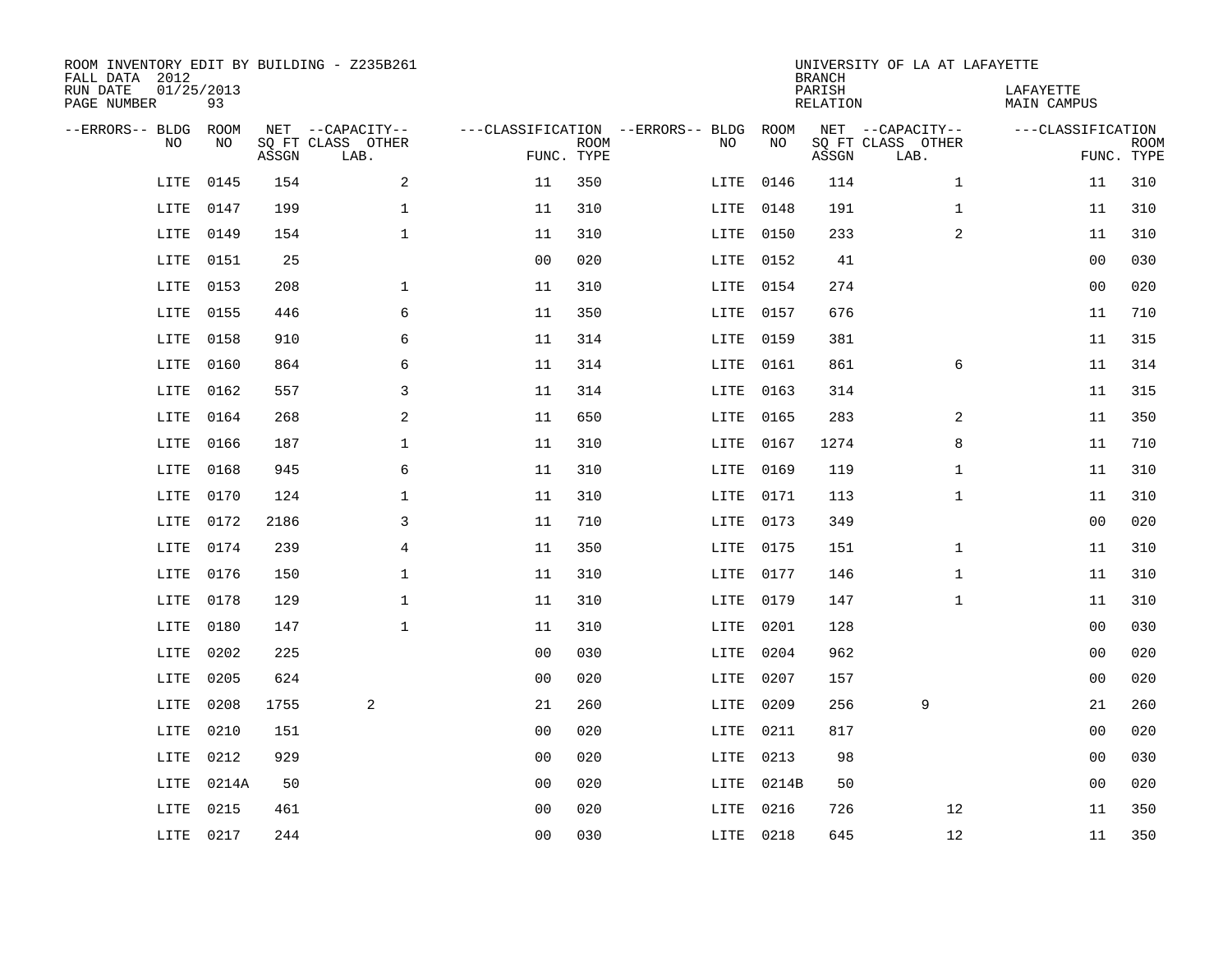ROOM INVENTORY EDIT BY BUILDING - Z235B261
FALL DATA 2012
RUN DATE 01/25/2013
PAGE NUMBER 93

UNIVERSITY OF LA AT LAFAYETTE
BRANCH
PARISH LAFAYETTE
RELATION MAIN CAMPUS

| --ERRORS-- | BLDG NO | ROOM NO | NET SQ FT ASSGN | --CAPACITY-- CLASS LAB. | OTHER | ---CLASSIFICATION FUNC. | ROOM TYPE | --ERRORS-- | BLDG NO | ROOM NO | NET SQ FT ASSGN | --CAPACITY-- CLASS LAB. | OTHER | ---CLASSIFICATION FUNC. | ROOM TYPE |
|---|---|---|---|---|---|---|---|---|---|---|---|---|---|---|---|
| | LITE | 0145 | 154 | | 2 | 11 | 350 | | LITE | 0146 | 114 | | 1 | 11 | 310 |
| | LITE | 0147 | 199 | | 1 | 11 | 310 | | LITE | 0148 | 191 | | 1 | 11 | 310 |
| | LITE | 0149 | 154 | | 1 | 11 | 310 | | LITE | 0150 | 233 | | 2 | 11 | 310 |
| | LITE | 0151 | 25 | | | 00 | 020 | | LITE | 0152 | 41 | | | 00 | 030 |
| | LITE | 0153 | 208 | | 1 | 11 | 310 | | LITE | 0154 | 274 | | | 00 | 020 |
| | LITE | 0155 | 446 | | 6 | 11 | 350 | | LITE | 0157 | 676 | | | 11 | 710 |
| | LITE | 0158 | 910 | | 6 | 11 | 314 | | LITE | 0159 | 381 | | | 11 | 315 |
| | LITE | 0160 | 864 | | 6 | 11 | 314 | | LITE | 0161 | 861 | | 6 | 11 | 314 |
| | LITE | 0162 | 557 | | 3 | 11 | 314 | | LITE | 0163 | 314 | | | 11 | 315 |
| | LITE | 0164 | 268 | | 2 | 11 | 650 | | LITE | 0165 | 283 | | 2 | 11 | 350 |
| | LITE | 0166 | 187 | | 1 | 11 | 310 | | LITE | 0167 | 1274 | | 8 | 11 | 710 |
| | LITE | 0168 | 945 | | 6 | 11 | 310 | | LITE | 0169 | 119 | | 1 | 11 | 310 |
| | LITE | 0170 | 124 | | 1 | 11 | 310 | | LITE | 0171 | 113 | | 1 | 11 | 310 |
| | LITE | 0172 | 2186 | | 3 | 11 | 710 | | LITE | 0173 | 349 | | | 00 | 020 |
| | LITE | 0174 | 239 | | 4 | 11 | 350 | | LITE | 0175 | 151 | | 1 | 11 | 310 |
| | LITE | 0176 | 150 | | 1 | 11 | 310 | | LITE | 0177 | 146 | | 1 | 11 | 310 |
| | LITE | 0178 | 129 | | 1 | 11 | 310 | | LITE | 0179 | 147 | | 1 | 11 | 310 |
| | LITE | 0180 | 147 | | 1 | 11 | 310 | | LITE | 0201 | 128 | | | 00 | 030 |
| | LITE | 0202 | 225 | | | 00 | 030 | | LITE | 0204 | 962 | | | 00 | 020 |
| | LITE | 0205 | 624 | | | 00 | 020 | | LITE | 0207 | 157 | | | 00 | 020 |
| | LITE | 0208 | 1755 | 2 | | 21 | 260 | | LITE | 0209 | 256 | 9 | | 21 | 260 |
| | LITE | 0210 | 151 | | | 00 | 020 | | LITE | 0211 | 817 | | | 00 | 020 |
| | LITE | 0212 | 929 | | | 00 | 020 | | LITE | 0213 | 98 | | | 00 | 030 |
| | LITE | 0214A | 50 | | | 00 | 020 | | LITE | 0214B | 50 | | | 00 | 020 |
| | LITE | 0215 | 461 | | | 00 | 020 | | LITE | 0216 | 726 | | 12 | 11 | 350 |
| | LITE | 0217 | 244 | | | 00 | 030 | | LITE | 0218 | 645 | | 12 | 11 | 350 |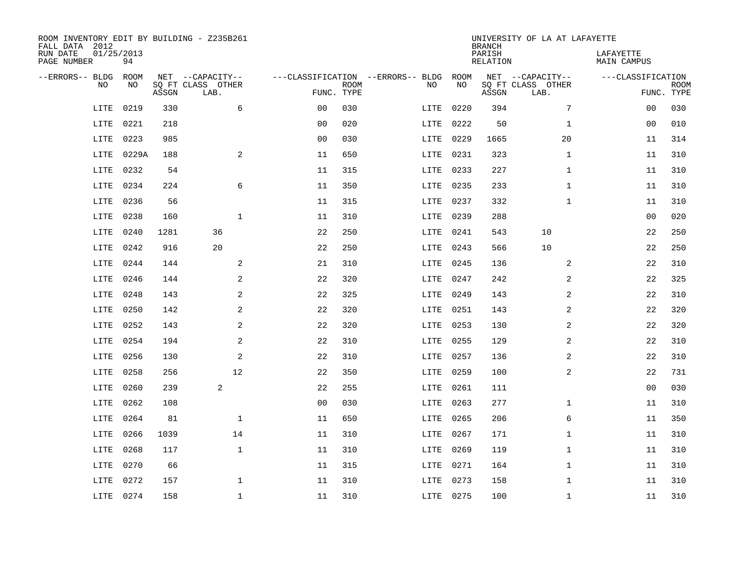ROOM INVENTORY EDIT BY BUILDING - Z235B261
FALL DATA 2012
RUN DATE 01/25/2013
PAGE NUMBER 94

UNIVERSITY OF LA AT LAFAYETTE
BRANCH
PARISH LAFAYETTE
RELATION MAIN CAMPUS

| --ERRORS-- | BLDG NO | ROOM NO | NET SQ FT ASSGN | --CAPACITY-- CLASS LAB. | OTHER | ---CLASSIFICATION FUNC. | ROOM TYPE | --ERRORS-- | BLDG NO | ROOM NO | NET SQ FT ASSGN | --CAPACITY-- CLASS LAB. | OTHER | ---CLASSIFICATION FUNC. | ROOM TYPE |
|---|---|---|---|---|---|---|---|---|---|---|---|---|---|---|---|
| | LITE | 0219 | 330 | | 6 | 00 | 030 | | LITE | 0220 | 394 | | 7 | 00 | 030 |
| | LITE | 0221 | 218 | | | 00 | 020 | | LITE | 0222 | 50 | | 1 | 00 | 010 |
| | LITE | 0223 | 985 | | | 00 | 030 | | LITE | 0229 | 1665 | | 20 | 11 | 314 |
| | LITE | 0229A | 188 | | 2 | 11 | 650 | | LITE | 0231 | 323 | | 1 | 11 | 310 |
| | LITE | 0232 | 54 | | | 11 | 315 | | LITE | 0233 | 227 | | 1 | 11 | 310 |
| | LITE | 0234 | 224 | | 6 | 11 | 350 | | LITE | 0235 | 233 | | 1 | 11 | 310 |
| | LITE | 0236 | 56 | | | 11 | 315 | | LITE | 0237 | 332 | | 1 | 11 | 310 |
| | LITE | 0238 | 160 | | 1 | 11 | 310 | | LITE | 0239 | 288 | | | 00 | 020 |
| | LITE | 0240 | 1281 | 36 | | 22 | 250 | | LITE | 0241 | 543 | 10 | | 22 | 250 |
| | LITE | 0242 | 916 | 20 | | 22 | 250 | | LITE | 0243 | 566 | 10 | | 22 | 250 |
| | LITE | 0244 | 144 | | 2 | 21 | 310 | | LITE | 0245 | 136 | | 2 | 22 | 310 |
| | LITE | 0246 | 144 | | 2 | 22 | 320 | | LITE | 0247 | 242 | | 2 | 22 | 325 |
| | LITE | 0248 | 143 | | 2 | 22 | 325 | | LITE | 0249 | 143 | | 2 | 22 | 310 |
| | LITE | 0250 | 142 | | 2 | 22 | 320 | | LITE | 0251 | 143 | | 2 | 22 | 320 |
| | LITE | 0252 | 143 | | 2 | 22 | 320 | | LITE | 0253 | 130 | | 2 | 22 | 320 |
| | LITE | 0254 | 194 | | 2 | 22 | 310 | | LITE | 0255 | 129 | | 2 | 22 | 310 |
| | LITE | 0256 | 130 | | 2 | 22 | 310 | | LITE | 0257 | 136 | | 2 | 22 | 310 |
| | LITE | 0258 | 256 | | 12 | 22 | 350 | | LITE | 0259 | 100 | | 2 | 22 | 731 |
| | LITE | 0260 | 239 | 2 | | 22 | 255 | | LITE | 0261 | 111 | | | 00 | 030 |
| | LITE | 0262 | 108 | | | 00 | 030 | | LITE | 0263 | 277 | | 1 | 11 | 310 |
| | LITE | 0264 | 81 | | 1 | 11 | 650 | | LITE | 0265 | 206 | | 6 | 11 | 350 |
| | LITE | 0266 | 1039 | | 14 | 11 | 310 | | LITE | 0267 | 171 | | 1 | 11 | 310 |
| | LITE | 0268 | 117 | | 1 | 11 | 310 | | LITE | 0269 | 119 | | 1 | 11 | 310 |
| | LITE | 0270 | 66 | | | 11 | 315 | | LITE | 0271 | 164 | | 1 | 11 | 310 |
| | LITE | 0272 | 157 | | 1 | 11 | 310 | | LITE | 0273 | 158 | | 1 | 11 | 310 |
| | LITE | 0274 | 158 | | 1 | 11 | 310 | | LITE | 0275 | 100 | | 1 | 11 | 310 |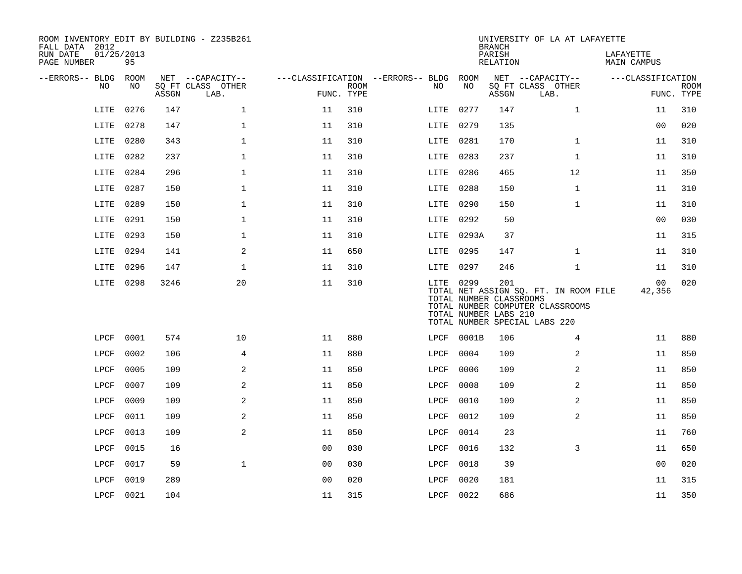ROOM INVENTORY EDIT BY BUILDING - Z235B261
FALL DATA 2012
RUN DATE 01/25/2013
PAGE NUMBER 95

UNIVERSITY OF LA AT LAFAYETTE
BRANCH
PARISH LAFAYETTE
RELATION MAIN CAMPUS

| --ERRORS-- | BLDG NO | ROOM NO | NET SQ FT ASSGN | --CAPACITY-- CLASS | LAB. | OTHER | ---CLASSIFICATION FUNC. | ROOM TYPE | --ERRORS-- | BLDG NO | ROOM NO | NET SQ FT ASSGN | --CAPACITY-- CLASS | LAB. | OTHER | ---CLASSIFICATION FUNC. | ROOM TYPE |
|---|---|---|---|---|---|---|---|---|---|---|---|---|---|---|---|---|---|
| | LITE | 0276 | 147 | | 1 | | 11 | 310 | | LITE | 0277 | 147 | | 1 | | 11 | 310 |
| | LITE | 0278 | 147 | | 1 | | 11 | 310 | | LITE | 0279 | 135 | | | | 00 | 020 |
| | LITE | 0280 | 343 | | 1 | | 11 | 310 | | LITE | 0281 | 170 | | 1 | | 11 | 310 |
| | LITE | 0282 | 237 | | 1 | | 11 | 310 | | LITE | 0283 | 237 | | 1 | | 11 | 310 |
| | LITE | 0284 | 296 | | 1 | | 11 | 310 | | LITE | 0286 | 465 | | 12 | | 11 | 350 |
| | LITE | 0287 | 150 | | 1 | | 11 | 310 | | LITE | 0288 | 150 | | 1 | | 11 | 310 |
| | LITE | 0289 | 150 | | 1 | | 11 | 310 | | LITE | 0290 | 150 | | 1 | | 11 | 310 |
| | LITE | 0291 | 150 | | 1 | | 11 | 310 | | LITE | 0292 | 50 | | | | 00 | 030 |
| | LITE | 0293 | 150 | | 1 | | 11 | 310 | | LITE | 0293A | 37 | | | | 11 | 315 |
| | LITE | 0294 | 141 | | 2 | | 11 | 650 | | LITE | 0295 | 147 | | 1 | | 11 | 310 |
| | LITE | 0296 | 147 | | 1 | | 11 | 310 | | LITE | 0297 | 246 | | 1 | | 11 | 310 |
| | LITE | 0298 | 3246 | | 20 | | 11 | 310 | | LITE | 0299 | 201 | | | | 00 | 020 |

TOTAL NET ASSIGN SQ. FT. IN ROOM FILE 42,356
TOTAL NUMBER CLASSROOMS
TOTAL NUMBER COMPUTER CLASSROOMS
TOTAL NUMBER LABS 210
TOTAL NUMBER SPECIAL LABS 220

| --ERRORS-- | BLDG NO | ROOM NO | NET SQ FT ASSGN | --CAPACITY-- CLASS | LAB. | OTHER | ---CLASSIFICATION FUNC. | ROOM TYPE | --ERRORS-- | BLDG NO | ROOM NO | NET SQ FT ASSGN | --CAPACITY-- CLASS | LAB. | OTHER | ---CLASSIFICATION FUNC. | ROOM TYPE |
|---|---|---|---|---|---|---|---|---|---|---|---|---|---|---|---|---|---|
| | LPCF | 0001 | 574 | | 10 | | 11 | 880 | | LPCF | 0001B | 106 | | 4 | | 11 | 880 |
| | LPCF | 0002 | 106 | | 4 | | 11 | 880 | | LPCF | 0004 | 109 | | 2 | | 11 | 850 |
| | LPCF | 0005 | 109 | | 2 | | 11 | 850 | | LPCF | 0006 | 109 | | 2 | | 11 | 850 |
| | LPCF | 0007 | 109 | | 2 | | 11 | 850 | | LPCF | 0008 | 109 | | 2 | | 11 | 850 |
| | LPCF | 0009 | 109 | | 2 | | 11 | 850 | | LPCF | 0010 | 109 | | 2 | | 11 | 850 |
| | LPCF | 0011 | 109 | | 2 | | 11 | 850 | | LPCF | 0012 | 109 | | 2 | | 11 | 850 |
| | LPCF | 0013 | 109 | | 2 | | 11 | 850 | | LPCF | 0014 | 23 | | | | 11 | 760 |
| | LPCF | 0015 | 16 | | | | 00 | 030 | | LPCF | 0016 | 132 | | 3 | | 11 | 650 |
| | LPCF | 0017 | 59 | | 1 | | 00 | 030 | | LPCF | 0018 | 39 | | | | 00 | 020 |
| | LPCF | 0019 | 289 | | | | 00 | 020 | | LPCF | 0020 | 181 | | | | 11 | 315 |
| | LPCF | 0021 | 104 | | | | 11 | 315 | | LPCF | 0022 | 686 | | | | 11 | 350 |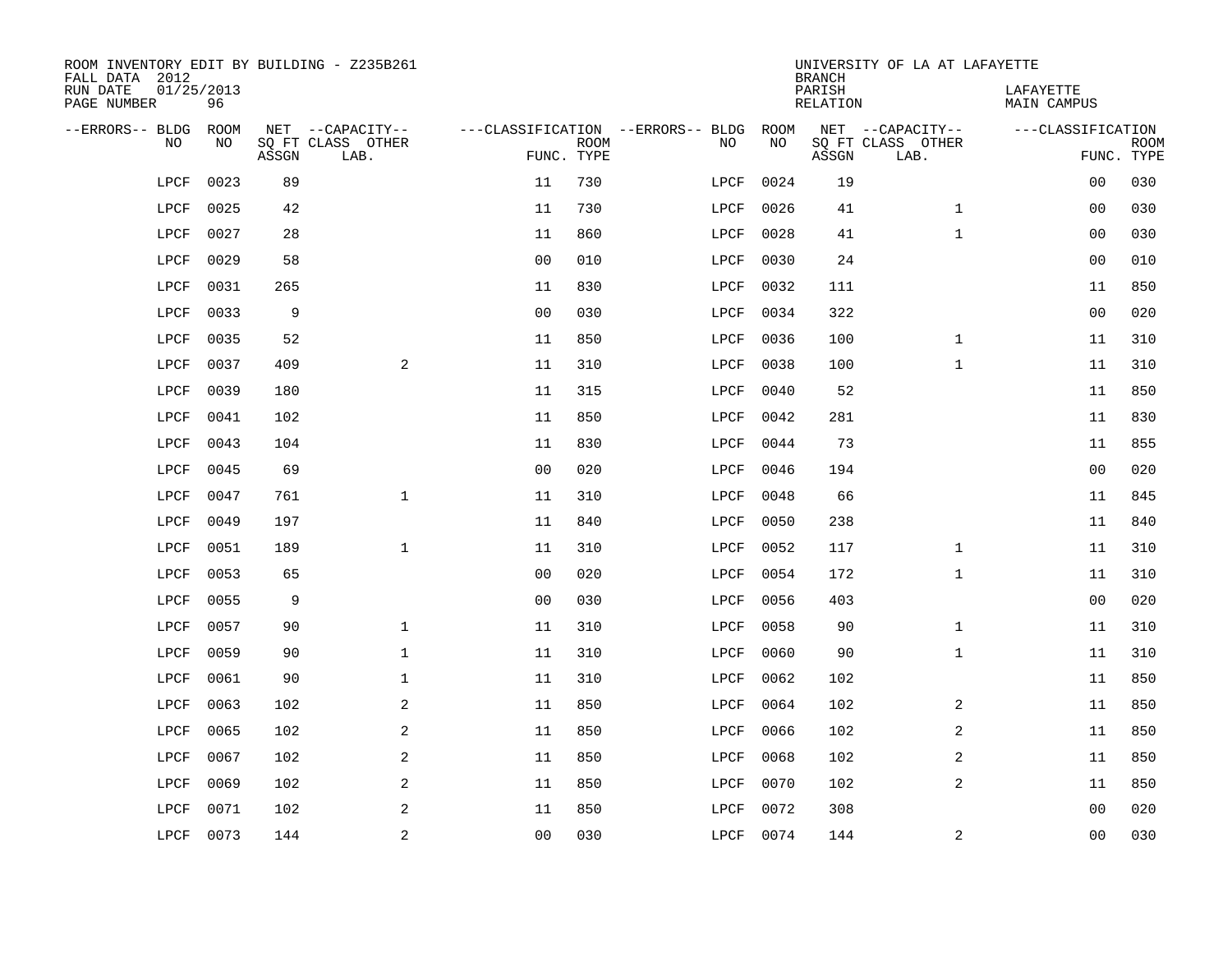ROOM INVENTORY EDIT BY BUILDING - Z235B261
FALL DATA 2012
RUN DATE 01/25/2013
PAGE NUMBER 96

UNIVERSITY OF LA AT LAFAYETTE
BRANCH
PARISH LAFAYETTE
RELATION MAIN CAMPUS

| --ERRORS-- | BLDG NO | ROOM NO | NET SQ FT ASSGN | --CAPACITY-- CLASS LAB. | OTHER | ---CLASSIFICATION FUNC. | ROOM TYPE | --ERRORS-- | BLDG NO | ROOM NO | NET SQ FT ASSGN | --CAPACITY-- CLASS LAB. | OTHER | ---CLASSIFICATION FUNC. | ROOM TYPE |
|---|---|---|---|---|---|---|---|---|---|---|---|---|---|---|---|
| | LPCF | 0023 | 89 | | | 11 | 730 | | LPCF | 0024 | 19 | | | 00 | 030 |
| | LPCF | 0025 | 42 | | | 11 | 730 | | LPCF | 0026 | 41 | | 1 | 00 | 030 |
| | LPCF | 0027 | 28 | | | 11 | 860 | | LPCF | 0028 | 41 | | 1 | 00 | 030 |
| | LPCF | 0029 | 58 | | | 00 | 010 | | LPCF | 0030 | 24 | | | 00 | 010 |
| | LPCF | 0031 | 265 | | | 11 | 830 | | LPCF | 0032 | 111 | | | 11 | 850 |
| | LPCF | 0033 | 9 | | | 00 | 030 | | LPCF | 0034 | 322 | | | 00 | 020 |
| | LPCF | 0035 | 52 | | | 11 | 850 | | LPCF | 0036 | 100 | | 1 | 11 | 310 |
| | LPCF | 0037 | 409 | | 2 | 11 | 310 | | LPCF | 0038 | 100 | | 1 | 11 | 310 |
| | LPCF | 0039 | 180 | | | 11 | 315 | | LPCF | 0040 | 52 | | | 11 | 850 |
| | LPCF | 0041 | 102 | | | 11 | 850 | | LPCF | 0042 | 281 | | | 11 | 830 |
| | LPCF | 0043 | 104 | | | 11 | 830 | | LPCF | 0044 | 73 | | | 11 | 855 |
| | LPCF | 0045 | 69 | | | 00 | 020 | | LPCF | 0046 | 194 | | | 00 | 020 |
| | LPCF | 0047 | 761 | | 1 | 11 | 310 | | LPCF | 0048 | 66 | | | 11 | 845 |
| | LPCF | 0049 | 197 | | | 11 | 840 | | LPCF | 0050 | 238 | | | 11 | 840 |
| | LPCF | 0051 | 189 | | 1 | 11 | 310 | | LPCF | 0052 | 117 | | 1 | 11 | 310 |
| | LPCF | 0053 | 65 | | | 00 | 020 | | LPCF | 0054 | 172 | | 1 | 11 | 310 |
| | LPCF | 0055 | 9 | | | 00 | 030 | | LPCF | 0056 | 403 | | | 00 | 020 |
| | LPCF | 0057 | 90 | | 1 | 11 | 310 | | LPCF | 0058 | 90 | | 1 | 11 | 310 |
| | LPCF | 0059 | 90 | | 1 | 11 | 310 | | LPCF | 0060 | 90 | | 1 | 11 | 310 |
| | LPCF | 0061 | 90 | | 1 | 11 | 310 | | LPCF | 0062 | 102 | | | 11 | 850 |
| | LPCF | 0063 | 102 | | 2 | 11 | 850 | | LPCF | 0064 | 102 | | 2 | 11 | 850 |
| | LPCF | 0065 | 102 | | 2 | 11 | 850 | | LPCF | 0066 | 102 | | 2 | 11 | 850 |
| | LPCF | 0067 | 102 | | 2 | 11 | 850 | | LPCF | 0068 | 102 | | 2 | 11 | 850 |
| | LPCF | 0069 | 102 | | 2 | 11 | 850 | | LPCF | 0070 | 102 | | 2 | 11 | 850 |
| | LPCF | 0071 | 102 | | 2 | 11 | 850 | | LPCF | 0072 | 308 | | | 00 | 020 |
| | LPCF | 0073 | 144 | | 2 | 00 | 030 | | LPCF | 0074 | 144 | | 2 | 00 | 030 |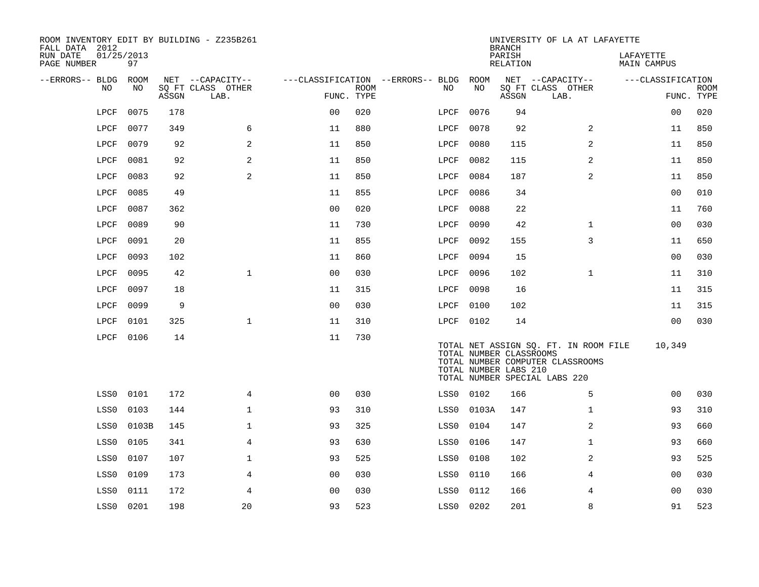ROOM INVENTORY EDIT BY BUILDING - Z235B261
FALL DATA 2012
RUN DATE 01/25/2013
PAGE NUMBER 97

UNIVERSITY OF LA AT LAFAYETTE
BRANCH
PARISH LAFAYETTE
RELATION MAIN CAMPUS

| --ERRORS-- | BLDG NO | ROOM NO | NET SQ FT ASSGN | --CAPACITY-- CLASS | OTHER LAB. | ---CLASSIFICATION FUNC. | ROOM TYPE | --ERRORS-- | BLDG NO | ROOM NO | NET SQ FT ASSGN | --CAPACITY-- CLASS | OTHER LAB. | ---CLASSIFICATION FUNC. | ROOM TYPE |
|---|---|---|---|---|---|---|---|---|---|---|---|---|---|---|---|
| | LPCF | 0075 | 178 | | | 00 | 020 | | LPCF | 0076 | 94 | | | 00 | 020 |
| | LPCF | 0077 | 349 | | 6 | 11 | 880 | | LPCF | 0078 | 92 | | 2 | 11 | 850 |
| | LPCF | 0079 | 92 | | 2 | 11 | 850 | | LPCF | 0080 | 115 | | 2 | 11 | 850 |
| | LPCF | 0081 | 92 | | 2 | 11 | 850 | | LPCF | 0082 | 115 | | 2 | 11 | 850 |
| | LPCF | 0083 | 92 | | 2 | 11 | 850 | | LPCF | 0084 | 187 | | 2 | 11 | 850 |
| | LPCF | 0085 | 49 | | | 11 | 855 | | LPCF | 0086 | 34 | | | 00 | 010 |
| | LPCF | 0087 | 362 | | | 00 | 020 | | LPCF | 0088 | 22 | | | 11 | 760 |
| | LPCF | 0089 | 90 | | | 11 | 730 | | LPCF | 0090 | 42 | | 1 | 00 | 030 |
| | LPCF | 0091 | 20 | | | 11 | 855 | | LPCF | 0092 | 155 | | 3 | 11 | 650 |
| | LPCF | 0093 | 102 | | | 11 | 860 | | LPCF | 0094 | 15 | | | 00 | 030 |
| | LPCF | 0095 | 42 | | 1 | 00 | 030 | | LPCF | 0096 | 102 | | 1 | 11 | 310 |
| | LPCF | 0097 | 18 | | | 11 | 315 | | LPCF | 0098 | 16 | | | 11 | 315 |
| | LPCF | 0099 | 9 | | | 00 | 030 | | LPCF | 0100 | 102 | | | 11 | 315 |
| | LPCF | 0101 | 325 | | 1 | 11 | 310 | | LPCF | 0102 | 14 | | | 00 | 030 |
| | LPCF | 0106 | 14 | | | 11 | 730 | | | | | | | | |

TOTAL NET ASSIGN SQ. FT. IN ROOM FILE 10,349
TOTAL NUMBER CLASSROOMS
TOTAL NUMBER COMPUTER CLASSROOMS
TOTAL NUMBER LABS 210
TOTAL NUMBER SPECIAL LABS 220

| --ERRORS-- | BLDG NO | ROOM NO | NET SQ FT ASSGN | --CAPACITY-- CLASS | OTHER LAB. | ---CLASSIFICATION FUNC. | ROOM TYPE | --ERRORS-- | BLDG NO | ROOM NO | NET SQ FT ASSGN | --CAPACITY-- CLASS | OTHER LAB. | ---CLASSIFICATION FUNC. | ROOM TYPE |
|---|---|---|---|---|---|---|---|---|---|---|---|---|---|---|---|
| | LSS0 | 0101 | 172 | | 4 | 00 | 030 | | LSS0 | 0102 | 166 | | 5 | 00 | 030 |
| | LSS0 | 0103 | 144 | | 1 | 93 | 310 | | LSS0 | 0103A | 147 | | 1 | 93 | 310 |
| | LSS0 | 0103B | 145 | | 1 | 93 | 325 | | LSS0 | 0104 | 147 | | 2 | 93 | 660 |
| | LSS0 | 0105 | 341 | | 4 | 93 | 630 | | LSS0 | 0106 | 147 | | 1 | 93 | 660 |
| | LSS0 | 0107 | 107 | | 1 | 93 | 525 | | LSS0 | 0108 | 102 | | 2 | 93 | 525 |
| | LSS0 | 0109 | 173 | | 4 | 00 | 030 | | LSS0 | 0110 | 166 | | 4 | 00 | 030 |
| | LSS0 | 0111 | 172 | | 4 | 00 | 030 | | LSS0 | 0112 | 166 | | 4 | 00 | 030 |
| | LSS0 | 0201 | 198 | | 20 | 93 | 523 | | LSS0 | 0202 | 201 | | 8 | 91 | 523 |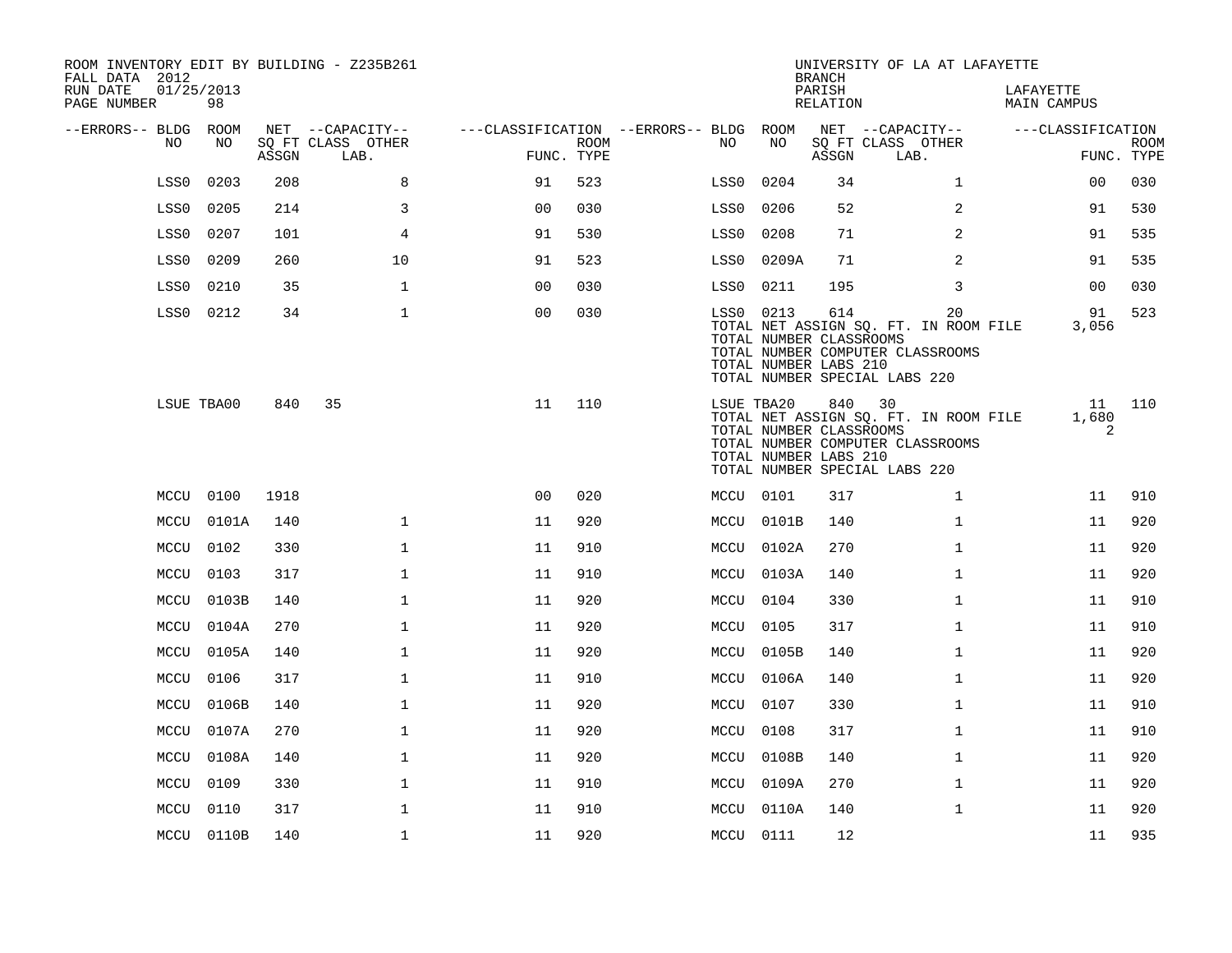ROOM INVENTORY EDIT BY BUILDING - Z235B261
FALL DATA 2012
RUN DATE 01/25/2013
PAGE NUMBER 98

UNIVERSITY OF LA AT LAFAYETTE
BRANCH
PARISH LAFAYETTE
RELATION MAIN CAMPUS

| --ERRORS-- | BLDG NO | ROOM NO | NET SQ FT ASSGN | --CAPACITY-- CLASS LAB. | OTHER | ---CLASSIFICATION FUNC. | ROOM TYPE | --ERRORS-- | BLDG NO | ROOM NO | NET SQ FT ASSGN | --CAPACITY-- CLASS LAB. | OTHER | ---CLASSIFICATION FUNC. | ROOM TYPE |
|---|---|---|---|---|---|---|---|---|---|---|---|---|---|---|---|
| | LSS0 | 0203 | 208 | | 8 | 91 | 523 | | LSS0 | 0204 | 34 | | 1 | 00 | 030 |
| | LSS0 | 0205 | 214 | | 3 | 00 | 030 | | LSS0 | 0206 | 52 | | 2 | 91 | 530 |
| | LSS0 | 0207 | 101 | | 4 | 91 | 530 | | LSS0 | 0208 | 71 | | 2 | 91 | 535 |
| | LSS0 | 0209 | 260 | | 10 | 91 | 523 | | LSS0 | 0209A | 71 | | 2 | 91 | 535 |
| | LSS0 | 0210 | 35 | | 1 | 00 | 030 | | LSS0 | 0211 | 195 | | 3 | 00 | 030 |
| | LSS0 | 0212 | 34 | | 1 | 00 | 030 | | LSS0 | 0213 | 614 | | 20 | 91 | 523 |
| | | | | | | | | | TOTAL NET ASSIGN SQ. FT. IN ROOM FILE | | | | | 3,056 | |
| | | | | | | | | | TOTAL NUMBER CLASSROOMS | | | | | | |
| | | | | | | | | | TOTAL NUMBER COMPUTER CLASSROOMS | | | | | | |
| | | | | | | | | | TOTAL NUMBER LABS 210 | | | | | | |
| | | | | | | | | | TOTAL NUMBER SPECIAL LABS 220 | | | | | | |
| | LSUE | TBA00 | 840 | 35 | | 11 | 110 | | LSUE | TBA20 | 840 | 30 | | 11 | 110 |
| | | | | | | | | | TOTAL NET ASSIGN SQ. FT. IN ROOM FILE | | | | | 1,680 | |
| | | | | | | | | | TOTAL NUMBER CLASSROOMS | | | | | 2 | |
| | | | | | | | | | TOTAL NUMBER COMPUTER CLASSROOMS | | | | | | |
| | | | | | | | | | TOTAL NUMBER LABS 210 | | | | | | |
| | | | | | | | | | TOTAL NUMBER SPECIAL LABS 220 | | | | | | |
| | MCCU | 0100 | 1918 | | | 00 | 020 | | MCCU | 0101 | 317 | | 1 | 11 | 910 |
| | MCCU | 0101A | 140 | | 1 | 11 | 920 | | MCCU | 0101B | 140 | | 1 | 11 | 920 |
| | MCCU | 0102 | 330 | | 1 | 11 | 910 | | MCCU | 0102A | 270 | | 1 | 11 | 920 |
| | MCCU | 0103 | 317 | | 1 | 11 | 910 | | MCCU | 0103A | 140 | | 1 | 11 | 920 |
| | MCCU | 0103B | 140 | | 1 | 11 | 920 | | MCCU | 0104 | 330 | | 1 | 11 | 910 |
| | MCCU | 0104A | 270 | | 1 | 11 | 920 | | MCCU | 0105 | 317 | | 1 | 11 | 910 |
| | MCCU | 0105A | 140 | | 1 | 11 | 920 | | MCCU | 0105B | 140 | | 1 | 11 | 920 |
| | MCCU | 0106 | 317 | | 1 | 11 | 910 | | MCCU | 0106A | 140 | | 1 | 11 | 920 |
| | MCCU | 0106B | 140 | | 1 | 11 | 920 | | MCCU | 0107 | 330 | | 1 | 11 | 910 |
| | MCCU | 0107A | 270 | | 1 | 11 | 920 | | MCCU | 0108 | 317 | | 1 | 11 | 910 |
| | MCCU | 0108A | 140 | | 1 | 11 | 920 | | MCCU | 0108B | 140 | | 1 | 11 | 920 |
| | MCCU | 0109 | 330 | | 1 | 11 | 910 | | MCCU | 0109A | 270 | | 1 | 11 | 920 |
| | MCCU | 0110 | 317 | | 1 | 11 | 910 | | MCCU | 0110A | 140 | | 1 | 11 | 920 |
| | MCCU | 0110B | 140 | | 1 | 11 | 920 | | MCCU | 0111 | 12 | | | 11 | 935 |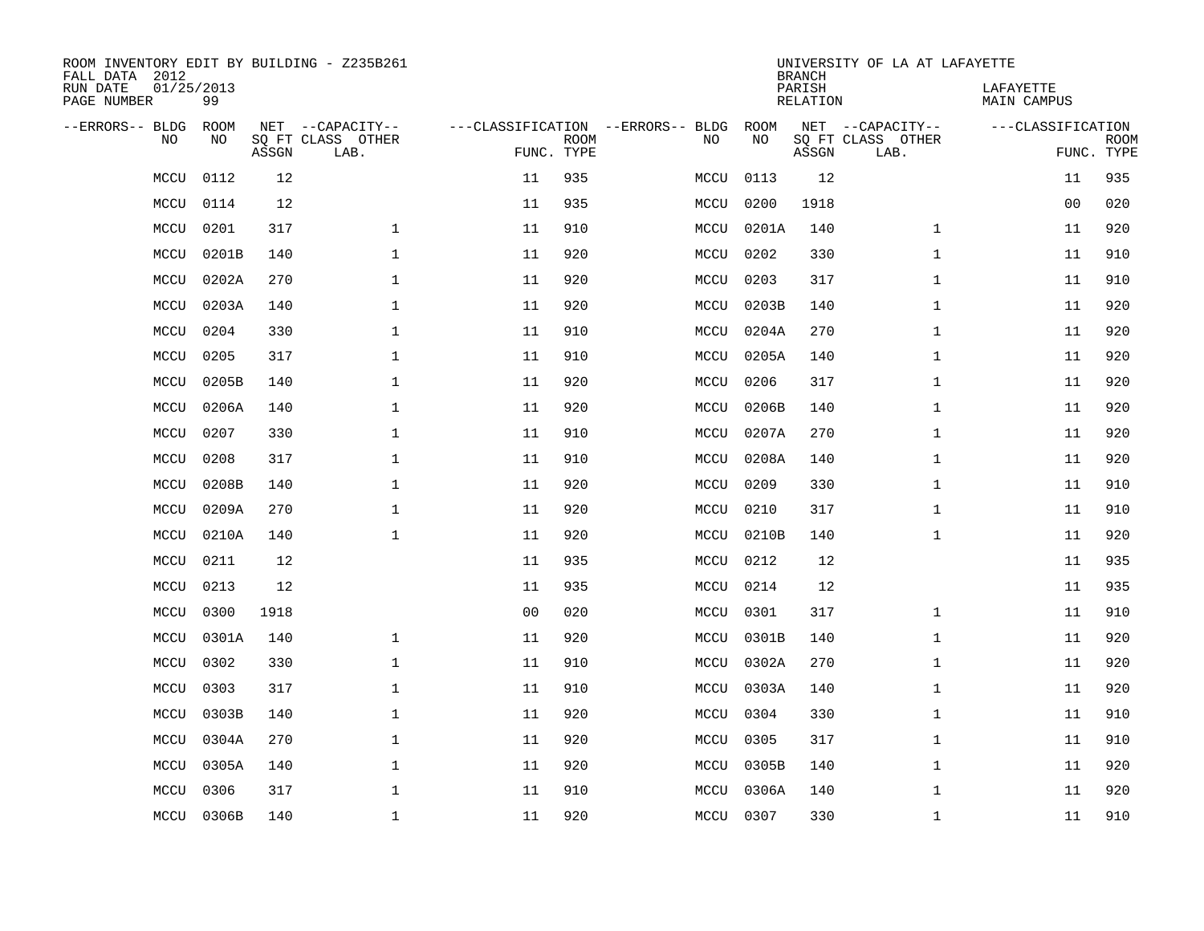ROOM INVENTORY EDIT BY BUILDING - Z235B261
FALL DATA 2012
RUN DATE 01/25/2013
PAGE NUMBER 99

UNIVERSITY OF LA AT LAFAYETTE
BRANCH
PARISH LAFAYETTE
RELATION MAIN CAMPUS

| --ERRORS-- | BLDG NO | ROOM NO | NET SQ FT ASSGN | --CAPACITY-- CLASS LAB. | OTHER | ---CLASSIFICATION FUNC. | ROOM TYPE | --ERRORS-- | BLDG NO | ROOM NO | NET SQ FT ASSGN | --CAPACITY-- CLASS LAB. | OTHER | ---CLASSIFICATION FUNC. | ROOM TYPE |
|---|---|---|---|---|---|---|---|---|---|---|---|---|---|---|---|
| | MCCU | 0112 | 12 | | | 11 | 935 | | MCCU | 0113 | 12 | | | 11 | 935 |
| | MCCU | 0114 | 12 | | | 11 | 935 | | MCCU | 0200 | 1918 | | | 00 | 020 |
| | MCCU | 0201 | 317 | | 1 | 11 | 910 | | MCCU | 0201A | 140 | | 1 | 11 | 920 |
| | MCCU | 0201B | 140 | | 1 | 11 | 920 | | MCCU | 0202 | 330 | | 1 | 11 | 910 |
| | MCCU | 0202A | 270 | | 1 | 11 | 920 | | MCCU | 0203 | 317 | | 1 | 11 | 910 |
| | MCCU | 0203A | 140 | | 1 | 11 | 920 | | MCCU | 0203B | 140 | | 1 | 11 | 920 |
| | MCCU | 0204 | 330 | | 1 | 11 | 910 | | MCCU | 0204A | 270 | | 1 | 11 | 920 |
| | MCCU | 0205 | 317 | | 1 | 11 | 910 | | MCCU | 0205A | 140 | | 1 | 11 | 920 |
| | MCCU | 0205B | 140 | | 1 | 11 | 920 | | MCCU | 0206 | 317 | | 1 | 11 | 920 |
| | MCCU | 0206A | 140 | | 1 | 11 | 920 | | MCCU | 0206B | 140 | | 1 | 11 | 920 |
| | MCCU | 0207 | 330 | | 1 | 11 | 910 | | MCCU | 0207A | 270 | | 1 | 11 | 920 |
| | MCCU | 0208 | 317 | | 1 | 11 | 910 | | MCCU | 0208A | 140 | | 1 | 11 | 920 |
| | MCCU | 0208B | 140 | | 1 | 11 | 920 | | MCCU | 0209 | 330 | | 1 | 11 | 910 |
| | MCCU | 0209A | 270 | | 1 | 11 | 920 | | MCCU | 0210 | 317 | | 1 | 11 | 910 |
| | MCCU | 0210A | 140 | | 1 | 11 | 920 | | MCCU | 0210B | 140 | | 1 | 11 | 920 |
| | MCCU | 0211 | 12 | | | 11 | 935 | | MCCU | 0212 | 12 | | | 11 | 935 |
| | MCCU | 0213 | 12 | | | 11 | 935 | | MCCU | 0214 | 12 | | | 11 | 935 |
| | MCCU | 0300 | 1918 | | | 00 | 020 | | MCCU | 0301 | 317 | | 1 | 11 | 910 |
| | MCCU | 0301A | 140 | | 1 | 11 | 920 | | MCCU | 0301B | 140 | | 1 | 11 | 920 |
| | MCCU | 0302 | 330 | | 1 | 11 | 910 | | MCCU | 0302A | 270 | | 1 | 11 | 920 |
| | MCCU | 0303 | 317 | | 1 | 11 | 910 | | MCCU | 0303A | 140 | | 1 | 11 | 920 |
| | MCCU | 0303B | 140 | | 1 | 11 | 920 | | MCCU | 0304 | 330 | | 1 | 11 | 910 |
| | MCCU | 0304A | 270 | | 1 | 11 | 920 | | MCCU | 0305 | 317 | | 1 | 11 | 910 |
| | MCCU | 0305A | 140 | | 1 | 11 | 920 | | MCCU | 0305B | 140 | | 1 | 11 | 920 |
| | MCCU | 0306 | 317 | | 1 | 11 | 910 | | MCCU | 0306A | 140 | | 1 | 11 | 920 |
| | MCCU | 0306B | 140 | | 1 | 11 | 920 | | MCCU | 0307 | 330 | | 1 | 11 | 910 |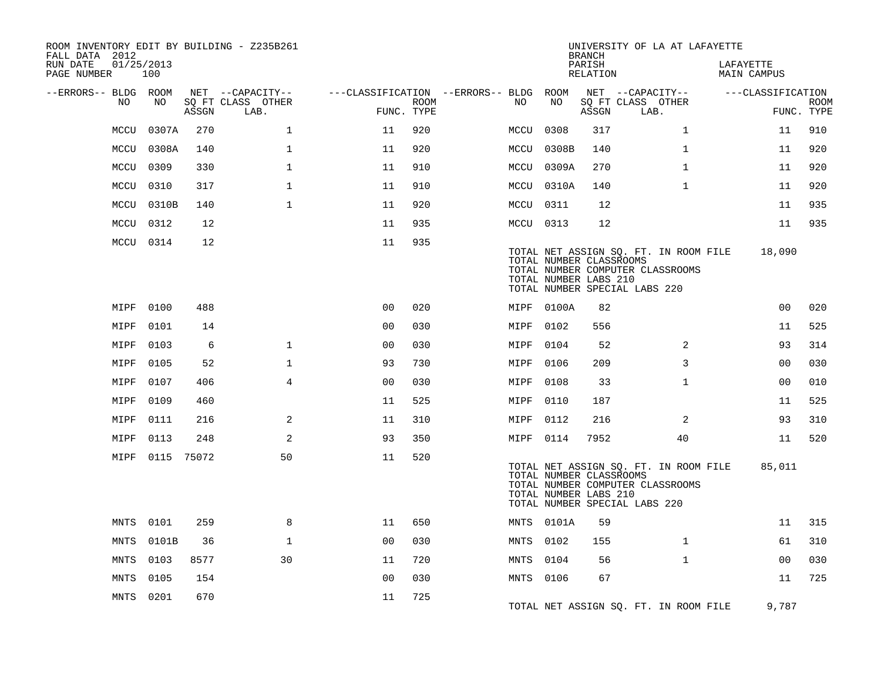ROOM INVENTORY EDIT BY BUILDING - Z235B261
FALL DATA 2012
RUN DATE 01/25/2013
PAGE NUMBER 100

UNIVERSITY OF LA AT LAFAYETTE
BRANCH
PARISH LAFAYETTE
RELATION MAIN CAMPUS

| --ERRORS-- | BLDG NO | ROOM NO | NET SQ FT ASSGN | --CAPACITY-- CLASS | OTHER LAB. | ---CLASSIFICATION FUNC. | ROOM TYPE | --ERRORS-- | BLDG NO | ROOM NO | NET SQ FT ASSGN | --CAPACITY-- CLASS | OTHER LAB. | ---CLASSIFICATION FUNC. | ROOM TYPE |
|---|---|---|---|---|---|---|---|---|---|---|---|---|---|---|---|
| | MCCU | 0307A | 270 | | 1 | 11 | 920 | | MCCU | 0308 | 317 | | 1 | 11 | 910 |
| | MCCU | 0308A | 140 | | 1 | 11 | 920 | | MCCU | 0308B | 140 | | 1 | 11 | 920 |
| | MCCU | 0309 | 330 | | 1 | 11 | 910 | | MCCU | 0309A | 270 | | 1 | 11 | 920 |
| | MCCU | 0310 | 317 | | 1 | 11 | 910 | | MCCU | 0310A | 140 | | 1 | 11 | 920 |
| | MCCU | 0310B | 140 | | 1 | 11 | 920 | | MCCU | 0311 | 12 | | | 11 | 935 |
| | MCCU | 0312 | 12 | | | 11 | 935 | | MCCU | 0313 | 12 | | | 11 | 935 |
| | MCCU | 0314 | 12 | | | 11 | 935 | | | | | | | | |

TOTAL NET ASSIGN SQ. FT. IN ROOM FILE 18,090
TOTAL NUMBER CLASSROOMS
TOTAL NUMBER COMPUTER CLASSROOMS
TOTAL NUMBER LABS 210
TOTAL NUMBER SPECIAL LABS 220

| --ERRORS-- | BLDG NO | ROOM NO | NET SQ FT ASSGN | --CAPACITY-- CLASS | OTHER LAB. | ---CLASSIFICATION FUNC. | ROOM TYPE | --ERRORS-- | BLDG NO | ROOM NO | NET SQ FT ASSGN | --CAPACITY-- CLASS | OTHER LAB. | ---CLASSIFICATION FUNC. | ROOM TYPE |
|---|---|---|---|---|---|---|---|---|---|---|---|---|---|---|---|
| | MIPF | 0100 | 488 | | | 00 | 020 | | MIPF | 0100A | 82 | | | 00 | 020 |
| | MIPF | 0101 | 14 | | | 00 | 030 | | MIPF | 0102 | 556 | | | 11 | 525 |
| | MIPF | 0103 | 6 | | 1 | 00 | 030 | | MIPF | 0104 | 52 | | 2 | 93 | 314 |
| | MIPF | 0105 | 52 | | 1 | 93 | 730 | | MIPF | 0106 | 209 | | 3 | 00 | 030 |
| | MIPF | 0107 | 406 | | 4 | 00 | 030 | | MIPF | 0108 | 33 | | 1 | 00 | 010 |
| | MIPF | 0109 | 460 | | | 11 | 525 | | MIPF | 0110 | 187 | | | 11 | 525 |
| | MIPF | 0111 | 216 | | 2 | 11 | 310 | | MIPF | 0112 | 216 | | 2 | 93 | 310 |
| | MIPF | 0113 | 248 | | 2 | 93 | 350 | | MIPF | 0114 | 7952 | | 40 | 11 | 520 |
| | MIPF | 0115 | 75072 | | 50 | 11 | 520 | | | | | | | | |

TOTAL NET ASSIGN SQ. FT. IN ROOM FILE 85,011
TOTAL NUMBER CLASSROOMS
TOTAL NUMBER COMPUTER CLASSROOMS
TOTAL NUMBER LABS 210
TOTAL NUMBER SPECIAL LABS 220

| --ERRORS-- | BLDG NO | ROOM NO | NET SQ FT ASSGN | --CAPACITY-- CLASS | OTHER LAB. | ---CLASSIFICATION FUNC. | ROOM TYPE | --ERRORS-- | BLDG NO | ROOM NO | NET SQ FT ASSGN | --CAPACITY-- CLASS | OTHER LAB. | ---CLASSIFICATION FUNC. | ROOM TYPE |
|---|---|---|---|---|---|---|---|---|---|---|---|---|---|---|---|
| | MNTS | 0101 | 259 | | 8 | 11 | 650 | | MNTS | 0101A | 59 | | | 11 | 315 |
| | MNTS | 0101B | 36 | | 1 | 00 | 030 | | MNTS | 0102 | 155 | | 1 | 61 | 310 |
| | MNTS | 0103 | 8577 | | 30 | 11 | 720 | | MNTS | 0104 | 56 | | 1 | 00 | 030 |
| | MNTS | 0105 | 154 | | | 00 | 030 | | MNTS | 0106 | 67 | | | 11 | 725 |
| | MNTS | 0201 | 670 | | | 11 | 725 | | | | | | | | |

TOTAL NET ASSIGN SQ. FT. IN ROOM FILE 9,787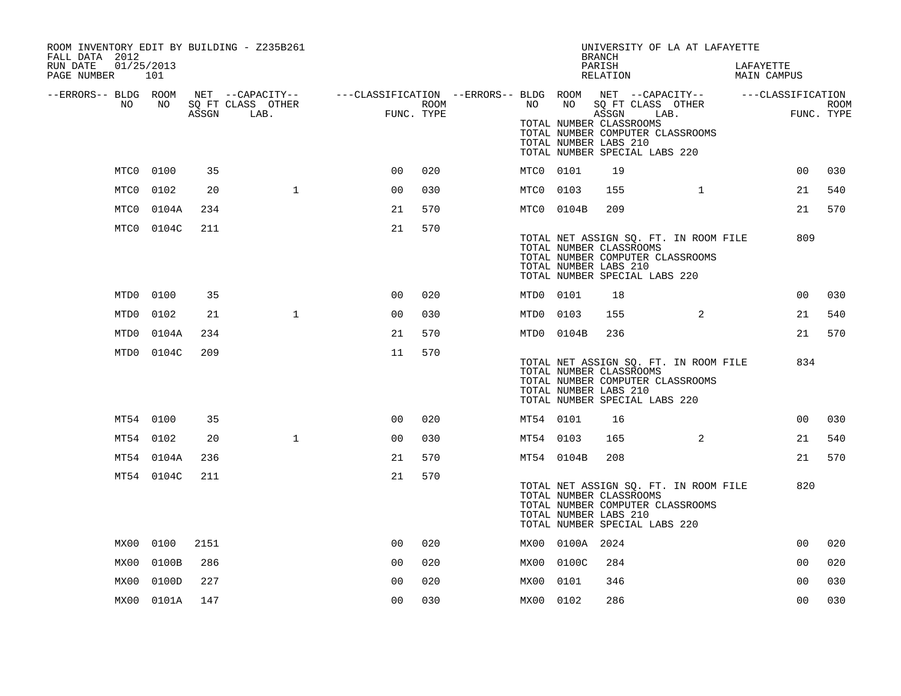ROOM INVENTORY EDIT BY BUILDING - Z235B261
FALL DATA 2012
RUN DATE 01/25/2013
PAGE NUMBER 101

UNIVERSITY OF LA AT LAFAYETTE
BRANCH
PARISH LAFAYETTE
RELATION MAIN CAMPUS

| --ERRORS-- | BLDG NO | ROOM NO | NET SQ FT ASSGN | --CAPACITY-- CLASS LAB. | OTHER | ---CLASSIFICATION FUNC. | ROOM TYPE | --ERRORS-- | BLDG NO | ROOM NO | NET SQ FT ASSGN | --CAPACITY-- CLASS LAB. | OTHER | ---CLASSIFICATION FUNC. | ROOM TYPE |
|---|---|---|---|---|---|---|---|---|---|---|---|---|---|---|---|
| | | | | | | | | | TOTAL NUMBER CLASSROOMS | | | | | | |
| | | | | | | | | | TOTAL NUMBER COMPUTER CLASSROOMS | | | | | | |
| | | | | | | | | | TOTAL NUMBER LABS 210 | | | | | | |
| | | | | | | | | | TOTAL NUMBER SPECIAL LABS 220 | | | | | | |
| | MTC0 | 0100 | 35 | | | 00 | 020 | | MTC0 | 0101 | 19 | | | 00 | 030 |
| | MTC0 | 0102 | 20 | | 1 | 00 | 030 | | MTC0 | 0103 | 155 | | 1 | 21 | 540 |
| | MTC0 | 0104A | 234 | | | 21 | 570 | | MTC0 | 0104B | 209 | | | 21 | 570 |
| | MTC0 | 0104C | 211 | | | 21 | 570 | | | | | | | | |
| | | | | | | | | | TOTAL NET ASSIGN SQ. FT. IN ROOM FILE | | | | | 809 | |
| | | | | | | | | | TOTAL NUMBER CLASSROOMS | | | | | | |
| | | | | | | | | | TOTAL NUMBER COMPUTER CLASSROOMS | | | | | | |
| | | | | | | | | | TOTAL NUMBER LABS 210 | | | | | | |
| | | | | | | | | | TOTAL NUMBER SPECIAL LABS 220 | | | | | | |
| | MTD0 | 0100 | 35 | | | 00 | 020 | | MTD0 | 0101 | 18 | | | 00 | 030 |
| | MTD0 | 0102 | 21 | | 1 | 00 | 030 | | MTD0 | 0103 | 155 | | 2 | 21 | 540 |
| | MTD0 | 0104A | 234 | | | 21 | 570 | | MTD0 | 0104B | 236 | | | 21 | 570 |
| | MTD0 | 0104C | 209 | | | 11 | 570 | | | | | | | | |
| | | | | | | | | | TOTAL NET ASSIGN SQ. FT. IN ROOM FILE | | | | | 834 | |
| | | | | | | | | | TOTAL NUMBER CLASSROOMS | | | | | | |
| | | | | | | | | | TOTAL NUMBER COMPUTER CLASSROOMS | | | | | | |
| | | | | | | | | | TOTAL NUMBER LABS 210 | | | | | | |
| | | | | | | | | | TOTAL NUMBER SPECIAL LABS 220 | | | | | | |
| | MT54 | 0100 | 35 | | | 00 | 020 | | MT54 | 0101 | 16 | | | 00 | 030 |
| | MT54 | 0102 | 20 | | 1 | 00 | 030 | | MT54 | 0103 | 165 | | 2 | 21 | 540 |
| | MT54 | 0104A | 236 | | | 21 | 570 | | MT54 | 0104B | 208 | | | 21 | 570 |
| | MT54 | 0104C | 211 | | | 21 | 570 | | | | | | | | |
| | | | | | | | | | TOTAL NET ASSIGN SQ. FT. IN ROOM FILE | | | | | 820 | |
| | | | | | | | | | TOTAL NUMBER CLASSROOMS | | | | | | |
| | | | | | | | | | TOTAL NUMBER COMPUTER CLASSROOMS | | | | | | |
| | | | | | | | | | TOTAL NUMBER LABS 210 | | | | | | |
| | | | | | | | | | TOTAL NUMBER SPECIAL LABS 220 | | | | | | |
| | MX00 | 0100 | 2151 | | | 00 | 020 | | MX00 | 0100A | 2024 | | | 00 | 020 |
| | MX00 | 0100B | 286 | | | 00 | 020 | | MX00 | 0100C | 284 | | | 00 | 020 |
| | MX00 | 0100D | 227 | | | 00 | 020 | | MX00 | 0101 | 346 | | | 00 | 030 |
| | MX00 | 0101A | 147 | | | 00 | 030 | | MX00 | 0102 | 286 | | | 00 | 030 |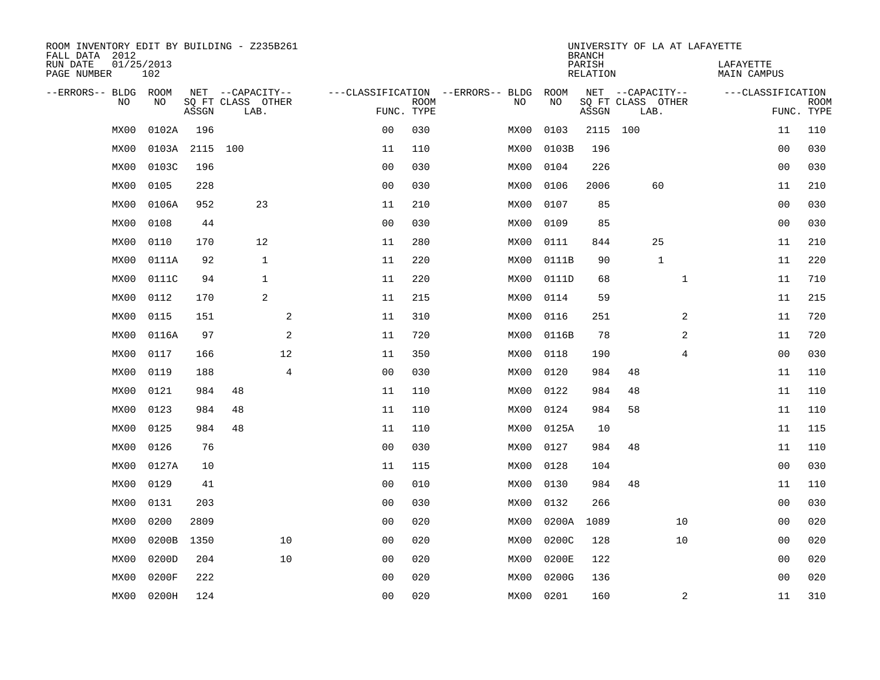ROOM INVENTORY EDIT BY BUILDING - Z235B261
FALL DATA 2012
RUN DATE 01/25/2013
PAGE NUMBER 102

UNIVERSITY OF LA AT LAFAYETTE
BRANCH
PARISH LAFAYETTE
RELATION MAIN CAMPUS

| --ERRORS-- | BLDG NO | ROOM NO | NET SQ FT ASSGN | --CAPACITY-- CLASS | LAB. | OTHER | ---CLASSIFICATION FUNC. | ROOM TYPE | --ERRORS-- | BLDG NO | ROOM NO | NET SQ FT ASSGN | --CAPACITY-- CLASS | LAB. | OTHER | ---CLASSIFICATION FUNC. | ROOM TYPE |
|---|---|---|---|---|---|---|---|---|---|---|---|---|---|---|---|---|---|
| | MX00 | 0102A | 196 | | | | 00 | 030 | | MX00 | 0103 | 2115 | 100 | | | 11 | 110 |
| | MX00 | 0103A | 2115 | 100 | | | 11 | 110 | | MX00 | 0103B | 196 | | | | 00 | 030 |
| | MX00 | 0103C | 196 | | | | 00 | 030 | | MX00 | 0104 | 226 | | | | 00 | 030 |
| | MX00 | 0105 | 228 | | | | 00 | 030 | | MX00 | 0106 | 2006 | | 60 | | 11 | 210 |
| | MX00 | 0106A | 952 | | 23 | | 11 | 210 | | MX00 | 0107 | 85 | | | | 00 | 030 |
| | MX00 | 0108 | 44 | | | | 00 | 030 | | MX00 | 0109 | 85 | | | | 00 | 030 |
| | MX00 | 0110 | 170 | | 12 | | 11 | 280 | | MX00 | 0111 | 844 | | 25 | | 11 | 210 |
| | MX00 | 0111A | 92 | | 1 | | 11 | 220 | | MX00 | 0111B | 90 | | 1 | | 11 | 220 |
| | MX00 | 0111C | 94 | | 1 | | 11 | 220 | | MX00 | 0111D | 68 | | | 1 | 11 | 710 |
| | MX00 | 0112 | 170 | | 2 | | 11 | 215 | | MX00 | 0114 | 59 | | | | 11 | 215 |
| | MX00 | 0115 | 151 | | | 2 | 11 | 310 | | MX00 | 0116 | 251 | | | 2 | 11 | 720 |
| | MX00 | 0116A | 97 | | | 2 | 11 | 720 | | MX00 | 0116B | 78 | | | 2 | 11 | 720 |
| | MX00 | 0117 | 166 | | | 12 | 11 | 350 | | MX00 | 0118 | 190 | | | 4 | 00 | 030 |
| | MX00 | 0119 | 188 | | | 4 | 00 | 030 | | MX00 | 0120 | 984 | 48 | | | 11 | 110 |
| | MX00 | 0121 | 984 | 48 | | | 11 | 110 | | MX00 | 0122 | 984 | 48 | | | 11 | 110 |
| | MX00 | 0123 | 984 | 48 | | | 11 | 110 | | MX00 | 0124 | 984 | 58 | | | 11 | 110 |
| | MX00 | 0125 | 984 | 48 | | | 11 | 110 | | MX00 | 0125A | 10 | | | | 11 | 115 |
| | MX00 | 0126 | 76 | | | | 00 | 030 | | MX00 | 0127 | 984 | 48 | | | 11 | 110 |
| | MX00 | 0127A | 10 | | | | 11 | 115 | | MX00 | 0128 | 104 | | | | 00 | 030 |
| | MX00 | 0129 | 41 | | | | 00 | 010 | | MX00 | 0130 | 984 | 48 | | | 11 | 110 |
| | MX00 | 0131 | 203 | | | | 00 | 030 | | MX00 | 0132 | 266 | | | | 00 | 030 |
| | MX00 | 0200 | 2809 | | | | 00 | 020 | | MX00 | 0200A | 1089 | | | 10 | 00 | 020 |
| | MX00 | 0200B | 1350 | | | 10 | 00 | 020 | | MX00 | 0200C | 128 | | | 10 | 00 | 020 |
| | MX00 | 0200D | 204 | | | 10 | 00 | 020 | | MX00 | 0200E | 122 | | | | 00 | 020 |
| | MX00 | 0200F | 222 | | | | 00 | 020 | | MX00 | 0200G | 136 | | | | 00 | 020 |
| | MX00 | 0200H | 124 | | | | 00 | 020 | | MX00 | 0201 | 160 | | | 2 | 11 | 310 |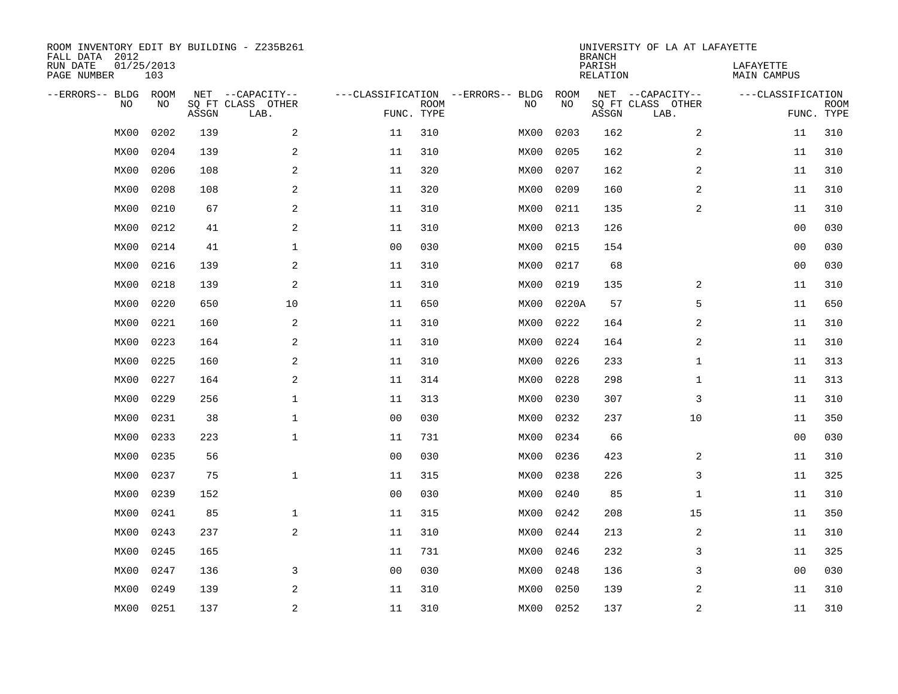ROOM INVENTORY EDIT BY BUILDING - Z235B261
FALL DATA 2012
RUN DATE 01/25/2013
PAGE NUMBER 103

UNIVERSITY OF LA AT LAFAYETTE
BRANCH
PARISH LAFAYETTE
RELATION MAIN CAMPUS

| --ERRORS-- | BLDG NO | ROOM NO | NET SQ FT ASSGN | --CAPACITY-- CLASS LAB. | OTHER | ---CLASSIFICATION FUNC. | ROOM TYPE | --ERRORS-- | BLDG NO | ROOM NO | NET SQ FT ASSGN | --CAPACITY-- CLASS LAB. | OTHER | ---CLASSIFICATION FUNC. | ROOM TYPE |
|---|---|---|---|---|---|---|---|---|---|---|---|---|---|---|---|
| | MX00 | 0202 | 139 | | 2 | 11 | 310 | | MX00 | 0203 | 162 | | 2 | 11 | 310 |
| | MX00 | 0204 | 139 | | 2 | 11 | 310 | | MX00 | 0205 | 162 | | 2 | 11 | 310 |
| | MX00 | 0206 | 108 | | 2 | 11 | 320 | | MX00 | 0207 | 162 | | 2 | 11 | 310 |
| | MX00 | 0208 | 108 | | 2 | 11 | 320 | | MX00 | 0209 | 160 | | 2 | 11 | 310 |
| | MX00 | 0210 | 67 | | 2 | 11 | 310 | | MX00 | 0211 | 135 | | 2 | 11 | 310 |
| | MX00 | 0212 | 41 | | 2 | 11 | 310 | | MX00 | 0213 | 126 | | | 00 | 030 |
| | MX00 | 0214 | 41 | | 1 | 00 | 030 | | MX00 | 0215 | 154 | | | 00 | 030 |
| | MX00 | 0216 | 139 | | 2 | 11 | 310 | | MX00 | 0217 | 68 | | | 00 | 030 |
| | MX00 | 0218 | 139 | | 2 | 11 | 310 | | MX00 | 0219 | 135 | | 2 | 11 | 310 |
| | MX00 | 0220 | 650 | | 10 | 11 | 650 | | MX00 | 0220A | 57 | | 5 | 11 | 650 |
| | MX00 | 0221 | 160 | | 2 | 11 | 310 | | MX00 | 0222 | 164 | | 2 | 11 | 310 |
| | MX00 | 0223 | 164 | | 2 | 11 | 310 | | MX00 | 0224 | 164 | | 2 | 11 | 310 |
| | MX00 | 0225 | 160 | | 2 | 11 | 310 | | MX00 | 0226 | 233 | | 1 | 11 | 313 |
| | MX00 | 0227 | 164 | | 2 | 11 | 314 | | MX00 | 0228 | 298 | | 1 | 11 | 313 |
| | MX00 | 0229 | 256 | | 1 | 11 | 313 | | MX00 | 0230 | 307 | | 3 | 11 | 310 |
| | MX00 | 0231 | 38 | | 1 | 00 | 030 | | MX00 | 0232 | 237 | | 10 | 11 | 350 |
| | MX00 | 0233 | 223 | | 1 | 11 | 731 | | MX00 | 0234 | 66 | | | 00 | 030 |
| | MX00 | 0235 | 56 | | | 00 | 030 | | MX00 | 0236 | 423 | | 2 | 11 | 310 |
| | MX00 | 0237 | 75 | | 1 | 11 | 315 | | MX00 | 0238 | 226 | | 3 | 11 | 325 |
| | MX00 | 0239 | 152 | | | 00 | 030 | | MX00 | 0240 | 85 | | 1 | 11 | 310 |
| | MX00 | 0241 | 85 | | 1 | 11 | 315 | | MX00 | 0242 | 208 | | 15 | 11 | 350 |
| | MX00 | 0243 | 237 | | 2 | 11 | 310 | | MX00 | 0244 | 213 | | 2 | 11 | 310 |
| | MX00 | 0245 | 165 | | | 11 | 731 | | MX00 | 0246 | 232 | | 3 | 11 | 325 |
| | MX00 | 0247 | 136 | | 3 | 00 | 030 | | MX00 | 0248 | 136 | | 3 | 00 | 030 |
| | MX00 | 0249 | 139 | | 2 | 11 | 310 | | MX00 | 0250 | 139 | | 2 | 11 | 310 |
| | MX00 | 0251 | 137 | | 2 | 11 | 310 | | MX00 | 0252 | 137 | | 2 | 11 | 310 |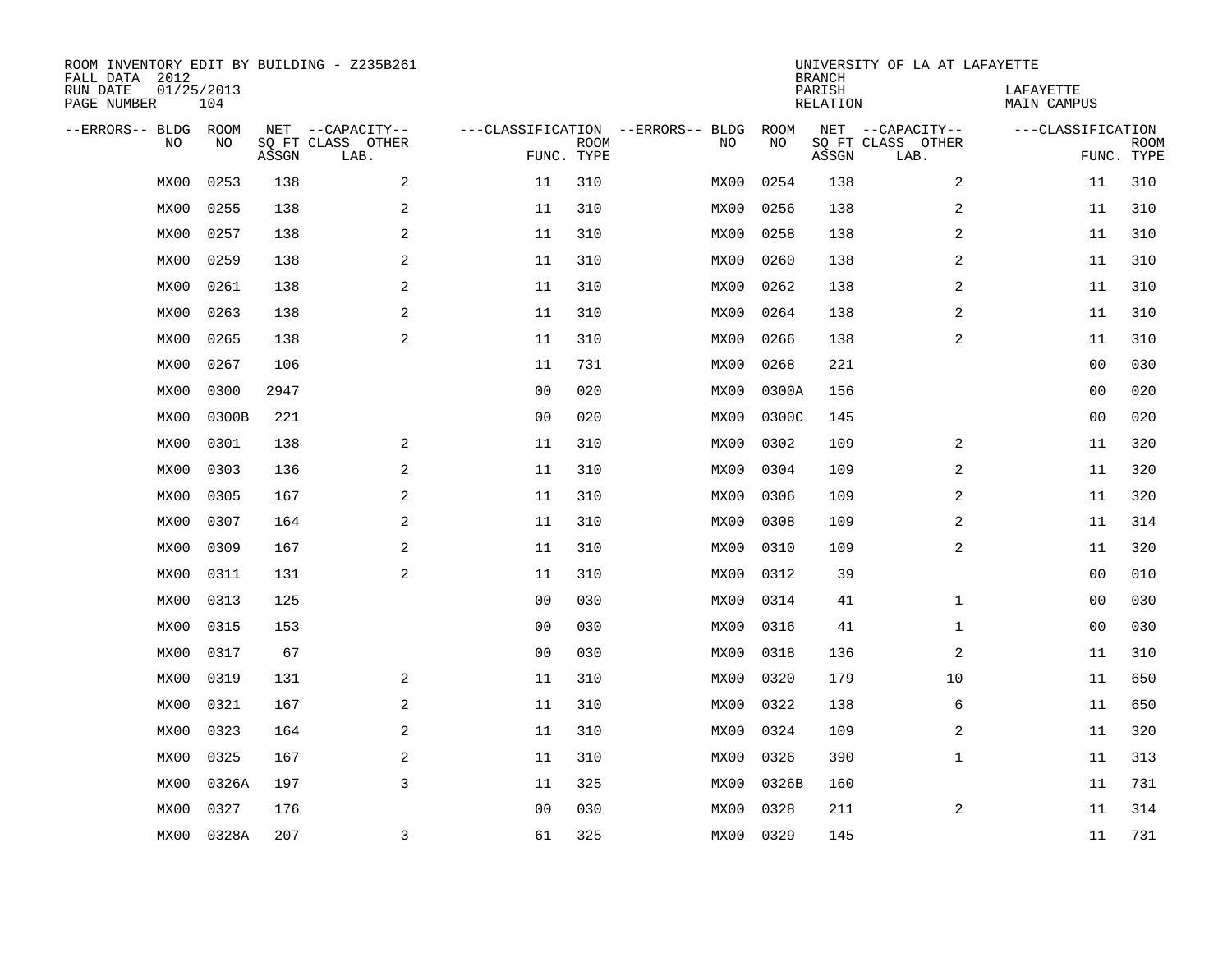ROOM INVENTORY EDIT BY BUILDING - Z235B261
FALL DATA 2012
RUN DATE 01/25/2013
PAGE NUMBER 104

UNIVERSITY OF LA AT LAFAYETTE
BRANCH
PARISH LAFAYETTE
RELATION MAIN CAMPUS

| --ERRORS-- | BLDG NO | ROOM NO | NET SQ FT ASSGN | --CAPACITY-- CLASS LAB. | OTHER | ---CLASSIFICATION FUNC. | ROOM TYPE | --ERRORS-- | BLDG NO | ROOM NO | NET SQ FT ASSGN | --CAPACITY-- CLASS LAB. | OTHER | ---CLASSIFICATION FUNC. | ROOM TYPE |
|---|---|---|---|---|---|---|---|---|---|---|---|---|---|---|---|
| | MX00 | 0253 | 138 | | 2 | 11 | 310 | | MX00 | 0254 | 138 | | 2 | 11 | 310 |
| | MX00 | 0255 | 138 | | 2 | 11 | 310 | | MX00 | 0256 | 138 | | 2 | 11 | 310 |
| | MX00 | 0257 | 138 | | 2 | 11 | 310 | | MX00 | 0258 | 138 | | 2 | 11 | 310 |
| | MX00 | 0259 | 138 | | 2 | 11 | 310 | | MX00 | 0260 | 138 | | 2 | 11 | 310 |
| | MX00 | 0261 | 138 | | 2 | 11 | 310 | | MX00 | 0262 | 138 | | 2 | 11 | 310 |
| | MX00 | 0263 | 138 | | 2 | 11 | 310 | | MX00 | 0264 | 138 | | 2 | 11 | 310 |
| | MX00 | 0265 | 138 | | 2 | 11 | 310 | | MX00 | 0266 | 138 | | 2 | 11 | 310 |
| | MX00 | 0267 | 106 | | | 11 | 731 | | MX00 | 0268 | 221 | | | 00 | 030 |
| | MX00 | 0300 | 2947 | | | 00 | 020 | | MX00 | 0300A | 156 | | | 00 | 020 |
| | MX00 | 0300B | 221 | | | 00 | 020 | | MX00 | 0300C | 145 | | | 00 | 020 |
| | MX00 | 0301 | 138 | | 2 | 11 | 310 | | MX00 | 0302 | 109 | | 2 | 11 | 320 |
| | MX00 | 0303 | 136 | | 2 | 11 | 310 | | MX00 | 0304 | 109 | | 2 | 11 | 320 |
| | MX00 | 0305 | 167 | | 2 | 11 | 310 | | MX00 | 0306 | 109 | | 2 | 11 | 320 |
| | MX00 | 0307 | 164 | | 2 | 11 | 310 | | MX00 | 0308 | 109 | | 2 | 11 | 314 |
| | MX00 | 0309 | 167 | | 2 | 11 | 310 | | MX00 | 0310 | 109 | | 2 | 11 | 320 |
| | MX00 | 0311 | 131 | | 2 | 11 | 310 | | MX00 | 0312 | 39 | | | 00 | 010 |
| | MX00 | 0313 | 125 | | | 00 | 030 | | MX00 | 0314 | 41 | | 1 | 00 | 030 |
| | MX00 | 0315 | 153 | | | 00 | 030 | | MX00 | 0316 | 41 | | 1 | 00 | 030 |
| | MX00 | 0317 | 67 | | | 00 | 030 | | MX00 | 0318 | 136 | | 2 | 11 | 310 |
| | MX00 | 0319 | 131 | | 2 | 11 | 310 | | MX00 | 0320 | 179 | | 10 | 11 | 650 |
| | MX00 | 0321 | 167 | | 2 | 11 | 310 | | MX00 | 0322 | 138 | | 6 | 11 | 650 |
| | MX00 | 0323 | 164 | | 2 | 11 | 310 | | MX00 | 0324 | 109 | | 2 | 11 | 320 |
| | MX00 | 0325 | 167 | | 2 | 11 | 310 | | MX00 | 0326 | 390 | | 1 | 11 | 313 |
| | MX00 | 0326A | 197 | | 3 | 11 | 325 | | MX00 | 0326B | 160 | | | 11 | 731 |
| | MX00 | 0327 | 176 | | | 00 | 030 | | MX00 | 0328 | 211 | | 2 | 11 | 314 |
| | MX00 | 0328A | 207 | | 3 | 61 | 325 | | MX00 | 0329 | 145 | | | 11 | 731 |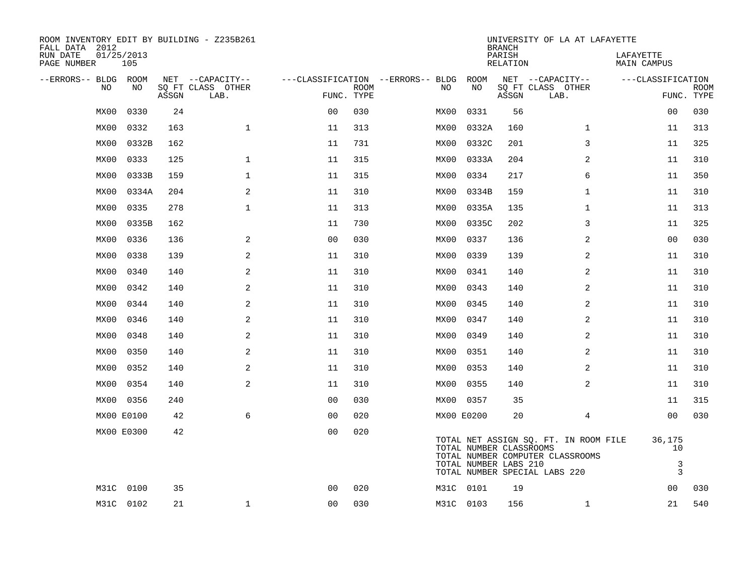ROOM INVENTORY EDIT BY BUILDING - Z235B261
FALL DATA 2012
RUN DATE 01/25/2013
PAGE NUMBER 105

UNIVERSITY OF LA AT LAFAYETTE
BRANCH
PARISH LAFAYETTE
RELATION MAIN CAMPUS

| --ERRORS-- | BLDG NO | ROOM NO | NET SQ FT ASSGN | --CAPACITY-- CLASS | LAB. | OTHER | ---CLASSIFICATION FUNC. | ROOM TYPE | --ERRORS-- | BLDG NO | ROOM NO | NET SQ FT ASSGN | --CAPACITY-- CLASS | LAB. | OTHER | ---CLASSIFICATION FUNC. | ROOM TYPE |
|---|---|---|---|---|---|---|---|---|---|---|---|---|---|---|---|---|---|
| | MX00 | 0330 | 24 | | | | 00 | 030 | | MX00 | 0331 | 56 | | | | 00 | 030 |
| | MX00 | 0332 | 163 | | | 1 | 11 | 313 | | MX00 | 0332A | 160 | | | 1 | 11 | 313 |
| | MX00 | 0332B | 162 | | | | 11 | 731 | | MX00 | 0332C | 201 | | | 3 | 11 | 325 |
| | MX00 | 0333 | 125 | | | 1 | 11 | 315 | | MX00 | 0333A | 204 | | | 2 | 11 | 310 |
| | MX00 | 0333B | 159 | | | 1 | 11 | 315 | | MX00 | 0334 | 217 | | | 6 | 11 | 350 |
| | MX00 | 0334A | 204 | | | 2 | 11 | 310 | | MX00 | 0334B | 159 | | | 1 | 11 | 310 |
| | MX00 | 0335 | 278 | | | 1 | 11 | 313 | | MX00 | 0335A | 135 | | | 1 | 11 | 313 |
| | MX00 | 0335B | 162 | | | | 11 | 730 | | MX00 | 0335C | 202 | | | 3 | 11 | 325 |
| | MX00 | 0336 | 136 | | | 2 | 00 | 030 | | MX00 | 0337 | 136 | | | 2 | 00 | 030 |
| | MX00 | 0338 | 139 | | | 2 | 11 | 310 | | MX00 | 0339 | 139 | | | 2 | 11 | 310 |
| | MX00 | 0340 | 140 | | | 2 | 11 | 310 | | MX00 | 0341 | 140 | | | 2 | 11 | 310 |
| | MX00 | 0342 | 140 | | | 2 | 11 | 310 | | MX00 | 0343 | 140 | | | 2 | 11 | 310 |
| | MX00 | 0344 | 140 | | | 2 | 11 | 310 | | MX00 | 0345 | 140 | | | 2 | 11 | 310 |
| | MX00 | 0346 | 140 | | | 2 | 11 | 310 | | MX00 | 0347 | 140 | | | 2 | 11 | 310 |
| | MX00 | 0348 | 140 | | | 2 | 11 | 310 | | MX00 | 0349 | 140 | | | 2 | 11 | 310 |
| | MX00 | 0350 | 140 | | | 2 | 11 | 310 | | MX00 | 0351 | 140 | | | 2 | 11 | 310 |
| | MX00 | 0352 | 140 | | | 2 | 11 | 310 | | MX00 | 0353 | 140 | | | 2 | 11 | 310 |
| | MX00 | 0354 | 140 | | | 2 | 11 | 310 | | MX00 | 0355 | 140 | | | 2 | 11 | 310 |
| | MX00 | 0356 | 240 | | | | 00 | 030 | | MX00 | 0357 | 35 | | | | 11 | 315 |
| | MX00 | E0100 | 42 | | | 6 | 00 | 020 | | MX00 | E0200 | 20 | | | 4 | 00 | 030 |
| | MX00 | E0300 | 42 | | | | 00 | 020 | | | | | | | | | |

TOTAL NET ASSIGN SQ. FT. IN ROOM FILE 36,175
TOTAL NUMBER CLASSROOMS 10
TOTAL NUMBER COMPUTER CLASSROOMS
TOTAL NUMBER LABS 210 3
TOTAL NUMBER SPECIAL LABS 220 3

| --ERRORS-- | BLDG NO | ROOM NO | NET SQ FT ASSGN | --CAPACITY-- CLASS | LAB. | OTHER | ---CLASSIFICATION FUNC. | ROOM TYPE | --ERRORS-- | BLDG NO | ROOM NO | NET SQ FT ASSGN | --CAPACITY-- CLASS | LAB. | OTHER | ---CLASSIFICATION FUNC. | ROOM TYPE |
|---|---|---|---|---|---|---|---|---|---|---|---|---|---|---|---|---|---|
| | M31C | 0100 | 35 | | | | 00 | 020 | | M31C | 0101 | 19 | | | | 00 | 030 |
| | M31C | 0102 | 21 | | | 1 | 00 | 030 | | M31C | 0103 | 156 | | | 1 | 21 | 540 |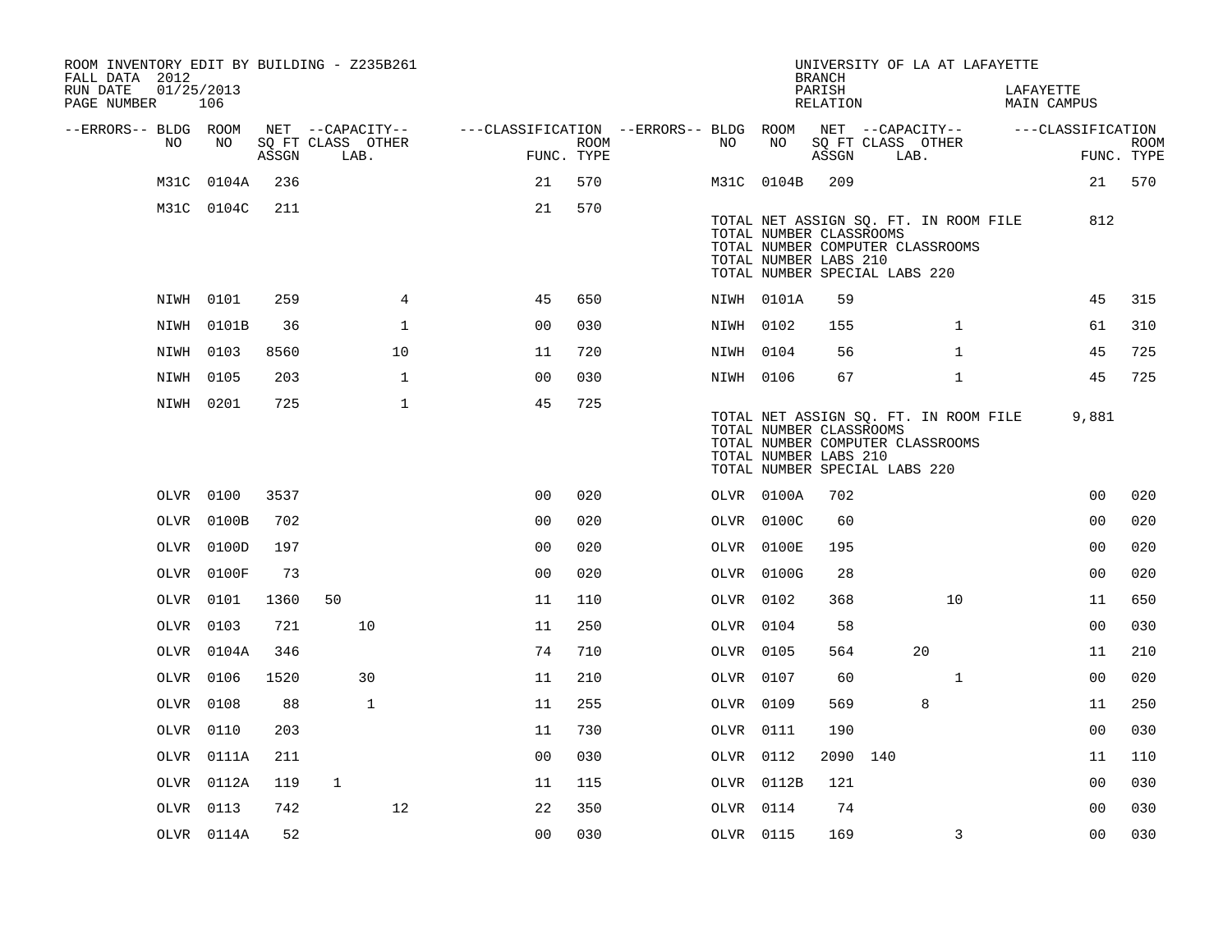ROOM INVENTORY EDIT BY BUILDING - Z235B261
FALL DATA 2012
RUN DATE 01/25/2013
PAGE NUMBER 106

UNIVERSITY OF LA AT LAFAYETTE
BRANCH
PARISH LAFAYETTE
RELATION MAIN CAMPUS

| --ERRORS-- | BLDG NO | ROOM NO | NET SQ FT ASSGN | --CAPACITY-- CLASS | LAB. | OTHER | ---CLASSIFICATION FUNC. | ROOM TYPE | --ERRORS-- | BLDG NO | ROOM NO | NET SQ FT ASSGN | --CAPACITY-- CLASS | LAB. | OTHER | ---CLASSIFICATION FUNC. | ROOM TYPE |
|---|---|---|---|---|---|---|---|---|---|---|---|---|---|---|---|---|---|
| | M31C | 0104A | 236 | | | | 21 | 570 | | M31C | 0104B | 209 | | | | 21 | 570 |
| | M31C | 0104C | 211 | | | | 21 | 570 | | | | | | | | | |

TOTAL NET ASSIGN SQ. FT. IN ROOM FILE 812
TOTAL NUMBER CLASSROOMS
TOTAL NUMBER COMPUTER CLASSROOMS
TOTAL NUMBER LABS 210
TOTAL NUMBER SPECIAL LABS 220

| --ERRORS-- | BLDG NO | ROOM NO | NET SQ FT ASSGN | --CAPACITY-- CLASS | LAB. | OTHER | ---CLASSIFICATION FUNC. | ROOM TYPE | --ERRORS-- | BLDG NO | ROOM NO | NET SQ FT ASSGN | --CAPACITY-- CLASS | LAB. | OTHER | ---CLASSIFICATION FUNC. | ROOM TYPE |
|---|---|---|---|---|---|---|---|---|---|---|---|---|---|---|---|---|---|
| | NIWH | 0101 | 259 | | | 4 | 45 | 650 | | NIWH | 0101A | 59 | | | | 45 | 315 |
| | NIWH | 0101B | 36 | | | 1 | 00 | 030 | | NIWH | 0102 | 155 | | | 1 | 61 | 310 |
| | NIWH | 0103 | 8560 | | | 10 | 11 | 720 | | NIWH | 0104 | 56 | | | 1 | 45 | 725 |
| | NIWH | 0105 | 203 | | | 1 | 00 | 030 | | NIWH | 0106 | 67 | | | 1 | 45 | 725 |
| | NIWH | 0201 | 725 | | | 1 | 45 | 725 | | | | | | | | | |

TOTAL NET ASSIGN SQ. FT. IN ROOM FILE 9,881
TOTAL NUMBER CLASSROOMS
TOTAL NUMBER COMPUTER CLASSROOMS
TOTAL NUMBER LABS 210
TOTAL NUMBER SPECIAL LABS 220

| --ERRORS-- | BLDG NO | ROOM NO | NET SQ FT ASSGN | --CAPACITY-- CLASS | LAB. | OTHER | ---CLASSIFICATION FUNC. | ROOM TYPE | --ERRORS-- | BLDG NO | ROOM NO | NET SQ FT ASSGN | --CAPACITY-- CLASS | LAB. | OTHER | ---CLASSIFICATION FUNC. | ROOM TYPE |
|---|---|---|---|---|---|---|---|---|---|---|---|---|---|---|---|---|---|
| | OLVR | 0100 | 3537 | | | | 00 | 020 | | OLVR | 0100A | 702 | | | | 00 | 020 |
| | OLVR | 0100B | 702 | | | | 00 | 020 | | OLVR | 0100C | 60 | | | | 00 | 020 |
| | OLVR | 0100D | 197 | | | | 00 | 020 | | OLVR | 0100E | 195 | | | | 00 | 020 |
| | OLVR | 0100F | 73 | | | | 00 | 020 | | OLVR | 0100G | 28 | | | | 00 | 020 |
| | OLVR | 0101 | 1360 | 50 | | | 11 | 110 | | OLVR | 0102 | 368 | | | 10 | 11 | 650 |
| | OLVR | 0103 | 721 | | 10 | | 11 | 250 | | OLVR | 0104 | 58 | | | | 00 | 030 |
| | OLVR | 0104A | 346 | | | | 74 | 710 | | OLVR | 0105 | 564 | | 20 | | 11 | 210 |
| | OLVR | 0106 | 1520 | | 30 | | 11 | 210 | | OLVR | 0107 | 60 | | | 1 | 00 | 020 |
| | OLVR | 0108 | 88 | | 1 | | 11 | 255 | | OLVR | 0109 | 569 | | 8 | | 11 | 250 |
| | OLVR | 0110 | 203 | | | | 11 | 730 | | OLVR | 0111 | 190 | | | | 00 | 030 |
| | OLVR | 0111A | 211 | | | | 00 | 030 | | OLVR | 0112 | 2090 | 140 | | | 11 | 110 |
| | OLVR | 0112A | 119 | 1 | | | 11 | 115 | | OLVR | 0112B | 121 | | | | 00 | 030 |
| | OLVR | 0113 | 742 | | | 12 | 22 | 350 | | OLVR | 0114 | 74 | | | | 00 | 030 |
| | OLVR | 0114A | 52 | | | | 00 | 030 | | OLVR | 0115 | 169 | | | 3 | 00 | 030 |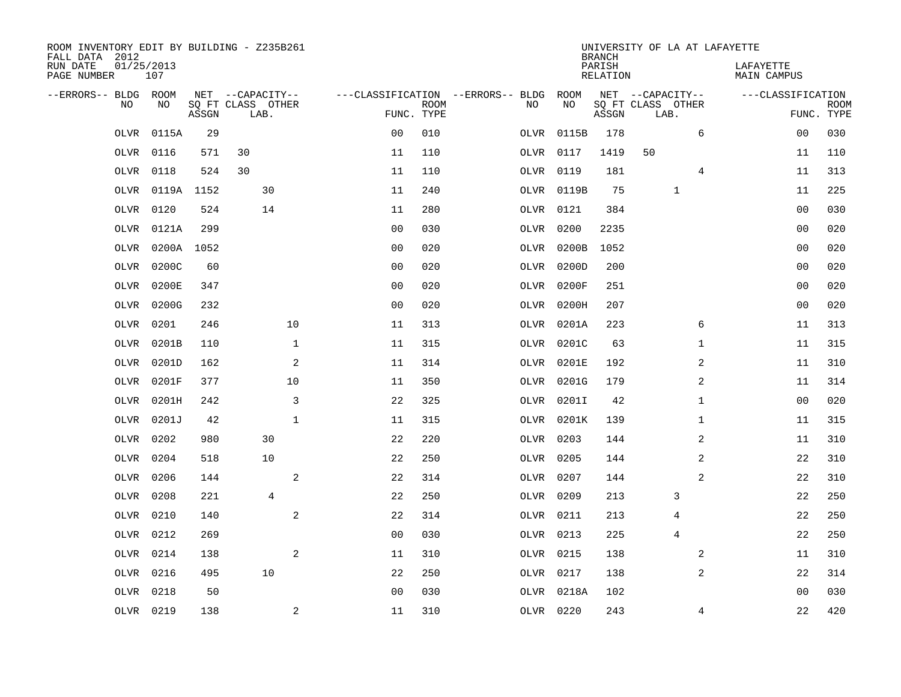ROOM INVENTORY EDIT BY BUILDING - Z235B261
FALL DATA 2012
RUN DATE 01/25/2013

UNIVERSITY OF LA AT LAFAYETTE
BRANCH
PARISH LAFAYETTE
RELATION MAIN CAMPUS

| --ERRORS-- | BLDG NO | ROOM NO | NET SQ FT ASSGN | CAPACITY CLASS | CAPACITY LAB. | CAPACITY OTHER | CLASSIFICATION FUNC. | ROOM TYPE | --ERRORS-- | BLDG NO | ROOM NO | NET SQ FT ASSGN | CAPACITY CLASS | CAPACITY LAB. | CAPACITY OTHER | CLASSIFICATION FUNC. | ROOM TYPE |
|---|---|---|---|---|---|---|---|---|---|---|---|---|---|---|---|---|---|
| | OLVR | 0115A | 29 | | | | 00 | 010 | | OLVR | 0115B | 178 | | | 6 | 00 | 030 |
| | OLVR | 0116 | 571 | 30 | | | 11 | 110 | | OLVR | 0117 | 1419 | 50 | | | 11 | 110 |
| | OLVR | 0118 | 524 | 30 | | | 11 | 110 | | OLVR | 0119 | 181 | | | 4 | 11 | 313 |
| | OLVR | 0119A | 1152 | | 30 | | 11 | 240 | | OLVR | 0119B | 75 | | 1 | | 11 | 225 |
| | OLVR | 0120 | 524 | | 14 | | 11 | 280 | | OLVR | 0121 | 384 | | | | 00 | 030 |
| | OLVR | 0121A | 299 | | | | 00 | 030 | | OLVR | 0200 | 2235 | | | | 00 | 020 |
| | OLVR | 0200A | 1052 | | | | 00 | 020 | | OLVR | 0200B | 1052 | | | | 00 | 020 |
| | OLVR | 0200C | 60 | | | | 00 | 020 | | OLVR | 0200D | 200 | | | | 00 | 020 |
| | OLVR | 0200E | 347 | | | | 00 | 020 | | OLVR | 0200F | 251 | | | | 00 | 020 |
| | OLVR | 0200G | 232 | | | | 00 | 020 | | OLVR | 0200H | 207 | | | | 00 | 020 |
| | OLVR | 0201 | 246 | | | 10 | 11 | 313 | | OLVR | 0201A | 223 | | | 6 | 11 | 313 |
| | OLVR | 0201B | 110 | | | 1 | 11 | 315 | | OLVR | 0201C | 63 | | | 1 | 11 | 315 |
| | OLVR | 0201D | 162 | | | 2 | 11 | 314 | | OLVR | 0201E | 192 | | | 2 | 11 | 310 |
| | OLVR | 0201F | 377 | | | 10 | 11 | 350 | | OLVR | 0201G | 179 | | | 2 | 11 | 314 |
| | OLVR | 0201H | 242 | | | 3 | 22 | 325 | | OLVR | 0201I | 42 | | | 1 | 00 | 020 |
| | OLVR | 0201J | 42 | | | 1 | 11 | 315 | | OLVR | 0201K | 139 | | | 1 | 11 | 315 |
| | OLVR | 0202 | 980 | | 30 | | 22 | 220 | | OLVR | 0203 | 144 | | | 2 | 11 | 310 |
| | OLVR | 0204 | 518 | | 10 | | 22 | 250 | | OLVR | 0205 | 144 | | | 2 | 22 | 310 |
| | OLVR | 0206 | 144 | | | 2 | 22 | 314 | | OLVR | 0207 | 144 | | | 2 | 22 | 310 |
| | OLVR | 0208 | 221 | | 4 | | 22 | 250 | | OLVR | 0209 | 213 | | 3 | | 22 | 250 |
| | OLVR | 0210 | 140 | | | 2 | 22 | 314 | | OLVR | 0211 | 213 | | 4 | | 22 | 250 |
| | OLVR | 0212 | 269 | | | | 00 | 030 | | OLVR | 0213 | 225 | | 4 | | 22 | 250 |
| | OLVR | 0214 | 138 | | | 2 | 11 | 310 | | OLVR | 0215 | 138 | | | 2 | 11 | 310 |
| | OLVR | 0216 | 495 | | 10 | | 22 | 250 | | OLVR | 0217 | 138 | | | 2 | 22 | 314 |
| | OLVR | 0218 | 50 | | | | 00 | 030 | | OLVR | 0218A | 102 | | | | 00 | 030 |
| | OLVR | 0219 | 138 | | | 2 | 11 | 310 | | OLVR | 0220 | 243 | | | 4 | 22 | 420 |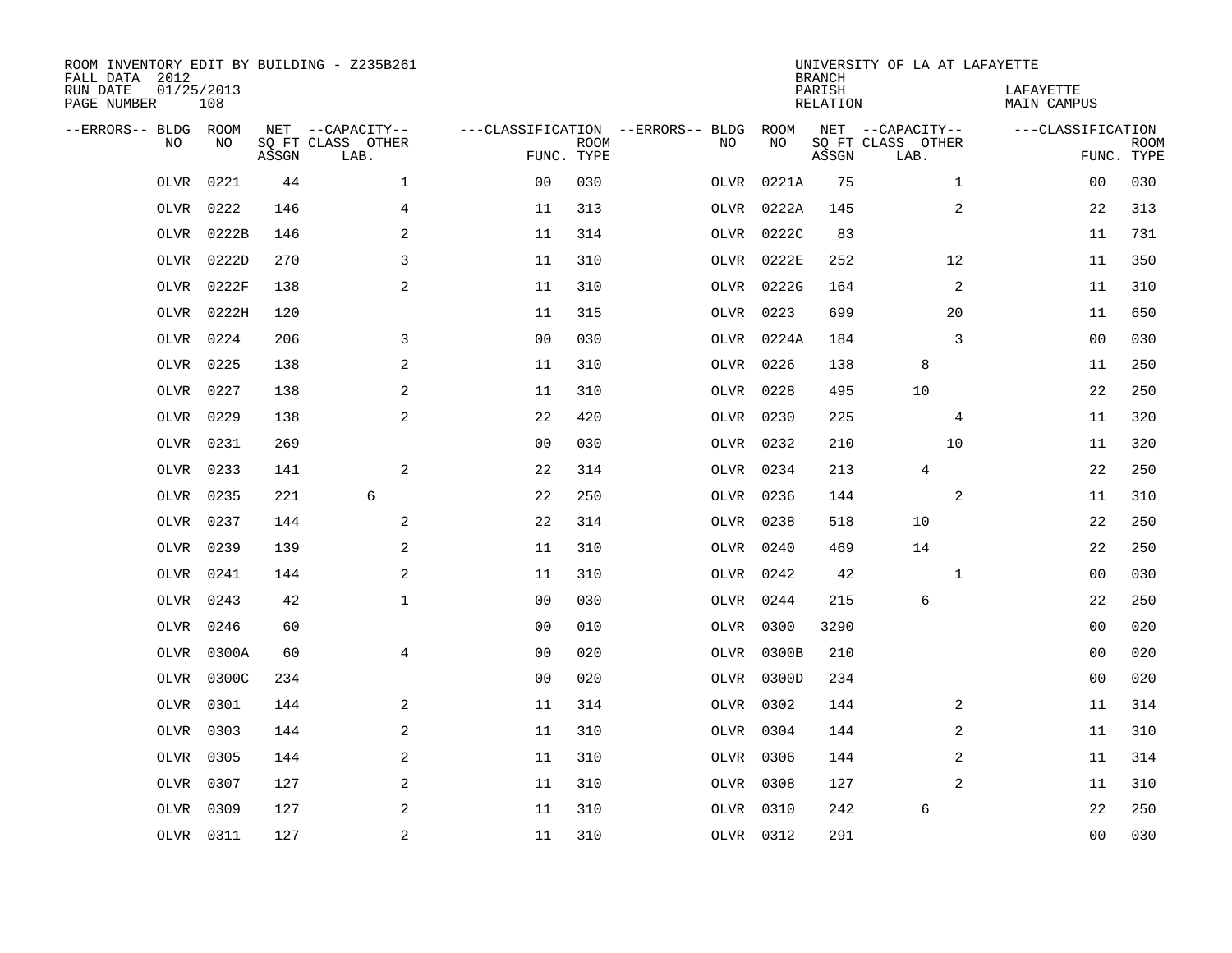ROOM INVENTORY EDIT BY BUILDING - Z235B261
FALL DATA 2012
RUN DATE 01/25/2013
PAGE NUMBER 108

UNIVERSITY OF LA AT LAFAYETTE
BRANCH
PARISH LAFAYETTE
RELATION MAIN CAMPUS

| --ERRORS-- | BLDG NO | ROOM NO | NET SQ FT ASSGN | CAPACITY CLASS LAB. | CAPACITY OTHER | CLASSIFICATION FUNC. | ROOM TYPE | --ERRORS-- | BLDG NO | ROOM NO | NET SQ FT ASSGN | CAPACITY CLASS LAB. | CAPACITY OTHER | CLASSIFICATION FUNC. | ROOM TYPE |
|---|---|---|---|---|---|---|---|---|---|---|---|---|---|---|---|
| | OLVR | 0221 | 44 | | 1 | 00 | 030 | | OLVR | 0221A | 75 | | 1 | 00 | 030 |
| | OLVR | 0222 | 146 | | 4 | 11 | 313 | | OLVR | 0222A | 145 | | 2 | 22 | 313 |
| | OLVR | 0222B | 146 | | 2 | 11 | 314 | | OLVR | 0222C | 83 | | | 11 | 731 |
| | OLVR | 0222D | 270 | | 3 | 11 | 310 | | OLVR | 0222E | 252 | | 12 | 11 | 350 |
| | OLVR | 0222F | 138 | | 2 | 11 | 310 | | OLVR | 0222G | 164 | | 2 | 11 | 310 |
| | OLVR | 0222H | 120 | | | 11 | 315 | | OLVR | 0223 | 699 | | 20 | 11 | 650 |
| | OLVR | 0224 | 206 | | 3 | 00 | 030 | | OLVR | 0224A | 184 | | 3 | 00 | 030 |
| | OLVR | 0225 | 138 | | 2 | 11 | 310 | | OLVR | 0226 | 138 | 8 | | 11 | 250 |
| | OLVR | 0227 | 138 | | 2 | 11 | 310 | | OLVR | 0228 | 495 | 10 | | 22 | 250 |
| | OLVR | 0229 | 138 | | 2 | 22 | 420 | | OLVR | 0230 | 225 | | 4 | 11 | 320 |
| | OLVR | 0231 | 269 | | | 00 | 030 | | OLVR | 0232 | 210 | | 10 | 11 | 320 |
| | OLVR | 0233 | 141 | | 2 | 22 | 314 | | OLVR | 0234 | 213 | 4 | | 22 | 250 |
| | OLVR | 0235 | 221 | 6 | | 22 | 250 | | OLVR | 0236 | 144 | | 2 | 11 | 310 |
| | OLVR | 0237 | 144 | | 2 | 22 | 314 | | OLVR | 0238 | 518 | 10 | | 22 | 250 |
| | OLVR | 0239 | 139 | | 2 | 11 | 310 | | OLVR | 0240 | 469 | 14 | | 22 | 250 |
| | OLVR | 0241 | 144 | | 2 | 11 | 310 | | OLVR | 0242 | 42 | | 1 | 00 | 030 |
| | OLVR | 0243 | 42 | | 1 | 00 | 030 | | OLVR | 0244 | 215 | 6 | | 22 | 250 |
| | OLVR | 0246 | 60 | | | 00 | 010 | | OLVR | 0300 | 3290 | | | 00 | 020 |
| | OLVR | 0300A | 60 | | 4 | 00 | 020 | | OLVR | 0300B | 210 | | | 00 | 020 |
| | OLVR | 0300C | 234 | | | 00 | 020 | | OLVR | 0300D | 234 | | | 00 | 020 |
| | OLVR | 0301 | 144 | | 2 | 11 | 314 | | OLVR | 0302 | 144 | | 2 | 11 | 314 |
| | OLVR | 0303 | 144 | | 2 | 11 | 310 | | OLVR | 0304 | 144 | | 2 | 11 | 310 |
| | OLVR | 0305 | 144 | | 2 | 11 | 310 | | OLVR | 0306 | 144 | | 2 | 11 | 314 |
| | OLVR | 0307 | 127 | | 2 | 11 | 310 | | OLVR | 0308 | 127 | | 2 | 11 | 310 |
| | OLVR | 0309 | 127 | | 2 | 11 | 310 | | OLVR | 0310 | 242 | 6 | | 22 | 250 |
| | OLVR | 0311 | 127 | | 2 | 11 | 310 | | OLVR | 0312 | 291 | | | 00 | 030 |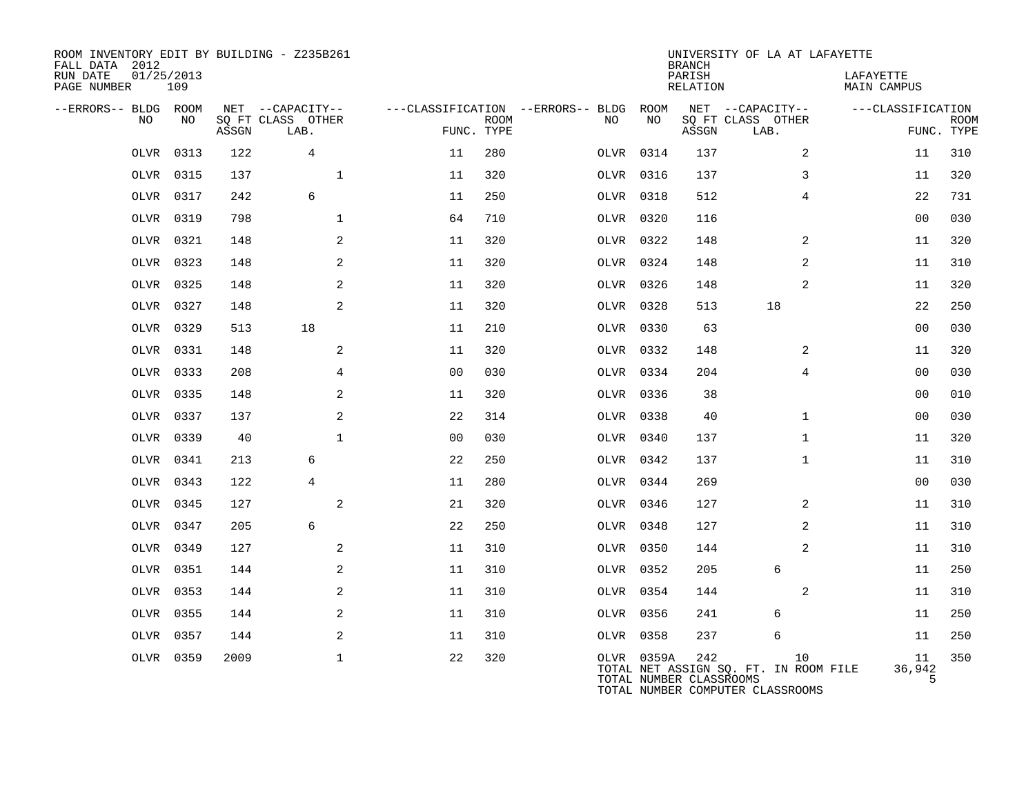ROOM INVENTORY EDIT BY BUILDING - Z235B261
FALL DATA 2012
RUN DATE 01/25/2013
PAGE NUMBER 109

UNIVERSITY OF LA AT LAFAYETTE
BRANCH
PARISH LAFAYETTE
RELATION MAIN CAMPUS

| --ERRORS-- | BLDG NO | ROOM NO | NET SQ FT ASSGN | --CAPACITY-- CLASS LAB. | OTHER | ---CLASSIFICATION FUNC. | ROOM TYPE | --ERRORS-- | BLDG NO | ROOM NO | NET SQ FT ASSGN | --CAPACITY-- CLASS LAB. | OTHER | ---CLASSIFICATION FUNC. | ROOM TYPE |
|---|---|---|---|---|---|---|---|---|---|---|---|---|---|---|---|
| | OLVR | 0313 | 122 | 4 | | 11 | 280 | | OLVR | 0314 | 137 | | 2 | 11 | 310 |
| | OLVR | 0315 | 137 | | 1 | 11 | 320 | | OLVR | 0316 | 137 | | 3 | 11 | 320 |
| | OLVR | 0317 | 242 | 6 | | 11 | 250 | | OLVR | 0318 | 512 | | 4 | 22 | 731 |
| | OLVR | 0319 | 798 | | 1 | 64 | 710 | | OLVR | 0320 | 116 | | | 00 | 030 |
| | OLVR | 0321 | 148 | | 2 | 11 | 320 | | OLVR | 0322 | 148 | | 2 | 11 | 320 |
| | OLVR | 0323 | 148 | | 2 | 11 | 320 | | OLVR | 0324 | 148 | | 2 | 11 | 310 |
| | OLVR | 0325 | 148 | | 2 | 11 | 320 | | OLVR | 0326 | 148 | | 2 | 11 | 320 |
| | OLVR | 0327 | 148 | | 2 | 11 | 320 | | OLVR | 0328 | 513 | 18 | | 22 | 250 |
| | OLVR | 0329 | 513 | 18 | | 11 | 210 | | OLVR | 0330 | 63 | | | 00 | 030 |
| | OLVR | 0331 | 148 | | 2 | 11 | 320 | | OLVR | 0332 | 148 | | 2 | 11 | 320 |
| | OLVR | 0333 | 208 | | 4 | 00 | 030 | | OLVR | 0334 | 204 | | 4 | 00 | 030 |
| | OLVR | 0335 | 148 | | 2 | 11 | 320 | | OLVR | 0336 | 38 | | | 00 | 010 |
| | OLVR | 0337 | 137 | | 2 | 22 | 314 | | OLVR | 0338 | 40 | | 1 | 00 | 030 |
| | OLVR | 0339 | 40 | | 1 | 00 | 030 | | OLVR | 0340 | 137 | | 1 | 11 | 320 |
| | OLVR | 0341 | 213 | 6 | | 22 | 250 | | OLVR | 0342 | 137 | | 1 | 11 | 310 |
| | OLVR | 0343 | 122 | 4 | | 11 | 280 | | OLVR | 0344 | 269 | | | 00 | 030 |
| | OLVR | 0345 | 127 | | 2 | 21 | 320 | | OLVR | 0346 | 127 | | 2 | 11 | 310 |
| | OLVR | 0347 | 205 | 6 | | 22 | 250 | | OLVR | 0348 | 127 | | 2 | 11 | 310 |
| | OLVR | 0349 | 127 | | 2 | 11 | 310 | | OLVR | 0350 | 144 | | 2 | 11 | 310 |
| | OLVR | 0351 | 144 | | 2 | 11 | 310 | | OLVR | 0352 | 205 | 6 | | 11 | 250 |
| | OLVR | 0353 | 144 | | 2 | 11 | 310 | | OLVR | 0354 | 144 | | 2 | 11 | 310 |
| | OLVR | 0355 | 144 | | 2 | 11 | 310 | | OLVR | 0356 | 241 | 6 | | 11 | 250 |
| | OLVR | 0357 | 144 | | 2 | 11 | 310 | | OLVR | 0358 | 237 | 6 | | 11 | 250 |
| | OLVR | 0359 | 2009 | | 1 | 22 | 320 | | OLVR | 0359A | 242 | 10 | | 11 | 350 |

TOTAL NET ASSIGN SQ. FT. IN ROOM FILE 36,942
TOTAL NUMBER CLASSROOMS 5
TOTAL NUMBER COMPUTER CLASSROOMS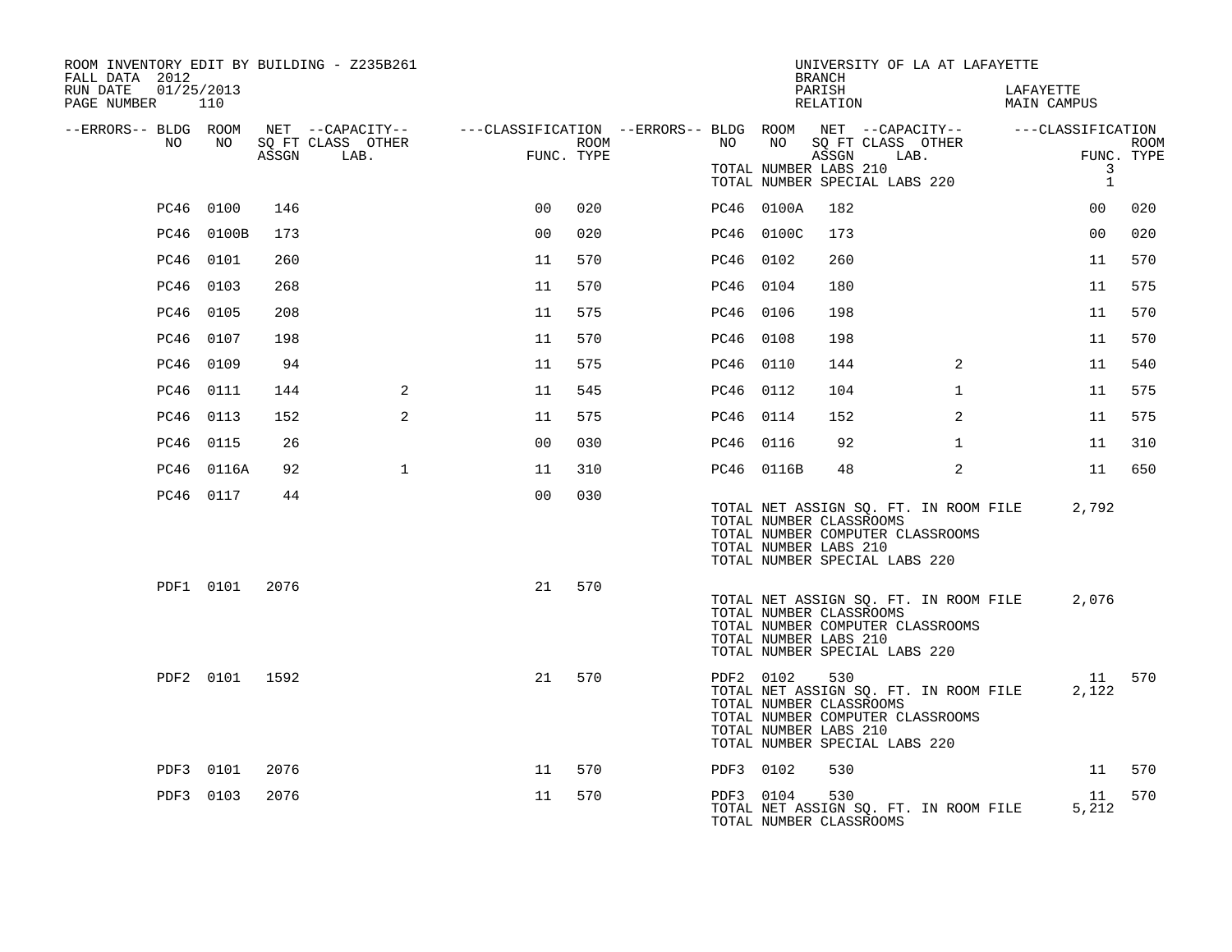ROOM INVENTORY EDIT BY BUILDING - Z235B261
FALL DATA 2012
RUN DATE 01/25/2013
PAGE NUMBER 110

UNIVERSITY OF LA AT LAFAYETTE
BRANCH
PARISH LAFAYETTE
RELATION MAIN CAMPUS

| --ERRORS-- | BLDG NO | ROOM NO | NET ASSGN SQ FT | CAPACITY CLASS | CAPACITY OTHER LAB. | CLASSIFICATION FUNC. | ROOM TYPE | --ERRORS-- | BLDG NO | ROOM NO | NET ASSGN SQ FT | CAPACITY CLASS | CAPACITY OTHER LAB. | CLASSIFICATION FUNC. | ROOM TYPE |
|---|---|---|---|---|---|---|---|---|---|---|---|---|---|---|---|
| | | | | | | | | | TOTAL NUMBER LABS 210 | | | | | 3 | |
| | | | | | | | | | TOTAL NUMBER SPECIAL LABS 220 | | | | | 1 | |
| | PC46 | 0100 | 146 | | | 00 | 020 | | PC46 | 0100A | 182 | | | 00 | 020 |
| | PC46 | 0100B | 173 | | | 00 | 020 | | PC46 | 0100C | 173 | | | 00 | 020 |
| | PC46 | 0101 | 260 | | | 11 | 570 | | PC46 | 0102 | 260 | | | 11 | 570 |
| | PC46 | 0103 | 268 | | | 11 | 570 | | PC46 | 0104 | 180 | | | 11 | 575 |
| | PC46 | 0105 | 208 | | | 11 | 575 | | PC46 | 0106 | 198 | | | 11 | 570 |
| | PC46 | 0107 | 198 | | | 11 | 570 | | PC46 | 0108 | 198 | | | 11 | 570 |
| | PC46 | 0109 | 94 | | | 11 | 575 | | PC46 | 0110 | 144 | | 2 | 11 | 540 |
| | PC46 | 0111 | 144 | | 2 | 11 | 545 | | PC46 | 0112 | 104 | | 1 | 11 | 575 |
| | PC46 | 0113 | 152 | | 2 | 11 | 575 | | PC46 | 0114 | 152 | | 2 | 11 | 575 |
| | PC46 | 0115 | 26 | | | 00 | 030 | | PC46 | 0116 | 92 | | 1 | 11 | 310 |
| | PC46 | 0116A | 92 | | 1 | 11 | 310 | | PC46 | 0116B | 48 | | 2 | 11 | 650 |
| | PC46 | 0117 | 44 | | | 00 | 030 | | | | | | | | |
| | | | | | | | | | TOTAL NET ASSIGN SQ. FT. IN ROOM FILE | | | | | 2,792 | |
| | | | | | | | | | TOTAL NUMBER CLASSROOMS | | | | | | |
| | | | | | | | | | TOTAL NUMBER COMPUTER CLASSROOMS | | | | | | |
| | | | | | | | | | TOTAL NUMBER LABS 210 | | | | | | |
| | | | | | | | | | TOTAL NUMBER SPECIAL LABS 220 | | | | | | |
| | PDF1 | 0101 | 2076 | | | 21 | 570 | | | | | | | | |
| | | | | | | | | | TOTAL NET ASSIGN SQ. FT. IN ROOM FILE | | | | | 2,076 | |
| | | | | | | | | | TOTAL NUMBER CLASSROOMS | | | | | | |
| | | | | | | | | | TOTAL NUMBER COMPUTER CLASSROOMS | | | | | | |
| | | | | | | | | | TOTAL NUMBER LABS 210 | | | | | | |
| | | | | | | | | | TOTAL NUMBER SPECIAL LABS 220 | | | | | | |
| | PDF2 | 0101 | 1592 | | | 21 | 570 | | PDF2 | 0102 | 530 | | | 11 | 570 |
| | | | | | | | | | TOTAL NET ASSIGN SQ. FT. IN ROOM FILE | | | | | 2,122 | |
| | | | | | | | | | TOTAL NUMBER CLASSROOMS | | | | | | |
| | | | | | | | | | TOTAL NUMBER COMPUTER CLASSROOMS | | | | | | |
| | | | | | | | | | TOTAL NUMBER LABS 210 | | | | | | |
| | | | | | | | | | TOTAL NUMBER SPECIAL LABS 220 | | | | | | |
| | PDF3 | 0101 | 2076 | | | 11 | 570 | | PDF3 | 0102 | 530 | | | 11 | 570 |
| | PDF3 | 0103 | 2076 | | | 11 | 570 | | PDF3 | 0104 | 530 | | | 11 | 570 |
| | | | | | | | | | TOTAL NET ASSIGN SQ. FT. IN ROOM FILE | | | | | 5,212 | |
| | | | | | | | | | TOTAL NUMBER CLASSROOMS | | | | | | |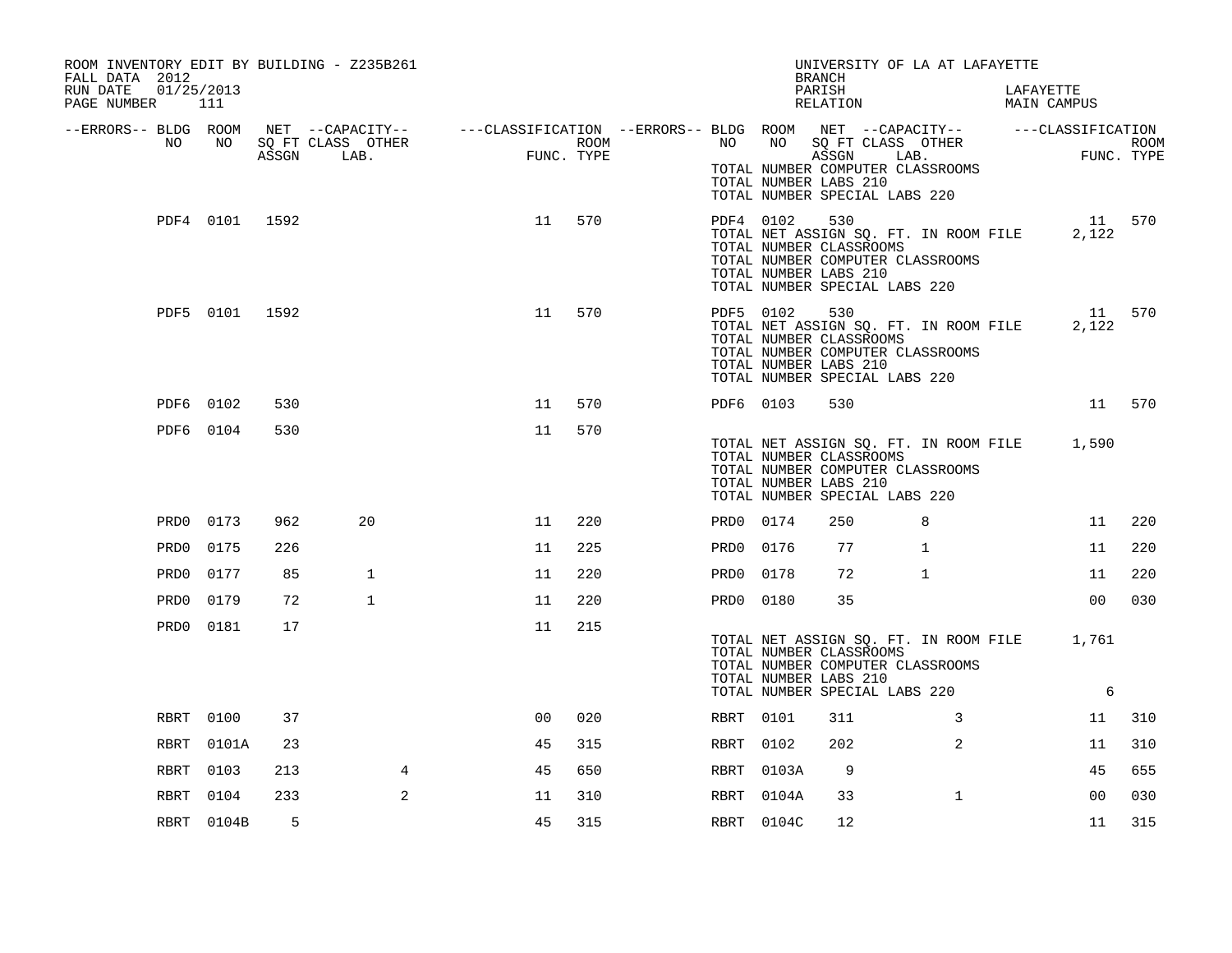ROOM INVENTORY EDIT BY BUILDING - Z235B261
FALL DATA 2012
RUN DATE 01/25/2013

UNIVERSITY OF LA AT LAFAYETTE
BRANCH
PARISH LAFAYETTE
RELATION MAIN CAMPUS

| --ERRORS-- | BLDG NO | ROOM NO | NET SQ FT ASSGN | --CAPACITY-- CLASS | LAB. | OTHER | ---CLASSIFICATION FUNC. | ROOM TYPE | --ERRORS-- | BLDG NO | ROOM NO | NET SQ FT ASSGN | --CAPACITY-- CLASS | LAB. | OTHER | ---CLASSIFICATION FUNC. | ROOM TYPE |
|---|---|---|---|---|---|---|---|---|---|---|---|---|---|---|---|---|---|
| | | | | | | | | | | TOTAL NUMBER COMPUTER CLASSROOMS | | | | | | | |
| | | | | | | | | | | TOTAL NUMBER LABS 210 | | | | | | | |
| | | | | | | | | | | TOTAL NUMBER SPECIAL LABS 220 | | | | | | | |
| | PDF4 | 0101 | 1592 | | | | 11 | 570 | | PDF4 | 0102 | 530 | | | | 11 | 570 |
| | | | | | | | | | | TOTAL NET ASSIGN SQ. FT. IN ROOM FILE | | | | | | 2,122 | |
| | | | | | | | | | | TOTAL NUMBER CLASSROOMS | | | | | | | |
| | | | | | | | | | | TOTAL NUMBER COMPUTER CLASSROOMS | | | | | | | |
| | | | | | | | | | | TOTAL NUMBER LABS 210 | | | | | | | |
| | | | | | | | | | | TOTAL NUMBER SPECIAL LABS 220 | | | | | | | |
| | PDF5 | 0101 | 1592 | | | | 11 | 570 | | PDF5 | 0102 | 530 | | | | 11 | 570 |
| | | | | | | | | | | TOTAL NET ASSIGN SQ. FT. IN ROOM FILE | | | | | | 2,122 | |
| | | | | | | | | | | TOTAL NUMBER CLASSROOMS | | | | | | | |
| | | | | | | | | | | TOTAL NUMBER COMPUTER CLASSROOMS | | | | | | | |
| | | | | | | | | | | TOTAL NUMBER LABS 210 | | | | | | | |
| | | | | | | | | | | TOTAL NUMBER SPECIAL LABS 220 | | | | | | | |
| | PDF6 | 0102 | 530 | | | | 11 | 570 | | PDF6 | 0103 | 530 | | | | 11 | 570 |
| | PDF6 | 0104 | 530 | | | | 11 | 570 | | | | | | | | | |
| | | | | | | | | | | TOTAL NET ASSIGN SQ. FT. IN ROOM FILE | | | | | | 1,590 | |
| | | | | | | | | | | TOTAL NUMBER CLASSROOMS | | | | | | | |
| | | | | | | | | | | TOTAL NUMBER COMPUTER CLASSROOMS | | | | | | | |
| | | | | | | | | | | TOTAL NUMBER LABS 210 | | | | | | | |
| | | | | | | | | | | TOTAL NUMBER SPECIAL LABS 220 | | | | | | | |
| | PRD0 | 0173 | 962 | 20 | | | 11 | 220 | | PRD0 | 0174 | 250 | 8 | | | 11 | 220 |
| | PRD0 | 0175 | 226 | | | | 11 | 225 | | PRD0 | 0176 | 77 | 1 | | | 11 | 220 |
| | PRD0 | 0177 | 85 | 1 | | | 11 | 220 | | PRD0 | 0178 | 72 | 1 | | | 11 | 220 |
| | PRD0 | 0179 | 72 | 1 | | | 11 | 220 | | PRD0 | 0180 | 35 | | | | 00 | 030 |
| | PRD0 | 0181 | 17 | | | | 11 | 215 | | | | | | | | | |
| | | | | | | | | | | TOTAL NET ASSIGN SQ. FT. IN ROOM FILE | | | | | | 1,761 | |
| | | | | | | | | | | TOTAL NUMBER CLASSROOMS | | | | | | | |
| | | | | | | | | | | TOTAL NUMBER COMPUTER CLASSROOMS | | | | | | | |
| | | | | | | | | | | TOTAL NUMBER LABS 210 | | | | | | | |
| | | | | | | | | | | TOTAL NUMBER SPECIAL LABS 220 | | | | | | 6 | |
| | RBRT | 0100 | 37 | | | | 00 | 020 | | RBRT | 0101 | 311 | | 3 | | 11 | 310 |
| | RBRT | 0101A | 23 | | | | 45 | 315 | | RBRT | 0102 | 202 | | 2 | | 11 | 310 |
| | RBRT | 0103 | 213 | | 4 | | 45 | 650 | | RBRT | 0103A | 9 | | | | 45 | 655 |
| | RBRT | 0104 | 233 | | 2 | | 11 | 310 | | RBRT | 0104A | 33 | | 1 | | 00 | 030 |
| | RBRT | 0104B | 5 | | | | 45 | 315 | | RBRT | 0104C | 12 | | | | 11 | 315 |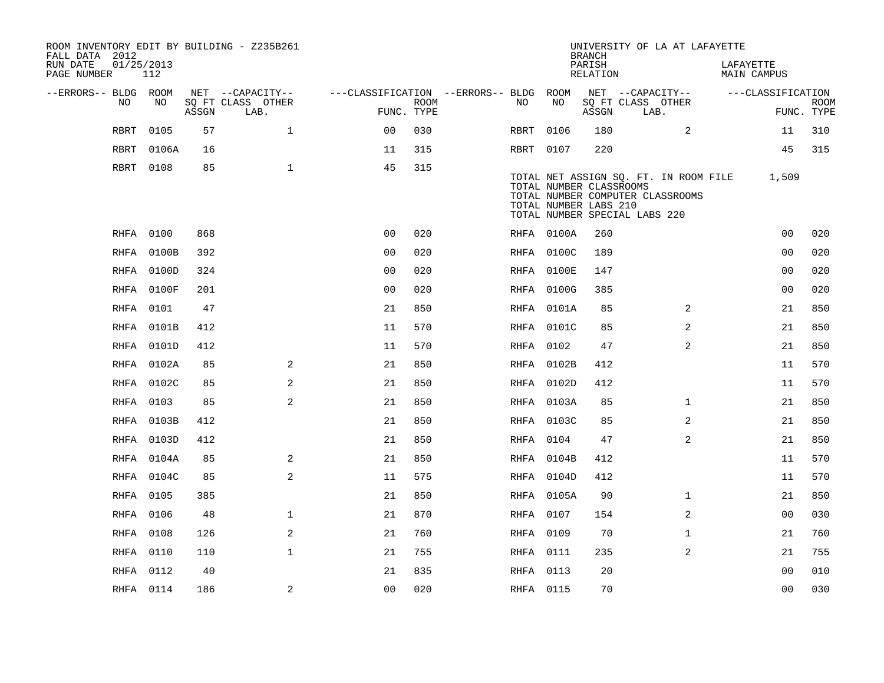ROOM INVENTORY EDIT BY BUILDING - Z235B261
FALL DATA 2012
RUN DATE 01/25/2013
PAGE NUMBER 112

UNIVERSITY OF LA AT LAFAYETTE
BRANCH
PARISH LAFAYETTE
RELATION MAIN CAMPUS

| --ERRORS-- | BLDG NO | ROOM NO | NET SQ FT ASSGN | CAPACITY CLASS LAB. | CAPACITY OTHER | CLASSIFICATION FUNC. | ROOM TYPE | --ERRORS-- | BLDG NO | ROOM NO | NET SQ FT ASSGN | CAPACITY CLASS LAB. | CAPACITY OTHER | CLASSIFICATION FUNC. | ROOM TYPE |
|---|---|---|---|---|---|---|---|---|---|---|---|---|---|---|---|
| | RBRT | 0105 | 57 | | 1 | 00 | 030 | | RBRT | 0106 | 180 | | 2 | 11 | 310 |
| | RBRT | 0106A | 16 | | | 11 | 315 | | RBRT | 0107 | 220 | | | 45 | 315 |
| | RBRT | 0108 | 85 | | 1 | 45 | 315 | | | | | | | | |

TOTAL NET ASSIGN SQ. FT. IN ROOM FILE 1,509
TOTAL NUMBER CLASSROOMS
TOTAL NUMBER COMPUTER CLASSROOMS
TOTAL NUMBER LABS 210
TOTAL NUMBER SPECIAL LABS 220

| --ERRORS-- | BLDG NO | ROOM NO | NET SQ FT ASSGN | CAPACITY CLASS LAB. | CAPACITY OTHER | CLASSIFICATION FUNC. | ROOM TYPE | --ERRORS-- | BLDG NO | ROOM NO | NET SQ FT ASSGN | CAPACITY CLASS LAB. | CAPACITY OTHER | CLASSIFICATION FUNC. | ROOM TYPE |
|---|---|---|---|---|---|---|---|---|---|---|---|---|---|---|---|
| | RHFA | 0100 | 868 | | | 00 | 020 | | RHFA | 0100A | 260 | | | 00 | 020 |
| | RHFA | 0100B | 392 | | | 00 | 020 | | RHFA | 0100C | 189 | | | 00 | 020 |
| | RHFA | 0100D | 324 | | | 00 | 020 | | RHFA | 0100E | 147 | | | 00 | 020 |
| | RHFA | 0100F | 201 | | | 00 | 020 | | RHFA | 0100G | 385 | | | 00 | 020 |
| | RHFA | 0101 | 47 | | | 21 | 850 | | RHFA | 0101A | 85 | | 2 | 21 | 850 |
| | RHFA | 0101B | 412 | | | 11 | 570 | | RHFA | 0101C | 85 | | 2 | 21 | 850 |
| | RHFA | 0101D | 412 | | | 11 | 570 | | RHFA | 0102 | 47 | | 2 | 21 | 850 |
| | RHFA | 0102A | 85 | | 2 | 21 | 850 | | RHFA | 0102B | 412 | | | 11 | 570 |
| | RHFA | 0102C | 85 | | 2 | 21 | 850 | | RHFA | 0102D | 412 | | | 11 | 570 |
| | RHFA | 0103 | 85 | | 2 | 21 | 850 | | RHFA | 0103A | 85 | | 1 | 21 | 850 |
| | RHFA | 0103B | 412 | | | 21 | 850 | | RHFA | 0103C | 85 | | 2 | 21 | 850 |
| | RHFA | 0103D | 412 | | | 21 | 850 | | RHFA | 0104 | 47 | | 2 | 21 | 850 |
| | RHFA | 0104A | 85 | | 2 | 21 | 850 | | RHFA | 0104B | 412 | | | 11 | 570 |
| | RHFA | 0104C | 85 | | 2 | 11 | 575 | | RHFA | 0104D | 412 | | | 11 | 570 |
| | RHFA | 0105 | 385 | | | 21 | 850 | | RHFA | 0105A | 90 | | 1 | 21 | 850 |
| | RHFA | 0106 | 48 | | 1 | 21 | 870 | | RHFA | 0107 | 154 | | 2 | 00 | 030 |
| | RHFA | 0108 | 126 | | 2 | 21 | 760 | | RHFA | 0109 | 70 | | 1 | 21 | 760 |
| | RHFA | 0110 | 110 | | 1 | 21 | 755 | | RHFA | 0111 | 235 | | 2 | 21 | 755 |
| | RHFA | 0112 | 40 | | | 21 | 835 | | RHFA | 0113 | 20 | | | 00 | 010 |
| | RHFA | 0114 | 186 | | 2 | 00 | 020 | | RHFA | 0115 | 70 | | | 00 | 030 |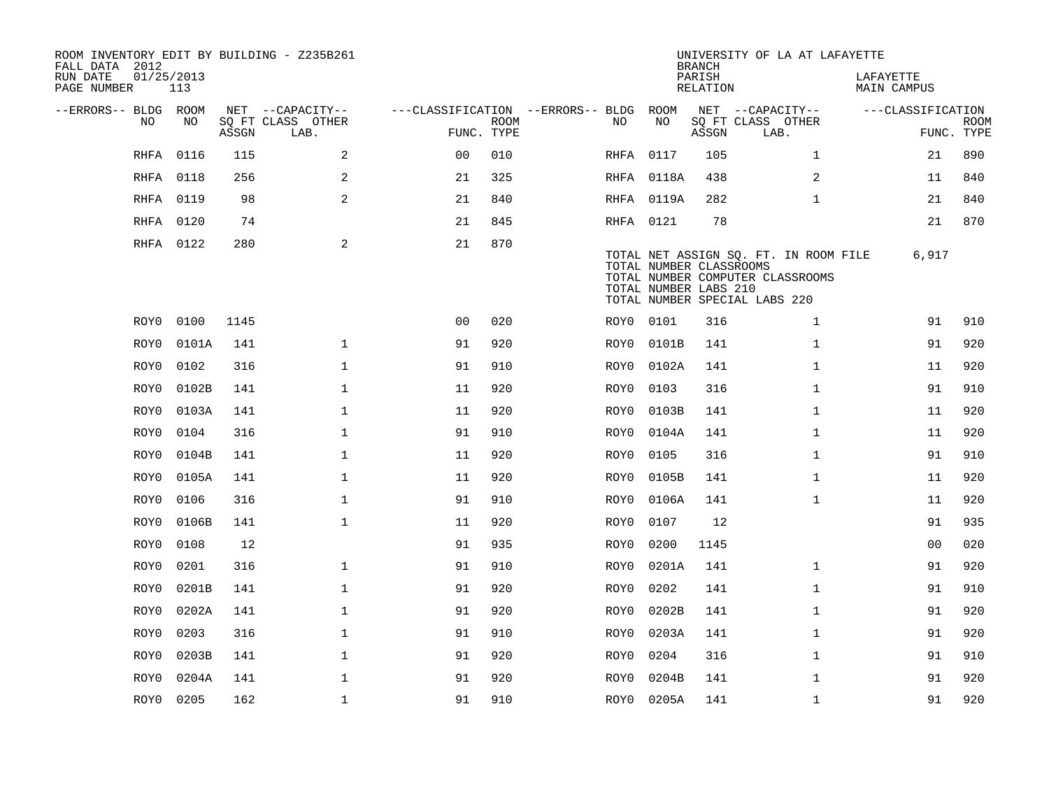ROOM INVENTORY EDIT BY BUILDING - Z235B261
FALL DATA 2012
RUN DATE 01/25/2013
PAGE NUMBER 113

UNIVERSITY OF LA AT LAFAYETTE
BRANCH
PARISH LAFAYETTE
RELATION MAIN CAMPUS

| --ERRORS-- | BLDG NO | ROOM NO | NET SQ FT ASSGN | CAPACITY CLASS LAB. | CAPACITY OTHER | CLASSIFICATION FUNC. | ROOM TYPE | --ERRORS-- | BLDG NO | ROOM NO | NET SQ FT ASSGN | CAPACITY CLASS LAB. | CAPACITY OTHER | CLASSIFICATION FUNC. | ROOM TYPE |
|---|---|---|---|---|---|---|---|---|---|---|---|---|---|---|---|
| | RHFA | 0116 | 115 | | 2 | 00 | 010 | | RHFA | 0117 | 105 | | 1 | 21 | 890 |
| | RHFA | 0118 | 256 | | 2 | 21 | 325 | | RHFA | 0118A | 438 | | 2 | 11 | 840 |
| | RHFA | 0119 | 98 | | 2 | 21 | 840 | | RHFA | 0119A | 282 | | 1 | 21 | 840 |
| | RHFA | 0120 | 74 | | | 21 | 845 | | RHFA | 0121 | 78 | | | 21 | 870 |
| | RHFA | 0122 | 280 | | 2 | 21 | 870 | | | | | | | | |

TOTAL NET ASSIGN SQ. FT. IN ROOM FILE 6,917
TOTAL NUMBER CLASSROOMS
TOTAL NUMBER COMPUTER CLASSROOMS
TOTAL NUMBER LABS 210
TOTAL NUMBER SPECIAL LABS 220

| --ERRORS-- | BLDG NO | ROOM NO | NET SQ FT ASSGN | CAPACITY CLASS LAB. | CAPACITY OTHER | CLASSIFICATION FUNC. | ROOM TYPE | --ERRORS-- | BLDG NO | ROOM NO | NET SQ FT ASSGN | CAPACITY CLASS LAB. | CAPACITY OTHER | CLASSIFICATION FUNC. | ROOM TYPE |
|---|---|---|---|---|---|---|---|---|---|---|---|---|---|---|---|
| | ROY0 | 0100 | 1145 | | | 00 | 020 | | ROY0 | 0101 | 316 | | 1 | 91 | 910 |
| | ROY0 | 0101A | 141 | | 1 | 91 | 920 | | ROY0 | 0101B | 141 | | 1 | 91 | 920 |
| | ROY0 | 0102 | 316 | | 1 | 91 | 910 | | ROY0 | 0102A | 141 | | 1 | 11 | 920 |
| | ROY0 | 0102B | 141 | | 1 | 11 | 920 | | ROY0 | 0103 | 316 | | 1 | 91 | 910 |
| | ROY0 | 0103A | 141 | | 1 | 11 | 920 | | ROY0 | 0103B | 141 | | 1 | 11 | 920 |
| | ROY0 | 0104 | 316 | | 1 | 91 | 910 | | ROY0 | 0104A | 141 | | 1 | 11 | 920 |
| | ROY0 | 0104B | 141 | | 1 | 11 | 920 | | ROY0 | 0105 | 316 | | 1 | 91 | 910 |
| | ROY0 | 0105A | 141 | | 1 | 11 | 920 | | ROY0 | 0105B | 141 | | 1 | 11 | 920 |
| | ROY0 | 0106 | 316 | | 1 | 91 | 910 | | ROY0 | 0106A | 141 | | 1 | 11 | 920 |
| | ROY0 | 0106B | 141 | | 1 | 11 | 920 | | ROY0 | 0107 | 12 | | | 91 | 935 |
| | ROY0 | 0108 | 12 | | | 91 | 935 | | ROY0 | 0200 | 1145 | | | 00 | 020 |
| | ROY0 | 0201 | 316 | | 1 | 91 | 910 | | ROY0 | 0201A | 141 | | 1 | 91 | 920 |
| | ROY0 | 0201B | 141 | | 1 | 91 | 920 | | ROY0 | 0202 | 141 | | 1 | 91 | 910 |
| | ROY0 | 0202A | 141 | | 1 | 91 | 920 | | ROY0 | 0202B | 141 | | 1 | 91 | 920 |
| | ROY0 | 0203 | 316 | | 1 | 91 | 910 | | ROY0 | 0203A | 141 | | 1 | 91 | 920 |
| | ROY0 | 0203B | 141 | | 1 | 91 | 920 | | ROY0 | 0204 | 316 | | 1 | 91 | 910 |
| | ROY0 | 0204A | 141 | | 1 | 91 | 920 | | ROY0 | 0204B | 141 | | 1 | 91 | 920 |
| | ROY0 | 0205 | 162 | | 1 | 91 | 910 | | ROY0 | 0205A | 141 | | 1 | 91 | 920 |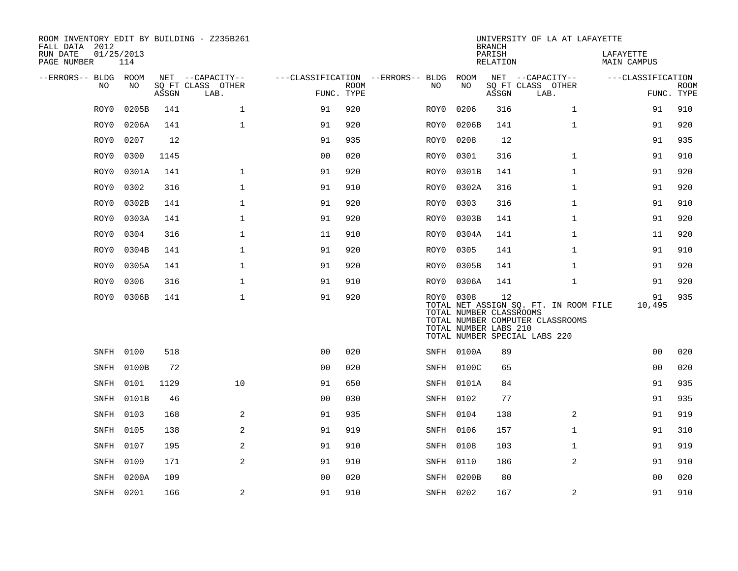ROOM INVENTORY EDIT BY BUILDING - Z235B261
FALL DATA 2012
RUN DATE 01/25/2013
PAGE NUMBER 114

UNIVERSITY OF LA AT LAFAYETTE
BRANCH
PARISH LAFAYETTE
RELATION MAIN CAMPUS

| --ERRORS-- | BLDG NO | ROOM NO | NET SQ FT ASSGN | --CAPACITY-- CLASS LAB. | OTHER | ---CLASSIFICATION FUNC. | ROOM TYPE | --ERRORS-- | BLDG NO | ROOM NO | NET SQ FT ASSGN | --CAPACITY-- CLASS LAB. | OTHER | ---CLASSIFICATION FUNC. | ROOM TYPE |
|---|---|---|---|---|---|---|---|---|---|---|---|---|---|---|---|
| | ROY0 | 0205B | 141 | | 1 | 91 | 920 | | ROY0 | 0206 | 316 | | 1 | 91 | 910 |
| | ROY0 | 0206A | 141 | | 1 | 91 | 920 | | ROY0 | 0206B | 141 | | 1 | 91 | 920 |
| | ROY0 | 0207 | 12 | | | 91 | 935 | | ROY0 | 0208 | 12 | | | 91 | 935 |
| | ROY0 | 0300 | 1145 | | | 00 | 020 | | ROY0 | 0301 | 316 | | 1 | 91 | 910 |
| | ROY0 | 0301A | 141 | | 1 | 91 | 920 | | ROY0 | 0301B | 141 | | 1 | 91 | 920 |
| | ROY0 | 0302 | 316 | | 1 | 91 | 910 | | ROY0 | 0302A | 316 | | 1 | 91 | 920 |
| | ROY0 | 0302B | 141 | | 1 | 91 | 920 | | ROY0 | 0303 | 316 | | 1 | 91 | 910 |
| | ROY0 | 0303A | 141 | | 1 | 91 | 920 | | ROY0 | 0303B | 141 | | 1 | 91 | 920 |
| | ROY0 | 0304 | 316 | | 1 | 11 | 910 | | ROY0 | 0304A | 141 | | 1 | 11 | 920 |
| | ROY0 | 0304B | 141 | | 1 | 91 | 920 | | ROY0 | 0305 | 141 | | 1 | 91 | 910 |
| | ROY0 | 0305A | 141 | | 1 | 91 | 920 | | ROY0 | 0305B | 141 | | 1 | 91 | 920 |
| | ROY0 | 0306 | 316 | | 1 | 91 | 910 | | ROY0 | 0306A | 141 | | 1 | 91 | 920 |
| | ROY0 | 0306B | 141 | | 1 | 91 | 920 | | ROY0 | 0308 | 12 | | | 91 | 935 |
| | | | | | | | | | TOTAL NET ASSIGN SQ. FT. IN ROOM FILE | | | | | 10,495 | |
| | | | | | | | | | TOTAL NUMBER CLASSROOMS | | | | | | |
| | | | | | | | | | TOTAL NUMBER COMPUTER CLASSROOMS | | | | | | |
| | | | | | | | | | TOTAL NUMBER LABS 210 | | | | | | |
| | | | | | | | | | TOTAL NUMBER SPECIAL LABS 220 | | | | | | |
| | SNFH | 0100 | 518 | | | 00 | 020 | | SNFH | 0100A | 89 | | | 00 | 020 |
| | SNFH | 0100B | 72 | | | 00 | 020 | | SNFH | 0100C | 65 | | | 00 | 020 |
| | SNFH | 0101 | 1129 | | 10 | 91 | 650 | | SNFH | 0101A | 84 | | | 91 | 935 |
| | SNFH | 0101B | 46 | | | 00 | 030 | | SNFH | 0102 | 77 | | | 91 | 935 |
| | SNFH | 0103 | 168 | | 2 | 91 | 935 | | SNFH | 0104 | 138 | | 2 | 91 | 919 |
| | SNFH | 0105 | 138 | | 2 | 91 | 919 | | SNFH | 0106 | 157 | | 1 | 91 | 310 |
| | SNFH | 0107 | 195 | | 2 | 91 | 910 | | SNFH | 0108 | 103 | | 1 | 91 | 919 |
| | SNFH | 0109 | 171 | | 2 | 91 | 910 | | SNFH | 0110 | 186 | | 2 | 91 | 910 |
| | SNFH | 0200A | 109 | | | 00 | 020 | | SNFH | 0200B | 80 | | | 00 | 020 |
| | SNFH | 0201 | 166 | | 2 | 91 | 910 | | SNFH | 0202 | 167 | | 2 | 91 | 910 |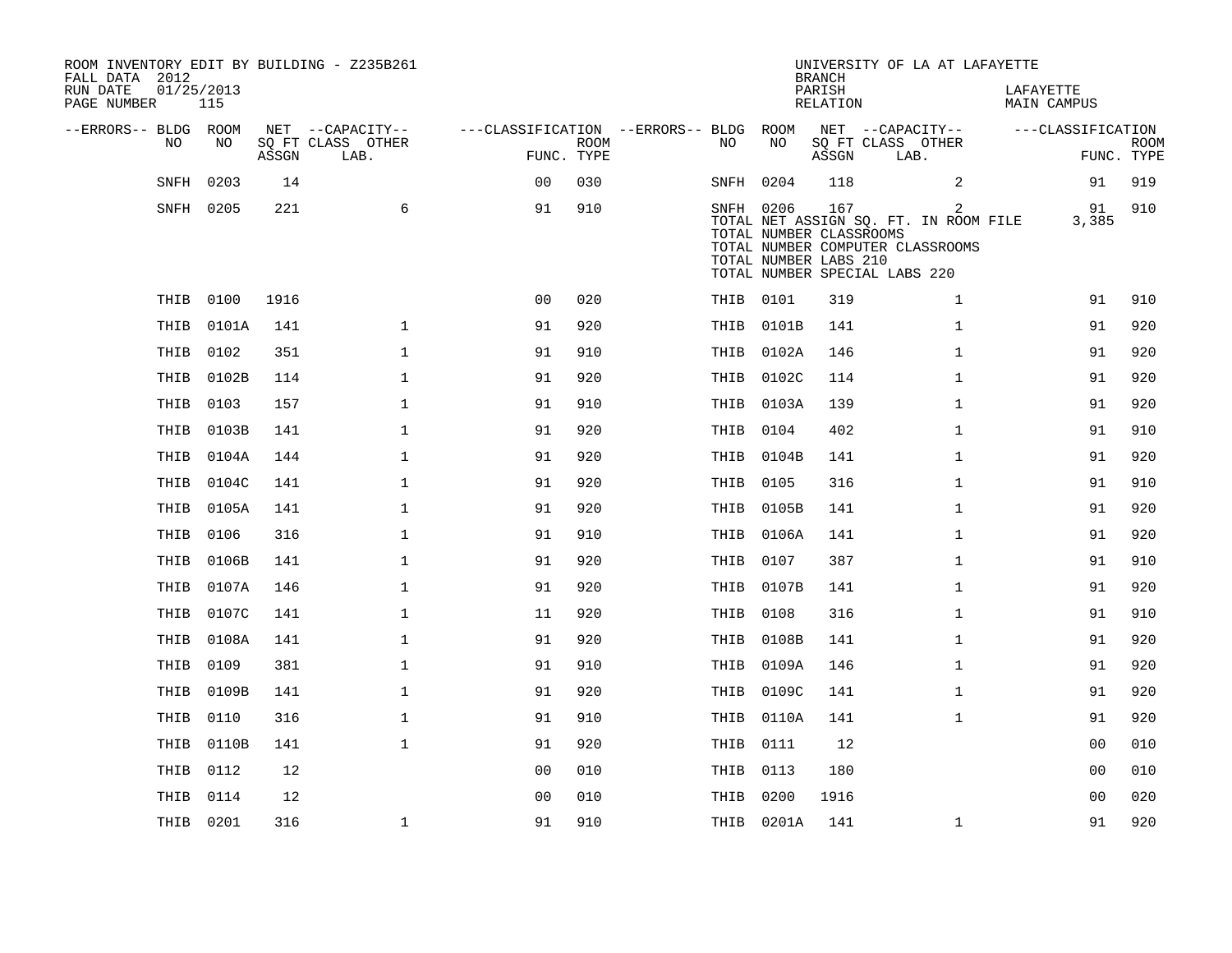ROOM INVENTORY EDIT BY BUILDING - Z235B261
FALL DATA 2012
RUN DATE 01/25/2013
PAGE NUMBER 115

UNIVERSITY OF LA AT LAFAYETTE
BRANCH
PARISH LAFAYETTE
RELATION MAIN CAMPUS

| --ERRORS-- | BLDG NO | ROOM NO | NET SQ FT ASSGN | --CAPACITY-- CLASS LAB. | OTHER | ---CLASSIFICATION FUNC. | ROOM TYPE | --ERRORS-- | BLDG NO | ROOM NO | NET SQ FT ASSGN | --CAPACITY-- CLASS LAB. | OTHER | ---CLASSIFICATION FUNC. | ROOM TYPE |
|---|---|---|---|---|---|---|---|---|---|---|---|---|---|---|---|
| | SNFH | 0203 | 14 | | | 00 | 030 | | SNFH | 0204 | 118 | | 2 | 91 | 919 |
| | SNFH | 0205 | 221 | | 6 | 91 | 910 | | SNFH | 0206 | 167 | | 2 | 91 | 910 |
| | | | | | | | | | TOTAL NET ASSIGN SQ. FT. IN ROOM FILE | | | | | 3,385 | |
| | | | | | | | | | TOTAL NUMBER CLASSROOMS | | | | | | |
| | | | | | | | | | TOTAL NUMBER COMPUTER CLASSROOMS | | | | | | |
| | | | | | | | | | TOTAL NUMBER LABS 210 | | | | | | |
| | | | | | | | | | TOTAL NUMBER SPECIAL LABS 220 | | | | | | |
| | THIB | 0100 | 1916 | | | 00 | 020 | | THIB | 0101 | 319 | | 1 | 91 | 910 |
| | THIB | 0101A | 141 | | 1 | 91 | 920 | | THIB | 0101B | 141 | | 1 | 91 | 920 |
| | THIB | 0102 | 351 | | 1 | 91 | 910 | | THIB | 0102A | 146 | | 1 | 91 | 920 |
| | THIB | 0102B | 114 | | 1 | 91 | 920 | | THIB | 0102C | 114 | | 1 | 91 | 920 |
| | THIB | 0103 | 157 | | 1 | 91 | 910 | | THIB | 0103A | 139 | | 1 | 91 | 920 |
| | THIB | 0103B | 141 | | 1 | 91 | 920 | | THIB | 0104 | 402 | | 1 | 91 | 910 |
| | THIB | 0104A | 144 | | 1 | 91 | 920 | | THIB | 0104B | 141 | | 1 | 91 | 920 |
| | THIB | 0104C | 141 | | 1 | 91 | 920 | | THIB | 0105 | 316 | | 1 | 91 | 910 |
| | THIB | 0105A | 141 | | 1 | 91 | 920 | | THIB | 0105B | 141 | | 1 | 91 | 920 |
| | THIB | 0106 | 316 | | 1 | 91 | 910 | | THIB | 0106A | 141 | | 1 | 91 | 920 |
| | THIB | 0106B | 141 | | 1 | 91 | 920 | | THIB | 0107 | 387 | | 1 | 91 | 910 |
| | THIB | 0107A | 146 | | 1 | 91 | 920 | | THIB | 0107B | 141 | | 1 | 91 | 920 |
| | THIB | 0107C | 141 | | 1 | 11 | 920 | | THIB | 0108 | 316 | | 1 | 91 | 910 |
| | THIB | 0108A | 141 | | 1 | 91 | 920 | | THIB | 0108B | 141 | | 1 | 91 | 920 |
| | THIB | 0109 | 381 | | 1 | 91 | 910 | | THIB | 0109A | 146 | | 1 | 91 | 920 |
| | THIB | 0109B | 141 | | 1 | 91 | 920 | | THIB | 0109C | 141 | | 1 | 91 | 920 |
| | THIB | 0110 | 316 | | 1 | 91 | 910 | | THIB | 0110A | 141 | | 1 | 91 | 920 |
| | THIB | 0110B | 141 | | 1 | 91 | 920 | | THIB | 0111 | 12 | | | 00 | 010 |
| | THIB | 0112 | 12 | | | 00 | 010 | | THIB | 0113 | 180 | | | 00 | 010 |
| | THIB | 0114 | 12 | | | 00 | 010 | | THIB | 0200 | 1916 | | | 00 | 020 |
| | THIB | 0201 | 316 | | 1 | 91 | 910 | | THIB | 0201A | 141 | | 1 | 91 | 920 |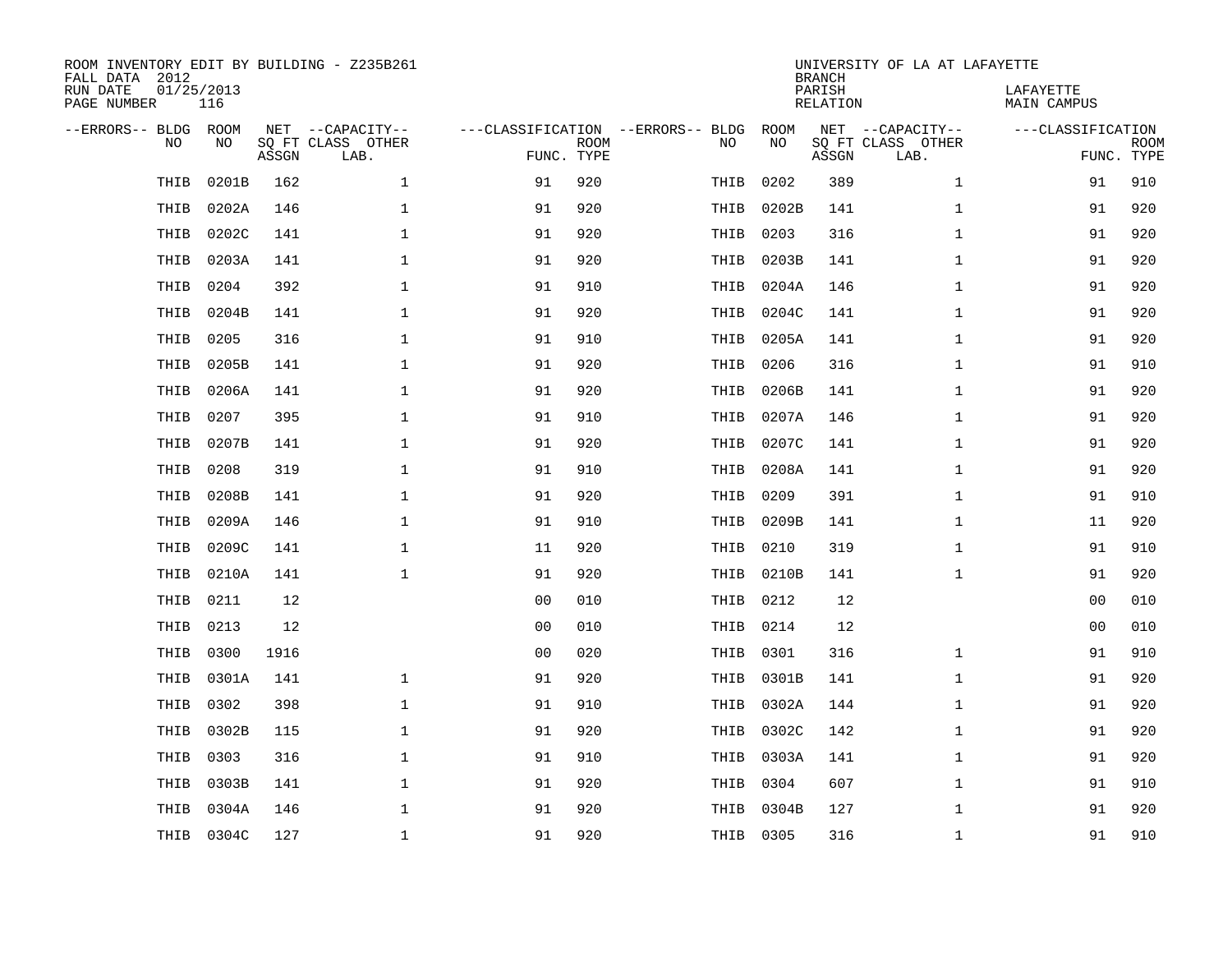ROOM INVENTORY EDIT BY BUILDING - Z235B261
FALL DATA 2012
RUN DATE 01/25/2013
PAGE NUMBER 116

UNIVERSITY OF LA AT LAFAYETTE
BRANCH
PARISH LAFAYETTE
RELATION MAIN CAMPUS

| --ERRORS-- | BLDG NO | ROOM NO | NET SQ FT ASSGN | --CAPACITY-- CLASS LAB. | OTHER | ---CLASSIFICATION FUNC. | ROOM TYPE | --ERRORS-- | BLDG NO | ROOM NO | NET SQ FT ASSGN | --CAPACITY-- CLASS LAB. | OTHER | ---CLASSIFICATION FUNC. | ROOM TYPE |
|---|---|---|---|---|---|---|---|---|---|---|---|---|---|---|---|
| | THIB | 0201B | 162 | | 1 | 91 | 920 | | THIB | 0202 | 389 | | 1 | 91 | 910 |
| | THIB | 0202A | 146 | | 1 | 91 | 920 | | THIB | 0202B | 141 | | 1 | 91 | 920 |
| | THIB | 0202C | 141 | | 1 | 91 | 920 | | THIB | 0203 | 316 | | 1 | 91 | 920 |
| | THIB | 0203A | 141 | | 1 | 91 | 920 | | THIB | 0203B | 141 | | 1 | 91 | 920 |
| | THIB | 0204 | 392 | | 1 | 91 | 910 | | THIB | 0204A | 146 | | 1 | 91 | 920 |
| | THIB | 0204B | 141 | | 1 | 91 | 920 | | THIB | 0204C | 141 | | 1 | 91 | 920 |
| | THIB | 0205 | 316 | | 1 | 91 | 910 | | THIB | 0205A | 141 | | 1 | 91 | 920 |
| | THIB | 0205B | 141 | | 1 | 91 | 920 | | THIB | 0206 | 316 | | 1 | 91 | 910 |
| | THIB | 0206A | 141 | | 1 | 91 | 920 | | THIB | 0206B | 141 | | 1 | 91 | 920 |
| | THIB | 0207 | 395 | | 1 | 91 | 910 | | THIB | 0207A | 146 | | 1 | 91 | 920 |
| | THIB | 0207B | 141 | | 1 | 91 | 920 | | THIB | 0207C | 141 | | 1 | 91 | 920 |
| | THIB | 0208 | 319 | | 1 | 91 | 910 | | THIB | 0208A | 141 | | 1 | 91 | 920 |
| | THIB | 0208B | 141 | | 1 | 91 | 920 | | THIB | 0209 | 391 | | 1 | 91 | 910 |
| | THIB | 0209A | 146 | | 1 | 91 | 910 | | THIB | 0209B | 141 | | 1 | 11 | 920 |
| | THIB | 0209C | 141 | | 1 | 11 | 920 | | THIB | 0210 | 319 | | 1 | 91 | 910 |
| | THIB | 0210A | 141 | | 1 | 91 | 920 | | THIB | 0210B | 141 | | 1 | 91 | 920 |
| | THIB | 0211 | 12 | | | 00 | 010 | | THIB | 0212 | 12 | | | 00 | 010 |
| | THIB | 0213 | 12 | | | 00 | 010 | | THIB | 0214 | 12 | | | 00 | 010 |
| | THIB | 0300 | 1916 | | | 00 | 020 | | THIB | 0301 | 316 | | 1 | 91 | 910 |
| | THIB | 0301A | 141 | | 1 | 91 | 920 | | THIB | 0301B | 141 | | 1 | 91 | 920 |
| | THIB | 0302 | 398 | | 1 | 91 | 910 | | THIB | 0302A | 144 | | 1 | 91 | 920 |
| | THIB | 0302B | 115 | | 1 | 91 | 920 | | THIB | 0302C | 142 | | 1 | 91 | 920 |
| | THIB | 0303 | 316 | | 1 | 91 | 910 | | THIB | 0303A | 141 | | 1 | 91 | 920 |
| | THIB | 0303B | 141 | | 1 | 91 | 920 | | THIB | 0304 | 607 | | 1 | 91 | 910 |
| | THIB | 0304A | 146 | | 1 | 91 | 920 | | THIB | 0304B | 127 | | 1 | 91 | 920 |
| | THIB | 0304C | 127 | | 1 | 91 | 920 | | THIB | 0305 | 316 | | 1 | 91 | 910 |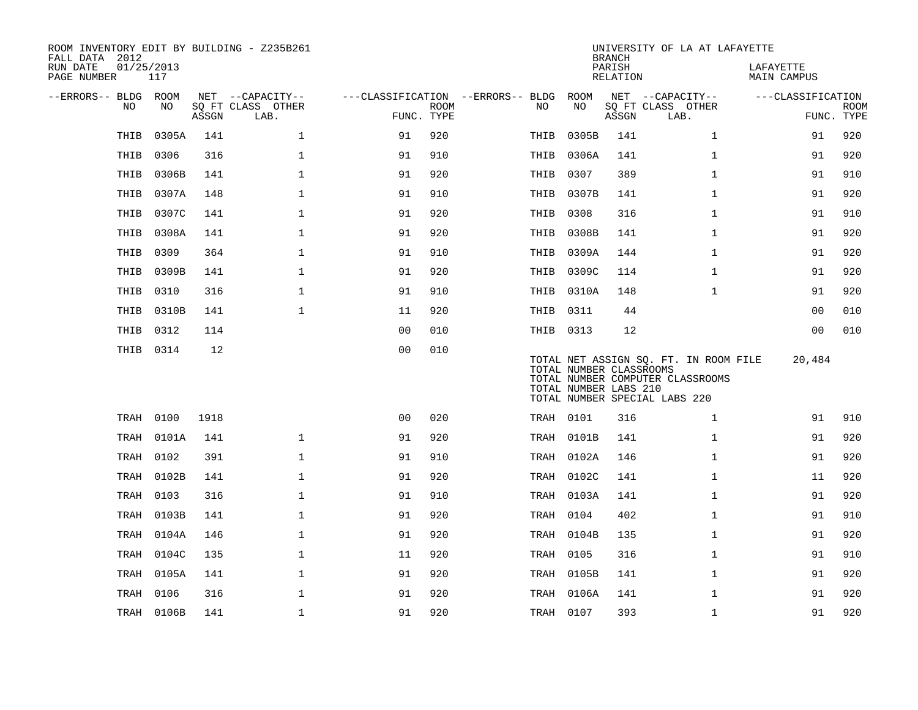ROOM INVENTORY EDIT BY BUILDING - Z235B261
FALL DATA 2012
RUN DATE 01/25/2013
PAGE NUMBER 117

UNIVERSITY OF LA AT LAFAYETTE
BRANCH
PARISH LAFAYETTE
RELATION MAIN CAMPUS

| --ERRORS-- | BLDG NO | ROOM NO | NET SQ FT ASSGN | --CAPACITY-- CLASS | LAB. | OTHER | ---CLASSIFICATION FUNC. | ROOM TYPE | --ERRORS-- | BLDG NO | ROOM NO | NET SQ FT ASSGN | --CAPACITY-- CLASS | LAB. | OTHER | ---CLASSIFICATION FUNC. | ROOM TYPE |
|---|---|---|---|---|---|---|---|---|---|---|---|---|---|---|---|---|---|
| | THIB | 0305A | 141 | | | 1 | 91 | 920 | | THIB | 0305B | 141 | | | 1 | 91 | 920 |
| | THIB | 0306 | 316 | | | 1 | 91 | 910 | | THIB | 0306A | 141 | | | 1 | 91 | 920 |
| | THIB | 0306B | 141 | | | 1 | 91 | 920 | | THIB | 0307 | 389 | | | 1 | 91 | 910 |
| | THIB | 0307A | 148 | | | 1 | 91 | 910 | | THIB | 0307B | 141 | | | 1 | 91 | 920 |
| | THIB | 0307C | 141 | | | 1 | 91 | 920 | | THIB | 0308 | 316 | | | 1 | 91 | 910 |
| | THIB | 0308A | 141 | | | 1 | 91 | 920 | | THIB | 0308B | 141 | | | 1 | 91 | 920 |
| | THIB | 0309 | 364 | | | 1 | 91 | 910 | | THIB | 0309A | 144 | | | 1 | 91 | 920 |
| | THIB | 0309B | 141 | | | 1 | 91 | 920 | | THIB | 0309C | 114 | | | 1 | 91 | 920 |
| | THIB | 0310 | 316 | | | 1 | 91 | 910 | | THIB | 0310A | 148 | | | 1 | 91 | 920 |
| | THIB | 0310B | 141 | | | 1 | 11 | 920 | | THIB | 0311 | 44 | | | | 00 | 010 |
| | THIB | 0312 | 114 | | | | 00 | 010 | | THIB | 0313 | 12 | | | | 00 | 010 |
| | THIB | 0314 | 12 | | | | 00 | 010 | | | | | | | | | |

TOTAL NET ASSIGN SQ. FT. IN ROOM FILE 20,484
TOTAL NUMBER CLASSROOMS
TOTAL NUMBER COMPUTER CLASSROOMS
TOTAL NUMBER LABS 210
TOTAL NUMBER SPECIAL LABS 220

| --ERRORS-- | BLDG NO | ROOM NO | NET SQ FT ASSGN | --CAPACITY-- CLASS | LAB. | OTHER | ---CLASSIFICATION FUNC. | ROOM TYPE | --ERRORS-- | BLDG NO | ROOM NO | NET SQ FT ASSGN | --CAPACITY-- CLASS | LAB. | OTHER | ---CLASSIFICATION FUNC. | ROOM TYPE |
|---|---|---|---|---|---|---|---|---|---|---|---|---|---|---|---|---|---|
| | TRAH | 0100 | 1918 | | | | 00 | 020 | | TRAH | 0101 | 316 | | | 1 | 91 | 910 |
| | TRAH | 0101A | 141 | | | 1 | 91 | 920 | | TRAH | 0101B | 141 | | | 1 | 91 | 920 |
| | TRAH | 0102 | 391 | | | 1 | 91 | 910 | | TRAH | 0102A | 146 | | | 1 | 91 | 920 |
| | TRAH | 0102B | 141 | | | 1 | 91 | 920 | | TRAH | 0102C | 141 | | | 1 | 11 | 920 |
| | TRAH | 0103 | 316 | | | 1 | 91 | 910 | | TRAH | 0103A | 141 | | | 1 | 91 | 920 |
| | TRAH | 0103B | 141 | | | 1 | 91 | 920 | | TRAH | 0104 | 402 | | | 1 | 91 | 910 |
| | TRAH | 0104A | 146 | | | 1 | 91 | 920 | | TRAH | 0104B | 135 | | | 1 | 91 | 920 |
| | TRAH | 0104C | 135 | | | 1 | 11 | 920 | | TRAH | 0105 | 316 | | | 1 | 91 | 910 |
| | TRAH | 0105A | 141 | | | 1 | 91 | 920 | | TRAH | 0105B | 141 | | | 1 | 91 | 920 |
| | TRAH | 0106 | 316 | | | 1 | 91 | 920 | | TRAH | 0106A | 141 | | | 1 | 91 | 920 |
| | TRAH | 0106B | 141 | | | 1 | 91 | 920 | | TRAH | 0107 | 393 | | | 1 | 91 | 920 |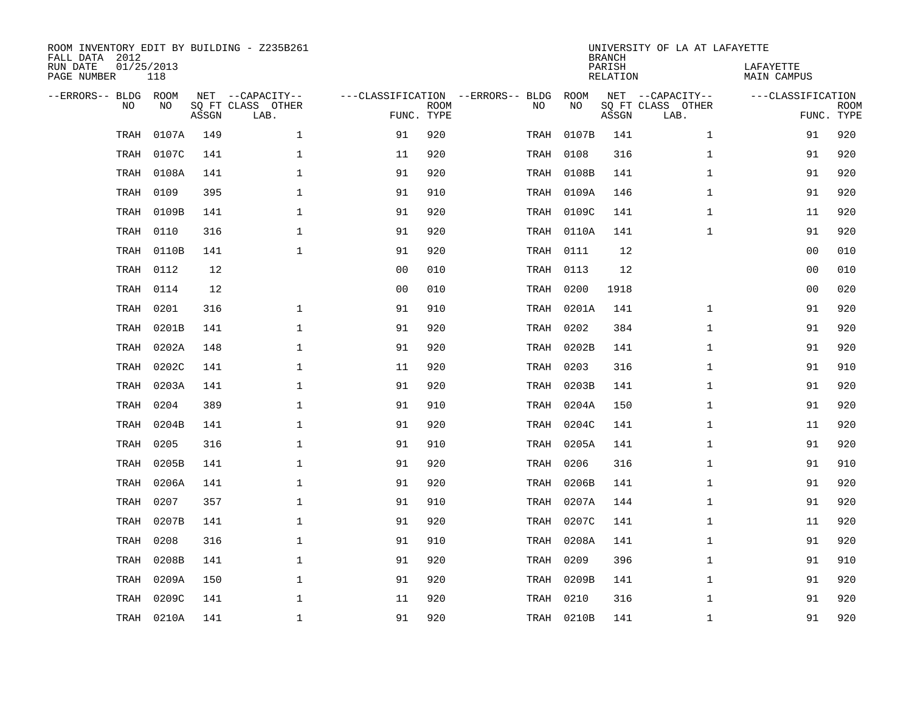ROOM INVENTORY EDIT BY BUILDING - Z235B261
FALL DATA 2012
RUN DATE 01/25/2013
PAGE NUMBER 118

UNIVERSITY OF LA AT LAFAYETTE
BRANCH
PARISH LAFAYETTE
RELATION MAIN CAMPUS

| --ERRORS-- | BLDG NO | ROOM NO | NET SQ FT ASSGN | --CAPACITY-- CLASS LAB. | OTHER | ---CLASSIFICATION FUNC. | ROOM TYPE | --ERRORS-- | BLDG NO | ROOM NO | NET SQ FT ASSGN | --CAPACITY-- CLASS LAB. | OTHER | ---CLASSIFICATION FUNC. | ROOM TYPE |
|---|---|---|---|---|---|---|---|---|---|---|---|---|---|---|---|
| | TRAH | 0107A | 149 | | 1 | 91 | 920 | | TRAH | 0107B | 141 | | 1 | 91 | 920 |
| | TRAH | 0107C | 141 | | 1 | 11 | 920 | | TRAH | 0108 | 316 | | 1 | 91 | 920 |
| | TRAH | 0108A | 141 | | 1 | 91 | 920 | | TRAH | 0108B | 141 | | 1 | 91 | 920 |
| | TRAH | 0109 | 395 | | 1 | 91 | 910 | | TRAH | 0109A | 146 | | 1 | 91 | 920 |
| | TRAH | 0109B | 141 | | 1 | 91 | 920 | | TRAH | 0109C | 141 | | 1 | 11 | 920 |
| | TRAH | 0110 | 316 | | 1 | 91 | 920 | | TRAH | 0110A | 141 | | 1 | 91 | 920 |
| | TRAH | 0110B | 141 | | 1 | 91 | 920 | | TRAH | 0111 | 12 | | | 00 | 010 |
| | TRAH | 0112 | 12 | | | 00 | 010 | | TRAH | 0113 | 12 | | | 00 | 010 |
| | TRAH | 0114 | 12 | | | 00 | 010 | | TRAH | 0200 | 1918 | | | 00 | 020 |
| | TRAH | 0201 | 316 | | 1 | 91 | 910 | | TRAH | 0201A | 141 | | 1 | 91 | 920 |
| | TRAH | 0201B | 141 | | 1 | 91 | 920 | | TRAH | 0202 | 384 | | 1 | 91 | 920 |
| | TRAH | 0202A | 148 | | 1 | 91 | 920 | | TRAH | 0202B | 141 | | 1 | 91 | 920 |
| | TRAH | 0202C | 141 | | 1 | 11 | 920 | | TRAH | 0203 | 316 | | 1 | 91 | 910 |
| | TRAH | 0203A | 141 | | 1 | 91 | 920 | | TRAH | 0203B | 141 | | 1 | 91 | 920 |
| | TRAH | 0204 | 389 | | 1 | 91 | 910 | | TRAH | 0204A | 150 | | 1 | 91 | 920 |
| | TRAH | 0204B | 141 | | 1 | 91 | 920 | | TRAH | 0204C | 141 | | 1 | 11 | 920 |
| | TRAH | 0205 | 316 | | 1 | 91 | 910 | | TRAH | 0205A | 141 | | 1 | 91 | 920 |
| | TRAH | 0205B | 141 | | 1 | 91 | 920 | | TRAH | 0206 | 316 | | 1 | 91 | 910 |
| | TRAH | 0206A | 141 | | 1 | 91 | 920 | | TRAH | 0206B | 141 | | 1 | 91 | 920 |
| | TRAH | 0207 | 357 | | 1 | 91 | 910 | | TRAH | 0207A | 144 | | 1 | 91 | 920 |
| | TRAH | 0207B | 141 | | 1 | 91 | 920 | | TRAH | 0207C | 141 | | 1 | 11 | 920 |
| | TRAH | 0208 | 316 | | 1 | 91 | 910 | | TRAH | 0208A | 141 | | 1 | 91 | 920 |
| | TRAH | 0208B | 141 | | 1 | 91 | 920 | | TRAH | 0209 | 396 | | 1 | 91 | 910 |
| | TRAH | 0209A | 150 | | 1 | 91 | 920 | | TRAH | 0209B | 141 | | 1 | 91 | 920 |
| | TRAH | 0209C | 141 | | 1 | 11 | 920 | | TRAH | 0210 | 316 | | 1 | 91 | 920 |
| | TRAH | 0210A | 141 | | 1 | 91 | 920 | | TRAH | 0210B | 141 | | 1 | 91 | 920 |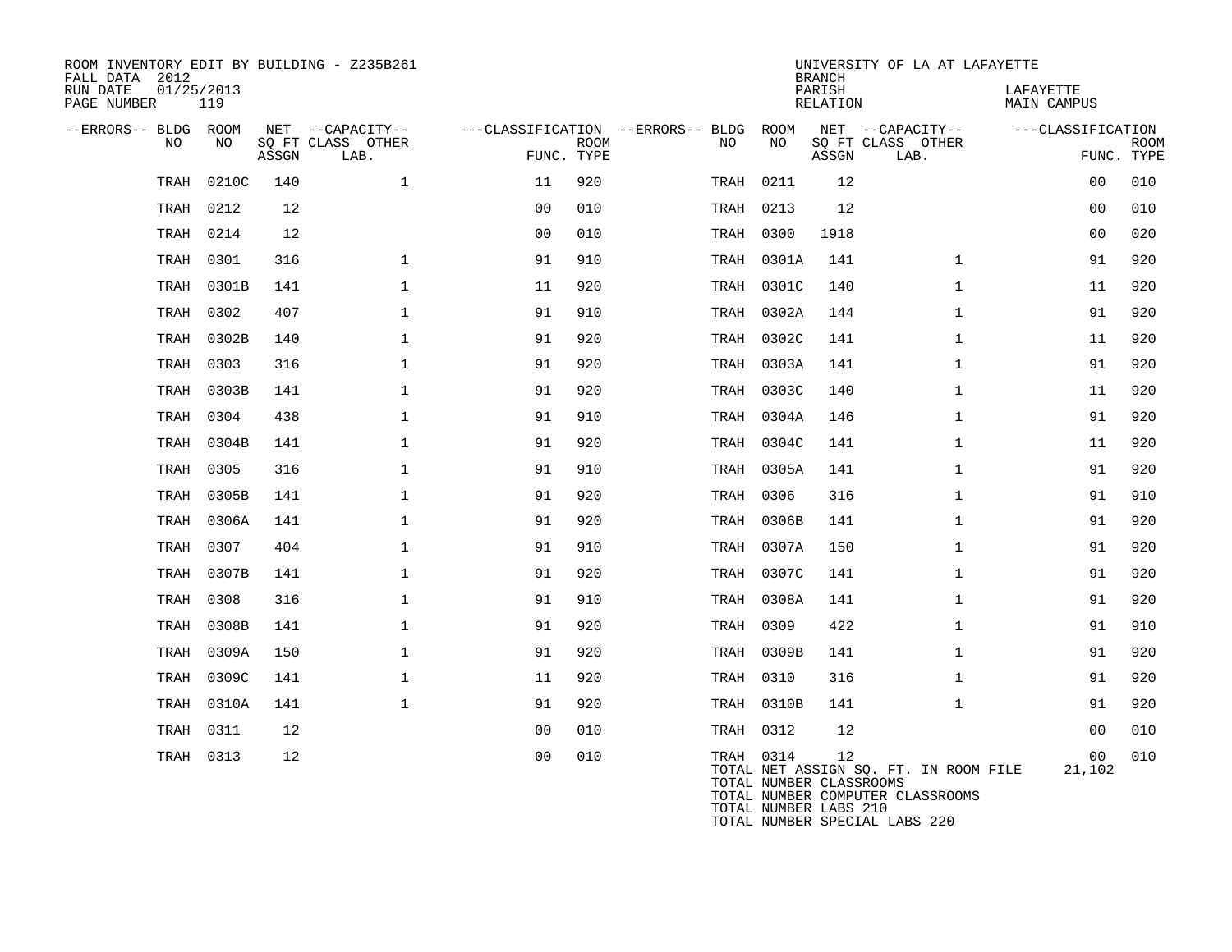ROOM INVENTORY EDIT BY BUILDING - Z235B261
FALL DATA 2012
RUN DATE 01/25/2013
PAGE NUMBER 119

UNIVERSITY OF LA AT LAFAYETTE
BRANCH
PARISH LAFAYETTE
RELATION MAIN CAMPUS

| --ERRORS-- | BLDG NO | ROOM NO | NET SQ FT ASSGN | --CAPACITY-- CLASS | OTHER LAB. | ---CLASSIFICATION FUNC. | ROOM TYPE | --ERRORS-- | BLDG NO | ROOM NO | NET SQ FT ASSGN | --CAPACITY-- CLASS | OTHER LAB. | ---CLASSIFICATION FUNC. | ROOM TYPE |
|---|---|---|---|---|---|---|---|---|---|---|---|---|---|---|---|
| | TRAH | 0210C | 140 | | 1 | 11 | 920 | | TRAH | 0211 | 12 | | | 00 | 010 |
| | TRAH | 0212 | 12 | | | 00 | 010 | | TRAH | 0213 | 12 | | | 00 | 010 |
| | TRAH | 0214 | 12 | | | 00 | 010 | | TRAH | 0300 | 1918 | | | 00 | 020 |
| | TRAH | 0301 | 316 | | 1 | 91 | 910 | | TRAH | 0301A | 141 | | 1 | 91 | 920 |
| | TRAH | 0301B | 141 | | 1 | 11 | 920 | | TRAH | 0301C | 140 | | 1 | 11 | 920 |
| | TRAH | 0302 | 407 | | 1 | 91 | 910 | | TRAH | 0302A | 144 | | 1 | 91 | 920 |
| | TRAH | 0302B | 140 | | 1 | 91 | 920 | | TRAH | 0302C | 141 | | 1 | 11 | 920 |
| | TRAH | 0303 | 316 | | 1 | 91 | 920 | | TRAH | 0303A | 141 | | 1 | 91 | 920 |
| | TRAH | 0303B | 141 | | 1 | 91 | 920 | | TRAH | 0303C | 140 | | 1 | 11 | 920 |
| | TRAH | 0304 | 438 | | 1 | 91 | 910 | | TRAH | 0304A | 146 | | 1 | 91 | 920 |
| | TRAH | 0304B | 141 | | 1 | 91 | 920 | | TRAH | 0304C | 141 | | 1 | 11 | 920 |
| | TRAH | 0305 | 316 | | 1 | 91 | 910 | | TRAH | 0305A | 141 | | 1 | 91 | 920 |
| | TRAH | 0305B | 141 | | 1 | 91 | 920 | | TRAH | 0306 | 316 | | 1 | 91 | 910 |
| | TRAH | 0306A | 141 | | 1 | 91 | 920 | | TRAH | 0306B | 141 | | 1 | 91 | 920 |
| | TRAH | 0307 | 404 | | 1 | 91 | 910 | | TRAH | 0307A | 150 | | 1 | 91 | 920 |
| | TRAH | 0307B | 141 | | 1 | 91 | 920 | | TRAH | 0307C | 141 | | 1 | 91 | 920 |
| | TRAH | 0308 | 316 | | 1 | 91 | 910 | | TRAH | 0308A | 141 | | 1 | 91 | 920 |
| | TRAH | 0308B | 141 | | 1 | 91 | 920 | | TRAH | 0309 | 422 | | 1 | 91 | 910 |
| | TRAH | 0309A | 150 | | 1 | 91 | 920 | | TRAH | 0309B | 141 | | 1 | 91 | 920 |
| | TRAH | 0309C | 141 | | 1 | 11 | 920 | | TRAH | 0310 | 316 | | 1 | 91 | 920 |
| | TRAH | 0310A | 141 | | 1 | 91 | 920 | | TRAH | 0310B | 141 | | 1 | 91 | 920 |
| | TRAH | 0311 | 12 | | | 00 | 010 | | TRAH | 0312 | 12 | | | 00 | 010 |
| | TRAH | 0313 | 12 | | | 00 | 010 | | TRAH | 0314 | 12 | | | 00 | 010 |

TOTAL NET ASSIGN SQ. FT. IN ROOM FILE 21,102
TOTAL NUMBER CLASSROOMS
TOTAL NUMBER COMPUTER CLASSROOMS
TOTAL NUMBER LABS 210
TOTAL NUMBER SPECIAL LABS 220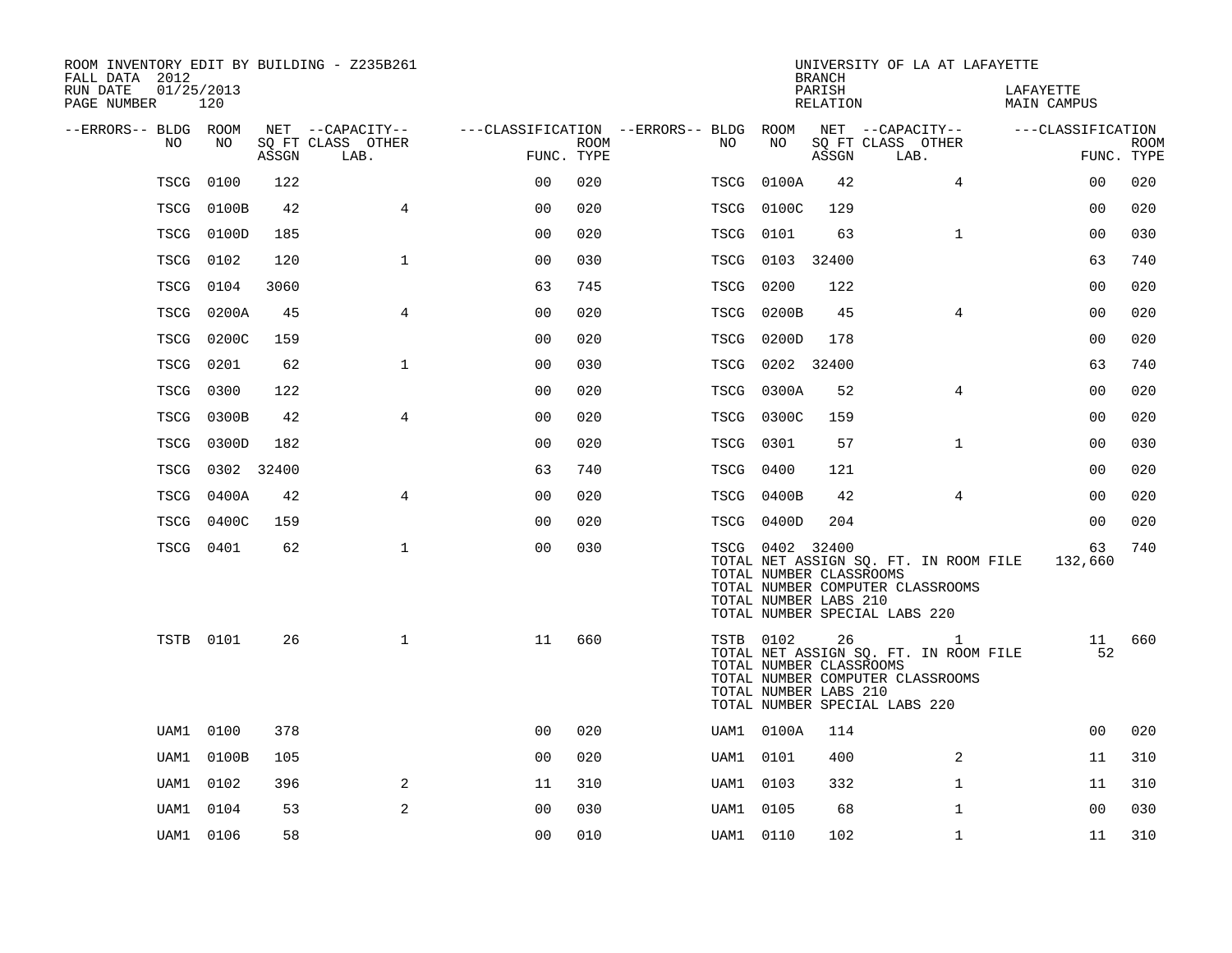ROOM INVENTORY EDIT BY BUILDING - Z235B261
FALL DATA 2012
RUN DATE 01/25/2013
PAGE NUMBER 120

UNIVERSITY OF LA AT LAFAYETTE
BRANCH
PARISH LAFAYETTE
RELATION MAIN CAMPUS

| --ERRORS-- | BLDG NO | ROOM NO | NET SQ FT ASSGN | --CAPACITY-- CLASS LAB. | OTHER | ---CLASSIFICATION FUNC. | ROOM TYPE | --ERRORS-- | BLDG NO | ROOM NO | NET SQ FT ASSGN | --CAPACITY-- CLASS LAB. | OTHER | ---CLASSIFICATION FUNC. | ROOM TYPE |
|---|---|---|---|---|---|---|---|---|---|---|---|---|---|---|---|
| | TSCG | 0100 | 122 | | | 00 | 020 | | TSCG | 0100A | 42 | | 4 | 00 | 020 |
| | TSCG | 0100B | 42 | | 4 | 00 | 020 | | TSCG | 0100C | 129 | | | 00 | 020 |
| | TSCG | 0100D | 185 | | | 00 | 020 | | TSCG | 0101 | 63 | | 1 | 00 | 030 |
| | TSCG | 0102 | 120 | | 1 | 00 | 030 | | TSCG | 0103 | 32400 | | | 63 | 740 |
| | TSCG | 0104 | 3060 | | | 63 | 745 | | TSCG | 0200 | 122 | | | 00 | 020 |
| | TSCG | 0200A | 45 | | 4 | 00 | 020 | | TSCG | 0200B | 45 | | 4 | 00 | 020 |
| | TSCG | 0200C | 159 | | | 00 | 020 | | TSCG | 0200D | 178 | | | 00 | 020 |
| | TSCG | 0201 | 62 | | 1 | 00 | 030 | | TSCG | 0202 | 32400 | | | 63 | 740 |
| | TSCG | 0300 | 122 | | | 00 | 020 | | TSCG | 0300A | 52 | | 4 | 00 | 020 |
| | TSCG | 0300B | 42 | | 4 | 00 | 020 | | TSCG | 0300C | 159 | | | 00 | 020 |
| | TSCG | 0300D | 182 | | | 00 | 020 | | TSCG | 0301 | 57 | | 1 | 00 | 030 |
| | TSCG | 0302 | 32400 | | | 63 | 740 | | TSCG | 0400 | 121 | | | 00 | 020 |
| | TSCG | 0400A | 42 | | 4 | 00 | 020 | | TSCG | 0400B | 42 | | 4 | 00 | 020 |
| | TSCG | 0400C | 159 | | | 00 | 020 | | TSCG | 0400D | 204 | | | 00 | 020 |
| | TSCG | 0401 | 62 | | 1 | 00 | 030 | | TSCG | 0402 | 32400 | | | 63 | 740 |
| | | | | | | | | | TOTAL NET ASSIGN SQ. FT. IN ROOM FILE | | | | | 132,660 | |
| | | | | | | | | | TOTAL NUMBER CLASSROOMS | | | | | | |
| | | | | | | | | | TOTAL NUMBER COMPUTER CLASSROOMS | | | | | | |
| | | | | | | | | | TOTAL NUMBER LABS 210 | | | | | | |
| | | | | | | | | | TOTAL NUMBER SPECIAL LABS 220 | | | | | | |
| | TSTB | 0101 | 26 | | 1 | 11 | 660 | | TSTB | 0102 | 26 | | 1 | 11 | 660 |
| | | | | | | | | | TOTAL NET ASSIGN SQ. FT. IN ROOM FILE | | | | | 52 | |
| | | | | | | | | | TOTAL NUMBER CLASSROOMS | | | | | | |
| | | | | | | | | | TOTAL NUMBER COMPUTER CLASSROOMS | | | | | | |
| | | | | | | | | | TOTAL NUMBER LABS 210 | | | | | | |
| | | | | | | | | | TOTAL NUMBER SPECIAL LABS 220 | | | | | | |
| | UAM1 | 0100 | 378 | | | 00 | 020 | | UAM1 | 0100A | 114 | | | 00 | 020 |
| | UAM1 | 0100B | 105 | | | 00 | 020 | | UAM1 | 0101 | 400 | | 2 | 11 | 310 |
| | UAM1 | 0102 | 396 | | 2 | 11 | 310 | | UAM1 | 0103 | 332 | | 1 | 11 | 310 |
| | UAM1 | 0104 | 53 | | 2 | 00 | 030 | | UAM1 | 0105 | 68 | | 1 | 00 | 030 |
| | UAM1 | 0106 | 58 | | | 00 | 010 | | UAM1 | 0110 | 102 | | 1 | 11 | 310 |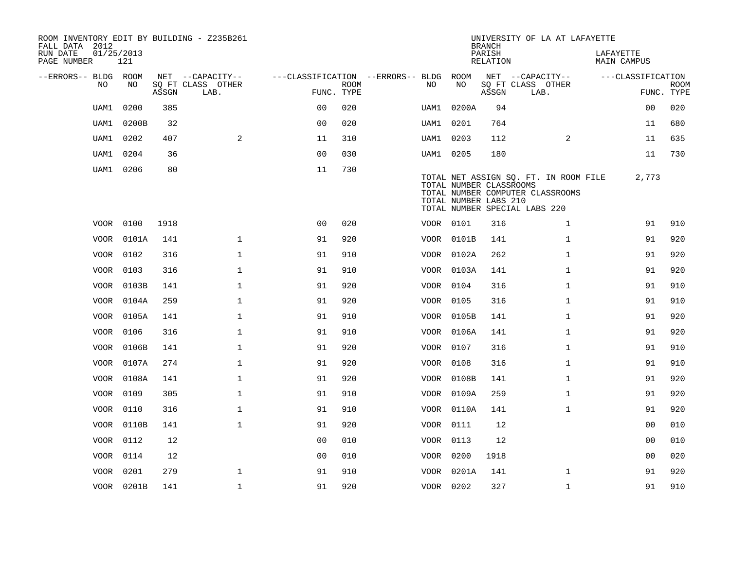ROOM INVENTORY EDIT BY BUILDING - Z235B261
FALL DATA 2012
RUN DATE 01/25/2013
PAGE NUMBER 121

UNIVERSITY OF LA AT LAFAYETTE
BRANCH
PARISH LAFAYETTE
RELATION MAIN CAMPUS

| --ERRORS-- | BLDG NO | ROOM NO | NET SQ FT ASSGN | CAPACITY CLASS | CAPACITY OTHER LAB. | CLASSIFICATION FUNC. | ROOM TYPE | --ERRORS-- | BLDG NO | ROOM NO | NET SQ FT ASSGN | CAPACITY CLASS | CAPACITY OTHER LAB. | CLASSIFICATION FUNC. | ROOM TYPE |
|---|---|---|---|---|---|---|---|---|---|---|---|---|---|---|---|
| | UAM1 | 0200 | 385 | | | 00 | 020 | | UAM1 | 0200A | 94 | | | 00 | 020 |
| | UAM1 | 0200B | 32 | | | 00 | 020 | | UAM1 | 0201 | 764 | | | 11 | 680 |
| | UAM1 | 0202 | 407 | | 2 | 11 | 310 | | UAM1 | 0203 | 112 | | 2 | 11 | 635 |
| | UAM1 | 0204 | 36 | | | 00 | 030 | | UAM1 | 0205 | 180 | | | 11 | 730 |
| | UAM1 | 0206 | 80 | | | 11 | 730 | | | | | | | | |

TOTAL NET ASSIGN SQ. FT. IN ROOM FILE 2,773
TOTAL NUMBER CLASSROOMS
TOTAL NUMBER COMPUTER CLASSROOMS
TOTAL NUMBER LABS 210
TOTAL NUMBER SPECIAL LABS 220

| --ERRORS-- | BLDG NO | ROOM NO | NET SQ FT ASSGN | CAPACITY CLASS | CAPACITY OTHER LAB. | CLASSIFICATION FUNC. | ROOM TYPE | --ERRORS-- | BLDG NO | ROOM NO | NET SQ FT ASSGN | CAPACITY CLASS | CAPACITY OTHER LAB. | CLASSIFICATION FUNC. | ROOM TYPE |
|---|---|---|---|---|---|---|---|---|---|---|---|---|---|---|---|
| | VOOR | 0100 | 1918 | | | 00 | 020 | | VOOR | 0101 | 316 | | 1 | 91 | 910 |
| | VOOR | 0101A | 141 | | 1 | 91 | 920 | | VOOR | 0101B | 141 | | 1 | 91 | 920 |
| | VOOR | 0102 | 316 | | 1 | 91 | 910 | | VOOR | 0102A | 262 | | 1 | 91 | 920 |
| | VOOR | 0103 | 316 | | 1 | 91 | 910 | | VOOR | 0103A | 141 | | 1 | 91 | 920 |
| | VOOR | 0103B | 141 | | 1 | 91 | 920 | | VOOR | 0104 | 316 | | 1 | 91 | 910 |
| | VOOR | 0104A | 259 | | 1 | 91 | 920 | | VOOR | 0105 | 316 | | 1 | 91 | 910 |
| | VOOR | 0105A | 141 | | 1 | 91 | 910 | | VOOR | 0105B | 141 | | 1 | 91 | 920 |
| | VOOR | 0106 | 316 | | 1 | 91 | 910 | | VOOR | 0106A | 141 | | 1 | 91 | 920 |
| | VOOR | 0106B | 141 | | 1 | 91 | 920 | | VOOR | 0107 | 316 | | 1 | 91 | 910 |
| | VOOR | 0107A | 274 | | 1 | 91 | 920 | | VOOR | 0108 | 316 | | 1 | 91 | 910 |
| | VOOR | 0108A | 141 | | 1 | 91 | 920 | | VOOR | 0108B | 141 | | 1 | 91 | 920 |
| | VOOR | 0109 | 305 | | 1 | 91 | 910 | | VOOR | 0109A | 259 | | 1 | 91 | 920 |
| | VOOR | 0110 | 316 | | 1 | 91 | 910 | | VOOR | 0110A | 141 | | 1 | 91 | 920 |
| | VOOR | 0110B | 141 | | 1 | 91 | 920 | | VOOR | 0111 | 12 | | | 00 | 010 |
| | VOOR | 0112 | 12 | | | 00 | 010 | | VOOR | 0113 | 12 | | | 00 | 010 |
| | VOOR | 0114 | 12 | | | 00 | 010 | | VOOR | 0200 | 1918 | | | 00 | 020 |
| | VOOR | 0201 | 279 | | 1 | 91 | 910 | | VOOR | 0201A | 141 | | 1 | 91 | 920 |
| | VOOR | 0201B | 141 | | 1 | 91 | 920 | | VOOR | 0202 | 327 | | 1 | 91 | 910 |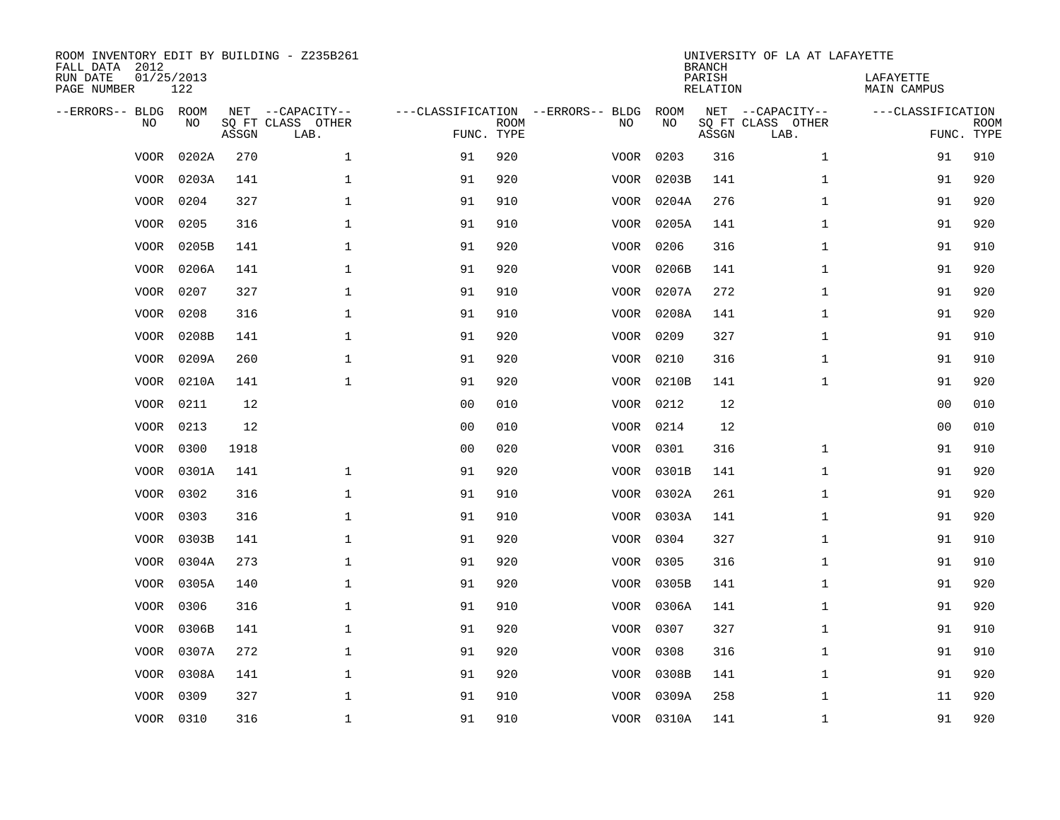ROOM INVENTORY EDIT BY BUILDING - Z235B261
FALL DATA 2012
RUN DATE 01/25/2013
PAGE NUMBER 122

UNIVERSITY OF LA AT LAFAYETTE
BRANCH
PARISH LAFAYETTE
RELATION MAIN CAMPUS

| --ERRORS-- | BLDG NO | ROOM NO | NET SQ FT ASSGN | --CAPACITY-- CLASS | OTHER LAB. | ---CLASSIFICATION FUNC. | ROOM TYPE | --ERRORS-- | BLDG NO | ROOM NO | NET SQ FT ASSGN | --CAPACITY-- CLASS | OTHER LAB. | ---CLASSIFICATION FUNC. | ROOM TYPE |
|---|---|---|---|---|---|---|---|---|---|---|---|---|---|---|---|
| | VOOR | 0202A | 270 | | 1 | 91 | 920 | | VOOR | 0203 | 316 | | 1 | 91 | 910 |
| | VOOR | 0203A | 141 | | 1 | 91 | 920 | | VOOR | 0203B | 141 | | 1 | 91 | 920 |
| | VOOR | 0204 | 327 | | 1 | 91 | 910 | | VOOR | 0204A | 276 | | 1 | 91 | 920 |
| | VOOR | 0205 | 316 | | 1 | 91 | 910 | | VOOR | 0205A | 141 | | 1 | 91 | 920 |
| | VOOR | 0205B | 141 | | 1 | 91 | 920 | | VOOR | 0206 | 316 | | 1 | 91 | 910 |
| | VOOR | 0206A | 141 | | 1 | 91 | 920 | | VOOR | 0206B | 141 | | 1 | 91 | 920 |
| | VOOR | 0207 | 327 | | 1 | 91 | 910 | | VOOR | 0207A | 272 | | 1 | 91 | 920 |
| | VOOR | 0208 | 316 | | 1 | 91 | 910 | | VOOR | 0208A | 141 | | 1 | 91 | 920 |
| | VOOR | 0208B | 141 | | 1 | 91 | 920 | | VOOR | 0209 | 327 | | 1 | 91 | 910 |
| | VOOR | 0209A | 260 | | 1 | 91 | 920 | | VOOR | 0210 | 316 | | 1 | 91 | 910 |
| | VOOR | 0210A | 141 | | 1 | 91 | 920 | | VOOR | 0210B | 141 | | 1 | 91 | 920 |
| | VOOR | 0211 | 12 | | | 00 | 010 | | VOOR | 0212 | 12 | | | 00 | 010 |
| | VOOR | 0213 | 12 | | | 00 | 010 | | VOOR | 0214 | 12 | | | 00 | 010 |
| | VOOR | 0300 | 1918 | | | 00 | 020 | | VOOR | 0301 | 316 | | 1 | 91 | 910 |
| | VOOR | 0301A | 141 | | 1 | 91 | 920 | | VOOR | 0301B | 141 | | 1 | 91 | 920 |
| | VOOR | 0302 | 316 | | 1 | 91 | 910 | | VOOR | 0302A | 261 | | 1 | 91 | 920 |
| | VOOR | 0303 | 316 | | 1 | 91 | 910 | | VOOR | 0303A | 141 | | 1 | 91 | 920 |
| | VOOR | 0303B | 141 | | 1 | 91 | 920 | | VOOR | 0304 | 327 | | 1 | 91 | 910 |
| | VOOR | 0304A | 273 | | 1 | 91 | 920 | | VOOR | 0305 | 316 | | 1 | 91 | 910 |
| | VOOR | 0305A | 140 | | 1 | 91 | 920 | | VOOR | 0305B | 141 | | 1 | 91 | 920 |
| | VOOR | 0306 | 316 | | 1 | 91 | 910 | | VOOR | 0306A | 141 | | 1 | 91 | 920 |
| | VOOR | 0306B | 141 | | 1 | 91 | 920 | | VOOR | 0307 | 327 | | 1 | 91 | 910 |
| | VOOR | 0307A | 272 | | 1 | 91 | 920 | | VOOR | 0308 | 316 | | 1 | 91 | 910 |
| | VOOR | 0308A | 141 | | 1 | 91 | 920 | | VOOR | 0308B | 141 | | 1 | 91 | 920 |
| | VOOR | 0309 | 327 | | 1 | 91 | 910 | | VOOR | 0309A | 258 | | 1 | 11 | 920 |
| | VOOR | 0310 | 316 | | 1 | 91 | 910 | | VOOR | 0310A | 141 | | 1 | 91 | 920 |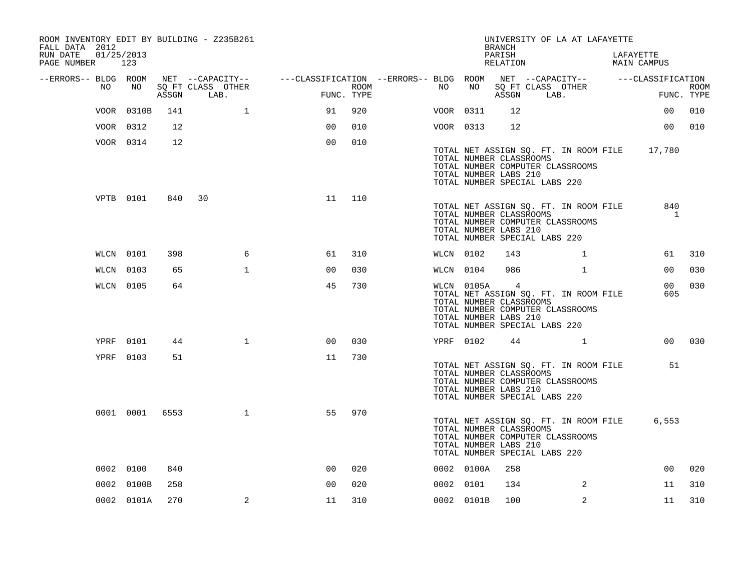ROOM INVENTORY EDIT BY BUILDING - Z235B261
FALL DATA 2012
RUN DATE 01/25/2013

UNIVERSITY OF LA AT LAFAYETTE
BRANCH
PARISH LAFAYETTE
RELATION MAIN CAMPUS

| --ERRORS-- | BLDG NO | ROOM NO | NET SQ FT ASSGN | CAPACITY CLASS | CAPACITY LAB. | CAPACITY OTHER | CLASSIFICATION FUNC. | ROOM TYPE | --ERRORS-- | BLDG NO | ROOM NO | NET SQ FT ASSGN | CAPACITY CLASS | CAPACITY LAB. | CAPACITY OTHER | CLASSIFICATION FUNC. | ROOM TYPE |
|---|---|---|---|---|---|---|---|---|---|---|---|---|---|---|---|---|---|
| | VOOR | 0310B | 141 | | | 1 | 91 | 920 | | VOOR | 0311 | 12 | | | | 00 | 010 |
| | VOOR | 0312 | 12 | | | | 00 | 010 | | VOOR | 0313 | 12 | | | | 00 | 010 |
| | VOOR | 0314 | 12 | | | | 00 | 010 | | | | | | | | | |

TOTAL NET ASSIGN SQ. FT. IN ROOM FILE 17,780
TOTAL NUMBER CLASSROOMS
TOTAL NUMBER COMPUTER CLASSROOMS
TOTAL NUMBER LABS 210
TOTAL NUMBER SPECIAL LABS 220

| --ERRORS-- | BLDG NO | ROOM NO | NET SQ FT ASSGN | CAPACITY CLASS | CAPACITY LAB. | CAPACITY OTHER | CLASSIFICATION FUNC. | ROOM TYPE |
|---|---|---|---|---|---|---|---|---|
| | VPTB | 0101 | 840 | 30 | | | 11 | 110 |

TOTAL NET ASSIGN SQ. FT. IN ROOM FILE 840
TOTAL NUMBER CLASSROOMS 1
TOTAL NUMBER COMPUTER CLASSROOMS
TOTAL NUMBER LABS 210
TOTAL NUMBER SPECIAL LABS 220

| --ERRORS-- | BLDG NO | ROOM NO | NET SQ FT ASSGN | CAPACITY CLASS | CAPACITY LAB. | CAPACITY OTHER | CLASSIFICATION FUNC. | ROOM TYPE | --ERRORS-- | BLDG NO | ROOM NO | NET SQ FT ASSGN | CAPACITY CLASS | CAPACITY LAB. | CAPACITY OTHER | CLASSIFICATION FUNC. | ROOM TYPE |
|---|---|---|---|---|---|---|---|---|---|---|---|---|---|---|---|---|---|
| | WLCN | 0101 | 398 | | | 6 | 61 | 310 | | WLCN | 0102 | 143 | | | 1 | 61 | 310 |
| | WLCN | 0103 | 65 | | | 1 | 00 | 030 | | WLCN | 0104 | 986 | | | 1 | 00 | 030 |
| | WLCN | 0105 | 64 | | | | 45 | 730 | | WLCN | 0105A | 4 | | | | 00 | 030 |

TOTAL NET ASSIGN SQ. FT. IN ROOM FILE 605
TOTAL NUMBER CLASSROOMS
TOTAL NUMBER COMPUTER CLASSROOMS
TOTAL NUMBER LABS 210
TOTAL NUMBER SPECIAL LABS 220

| --ERRORS-- | BLDG NO | ROOM NO | NET SQ FT ASSGN | CAPACITY CLASS | CAPACITY LAB. | CAPACITY OTHER | CLASSIFICATION FUNC. | ROOM TYPE | --ERRORS-- | BLDG NO | ROOM NO | NET SQ FT ASSGN | CAPACITY CLASS | CAPACITY LAB. | CAPACITY OTHER | CLASSIFICATION FUNC. | ROOM TYPE |
|---|---|---|---|---|---|---|---|---|---|---|---|---|---|---|---|---|---|
| | YPRF | 0101 | 44 | | | 1 | 00 | 030 | | YPRF | 0102 | 44 | | | 1 | 00 | 030 |
| | YPRF | 0103 | 51 | | | | 11 | 730 | | | | | | | | | |

TOTAL NET ASSIGN SQ. FT. IN ROOM FILE 51
TOTAL NUMBER CLASSROOMS
TOTAL NUMBER COMPUTER CLASSROOMS
TOTAL NUMBER LABS 210
TOTAL NUMBER SPECIAL LABS 220

| --ERRORS-- | BLDG NO | ROOM NO | NET SQ FT ASSGN | CAPACITY CLASS | CAPACITY LAB. | CAPACITY OTHER | CLASSIFICATION FUNC. | ROOM TYPE |
|---|---|---|---|---|---|---|---|---|
| | 0001 | 0001 | 6553 | | | 1 | 55 | 970 |

TOTAL NET ASSIGN SQ. FT. IN ROOM FILE 6,553
TOTAL NUMBER CLASSROOMS
TOTAL NUMBER COMPUTER CLASSROOMS
TOTAL NUMBER LABS 210
TOTAL NUMBER SPECIAL LABS 220

| --ERRORS-- | BLDG NO | ROOM NO | NET SQ FT ASSGN | CAPACITY CLASS | CAPACITY LAB. | CAPACITY OTHER | CLASSIFICATION FUNC. | ROOM TYPE | --ERRORS-- | BLDG NO | ROOM NO | NET SQ FT ASSGN | CAPACITY CLASS | CAPACITY LAB. | CAPACITY OTHER | CLASSIFICATION FUNC. | ROOM TYPE |
|---|---|---|---|---|---|---|---|---|---|---|---|---|---|---|---|---|---|
| | 0002 | 0100 | 840 | | | | 00 | 020 | | 0002 | 0100A | 258 | | | | 00 | 020 |
| | 0002 | 0100B | 258 | | | | 00 | 020 | | 0002 | 0101 | 134 | | | 2 | 11 | 310 |
| | 0002 | 0101A | 270 | | | 2 | 11 | 310 | | 0002 | 0101B | 100 | | | 2 | 11 | 310 |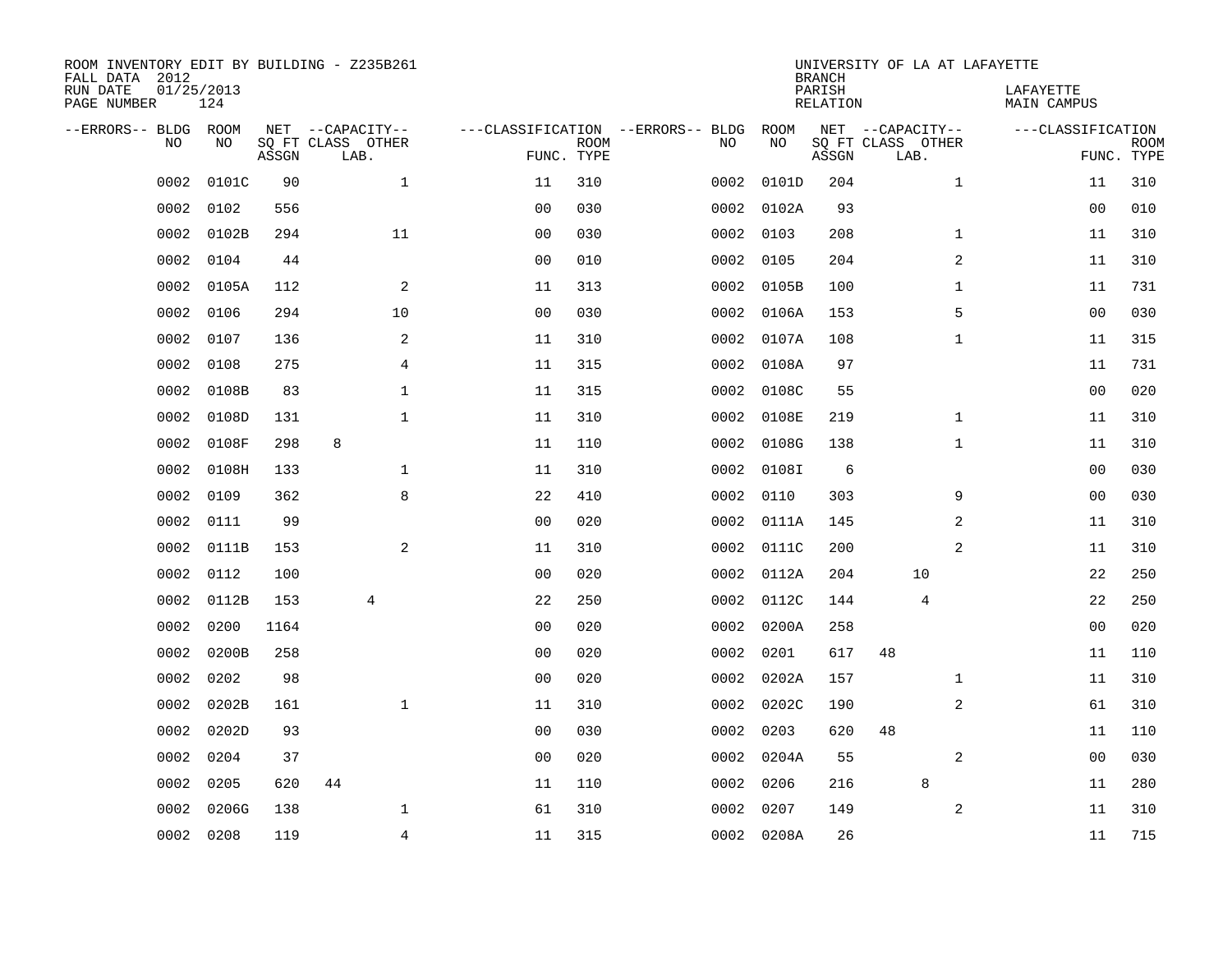ROOM INVENTORY EDIT BY BUILDING - Z235B261
FALL DATA 2012
RUN DATE 01/25/2013
PAGE NUMBER 124

UNIVERSITY OF LA AT LAFAYETTE
BRANCH
PARISH LAFAYETTE
RELATION MAIN CAMPUS

| --ERRORS-- | BLDG NO | ROOM NO | NET SQ FT ASSGN | CAPACITY CLASS | CAPACITY OTHER LAB. | CLASSIFICATION FUNC. | ROOM TYPE | --ERRORS-- | BLDG NO | ROOM NO | NET SQ FT ASSGN | CAPACITY CLASS | CAPACITY OTHER LAB. | CLASSIFICATION FUNC. | ROOM TYPE |
|---|---|---|---|---|---|---|---|---|---|---|---|---|---|---|---|
| | 0002 | 0101C | 90 | | 1 | 11 | 310 | | 0002 | 0101D | 204 | | 1 | 11 | 310 |
| | 0002 | 0102 | 556 | | | 00 | 030 | | 0002 | 0102A | 93 | | | 00 | 010 |
| | 0002 | 0102B | 294 | | 11 | 00 | 030 | | 0002 | 0103 | 208 | | 1 | 11 | 310 |
| | 0002 | 0104 | 44 | | | 00 | 010 | | 0002 | 0105 | 204 | | 2 | 11 | 310 |
| | 0002 | 0105A | 112 | | 2 | 11 | 313 | | 0002 | 0105B | 100 | | 1 | 11 | 731 |
| | 0002 | 0106 | 294 | | 10 | 00 | 030 | | 0002 | 0106A | 153 | | 5 | 00 | 030 |
| | 0002 | 0107 | 136 | | 2 | 11 | 310 | | 0002 | 0107A | 108 | | 1 | 11 | 315 |
| | 0002 | 0108 | 275 | | 4 | 11 | 315 | | 0002 | 0108A | 97 | | | 11 | 731 |
| | 0002 | 0108B | 83 | | 1 | 11 | 315 | | 0002 | 0108C | 55 | | | 00 | 020 |
| | 0002 | 0108D | 131 | | 1 | 11 | 310 | | 0002 | 0108E | 219 | | 1 | 11 | 310 |
| | 0002 | 0108F | 298 | 8 | | 11 | 110 | | 0002 | 0108G | 138 | | 1 | 11 | 310 |
| | 0002 | 0108H | 133 | | 1 | 11 | 310 | | 0002 | 0108I | 6 | | | 00 | 030 |
| | 0002 | 0109 | 362 | | 8 | 22 | 410 | | 0002 | 0110 | 303 | | 9 | 00 | 030 |
| | 0002 | 0111 | 99 | | | 00 | 020 | | 0002 | 0111A | 145 | | 2 | 11 | 310 |
| | 0002 | 0111B | 153 | | 2 | 11 | 310 | | 0002 | 0111C | 200 | | 2 | 11 | 310 |
| | 0002 | 0112 | 100 | | | 00 | 020 | | 0002 | 0112A | 204 | | 10 | 22 | 250 |
| | 0002 | 0112B | 153 | | 4 | 22 | 250 | | 0002 | 0112C | 144 | | 4 | 22 | 250 |
| | 0002 | 0200 | 1164 | | | 00 | 020 | | 0002 | 0200A | 258 | | | 00 | 020 |
| | 0002 | 0200B | 258 | | | 00 | 020 | | 0002 | 0201 | 617 | 48 | | 11 | 110 |
| | 0002 | 0202 | 98 | | | 00 | 020 | | 0002 | 0202A | 157 | | 1 | 11 | 310 |
| | 0002 | 0202B | 161 | | 1 | 11 | 310 | | 0002 | 0202C | 190 | | 2 | 61 | 310 |
| | 0002 | 0202D | 93 | | | 00 | 030 | | 0002 | 0203 | 620 | 48 | | 11 | 110 |
| | 0002 | 0204 | 37 | | | 00 | 020 | | 0002 | 0204A | 55 | | 2 | 00 | 030 |
| | 0002 | 0205 | 620 | 44 | | 11 | 110 | | 0002 | 0206 | 216 | | 8 | 11 | 280 |
| | 0002 | 0206G | 138 | | 1 | 61 | 310 | | 0002 | 0207 | 149 | | 2 | 11 | 310 |
| | 0002 | 0208 | 119 | | 4 | 11 | 315 | | 0002 | 0208A | 26 | | | 11 | 715 |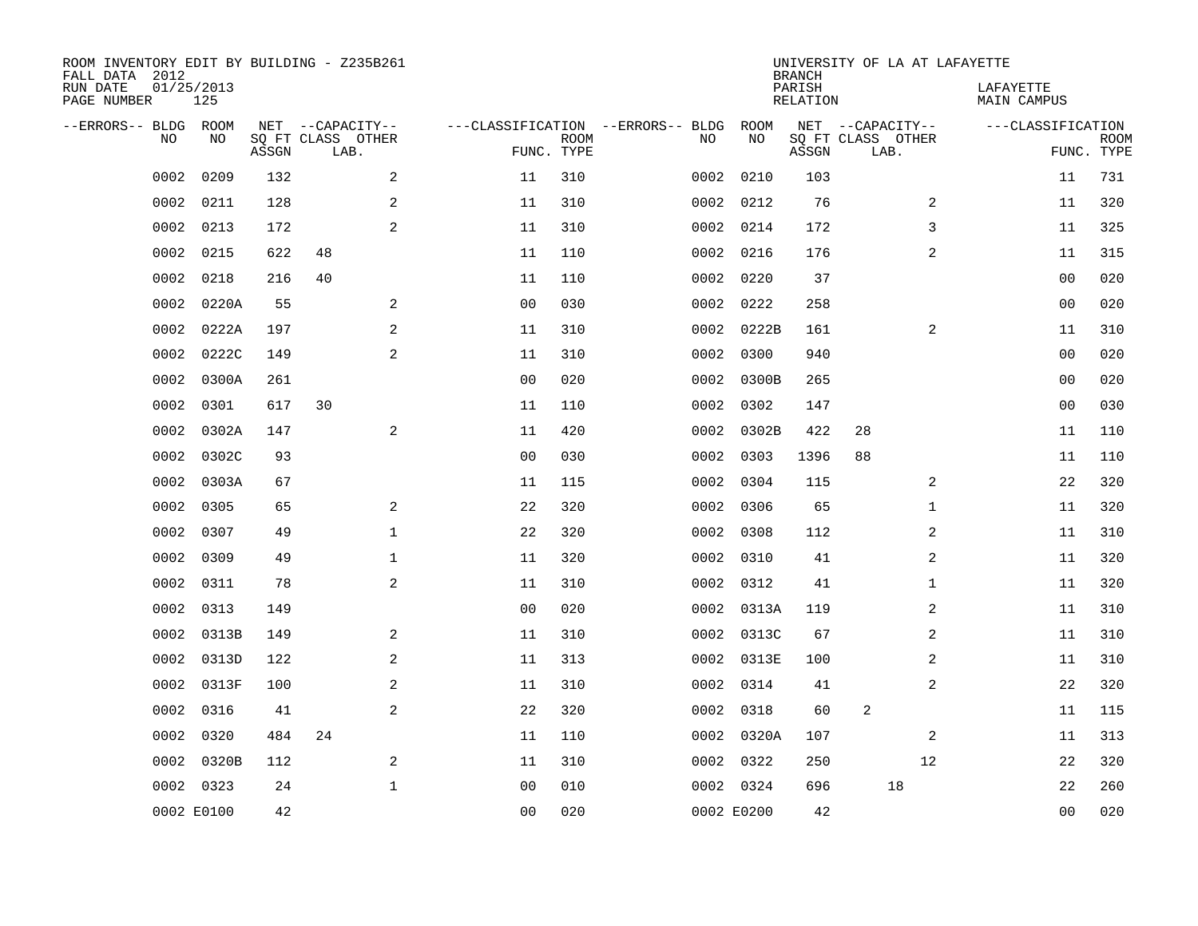ROOM INVENTORY EDIT BY BUILDING - Z235B261
FALL DATA 2012
RUN DATE 01/25/2013
PAGE NUMBER 125

UNIVERSITY OF LA AT LAFAYETTE
BRANCH
PARISH LAFAYETTE
RELATION MAIN CAMPUS

| --ERRORS-- | BLDG NO | ROOM NO | NET SQ FT ASSGN | CAPACITY CLASS | CAPACITY OTHER LAB. | CLASSIFICATION FUNC. | ROOM TYPE | --ERRORS-- | BLDG NO | ROOM NO | NET SQ FT ASSGN | CAPACITY CLASS | CAPACITY OTHER LAB. | CLASSIFICATION FUNC. | ROOM TYPE |
|---|---|---|---|---|---|---|---|---|---|---|---|---|---|---|---|
| | 0002 | 0209 | 132 | | 2 | 11 | 310 | | 0002 | 0210 | 103 | | | 11 | 731 |
| | 0002 | 0211 | 128 | | 2 | 11 | 310 | | 0002 | 0212 | 76 | | 2 | 11 | 320 |
| | 0002 | 0213 | 172 | | 2 | 11 | 310 | | 0002 | 0214 | 172 | | 3 | 11 | 325 |
| | 0002 | 0215 | 622 | 48 | | 11 | 110 | | 0002 | 0216 | 176 | | 2 | 11 | 315 |
| | 0002 | 0218 | 216 | 40 | | 11 | 110 | | 0002 | 0220 | 37 | | | 00 | 020 |
| | 0002 | 0220A | 55 | | 2 | 00 | 030 | | 0002 | 0222 | 258 | | | 00 | 020 |
| | 0002 | 0222A | 197 | | 2 | 11 | 310 | | 0002 | 0222B | 161 | | 2 | 11 | 310 |
| | 0002 | 0222C | 149 | | 2 | 11 | 310 | | 0002 | 0300 | 940 | | | 00 | 020 |
| | 0002 | 0300A | 261 | | | 00 | 020 | | 0002 | 0300B | 265 | | | 00 | 020 |
| | 0002 | 0301 | 617 | 30 | | 11 | 110 | | 0002 | 0302 | 147 | | | 00 | 030 |
| | 0002 | 0302A | 147 | | 2 | 11 | 420 | | 0002 | 0302B | 422 | 28 | | 11 | 110 |
| | 0002 | 0302C | 93 | | | 00 | 030 | | 0002 | 0303 | 1396 | 88 | | 11 | 110 |
| | 0002 | 0303A | 67 | | | 11 | 115 | | 0002 | 0304 | 115 | | 2 | 22 | 320 |
| | 0002 | 0305 | 65 | | 2 | 22 | 320 | | 0002 | 0306 | 65 | | 1 | 11 | 320 |
| | 0002 | 0307 | 49 | | 1 | 22 | 320 | | 0002 | 0308 | 112 | | 2 | 11 | 310 |
| | 0002 | 0309 | 49 | | 1 | 11 | 320 | | 0002 | 0310 | 41 | | 2 | 11 | 320 |
| | 0002 | 0311 | 78 | | 2 | 11 | 310 | | 0002 | 0312 | 41 | | 1 | 11 | 320 |
| | 0002 | 0313 | 149 | | | 00 | 020 | | 0002 | 0313A | 119 | | 2 | 11 | 310 |
| | 0002 | 0313B | 149 | | 2 | 11 | 310 | | 0002 | 0313C | 67 | | 2 | 11 | 310 |
| | 0002 | 0313D | 122 | | 2 | 11 | 313 | | 0002 | 0313E | 100 | | 2 | 11 | 310 |
| | 0002 | 0313F | 100 | | 2 | 11 | 310 | | 0002 | 0314 | 41 | | 2 | 22 | 320 |
| | 0002 | 0316 | 41 | | 2 | 22 | 320 | | 0002 | 0318 | 60 | 2 | | 11 | 115 |
| | 0002 | 0320 | 484 | 24 | | 11 | 110 | | 0002 | 0320A | 107 | | 2 | 11 | 313 |
| | 0002 | 0320B | 112 | | 2 | 11 | 310 | | 0002 | 0322 | 250 | | 12 | 22 | 320 |
| | 0002 | 0323 | 24 | | 1 | 00 | 010 | | 0002 | 0324 | 696 | | 18 | 22 | 260 |
| | 0002 | E0100 | 42 | | | 00 | 020 | | 0002 | E0200 | 42 | | | 00 | 020 |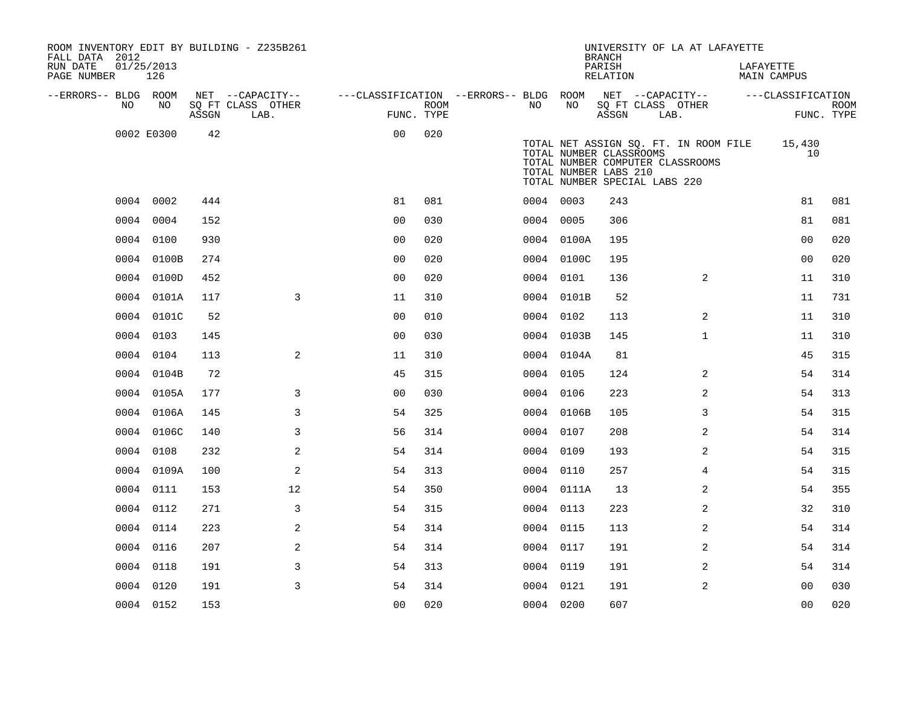ROOM INVENTORY EDIT BY BUILDING - Z235B261
FALL DATA 2012
RUN DATE 01/25/2013
PAGE NUMBER 126

UNIVERSITY OF LA AT LAFAYETTE
BRANCH
PARISH LAFAYETTE
RELATION MAIN CAMPUS

| --ERRORS-- | BLDG NO | ROOM NO | NET SQ FT ASSGN | CAPACITY CLASS LAB. | CAPACITY OTHER | CLASSIFICATION FUNC. | ROOM TYPE | --ERRORS-- | BLDG NO | ROOM NO | NET SQ FT ASSGN | CAPACITY CLASS LAB. | CAPACITY OTHER | CLASSIFICATION FUNC. | ROOM TYPE |
|---|---|---|---|---|---|---|---|---|---|---|---|---|---|---|---|
| | 0002 | E0300 | 42 | | | 00 | 020 | | | | | | | | |
| | 0004 | 0002 | 444 | | | 81 | 081 | | 0004 | 0003 | 243 | | | 81 | 081 |
| | 0004 | 0004 | 152 | | | 00 | 030 | | 0004 | 0005 | 306 | | | 81 | 081 |
| | 0004 | 0100 | 930 | | | 00 | 020 | | 0004 | 0100A | 195 | | | 00 | 020 |
| | 0004 | 0100B | 274 | | | 00 | 020 | | 0004 | 0100C | 195 | | | 00 | 020 |
| | 0004 | 0100D | 452 | | | 00 | 020 | | 0004 | 0101 | 136 | | 2 | 11 | 310 |
| | 0004 | 0101A | 117 | | 3 | 11 | 310 | | 0004 | 0101B | 52 | | | 11 | 731 |
| | 0004 | 0101C | 52 | | | 00 | 010 | | 0004 | 0102 | 113 | | 2 | 11 | 310 |
| | 0004 | 0103 | 145 | | | 00 | 030 | | 0004 | 0103B | 145 | | 1 | 11 | 310 |
| | 0004 | 0104 | 113 | | 2 | 11 | 310 | | 0004 | 0104A | 81 | | | 45 | 315 |
| | 0004 | 0104B | 72 | | | 45 | 315 | | 0004 | 0105 | 124 | | 2 | 54 | 314 |
| | 0004 | 0105A | 177 | | 3 | 00 | 030 | | 0004 | 0106 | 223 | | 2 | 54 | 313 |
| | 0004 | 0106A | 145 | | 3 | 54 | 325 | | 0004 | 0106B | 105 | | 3 | 54 | 315 |
| | 0004 | 0106C | 140 | | 3 | 56 | 314 | | 0004 | 0107 | 208 | | 2 | 54 | 314 |
| | 0004 | 0108 | 232 | | 2 | 54 | 314 | | 0004 | 0109 | 193 | | 2 | 54 | 315 |
| | 0004 | 0109A | 100 | | 2 | 54 | 313 | | 0004 | 0110 | 257 | | 4 | 54 | 315 |
| | 0004 | 0111 | 153 | | 12 | 54 | 350 | | 0004 | 0111A | 13 | | 2 | 54 | 355 |
| | 0004 | 0112 | 271 | | 3 | 54 | 315 | | 0004 | 0113 | 223 | | 2 | 32 | 310 |
| | 0004 | 0114 | 223 | | 2 | 54 | 314 | | 0004 | 0115 | 113 | | 2 | 54 | 314 |
| | 0004 | 0116 | 207 | | 2 | 54 | 314 | | 0004 | 0117 | 191 | | 2 | 54 | 314 |
| | 0004 | 0118 | 191 | | 3 | 54 | 313 | | 0004 | 0119 | 191 | | 2 | 54 | 314 |
| | 0004 | 0120 | 191 | | 3 | 54 | 314 | | 0004 | 0121 | 191 | | 2 | 00 | 030 |
| | 0004 | 0152 | 153 | | | 00 | 020 | | 0004 | 0200 | 607 | | | 00 | 020 |

TOTAL NET ASSIGN SQ. FT. IN ROOM FILE 15,430
TOTAL NUMBER CLASSROOMS 10
TOTAL NUMBER COMPUTER CLASSROOMS
TOTAL NUMBER LABS 210
TOTAL NUMBER SPECIAL LABS 220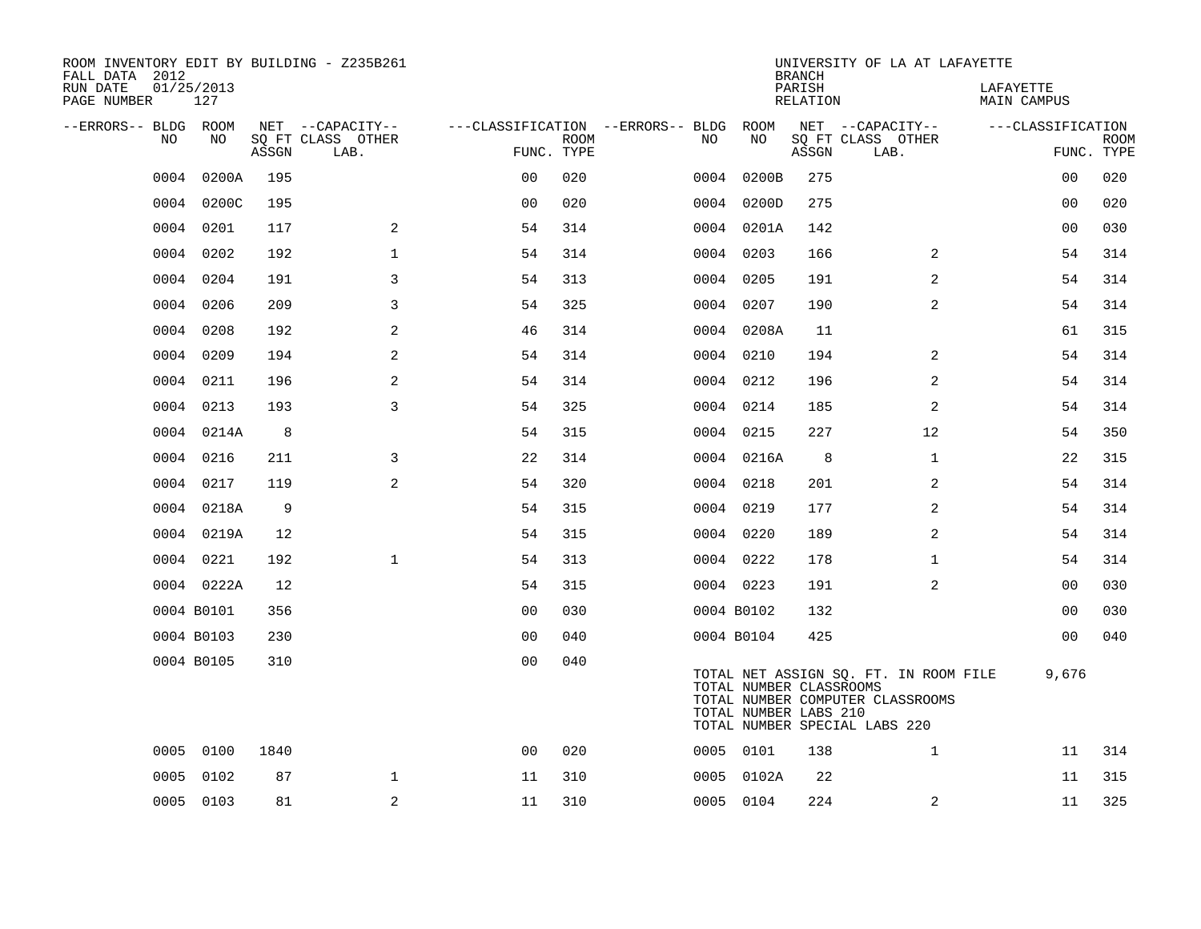ROOM INVENTORY EDIT BY BUILDING - Z235B261
FALL DATA 2012
RUN DATE 01/25/2013
PAGE NUMBER 127

UNIVERSITY OF LA AT LAFAYETTE
BRANCH
PARISH LAFAYETTE
RELATION MAIN CAMPUS

| --ERRORS-- | BLDG NO | ROOM NO | NET SQ FT ASSGN | --CAPACITY-- CLASS | OTHER LAB. | ---CLASSIFICATION FUNC. | ROOM TYPE | --ERRORS-- | BLDG NO | ROOM NO | NET SQ FT ASSGN | --CAPACITY-- CLASS | OTHER LAB. | ---CLASSIFICATION FUNC. | ROOM TYPE |
|---|---|---|---|---|---|---|---|---|---|---|---|---|---|---|---|
| | 0004 | 0200A | 195 | | | 00 | 020 | | 0004 | 0200B | 275 | | | 00 | 020 |
| | 0004 | 0200C | 195 | | | 00 | 020 | | 0004 | 0200D | 275 | | | 00 | 020 |
| | 0004 | 0201 | 117 | 2 | | 54 | 314 | | 0004 | 0201A | 142 | | | 00 | 030 |
| | 0004 | 0202 | 192 | 1 | | 54 | 314 | | 0004 | 0203 | 166 | 2 | | 54 | 314 |
| | 0004 | 0204 | 191 | 3 | | 54 | 313 | | 0004 | 0205 | 191 | 2 | | 54 | 314 |
| | 0004 | 0206 | 209 | 3 | | 54 | 325 | | 0004 | 0207 | 190 | 2 | | 54 | 314 |
| | 0004 | 0208 | 192 | 2 | | 46 | 314 | | 0004 | 0208A | 11 | | | 61 | 315 |
| | 0004 | 0209 | 194 | 2 | | 54 | 314 | | 0004 | 0210 | 194 | 2 | | 54 | 314 |
| | 0004 | 0211 | 196 | 2 | | 54 | 314 | | 0004 | 0212 | 196 | 2 | | 54 | 314 |
| | 0004 | 0213 | 193 | 3 | | 54 | 325 | | 0004 | 0214 | 185 | 2 | | 54 | 314 |
| | 0004 | 0214A | 8 | | | 54 | 315 | | 0004 | 0215 | 227 | 12 | | 54 | 350 |
| | 0004 | 0216 | 211 | 3 | | 22 | 314 | | 0004 | 0216A | 8 | 1 | | 22 | 315 |
| | 0004 | 0217 | 119 | 2 | | 54 | 320 | | 0004 | 0218 | 201 | 2 | | 54 | 314 |
| | 0004 | 0218A | 9 | | | 54 | 315 | | 0004 | 0219 | 177 | 2 | | 54 | 314 |
| | 0004 | 0219A | 12 | | | 54 | 315 | | 0004 | 0220 | 189 | 2 | | 54 | 314 |
| | 0004 | 0221 | 192 | 1 | | 54 | 313 | | 0004 | 0222 | 178 | 1 | | 54 | 314 |
| | 0004 | 0222A | 12 | | | 54 | 315 | | 0004 | 0223 | 191 | 2 | | 00 | 030 |
| | 0004 | B0101 | 356 | | | 00 | 030 | | 0004 | B0102 | 132 | | | 00 | 030 |
| | 0004 | B0103 | 230 | | | 00 | 040 | | 0004 | B0104 | 425 | | | 00 | 040 |
| | 0004 | B0105 | 310 | | | 00 | 040 | | | | | | | | |

TOTAL NET ASSIGN SQ. FT. IN ROOM FILE 9,676
TOTAL NUMBER CLASSROOMS
TOTAL NUMBER COMPUTER CLASSROOMS
TOTAL NUMBER LABS 210
TOTAL NUMBER SPECIAL LABS 220

| --ERRORS-- | BLDG NO | ROOM NO | NET SQ FT ASSGN | --CAPACITY-- CLASS | OTHER LAB. | ---CLASSIFICATION FUNC. | ROOM TYPE | --ERRORS-- | BLDG NO | ROOM NO | NET SQ FT ASSGN | --CAPACITY-- CLASS | OTHER LAB. | ---CLASSIFICATION FUNC. | ROOM TYPE |
|---|---|---|---|---|---|---|---|---|---|---|---|---|---|---|---|
| | 0005 | 0100 | 1840 | | | 00 | 020 | | 0005 | 0101 | 138 | 1 | | 11 | 314 |
| | 0005 | 0102 | 87 | 1 | | 11 | 310 | | 0005 | 0102A | 22 | | | 11 | 315 |
| | 0005 | 0103 | 81 | 2 | | 11 | 310 | | 0005 | 0104 | 224 | 2 | | 11 | 325 |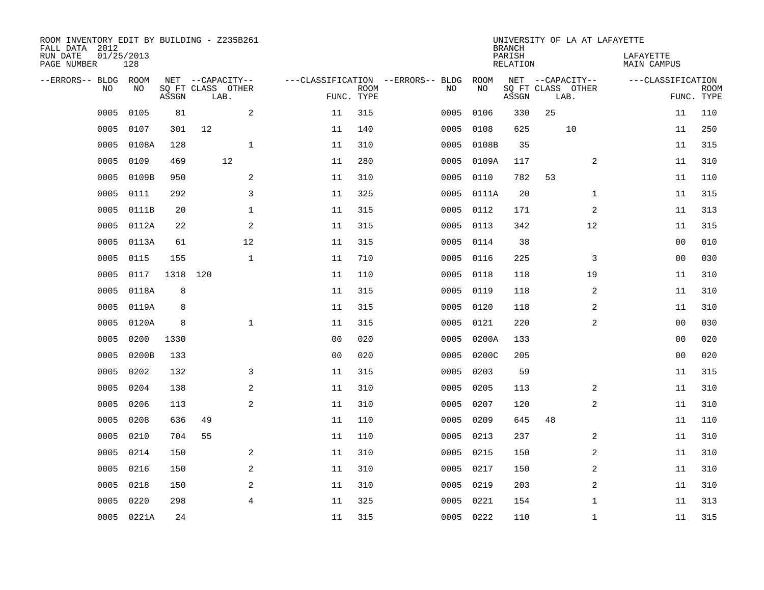ROOM INVENTORY EDIT BY BUILDING - Z235B261
FALL DATA 2012
RUN DATE 01/25/2013
PAGE NUMBER 128

UNIVERSITY OF LA AT LAFAYETTE
BRANCH
PARISH LAFAYETTE
RELATION MAIN CAMPUS

| --ERRORS-- | BLDG NO | ROOM NO | NET SQ FT ASSGN | CAPACITY CLASS | CAPACITY LAB. | CAPACITY OTHER | CLASSIFICATION FUNC. | ROOM TYPE | --ERRORS-- | BLDG NO | ROOM NO | NET SQ FT ASSGN | CAPACITY CLASS | CAPACITY LAB. | CAPACITY OTHER | CLASSIFICATION FUNC. | ROOM TYPE |
|---|---|---|---|---|---|---|---|---|---|---|---|---|---|---|---|---|---|
| | 0005 | 0105 | 81 | | | 2 | 11 | 315 | | 0005 | 0106 | 330 | 25 | | | 11 | 110 |
| | 0005 | 0107 | 301 | 12 | | | 11 | 140 | | 0005 | 0108 | 625 | | 10 | | 11 | 250 |
| | 0005 | 0108A | 128 | | | 1 | 11 | 310 | | 0005 | 0108B | 35 | | | | 11 | 315 |
| | 0005 | 0109 | 469 | | 12 | | 11 | 280 | | 0005 | 0109A | 117 | | | 2 | 11 | 310 |
| | 0005 | 0109B | 950 | | | 2 | 11 | 310 | | 0005 | 0110 | 782 | 53 | | | 11 | 110 |
| | 0005 | 0111 | 292 | | | 3 | 11 | 325 | | 0005 | 0111A | 20 | | | 1 | 11 | 315 |
| | 0005 | 0111B | 20 | | | 1 | 11 | 315 | | 0005 | 0112 | 171 | | | 2 | 11 | 313 |
| | 0005 | 0112A | 22 | | | 2 | 11 | 315 | | 0005 | 0113 | 342 | | | 12 | 11 | 315 |
| | 0005 | 0113A | 61 | | | 12 | 11 | 315 | | 0005 | 0114 | 38 | | | | 00 | 010 |
| | 0005 | 0115 | 155 | | | 1 | 11 | 710 | | 0005 | 0116 | 225 | | | 3 | 00 | 030 |
| | 0005 | 0117 | 1318 | 120 | | | 11 | 110 | | 0005 | 0118 | 118 | | | 19 | 11 | 310 |
| | 0005 | 0118A | 8 | | | | 11 | 315 | | 0005 | 0119 | 118 | | | 2 | 11 | 310 |
| | 0005 | 0119A | 8 | | | | 11 | 315 | | 0005 | 0120 | 118 | | | 2 | 11 | 310 |
| | 0005 | 0120A | 8 | | | 1 | 11 | 315 | | 0005 | 0121 | 220 | | | 2 | 00 | 030 |
| | 0005 | 0200 | 1330 | | | | 00 | 020 | | 0005 | 0200A | 133 | | | | 00 | 020 |
| | 0005 | 0200B | 133 | | | | 00 | 020 | | 0005 | 0200C | 205 | | | | 00 | 020 |
| | 0005 | 0202 | 132 | | | 3 | 11 | 315 | | 0005 | 0203 | 59 | | | | 11 | 315 |
| | 0005 | 0204 | 138 | | | 2 | 11 | 310 | | 0005 | 0205 | 113 | | | 2 | 11 | 310 |
| | 0005 | 0206 | 113 | | | 2 | 11 | 310 | | 0005 | 0207 | 120 | | | 2 | 11 | 310 |
| | 0005 | 0208 | 636 | 49 | | | 11 | 110 | | 0005 | 0209 | 645 | 48 | | | 11 | 110 |
| | 0005 | 0210 | 704 | 55 | | | 11 | 110 | | 0005 | 0213 | 237 | | | 2 | 11 | 310 |
| | 0005 | 0214 | 150 | | | 2 | 11 | 310 | | 0005 | 0215 | 150 | | | 2 | 11 | 310 |
| | 0005 | 0216 | 150 | | | 2 | 11 | 310 | | 0005 | 0217 | 150 | | | 2 | 11 | 310 |
| | 0005 | 0218 | 150 | | | 2 | 11 | 310 | | 0005 | 0219 | 203 | | | 2 | 11 | 310 |
| | 0005 | 0220 | 298 | | | 4 | 11 | 325 | | 0005 | 0221 | 154 | | | 1 | 11 | 313 |
| | 0005 | 0221A | 24 | | | | 11 | 315 | | 0005 | 0222 | 110 | | | 1 | 11 | 315 |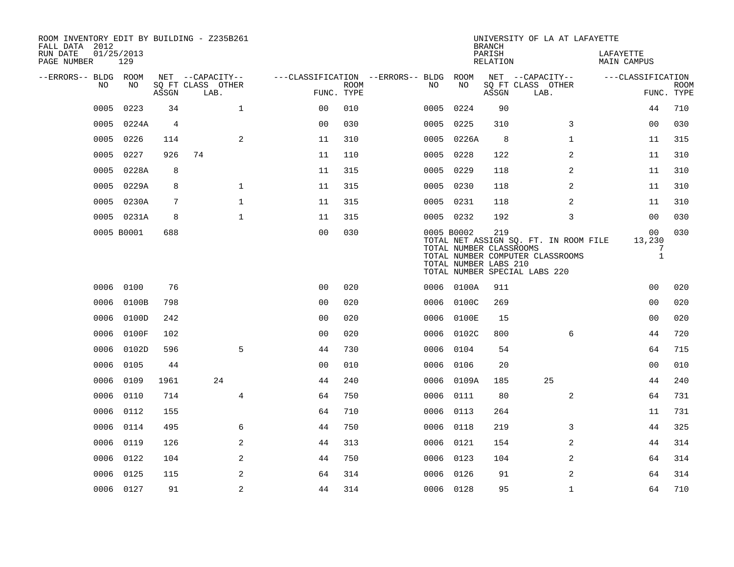ROOM INVENTORY EDIT BY BUILDING - Z235B261
FALL DATA 2012
RUN DATE 01/25/2013
PAGE NUMBER 129

UNIVERSITY OF LA AT LAFAYETTE
BRANCH
PARISH LAFAYETTE
RELATION MAIN CAMPUS

| --ERRORS-- | BLDG NO | ROOM NO | NET SQ FT ASSGN | CAPACITY CLASS | CAPACITY LAB. | CAPACITY OTHER | FUNC. | ROOM TYPE | --ERRORS-- | BLDG NO | ROOM NO | NET SQ FT ASSGN | CAPACITY CLASS | CAPACITY LAB. | CAPACITY OTHER | FUNC. | ROOM TYPE |
|---|---|---|---|---|---|---|---|---|---|---|---|---|---|---|---|---|---|
| | 0005 | 0223 | 34 | | | 1 | 00 | 010 | | 0005 | 0224 | 90 | | | | 44 | 710 |
| | 0005 | 0224A | 4 | | | | 00 | 030 | | 0005 | 0225 | 310 | | | 3 | 00 | 030 |
| | 0005 | 0226 | 114 | | | 2 | 11 | 310 | | 0005 | 0226A | 8 | | | 1 | 11 | 315 |
| | 0005 | 0227 | 926 | 74 | | | 11 | 110 | | 0005 | 0228 | 122 | | | 2 | 11 | 310 |
| | 0005 | 0228A | 8 | | | | 11 | 315 | | 0005 | 0229 | 118 | | | 2 | 11 | 310 |
| | 0005 | 0229A | 8 | | | 1 | 11 | 315 | | 0005 | 0230 | 118 | | | 2 | 11 | 310 |
| | 0005 | 0230A | 7 | | | 1 | 11 | 315 | | 0005 | 0231 | 118 | | | 2 | 11 | 310 |
| | 0005 | 0231A | 8 | | | 1 | 11 | 315 | | 0005 | 0232 | 192 | | | 3 | 00 | 030 |
| | 0005 | B0001 | 688 | | | | 00 | 030 | | 0005 | B0002 | 219 | | | | 00 | 030 |

TOTAL NET ASSIGN SQ. FT. IN ROOM FILE 13,230
TOTAL NUMBER CLASSROOMS 7
TOTAL NUMBER COMPUTER CLASSROOMS 1
TOTAL NUMBER LABS 210
TOTAL NUMBER SPECIAL LABS 220

| --ERRORS-- | BLDG NO | ROOM NO | NET SQ FT ASSGN | CAPACITY CLASS | CAPACITY LAB. | CAPACITY OTHER | FUNC. | ROOM TYPE | --ERRORS-- | BLDG NO | ROOM NO | NET SQ FT ASSGN | CAPACITY CLASS | CAPACITY LAB. | CAPACITY OTHER | FUNC. | ROOM TYPE |
|---|---|---|---|---|---|---|---|---|---|---|---|---|---|---|---|---|---|
| | 0006 | 0100 | 76 | | | | 00 | 020 | | 0006 | 0100A | 911 | | | | 00 | 020 |
| | 0006 | 0100B | 798 | | | | 00 | 020 | | 0006 | 0100C | 269 | | | | 00 | 020 |
| | 0006 | 0100D | 242 | | | | 00 | 020 | | 0006 | 0100E | 15 | | | | 00 | 020 |
| | 0006 | 0100F | 102 | | | | 00 | 020 | | 0006 | 0102C | 800 | | | 6 | 44 | 720 |
| | 0006 | 0102D | 596 | | | 5 | 44 | 730 | | 0006 | 0104 | 54 | | | | 64 | 715 |
| | 0006 | 0105 | 44 | | | | 00 | 010 | | 0006 | 0106 | 20 | | | | 00 | 010 |
| | 0006 | 0109 | 1961 | | 24 | | 44 | 240 | | 0006 | 0109A | 185 | | 25 | | 44 | 240 |
| | 0006 | 0110 | 714 | | | 4 | 64 | 750 | | 0006 | 0111 | 80 | | | 2 | 64 | 731 |
| | 0006 | 0112 | 155 | | | | 64 | 710 | | 0006 | 0113 | 264 | | | | 11 | 731 |
| | 0006 | 0114 | 495 | | | 6 | 44 | 750 | | 0006 | 0118 | 219 | | | 3 | 44 | 325 |
| | 0006 | 0119 | 126 | | | 2 | 44 | 313 | | 0006 | 0121 | 154 | | | 2 | 44 | 314 |
| | 0006 | 0122 | 104 | | | 2 | 44 | 750 | | 0006 | 0123 | 104 | | | 2 | 64 | 314 |
| | 0006 | 0125 | 115 | | | 2 | 64 | 314 | | 0006 | 0126 | 91 | | | 2 | 64 | 314 |
| | 0006 | 0127 | 91 | | | 2 | 44 | 314 | | 0006 | 0128 | 95 | | | 1 | 64 | 710 |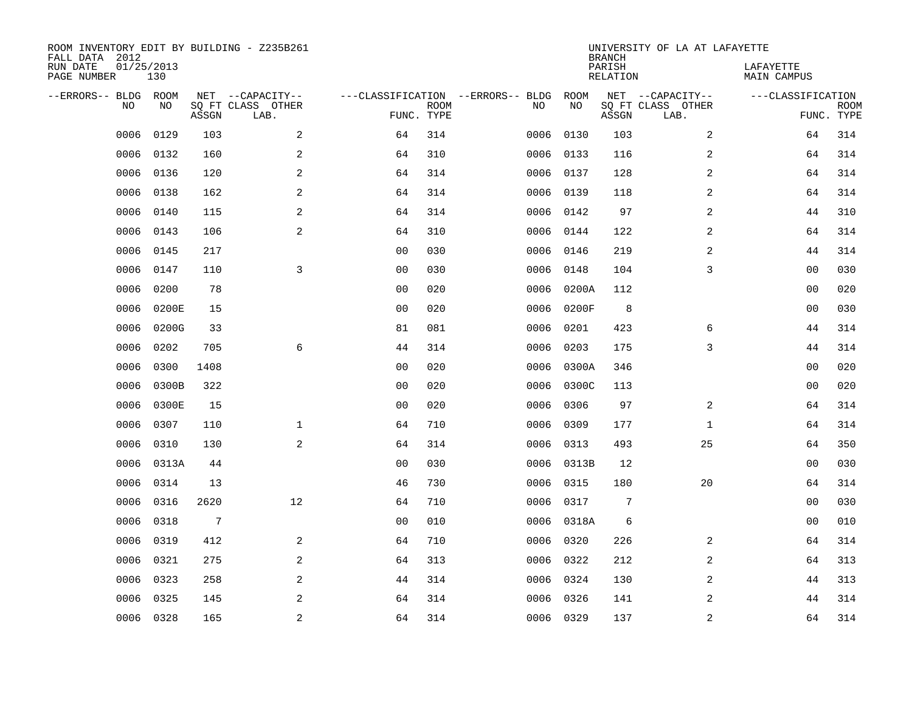ROOM INVENTORY EDIT BY BUILDING - Z235B261
FALL DATA 2012
RUN DATE 01/25/2013
PAGE NUMBER 130

UNIVERSITY OF LA AT LAFAYETTE
BRANCH
PARISH LAFAYETTE
RELATION MAIN CAMPUS

| --ERRORS-- | BLDG NO | ROOM NO | NET SQ FT ASSGN | --CAPACITY-- CLASS LAB. | OTHER | ---CLASSIFICATION FUNC. | ROOM TYPE | --ERRORS-- | BLDG NO | ROOM NO | NET SQ FT ASSGN | --CAPACITY-- CLASS LAB. | OTHER | ---CLASSIFICATION FUNC. | ROOM TYPE |
|---|---|---|---|---|---|---|---|---|---|---|---|---|---|---|---|
| | 0006 | 0129 | 103 | | 2 | 64 | 314 | | 0006 | 0130 | 103 | | 2 | 64 | 314 |
| | 0006 | 0132 | 160 | | 2 | 64 | 310 | | 0006 | 0133 | 116 | | 2 | 64 | 314 |
| | 0006 | 0136 | 120 | | 2 | 64 | 314 | | 0006 | 0137 | 128 | | 2 | 64 | 314 |
| | 0006 | 0138 | 162 | | 2 | 64 | 314 | | 0006 | 0139 | 118 | | 2 | 64 | 314 |
| | 0006 | 0140 | 115 | | 2 | 64 | 314 | | 0006 | 0142 | 97 | | 2 | 44 | 310 |
| | 0006 | 0143 | 106 | | 2 | 64 | 310 | | 0006 | 0144 | 122 | | 2 | 64 | 314 |
| | 0006 | 0145 | 217 | | | 00 | 030 | | 0006 | 0146 | 219 | | 2 | 44 | 314 |
| | 0006 | 0147 | 110 | | 3 | 00 | 030 | | 0006 | 0148 | 104 | | 3 | 00 | 030 |
| | 0006 | 0200 | 78 | | | 00 | 020 | | 0006 | 0200A | 112 | | | 00 | 020 |
| | 0006 | 0200E | 15 | | | 00 | 020 | | 0006 | 0200F | 8 | | | 00 | 030 |
| | 0006 | 0200G | 33 | | | 81 | 081 | | 0006 | 0201 | 423 | | 6 | 44 | 314 |
| | 0006 | 0202 | 705 | | 6 | 44 | 314 | | 0006 | 0203 | 175 | | 3 | 44 | 314 |
| | 0006 | 0300 | 1408 | | | 00 | 020 | | 0006 | 0300A | 346 | | | 00 | 020 |
| | 0006 | 0300B | 322 | | | 00 | 020 | | 0006 | 0300C | 113 | | | 00 | 020 |
| | 0006 | 0300E | 15 | | | 00 | 020 | | 0006 | 0306 | 97 | | 2 | 64 | 314 |
| | 0006 | 0307 | 110 | | 1 | 64 | 710 | | 0006 | 0309 | 177 | | 1 | 64 | 314 |
| | 0006 | 0310 | 130 | | 2 | 64 | 314 | | 0006 | 0313 | 493 | | 25 | 64 | 350 |
| | 0006 | 0313A | 44 | | | 00 | 030 | | 0006 | 0313B | 12 | | | 00 | 030 |
| | 0006 | 0314 | 13 | | | 46 | 730 | | 0006 | 0315 | 180 | | 20 | 64 | 314 |
| | 0006 | 0316 | 2620 | | 12 | 64 | 710 | | 0006 | 0317 | 7 | | | 00 | 030 |
| | 0006 | 0318 | 7 | | | 00 | 010 | | 0006 | 0318A | 6 | | | 00 | 010 |
| | 0006 | 0319 | 412 | | 2 | 64 | 710 | | 0006 | 0320 | 226 | | 2 | 64 | 314 |
| | 0006 | 0321 | 275 | | 2 | 64 | 313 | | 0006 | 0322 | 212 | | 2 | 64 | 313 |
| | 0006 | 0323 | 258 | | 2 | 44 | 314 | | 0006 | 0324 | 130 | | 2 | 44 | 313 |
| | 0006 | 0325 | 145 | | 2 | 64 | 314 | | 0006 | 0326 | 141 | | 2 | 44 | 314 |
| | 0006 | 0328 | 165 | | 2 | 64 | 314 | | 0006 | 0329 | 137 | | 2 | 64 | 314 |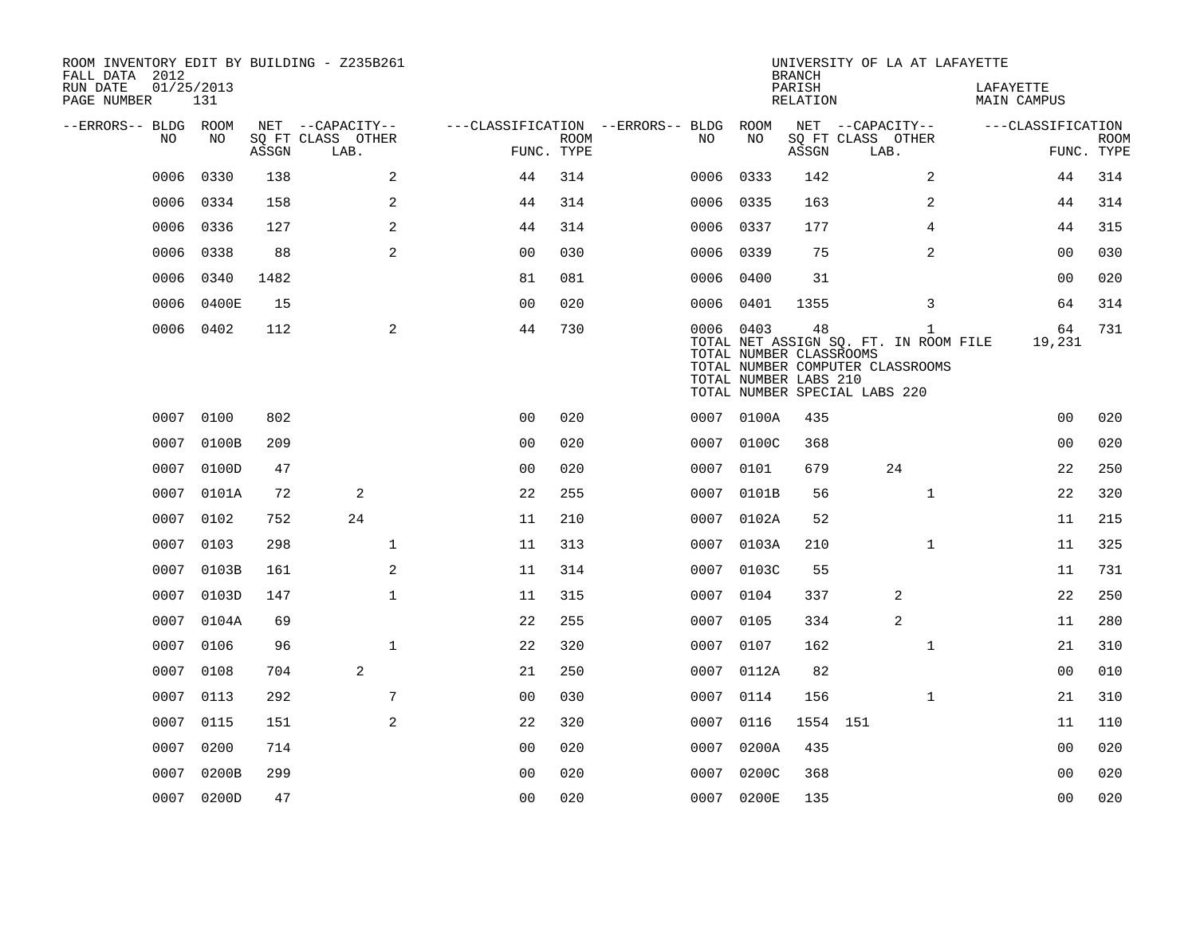ROOM INVENTORY EDIT BY BUILDING - Z235B261
FALL DATA 2012
RUN DATE 01/25/2013
PAGE NUMBER 131

UNIVERSITY OF LA AT LAFAYETTE
BRANCH
PARISH LAFAYETTE
RELATION MAIN CAMPUS

| --ERRORS-- | BLDG NO | ROOM NO | NET SQ FT ASSGN | CAPACITY CLASS LAB. | CAPACITY OTHER | CLASSIFICATION FUNC. | ROOM TYPE | --ERRORS-- | BLDG NO | ROOM NO | NET SQ FT ASSGN | CAPACITY CLASS LAB. | CAPACITY OTHER | CLASSIFICATION FUNC. | ROOM TYPE |
|---|---|---|---|---|---|---|---|---|---|---|---|---|---|---|---|
| | 0006 | 0330 | 138 | | 2 | 44 | 314 | | 0006 | 0333 | 142 | | 2 | 44 | 314 |
| | 0006 | 0334 | 158 | | 2 | 44 | 314 | | 0006 | 0335 | 163 | | 2 | 44 | 314 |
| | 0006 | 0336 | 127 | | 2 | 44 | 314 | | 0006 | 0337 | 177 | | 4 | 44 | 315 |
| | 0006 | 0338 | 88 | | 2 | 00 | 030 | | 0006 | 0339 | 75 | | 2 | 00 | 030 |
| | 0006 | 0340 | 1482 | | | 81 | 081 | | 0006 | 0400 | 31 | | | 00 | 020 |
| | 0006 | 0400E | 15 | | | 00 | 020 | | 0006 | 0401 | 1355 | | 3 | 64 | 314 |
| | 0006 | 0402 | 112 | | 2 | 44 | 730 | | 0006 | 0403 | 48 | | 1 | 64 | 731 |
| | | | | | | | | | | TOTAL NET ASSIGN SQ. FT. IN ROOM FILE | | | | 19,231 | |
| | | | | | | | | | | TOTAL NUMBER CLASSROOMS | | | | | |
| | | | | | | | | | | TOTAL NUMBER COMPUTER CLASSROOMS | | | | | |
| | | | | | | | | | | TOTAL NUMBER LABS 210 | | | | | |
| | | | | | | | | | | TOTAL NUMBER SPECIAL LABS 220 | | | | | |
| | 0007 | 0100 | 802 | | | 00 | 020 | | 0007 | 0100A | 435 | | | 00 | 020 |
| | 0007 | 0100B | 209 | | | 00 | 020 | | 0007 | 0100C | 368 | | | 00 | 020 |
| | 0007 | 0100D | 47 | | | 00 | 020 | | 0007 | 0101 | 679 | 24 | | 22 | 250 |
| | 0007 | 0101A | 72 | 2 | | 22 | 255 | | 0007 | 0101B | 56 | | 1 | 22 | 320 |
| | 0007 | 0102 | 752 | 24 | | 11 | 210 | | 0007 | 0102A | 52 | | | 11 | 215 |
| | 0007 | 0103 | 298 | | 1 | 11 | 313 | | 0007 | 0103A | 210 | | 1 | 11 | 325 |
| | 0007 | 0103B | 161 | | 2 | 11 | 314 | | 0007 | 0103C | 55 | | | 11 | 731 |
| | 0007 | 0103D | 147 | | 1 | 11 | 315 | | 0007 | 0104 | 337 | 2 | | 22 | 250 |
| | 0007 | 0104A | 69 | | | 22 | 255 | | 0007 | 0105 | 334 | 2 | | 11 | 280 |
| | 0007 | 0106 | 96 | | 1 | 22 | 320 | | 0007 | 0107 | 162 | | 1 | 21 | 310 |
| | 0007 | 0108 | 704 | 2 | | 21 | 250 | | 0007 | 0112A | 82 | | | 00 | 010 |
| | 0007 | 0113 | 292 | | 7 | 00 | 030 | | 0007 | 0114 | 156 | | 1 | 21 | 310 |
| | 0007 | 0115 | 151 | | 2 | 22 | 320 | | 0007 | 0116 | 1554 | 151 | | 11 | 110 |
| | 0007 | 0200 | 714 | | | 00 | 020 | | 0007 | 0200A | 435 | | | 00 | 020 |
| | 0007 | 0200B | 299 | | | 00 | 020 | | 0007 | 0200C | 368 | | | 00 | 020 |
| | 0007 | 0200D | 47 | | | 00 | 020 | | 0007 | 0200E | 135 | | | 00 | 020 |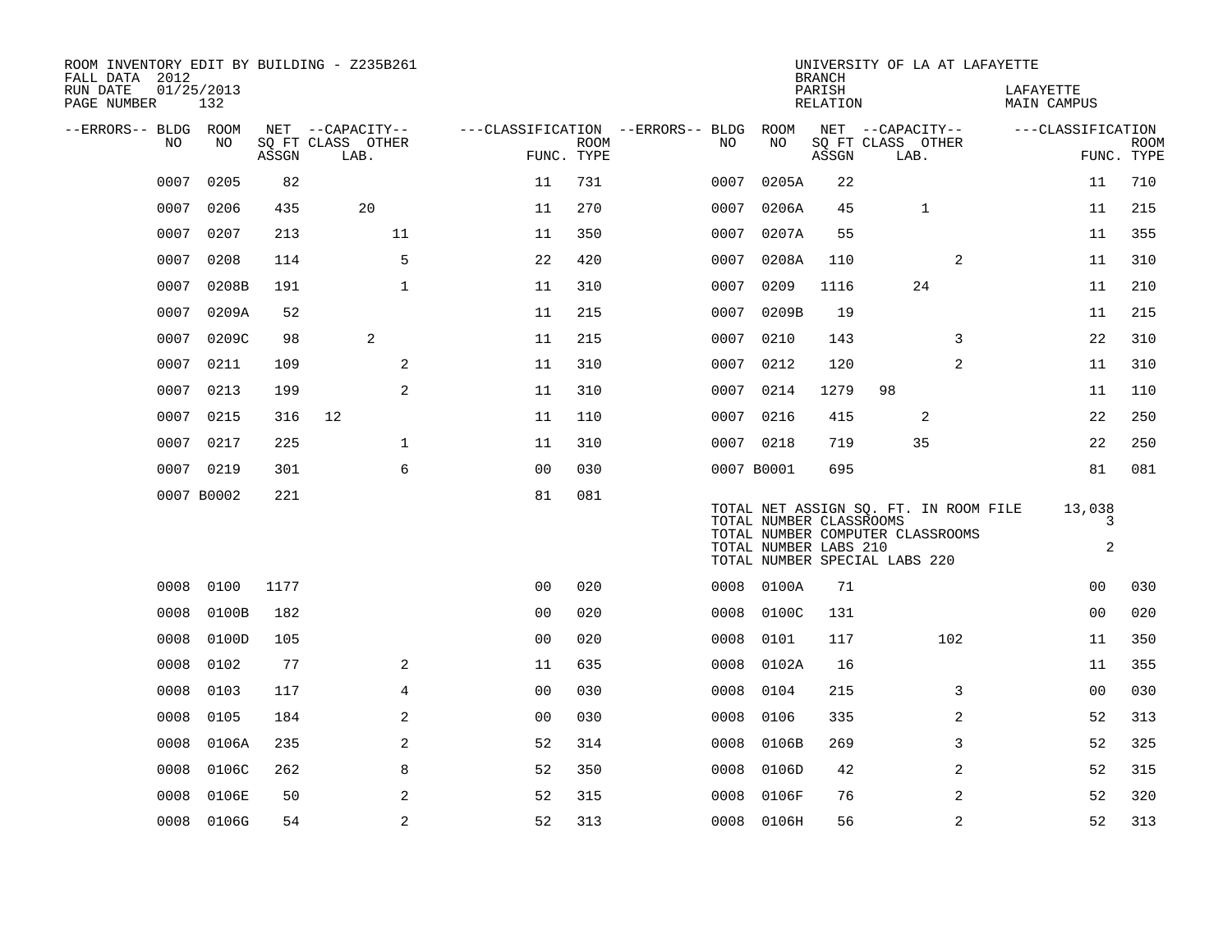ROOM INVENTORY EDIT BY BUILDING - Z235B261
FALL DATA 2012
RUN DATE 01/25/2013
PAGE NUMBER 132

UNIVERSITY OF LA AT LAFAYETTE
BRANCH
PARISH LAFAYETTE
RELATION MAIN CAMPUS

| --ERRORS-- | BLDG NO | ROOM NO | NET SQ FT ASSGN | CAPACITY CLASS LAB. | CAPACITY OTHER | CLASSIFICATION FUNC. | ROOM TYPE | --ERRORS-- | BLDG NO | ROOM NO | NET SQ FT ASSGN | CAPACITY CLASS LAB. | CAPACITY OTHER | CLASSIFICATION FUNC. | ROOM TYPE |
|---|---|---|---|---|---|---|---|---|---|---|---|---|---|---|---|
| | 0007 | 0205 | 82 | | | 11 | 731 | | 0007 | 0205A | 22 | | | 11 | 710 |
| | 0007 | 0206 | 435 | 20 | | 11 | 270 | | 0007 | 0206A | 45 | 1 | | 11 | 215 |
| | 0007 | 0207 | 213 | | 11 | 11 | 350 | | 0007 | 0207A | 55 | | | 11 | 355 |
| | 0007 | 0208 | 114 | | 5 | 22 | 420 | | 0007 | 0208A | 110 | | 2 | 11 | 310 |
| | 0007 | 0208B | 191 | | 1 | 11 | 310 | | 0007 | 0209 | 1116 | 24 | | 11 | 210 |
| | 0007 | 0209A | 52 | | | 11 | 215 | | 0007 | 0209B | 19 | | | 11 | 215 |
| | 0007 | 0209C | 98 | 2 | | 11 | 215 | | 0007 | 0210 | 143 | | 3 | 22 | 310 |
| | 0007 | 0211 | 109 | | 2 | 11 | 310 | | 0007 | 0212 | 120 | | 2 | 11 | 310 |
| | 0007 | 0213 | 199 | | 2 | 11 | 310 | | 0007 | 0214 | 1279 | 98 | | 11 | 110 |
| | 0007 | 0215 | 316 | 12 | | 11 | 110 | | 0007 | 0216 | 415 | 2 | | 22 | 250 |
| | 0007 | 0217 | 225 | | 1 | 11 | 310 | | 0007 | 0218 | 719 | 35 | | 22 | 250 |
| | 0007 | 0219 | 301 | | 6 | 00 | 030 | | 0007 | B0001 | 695 | | | 81 | 081 |
| | 0007 | B0002 | 221 | | | 81 | 081 | | | | | | | | |

TOTAL NET ASSIGN SQ. FT. IN ROOM FILE 13,038
TOTAL NUMBER CLASSROOMS 3
TOTAL NUMBER COMPUTER CLASSROOMS
TOTAL NUMBER LABS 210 2
TOTAL NUMBER SPECIAL LABS 220

| --ERRORS-- | BLDG NO | ROOM NO | NET SQ FT ASSGN | CAPACITY CLASS LAB. | CAPACITY OTHER | CLASSIFICATION FUNC. | ROOM TYPE | --ERRORS-- | BLDG NO | ROOM NO | NET SQ FT ASSGN | CAPACITY CLASS LAB. | CAPACITY OTHER | CLASSIFICATION FUNC. | ROOM TYPE |
|---|---|---|---|---|---|---|---|---|---|---|---|---|---|---|---|
| | 0008 | 0100 | 1177 | | | 00 | 020 | | 0008 | 0100A | 71 | | | 00 | 030 |
| | 0008 | 0100B | 182 | | | 00 | 020 | | 0008 | 0100C | 131 | | | 00 | 020 |
| | 0008 | 0100D | 105 | | | 00 | 020 | | 0008 | 0101 | 117 | | 102 | 11 | 350 |
| | 0008 | 0102 | 77 | | 2 | 11 | 635 | | 0008 | 0102A | 16 | | | 11 | 355 |
| | 0008 | 0103 | 117 | | 4 | 00 | 030 | | 0008 | 0104 | 215 | | 3 | 00 | 030 |
| | 0008 | 0105 | 184 | | 2 | 00 | 030 | | 0008 | 0106 | 335 | | 2 | 52 | 313 |
| | 0008 | 0106A | 235 | | 2 | 52 | 314 | | 0008 | 0106B | 269 | | 3 | 52 | 325 |
| | 0008 | 0106C | 262 | | 8 | 52 | 350 | | 0008 | 0106D | 42 | | 2 | 52 | 315 |
| | 0008 | 0106E | 50 | | 2 | 52 | 315 | | 0008 | 0106F | 76 | | 2 | 52 | 320 |
| | 0008 | 0106G | 54 | | 2 | 52 | 313 | | 0008 | 0106H | 56 | | 2 | 52 | 313 |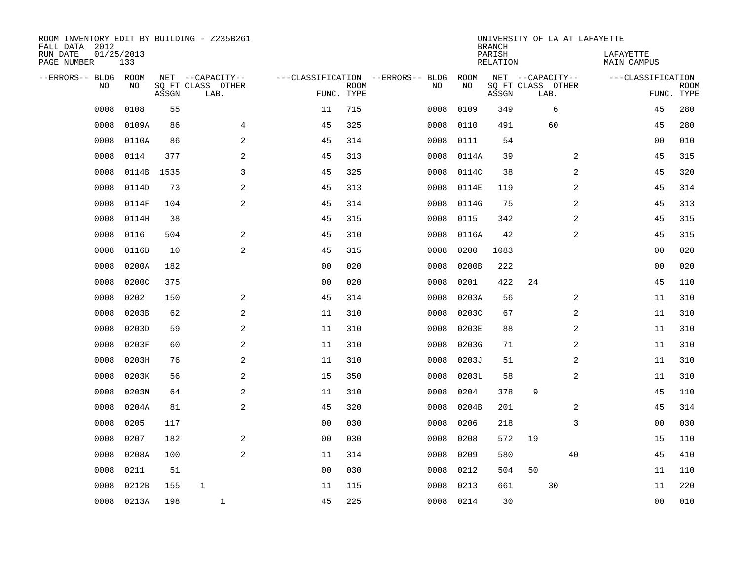ROOM INVENTORY EDIT BY BUILDING - Z235B261
FALL DATA 2012
RUN DATE 01/25/2013
PAGE NUMBER 133

UNIVERSITY OF LA AT LAFAYETTE
BRANCH
PARISH LAFAYETTE
RELATION MAIN CAMPUS

| --ERRORS-- | BLDG NO | ROOM NO | NET SQ FT ASSGN | --CAPACITY-- CLASS | LAB. | OTHER | ---CLASSIFICATION FUNC. | ROOM TYPE | --ERRORS-- | BLDG NO | ROOM NO | NET SQ FT ASSGN | --CAPACITY-- CLASS | LAB. | OTHER | ---CLASSIFICATION FUNC. | ROOM TYPE |
|---|---|---|---|---|---|---|---|---|---|---|---|---|---|---|---|---|---|
| | 0008 | 0108 | 55 | | | | 11 | 715 | | 0008 | 0109 | 349 | | 6 | | 45 | 280 |
| | 0008 | 0109A | 86 | | | 4 | 45 | 325 | | 0008 | 0110 | 491 | | 60 | | 45 | 280 |
| | 0008 | 0110A | 86 | | | 2 | 45 | 314 | | 0008 | 0111 | 54 | | | | 00 | 010 |
| | 0008 | 0114 | 377 | | | 2 | 45 | 313 | | 0008 | 0114A | 39 | | | 2 | 45 | 315 |
| | 0008 | 0114B | 1535 | | | 3 | 45 | 325 | | 0008 | 0114C | 38 | | | 2 | 45 | 320 |
| | 0008 | 0114D | 73 | | | 2 | 45 | 313 | | 0008 | 0114E | 119 | | | 2 | 45 | 314 |
| | 0008 | 0114F | 104 | | | 2 | 45 | 314 | | 0008 | 0114G | 75 | | | 2 | 45 | 313 |
| | 0008 | 0114H | 38 | | | | 45 | 315 | | 0008 | 0115 | 342 | | | 2 | 45 | 315 |
| | 0008 | 0116 | 504 | | | 2 | 45 | 310 | | 0008 | 0116A | 42 | | | 2 | 45 | 315 |
| | 0008 | 0116B | 10 | | | 2 | 45 | 315 | | 0008 | 0200 | 1083 | | | | 00 | 020 |
| | 0008 | 0200A | 182 | | | | 00 | 020 | | 0008 | 0200B | 222 | | | | 00 | 020 |
| | 0008 | 0200C | 375 | | | | 00 | 020 | | 0008 | 0201 | 422 | 24 | | | 45 | 110 |
| | 0008 | 0202 | 150 | | | 2 | 45 | 314 | | 0008 | 0203A | 56 | | | 2 | 11 | 310 |
| | 0008 | 0203B | 62 | | | 2 | 11 | 310 | | 0008 | 0203C | 67 | | | 2 | 11 | 310 |
| | 0008 | 0203D | 59 | | | 2 | 11 | 310 | | 0008 | 0203E | 88 | | | 2 | 11 | 310 |
| | 0008 | 0203F | 60 | | | 2 | 11 | 310 | | 0008 | 0203G | 71 | | | 2 | 11 | 310 |
| | 0008 | 0203H | 76 | | | 2 | 11 | 310 | | 0008 | 0203J | 51 | | | 2 | 11 | 310 |
| | 0008 | 0203K | 56 | | | 2 | 15 | 350 | | 0008 | 0203L | 58 | | | 2 | 11 | 310 |
| | 0008 | 0203M | 64 | | | 2 | 11 | 310 | | 0008 | 0204 | 378 | 9 | | | 45 | 110 |
| | 0008 | 0204A | 81 | | | 2 | 45 | 320 | | 0008 | 0204B | 201 | | | 2 | 45 | 314 |
| | 0008 | 0205 | 117 | | | | 00 | 030 | | 0008 | 0206 | 218 | | | 3 | 00 | 030 |
| | 0008 | 0207 | 182 | | | 2 | 00 | 030 | | 0008 | 0208 | 572 | 19 | | | 15 | 110 |
| | 0008 | 0208A | 100 | | | 2 | 11 | 314 | | 0008 | 0209 | 580 | | | 40 | 45 | 410 |
| | 0008 | 0211 | 51 | | | | 00 | 030 | | 0008 | 0212 | 504 | 50 | | | 11 | 110 |
| | 0008 | 0212B | 155 | 1 | | | 11 | 115 | | 0008 | 0213 | 661 | | 30 | | 11 | 220 |
| | 0008 | 0213A | 198 | | 1 | | 45 | 225 | | 0008 | 0214 | 30 | | | | 00 | 010 |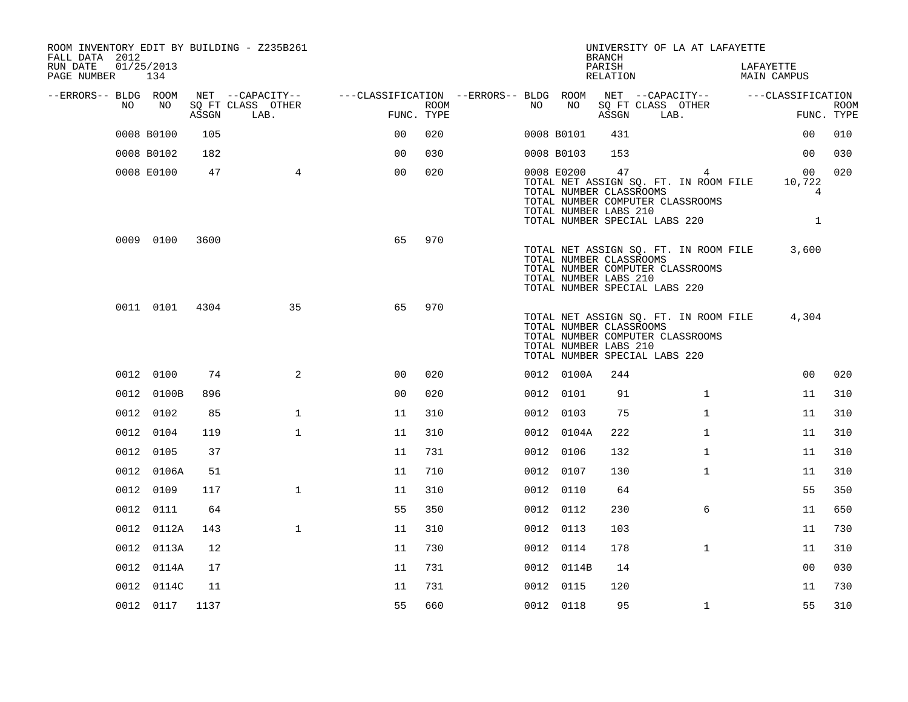ROOM INVENTORY EDIT BY BUILDING - Z235B261
FALL DATA 2012
RUN DATE 01/25/2013

UNIVERSITY OF LA AT LAFAYETTE
BRANCH
PARISH LAFAYETTE
RELATION MAIN CAMPUS

| --ERRORS-- | BLDG NO | ROOM NO | NET SQ FT ASSGN | CAPACITY CLASS LAB. | CAPACITY OTHER | CLASSIFICATION FUNC. | ROOM TYPE | --ERRORS-- | BLDG NO | ROOM NO | NET SQ FT ASSGN | CAPACITY CLASS LAB. | CAPACITY OTHER | CLASSIFICATION FUNC. | ROOM TYPE |
|---|---|---|---|---|---|---|---|---|---|---|---|---|---|---|---|
| | 0008 | B0100 | 105 | | | 00 | 020 | | 0008 | B0101 | 431 | | | 00 | 010 |
| | 0008 | B0102 | 182 | | | 00 | 030 | | 0008 | B0103 | 153 | | | 00 | 030 |
| | 0008 | E0100 | 47 | | 4 | 00 | 020 | | 0008 | E0200 | 47 | | 4 | 00 | 020 |

TOTAL NET ASSIGN SQ. FT. IN ROOM FILE 10,722
TOTAL NUMBER CLASSROOMS 4
TOTAL NUMBER COMPUTER CLASSROOMS
TOTAL NUMBER LABS 210
TOTAL NUMBER SPECIAL LABS 220 1

| --ERRORS-- | BLDG NO | ROOM NO | NET SQ FT ASSGN | CAPACITY CLASS LAB. | CAPACITY OTHER | CLASSIFICATION FUNC. | ROOM TYPE |
|---|---|---|---|---|---|---|---|
| | 0009 | 0100 | 3600 | | | 65 | 970 |

TOTAL NET ASSIGN SQ. FT. IN ROOM FILE 3,600
TOTAL NUMBER CLASSROOMS
TOTAL NUMBER COMPUTER CLASSROOMS
TOTAL NUMBER LABS 210
TOTAL NUMBER SPECIAL LABS 220

| --ERRORS-- | BLDG NO | ROOM NO | NET SQ FT ASSGN | CAPACITY CLASS LAB. | CAPACITY OTHER | CLASSIFICATION FUNC. | ROOM TYPE |
|---|---|---|---|---|---|---|---|
| | 0011 | 0101 | 4304 | | 35 | 65 | 970 |

TOTAL NET ASSIGN SQ. FT. IN ROOM FILE 4,304
TOTAL NUMBER CLASSROOMS
TOTAL NUMBER COMPUTER CLASSROOMS
TOTAL NUMBER LABS 210
TOTAL NUMBER SPECIAL LABS 220

| --ERRORS-- | BLDG NO | ROOM NO | NET SQ FT ASSGN | CAPACITY CLASS LAB. | CAPACITY OTHER | CLASSIFICATION FUNC. | ROOM TYPE | --ERRORS-- | BLDG NO | ROOM NO | NET SQ FT ASSGN | CAPACITY CLASS LAB. | CAPACITY OTHER | CLASSIFICATION FUNC. | ROOM TYPE |
|---|---|---|---|---|---|---|---|---|---|---|---|---|---|---|---|
| | 0012 | 0100 | 74 | | 2 | 00 | 020 | | 0012 | 0100A | 244 | | | 00 | 020 |
| | 0012 | 0100B | 896 | | | 00 | 020 | | 0012 | 0101 | 91 | | 1 | 11 | 310 |
| | 0012 | 0102 | 85 | | 1 | 11 | 310 | | 0012 | 0103 | 75 | | 1 | 11 | 310 |
| | 0012 | 0104 | 119 | | 1 | 11 | 310 | | 0012 | 0104A | 222 | | 1 | 11 | 310 |
| | 0012 | 0105 | 37 | | | 11 | 731 | | 0012 | 0106 | 132 | | 1 | 11 | 310 |
| | 0012 | 0106A | 51 | | | 11 | 710 | | 0012 | 0107 | 130 | | 1 | 11 | 310 |
| | 0012 | 0109 | 117 | | 1 | 11 | 310 | | 0012 | 0110 | 64 | | | 55 | 350 |
| | 0012 | 0111 | 64 | | | 55 | 350 | | 0012 | 0112 | 230 | | 6 | 11 | 650 |
| | 0012 | 0112A | 143 | | 1 | 11 | 310 | | 0012 | 0113 | 103 | | | 11 | 730 |
| | 0012 | 0113A | 12 | | | 11 | 730 | | 0012 | 0114 | 178 | | 1 | 11 | 310 |
| | 0012 | 0114A | 17 | | | 11 | 731 | | 0012 | 0114B | 14 | | | 00 | 030 |
| | 0012 | 0114C | 11 | | | 11 | 731 | | 0012 | 0115 | 120 | | | 11 | 730 |
| | 0012 | 0117 | 1137 | | | 55 | 660 | | 0012 | 0118 | 95 | | 1 | 55 | 310 |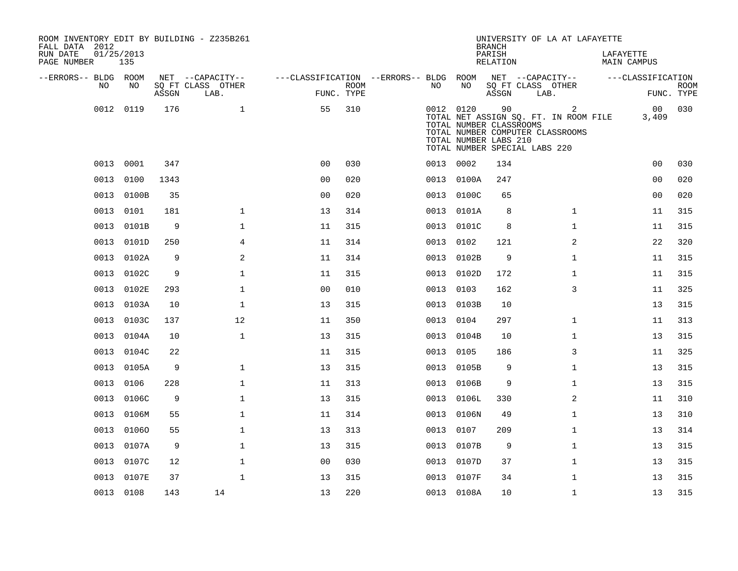ROOM INVENTORY EDIT BY BUILDING - Z235B261
FALL DATA 2012
RUN DATE 01/25/2013
PAGE NUMBER 135

UNIVERSITY OF LA AT LAFAYETTE
BRANCH
PARISH LAFAYETTE
RELATION MAIN CAMPUS

| --ERRORS-- | BLDG NO | ROOM NO | NET SQ FT ASSGN | --CAPACITY-- CLASS | OTHER LAB. | ---CLASSIFICATION FUNC. | ROOM TYPE | --ERRORS-- | BLDG NO | ROOM NO | NET SQ FT ASSGN | --CAPACITY-- CLASS | OTHER LAB. | ---CLASSIFICATION FUNC. | ROOM TYPE |
|---|---|---|---|---|---|---|---|---|---|---|---|---|---|---|---|
| | 0012 | 0119 | 176 | | 1 | 55 | 310 | | 0012 | 0120 | 90 | | 2 | 00 | 030 |
| | | | | | | | | | TOTAL NET ASSIGN SQ. FT. IN ROOM FILE | | | | | 3,409 | |
| | | | | | | | | | TOTAL NUMBER CLASSROOMS | | | | | | |
| | | | | | | | | | TOTAL NUMBER COMPUTER CLASSROOMS | | | | | | |
| | | | | | | | | | TOTAL NUMBER LABS 210 | | | | | | |
| | | | | | | | | | TOTAL NUMBER SPECIAL LABS 220 | | | | | | |
| | 0013 | 0001 | 347 | | | 00 | 030 | | 0013 | 0002 | 134 | | | 00 | 030 |
| | 0013 | 0100 | 1343 | | | 00 | 020 | | 0013 | 0100A | 247 | | | 00 | 020 |
| | 0013 | 0100B | 35 | | | 00 | 020 | | 0013 | 0100C | 65 | | | 00 | 020 |
| | 0013 | 0101 | 181 | | 1 | 13 | 314 | | 0013 | 0101A | 8 | | 1 | 11 | 315 |
| | 0013 | 0101B | 9 | | 1 | 11 | 315 | | 0013 | 0101C | 8 | | 1 | 11 | 315 |
| | 0013 | 0101D | 250 | | 4 | 11 | 314 | | 0013 | 0102 | 121 | | 2 | 22 | 320 |
| | 0013 | 0102A | 9 | | 2 | 11 | 314 | | 0013 | 0102B | 9 | | 1 | 11 | 315 |
| | 0013 | 0102C | 9 | | 1 | 11 | 315 | | 0013 | 0102D | 172 | | 1 | 11 | 315 |
| | 0013 | 0102E | 293 | | 1 | 00 | 010 | | 0013 | 0103 | 162 | | 3 | 11 | 325 |
| | 0013 | 0103A | 10 | | 1 | 13 | 315 | | 0013 | 0103B | 10 | | | 13 | 315 |
| | 0013 | 0103C | 137 | | 12 | 11 | 350 | | 0013 | 0104 | 297 | | 1 | 11 | 313 |
| | 0013 | 0104A | 10 | | 1 | 13 | 315 | | 0013 | 0104B | 10 | | 1 | 13 | 315 |
| | 0013 | 0104C | 22 | | | 11 | 315 | | 0013 | 0105 | 186 | | 3 | 11 | 325 |
| | 0013 | 0105A | 9 | | 1 | 13 | 315 | | 0013 | 0105B | 9 | | 1 | 13 | 315 |
| | 0013 | 0106 | 228 | | 1 | 11 | 313 | | 0013 | 0106B | 9 | | 1 | 13 | 315 |
| | 0013 | 0106C | 9 | | 1 | 13 | 315 | | 0013 | 0106L | 330 | | 2 | 11 | 310 |
| | 0013 | 0106M | 55 | | 1 | 11 | 314 | | 0013 | 0106N | 49 | | 1 | 13 | 310 |
| | 0013 | 0106O | 55 | | 1 | 13 | 313 | | 0013 | 0107 | 209 | | 1 | 13 | 314 |
| | 0013 | 0107A | 9 | | 1 | 13 | 315 | | 0013 | 0107B | 9 | | 1 | 13 | 315 |
| | 0013 | 0107C | 12 | | 1 | 00 | 030 | | 0013 | 0107D | 37 | | 1 | 13 | 315 |
| | 0013 | 0107E | 37 | | 1 | 13 | 315 | | 0013 | 0107F | 34 | | 1 | 13 | 315 |
| | 0013 | 0108 | 143 | 14 | | 13 | 220 | | 0013 | 0108A | 10 | | 1 | 13 | 315 |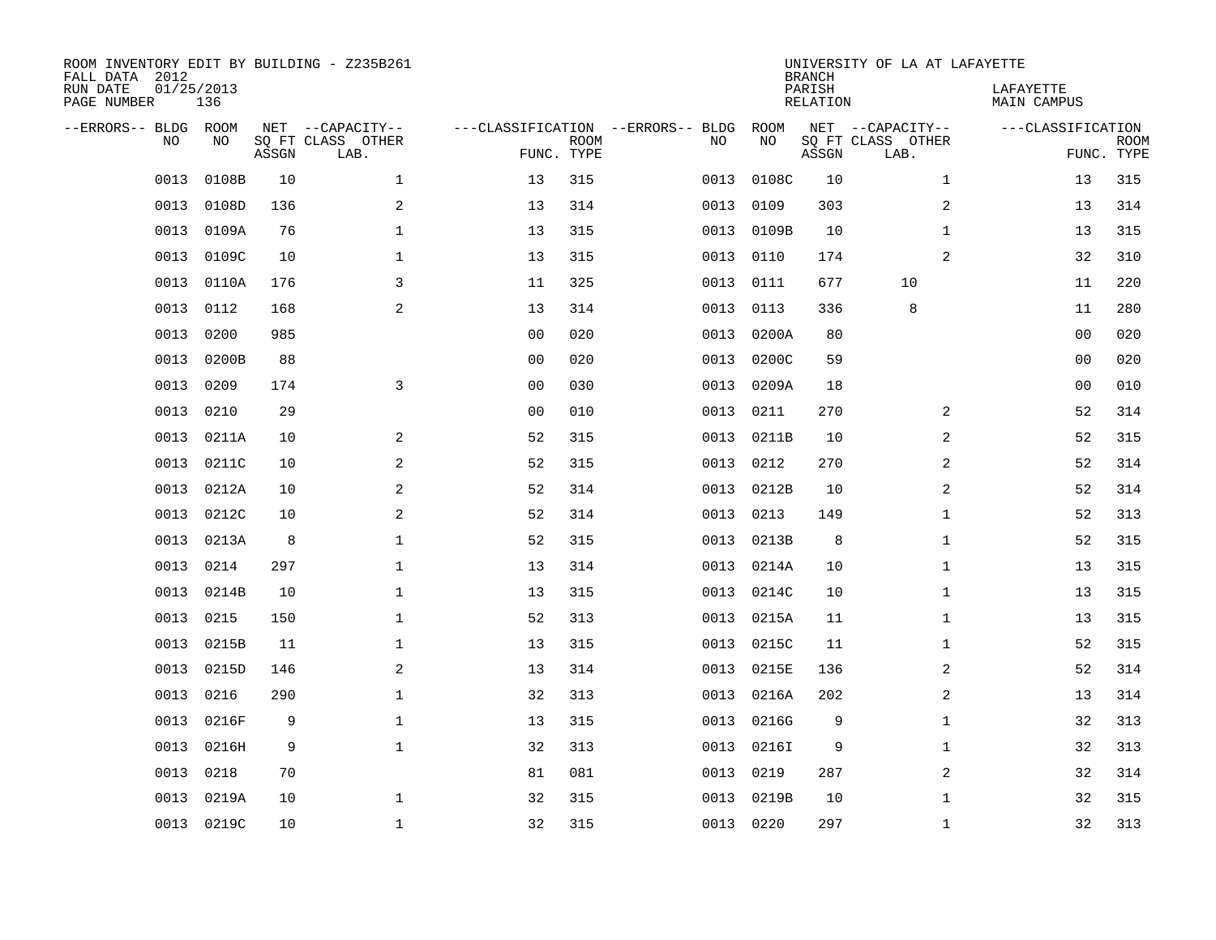ROOM INVENTORY EDIT BY BUILDING - Z235B261
FALL DATA 2012
RUN DATE 01/25/2013
PAGE NUMBER 136

UNIVERSITY OF LA AT LAFAYETTE
BRANCH
PARISH LAFAYETTE
RELATION MAIN CAMPUS

| --ERRORS-- | BLDG NO | ROOM NO | NET SQ FT ASSGN | --CAPACITY-- CLASS | OTHER LAB. | ---CLASSIFICATION FUNC. | ROOM TYPE | --ERRORS-- | BLDG NO | ROOM NO | NET SQ FT ASSGN | --CAPACITY-- CLASS | OTHER LAB. | ---CLASSIFICATION FUNC. | ROOM TYPE |
|---|---|---|---|---|---|---|---|---|---|---|---|---|---|---|---|
| | 0013 | 0108B | 10 | | 1 | 13 | 315 | | 0013 | 0108C | 10 | | 1 | 13 | 315 |
| | 0013 | 0108D | 136 | | 2 | 13 | 314 | | 0013 | 0109 | 303 | | 2 | 13 | 314 |
| | 0013 | 0109A | 76 | | 1 | 13 | 315 | | 0013 | 0109B | 10 | | 1 | 13 | 315 |
| | 0013 | 0109C | 10 | | 1 | 13 | 315 | | 0013 | 0110 | 174 | | 2 | 32 | 310 |
| | 0013 | 0110A | 176 | | 3 | 11 | 325 | | 0013 | 0111 | 677 | 10 | | 11 | 220 |
| | 0013 | 0112 | 168 | | 2 | 13 | 314 | | 0013 | 0113 | 336 | 8 | | 11 | 280 |
| | 0013 | 0200 | 985 | | | 00 | 020 | | 0013 | 0200A | 80 | | | 00 | 020 |
| | 0013 | 0200B | 88 | | | 00 | 020 | | 0013 | 0200C | 59 | | | 00 | 020 |
| | 0013 | 0209 | 174 | | 3 | 00 | 030 | | 0013 | 0209A | 18 | | | 00 | 010 |
| | 0013 | 0210 | 29 | | | 00 | 010 | | 0013 | 0211 | 270 | | 2 | 52 | 314 |
| | 0013 | 0211A | 10 | | 2 | 52 | 315 | | 0013 | 0211B | 10 | | 2 | 52 | 315 |
| | 0013 | 0211C | 10 | | 2 | 52 | 315 | | 0013 | 0212 | 270 | | 2 | 52 | 314 |
| | 0013 | 0212A | 10 | | 2 | 52 | 314 | | 0013 | 0212B | 10 | | 2 | 52 | 314 |
| | 0013 | 0212C | 10 | | 2 | 52 | 314 | | 0013 | 0213 | 149 | | 1 | 52 | 313 |
| | 0013 | 0213A | 8 | | 1 | 52 | 315 | | 0013 | 0213B | 8 | | 1 | 52 | 315 |
| | 0013 | 0214 | 297 | | 1 | 13 | 314 | | 0013 | 0214A | 10 | | 1 | 13 | 315 |
| | 0013 | 0214B | 10 | | 1 | 13 | 315 | | 0013 | 0214C | 10 | | 1 | 13 | 315 |
| | 0013 | 0215 | 150 | | 1 | 52 | 313 | | 0013 | 0215A | 11 | | 1 | 13 | 315 |
| | 0013 | 0215B | 11 | | 1 | 13 | 315 | | 0013 | 0215C | 11 | | 1 | 52 | 315 |
| | 0013 | 0215D | 146 | | 2 | 13 | 314 | | 0013 | 0215E | 136 | | 2 | 52 | 314 |
| | 0013 | 0216 | 290 | | 1 | 32 | 313 | | 0013 | 0216A | 202 | | 2 | 13 | 314 |
| | 0013 | 0216F | 9 | | 1 | 13 | 315 | | 0013 | 0216G | 9 | | 1 | 32 | 313 |
| | 0013 | 0216H | 9 | | 1 | 32 | 313 | | 0013 | 0216I | 9 | | 1 | 32 | 313 |
| | 0013 | 0218 | 70 | | | 81 | 081 | | 0013 | 0219 | 287 | | 2 | 32 | 314 |
| | 0013 | 0219A | 10 | | 1 | 32 | 315 | | 0013 | 0219B | 10 | | 1 | 32 | 315 |
| | 0013 | 0219C | 10 | | 1 | 32 | 315 | | 0013 | 0220 | 297 | | 1 | 32 | 313 |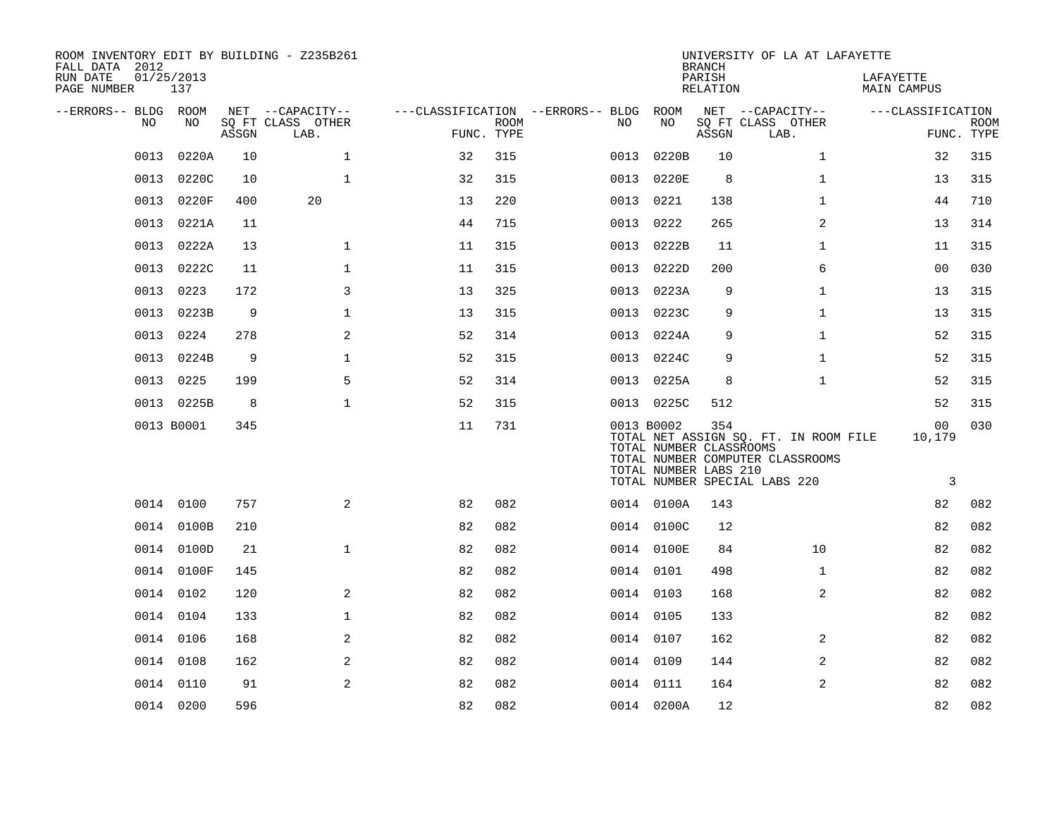ROOM INVENTORY EDIT BY BUILDING - Z235B261
FALL DATA 2012
RUN DATE 01/25/2013

UNIVERSITY OF LA AT LAFAYETTE
BRANCH
PARISH LAFAYETTE
RELATION MAIN CAMPUS

| --ERRORS-- | BLDG NO | ROOM NO | NET SQ FT ASSGN | CAPACITY CLASS LAB. | CAPACITY OTHER | CLASSIFICATION FUNC. | ROOM TYPE | --ERRORS-- | BLDG NO | ROOM NO | NET SQ FT ASSGN | CAPACITY CLASS LAB. | CAPACITY OTHER | CLASSIFICATION FUNC. | ROOM TYPE |
|---|---|---|---|---|---|---|---|---|---|---|---|---|---|---|---|
| | 0013 | 0220A | 10 | | 1 | 32 | 315 | | 0013 | 0220B | 10 | | 1 | 32 | 315 |
| | 0013 | 0220C | 10 | | 1 | 32 | 315 | | 0013 | 0220E | 8 | | 1 | 13 | 315 |
| | 0013 | 0220F | 400 | 20 | | 13 | 220 | | 0013 | 0221 | 138 | | 1 | 44 | 710 |
| | 0013 | 0221A | 11 | | | 44 | 715 | | 0013 | 0222 | 265 | | 2 | 13 | 314 |
| | 0013 | 0222A | 13 | | 1 | 11 | 315 | | 0013 | 0222B | 11 | | 1 | 11 | 315 |
| | 0013 | 0222C | 11 | | 1 | 11 | 315 | | 0013 | 0222D | 200 | | 6 | 00 | 030 |
| | 0013 | 0223 | 172 | | 3 | 13 | 325 | | 0013 | 0223A | 9 | | 1 | 13 | 315 |
| | 0013 | 0223B | 9 | | 1 | 13 | 315 | | 0013 | 0223C | 9 | | 1 | 13 | 315 |
| | 0013 | 0224 | 278 | | 2 | 52 | 314 | | 0013 | 0224A | 9 | | 1 | 52 | 315 |
| | 0013 | 0224B | 9 | | 1 | 52 | 315 | | 0013 | 0224C | 9 | | 1 | 52 | 315 |
| | 0013 | 0225 | 199 | | 5 | 52 | 314 | | 0013 | 0225A | 8 | | 1 | 52 | 315 |
| | 0013 | 0225B | 8 | | 1 | 52 | 315 | | 0013 | 0225C | 512 | | | 52 | 315 |
| | 0013 | B0001 | 345 | | | 11 | 731 | | 0013 | B0002 | 354 | | | 00 | 030 |

TOTAL NET ASSIGN SQ. FT. IN ROOM FILE 10,179
TOTAL NUMBER CLASSROOMS
TOTAL NUMBER COMPUTER CLASSROOMS
TOTAL NUMBER LABS 210
TOTAL NUMBER SPECIAL LABS 220 3

| --ERRORS-- | BLDG NO | ROOM NO | NET SQ FT ASSGN | CAPACITY CLASS LAB. | CAPACITY OTHER | CLASSIFICATION FUNC. | ROOM TYPE | --ERRORS-- | BLDG NO | ROOM NO | NET SQ FT ASSGN | CAPACITY CLASS LAB. | CAPACITY OTHER | CLASSIFICATION FUNC. | ROOM TYPE |
|---|---|---|---|---|---|---|---|---|---|---|---|---|---|---|---|
| | 0014 | 0100 | 757 | | 2 | 82 | 082 | | 0014 | 0100A | 143 | | | 82 | 082 |
| | 0014 | 0100B | 210 | | | 82 | 082 | | 0014 | 0100C | 12 | | | 82 | 082 |
| | 0014 | 0100D | 21 | | 1 | 82 | 082 | | 0014 | 0100E | 84 | | 10 | 82 | 082 |
| | 0014 | 0100F | 145 | | | 82 | 082 | | 0014 | 0101 | 498 | | 1 | 82 | 082 |
| | 0014 | 0102 | 120 | | 2 | 82 | 082 | | 0014 | 0103 | 168 | | 2 | 82 | 082 |
| | 0014 | 0104 | 133 | | 1 | 82 | 082 | | 0014 | 0105 | 133 | | | 82 | 082 |
| | 0014 | 0106 | 168 | | 2 | 82 | 082 | | 0014 | 0107 | 162 | | 2 | 82 | 082 |
| | 0014 | 0108 | 162 | | 2 | 82 | 082 | | 0014 | 0109 | 144 | | 2 | 82 | 082 |
| | 0014 | 0110 | 91 | | 2 | 82 | 082 | | 0014 | 0111 | 164 | | 2 | 82 | 082 |
| | 0014 | 0200 | 596 | | | 82 | 082 | | 0014 | 0200A | 12 | | | 82 | 082 |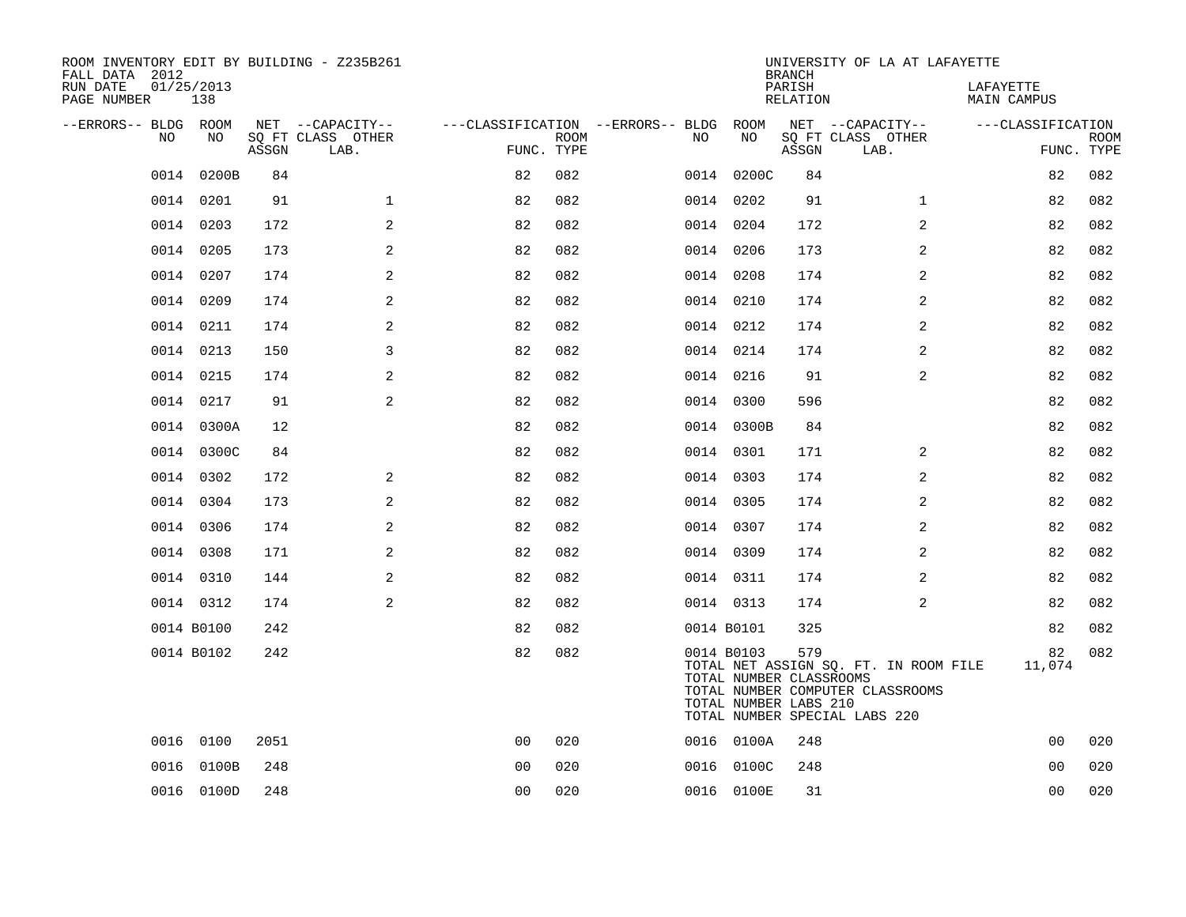ROOM INVENTORY EDIT BY BUILDING - Z235B261
FALL DATA 2012
RUN DATE 01/25/2013
PAGE NUMBER 138

UNIVERSITY OF LA AT LAFAYETTE
BRANCH
PARISH LAFAYETTE
RELATION MAIN CAMPUS

| --ERRORS-- | BLDG NO | ROOM NO | NET SQ FT ASSGN | --CAPACITY-- CLASS LAB. | OTHER | ---CLASSIFICATION FUNC. | ROOM TYPE | --ERRORS-- | BLDG NO | ROOM NO | NET SQ FT ASSGN | --CAPACITY-- CLASS LAB. | OTHER | ---CLASSIFICATION FUNC. | ROOM TYPE |
|---|---|---|---|---|---|---|---|---|---|---|---|---|---|---|---|
| | 0014 | 0200B | 84 | | | 82 | 082 | | 0014 | 0200C | 84 | | | 82 | 082 |
| | 0014 | 0201 | 91 | | 1 | 82 | 082 | | 0014 | 0202 | 91 | | 1 | 82 | 082 |
| | 0014 | 0203 | 172 | | 2 | 82 | 082 | | 0014 | 0204 | 172 | | 2 | 82 | 082 |
| | 0014 | 0205 | 173 | | 2 | 82 | 082 | | 0014 | 0206 | 173 | | 2 | 82 | 082 |
| | 0014 | 0207 | 174 | | 2 | 82 | 082 | | 0014 | 0208 | 174 | | 2 | 82 | 082 |
| | 0014 | 0209 | 174 | | 2 | 82 | 082 | | 0014 | 0210 | 174 | | 2 | 82 | 082 |
| | 0014 | 0211 | 174 | | 2 | 82 | 082 | | 0014 | 0212 | 174 | | 2 | 82 | 082 |
| | 0014 | 0213 | 150 | | 3 | 82 | 082 | | 0014 | 0214 | 174 | | 2 | 82 | 082 |
| | 0014 | 0215 | 174 | | 2 | 82 | 082 | | 0014 | 0216 | 91 | | 2 | 82 | 082 |
| | 0014 | 0217 | 91 | | 2 | 82 | 082 | | 0014 | 0300 | 596 | | | 82 | 082 |
| | 0014 | 0300A | 12 | | | 82 | 082 | | 0014 | 0300B | 84 | | | 82 | 082 |
| | 0014 | 0300C | 84 | | | 82 | 082 | | 0014 | 0301 | 171 | | 2 | 82 | 082 |
| | 0014 | 0302 | 172 | | 2 | 82 | 082 | | 0014 | 0303 | 174 | | 2 | 82 | 082 |
| | 0014 | 0304 | 173 | | 2 | 82 | 082 | | 0014 | 0305 | 174 | | 2 | 82 | 082 |
| | 0014 | 0306 | 174 | | 2 | 82 | 082 | | 0014 | 0307 | 174 | | 2 | 82 | 082 |
| | 0014 | 0308 | 171 | | 2 | 82 | 082 | | 0014 | 0309 | 174 | | 2 | 82 | 082 |
| | 0014 | 0310 | 144 | | 2 | 82 | 082 | | 0014 | 0311 | 174 | | 2 | 82 | 082 |
| | 0014 | 0312 | 174 | | 2 | 82 | 082 | | 0014 | 0313 | 174 | | 2 | 82 | 082 |
| | 0014 | B0100 | 242 | | | 82 | 082 | | 0014 | B0101 | 325 | | | 82 | 082 |
| | 0014 | B0102 | 242 | | | 82 | 082 | | 0014 | B0103 | 579 | | | 82 | 082 |

TOTAL NET ASSIGN SQ. FT. IN ROOM FILE 11,074
TOTAL NUMBER CLASSROOMS
TOTAL NUMBER COMPUTER CLASSROOMS
TOTAL NUMBER LABS 210
TOTAL NUMBER SPECIAL LABS 220

| --ERRORS-- | BLDG NO | ROOM NO | NET SQ FT ASSGN | --CAPACITY-- CLASS LAB. | OTHER | ---CLASSIFICATION FUNC. | ROOM TYPE | --ERRORS-- | BLDG NO | ROOM NO | NET SQ FT ASSGN | --CAPACITY-- CLASS LAB. | OTHER | ---CLASSIFICATION FUNC. | ROOM TYPE |
|---|---|---|---|---|---|---|---|---|---|---|---|---|---|---|---|
| | 0016 | 0100 | 2051 | | | 00 | 020 | | 0016 | 0100A | 248 | | | 00 | 020 |
| | 0016 | 0100B | 248 | | | 00 | 020 | | 0016 | 0100C | 248 | | | 00 | 020 |
| | 0016 | 0100D | 248 | | | 00 | 020 | | 0016 | 0100E | 31 | | | 00 | 020 |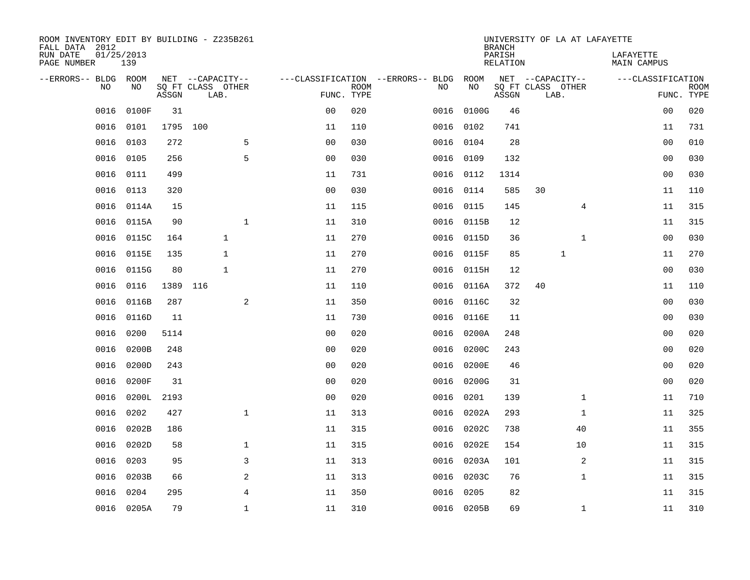ROOM INVENTORY EDIT BY BUILDING - Z235B261
FALL DATA 2012
RUN DATE 01/25/2013
PAGE NUMBER 139

UNIVERSITY OF LA AT LAFAYETTE
BRANCH
PARISH LAFAYETTE
RELATION MAIN CAMPUS

| --ERRORS-- | BLDG NO | ROOM NO | NET SQ FT ASSGN | --CAPACITY-- CLASS LAB. | OTHER | ---CLASSIFICATION FUNC. | ROOM TYPE | --ERRORS-- | BLDG NO | ROOM NO | NET SQ FT ASSGN | --CAPACITY-- CLASS LAB. | OTHER | ---CLASSIFICATION FUNC. | ROOM TYPE |
|---|---|---|---|---|---|---|---|---|---|---|---|---|---|---|---|
| | 0016 | 0100F | 31 | | | 00 | 020 | | 0016 | 0100G | 46 | | | 00 | 020 |
| | 0016 | 0101 | 1795 | 100 | | 11 | 110 | | 0016 | 0102 | 741 | | | 11 | 731 |
| | 0016 | 0103 | 272 | | 5 | 00 | 030 | | 0016 | 0104 | 28 | | | 00 | 010 |
| | 0016 | 0105 | 256 | | 5 | 00 | 030 | | 0016 | 0109 | 132 | | | 00 | 030 |
| | 0016 | 0111 | 499 | | | 11 | 731 | | 0016 | 0112 | 1314 | | | 00 | 030 |
| | 0016 | 0113 | 320 | | | 00 | 030 | | 0016 | 0114 | 585 | 30 | | 11 | 110 |
| | 0016 | 0114A | 15 | | | 11 | 115 | | 0016 | 0115 | 145 | | 4 | 11 | 315 |
| | 0016 | 0115A | 90 | | 1 | 11 | 310 | | 0016 | 0115B | 12 | | | 11 | 315 |
| | 0016 | 0115C | 164 | 1 | | 11 | 270 | | 0016 | 0115D | 36 | | 1 | 00 | 030 |
| | 0016 | 0115E | 135 | 1 | | 11 | 270 | | 0016 | 0115F | 85 | 1 | | 11 | 270 |
| | 0016 | 0115G | 80 | 1 | | 11 | 270 | | 0016 | 0115H | 12 | | | 00 | 030 |
| | 0016 | 0116 | 1389 | 116 | | 11 | 110 | | 0016 | 0116A | 372 | 40 | | 11 | 110 |
| | 0016 | 0116B | 287 | | 2 | 11 | 350 | | 0016 | 0116C | 32 | | | 00 | 030 |
| | 0016 | 0116D | 11 | | | 11 | 730 | | 0016 | 0116E | 11 | | | 00 | 030 |
| | 0016 | 0200 | 5114 | | | 00 | 020 | | 0016 | 0200A | 248 | | | 00 | 020 |
| | 0016 | 0200B | 248 | | | 00 | 020 | | 0016 | 0200C | 243 | | | 00 | 020 |
| | 0016 | 0200D | 243 | | | 00 | 020 | | 0016 | 0200E | 46 | | | 00 | 020 |
| | 0016 | 0200F | 31 | | | 00 | 020 | | 0016 | 0200G | 31 | | | 00 | 020 |
| | 0016 | 0200L | 2193 | | | 00 | 020 | | 0016 | 0201 | 139 | | 1 | 11 | 710 |
| | 0016 | 0202 | 427 | | 1 | 11 | 313 | | 0016 | 0202A | 293 | | 1 | 11 | 325 |
| | 0016 | 0202B | 186 | | | 11 | 315 | | 0016 | 0202C | 738 | | 40 | 11 | 355 |
| | 0016 | 0202D | 58 | | 1 | 11 | 315 | | 0016 | 0202E | 154 | | 10 | 11 | 315 |
| | 0016 | 0203 | 95 | | 3 | 11 | 313 | | 0016 | 0203A | 101 | | 2 | 11 | 315 |
| | 0016 | 0203B | 66 | | 2 | 11 | 313 | | 0016 | 0203C | 76 | | 1 | 11 | 315 |
| | 0016 | 0204 | 295 | | 4 | 11 | 350 | | 0016 | 0205 | 82 | | | 11 | 315 |
| | 0016 | 0205A | 79 | | 1 | 11 | 310 | | 0016 | 0205B | 69 | | 1 | 11 | 310 |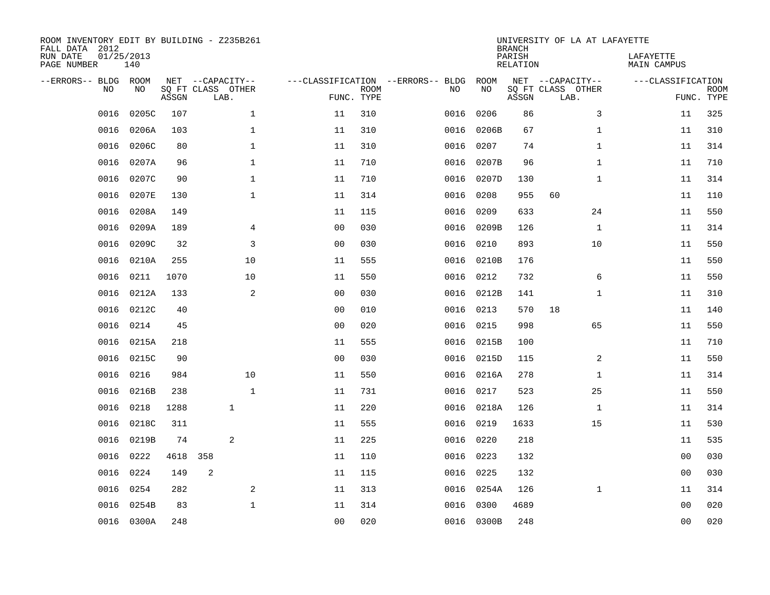ROOM INVENTORY EDIT BY BUILDING - Z235B261
FALL DATA 2012
RUN DATE 01/25/2013
PAGE NUMBER 140

UNIVERSITY OF LA AT LAFAYETTE
BRANCH
PARISH LAFAYETTE
RELATION MAIN CAMPUS

| --ERRORS-- | BLDG NO | ROOM NO | NET SQ FT ASSGN | --CAPACITY-- CLASS | OTHER LAB. | ---CLASSIFICATION FUNC. | ROOM TYPE | --ERRORS-- | BLDG NO | ROOM NO | NET SQ FT ASSGN | --CAPACITY-- CLASS | OTHER LAB. | ---CLASSIFICATION FUNC. | ROOM TYPE |
|---|---|---|---|---|---|---|---|---|---|---|---|---|---|---|---|
| | 0016 | 0205C | 107 | | 1 | 11 | 310 | | 0016 | 0206 | 86 | | 3 | 11 | 325 |
| | 0016 | 0206A | 103 | | 1 | 11 | 310 | | 0016 | 0206B | 67 | | 1 | 11 | 310 |
| | 0016 | 0206C | 80 | | 1 | 11 | 310 | | 0016 | 0207 | 74 | | 1 | 11 | 314 |
| | 0016 | 0207A | 96 | | 1 | 11 | 710 | | 0016 | 0207B | 96 | | 1 | 11 | 710 |
| | 0016 | 0207C | 90 | | 1 | 11 | 710 | | 0016 | 0207D | 130 | | 1 | 11 | 314 |
| | 0016 | 0207E | 130 | | 1 | 11 | 314 | | 0016 | 0208 | 955 | 60 | | 11 | 110 |
| | 0016 | 0208A | 149 | | | 11 | 115 | | 0016 | 0209 | 633 | | 24 | 11 | 550 |
| | 0016 | 0209A | 189 | | 4 | 00 | 030 | | 0016 | 0209B | 126 | | 1 | 11 | 314 |
| | 0016 | 0209C | 32 | | 3 | 00 | 030 | | 0016 | 0210 | 893 | | 10 | 11 | 550 |
| | 0016 | 0210A | 255 | | 10 | 11 | 555 | | 0016 | 0210B | 176 | | | 11 | 550 |
| | 0016 | 0211 | 1070 | | 10 | 11 | 550 | | 0016 | 0212 | 732 | | 6 | 11 | 550 |
| | 0016 | 0212A | 133 | | 2 | 00 | 030 | | 0016 | 0212B | 141 | | 1 | 11 | 310 |
| | 0016 | 0212C | 40 | | | 00 | 010 | | 0016 | 0213 | 570 | 18 | | 11 | 140 |
| | 0016 | 0214 | 45 | | | 00 | 020 | | 0016 | 0215 | 998 | | 65 | 11 | 550 |
| | 0016 | 0215A | 218 | | | 11 | 555 | | 0016 | 0215B | 100 | | | 11 | 710 |
| | 0016 | 0215C | 90 | | | 00 | 030 | | 0016 | 0215D | 115 | | 2 | 11 | 550 |
| | 0016 | 0216 | 984 | | 10 | 11 | 550 | | 0016 | 0216A | 278 | | 1 | 11 | 314 |
| | 0016 | 0216B | 238 | | 1 | 11 | 731 | | 0016 | 0217 | 523 | | 25 | 11 | 550 |
| | 0016 | 0218 | 1288 | 1 | | 11 | 220 | | 0016 | 0218A | 126 | | 1 | 11 | 314 |
| | 0016 | 0218C | 311 | | | 11 | 555 | | 0016 | 0219 | 1633 | | 15 | 11 | 530 |
| | 0016 | 0219B | 74 | 2 | | 11 | 225 | | 0016 | 0220 | 218 | | | 11 | 535 |
| | 0016 | 0222 | 4618 | 358 | | 11 | 110 | | 0016 | 0223 | 132 | | | 00 | 030 |
| | 0016 | 0224 | 149 | 2 | | 11 | 115 | | 0016 | 0225 | 132 | | | 00 | 030 |
| | 0016 | 0254 | 282 | | 2 | 11 | 313 | | 0016 | 0254A | 126 | | 1 | 11 | 314 |
| | 0016 | 0254B | 83 | | 1 | 11 | 314 | | 0016 | 0300 | 4689 | | | 00 | 020 |
| | 0016 | 0300A | 248 | | | 00 | 020 | | 0016 | 0300B | 248 | | | 00 | 020 |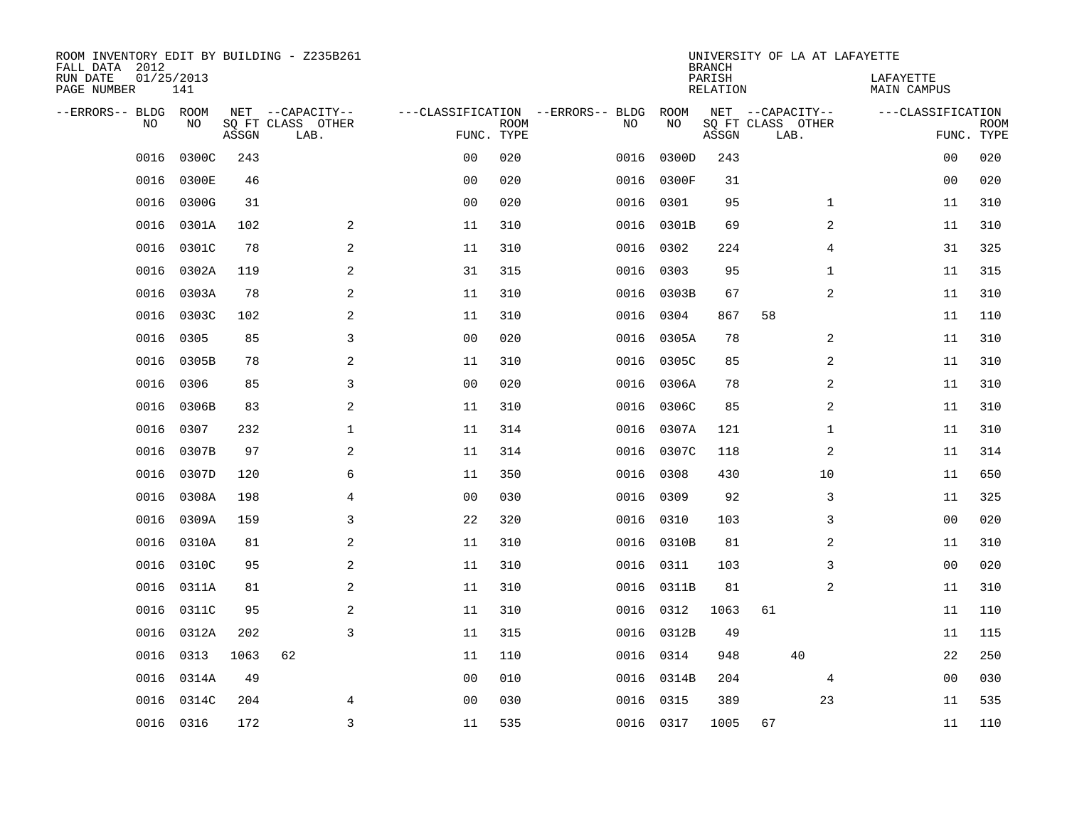ROOM INVENTORY EDIT BY BUILDING - Z235B261
FALL DATA 2012
RUN DATE 01/25/2013
PAGE NUMBER 141

UNIVERSITY OF LA AT LAFAYETTE
BRANCH
PARISH LAFAYETTE
RELATION MAIN CAMPUS

| --ERRORS-- | BLDG NO | ROOM NO | NET SQ FT ASSGN | --CAPACITY-- CLASS | LAB. | OTHER | ---CLASSIFICATION FUNC. | ROOM TYPE | --ERRORS-- | BLDG NO | ROOM NO | NET SQ FT ASSGN | --CAPACITY-- CLASS | LAB. | OTHER | ---CLASSIFICATION FUNC. | ROOM TYPE |
|---|---|---|---|---|---|---|---|---|---|---|---|---|---|---|---|---|---|
| | 0016 | 0300C | 243 | | | | 00 | 020 | | 0016 | 0300D | 243 | | | | 00 | 020 |
| | 0016 | 0300E | 46 | | | | 00 | 020 | | 0016 | 0300F | 31 | | | | 00 | 020 |
| | 0016 | 0300G | 31 | | | | 00 | 020 | | 0016 | 0301 | 95 | | | 1 | 11 | 310 |
| | 0016 | 0301A | 102 | | | 2 | 11 | 310 | | 0016 | 0301B | 69 | | | 2 | 11 | 310 |
| | 0016 | 0301C | 78 | | | 2 | 11 | 310 | | 0016 | 0302 | 224 | | | 4 | 31 | 325 |
| | 0016 | 0302A | 119 | | | 2 | 31 | 315 | | 0016 | 0303 | 95 | | | 1 | 11 | 315 |
| | 0016 | 0303A | 78 | | | 2 | 11 | 310 | | 0016 | 0303B | 67 | | | 2 | 11 | 310 |
| | 0016 | 0303C | 102 | | | 2 | 11 | 310 | | 0016 | 0304 | 867 | 58 | | | 11 | 110 |
| | 0016 | 0305 | 85 | | | 3 | 00 | 020 | | 0016 | 0305A | 78 | | | 2 | 11 | 310 |
| | 0016 | 0305B | 78 | | | 2 | 11 | 310 | | 0016 | 0305C | 85 | | | 2 | 11 | 310 |
| | 0016 | 0306 | 85 | | | 3 | 00 | 020 | | 0016 | 0306A | 78 | | | 2 | 11 | 310 |
| | 0016 | 0306B | 83 | | | 2 | 11 | 310 | | 0016 | 0306C | 85 | | | 2 | 11 | 310 |
| | 0016 | 0307 | 232 | | | 1 | 11 | 314 | | 0016 | 0307A | 121 | | | 1 | 11 | 310 |
| | 0016 | 0307B | 97 | | | 2 | 11 | 314 | | 0016 | 0307C | 118 | | | 2 | 11 | 314 |
| | 0016 | 0307D | 120 | | | 6 | 11 | 350 | | 0016 | 0308 | 430 | | | 10 | 11 | 650 |
| | 0016 | 0308A | 198 | | | 4 | 00 | 030 | | 0016 | 0309 | 92 | | | 3 | 11 | 325 |
| | 0016 | 0309A | 159 | | | 3 | 22 | 320 | | 0016 | 0310 | 103 | | | 3 | 00 | 020 |
| | 0016 | 0310A | 81 | | | 2 | 11 | 310 | | 0016 | 0310B | 81 | | | 2 | 11 | 310 |
| | 0016 | 0310C | 95 | | | 2 | 11 | 310 | | 0016 | 0311 | 103 | | | 3 | 00 | 020 |
| | 0016 | 0311A | 81 | | | 2 | 11 | 310 | | 0016 | 0311B | 81 | | | 2 | 11 | 310 |
| | 0016 | 0311C | 95 | | | 2 | 11 | 310 | | 0016 | 0312 | 1063 | 61 | | | 11 | 110 |
| | 0016 | 0312A | 202 | | | 3 | 11 | 315 | | 0016 | 0312B | 49 | | | | 11 | 115 |
| | 0016 | 0313 | 1063 | 62 | | | 11 | 110 | | 0016 | 0314 | 948 | | 40 | | 22 | 250 |
| | 0016 | 0314A | 49 | | | | 00 | 010 | | 0016 | 0314B | 204 | | | 4 | 00 | 030 |
| | 0016 | 0314C | 204 | | | 4 | 00 | 030 | | 0016 | 0315 | 389 | | | 23 | 11 | 535 |
| | 0016 | 0316 | 172 | | | 3 | 11 | 535 | | 0016 | 0317 | 1005 | 67 | | | 11 | 110 |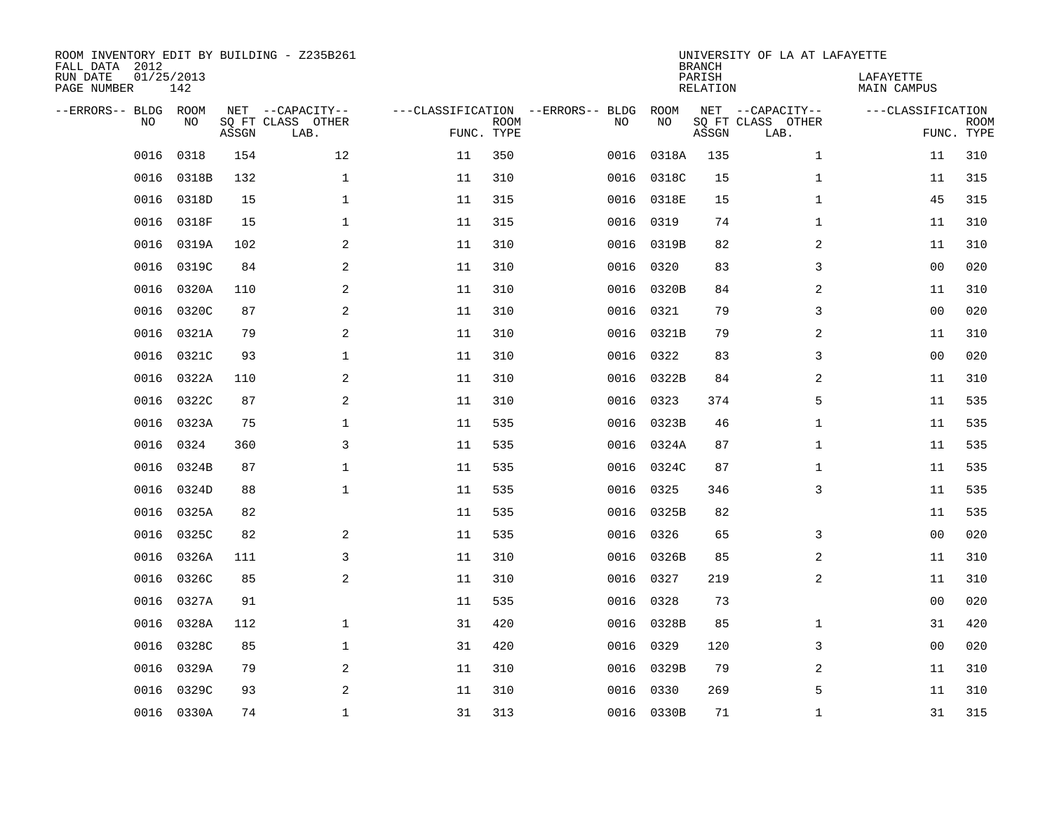ROOM INVENTORY EDIT BY BUILDING - Z235B261
FALL DATA 2012
RUN DATE 01/25/2013
PAGE NUMBER 142

UNIVERSITY OF LA AT LAFAYETTE
BRANCH
PARISH LAFAYETTE
RELATION MAIN CAMPUS

| --ERRORS-- | BLDG NO | ROOM NO | NET SQ FT ASSGN | --CAPACITY-- CLASS | OTHER LAB. | ---CLASSIFICATION FUNC. | ROOM TYPE | --ERRORS-- | BLDG NO | ROOM NO | NET SQ FT ASSGN | --CAPACITY-- CLASS | OTHER LAB. | ---CLASSIFICATION FUNC. | ROOM TYPE |
|---|---|---|---|---|---|---|---|---|---|---|---|---|---|---|---|
| | 0016 | 0318 | 154 | | 12 | 11 | 350 | | 0016 | 0318A | 135 | | 1 | 11 | 310 |
| | 0016 | 0318B | 132 | | 1 | 11 | 310 | | 0016 | 0318C | 15 | | 1 | 11 | 315 |
| | 0016 | 0318D | 15 | | 1 | 11 | 315 | | 0016 | 0318E | 15 | | 1 | 45 | 315 |
| | 0016 | 0318F | 15 | | 1 | 11 | 315 | | 0016 | 0319 | 74 | | 1 | 11 | 310 |
| | 0016 | 0319A | 102 | | 2 | 11 | 310 | | 0016 | 0319B | 82 | | 2 | 11 | 310 |
| | 0016 | 0319C | 84 | | 2 | 11 | 310 | | 0016 | 0320 | 83 | | 3 | 00 | 020 |
| | 0016 | 0320A | 110 | | 2 | 11 | 310 | | 0016 | 0320B | 84 | | 2 | 11 | 310 |
| | 0016 | 0320C | 87 | | 2 | 11 | 310 | | 0016 | 0321 | 79 | | 3 | 00 | 020 |
| | 0016 | 0321A | 79 | | 2 | 11 | 310 | | 0016 | 0321B | 79 | | 2 | 11 | 310 |
| | 0016 | 0321C | 93 | | 1 | 11 | 310 | | 0016 | 0322 | 83 | | 3 | 00 | 020 |
| | 0016 | 0322A | 110 | | 2 | 11 | 310 | | 0016 | 0322B | 84 | | 2 | 11 | 310 |
| | 0016 | 0322C | 87 | | 2 | 11 | 310 | | 0016 | 0323 | 374 | | 5 | 11 | 535 |
| | 0016 | 0323A | 75 | | 1 | 11 | 535 | | 0016 | 0323B | 46 | | 1 | 11 | 535 |
| | 0016 | 0324 | 360 | | 3 | 11 | 535 | | 0016 | 0324A | 87 | | 1 | 11 | 535 |
| | 0016 | 0324B | 87 | | 1 | 11 | 535 | | 0016 | 0324C | 87 | | 1 | 11 | 535 |
| | 0016 | 0324D | 88 | | 1 | 11 | 535 | | 0016 | 0325 | 346 | | 3 | 11 | 535 |
| | 0016 | 0325A | 82 | | | 11 | 535 | | 0016 | 0325B | 82 | | | 11 | 535 |
| | 0016 | 0325C | 82 | | 2 | 11 | 535 | | 0016 | 0326 | 65 | | 3 | 00 | 020 |
| | 0016 | 0326A | 111 | | 3 | 11 | 310 | | 0016 | 0326B | 85 | | 2 | 11 | 310 |
| | 0016 | 0326C | 85 | | 2 | 11 | 310 | | 0016 | 0327 | 219 | | 2 | 11 | 310 |
| | 0016 | 0327A | 91 | | | 11 | 535 | | 0016 | 0328 | 73 | | | 00 | 020 |
| | 0016 | 0328A | 112 | | 1 | 31 | 420 | | 0016 | 0328B | 85 | | 1 | 31 | 420 |
| | 0016 | 0328C | 85 | | 1 | 31 | 420 | | 0016 | 0329 | 120 | | 3 | 00 | 020 |
| | 0016 | 0329A | 79 | | 2 | 11 | 310 | | 0016 | 0329B | 79 | | 2 | 11 | 310 |
| | 0016 | 0329C | 93 | | 2 | 11 | 310 | | 0016 | 0330 | 269 | | 5 | 11 | 310 |
| | 0016 | 0330A | 74 | | 1 | 31 | 313 | | 0016 | 0330B | 71 | | 1 | 31 | 315 |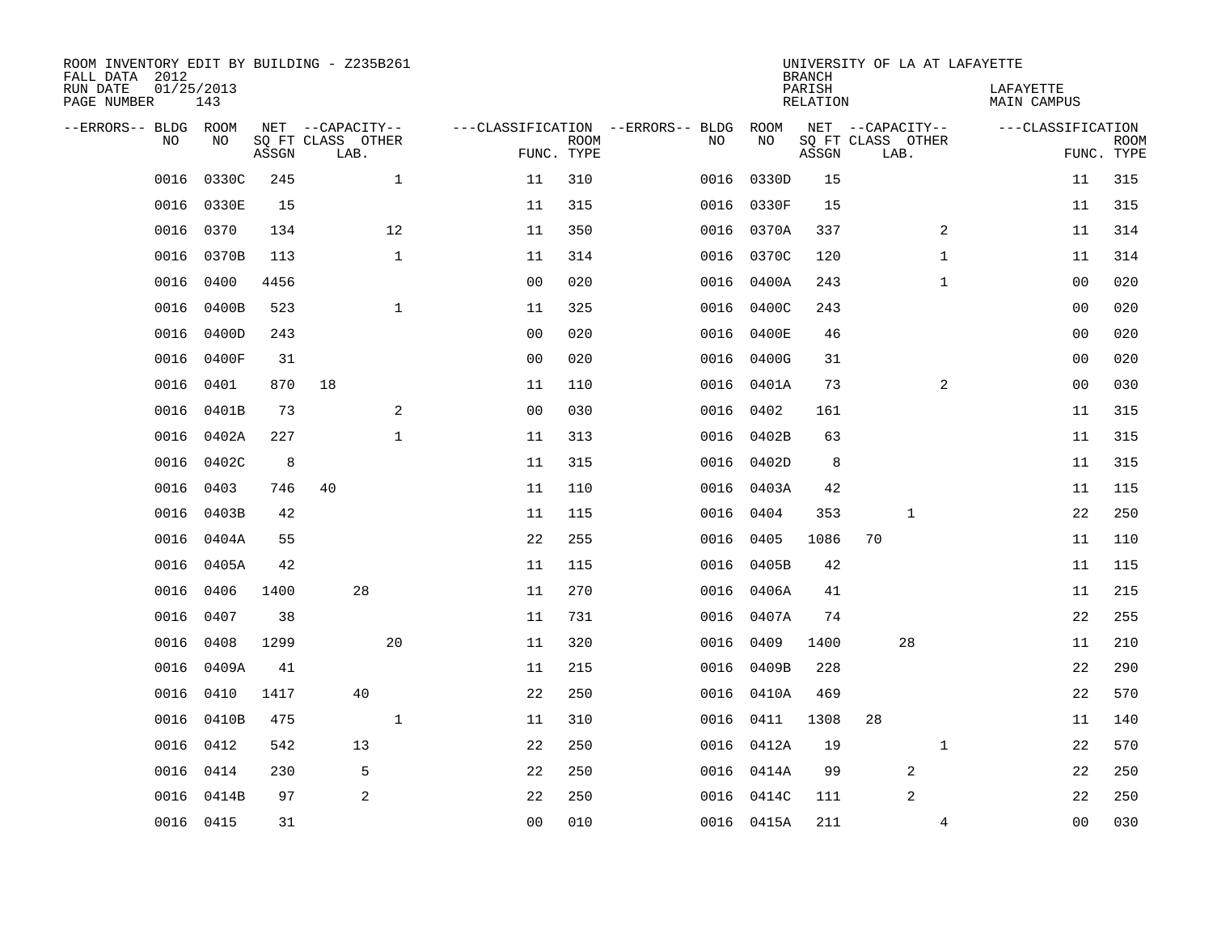ROOM INVENTORY EDIT BY BUILDING - Z235B261
FALL DATA 2012
RUN DATE 01/25/2013
PAGE NUMBER 143

UNIVERSITY OF LA AT LAFAYETTE
BRANCH
PARISH LAFAYETTE
RELATION MAIN CAMPUS

| --ERRORS-- | BLDG NO | ROOM NO | NET SQ FT ASSGN | --CAPACITY-- CLASS | LAB. | OTHER | ---CLASSIFICATION FUNC. | ROOM TYPE | --ERRORS-- | BLDG NO | ROOM NO | NET SQ FT ASSGN | --CAPACITY-- CLASS | LAB. | OTHER | ---CLASSIFICATION FUNC. | ROOM TYPE |
|---|---|---|---|---|---|---|---|---|---|---|---|---|---|---|---|---|---|
| | 0016 | 0330C | 245 | | | 1 | 11 | 310 | | 0016 | 0330D | 15 | | | | 11 | 315 |
| | 0016 | 0330E | 15 | | | | 11 | 315 | | 0016 | 0330F | 15 | | | | 11 | 315 |
| | 0016 | 0370 | 134 | | | 12 | 11 | 350 | | 0016 | 0370A | 337 | | | 2 | 11 | 314 |
| | 0016 | 0370B | 113 | | | 1 | 11 | 314 | | 0016 | 0370C | 120 | | | 1 | 11 | 314 |
| | 0016 | 0400 | 4456 | | | | 00 | 020 | | 0016 | 0400A | 243 | | | 1 | 00 | 020 |
| | 0016 | 0400B | 523 | | | 1 | 11 | 325 | | 0016 | 0400C | 243 | | | | 00 | 020 |
| | 0016 | 0400D | 243 | | | | 00 | 020 | | 0016 | 0400E | 46 | | | | 00 | 020 |
| | 0016 | 0400F | 31 | | | | 00 | 020 | | 0016 | 0400G | 31 | | | | 00 | 020 |
| | 0016 | 0401 | 870 | 18 | | | 11 | 110 | | 0016 | 0401A | 73 | | | 2 | 00 | 030 |
| | 0016 | 0401B | 73 | | | 2 | 00 | 030 | | 0016 | 0402 | 161 | | | | 11 | 315 |
| | 0016 | 0402A | 227 | | | 1 | 11 | 313 | | 0016 | 0402B | 63 | | | | 11 | 315 |
| | 0016 | 0402C | 8 | | | | 11 | 315 | | 0016 | 0402D | 8 | | | | 11 | 315 |
| | 0016 | 0403 | 746 | 40 | | | 11 | 110 | | 0016 | 0403A | 42 | | | | 11 | 115 |
| | 0016 | 0403B | 42 | | | | 11 | 115 | | 0016 | 0404 | 353 | | 1 | | 22 | 250 |
| | 0016 | 0404A | 55 | | | | 22 | 255 | | 0016 | 0405 | 1086 | 70 | | | 11 | 110 |
| | 0016 | 0405A | 42 | | | | 11 | 115 | | 0016 | 0405B | 42 | | | | 11 | 115 |
| | 0016 | 0406 | 1400 | | 28 | | 11 | 270 | | 0016 | 0406A | 41 | | | | 11 | 215 |
| | 0016 | 0407 | 38 | | | | 11 | 731 | | 0016 | 0407A | 74 | | | | 22 | 255 |
| | 0016 | 0408 | 1299 | | | 20 | 11 | 320 | | 0016 | 0409 | 1400 | | 28 | | 11 | 210 |
| | 0016 | 0409A | 41 | | | | 11 | 215 | | 0016 | 0409B | 228 | | | | 22 | 290 |
| | 0016 | 0410 | 1417 | | 40 | | 22 | 250 | | 0016 | 0410A | 469 | | | | 22 | 570 |
| | 0016 | 0410B | 475 | | | 1 | 11 | 310 | | 0016 | 0411 | 1308 | 28 | | | 11 | 140 |
| | 0016 | 0412 | 542 | | 13 | | 22 | 250 | | 0016 | 0412A | 19 | | | 1 | 22 | 570 |
| | 0016 | 0414 | 230 | | 5 | | 22 | 250 | | 0016 | 0414A | 99 | | 2 | | 22 | 250 |
| | 0016 | 0414B | 97 | | 2 | | 22 | 250 | | 0016 | 0414C | 111 | | 2 | | 22 | 250 |
| | 0016 | 0415 | 31 | | | | 00 | 010 | | 0016 | 0415A | 211 | | | 4 | 00 | 030 |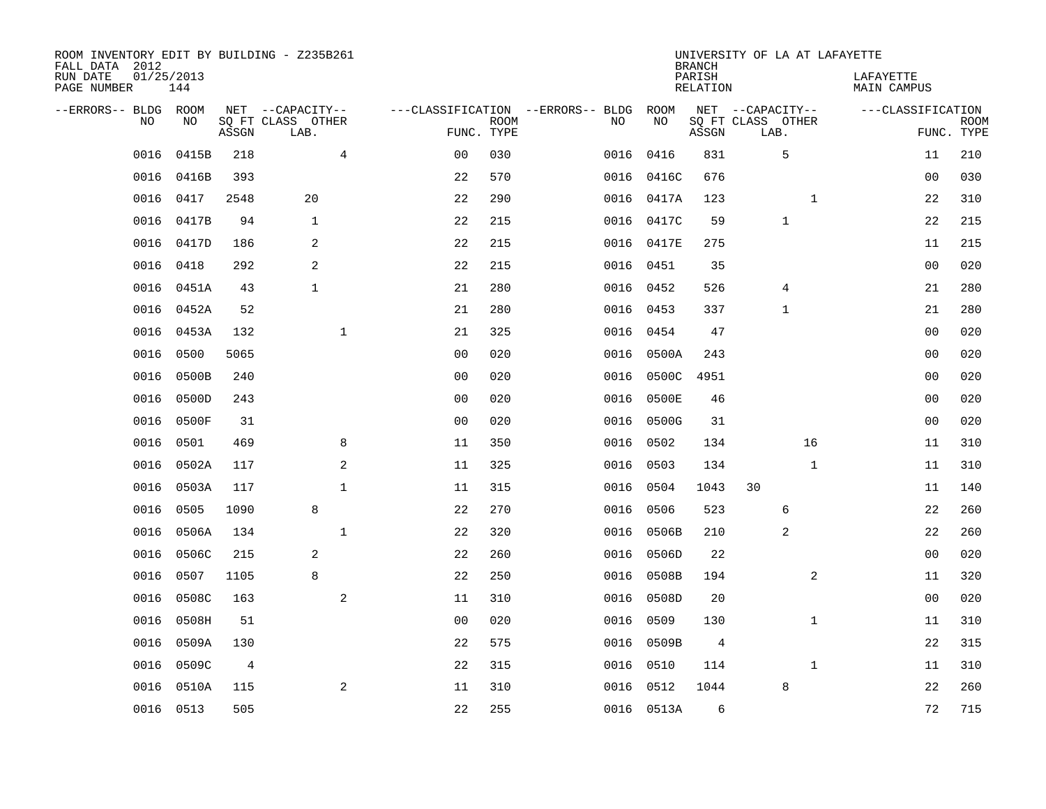ROOM INVENTORY EDIT BY BUILDING - Z235B261
FALL DATA 2012
RUN DATE 01/25/2013
PAGE NUMBER 144

UNIVERSITY OF LA AT LAFAYETTE
BRANCH
PARISH LAFAYETTE
RELATION MAIN CAMPUS

| --ERRORS-- | BLDG NO | ROOM NO | NET SQ FT ASSGN | CAPACITY CLASS LAB. | CAPACITY OTHER | CLASSIFICATION FUNC. | ROOM TYPE | --ERRORS-- | BLDG NO | ROOM NO | NET SQ FT ASSGN | CAPACITY CLASS LAB. | CAPACITY OTHER | CLASSIFICATION FUNC. | ROOM TYPE |
|---|---|---|---|---|---|---|---|---|---|---|---|---|---|---|---|
| | 0016 | 0415B | 218 | | 4 | 00 | 030 | | 0016 | 0416 | 831 | 5 | | 11 | 210 |
| | 0016 | 0416B | 393 | | | 22 | 570 | | 0016 | 0416C | 676 | | | 00 | 030 |
| | 0016 | 0417 | 2548 | 20 | | 22 | 290 | | 0016 | 0417A | 123 | | 1 | 22 | 310 |
| | 0016 | 0417B | 94 | 1 | | 22 | 215 | | 0016 | 0417C | 59 | 1 | | 22 | 215 |
| | 0016 | 0417D | 186 | 2 | | 22 | 215 | | 0016 | 0417E | 275 | | | 11 | 215 |
| | 0016 | 0418 | 292 | 2 | | 22 | 215 | | 0016 | 0451 | 35 | | | 00 | 020 |
| | 0016 | 0451A | 43 | 1 | | 21 | 280 | | 0016 | 0452 | 526 | 4 | | 21 | 280 |
| | 0016 | 0452A | 52 | | | 21 | 280 | | 0016 | 0453 | 337 | 1 | | 21 | 280 |
| | 0016 | 0453A | 132 | | 1 | 21 | 325 | | 0016 | 0454 | 47 | | | 00 | 020 |
| | 0016 | 0500 | 5065 | | | 00 | 020 | | 0016 | 0500A | 243 | | | 00 | 020 |
| | 0016 | 0500B | 240 | | | 00 | 020 | | 0016 | 0500C | 4951 | | | 00 | 020 |
| | 0016 | 0500D | 243 | | | 00 | 020 | | 0016 | 0500E | 46 | | | 00 | 020 |
| | 0016 | 0500F | 31 | | | 00 | 020 | | 0016 | 0500G | 31 | | | 00 | 020 |
| | 0016 | 0501 | 469 | | 8 | 11 | 350 | | 0016 | 0502 | 134 | | 16 | 11 | 310 |
| | 0016 | 0502A | 117 | | 2 | 11 | 325 | | 0016 | 0503 | 134 | | 1 | 11 | 310 |
| | 0016 | 0503A | 117 | | 1 | 11 | 315 | | 0016 | 0504 | 1043 | 30 | | 11 | 140 |
| | 0016 | 0505 | 1090 | 8 | | 22 | 270 | | 0016 | 0506 | 523 | 6 | | 22 | 260 |
| | 0016 | 0506A | 134 | | 1 | 22 | 320 | | 0016 | 0506B | 210 | 2 | | 22 | 260 |
| | 0016 | 0506C | 215 | 2 | | 22 | 260 | | 0016 | 0506D | 22 | | | 00 | 020 |
| | 0016 | 0507 | 1105 | 8 | | 22 | 250 | | 0016 | 0508B | 194 | | 2 | 11 | 320 |
| | 0016 | 0508C | 163 | | 2 | 11 | 310 | | 0016 | 0508D | 20 | | | 00 | 020 |
| | 0016 | 0508H | 51 | | | 00 | 020 | | 0016 | 0509 | 130 | | 1 | 11 | 310 |
| | 0016 | 0509A | 130 | | | 22 | 575 | | 0016 | 0509B | 4 | | | 22 | 315 |
| | 0016 | 0509C | 4 | | | 22 | 315 | | 0016 | 0510 | 114 | | 1 | 11 | 310 |
| | 0016 | 0510A | 115 | | 2 | 11 | 310 | | 0016 | 0512 | 1044 | 8 | | 22 | 260 |
| | 0016 | 0513 | 505 | | | 22 | 255 | | 0016 | 0513A | 6 | | | 72 | 715 |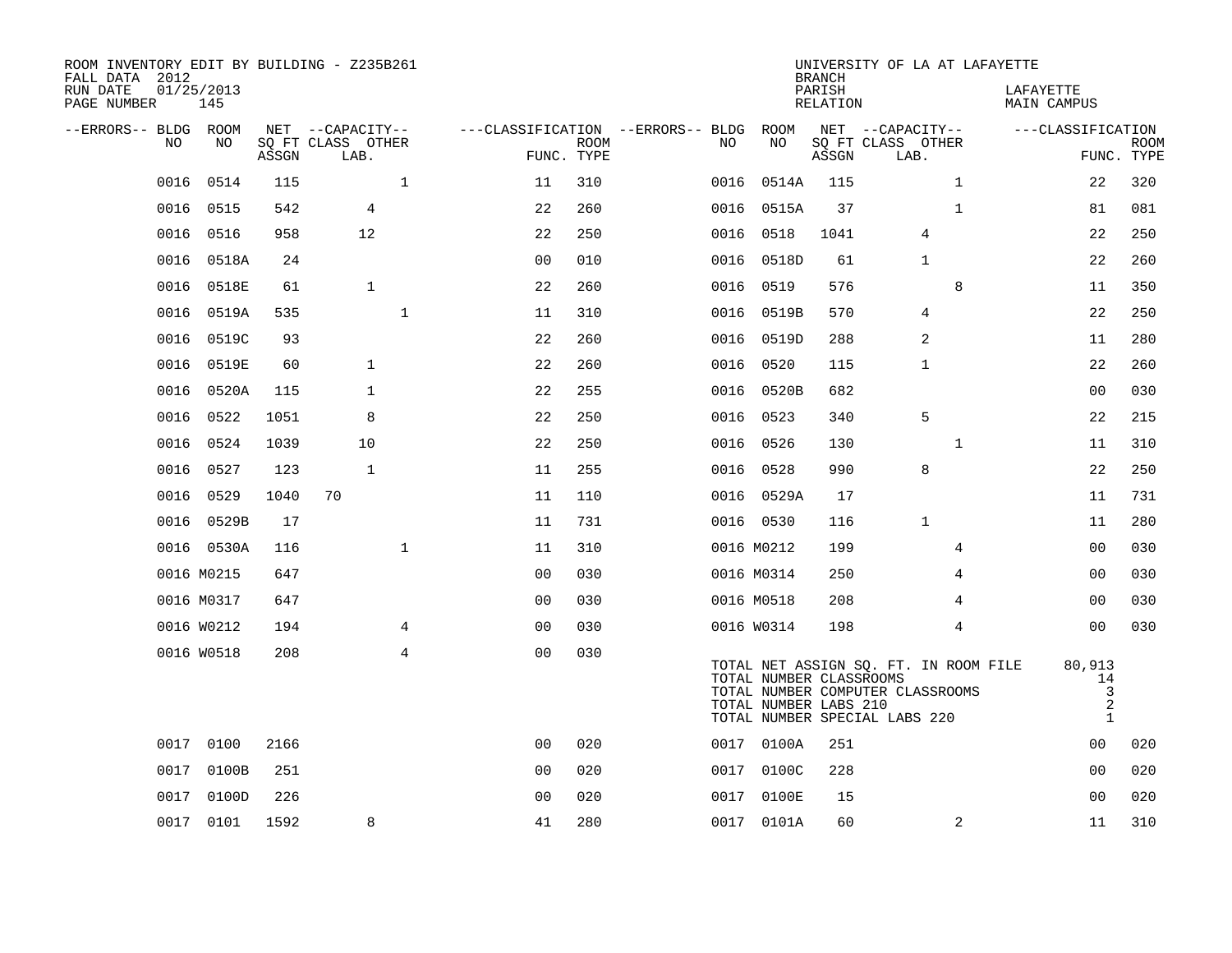ROOM INVENTORY EDIT BY BUILDING - Z235B261
FALL DATA 2012
RUN DATE 01/25/2013
PAGE NUMBER 145

UNIVERSITY OF LA AT LAFAYETTE
BRANCH
PARISH LAFAYETTE
RELATION MAIN CAMPUS

| --ERRORS-- | BLDG NO | ROOM NO | NET SQ FT ASSGN | CAPACITY CLASS | CAPACITY LAB. | CAPACITY OTHER | CLASSIFICATION FUNC. | ROOM TYPE | --ERRORS-- | BLDG NO | ROOM NO | NET SQ FT ASSGN | CAPACITY CLASS | CAPACITY LAB. | CAPACITY OTHER | CLASSIFICATION FUNC. | ROOM TYPE |
|---|---|---|---|---|---|---|---|---|---|---|---|---|---|---|---|---|---|
| | 0016 | 0514 | 115 | | | 1 | 11 | 310 | | 0016 | 0514A | 115 | | | 1 | 22 | 320 |
| | 0016 | 0515 | 542 | | 4 | | 22 | 260 | | 0016 | 0515A | 37 | | | 1 | 81 | 081 |
| | 0016 | 0516 | 958 | | 12 | | 22 | 250 | | 0016 | 0518 | 1041 | | 4 | | 22 | 250 |
| | 0016 | 0518A | 24 | | | | 00 | 010 | | 0016 | 0518D | 61 | | 1 | | 22 | 260 |
| | 0016 | 0518E | 61 | | 1 | | 22 | 260 | | 0016 | 0519 | 576 | | | 8 | 11 | 350 |
| | 0016 | 0519A | 535 | | | 1 | 11 | 310 | | 0016 | 0519B | 570 | | 4 | | 22 | 250 |
| | 0016 | 0519C | 93 | | | | 22 | 260 | | 0016 | 0519D | 288 | | 2 | | 11 | 280 |
| | 0016 | 0519E | 60 | | 1 | | 22 | 260 | | 0016 | 0520 | 115 | | 1 | | 22 | 260 |
| | 0016 | 0520A | 115 | | 1 | | 22 | 255 | | 0016 | 0520B | 682 | | | | 00 | 030 |
| | 0016 | 0522 | 1051 | | 8 | | 22 | 250 | | 0016 | 0523 | 340 | | 5 | | 22 | 215 |
| | 0016 | 0524 | 1039 | | 10 | | 22 | 250 | | 0016 | 0526 | 130 | | | 1 | 11 | 310 |
| | 0016 | 0527 | 123 | | 1 | | 11 | 255 | | 0016 | 0528 | 990 | | 8 | | 22 | 250 |
| | 0016 | 0529 | 1040 | 70 | | | 11 | 110 | | 0016 | 0529A | 17 | | | | 11 | 731 |
| | 0016 | 0529B | 17 | | | | 11 | 731 | | 0016 | 0530 | 116 | | 1 | | 11 | 280 |
| | 0016 | 0530A | 116 | | | 1 | 11 | 310 | | 0016 | M0212 | 199 | | | 4 | 00 | 030 |
| | 0016 | M0215 | 647 | | | | 00 | 030 | | 0016 | M0314 | 250 | | | 4 | 00 | 030 |
| | 0016 | M0317 | 647 | | | | 00 | 030 | | 0016 | M0518 | 208 | | | 4 | 00 | 030 |
| | 0016 | W0212 | 194 | | | 4 | 00 | 030 | | 0016 | W0314 | 198 | | | 4 | 00 | 030 |
| | 0016 | W0518 | 208 | | | 4 | 00 | 030 | | | | | | | | | |
| | 0017 | 0100 | 2166 | | | | 00 | 020 | | 0017 | 0100A | 251 | | | | 00 | 020 |
| | 0017 | 0100B | 251 | | | | 00 | 020 | | 0017 | 0100C | 228 | | | | 00 | 020 |
| | 0017 | 0100D | 226 | | | | 00 | 020 | | 0017 | 0100E | 15 | | | | 00 | 020 |
| | 0017 | 0101 | 1592 | | 8 | | 41 | 280 | | 0017 | 0101A | 60 | | | 2 | 11 | 310 |

TOTAL NET ASSIGN SQ. FT. IN ROOM FILE 80,913
TOTAL NUMBER CLASSROOMS 14
TOTAL NUMBER COMPUTER CLASSROOMS 3
TOTAL NUMBER LABS 210 2
TOTAL NUMBER SPECIAL LABS 220 1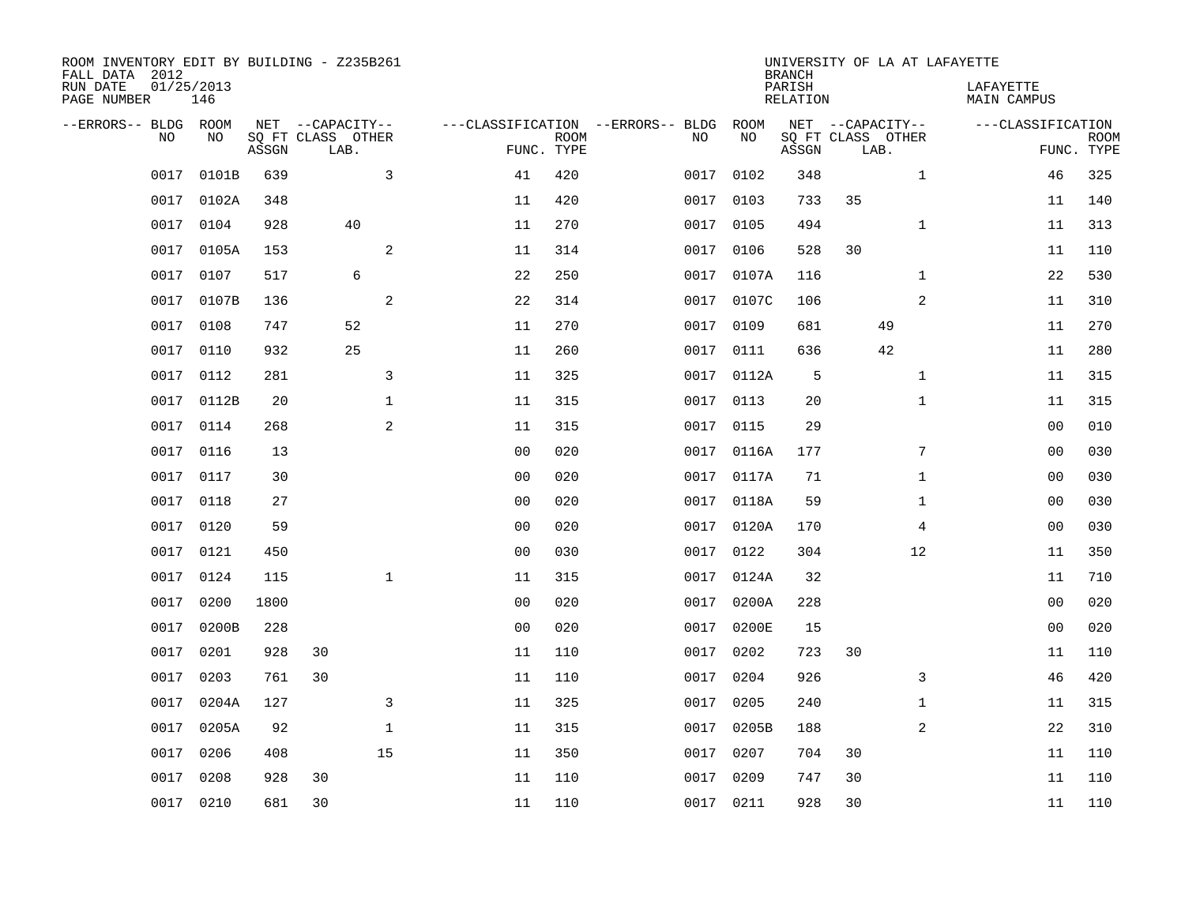ROOM INVENTORY EDIT BY BUILDING - Z235B261
FALL DATA 2012
RUN DATE 01/25/2013
PAGE NUMBER 146

UNIVERSITY OF LA AT LAFAYETTE
BRANCH
PARISH LAFAYETTE
RELATION MAIN CAMPUS

| --ERRORS-- | BLDG NO | ROOM NO | NET SQ FT ASSGN | CAPACITY CLASS | CAPACITY LAB. | CAPACITY OTHER | CLASSIFICATION FUNC. | ROOM TYPE | --ERRORS-- | BLDG NO | ROOM NO | NET SQ FT ASSGN | CAPACITY CLASS | CAPACITY LAB. | CAPACITY OTHER | CLASSIFICATION FUNC. | ROOM TYPE |
|---|---|---|---|---|---|---|---|---|---|---|---|---|---|---|---|---|---|
| | 0017 | 0101B | 639 | | | 3 | 41 | 420 | | 0017 | 0102 | 348 | | | 1 | 46 | 325 |
| | 0017 | 0102A | 348 | | | | 11 | 420 | | 0017 | 0103 | 733 | 35 | | | 11 | 140 |
| | 0017 | 0104 | 928 | | 40 | | 11 | 270 | | 0017 | 0105 | 494 | | | 1 | 11 | 313 |
| | 0017 | 0105A | 153 | | | 2 | 11 | 314 | | 0017 | 0106 | 528 | 30 | | | 11 | 110 |
| | 0017 | 0107 | 517 | | 6 | | 22 | 250 | | 0017 | 0107A | 116 | | | 1 | 22 | 530 |
| | 0017 | 0107B | 136 | | | 2 | 22 | 314 | | 0017 | 0107C | 106 | | | 2 | 11 | 310 |
| | 0017 | 0108 | 747 | | 52 | | 11 | 270 | | 0017 | 0109 | 681 | | 49 | | 11 | 270 |
| | 0017 | 0110 | 932 | | 25 | | 11 | 260 | | 0017 | 0111 | 636 | | 42 | | 11 | 280 |
| | 0017 | 0112 | 281 | | | 3 | 11 | 325 | | 0017 | 0112A | 5 | | | 1 | 11 | 315 |
| | 0017 | 0112B | 20 | | | 1 | 11 | 315 | | 0017 | 0113 | 20 | | | 1 | 11 | 315 |
| | 0017 | 0114 | 268 | | | 2 | 11 | 315 | | 0017 | 0115 | 29 | | | | 00 | 010 |
| | 0017 | 0116 | 13 | | | | 00 | 020 | | 0017 | 0116A | 177 | | | 7 | 00 | 030 |
| | 0017 | 0117 | 30 | | | | 00 | 020 | | 0017 | 0117A | 71 | | | 1 | 00 | 030 |
| | 0017 | 0118 | 27 | | | | 00 | 020 | | 0017 | 0118A | 59 | | | 1 | 00 | 030 |
| | 0017 | 0120 | 59 | | | | 00 | 020 | | 0017 | 0120A | 170 | | | 4 | 00 | 030 |
| | 0017 | 0121 | 450 | | | | 00 | 030 | | 0017 | 0122 | 304 | | | 12 | 11 | 350 |
| | 0017 | 0124 | 115 | | | 1 | 11 | 315 | | 0017 | 0124A | 32 | | | | 11 | 710 |
| | 0017 | 0200 | 1800 | | | | 00 | 020 | | 0017 | 0200A | 228 | | | | 00 | 020 |
| | 0017 | 0200B | 228 | | | | 00 | 020 | | 0017 | 0200E | 15 | | | | 00 | 020 |
| | 0017 | 0201 | 928 | 30 | | | 11 | 110 | | 0017 | 0202 | 723 | 30 | | | 11 | 110 |
| | 0017 | 0203 | 761 | 30 | | | 11 | 110 | | 0017 | 0204 | 926 | | | 3 | 46 | 420 |
| | 0017 | 0204A | 127 | | | 3 | 11 | 325 | | 0017 | 0205 | 240 | | | 1 | 11 | 315 |
| | 0017 | 0205A | 92 | | | 1 | 11 | 315 | | 0017 | 0205B | 188 | | | 2 | 22 | 310 |
| | 0017 | 0206 | 408 | | | 15 | 11 | 350 | | 0017 | 0207 | 704 | 30 | | | 11 | 110 |
| | 0017 | 0208 | 928 | 30 | | | 11 | 110 | | 0017 | 0209 | 747 | 30 | | | 11 | 110 |
| | 0017 | 0210 | 681 | 30 | | | 11 | 110 | | 0017 | 0211 | 928 | 30 | | | 11 | 110 |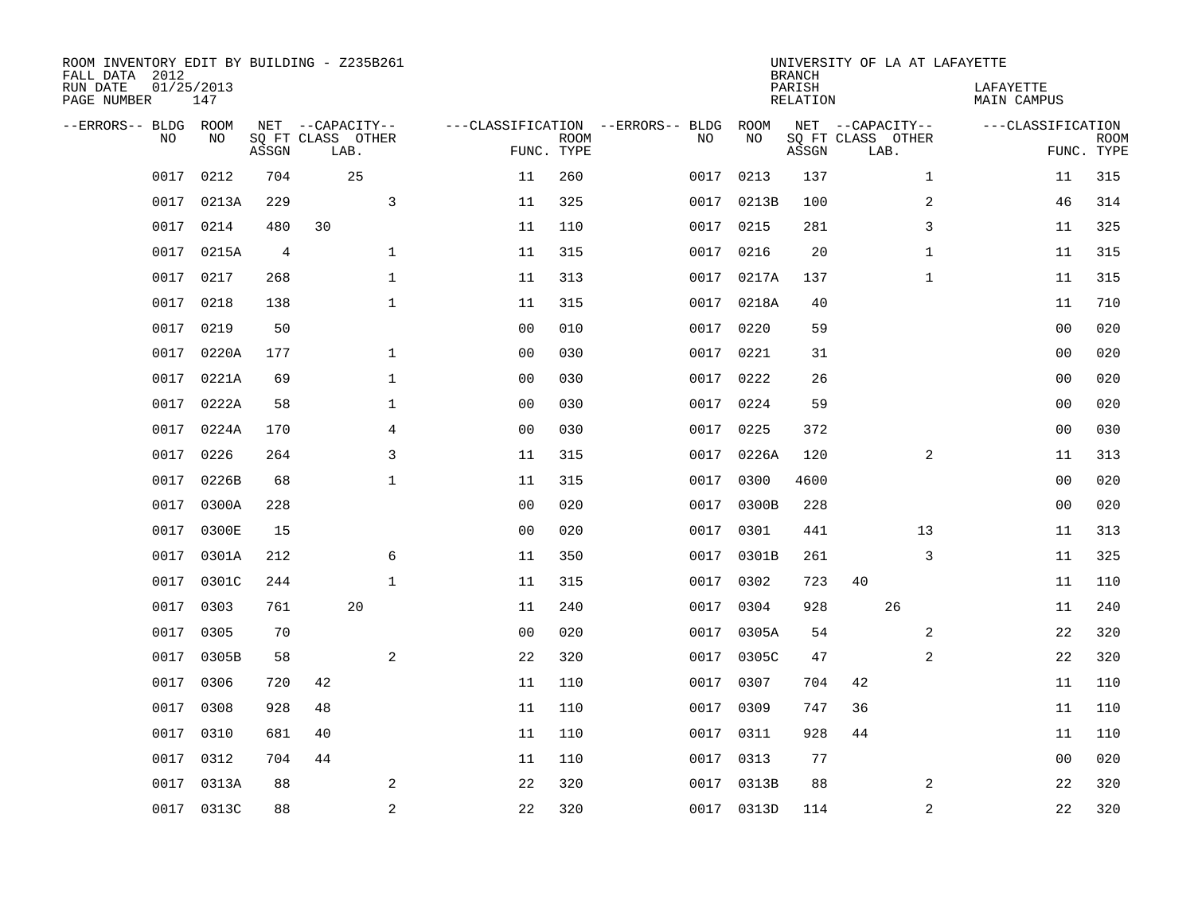ROOM INVENTORY EDIT BY BUILDING - Z235B261
FALL DATA 2012
RUN DATE 01/25/2013
PAGE NUMBER 147

UNIVERSITY OF LA AT LAFAYETTE
BRANCH
PARISH LAFAYETTE
RELATION MAIN CAMPUS

| --ERRORS-- | BLDG NO | ROOM NO | NET SQ FT ASSGN | --CAPACITY-- CLASS | LAB. | OTHER | ---CLASSIFICATION FUNC. | ROOM TYPE | --ERRORS-- | BLDG NO | ROOM NO | NET SQ FT ASSGN | --CAPACITY-- CLASS | LAB. | OTHER | ---CLASSIFICATION FUNC. | ROOM TYPE |
|---|---|---|---|---|---|---|---|---|---|---|---|---|---|---|---|---|---|
| | 0017 | 0212 | 704 | | 25 | | 11 | 260 | | 0017 | 0213 | 137 | | | 1 | 11 | 315 |
| | 0017 | 0213A | 229 | | | 3 | 11 | 325 | | 0017 | 0213B | 100 | | | 2 | 46 | 314 |
| | 0017 | 0214 | 480 | 30 | | | 11 | 110 | | 0017 | 0215 | 281 | | | 3 | 11 | 325 |
| | 0017 | 0215A | 4 | | | 1 | 11 | 315 | | 0017 | 0216 | 20 | | | 1 | 11 | 315 |
| | 0017 | 0217 | 268 | | | 1 | 11 | 313 | | 0017 | 0217A | 137 | | | 1 | 11 | 315 |
| | 0017 | 0218 | 138 | | | 1 | 11 | 315 | | 0017 | 0218A | 40 | | | | 11 | 710 |
| | 0017 | 0219 | 50 | | | | 00 | 010 | | 0017 | 0220 | 59 | | | | 00 | 020 |
| | 0017 | 0220A | 177 | | | 1 | 00 | 030 | | 0017 | 0221 | 31 | | | | 00 | 020 |
| | 0017 | 0221A | 69 | | | 1 | 00 | 030 | | 0017 | 0222 | 26 | | | | 00 | 020 |
| | 0017 | 0222A | 58 | | | 1 | 00 | 030 | | 0017 | 0224 | 59 | | | | 00 | 020 |
| | 0017 | 0224A | 170 | | | 4 | 00 | 030 | | 0017 | 0225 | 372 | | | | 00 | 030 |
| | 0017 | 0226 | 264 | | | 3 | 11 | 315 | | 0017 | 0226A | 120 | | | 2 | 11 | 313 |
| | 0017 | 0226B | 68 | | | 1 | 11 | 315 | | 0017 | 0300 | 4600 | | | | 00 | 020 |
| | 0017 | 0300A | 228 | | | | 00 | 020 | | 0017 | 0300B | 228 | | | | 00 | 020 |
| | 0017 | 0300E | 15 | | | | 00 | 020 | | 0017 | 0301 | 441 | | | 13 | 11 | 313 |
| | 0017 | 0301A | 212 | | | 6 | 11 | 350 | | 0017 | 0301B | 261 | | | 3 | 11 | 325 |
| | 0017 | 0301C | 244 | | | 1 | 11 | 315 | | 0017 | 0302 | 723 | 40 | | | 11 | 110 |
| | 0017 | 0303 | 761 | | 20 | | 11 | 240 | | 0017 | 0304 | 928 | | 26 | | 11 | 240 |
| | 0017 | 0305 | 70 | | | | 00 | 020 | | 0017 | 0305A | 54 | | | 2 | 22 | 320 |
| | 0017 | 0305B | 58 | | | 2 | 22 | 320 | | 0017 | 0305C | 47 | | | 2 | 22 | 320 |
| | 0017 | 0306 | 720 | 42 | | | 11 | 110 | | 0017 | 0307 | 704 | 42 | | | 11 | 110 |
| | 0017 | 0308 | 928 | 48 | | | 11 | 110 | | 0017 | 0309 | 747 | 36 | | | 11 | 110 |
| | 0017 | 0310 | 681 | 40 | | | 11 | 110 | | 0017 | 0311 | 928 | 44 | | | 11 | 110 |
| | 0017 | 0312 | 704 | 44 | | | 11 | 110 | | 0017 | 0313 | 77 | | | | 00 | 020 |
| | 0017 | 0313A | 88 | | | 2 | 22 | 320 | | 0017 | 0313B | 88 | | | 2 | 22 | 320 |
| | 0017 | 0313C | 88 | | | 2 | 22 | 320 | | 0017 | 0313D | 114 | | | 2 | 22 | 320 |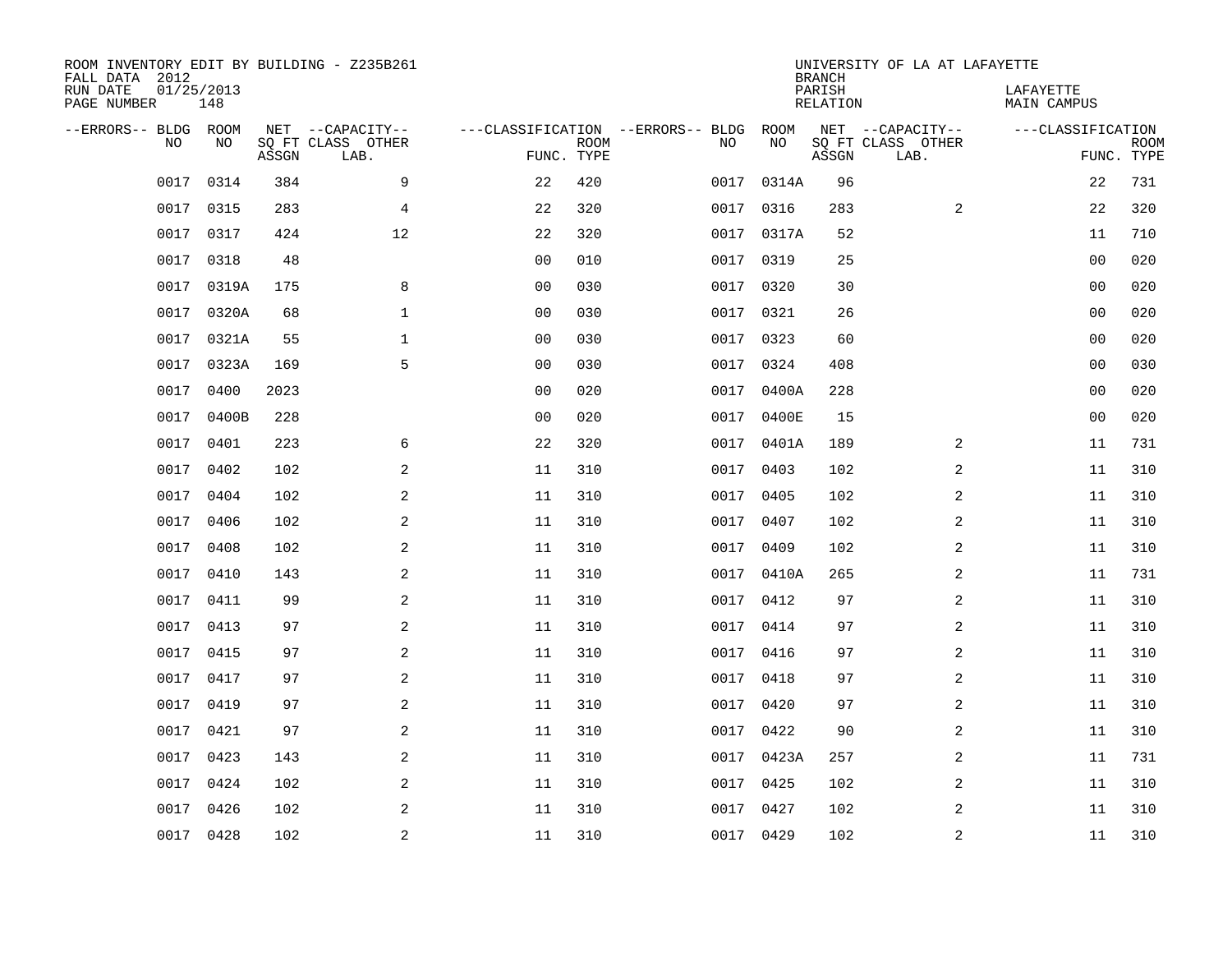ROOM INVENTORY EDIT BY BUILDING - Z235B261
FALL DATA 2012
RUN DATE 01/25/2013
PAGE NUMBER 148

UNIVERSITY OF LA AT LAFAYETTE
BRANCH
PARISH LAFAYETTE
RELATION MAIN CAMPUS

| --ERRORS-- | BLDG NO | ROOM NO | NET SQ FT ASSGN | --CAPACITY-- CLASS LAB. | OTHER | ---CLASSIFICATION FUNC. | ROOM TYPE | --ERRORS-- | BLDG NO | ROOM NO | NET SQ FT ASSGN | --CAPACITY-- CLASS LAB. | OTHER | ---CLASSIFICATION FUNC. | ROOM TYPE |
|---|---|---|---|---|---|---|---|---|---|---|---|---|---|---|---|
| | 0017 | 0314 | 384 | | 9 | 22 | 420 | | 0017 | 0314A | 96 | | | 22 | 731 |
| | 0017 | 0315 | 283 | | 4 | 22 | 320 | | 0017 | 0316 | 283 | | 2 | 22 | 320 |
| | 0017 | 0317 | 424 | | 12 | 22 | 320 | | 0017 | 0317A | 52 | | | 11 | 710 |
| | 0017 | 0318 | 48 | | | 00 | 010 | | 0017 | 0319 | 25 | | | 00 | 020 |
| | 0017 | 0319A | 175 | | 8 | 00 | 030 | | 0017 | 0320 | 30 | | | 00 | 020 |
| | 0017 | 0320A | 68 | | 1 | 00 | 030 | | 0017 | 0321 | 26 | | | 00 | 020 |
| | 0017 | 0321A | 55 | | 1 | 00 | 030 | | 0017 | 0323 | 60 | | | 00 | 020 |
| | 0017 | 0323A | 169 | | 5 | 00 | 030 | | 0017 | 0324 | 408 | | | 00 | 030 |
| | 0017 | 0400 | 2023 | | | 00 | 020 | | 0017 | 0400A | 228 | | | 00 | 020 |
| | 0017 | 0400B | 228 | | | 00 | 020 | | 0017 | 0400E | 15 | | | 00 | 020 |
| | 0017 | 0401 | 223 | | 6 | 22 | 320 | | 0017 | 0401A | 189 | | 2 | 11 | 731 |
| | 0017 | 0402 | 102 | | 2 | 11 | 310 | | 0017 | 0403 | 102 | | 2 | 11 | 310 |
| | 0017 | 0404 | 102 | | 2 | 11 | 310 | | 0017 | 0405 | 102 | | 2 | 11 | 310 |
| | 0017 | 0406 | 102 | | 2 | 11 | 310 | | 0017 | 0407 | 102 | | 2 | 11 | 310 |
| | 0017 | 0408 | 102 | | 2 | 11 | 310 | | 0017 | 0409 | 102 | | 2 | 11 | 310 |
| | 0017 | 0410 | 143 | | 2 | 11 | 310 | | 0017 | 0410A | 265 | | 2 | 11 | 731 |
| | 0017 | 0411 | 99 | | 2 | 11 | 310 | | 0017 | 0412 | 97 | | 2 | 11 | 310 |
| | 0017 | 0413 | 97 | | 2 | 11 | 310 | | 0017 | 0414 | 97 | | 2 | 11 | 310 |
| | 0017 | 0415 | 97 | | 2 | 11 | 310 | | 0017 | 0416 | 97 | | 2 | 11 | 310 |
| | 0017 | 0417 | 97 | | 2 | 11 | 310 | | 0017 | 0418 | 97 | | 2 | 11 | 310 |
| | 0017 | 0419 | 97 | | 2 | 11 | 310 | | 0017 | 0420 | 97 | | 2 | 11 | 310 |
| | 0017 | 0421 | 97 | | 2 | 11 | 310 | | 0017 | 0422 | 90 | | 2 | 11 | 310 |
| | 0017 | 0423 | 143 | | 2 | 11 | 310 | | 0017 | 0423A | 257 | | 2 | 11 | 731 |
| | 0017 | 0424 | 102 | | 2 | 11 | 310 | | 0017 | 0425 | 102 | | 2 | 11 | 310 |
| | 0017 | 0426 | 102 | | 2 | 11 | 310 | | 0017 | 0427 | 102 | | 2 | 11 | 310 |
| | 0017 | 0428 | 102 | | 2 | 11 | 310 | | 0017 | 0429 | 102 | | 2 | 11 | 310 |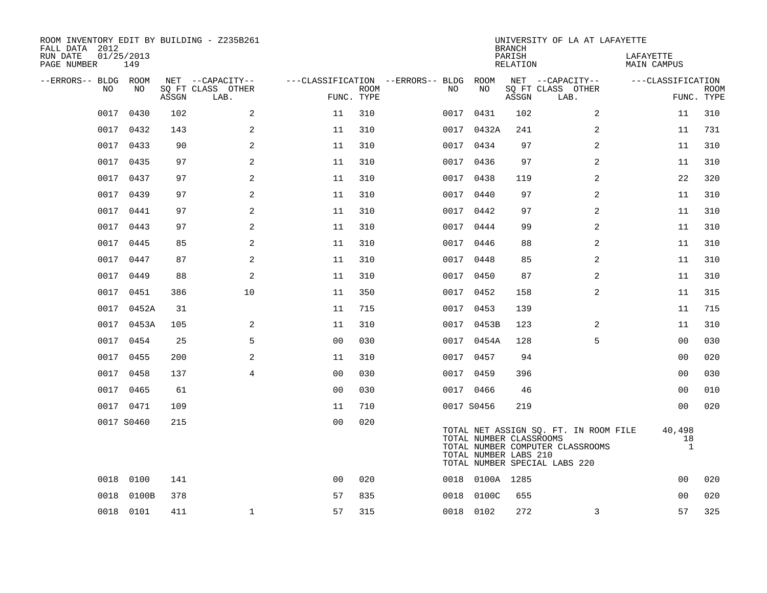ROOM INVENTORY EDIT BY BUILDING - Z235B261
FALL DATA 2012
RUN DATE 01/25/2013
PAGE NUMBER 149

UNIVERSITY OF LA AT LAFAYETTE
BRANCH
PARISH LAFAYETTE
RELATION MAIN CAMPUS

| --ERRORS-- | BLDG NO | ROOM NO | NET SQ FT ASSGN | --CAPACITY-- CLASS | OTHER LAB. | ---CLASSIFICATION FUNC. | ROOM TYPE | --ERRORS-- | BLDG NO | ROOM NO | NET SQ FT ASSGN | --CAPACITY-- CLASS | OTHER LAB. | ---CLASSIFICATION FUNC. | ROOM TYPE |
|---|---|---|---|---|---|---|---|---|---|---|---|---|---|---|---|
| | 0017 | 0430 | 102 | | 2 | 11 | 310 | | 0017 | 0431 | 102 | | 2 | 11 | 310 |
| | 0017 | 0432 | 143 | | 2 | 11 | 310 | | 0017 | 0432A | 241 | | 2 | 11 | 731 |
| | 0017 | 0433 | 90 | | 2 | 11 | 310 | | 0017 | 0434 | 97 | | 2 | 11 | 310 |
| | 0017 | 0435 | 97 | | 2 | 11 | 310 | | 0017 | 0436 | 97 | | 2 | 11 | 310 |
| | 0017 | 0437 | 97 | | 2 | 11 | 310 | | 0017 | 0438 | 119 | | 2 | 22 | 320 |
| | 0017 | 0439 | 97 | | 2 | 11 | 310 | | 0017 | 0440 | 97 | | 2 | 11 | 310 |
| | 0017 | 0441 | 97 | | 2 | 11 | 310 | | 0017 | 0442 | 97 | | 2 | 11 | 310 |
| | 0017 | 0443 | 97 | | 2 | 11 | 310 | | 0017 | 0444 | 99 | | 2 | 11 | 310 |
| | 0017 | 0445 | 85 | | 2 | 11 | 310 | | 0017 | 0446 | 88 | | 2 | 11 | 310 |
| | 0017 | 0447 | 87 | | 2 | 11 | 310 | | 0017 | 0448 | 85 | | 2 | 11 | 310 |
| | 0017 | 0449 | 88 | | 2 | 11 | 310 | | 0017 | 0450 | 87 | | 2 | 11 | 310 |
| | 0017 | 0451 | 386 | | 10 | 11 | 350 | | 0017 | 0452 | 158 | | 2 | 11 | 315 |
| | 0017 | 0452A | 31 | | | 11 | 715 | | 0017 | 0453 | 139 | | | 11 | 715 |
| | 0017 | 0453A | 105 | | 2 | 11 | 310 | | 0017 | 0453B | 123 | | 2 | 11 | 310 |
| | 0017 | 0454 | 25 | | 5 | 00 | 030 | | 0017 | 0454A | 128 | | 5 | 00 | 030 |
| | 0017 | 0455 | 200 | | 2 | 11 | 310 | | 0017 | 0457 | 94 | | | 00 | 020 |
| | 0017 | 0458 | 137 | | 4 | 00 | 030 | | 0017 | 0459 | 396 | | | 00 | 030 |
| | 0017 | 0465 | 61 | | | 00 | 030 | | 0017 | 0466 | 46 | | | 00 | 010 |
| | 0017 | 0471 | 109 | | | 11 | 710 | | 0017 | S0456 | 219 | | | 00 | 020 |
| | 0017 | S0460 | 215 | | | 00 | 020 | | | | | | | | |

TOTAL NET ASSIGN SQ. FT. IN ROOM FILE 40,498
TOTAL NUMBER CLASSROOMS 18
TOTAL NUMBER COMPUTER CLASSROOMS 1
TOTAL NUMBER LABS 210
TOTAL NUMBER SPECIAL LABS 220

| --ERRORS-- | BLDG NO | ROOM NO | NET SQ FT ASSGN | --CAPACITY-- CLASS | OTHER LAB. | ---CLASSIFICATION FUNC. | ROOM TYPE | --ERRORS-- | BLDG NO | ROOM NO | NET SQ FT ASSGN | --CAPACITY-- CLASS | OTHER LAB. | ---CLASSIFICATION FUNC. | ROOM TYPE |
|---|---|---|---|---|---|---|---|---|---|---|---|---|---|---|---|
| | 0018 | 0100 | 141 | | | 00 | 020 | | 0018 | 0100A | 1285 | | | 00 | 020 |
| | 0018 | 0100B | 378 | | | 57 | 835 | | 0018 | 0100C | 655 | | | 00 | 020 |
| | 0018 | 0101 | 411 | | 1 | 57 | 315 | | 0018 | 0102 | 272 | | 3 | 57 | 325 |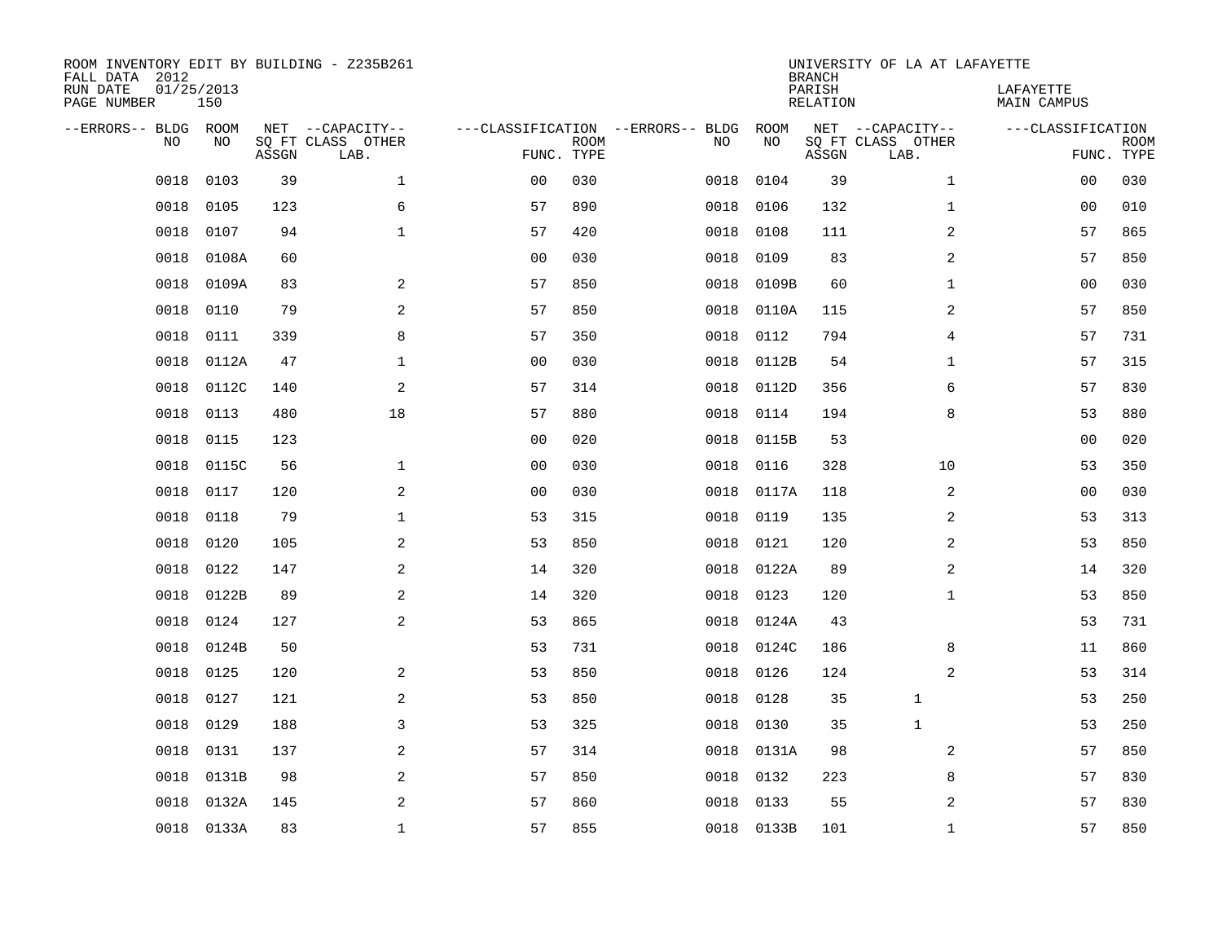ROOM INVENTORY EDIT BY BUILDING - Z235B261
FALL DATA 2012
RUN DATE 01/25/2013
PAGE NUMBER 150

UNIVERSITY OF LA AT LAFAYETTE
BRANCH
PARISH LAFAYETTE
RELATION MAIN CAMPUS

| --ERRORS-- | BLDG NO | ROOM NO | NET SQ FT ASSGN | --CAPACITY-- CLASS | OTHER LAB. | ---CLASSIFICATION FUNC. | ROOM TYPE | --ERRORS-- | BLDG NO | ROOM NO | NET SQ FT ASSGN | --CAPACITY-- CLASS | OTHER LAB. | ---CLASSIFICATION FUNC. | ROOM TYPE |
|---|---|---|---|---|---|---|---|---|---|---|---|---|---|---|---|
| | 0018 | 0103 | 39 | | 1 | 00 | 030 | | 0018 | 0104 | 39 | | 1 | 00 | 030 |
| | 0018 | 0105 | 123 | | 6 | 57 | 890 | | 0018 | 0106 | 132 | | 1 | 00 | 010 |
| | 0018 | 0107 | 94 | | 1 | 57 | 420 | | 0018 | 0108 | 111 | | 2 | 57 | 865 |
| | 0018 | 0108A | 60 | | | 00 | 030 | | 0018 | 0109 | 83 | | 2 | 57 | 850 |
| | 0018 | 0109A | 83 | | 2 | 57 | 850 | | 0018 | 0109B | 60 | | 1 | 00 | 030 |
| | 0018 | 0110 | 79 | | 2 | 57 | 850 | | 0018 | 0110A | 115 | | 2 | 57 | 850 |
| | 0018 | 0111 | 339 | | 8 | 57 | 350 | | 0018 | 0112 | 794 | | 4 | 57 | 731 |
| | 0018 | 0112A | 47 | | 1 | 00 | 030 | | 0018 | 0112B | 54 | | 1 | 57 | 315 |
| | 0018 | 0112C | 140 | | 2 | 57 | 314 | | 0018 | 0112D | 356 | | 6 | 57 | 830 |
| | 0018 | 0113 | 480 | | 18 | 57 | 880 | | 0018 | 0114 | 194 | | 8 | 53 | 880 |
| | 0018 | 0115 | 123 | | | 00 | 020 | | 0018 | 0115B | 53 | | | 00 | 020 |
| | 0018 | 0115C | 56 | | 1 | 00 | 030 | | 0018 | 0116 | 328 | | 10 | 53 | 350 |
| | 0018 | 0117 | 120 | | 2 | 00 | 030 | | 0018 | 0117A | 118 | | 2 | 00 | 030 |
| | 0018 | 0118 | 79 | | 1 | 53 | 315 | | 0018 | 0119 | 135 | | 2 | 53 | 313 |
| | 0018 | 0120 | 105 | | 2 | 53 | 850 | | 0018 | 0121 | 120 | | 2 | 53 | 850 |
| | 0018 | 0122 | 147 | | 2 | 14 | 320 | | 0018 | 0122A | 89 | | 2 | 14 | 320 |
| | 0018 | 0122B | 89 | | 2 | 14 | 320 | | 0018 | 0123 | 120 | | 1 | 53 | 850 |
| | 0018 | 0124 | 127 | | 2 | 53 | 865 | | 0018 | 0124A | 43 | | | 53 | 731 |
| | 0018 | 0124B | 50 | | | 53 | 731 | | 0018 | 0124C | 186 | | 8 | 11 | 860 |
| | 0018 | 0125 | 120 | | 2 | 53 | 850 | | 0018 | 0126 | 124 | | 2 | 53 | 314 |
| | 0018 | 0127 | 121 | | 2 | 53 | 850 | | 0018 | 0128 | 35 | 1 | | 53 | 250 |
| | 0018 | 0129 | 188 | | 3 | 53 | 325 | | 0018 | 0130 | 35 | 1 | | 53 | 250 |
| | 0018 | 0131 | 137 | | 2 | 57 | 314 | | 0018 | 0131A | 98 | | 2 | 57 | 850 |
| | 0018 | 0131B | 98 | | 2 | 57 | 850 | | 0018 | 0132 | 223 | | 8 | 57 | 830 |
| | 0018 | 0132A | 145 | | 2 | 57 | 860 | | 0018 | 0133 | 55 | | 2 | 57 | 830 |
| | 0018 | 0133A | 83 | | 1 | 57 | 855 | | 0018 | 0133B | 101 | | 1 | 57 | 850 |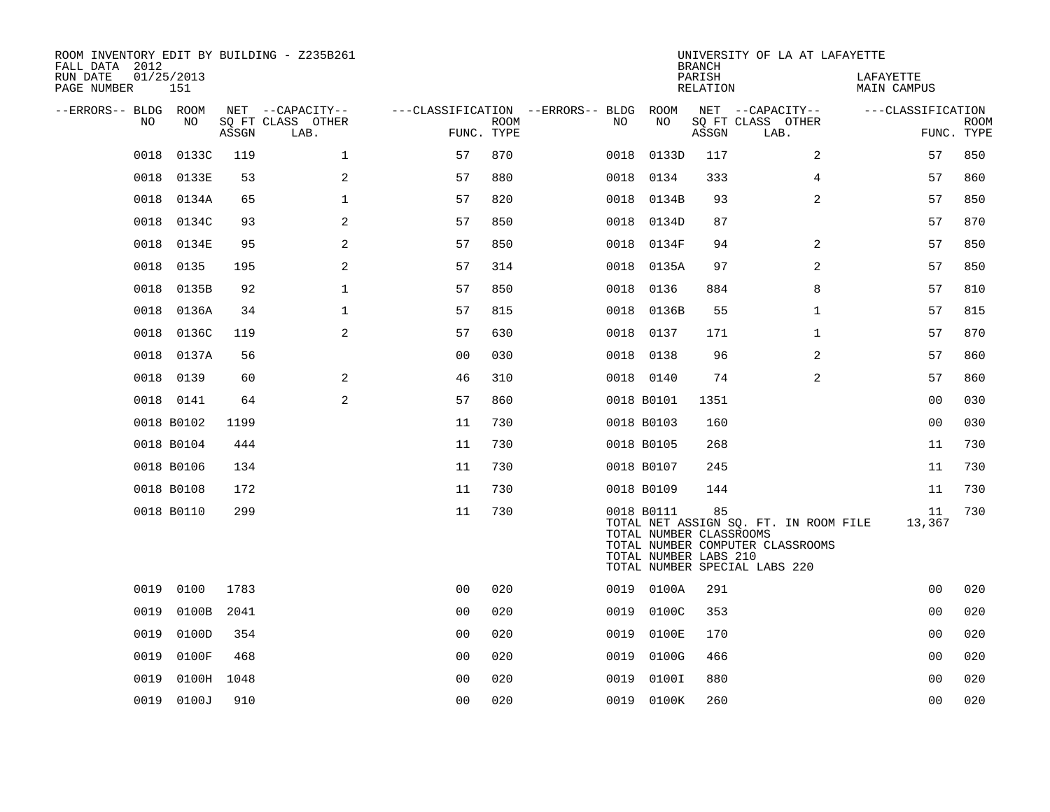ROOM INVENTORY EDIT BY BUILDING - Z235B261
FALL DATA 2012
RUN DATE 01/25/2013
PAGE NUMBER 151

UNIVERSITY OF LA AT LAFAYETTE
BRANCH
PARISH LAFAYETTE
RELATION MAIN CAMPUS

| --ERRORS-- | BLDG NO | ROOM NO | NET ASSGN SQ FT | CAPACITY CLASS LAB. | CAPACITY OTHER | CLASSIFICATION FUNC. | ROOM TYPE | --ERRORS-- | BLDG NO | ROOM NO | NET ASSGN SQ FT | CAPACITY CLASS LAB. | CAPACITY OTHER | CLASSIFICATION FUNC. | ROOM TYPE |
|---|---|---|---|---|---|---|---|---|---|---|---|---|---|---|---|
| | 0018 | 0133C | 119 | | 1 | 57 | 870 | | 0018 | 0133D | 117 | | 2 | 57 | 850 |
| | 0018 | 0133E | 53 | | 2 | 57 | 880 | | 0018 | 0134 | 333 | | 4 | 57 | 860 |
| | 0018 | 0134A | 65 | | 1 | 57 | 820 | | 0018 | 0134B | 93 | | 2 | 57 | 850 |
| | 0018 | 0134C | 93 | | 2 | 57 | 850 | | 0018 | 0134D | 87 | | | 57 | 870 |
| | 0018 | 0134E | 95 | | 2 | 57 | 850 | | 0018 | 0134F | 94 | | 2 | 57 | 850 |
| | 0018 | 0135 | 195 | | 2 | 57 | 314 | | 0018 | 0135A | 97 | | 2 | 57 | 850 |
| | 0018 | 0135B | 92 | | 1 | 57 | 850 | | 0018 | 0136 | 884 | | 8 | 57 | 810 |
| | 0018 | 0136A | 34 | | 1 | 57 | 815 | | 0018 | 0136B | 55 | | 1 | 57 | 815 |
| | 0018 | 0136C | 119 | | 2 | 57 | 630 | | 0018 | 0137 | 171 | | 1 | 57 | 870 |
| | 0018 | 0137A | 56 | | | 00 | 030 | | 0018 | 0138 | 96 | | 2 | 57 | 860 |
| | 0018 | 0139 | 60 | | 2 | 46 | 310 | | 0018 | 0140 | 74 | | 2 | 57 | 860 |
| | 0018 | 0141 | 64 | | 2 | 57 | 860 | | 0018 | B0101 | 1351 | | | 00 | 030 |
| | 0018 | B0102 | 1199 | | | 11 | 730 | | 0018 | B0103 | 160 | | | 00 | 030 |
| | 0018 | B0104 | 444 | | | 11 | 730 | | 0018 | B0105 | 268 | | | 11 | 730 |
| | 0018 | B0106 | 134 | | | 11 | 730 | | 0018 | B0107 | 245 | | | 11 | 730 |
| | 0018 | B0108 | 172 | | | 11 | 730 | | 0018 | B0109 | 144 | | | 11 | 730 |
| | 0018 | B0110 | 299 | | | 11 | 730 | | 0018 | B0111 | 85 | | | 11 | 730 |

TOTAL NET ASSIGN SQ. FT. IN ROOM FILE 13,367
TOTAL NUMBER CLASSROOMS
TOTAL NUMBER COMPUTER CLASSROOMS
TOTAL NUMBER LABS 210
TOTAL NUMBER SPECIAL LABS 220

| --ERRORS-- | BLDG NO | ROOM NO | NET ASSGN SQ FT | CAPACITY CLASS LAB. | CAPACITY OTHER | CLASSIFICATION FUNC. | ROOM TYPE | --ERRORS-- | BLDG NO | ROOM NO | NET ASSGN SQ FT | CAPACITY CLASS LAB. | CAPACITY OTHER | CLASSIFICATION FUNC. | ROOM TYPE |
|---|---|---|---|---|---|---|---|---|---|---|---|---|---|---|---|
| | 0019 | 0100 | 1783 | | | 00 | 020 | | 0019 | 0100A | 291 | | | 00 | 020 |
| | 0019 | 0100B | 2041 | | | 00 | 020 | | 0019 | 0100C | 353 | | | 00 | 020 |
| | 0019 | 0100D | 354 | | | 00 | 020 | | 0019 | 0100E | 170 | | | 00 | 020 |
| | 0019 | 0100F | 468 | | | 00 | 020 | | 0019 | 0100G | 466 | | | 00 | 020 |
| | 0019 | 0100H | 1048 | | | 00 | 020 | | 0019 | 0100I | 880 | | | 00 | 020 |
| | 0019 | 0100J | 910 | | | 00 | 020 | | 0019 | 0100K | 260 | | | 00 | 020 |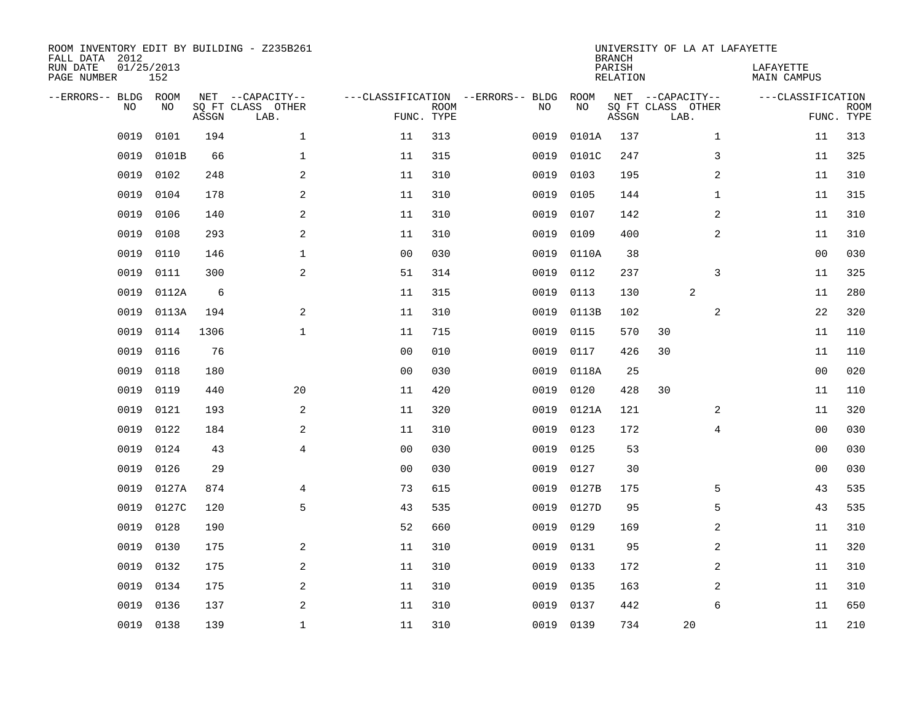ROOM INVENTORY EDIT BY BUILDING - Z235B261
FALL DATA 2012
RUN DATE 01/25/2013
PAGE NUMBER 152

UNIVERSITY OF LA AT LAFAYETTE
BRANCH
PARISH LAFAYETTE
RELATION MAIN CAMPUS

| --ERRORS-- | BLDG NO | ROOM NO | NET SQ FT ASSGN | CAPACITY CLASS LAB. | CAPACITY OTHER | CLASSIFICATION FUNC. | ROOM TYPE | --ERRORS-- | BLDG NO | ROOM NO | NET SQ FT ASSGN | CAPACITY CLASS LAB. | CAPACITY OTHER | CLASSIFICATION FUNC. | ROOM TYPE |
|---|---|---|---|---|---|---|---|---|---|---|---|---|---|---|---|
| | 0019 | 0101 | 194 | | 1 | 11 | 313 | | 0019 | 0101A | 137 | | 1 | 11 | 313 |
| | 0019 | 0101B | 66 | | 1 | 11 | 315 | | 0019 | 0101C | 247 | | 3 | 11 | 325 |
| | 0019 | 0102 | 248 | | 2 | 11 | 310 | | 0019 | 0103 | 195 | | 2 | 11 | 310 |
| | 0019 | 0104 | 178 | | 2 | 11 | 310 | | 0019 | 0105 | 144 | | 1 | 11 | 315 |
| | 0019 | 0106 | 140 | | 2 | 11 | 310 | | 0019 | 0107 | 142 | | 2 | 11 | 310 |
| | 0019 | 0108 | 293 | | 2 | 11 | 310 | | 0019 | 0109 | 400 | | 2 | 11 | 310 |
| | 0019 | 0110 | 146 | | 1 | 00 | 030 | | 0019 | 0110A | 38 | | | 00 | 030 |
| | 0019 | 0111 | 300 | | 2 | 51 | 314 | | 0019 | 0112 | 237 | | 3 | 11 | 325 |
| | 0019 | 0112A | 6 | | | 11 | 315 | | 0019 | 0113 | 130 | 2 | | 11 | 280 |
| | 0019 | 0113A | 194 | | 2 | 11 | 310 | | 0019 | 0113B | 102 | | 2 | 22 | 320 |
| | 0019 | 0114 | 1306 | | 1 | 11 | 715 | | 0019 | 0115 | 570 | 30 | | 11 | 110 |
| | 0019 | 0116 | 76 | | | 00 | 010 | | 0019 | 0117 | 426 | 30 | | 11 | 110 |
| | 0019 | 0118 | 180 | | | 00 | 030 | | 0019 | 0118A | 25 | | | 00 | 020 |
| | 0019 | 0119 | 440 | | 20 | 11 | 420 | | 0019 | 0120 | 428 | 30 | | 11 | 110 |
| | 0019 | 0121 | 193 | | 2 | 11 | 320 | | 0019 | 0121A | 121 | | 2 | 11 | 320 |
| | 0019 | 0122 | 184 | | 2 | 11 | 310 | | 0019 | 0123 | 172 | | 4 | 00 | 030 |
| | 0019 | 0124 | 43 | | 4 | 00 | 030 | | 0019 | 0125 | 53 | | | 00 | 030 |
| | 0019 | 0126 | 29 | | | 00 | 030 | | 0019 | 0127 | 30 | | | 00 | 030 |
| | 0019 | 0127A | 874 | | 4 | 73 | 615 | | 0019 | 0127B | 175 | | 5 | 43 | 535 |
| | 0019 | 0127C | 120 | | 5 | 43 | 535 | | 0019 | 0127D | 95 | | 5 | 43 | 535 |
| | 0019 | 0128 | 190 | | | 52 | 660 | | 0019 | 0129 | 169 | | 2 | 11 | 310 |
| | 0019 | 0130 | 175 | | 2 | 11 | 310 | | 0019 | 0131 | 95 | | 2 | 11 | 320 |
| | 0019 | 0132 | 175 | | 2 | 11 | 310 | | 0019 | 0133 | 172 | | 2 | 11 | 310 |
| | 0019 | 0134 | 175 | | 2 | 11 | 310 | | 0019 | 0135 | 163 | | 2 | 11 | 310 |
| | 0019 | 0136 | 137 | | 2 | 11 | 310 | | 0019 | 0137 | 442 | | 6 | 11 | 650 |
| | 0019 | 0138 | 139 | | 1 | 11 | 310 | | 0019 | 0139 | 734 | 20 | | 11 | 210 |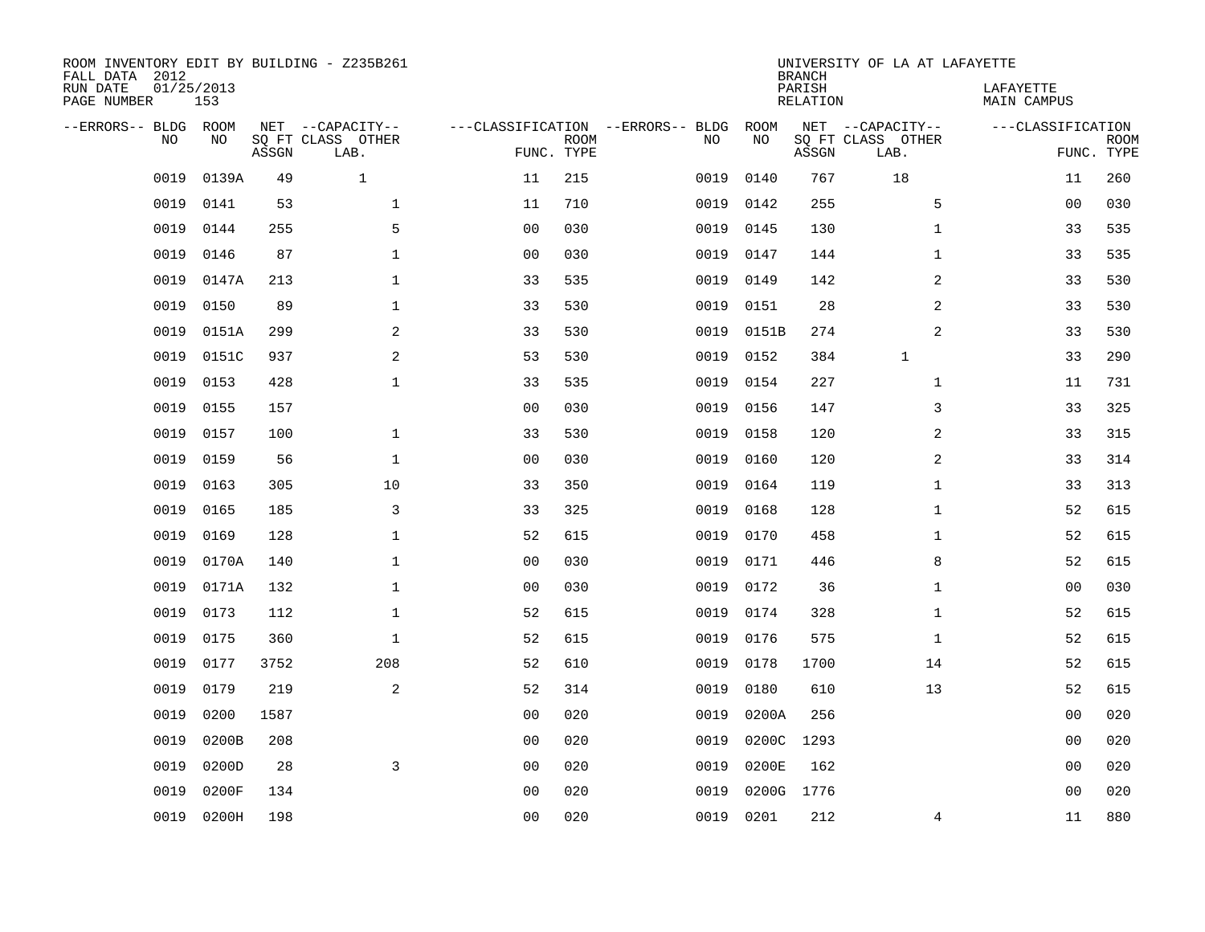ROOM INVENTORY EDIT BY BUILDING - Z235B261
FALL DATA 2012
RUN DATE 01/25/2013
PAGE NUMBER 153

UNIVERSITY OF LA AT LAFAYETTE
BRANCH
PARISH LAFAYETTE
RELATION MAIN CAMPUS

| --ERRORS-- | BLDG NO | ROOM NO | NET SQ FT ASSGN | --CAPACITY-- CLASS LAB. | OTHER | ---CLASSIFICATION FUNC. | ROOM TYPE | --ERRORS-- | BLDG NO | ROOM NO | NET SQ FT ASSGN | --CAPACITY-- CLASS LAB. | OTHER | ---CLASSIFICATION FUNC. | ROOM TYPE |
|---|---|---|---|---|---|---|---|---|---|---|---|---|---|---|---|
| | 0019 | 0139A | 49 | 1 | | 11 | 215 | | 0019 | 0140 | 767 | 18 | | 11 | 260 |
| | 0019 | 0141 | 53 | | 1 | 11 | 710 | | 0019 | 0142 | 255 | | 5 | 00 | 030 |
| | 0019 | 0144 | 255 | | 5 | 00 | 030 | | 0019 | 0145 | 130 | | 1 | 33 | 535 |
| | 0019 | 0146 | 87 | | 1 | 00 | 030 | | 0019 | 0147 | 144 | | 1 | 33 | 535 |
| | 0019 | 0147A | 213 | | 1 | 33 | 535 | | 0019 | 0149 | 142 | | 2 | 33 | 530 |
| | 0019 | 0150 | 89 | | 1 | 33 | 530 | | 0019 | 0151 | 28 | | 2 | 33 | 530 |
| | 0019 | 0151A | 299 | | 2 | 33 | 530 | | 0019 | 0151B | 274 | | 2 | 33 | 530 |
| | 0019 | 0151C | 937 | | 2 | 53 | 530 | | 0019 | 0152 | 384 | 1 | | 33 | 290 |
| | 0019 | 0153 | 428 | | 1 | 33 | 535 | | 0019 | 0154 | 227 | | 1 | 11 | 731 |
| | 0019 | 0155 | 157 | | | 00 | 030 | | 0019 | 0156 | 147 | | 3 | 33 | 325 |
| | 0019 | 0157 | 100 | | 1 | 33 | 530 | | 0019 | 0158 | 120 | | 2 | 33 | 315 |
| | 0019 | 0159 | 56 | | 1 | 00 | 030 | | 0019 | 0160 | 120 | | 2 | 33 | 314 |
| | 0019 | 0163 | 305 | | 10 | 33 | 350 | | 0019 | 0164 | 119 | | 1 | 33 | 313 |
| | 0019 | 0165 | 185 | | 3 | 33 | 325 | | 0019 | 0168 | 128 | | 1 | 52 | 615 |
| | 0019 | 0169 | 128 | | 1 | 52 | 615 | | 0019 | 0170 | 458 | | 1 | 52 | 615 |
| | 0019 | 0170A | 140 | | 1 | 00 | 030 | | 0019 | 0171 | 446 | | 8 | 52 | 615 |
| | 0019 | 0171A | 132 | | 1 | 00 | 030 | | 0019 | 0172 | 36 | | 1 | 00 | 030 |
| | 0019 | 0173 | 112 | | 1 | 52 | 615 | | 0019 | 0174 | 328 | | 1 | 52 | 615 |
| | 0019 | 0175 | 360 | | 1 | 52 | 615 | | 0019 | 0176 | 575 | | 1 | 52 | 615 |
| | 0019 | 0177 | 3752 | | 208 | 52 | 610 | | 0019 | 0178 | 1700 | | 14 | 52 | 615 |
| | 0019 | 0179 | 219 | | 2 | 52 | 314 | | 0019 | 0180 | 610 | | 13 | 52 | 615 |
| | 0019 | 0200 | 1587 | | | 00 | 020 | | 0019 | 0200A | 256 | | | 00 | 020 |
| | 0019 | 0200B | 208 | | | 00 | 020 | | 0019 | 0200C | 1293 | | | 00 | 020 |
| | 0019 | 0200D | 28 | | 3 | 00 | 020 | | 0019 | 0200E | 162 | | | 00 | 020 |
| | 0019 | 0200F | 134 | | | 00 | 020 | | 0019 | 0200G | 1776 | | | 00 | 020 |
| | 0019 | 0200H | 198 | | | 00 | 020 | | 0019 | 0201 | 212 | | 4 | 11 | 880 |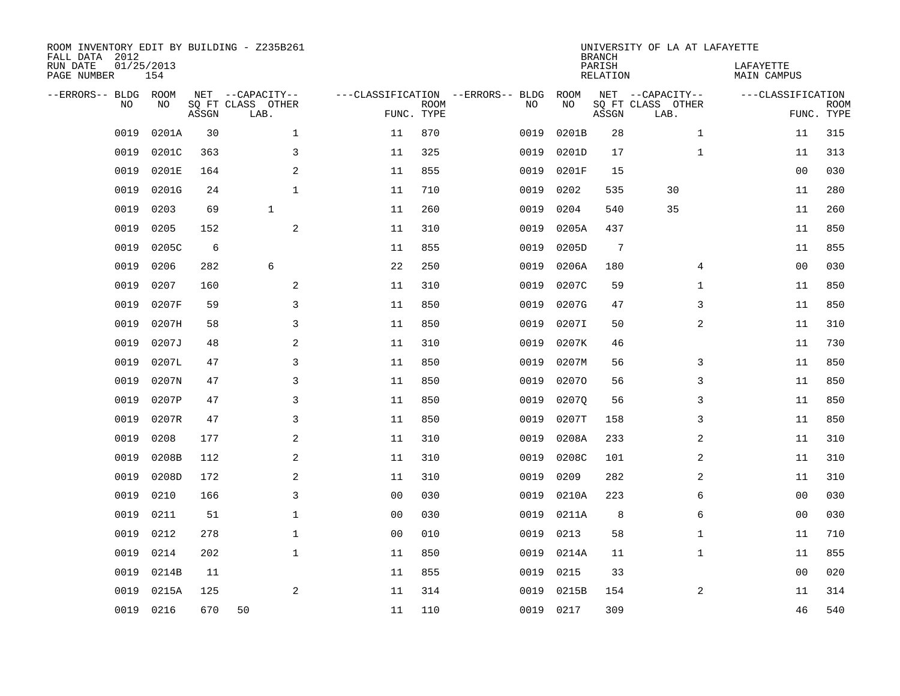ROOM INVENTORY EDIT BY BUILDING - Z235B261
FALL DATA 2012
RUN DATE 01/25/2013
PAGE NUMBER 154

UNIVERSITY OF LA AT LAFAYETTE
BRANCH
PARISH LAFAYETTE
RELATION MAIN CAMPUS

| --ERRORS-- | BLDG NO | ROOM NO | NET SQ FT ASSGN | --CAPACITY-- CLASS | OTHER LAB. | ---CLASSIFICATION FUNC. | ROOM TYPE | --ERRORS-- | BLDG NO | ROOM NO | NET SQ FT ASSGN | --CAPACITY-- CLASS | OTHER LAB. | ---CLASSIFICATION FUNC. | ROOM TYPE |
|---|---|---|---|---|---|---|---|---|---|---|---|---|---|---|---|
| | 0019 | 0201A | 30 | | 1 | 11 | 870 | | 0019 | 0201B | 28 | | 1 | 11 | 315 |
| | 0019 | 0201C | 363 | | 3 | 11 | 325 | | 0019 | 0201D | 17 | | 1 | 11 | 313 |
| | 0019 | 0201E | 164 | | 2 | 11 | 855 | | 0019 | 0201F | 15 | | | 00 | 030 |
| | 0019 | 0201G | 24 | | 1 | 11 | 710 | | 0019 | 0202 | 535 | 30 | | 11 | 280 |
| | 0019 | 0203 | 69 | 1 | | 11 | 260 | | 0019 | 0204 | 540 | 35 | | 11 | 260 |
| | 0019 | 0205 | 152 | | 2 | 11 | 310 | | 0019 | 0205A | 437 | | | 11 | 850 |
| | 0019 | 0205C | 6 | | | 11 | 855 | | 0019 | 0205D | 7 | | | 11 | 855 |
| | 0019 | 0206 | 282 | 6 | | 22 | 250 | | 0019 | 0206A | 180 | | 4 | 00 | 030 |
| | 0019 | 0207 | 160 | | 2 | 11 | 310 | | 0019 | 0207C | 59 | | 1 | 11 | 850 |
| | 0019 | 0207F | 59 | | 3 | 11 | 850 | | 0019 | 0207G | 47 | | 3 | 11 | 850 |
| | 0019 | 0207H | 58 | | 3 | 11 | 850 | | 0019 | 0207I | 50 | | 2 | 11 | 310 |
| | 0019 | 0207J | 48 | | 2 | 11 | 310 | | 0019 | 0207K | 46 | | | 11 | 730 |
| | 0019 | 0207L | 47 | | 3 | 11 | 850 | | 0019 | 0207M | 56 | | 3 | 11 | 850 |
| | 0019 | 0207N | 47 | | 3 | 11 | 850 | | 0019 | 0207O | 56 | | 3 | 11 | 850 |
| | 0019 | 0207P | 47 | | 3 | 11 | 850 | | 0019 | 0207Q | 56 | | 3 | 11 | 850 |
| | 0019 | 0207R | 47 | | 3 | 11 | 850 | | 0019 | 0207T | 158 | | 3 | 11 | 850 |
| | 0019 | 0208 | 177 | | 2 | 11 | 310 | | 0019 | 0208A | 233 | | 2 | 11 | 310 |
| | 0019 | 0208B | 112 | | 2 | 11 | 310 | | 0019 | 0208C | 101 | | 2 | 11 | 310 |
| | 0019 | 0208D | 172 | | 2 | 11 | 310 | | 0019 | 0209 | 282 | | 2 | 11 | 310 |
| | 0019 | 0210 | 166 | | 3 | 00 | 030 | | 0019 | 0210A | 223 | | 6 | 00 | 030 |
| | 0019 | 0211 | 51 | | 1 | 00 | 030 | | 0019 | 0211A | 8 | | 6 | 00 | 030 |
| | 0019 | 0212 | 278 | | 1 | 00 | 010 | | 0019 | 0213 | 58 | | 1 | 11 | 710 |
| | 0019 | 0214 | 202 | | 1 | 11 | 850 | | 0019 | 0214A | 11 | | 1 | 11 | 855 |
| | 0019 | 0214B | 11 | | | 11 | 855 | | 0019 | 0215 | 33 | | | 00 | 020 |
| | 0019 | 0215A | 125 | | 2 | 11 | 314 | | 0019 | 0215B | 154 | | 2 | 11 | 314 |
| | 0019 | 0216 | 670 | 50 | | 11 | 110 | | 0019 | 0217 | 309 | | | 46 | 540 |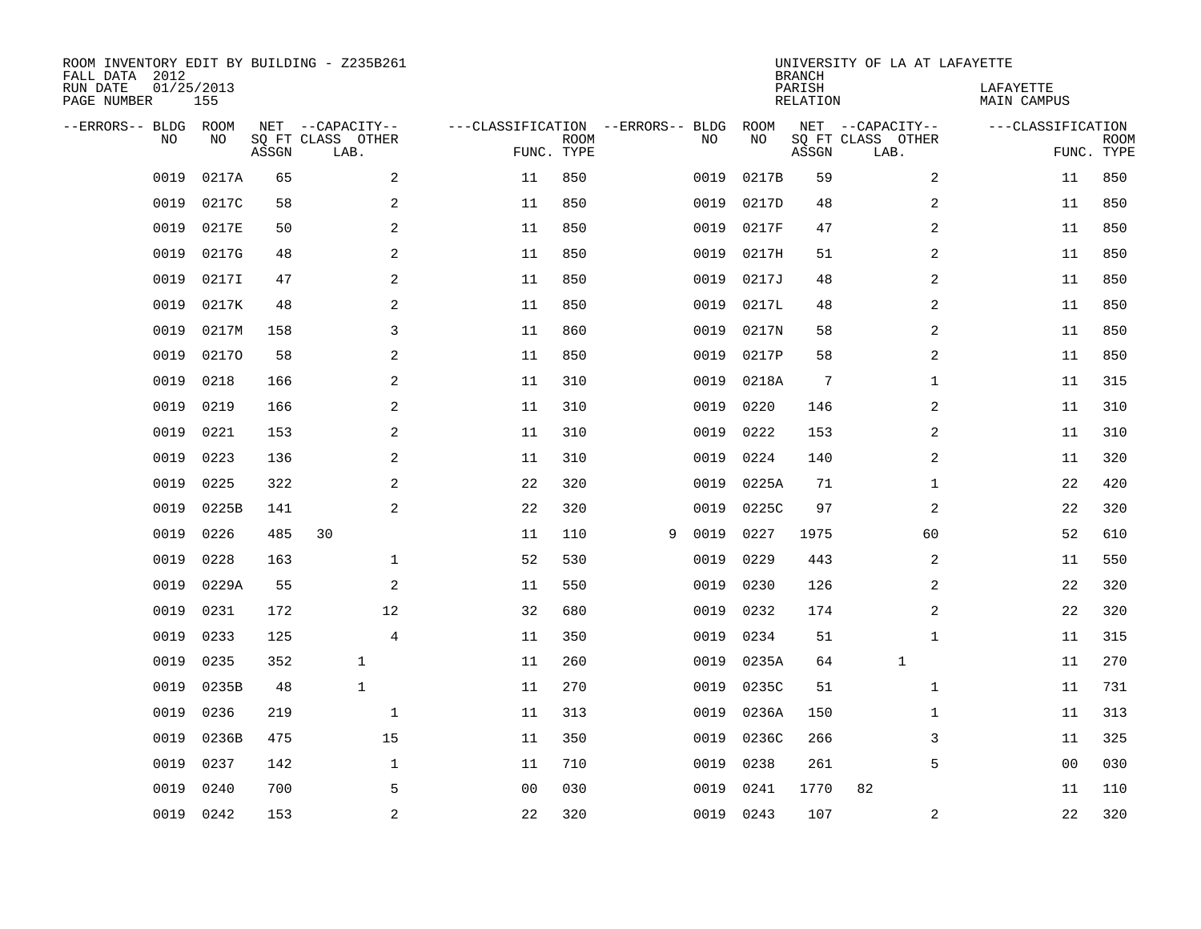ROOM INVENTORY EDIT BY BUILDING - Z235B261
FALL DATA 2012
RUN DATE 01/25/2013
PAGE NUMBER 155

UNIVERSITY OF LA AT LAFAYETTE
BRANCH
PARISH LAFAYETTE
RELATION MAIN CAMPUS

| --ERRORS-- | BLDG NO | ROOM NO | NET SQ FT ASSGN | --CAPACITY-- CLASS | LAB. | OTHER | ---CLASSIFICATION FUNC. | ROOM TYPE | --ERRORS-- | BLDG NO | ROOM NO | NET SQ FT ASSGN | --CAPACITY-- CLASS | LAB. | OTHER | ---CLASSIFICATION FUNC. | ROOM TYPE |
|---|---|---|---|---|---|---|---|---|---|---|---|---|---|---|---|---|---|
| | 0019 | 0217A | 65 | | | 2 | 11 | 850 | | 0019 | 0217B | 59 | | | 2 | 11 | 850 |
| | 0019 | 0217C | 58 | | | 2 | 11 | 850 | | 0019 | 0217D | 48 | | | 2 | 11 | 850 |
| | 0019 | 0217E | 50 | | | 2 | 11 | 850 | | 0019 | 0217F | 47 | | | 2 | 11 | 850 |
| | 0019 | 0217G | 48 | | | 2 | 11 | 850 | | 0019 | 0217H | 51 | | | 2 | 11 | 850 |
| | 0019 | 0217I | 47 | | | 2 | 11 | 850 | | 0019 | 0217J | 48 | | | 2 | 11 | 850 |
| | 0019 | 0217K | 48 | | | 2 | 11 | 850 | | 0019 | 0217L | 48 | | | 2 | 11 | 850 |
| | 0019 | 0217M | 158 | | | 3 | 11 | 860 | | 0019 | 0217N | 58 | | | 2 | 11 | 850 |
| | 0019 | 0217O | 58 | | | 2 | 11 | 850 | | 0019 | 0217P | 58 | | | 2 | 11 | 850 |
| | 0019 | 0218 | 166 | | | 2 | 11 | 310 | | 0019 | 0218A | 7 | | | 1 | 11 | 315 |
| | 0019 | 0219 | 166 | | | 2 | 11 | 310 | | 0019 | 0220 | 146 | | | 2 | 11 | 310 |
| | 0019 | 0221 | 153 | | | 2 | 11 | 310 | | 0019 | 0222 | 153 | | | 2 | 11 | 310 |
| | 0019 | 0223 | 136 | | | 2 | 11 | 310 | | 0019 | 0224 | 140 | | | 2 | 11 | 320 |
| | 0019 | 0225 | 322 | | | 2 | 22 | 320 | | 0019 | 0225A | 71 | | | 1 | 22 | 420 |
| | 0019 | 0225B | 141 | | | 2 | 22 | 320 | | 0019 | 0225C | 97 | | | 2 | 22 | 320 |
| | 0019 | 0226 | 485 | 30 | | | 11 | 110 | 9 | 0019 | 0227 | 1975 | | | 60 | 52 | 610 |
| | 0019 | 0228 | 163 | | | 1 | 52 | 530 | | 0019 | 0229 | 443 | | | 2 | 11 | 550 |
| | 0019 | 0229A | 55 | | | 2 | 11 | 550 | | 0019 | 0230 | 126 | | | 2 | 22 | 320 |
| | 0019 | 0231 | 172 | | | 12 | 32 | 680 | | 0019 | 0232 | 174 | | | 2 | 22 | 320 |
| | 0019 | 0233 | 125 | | | 4 | 11 | 350 | | 0019 | 0234 | 51 | | | 1 | 11 | 315 |
| | 0019 | 0235 | 352 | | 1 | | 11 | 260 | | 0019 | 0235A | 64 | | 1 | | 11 | 270 |
| | 0019 | 0235B | 48 | | 1 | | 11 | 270 | | 0019 | 0235C | 51 | | | 1 | 11 | 731 |
| | 0019 | 0236 | 219 | | | 1 | 11 | 313 | | 0019 | 0236A | 150 | | | 1 | 11 | 313 |
| | 0019 | 0236B | 475 | | | 15 | 11 | 350 | | 0019 | 0236C | 266 | | | 3 | 11 | 325 |
| | 0019 | 0237 | 142 | | | 1 | 11 | 710 | | 0019 | 0238 | 261 | | | 5 | 00 | 030 |
| | 0019 | 0240 | 700 | | | 5 | 00 | 030 | | 0019 | 0241 | 1770 | 82 | | | 11 | 110 |
| | 0019 | 0242 | 153 | | | 2 | 22 | 320 | | 0019 | 0243 | 107 | | | 2 | 22 | 320 |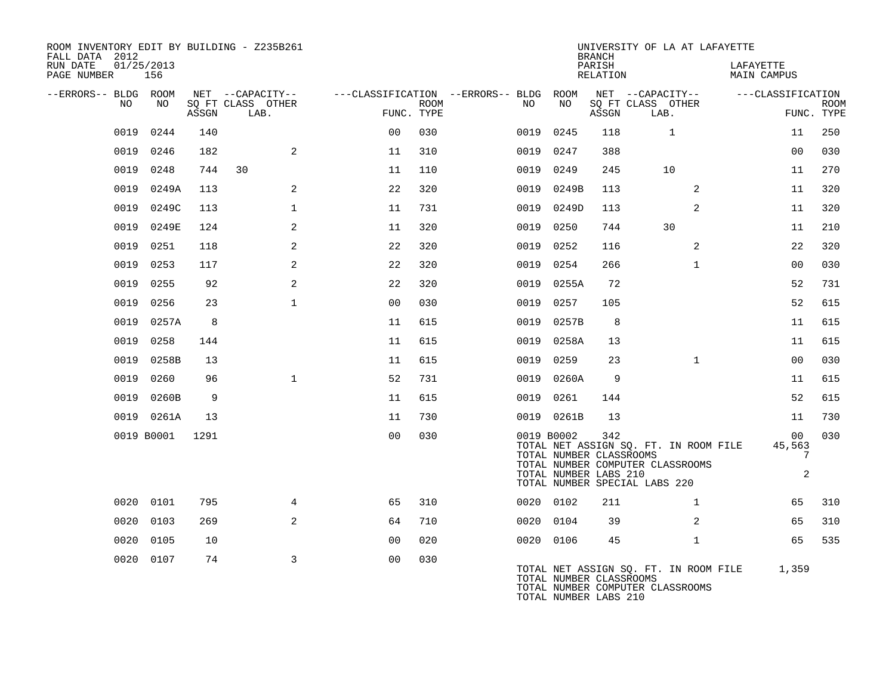ROOM INVENTORY EDIT BY BUILDING - Z235B261
FALL DATA 2012
RUN DATE 01/25/2013

UNIVERSITY OF LA AT LAFAYETTE
BRANCH
PARISH: LAFAYETTE
RELATION: MAIN CAMPUS

| --ERRORS-- | BLDG NO | ROOM NO | NET SQ FT ASSGN | CAPACITY CLASS | CAPACITY LAB. | CAPACITY OTHER | CLASSIFICATION FUNC. | ROOM TYPE | --ERRORS-- | BLDG NO | ROOM NO | NET SQ FT ASSGN | CAPACITY CLASS | CAPACITY LAB. | CAPACITY OTHER | CLASSIFICATION FUNC. | ROOM TYPE |
|---|---|---|---|---|---|---|---|---|---|---|---|---|---|---|---|---|---|
| | 0019 | 0244 | 140 | | | | 00 | 030 | | 0019 | 0245 | 118 | | 1 | | 11 | 250 |
| | 0019 | 0246 | 182 | | | 2 | 11 | 310 | | 0019 | 0247 | 388 | | | | 00 | 030 |
| | 0019 | 0248 | 744 | 30 | | | 11 | 110 | | 0019 | 0249 | 245 | | 10 | | 11 | 270 |
| | 0019 | 0249A | 113 | | | 2 | 22 | 320 | | 0019 | 0249B | 113 | | | 2 | 11 | 320 |
| | 0019 | 0249C | 113 | | | 1 | 11 | 731 | | 0019 | 0249D | 113 | | | 2 | 11 | 320 |
| | 0019 | 0249E | 124 | | | 2 | 11 | 320 | | 0019 | 0250 | 744 | | 30 | | 11 | 210 |
| | 0019 | 0251 | 118 | | | 2 | 22 | 320 | | 0019 | 0252 | 116 | | | 2 | 22 | 320 |
| | 0019 | 0253 | 117 | | | 2 | 22 | 320 | | 0019 | 0254 | 266 | | | 1 | 00 | 030 |
| | 0019 | 0255 | 92 | | | 2 | 22 | 320 | | 0019 | 0255A | 72 | | | | 52 | 731 |
| | 0019 | 0256 | 23 | | | 1 | 00 | 030 | | 0019 | 0257 | 105 | | | | 52 | 615 |
| | 0019 | 0257A | 8 | | | | 11 | 615 | | 0019 | 0257B | 8 | | | | 11 | 615 |
| | 0019 | 0258 | 144 | | | | 11 | 615 | | 0019 | 0258A | 13 | | | | 11 | 615 |
| | 0019 | 0258B | 13 | | | | 11 | 615 | | 0019 | 0259 | 23 | | | 1 | 00 | 030 |
| | 0019 | 0260 | 96 | | | 1 | 52 | 731 | | 0019 | 0260A | 9 | | | | 11 | 615 |
| | 0019 | 0260B | 9 | | | | 11 | 615 | | 0019 | 0261 | 144 | | | | 52 | 615 |
| | 0019 | 0261A | 13 | | | | 11 | 730 | | 0019 | 0261B | 13 | | | | 11 | 730 |
| | 0019 | B0001 | 1291 | | | | 00 | 030 | | 0019 | B0002 | 342 | | | | 00 | 030 |

TOTAL NET ASSIGN SQ. FT. IN ROOM FILE 45,563
TOTAL NUMBER CLASSROOMS 7
TOTAL NUMBER COMPUTER CLASSROOMS
TOTAL NUMBER LABS 210 2
TOTAL NUMBER SPECIAL LABS 220

| --ERRORS-- | BLDG NO | ROOM NO | NET SQ FT ASSGN | CAPACITY CLASS | CAPACITY LAB. | CAPACITY OTHER | CLASSIFICATION FUNC. | ROOM TYPE | --ERRORS-- | BLDG NO | ROOM NO | NET SQ FT ASSGN | CAPACITY CLASS | CAPACITY LAB. | CAPACITY OTHER | CLASSIFICATION FUNC. | ROOM TYPE |
|---|---|---|---|---|---|---|---|---|---|---|---|---|---|---|---|---|---|
| | 0020 | 0101 | 795 | | | 4 | 65 | 310 | | 0020 | 0102 | 211 | | | 1 | 65 | 310 |
| | 0020 | 0103 | 269 | | | 2 | 64 | 710 | | 0020 | 0104 | 39 | | | 2 | 65 | 310 |
| | 0020 | 0105 | 10 | | | | 00 | 020 | | 0020 | 0106 | 45 | | | 1 | 65 | 535 |
| | 0020 | 0107 | 74 | | | 3 | 00 | 030 | | | | | | | | | |

TOTAL NET ASSIGN SQ. FT. IN ROOM FILE 1,359
TOTAL NUMBER CLASSROOMS
TOTAL NUMBER COMPUTER CLASSROOMS
TOTAL NUMBER LABS 210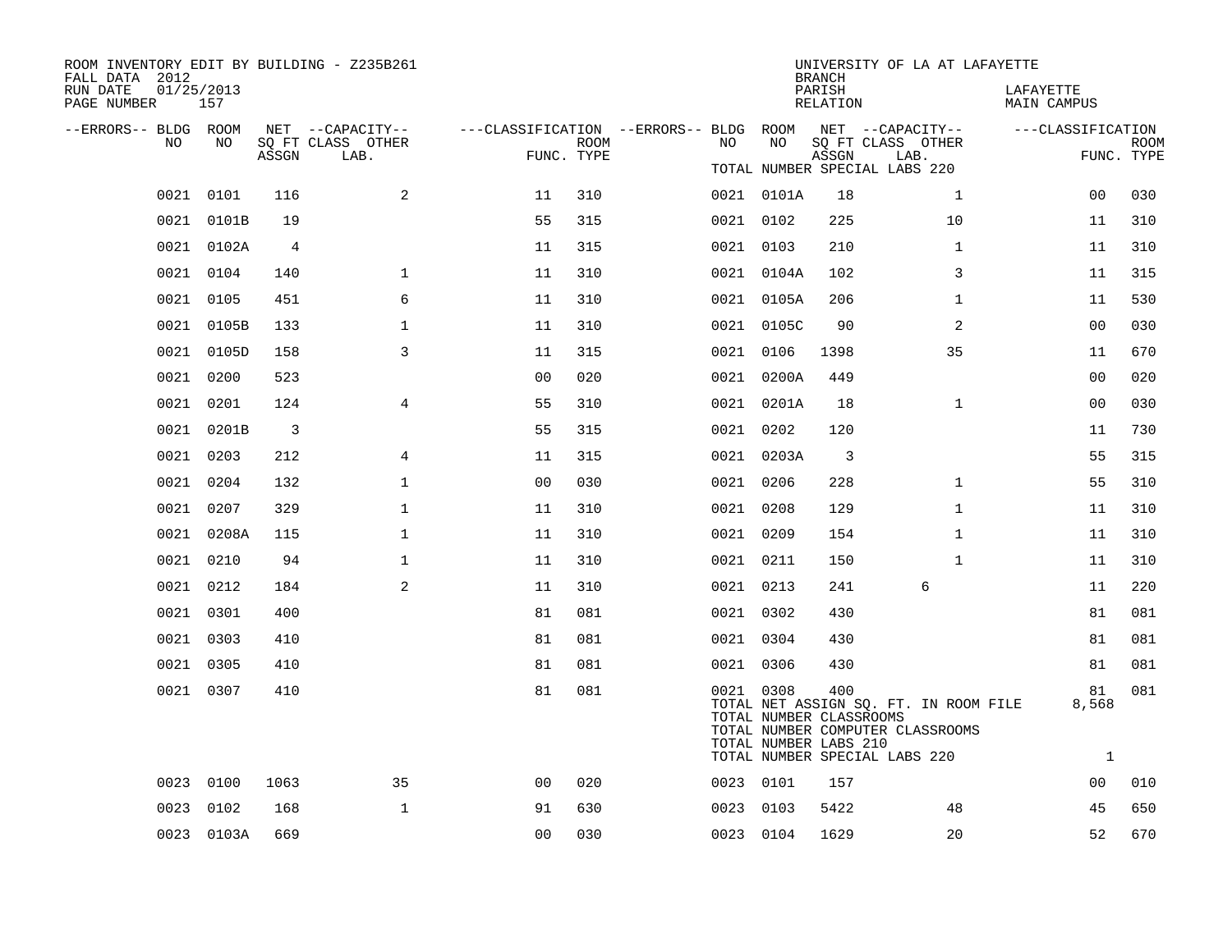ROOM INVENTORY EDIT BY BUILDING - Z235B261
FALL DATA 2012
RUN DATE 01/25/2013

UNIVERSITY OF LA AT LAFAYETTE
BRANCH
PARISH LAFAYETTE
RELATION MAIN CAMPUS

| --ERRORS-- | BLDG NO | ROOM NO | NET SQ FT ASSGN | --CAPACITY-- CLASS | OTHER LAB. | ---CLASSIFICATION FUNC. | ROOM TYPE | --ERRORS-- | BLDG NO | ROOM NO | NET SQ FT ASSGN | --CAPACITY-- CLASS | OTHER LAB. | ---CLASSIFICATION FUNC. | ROOM TYPE |
|---|---|---|---|---|---|---|---|---|---|---|---|---|---|---|---|
| | | | | | | | | | TOTAL NUMBER SPECIAL LABS 220 | | | | | | |
| | 0021 | 0101 | 116 | | 2 | 11 | 310 | | 0021 | 0101A | 18 | | 1 | 00 | 030 |
| | 0021 | 0101B | 19 | | | 55 | 315 | | 0021 | 0102 | 225 | | 10 | 11 | 310 |
| | 0021 | 0102A | 4 | | | 11 | 315 | | 0021 | 0103 | 210 | | 1 | 11 | 310 |
| | 0021 | 0104 | 140 | | 1 | 11 | 310 | | 0021 | 0104A | 102 | | 3 | 11 | 315 |
| | 0021 | 0105 | 451 | | 6 | 11 | 310 | | 0021 | 0105A | 206 | | 1 | 11 | 530 |
| | 0021 | 0105B | 133 | | 1 | 11 | 310 | | 0021 | 0105C | 90 | | 2 | 00 | 030 |
| | 0021 | 0105D | 158 | | 3 | 11 | 315 | | 0021 | 0106 | 1398 | | 35 | 11 | 670 |
| | 0021 | 0200 | 523 | | | 00 | 020 | | 0021 | 0200A | 449 | | | 00 | 020 |
| | 0021 | 0201 | 124 | | 4 | 55 | 310 | | 0021 | 0201A | 18 | | 1 | 00 | 030 |
| | 0021 | 0201B | 3 | | | 55 | 315 | | 0021 | 0202 | 120 | | | 11 | 730 |
| | 0021 | 0203 | 212 | | 4 | 11 | 315 | | 0021 | 0203A | 3 | | | 55 | 315 |
| | 0021 | 0204 | 132 | | 1 | 00 | 030 | | 0021 | 0206 | 228 | | 1 | 55 | 310 |
| | 0021 | 0207 | 329 | | 1 | 11 | 310 | | 0021 | 0208 | 129 | | 1 | 11 | 310 |
| | 0021 | 0208A | 115 | | 1 | 11 | 310 | | 0021 | 0209 | 154 | | 1 | 11 | 310 |
| | 0021 | 0210 | 94 | | 1 | 11 | 310 | | 0021 | 0211 | 150 | | 1 | 11 | 310 |
| | 0021 | 0212 | 184 | | 2 | 11 | 310 | | 0021 | 0213 | 241 | 6 | | 11 | 220 |
| | 0021 | 0301 | 400 | | | 81 | 081 | | 0021 | 0302 | 430 | | | 81 | 081 |
| | 0021 | 0303 | 410 | | | 81 | 081 | | 0021 | 0304 | 430 | | | 81 | 081 |
| | 0021 | 0305 | 410 | | | 81 | 081 | | 0021 | 0306 | 430 | | | 81 | 081 |
| | 0021 | 0307 | 410 | | | 81 | 081 | | 0021 | 0308 | 400 | | | 81 | 081 |
| | | | | | | | | | TOTAL NET ASSIGN SQ. FT. IN ROOM FILE | | | | | 8,568 | |
| | | | | | | | | | TOTAL NUMBER CLASSROOMS | | | | | | |
| | | | | | | | | | TOTAL NUMBER COMPUTER CLASSROOMS | | | | | | |
| | | | | | | | | | TOTAL NUMBER LABS 210 | | | | | | |
| | | | | | | | | | TOTAL NUMBER SPECIAL LABS 220 | | | | | 1 | |
| | 0023 | 0100 | 1063 | | 35 | 00 | 020 | | 0023 | 0101 | 157 | | | 00 | 010 |
| | 0023 | 0102 | 168 | | 1 | 91 | 630 | | 0023 | 0103 | 5422 | | 48 | 45 | 650 |
| | 0023 | 0103A | 669 | | | 00 | 030 | | 0023 | 0104 | 1629 | | 20 | 52 | 670 |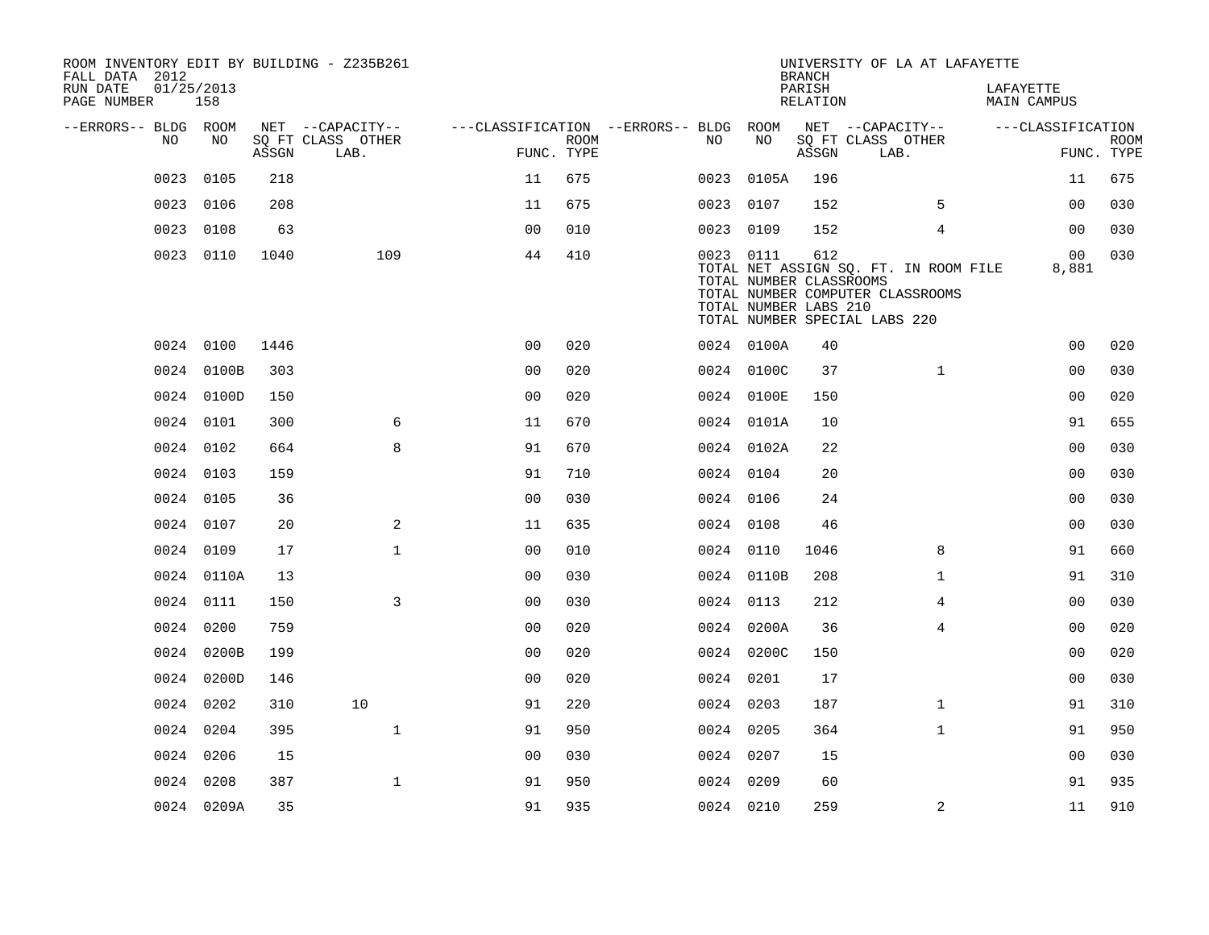ROOM INVENTORY EDIT BY BUILDING - Z235B261
FALL DATA 2012
RUN DATE 01/25/2013
PAGE NUMBER 158

UNIVERSITY OF LA AT LAFAYETTE
BRANCH
PARISH LAFAYETTE
RELATION MAIN CAMPUS

| --ERRORS-- | BLDG NO | ROOM NO | NET SQ FT ASSGN | --CAPACITY-- CLASS | OTHER LAB. | ---CLASSIFICATION FUNC. | ROOM TYPE | --ERRORS-- | BLDG NO | ROOM NO | NET SQ FT ASSGN | --CAPACITY-- CLASS | OTHER LAB. | ---CLASSIFICATION FUNC. | ROOM TYPE |
|---|---|---|---|---|---|---|---|---|---|---|---|---|---|---|---|
| | 0023 | 0105 | 218 | | | 11 | 675 | | 0023 | 0105A | 196 | | | 11 | 675 |
| | 0023 | 0106 | 208 | | | 11 | 675 | | 0023 | 0107 | 152 | | 5 | 00 | 030 |
| | 0023 | 0108 | 63 | | | 00 | 010 | | 0023 | 0109 | 152 | | 4 | 00 | 030 |
| | 0023 | 0110 | 1040 | | 109 | 44 | 410 | | 0023 | 0111 | 612 | | | 00 | 030 |
| | | | | | | | | | TOTAL NET ASSIGN SQ. FT. IN ROOM FILE | | | | | 8,881 | |
| | | | | | | | | | TOTAL NUMBER CLASSROOMS | | | | | | |
| | | | | | | | | | TOTAL NUMBER COMPUTER CLASSROOMS | | | | | | |
| | | | | | | | | | TOTAL NUMBER LABS 210 | | | | | | |
| | | | | | | | | | TOTAL NUMBER SPECIAL LABS 220 | | | | | | |
| | 0024 | 0100 | 1446 | | | 00 | 020 | | 0024 | 0100A | 40 | | | 00 | 020 |
| | 0024 | 0100B | 303 | | | 00 | 020 | | 0024 | 0100C | 37 | | 1 | 00 | 030 |
| | 0024 | 0100D | 150 | | | 00 | 020 | | 0024 | 0100E | 150 | | | 00 | 020 |
| | 0024 | 0101 | 300 | | 6 | 11 | 670 | | 0024 | 0101A | 10 | | | 91 | 655 |
| | 0024 | 0102 | 664 | | 8 | 91 | 670 | | 0024 | 0102A | 22 | | | 00 | 030 |
| | 0024 | 0103 | 159 | | | 91 | 710 | | 0024 | 0104 | 20 | | | 00 | 030 |
| | 0024 | 0105 | 36 | | | 00 | 030 | | 0024 | 0106 | 24 | | | 00 | 030 |
| | 0024 | 0107 | 20 | | 2 | 11 | 635 | | 0024 | 0108 | 46 | | | 00 | 030 |
| | 0024 | 0109 | 17 | | 1 | 00 | 010 | | 0024 | 0110 | 1046 | | 8 | 91 | 660 |
| | 0024 | 0110A | 13 | | | 00 | 030 | | 0024 | 0110B | 208 | | 1 | 91 | 310 |
| | 0024 | 0111 | 150 | | 3 | 00 | 030 | | 0024 | 0113 | 212 | | 4 | 00 | 030 |
| | 0024 | 0200 | 759 | | | 00 | 020 | | 0024 | 0200A | 36 | | 4 | 00 | 020 |
| | 0024 | 0200B | 199 | | | 00 | 020 | | 0024 | 0200C | 150 | | | 00 | 020 |
| | 0024 | 0200D | 146 | | | 00 | 020 | | 0024 | 0201 | 17 | | | 00 | 030 |
| | 0024 | 0202 | 310 | 10 | | 91 | 220 | | 0024 | 0203 | 187 | | 1 | 91 | 310 |
| | 0024 | 0204 | 395 | | 1 | 91 | 950 | | 0024 | 0205 | 364 | | 1 | 91 | 950 |
| | 0024 | 0206 | 15 | | | 00 | 030 | | 0024 | 0207 | 15 | | | 00 | 030 |
| | 0024 | 0208 | 387 | | 1 | 91 | 950 | | 0024 | 0209 | 60 | | | 91 | 935 |
| | 0024 | 0209A | 35 | | | 91 | 935 | | 0024 | 0210 | 259 | | 2 | 11 | 910 |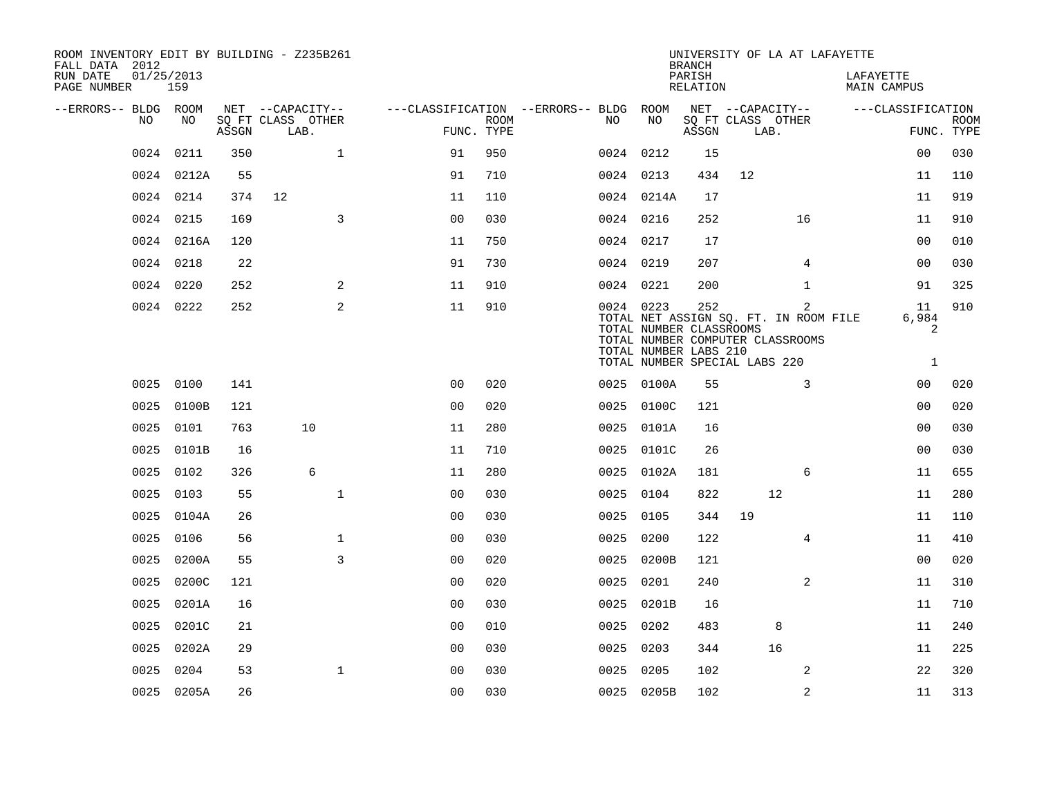ROOM INVENTORY EDIT BY BUILDING - Z235B261
FALL DATA 2012
RUN DATE 01/25/2013
PAGE NUMBER 159

UNIVERSITY OF LA AT LAFAYETTE
BRANCH
PARISH LAFAYETTE
RELATION MAIN CAMPUS

| --ERRORS-- | BLDG NO | ROOM NO | NET SQ FT ASSGN | CAPACITY CLASS | CAPACITY LAB. | CAPACITY OTHER | CLASSIFICATION FUNC. | ROOM TYPE | --ERRORS-- | BLDG NO | ROOM NO | NET SQ FT ASSGN | CAPACITY CLASS | CAPACITY LAB. | CAPACITY OTHER | CLASSIFICATION FUNC. | ROOM TYPE |
|---|---|---|---|---|---|---|---|---|---|---|---|---|---|---|---|---|---|
| | 0024 | 0211 | 350 | | | 1 | 91 | 950 | | 0024 | 0212 | 15 | | | | 00 | 030 |
| | 0024 | 0212A | 55 | | | | 91 | 710 | | 0024 | 0213 | 434 | 12 | | | 11 | 110 |
| | 0024 | 0214 | 374 | 12 | | | 11 | 110 | | 0024 | 0214A | 17 | | | | 11 | 919 |
| | 0024 | 0215 | 169 | | | 3 | 00 | 030 | | 0024 | 0216 | 252 | | | 16 | 11 | 910 |
| | 0024 | 0216A | 120 | | | | 11 | 750 | | 0024 | 0217 | 17 | | | | 00 | 010 |
| | 0024 | 0218 | 22 | | | | 91 | 730 | | 0024 | 0219 | 207 | | | 4 | 00 | 030 |
| | 0024 | 0220 | 252 | | | 2 | 11 | 910 | | 0024 | 0221 | 200 | | | 1 | 91 | 325 |
| | 0024 | 0222 | 252 | | | 2 | 11 | 910 | | 0024 | 0223 | 252 | | | 2 | 11 | 910 |
| | | | | | | | | | | TOTAL NET ASSIGN SQ. FT. IN ROOM FILE | | | | | | 6,984 | |
| | | | | | | | | | | TOTAL NUMBER CLASSROOMS | | | | | | 2 | |
| | | | | | | | | | | TOTAL NUMBER COMPUTER CLASSROOMS | | | | | | | |
| | | | | | | | | | | TOTAL NUMBER LABS 210 | | | | | | | |
| | | | | | | | | | | TOTAL NUMBER SPECIAL LABS 220 | | | | | | 1 | |
| | 0025 | 0100 | 141 | | | | 00 | 020 | | 0025 | 0100A | 55 | | | 3 | 00 | 020 |
| | 0025 | 0100B | 121 | | | | 00 | 020 | | 0025 | 0100C | 121 | | | | 00 | 020 |
| | 0025 | 0101 | 763 | | 10 | | 11 | 280 | | 0025 | 0101A | 16 | | | | 00 | 030 |
| | 0025 | 0101B | 16 | | | | 11 | 710 | | 0025 | 0101C | 26 | | | | 00 | 030 |
| | 0025 | 0102 | 326 | | 6 | | 11 | 280 | | 0025 | 0102A | 181 | | | 6 | 11 | 655 |
| | 0025 | 0103 | 55 | | | 1 | 00 | 030 | | 0025 | 0104 | 822 | | 12 | | 11 | 280 |
| | 0025 | 0104A | 26 | | | | 00 | 030 | | 0025 | 0105 | 344 | 19 | | | 11 | 110 |
| | 0025 | 0106 | 56 | | | 1 | 00 | 030 | | 0025 | 0200 | 122 | | | 4 | 11 | 410 |
| | 0025 | 0200A | 55 | | | 3 | 00 | 020 | | 0025 | 0200B | 121 | | | | 00 | 020 |
| | 0025 | 0200C | 121 | | | | 00 | 020 | | 0025 | 0201 | 240 | | | 2 | 11 | 310 |
| | 0025 | 0201A | 16 | | | | 00 | 030 | | 0025 | 0201B | 16 | | | | 11 | 710 |
| | 0025 | 0201C | 21 | | | | 00 | 010 | | 0025 | 0202 | 483 | | 8 | | 11 | 240 |
| | 0025 | 0202A | 29 | | | | 00 | 030 | | 0025 | 0203 | 344 | | 16 | | 11 | 225 |
| | 0025 | 0204 | 53 | | | 1 | 00 | 030 | | 0025 | 0205 | 102 | | | 2 | 22 | 320 |
| | 0025 | 0205A | 26 | | | | 00 | 030 | | 0025 | 0205B | 102 | | | 2 | 11 | 313 |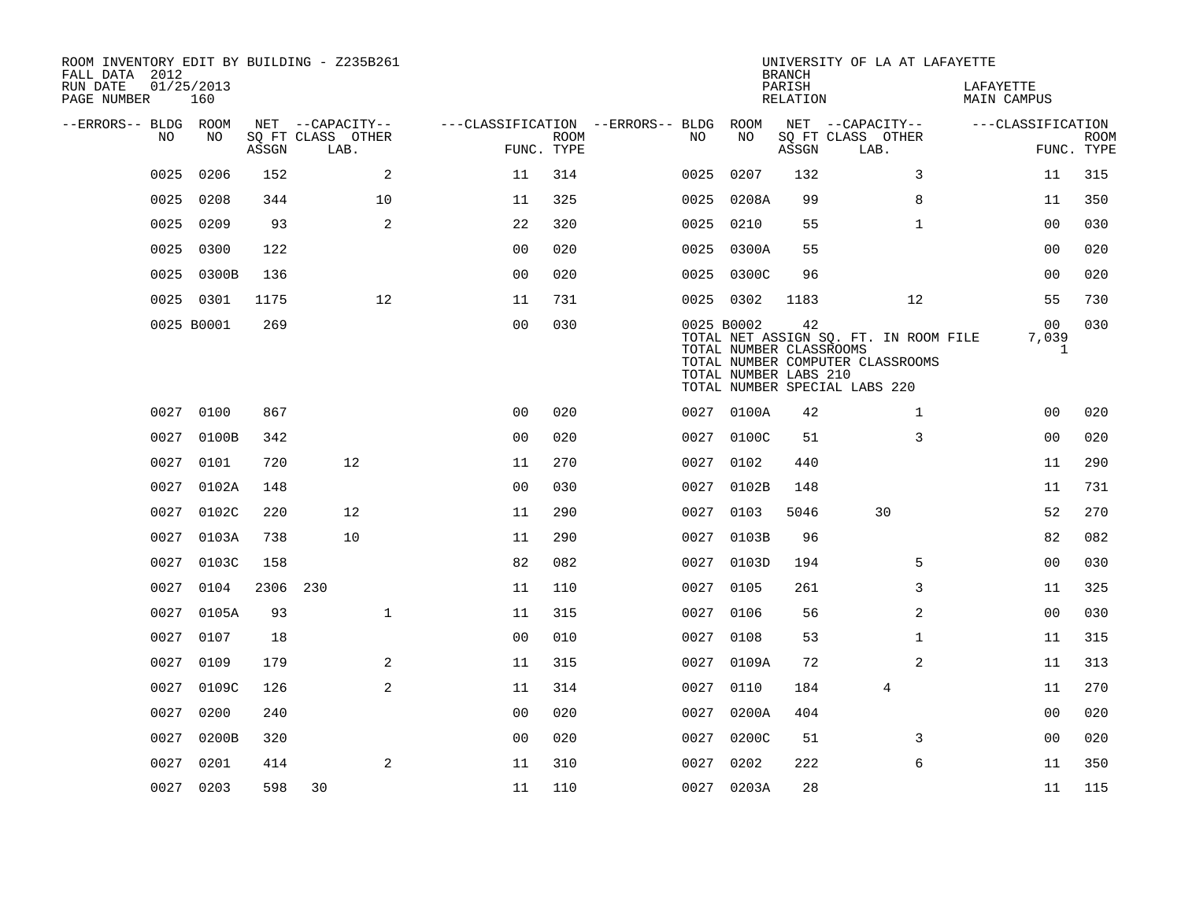ROOM INVENTORY EDIT BY BUILDING - Z235B261
FALL DATA 2012
RUN DATE 01/25/2013
PAGE NUMBER 160

UNIVERSITY OF LA AT LAFAYETTE
BRANCH
PARISH LAFAYETTE
RELATION MAIN CAMPUS

| --ERRORS-- | BLDG NO | ROOM NO | NET SQ FT ASSGN | CAPACITY CLASS | CAPACITY LAB. | CAPACITY OTHER | CLASSIFICATION FUNC. | ROOM TYPE | --ERRORS-- | BLDG NO | ROOM NO | NET SQ FT ASSGN | CAPACITY CLASS | CAPACITY LAB. | CAPACITY OTHER | CLASSIFICATION FUNC. | ROOM TYPE |
|---|---|---|---|---|---|---|---|---|---|---|---|---|---|---|---|---|---|
| | 0025 | 0206 | 152 | | | 2 | 11 | 314 | | 0025 | 0207 | 132 | | | 3 | 11 | 315 |
| | 0025 | 0208 | 344 | | | 10 | 11 | 325 | | 0025 | 0208A | 99 | | | 8 | 11 | 350 |
| | 0025 | 0209 | 93 | | | 2 | 22 | 320 | | 0025 | 0210 | 55 | | | 1 | 00 | 030 |
| | 0025 | 0300 | 122 | | | | 00 | 020 | | 0025 | 0300A | 55 | | | | 00 | 020 |
| | 0025 | 0300B | 136 | | | | 00 | 020 | | 0025 | 0300C | 96 | | | | 00 | 020 |
| | 0025 | 0301 | 1175 | | | 12 | 11 | 731 | | 0025 | 0302 | 1183 | | | 12 | 55 | 730 |
| | 0025 | B0001 | 269 | | | | 00 | 030 | | 0025 | B0002 | 42 | | | | 00 | 030 |
| | | | | | | | | | | | TOTAL NET ASSIGN SQ. FT. IN ROOM FILE | | | | | 7,039 | |
| | | | | | | | | | | | TOTAL NUMBER CLASSROOMS | | | | | 1 | |
| | | | | | | | | | | | TOTAL NUMBER COMPUTER CLASSROOMS | | | | | | |
| | | | | | | | | | | | TOTAL NUMBER LABS 210 | | | | | | |
| | | | | | | | | | | | TOTAL NUMBER SPECIAL LABS 220 | | | | | | |
| | 0027 | 0100 | 867 | | | | 00 | 020 | | 0027 | 0100A | 42 | | | 1 | 00 | 020 |
| | 0027 | 0100B | 342 | | | | 00 | 020 | | 0027 | 0100C | 51 | | | 3 | 00 | 020 |
| | 0027 | 0101 | 720 | | 12 | | 11 | 270 | | 0027 | 0102 | 440 | | | | 11 | 290 |
| | 0027 | 0102A | 148 | | | | 00 | 030 | | 0027 | 0102B | 148 | | | | 11 | 731 |
| | 0027 | 0102C | 220 | | 12 | | 11 | 290 | | 0027 | 0103 | 5046 | | 30 | | 52 | 270 |
| | 0027 | 0103A | 738 | | 10 | | 11 | 290 | | 0027 | 0103B | 96 | | | | 82 | 082 |
| | 0027 | 0103C | 158 | | | | 82 | 082 | | 0027 | 0103D | 194 | | | 5 | 00 | 030 |
| | 0027 | 0104 | 2306 | 230 | | | 11 | 110 | | 0027 | 0105 | 261 | | | 3 | 11 | 325 |
| | 0027 | 0105A | 93 | | | 1 | 11 | 315 | | 0027 | 0106 | 56 | | | 2 | 00 | 030 |
| | 0027 | 0107 | 18 | | | | 00 | 010 | | 0027 | 0108 | 53 | | | 1 | 11 | 315 |
| | 0027 | 0109 | 179 | | | 2 | 11 | 315 | | 0027 | 0109A | 72 | | | 2 | 11 | 313 |
| | 0027 | 0109C | 126 | | | 2 | 11 | 314 | | 0027 | 0110 | 184 | | 4 | | 11 | 270 |
| | 0027 | 0200 | 240 | | | | 00 | 020 | | 0027 | 0200A | 404 | | | | 00 | 020 |
| | 0027 | 0200B | 320 | | | | 00 | 020 | | 0027 | 0200C | 51 | | | 3 | 00 | 020 |
| | 0027 | 0201 | 414 | | | 2 | 11 | 310 | | 0027 | 0202 | 222 | | | 6 | 11 | 350 |
| | 0027 | 0203 | 598 | 30 | | | 11 | 110 | | 0027 | 0203A | 28 | | | | 11 | 115 |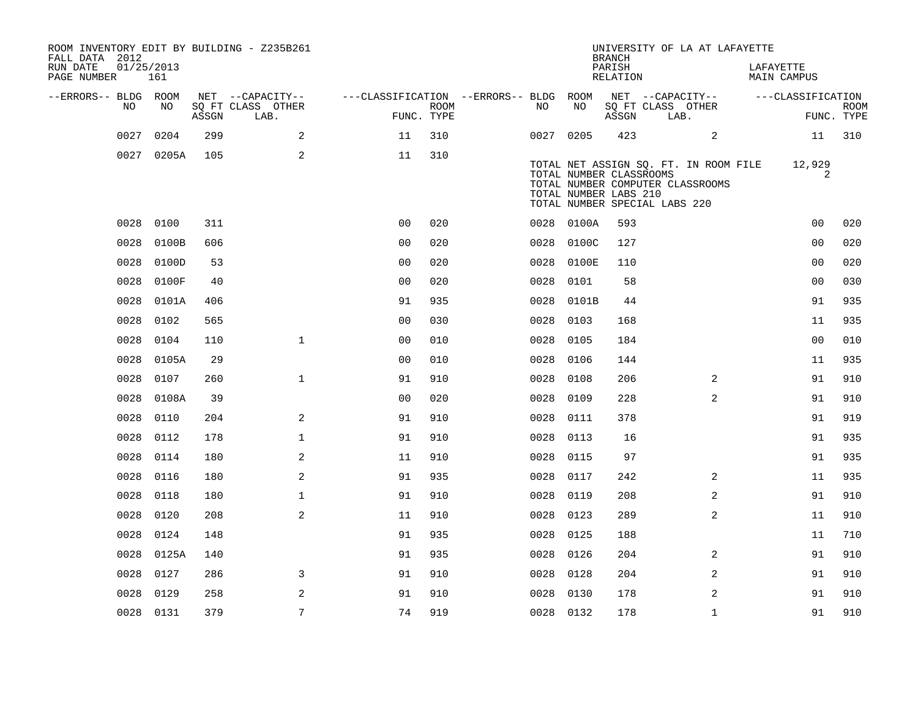ROOM INVENTORY EDIT BY BUILDING - Z235B261
FALL DATA 2012
RUN DATE 01/25/2013
PAGE NUMBER 161

UNIVERSITY OF LA AT LAFAYETTE
BRANCH
PARISH LAFAYETTE
RELATION MAIN CAMPUS

| --ERRORS-- | BLDG NO | ROOM NO | NET SQ FT ASSGN | --CAPACITY-- CLASS LAB. | OTHER | ---CLASSIFICATION FUNC. | ROOM TYPE | --ERRORS-- | BLDG NO | ROOM NO | NET SQ FT ASSGN | --CAPACITY-- CLASS LAB. | OTHER | ---CLASSIFICATION FUNC. | ROOM TYPE |
|---|---|---|---|---|---|---|---|---|---|---|---|---|---|---|---|
| | 0027 | 0204 | 299 | | 2 | 11 | 310 | | 0027 | 0205 | 423 | | 2 | 11 | 310 |
| | 0027 | 0205A | 105 | | 2 | 11 | 310 | | | | | | | | |

TOTAL NET ASSIGN SQ. FT. IN ROOM FILE 12,929
TOTAL NUMBER CLASSROOMS 2
TOTAL NUMBER COMPUTER CLASSROOMS
TOTAL NUMBER LABS 210
TOTAL NUMBER SPECIAL LABS 220

| --ERRORS-- | BLDG NO | ROOM NO | NET SQ FT ASSGN | --CAPACITY-- CLASS LAB. | OTHER | ---CLASSIFICATION FUNC. | ROOM TYPE | --ERRORS-- | BLDG NO | ROOM NO | NET SQ FT ASSGN | --CAPACITY-- CLASS LAB. | OTHER | ---CLASSIFICATION FUNC. | ROOM TYPE |
|---|---|---|---|---|---|---|---|---|---|---|---|---|---|---|---|
| | 0028 | 0100 | 311 | | | 00 | 020 | | 0028 | 0100A | 593 | | | 00 | 020 |
| | 0028 | 0100B | 606 | | | 00 | 020 | | 0028 | 0100C | 127 | | | 00 | 020 |
| | 0028 | 0100D | 53 | | | 00 | 020 | | 0028 | 0100E | 110 | | | 00 | 020 |
| | 0028 | 0100F | 40 | | | 00 | 020 | | 0028 | 0101 | 58 | | | 00 | 030 |
| | 0028 | 0101A | 406 | | | 91 | 935 | | 0028 | 0101B | 44 | | | 91 | 935 |
| | 0028 | 0102 | 565 | | | 00 | 030 | | 0028 | 0103 | 168 | | | 11 | 935 |
| | 0028 | 0104 | 110 | | 1 | 00 | 010 | | 0028 | 0105 | 184 | | | 00 | 010 |
| | 0028 | 0105A | 29 | | | 00 | 010 | | 0028 | 0106 | 144 | | | 11 | 935 |
| | 0028 | 0107 | 260 | | 1 | 91 | 910 | | 0028 | 0108 | 206 | | 2 | 91 | 910 |
| | 0028 | 0108A | 39 | | | 00 | 020 | | 0028 | 0109 | 228 | | 2 | 91 | 910 |
| | 0028 | 0110 | 204 | | 2 | 91 | 910 | | 0028 | 0111 | 378 | | | 91 | 919 |
| | 0028 | 0112 | 178 | | 1 | 91 | 910 | | 0028 | 0113 | 16 | | | 91 | 935 |
| | 0028 | 0114 | 180 | | 2 | 11 | 910 | | 0028 | 0115 | 97 | | | 91 | 935 |
| | 0028 | 0116 | 180 | | 2 | 91 | 935 | | 0028 | 0117 | 242 | | 2 | 11 | 935 |
| | 0028 | 0118 | 180 | | 1 | 91 | 910 | | 0028 | 0119 | 208 | | 2 | 91 | 910 |
| | 0028 | 0120 | 208 | | 2 | 11 | 910 | | 0028 | 0123 | 289 | | 2 | 11 | 910 |
| | 0028 | 0124 | 148 | | | 91 | 935 | | 0028 | 0125 | 188 | | | 11 | 710 |
| | 0028 | 0125A | 140 | | | 91 | 935 | | 0028 | 0126 | 204 | | 2 | 91 | 910 |
| | 0028 | 0127 | 286 | | 3 | 91 | 910 | | 0028 | 0128 | 204 | | 2 | 91 | 910 |
| | 0028 | 0129 | 258 | | 2 | 91 | 910 | | 0028 | 0130 | 178 | | 2 | 91 | 910 |
| | 0028 | 0131 | 379 | | 7 | 74 | 919 | | 0028 | 0132 | 178 | | 1 | 91 | 910 |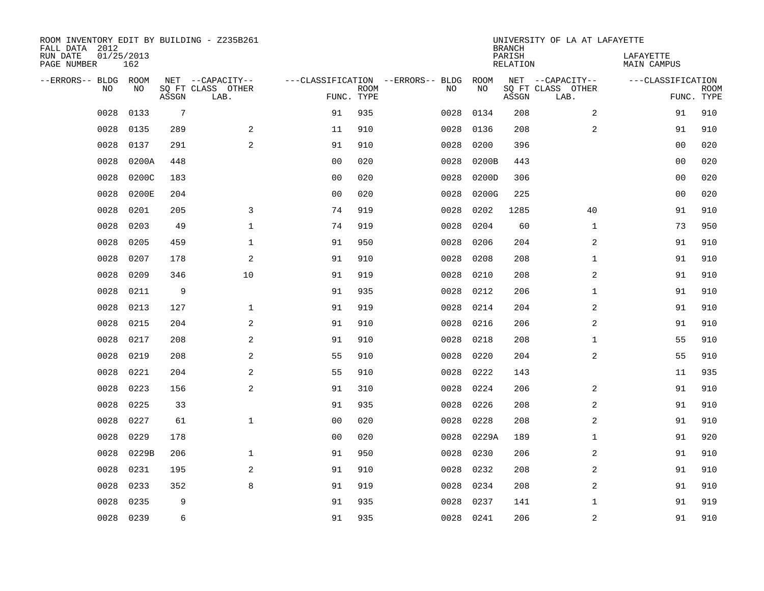ROOM INVENTORY EDIT BY BUILDING - Z235B261
FALL DATA 2012
RUN DATE 01/25/2013
PAGE NUMBER 162

UNIVERSITY OF LA AT LAFAYETTE
BRANCH
PARISH LAFAYETTE
RELATION MAIN CAMPUS

| --ERRORS-- | BLDG NO | ROOM NO | NET SQ FT ASSGN | --CAPACITY-- CLASS LAB. | OTHER | ---CLASSIFICATION FUNC. | ROOM TYPE | --ERRORS-- | BLDG NO | ROOM NO | NET SQ FT ASSGN | --CAPACITY-- CLASS LAB. | OTHER | ---CLASSIFICATION FUNC. | ROOM TYPE |
|---|---|---|---|---|---|---|---|---|---|---|---|---|---|---|---|
| | 0028 | 0133 | 7 | | | 91 | 935 | | 0028 | 0134 | 208 | | 2 | 91 | 910 |
| | 0028 | 0135 | 289 | | 2 | 11 | 910 | | 0028 | 0136 | 208 | | 2 | 91 | 910 |
| | 0028 | 0137 | 291 | | 2 | 91 | 910 | | 0028 | 0200 | 396 | | | 00 | 020 |
| | 0028 | 0200A | 448 | | | 00 | 020 | | 0028 | 0200B | 443 | | | 00 | 020 |
| | 0028 | 0200C | 183 | | | 00 | 020 | | 0028 | 0200D | 306 | | | 00 | 020 |
| | 0028 | 0200E | 204 | | | 00 | 020 | | 0028 | 0200G | 225 | | | 00 | 020 |
| | 0028 | 0201 | 205 | | 3 | 74 | 919 | | 0028 | 0202 | 1285 | | 40 | 91 | 910 |
| | 0028 | 0203 | 49 | | 1 | 74 | 919 | | 0028 | 0204 | 60 | | 1 | 73 | 950 |
| | 0028 | 0205 | 459 | | 1 | 91 | 950 | | 0028 | 0206 | 204 | | 2 | 91 | 910 |
| | 0028 | 0207 | 178 | | 2 | 91 | 910 | | 0028 | 0208 | 208 | | 1 | 91 | 910 |
| | 0028 | 0209 | 346 | | 10 | 91 | 919 | | 0028 | 0210 | 208 | | 2 | 91 | 910 |
| | 0028 | 0211 | 9 | | | 91 | 935 | | 0028 | 0212 | 206 | | 1 | 91 | 910 |
| | 0028 | 0213 | 127 | | 1 | 91 | 919 | | 0028 | 0214 | 204 | | 2 | 91 | 910 |
| | 0028 | 0215 | 204 | | 2 | 91 | 910 | | 0028 | 0216 | 206 | | 2 | 91 | 910 |
| | 0028 | 0217 | 208 | | 2 | 91 | 910 | | 0028 | 0218 | 208 | | 1 | 55 | 910 |
| | 0028 | 0219 | 208 | | 2 | 55 | 910 | | 0028 | 0220 | 204 | | 2 | 55 | 910 |
| | 0028 | 0221 | 204 | | 2 | 55 | 910 | | 0028 | 0222 | 143 | | | 11 | 935 |
| | 0028 | 0223 | 156 | | 2 | 91 | 310 | | 0028 | 0224 | 206 | | 2 | 91 | 910 |
| | 0028 | 0225 | 33 | | | 91 | 935 | | 0028 | 0226 | 208 | | 2 | 91 | 910 |
| | 0028 | 0227 | 61 | | 1 | 00 | 020 | | 0028 | 0228 | 208 | | 2 | 91 | 910 |
| | 0028 | 0229 | 178 | | | 00 | 020 | | 0028 | 0229A | 189 | | 1 | 91 | 920 |
| | 0028 | 0229B | 206 | | 1 | 91 | 950 | | 0028 | 0230 | 206 | | 2 | 91 | 910 |
| | 0028 | 0231 | 195 | | 2 | 91 | 910 | | 0028 | 0232 | 208 | | 2 | 91 | 910 |
| | 0028 | 0233 | 352 | | 8 | 91 | 919 | | 0028 | 0234 | 208 | | 2 | 91 | 910 |
| | 0028 | 0235 | 9 | | | 91 | 935 | | 0028 | 0237 | 141 | | 1 | 91 | 919 |
| | 0028 | 0239 | 6 | | | 91 | 935 | | 0028 | 0241 | 206 | | 2 | 91 | 910 |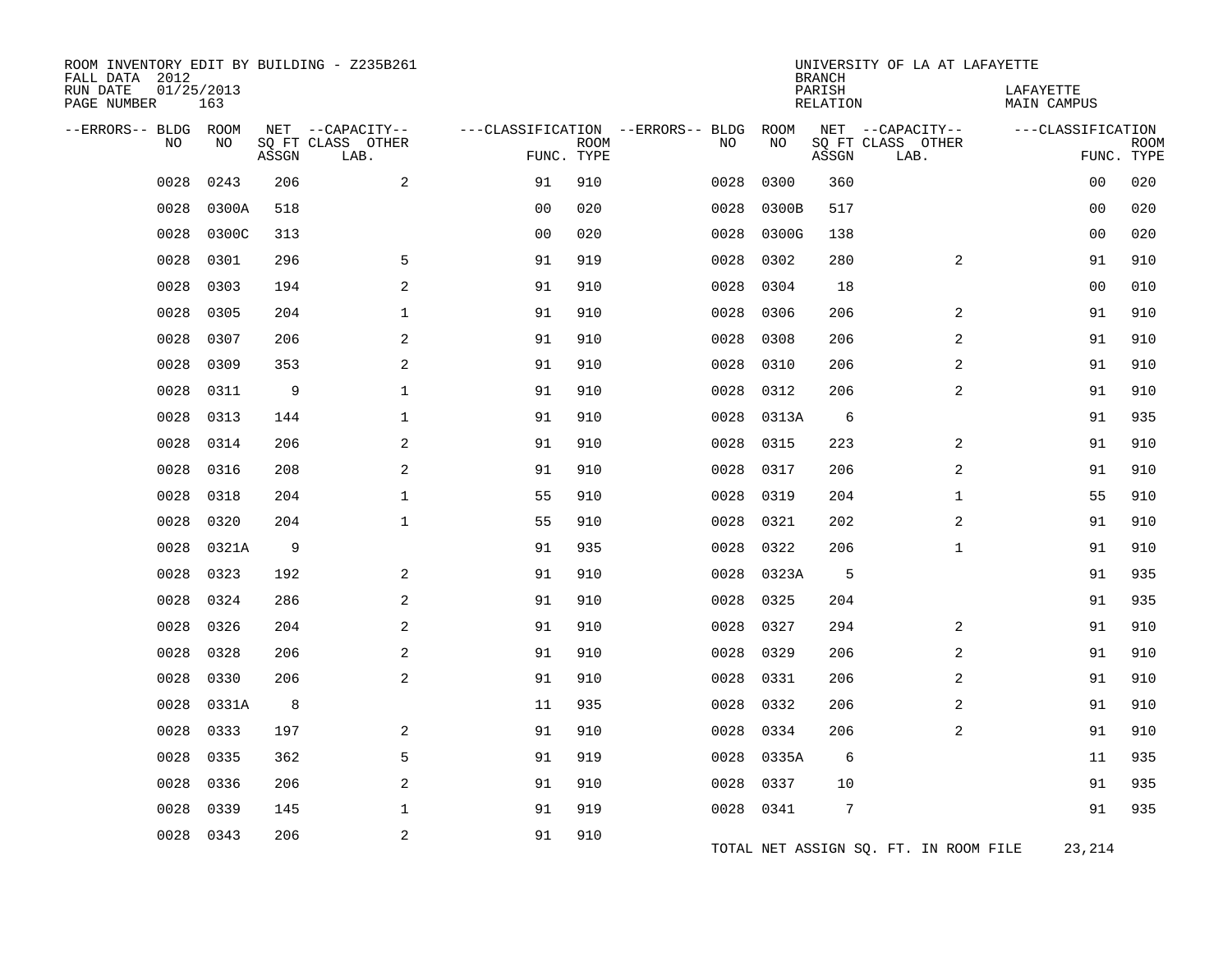ROOM INVENTORY EDIT BY BUILDING - Z235B261
FALL DATA 2012
RUN DATE 01/25/2013
PAGE NUMBER 163

UNIVERSITY OF LA AT LAFAYETTE
BRANCH
PARISH LAFAYETTE
RELATION MAIN CAMPUS

| --ERRORS-- | BLDG NO | ROOM NO | NET SQ FT ASSGN | CAPACITY CLASS LAB. | CAPACITY OTHER | FUNC. | ROOM TYPE | --ERRORS-- | BLDG NO | ROOM NO | NET SQ FT ASSGN | CAPACITY CLASS LAB. | CAPACITY OTHER | FUNC. | ROOM TYPE |
|---|---|---|---|---|---|---|---|---|---|---|---|---|---|---|---|
| | 0028 | 0243 | 206 | | 2 | 91 | 910 | | 0028 | 0300 | 360 | | | 00 | 020 |
| | 0028 | 0300A | 518 | | | 00 | 020 | | 0028 | 0300B | 517 | | | 00 | 020 |
| | 0028 | 0300C | 313 | | | 00 | 020 | | 0028 | 0300G | 138 | | | 00 | 020 |
| | 0028 | 0301 | 296 | | 5 | 91 | 919 | | 0028 | 0302 | 280 | | 2 | 91 | 910 |
| | 0028 | 0303 | 194 | | 2 | 91 | 910 | | 0028 | 0304 | 18 | | | 00 | 010 |
| | 0028 | 0305 | 204 | | 1 | 91 | 910 | | 0028 | 0306 | 206 | | 2 | 91 | 910 |
| | 0028 | 0307 | 206 | | 2 | 91 | 910 | | 0028 | 0308 | 206 | | 2 | 91 | 910 |
| | 0028 | 0309 | 353 | | 2 | 91 | 910 | | 0028 | 0310 | 206 | | 2 | 91 | 910 |
| | 0028 | 0311 | 9 | | 1 | 91 | 910 | | 0028 | 0312 | 206 | | 2 | 91 | 910 |
| | 0028 | 0313 | 144 | | 1 | 91 | 910 | | 0028 | 0313A | 6 | | | 91 | 935 |
| | 0028 | 0314 | 206 | | 2 | 91 | 910 | | 0028 | 0315 | 223 | | 2 | 91 | 910 |
| | 0028 | 0316 | 208 | | 2 | 91 | 910 | | 0028 | 0317 | 206 | | 2 | 91 | 910 |
| | 0028 | 0318 | 204 | | 1 | 55 | 910 | | 0028 | 0319 | 204 | | 1 | 55 | 910 |
| | 0028 | 0320 | 204 | | 1 | 55 | 910 | | 0028 | 0321 | 202 | | 2 | 91 | 910 |
| | 0028 | 0321A | 9 | | | 91 | 935 | | 0028 | 0322 | 206 | | 1 | 91 | 910 |
| | 0028 | 0323 | 192 | | 2 | 91 | 910 | | 0028 | 0323A | 5 | | | 91 | 935 |
| | 0028 | 0324 | 286 | | 2 | 91 | 910 | | 0028 | 0325 | 204 | | | 91 | 935 |
| | 0028 | 0326 | 204 | | 2 | 91 | 910 | | 0028 | 0327 | 294 | | 2 | 91 | 910 |
| | 0028 | 0328 | 206 | | 2 | 91 | 910 | | 0028 | 0329 | 206 | | 2 | 91 | 910 |
| | 0028 | 0330 | 206 | | 2 | 91 | 910 | | 0028 | 0331 | 206 | | 2 | 91 | 910 |
| | 0028 | 0331A | 8 | | | 11 | 935 | | 0028 | 0332 | 206 | | 2 | 91 | 910 |
| | 0028 | 0333 | 197 | | 2 | 91 | 910 | | 0028 | 0334 | 206 | | 2 | 91 | 910 |
| | 0028 | 0335 | 362 | | 5 | 91 | 919 | | 0028 | 0335A | 6 | | | 11 | 935 |
| | 0028 | 0336 | 206 | | 2 | 91 | 910 | | 0028 | 0337 | 10 | | | 91 | 935 |
| | 0028 | 0339 | 145 | | 1 | 91 | 919 | | 0028 | 0341 | 7 | | | 91 | 935 |
| | 0028 | 0343 | 206 | | 2 | 91 | 910 | | | | | | | | |

TOTAL NET ASSIGN SQ. FT. IN ROOM FILE 23,214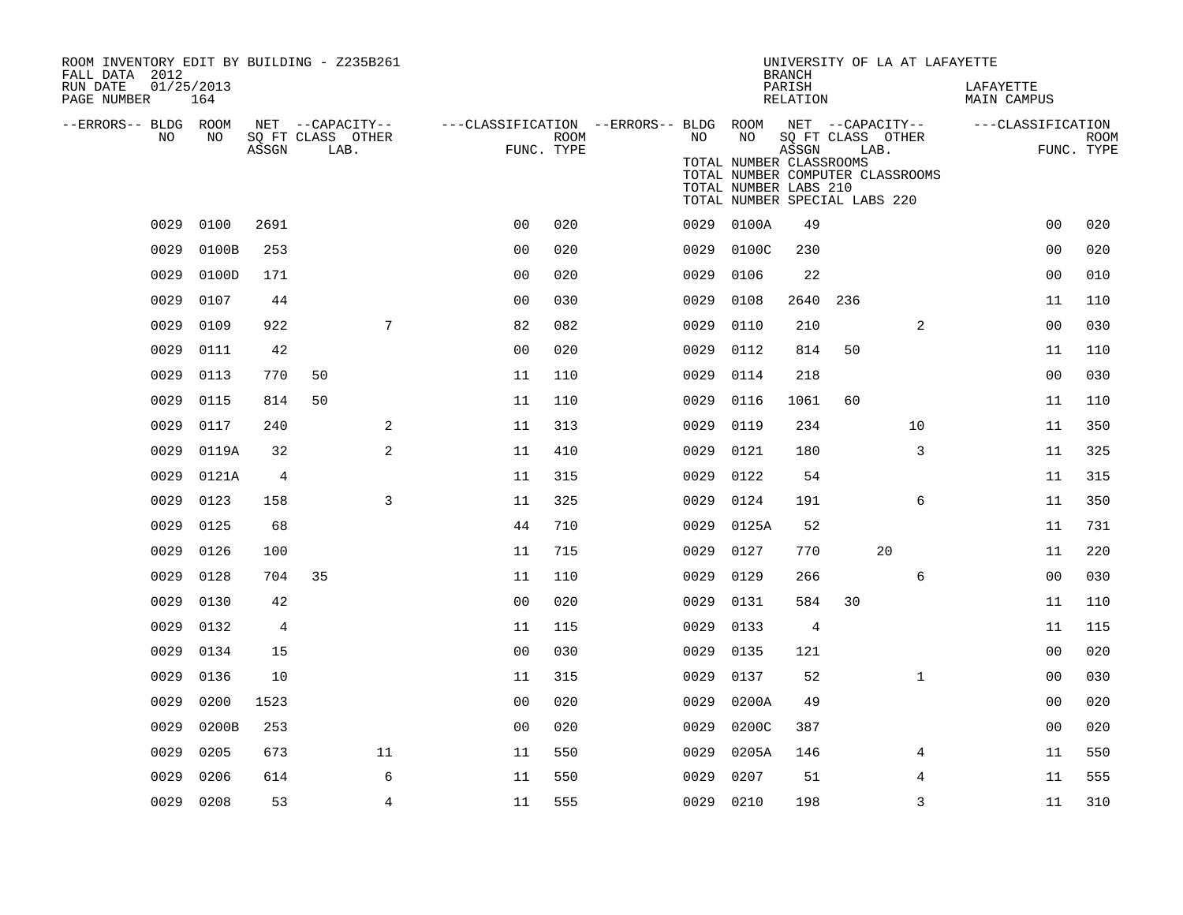ROOM INVENTORY EDIT BY BUILDING - Z235B261
FALL DATA 2012
RUN DATE 01/25/2013
PAGE NUMBER 164

UNIVERSITY OF LA AT LAFAYETTE
BRANCH LAFAYETTE
PARISH MAIN CAMPUS
RELATION

| --ERRORS-- | BLDG NO | ROOM NO | NET SQ FT ASSGN | --CAPACITY-- CLASS | LAB. | OTHER | ---CLASSIFICATION FUNC. | ROOM TYPE | --ERRORS-- | BLDG NO | ROOM NO | NET SQ FT ASSGN | --CAPACITY-- CLASS | LAB. | OTHER | ---CLASSIFICATION FUNC. | ROOM TYPE |
|---|---|---|---|---|---|---|---|---|---|---|---|---|---|---|---|---|---|
| | 0029 | 0100 | 2691 | | | | 00 | 020 | | 0029 | 0100A | 49 | | | | 00 | 020 |
| | 0029 | 0100B | 253 | | | | 00 | 020 | | 0029 | 0100C | 230 | | | | 00 | 020 |
| | 0029 | 0100D | 171 | | | | 00 | 020 | | 0029 | 0106 | 22 | | | | 00 | 010 |
| | 0029 | 0107 | 44 | | | | 00 | 030 | | 0029 | 0108 | 2640 | 236 | | | 11 | 110 |
| | 0029 | 0109 | 922 | | | 7 | 82 | 082 | | 0029 | 0110 | 210 | | | 2 | 00 | 030 |
| | 0029 | 0111 | 42 | | | | 00 | 020 | | 0029 | 0112 | 814 | 50 | | | 11 | 110 |
| | 0029 | 0113 | 770 | 50 | | | 11 | 110 | | 0029 | 0114 | 218 | | | | 00 | 030 |
| | 0029 | 0115 | 814 | 50 | | | 11 | 110 | | 0029 | 0116 | 1061 | 60 | | | 11 | 110 |
| | 0029 | 0117 | 240 | | | 2 | 11 | 313 | | 0029 | 0119 | 234 | | | 10 | 11 | 350 |
| | 0029 | 0119A | 32 | | | 2 | 11 | 410 | | 0029 | 0121 | 180 | | | 3 | 11 | 325 |
| | 0029 | 0121A | 4 | | | | 11 | 315 | | 0029 | 0122 | 54 | | | | 11 | 315 |
| | 0029 | 0123 | 158 | | | 3 | 11 | 325 | | 0029 | 0124 | 191 | | | 6 | 11 | 350 |
| | 0029 | 0125 | 68 | | | | 44 | 710 | | 0029 | 0125A | 52 | | | | 11 | 731 |
| | 0029 | 0126 | 100 | | | | 11 | 715 | | 0029 | 0127 | 770 | | 20 | | 11 | 220 |
| | 0029 | 0128 | 704 | 35 | | | 11 | 110 | | 0029 | 0129 | 266 | | | 6 | 00 | 030 |
| | 0029 | 0130 | 42 | | | | 00 | 020 | | 0029 | 0131 | 584 | 30 | | | 11 | 110 |
| | 0029 | 0132 | 4 | | | | 11 | 115 | | 0029 | 0133 | 4 | | | | 11 | 115 |
| | 0029 | 0134 | 15 | | | | 00 | 030 | | 0029 | 0135 | 121 | | | | 00 | 020 |
| | 0029 | 0136 | 10 | | | | 11 | 315 | | 0029 | 0137 | 52 | | | 1 | 00 | 030 |
| | 0029 | 0200 | 1523 | | | | 00 | 020 | | 0029 | 0200A | 49 | | | | 00 | 020 |
| | 0029 | 0200B | 253 | | | | 00 | 020 | | 0029 | 0200C | 387 | | | | 00 | 020 |
| | 0029 | 0205 | 673 | | | 11 | 11 | 550 | | 0029 | 0205A | 146 | | | 4 | 11 | 550 |
| | 0029 | 0206 | 614 | | | 6 | 11 | 550 | | 0029 | 0207 | 51 | | | 4 | 11 | 555 |
| | 0029 | 0208 | 53 | | | 4 | 11 | 555 | | 0029 | 0210 | 198 | | | 3 | 11 | 310 |

TOTAL NUMBER CLASSROOMS
TOTAL NUMBER COMPUTER CLASSROOMS
TOTAL NUMBER LABS 210
TOTAL NUMBER SPECIAL LABS 220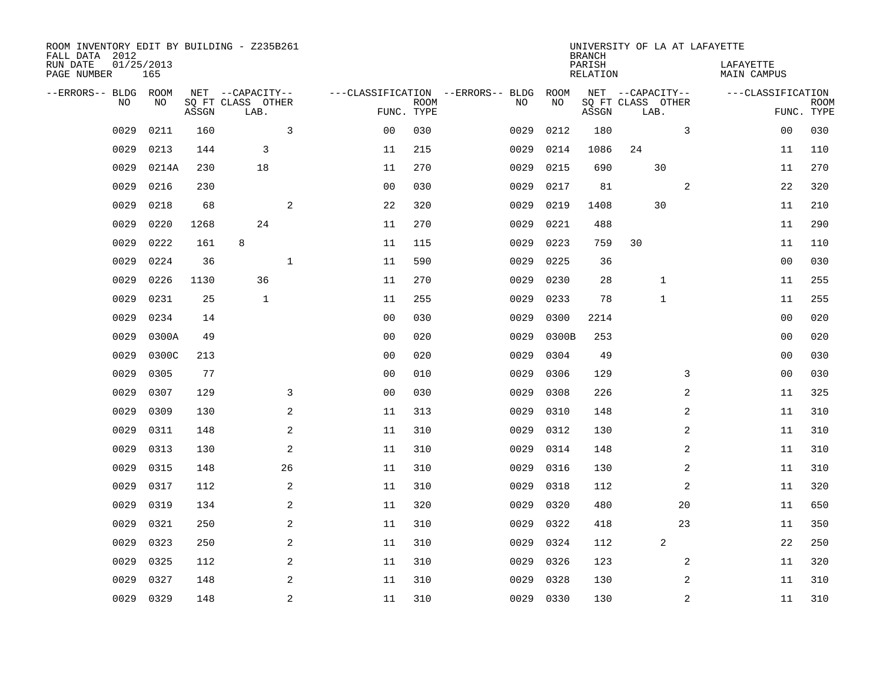ROOM INVENTORY EDIT BY BUILDING - Z235B261
FALL DATA 2012
RUN DATE 01/25/2013
PAGE NUMBER 165

UNIVERSITY OF LA AT LAFAYETTE
BRANCH
PARISH LAFAYETTE
RELATION MAIN CAMPUS

| --ERRORS-- | BLDG NO | ROOM NO | NET SQ FT ASSGN | --CAPACITY-- CLASS LAB. | OTHER | ---CLASSIFICATION FUNC. | ROOM TYPE | --ERRORS-- | BLDG NO | ROOM NO | NET SQ FT ASSGN | --CAPACITY-- CLASS LAB. | OTHER | ---CLASSIFICATION FUNC. | ROOM TYPE |
|---|---|---|---|---|---|---|---|---|---|---|---|---|---|---|---|
| | 0029 | 0211 | 160 | | 3 | 00 | 030 | | 0029 | 0212 | 180 | | 3 | 00 | 030 |
| | 0029 | 0213 | 144 | 3 | | 11 | 215 | | 0029 | 0214 | 1086 | 24 | | 11 | 110 |
| | 0029 | 0214A | 230 | 18 | | 11 | 270 | | 0029 | 0215 | 690 | 30 | | 11 | 270 |
| | 0029 | 0216 | 230 | | | 00 | 030 | | 0029 | 0217 | 81 | | 2 | 22 | 320 |
| | 0029 | 0218 | 68 | | 2 | 22 | 320 | | 0029 | 0219 | 1408 | 30 | | 11 | 210 |
| | 0029 | 0220 | 1268 | 24 | | 11 | 270 | | 0029 | 0221 | 488 | | | 11 | 290 |
| | 0029 | 0222 | 161 | 8 | | 11 | 115 | | 0029 | 0223 | 759 | 30 | | 11 | 110 |
| | 0029 | 0224 | 36 | | 1 | 11 | 590 | | 0029 | 0225 | 36 | | | 00 | 030 |
| | 0029 | 0226 | 1130 | 36 | | 11 | 270 | | 0029 | 0230 | 28 | 1 | | 11 | 255 |
| | 0029 | 0231 | 25 | 1 | | 11 | 255 | | 0029 | 0233 | 78 | 1 | | 11 | 255 |
| | 0029 | 0234 | 14 | | | 00 | 030 | | 0029 | 0300 | 2214 | | | 00 | 020 |
| | 0029 | 0300A | 49 | | | 00 | 020 | | 0029 | 0300B | 253 | | | 00 | 020 |
| | 0029 | 0300C | 213 | | | 00 | 020 | | 0029 | 0304 | 49 | | | 00 | 030 |
| | 0029 | 0305 | 77 | | | 00 | 010 | | 0029 | 0306 | 129 | | 3 | 00 | 030 |
| | 0029 | 0307 | 129 | | 3 | 00 | 030 | | 0029 | 0308 | 226 | | 2 | 11 | 325 |
| | 0029 | 0309 | 130 | | 2 | 11 | 313 | | 0029 | 0310 | 148 | | 2 | 11 | 310 |
| | 0029 | 0311 | 148 | | 2 | 11 | 310 | | 0029 | 0312 | 130 | | 2 | 11 | 310 |
| | 0029 | 0313 | 130 | | 2 | 11 | 310 | | 0029 | 0314 | 148 | | 2 | 11 | 310 |
| | 0029 | 0315 | 148 | | 26 | 11 | 310 | | 0029 | 0316 | 130 | | 2 | 11 | 310 |
| | 0029 | 0317 | 112 | | 2 | 11 | 310 | | 0029 | 0318 | 112 | | 2 | 11 | 320 |
| | 0029 | 0319 | 134 | | 2 | 11 | 320 | | 0029 | 0320 | 480 | | 20 | 11 | 650 |
| | 0029 | 0321 | 250 | | 2 | 11 | 310 | | 0029 | 0322 | 418 | | 23 | 11 | 350 |
| | 0029 | 0323 | 250 | | 2 | 11 | 310 | | 0029 | 0324 | 112 | 2 | | 22 | 250 |
| | 0029 | 0325 | 112 | | 2 | 11 | 310 | | 0029 | 0326 | 123 | | 2 | 11 | 320 |
| | 0029 | 0327 | 148 | | 2 | 11 | 310 | | 0029 | 0328 | 130 | | 2 | 11 | 310 |
| | 0029 | 0329 | 148 | | 2 | 11 | 310 | | 0029 | 0330 | 130 | | 2 | 11 | 310 |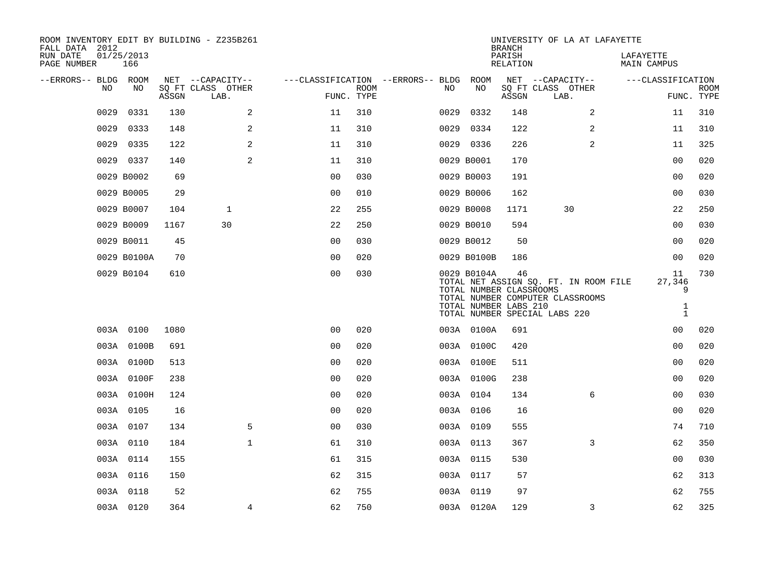ROOM INVENTORY EDIT BY BUILDING - Z235B261
FALL DATA 2012
RUN DATE 01/25/2013
PAGE NUMBER 166

UNIVERSITY OF LA AT LAFAYETTE
BRANCH
PARISH LAFAYETTE
RELATION MAIN CAMPUS

| --ERRORS-- | BLDG NO | ROOM NO | NET SQ FT ASSGN | --CAPACITY-- CLASS LAB. | OTHER | ---CLASSIFICATION FUNC. | ROOM TYPE | --ERRORS-- | BLDG NO | ROOM NO | NET SQ FT ASSGN | --CAPACITY-- CLASS LAB. | OTHER | ---CLASSIFICATION FUNC. | ROOM TYPE |
|---|---|---|---|---|---|---|---|---|---|---|---|---|---|---|---|
| | 0029 | 0331 | 130 | | 2 | 11 | 310 | | 0029 | 0332 | 148 | | 2 | 11 | 310 |
| | 0029 | 0333 | 148 | | 2 | 11 | 310 | | 0029 | 0334 | 122 | | 2 | 11 | 310 |
| | 0029 | 0335 | 122 | | 2 | 11 | 310 | | 0029 | 0336 | 226 | | 2 | 11 | 325 |
| | 0029 | 0337 | 140 | | 2 | 11 | 310 | | 0029 | B0001 | 170 | | | 00 | 020 |
| | 0029 | B0002 | 69 | | | 00 | 030 | | 0029 | B0003 | 191 | | | 00 | 020 |
| | 0029 | B0005 | 29 | | | 00 | 010 | | 0029 | B0006 | 162 | | | 00 | 030 |
| | 0029 | B0007 | 104 | 1 | | 22 | 255 | | 0029 | B0008 | 1171 | 30 | | 22 | 250 |
| | 0029 | B0009 | 1167 | 30 | | 22 | 250 | | 0029 | B0010 | 594 | | | 00 | 030 |
| | 0029 | B0011 | 45 | | | 00 | 030 | | 0029 | B0012 | 50 | | | 00 | 020 |
| | 0029 | B0100A | 70 | | | 00 | 020 | | 0029 | B0100B | 186 | | | 00 | 020 |
| | 0029 | B0104 | 610 | | | 00 | 030 | | 0029 | B0104A | 46 | | | 11 | 730 |

TOTAL NET ASSIGN SQ. FT. IN ROOM FILE 27,346
TOTAL NUMBER CLASSROOMS 9
TOTAL NUMBER COMPUTER CLASSROOMS
TOTAL NUMBER LABS 210 1
TOTAL NUMBER SPECIAL LABS 220 1

| --ERRORS-- | BLDG NO | ROOM NO | NET SQ FT ASSGN | --CAPACITY-- CLASS LAB. | OTHER | ---CLASSIFICATION FUNC. | ROOM TYPE | --ERRORS-- | BLDG NO | ROOM NO | NET SQ FT ASSGN | --CAPACITY-- CLASS LAB. | OTHER | ---CLASSIFICATION FUNC. | ROOM TYPE |
|---|---|---|---|---|---|---|---|---|---|---|---|---|---|---|---|
| | 003A | 0100 | 1080 | | | 00 | 020 | | 003A | 0100A | 691 | | | 00 | 020 |
| | 003A | 0100B | 691 | | | 00 | 020 | | 003A | 0100C | 420 | | | 00 | 020 |
| | 003A | 0100D | 513 | | | 00 | 020 | | 003A | 0100E | 511 | | | 00 | 020 |
| | 003A | 0100F | 238 | | | 00 | 020 | | 003A | 0100G | 238 | | | 00 | 020 |
| | 003A | 0100H | 124 | | | 00 | 020 | | 003A | 0104 | 134 | | 6 | 00 | 030 |
| | 003A | 0105 | 16 | | | 00 | 020 | | 003A | 0106 | 16 | | | 00 | 020 |
| | 003A | 0107 | 134 | | 5 | 00 | 030 | | 003A | 0109 | 555 | | | 74 | 710 |
| | 003A | 0110 | 184 | | 1 | 61 | 310 | | 003A | 0113 | 367 | | 3 | 62 | 350 |
| | 003A | 0114 | 155 | | | 61 | 315 | | 003A | 0115 | 530 | | | 00 | 030 |
| | 003A | 0116 | 150 | | | 62 | 315 | | 003A | 0117 | 57 | | | 62 | 313 |
| | 003A | 0118 | 52 | | | 62 | 755 | | 003A | 0119 | 97 | | | 62 | 755 |
| | 003A | 0120 | 364 | | 4 | 62 | 750 | | 003A | 0120A | 129 | | 3 | 62 | 325 |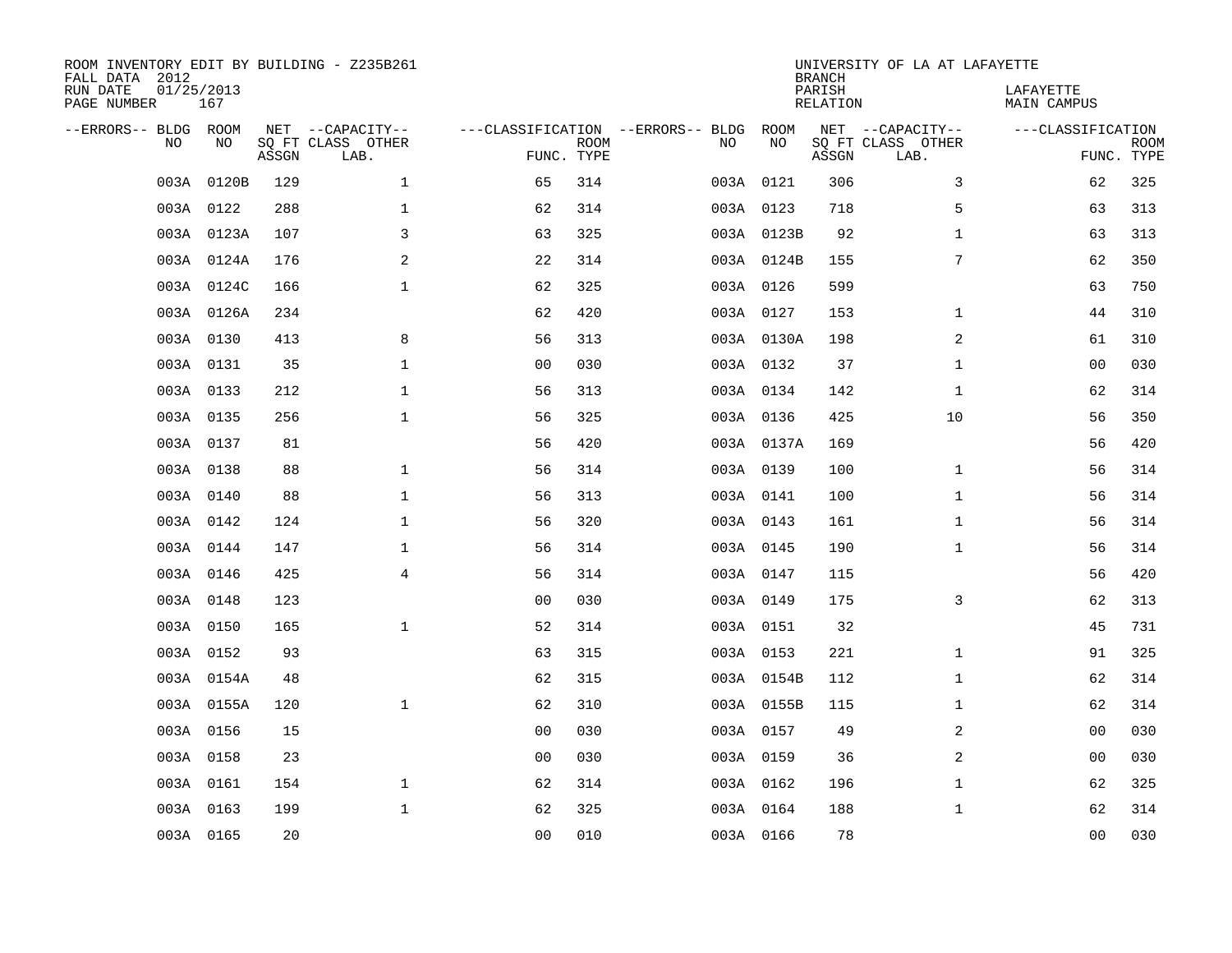ROOM INVENTORY EDIT BY BUILDING - Z235B261
FALL DATA 2012
RUN DATE 01/25/2013
PAGE NUMBER 167

UNIVERSITY OF LA AT LAFAYETTE
BRANCH
PARISH LAFAYETTE
RELATION MAIN CAMPUS

| --ERRORS-- | BLDG NO | ROOM NO | NET SQ FT ASSGN | --CAPACITY-- CLASS | OTHER LAB. | ---CLASSIFICATION FUNC. | ROOM TYPE | --ERRORS-- | BLDG NO | ROOM NO | NET SQ FT ASSGN | --CAPACITY-- CLASS | OTHER LAB. | ---CLASSIFICATION FUNC. | ROOM TYPE |
|---|---|---|---|---|---|---|---|---|---|---|---|---|---|---|---|
| | 003A | 0120B | 129 | 1 | | 65 | 314 | | 003A | 0121 | 306 | 3 | | 62 | 325 |
| | 003A | 0122 | 288 | 1 | | 62 | 314 | | 003A | 0123 | 718 | 5 | | 63 | 313 |
| | 003A | 0123A | 107 | 3 | | 63 | 325 | | 003A | 0123B | 92 | 1 | | 63 | 313 |
| | 003A | 0124A | 176 | 2 | | 22 | 314 | | 003A | 0124B | 155 | 7 | | 62 | 350 |
| | 003A | 0124C | 166 | 1 | | 62 | 325 | | 003A | 0126 | 599 | | | 63 | 750 |
| | 003A | 0126A | 234 | | | 62 | 420 | | 003A | 0127 | 153 | 1 | | 44 | 310 |
| | 003A | 0130 | 413 | 8 | | 56 | 313 | | 003A | 0130A | 198 | 2 | | 61 | 310 |
| | 003A | 0131 | 35 | 1 | | 00 | 030 | | 003A | 0132 | 37 | 1 | | 00 | 030 |
| | 003A | 0133 | 212 | 1 | | 56 | 313 | | 003A | 0134 | 142 | 1 | | 62 | 314 |
| | 003A | 0135 | 256 | 1 | | 56 | 325 | | 003A | 0136 | 425 | 10 | | 56 | 350 |
| | 003A | 0137 | 81 | | | 56 | 420 | | 003A | 0137A | 169 | | | 56 | 420 |
| | 003A | 0138 | 88 | 1 | | 56 | 314 | | 003A | 0139 | 100 | 1 | | 56 | 314 |
| | 003A | 0140 | 88 | 1 | | 56 | 313 | | 003A | 0141 | 100 | 1 | | 56 | 314 |
| | 003A | 0142 | 124 | 1 | | 56 | 320 | | 003A | 0143 | 161 | 1 | | 56 | 314 |
| | 003A | 0144 | 147 | 1 | | 56 | 314 | | 003A | 0145 | 190 | 1 | | 56 | 314 |
| | 003A | 0146 | 425 | 4 | | 56 | 314 | | 003A | 0147 | 115 | | | 56 | 420 |
| | 003A | 0148 | 123 | | | 00 | 030 | | 003A | 0149 | 175 | 3 | | 62 | 313 |
| | 003A | 0150 | 165 | 1 | | 52 | 314 | | 003A | 0151 | 32 | | | 45 | 731 |
| | 003A | 0152 | 93 | | | 63 | 315 | | 003A | 0153 | 221 | 1 | | 91 | 325 |
| | 003A | 0154A | 48 | | | 62 | 315 | | 003A | 0154B | 112 | 1 | | 62 | 314 |
| | 003A | 0155A | 120 | 1 | | 62 | 310 | | 003A | 0155B | 115 | 1 | | 62 | 314 |
| | 003A | 0156 | 15 | | | 00 | 030 | | 003A | 0157 | 49 | 2 | | 00 | 030 |
| | 003A | 0158 | 23 | | | 00 | 030 | | 003A | 0159 | 36 | 2 | | 00 | 030 |
| | 003A | 0161 | 154 | 1 | | 62 | 314 | | 003A | 0162 | 196 | 1 | | 62 | 325 |
| | 003A | 0163 | 199 | 1 | | 62 | 325 | | 003A | 0164 | 188 | 1 | | 62 | 314 |
| | 003A | 0165 | 20 | | | 00 | 010 | | 003A | 0166 | 78 | | | 00 | 030 |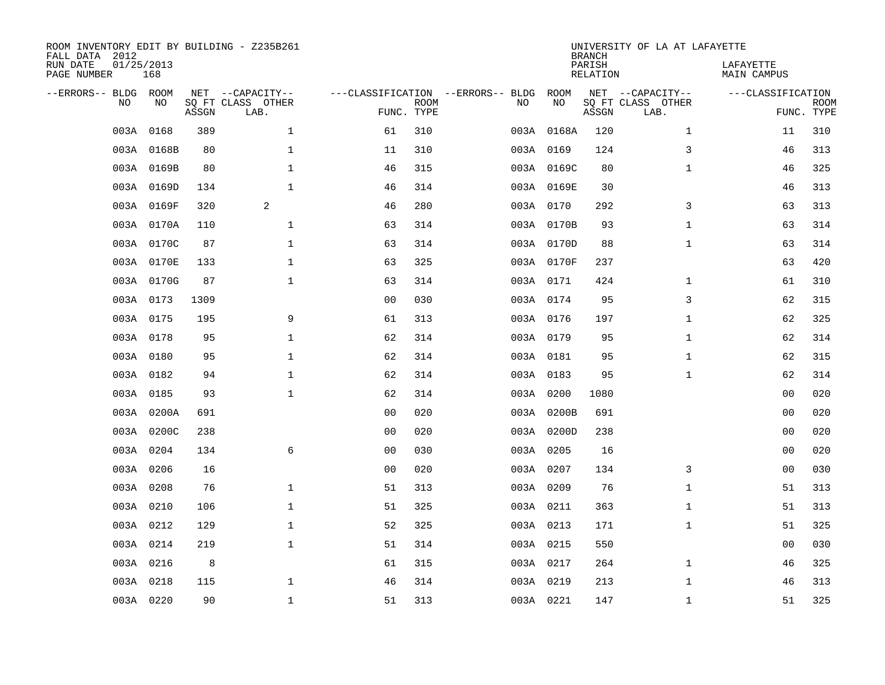ROOM INVENTORY EDIT BY BUILDING - Z235B261
FALL DATA 2012
RUN DATE 01/25/2013
PAGE NUMBER 168

UNIVERSITY OF LA AT LAFAYETTE
BRANCH
PARISH LAFAYETTE
RELATION MAIN CAMPUS

| --ERRORS-- | BLDG NO | ROOM NO | NET SQ FT ASSGN | --CAPACITY-- CLASS LAB. | OTHER | ---CLASSIFICATION FUNC. | ROOM TYPE | --ERRORS-- | BLDG NO | ROOM NO | NET SQ FT ASSGN | --CAPACITY-- CLASS LAB. | OTHER | ---CLASSIFICATION FUNC. | ROOM TYPE |
|---|---|---|---|---|---|---|---|---|---|---|---|---|---|---|---|
| | 003A | 0168 | 389 | | 1 | 61 | 310 | | 003A | 0168A | 120 | | 1 | 11 | 310 |
| | 003A | 0168B | 80 | | 1 | 11 | 310 | | 003A | 0169 | 124 | | 3 | 46 | 313 |
| | 003A | 0169B | 80 | | 1 | 46 | 315 | | 003A | 0169C | 80 | | 1 | 46 | 325 |
| | 003A | 0169D | 134 | | 1 | 46 | 314 | | 003A | 0169E | 30 | | | 46 | 313 |
| | 003A | 0169F | 320 | 2 | | 46 | 280 | | 003A | 0170 | 292 | | 3 | 63 | 313 |
| | 003A | 0170A | 110 | | 1 | 63 | 314 | | 003A | 0170B | 93 | | 1 | 63 | 314 |
| | 003A | 0170C | 87 | | 1 | 63 | 314 | | 003A | 0170D | 88 | | 1 | 63 | 314 |
| | 003A | 0170E | 133 | | 1 | 63 | 325 | | 003A | 0170F | 237 | | | 63 | 420 |
| | 003A | 0170G | 87 | | 1 | 63 | 314 | | 003A | 0171 | 424 | | 1 | 61 | 310 |
| | 003A | 0173 | 1309 | | | 00 | 030 | | 003A | 0174 | 95 | | 3 | 62 | 315 |
| | 003A | 0175 | 195 | | 9 | 61 | 313 | | 003A | 0176 | 197 | | 1 | 62 | 325 |
| | 003A | 0178 | 95 | | 1 | 62 | 314 | | 003A | 0179 | 95 | | 1 | 62 | 314 |
| | 003A | 0180 | 95 | | 1 | 62 | 314 | | 003A | 0181 | 95 | | 1 | 62 | 315 |
| | 003A | 0182 | 94 | | 1 | 62 | 314 | | 003A | 0183 | 95 | | 1 | 62 | 314 |
| | 003A | 0185 | 93 | | 1 | 62 | 314 | | 003A | 0200 | 1080 | | | 00 | 020 |
| | 003A | 0200A | 691 | | | 00 | 020 | | 003A | 0200B | 691 | | | 00 | 020 |
| | 003A | 0200C | 238 | | | 00 | 020 | | 003A | 0200D | 238 | | | 00 | 020 |
| | 003A | 0204 | 134 | | 6 | 00 | 030 | | 003A | 0205 | 16 | | | 00 | 020 |
| | 003A | 0206 | 16 | | | 00 | 020 | | 003A | 0207 | 134 | | 3 | 00 | 030 |
| | 003A | 0208 | 76 | | 1 | 51 | 313 | | 003A | 0209 | 76 | | 1 | 51 | 313 |
| | 003A | 0210 | 106 | | 1 | 51 | 325 | | 003A | 0211 | 363 | | 1 | 51 | 313 |
| | 003A | 0212 | 129 | | 1 | 52 | 325 | | 003A | 0213 | 171 | | 1 | 51 | 325 |
| | 003A | 0214 | 219 | | 1 | 51 | 314 | | 003A | 0215 | 550 | | | 00 | 030 |
| | 003A | 0216 | 8 | | | 61 | 315 | | 003A | 0217 | 264 | | 1 | 46 | 325 |
| | 003A | 0218 | 115 | | 1 | 46 | 314 | | 003A | 0219 | 213 | | 1 | 46 | 313 |
| | 003A | 0220 | 90 | | 1 | 51 | 313 | | 003A | 0221 | 147 | | 1 | 51 | 325 |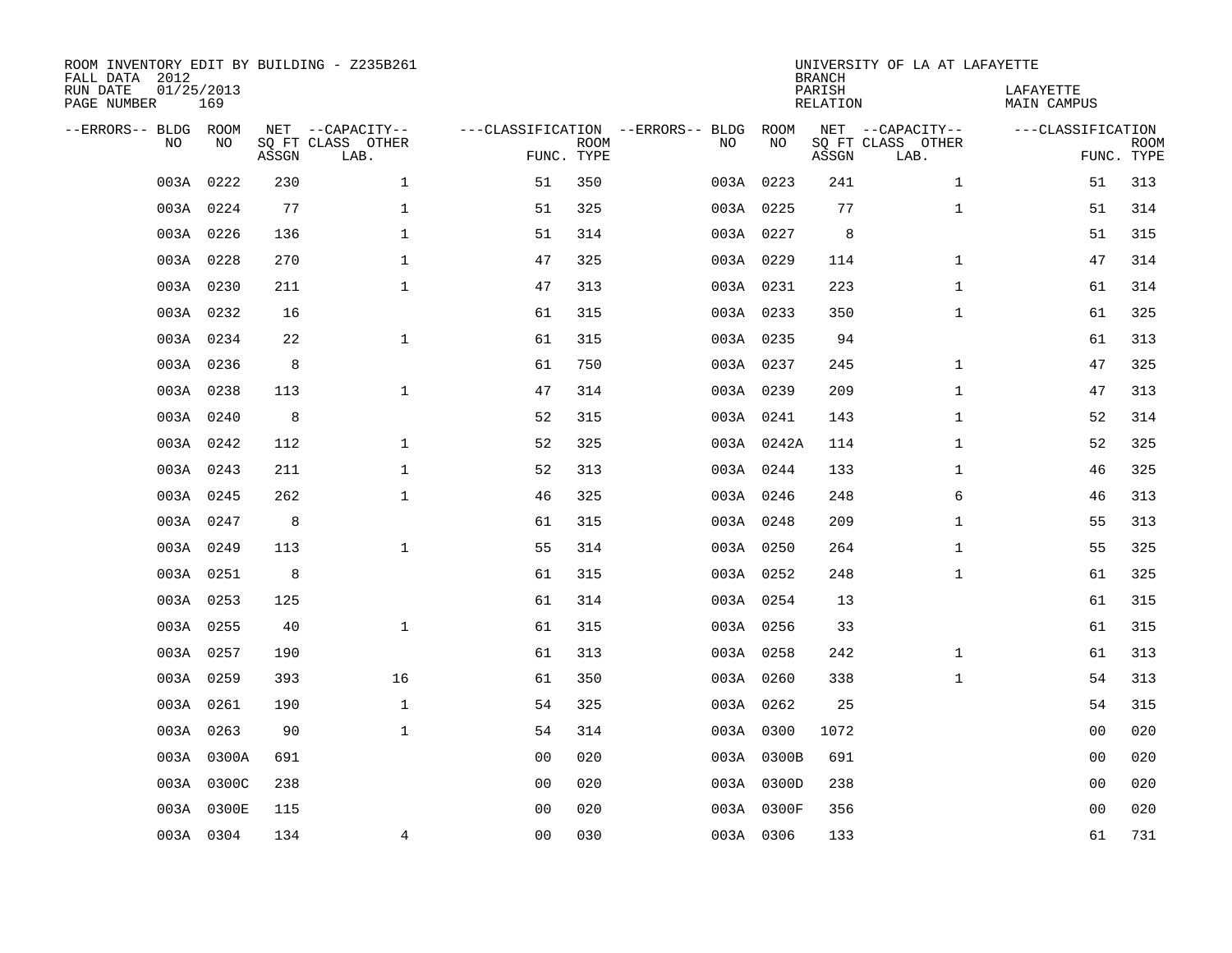ROOM INVENTORY EDIT BY BUILDING - Z235B261
FALL DATA 2012
RUN DATE 01/25/2013
PAGE NUMBER 169

UNIVERSITY OF LA AT LAFAYETTE
BRANCH
PARISH LAFAYETTE
RELATION MAIN CAMPUS

| --ERRORS-- | BLDG NO | ROOM NO | NET SQ FT ASSGN | --CAPACITY-- CLASS LAB. | OTHER | ---CLASSIFICATION FUNC. | ROOM TYPE | --ERRORS-- | BLDG NO | ROOM NO | NET SQ FT ASSGN | --CAPACITY-- CLASS LAB. | OTHER | ---CLASSIFICATION FUNC. | ROOM TYPE |
|---|---|---|---|---|---|---|---|---|---|---|---|---|---|---|---|
| | 003A | 0222 | 230 | | 1 | 51 | 350 | | 003A | 0223 | 241 | | 1 | 51 | 313 |
| | 003A | 0224 | 77 | | 1 | 51 | 325 | | 003A | 0225 | 77 | | 1 | 51 | 314 |
| | 003A | 0226 | 136 | | 1 | 51 | 314 | | 003A | 0227 | 8 | | | 51 | 315 |
| | 003A | 0228 | 270 | | 1 | 47 | 325 | | 003A | 0229 | 114 | | 1 | 47 | 314 |
| | 003A | 0230 | 211 | | 1 | 47 | 313 | | 003A | 0231 | 223 | | 1 | 61 | 314 |
| | 003A | 0232 | 16 | | | 61 | 315 | | 003A | 0233 | 350 | | 1 | 61 | 325 |
| | 003A | 0234 | 22 | | 1 | 61 | 315 | | 003A | 0235 | 94 | | | 61 | 313 |
| | 003A | 0236 | 8 | | | 61 | 750 | | 003A | 0237 | 245 | | 1 | 47 | 325 |
| | 003A | 0238 | 113 | | 1 | 47 | 314 | | 003A | 0239 | 209 | | 1 | 47 | 313 |
| | 003A | 0240 | 8 | | | 52 | 315 | | 003A | 0241 | 143 | | 1 | 52 | 314 |
| | 003A | 0242 | 112 | | 1 | 52 | 325 | | 003A | 0242A | 114 | | 1 | 52 | 325 |
| | 003A | 0243 | 211 | | 1 | 52 | 313 | | 003A | 0244 | 133 | | 1 | 46 | 325 |
| | 003A | 0245 | 262 | | 1 | 46 | 325 | | 003A | 0246 | 248 | | 6 | 46 | 313 |
| | 003A | 0247 | 8 | | | 61 | 315 | | 003A | 0248 | 209 | | 1 | 55 | 313 |
| | 003A | 0249 | 113 | | 1 | 55 | 314 | | 003A | 0250 | 264 | | 1 | 55 | 325 |
| | 003A | 0251 | 8 | | | 61 | 315 | | 003A | 0252 | 248 | | 1 | 61 | 325 |
| | 003A | 0253 | 125 | | | 61 | 314 | | 003A | 0254 | 13 | | | 61 | 315 |
| | 003A | 0255 | 40 | | 1 | 61 | 315 | | 003A | 0256 | 33 | | | 61 | 315 |
| | 003A | 0257 | 190 | | | 61 | 313 | | 003A | 0258 | 242 | | 1 | 61 | 313 |
| | 003A | 0259 | 393 | | 16 | 61 | 350 | | 003A | 0260 | 338 | | 1 | 54 | 313 |
| | 003A | 0261 | 190 | | 1 | 54 | 325 | | 003A | 0262 | 25 | | | 54 | 315 |
| | 003A | 0263 | 90 | | 1 | 54 | 314 | | 003A | 0300 | 1072 | | | 00 | 020 |
| | 003A | 0300A | 691 | | | 00 | 020 | | 003A | 0300B | 691 | | | 00 | 020 |
| | 003A | 0300C | 238 | | | 00 | 020 | | 003A | 0300D | 238 | | | 00 | 020 |
| | 003A | 0300E | 115 | | | 00 | 020 | | 003A | 0300F | 356 | | | 00 | 020 |
| | 003A | 0304 | 134 | | 4 | 00 | 030 | | 003A | 0306 | 133 | | | 61 | 731 |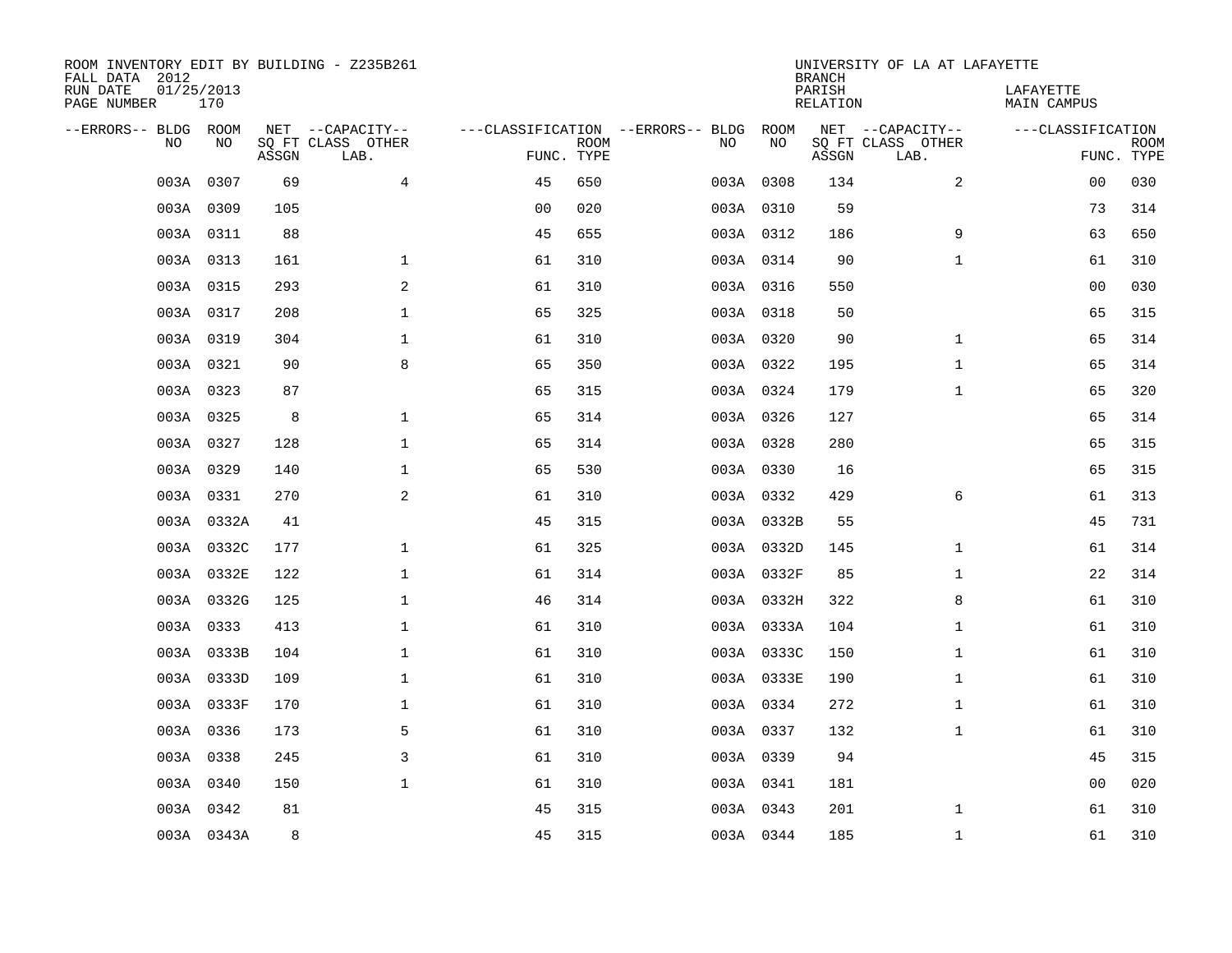ROOM INVENTORY EDIT BY BUILDING - Z235B261
FALL DATA 2012
RUN DATE 01/25/2013
PAGE NUMBER 170

UNIVERSITY OF LA AT LAFAYETTE
BRANCH
PARISH LAFAYETTE
RELATION MAIN CAMPUS

| --ERRORS-- | BLDG NO | ROOM NO | NET SQ FT ASSGN | --CAPACITY-- CLASS LAB. | OTHER | ---CLASSIFICATION FUNC. | ROOM TYPE | --ERRORS-- | BLDG NO | ROOM NO | NET SQ FT ASSGN | --CAPACITY-- CLASS LAB. | OTHER | ---CLASSIFICATION FUNC. | ROOM TYPE |
|---|---|---|---|---|---|---|---|---|---|---|---|---|---|---|---|
| | 003A | 0307 | 69 | | 4 | 45 | 650 | | 003A | 0308 | 134 | | 2 | 00 | 030 |
| | 003A | 0309 | 105 | | | 00 | 020 | | 003A | 0310 | 59 | | | 73 | 314 |
| | 003A | 0311 | 88 | | | 45 | 655 | | 003A | 0312 | 186 | | 9 | 63 | 650 |
| | 003A | 0313 | 161 | | 1 | 61 | 310 | | 003A | 0314 | 90 | | 1 | 61 | 310 |
| | 003A | 0315 | 293 | | 2 | 61 | 310 | | 003A | 0316 | 550 | | | 00 | 030 |
| | 003A | 0317 | 208 | | 1 | 65 | 325 | | 003A | 0318 | 50 | | | 65 | 315 |
| | 003A | 0319 | 304 | | 1 | 61 | 310 | | 003A | 0320 | 90 | | 1 | 65 | 314 |
| | 003A | 0321 | 90 | | 8 | 65 | 350 | | 003A | 0322 | 195 | | 1 | 65 | 314 |
| | 003A | 0323 | 87 | | | 65 | 315 | | 003A | 0324 | 179 | | 1 | 65 | 320 |
| | 003A | 0325 | 8 | | 1 | 65 | 314 | | 003A | 0326 | 127 | | | 65 | 314 |
| | 003A | 0327 | 128 | | 1 | 65 | 314 | | 003A | 0328 | 280 | | | 65 | 315 |
| | 003A | 0329 | 140 | | 1 | 65 | 530 | | 003A | 0330 | 16 | | | 65 | 315 |
| | 003A | 0331 | 270 | | 2 | 61 | 310 | | 003A | 0332 | 429 | | 6 | 61 | 313 |
| | 003A | 0332A | 41 | | | 45 | 315 | | 003A | 0332B | 55 | | | 45 | 731 |
| | 003A | 0332C | 177 | | 1 | 61 | 325 | | 003A | 0332D | 145 | | 1 | 61 | 314 |
| | 003A | 0332E | 122 | | 1 | 61 | 314 | | 003A | 0332F | 85 | | 1 | 22 | 314 |
| | 003A | 0332G | 125 | | 1 | 46 | 314 | | 003A | 0332H | 322 | | 8 | 61 | 310 |
| | 003A | 0333 | 413 | | 1 | 61 | 310 | | 003A | 0333A | 104 | | 1 | 61 | 310 |
| | 003A | 0333B | 104 | | 1 | 61 | 310 | | 003A | 0333C | 150 | | 1 | 61 | 310 |
| | 003A | 0333D | 109 | | 1 | 61 | 310 | | 003A | 0333E | 190 | | 1 | 61 | 310 |
| | 003A | 0333F | 170 | | 1 | 61 | 310 | | 003A | 0334 | 272 | | 1 | 61 | 310 |
| | 003A | 0336 | 173 | | 5 | 61 | 310 | | 003A | 0337 | 132 | | 1 | 61 | 310 |
| | 003A | 0338 | 245 | | 3 | 61 | 310 | | 003A | 0339 | 94 | | | 45 | 315 |
| | 003A | 0340 | 150 | | 1 | 61 | 310 | | 003A | 0341 | 181 | | | 00 | 020 |
| | 003A | 0342 | 81 | | | 45 | 315 | | 003A | 0343 | 201 | | 1 | 61 | 310 |
| | 003A | 0343A | 8 | | | 45 | 315 | | 003A | 0344 | 185 | | 1 | 61 | 310 |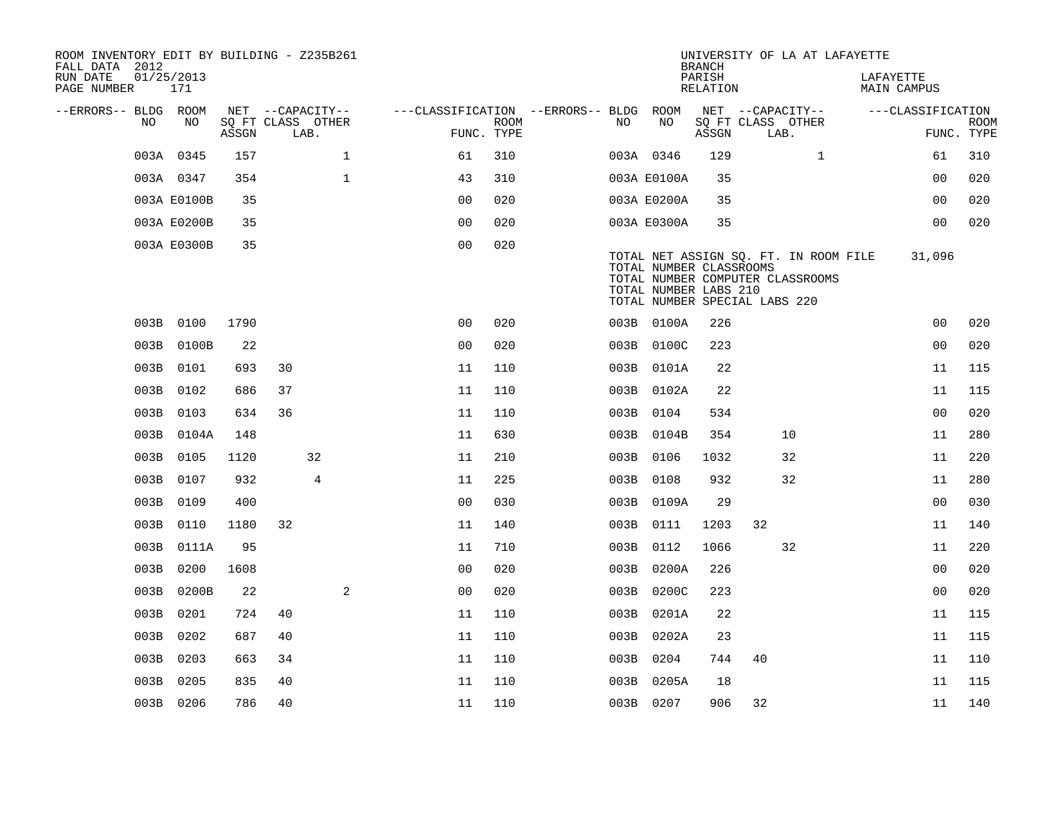ROOM INVENTORY EDIT BY BUILDING - Z235B261
FALL DATA 2012
RUN DATE 01/25/2013
PAGE NUMBER 171

UNIVERSITY OF LA AT LAFAYETTE
BRANCH
PARISH LAFAYETTE
RELATION MAIN CAMPUS

| --ERRORS-- | BLDG NO | ROOM NO | NET SQ FT ASSGN | CAPACITY CLASS | CAPACITY LAB. | CAPACITY OTHER | FUNC. | ROOM TYPE | --ERRORS-- | BLDG NO | ROOM NO | NET SQ FT ASSGN | CAPACITY CLASS | CAPACITY LAB. | CAPACITY OTHER | FUNC. | ROOM TYPE |
|---|---|---|---|---|---|---|---|---|---|---|---|---|---|---|---|---|---|
| | 003A | 0345 | 157 | | | 1 | 61 | 310 | | 003A | 0346 | 129 | | | 1 | 61 | 310 |
| | 003A | 0347 | 354 | | | 1 | 43 | 310 | | 003A | E0100A | 35 | | | | 00 | 020 |
| | 003A | E0100B | 35 | | | | 00 | 020 | | 003A | E0200A | 35 | | | | 00 | 020 |
| | 003A | E0200B | 35 | | | | 00 | 020 | | 003A | E0300A | 35 | | | | 00 | 020 |
| | 003A | E0300B | 35 | | | | 00 | 020 | | | | | | | | | |

TOTAL NET ASSIGN SQ. FT. IN ROOM FILE 31,096
TOTAL NUMBER CLASSROOMS
TOTAL NUMBER COMPUTER CLASSROOMS
TOTAL NUMBER LABS 210
TOTAL NUMBER SPECIAL LABS 220

| --ERRORS-- | BLDG NO | ROOM NO | NET SQ FT ASSGN | CAPACITY CLASS | CAPACITY LAB. | CAPACITY OTHER | FUNC. | ROOM TYPE | --ERRORS-- | BLDG NO | ROOM NO | NET SQ FT ASSGN | CAPACITY CLASS | CAPACITY LAB. | CAPACITY OTHER | FUNC. | ROOM TYPE |
|---|---|---|---|---|---|---|---|---|---|---|---|---|---|---|---|---|---|
| | 003B | 0100 | 1790 | | | | 00 | 020 | | 003B | 0100A | 226 | | | | 00 | 020 |
| | 003B | 0100B | 22 | | | | 00 | 020 | | 003B | 0100C | 223 | | | | 00 | 020 |
| | 003B | 0101 | 693 | 30 | | | 11 | 110 | | 003B | 0101A | 22 | | | | 11 | 115 |
| | 003B | 0102 | 686 | 37 | | | 11 | 110 | | 003B | 0102A | 22 | | | | 11 | 115 |
| | 003B | 0103 | 634 | 36 | | | 11 | 110 | | 003B | 0104 | 534 | | | | 00 | 020 |
| | 003B | 0104A | 148 | | | | 11 | 630 | | 003B | 0104B | 354 | | 10 | | 11 | 280 |
| | 003B | 0105 | 1120 | | 32 | | 11 | 210 | | 003B | 0106 | 1032 | | 32 | | 11 | 220 |
| | 003B | 0107 | 932 | | 4 | | 11 | 225 | | 003B | 0108 | 932 | | 32 | | 11 | 280 |
| | 003B | 0109 | 400 | | | | 00 | 030 | | 003B | 0109A | 29 | | | | 00 | 030 |
| | 003B | 0110 | 1180 | 32 | | | 11 | 140 | | 003B | 0111 | 1203 | 32 | | | 11 | 140 |
| | 003B | 0111A | 95 | | | | 11 | 710 | | 003B | 0112 | 1066 | | 32 | | 11 | 220 |
| | 003B | 0200 | 1608 | | | | 00 | 020 | | 003B | 0200A | 226 | | | | 00 | 020 |
| | 003B | 0200B | 22 | | | 2 | 00 | 020 | | 003B | 0200C | 223 | | | | 00 | 020 |
| | 003B | 0201 | 724 | 40 | | | 11 | 110 | | 003B | 0201A | 22 | | | | 11 | 115 |
| | 003B | 0202 | 687 | 40 | | | 11 | 110 | | 003B | 0202A | 23 | | | | 11 | 115 |
| | 003B | 0203 | 663 | 34 | | | 11 | 110 | | 003B | 0204 | 744 | 40 | | | 11 | 110 |
| | 003B | 0205 | 835 | 40 | | | 11 | 110 | | 003B | 0205A | 18 | | | | 11 | 115 |
| | 003B | 0206 | 786 | 40 | | | 11 | 110 | | 003B | 0207 | 906 | 32 | | | 11 | 140 |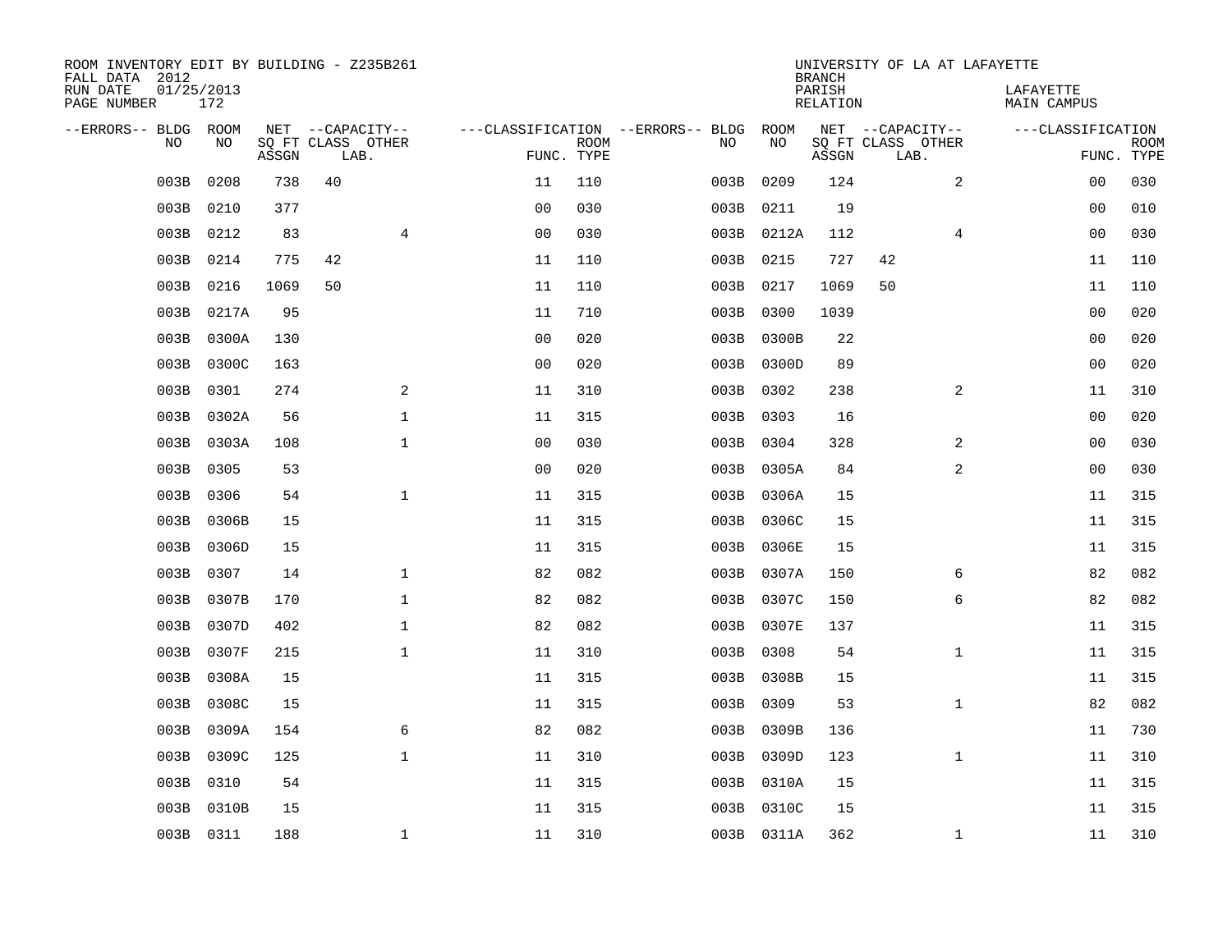ROOM INVENTORY EDIT BY BUILDING - Z235B261
FALL DATA 2012
RUN DATE 01/25/2013
PAGE NUMBER 172

UNIVERSITY OF LA AT LAFAYETTE
BRANCH
PARISH LAFAYETTE
RELATION MAIN CAMPUS

| --ERRORS-- | BLDG NO | ROOM NO | NET SQ FT ASSGN | --CAPACITY-- CLASS LAB. | OTHER | ---CLASSIFICATION FUNC. | ROOM TYPE | --ERRORS-- | BLDG NO | ROOM NO | NET SQ FT ASSGN | --CAPACITY-- CLASS LAB. | OTHER | ---CLASSIFICATION FUNC. | ROOM TYPE |
|---|---|---|---|---|---|---|---|---|---|---|---|---|---|---|---|
| | 003B | 0208 | 738 | 40 | | 11 | 110 | | 003B | 0209 | 124 | | 2 | 00 | 030 |
| | 003B | 0210 | 377 | | | 00 | 030 | | 003B | 0211 | 19 | | | 00 | 010 |
| | 003B | 0212 | 83 | | 4 | 00 | 030 | | 003B | 0212A | 112 | | 4 | 00 | 030 |
| | 003B | 0214 | 775 | 42 | | 11 | 110 | | 003B | 0215 | 727 | 42 | | 11 | 110 |
| | 003B | 0216 | 1069 | 50 | | 11 | 110 | | 003B | 0217 | 1069 | 50 | | 11 | 110 |
| | 003B | 0217A | 95 | | | 11 | 710 | | 003B | 0300 | 1039 | | | 00 | 020 |
| | 003B | 0300A | 130 | | | 00 | 020 | | 003B | 0300B | 22 | | | 00 | 020 |
| | 003B | 0300C | 163 | | | 00 | 020 | | 003B | 0300D | 89 | | | 00 | 020 |
| | 003B | 0301 | 274 | | 2 | 11 | 310 | | 003B | 0302 | 238 | | 2 | 11 | 310 |
| | 003B | 0302A | 56 | | 1 | 11 | 315 | | 003B | 0303 | 16 | | | 00 | 020 |
| | 003B | 0303A | 108 | | 1 | 00 | 030 | | 003B | 0304 | 328 | | 2 | 00 | 030 |
| | 003B | 0305 | 53 | | | 00 | 020 | | 003B | 0305A | 84 | | 2 | 00 | 030 |
| | 003B | 0306 | 54 | | 1 | 11 | 315 | | 003B | 0306A | 15 | | | 11 | 315 |
| | 003B | 0306B | 15 | | | 11 | 315 | | 003B | 0306C | 15 | | | 11 | 315 |
| | 003B | 0306D | 15 | | | 11 | 315 | | 003B | 0306E | 15 | | | 11 | 315 |
| | 003B | 0307 | 14 | | 1 | 82 | 082 | | 003B | 0307A | 150 | | 6 | 82 | 082 |
| | 003B | 0307B | 170 | | 1 | 82 | 082 | | 003B | 0307C | 150 | | 6 | 82 | 082 |
| | 003B | 0307D | 402 | | 1 | 82 | 082 | | 003B | 0307E | 137 | | | 11 | 315 |
| | 003B | 0307F | 215 | | 1 | 11 | 310 | | 003B | 0308 | 54 | | 1 | 11 | 315 |
| | 003B | 0308A | 15 | | | 11 | 315 | | 003B | 0308B | 15 | | | 11 | 315 |
| | 003B | 0308C | 15 | | | 11 | 315 | | 003B | 0309 | 53 | | 1 | 82 | 082 |
| | 003B | 0309A | 154 | | 6 | 82 | 082 | | 003B | 0309B | 136 | | | 11 | 730 |
| | 003B | 0309C | 125 | | 1 | 11 | 310 | | 003B | 0309D | 123 | | 1 | 11 | 310 |
| | 003B | 0310 | 54 | | | 11 | 315 | | 003B | 0310A | 15 | | | 11 | 315 |
| | 003B | 0310B | 15 | | | 11 | 315 | | 003B | 0310C | 15 | | | 11 | 315 |
| | 003B | 0311 | 188 | | 1 | 11 | 310 | | 003B | 0311A | 362 | | 1 | 11 | 310 |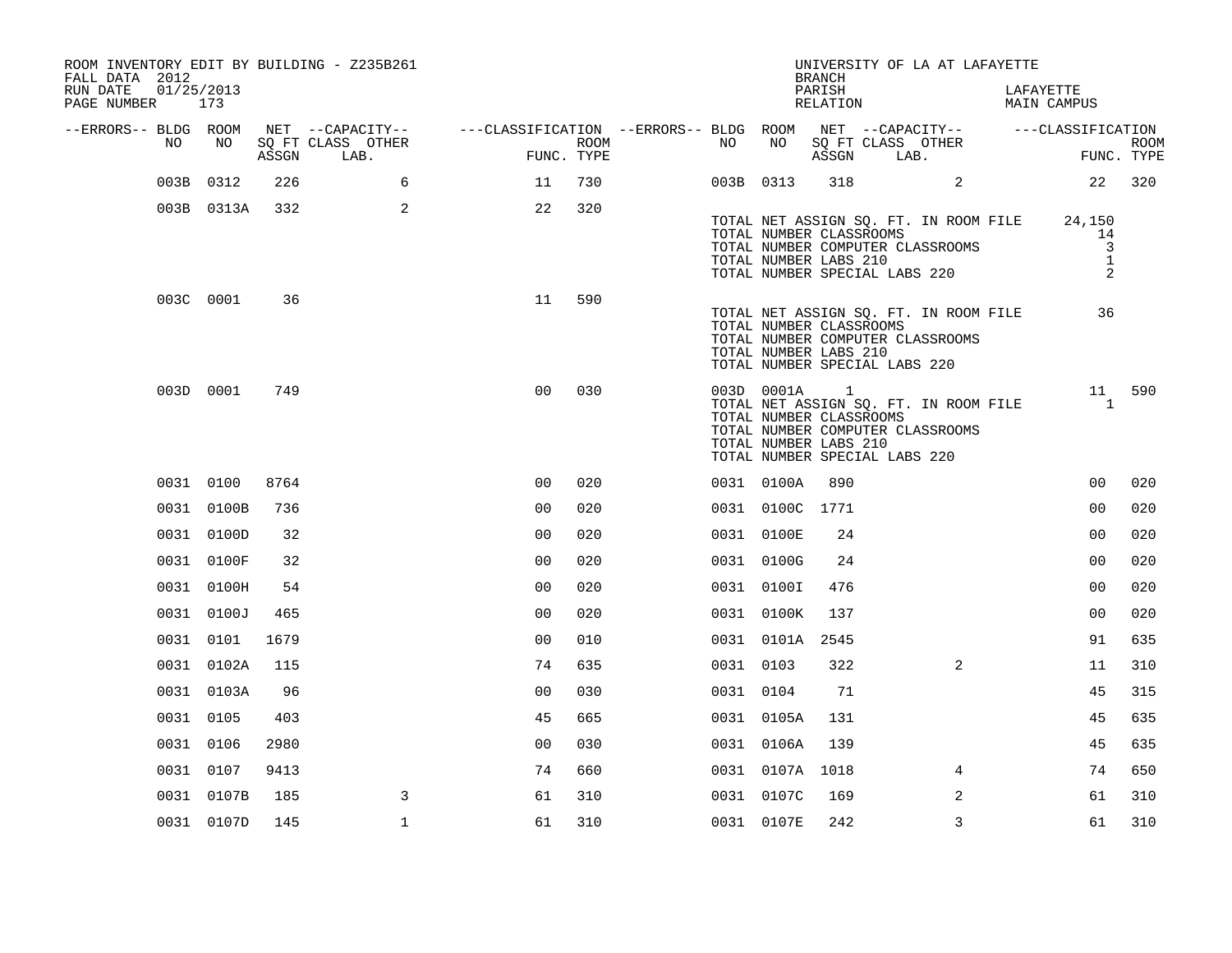ROOM INVENTORY EDIT BY BUILDING - Z235B261
FALL DATA 2012
RUN DATE 01/25/2013

UNIVERSITY OF LA AT LAFAYETTE
BRANCH
PARISH LAFAYETTE
RELATION MAIN CAMPUS

| --ERRORS-- | BLDG NO | ROOM NO | NET SQ FT ASSGN | --CAPACITY-- CLASS LAB. | OTHER | ---CLASSIFICATION FUNC. | ROOM TYPE | --ERRORS-- | BLDG NO | ROOM NO | NET SQ FT ASSGN | --CAPACITY-- CLASS LAB. | OTHER | ---CLASSIFICATION FUNC. | ROOM TYPE |
|---|---|---|---|---|---|---|---|---|---|---|---|---|---|---|---|
| | 003B | 0312 | 226 | | 6 | 11 | 730 | | 003B | 0313 | 318 | | 2 | 22 | 320 |
| | 003B | 0313A | 332 | | 2 | 22 | 320 | | | | | | | | |
| | | | | | | | | | TOTAL NET ASSIGN SQ. FT. IN ROOM FILE | | | | | 24,150 | |
| | | | | | | | | | TOTAL NUMBER CLASSROOMS | | | | | 14 | |
| | | | | | | | | | TOTAL NUMBER COMPUTER CLASSROOMS | | | | | 3 | |
| | | | | | | | | | TOTAL NUMBER LABS 210 | | | | | 1 | |
| | | | | | | | | | TOTAL NUMBER SPECIAL LABS 220 | | | | | 2 | |
| | 003C | 0001 | 36 | | | 11 | 590 | | | | | | | | |
| | | | | | | | | | TOTAL NET ASSIGN SQ. FT. IN ROOM FILE | | | | | 36 | |
| | | | | | | | | | TOTAL NUMBER CLASSROOMS | | | | | | |
| | | | | | | | | | TOTAL NUMBER COMPUTER CLASSROOMS | | | | | | |
| | | | | | | | | | TOTAL NUMBER LABS 210 | | | | | | |
| | | | | | | | | | TOTAL NUMBER SPECIAL LABS 220 | | | | | | |
| | 003D | 0001 | 749 | | | 00 | 030 | | 003D | 0001A | 1 | | | 11 | 590 |
| | | | | | | | | | TOTAL NET ASSIGN SQ. FT. IN ROOM FILE | | | | | 1 | |
| | | | | | | | | | TOTAL NUMBER CLASSROOMS | | | | | | |
| | | | | | | | | | TOTAL NUMBER COMPUTER CLASSROOMS | | | | | | |
| | | | | | | | | | TOTAL NUMBER LABS 210 | | | | | | |
| | | | | | | | | | TOTAL NUMBER SPECIAL LABS 220 | | | | | | |
| | 0031 | 0100 | 8764 | | | 00 | 020 | | 0031 | 0100A | 890 | | | 00 | 020 |
| | 0031 | 0100B | 736 | | | 00 | 020 | | 0031 | 0100C | 1771 | | | 00 | 020 |
| | 0031 | 0100D | 32 | | | 00 | 020 | | 0031 | 0100E | 24 | | | 00 | 020 |
| | 0031 | 0100F | 32 | | | 00 | 020 | | 0031 | 0100G | 24 | | | 00 | 020 |
| | 0031 | 0100H | 54 | | | 00 | 020 | | 0031 | 0100I | 476 | | | 00 | 020 |
| | 0031 | 0100J | 465 | | | 00 | 020 | | 0031 | 0100K | 137 | | | 00 | 020 |
| | 0031 | 0101 | 1679 | | | 00 | 010 | | 0031 | 0101A | 2545 | | | 91 | 635 |
| | 0031 | 0102A | 115 | | | 74 | 635 | | 0031 | 0103 | 322 | | 2 | 11 | 310 |
| | 0031 | 0103A | 96 | | | 00 | 030 | | 0031 | 0104 | 71 | | | 45 | 315 |
| | 0031 | 0105 | 403 | | | 45 | 665 | | 0031 | 0105A | 131 | | | 45 | 635 |
| | 0031 | 0106 | 2980 | | | 00 | 030 | | 0031 | 0106A | 139 | | | 45 | 635 |
| | 0031 | 0107 | 9413 | | | 74 | 660 | | 0031 | 0107A | 1018 | | 4 | 74 | 650 |
| | 0031 | 0107B | 185 | | 3 | 61 | 310 | | 0031 | 0107C | 169 | | 2 | 61 | 310 |
| | 0031 | 0107D | 145 | | 1 | 61 | 310 | | 0031 | 0107E | 242 | | 3 | 61 | 310 |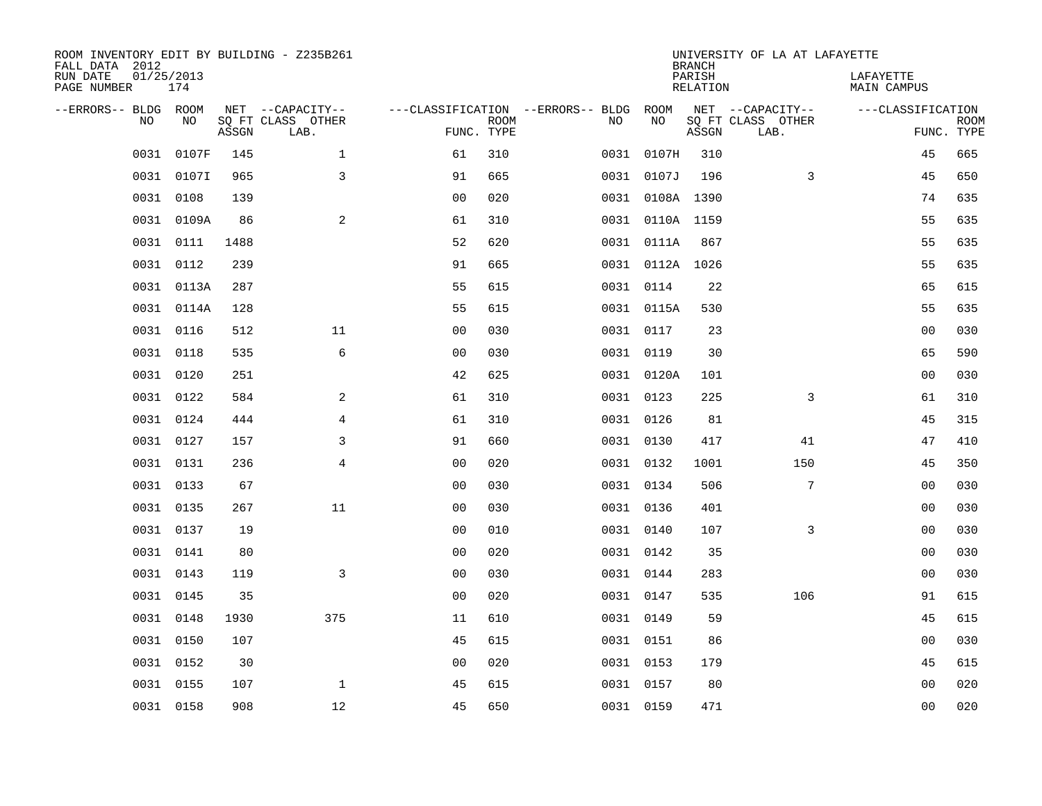ROOM INVENTORY EDIT BY BUILDING - Z235B261
FALL DATA 2012
RUN DATE 01/25/2013
PAGE NUMBER 174

UNIVERSITY OF LA AT LAFAYETTE
BRANCH
PARISH LAFAYETTE
RELATION MAIN CAMPUS

| --ERRORS-- | BLDG NO | ROOM NO | NET SQ FT ASSGN | --CAPACITY-- CLASS | OTHER LAB. | ---CLASSIFICATION FUNC. | ROOM TYPE | --ERRORS-- | BLDG NO | ROOM NO | NET SQ FT ASSGN | --CAPACITY-- CLASS | OTHER LAB. | ---CLASSIFICATION FUNC. | ROOM TYPE |
|---|---|---|---|---|---|---|---|---|---|---|---|---|---|---|---|
| | 0031 | 0107F | 145 | | 1 | 61 | 310 | | 0031 | 0107H | 310 | | | 45 | 665 |
| | 0031 | 0107I | 965 | | 3 | 91 | 665 | | 0031 | 0107J | 196 | | 3 | 45 | 650 |
| | 0031 | 0108 | 139 | | | 00 | 020 | | 0031 | 0108A | 1390 | | | 74 | 635 |
| | 0031 | 0109A | 86 | | 2 | 61 | 310 | | 0031 | 0110A | 1159 | | | 55 | 635 |
| | 0031 | 0111 | 1488 | | | 52 | 620 | | 0031 | 0111A | 867 | | | 55 | 635 |
| | 0031 | 0112 | 239 | | | 91 | 665 | | 0031 | 0112A | 1026 | | | 55 | 635 |
| | 0031 | 0113A | 287 | | | 55 | 615 | | 0031 | 0114 | 22 | | | 65 | 615 |
| | 0031 | 0114A | 128 | | | 55 | 615 | | 0031 | 0115A | 530 | | | 55 | 635 |
| | 0031 | 0116 | 512 | | 11 | 00 | 030 | | 0031 | 0117 | 23 | | | 00 | 030 |
| | 0031 | 0118 | 535 | | 6 | 00 | 030 | | 0031 | 0119 | 30 | | | 65 | 590 |
| | 0031 | 0120 | 251 | | | 42 | 625 | | 0031 | 0120A | 101 | | | 00 | 030 |
| | 0031 | 0122 | 584 | | 2 | 61 | 310 | | 0031 | 0123 | 225 | | 3 | 61 | 310 |
| | 0031 | 0124 | 444 | | 4 | 61 | 310 | | 0031 | 0126 | 81 | | | 45 | 315 |
| | 0031 | 0127 | 157 | | 3 | 91 | 660 | | 0031 | 0130 | 417 | | 41 | 47 | 410 |
| | 0031 | 0131 | 236 | | 4 | 00 | 020 | | 0031 | 0132 | 1001 | | 150 | 45 | 350 |
| | 0031 | 0133 | 67 | | | 00 | 030 | | 0031 | 0134 | 506 | | 7 | 00 | 030 |
| | 0031 | 0135 | 267 | | 11 | 00 | 030 | | 0031 | 0136 | 401 | | | 00 | 030 |
| | 0031 | 0137 | 19 | | | 00 | 010 | | 0031 | 0140 | 107 | | 3 | 00 | 030 |
| | 0031 | 0141 | 80 | | | 00 | 020 | | 0031 | 0142 | 35 | | | 00 | 030 |
| | 0031 | 0143 | 119 | | 3 | 00 | 030 | | 0031 | 0144 | 283 | | | 00 | 030 |
| | 0031 | 0145 | 35 | | | 00 | 020 | | 0031 | 0147 | 535 | | 106 | 91 | 615 |
| | 0031 | 0148 | 1930 | | 375 | 11 | 610 | | 0031 | 0149 | 59 | | | 45 | 615 |
| | 0031 | 0150 | 107 | | | 45 | 615 | | 0031 | 0151 | 86 | | | 00 | 030 |
| | 0031 | 0152 | 30 | | | 00 | 020 | | 0031 | 0153 | 179 | | | 45 | 615 |
| | 0031 | 0155 | 107 | | 1 | 45 | 615 | | 0031 | 0157 | 80 | | | 00 | 020 |
| | 0031 | 0158 | 908 | | 12 | 45 | 650 | | 0031 | 0159 | 471 | | | 00 | 020 |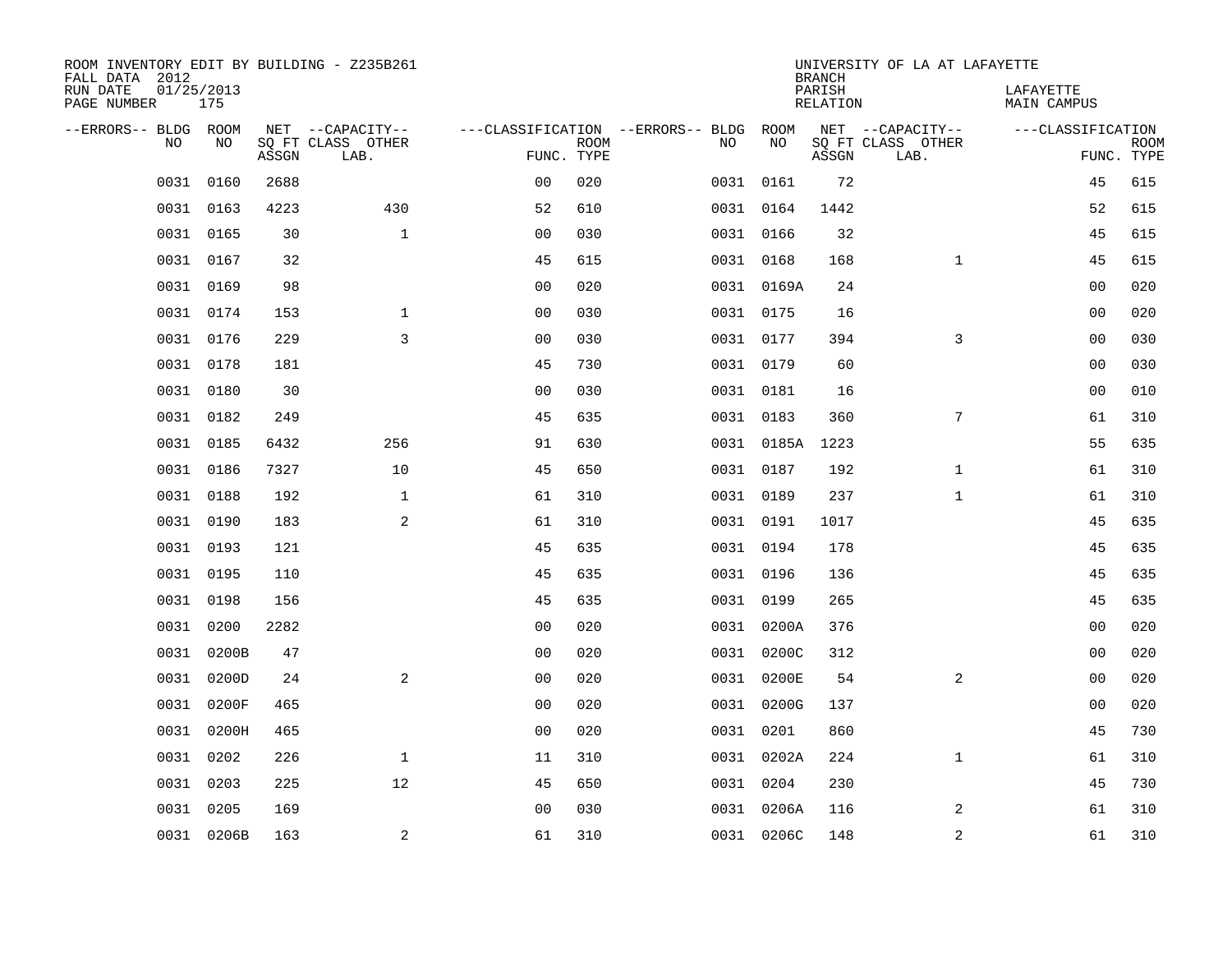ROOM INVENTORY EDIT BY BUILDING - Z235B261
FALL DATA 2012
RUN DATE 01/25/2013
PAGE NUMBER 175

UNIVERSITY OF LA AT LAFAYETTE
BRANCH
PARISH LAFAYETTE
RELATION MAIN CAMPUS

| --ERRORS-- | BLDG NO | ROOM NO | NET SQ FT ASSGN | --CAPACITY-- CLASS LAB. | OTHER | ---CLASSIFICATION FUNC. | ROOM TYPE | --ERRORS-- | BLDG NO | ROOM NO | NET SQ FT ASSGN | --CAPACITY-- CLASS LAB. | OTHER | ---CLASSIFICATION FUNC. | ROOM TYPE |
|---|---|---|---|---|---|---|---|---|---|---|---|---|---|---|---|
| | 0031 | 0160 | 2688 | | | 00 | 020 | | 0031 | 0161 | 72 | | | 45 | 615 |
| | 0031 | 0163 | 4223 | | 430 | 52 | 610 | | 0031 | 0164 | 1442 | | | 52 | 615 |
| | 0031 | 0165 | 30 | | 1 | 00 | 030 | | 0031 | 0166 | 32 | | | 45 | 615 |
| | 0031 | 0167 | 32 | | | 45 | 615 | | 0031 | 0168 | 168 | | 1 | 45 | 615 |
| | 0031 | 0169 | 98 | | | 00 | 020 | | 0031 | 0169A | 24 | | | 00 | 020 |
| | 0031 | 0174 | 153 | | 1 | 00 | 030 | | 0031 | 0175 | 16 | | | 00 | 020 |
| | 0031 | 0176 | 229 | | 3 | 00 | 030 | | 0031 | 0177 | 394 | | 3 | 00 | 030 |
| | 0031 | 0178 | 181 | | | 45 | 730 | | 0031 | 0179 | 60 | | | 00 | 030 |
| | 0031 | 0180 | 30 | | | 00 | 030 | | 0031 | 0181 | 16 | | | 00 | 010 |
| | 0031 | 0182 | 249 | | | 45 | 635 | | 0031 | 0183 | 360 | | 7 | 61 | 310 |
| | 0031 | 0185 | 6432 | | 256 | 91 | 630 | | 0031 | 0185A | 1223 | | | 55 | 635 |
| | 0031 | 0186 | 7327 | | 10 | 45 | 650 | | 0031 | 0187 | 192 | | 1 | 61 | 310 |
| | 0031 | 0188 | 192 | | 1 | 61 | 310 | | 0031 | 0189 | 237 | | 1 | 61 | 310 |
| | 0031 | 0190 | 183 | | 2 | 61 | 310 | | 0031 | 0191 | 1017 | | | 45 | 635 |
| | 0031 | 0193 | 121 | | | 45 | 635 | | 0031 | 0194 | 178 | | | 45 | 635 |
| | 0031 | 0195 | 110 | | | 45 | 635 | | 0031 | 0196 | 136 | | | 45 | 635 |
| | 0031 | 0198 | 156 | | | 45 | 635 | | 0031 | 0199 | 265 | | | 45 | 635 |
| | 0031 | 0200 | 2282 | | | 00 | 020 | | 0031 | 0200A | 376 | | | 00 | 020 |
| | 0031 | 0200B | 47 | | | 00 | 020 | | 0031 | 0200C | 312 | | | 00 | 020 |
| | 0031 | 0200D | 24 | | 2 | 00 | 020 | | 0031 | 0200E | 54 | | 2 | 00 | 020 |
| | 0031 | 0200F | 465 | | | 00 | 020 | | 0031 | 0200G | 137 | | | 00 | 020 |
| | 0031 | 0200H | 465 | | | 00 | 020 | | 0031 | 0201 | 860 | | | 45 | 730 |
| | 0031 | 0202 | 226 | | 1 | 11 | 310 | | 0031 | 0202A | 224 | | 1 | 61 | 310 |
| | 0031 | 0203 | 225 | | 12 | 45 | 650 | | 0031 | 0204 | 230 | | | 45 | 730 |
| | 0031 | 0205 | 169 | | | 00 | 030 | | 0031 | 0206A | 116 | | 2 | 61 | 310 |
| | 0031 | 0206B | 163 | | 2 | 61 | 310 | | 0031 | 0206C | 148 | | 2 | 61 | 310 |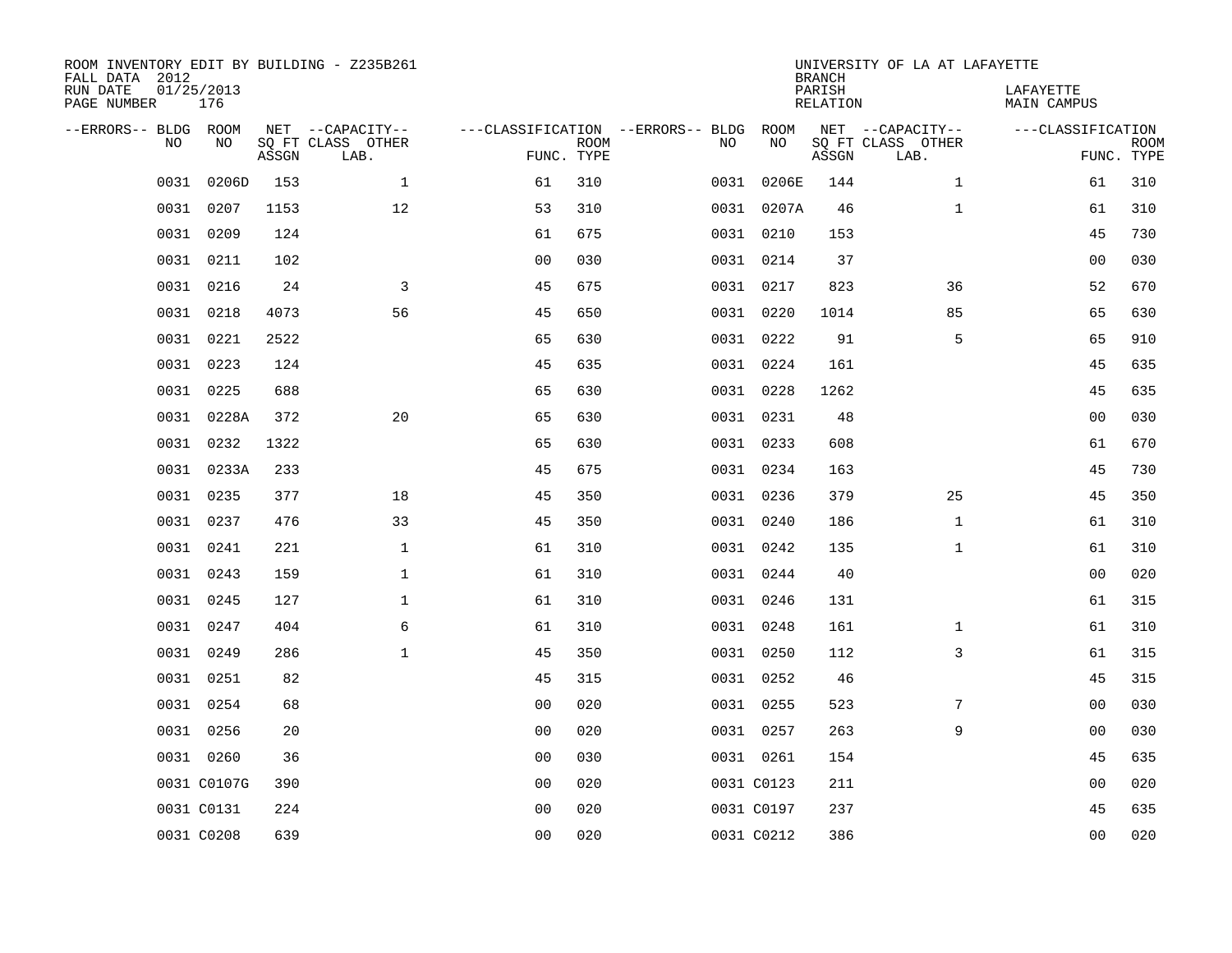ROOM INVENTORY EDIT BY BUILDING - Z235B261
FALL DATA 2012
RUN DATE 01/25/2013
PAGE NUMBER 176

UNIVERSITY OF LA AT LAFAYETTE
BRANCH
PARISH LAFAYETTE
RELATION MAIN CAMPUS

| --ERRORS-- | BLDG NO | ROOM NO | NET SQ FT ASSGN | --CAPACITY-- CLASS | OTHER LAB. | ---CLASSIFICATION FUNC. | ROOM TYPE | --ERRORS-- | BLDG NO | ROOM NO | NET SQ FT ASSGN | --CAPACITY-- CLASS | OTHER LAB. | ---CLASSIFICATION FUNC. | ROOM TYPE |
|---|---|---|---|---|---|---|---|---|---|---|---|---|---|---|---|
| | 0031 | 0206D | 153 | | 1 | 61 | 310 | | 0031 | 0206E | 144 | | 1 | 61 | 310 |
| | 0031 | 0207 | 1153 | | 12 | 53 | 310 | | 0031 | 0207A | 46 | | 1 | 61 | 310 |
| | 0031 | 0209 | 124 | | | 61 | 675 | | 0031 | 0210 | 153 | | | 45 | 730 |
| | 0031 | 0211 | 102 | | | 00 | 030 | | 0031 | 0214 | 37 | | | 00 | 030 |
| | 0031 | 0216 | 24 | | 3 | 45 | 675 | | 0031 | 0217 | 823 | | 36 | 52 | 670 |
| | 0031 | 0218 | 4073 | | 56 | 45 | 650 | | 0031 | 0220 | 1014 | | 85 | 65 | 630 |
| | 0031 | 0221 | 2522 | | | 65 | 630 | | 0031 | 0222 | 91 | | 5 | 65 | 910 |
| | 0031 | 0223 | 124 | | | 45 | 635 | | 0031 | 0224 | 161 | | | 45 | 635 |
| | 0031 | 0225 | 688 | | | 65 | 630 | | 0031 | 0228 | 1262 | | | 45 | 635 |
| | 0031 | 0228A | 372 | | 20 | 65 | 630 | | 0031 | 0231 | 48 | | | 00 | 030 |
| | 0031 | 0232 | 1322 | | | 65 | 630 | | 0031 | 0233 | 608 | | | 61 | 670 |
| | 0031 | 0233A | 233 | | | 45 | 675 | | 0031 | 0234 | 163 | | | 45 | 730 |
| | 0031 | 0235 | 377 | | 18 | 45 | 350 | | 0031 | 0236 | 379 | | 25 | 45 | 350 |
| | 0031 | 0237 | 476 | | 33 | 45 | 350 | | 0031 | 0240 | 186 | | 1 | 61 | 310 |
| | 0031 | 0241 | 221 | | 1 | 61 | 310 | | 0031 | 0242 | 135 | | 1 | 61 | 310 |
| | 0031 | 0243 | 159 | | 1 | 61 | 310 | | 0031 | 0244 | 40 | | | 00 | 020 |
| | 0031 | 0245 | 127 | | 1 | 61 | 310 | | 0031 | 0246 | 131 | | | 61 | 315 |
| | 0031 | 0247 | 404 | | 6 | 61 | 310 | | 0031 | 0248 | 161 | | 1 | 61 | 310 |
| | 0031 | 0249 | 286 | | 1 | 45 | 350 | | 0031 | 0250 | 112 | | 3 | 61 | 315 |
| | 0031 | 0251 | 82 | | | 45 | 315 | | 0031 | 0252 | 46 | | | 45 | 315 |
| | 0031 | 0254 | 68 | | | 00 | 020 | | 0031 | 0255 | 523 | | 7 | 00 | 030 |
| | 0031 | 0256 | 20 | | | 00 | 020 | | 0031 | 0257 | 263 | | 9 | 00 | 030 |
| | 0031 | 0260 | 36 | | | 00 | 030 | | 0031 | 0261 | 154 | | | 45 | 635 |
| | 0031 | C0107G | 390 | | | 00 | 020 | | 0031 | C0123 | 211 | | | 00 | 020 |
| | 0031 | C0131 | 224 | | | 00 | 020 | | 0031 | C0197 | 237 | | | 45 | 635 |
| | 0031 | C0208 | 639 | | | 00 | 020 | | 0031 | C0212 | 386 | | | 00 | 020 |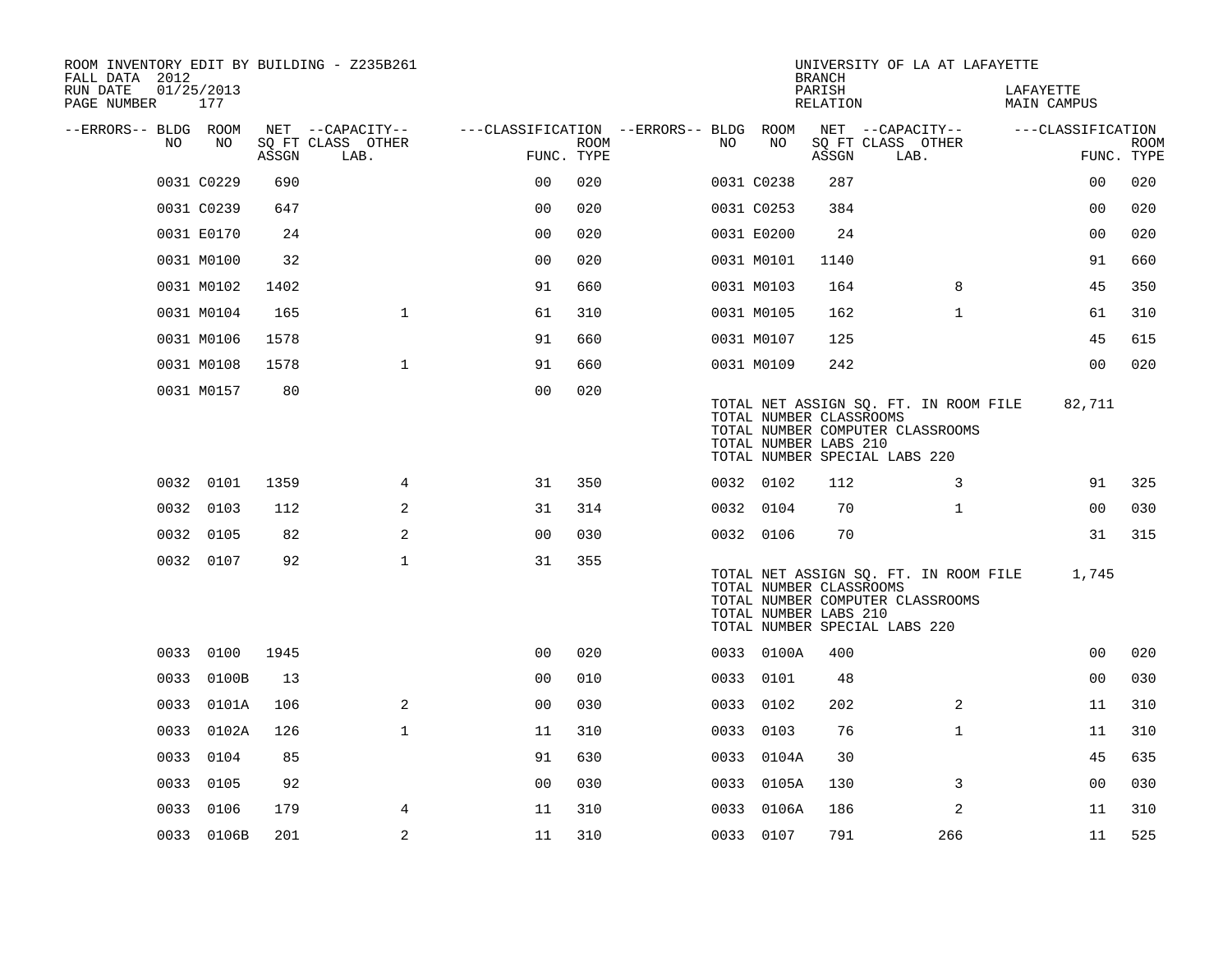ROOM INVENTORY EDIT BY BUILDING - Z235B261
FALL DATA 2012
RUN DATE 01/25/2013
PAGE NUMBER 177

UNIVERSITY OF LA AT LAFAYETTE
BRANCH
PARISH LAFAYETTE
RELATION MAIN CAMPUS

| --ERRORS-- | BLDG NO | ROOM NO | NET SQ FT ASSGN | --CAPACITY-- CLASS | OTHER LAB. | ---CLASSIFICATION FUNC. | ROOM TYPE | --ERRORS-- | BLDG NO | ROOM NO | NET SQ FT ASSGN | --CAPACITY-- CLASS | OTHER LAB. | ---CLASSIFICATION FUNC. | ROOM TYPE |
|---|---|---|---|---|---|---|---|---|---|---|---|---|---|---|---|
| | 0031 | C0229 | 690 | | | 00 | 020 | | 0031 | C0238 | 287 | | | 00 | 020 |
| | 0031 | C0239 | 647 | | | 00 | 020 | | 0031 | C0253 | 384 | | | 00 | 020 |
| | 0031 | E0170 | 24 | | | 00 | 020 | | 0031 | E0200 | 24 | | | 00 | 020 |
| | 0031 | M0100 | 32 | | | 00 | 020 | | 0031 | M0101 | 1140 | | | 91 | 660 |
| | 0031 | M0102 | 1402 | | | 91 | 660 | | 0031 | M0103 | 164 | | 8 | 45 | 350 |
| | 0031 | M0104 | 165 | | 1 | 61 | 310 | | 0031 | M0105 | 162 | | 1 | 61 | 310 |
| | 0031 | M0106 | 1578 | | | 91 | 660 | | 0031 | M0107 | 125 | | | 45 | 615 |
| | 0031 | M0108 | 1578 | | 1 | 91 | 660 | | 0031 | M0109 | 242 | | | 00 | 020 |
| | 0031 | M0157 | 80 | | | 00 | 020 | | | | | | | | |

TOTAL NET ASSIGN SQ. FT. IN ROOM FILE 82,711
TOTAL NUMBER CLASSROOMS
TOTAL NUMBER COMPUTER CLASSROOMS
TOTAL NUMBER LABS 210
TOTAL NUMBER SPECIAL LABS 220

| --ERRORS-- | BLDG NO | ROOM NO | NET SQ FT ASSGN | --CAPACITY-- CLASS | OTHER LAB. | ---CLASSIFICATION FUNC. | ROOM TYPE | --ERRORS-- | BLDG NO | ROOM NO | NET SQ FT ASSGN | --CAPACITY-- CLASS | OTHER LAB. | ---CLASSIFICATION FUNC. | ROOM TYPE |
|---|---|---|---|---|---|---|---|---|---|---|---|---|---|---|---|
| | 0032 | 0101 | 1359 | | 4 | 31 | 350 | | 0032 | 0102 | 112 | | 3 | 91 | 325 |
| | 0032 | 0103 | 112 | | 2 | 31 | 314 | | 0032 | 0104 | 70 | | 1 | 00 | 030 |
| | 0032 | 0105 | 82 | | 2 | 00 | 030 | | 0032 | 0106 | 70 | | | 31 | 315 |
| | 0032 | 0107 | 92 | | 1 | 31 | 355 | | | | | | | | |

TOTAL NET ASSIGN SQ. FT. IN ROOM FILE 1,745
TOTAL NUMBER CLASSROOMS
TOTAL NUMBER COMPUTER CLASSROOMS
TOTAL NUMBER LABS 210
TOTAL NUMBER SPECIAL LABS 220

| --ERRORS-- | BLDG NO | ROOM NO | NET SQ FT ASSGN | --CAPACITY-- CLASS | OTHER LAB. | ---CLASSIFICATION FUNC. | ROOM TYPE | --ERRORS-- | BLDG NO | ROOM NO | NET SQ FT ASSGN | --CAPACITY-- CLASS | OTHER LAB. | ---CLASSIFICATION FUNC. | ROOM TYPE |
|---|---|---|---|---|---|---|---|---|---|---|---|---|---|---|---|
| | 0033 | 0100 | 1945 | | | 00 | 020 | | 0033 | 0100A | 400 | | | 00 | 020 |
| | 0033 | 0100B | 13 | | | 00 | 010 | | 0033 | 0101 | 48 | | | 00 | 030 |
| | 0033 | 0101A | 106 | | 2 | 00 | 030 | | 0033 | 0102 | 202 | | 2 | 11 | 310 |
| | 0033 | 0102A | 126 | | 1 | 11 | 310 | | 0033 | 0103 | 76 | | 1 | 11 | 310 |
| | 0033 | 0104 | 85 | | | 91 | 630 | | 0033 | 0104A | 30 | | | 45 | 635 |
| | 0033 | 0105 | 92 | | | 00 | 030 | | 0033 | 0105A | 130 | | 3 | 00 | 030 |
| | 0033 | 0106 | 179 | | 4 | 11 | 310 | | 0033 | 0106A | 186 | | 2 | 11 | 310 |
| | 0033 | 0106B | 201 | | 2 | 11 | 310 | | 0033 | 0107 | 791 | | 266 | 11 | 525 |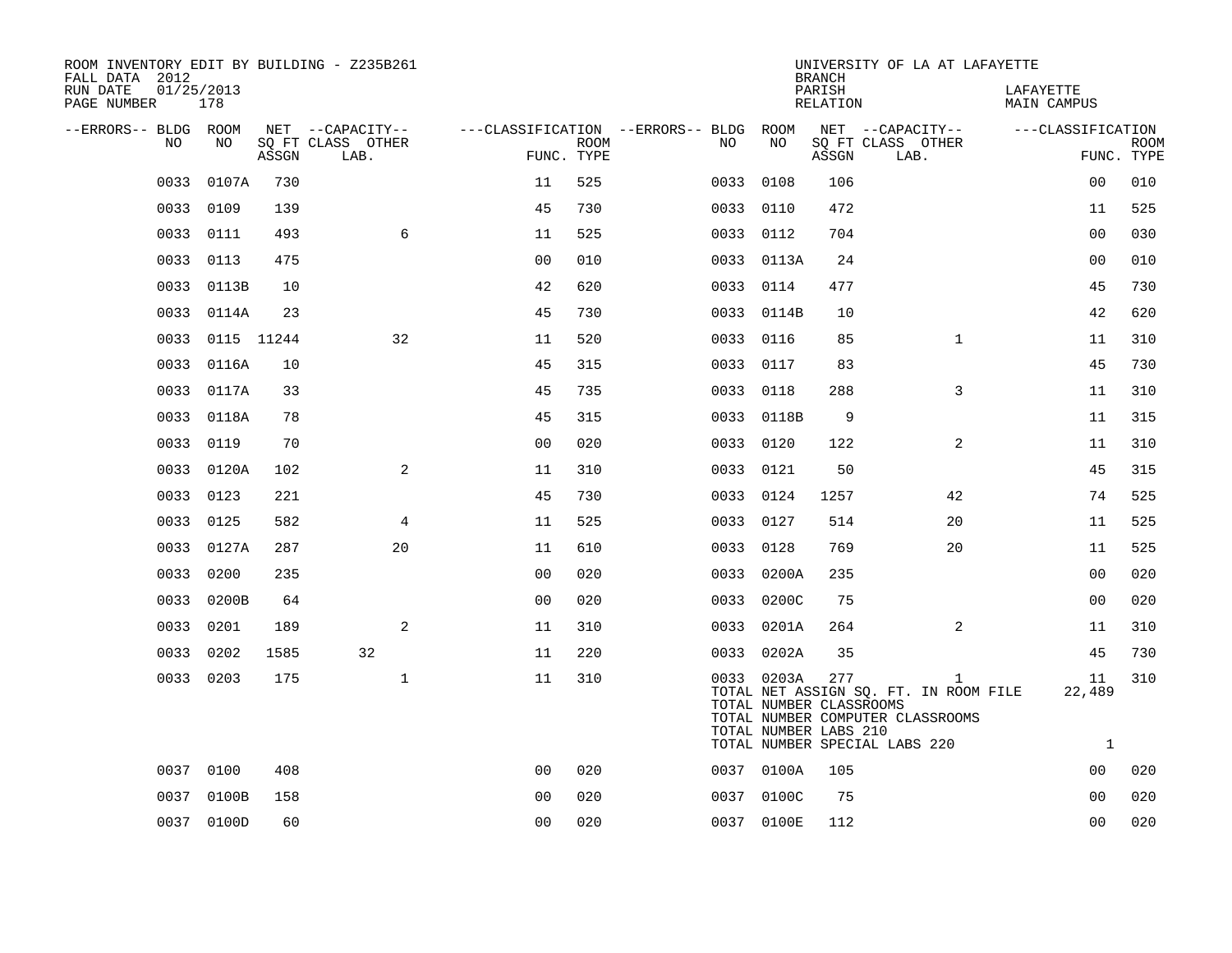ROOM INVENTORY EDIT BY BUILDING - Z235B261
FALL DATA 2012
RUN DATE 01/25/2013
PAGE NUMBER 178

UNIVERSITY OF LA AT LAFAYETTE
BRANCH
PARISH LAFAYETTE
RELATION MAIN CAMPUS

| --ERRORS-- | BLDG NO | ROOM NO | NET SQ FT ASSGN | --CAPACITY-- CLASS LAB. | OTHER | ---CLASSIFICATION FUNC. | ROOM TYPE | --ERRORS-- | BLDG NO | ROOM NO | NET SQ FT ASSGN | --CAPACITY-- CLASS LAB. | OTHER | ---CLASSIFICATION FUNC. | ROOM TYPE |
|---|---|---|---|---|---|---|---|---|---|---|---|---|---|---|---|
| | 0033 | 0107A | 730 | | | 11 | 525 | | 0033 | 0108 | 106 | | | 00 | 010 |
| | 0033 | 0109 | 139 | | | 45 | 730 | | 0033 | 0110 | 472 | | | 11 | 525 |
| | 0033 | 0111 | 493 | | 6 | 11 | 525 | | 0033 | 0112 | 704 | | | 00 | 030 |
| | 0033 | 0113 | 475 | | | 00 | 010 | | 0033 | 0113A | 24 | | | 00 | 010 |
| | 0033 | 0113B | 10 | | | 42 | 620 | | 0033 | 0114 | 477 | | | 45 | 730 |
| | 0033 | 0114A | 23 | | | 45 | 730 | | 0033 | 0114B | 10 | | | 42 | 620 |
| | 0033 | 0115 | 11244 | | 32 | 11 | 520 | | 0033 | 0116 | 85 | | 1 | 11 | 310 |
| | 0033 | 0116A | 10 | | | 45 | 315 | | 0033 | 0117 | 83 | | | 45 | 730 |
| | 0033 | 0117A | 33 | | | 45 | 735 | | 0033 | 0118 | 288 | | 3 | 11 | 310 |
| | 0033 | 0118A | 78 | | | 45 | 315 | | 0033 | 0118B | 9 | | | 11 | 315 |
| | 0033 | 0119 | 70 | | | 00 | 020 | | 0033 | 0120 | 122 | | 2 | 11 | 310 |
| | 0033 | 0120A | 102 | | 2 | 11 | 310 | | 0033 | 0121 | 50 | | | 45 | 315 |
| | 0033 | 0123 | 221 | | | 45 | 730 | | 0033 | 0124 | 1257 | | 42 | 74 | 525 |
| | 0033 | 0125 | 582 | | 4 | 11 | 525 | | 0033 | 0127 | 514 | | 20 | 11 | 525 |
| | 0033 | 0127A | 287 | | 20 | 11 | 610 | | 0033 | 0128 | 769 | | 20 | 11 | 525 |
| | 0033 | 0200 | 235 | | | 00 | 020 | | 0033 | 0200A | 235 | | | 00 | 020 |
| | 0033 | 0200B | 64 | | | 00 | 020 | | 0033 | 0200C | 75 | | | 00 | 020 |
| | 0033 | 0201 | 189 | | 2 | 11 | 310 | | 0033 | 0201A | 264 | | 2 | 11 | 310 |
| | 0033 | 0202 | 1585 | 32 | | 11 | 220 | | 0033 | 0202A | 35 | | | 45 | 730 |
| | 0033 | 0203 | 175 | | 1 | 11 | 310 | | 0033 | 0203A | 277 | | 1 | 11 | 310 |

TOTAL NET ASSIGN SQ. FT. IN ROOM FILE 22,489
TOTAL NUMBER CLASSROOMS
TOTAL NUMBER COMPUTER CLASSROOMS
TOTAL NUMBER LABS 210
TOTAL NUMBER SPECIAL LABS 220 1

| --ERRORS-- | BLDG NO | ROOM NO | NET SQ FT ASSGN | --CAPACITY-- CLASS LAB. | OTHER | ---CLASSIFICATION FUNC. | ROOM TYPE | --ERRORS-- | BLDG NO | ROOM NO | NET SQ FT ASSGN | --CAPACITY-- CLASS LAB. | OTHER | ---CLASSIFICATION FUNC. | ROOM TYPE |
|---|---|---|---|---|---|---|---|---|---|---|---|---|---|---|---|
| | 0037 | 0100 | 408 | | | 00 | 020 | | 0037 | 0100A | 105 | | | 00 | 020 |
| | 0037 | 0100B | 158 | | | 00 | 020 | | 0037 | 0100C | 75 | | | 00 | 020 |
| | 0037 | 0100D | 60 | | | 00 | 020 | | 0037 | 0100E | 112 | | | 00 | 020 |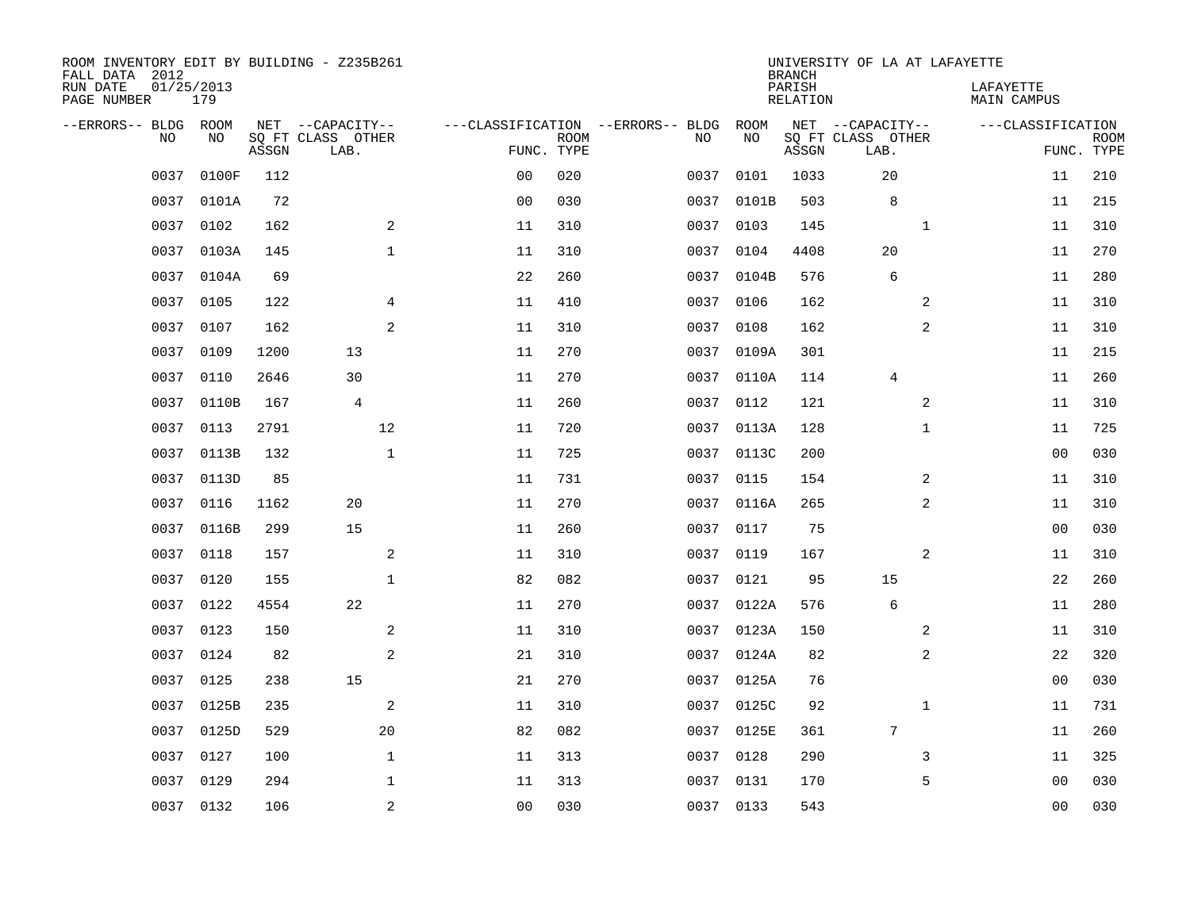ROOM INVENTORY EDIT BY BUILDING - Z235B261
FALL DATA 2012
RUN DATE 01/25/2013
PAGE NUMBER 179

UNIVERSITY OF LA AT LAFAYETTE
BRANCH
PARISH LAFAYETTE
RELATION MAIN CAMPUS

| --ERRORS-- | BLDG NO | ROOM NO | NET SQ FT ASSGN | CAPACITY CLASS LAB. | CAPACITY OTHER | CLASSIFICATION FUNC. | ROOM TYPE | --ERRORS-- | BLDG NO | ROOM NO | NET SQ FT ASSGN | CAPACITY CLASS LAB. | CAPACITY OTHER | CLASSIFICATION FUNC. | ROOM TYPE |
|---|---|---|---|---|---|---|---|---|---|---|---|---|---|---|---|
| | 0037 | 0100F | 112 | | | 00 | 020 | | 0037 | 0101 | 1033 | 20 | | 11 | 210 |
| | 0037 | 0101A | 72 | | | 00 | 030 | | 0037 | 0101B | 503 | 8 | | 11 | 215 |
| | 0037 | 0102 | 162 | | 2 | 11 | 310 | | 0037 | 0103 | 145 | | 1 | 11 | 310 |
| | 0037 | 0103A | 145 | | 1 | 11 | 310 | | 0037 | 0104 | 4408 | 20 | | 11 | 270 |
| | 0037 | 0104A | 69 | | | 22 | 260 | | 0037 | 0104B | 576 | 6 | | 11 | 280 |
| | 0037 | 0105 | 122 | | 4 | 11 | 410 | | 0037 | 0106 | 162 | | 2 | 11 | 310 |
| | 0037 | 0107 | 162 | | 2 | 11 | 310 | | 0037 | 0108 | 162 | | 2 | 11 | 310 |
| | 0037 | 0109 | 1200 | 13 | | 11 | 270 | | 0037 | 0109A | 301 | | | 11 | 215 |
| | 0037 | 0110 | 2646 | 30 | | 11 | 270 | | 0037 | 0110A | 114 | 4 | | 11 | 260 |
| | 0037 | 0110B | 167 | 4 | | 11 | 260 | | 0037 | 0112 | 121 | | 2 | 11 | 310 |
| | 0037 | 0113 | 2791 | | 12 | 11 | 720 | | 0037 | 0113A | 128 | | 1 | 11 | 725 |
| | 0037 | 0113B | 132 | | 1 | 11 | 725 | | 0037 | 0113C | 200 | | | 00 | 030 |
| | 0037 | 0113D | 85 | | | 11 | 731 | | 0037 | 0115 | 154 | | 2 | 11 | 310 |
| | 0037 | 0116 | 1162 | 20 | | 11 | 270 | | 0037 | 0116A | 265 | | 2 | 11 | 310 |
| | 0037 | 0116B | 299 | 15 | | 11 | 260 | | 0037 | 0117 | 75 | | | 00 | 030 |
| | 0037 | 0118 | 157 | | 2 | 11 | 310 | | 0037 | 0119 | 167 | | 2 | 11 | 310 |
| | 0037 | 0120 | 155 | | 1 | 82 | 082 | | 0037 | 0121 | 95 | 15 | | 22 | 260 |
| | 0037 | 0122 | 4554 | 22 | | 11 | 270 | | 0037 | 0122A | 576 | 6 | | 11 | 280 |
| | 0037 | 0123 | 150 | | 2 | 11 | 310 | | 0037 | 0123A | 150 | | 2 | 11 | 310 |
| | 0037 | 0124 | 82 | | 2 | 21 | 310 | | 0037 | 0124A | 82 | | 2 | 22 | 320 |
| | 0037 | 0125 | 238 | 15 | | 21 | 270 | | 0037 | 0125A | 76 | | | 00 | 030 |
| | 0037 | 0125B | 235 | | 2 | 11 | 310 | | 0037 | 0125C | 92 | | 1 | 11 | 731 |
| | 0037 | 0125D | 529 | | 20 | 82 | 082 | | 0037 | 0125E | 361 | 7 | | 11 | 260 |
| | 0037 | 0127 | 100 | | 1 | 11 | 313 | | 0037 | 0128 | 290 | | 3 | 11 | 325 |
| | 0037 | 0129 | 294 | | 1 | 11 | 313 | | 0037 | 0131 | 170 | | 5 | 00 | 030 |
| | 0037 | 0132 | 106 | | 2 | 00 | 030 | | 0037 | 0133 | 543 | | | 00 | 030 |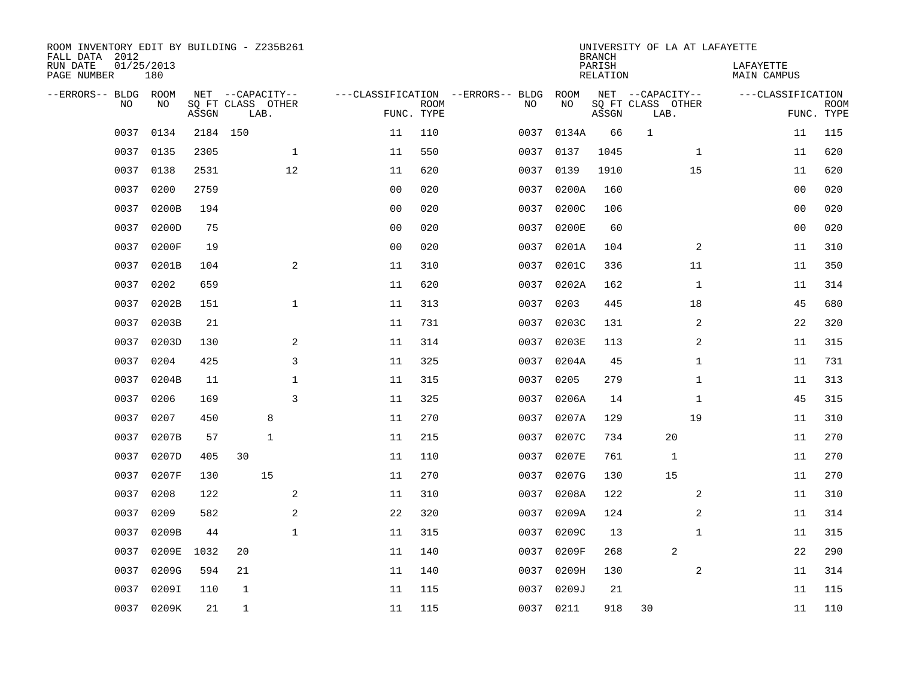ROOM INVENTORY EDIT BY BUILDING - Z235B261
FALL DATA 2012
RUN DATE 01/25/2013
PAGE NUMBER 180

UNIVERSITY OF LA AT LAFAYETTE
BRANCH
PARISH LAFAYETTE
RELATION MAIN CAMPUS

| --ERRORS-- | BLDG NO | ROOM NO | NET SQ FT ASSGN | CAPACITY CLASS LAB. | CAPACITY OTHER | CLASSIFICATION FUNC. | ROOM TYPE | --ERRORS-- | BLDG NO | ROOM NO | NET SQ FT ASSGN | CAPACITY CLASS LAB. | CAPACITY OTHER | CLASSIFICATION FUNC. | ROOM TYPE |
|---|---|---|---|---|---|---|---|---|---|---|---|---|---|---|---|
| | 0037 | 0134 | 2184 | 150 | | 11 | 110 | | 0037 | 0134A | 66 | 1 | | 11 | 115 |
| | 0037 | 0135 | 2305 | | 1 | 11 | 550 | | 0037 | 0137 | 1045 | | 1 | 11 | 620 |
| | 0037 | 0138 | 2531 | | 12 | 11 | 620 | | 0037 | 0139 | 1910 | | 15 | 11 | 620 |
| | 0037 | 0200 | 2759 | | | 00 | 020 | | 0037 | 0200A | 160 | | | 00 | 020 |
| | 0037 | 0200B | 194 | | | 00 | 020 | | 0037 | 0200C | 106 | | | 00 | 020 |
| | 0037 | 0200D | 75 | | | 00 | 020 | | 0037 | 0200E | 60 | | | 00 | 020 |
| | 0037 | 0200F | 19 | | | 00 | 020 | | 0037 | 0201A | 104 | | 2 | 11 | 310 |
| | 0037 | 0201B | 104 | | 2 | 11 | 310 | | 0037 | 0201C | 336 | | 11 | 11 | 350 |
| | 0037 | 0202 | 659 | | | 11 | 620 | | 0037 | 0202A | 162 | | 1 | 11 | 314 |
| | 0037 | 0202B | 151 | | 1 | 11 | 313 | | 0037 | 0203 | 445 | | 18 | 45 | 680 |
| | 0037 | 0203B | 21 | | | 11 | 731 | | 0037 | 0203C | 131 | | 2 | 22 | 320 |
| | 0037 | 0203D | 130 | | 2 | 11 | 314 | | 0037 | 0203E | 113 | | 2 | 11 | 315 |
| | 0037 | 0204 | 425 | | 3 | 11 | 325 | | 0037 | 0204A | 45 | | 1 | 11 | 731 |
| | 0037 | 0204B | 11 | | 1 | 11 | 315 | | 0037 | 0205 | 279 | | 1 | 11 | 313 |
| | 0037 | 0206 | 169 | | 3 | 11 | 325 | | 0037 | 0206A | 14 | | 1 | 45 | 315 |
| | 0037 | 0207 | 450 | 8 | | 11 | 270 | | 0037 | 0207A | 129 | | 19 | 11 | 310 |
| | 0037 | 0207B | 57 | 1 | | 11 | 215 | | 0037 | 0207C | 734 | 20 | | 11 | 270 |
| | 0037 | 0207D | 405 | 30 | | 11 | 110 | | 0037 | 0207E | 761 | 1 | | 11 | 270 |
| | 0037 | 0207F | 130 | 15 | | 11 | 270 | | 0037 | 0207G | 130 | 15 | | 11 | 270 |
| | 0037 | 0208 | 122 | | 2 | 11 | 310 | | 0037 | 0208A | 122 | | 2 | 11 | 310 |
| | 0037 | 0209 | 582 | | 2 | 22 | 320 | | 0037 | 0209A | 124 | | 2 | 11 | 314 |
| | 0037 | 0209B | 44 | | 1 | 11 | 315 | | 0037 | 0209C | 13 | | 1 | 11 | 315 |
| | 0037 | 0209E | 1032 | 20 | | 11 | 140 | | 0037 | 0209F | 268 | 2 | | 22 | 290 |
| | 0037 | 0209G | 594 | 21 | | 11 | 140 | | 0037 | 0209H | 130 | | 2 | 11 | 314 |
| | 0037 | 0209I | 110 | 1 | | 11 | 115 | | 0037 | 0209J | 21 | | | 11 | 115 |
| | 0037 | 0209K | 21 | 1 | | 11 | 115 | | 0037 | 0211 | 918 | 30 | | 11 | 110 |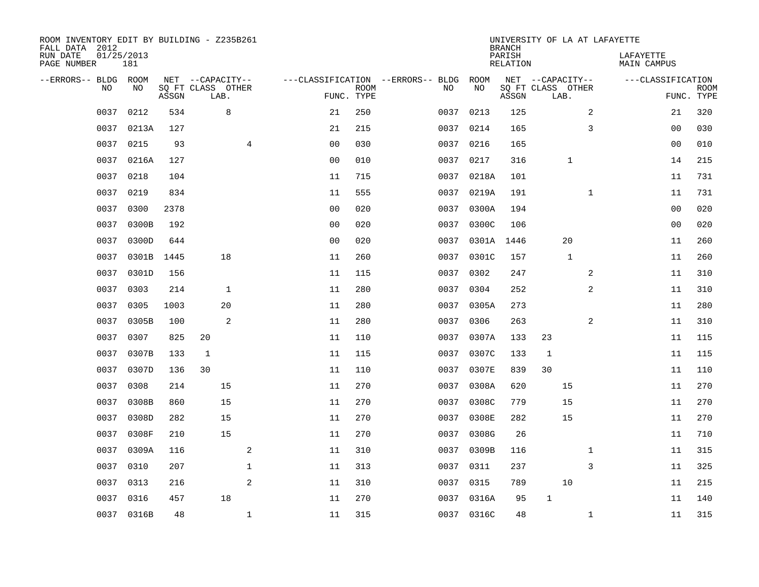ROOM INVENTORY EDIT BY BUILDING - Z235B261
FALL DATA 2012
RUN DATE 01/25/2013
PAGE NUMBER 181

UNIVERSITY OF LA AT LAFAYETTE
BRANCH
PARISH LAFAYETTE
RELATION MAIN CAMPUS

| --ERRORS-- | BLDG NO | ROOM NO | NET SQ FT ASSGN | CAPACITY CLASS | CAPACITY LAB. | CAPACITY OTHER | CLASSIFICATION FUNC. | ROOM TYPE | --ERRORS-- | BLDG NO | ROOM NO | NET SQ FT ASSGN | CAPACITY CLASS | CAPACITY LAB. | CAPACITY OTHER | CLASSIFICATION FUNC. | ROOM TYPE |
|---|---|---|---|---|---|---|---|---|---|---|---|---|---|---|---|---|---|
| | 0037 | 0212 | 534 | | 8 | | 21 | 250 | | 0037 | 0213 | 125 | | | 2 | 21 | 320 |
| | 0037 | 0213A | 127 | | | | 21 | 215 | | 0037 | 0214 | 165 | | | 3 | 00 | 030 |
| | 0037 | 0215 | 93 | | | 4 | 00 | 030 | | 0037 | 0216 | 165 | | | | 00 | 010 |
| | 0037 | 0216A | 127 | | | | 00 | 010 | | 0037 | 0217 | 316 | | 1 | | 14 | 215 |
| | 0037 | 0218 | 104 | | | | 11 | 715 | | 0037 | 0218A | 101 | | | | 11 | 731 |
| | 0037 | 0219 | 834 | | | | 11 | 555 | | 0037 | 0219A | 191 | | | 1 | 11 | 731 |
| | 0037 | 0300 | 2378 | | | | 00 | 020 | | 0037 | 0300A | 194 | | | | 00 | 020 |
| | 0037 | 0300B | 192 | | | | 00 | 020 | | 0037 | 0300C | 106 | | | | 00 | 020 |
| | 0037 | 0300D | 644 | | | | 00 | 020 | | 0037 | 0301A | 1446 | | 20 | | 11 | 260 |
| | 0037 | 0301B | 1445 | | 18 | | 11 | 260 | | 0037 | 0301C | 157 | | 1 | | 11 | 260 |
| | 0037 | 0301D | 156 | | | | 11 | 115 | | 0037 | 0302 | 247 | | | 2 | 11 | 310 |
| | 0037 | 0303 | 214 | | 1 | | 11 | 280 | | 0037 | 0304 | 252 | | | 2 | 11 | 310 |
| | 0037 | 0305 | 1003 | | 20 | | 11 | 280 | | 0037 | 0305A | 273 | | | | 11 | 280 |
| | 0037 | 0305B | 100 | | 2 | | 11 | 280 | | 0037 | 0306 | 263 | | | 2 | 11 | 310 |
| | 0037 | 0307 | 825 | 20 | | | 11 | 110 | | 0037 | 0307A | 133 | 23 | | | 11 | 115 |
| | 0037 | 0307B | 133 | 1 | | | 11 | 115 | | 0037 | 0307C | 133 | 1 | | | 11 | 115 |
| | 0037 | 0307D | 136 | 30 | | | 11 | 110 | | 0037 | 0307E | 839 | 30 | | | 11 | 110 |
| | 0037 | 0308 | 214 | | 15 | | 11 | 270 | | 0037 | 0308A | 620 | | 15 | | 11 | 270 |
| | 0037 | 0308B | 860 | | 15 | | 11 | 270 | | 0037 | 0308C | 779 | | 15 | | 11 | 270 |
| | 0037 | 0308D | 282 | | 15 | | 11 | 270 | | 0037 | 0308E | 282 | | 15 | | 11 | 270 |
| | 0037 | 0308F | 210 | | 15 | | 11 | 270 | | 0037 | 0308G | 26 | | | | 11 | 710 |
| | 0037 | 0309A | 116 | | | 2 | 11 | 310 | | 0037 | 0309B | 116 | | | 1 | 11 | 315 |
| | 0037 | 0310 | 207 | | | 1 | 11 | 313 | | 0037 | 0311 | 237 | | | 3 | 11 | 325 |
| | 0037 | 0313 | 216 | | | 2 | 11 | 310 | | 0037 | 0315 | 789 | | 10 | | 11 | 215 |
| | 0037 | 0316 | 457 | | 18 | | 11 | 270 | | 0037 | 0316A | 95 | 1 | | | 11 | 140 |
| | 0037 | 0316B | 48 | | | 1 | 11 | 315 | | 0037 | 0316C | 48 | | | 1 | 11 | 315 |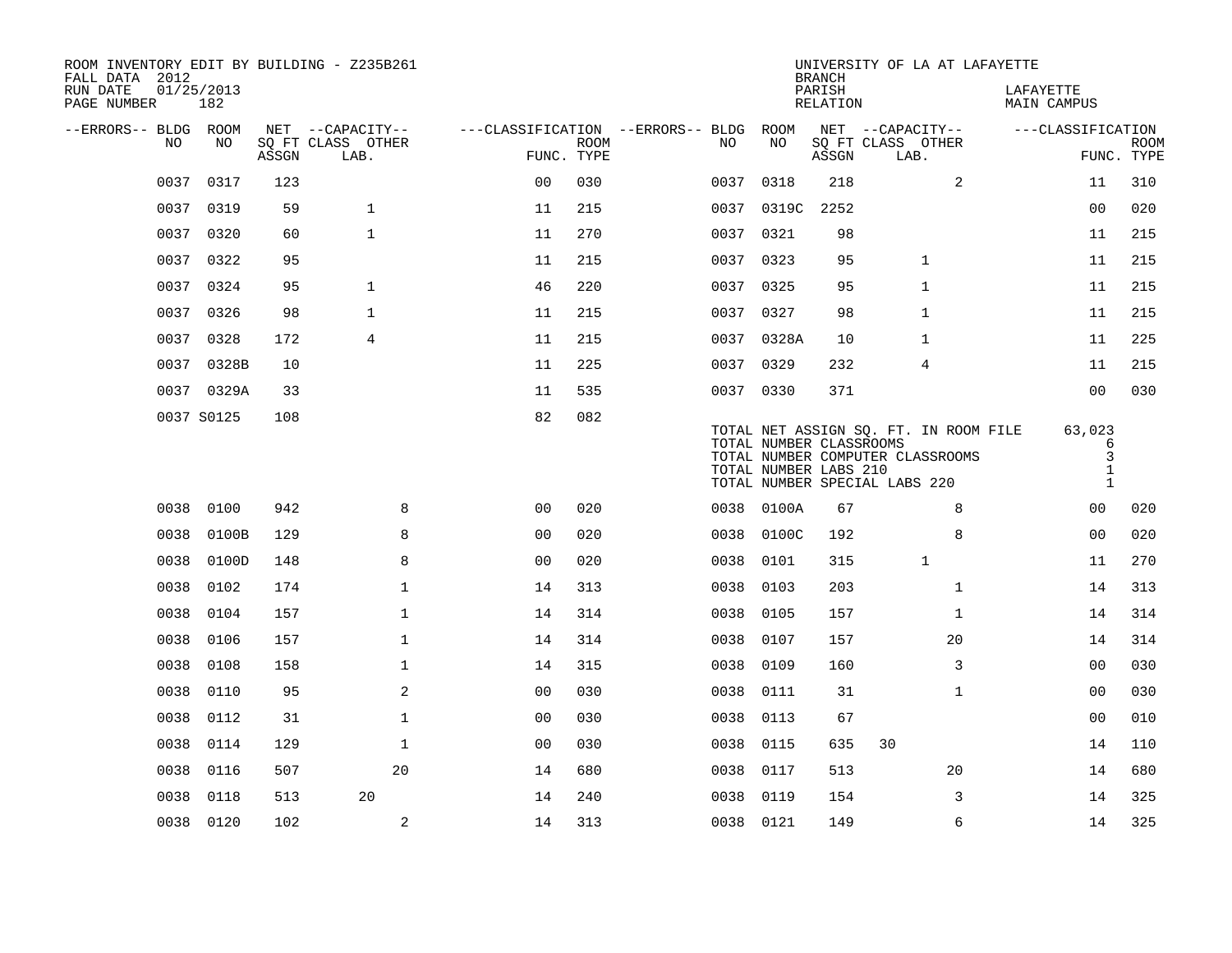ROOM INVENTORY EDIT BY BUILDING - Z235B261
FALL DATA 2012
RUN DATE 01/25/2013
PAGE NUMBER 182

UNIVERSITY OF LA AT LAFAYETTE
BRANCH
PARISH LAFAYETTE
RELATION MAIN CAMPUS

| --ERRORS-- | BLDG NO | ROOM NO | NET SQ FT ASSGN | CAPACITY CLASS | CAPACITY LAB. | CAPACITY OTHER | FUNC. | ROOM TYPE | --ERRORS-- | BLDG NO | ROOM NO | NET SQ FT ASSGN | CAPACITY CLASS | CAPACITY LAB. | CAPACITY OTHER | FUNC. | ROOM TYPE |
|---|---|---|---|---|---|---|---|---|---|---|---|---|---|---|---|---|---|
| | 0037 | 0317 | 123 | | | | 00 | 030 | | 0037 | 0318 | 218 | | | 2 | 11 | 310 |
| | 0037 | 0319 | 59 | | 1 | | 11 | 215 | | 0037 | 0319C | 2252 | | | | 00 | 020 |
| | 0037 | 0320 | 60 | | 1 | | 11 | 270 | | 0037 | 0321 | 98 | | | | 11 | 215 |
| | 0037 | 0322 | 95 | | | | 11 | 215 | | 0037 | 0323 | 95 | | 1 | | 11 | 215 |
| | 0037 | 0324 | 95 | | 1 | | 46 | 220 | | 0037 | 0325 | 95 | | 1 | | 11 | 215 |
| | 0037 | 0326 | 98 | | 1 | | 11 | 215 | | 0037 | 0327 | 98 | | 1 | | 11 | 215 |
| | 0037 | 0328 | 172 | | 4 | | 11 | 215 | | 0037 | 0328A | 10 | | 1 | | 11 | 225 |
| | 0037 | 0328B | 10 | | | | 11 | 225 | | 0037 | 0329 | 232 | | 4 | | 11 | 215 |
| | 0037 | 0329A | 33 | | | | 11 | 535 | | 0037 | 0330 | 371 | | | | 00 | 030 |
| | 0037 | S0125 | 108 | | | | 82 | 082 | | | | | | | | | |

TOTAL NET ASSIGN SQ. FT. IN ROOM FILE 63,023
TOTAL NUMBER CLASSROOMS 6
TOTAL NUMBER COMPUTER CLASSROOMS 3
TOTAL NUMBER LABS 210 1
TOTAL NUMBER SPECIAL LABS 220 1

| --ERRORS-- | BLDG NO | ROOM NO | NET SQ FT ASSGN | CAPACITY CLASS | CAPACITY LAB. | CAPACITY OTHER | FUNC. | ROOM TYPE | --ERRORS-- | BLDG NO | ROOM NO | NET SQ FT ASSGN | CAPACITY CLASS | CAPACITY LAB. | CAPACITY OTHER | FUNC. | ROOM TYPE |
|---|---|---|---|---|---|---|---|---|---|---|---|---|---|---|---|---|---|
| | 0038 | 0100 | 942 | | | 8 | 00 | 020 | | 0038 | 0100A | 67 | | | 8 | 00 | 020 |
| | 0038 | 0100B | 129 | | | 8 | 00 | 020 | | 0038 | 0100C | 192 | | | 8 | 00 | 020 |
| | 0038 | 0100D | 148 | | | 8 | 00 | 020 | | 0038 | 0101 | 315 | | 1 | | 11 | 270 |
| | 0038 | 0102 | 174 | | | 1 | 14 | 313 | | 0038 | 0103 | 203 | | | 1 | 14 | 313 |
| | 0038 | 0104 | 157 | | | 1 | 14 | 314 | | 0038 | 0105 | 157 | | | 1 | 14 | 314 |
| | 0038 | 0106 | 157 | | | 1 | 14 | 314 | | 0038 | 0107 | 157 | | | 20 | 14 | 314 |
| | 0038 | 0108 | 158 | | | 1 | 14 | 315 | | 0038 | 0109 | 160 | | | 3 | 00 | 030 |
| | 0038 | 0110 | 95 | | | 2 | 00 | 030 | | 0038 | 0111 | 31 | | | 1 | 00 | 030 |
| | 0038 | 0112 | 31 | | | 1 | 00 | 030 | | 0038 | 0113 | 67 | | | | 00 | 010 |
| | 0038 | 0114 | 129 | | | 1 | 00 | 030 | | 0038 | 0115 | 635 | 30 | | | 14 | 110 |
| | 0038 | 0116 | 507 | | | 20 | 14 | 680 | | 0038 | 0117 | 513 | | | 20 | 14 | 680 |
| | 0038 | 0118 | 513 | | 20 | | 14 | 240 | | 0038 | 0119 | 154 | | | 3 | 14 | 325 |
| | 0038 | 0120 | 102 | | | 2 | 14 | 313 | | 0038 | 0121 | 149 | | | 6 | 14 | 325 |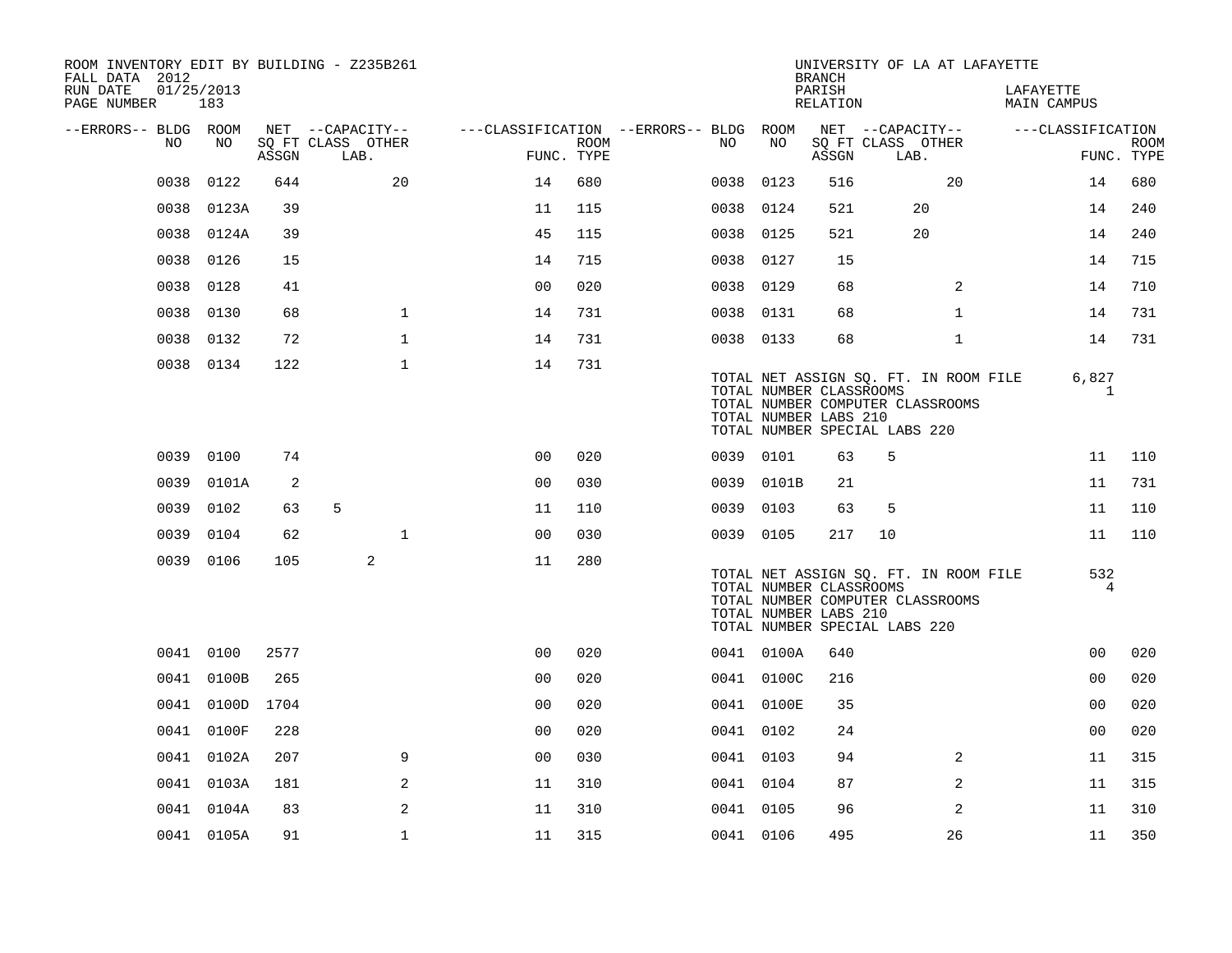ROOM INVENTORY EDIT BY BUILDING - Z235B261
FALL DATA 2012
RUN DATE 01/25/2013
PAGE NUMBER 183

UNIVERSITY OF LA AT LAFAYETTE
BRANCH
PARISH LAFAYETTE
RELATION MAIN CAMPUS

| --ERRORS-- | BLDG NO | ROOM NO | NET SQ FT ASSGN | CLASS | LAB. | OTHER | FUNC. | ROOM TYPE | --ERRORS-- | BLDG NO | ROOM NO | NET SQ FT ASSGN | CLASS | LAB. | OTHER | FUNC. | ROOM TYPE |
|---|---|---|---|---|---|---|---|---|---|---|---|---|---|---|---|---|---|
| | 0038 | 0122 | 644 | | | 20 | 14 | 680 | | 0038 | 0123 | 516 | | | 20 | 14 | 680 |
| | 0038 | 0123A | 39 | | | | 11 | 115 | | 0038 | 0124 | 521 | | 20 | | 14 | 240 |
| | 0038 | 0124A | 39 | | | | 45 | 115 | | 0038 | 0125 | 521 | | 20 | | 14 | 240 |
| | 0038 | 0126 | 15 | | | | 14 | 715 | | 0038 | 0127 | 15 | | | | 14 | 715 |
| | 0038 | 0128 | 41 | | | | 00 | 020 | | 0038 | 0129 | 68 | | | 2 | 14 | 710 |
| | 0038 | 0130 | 68 | | | 1 | 14 | 731 | | 0038 | 0131 | 68 | | | 1 | 14 | 731 |
| | 0038 | 0132 | 72 | | | 1 | 14 | 731 | | 0038 | 0133 | 68 | | | 1 | 14 | 731 |
| | 0038 | 0134 | 122 | | | 1 | 14 | 731 | | | | | | | | | |

TOTAL NET ASSIGN SQ. FT. IN ROOM FILE 6,827
TOTAL NUMBER CLASSROOMS 1
TOTAL NUMBER COMPUTER CLASSROOMS
TOTAL NUMBER LABS 210
TOTAL NUMBER SPECIAL LABS 220

| --ERRORS-- | BLDG NO | ROOM NO | NET SQ FT ASSGN | CLASS | LAB. | OTHER | FUNC. | ROOM TYPE | --ERRORS-- | BLDG NO | ROOM NO | NET SQ FT ASSGN | CLASS | LAB. | OTHER | FUNC. | ROOM TYPE |
|---|---|---|---|---|---|---|---|---|---|---|---|---|---|---|---|---|---|
| | 0039 | 0100 | 74 | | | | 00 | 020 | | 0039 | 0101 | 63 | 5 | | | 11 | 110 |
| | 0039 | 0101A | 2 | | | | 00 | 030 | | 0039 | 0101B | 21 | | | | 11 | 731 |
| | 0039 | 0102 | 63 | 5 | | | 11 | 110 | | 0039 | 0103 | 63 | 5 | | | 11 | 110 |
| | 0039 | 0104 | 62 | | | 1 | 00 | 030 | | 0039 | 0105 | 217 | 10 | | | 11 | 110 |
| | 0039 | 0106 | 105 | | 2 | | 11 | 280 | | | | | | | | | |

TOTAL NET ASSIGN SQ. FT. IN ROOM FILE 532
TOTAL NUMBER CLASSROOMS 4
TOTAL NUMBER COMPUTER CLASSROOMS
TOTAL NUMBER LABS 210
TOTAL NUMBER SPECIAL LABS 220

| --ERRORS-- | BLDG NO | ROOM NO | NET SQ FT ASSGN | CLASS | LAB. | OTHER | FUNC. | ROOM TYPE | --ERRORS-- | BLDG NO | ROOM NO | NET SQ FT ASSGN | CLASS | LAB. | OTHER | FUNC. | ROOM TYPE |
|---|---|---|---|---|---|---|---|---|---|---|---|---|---|---|---|---|---|
| | 0041 | 0100 | 2577 | | | | 00 | 020 | | 0041 | 0100A | 640 | | | | 00 | 020 |
| | 0041 | 0100B | 265 | | | | 00 | 020 | | 0041 | 0100C | 216 | | | | 00 | 020 |
| | 0041 | 0100D | 1704 | | | | 00 | 020 | | 0041 | 0100E | 35 | | | | 00 | 020 |
| | 0041 | 0100F | 228 | | | | 00 | 020 | | 0041 | 0102 | 24 | | | | 00 | 020 |
| | 0041 | 0102A | 207 | | | 9 | 00 | 030 | | 0041 | 0103 | 94 | | | 2 | 11 | 315 |
| | 0041 | 0103A | 181 | | | 2 | 11 | 310 | | 0041 | 0104 | 87 | | | 2 | 11 | 315 |
| | 0041 | 0104A | 83 | | | 2 | 11 | 310 | | 0041 | 0105 | 96 | | | 2 | 11 | 310 |
| | 0041 | 0105A | 91 | | | 1 | 11 | 315 | | 0041 | 0106 | 495 | | | 26 | 11 | 350 |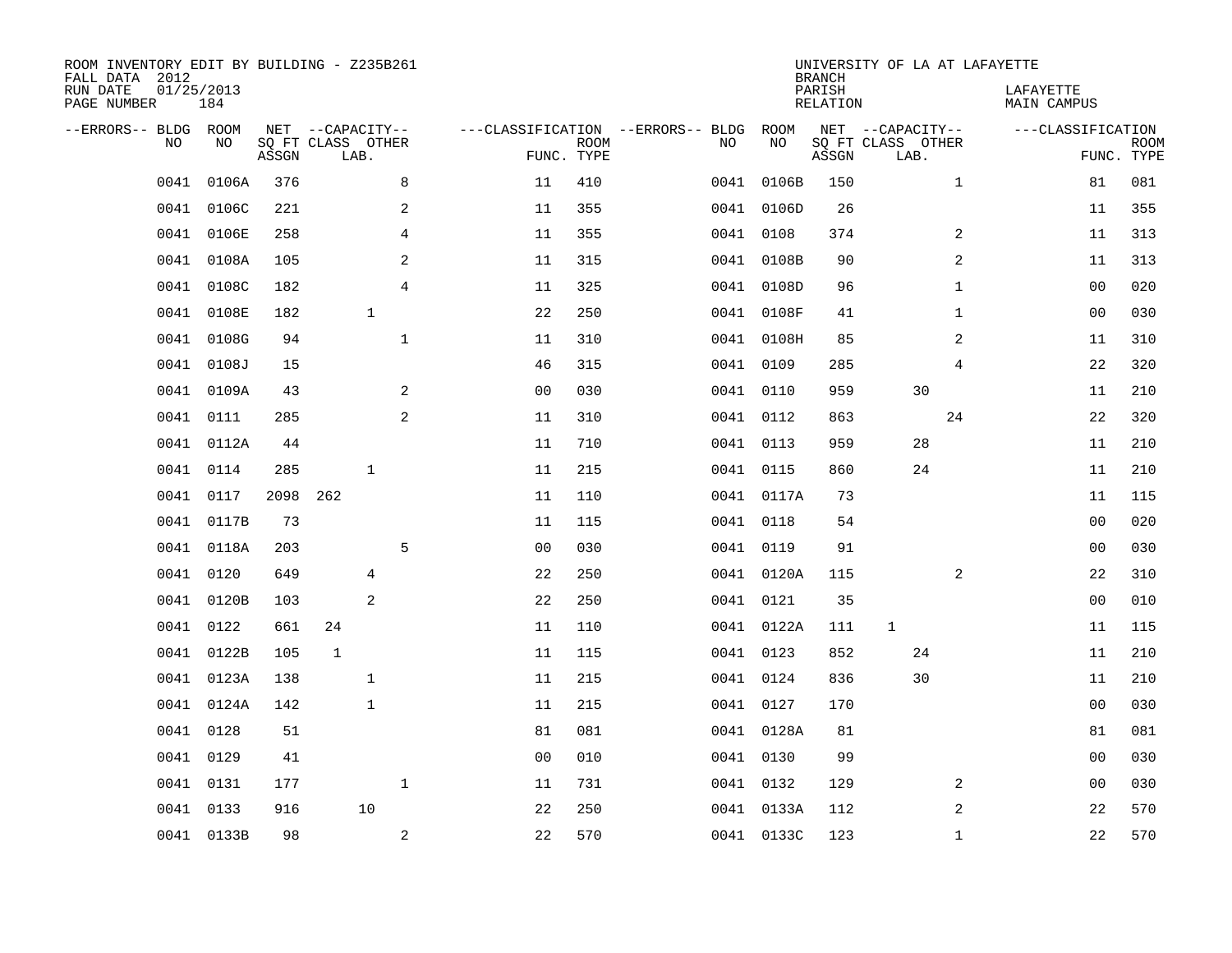ROOM INVENTORY EDIT BY BUILDING - Z235B261
FALL DATA 2012
RUN DATE 01/25/2013
PAGE NUMBER 184

UNIVERSITY OF LA AT LAFAYETTE
BRANCH
PARISH LAFAYETTE
RELATION MAIN CAMPUS

| --ERRORS-- | BLDG NO | ROOM NO | NET SQ FT ASSGN | --CAPACITY-- CLASS | LAB. | OTHER | ---CLASSIFICATION FUNC. | ROOM TYPE | --ERRORS-- | BLDG NO | ROOM NO | NET SQ FT ASSGN | --CAPACITY-- CLASS | LAB. | OTHER | ---CLASSIFICATION FUNC. | ROOM TYPE |
|---|---|---|---|---|---|---|---|---|---|---|---|---|---|---|---|---|---|
| | 0041 | 0106A | 376 | | | 8 | 11 | 410 | | 0041 | 0106B | 150 | | | 1 | 81 | 081 |
| | 0041 | 0106C | 221 | | | 2 | 11 | 355 | | 0041 | 0106D | 26 | | | | 11 | 355 |
| | 0041 | 0106E | 258 | | | 4 | 11 | 355 | | 0041 | 0108 | 374 | | | 2 | 11 | 313 |
| | 0041 | 0108A | 105 | | | 2 | 11 | 315 | | 0041 | 0108B | 90 | | | 2 | 11 | 313 |
| | 0041 | 0108C | 182 | | | 4 | 11 | 325 | | 0041 | 0108D | 96 | | | 1 | 00 | 020 |
| | 0041 | 0108E | 182 | | 1 | | 22 | 250 | | 0041 | 0108F | 41 | | | 1 | 00 | 030 |
| | 0041 | 0108G | 94 | | | 1 | 11 | 310 | | 0041 | 0108H | 85 | | | 2 | 11 | 310 |
| | 0041 | 0108J | 15 | | | | 46 | 315 | | 0041 | 0109 | 285 | | | 4 | 22 | 320 |
| | 0041 | 0109A | 43 | | | 2 | 00 | 030 | | 0041 | 0110 | 959 | | 30 | | 11 | 210 |
| | 0041 | 0111 | 285 | | | 2 | 11 | 310 | | 0041 | 0112 | 863 | | | 24 | 22 | 320 |
| | 0041 | 0112A | 44 | | | | 11 | 710 | | 0041 | 0113 | 959 | | 28 | | 11 | 210 |
| | 0041 | 0114 | 285 | | 1 | | 11 | 215 | | 0041 | 0115 | 860 | | 24 | | 11 | 210 |
| | 0041 | 0117 | 2098 | 262 | | | 11 | 110 | | 0041 | 0117A | 73 | | | | 11 | 115 |
| | 0041 | 0117B | 73 | | | | 11 | 115 | | 0041 | 0118 | 54 | | | | 00 | 020 |
| | 0041 | 0118A | 203 | | | 5 | 00 | 030 | | 0041 | 0119 | 91 | | | | 00 | 030 |
| | 0041 | 0120 | 649 | | 4 | | 22 | 250 | | 0041 | 0120A | 115 | | | 2 | 22 | 310 |
| | 0041 | 0120B | 103 | | 2 | | 22 | 250 | | 0041 | 0121 | 35 | | | | 00 | 010 |
| | 0041 | 0122 | 661 | 24 | | | 11 | 110 | | 0041 | 0122A | 111 | 1 | | | 11 | 115 |
| | 0041 | 0122B | 105 | 1 | | | 11 | 115 | | 0041 | 0123 | 852 | | 24 | | 11 | 210 |
| | 0041 | 0123A | 138 | | 1 | | 11 | 215 | | 0041 | 0124 | 836 | | 30 | | 11 | 210 |
| | 0041 | 0124A | 142 | | 1 | | 11 | 215 | | 0041 | 0127 | 170 | | | | 00 | 030 |
| | 0041 | 0128 | 51 | | | | 81 | 081 | | 0041 | 0128A | 81 | | | | 81 | 081 |
| | 0041 | 0129 | 41 | | | | 00 | 010 | | 0041 | 0130 | 99 | | | | 00 | 030 |
| | 0041 | 0131 | 177 | | | 1 | 11 | 731 | | 0041 | 0132 | 129 | | | 2 | 00 | 030 |
| | 0041 | 0133 | 916 | | 10 | | 22 | 250 | | 0041 | 0133A | 112 | | | 2 | 22 | 570 |
| | 0041 | 0133B | 98 | | | 2 | 22 | 570 | | 0041 | 0133C | 123 | | | 1 | 22 | 570 |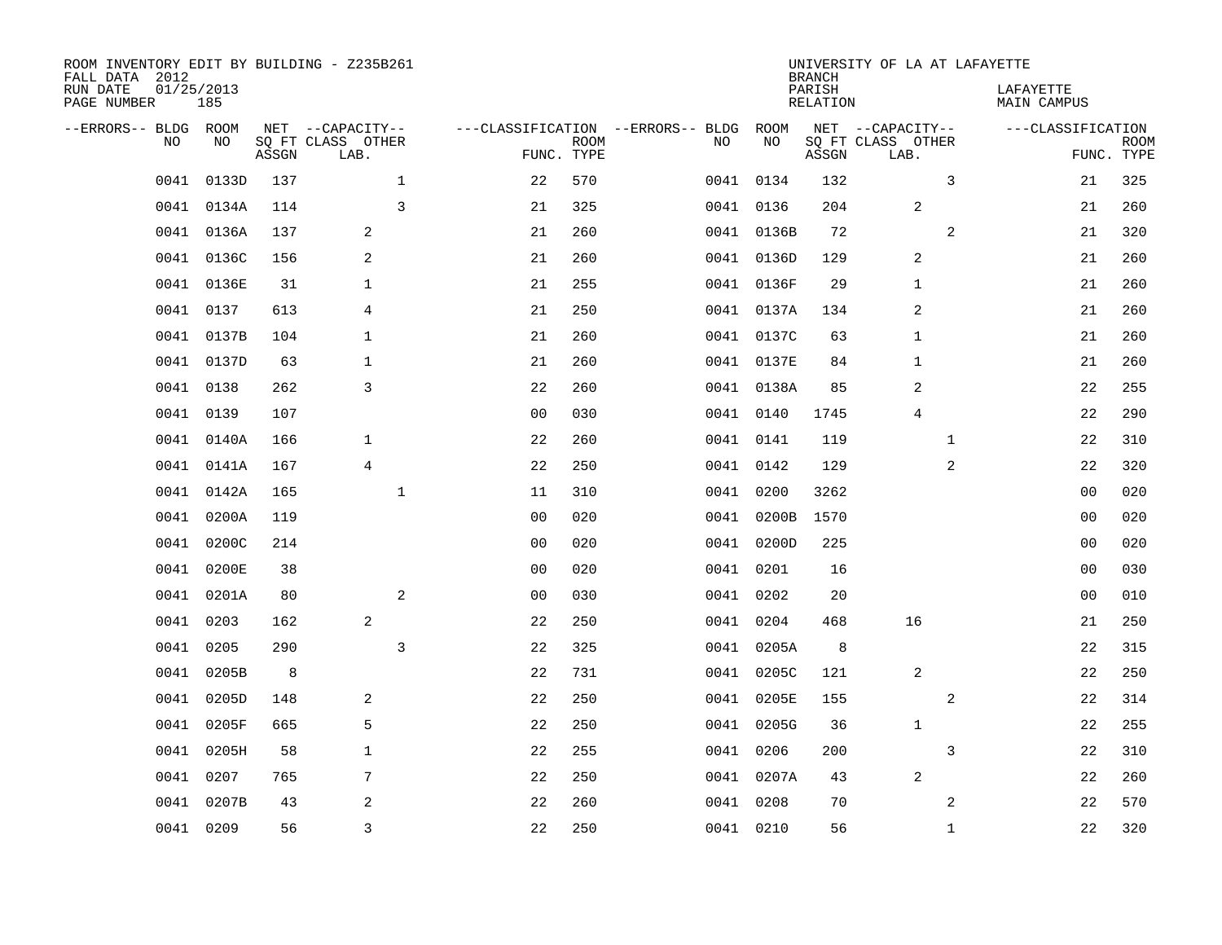ROOM INVENTORY EDIT BY BUILDING - Z235B261
FALL DATA 2012
RUN DATE 01/25/2013
PAGE NUMBER 185

UNIVERSITY OF LA AT LAFAYETTE
BRANCH
PARISH LAFAYETTE
RELATION MAIN CAMPUS

| --ERRORS-- | BLDG NO | ROOM NO | NET SQ FT ASSGN | --CAPACITY-- CLASS LAB. | OTHER | ---CLASSIFICATION FUNC. | ROOM TYPE | --ERRORS-- | BLDG NO | ROOM NO | NET SQ FT ASSGN | --CAPACITY-- CLASS LAB. | OTHER | ---CLASSIFICATION FUNC. | ROOM TYPE |
|---|---|---|---|---|---|---|---|---|---|---|---|---|---|---|---|
| | 0041 | 0133D | 137 | | 1 | 22 | 570 | | 0041 | 0134 | 132 | | 3 | 21 | 325 |
| | 0041 | 0134A | 114 | | 3 | 21 | 325 | | 0041 | 0136 | 204 | 2 | | 21 | 260 |
| | 0041 | 0136A | 137 | 2 | | 21 | 260 | | 0041 | 0136B | 72 | | 2 | 21 | 320 |
| | 0041 | 0136C | 156 | 2 | | 21 | 260 | | 0041 | 0136D | 129 | 2 | | 21 | 260 |
| | 0041 | 0136E | 31 | 1 | | 21 | 255 | | 0041 | 0136F | 29 | 1 | | 21 | 260 |
| | 0041 | 0137 | 613 | 4 | | 21 | 250 | | 0041 | 0137A | 134 | 2 | | 21 | 260 |
| | 0041 | 0137B | 104 | 1 | | 21 | 260 | | 0041 | 0137C | 63 | 1 | | 21 | 260 |
| | 0041 | 0137D | 63 | 1 | | 21 | 260 | | 0041 | 0137E | 84 | 1 | | 21 | 260 |
| | 0041 | 0138 | 262 | 3 | | 22 | 260 | | 0041 | 0138A | 85 | 2 | | 22 | 255 |
| | 0041 | 0139 | 107 | | | 00 | 030 | | 0041 | 0140 | 1745 | 4 | | 22 | 290 |
| | 0041 | 0140A | 166 | 1 | | 22 | 260 | | 0041 | 0141 | 119 | | 1 | 22 | 310 |
| | 0041 | 0141A | 167 | 4 | | 22 | 250 | | 0041 | 0142 | 129 | | 2 | 22 | 320 |
| | 0041 | 0142A | 165 | | 1 | 11 | 310 | | 0041 | 0200 | 3262 | | | 00 | 020 |
| | 0041 | 0200A | 119 | | | 00 | 020 | | 0041 | 0200B | 1570 | | | 00 | 020 |
| | 0041 | 0200C | 214 | | | 00 | 020 | | 0041 | 0200D | 225 | | | 00 | 020 |
| | 0041 | 0200E | 38 | | | 00 | 020 | | 0041 | 0201 | 16 | | | 00 | 030 |
| | 0041 | 0201A | 80 | | 2 | 00 | 030 | | 0041 | 0202 | 20 | | | 00 | 010 |
| | 0041 | 0203 | 162 | 2 | | 22 | 250 | | 0041 | 0204 | 468 | 16 | | 21 | 250 |
| | 0041 | 0205 | 290 | | 3 | 22 | 325 | | 0041 | 0205A | 8 | | | 22 | 315 |
| | 0041 | 0205B | 8 | | | 22 | 731 | | 0041 | 0205C | 121 | 2 | | 22 | 250 |
| | 0041 | 0205D | 148 | 2 | | 22 | 250 | | 0041 | 0205E | 155 | | 2 | 22 | 314 |
| | 0041 | 0205F | 665 | 5 | | 22 | 250 | | 0041 | 0205G | 36 | 1 | | 22 | 255 |
| | 0041 | 0205H | 58 | 1 | | 22 | 255 | | 0041 | 0206 | 200 | | 3 | 22 | 310 |
| | 0041 | 0207 | 765 | 7 | | 22 | 250 | | 0041 | 0207A | 43 | 2 | | 22 | 260 |
| | 0041 | 0207B | 43 | 2 | | 22 | 260 | | 0041 | 0208 | 70 | | 2 | 22 | 570 |
| | 0041 | 0209 | 56 | 3 | | 22 | 250 | | 0041 | 0210 | 56 | | 1 | 22 | 320 |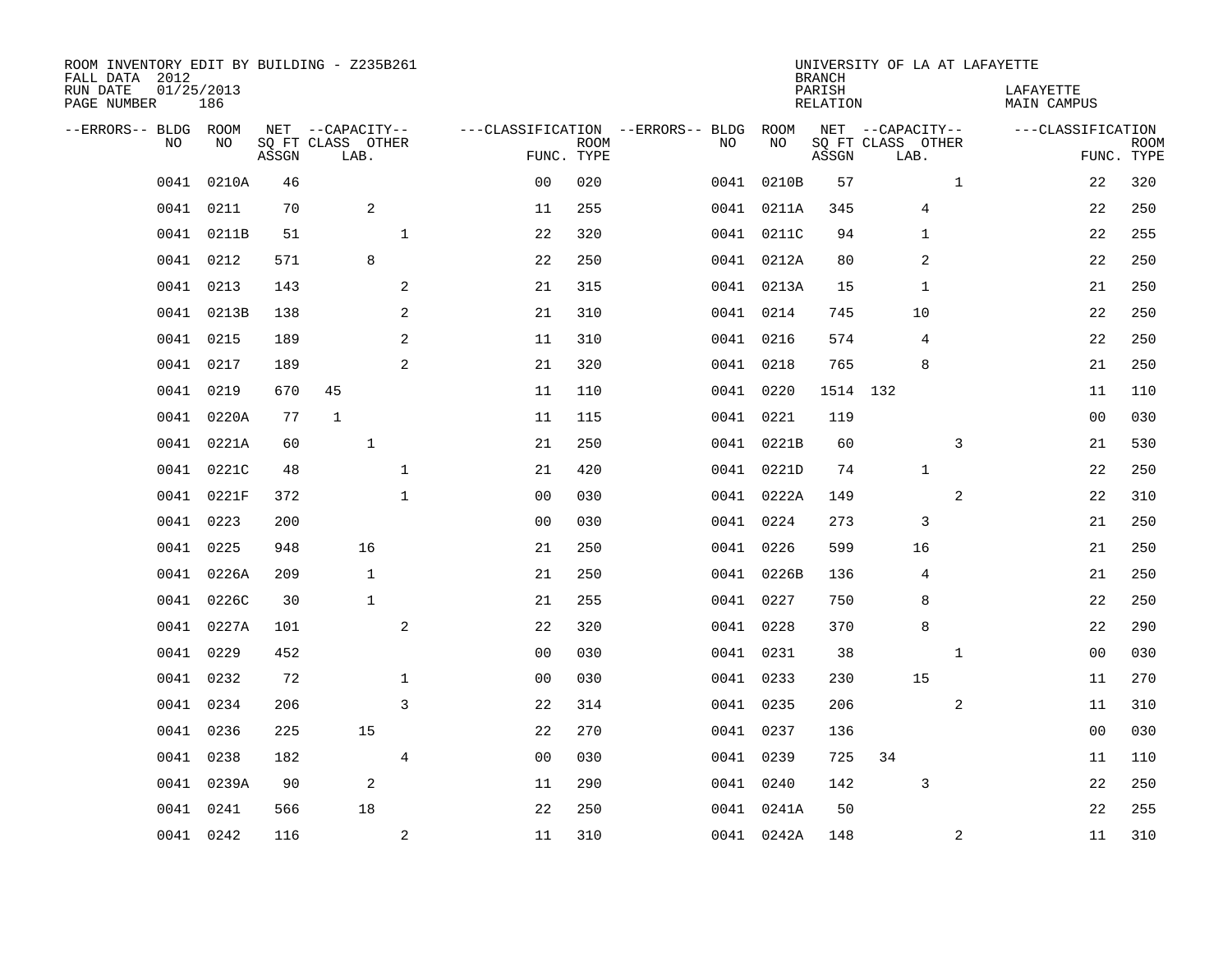ROOM INVENTORY EDIT BY BUILDING - Z235B261
FALL DATA 2012
RUN DATE 01/25/2013
PAGE NUMBER 186

UNIVERSITY OF LA AT LAFAYETTE
BRANCH
PARISH LAFAYETTE
RELATION MAIN CAMPUS

| --ERRORS-- | BLDG NO | ROOM NO | NET SQ FT ASSGN | CAPACITY CLASS LAB. | CAPACITY OTHER | CLASSIFICATION FUNC. | ROOM TYPE | --ERRORS-- | BLDG NO | ROOM NO | NET SQ FT ASSGN | CAPACITY CLASS LAB. | CAPACITY OTHER | CLASSIFICATION FUNC. | ROOM TYPE |
|---|---|---|---|---|---|---|---|---|---|---|---|---|---|---|---|
| | 0041 | 0210A | 46 | | | 00 | 020 | | 0041 | 0210B | 57 | | 1 | 22 | 320 |
| | 0041 | 0211 | 70 | 2 | | 11 | 255 | | 0041 | 0211A | 345 | 4 | | 22 | 250 |
| | 0041 | 0211B | 51 | | 1 | 22 | 320 | | 0041 | 0211C | 94 | 1 | | 22 | 255 |
| | 0041 | 0212 | 571 | 8 | | 22 | 250 | | 0041 | 0212A | 80 | 2 | | 22 | 250 |
| | 0041 | 0213 | 143 | | 2 | 21 | 315 | | 0041 | 0213A | 15 | 1 | | 21 | 250 |
| | 0041 | 0213B | 138 | | 2 | 21 | 310 | | 0041 | 0214 | 745 | 10 | | 22 | 250 |
| | 0041 | 0215 | 189 | | 2 | 11 | 310 | | 0041 | 0216 | 574 | 4 | | 22 | 250 |
| | 0041 | 0217 | 189 | | 2 | 21 | 320 | | 0041 | 0218 | 765 | 8 | | 21 | 250 |
| | 0041 | 0219 | 670 | 45 | | 11 | 110 | | 0041 | 0220 | 1514 | 132 | | 11 | 110 |
| | 0041 | 0220A | 77 | 1 | | 11 | 115 | | 0041 | 0221 | 119 | | | 00 | 030 |
| | 0041 | 0221A | 60 | 1 | | 21 | 250 | | 0041 | 0221B | 60 | | 3 | 21 | 530 |
| | 0041 | 0221C | 48 | | 1 | 21 | 420 | | 0041 | 0221D | 74 | 1 | | 22 | 250 |
| | 0041 | 0221F | 372 | | 1 | 00 | 030 | | 0041 | 0222A | 149 | | 2 | 22 | 310 |
| | 0041 | 0223 | 200 | | | 00 | 030 | | 0041 | 0224 | 273 | 3 | | 21 | 250 |
| | 0041 | 0225 | 948 | 16 | | 21 | 250 | | 0041 | 0226 | 599 | 16 | | 21 | 250 |
| | 0041 | 0226A | 209 | 1 | | 21 | 250 | | 0041 | 0226B | 136 | 4 | | 21 | 250 |
| | 0041 | 0226C | 30 | 1 | | 21 | 255 | | 0041 | 0227 | 750 | 8 | | 22 | 250 |
| | 0041 | 0227A | 101 | | 2 | 22 | 320 | | 0041 | 0228 | 370 | 8 | | 22 | 290 |
| | 0041 | 0229 | 452 | | | 00 | 030 | | 0041 | 0231 | 38 | | 1 | 00 | 030 |
| | 0041 | 0232 | 72 | | 1 | 00 | 030 | | 0041 | 0233 | 230 | 15 | | 11 | 270 |
| | 0041 | 0234 | 206 | | 3 | 22 | 314 | | 0041 | 0235 | 206 | | 2 | 11 | 310 |
| | 0041 | 0236 | 225 | 15 | | 22 | 270 | | 0041 | 0237 | 136 | | | 00 | 030 |
| | 0041 | 0238 | 182 | | 4 | 00 | 030 | | 0041 | 0239 | 725 | 34 | | 11 | 110 |
| | 0041 | 0239A | 90 | 2 | | 11 | 290 | | 0041 | 0240 | 142 | 3 | | 22 | 250 |
| | 0041 | 0241 | 566 | 18 | | 22 | 250 | | 0041 | 0241A | 50 | | | 22 | 255 |
| | 0041 | 0242 | 116 | | 2 | 11 | 310 | | 0041 | 0242A | 148 | | 2 | 11 | 310 |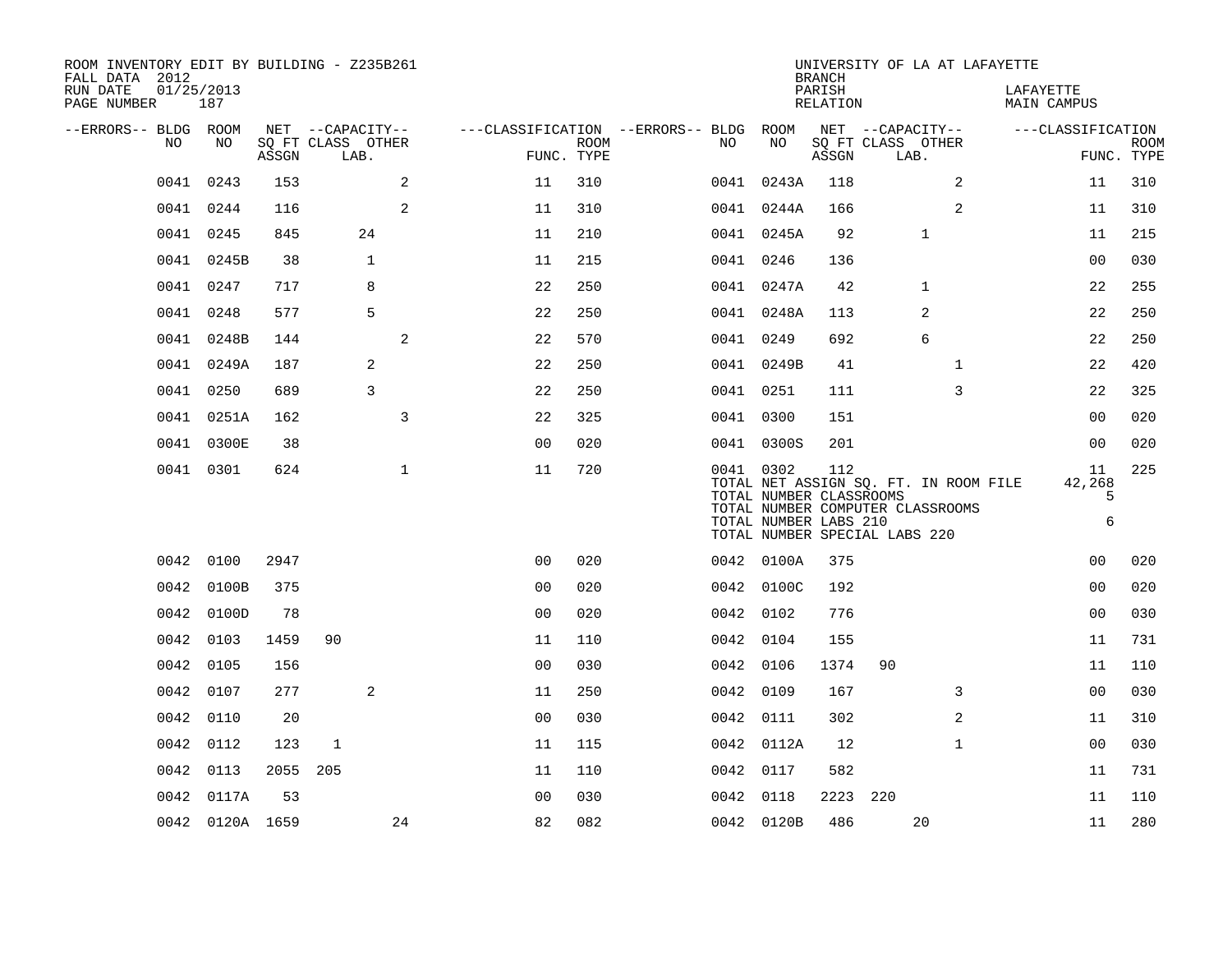ROOM INVENTORY EDIT BY BUILDING - Z235B261
FALL DATA 2012
RUN DATE 01/25/2013
PAGE NUMBER 187

UNIVERSITY OF LA AT LAFAYETTE
BRANCH
PARISH LAFAYETTE
RELATION MAIN CAMPUS

| --ERRORS-- | BLDG NO | ROOM NO | NET SQ FT ASSGN | CAPACITY CLASS | CAPACITY LAB. | CAPACITY OTHER | CLASSIFICATION FUNC. | ROOM TYPE | --ERRORS-- | BLDG NO | ROOM NO | NET SQ FT ASSGN | CAPACITY CLASS | CAPACITY LAB. | CAPACITY OTHER | CLASSIFICATION FUNC. | ROOM TYPE |
|---|---|---|---|---|---|---|---|---|---|---|---|---|---|---|---|---|---|
| | 0041 | 0243 | 153 | | | 2 | 11 | 310 | | 0041 | 0243A | 118 | | | 2 | 11 | 310 |
| | 0041 | 0244 | 116 | | | 2 | 11 | 310 | | 0041 | 0244A | 166 | | | 2 | 11 | 310 |
| | 0041 | 0245 | 845 | | 24 | | 11 | 210 | | 0041 | 0245A | 92 | | 1 | | 11 | 215 |
| | 0041 | 0245B | 38 | | 1 | | 11 | 215 | | 0041 | 0246 | 136 | | | | 00 | 030 |
| | 0041 | 0247 | 717 | | 8 | | 22 | 250 | | 0041 | 0247A | 42 | | 1 | | 22 | 255 |
| | 0041 | 0248 | 577 | | 5 | | 22 | 250 | | 0041 | 0248A | 113 | | 2 | | 22 | 250 |
| | 0041 | 0248B | 144 | | | 2 | 22 | 570 | | 0041 | 0249 | 692 | | 6 | | 22 | 250 |
| | 0041 | 0249A | 187 | | 2 | | 22 | 250 | | 0041 | 0249B | 41 | | | 1 | 22 | 420 |
| | 0041 | 0250 | 689 | | 3 | | 22 | 250 | | 0041 | 0251 | 111 | | | 3 | 22 | 325 |
| | 0041 | 0251A | 162 | | | 3 | 22 | 325 | | 0041 | 0300 | 151 | | | | 00 | 020 |
| | 0041 | 0300E | 38 | | | | 00 | 020 | | 0041 | 0300S | 201 | | | | 00 | 020 |
| | 0041 | 0301 | 624 | | | 1 | 11 | 720 | | 0041 | 0302 | 112 | | | | 11 | 225 |

TOTAL NET ASSIGN SQ. FT. IN ROOM FILE 42,268
TOTAL NUMBER CLASSROOMS 5
TOTAL NUMBER COMPUTER CLASSROOMS
TOTAL NUMBER LABS 210 6
TOTAL NUMBER SPECIAL LABS 220

| --ERRORS-- | BLDG NO | ROOM NO | NET SQ FT ASSGN | CAPACITY CLASS | CAPACITY LAB. | CAPACITY OTHER | CLASSIFICATION FUNC. | ROOM TYPE | --ERRORS-- | BLDG NO | ROOM NO | NET SQ FT ASSGN | CAPACITY CLASS | CAPACITY LAB. | CAPACITY OTHER | CLASSIFICATION FUNC. | ROOM TYPE |
|---|---|---|---|---|---|---|---|---|---|---|---|---|---|---|---|---|---|
| | 0042 | 0100 | 2947 | | | | 00 | 020 | | 0042 | 0100A | 375 | | | | 00 | 020 |
| | 0042 | 0100B | 375 | | | | 00 | 020 | | 0042 | 0100C | 192 | | | | 00 | 020 |
| | 0042 | 0100D | 78 | | | | 00 | 020 | | 0042 | 0102 | 776 | | | | 00 | 030 |
| | 0042 | 0103 | 1459 | 90 | | | 11 | 110 | | 0042 | 0104 | 155 | | | | 11 | 731 |
| | 0042 | 0105 | 156 | | | | 00 | 030 | | 0042 | 0106 | 1374 | 90 | | | 11 | 110 |
| | 0042 | 0107 | 277 | | 2 | | 11 | 250 | | 0042 | 0109 | 167 | | | 3 | 00 | 030 |
| | 0042 | 0110 | 20 | | | | 00 | 030 | | 0042 | 0111 | 302 | | | 2 | 11 | 310 |
| | 0042 | 0112 | 123 | 1 | | | 11 | 115 | | 0042 | 0112A | 12 | | | 1 | 00 | 030 |
| | 0042 | 0113 | 2055 | 205 | | | 11 | 110 | | 0042 | 0117 | 582 | | | | 11 | 731 |
| | 0042 | 0117A | 53 | | | | 00 | 030 | | 0042 | 0118 | 2223 | 220 | | | 11 | 110 |
| | 0042 | 0120A | 1659 | | | 24 | 82 | 082 | | 0042 | 0120B | 486 | | 20 | | 11 | 280 |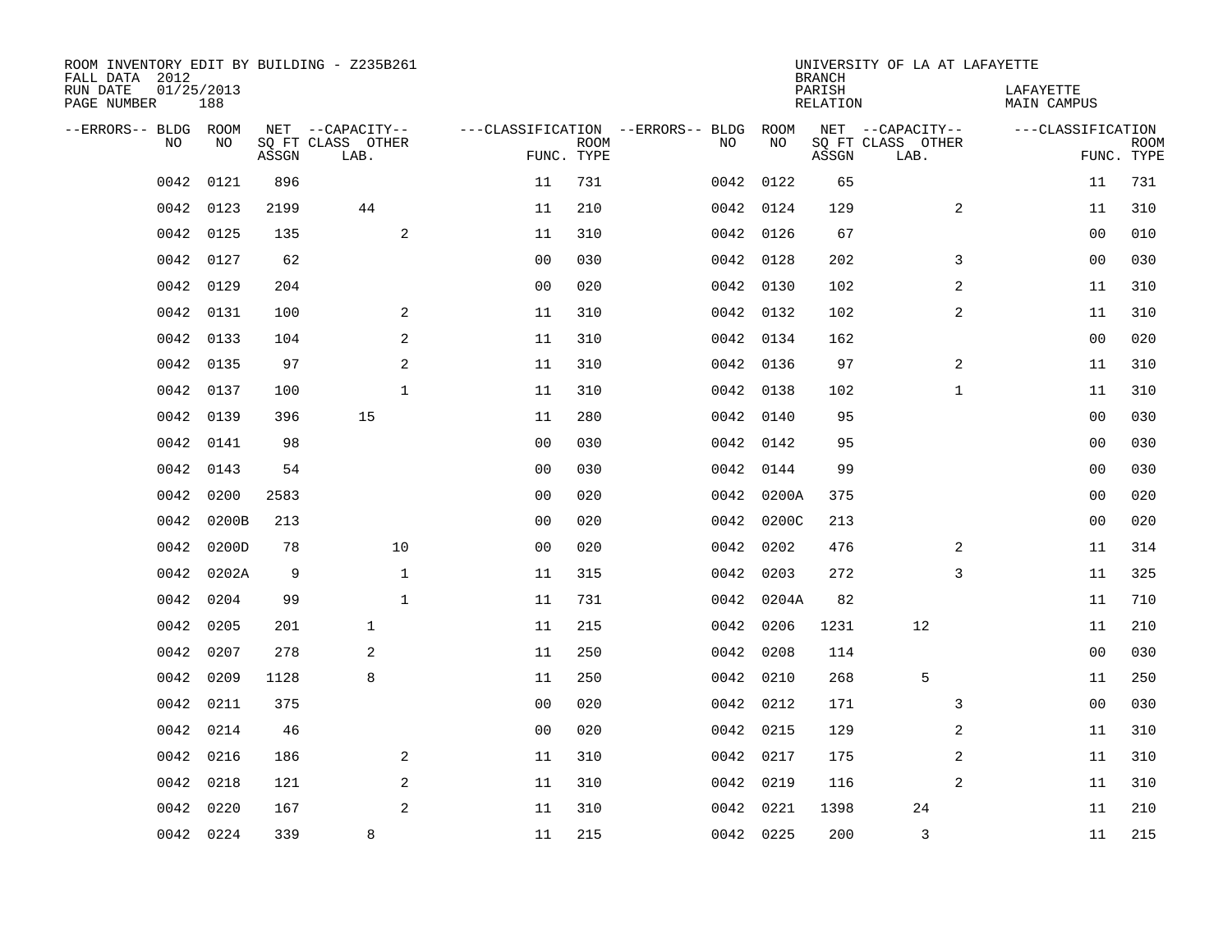ROOM INVENTORY EDIT BY BUILDING - Z235B261
FALL DATA 2012
RUN DATE 01/25/2013
PAGE NUMBER 188

UNIVERSITY OF LA AT LAFAYETTE
BRANCH
PARISH LAFAYETTE
RELATION MAIN CAMPUS

| --ERRORS-- | BLDG NO | ROOM NO | NET SQ FT ASSGN | --CAPACITY-- CLASS LAB. | OTHER | ---CLASSIFICATION FUNC. | ROOM TYPE | --ERRORS-- | BLDG NO | ROOM NO | NET SQ FT ASSGN | --CAPACITY-- CLASS LAB. | OTHER | ---CLASSIFICATION FUNC. | ROOM TYPE |
|---|---|---|---|---|---|---|---|---|---|---|---|---|---|---|---|
| | 0042 | 0121 | 896 | | | 11 | 731 | | 0042 | 0122 | 65 | | | 11 | 731 |
| | 0042 | 0123 | 2199 | 44 | | 11 | 210 | | 0042 | 0124 | 129 | | 2 | 11 | 310 |
| | 0042 | 0125 | 135 | | 2 | 11 | 310 | | 0042 | 0126 | 67 | | | 00 | 010 |
| | 0042 | 0127 | 62 | | | 00 | 030 | | 0042 | 0128 | 202 | | 3 | 00 | 030 |
| | 0042 | 0129 | 204 | | | 00 | 020 | | 0042 | 0130 | 102 | | 2 | 11 | 310 |
| | 0042 | 0131 | 100 | | 2 | 11 | 310 | | 0042 | 0132 | 102 | | 2 | 11 | 310 |
| | 0042 | 0133 | 104 | | 2 | 11 | 310 | | 0042 | 0134 | 162 | | | 00 | 020 |
| | 0042 | 0135 | 97 | | 2 | 11 | 310 | | 0042 | 0136 | 97 | | 2 | 11 | 310 |
| | 0042 | 0137 | 100 | | 1 | 11 | 310 | | 0042 | 0138 | 102 | | 1 | 11 | 310 |
| | 0042 | 0139 | 396 | 15 | | 11 | 280 | | 0042 | 0140 | 95 | | | 00 | 030 |
| | 0042 | 0141 | 98 | | | 00 | 030 | | 0042 | 0142 | 95 | | | 00 | 030 |
| | 0042 | 0143 | 54 | | | 00 | 030 | | 0042 | 0144 | 99 | | | 00 | 030 |
| | 0042 | 0200 | 2583 | | | 00 | 020 | | 0042 | 0200A | 375 | | | 00 | 020 |
| | 0042 | 0200B | 213 | | | 00 | 020 | | 0042 | 0200C | 213 | | | 00 | 020 |
| | 0042 | 0200D | 78 | | 10 | 00 | 020 | | 0042 | 0202 | 476 | | 2 | 11 | 314 |
| | 0042 | 0202A | 9 | | 1 | 11 | 315 | | 0042 | 0203 | 272 | | 3 | 11 | 325 |
| | 0042 | 0204 | 99 | | 1 | 11 | 731 | | 0042 | 0204A | 82 | | | 11 | 710 |
| | 0042 | 0205 | 201 | 1 | | 11 | 215 | | 0042 | 0206 | 1231 | 12 | | 11 | 210 |
| | 0042 | 0207 | 278 | 2 | | 11 | 250 | | 0042 | 0208 | 114 | | | 00 | 030 |
| | 0042 | 0209 | 1128 | 8 | | 11 | 250 | | 0042 | 0210 | 268 | 5 | | 11 | 250 |
| | 0042 | 0211 | 375 | | | 00 | 020 | | 0042 | 0212 | 171 | | 3 | 00 | 030 |
| | 0042 | 0214 | 46 | | | 00 | 020 | | 0042 | 0215 | 129 | | 2 | 11 | 310 |
| | 0042 | 0216 | 186 | | 2 | 11 | 310 | | 0042 | 0217 | 175 | | 2 | 11 | 310 |
| | 0042 | 0218 | 121 | | 2 | 11 | 310 | | 0042 | 0219 | 116 | | 2 | 11 | 310 |
| | 0042 | 0220 | 167 | | 2 | 11 | 310 | | 0042 | 0221 | 1398 | 24 | | 11 | 210 |
| | 0042 | 0224 | 339 | 8 | | 11 | 215 | | 0042 | 0225 | 200 | 3 | | 11 | 215 |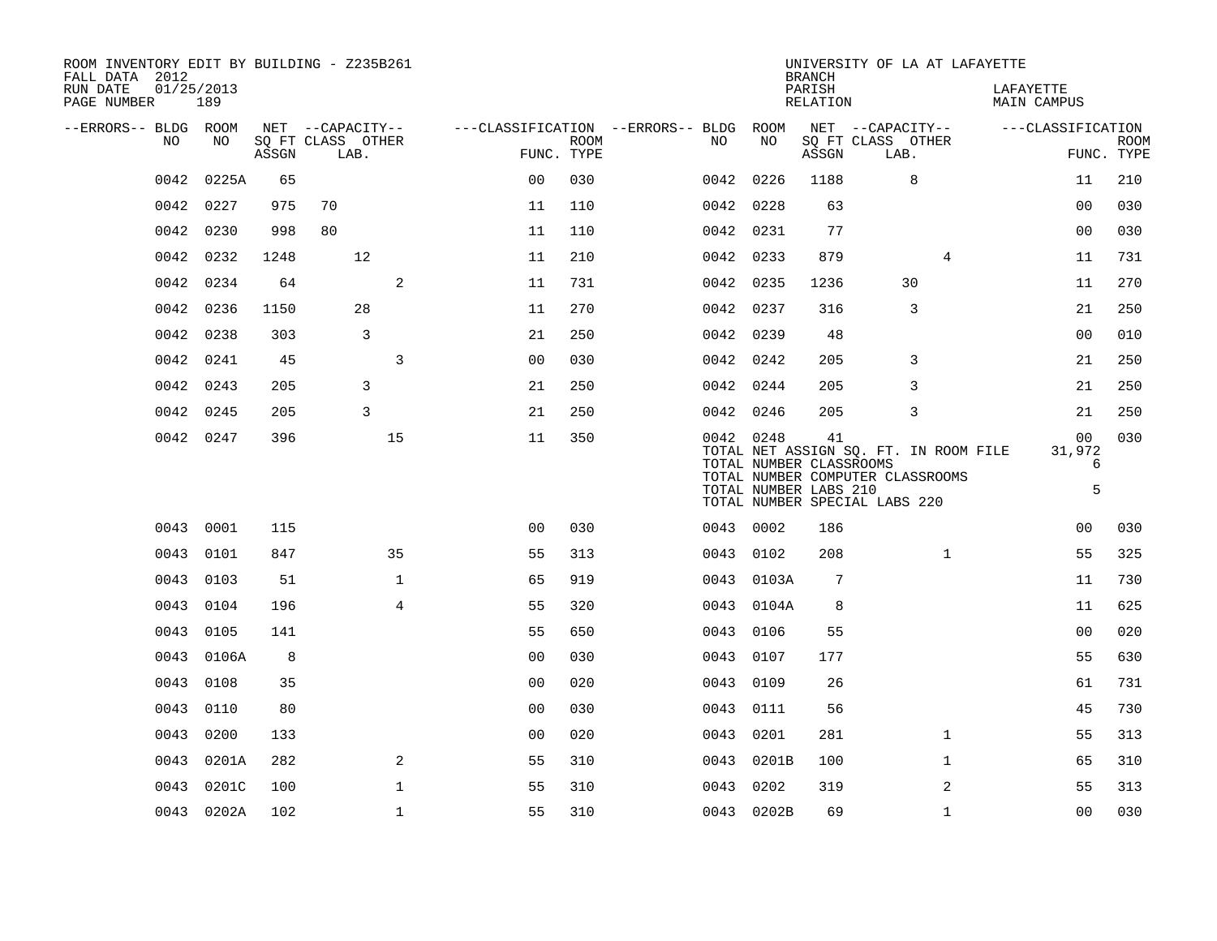ROOM INVENTORY EDIT BY BUILDING - Z235B261
FALL DATA 2012
RUN DATE 01/25/2013
PAGE NUMBER 189

UNIVERSITY OF LA AT LAFAYETTE
BRANCH
PARISH LAFAYETTE
RELATION MAIN CAMPUS

| --ERRORS-- | BLDG NO | ROOM NO | NET SQ FT ASSGN | CAPACITY CLASS | CAPACITY LAB. | CAPACITY OTHER | CLASSIFICATION FUNC. | ROOM TYPE | --ERRORS-- | BLDG NO | ROOM NO | NET SQ FT ASSGN | CAPACITY CLASS | CAPACITY LAB. | CAPACITY OTHER | CLASSIFICATION FUNC. | ROOM TYPE |
|---|---|---|---|---|---|---|---|---|---|---|---|---|---|---|---|---|---|
| | 0042 | 0225A | 65 | | | | 00 | 030 | | 0042 | 0226 | 1188 | | 8 | | 11 | 210 |
| | 0042 | 0227 | 975 | 70 | | | 11 | 110 | | 0042 | 0228 | 63 | | | | 00 | 030 |
| | 0042 | 0230 | 998 | 80 | | | 11 | 110 | | 0042 | 0231 | 77 | | | | 00 | 030 |
| | 0042 | 0232 | 1248 | | 12 | | 11 | 210 | | 0042 | 0233 | 879 | | | 4 | 11 | 731 |
| | 0042 | 0234 | 64 | | | 2 | 11 | 731 | | 0042 | 0235 | 1236 | | 30 | | 11 | 270 |
| | 0042 | 0236 | 1150 | | 28 | | 11 | 270 | | 0042 | 0237 | 316 | | 3 | | 21 | 250 |
| | 0042 | 0238 | 303 | | 3 | | 21 | 250 | | 0042 | 0239 | 48 | | | | 00 | 010 |
| | 0042 | 0241 | 45 | | | 3 | 00 | 030 | | 0042 | 0242 | 205 | | 3 | | 21 | 250 |
| | 0042 | 0243 | 205 | | 3 | | 21 | 250 | | 0042 | 0244 | 205 | | 3 | | 21 | 250 |
| | 0042 | 0245 | 205 | | 3 | | 21 | 250 | | 0042 | 0246 | 205 | | 3 | | 21 | 250 |
| | 0042 | 0247 | 396 | | | 15 | 11 | 350 | | 0042 | 0248 | 41 | | | | 00 | 030 |
| | | | | | | | | | | TOTAL NET ASSIGN SQ. FT. IN ROOM FILE | | | | | | 31,972 | |
| | | | | | | | | | | TOTAL NUMBER CLASSROOMS | | | | | | 6 | |
| | | | | | | | | | | TOTAL NUMBER COMPUTER CLASSROOMS | | | | | | | |
| | | | | | | | | | | TOTAL NUMBER LABS 210 | | | | | | 5 | |
| | | | | | | | | | | TOTAL NUMBER SPECIAL LABS 220 | | | | | | | |
| | 0043 | 0001 | 115 | | | | 00 | 030 | | 0043 | 0002 | 186 | | | | 00 | 030 |
| | 0043 | 0101 | 847 | | | 35 | 55 | 313 | | 0043 | 0102 | 208 | | | 1 | 55 | 325 |
| | 0043 | 0103 | 51 | | | 1 | 65 | 919 | | 0043 | 0103A | 7 | | | | 11 | 730 |
| | 0043 | 0104 | 196 | | | 4 | 55 | 320 | | 0043 | 0104A | 8 | | | | 11 | 625 |
| | 0043 | 0105 | 141 | | | | 55 | 650 | | 0043 | 0106 | 55 | | | | 00 | 020 |
| | 0043 | 0106A | 8 | | | | 00 | 030 | | 0043 | 0107 | 177 | | | | 55 | 630 |
| | 0043 | 0108 | 35 | | | | 00 | 020 | | 0043 | 0109 | 26 | | | | 61 | 731 |
| | 0043 | 0110 | 80 | | | | 00 | 030 | | 0043 | 0111 | 56 | | | | 45 | 730 |
| | 0043 | 0200 | 133 | | | | 00 | 020 | | 0043 | 0201 | 281 | | | 1 | 55 | 313 |
| | 0043 | 0201A | 282 | | | 2 | 55 | 310 | | 0043 | 0201B | 100 | | | 1 | 65 | 310 |
| | 0043 | 0201C | 100 | | | 1 | 55 | 310 | | 0043 | 0202 | 319 | | | 2 | 55 | 313 |
| | 0043 | 0202A | 102 | | | 1 | 55 | 310 | | 0043 | 0202B | 69 | | | 1 | 00 | 030 |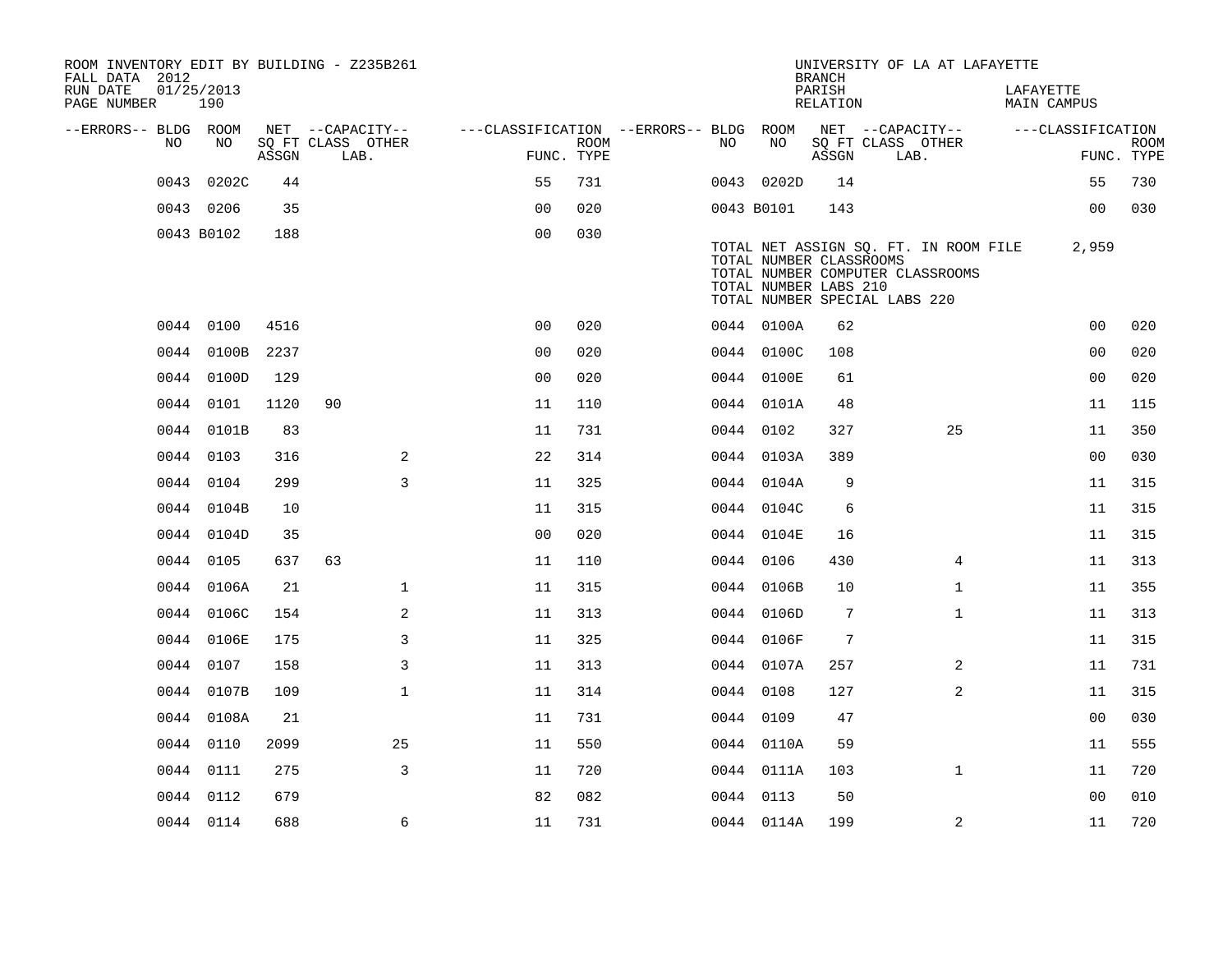ROOM INVENTORY EDIT BY BUILDING - Z235B261
FALL DATA 2012
RUN DATE 01/25/2013
PAGE NUMBER 190

UNIVERSITY OF LA AT LAFAYETTE
BRANCH
PARISH LAFAYETTE
RELATION MAIN CAMPUS

| --ERRORS-- | BLDG NO | ROOM NO | NET SQ FT ASSGN | --CAPACITY-- CLASS LAB. | OTHER | ---CLASSIFICATION FUNC. | ROOM TYPE | --ERRORS-- | BLDG NO | ROOM NO | NET SQ FT ASSGN | --CAPACITY-- CLASS LAB. | OTHER | ---CLASSIFICATION FUNC. | ROOM TYPE |
|---|---|---|---|---|---|---|---|---|---|---|---|---|---|---|---|
| | 0043 | 0202C | 44 | | | 55 | 731 | | 0043 | 0202D | 14 | | | 55 | 730 |
| | 0043 | 0206 | 35 | | | 00 | 020 | | 0043 | B0101 | 143 | | | 00 | 030 |
| | 0043 | B0102 | 188 | | | 00 | 030 | | | | | | | | |

TOTAL NET ASSIGN SQ. FT. IN ROOM FILE 2,959
TOTAL NUMBER CLASSROOMS
TOTAL NUMBER COMPUTER CLASSROOMS
TOTAL NUMBER LABS 210
TOTAL NUMBER SPECIAL LABS 220

| --ERRORS-- | BLDG NO | ROOM NO | NET SQ FT ASSGN | --CAPACITY-- CLASS LAB. | OTHER | ---CLASSIFICATION FUNC. | ROOM TYPE | --ERRORS-- | BLDG NO | ROOM NO | NET SQ FT ASSGN | --CAPACITY-- CLASS LAB. | OTHER | ---CLASSIFICATION FUNC. | ROOM TYPE |
|---|---|---|---|---|---|---|---|---|---|---|---|---|---|---|---|
| | 0044 | 0100 | 4516 | | | 00 | 020 | | 0044 | 0100A | 62 | | | 00 | 020 |
| | 0044 | 0100B | 2237 | | | 00 | 020 | | 0044 | 0100C | 108 | | | 00 | 020 |
| | 0044 | 0100D | 129 | | | 00 | 020 | | 0044 | 0100E | 61 | | | 00 | 020 |
| | 0044 | 0101 | 1120 | 90 | | 11 | 110 | | 0044 | 0101A | 48 | | | 11 | 115 |
| | 0044 | 0101B | 83 | | | 11 | 731 | | 0044 | 0102 | 327 | | 25 | 11 | 350 |
| | 0044 | 0103 | 316 | | 2 | 22 | 314 | | 0044 | 0103A | 389 | | | 00 | 030 |
| | 0044 | 0104 | 299 | | 3 | 11 | 325 | | 0044 | 0104A | 9 | | | 11 | 315 |
| | 0044 | 0104B | 10 | | | 11 | 315 | | 0044 | 0104C | 6 | | | 11 | 315 |
| | 0044 | 0104D | 35 | | | 00 | 020 | | 0044 | 0104E | 16 | | | 11 | 315 |
| | 0044 | 0105 | 637 | 63 | | 11 | 110 | | 0044 | 0106 | 430 | | 4 | 11 | 313 |
| | 0044 | 0106A | 21 | | 1 | 11 | 315 | | 0044 | 0106B | 10 | | 1 | 11 | 355 |
| | 0044 | 0106C | 154 | | 2 | 11 | 313 | | 0044 | 0106D | 7 | | 1 | 11 | 313 |
| | 0044 | 0106E | 175 | | 3 | 11 | 325 | | 0044 | 0106F | 7 | | | 11 | 315 |
| | 0044 | 0107 | 158 | | 3 | 11 | 313 | | 0044 | 0107A | 257 | | 2 | 11 | 731 |
| | 0044 | 0107B | 109 | | 1 | 11 | 314 | | 0044 | 0108 | 127 | | 2 | 11 | 315 |
| | 0044 | 0108A | 21 | | | 11 | 731 | | 0044 | 0109 | 47 | | | 00 | 030 |
| | 0044 | 0110 | 2099 | | 25 | 11 | 550 | | 0044 | 0110A | 59 | | | 11 | 555 |
| | 0044 | 0111 | 275 | | 3 | 11 | 720 | | 0044 | 0111A | 103 | | 1 | 11 | 720 |
| | 0044 | 0112 | 679 | | | 82 | 082 | | 0044 | 0113 | 50 | | | 00 | 010 |
| | 0044 | 0114 | 688 | | 6 | 11 | 731 | | 0044 | 0114A | 199 | | 2 | 11 | 720 |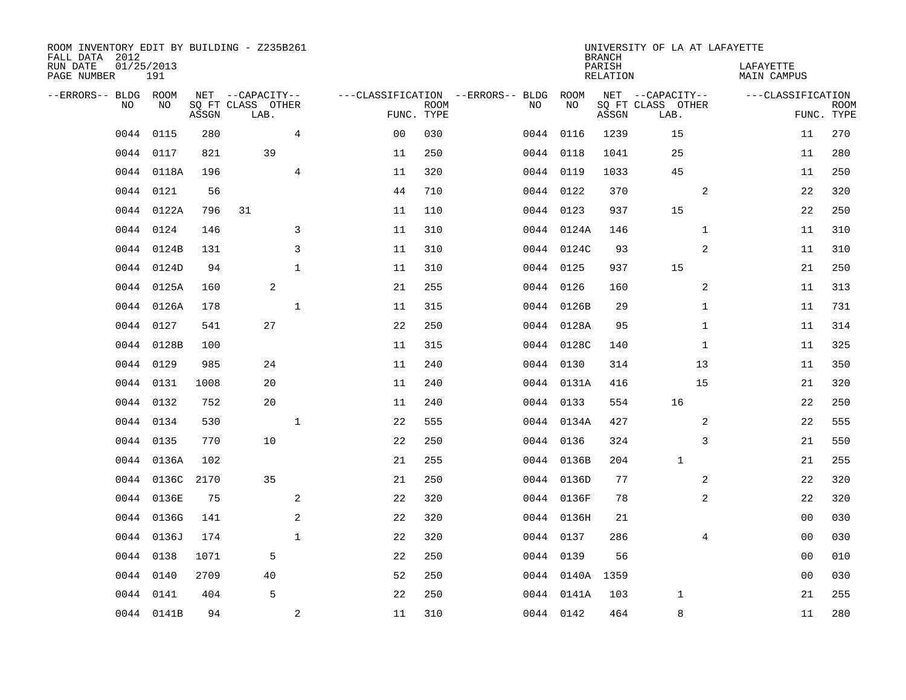ROOM INVENTORY EDIT BY BUILDING - Z235B261
FALL DATA 2012
RUN DATE 01/25/2013
PAGE NUMBER 191

UNIVERSITY OF LA AT LAFAYETTE
BRANCH
PARISH LAFAYETTE
RELATION MAIN CAMPUS

| --ERRORS-- | BLDG NO | ROOM NO | NET SQ FT ASSGN | --CAPACITY-- CLASS LAB. | OTHER | ---CLASSIFICATION FUNC. | ROOM TYPE | --ERRORS-- | BLDG NO | ROOM NO | NET SQ FT ASSGN | --CAPACITY-- CLASS LAB. | OTHER | ---CLASSIFICATION FUNC. | ROOM TYPE |
|---|---|---|---|---|---|---|---|---|---|---|---|---|---|---|---|
| | 0044 | 0115 | 280 | | 4 | 00 | 030 | | 0044 | 0116 | 1239 | 15 | | 11 | 270 |
| | 0044 | 0117 | 821 | 39 | | 11 | 250 | | 0044 | 0118 | 1041 | 25 | | 11 | 280 |
| | 0044 | 0118A | 196 | | 4 | 11 | 320 | | 0044 | 0119 | 1033 | 45 | | 11 | 250 |
| | 0044 | 0121 | 56 | | | 44 | 710 | | 0044 | 0122 | 370 | | 2 | 22 | 320 |
| | 0044 | 0122A | 796 | 31 | | 11 | 110 | | 0044 | 0123 | 937 | 15 | | 22 | 250 |
| | 0044 | 0124 | 146 | | 3 | 11 | 310 | | 0044 | 0124A | 146 | | 1 | 11 | 310 |
| | 0044 | 0124B | 131 | | 3 | 11 | 310 | | 0044 | 0124C | 93 | | 2 | 11 | 310 |
| | 0044 | 0124D | 94 | | 1 | 11 | 310 | | 0044 | 0125 | 937 | 15 | | 21 | 250 |
| | 0044 | 0125A | 160 | 2 | | 21 | 255 | | 0044 | 0126 | 160 | | 2 | 11 | 313 |
| | 0044 | 0126A | 178 | | 1 | 11 | 315 | | 0044 | 0126B | 29 | | 1 | 11 | 731 |
| | 0044 | 0127 | 541 | 27 | | 22 | 250 | | 0044 | 0128A | 95 | | 1 | 11 | 314 |
| | 0044 | 0128B | 100 | | | 11 | 315 | | 0044 | 0128C | 140 | | 1 | 11 | 325 |
| | 0044 | 0129 | 985 | 24 | | 11 | 240 | | 0044 | 0130 | 314 | | 13 | 11 | 350 |
| | 0044 | 0131 | 1008 | 20 | | 11 | 240 | | 0044 | 0131A | 416 | | 15 | 21 | 320 |
| | 0044 | 0132 | 752 | 20 | | 11 | 240 | | 0044 | 0133 | 554 | 16 | | 22 | 250 |
| | 0044 | 0134 | 530 | | 1 | 22 | 555 | | 0044 | 0134A | 427 | | 2 | 22 | 555 |
| | 0044 | 0135 | 770 | 10 | | 22 | 250 | | 0044 | 0136 | 324 | | 3 | 21 | 550 |
| | 0044 | 0136A | 102 | | | 21 | 255 | | 0044 | 0136B | 204 | 1 | | 21 | 255 |
| | 0044 | 0136C | 2170 | 35 | | 21 | 250 | | 0044 | 0136D | 77 | | 2 | 22 | 320 |
| | 0044 | 0136E | 75 | | 2 | 22 | 320 | | 0044 | 0136F | 78 | | 2 | 22 | 320 |
| | 0044 | 0136G | 141 | | 2 | 22 | 320 | | 0044 | 0136H | 21 | | | 00 | 030 |
| | 0044 | 0136J | 174 | | 1 | 22 | 320 | | 0044 | 0137 | 286 | | 4 | 00 | 030 |
| | 0044 | 0138 | 1071 | 5 | | 22 | 250 | | 0044 | 0139 | 56 | | | 00 | 010 |
| | 0044 | 0140 | 2709 | 40 | | 52 | 250 | | 0044 | 0140A | 1359 | | | 00 | 030 |
| | 0044 | 0141 | 404 | 5 | | 22 | 250 | | 0044 | 0141A | 103 | 1 | | 21 | 255 |
| | 0044 | 0141B | 94 | | 2 | 11 | 310 | | 0044 | 0142 | 464 | 8 | | 11 | 280 |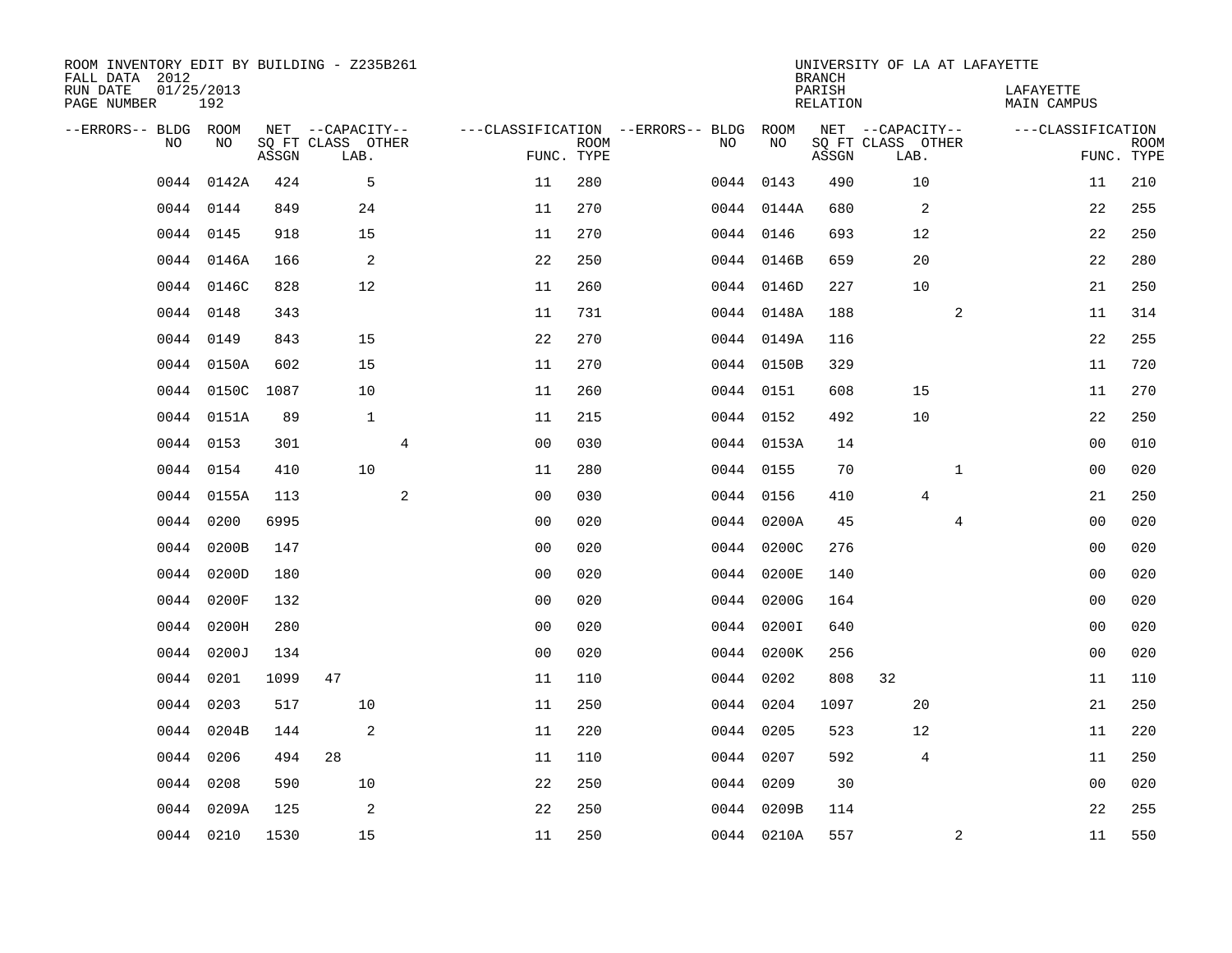ROOM INVENTORY EDIT BY BUILDING - Z235B261
FALL DATA 2012
RUN DATE 01/25/2013
PAGE NUMBER 192

UNIVERSITY OF LA AT LAFAYETTE
BRANCH
PARISH LAFAYETTE
RELATION MAIN CAMPUS

| --ERRORS-- | BLDG NO | ROOM NO | NET SQ FT ASSGN | CAPACITY CLASS | CAPACITY LAB. | CAPACITY OTHER | CLASSIFICATION FUNC. | ROOM TYPE | --ERRORS-- | BLDG NO | ROOM NO | NET SQ FT ASSGN | CAPACITY CLASS | CAPACITY LAB. | CAPACITY OTHER | CLASSIFICATION FUNC. | ROOM TYPE |
|---|---|---|---|---|---|---|---|---|---|---|---|---|---|---|---|---|---|
| | 0044 | 0142A | 424 | | 5 | | 11 | 280 | | 0044 | 0143 | 490 | | 10 | | 11 | 210 |
| | 0044 | 0144 | 849 | | 24 | | 11 | 270 | | 0044 | 0144A | 680 | | 2 | | 22 | 255 |
| | 0044 | 0145 | 918 | | 15 | | 11 | 270 | | 0044 | 0146 | 693 | | 12 | | 22 | 250 |
| | 0044 | 0146A | 166 | | 2 | | 22 | 250 | | 0044 | 0146B | 659 | | 20 | | 22 | 280 |
| | 0044 | 0146C | 828 | | 12 | | 11 | 260 | | 0044 | 0146D | 227 | | 10 | | 21 | 250 |
| | 0044 | 0148 | 343 | | | | 11 | 731 | | 0044 | 0148A | 188 | | | 2 | 11 | 314 |
| | 0044 | 0149 | 843 | | 15 | | 22 | 270 | | 0044 | 0149A | 116 | | | | 22 | 255 |
| | 0044 | 0150A | 602 | | 15 | | 11 | 270 | | 0044 | 0150B | 329 | | | | 11 | 720 |
| | 0044 | 0150C | 1087 | | 10 | | 11 | 260 | | 0044 | 0151 | 608 | | 15 | | 11 | 270 |
| | 0044 | 0151A | 89 | | 1 | | 11 | 215 | | 0044 | 0152 | 492 | | 10 | | 22 | 250 |
| | 0044 | 0153 | 301 | | | 4 | 00 | 030 | | 0044 | 0153A | 14 | | | | 00 | 010 |
| | 0044 | 0154 | 410 | | 10 | | 11 | 280 | | 0044 | 0155 | 70 | | | 1 | 00 | 020 |
| | 0044 | 0155A | 113 | | | 2 | 00 | 030 | | 0044 | 0156 | 410 | | 4 | | 21 | 250 |
| | 0044 | 0200 | 6995 | | | | 00 | 020 | | 0044 | 0200A | 45 | | | 4 | 00 | 020 |
| | 0044 | 0200B | 147 | | | | 00 | 020 | | 0044 | 0200C | 276 | | | | 00 | 020 |
| | 0044 | 0200D | 180 | | | | 00 | 020 | | 0044 | 0200E | 140 | | | | 00 | 020 |
| | 0044 | 0200F | 132 | | | | 00 | 020 | | 0044 | 0200G | 164 | | | | 00 | 020 |
| | 0044 | 0200H | 280 | | | | 00 | 020 | | 0044 | 0200I | 640 | | | | 00 | 020 |
| | 0044 | 0200J | 134 | | | | 00 | 020 | | 0044 | 0200K | 256 | | | | 00 | 020 |
| | 0044 | 0201 | 1099 | 47 | | | 11 | 110 | | 0044 | 0202 | 808 | 32 | | | 11 | 110 |
| | 0044 | 0203 | 517 | | 10 | | 11 | 250 | | 0044 | 0204 | 1097 | | 20 | | 21 | 250 |
| | 0044 | 0204B | 144 | | 2 | | 11 | 220 | | 0044 | 0205 | 523 | | 12 | | 11 | 220 |
| | 0044 | 0206 | 494 | 28 | | | 11 | 110 | | 0044 | 0207 | 592 | | 4 | | 11 | 250 |
| | 0044 | 0208 | 590 | | 10 | | 22 | 250 | | 0044 | 0209 | 30 | | | | 00 | 020 |
| | 0044 | 0209A | 125 | | 2 | | 22 | 250 | | 0044 | 0209B | 114 | | | | 22 | 255 |
| | 0044 | 0210 | 1530 | | 15 | | 11 | 250 | | 0044 | 0210A | 557 | | | 2 | 11 | 550 |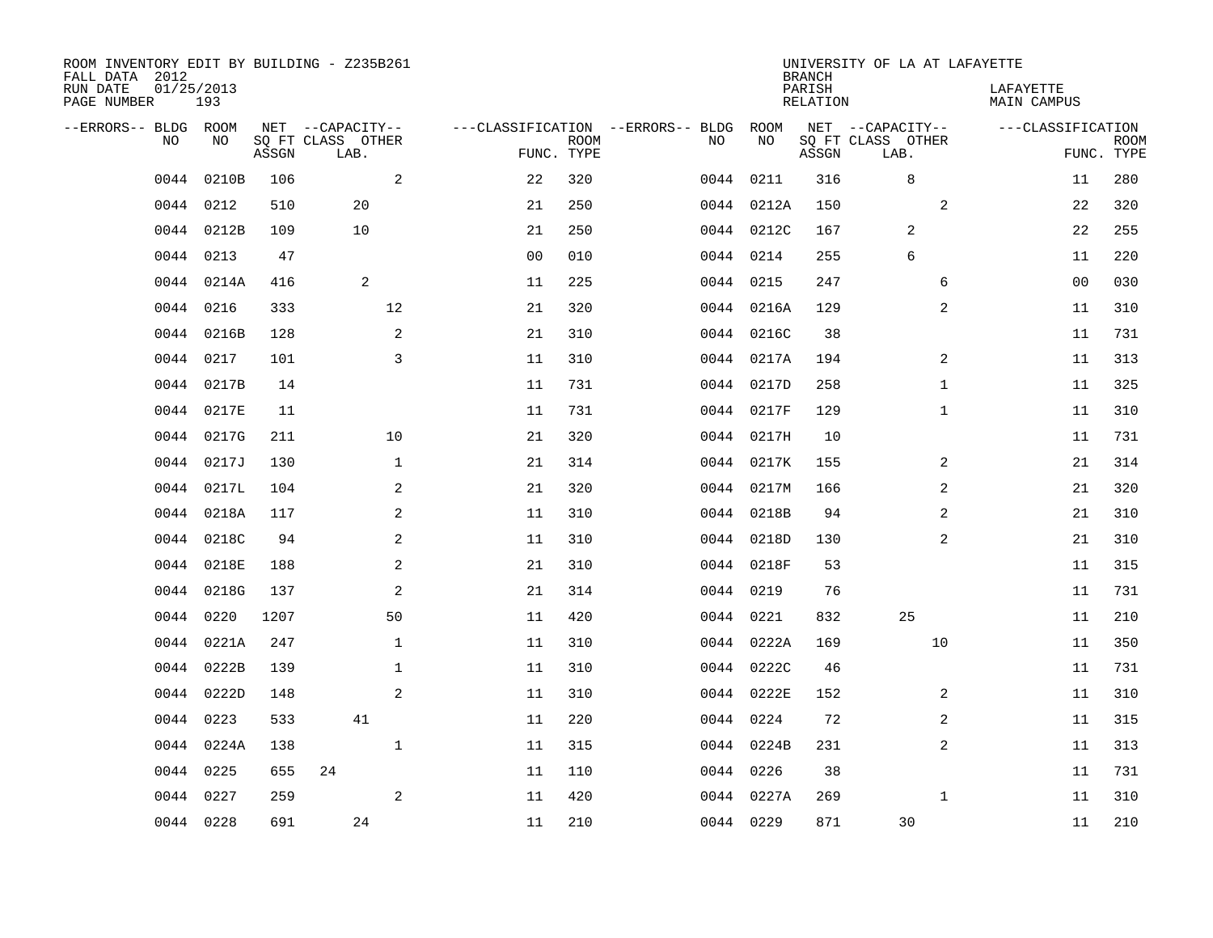ROOM INVENTORY EDIT BY BUILDING - Z235B261
FALL DATA 2012
RUN DATE 01/25/2013
PAGE NUMBER 193

UNIVERSITY OF LA AT LAFAYETTE
BRANCH
PARISH LAFAYETTE
RELATION MAIN CAMPUS

| --ERRORS-- | BLDG NO | ROOM NO | NET SQ FT ASSGN | CAPACITY CLASS | CAPACITY LAB. | CAPACITY OTHER | CLASSIFICATION FUNC. | ROOM TYPE | --ERRORS-- | BLDG NO | ROOM NO | NET SQ FT ASSGN | CAPACITY CLASS | CAPACITY LAB. | CAPACITY OTHER | CLASSIFICATION FUNC. | ROOM TYPE |
|---|---|---|---|---|---|---|---|---|---|---|---|---|---|---|---|---|---|
| | 0044 | 0210B | 106 | | | 2 | 22 | 320 | | 0044 | 0211 | 316 | | 8 | | 11 | 280 |
| | 0044 | 0212 | 510 | | 20 | | 21 | 250 | | 0044 | 0212A | 150 | | | 2 | 22 | 320 |
| | 0044 | 0212B | 109 | | 10 | | 21 | 250 | | 0044 | 0212C | 167 | | 2 | | 22 | 255 |
| | 0044 | 0213 | 47 | | | | 00 | 010 | | 0044 | 0214 | 255 | | 6 | | 11 | 220 |
| | 0044 | 0214A | 416 | | 2 | | 11 | 225 | | 0044 | 0215 | 247 | | | 6 | 00 | 030 |
| | 0044 | 0216 | 333 | | | 12 | 21 | 320 | | 0044 | 0216A | 129 | | | 2 | 11 | 310 |
| | 0044 | 0216B | 128 | | | 2 | 21 | 310 | | 0044 | 0216C | 38 | | | | 11 | 731 |
| | 0044 | 0217 | 101 | | | 3 | 11 | 310 | | 0044 | 0217A | 194 | | | 2 | 11 | 313 |
| | 0044 | 0217B | 14 | | | | 11 | 731 | | 0044 | 0217D | 258 | | | 1 | 11 | 325 |
| | 0044 | 0217E | 11 | | | | 11 | 731 | | 0044 | 0217F | 129 | | | 1 | 11 | 310 |
| | 0044 | 0217G | 211 | | | 10 | 21 | 320 | | 0044 | 0217H | 10 | | | | 11 | 731 |
| | 0044 | 0217J | 130 | | | 1 | 21 | 314 | | 0044 | 0217K | 155 | | | 2 | 21 | 314 |
| | 0044 | 0217L | 104 | | | 2 | 21 | 320 | | 0044 | 0217M | 166 | | | 2 | 21 | 320 |
| | 0044 | 0218A | 117 | | | 2 | 11 | 310 | | 0044 | 0218B | 94 | | | 2 | 21 | 310 |
| | 0044 | 0218C | 94 | | | 2 | 11 | 310 | | 0044 | 0218D | 130 | | | 2 | 21 | 310 |
| | 0044 | 0218E | 188 | | | 2 | 21 | 310 | | 0044 | 0218F | 53 | | | | 11 | 315 |
| | 0044 | 0218G | 137 | | | 2 | 21 | 314 | | 0044 | 0219 | 76 | | | | 11 | 731 |
| | 0044 | 0220 | 1207 | | | 50 | 11 | 420 | | 0044 | 0221 | 832 | | 25 | | 11 | 210 |
| | 0044 | 0221A | 247 | | | 1 | 11 | 310 | | 0044 | 0222A | 169 | | | 10 | 11 | 350 |
| | 0044 | 0222B | 139 | | | 1 | 11 | 310 | | 0044 | 0222C | 46 | | | | 11 | 731 |
| | 0044 | 0222D | 148 | | | 2 | 11 | 310 | | 0044 | 0222E | 152 | | | 2 | 11 | 310 |
| | 0044 | 0223 | 533 | | 41 | | 11 | 220 | | 0044 | 0224 | 72 | | | 2 | 11 | 315 |
| | 0044 | 0224A | 138 | | | 1 | 11 | 315 | | 0044 | 0224B | 231 | | | 2 | 11 | 313 |
| | 0044 | 0225 | 655 | 24 | | | 11 | 110 | | 0044 | 0226 | 38 | | | | 11 | 731 |
| | 0044 | 0227 | 259 | | | 2 | 11 | 420 | | 0044 | 0227A | 269 | | | 1 | 11 | 310 |
| | 0044 | 0228 | 691 | | 24 | | 11 | 210 | | 0044 | 0229 | 871 | | 30 | | 11 | 210 |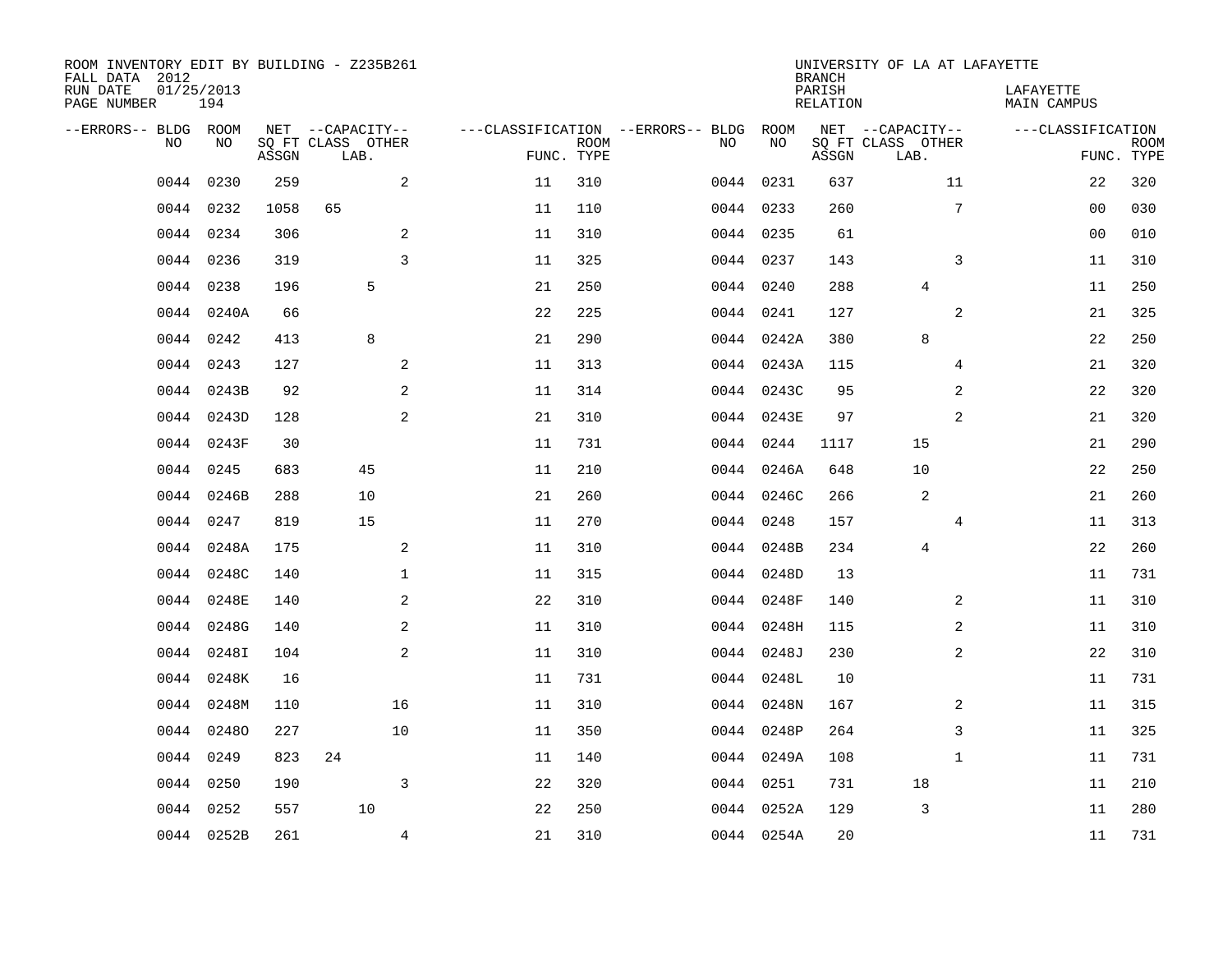ROOM INVENTORY EDIT BY BUILDING - Z235B261
FALL DATA 2012
RUN DATE 01/25/2013
PAGE NUMBER 194

UNIVERSITY OF LA AT LAFAYETTE
BRANCH
PARISH LAFAYETTE
RELATION MAIN CAMPUS

| --ERRORS-- | BLDG NO | ROOM NO | NET SQ FT ASSGN | CAPACITY CLASS LAB. | CAPACITY OTHER | CLASSIFICATION FUNC. | ROOM TYPE | --ERRORS-- | BLDG NO | ROOM NO | NET SQ FT ASSGN | CAPACITY CLASS LAB. | CAPACITY OTHER | CLASSIFICATION FUNC. | ROOM TYPE |
|---|---|---|---|---|---|---|---|---|---|---|---|---|---|---|---|
| | 0044 | 0230 | 259 | | 2 | 11 | 310 | | 0044 | 0231 | 637 | | 11 | 22 | 320 |
| | 0044 | 0232 | 1058 | 65 | | 11 | 110 | | 0044 | 0233 | 260 | | 7 | 00 | 030 |
| | 0044 | 0234 | 306 | | 2 | 11 | 310 | | 0044 | 0235 | 61 | | | 00 | 010 |
| | 0044 | 0236 | 319 | | 3 | 11 | 325 | | 0044 | 0237 | 143 | | 3 | 11 | 310 |
| | 0044 | 0238 | 196 | 5 | | 21 | 250 | | 0044 | 0240 | 288 | 4 | | 11 | 250 |
| | 0044 | 0240A | 66 | | | 22 | 225 | | 0044 | 0241 | 127 | | 2 | 21 | 325 |
| | 0044 | 0242 | 413 | 8 | | 21 | 290 | | 0044 | 0242A | 380 | 8 | | 22 | 250 |
| | 0044 | 0243 | 127 | | 2 | 11 | 313 | | 0044 | 0243A | 115 | | 4 | 21 | 320 |
| | 0044 | 0243B | 92 | | 2 | 11 | 314 | | 0044 | 0243C | 95 | | 2 | 22 | 320 |
| | 0044 | 0243D | 128 | | 2 | 21 | 310 | | 0044 | 0243E | 97 | | 2 | 21 | 320 |
| | 0044 | 0243F | 30 | | | 11 | 731 | | 0044 | 0244 | 1117 | 15 | | 21 | 290 |
| | 0044 | 0245 | 683 | 45 | | 11 | 210 | | 0044 | 0246A | 648 | 10 | | 22 | 250 |
| | 0044 | 0246B | 288 | 10 | | 21 | 260 | | 0044 | 0246C | 266 | 2 | | 21 | 260 |
| | 0044 | 0247 | 819 | 15 | | 11 | 270 | | 0044 | 0248 | 157 | | 4 | 11 | 313 |
| | 0044 | 0248A | 175 | | 2 | 11 | 310 | | 0044 | 0248B | 234 | 4 | | 22 | 260 |
| | 0044 | 0248C | 140 | | 1 | 11 | 315 | | 0044 | 0248D | 13 | | | 11 | 731 |
| | 0044 | 0248E | 140 | | 2 | 22 | 310 | | 0044 | 0248F | 140 | | 2 | 11 | 310 |
| | 0044 | 0248G | 140 | | 2 | 11 | 310 | | 0044 | 0248H | 115 | | 2 | 11 | 310 |
| | 0044 | 0248I | 104 | | 2 | 11 | 310 | | 0044 | 0248J | 230 | | 2 | 22 | 310 |
| | 0044 | 0248K | 16 | | | 11 | 731 | | 0044 | 0248L | 10 | | | 11 | 731 |
| | 0044 | 0248M | 110 | | 16 | 11 | 310 | | 0044 | 0248N | 167 | | 2 | 11 | 315 |
| | 0044 | 0248O | 227 | | 10 | 11 | 350 | | 0044 | 0248P | 264 | | 3 | 11 | 325 |
| | 0044 | 0249 | 823 | 24 | | 11 | 140 | | 0044 | 0249A | 108 | | 1 | 11 | 731 |
| | 0044 | 0250 | 190 | | 3 | 22 | 320 | | 0044 | 0251 | 731 | 18 | | 11 | 210 |
| | 0044 | 0252 | 557 | 10 | | 22 | 250 | | 0044 | 0252A | 129 | 3 | | 11 | 280 |
| | 0044 | 0252B | 261 | | 4 | 21 | 310 | | 0044 | 0254A | 20 | | | 11 | 731 |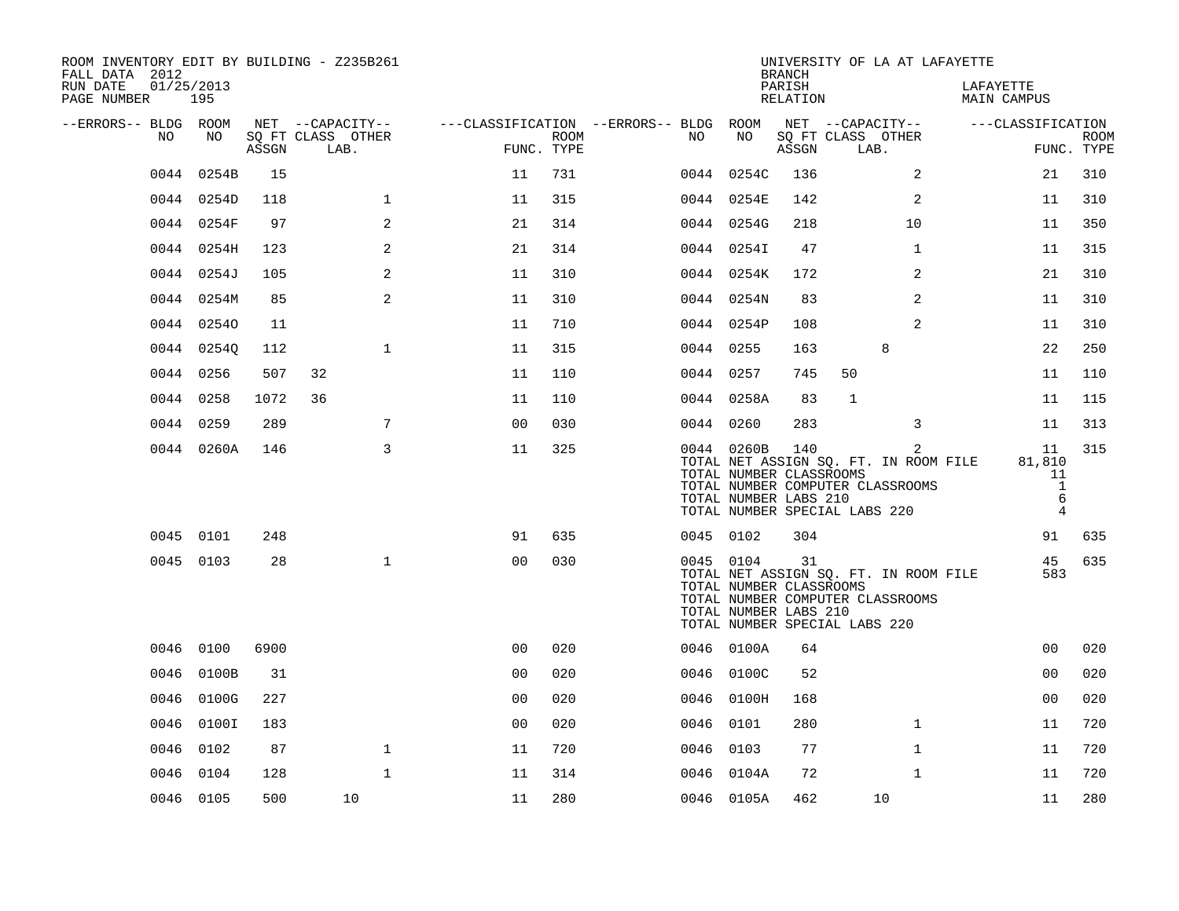ROOM INVENTORY EDIT BY BUILDING - Z235B261
FALL DATA 2012
RUN DATE 01/25/2013
PAGE NUMBER 195

UNIVERSITY OF LA AT LAFAYETTE
BRANCH
PARISH LAFAYETTE
RELATION MAIN CAMPUS

| --ERRORS-- | BLDG NO | ROOM NO | NET SQ FT ASSGN | CAPACITY CLASS | CAPACITY LAB. | CAPACITY OTHER | CLASSIFICATION FUNC. | ROOM TYPE | --ERRORS-- | BLDG NO | ROOM NO | NET SQ FT ASSGN | CAPACITY CLASS | CAPACITY LAB. | CAPACITY OTHER | CLASSIFICATION FUNC. | ROOM TYPE |
|---|---|---|---|---|---|---|---|---|---|---|---|---|---|---|---|---|---|
| | 0044 | 0254B | 15 | | | | 11 | 731 | | 0044 | 0254C | 136 | | | 2 | 21 | 310 |
| | 0044 | 0254D | 118 | | | 1 | 11 | 315 | | 0044 | 0254E | 142 | | | 2 | 11 | 310 |
| | 0044 | 0254F | 97 | | | 2 | 21 | 314 | | 0044 | 0254G | 218 | | | 10 | 11 | 350 |
| | 0044 | 0254H | 123 | | | 2 | 21 | 314 | | 0044 | 0254I | 47 | | | 1 | 11 | 315 |
| | 0044 | 0254J | 105 | | | 2 | 11 | 310 | | 0044 | 0254K | 172 | | | 2 | 21 | 310 |
| | 0044 | 0254M | 85 | | | 2 | 11 | 310 | | 0044 | 0254N | 83 | | | 2 | 11 | 310 |
| | 0044 | 0254O | 11 | | | | 11 | 710 | | 0044 | 0254P | 108 | | | 2 | 11 | 310 |
| | 0044 | 0254Q | 112 | | | 1 | 11 | 315 | | 0044 | 0255 | 163 | | 8 | | 22 | 250 |
| | 0044 | 0256 | 507 | 32 | | | 11 | 110 | | 0044 | 0257 | 745 | 50 | | | 11 | 110 |
| | 0044 | 0258 | 1072 | 36 | | | 11 | 110 | | 0044 | 0258A | 83 | 1 | | | 11 | 115 |
| | 0044 | 0259 | 289 | | | 7 | 00 | 030 | | 0044 | 0260 | 283 | | | 3 | 11 | 313 |
| | 0044 | 0260A | 146 | | | 3 | 11 | 325 | | 0044 | 0260B | 140 | | | 2 | 11 | 315 |
| | | | | | | | | | | TOTAL NET ASSIGN SQ. FT. IN ROOM FILE | | | | | | 81,810 | |
| | | | | | | | | | | TOTAL NUMBER CLASSROOMS | | | | | | 11 | |
| | | | | | | | | | | TOTAL NUMBER COMPUTER CLASSROOMS | | | | | | 1 | |
| | | | | | | | | | | TOTAL NUMBER LABS 210 | | | | | | 6 | |
| | | | | | | | | | | TOTAL NUMBER SPECIAL LABS 220 | | | | | | 4 | |
| | 0045 | 0101 | 248 | | | | 91 | 635 | | 0045 | 0102 | 304 | | | | 91 | 635 |
| | 0045 | 0103 | 28 | | | 1 | 00 | 030 | | 0045 | 0104 | 31 | | | | 45 | 635 |
| | | | | | | | | | | TOTAL NET ASSIGN SQ. FT. IN ROOM FILE | | | | | | 583 | |
| | | | | | | | | | | TOTAL NUMBER CLASSROOMS | | | | | | | |
| | | | | | | | | | | TOTAL NUMBER COMPUTER CLASSROOMS | | | | | | | |
| | | | | | | | | | | TOTAL NUMBER LABS 210 | | | | | | | |
| | | | | | | | | | | TOTAL NUMBER SPECIAL LABS 220 | | | | | | | |
| | 0046 | 0100 | 6900 | | | | 00 | 020 | | 0046 | 0100A | 64 | | | | 00 | 020 |
| | 0046 | 0100B | 31 | | | | 00 | 020 | | 0046 | 0100C | 52 | | | | 00 | 020 |
| | 0046 | 0100G | 227 | | | | 00 | 020 | | 0046 | 0100H | 168 | | | | 00 | 020 |
| | 0046 | 0100I | 183 | | | | 00 | 020 | | 0046 | 0101 | 280 | | | 1 | 11 | 720 |
| | 0046 | 0102 | 87 | | | 1 | 11 | 720 | | 0046 | 0103 | 77 | | | 1 | 11 | 720 |
| | 0046 | 0104 | 128 | | | 1 | 11 | 314 | | 0046 | 0104A | 72 | | | 1 | 11 | 720 |
| | 0046 | 0105 | 500 | | 10 | | 11 | 280 | | 0046 | 0105A | 462 | | 10 | | 11 | 280 |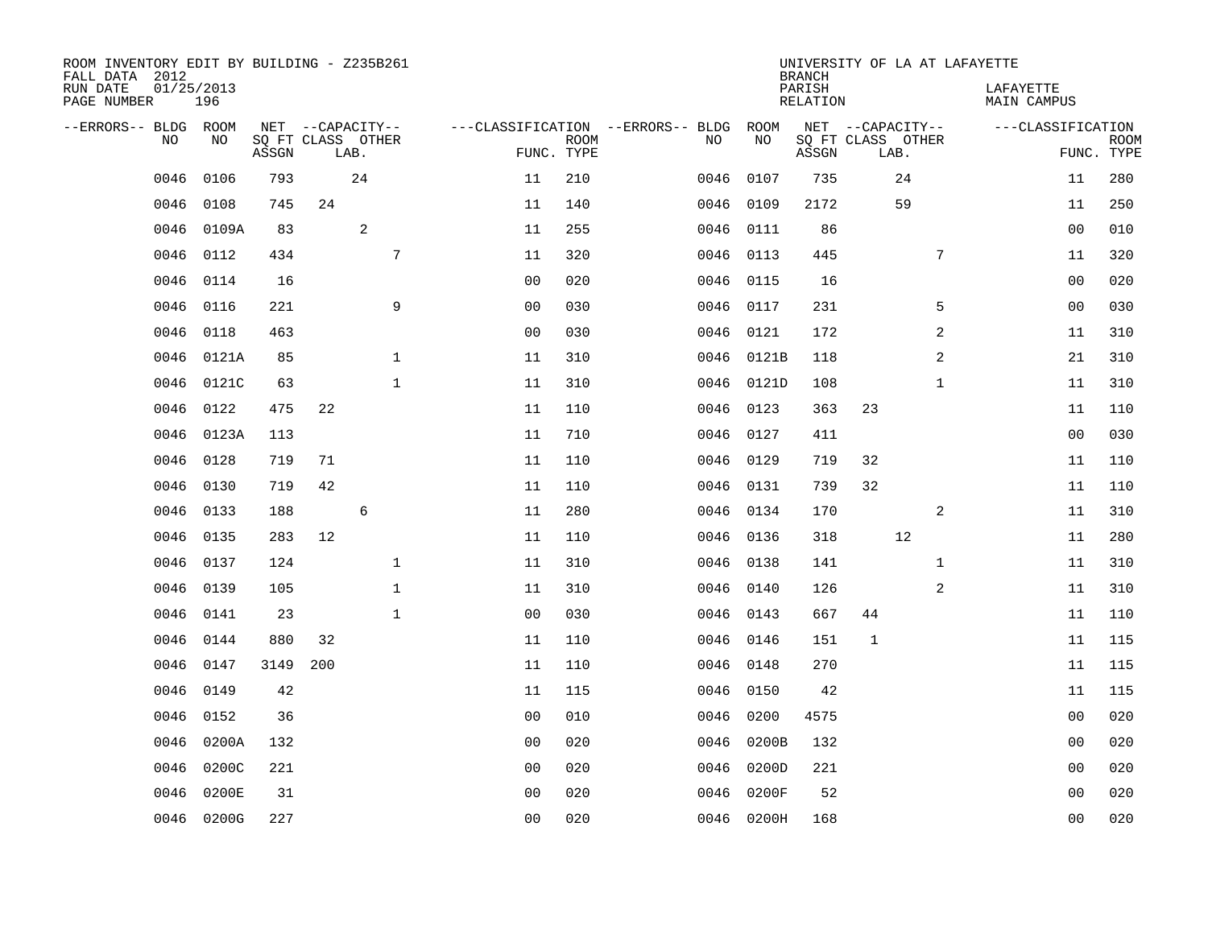ROOM INVENTORY EDIT BY BUILDING - Z235B261
FALL DATA 2012
RUN DATE 01/25/2013
PAGE NUMBER 196

UNIVERSITY OF LA AT LAFAYETTE
BRANCH
PARISH LAFAYETTE
RELATION MAIN CAMPUS

| --ERRORS-- | BLDG NO | ROOM NO | NET SQ FT ASSGN | CAPACITY CLASS | CAPACITY LAB. | CAPACITY OTHER | CLASSIFICATION FUNC. | ROOM TYPE | --ERRORS-- | BLDG NO | ROOM NO | NET SQ FT ASSGN | CAPACITY CLASS | CAPACITY LAB. | CAPACITY OTHER | CLASSIFICATION FUNC. | ROOM TYPE |
|---|---|---|---|---|---|---|---|---|---|---|---|---|---|---|---|---|---|
| | 0046 | 0106 | 793 | | 24 | | 11 | 210 | | 0046 | 0107 | 735 | | 24 | | 11 | 280 |
| | 0046 | 0108 | 745 | 24 | | | 11 | 140 | | 0046 | 0109 | 2172 | | 59 | | 11 | 250 |
| | 0046 | 0109A | 83 | | 2 | | 11 | 255 | | 0046 | 0111 | 86 | | | | 00 | 010 |
| | 0046 | 0112 | 434 | | | 7 | 11 | 320 | | 0046 | 0113 | 445 | | | 7 | 11 | 320 |
| | 0046 | 0114 | 16 | | | | 00 | 020 | | 0046 | 0115 | 16 | | | | 00 | 020 |
| | 0046 | 0116 | 221 | | | 9 | 00 | 030 | | 0046 | 0117 | 231 | | | 5 | 00 | 030 |
| | 0046 | 0118 | 463 | | | | 00 | 030 | | 0046 | 0121 | 172 | | | 2 | 11 | 310 |
| | 0046 | 0121A | 85 | | | 1 | 11 | 310 | | 0046 | 0121B | 118 | | | 2 | 21 | 310 |
| | 0046 | 0121C | 63 | | | 1 | 11 | 310 | | 0046 | 0121D | 108 | | | 1 | 11 | 310 |
| | 0046 | 0122 | 475 | 22 | | | 11 | 110 | | 0046 | 0123 | 363 | 23 | | | 11 | 110 |
| | 0046 | 0123A | 113 | | | | 11 | 710 | | 0046 | 0127 | 411 | | | | 00 | 030 |
| | 0046 | 0128 | 719 | 71 | | | 11 | 110 | | 0046 | 0129 | 719 | 32 | | | 11 | 110 |
| | 0046 | 0130 | 719 | 42 | | | 11 | 110 | | 0046 | 0131 | 739 | 32 | | | 11 | 110 |
| | 0046 | 0133 | 188 | | 6 | | 11 | 280 | | 0046 | 0134 | 170 | | | 2 | 11 | 310 |
| | 0046 | 0135 | 283 | 12 | | | 11 | 110 | | 0046 | 0136 | 318 | | 12 | | 11 | 280 |
| | 0046 | 0137 | 124 | | | 1 | 11 | 310 | | 0046 | 0138 | 141 | | | 1 | 11 | 310 |
| | 0046 | 0139 | 105 | | | 1 | 11 | 310 | | 0046 | 0140 | 126 | | | 2 | 11 | 310 |
| | 0046 | 0141 | 23 | | | 1 | 00 | 030 | | 0046 | 0143 | 667 | 44 | | | 11 | 110 |
| | 0046 | 0144 | 880 | 32 | | | 11 | 110 | | 0046 | 0146 | 151 | 1 | | | 11 | 115 |
| | 0046 | 0147 | 3149 | 200 | | | 11 | 110 | | 0046 | 0148 | 270 | | | | 11 | 115 |
| | 0046 | 0149 | 42 | | | | 11 | 115 | | 0046 | 0150 | 42 | | | | 11 | 115 |
| | 0046 | 0152 | 36 | | | | 00 | 010 | | 0046 | 0200 | 4575 | | | | 00 | 020 |
| | 0046 | 0200A | 132 | | | | 00 | 020 | | 0046 | 0200B | 132 | | | | 00 | 020 |
| | 0046 | 0200C | 221 | | | | 00 | 020 | | 0046 | 0200D | 221 | | | | 00 | 020 |
| | 0046 | 0200E | 31 | | | | 00 | 020 | | 0046 | 0200F | 52 | | | | 00 | 020 |
| | 0046 | 0200G | 227 | | | | 00 | 020 | | 0046 | 0200H | 168 | | | | 00 | 020 |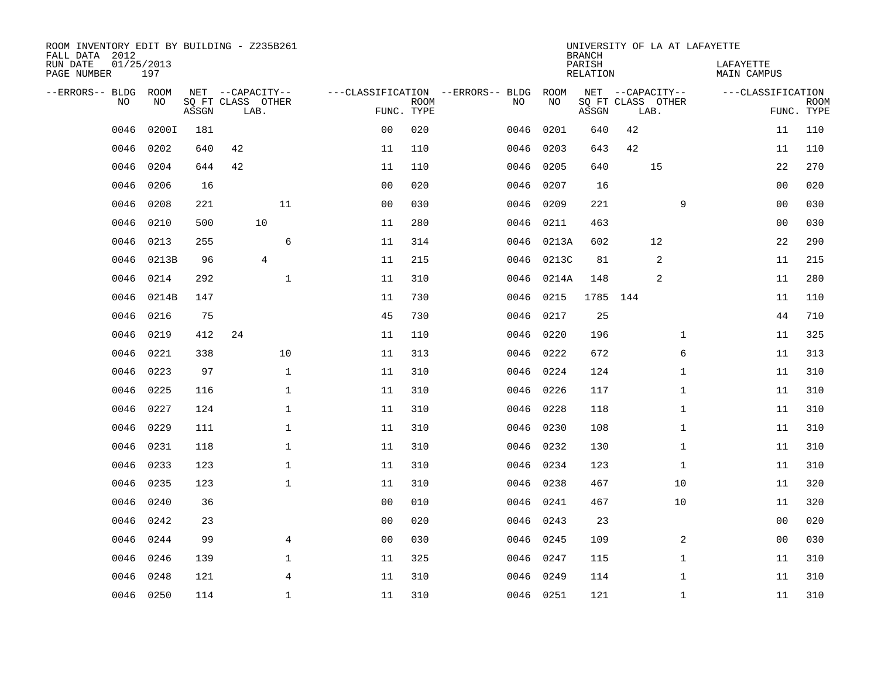ROOM INVENTORY EDIT BY BUILDING - Z235B261
FALL DATA 2012
RUN DATE 01/25/2013
PAGE NUMBER 197

UNIVERSITY OF LA AT LAFAYETTE
BRANCH
PARISH LAFAYETTE
RELATION MAIN CAMPUS

| --ERRORS-- | BLDG NO | ROOM NO | NET SQ FT ASSGN | CAPACITY CLASS | CAPACITY LAB. | CAPACITY OTHER | CLASSIFICATION FUNC. | ROOM TYPE | --ERRORS-- | BLDG NO | ROOM NO | NET SQ FT ASSGN | CAPACITY CLASS | CAPACITY LAB. | CAPACITY OTHER | CLASSIFICATION FUNC. | ROOM TYPE |
|---|---|---|---|---|---|---|---|---|---|---|---|---|---|---|---|---|---|
| | 0046 | 0200I | 181 | | | | 00 | 020 | | 0046 | 0201 | 640 | 42 | | | 11 | 110 |
| | 0046 | 0202 | 640 | 42 | | | 11 | 110 | | 0046 | 0203 | 643 | 42 | | | 11 | 110 |
| | 0046 | 0204 | 644 | 42 | | | 11 | 110 | | 0046 | 0205 | 640 | | 15 | | 22 | 270 |
| | 0046 | 0206 | 16 | | | | 00 | 020 | | 0046 | 0207 | 16 | | | | 00 | 020 |
| | 0046 | 0208 | 221 | | | 11 | 00 | 030 | | 0046 | 0209 | 221 | | | 9 | 00 | 030 |
| | 0046 | 0210 | 500 | | 10 | | 11 | 280 | | 0046 | 0211 | 463 | | | | 00 | 030 |
| | 0046 | 0213 | 255 | | | 6 | 11 | 314 | | 0046 | 0213A | 602 | | 12 | | 22 | 290 |
| | 0046 | 0213B | 96 | | 4 | | 11 | 215 | | 0046 | 0213C | 81 | | 2 | | 11 | 215 |
| | 0046 | 0214 | 292 | | | 1 | 11 | 310 | | 0046 | 0214A | 148 | | 2 | | 11 | 280 |
| | 0046 | 0214B | 147 | | | | 11 | 730 | | 0046 | 0215 | 1785 | 144 | | | 11 | 110 |
| | 0046 | 0216 | 75 | | | | 45 | 730 | | 0046 | 0217 | 25 | | | | 44 | 710 |
| | 0046 | 0219 | 412 | 24 | | | 11 | 110 | | 0046 | 0220 | 196 | | | 1 | 11 | 325 |
| | 0046 | 0221 | 338 | | | 10 | 11 | 313 | | 0046 | 0222 | 672 | | | 6 | 11 | 313 |
| | 0046 | 0223 | 97 | | | 1 | 11 | 310 | | 0046 | 0224 | 124 | | | 1 | 11 | 310 |
| | 0046 | 0225 | 116 | | | 1 | 11 | 310 | | 0046 | 0226 | 117 | | | 1 | 11 | 310 |
| | 0046 | 0227 | 124 | | | 1 | 11 | 310 | | 0046 | 0228 | 118 | | | 1 | 11 | 310 |
| | 0046 | 0229 | 111 | | | 1 | 11 | 310 | | 0046 | 0230 | 108 | | | 1 | 11 | 310 |
| | 0046 | 0231 | 118 | | | 1 | 11 | 310 | | 0046 | 0232 | 130 | | | 1 | 11 | 310 |
| | 0046 | 0233 | 123 | | | 1 | 11 | 310 | | 0046 | 0234 | 123 | | | 1 | 11 | 310 |
| | 0046 | 0235 | 123 | | | 1 | 11 | 310 | | 0046 | 0238 | 467 | | | 10 | 11 | 320 |
| | 0046 | 0240 | 36 | | | | 00 | 010 | | 0046 | 0241 | 467 | | | 10 | 11 | 320 |
| | 0046 | 0242 | 23 | | | | 00 | 020 | | 0046 | 0243 | 23 | | | | 00 | 020 |
| | 0046 | 0244 | 99 | | | 4 | 00 | 030 | | 0046 | 0245 | 109 | | | 2 | 00 | 030 |
| | 0046 | 0246 | 139 | | | 1 | 11 | 325 | | 0046 | 0247 | 115 | | | 1 | 11 | 310 |
| | 0046 | 0248 | 121 | | | 4 | 11 | 310 | | 0046 | 0249 | 114 | | | 1 | 11 | 310 |
| | 0046 | 0250 | 114 | | | 1 | 11 | 310 | | 0046 | 0251 | 121 | | | 1 | 11 | 310 |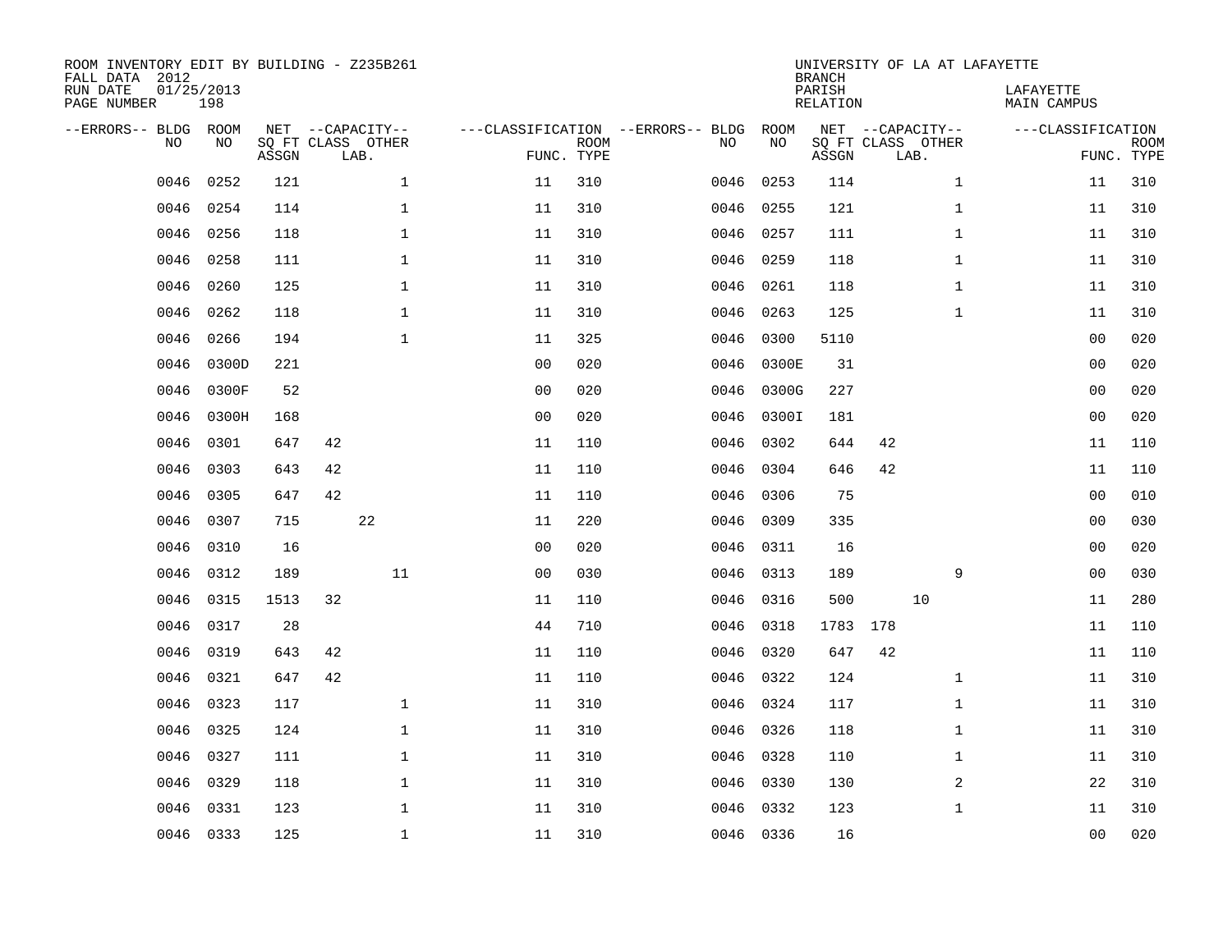ROOM INVENTORY EDIT BY BUILDING - Z235B261
FALL DATA 2012
RUN DATE 01/25/2013
PAGE NUMBER 198

UNIVERSITY OF LA AT LAFAYETTE
BRANCH
PARISH LAFAYETTE
RELATION MAIN CAMPUS

| --ERRORS-- | BLDG NO | ROOM NO | NET SQ FT ASSGN | CAPACITY CLASS | CAPACITY LAB. | CAPACITY OTHER | CLASSIFICATION FUNC. | ROOM TYPE | --ERRORS-- | BLDG NO | ROOM NO | NET SQ FT ASSGN | CAPACITY CLASS | CAPACITY LAB. | CAPACITY OTHER | CLASSIFICATION FUNC. | ROOM TYPE |
|---|---|---|---|---|---|---|---|---|---|---|---|---|---|---|---|---|---|
| | 0046 | 0252 | 121 | | | 1 | 11 | 310 | | 0046 | 0253 | 114 | | | 1 | 11 | 310 |
| | 0046 | 0254 | 114 | | | 1 | 11 | 310 | | 0046 | 0255 | 121 | | | 1 | 11 | 310 |
| | 0046 | 0256 | 118 | | | 1 | 11 | 310 | | 0046 | 0257 | 111 | | | 1 | 11 | 310 |
| | 0046 | 0258 | 111 | | | 1 | 11 | 310 | | 0046 | 0259 | 118 | | | 1 | 11 | 310 |
| | 0046 | 0260 | 125 | | | 1 | 11 | 310 | | 0046 | 0261 | 118 | | | 1 | 11 | 310 |
| | 0046 | 0262 | 118 | | | 1 | 11 | 310 | | 0046 | 0263 | 125 | | | 1 | 11 | 310 |
| | 0046 | 0266 | 194 | | | 1 | 11 | 325 | | 0046 | 0300 | 5110 | | | | 00 | 020 |
| | 0046 | 0300D | 221 | | | | 00 | 020 | | 0046 | 0300E | 31 | | | | 00 | 020 |
| | 0046 | 0300F | 52 | | | | 00 | 020 | | 0046 | 0300G | 227 | | | | 00 | 020 |
| | 0046 | 0300H | 168 | | | | 00 | 020 | | 0046 | 0300I | 181 | | | | 00 | 020 |
| | 0046 | 0301 | 647 | 42 | | | 11 | 110 | | 0046 | 0302 | 644 | 42 | | | 11 | 110 |
| | 0046 | 0303 | 643 | 42 | | | 11 | 110 | | 0046 | 0304 | 646 | 42 | | | 11 | 110 |
| | 0046 | 0305 | 647 | 42 | | | 11 | 110 | | 0046 | 0306 | 75 | | | | 00 | 010 |
| | 0046 | 0307 | 715 | | 22 | | 11 | 220 | | 0046 | 0309 | 335 | | | | 00 | 030 |
| | 0046 | 0310 | 16 | | | | 00 | 020 | | 0046 | 0311 | 16 | | | | 00 | 020 |
| | 0046 | 0312 | 189 | | | 11 | 00 | 030 | | 0046 | 0313 | 189 | | | 9 | 00 | 030 |
| | 0046 | 0315 | 1513 | 32 | | | 11 | 110 | | 0046 | 0316 | 500 | | 10 | | 11 | 280 |
| | 0046 | 0317 | 28 | | | | 44 | 710 | | 0046 | 0318 | 1783 | 178 | | | 11 | 110 |
| | 0046 | 0319 | 643 | 42 | | | 11 | 110 | | 0046 | 0320 | 647 | 42 | | | 11 | 110 |
| | 0046 | 0321 | 647 | 42 | | | 11 | 110 | | 0046 | 0322 | 124 | | | 1 | 11 | 310 |
| | 0046 | 0323 | 117 | | | 1 | 11 | 310 | | 0046 | 0324 | 117 | | | 1 | 11 | 310 |
| | 0046 | 0325 | 124 | | | 1 | 11 | 310 | | 0046 | 0326 | 118 | | | 1 | 11 | 310 |
| | 0046 | 0327 | 111 | | | 1 | 11 | 310 | | 0046 | 0328 | 110 | | | 1 | 11 | 310 |
| | 0046 | 0329 | 118 | | | 1 | 11 | 310 | | 0046 | 0330 | 130 | | | 2 | 22 | 310 |
| | 0046 | 0331 | 123 | | | 1 | 11 | 310 | | 0046 | 0332 | 123 | | | 1 | 11 | 310 |
| | 0046 | 0333 | 125 | | | 1 | 11 | 310 | | 0046 | 0336 | 16 | | | | 00 | 020 |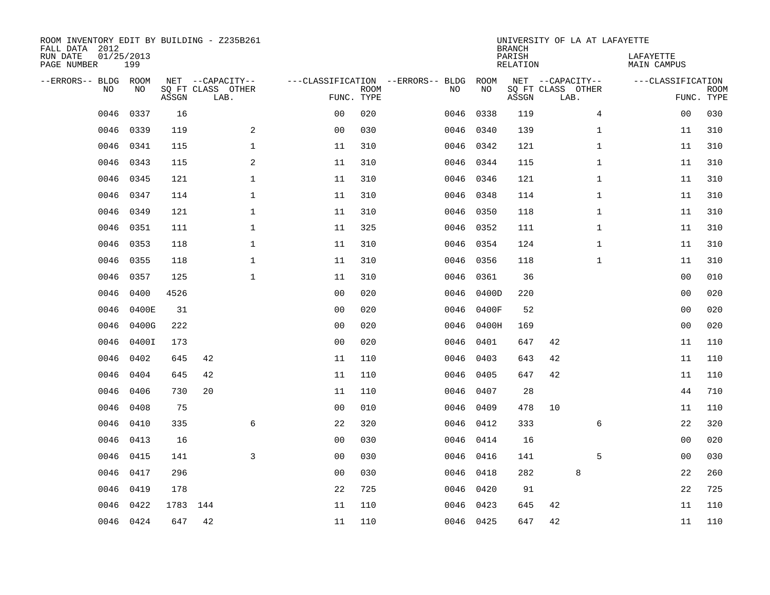ROOM INVENTORY EDIT BY BUILDING - Z235B261
FALL DATA 2012
RUN DATE 01/25/2013
PAGE NUMBER 199

UNIVERSITY OF LA AT LAFAYETTE
BRANCH
PARISH LAFAYETTE
RELATION MAIN CAMPUS

| --ERRORS-- | BLDG NO | ROOM NO | NET SQ FT ASSGN | --CAPACITY-- CLASS | LAB. | OTHER | ---CLASSIFICATION FUNC. | ROOM TYPE | --ERRORS-- | BLDG NO | ROOM NO | NET SQ FT ASSGN | --CAPACITY-- CLASS | LAB. | OTHER | ---CLASSIFICATION FUNC. | ROOM TYPE |
|---|---|---|---|---|---|---|---|---|---|---|---|---|---|---|---|---|---|
| | 0046 | 0337 | 16 | | | | 00 | 020 | | 0046 | 0338 | 119 | | | 4 | 00 | 030 |
| | 0046 | 0339 | 119 | | | 2 | 00 | 030 | | 0046 | 0340 | 139 | | | 1 | 11 | 310 |
| | 0046 | 0341 | 115 | | | 1 | 11 | 310 | | 0046 | 0342 | 121 | | | 1 | 11 | 310 |
| | 0046 | 0343 | 115 | | | 2 | 11 | 310 | | 0046 | 0344 | 115 | | | 1 | 11 | 310 |
| | 0046 | 0345 | 121 | | | 1 | 11 | 310 | | 0046 | 0346 | 121 | | | 1 | 11 | 310 |
| | 0046 | 0347 | 114 | | | 1 | 11 | 310 | | 0046 | 0348 | 114 | | | 1 | 11 | 310 |
| | 0046 | 0349 | 121 | | | 1 | 11 | 310 | | 0046 | 0350 | 118 | | | 1 | 11 | 310 |
| | 0046 | 0351 | 111 | | | 1 | 11 | 325 | | 0046 | 0352 | 111 | | | 1 | 11 | 310 |
| | 0046 | 0353 | 118 | | | 1 | 11 | 310 | | 0046 | 0354 | 124 | | | 1 | 11 | 310 |
| | 0046 | 0355 | 118 | | | 1 | 11 | 310 | | 0046 | 0356 | 118 | | | 1 | 11 | 310 |
| | 0046 | 0357 | 125 | | | 1 | 11 | 310 | | 0046 | 0361 | 36 | | | | 00 | 010 |
| | 0046 | 0400 | 4526 | | | | 00 | 020 | | 0046 | 0400D | 220 | | | | 00 | 020 |
| | 0046 | 0400E | 31 | | | | 00 | 020 | | 0046 | 0400F | 52 | | | | 00 | 020 |
| | 0046 | 0400G | 222 | | | | 00 | 020 | | 0046 | 0400H | 169 | | | | 00 | 020 |
| | 0046 | 0400I | 173 | | | | 00 | 020 | | 0046 | 0401 | 647 | 42 | | | 11 | 110 |
| | 0046 | 0402 | 645 | 42 | | | 11 | 110 | | 0046 | 0403 | 643 | 42 | | | 11 | 110 |
| | 0046 | 0404 | 645 | 42 | | | 11 | 110 | | 0046 | 0405 | 647 | 42 | | | 11 | 110 |
| | 0046 | 0406 | 730 | 20 | | | 11 | 110 | | 0046 | 0407 | 28 | | | | 44 | 710 |
| | 0046 | 0408 | 75 | | | | 00 | 010 | | 0046 | 0409 | 478 | 10 | | | 11 | 110 |
| | 0046 | 0410 | 335 | | | 6 | 22 | 320 | | 0046 | 0412 | 333 | | | 6 | 22 | 320 |
| | 0046 | 0413 | 16 | | | | 00 | 030 | | 0046 | 0414 | 16 | | | | 00 | 020 |
| | 0046 | 0415 | 141 | | | 3 | 00 | 030 | | 0046 | 0416 | 141 | | | 5 | 00 | 030 |
| | 0046 | 0417 | 296 | | | | 00 | 030 | | 0046 | 0418 | 282 | | 8 | | 22 | 260 |
| | 0046 | 0419 | 178 | | | | 22 | 725 | | 0046 | 0420 | 91 | | | | 22 | 725 |
| | 0046 | 0422 | 1783 | 144 | | | 11 | 110 | | 0046 | 0423 | 645 | 42 | | | 11 | 110 |
| | 0046 | 0424 | 647 | 42 | | | 11 | 110 | | 0046 | 0425 | 647 | 42 | | | 11 | 110 |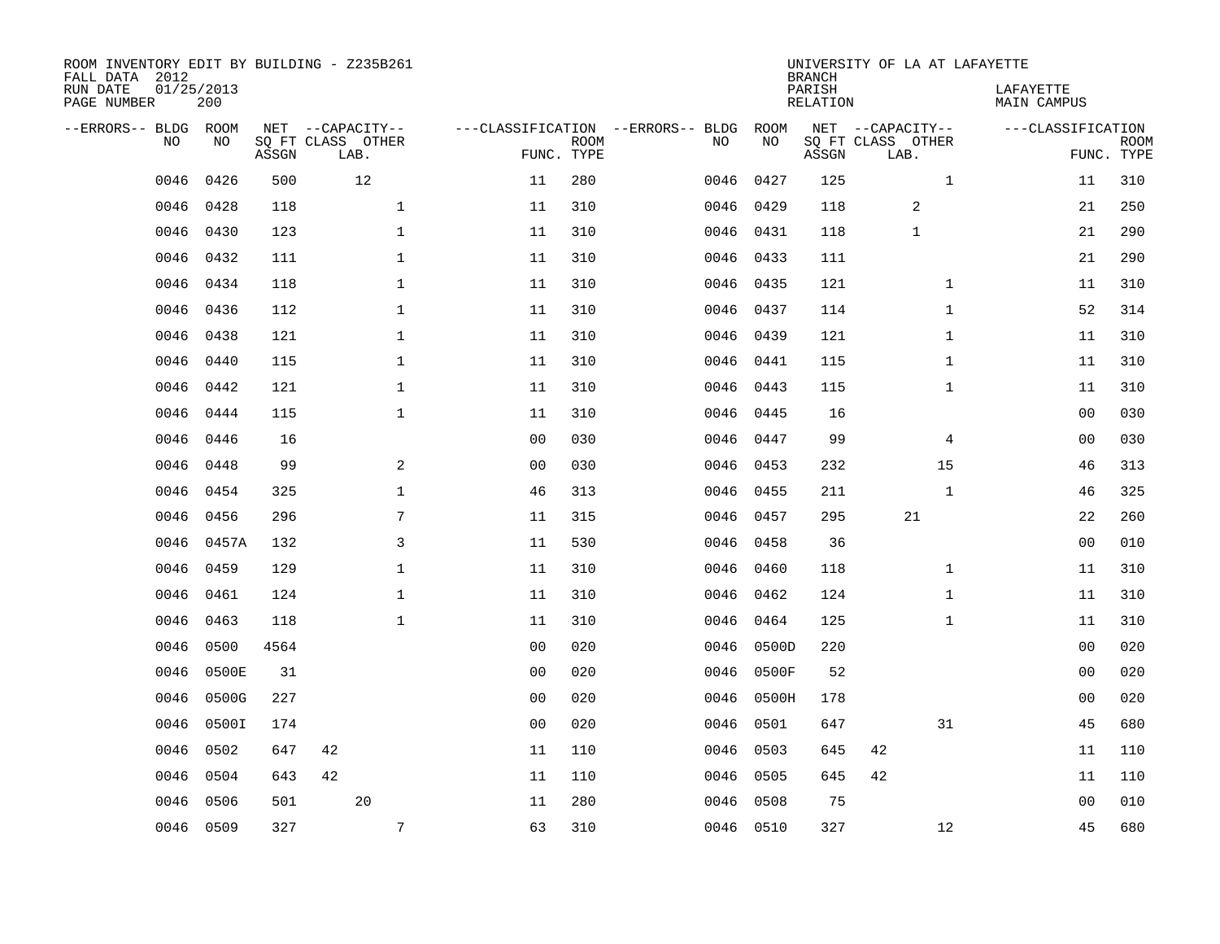ROOM INVENTORY EDIT BY BUILDING - Z235B261
FALL DATA 2012
RUN DATE 01/25/2013
PAGE NUMBER 200

UNIVERSITY OF LA AT LAFAYETTE
BRANCH
PARISH LAFAYETTE
RELATION MAIN CAMPUS

| --ERRORS-- | BLDG NO | ROOM NO | NET SQ FT ASSGN | --CAPACITY-- CLASS | LAB. | OTHER | ---CLASSIFICATION FUNC. | ROOM TYPE | --ERRORS-- | BLDG NO | ROOM NO | NET SQ FT ASSGN | --CAPACITY-- CLASS | LAB. | OTHER | ---CLASSIFICATION FUNC. | ROOM TYPE |
|---|---|---|---|---|---|---|---|---|---|---|---|---|---|---|---|---|---|
| | 0046 | 0426 | 500 | | 12 | | 11 | 280 | | 0046 | 0427 | 125 | | | 1 | 11 | 310 |
| | 0046 | 0428 | 118 | | | 1 | 11 | 310 | | 0046 | 0429 | 118 | | 2 | | 21 | 250 |
| | 0046 | 0430 | 123 | | | 1 | 11 | 310 | | 0046 | 0431 | 118 | | 1 | | 21 | 290 |
| | 0046 | 0432 | 111 | | | 1 | 11 | 310 | | 0046 | 0433 | 111 | | | | 21 | 290 |
| | 0046 | 0434 | 118 | | | 1 | 11 | 310 | | 0046 | 0435 | 121 | | | 1 | 11 | 310 |
| | 0046 | 0436 | 112 | | | 1 | 11 | 310 | | 0046 | 0437 | 114 | | | 1 | 52 | 314 |
| | 0046 | 0438 | 121 | | | 1 | 11 | 310 | | 0046 | 0439 | 121 | | | 1 | 11 | 310 |
| | 0046 | 0440 | 115 | | | 1 | 11 | 310 | | 0046 | 0441 | 115 | | | 1 | 11 | 310 |
| | 0046 | 0442 | 121 | | | 1 | 11 | 310 | | 0046 | 0443 | 115 | | | 1 | 11 | 310 |
| | 0046 | 0444 | 115 | | | 1 | 11 | 310 | | 0046 | 0445 | 16 | | | | 00 | 030 |
| | 0046 | 0446 | 16 | | | | 00 | 030 | | 0046 | 0447 | 99 | | | 4 | 00 | 030 |
| | 0046 | 0448 | 99 | | | 2 | 00 | 030 | | 0046 | 0453 | 232 | | | 15 | 46 | 313 |
| | 0046 | 0454 | 325 | | | 1 | 46 | 313 | | 0046 | 0455 | 211 | | | 1 | 46 | 325 |
| | 0046 | 0456 | 296 | | | 7 | 11 | 315 | | 0046 | 0457 | 295 | | 21 | | 22 | 260 |
| | 0046 | 0457A | 132 | | | 3 | 11 | 530 | | 0046 | 0458 | 36 | | | | 00 | 010 |
| | 0046 | 0459 | 129 | | | 1 | 11 | 310 | | 0046 | 0460 | 118 | | | 1 | 11 | 310 |
| | 0046 | 0461 | 124 | | | 1 | 11 | 310 | | 0046 | 0462 | 124 | | | 1 | 11 | 310 |
| | 0046 | 0463 | 118 | | | 1 | 11 | 310 | | 0046 | 0464 | 125 | | | 1 | 11 | 310 |
| | 0046 | 0500 | 4564 | | | | 00 | 020 | | 0046 | 0500D | 220 | | | | 00 | 020 |
| | 0046 | 0500E | 31 | | | | 00 | 020 | | 0046 | 0500F | 52 | | | | 00 | 020 |
| | 0046 | 0500G | 227 | | | | 00 | 020 | | 0046 | 0500H | 178 | | | | 00 | 020 |
| | 0046 | 0500I | 174 | | | | 00 | 020 | | 0046 | 0501 | 647 | | | 31 | 45 | 680 |
| | 0046 | 0502 | 647 | 42 | | | 11 | 110 | | 0046 | 0503 | 645 | 42 | | | 11 | 110 |
| | 0046 | 0504 | 643 | 42 | | | 11 | 110 | | 0046 | 0505 | 645 | 42 | | | 11 | 110 |
| | 0046 | 0506 | 501 | | 20 | | 11 | 280 | | 0046 | 0508 | 75 | | | | 00 | 010 |
| | 0046 | 0509 | 327 | | | 7 | 63 | 310 | | 0046 | 0510 | 327 | | | 12 | 45 | 680 |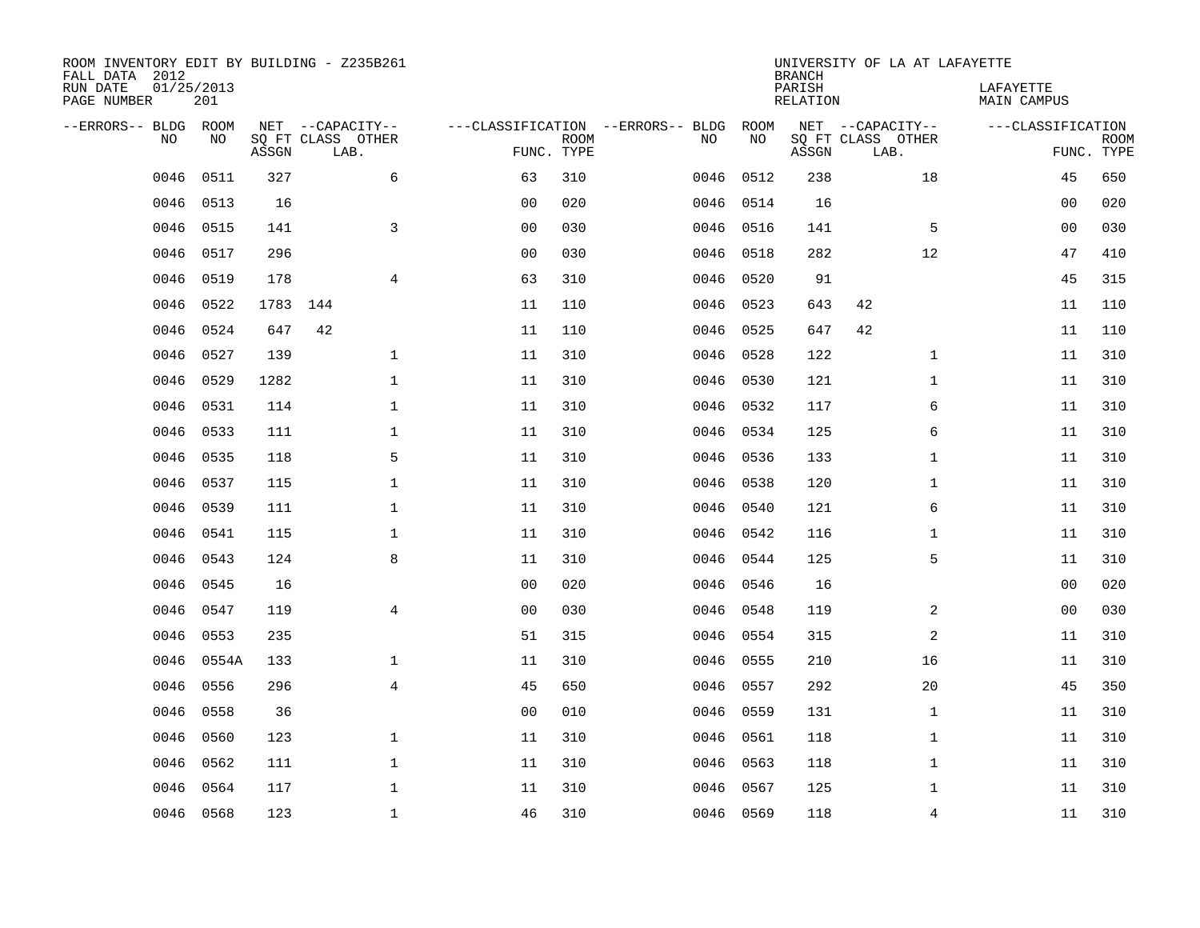ROOM INVENTORY EDIT BY BUILDING - Z235B261
FALL DATA 2012
RUN DATE 01/25/2013
PAGE NUMBER 201

UNIVERSITY OF LA AT LAFAYETTE
BRANCH
PARISH LAFAYETTE
RELATION MAIN CAMPUS

| --ERRORS-- | BLDG NO | ROOM NO | NET SQ FT ASSGN | --CAPACITY-- CLASS | LAB. | OTHER | ---CLASSIFICATION FUNC. | ROOM TYPE | --ERRORS-- | BLDG NO | ROOM NO | NET SQ FT ASSGN | --CAPACITY-- CLASS | LAB. | OTHER | ---CLASSIFICATION FUNC. | ROOM TYPE |
|---|---|---|---|---|---|---|---|---|---|---|---|---|---|---|---|---|---|
| | 0046 | 0511 | 327 | | | 6 | 63 | 310 | | 0046 | 0512 | 238 | | | 18 | 45 | 650 |
| | 0046 | 0513 | 16 | | | | 00 | 020 | | 0046 | 0514 | 16 | | | | 00 | 020 |
| | 0046 | 0515 | 141 | | | 3 | 00 | 030 | | 0046 | 0516 | 141 | | | 5 | 00 | 030 |
| | 0046 | 0517 | 296 | | | | 00 | 030 | | 0046 | 0518 | 282 | | | 12 | 47 | 410 |
| | 0046 | 0519 | 178 | | | 4 | 63 | 310 | | 0046 | 0520 | 91 | | | | 45 | 315 |
| | 0046 | 0522 | 1783 | 144 | | | 11 | 110 | | 0046 | 0523 | 643 | 42 | | | 11 | 110 |
| | 0046 | 0524 | 647 | 42 | | | 11 | 110 | | 0046 | 0525 | 647 | 42 | | | 11 | 110 |
| | 0046 | 0527 | 139 | | | 1 | 11 | 310 | | 0046 | 0528 | 122 | | | 1 | 11 | 310 |
| | 0046 | 0529 | 1282 | | | 1 | 11 | 310 | | 0046 | 0530 | 121 | | | 1 | 11 | 310 |
| | 0046 | 0531 | 114 | | | 1 | 11 | 310 | | 0046 | 0532 | 117 | | | 6 | 11 | 310 |
| | 0046 | 0533 | 111 | | | 1 | 11 | 310 | | 0046 | 0534 | 125 | | | 6 | 11 | 310 |
| | 0046 | 0535 | 118 | | | 5 | 11 | 310 | | 0046 | 0536 | 133 | | | 1 | 11 | 310 |
| | 0046 | 0537 | 115 | | | 1 | 11 | 310 | | 0046 | 0538 | 120 | | | 1 | 11 | 310 |
| | 0046 | 0539 | 111 | | | 1 | 11 | 310 | | 0046 | 0540 | 121 | | | 6 | 11 | 310 |
| | 0046 | 0541 | 115 | | | 1 | 11 | 310 | | 0046 | 0542 | 116 | | | 1 | 11 | 310 |
| | 0046 | 0543 | 124 | | | 8 | 11 | 310 | | 0046 | 0544 | 125 | | | 5 | 11 | 310 |
| | 0046 | 0545 | 16 | | | | 00 | 020 | | 0046 | 0546 | 16 | | | | 00 | 020 |
| | 0046 | 0547 | 119 | | | 4 | 00 | 030 | | 0046 | 0548 | 119 | | | 2 | 00 | 030 |
| | 0046 | 0553 | 235 | | | | 51 | 315 | | 0046 | 0554 | 315 | | | 2 | 11 | 310 |
| | 0046 | 0554A | 133 | | | 1 | 11 | 310 | | 0046 | 0555 | 210 | | | 16 | 11 | 310 |
| | 0046 | 0556 | 296 | | | 4 | 45 | 650 | | 0046 | 0557 | 292 | | | 20 | 45 | 350 |
| | 0046 | 0558 | 36 | | | | 00 | 010 | | 0046 | 0559 | 131 | | | 1 | 11 | 310 |
| | 0046 | 0560 | 123 | | | 1 | 11 | 310 | | 0046 | 0561 | 118 | | | 1 | 11 | 310 |
| | 0046 | 0562 | 111 | | | 1 | 11 | 310 | | 0046 | 0563 | 118 | | | 1 | 11 | 310 |
| | 0046 | 0564 | 117 | | | 1 | 11 | 310 | | 0046 | 0567 | 125 | | | 1 | 11 | 310 |
| | 0046 | 0568 | 123 | | | 1 | 46 | 310 | | 0046 | 0569 | 118 | | | 4 | 11 | 310 |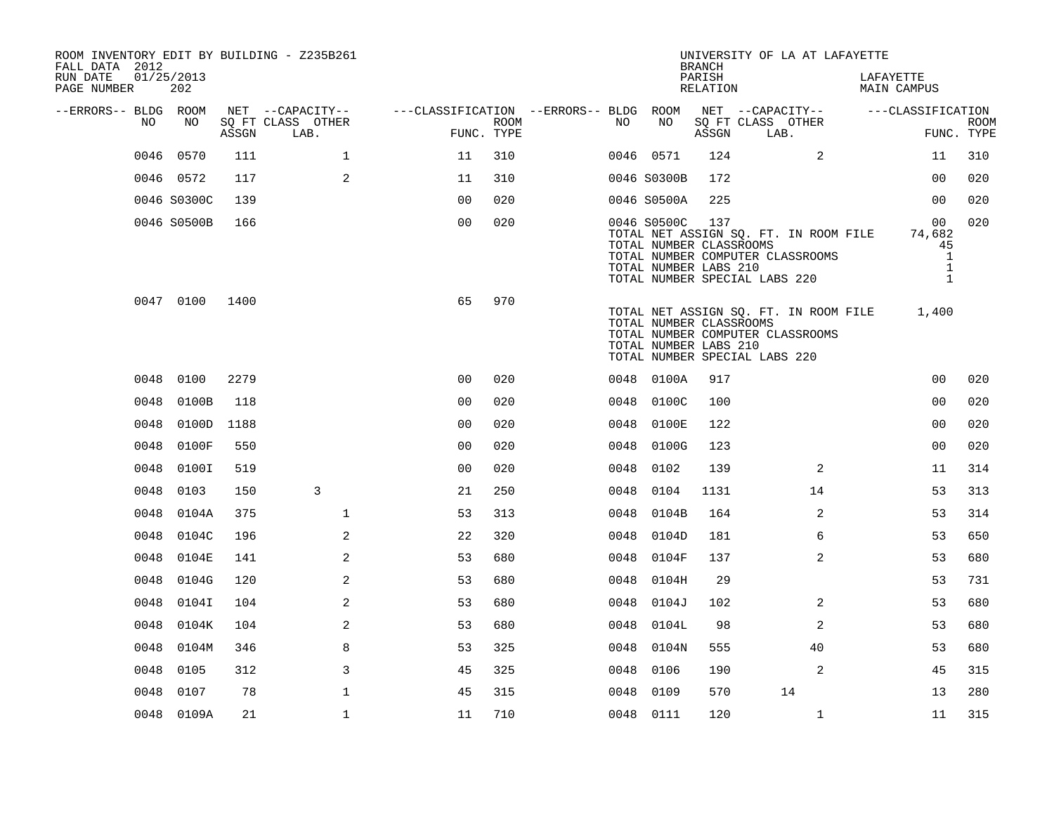ROOM INVENTORY EDIT BY BUILDING - Z235B261
FALL DATA 2012
RUN DATE 01/25/2013

UNIVERSITY OF LA AT LAFAYETTE
BRANCH
PARISH LAFAYETTE
RELATION MAIN CAMPUS

| --ERRORS-- | BLDG NO | ROOM NO | NET SQ FT ASSGN | --CAPACITY-- CLASS LAB. | OTHER | ---CLASSIFICATION FUNC. | ROOM TYPE | --ERRORS-- | BLDG NO | ROOM NO | NET SQ FT ASSGN | --CAPACITY-- CLASS LAB. | OTHER | ---CLASSIFICATION FUNC. | ROOM TYPE |
|---|---|---|---|---|---|---|---|---|---|---|---|---|---|---|---|
| | 0046 | 0570 | 111 | | 1 | 11 | 310 | | 0046 | 0571 | 124 | | 2 | 11 | 310 |
| | 0046 | 0572 | 117 | | 2 | 11 | 310 | | 0046 | S0300B | 172 | | | 00 | 020 |
| | 0046 | S0300C | 139 | | | 00 | 020 | | 0046 | S0500A | 225 | | | 00 | 020 |
| | 0046 | S0500B | 166 | | | 00 | 020 | | 0046 | S0500C | 137 | | | 00 | 020 |
| | | | | | | | | | TOTAL NET ASSIGN SQ. FT. IN ROOM FILE | | | | | 74,682 | |
| | | | | | | | | | TOTAL NUMBER CLASSROOMS | | | | | 45 | |
| | | | | | | | | | TOTAL NUMBER COMPUTER CLASSROOMS | | | | | 1 | |
| | | | | | | | | | TOTAL NUMBER LABS 210 | | | | | 1 | |
| | | | | | | | | | TOTAL NUMBER SPECIAL LABS 220 | | | | | 1 | |
| | 0047 | 0100 | 1400 | | | 65 | 970 | | | | | | | | |
| | | | | | | | | | TOTAL NET ASSIGN SQ. FT. IN ROOM FILE | | | | | 1,400 | |
| | | | | | | | | | TOTAL NUMBER CLASSROOMS | | | | | | |
| | | | | | | | | | TOTAL NUMBER COMPUTER CLASSROOMS | | | | | | |
| | | | | | | | | | TOTAL NUMBER LABS 210 | | | | | | |
| | | | | | | | | | TOTAL NUMBER SPECIAL LABS 220 | | | | | | |
| | 0048 | 0100 | 2279 | | | 00 | 020 | | 0048 | 0100A | 917 | | | 00 | 020 |
| | 0048 | 0100B | 118 | | | 00 | 020 | | 0048 | 0100C | 100 | | | 00 | 020 |
| | 0048 | 0100D | 1188 | | | 00 | 020 | | 0048 | 0100E | 122 | | | 00 | 020 |
| | 0048 | 0100F | 550 | | | 00 | 020 | | 0048 | 0100G | 123 | | | 00 | 020 |
| | 0048 | 0100I | 519 | | | 00 | 020 | | 0048 | 0102 | 139 | | 2 | 11 | 314 |
| | 0048 | 0103 | 150 | 3 | | 21 | 250 | | 0048 | 0104 | 1131 | | 14 | 53 | 313 |
| | 0048 | 0104A | 375 | | 1 | 53 | 313 | | 0048 | 0104B | 164 | | 2 | 53 | 314 |
| | 0048 | 0104C | 196 | | 2 | 22 | 320 | | 0048 | 0104D | 181 | | 6 | 53 | 650 |
| | 0048 | 0104E | 141 | | 2 | 53 | 680 | | 0048 | 0104F | 137 | | 2 | 53 | 680 |
| | 0048 | 0104G | 120 | | 2 | 53 | 680 | | 0048 | 0104H | 29 | | | 53 | 731 |
| | 0048 | 0104I | 104 | | 2 | 53 | 680 | | 0048 | 0104J | 102 | | 2 | 53 | 680 |
| | 0048 | 0104K | 104 | | 2 | 53 | 680 | | 0048 | 0104L | 98 | | 2 | 53 | 680 |
| | 0048 | 0104M | 346 | | 8 | 53 | 325 | | 0048 | 0104N | 555 | | 40 | 53 | 680 |
| | 0048 | 0105 | 312 | | 3 | 45 | 325 | | 0048 | 0106 | 190 | | 2 | 45 | 315 |
| | 0048 | 0107 | 78 | | 1 | 45 | 315 | | 0048 | 0109 | 570 | 14 | | 13 | 280 |
| | 0048 | 0109A | 21 | | 1 | 11 | 710 | | 0048 | 0111 | 120 | | 1 | 11 | 315 |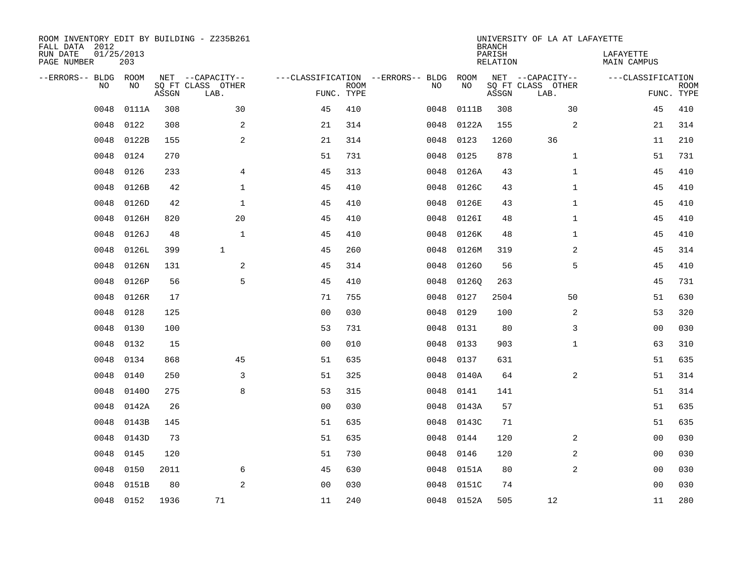ROOM INVENTORY EDIT BY BUILDING - Z235B261
FALL DATA 2012
RUN DATE 01/25/2013
PAGE NUMBER 203

UNIVERSITY OF LA AT LAFAYETTE
BRANCH
PARISH LAFAYETTE
RELATION MAIN CAMPUS

| --ERRORS-- | BLDG NO | ROOM NO | NET SQ FT ASSGN | --CAPACITY-- CLASS LAB. | OTHER | ---CLASSIFICATION FUNC. | ROOM TYPE | --ERRORS-- | BLDG NO | ROOM NO | NET SQ FT ASSGN | --CAPACITY-- CLASS LAB. | OTHER | ---CLASSIFICATION FUNC. | ROOM TYPE |
|---|---|---|---|---|---|---|---|---|---|---|---|---|---|---|---|
| | 0048 | 0111A | 308 | | 30 | 45 | 410 | | 0048 | 0111B | 308 | | 30 | 45 | 410 |
| | 0048 | 0122 | 308 | | 2 | 21 | 314 | | 0048 | 0122A | 155 | | 2 | 21 | 314 |
| | 0048 | 0122B | 155 | | 2 | 21 | 314 | | 0048 | 0123 | 1260 | 36 | | 11 | 210 |
| | 0048 | 0124 | 270 | | | 51 | 731 | | 0048 | 0125 | 878 | | 1 | 51 | 731 |
| | 0048 | 0126 | 233 | | 4 | 45 | 313 | | 0048 | 0126A | 43 | | 1 | 45 | 410 |
| | 0048 | 0126B | 42 | | 1 | 45 | 410 | | 0048 | 0126C | 43 | | 1 | 45 | 410 |
| | 0048 | 0126D | 42 | | 1 | 45 | 410 | | 0048 | 0126E | 43 | | 1 | 45 | 410 |
| | 0048 | 0126H | 820 | | 20 | 45 | 410 | | 0048 | 0126I | 48 | | 1 | 45 | 410 |
| | 0048 | 0126J | 48 | | 1 | 45 | 410 | | 0048 | 0126K | 48 | | 1 | 45 | 410 |
| | 0048 | 0126L | 399 | 1 | | 45 | 260 | | 0048 | 0126M | 319 | | 2 | 45 | 314 |
| | 0048 | 0126N | 131 | | 2 | 45 | 314 | | 0048 | 0126O | 56 | | 5 | 45 | 410 |
| | 0048 | 0126P | 56 | | 5 | 45 | 410 | | 0048 | 0126Q | 263 | | | 45 | 731 |
| | 0048 | 0126R | 17 | | | 71 | 755 | | 0048 | 0127 | 2504 | | 50 | 51 | 630 |
| | 0048 | 0128 | 125 | | | 00 | 030 | | 0048 | 0129 | 100 | | 2 | 53 | 320 |
| | 0048 | 0130 | 100 | | | 53 | 731 | | 0048 | 0131 | 80 | | 3 | 00 | 030 |
| | 0048 | 0132 | 15 | | | 00 | 010 | | 0048 | 0133 | 903 | | 1 | 63 | 310 |
| | 0048 | 0134 | 868 | | 45 | 51 | 635 | | 0048 | 0137 | 631 | | | 51 | 635 |
| | 0048 | 0140 | 250 | | 3 | 51 | 325 | | 0048 | 0140A | 64 | | 2 | 51 | 314 |
| | 0048 | 0140O | 275 | | 8 | 53 | 315 | | 0048 | 0141 | 141 | | | 51 | 314 |
| | 0048 | 0142A | 26 | | | 00 | 030 | | 0048 | 0143A | 57 | | | 51 | 635 |
| | 0048 | 0143B | 145 | | | 51 | 635 | | 0048 | 0143C | 71 | | | 51 | 635 |
| | 0048 | 0143D | 73 | | | 51 | 635 | | 0048 | 0144 | 120 | | 2 | 00 | 030 |
| | 0048 | 0145 | 120 | | | 51 | 730 | | 0048 | 0146 | 120 | | 2 | 00 | 030 |
| | 0048 | 0150 | 2011 | | 6 | 45 | 630 | | 0048 | 0151A | 80 | | 2 | 00 | 030 |
| | 0048 | 0151B | 80 | | 2 | 00 | 030 | | 0048 | 0151C | 74 | | | 00 | 030 |
| | 0048 | 0152 | 1936 | 71 | | 11 | 240 | | 0048 | 0152A | 505 | 12 | | 11 | 280 |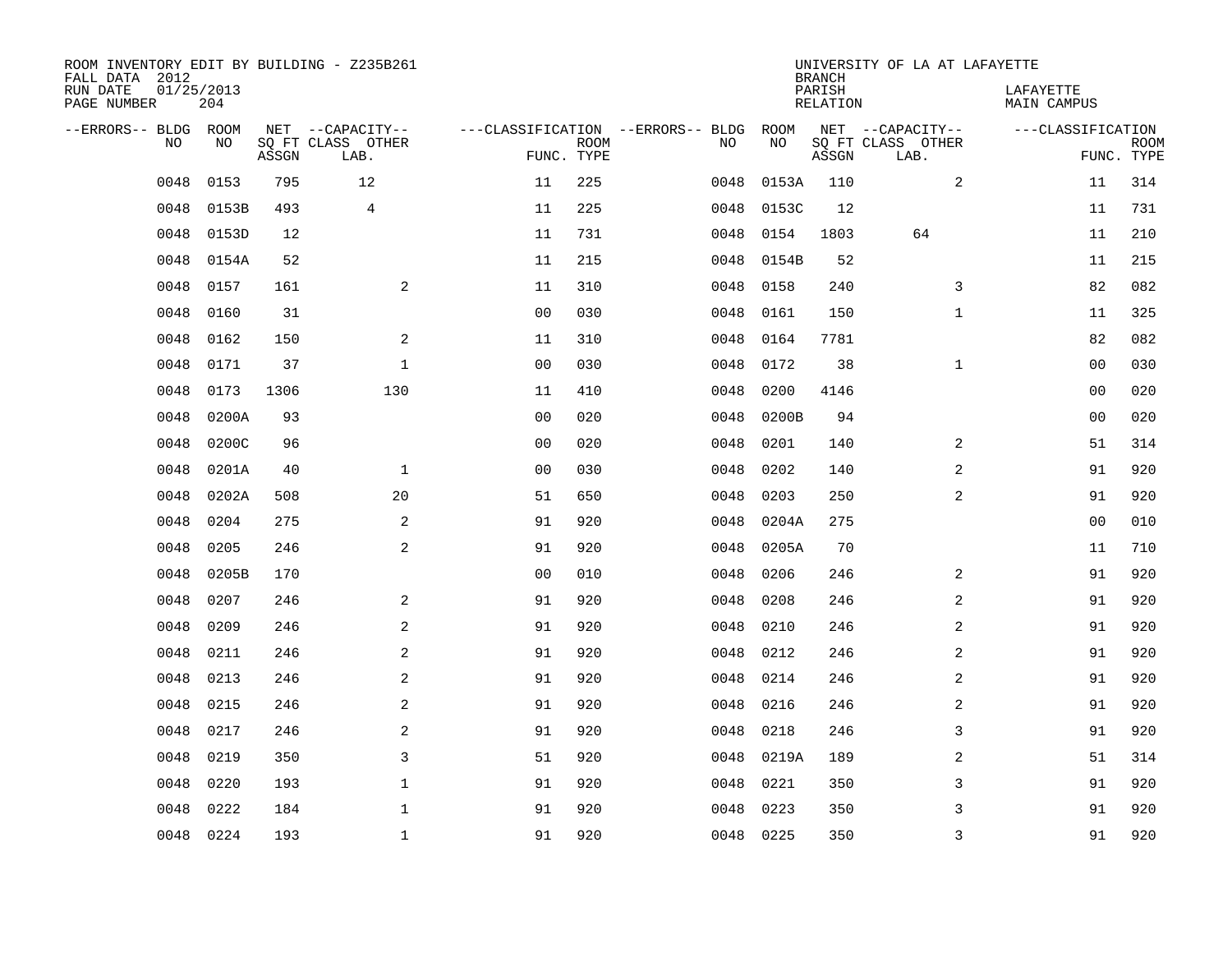ROOM INVENTORY EDIT BY BUILDING - Z235B261
FALL DATA 2012
RUN DATE 01/25/2013
PAGE NUMBER 204

UNIVERSITY OF LA AT LAFAYETTE
BRANCH
PARISH LAFAYETTE
RELATION MAIN CAMPUS

| --ERRORS-- | BLDG NO | ROOM NO | NET SQ FT ASSGN | --CAPACITY-- CLASS LAB. | OTHER | ---CLASSIFICATION FUNC. | ROOM TYPE | --ERRORS-- | BLDG NO | ROOM NO | NET SQ FT ASSGN | --CAPACITY-- CLASS LAB. | OTHER | ---CLASSIFICATION FUNC. | ROOM TYPE |
|---|---|---|---|---|---|---|---|---|---|---|---|---|---|---|---|
| | 0048 | 0153 | 795 | 12 | | 11 | 225 | | 0048 | 0153A | 110 | | 2 | 11 | 314 |
| | 0048 | 0153B | 493 | 4 | | 11 | 225 | | 0048 | 0153C | 12 | | | 11 | 731 |
| | 0048 | 0153D | 12 | | | 11 | 731 | | 0048 | 0154 | 1803 | 64 | | 11 | 210 |
| | 0048 | 0154A | 52 | | | 11 | 215 | | 0048 | 0154B | 52 | | | 11 | 215 |
| | 0048 | 0157 | 161 | | 2 | 11 | 310 | | 0048 | 0158 | 240 | | 3 | 82 | 082 |
| | 0048 | 0160 | 31 | | | 00 | 030 | | 0048 | 0161 | 150 | | 1 | 11 | 325 |
| | 0048 | 0162 | 150 | | 2 | 11 | 310 | | 0048 | 0164 | 7781 | | | 82 | 082 |
| | 0048 | 0171 | 37 | | 1 | 00 | 030 | | 0048 | 0172 | 38 | | 1 | 00 | 030 |
| | 0048 | 0173 | 1306 | | 130 | 11 | 410 | | 0048 | 0200 | 4146 | | | 00 | 020 |
| | 0048 | 0200A | 93 | | | 00 | 020 | | 0048 | 0200B | 94 | | | 00 | 020 |
| | 0048 | 0200C | 96 | | | 00 | 020 | | 0048 | 0201 | 140 | | 2 | 51 | 314 |
| | 0048 | 0201A | 40 | | 1 | 00 | 030 | | 0048 | 0202 | 140 | | 2 | 91 | 920 |
| | 0048 | 0202A | 508 | | 20 | 51 | 650 | | 0048 | 0203 | 250 | | 2 | 91 | 920 |
| | 0048 | 0204 | 275 | | 2 | 91 | 920 | | 0048 | 0204A | 275 | | | 00 | 010 |
| | 0048 | 0205 | 246 | | 2 | 91 | 920 | | 0048 | 0205A | 70 | | | 11 | 710 |
| | 0048 | 0205B | 170 | | | 00 | 010 | | 0048 | 0206 | 246 | | 2 | 91 | 920 |
| | 0048 | 0207 | 246 | | 2 | 91 | 920 | | 0048 | 0208 | 246 | | 2 | 91 | 920 |
| | 0048 | 0209 | 246 | | 2 | 91 | 920 | | 0048 | 0210 | 246 | | 2 | 91 | 920 |
| | 0048 | 0211 | 246 | | 2 | 91 | 920 | | 0048 | 0212 | 246 | | 2 | 91 | 920 |
| | 0048 | 0213 | 246 | | 2 | 91 | 920 | | 0048 | 0214 | 246 | | 2 | 91 | 920 |
| | 0048 | 0215 | 246 | | 2 | 91 | 920 | | 0048 | 0216 | 246 | | 2 | 91 | 920 |
| | 0048 | 0217 | 246 | | 2 | 91 | 920 | | 0048 | 0218 | 246 | | 3 | 91 | 920 |
| | 0048 | 0219 | 350 | | 3 | 51 | 920 | | 0048 | 0219A | 189 | | 2 | 51 | 314 |
| | 0048 | 0220 | 193 | | 1 | 91 | 920 | | 0048 | 0221 | 350 | | 3 | 91 | 920 |
| | 0048 | 0222 | 184 | | 1 | 91 | 920 | | 0048 | 0223 | 350 | | 3 | 91 | 920 |
| | 0048 | 0224 | 193 | | 1 | 91 | 920 | | 0048 | 0225 | 350 | | 3 | 91 | 920 |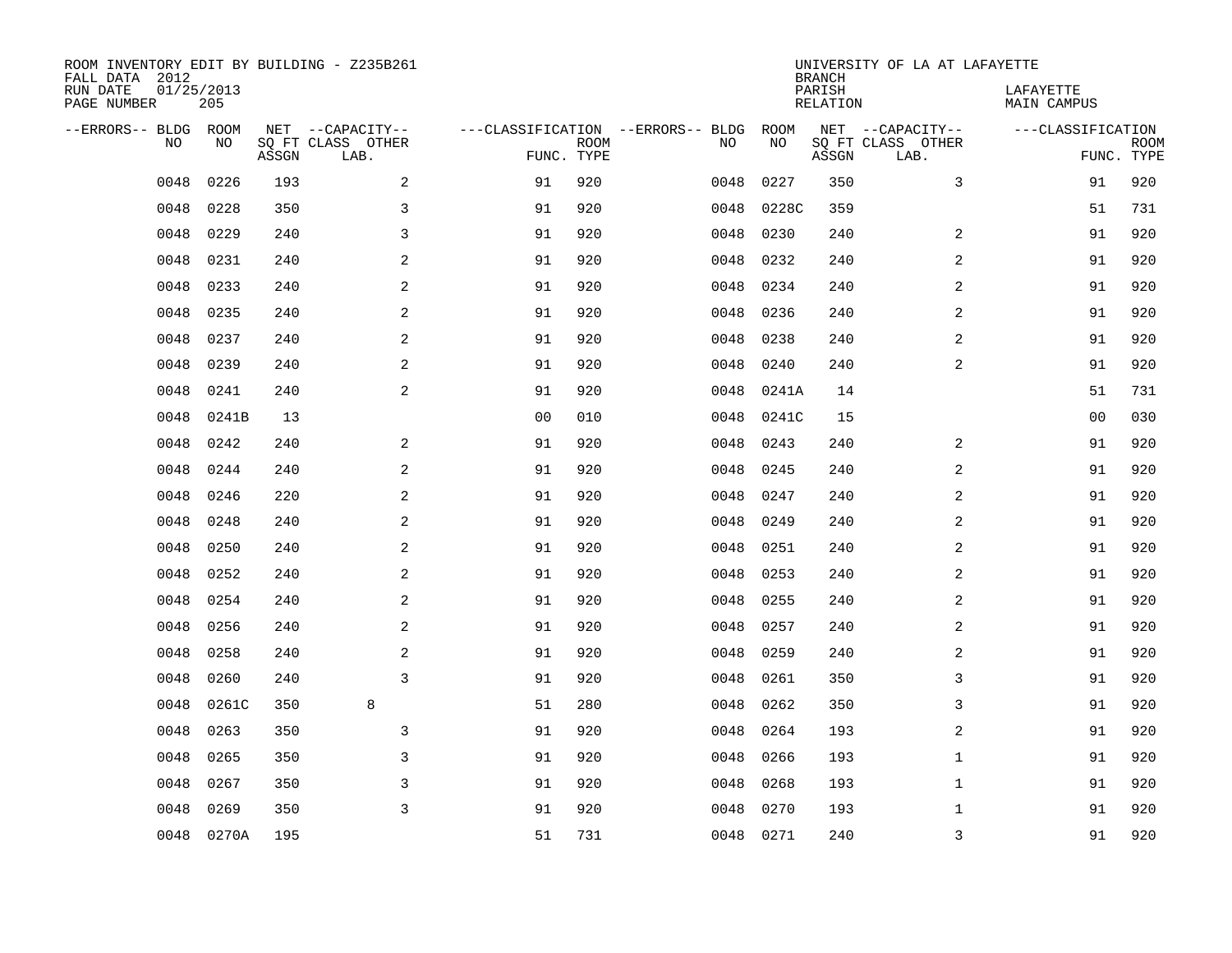ROOM INVENTORY EDIT BY BUILDING - Z235B261
FALL DATA 2012
RUN DATE 01/25/2013
PAGE NUMBER 205

UNIVERSITY OF LA AT LAFAYETTE
BRANCH
PARISH LAFAYETTE
RELATION MAIN CAMPUS

| --ERRORS-- | BLDG NO | ROOM NO | NET SQ FT ASSGN | --CAPACITY-- CLASS | OTHER LAB. | ---CLASSIFICATION FUNC. | ROOM TYPE | --ERRORS-- | BLDG NO | ROOM NO | NET SQ FT ASSGN | --CAPACITY-- CLASS | OTHER LAB. | ---CLASSIFICATION FUNC. | ROOM TYPE |
|---|---|---|---|---|---|---|---|---|---|---|---|---|---|---|---|
| | 0048 | 0226 | 193 | | 2 | 91 | 920 | | 0048 | 0227 | 350 | | 3 | 91 | 920 |
| | 0048 | 0228 | 350 | | 3 | 91 | 920 | | 0048 | 0228C | 359 | | | 51 | 731 |
| | 0048 | 0229 | 240 | | 3 | 91 | 920 | | 0048 | 0230 | 240 | | 2 | 91 | 920 |
| | 0048 | 0231 | 240 | | 2 | 91 | 920 | | 0048 | 0232 | 240 | | 2 | 91 | 920 |
| | 0048 | 0233 | 240 | | 2 | 91 | 920 | | 0048 | 0234 | 240 | | 2 | 91 | 920 |
| | 0048 | 0235 | 240 | | 2 | 91 | 920 | | 0048 | 0236 | 240 | | 2 | 91 | 920 |
| | 0048 | 0237 | 240 | | 2 | 91 | 920 | | 0048 | 0238 | 240 | | 2 | 91 | 920 |
| | 0048 | 0239 | 240 | | 2 | 91 | 920 | | 0048 | 0240 | 240 | | 2 | 91 | 920 |
| | 0048 | 0241 | 240 | | 2 | 91 | 920 | | 0048 | 0241A | 14 | | | 51 | 731 |
| | 0048 | 0241B | 13 | | | 00 | 010 | | 0048 | 0241C | 15 | | | 00 | 030 |
| | 0048 | 0242 | 240 | | 2 | 91 | 920 | | 0048 | 0243 | 240 | | 2 | 91 | 920 |
| | 0048 | 0244 | 240 | | 2 | 91 | 920 | | 0048 | 0245 | 240 | | 2 | 91 | 920 |
| | 0048 | 0246 | 220 | | 2 | 91 | 920 | | 0048 | 0247 | 240 | | 2 | 91 | 920 |
| | 0048 | 0248 | 240 | | 2 | 91 | 920 | | 0048 | 0249 | 240 | | 2 | 91 | 920 |
| | 0048 | 0250 | 240 | | 2 | 91 | 920 | | 0048 | 0251 | 240 | | 2 | 91 | 920 |
| | 0048 | 0252 | 240 | | 2 | 91 | 920 | | 0048 | 0253 | 240 | | 2 | 91 | 920 |
| | 0048 | 0254 | 240 | | 2 | 91 | 920 | | 0048 | 0255 | 240 | | 2 | 91 | 920 |
| | 0048 | 0256 | 240 | | 2 | 91 | 920 | | 0048 | 0257 | 240 | | 2 | 91 | 920 |
| | 0048 | 0258 | 240 | | 2 | 91 | 920 | | 0048 | 0259 | 240 | | 2 | 91 | 920 |
| | 0048 | 0260 | 240 | | 3 | 91 | 920 | | 0048 | 0261 | 350 | | 3 | 91 | 920 |
| | 0048 | 0261C | 350 | 8 | | 51 | 280 | | 0048 | 0262 | 350 | | 3 | 91 | 920 |
| | 0048 | 0263 | 350 | | 3 | 91 | 920 | | 0048 | 0264 | 193 | | 2 | 91 | 920 |
| | 0048 | 0265 | 350 | | 3 | 91 | 920 | | 0048 | 0266 | 193 | | 1 | 91 | 920 |
| | 0048 | 0267 | 350 | | 3 | 91 | 920 | | 0048 | 0268 | 193 | | 1 | 91 | 920 |
| | 0048 | 0269 | 350 | | 3 | 91 | 920 | | 0048 | 0270 | 193 | | 1 | 91 | 920 |
| | 0048 | 0270A | 195 | | | 51 | 731 | | 0048 | 0271 | 240 | | 3 | 91 | 920 |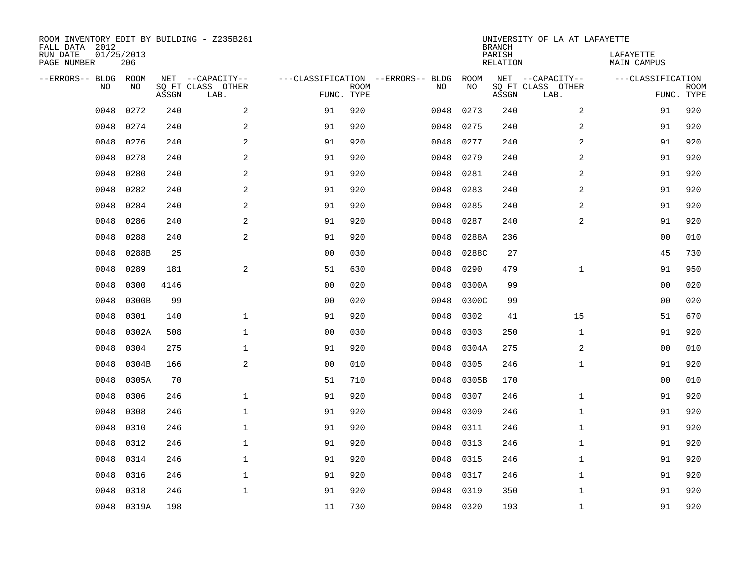ROOM INVENTORY EDIT BY BUILDING - Z235B261
FALL DATA 2012
RUN DATE 01/25/2013
PAGE NUMBER 206

UNIVERSITY OF LA AT LAFAYETTE
BRANCH
PARISH LAFAYETTE
RELATION MAIN CAMPUS

| --ERRORS-- | BLDG NO | ROOM NO | NET SQ FT ASSGN | --CAPACITY-- CLASS | OTHER LAB. | ---CLASSIFICATION FUNC. | ROOM TYPE | --ERRORS-- | BLDG NO | ROOM NO | NET SQ FT ASSGN | --CAPACITY-- CLASS | OTHER LAB. | ---CLASSIFICATION FUNC. | ROOM TYPE |
|---|---|---|---|---|---|---|---|---|---|---|---|---|---|---|---|
| | 0048 | 0272 | 240 | | 2 | 91 | 920 | | 0048 | 0273 | 240 | | 2 | 91 | 920 |
| | 0048 | 0274 | 240 | | 2 | 91 | 920 | | 0048 | 0275 | 240 | | 2 | 91 | 920 |
| | 0048 | 0276 | 240 | | 2 | 91 | 920 | | 0048 | 0277 | 240 | | 2 | 91 | 920 |
| | 0048 | 0278 | 240 | | 2 | 91 | 920 | | 0048 | 0279 | 240 | | 2 | 91 | 920 |
| | 0048 | 0280 | 240 | | 2 | 91 | 920 | | 0048 | 0281 | 240 | | 2 | 91 | 920 |
| | 0048 | 0282 | 240 | | 2 | 91 | 920 | | 0048 | 0283 | 240 | | 2 | 91 | 920 |
| | 0048 | 0284 | 240 | | 2 | 91 | 920 | | 0048 | 0285 | 240 | | 2 | 91 | 920 |
| | 0048 | 0286 | 240 | | 2 | 91 | 920 | | 0048 | 0287 | 240 | | 2 | 91 | 920 |
| | 0048 | 0288 | 240 | | 2 | 91 | 920 | | 0048 | 0288A | 236 | | | 00 | 010 |
| | 0048 | 0288B | 25 | | | 00 | 030 | | 0048 | 0288C | 27 | | | 45 | 730 |
| | 0048 | 0289 | 181 | | 2 | 51 | 630 | | 0048 | 0290 | 479 | | 1 | 91 | 950 |
| | 0048 | 0300 | 4146 | | | 00 | 020 | | 0048 | 0300A | 99 | | | 00 | 020 |
| | 0048 | 0300B | 99 | | | 00 | 020 | | 0048 | 0300C | 99 | | | 00 | 020 |
| | 0048 | 0301 | 140 | | 1 | 91 | 920 | | 0048 | 0302 | 41 | | 15 | 51 | 670 |
| | 0048 | 0302A | 508 | | 1 | 00 | 030 | | 0048 | 0303 | 250 | | 1 | 91 | 920 |
| | 0048 | 0304 | 275 | | 1 | 91 | 920 | | 0048 | 0304A | 275 | | 2 | 00 | 010 |
| | 0048 | 0304B | 166 | | 2 | 00 | 010 | | 0048 | 0305 | 246 | | 1 | 91 | 920 |
| | 0048 | 0305A | 70 | | | 51 | 710 | | 0048 | 0305B | 170 | | | 00 | 010 |
| | 0048 | 0306 | 246 | | 1 | 91 | 920 | | 0048 | 0307 | 246 | | 1 | 91 | 920 |
| | 0048 | 0308 | 246 | | 1 | 91 | 920 | | 0048 | 0309 | 246 | | 1 | 91 | 920 |
| | 0048 | 0310 | 246 | | 1 | 91 | 920 | | 0048 | 0311 | 246 | | 1 | 91 | 920 |
| | 0048 | 0312 | 246 | | 1 | 91 | 920 | | 0048 | 0313 | 246 | | 1 | 91 | 920 |
| | 0048 | 0314 | 246 | | 1 | 91 | 920 | | 0048 | 0315 | 246 | | 1 | 91 | 920 |
| | 0048 | 0316 | 246 | | 1 | 91 | 920 | | 0048 | 0317 | 246 | | 1 | 91 | 920 |
| | 0048 | 0318 | 246 | | 1 | 91 | 920 | | 0048 | 0319 | 350 | | 1 | 91 | 920 |
| | 0048 | 0319A | 198 | | | 11 | 730 | | 0048 | 0320 | 193 | | 1 | 91 | 920 |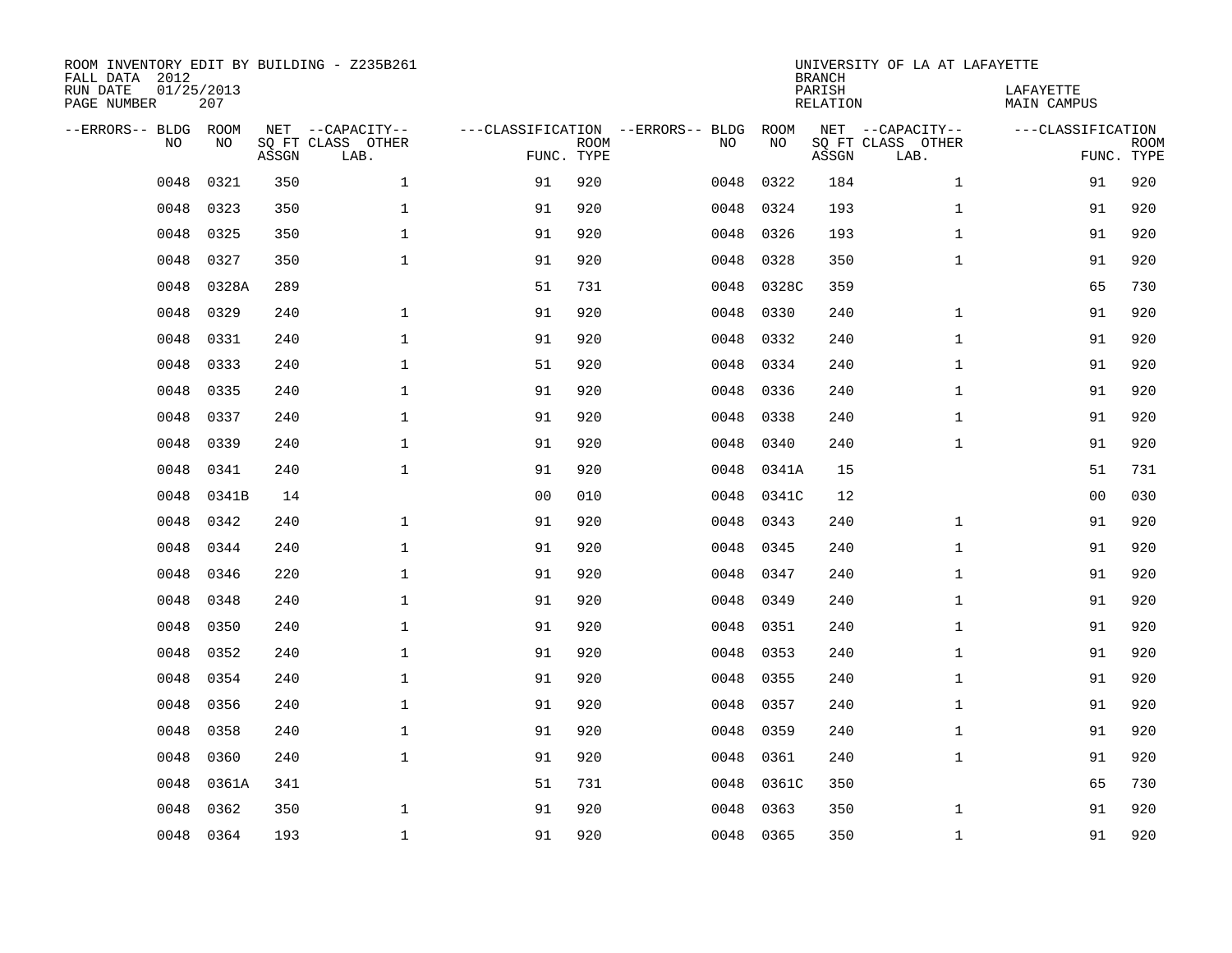ROOM INVENTORY EDIT BY BUILDING - Z235B261
FALL DATA 2012
RUN DATE 01/25/2013
PAGE NUMBER 207

UNIVERSITY OF LA AT LAFAYETTE
BRANCH
PARISH LAFAYETTE
RELATION MAIN CAMPUS

| --ERRORS-- | BLDG NO | ROOM NO | NET SQ FT ASSGN | --CAPACITY-- CLASS LAB. | OTHER | ---CLASSIFICATION FUNC. | ROOM TYPE | --ERRORS-- | BLDG NO | ROOM NO | NET SQ FT ASSGN | --CAPACITY-- CLASS LAB. | OTHER | ---CLASSIFICATION FUNC. | ROOM TYPE |
|---|---|---|---|---|---|---|---|---|---|---|---|---|---|---|---|
| | 0048 | 0321 | 350 | | 1 | 91 | 920 | | 0048 | 0322 | 184 | | 1 | 91 | 920 |
| | 0048 | 0323 | 350 | | 1 | 91 | 920 | | 0048 | 0324 | 193 | | 1 | 91 | 920 |
| | 0048 | 0325 | 350 | | 1 | 91 | 920 | | 0048 | 0326 | 193 | | 1 | 91 | 920 |
| | 0048 | 0327 | 350 | | 1 | 91 | 920 | | 0048 | 0328 | 350 | | 1 | 91 | 920 |
| | 0048 | 0328A | 289 | | | 51 | 731 | | 0048 | 0328C | 359 | | | 65 | 730 |
| | 0048 | 0329 | 240 | | 1 | 91 | 920 | | 0048 | 0330 | 240 | | 1 | 91 | 920 |
| | 0048 | 0331 | 240 | | 1 | 91 | 920 | | 0048 | 0332 | 240 | | 1 | 91 | 920 |
| | 0048 | 0333 | 240 | | 1 | 51 | 920 | | 0048 | 0334 | 240 | | 1 | 91 | 920 |
| | 0048 | 0335 | 240 | | 1 | 91 | 920 | | 0048 | 0336 | 240 | | 1 | 91 | 920 |
| | 0048 | 0337 | 240 | | 1 | 91 | 920 | | 0048 | 0338 | 240 | | 1 | 91 | 920 |
| | 0048 | 0339 | 240 | | 1 | 91 | 920 | | 0048 | 0340 | 240 | | 1 | 91 | 920 |
| | 0048 | 0341 | 240 | | 1 | 91 | 920 | | 0048 | 0341A | 15 | | | 51 | 731 |
| | 0048 | 0341B | 14 | | | 00 | 010 | | 0048 | 0341C | 12 | | | 00 | 030 |
| | 0048 | 0342 | 240 | | 1 | 91 | 920 | | 0048 | 0343 | 240 | | 1 | 91 | 920 |
| | 0048 | 0344 | 240 | | 1 | 91 | 920 | | 0048 | 0345 | 240 | | 1 | 91 | 920 |
| | 0048 | 0346 | 220 | | 1 | 91 | 920 | | 0048 | 0347 | 240 | | 1 | 91 | 920 |
| | 0048 | 0348 | 240 | | 1 | 91 | 920 | | 0048 | 0349 | 240 | | 1 | 91 | 920 |
| | 0048 | 0350 | 240 | | 1 | 91 | 920 | | 0048 | 0351 | 240 | | 1 | 91 | 920 |
| | 0048 | 0352 | 240 | | 1 | 91 | 920 | | 0048 | 0353 | 240 | | 1 | 91 | 920 |
| | 0048 | 0354 | 240 | | 1 | 91 | 920 | | 0048 | 0355 | 240 | | 1 | 91 | 920 |
| | 0048 | 0356 | 240 | | 1 | 91 | 920 | | 0048 | 0357 | 240 | | 1 | 91 | 920 |
| | 0048 | 0358 | 240 | | 1 | 91 | 920 | | 0048 | 0359 | 240 | | 1 | 91 | 920 |
| | 0048 | 0360 | 240 | | 1 | 91 | 920 | | 0048 | 0361 | 240 | | 1 | 91 | 920 |
| | 0048 | 0361A | 341 | | | 51 | 731 | | 0048 | 0361C | 350 | | | 65 | 730 |
| | 0048 | 0362 | 350 | | 1 | 91 | 920 | | 0048 | 0363 | 350 | | 1 | 91 | 920 |
| | 0048 | 0364 | 193 | | 1 | 91 | 920 | | 0048 | 0365 | 350 | | 1 | 91 | 920 |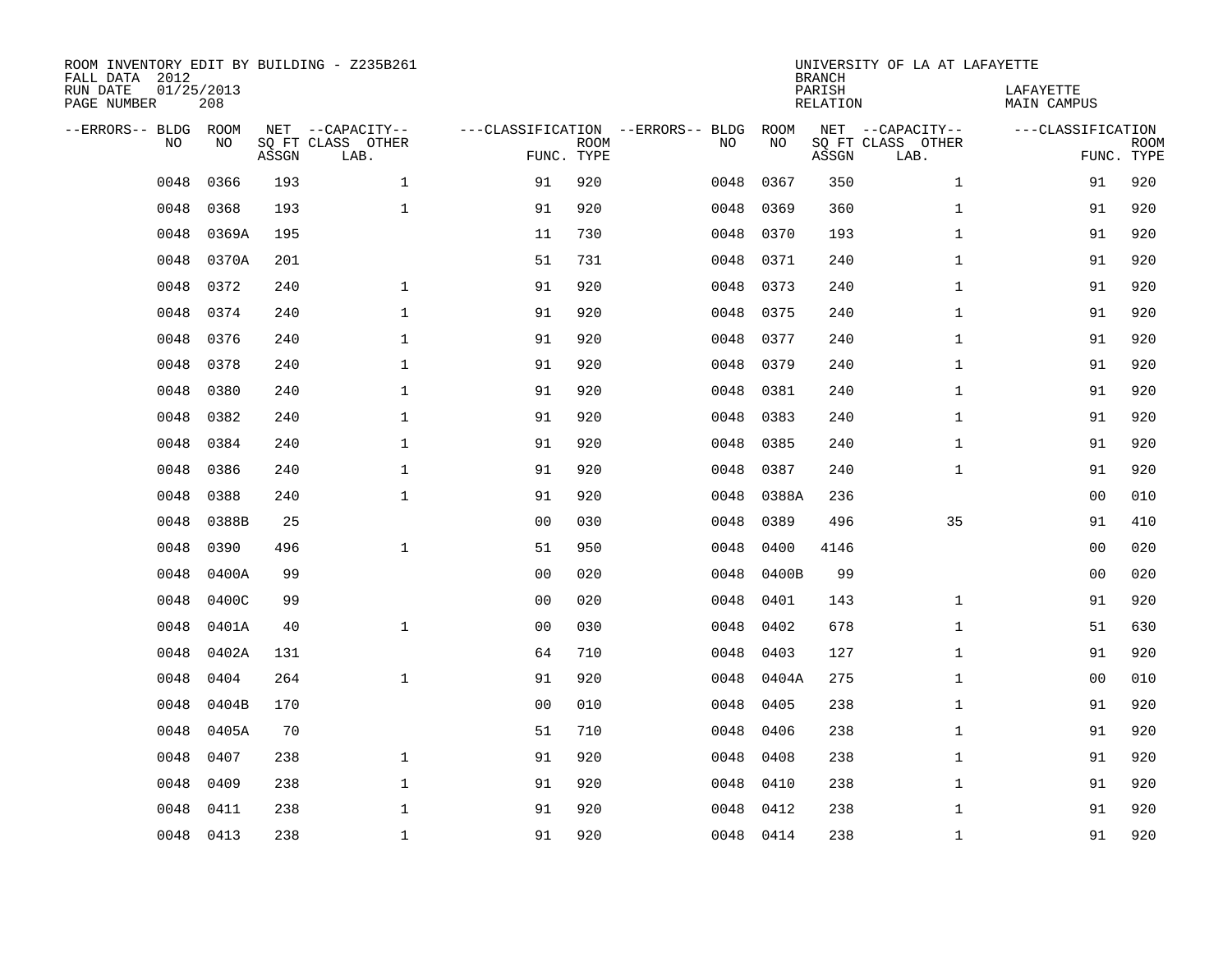ROOM INVENTORY EDIT BY BUILDING - Z235B261
FALL DATA 2012
RUN DATE 01/25/2013
PAGE NUMBER 208

UNIVERSITY OF LA AT LAFAYETTE
BRANCH
PARISH LAFAYETTE
RELATION MAIN CAMPUS

| --ERRORS-- | BLDG NO | ROOM NO | NET SQ FT ASSGN | --CAPACITY-- CLASS LAB. | OTHER | ---CLASSIFICATION FUNC. | ROOM TYPE | --ERRORS-- | BLDG NO | ROOM NO | NET SQ FT ASSGN | --CAPACITY-- CLASS LAB. | OTHER | ---CLASSIFICATION FUNC. | ROOM TYPE |
|---|---|---|---|---|---|---|---|---|---|---|---|---|---|---|---|
| | 0048 | 0366 | 193 | | 1 | 91 | 920 | | 0048 | 0367 | 350 | | 1 | 91 | 920 |
| | 0048 | 0368 | 193 | | 1 | 91 | 920 | | 0048 | 0369 | 360 | | 1 | 91 | 920 |
| | 0048 | 0369A | 195 | | | 11 | 730 | | 0048 | 0370 | 193 | | 1 | 91 | 920 |
| | 0048 | 0370A | 201 | | | 51 | 731 | | 0048 | 0371 | 240 | | 1 | 91 | 920 |
| | 0048 | 0372 | 240 | | 1 | 91 | 920 | | 0048 | 0373 | 240 | | 1 | 91 | 920 |
| | 0048 | 0374 | 240 | | 1 | 91 | 920 | | 0048 | 0375 | 240 | | 1 | 91 | 920 |
| | 0048 | 0376 | 240 | | 1 | 91 | 920 | | 0048 | 0377 | 240 | | 1 | 91 | 920 |
| | 0048 | 0378 | 240 | | 1 | 91 | 920 | | 0048 | 0379 | 240 | | 1 | 91 | 920 |
| | 0048 | 0380 | 240 | | 1 | 91 | 920 | | 0048 | 0381 | 240 | | 1 | 91 | 920 |
| | 0048 | 0382 | 240 | | 1 | 91 | 920 | | 0048 | 0383 | 240 | | 1 | 91 | 920 |
| | 0048 | 0384 | 240 | | 1 | 91 | 920 | | 0048 | 0385 | 240 | | 1 | 91 | 920 |
| | 0048 | 0386 | 240 | | 1 | 91 | 920 | | 0048 | 0387 | 240 | | 1 | 91 | 920 |
| | 0048 | 0388 | 240 | | 1 | 91 | 920 | | 0048 | 0388A | 236 | | | 00 | 010 |
| | 0048 | 0388B | 25 | | | 00 | 030 | | 0048 | 0389 | 496 | | 35 | 91 | 410 |
| | 0048 | 0390 | 496 | | 1 | 51 | 950 | | 0048 | 0400 | 4146 | | | 00 | 020 |
| | 0048 | 0400A | 99 | | | 00 | 020 | | 0048 | 0400B | 99 | | | 00 | 020 |
| | 0048 | 0400C | 99 | | | 00 | 020 | | 0048 | 0401 | 143 | | 1 | 91 | 920 |
| | 0048 | 0401A | 40 | | 1 | 00 | 030 | | 0048 | 0402 | 678 | | 1 | 51 | 630 |
| | 0048 | 0402A | 131 | | | 64 | 710 | | 0048 | 0403 | 127 | | 1 | 91 | 920 |
| | 0048 | 0404 | 264 | | 1 | 91 | 920 | | 0048 | 0404A | 275 | | 1 | 00 | 010 |
| | 0048 | 0404B | 170 | | | 00 | 010 | | 0048 | 0405 | 238 | | 1 | 91 | 920 |
| | 0048 | 0405A | 70 | | | 51 | 710 | | 0048 | 0406 | 238 | | 1 | 91 | 920 |
| | 0048 | 0407 | 238 | | 1 | 91 | 920 | | 0048 | 0408 | 238 | | 1 | 91 | 920 |
| | 0048 | 0409 | 238 | | 1 | 91 | 920 | | 0048 | 0410 | 238 | | 1 | 91 | 920 |
| | 0048 | 0411 | 238 | | 1 | 91 | 920 | | 0048 | 0412 | 238 | | 1 | 91 | 920 |
| | 0048 | 0413 | 238 | | 1 | 91 | 920 | | 0048 | 0414 | 238 | | 1 | 91 | 920 |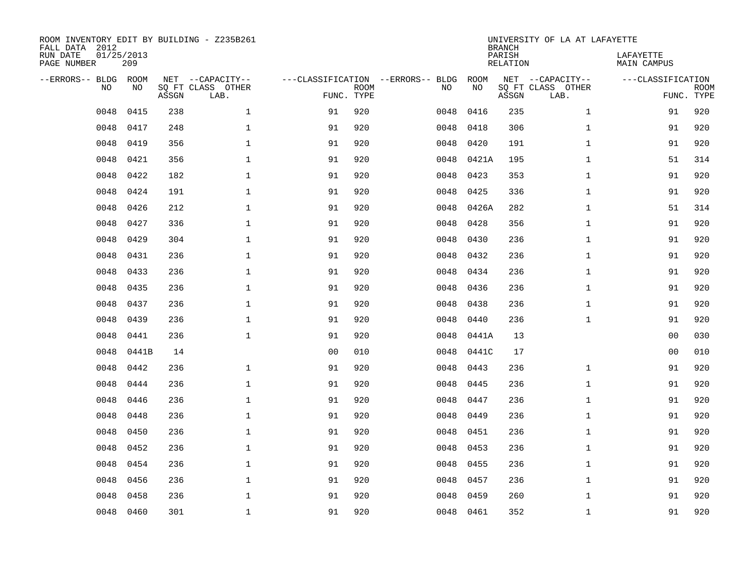ROOM INVENTORY EDIT BY BUILDING - Z235B261
FALL DATA 2012
RUN DATE 01/25/2013
PAGE NUMBER 209

UNIVERSITY OF LA AT LAFAYETTE
BRANCH
PARISH LAFAYETTE
RELATION MAIN CAMPUS

| --ERRORS-- | BLDG NO | ROOM NO | NET SQ FT ASSGN | --CAPACITY-- CLASS LAB. | OTHER | ---CLASSIFICATION FUNC. | ROOM TYPE | --ERRORS-- | BLDG NO | ROOM NO | NET SQ FT ASSGN | --CAPACITY-- CLASS LAB. | OTHER | ---CLASSIFICATION FUNC. | ROOM TYPE |
|---|---|---|---|---|---|---|---|---|---|---|---|---|---|---|---|
| | 0048 | 0415 | 238 | | 1 | 91 | 920 | | 0048 | 0416 | 235 | | 1 | 91 | 920 |
| | 0048 | 0417 | 248 | | 1 | 91 | 920 | | 0048 | 0418 | 306 | | 1 | 91 | 920 |
| | 0048 | 0419 | 356 | | 1 | 91 | 920 | | 0048 | 0420 | 191 | | 1 | 91 | 920 |
| | 0048 | 0421 | 356 | | 1 | 91 | 920 | | 0048 | 0421A | 195 | | 1 | 51 | 314 |
| | 0048 | 0422 | 182 | | 1 | 91 | 920 | | 0048 | 0423 | 353 | | 1 | 91 | 920 |
| | 0048 | 0424 | 191 | | 1 | 91 | 920 | | 0048 | 0425 | 336 | | 1 | 91 | 920 |
| | 0048 | 0426 | 212 | | 1 | 91 | 920 | | 0048 | 0426A | 282 | | 1 | 51 | 314 |
| | 0048 | 0427 | 336 | | 1 | 91 | 920 | | 0048 | 0428 | 356 | | 1 | 91 | 920 |
| | 0048 | 0429 | 304 | | 1 | 91 | 920 | | 0048 | 0430 | 236 | | 1 | 91 | 920 |
| | 0048 | 0431 | 236 | | 1 | 91 | 920 | | 0048 | 0432 | 236 | | 1 | 91 | 920 |
| | 0048 | 0433 | 236 | | 1 | 91 | 920 | | 0048 | 0434 | 236 | | 1 | 91 | 920 |
| | 0048 | 0435 | 236 | | 1 | 91 | 920 | | 0048 | 0436 | 236 | | 1 | 91 | 920 |
| | 0048 | 0437 | 236 | | 1 | 91 | 920 | | 0048 | 0438 | 236 | | 1 | 91 | 920 |
| | 0048 | 0439 | 236 | | 1 | 91 | 920 | | 0048 | 0440 | 236 | | 1 | 91 | 920 |
| | 0048 | 0441 | 236 | | 1 | 91 | 920 | | 0048 | 0441A | 13 | | | 00 | 030 |
| | 0048 | 0441B | 14 | | | 00 | 010 | | 0048 | 0441C | 17 | | | 00 | 010 |
| | 0048 | 0442 | 236 | | 1 | 91 | 920 | | 0048 | 0443 | 236 | | 1 | 91 | 920 |
| | 0048 | 0444 | 236 | | 1 | 91 | 920 | | 0048 | 0445 | 236 | | 1 | 91 | 920 |
| | 0048 | 0446 | 236 | | 1 | 91 | 920 | | 0048 | 0447 | 236 | | 1 | 91 | 920 |
| | 0048 | 0448 | 236 | | 1 | 91 | 920 | | 0048 | 0449 | 236 | | 1 | 91 | 920 |
| | 0048 | 0450 | 236 | | 1 | 91 | 920 | | 0048 | 0451 | 236 | | 1 | 91 | 920 |
| | 0048 | 0452 | 236 | | 1 | 91 | 920 | | 0048 | 0453 | 236 | | 1 | 91 | 920 |
| | 0048 | 0454 | 236 | | 1 | 91 | 920 | | 0048 | 0455 | 236 | | 1 | 91 | 920 |
| | 0048 | 0456 | 236 | | 1 | 91 | 920 | | 0048 | 0457 | 236 | | 1 | 91 | 920 |
| | 0048 | 0458 | 236 | | 1 | 91 | 920 | | 0048 | 0459 | 260 | | 1 | 91 | 920 |
| | 0048 | 0460 | 301 | | 1 | 91 | 920 | | 0048 | 0461 | 352 | | 1 | 91 | 920 |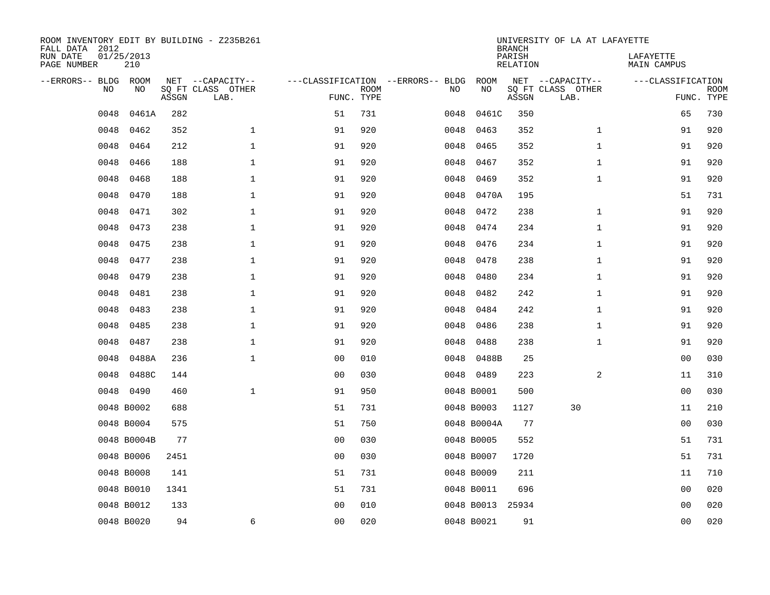ROOM INVENTORY EDIT BY BUILDING - Z235B261
FALL DATA 2012
RUN DATE 01/25/2013
PAGE NUMBER 210

UNIVERSITY OF LA AT LAFAYETTE
BRANCH
PARISH LAFAYETTE
RELATION MAIN CAMPUS

| --ERRORS-- | BLDG NO | ROOM NO | NET SQ FT ASSGN | --CAPACITY-- CLASS | LAB. | OTHER | ---CLASSIFICATION FUNC. | ROOM TYPE | --ERRORS-- | BLDG NO | ROOM NO | NET SQ FT ASSGN | --CAPACITY-- CLASS | LAB. | OTHER | ---CLASSIFICATION FUNC. | ROOM TYPE |
|---|---|---|---|---|---|---|---|---|---|---|---|---|---|---|---|---|---|
| | 0048 | 0461A | 282 | | | | 51 | 731 | | 0048 | 0461C | 350 | | | | 65 | 730 |
| | 0048 | 0462 | 352 | | | 1 | 91 | 920 | | 0048 | 0463 | 352 | | | 1 | 91 | 920 |
| | 0048 | 0464 | 212 | | | 1 | 91 | 920 | | 0048 | 0465 | 352 | | | 1 | 91 | 920 |
| | 0048 | 0466 | 188 | | | 1 | 91 | 920 | | 0048 | 0467 | 352 | | | 1 | 91 | 920 |
| | 0048 | 0468 | 188 | | | 1 | 91 | 920 | | 0048 | 0469 | 352 | | | 1 | 91 | 920 |
| | 0048 | 0470 | 188 | | | 1 | 91 | 920 | | 0048 | 0470A | 195 | | | | 51 | 731 |
| | 0048 | 0471 | 302 | | | 1 | 91 | 920 | | 0048 | 0472 | 238 | | | 1 | 91 | 920 |
| | 0048 | 0473 | 238 | | | 1 | 91 | 920 | | 0048 | 0474 | 234 | | | 1 | 91 | 920 |
| | 0048 | 0475 | 238 | | | 1 | 91 | 920 | | 0048 | 0476 | 234 | | | 1 | 91 | 920 |
| | 0048 | 0477 | 238 | | | 1 | 91 | 920 | | 0048 | 0478 | 238 | | | 1 | 91 | 920 |
| | 0048 | 0479 | 238 | | | 1 | 91 | 920 | | 0048 | 0480 | 234 | | | 1 | 91 | 920 |
| | 0048 | 0481 | 238 | | | 1 | 91 | 920 | | 0048 | 0482 | 242 | | | 1 | 91 | 920 |
| | 0048 | 0483 | 238 | | | 1 | 91 | 920 | | 0048 | 0484 | 242 | | | 1 | 91 | 920 |
| | 0048 | 0485 | 238 | | | 1 | 91 | 920 | | 0048 | 0486 | 238 | | | 1 | 91 | 920 |
| | 0048 | 0487 | 238 | | | 1 | 91 | 920 | | 0048 | 0488 | 238 | | | 1 | 91 | 920 |
| | 0048 | 0488A | 236 | | | 1 | 00 | 010 | | 0048 | 0488B | 25 | | | | 00 | 030 |
| | 0048 | 0488C | 144 | | | | 00 | 030 | | 0048 | 0489 | 223 | | | 2 | 11 | 310 |
| | 0048 | 0490 | 460 | | | 1 | 91 | 950 | | 0048 | B0001 | 500 | | | | 00 | 030 |
| | 0048 | B0002 | 688 | | | | 51 | 731 | | 0048 | B0003 | 1127 | 30 | | | 11 | 210 |
| | 0048 | B0004 | 575 | | | | 51 | 750 | | 0048 | B0004A | 77 | | | | 00 | 030 |
| | 0048 | B0004B | 77 | | | | 00 | 030 | | 0048 | B0005 | 552 | | | | 51 | 731 |
| | 0048 | B0006 | 2451 | | | | 00 | 030 | | 0048 | B0007 | 1720 | | | | 51 | 731 |
| | 0048 | B0008 | 141 | | | | 51 | 731 | | 0048 | B0009 | 211 | | | | 11 | 710 |
| | 0048 | B0010 | 1341 | | | | 51 | 731 | | 0048 | B0011 | 696 | | | | 00 | 020 |
| | 0048 | B0012 | 133 | | | | 00 | 010 | | 0048 | B0013 | 25934 | | | | 00 | 020 |
| | 0048 | B0020 | 94 | | | 6 | 00 | 020 | | 0048 | B0021 | 91 | | | | 00 | 020 |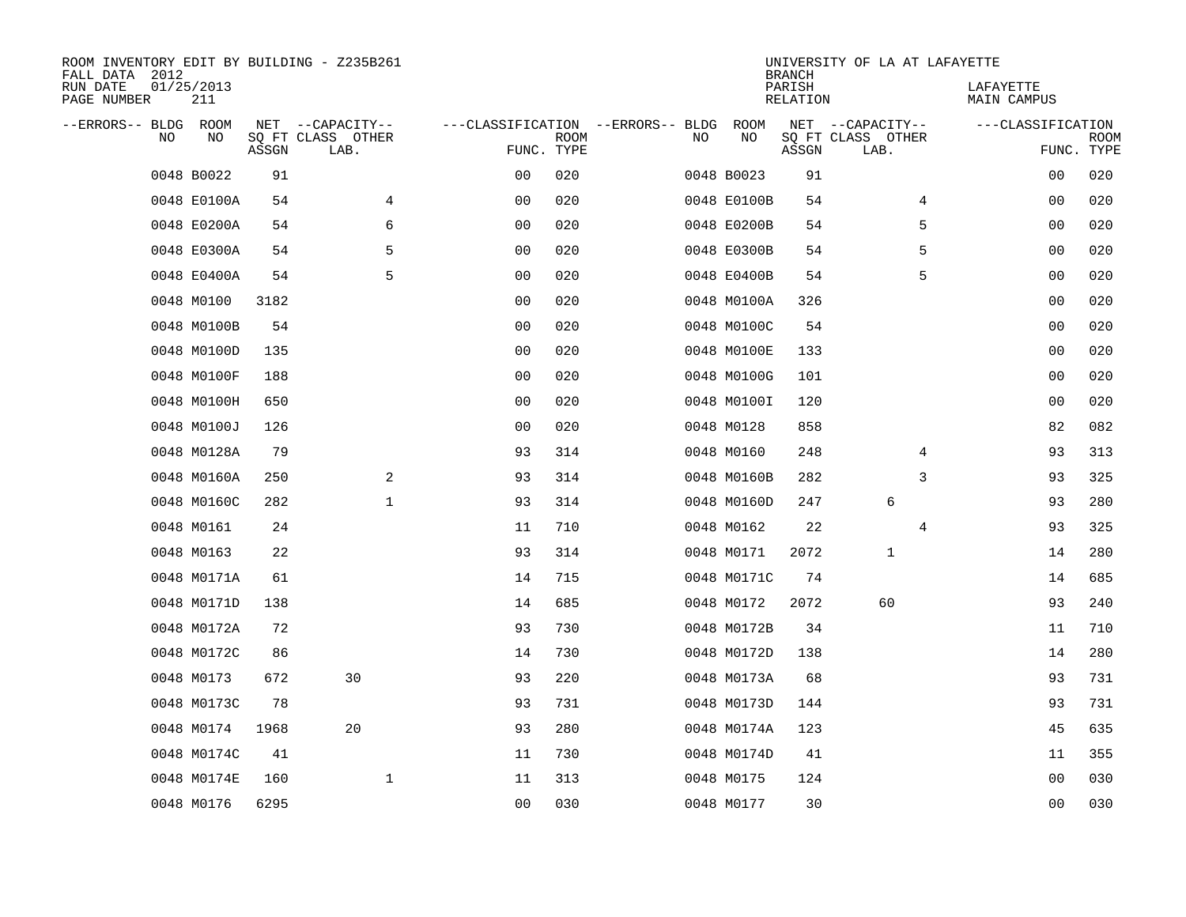ROOM INVENTORY EDIT BY BUILDING - Z235B261
FALL DATA 2012
RUN DATE 01/25/2013
PAGE NUMBER 211

UNIVERSITY OF LA AT LAFAYETTE
BRANCH
PARISH LAFAYETTE
RELATION MAIN CAMPUS

| --ERRORS-- | BLDG NO | ROOM NO | NET SQ FT ASSGN | --CAPACITY-- CLASS LAB. | OTHER | ---CLASSIFICATION FUNC. | ROOM TYPE | --ERRORS-- | BLDG NO | ROOM NO | NET SQ FT ASSGN | --CAPACITY-- CLASS LAB. | OTHER | ---CLASSIFICATION FUNC. | ROOM TYPE |
|---|---|---|---|---|---|---|---|---|---|---|---|---|---|---|---|
| | 0048 | B0022 | 91 | | | 00 | 020 | | 0048 | B0023 | 91 | | | 00 | 020 |
| | 0048 | E0100A | 54 | | 4 | 00 | 020 | | 0048 | E0100B | 54 | | 4 | 00 | 020 |
| | 0048 | E0200A | 54 | | 6 | 00 | 020 | | 0048 | E0200B | 54 | | 5 | 00 | 020 |
| | 0048 | E0300A | 54 | | 5 | 00 | 020 | | 0048 | E0300B | 54 | | 5 | 00 | 020 |
| | 0048 | E0400A | 54 | | 5 | 00 | 020 | | 0048 | E0400B | 54 | | 5 | 00 | 020 |
| | 0048 | M0100 | 3182 | | | 00 | 020 | | 0048 | M0100A | 326 | | | 00 | 020 |
| | 0048 | M0100B | 54 | | | 00 | 020 | | 0048 | M0100C | 54 | | | 00 | 020 |
| | 0048 | M0100D | 135 | | | 00 | 020 | | 0048 | M0100E | 133 | | | 00 | 020 |
| | 0048 | M0100F | 188 | | | 00 | 020 | | 0048 | M0100G | 101 | | | 00 | 020 |
| | 0048 | M0100H | 650 | | | 00 | 020 | | 0048 | M0100I | 120 | | | 00 | 020 |
| | 0048 | M0100J | 126 | | | 00 | 020 | | 0048 | M0128 | 858 | | | 82 | 082 |
| | 0048 | M0128A | 79 | | | 93 | 314 | | 0048 | M0160 | 248 | | 4 | 93 | 313 |
| | 0048 | M0160A | 250 | | 2 | 93 | 314 | | 0048 | M0160B | 282 | | 3 | 93 | 325 |
| | 0048 | M0160C | 282 | | 1 | 93 | 314 | | 0048 | M0160D | 247 | 6 | | 93 | 280 |
| | 0048 | M0161 | 24 | | | 11 | 710 | | 0048 | M0162 | 22 | | 4 | 93 | 325 |
| | 0048 | M0163 | 22 | | | 93 | 314 | | 0048 | M0171 | 2072 | 1 | | 14 | 280 |
| | 0048 | M0171A | 61 | | | 14 | 715 | | 0048 | M0171C | 74 | | | 14 | 685 |
| | 0048 | M0171D | 138 | | | 14 | 685 | | 0048 | M0172 | 2072 | 60 | | 93 | 240 |
| | 0048 | M0172A | 72 | | | 93 | 730 | | 0048 | M0172B | 34 | | | 11 | 710 |
| | 0048 | M0172C | 86 | | | 14 | 730 | | 0048 | M0172D | 138 | | | 14 | 280 |
| | 0048 | M0173 | 672 | 30 | | 93 | 220 | | 0048 | M0173A | 68 | | | 93 | 731 |
| | 0048 | M0173C | 78 | | | 93 | 731 | | 0048 | M0173D | 144 | | | 93 | 731 |
| | 0048 | M0174 | 1968 | 20 | | 93 | 280 | | 0048 | M0174A | 123 | | | 45 | 635 |
| | 0048 | M0174C | 41 | | | 11 | 730 | | 0048 | M0174D | 41 | | | 11 | 355 |
| | 0048 | M0174E | 160 | | 1 | 11 | 313 | | 0048 | M0175 | 124 | | | 00 | 030 |
| | 0048 | M0176 | 6295 | | | 00 | 030 | | 0048 | M0177 | 30 | | | 00 | 030 |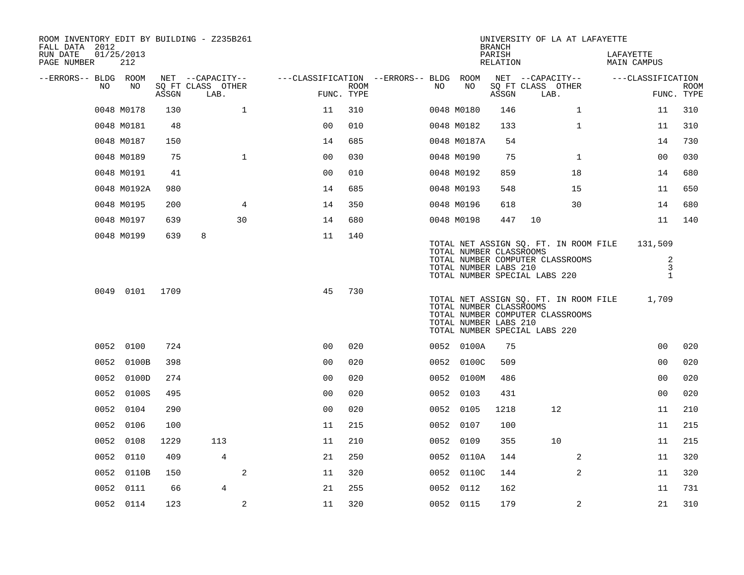ROOM INVENTORY EDIT BY BUILDING - Z235B261
FALL DATA 2012
RUN DATE 01/25/2013

UNIVERSITY OF LA AT LAFAYETTE
BRANCH
PARISH LAFAYETTE
RELATION MAIN CAMPUS

| --ERRORS-- | BLDG NO | ROOM NO | NET SQ FT ASSGN | CAPACITY CLASS LAB. | CAPACITY OTHER | CLASSIFICATION FUNC. | ROOM TYPE | --ERRORS-- | BLDG NO | ROOM NO | NET SQ FT ASSGN | CAPACITY CLASS LAB. | CAPACITY OTHER | CLASSIFICATION FUNC. | ROOM TYPE |
|---|---|---|---|---|---|---|---|---|---|---|---|---|---|---|---|
| | 0048 | M0178 | 130 | | 1 | 11 | 310 | | 0048 | M0180 | 146 | | 1 | 11 | 310 |
| | 0048 | M0181 | 48 | | | 00 | 010 | | 0048 | M0182 | 133 | | 1 | 11 | 310 |
| | 0048 | M0187 | 150 | | | 14 | 685 | | 0048 | M0187A | 54 | | | 14 | 730 |
| | 0048 | M0189 | 75 | | 1 | 00 | 030 | | 0048 | M0190 | 75 | | 1 | 00 | 030 |
| | 0048 | M0191 | 41 | | | 00 | 010 | | 0048 | M0192 | 859 | | 18 | 14 | 680 |
| | 0048 | M0192A | 980 | | | 14 | 685 | | 0048 | M0193 | 548 | | 15 | 11 | 650 |
| | 0048 | M0195 | 200 | | 4 | 14 | 350 | | 0048 | M0196 | 618 | | 30 | 14 | 680 |
| | 0048 | M0197 | 639 | | 30 | 14 | 680 | | 0048 | M0198 | 447 | 10 | | 11 | 140 |
| | 0048 | M0199 | 639 | 8 | | 11 | 140 | | | | | | | | |

TOTAL NET ASSIGN SQ. FT. IN ROOM FILE 131,509
TOTAL NUMBER CLASSROOMS
TOTAL NUMBER COMPUTER CLASSROOMS 2
TOTAL NUMBER LABS 210 3
TOTAL NUMBER SPECIAL LABS 220 1

| --ERRORS-- | BLDG NO | ROOM NO | NET SQ FT ASSGN | CAPACITY CLASS LAB. | CAPACITY OTHER | CLASSIFICATION FUNC. | ROOM TYPE |
|---|---|---|---|---|---|---|---|
| | 0049 | 0101 | 1709 | | | 45 | 730 |

TOTAL NET ASSIGN SQ. FT. IN ROOM FILE 1,709
TOTAL NUMBER CLASSROOMS
TOTAL NUMBER COMPUTER CLASSROOMS
TOTAL NUMBER LABS 210
TOTAL NUMBER SPECIAL LABS 220

| --ERRORS-- | BLDG NO | ROOM NO | NET SQ FT ASSGN | CAPACITY CLASS LAB. | CAPACITY OTHER | CLASSIFICATION FUNC. | ROOM TYPE | --ERRORS-- | BLDG NO | ROOM NO | NET SQ FT ASSGN | CAPACITY CLASS LAB. | CAPACITY OTHER | CLASSIFICATION FUNC. | ROOM TYPE |
|---|---|---|---|---|---|---|---|---|---|---|---|---|---|---|---|
| | 0052 | 0100 | 724 | | | 00 | 020 | | 0052 | 0100A | 75 | | | 00 | 020 |
| | 0052 | 0100B | 398 | | | 00 | 020 | | 0052 | 0100C | 509 | | | 00 | 020 |
| | 0052 | 0100D | 274 | | | 00 | 020 | | 0052 | 0100M | 486 | | | 00 | 020 |
| | 0052 | 0100S | 495 | | | 00 | 020 | | 0052 | 0103 | 431 | | | 00 | 020 |
| | 0052 | 0104 | 290 | | | 00 | 020 | | 0052 | 0105 | 1218 | 12 | | 11 | 210 |
| | 0052 | 0106 | 100 | | | 11 | 215 | | 0052 | 0107 | 100 | | | 11 | 215 |
| | 0052 | 0108 | 1229 | 113 | | 11 | 210 | | 0052 | 0109 | 355 | 10 | | 11 | 215 |
| | 0052 | 0110 | 409 | 4 | | 21 | 250 | | 0052 | 0110A | 144 | | 2 | 11 | 320 |
| | 0052 | 0110B | 150 | | 2 | 11 | 320 | | 0052 | 0110C | 144 | | 2 | 11 | 320 |
| | 0052 | 0111 | 66 | 4 | | 21 | 255 | | 0052 | 0112 | 162 | | | 11 | 731 |
| | 0052 | 0114 | 123 | | 2 | 11 | 320 | | 0052 | 0115 | 179 | | 2 | 21 | 310 |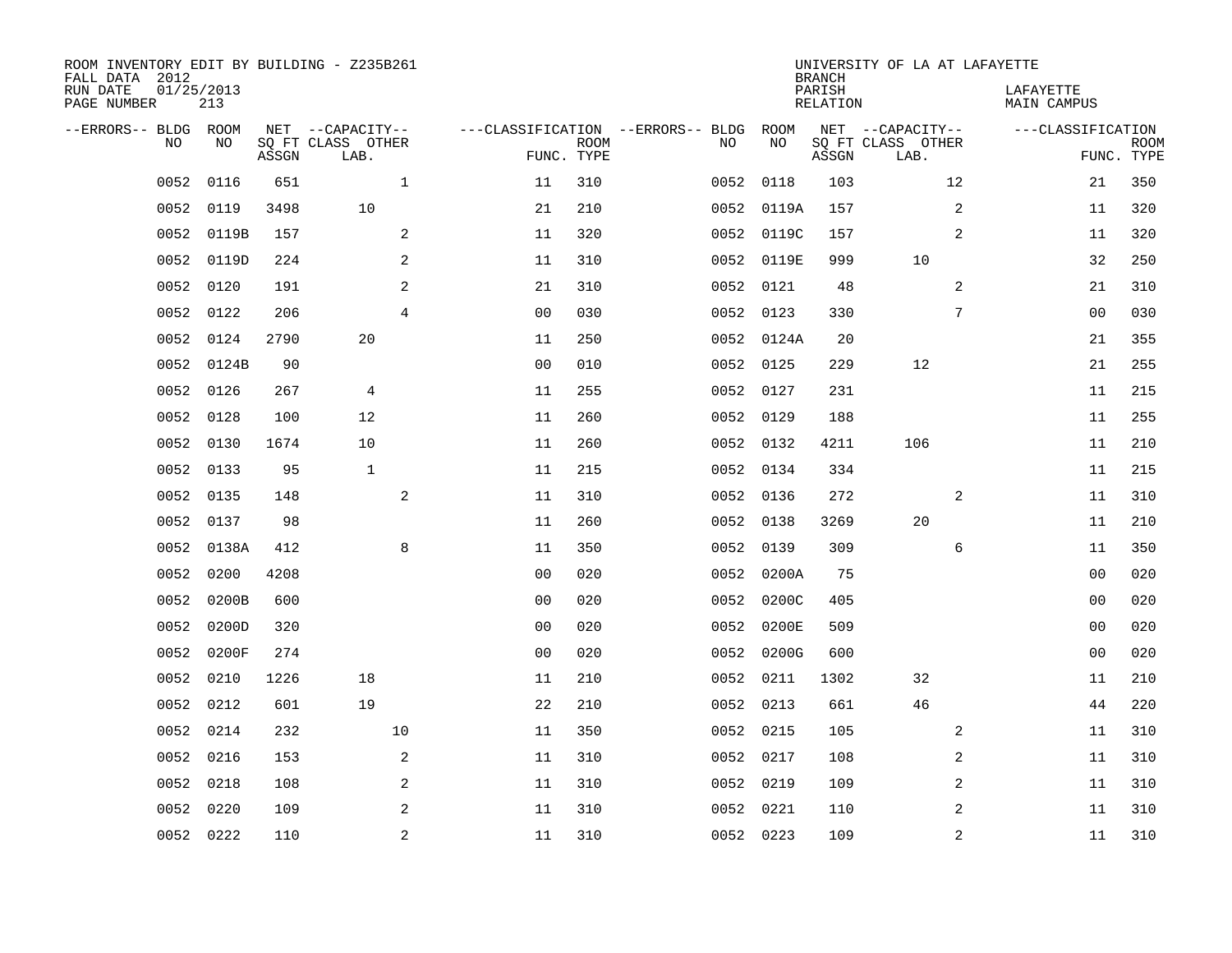ROOM INVENTORY EDIT BY BUILDING - Z235B261
FALL DATA 2012
RUN DATE 01/25/2013
PAGE NUMBER 213

UNIVERSITY OF LA AT LAFAYETTE
BRANCH
PARISH LAFAYETTE
RELATION MAIN CAMPUS

| --ERRORS-- | BLDG NO | ROOM NO | NET SQ FT ASSGN | CAPACITY CLASS LAB. | CAPACITY OTHER | CLASSIFICATION FUNC. | ROOM TYPE | --ERRORS-- | BLDG NO | ROOM NO | NET SQ FT ASSGN | CAPACITY CLASS LAB. | CAPACITY OTHER | CLASSIFICATION FUNC. | ROOM TYPE |
|---|---|---|---|---|---|---|---|---|---|---|---|---|---|---|---|
| | 0052 | 0116 | 651 | | 1 | 11 | 310 | | 0052 | 0118 | 103 | | 12 | 21 | 350 |
| | 0052 | 0119 | 3498 | 10 | | 21 | 210 | | 0052 | 0119A | 157 | | 2 | 11 | 320 |
| | 0052 | 0119B | 157 | | 2 | 11 | 320 | | 0052 | 0119C | 157 | | 2 | 11 | 320 |
| | 0052 | 0119D | 224 | | 2 | 11 | 310 | | 0052 | 0119E | 999 | 10 | | 32 | 250 |
| | 0052 | 0120 | 191 | | 2 | 21 | 310 | | 0052 | 0121 | 48 | | 2 | 21 | 310 |
| | 0052 | 0122 | 206 | | 4 | 00 | 030 | | 0052 | 0123 | 330 | | 7 | 00 | 030 |
| | 0052 | 0124 | 2790 | 20 | | 11 | 250 | | 0052 | 0124A | 20 | | | 21 | 355 |
| | 0052 | 0124B | 90 | | | 00 | 010 | | 0052 | 0125 | 229 | 12 | | 21 | 255 |
| | 0052 | 0126 | 267 | 4 | | 11 | 255 | | 0052 | 0127 | 231 | | | 11 | 215 |
| | 0052 | 0128 | 100 | 12 | | 11 | 260 | | 0052 | 0129 | 188 | | | 11 | 255 |
| | 0052 | 0130 | 1674 | 10 | | 11 | 260 | | 0052 | 0132 | 4211 | 106 | | 11 | 210 |
| | 0052 | 0133 | 95 | 1 | | 11 | 215 | | 0052 | 0134 | 334 | | | 11 | 215 |
| | 0052 | 0135 | 148 | | 2 | 11 | 310 | | 0052 | 0136 | 272 | | 2 | 11 | 310 |
| | 0052 | 0137 | 98 | | | 11 | 260 | | 0052 | 0138 | 3269 | 20 | | 11 | 210 |
| | 0052 | 0138A | 412 | | 8 | 11 | 350 | | 0052 | 0139 | 309 | | 6 | 11 | 350 |
| | 0052 | 0200 | 4208 | | | 00 | 020 | | 0052 | 0200A | 75 | | | 00 | 020 |
| | 0052 | 0200B | 600 | | | 00 | 020 | | 0052 | 0200C | 405 | | | 00 | 020 |
| | 0052 | 0200D | 320 | | | 00 | 020 | | 0052 | 0200E | 509 | | | 00 | 020 |
| | 0052 | 0200F | 274 | | | 00 | 020 | | 0052 | 0200G | 600 | | | 00 | 020 |
| | 0052 | 0210 | 1226 | 18 | | 11 | 210 | | 0052 | 0211 | 1302 | 32 | | 11 | 210 |
| | 0052 | 0212 | 601 | 19 | | 22 | 210 | | 0052 | 0213 | 661 | 46 | | 44 | 220 |
| | 0052 | 0214 | 232 | | 10 | 11 | 350 | | 0052 | 0215 | 105 | | 2 | 11 | 310 |
| | 0052 | 0216 | 153 | | 2 | 11 | 310 | | 0052 | 0217 | 108 | | 2 | 11 | 310 |
| | 0052 | 0218 | 108 | | 2 | 11 | 310 | | 0052 | 0219 | 109 | | 2 | 11 | 310 |
| | 0052 | 0220 | 109 | | 2 | 11 | 310 | | 0052 | 0221 | 110 | | 2 | 11 | 310 |
| | 0052 | 0222 | 110 | | 2 | 11 | 310 | | 0052 | 0223 | 109 | | 2 | 11 | 310 |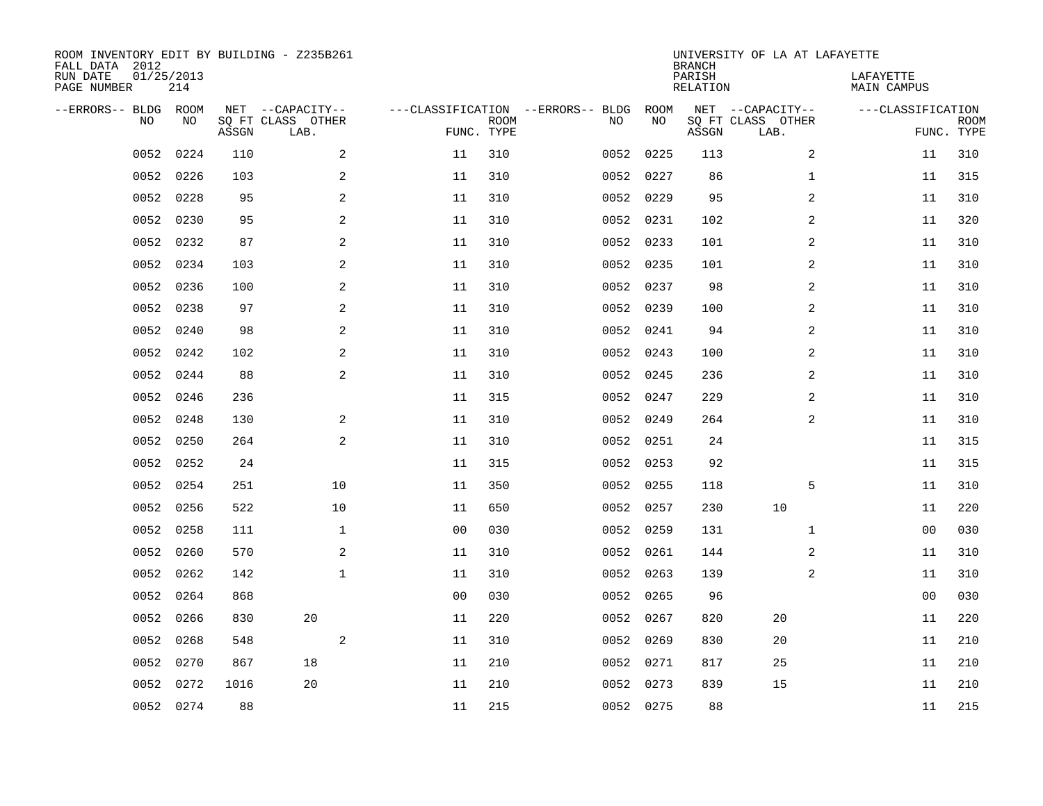ROOM INVENTORY EDIT BY BUILDING - Z235B261
FALL DATA 2012
RUN DATE 01/25/2013
PAGE NUMBER 214

UNIVERSITY OF LA AT LAFAYETTE
BRANCH
PARISH LAFAYETTE
RELATION MAIN CAMPUS

| --ERRORS-- | BLDG NO | ROOM NO | NET SQ FT ASSGN | --CAPACITY-- CLASS LAB. | OTHER | ---CLASSIFICATION FUNC. | ROOM TYPE | --ERRORS-- | BLDG NO | ROOM NO | NET SQ FT ASSGN | --CAPACITY-- CLASS LAB. | OTHER | ---CLASSIFICATION FUNC. | ROOM TYPE |
|---|---|---|---|---|---|---|---|---|---|---|---|---|---|---|---|
| | 0052 | 0224 | 110 | | 2 | 11 | 310 | | 0052 | 0225 | 113 | | 2 | 11 | 310 |
| | 0052 | 0226 | 103 | | 2 | 11 | 310 | | 0052 | 0227 | 86 | | 1 | 11 | 315 |
| | 0052 | 0228 | 95 | | 2 | 11 | 310 | | 0052 | 0229 | 95 | | 2 | 11 | 310 |
| | 0052 | 0230 | 95 | | 2 | 11 | 310 | | 0052 | 0231 | 102 | | 2 | 11 | 320 |
| | 0052 | 0232 | 87 | | 2 | 11 | 310 | | 0052 | 0233 | 101 | | 2 | 11 | 310 |
| | 0052 | 0234 | 103 | | 2 | 11 | 310 | | 0052 | 0235 | 101 | | 2 | 11 | 310 |
| | 0052 | 0236 | 100 | | 2 | 11 | 310 | | 0052 | 0237 | 98 | | 2 | 11 | 310 |
| | 0052 | 0238 | 97 | | 2 | 11 | 310 | | 0052 | 0239 | 100 | | 2 | 11 | 310 |
| | 0052 | 0240 | 98 | | 2 | 11 | 310 | | 0052 | 0241 | 94 | | 2 | 11 | 310 |
| | 0052 | 0242 | 102 | | 2 | 11 | 310 | | 0052 | 0243 | 100 | | 2 | 11 | 310 |
| | 0052 | 0244 | 88 | | 2 | 11 | 310 | | 0052 | 0245 | 236 | | 2 | 11 | 310 |
| | 0052 | 0246 | 236 | | | 11 | 315 | | 0052 | 0247 | 229 | | 2 | 11 | 310 |
| | 0052 | 0248 | 130 | | 2 | 11 | 310 | | 0052 | 0249 | 264 | | 2 | 11 | 310 |
| | 0052 | 0250 | 264 | | 2 | 11 | 310 | | 0052 | 0251 | 24 | | | 11 | 315 |
| | 0052 | 0252 | 24 | | | 11 | 315 | | 0052 | 0253 | 92 | | | 11 | 315 |
| | 0052 | 0254 | 251 | | 10 | 11 | 350 | | 0052 | 0255 | 118 | | 5 | 11 | 310 |
| | 0052 | 0256 | 522 | | 10 | 11 | 650 | | 0052 | 0257 | 230 | 10 | | 11 | 220 |
| | 0052 | 0258 | 111 | | 1 | 00 | 030 | | 0052 | 0259 | 131 | | 1 | 00 | 030 |
| | 0052 | 0260 | 570 | | 2 | 11 | 310 | | 0052 | 0261 | 144 | | 2 | 11 | 310 |
| | 0052 | 0262 | 142 | | 1 | 11 | 310 | | 0052 | 0263 | 139 | | 2 | 11 | 310 |
| | 0052 | 0264 | 868 | | | 00 | 030 | | 0052 | 0265 | 96 | | | 00 | 030 |
| | 0052 | 0266 | 830 | 20 | | 11 | 220 | | 0052 | 0267 | 820 | 20 | | 11 | 220 |
| | 0052 | 0268 | 548 | | 2 | 11 | 310 | | 0052 | 0269 | 830 | 20 | | 11 | 210 |
| | 0052 | 0270 | 867 | 18 | | 11 | 210 | | 0052 | 0271 | 817 | 25 | | 11 | 210 |
| | 0052 | 0272 | 1016 | 20 | | 11 | 210 | | 0052 | 0273 | 839 | 15 | | 11 | 210 |
| | 0052 | 0274 | 88 | | | 11 | 215 | | 0052 | 0275 | 88 | | | 11 | 215 |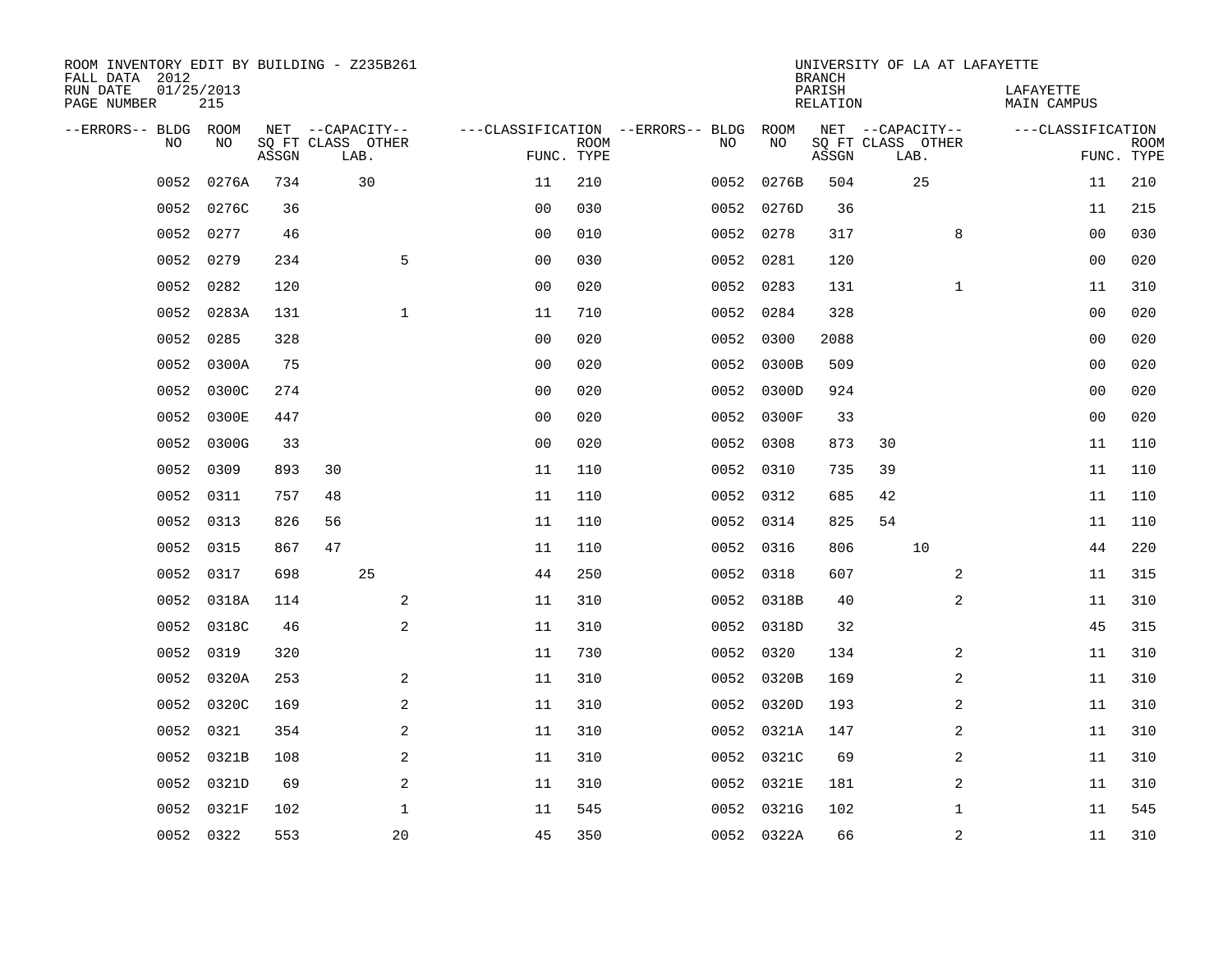ROOM INVENTORY EDIT BY BUILDING - Z235B261
FALL DATA 2012
RUN DATE 01/25/2013
PAGE NUMBER 215

UNIVERSITY OF LA AT LAFAYETTE
BRANCH
PARISH LAFAYETTE
RELATION MAIN CAMPUS

| --ERRORS-- | BLDG NO | ROOM NO | NET SQ FT ASSGN | CAPACITY CLASS | CAPACITY LAB. | CAPACITY OTHER | CLASSIFICATION FUNC. | ROOM TYPE | --ERRORS-- | BLDG NO | ROOM NO | NET SQ FT ASSGN | CAPACITY CLASS | CAPACITY LAB. | CAPACITY OTHER | CLASSIFICATION FUNC. | ROOM TYPE |
|---|---|---|---|---|---|---|---|---|---|---|---|---|---|---|---|---|---|
| | 0052 | 0276A | 734 | | 30 | | 11 | 210 | | 0052 | 0276B | 504 | | 25 | | 11 | 210 |
| | 0052 | 0276C | 36 | | | | 00 | 030 | | 0052 | 0276D | 36 | | | | 11 | 215 |
| | 0052 | 0277 | 46 | | | | 00 | 010 | | 0052 | 0278 | 317 | | | 8 | 00 | 030 |
| | 0052 | 0279 | 234 | | | 5 | 00 | 030 | | 0052 | 0281 | 120 | | | | 00 | 020 |
| | 0052 | 0282 | 120 | | | | 00 | 020 | | 0052 | 0283 | 131 | | | 1 | 11 | 310 |
| | 0052 | 0283A | 131 | | | 1 | 11 | 710 | | 0052 | 0284 | 328 | | | | 00 | 020 |
| | 0052 | 0285 | 328 | | | | 00 | 020 | | 0052 | 0300 | 2088 | | | | 00 | 020 |
| | 0052 | 0300A | 75 | | | | 00 | 020 | | 0052 | 0300B | 509 | | | | 00 | 020 |
| | 0052 | 0300C | 274 | | | | 00 | 020 | | 0052 | 0300D | 924 | | | | 00 | 020 |
| | 0052 | 0300E | 447 | | | | 00 | 020 | | 0052 | 0300F | 33 | | | | 00 | 020 |
| | 0052 | 0300G | 33 | | | | 00 | 020 | | 0052 | 0308 | 873 | 30 | | | 11 | 110 |
| | 0052 | 0309 | 893 | 30 | | | 11 | 110 | | 0052 | 0310 | 735 | 39 | | | 11 | 110 |
| | 0052 | 0311 | 757 | 48 | | | 11 | 110 | | 0052 | 0312 | 685 | 42 | | | 11 | 110 |
| | 0052 | 0313 | 826 | 56 | | | 11 | 110 | | 0052 | 0314 | 825 | 54 | | | 11 | 110 |
| | 0052 | 0315 | 867 | 47 | | | 11 | 110 | | 0052 | 0316 | 806 | | 10 | | 44 | 220 |
| | 0052 | 0317 | 698 | | 25 | | 44 | 250 | | 0052 | 0318 | 607 | | | 2 | 11 | 315 |
| | 0052 | 0318A | 114 | | | 2 | 11 | 310 | | 0052 | 0318B | 40 | | | 2 | 11 | 310 |
| | 0052 | 0318C | 46 | | | 2 | 11 | 310 | | 0052 | 0318D | 32 | | | | 45 | 315 |
| | 0052 | 0319 | 320 | | | | 11 | 730 | | 0052 | 0320 | 134 | | | 2 | 11 | 310 |
| | 0052 | 0320A | 253 | | | 2 | 11 | 310 | | 0052 | 0320B | 169 | | | 2 | 11 | 310 |
| | 0052 | 0320C | 169 | | | 2 | 11 | 310 | | 0052 | 0320D | 193 | | | 2 | 11 | 310 |
| | 0052 | 0321 | 354 | | | 2 | 11 | 310 | | 0052 | 0321A | 147 | | | 2 | 11 | 310 |
| | 0052 | 0321B | 108 | | | 2 | 11 | 310 | | 0052 | 0321C | 69 | | | 2 | 11 | 310 |
| | 0052 | 0321D | 69 | | | 2 | 11 | 310 | | 0052 | 0321E | 181 | | | 2 | 11 | 310 |
| | 0052 | 0321F | 102 | | | 1 | 11 | 545 | | 0052 | 0321G | 102 | | | 1 | 11 | 545 |
| | 0052 | 0322 | 553 | | | 20 | 45 | 350 | | 0052 | 0322A | 66 | | | 2 | 11 | 310 |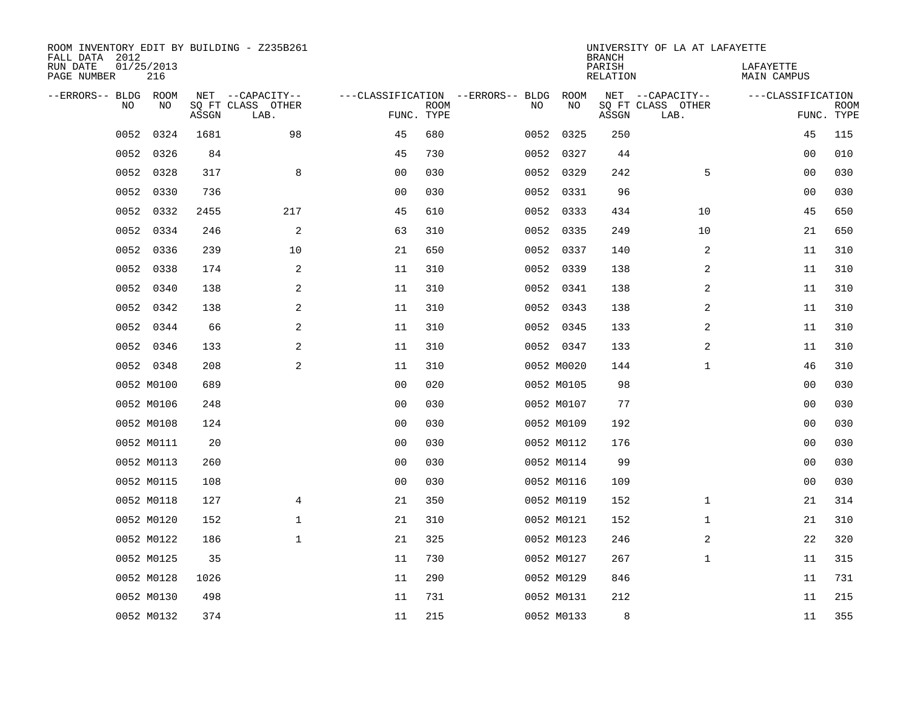ROOM INVENTORY EDIT BY BUILDING - Z235B261
FALL DATA 2012
RUN DATE 01/25/2013
PAGE NUMBER 216

UNIVERSITY OF LA AT LAFAYETTE
BRANCH
PARISH LAFAYETTE
RELATION MAIN CAMPUS

| --ERRORS-- | BLDG NO | ROOM NO | NET SQ FT ASSGN | --CAPACITY-- CLASS LAB. | OTHER | ---CLASSIFICATION FUNC. | ROOM TYPE | --ERRORS-- | BLDG NO | ROOM NO | NET SQ FT ASSGN | --CAPACITY-- CLASS LAB. | OTHER | ---CLASSIFICATION FUNC. | ROOM TYPE |
|---|---|---|---|---|---|---|---|---|---|---|---|---|---|---|---|
| | 0052 | 0324 | 1681 | | 98 | 45 | 680 | | 0052 | 0325 | 250 | | | 45 | 115 |
| | 0052 | 0326 | 84 | | | 45 | 730 | | 0052 | 0327 | 44 | | | 00 | 010 |
| | 0052 | 0328 | 317 | | 8 | 00 | 030 | | 0052 | 0329 | 242 | | 5 | 00 | 030 |
| | 0052 | 0330 | 736 | | | 00 | 030 | | 0052 | 0331 | 96 | | | 00 | 030 |
| | 0052 | 0332 | 2455 | | 217 | 45 | 610 | | 0052 | 0333 | 434 | | 10 | 45 | 650 |
| | 0052 | 0334 | 246 | | 2 | 63 | 310 | | 0052 | 0335 | 249 | | 10 | 21 | 650 |
| | 0052 | 0336 | 239 | | 10 | 21 | 650 | | 0052 | 0337 | 140 | | 2 | 11 | 310 |
| | 0052 | 0338 | 174 | | 2 | 11 | 310 | | 0052 | 0339 | 138 | | 2 | 11 | 310 |
| | 0052 | 0340 | 138 | | 2 | 11 | 310 | | 0052 | 0341 | 138 | | 2 | 11 | 310 |
| | 0052 | 0342 | 138 | | 2 | 11 | 310 | | 0052 | 0343 | 138 | | 2 | 11 | 310 |
| | 0052 | 0344 | 66 | | 2 | 11 | 310 | | 0052 | 0345 | 133 | | 2 | 11 | 310 |
| | 0052 | 0346 | 133 | | 2 | 11 | 310 | | 0052 | 0347 | 133 | | 2 | 11 | 310 |
| | 0052 | 0348 | 208 | | 2 | 11 | 310 | | 0052 | M0020 | 144 | | 1 | 46 | 310 |
| | 0052 | M0100 | 689 | | | 00 | 020 | | 0052 | M0105 | 98 | | | 00 | 030 |
| | 0052 | M0106 | 248 | | | 00 | 030 | | 0052 | M0107 | 77 | | | 00 | 030 |
| | 0052 | M0108 | 124 | | | 00 | 030 | | 0052 | M0109 | 192 | | | 00 | 030 |
| | 0052 | M0111 | 20 | | | 00 | 030 | | 0052 | M0112 | 176 | | | 00 | 030 |
| | 0052 | M0113 | 260 | | | 00 | 030 | | 0052 | M0114 | 99 | | | 00 | 030 |
| | 0052 | M0115 | 108 | | | 00 | 030 | | 0052 | M0116 | 109 | | | 00 | 030 |
| | 0052 | M0118 | 127 | | 4 | 21 | 350 | | 0052 | M0119 | 152 | | 1 | 21 | 314 |
| | 0052 | M0120 | 152 | | 1 | 21 | 310 | | 0052 | M0121 | 152 | | 1 | 21 | 310 |
| | 0052 | M0122 | 186 | | 1 | 21 | 325 | | 0052 | M0123 | 246 | | 2 | 22 | 320 |
| | 0052 | M0125 | 35 | | | 11 | 730 | | 0052 | M0127 | 267 | | 1 | 11 | 315 |
| | 0052 | M0128 | 1026 | | | 11 | 290 | | 0052 | M0129 | 846 | | | 11 | 731 |
| | 0052 | M0130 | 498 | | | 11 | 731 | | 0052 | M0131 | 212 | | | 11 | 215 |
| | 0052 | M0132 | 374 | | | 11 | 215 | | 0052 | M0133 | 8 | | | 11 | 355 |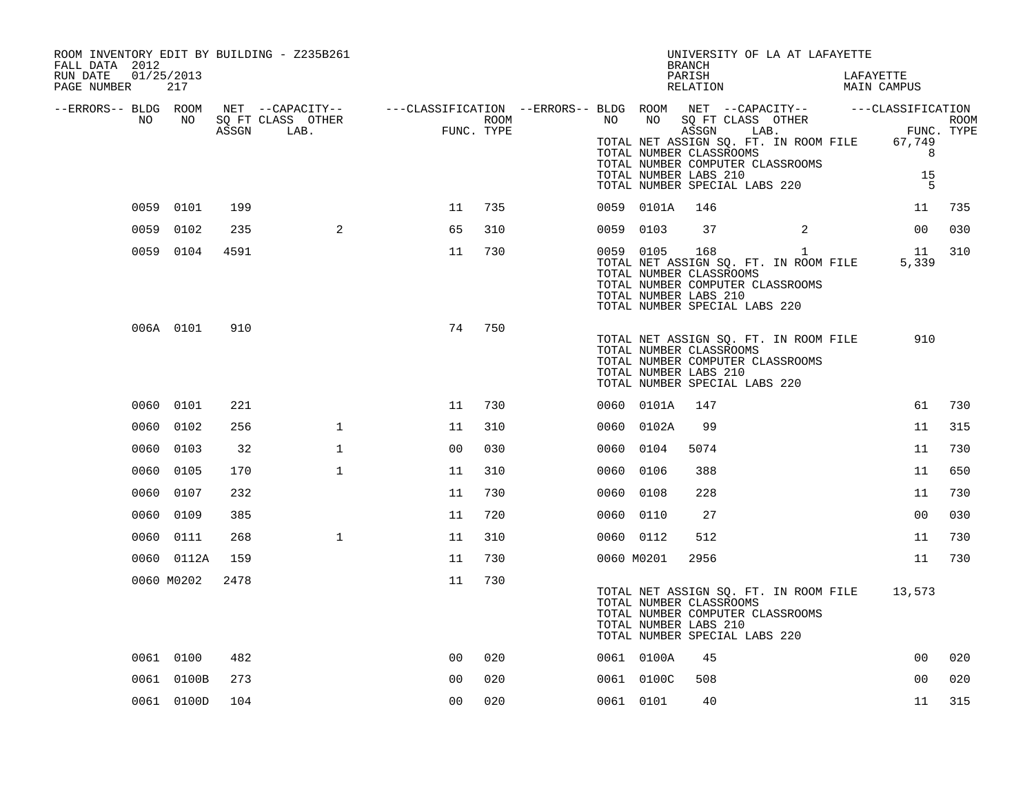ROOM INVENTORY EDIT BY BUILDING - Z235B261
FALL DATA 2012
RUN DATE 01/25/2013
PAGE NUMBER 217

UNIVERSITY OF LA AT LAFAYETTE
BRANCH
PARISH LAFAYETTE
RELATION MAIN CAMPUS

| --ERRORS-- | BLDG NO | ROOM NO | NET SQ FT ASSGN | --CAPACITY-- CLASS LAB. | OTHER | ---CLASSIFICATION FUNC. | ROOM TYPE | --ERRORS-- | BLDG NO | ROOM NO | NET SQ FT ASSGN | --CAPACITY-- CLASS LAB. | OTHER | ---CLASSIFICATION FUNC. | ROOM TYPE |
|---|---|---|---|---|---|---|---|---|---|---|---|---|---|---|---|
| | | | | | | | | | TOTAL NET ASSIGN SQ. FT. IN ROOM FILE | | | | | 67,749 | |
| | | | | | | | | | TOTAL NUMBER CLASSROOMS | | | | | 8 | |
| | | | | | | | | | TOTAL NUMBER COMPUTER CLASSROOMS | | | | | | |
| | | | | | | | | | TOTAL NUMBER LABS 210 | | | | | 15 | |
| | | | | | | | | | TOTAL NUMBER SPECIAL LABS 220 | | | | | 5 | |
| | 0059 | 0101 | 199 | | | 11 | 735 | | 0059 | 0101A | 146 | | | 11 | 735 |
| | 0059 | 0102 | 235 | | 2 | 65 | 310 | | 0059 | 0103 | 37 | | 2 | 00 | 030 |
| | 0059 | 0104 | 4591 | | | 11 | 730 | | 0059 | 0105 | 168 | | 1 | 11 | 310 |
| | | | | | | | | | TOTAL NET ASSIGN SQ. FT. IN ROOM FILE | | | | | 5,339 | |
| | | | | | | | | | TOTAL NUMBER CLASSROOMS | | | | | | |
| | | | | | | | | | TOTAL NUMBER COMPUTER CLASSROOMS | | | | | | |
| | | | | | | | | | TOTAL NUMBER LABS 210 | | | | | | |
| | | | | | | | | | TOTAL NUMBER SPECIAL LABS 220 | | | | | | |
| | 006A | 0101 | 910 | | | 74 | 750 | | | | | | | | |
| | | | | | | | | | TOTAL NET ASSIGN SQ. FT. IN ROOM FILE | | | | | 910 | |
| | | | | | | | | | TOTAL NUMBER CLASSROOMS | | | | | | |
| | | | | | | | | | TOTAL NUMBER COMPUTER CLASSROOMS | | | | | | |
| | | | | | | | | | TOTAL NUMBER LABS 210 | | | | | | |
| | | | | | | | | | TOTAL NUMBER SPECIAL LABS 220 | | | | | | |
| | 0060 | 0101 | 221 | | | 11 | 730 | | 0060 | 0101A | 147 | | | 61 | 730 |
| | 0060 | 0102 | 256 | | 1 | 11 | 310 | | 0060 | 0102A | 99 | | | 11 | 315 |
| | 0060 | 0103 | 32 | | 1 | 00 | 030 | | 0060 | 0104 | 5074 | | | 11 | 730 |
| | 0060 | 0105 | 170 | | 1 | 11 | 310 | | 0060 | 0106 | 388 | | | 11 | 650 |
| | 0060 | 0107 | 232 | | | 11 | 730 | | 0060 | 0108 | 228 | | | 11 | 730 |
| | 0060 | 0109 | 385 | | | 11 | 720 | | 0060 | 0110 | 27 | | | 00 | 030 |
| | 0060 | 0111 | 268 | | 1 | 11 | 310 | | 0060 | 0112 | 512 | | | 11 | 730 |
| | 0060 | 0112A | 159 | | | 11 | 730 | | 0060 | M0201 | 2956 | | | 11 | 730 |
| | 0060 | M0202 | 2478 | | | 11 | 730 | | | | | | | | |
| | | | | | | | | | TOTAL NET ASSIGN SQ. FT. IN ROOM FILE | | | | | 13,573 | |
| | | | | | | | | | TOTAL NUMBER CLASSROOMS | | | | | | |
| | | | | | | | | | TOTAL NUMBER COMPUTER CLASSROOMS | | | | | | |
| | | | | | | | | | TOTAL NUMBER LABS 210 | | | | | | |
| | | | | | | | | | TOTAL NUMBER SPECIAL LABS 220 | | | | | | |
| | 0061 | 0100 | 482 | | | 00 | 020 | | 0061 | 0100A | 45 | | | 00 | 020 |
| | 0061 | 0100B | 273 | | | 00 | 020 | | 0061 | 0100C | 508 | | | 00 | 020 |
| | 0061 | 0100D | 104 | | | 00 | 020 | | 0061 | 0101 | 40 | | | 11 | 315 |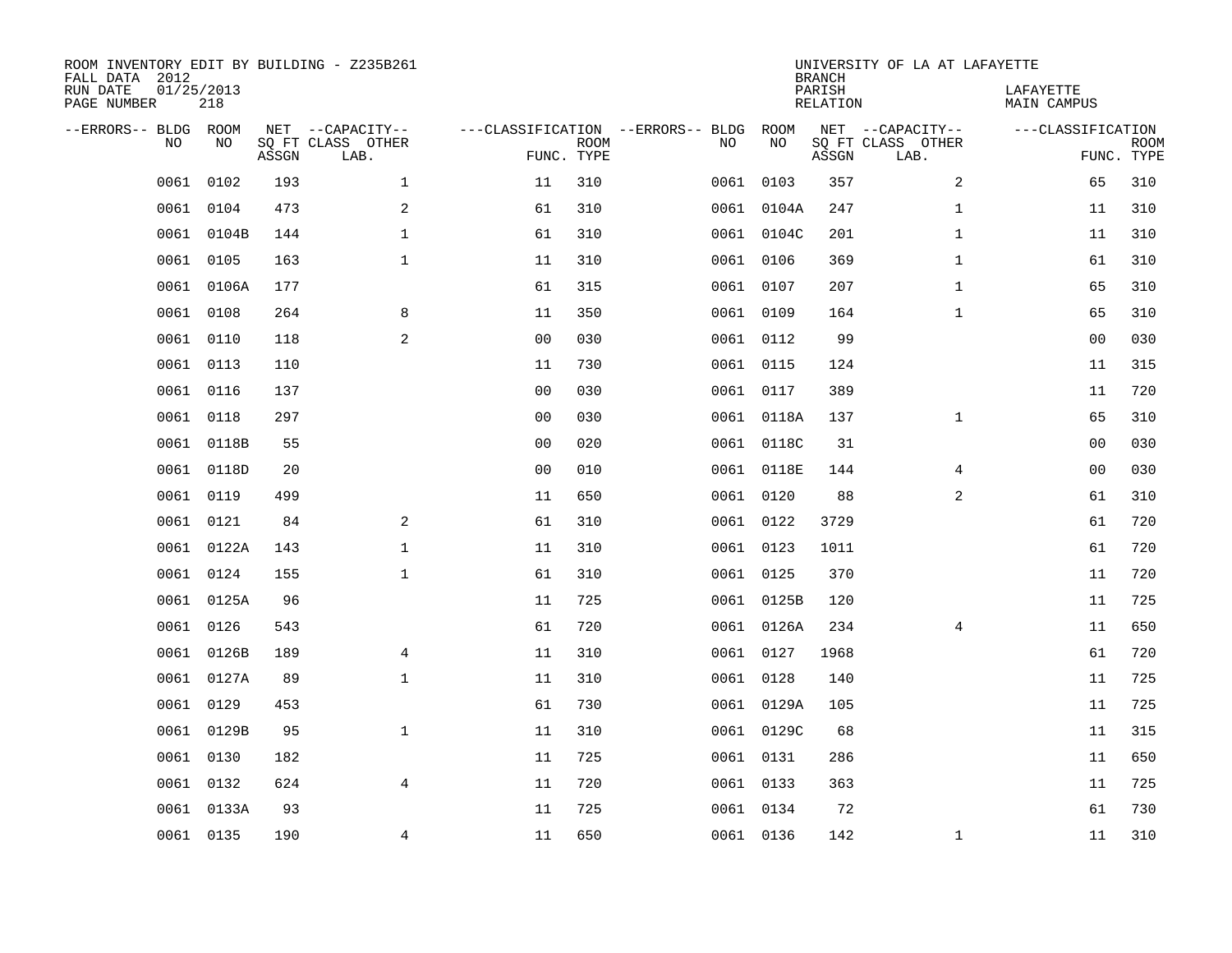ROOM INVENTORY EDIT BY BUILDING - Z235B261
FALL DATA 2012
RUN DATE 01/25/2013
PAGE NUMBER 218

UNIVERSITY OF LA AT LAFAYETTE
BRANCH
PARISH LAFAYETTE
RELATION MAIN CAMPUS

| --ERRORS-- | BLDG NO | ROOM NO | NET SQ FT ASSGN | --CAPACITY-- CLASS LAB. | OTHER | ---CLASSIFICATION FUNC. | ROOM TYPE | --ERRORS-- | BLDG NO | ROOM NO | NET SQ FT ASSGN | --CAPACITY-- CLASS LAB. | OTHER | ---CLASSIFICATION FUNC. | ROOM TYPE |
|---|---|---|---|---|---|---|---|---|---|---|---|---|---|---|---|
| | 0061 | 0102 | 193 | | 1 | 11 | 310 | | 0061 | 0103 | 357 | | 2 | 65 | 310 |
| | 0061 | 0104 | 473 | | 2 | 61 | 310 | | 0061 | 0104A | 247 | | 1 | 11 | 310 |
| | 0061 | 0104B | 144 | | 1 | 61 | 310 | | 0061 | 0104C | 201 | | 1 | 11 | 310 |
| | 0061 | 0105 | 163 | | 1 | 11 | 310 | | 0061 | 0106 | 369 | | 1 | 61 | 310 |
| | 0061 | 0106A | 177 | | | 61 | 315 | | 0061 | 0107 | 207 | | 1 | 65 | 310 |
| | 0061 | 0108 | 264 | | 8 | 11 | 350 | | 0061 | 0109 | 164 | | 1 | 65 | 310 |
| | 0061 | 0110 | 118 | | 2 | 00 | 030 | | 0061 | 0112 | 99 | | | 00 | 030 |
| | 0061 | 0113 | 110 | | | 11 | 730 | | 0061 | 0115 | 124 | | | 11 | 315 |
| | 0061 | 0116 | 137 | | | 00 | 030 | | 0061 | 0117 | 389 | | | 11 | 720 |
| | 0061 | 0118 | 297 | | | 00 | 030 | | 0061 | 0118A | 137 | | 1 | 65 | 310 |
| | 0061 | 0118B | 55 | | | 00 | 020 | | 0061 | 0118C | 31 | | | 00 | 030 |
| | 0061 | 0118D | 20 | | | 00 | 010 | | 0061 | 0118E | 144 | | 4 | 00 | 030 |
| | 0061 | 0119 | 499 | | | 11 | 650 | | 0061 | 0120 | 88 | | 2 | 61 | 310 |
| | 0061 | 0121 | 84 | | 2 | 61 | 310 | | 0061 | 0122 | 3729 | | | 61 | 720 |
| | 0061 | 0122A | 143 | | 1 | 11 | 310 | | 0061 | 0123 | 1011 | | | 61 | 720 |
| | 0061 | 0124 | 155 | | 1 | 61 | 310 | | 0061 | 0125 | 370 | | | 11 | 720 |
| | 0061 | 0125A | 96 | | | 11 | 725 | | 0061 | 0125B | 120 | | | 11 | 725 |
| | 0061 | 0126 | 543 | | | 61 | 720 | | 0061 | 0126A | 234 | | 4 | 11 | 650 |
| | 0061 | 0126B | 189 | | 4 | 11 | 310 | | 0061 | 0127 | 1968 | | | 61 | 720 |
| | 0061 | 0127A | 89 | | 1 | 11 | 310 | | 0061 | 0128 | 140 | | | 11 | 725 |
| | 0061 | 0129 | 453 | | | 61 | 730 | | 0061 | 0129A | 105 | | | 11 | 725 |
| | 0061 | 0129B | 95 | | 1 | 11 | 310 | | 0061 | 0129C | 68 | | | 11 | 315 |
| | 0061 | 0130 | 182 | | | 11 | 725 | | 0061 | 0131 | 286 | | | 11 | 650 |
| | 0061 | 0132 | 624 | | 4 | 11 | 720 | | 0061 | 0133 | 363 | | | 11 | 725 |
| | 0061 | 0133A | 93 | | | 11 | 725 | | 0061 | 0134 | 72 | | | 61 | 730 |
| | 0061 | 0135 | 190 | | 4 | 11 | 650 | | 0061 | 0136 | 142 | | 1 | 11 | 310 |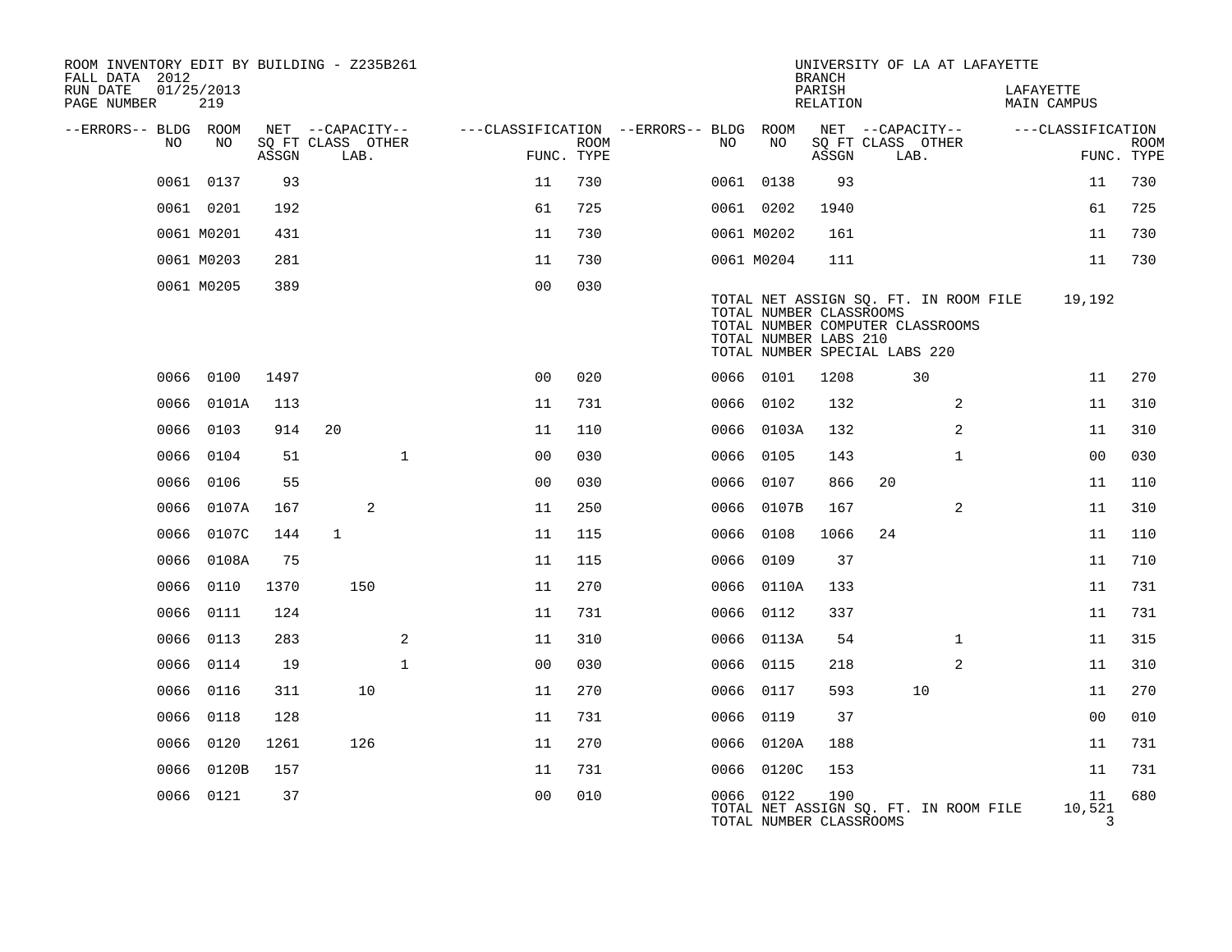ROOM INVENTORY EDIT BY BUILDING - Z235B261
FALL DATA 2012
RUN DATE 01/25/2013
PAGE NUMBER 219

UNIVERSITY OF LA AT LAFAYETTE
BRANCH
PARISH LAFAYETTE
RELATION MAIN CAMPUS

| --ERRORS-- | BLDG NO | ROOM NO | NET ASSGN SQ FT | CAPACITY CLASS | CAPACITY LAB. | CAPACITY OTHER | CLASSIFICATION FUNC. | ROOM TYPE | --ERRORS-- | BLDG NO | ROOM NO | NET ASSGN SQ FT | CAPACITY CLASS | CAPACITY LAB. | CAPACITY OTHER | CLASSIFICATION FUNC. | ROOM TYPE |
|---|---|---|---|---|---|---|---|---|---|---|---|---|---|---|---|---|---|
| | 0061 | 0137 | 93 | | | | 11 | 730 | | 0061 | 0138 | 93 | | | | 11 | 730 |
| | 0061 | 0201 | 192 | | | | 61 | 725 | | 0061 | 0202 | 1940 | | | | 61 | 725 |
| | 0061 | M0201 | 431 | | | | 11 | 730 | | 0061 | M0202 | 161 | | | | 11 | 730 |
| | 0061 | M0203 | 281 | | | | 11 | 730 | | 0061 | M0204 | 111 | | | | 11 | 730 |
| | 0061 | M0205 | 389 | | | | 00 | 030 | | | | | | | | | |

TOTAL NET ASSIGN SQ. FT. IN ROOM FILE 19,192
TOTAL NUMBER CLASSROOMS
TOTAL NUMBER COMPUTER CLASSROOMS
TOTAL NUMBER LABS 210
TOTAL NUMBER SPECIAL LABS 220

| --ERRORS-- | BLDG NO | ROOM NO | NET ASSGN SQ FT | CAPACITY CLASS | CAPACITY LAB. | CAPACITY OTHER | CLASSIFICATION FUNC. | ROOM TYPE | --ERRORS-- | BLDG NO | ROOM NO | NET ASSGN SQ FT | CAPACITY CLASS | CAPACITY LAB. | CAPACITY OTHER | CLASSIFICATION FUNC. | ROOM TYPE |
|---|---|---|---|---|---|---|---|---|---|---|---|---|---|---|---|---|---|
| | 0066 | 0100 | 1497 | | | | 00 | 020 | | 0066 | 0101 | 1208 | | 30 | | 11 | 270 |
| | 0066 | 0101A | 113 | | | | 11 | 731 | | 0066 | 0102 | 132 | | | 2 | 11 | 310 |
| | 0066 | 0103 | 914 | 20 | | | 11 | 110 | | 0066 | 0103A | 132 | | | 2 | 11 | 310 |
| | 0066 | 0104 | 51 | | | 1 | 00 | 030 | | 0066 | 0105 | 143 | | | 1 | 00 | 030 |
| | 0066 | 0106 | 55 | | | | 00 | 030 | | 0066 | 0107 | 866 | 20 | | | 11 | 110 |
| | 0066 | 0107A | 167 | | 2 | | 11 | 250 | | 0066 | 0107B | 167 | | | 2 | 11 | 310 |
| | 0066 | 0107C | 144 | 1 | | | 11 | 115 | | 0066 | 0108 | 1066 | 24 | | | 11 | 110 |
| | 0066 | 0108A | 75 | | | | 11 | 115 | | 0066 | 0109 | 37 | | | | 11 | 710 |
| | 0066 | 0110 | 1370 | | 150 | | 11 | 270 | | 0066 | 0110A | 133 | | | | 11 | 731 |
| | 0066 | 0111 | 124 | | | | 11 | 731 | | 0066 | 0112 | 337 | | | | 11 | 731 |
| | 0066 | 0113 | 283 | | | 2 | 11 | 310 | | 0066 | 0113A | 54 | | | 1 | 11 | 315 |
| | 0066 | 0114 | 19 | | | 1 | 00 | 030 | | 0066 | 0115 | 218 | | | 2 | 11 | 310 |
| | 0066 | 0116 | 311 | | 10 | | 11 | 270 | | 0066 | 0117 | 593 | | 10 | | 11 | 270 |
| | 0066 | 0118 | 128 | | | | 11 | 731 | | 0066 | 0119 | 37 | | | | 00 | 010 |
| | 0066 | 0120 | 1261 | | 126 | | 11 | 270 | | 0066 | 0120A | 188 | | | | 11 | 731 |
| | 0066 | 0120B | 157 | | | | 11 | 731 | | 0066 | 0120C | 153 | | | | 11 | 731 |
| | 0066 | 0121 | 37 | | | | 00 | 010 | | 0066 | 0122 | 190 | | | | 11 | 680 |

TOTAL NET ASSIGN SQ. FT. IN ROOM FILE 10,521
TOTAL NUMBER CLASSROOMS 3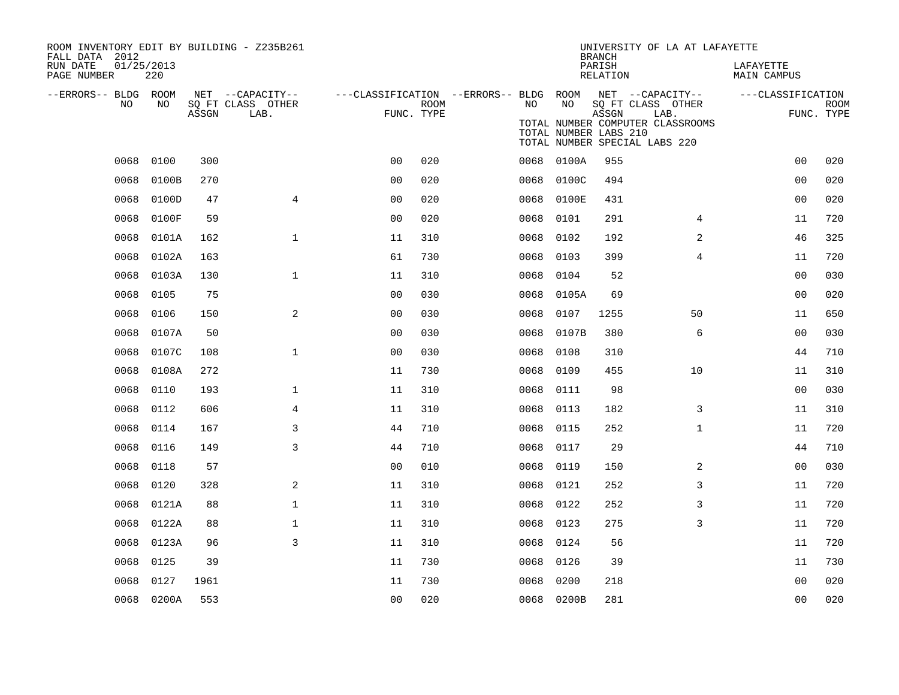ROOM INVENTORY EDIT BY BUILDING - Z235B261
FALL DATA 2012
RUN DATE 01/25/2013
PAGE NUMBER 220

UNIVERSITY OF LA AT LAFAYETTE
BRANCH
PARISH LAFAYETTE
RELATION MAIN CAMPUS

TOTAL NUMBER COMPUTER CLASSROOMS
TOTAL NUMBER LABS 210
TOTAL NUMBER SPECIAL LABS 220

| --ERRORS-- | BLDG NO | ROOM NO | NET SQ FT ASSGN | CAPACITY CLASS LAB. | CAPACITY OTHER | CLASSIFICATION FUNC. | ROOM TYPE | --ERRORS-- | BLDG NO | ROOM NO | NET SQ FT ASSGN | CAPACITY CLASS LAB. | CAPACITY OTHER | CLASSIFICATION FUNC. | ROOM TYPE |
|---|---|---|---|---|---|---|---|---|---|---|---|---|---|---|---|
| | 0068 | 0100 | 300 | | | 00 | 020 | | 0068 | 0100A | 955 | | | 00 | 020 |
| | 0068 | 0100B | 270 | | | 00 | 020 | | 0068 | 0100C | 494 | | | 00 | 020 |
| | 0068 | 0100D | 47 | | 4 | 00 | 020 | | 0068 | 0100E | 431 | | | 00 | 020 |
| | 0068 | 0100F | 59 | | | 00 | 020 | | 0068 | 0101 | 291 | | 4 | 11 | 720 |
| | 0068 | 0101A | 162 | | 1 | 11 | 310 | | 0068 | 0102 | 192 | | 2 | 46 | 325 |
| | 0068 | 0102A | 163 | | | 61 | 730 | | 0068 | 0103 | 399 | | 4 | 11 | 720 |
| | 0068 | 0103A | 130 | | 1 | 11 | 310 | | 0068 | 0104 | 52 | | | 00 | 030 |
| | 0068 | 0105 | 75 | | | 00 | 030 | | 0068 | 0105A | 69 | | | 00 | 020 |
| | 0068 | 0106 | 150 | | 2 | 00 | 030 | | 0068 | 0107 | 1255 | | 50 | 11 | 650 |
| | 0068 | 0107A | 50 | | | 00 | 030 | | 0068 | 0107B | 380 | | 6 | 00 | 030 |
| | 0068 | 0107C | 108 | | 1 | 00 | 030 | | 0068 | 0108 | 310 | | | 44 | 710 |
| | 0068 | 0108A | 272 | | | 11 | 730 | | 0068 | 0109 | 455 | | 10 | 11 | 310 |
| | 0068 | 0110 | 193 | | 1 | 11 | 310 | | 0068 | 0111 | 98 | | | 00 | 030 |
| | 0068 | 0112 | 606 | | 4 | 11 | 310 | | 0068 | 0113 | 182 | | 3 | 11 | 310 |
| | 0068 | 0114 | 167 | | 3 | 44 | 710 | | 0068 | 0115 | 252 | | 1 | 11 | 720 |
| | 0068 | 0116 | 149 | | 3 | 44 | 710 | | 0068 | 0117 | 29 | | | 44 | 710 |
| | 0068 | 0118 | 57 | | | 00 | 010 | | 0068 | 0119 | 150 | | 2 | 00 | 030 |
| | 0068 | 0120 | 328 | | 2 | 11 | 310 | | 0068 | 0121 | 252 | | 3 | 11 | 720 |
| | 0068 | 0121A | 88 | | 1 | 11 | 310 | | 0068 | 0122 | 252 | | 3 | 11 | 720 |
| | 0068 | 0122A | 88 | | 1 | 11 | 310 | | 0068 | 0123 | 275 | | 3 | 11 | 720 |
| | 0068 | 0123A | 96 | | 3 | 11 | 310 | | 0068 | 0124 | 56 | | | 11 | 720 |
| | 0068 | 0125 | 39 | | | 11 | 730 | | 0068 | 0126 | 39 | | | 11 | 730 |
| | 0068 | 0127 | 1961 | | | 11 | 730 | | 0068 | 0200 | 218 | | | 00 | 020 |
| | 0068 | 0200A | 553 | | | 00 | 020 | | 0068 | 0200B | 281 | | | 00 | 020 |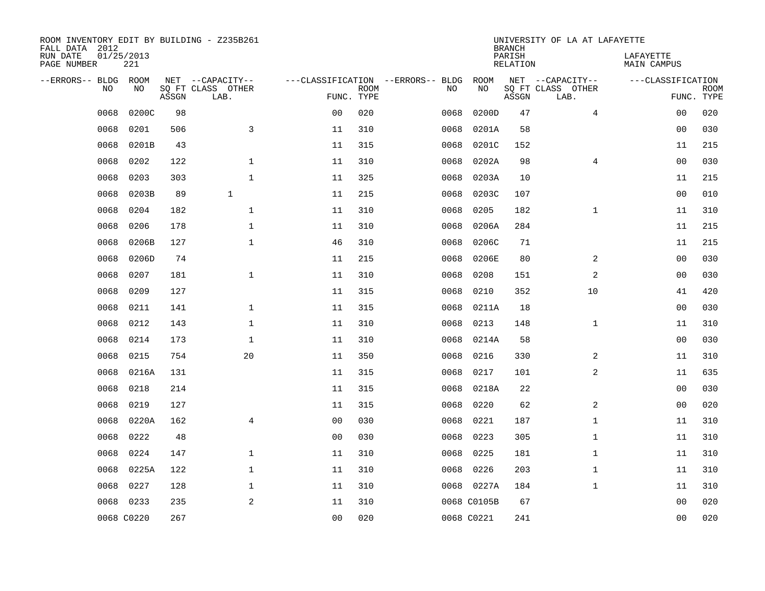ROOM INVENTORY EDIT BY BUILDING - Z235B261
FALL DATA 2012
RUN DATE 01/25/2013
PAGE NUMBER 221

UNIVERSITY OF LA AT LAFAYETTE
BRANCH
PARISH LAFAYETTE
RELATION MAIN CAMPUS

| --ERRORS-- | BLDG NO | ROOM NO | NET SQ FT ASSGN | --CAPACITY-- CLASS LAB. | OTHER | ---CLASSIFICATION FUNC. | ROOM TYPE | --ERRORS-- | BLDG NO | ROOM NO | NET SQ FT ASSGN | --CAPACITY-- CLASS LAB. | OTHER | ---CLASSIFICATION FUNC. | ROOM TYPE |
|---|---|---|---|---|---|---|---|---|---|---|---|---|---|---|---|
| | 0068 | 0200C | 98 | | | 00 | 020 | | 0068 | 0200D | 47 | | 4 | 00 | 020 |
| | 0068 | 0201 | 506 | | 3 | 11 | 310 | | 0068 | 0201A | 58 | | | 00 | 030 |
| | 0068 | 0201B | 43 | | | 11 | 315 | | 0068 | 0201C | 152 | | | 11 | 215 |
| | 0068 | 0202 | 122 | | 1 | 11 | 310 | | 0068 | 0202A | 98 | | 4 | 00 | 030 |
| | 0068 | 0203 | 303 | | 1 | 11 | 325 | | 0068 | 0203A | 10 | | | 11 | 215 |
| | 0068 | 0203B | 89 | 1 | | 11 | 215 | | 0068 | 0203C | 107 | | | 00 | 010 |
| | 0068 | 0204 | 182 | | 1 | 11 | 310 | | 0068 | 0205 | 182 | | 1 | 11 | 310 |
| | 0068 | 0206 | 178 | | 1 | 11 | 310 | | 0068 | 0206A | 284 | | | 11 | 215 |
| | 0068 | 0206B | 127 | | 1 | 46 | 310 | | 0068 | 0206C | 71 | | | 11 | 215 |
| | 0068 | 0206D | 74 | | | 11 | 215 | | 0068 | 0206E | 80 | | 2 | 00 | 030 |
| | 0068 | 0207 | 181 | | 1 | 11 | 310 | | 0068 | 0208 | 151 | | 2 | 00 | 030 |
| | 0068 | 0209 | 127 | | | 11 | 315 | | 0068 | 0210 | 352 | | 10 | 41 | 420 |
| | 0068 | 0211 | 141 | | 1 | 11 | 315 | | 0068 | 0211A | 18 | | | 00 | 030 |
| | 0068 | 0212 | 143 | | 1 | 11 | 310 | | 0068 | 0213 | 148 | | 1 | 11 | 310 |
| | 0068 | 0214 | 173 | | 1 | 11 | 310 | | 0068 | 0214A | 58 | | | 00 | 030 |
| | 0068 | 0215 | 754 | | 20 | 11 | 350 | | 0068 | 0216 | 330 | | 2 | 11 | 310 |
| | 0068 | 0216A | 131 | | | 11 | 315 | | 0068 | 0217 | 101 | | 2 | 11 | 635 |
| | 0068 | 0218 | 214 | | | 11 | 315 | | 0068 | 0218A | 22 | | | 00 | 030 |
| | 0068 | 0219 | 127 | | | 11 | 315 | | 0068 | 0220 | 62 | | 2 | 00 | 020 |
| | 0068 | 0220A | 162 | | 4 | 00 | 030 | | 0068 | 0221 | 187 | | 1 | 11 | 310 |
| | 0068 | 0222 | 48 | | | 00 | 030 | | 0068 | 0223 | 305 | | 1 | 11 | 310 |
| | 0068 | 0224 | 147 | | 1 | 11 | 310 | | 0068 | 0225 | 181 | | 1 | 11 | 310 |
| | 0068 | 0225A | 122 | | 1 | 11 | 310 | | 0068 | 0226 | 203 | | 1 | 11 | 310 |
| | 0068 | 0227 | 128 | | 1 | 11 | 310 | | 0068 | 0227A | 184 | | 1 | 11 | 310 |
| | 0068 | 0233 | 235 | | 2 | 11 | 310 | | 0068 | C0105B | 67 | | | 00 | 020 |
| | 0068 | C0220 | 267 | | | 00 | 020 | | 0068 | C0221 | 241 | | | 00 | 020 |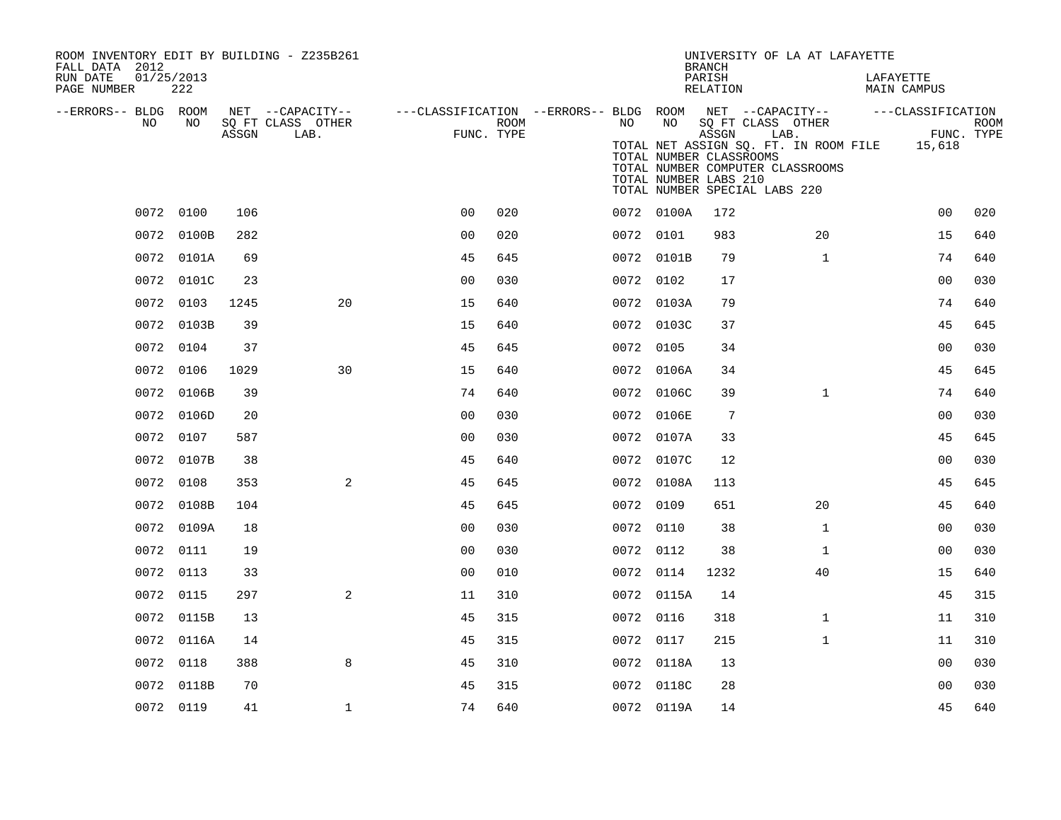ROOM INVENTORY EDIT BY BUILDING - Z235B261
FALL DATA 2012
RUN DATE 01/25/2013
PAGE NUMBER 222

UNIVERSITY OF LA AT LAFAYETTE
BRANCH
PARISH LAFAYETTE
RELATION MAIN CAMPUS

TOTAL NET ASSIGN SQ. FT. IN ROOM FILE 15,618
TOTAL NUMBER CLASSROOMS
TOTAL NUMBER COMPUTER CLASSROOMS
TOTAL NUMBER LABS 210
TOTAL NUMBER SPECIAL LABS 220

| --ERRORS-- | BLDG NO | ROOM NO | NET SQ FT ASSGN | CAPACITY CLASS LAB. | CAPACITY OTHER | FUNC. | ROOM TYPE | --ERRORS-- | BLDG NO | ROOM NO | NET SQ FT ASSGN | CAPACITY CLASS LAB. | CAPACITY OTHER | FUNC. | ROOM TYPE |
|---|---|---|---|---|---|---|---|---|---|---|---|---|---|---|---|
| | 0072 | 0100 | 106 | | | 00 | 020 | | 0072 | 0100A | 172 | | | 00 | 020 |
| | 0072 | 0100B | 282 | | | 00 | 020 | | 0072 | 0101 | 983 | | 20 | 15 | 640 |
| | 0072 | 0101A | 69 | | | 45 | 645 | | 0072 | 0101B | 79 | | 1 | 74 | 640 |
| | 0072 | 0101C | 23 | | | 00 | 030 | | 0072 | 0102 | 17 | | | 00 | 030 |
| | 0072 | 0103 | 1245 | | 20 | 15 | 640 | | 0072 | 0103A | 79 | | | 74 | 640 |
| | 0072 | 0103B | 39 | | | 15 | 640 | | 0072 | 0103C | 37 | | | 45 | 645 |
| | 0072 | 0104 | 37 | | | 45 | 645 | | 0072 | 0105 | 34 | | | 00 | 030 |
| | 0072 | 0106 | 1029 | | 30 | 15 | 640 | | 0072 | 0106A | 34 | | | 45 | 645 |
| | 0072 | 0106B | 39 | | | 74 | 640 | | 0072 | 0106C | 39 | | 1 | 74 | 640 |
| | 0072 | 0106D | 20 | | | 00 | 030 | | 0072 | 0106E | 7 | | | 00 | 030 |
| | 0072 | 0107 | 587 | | | 00 | 030 | | 0072 | 0107A | 33 | | | 45 | 645 |
| | 0072 | 0107B | 38 | | | 45 | 640 | | 0072 | 0107C | 12 | | | 00 | 030 |
| | 0072 | 0108 | 353 | | 2 | 45 | 645 | | 0072 | 0108A | 113 | | | 45 | 645 |
| | 0072 | 0108B | 104 | | | 45 | 645 | | 0072 | 0109 | 651 | | 20 | 45 | 640 |
| | 0072 | 0109A | 18 | | | 00 | 030 | | 0072 | 0110 | 38 | | 1 | 00 | 030 |
| | 0072 | 0111 | 19 | | | 00 | 030 | | 0072 | 0112 | 38 | | 1 | 00 | 030 |
| | 0072 | 0113 | 33 | | | 00 | 010 | | 0072 | 0114 | 1232 | | 40 | 15 | 640 |
| | 0072 | 0115 | 297 | | 2 | 11 | 310 | | 0072 | 0115A | 14 | | | 45 | 315 |
| | 0072 | 0115B | 13 | | | 45 | 315 | | 0072 | 0116 | 318 | | 1 | 11 | 310 |
| | 0072 | 0116A | 14 | | | 45 | 315 | | 0072 | 0117 | 215 | | 1 | 11 | 310 |
| | 0072 | 0118 | 388 | | 8 | 45 | 310 | | 0072 | 0118A | 13 | | | 00 | 030 |
| | 0072 | 0118B | 70 | | | 45 | 315 | | 0072 | 0118C | 28 | | | 00 | 030 |
| | 0072 | 0119 | 41 | | 1 | 74 | 640 | | 0072 | 0119A | 14 | | | 45 | 640 |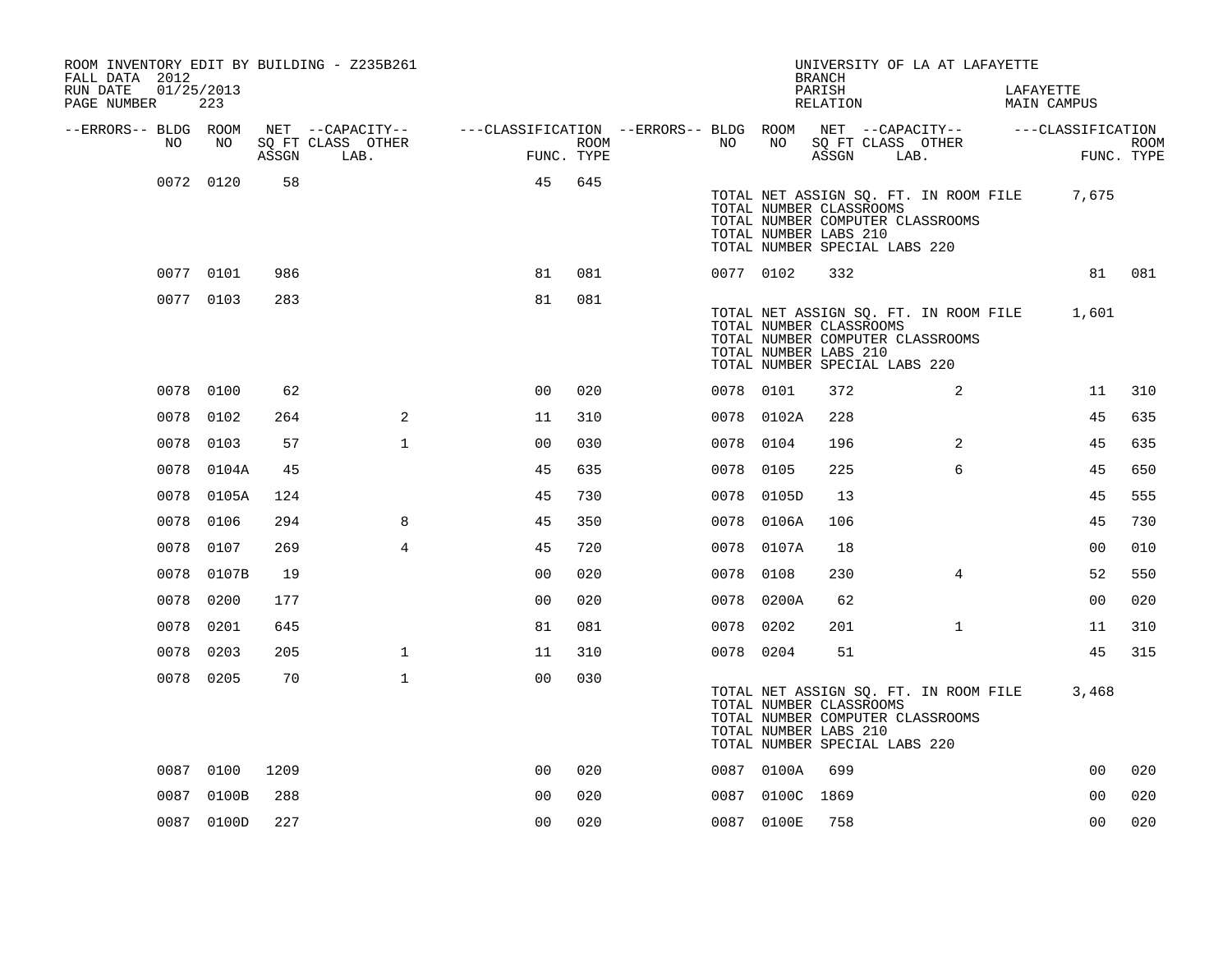ROOM INVENTORY EDIT BY BUILDING - Z235B261
FALL DATA 2012
RUN DATE 01/25/2013
PAGE NUMBER 223

UNIVERSITY OF LA AT LAFAYETTE
BRANCH
PARISH LAFAYETTE
RELATION MAIN CAMPUS

| --ERRORS-- | BLDG NO | ROOM NO | NET SQ FT ASSGN | --CAPACITY-- CLASS LAB. | OTHER | ---CLASSIFICATION FUNC. | ROOM TYPE | --ERRORS-- | BLDG NO | ROOM NO | NET SQ FT ASSGN | --CAPACITY-- CLASS LAB. | OTHER | ---CLASSIFICATION FUNC. | ROOM TYPE |
|---|---|---|---|---|---|---|---|---|---|---|---|---|---|---|---|
| | 0072 | 0120 | 58 | | | 45 | 645 | | | | | | | | |
| | | | | | | | | | TOTAL NET ASSIGN SQ. FT. IN ROOM FILE | | | | | 7,675 | |
| | | | | | | | | | TOTAL NUMBER CLASSROOMS | | | | | | |
| | | | | | | | | | TOTAL NUMBER COMPUTER CLASSROOMS | | | | | | |
| | | | | | | | | | TOTAL NUMBER LABS 210 | | | | | | |
| | | | | | | | | | TOTAL NUMBER SPECIAL LABS 220 | | | | | | |
| | 0077 | 0101 | 986 | | | 81 | 081 | | 0077 | 0102 | 332 | | | 81 | 081 |
| | 0077 | 0103 | 283 | | | 81 | 081 | | | | | | | | |
| | | | | | | | | | TOTAL NET ASSIGN SQ. FT. IN ROOM FILE | | | | | 1,601 | |
| | | | | | | | | | TOTAL NUMBER CLASSROOMS | | | | | | |
| | | | | | | | | | TOTAL NUMBER COMPUTER CLASSROOMS | | | | | | |
| | | | | | | | | | TOTAL NUMBER LABS 210 | | | | | | |
| | | | | | | | | | TOTAL NUMBER SPECIAL LABS 220 | | | | | | |
| | 0078 | 0100 | 62 | | | 00 | 020 | | 0078 | 0101 | 372 | | 2 | 11 | 310 |
| | 0078 | 0102 | 264 | | 2 | 11 | 310 | | 0078 | 0102A | 228 | | | 45 | 635 |
| | 0078 | 0103 | 57 | | 1 | 00 | 030 | | 0078 | 0104 | 196 | | 2 | 45 | 635 |
| | 0078 | 0104A | 45 | | | 45 | 635 | | 0078 | 0105 | 225 | | 6 | 45 | 650 |
| | 0078 | 0105A | 124 | | | 45 | 730 | | 0078 | 0105D | 13 | | | 45 | 555 |
| | 0078 | 0106 | 294 | | 8 | 45 | 350 | | 0078 | 0106A | 106 | | | 45 | 730 |
| | 0078 | 0107 | 269 | | 4 | 45 | 720 | | 0078 | 0107A | 18 | | | 00 | 010 |
| | 0078 | 0107B | 19 | | | 00 | 020 | | 0078 | 0108 | 230 | | 4 | 52 | 550 |
| | 0078 | 0200 | 177 | | | 00 | 020 | | 0078 | 0200A | 62 | | | 00 | 020 |
| | 0078 | 0201 | 645 | | | 81 | 081 | | 0078 | 0202 | 201 | | 1 | 11 | 310 |
| | 0078 | 0203 | 205 | | 1 | 11 | 310 | | 0078 | 0204 | 51 | | | 45 | 315 |
| | 0078 | 0205 | 70 | | 1 | 00 | 030 | | | | | | | | |
| | | | | | | | | | TOTAL NET ASSIGN SQ. FT. IN ROOM FILE | | | | | 3,468 | |
| | | | | | | | | | TOTAL NUMBER CLASSROOMS | | | | | | |
| | | | | | | | | | TOTAL NUMBER COMPUTER CLASSROOMS | | | | | | |
| | | | | | | | | | TOTAL NUMBER LABS 210 | | | | | | |
| | | | | | | | | | TOTAL NUMBER SPECIAL LABS 220 | | | | | | |
| | 0087 | 0100 | 1209 | | | 00 | 020 | | 0087 | 0100A | 699 | | | 00 | 020 |
| | 0087 | 0100B | 288 | | | 00 | 020 | | 0087 | 0100C | 1869 | | | 00 | 020 |
| | 0087 | 0100D | 227 | | | 00 | 020 | | 0087 | 0100E | 758 | | | 00 | 020 |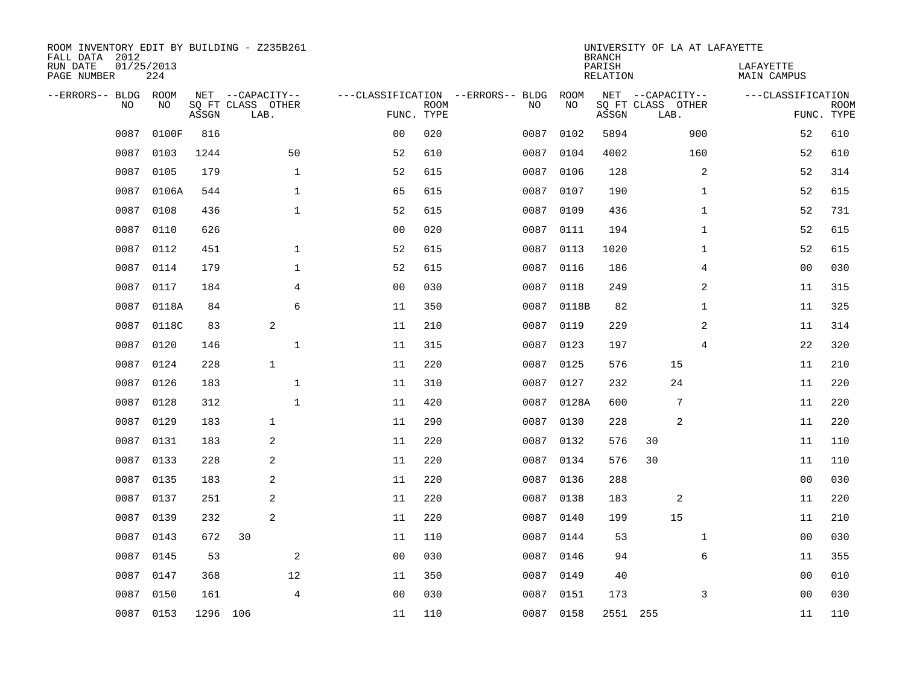ROOM INVENTORY EDIT BY BUILDING - Z235B261
FALL DATA 2012
RUN DATE 01/25/2013
PAGE NUMBER 224

UNIVERSITY OF LA AT LAFAYETTE
BRANCH
PARISH LAFAYETTE
RELATION MAIN CAMPUS

| --ERRORS-- | BLDG NO | ROOM NO | NET SQ FT ASSGN | --CAPACITY-- CLASS | LAB. | OTHER | ---CLASSIFICATION FUNC. | ROOM TYPE | --ERRORS-- | BLDG NO | ROOM NO | NET SQ FT ASSGN | --CAPACITY-- CLASS | LAB. | OTHER | ---CLASSIFICATION FUNC. | ROOM TYPE |
|---|---|---|---|---|---|---|---|---|---|---|---|---|---|---|---|---|---|
| | 0087 | 0100F | 816 | | | | 00 | 020 | | 0087 | 0102 | 5894 | | | 900 | 52 | 610 |
| | 0087 | 0103 | 1244 | | | 50 | 52 | 610 | | 0087 | 0104 | 4002 | | | 160 | 52 | 610 |
| | 0087 | 0105 | 179 | | | 1 | 52 | 615 | | 0087 | 0106 | 128 | | | 2 | 52 | 314 |
| | 0087 | 0106A | 544 | | | 1 | 65 | 615 | | 0087 | 0107 | 190 | | | 1 | 52 | 615 |
| | 0087 | 0108 | 436 | | | 1 | 52 | 615 | | 0087 | 0109 | 436 | | | 1 | 52 | 731 |
| | 0087 | 0110 | 626 | | | | 00 | 020 | | 0087 | 0111 | 194 | | | 1 | 52 | 615 |
| | 0087 | 0112 | 451 | | | 1 | 52 | 615 | | 0087 | 0113 | 1020 | | | 1 | 52 | 615 |
| | 0087 | 0114 | 179 | | | 1 | 52 | 615 | | 0087 | 0116 | 186 | | | 4 | 00 | 030 |
| | 0087 | 0117 | 184 | | | 4 | 00 | 030 | | 0087 | 0118 | 249 | | | 2 | 11 | 315 |
| | 0087 | 0118A | 84 | | | 6 | 11 | 350 | | 0087 | 0118B | 82 | | | 1 | 11 | 325 |
| | 0087 | 0118C | 83 | | 2 | | 11 | 210 | | 0087 | 0119 | 229 | | | 2 | 11 | 314 |
| | 0087 | 0120 | 146 | | | 1 | 11 | 315 | | 0087 | 0123 | 197 | | | 4 | 22 | 320 |
| | 0087 | 0124 | 228 | | 1 | | 11 | 220 | | 0087 | 0125 | 576 | | 15 | | 11 | 210 |
| | 0087 | 0126 | 183 | | | 1 | 11 | 310 | | 0087 | 0127 | 232 | | 24 | | 11 | 220 |
| | 0087 | 0128 | 312 | | | 1 | 11 | 420 | | 0087 | 0128A | 600 | | 7 | | 11 | 220 |
| | 0087 | 0129 | 183 | | 1 | | 11 | 290 | | 0087 | 0130 | 228 | | 2 | | 11 | 220 |
| | 0087 | 0131 | 183 | | 2 | | 11 | 220 | | 0087 | 0132 | 576 | 30 | | | 11 | 110 |
| | 0087 | 0133 | 228 | | 2 | | 11 | 220 | | 0087 | 0134 | 576 | 30 | | | 11 | 110 |
| | 0087 | 0135 | 183 | | 2 | | 11 | 220 | | 0087 | 0136 | 288 | | | | 00 | 030 |
| | 0087 | 0137 | 251 | | 2 | | 11 | 220 | | 0087 | 0138 | 183 | | 2 | | 11 | 220 |
| | 0087 | 0139 | 232 | | 2 | | 11 | 220 | | 0087 | 0140 | 199 | | 15 | | 11 | 210 |
| | 0087 | 0143 | 672 | 30 | | | 11 | 110 | | 0087 | 0144 | 53 | | | 1 | 00 | 030 |
| | 0087 | 0145 | 53 | | | 2 | 00 | 030 | | 0087 | 0146 | 94 | | | 6 | 11 | 355 |
| | 0087 | 0147 | 368 | | | 12 | 11 | 350 | | 0087 | 0149 | 40 | | | | 00 | 010 |
| | 0087 | 0150 | 161 | | | 4 | 00 | 030 | | 0087 | 0151 | 173 | | | 3 | 00 | 030 |
| | 0087 | 0153 | 1296 | 106 | | | 11 | 110 | | 0087 | 0158 | 2551 | 255 | | | 11 | 110 |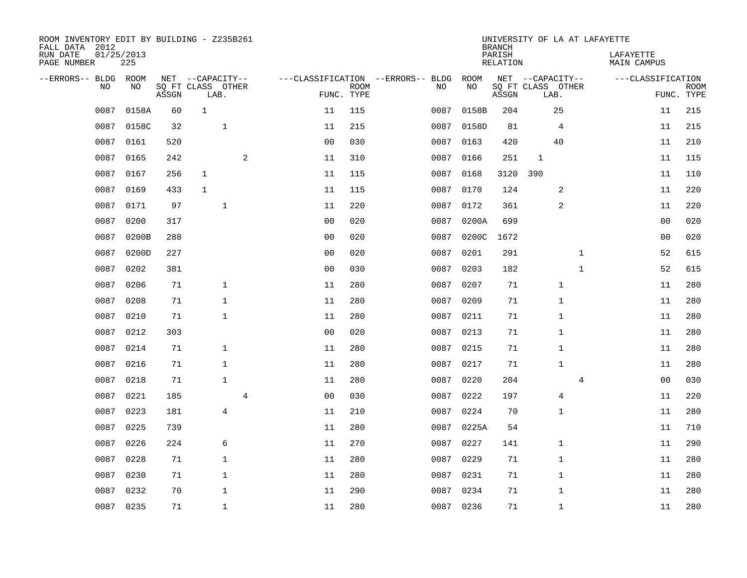ROOM INVENTORY EDIT BY BUILDING - Z235B261
FALL DATA 2012
RUN DATE 01/25/2013
PAGE NUMBER 225

UNIVERSITY OF LA AT LAFAYETTE
BRANCH
PARISH LAFAYETTE
RELATION MAIN CAMPUS

| --ERRORS-- | BLDG NO | ROOM NO | NET SQ FT ASSGN | CAPACITY CLASS LAB. | CAPACITY OTHER | CLASSIFICATION FUNC. | ROOM TYPE | --ERRORS-- | BLDG NO | ROOM NO | NET SQ FT ASSGN | CAPACITY CLASS LAB. | CAPACITY OTHER | CLASSIFICATION FUNC. | ROOM TYPE |
|---|---|---|---|---|---|---|---|---|---|---|---|---|---|---|---|
| | 0087 | 0158A | 60 | 1 | | 11 | 115 | | 0087 | 0158B | 204 | 25 | | 11 | 215 |
| | 0087 | 0158C | 32 | 1 | | 11 | 215 | | 0087 | 0158D | 81 | 4 | | 11 | 215 |
| | 0087 | 0161 | 520 | | | 00 | 030 | | 0087 | 0163 | 420 | 40 | | 11 | 210 |
| | 0087 | 0165 | 242 | | 2 | 11 | 310 | | 0087 | 0166 | 251 | 1 | | 11 | 115 |
| | 0087 | 0167 | 256 | 1 | | 11 | 115 | | 0087 | 0168 | 3120 | 390 | | 11 | 110 |
| | 0087 | 0169 | 433 | 1 | | 11 | 115 | | 0087 | 0170 | 124 | 2 | | 11 | 220 |
| | 0087 | 0171 | 97 | 1 | | 11 | 220 | | 0087 | 0172 | 361 | 2 | | 11 | 220 |
| | 0087 | 0200 | 317 | | | 00 | 020 | | 0087 | 0200A | 699 | | | 00 | 020 |
| | 0087 | 0200B | 288 | | | 00 | 020 | | 0087 | 0200C | 1672 | | | 00 | 020 |
| | 0087 | 0200D | 227 | | | 00 | 020 | | 0087 | 0201 | 291 | | 1 | 52 | 615 |
| | 0087 | 0202 | 381 | | | 00 | 030 | | 0087 | 0203 | 182 | | 1 | 52 | 615 |
| | 0087 | 0206 | 71 | 1 | | 11 | 280 | | 0087 | 0207 | 71 | 1 | | 11 | 280 |
| | 0087 | 0208 | 71 | 1 | | 11 | 280 | | 0087 | 0209 | 71 | 1 | | 11 | 280 |
| | 0087 | 0210 | 71 | 1 | | 11 | 280 | | 0087 | 0211 | 71 | 1 | | 11 | 280 |
| | 0087 | 0212 | 303 | | | 00 | 020 | | 0087 | 0213 | 71 | 1 | | 11 | 280 |
| | 0087 | 0214 | 71 | 1 | | 11 | 280 | | 0087 | 0215 | 71 | 1 | | 11 | 280 |
| | 0087 | 0216 | 71 | 1 | | 11 | 280 | | 0087 | 0217 | 71 | 1 | | 11 | 280 |
| | 0087 | 0218 | 71 | 1 | | 11 | 280 | | 0087 | 0220 | 204 | | 4 | 00 | 030 |
| | 0087 | 0221 | 185 | | 4 | 00 | 030 | | 0087 | 0222 | 197 | 4 | | 11 | 220 |
| | 0087 | 0223 | 181 | 4 | | 11 | 210 | | 0087 | 0224 | 70 | 1 | | 11 | 280 |
| | 0087 | 0225 | 739 | | | 11 | 280 | | 0087 | 0225A | 54 | | | 11 | 710 |
| | 0087 | 0226 | 224 | 6 | | 11 | 270 | | 0087 | 0227 | 141 | 1 | | 11 | 290 |
| | 0087 | 0228 | 71 | 1 | | 11 | 280 | | 0087 | 0229 | 71 | 1 | | 11 | 280 |
| | 0087 | 0230 | 71 | 1 | | 11 | 280 | | 0087 | 0231 | 71 | 1 | | 11 | 280 |
| | 0087 | 0232 | 70 | 1 | | 11 | 290 | | 0087 | 0234 | 71 | 1 | | 11 | 280 |
| | 0087 | 0235 | 71 | 1 | | 11 | 280 | | 0087 | 0236 | 71 | 1 | | 11 | 280 |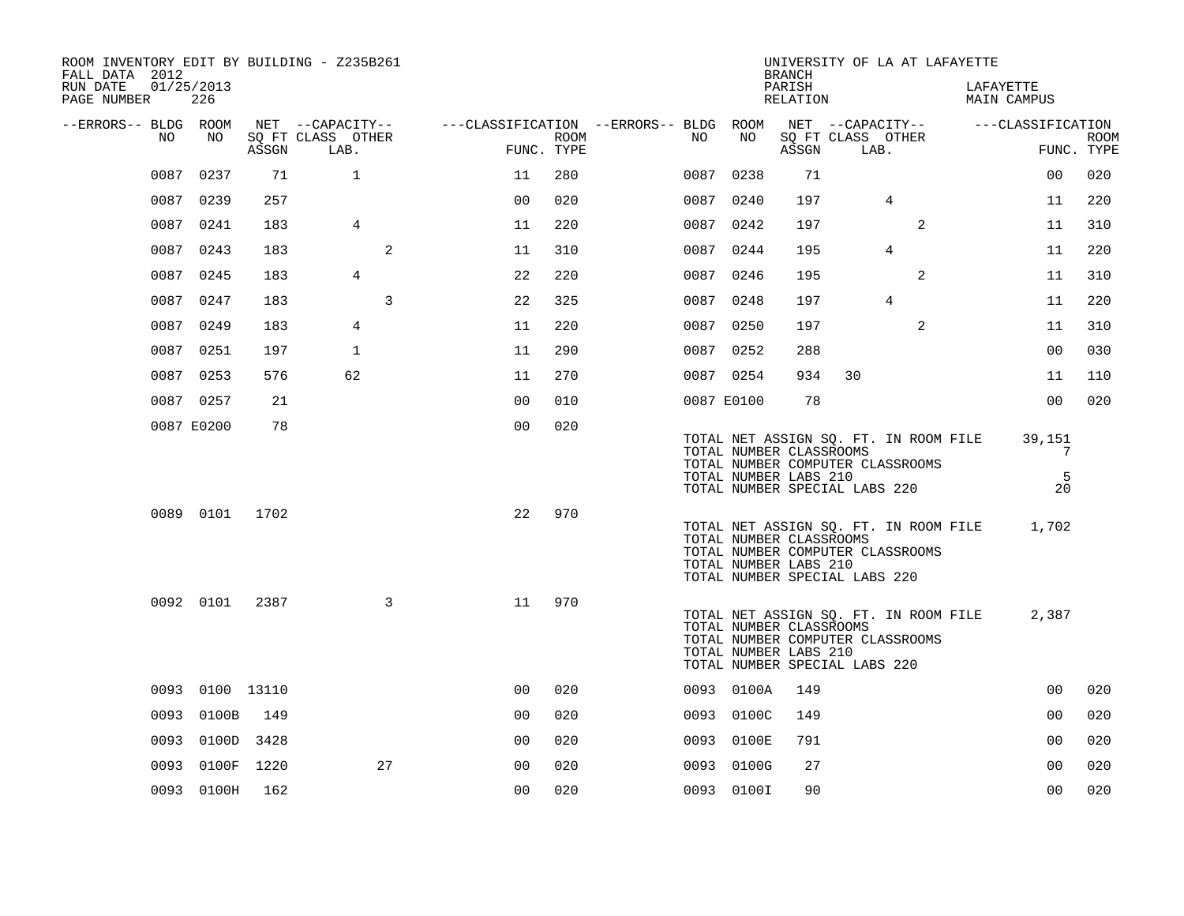ROOM INVENTORY EDIT BY BUILDING - Z235B261
FALL DATA 2012
RUN DATE 01/25/2013
PAGE NUMBER 226

UNIVERSITY OF LA AT LAFAYETTE
BRANCH
PARISH LAFAYETTE
RELATION MAIN CAMPUS

| --ERRORS-- | BLDG NO | ROOM NO | NET SQ FT ASSGN | CAPACITY CLASS LAB. | CAPACITY OTHER | CLASSIFICATION FUNC. | ROOM TYPE | --ERRORS-- | BLDG NO | ROOM NO | NET SQ FT ASSGN | CAPACITY CLASS LAB. | CAPACITY OTHER | CLASSIFICATION FUNC. | ROOM TYPE |
|---|---|---|---|---|---|---|---|---|---|---|---|---|---|---|---|
| | 0087 | 0237 | 71 | 1 | | 11 | 280 | | 0087 | 0238 | 71 | | | 00 | 020 |
| | 0087 | 0239 | 257 | | | 00 | 020 | | 0087 | 0240 | 197 | 4 | | 11 | 220 |
| | 0087 | 0241 | 183 | 4 | | 11 | 220 | | 0087 | 0242 | 197 | | 2 | 11 | 310 |
| | 0087 | 0243 | 183 | | 2 | 11 | 310 | | 0087 | 0244 | 195 | 4 | | 11 | 220 |
| | 0087 | 0245 | 183 | 4 | | 22 | 220 | | 0087 | 0246 | 195 | | 2 | 11 | 310 |
| | 0087 | 0247 | 183 | | 3 | 22 | 325 | | 0087 | 0248 | 197 | 4 | | 11 | 220 |
| | 0087 | 0249 | 183 | 4 | | 11 | 220 | | 0087 | 0250 | 197 | | 2 | 11 | 310 |
| | 0087 | 0251 | 197 | 1 | | 11 | 290 | | 0087 | 0252 | 288 | | | 00 | 030 |
| | 0087 | 0253 | 576 | 62 | | 11 | 270 | | 0087 | 0254 | 934 | 30 | | 11 | 110 |
| | 0087 | 0257 | 21 | | | 00 | 010 | | 0087 | E0100 | 78 | | | 00 | 020 |
| | 0087 | E0200 | 78 | | | 00 | 020 | | | | | | | | |

TOTAL NET ASSIGN SQ. FT. IN ROOM FILE 39,151
TOTAL NUMBER CLASSROOMS 7
TOTAL NUMBER COMPUTER CLASSROOMS
TOTAL NUMBER LABS 210 5
TOTAL NUMBER SPECIAL LABS 220 20

| --ERRORS-- | BLDG NO | ROOM NO | NET SQ FT ASSGN | CAPACITY CLASS LAB. | CAPACITY OTHER | CLASSIFICATION FUNC. | ROOM TYPE |
|---|---|---|---|---|---|---|---|
| | 0089 | 0101 | 1702 | | | 22 | 970 |

TOTAL NET ASSIGN SQ. FT. IN ROOM FILE 1,702
TOTAL NUMBER CLASSROOMS
TOTAL NUMBER COMPUTER CLASSROOMS
TOTAL NUMBER LABS 210
TOTAL NUMBER SPECIAL LABS 220

| --ERRORS-- | BLDG NO | ROOM NO | NET SQ FT ASSGN | CAPACITY CLASS LAB. | CAPACITY OTHER | CLASSIFICATION FUNC. | ROOM TYPE |
|---|---|---|---|---|---|---|---|
| | 0092 | 0101 | 2387 | | 3 | 11 | 970 |

TOTAL NET ASSIGN SQ. FT. IN ROOM FILE 2,387
TOTAL NUMBER CLASSROOMS
TOTAL NUMBER COMPUTER CLASSROOMS
TOTAL NUMBER LABS 210
TOTAL NUMBER SPECIAL LABS 220

| --ERRORS-- | BLDG NO | ROOM NO | NET SQ FT ASSGN | CAPACITY CLASS LAB. | CAPACITY OTHER | CLASSIFICATION FUNC. | ROOM TYPE | --ERRORS-- | BLDG NO | ROOM NO | NET SQ FT ASSGN | CAPACITY CLASS LAB. | CAPACITY OTHER | CLASSIFICATION FUNC. | ROOM TYPE |
|---|---|---|---|---|---|---|---|---|---|---|---|---|---|---|---|
| | 0093 | 0100 | 13110 | | | 00 | 020 | | 0093 | 0100A | 149 | | | 00 | 020 |
| | 0093 | 0100B | 149 | | | 00 | 020 | | 0093 | 0100C | 149 | | | 00 | 020 |
| | 0093 | 0100D | 3428 | | | 00 | 020 | | 0093 | 0100E | 791 | | | 00 | 020 |
| | 0093 | 0100F | 1220 | | 27 | 00 | 020 | | 0093 | 0100G | 27 | | | 00 | 020 |
| | 0093 | 0100H | 162 | | | 00 | 020 | | 0093 | 0100I | 90 | | | 00 | 020 |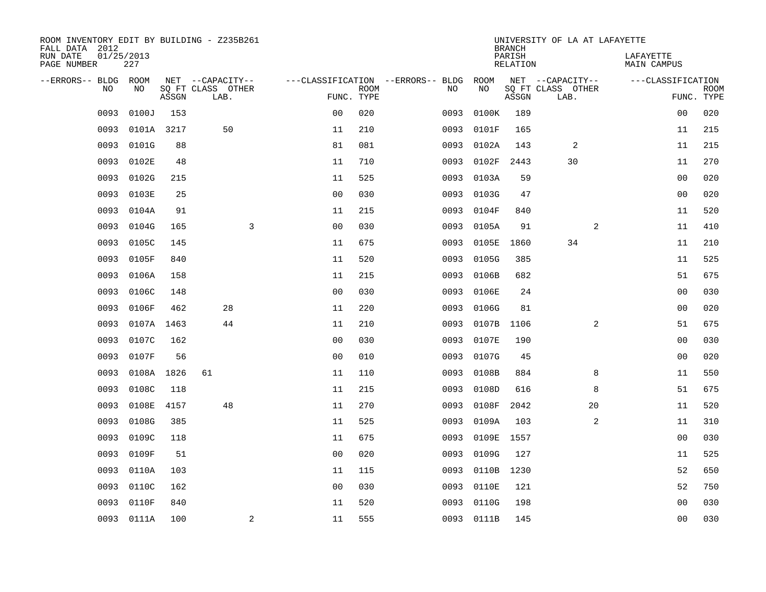ROOM INVENTORY EDIT BY BUILDING - Z235B261
FALL DATA 2012
RUN DATE 01/25/2013
PAGE NUMBER 227

UNIVERSITY OF LA AT LAFAYETTE
BRANCH
PARISH LAFAYETTE
RELATION MAIN CAMPUS

| --ERRORS-- | BLDG NO | ROOM NO | NET SQ FT ASSGN | CAPACITY CLASS | CAPACITY LAB. | CAPACITY OTHER | CLASSIFICATION FUNC. | ROOM TYPE | --ERRORS-- | BLDG NO | ROOM NO | NET SQ FT ASSGN | CAPACITY CLASS | CAPACITY LAB. | CAPACITY OTHER | CLASSIFICATION FUNC. | ROOM TYPE |
|---|---|---|---|---|---|---|---|---|---|---|---|---|---|---|---|---|---|
| | 0093 | 0100J | 153 | | | | 00 | 020 | | 0093 | 0100K | 189 | | | | 00 | 020 |
| | 0093 | 0101A | 3217 | | 50 | | 11 | 210 | | 0093 | 0101F | 165 | | | | 11 | 215 |
| | 0093 | 0101G | 88 | | | | 81 | 081 | | 0093 | 0102A | 143 | | 2 | | 11 | 215 |
| | 0093 | 0102E | 48 | | | | 11 | 710 | | 0093 | 0102F | 2443 | | 30 | | 11 | 270 |
| | 0093 | 0102G | 215 | | | | 11 | 525 | | 0093 | 0103A | 59 | | | | 00 | 020 |
| | 0093 | 0103E | 25 | | | | 00 | 030 | | 0093 | 0103G | 47 | | | | 00 | 020 |
| | 0093 | 0104A | 91 | | | | 11 | 215 | | 0093 | 0104F | 840 | | | | 11 | 520 |
| | 0093 | 0104G | 165 | | | 3 | 00 | 030 | | 0093 | 0105A | 91 | | | 2 | 11 | 410 |
| | 0093 | 0105C | 145 | | | | 11 | 675 | | 0093 | 0105E | 1860 | | 34 | | 11 | 210 |
| | 0093 | 0105F | 840 | | | | 11 | 520 | | 0093 | 0105G | 385 | | | | 11 | 525 |
| | 0093 | 0106A | 158 | | | | 11 | 215 | | 0093 | 0106B | 682 | | | | 51 | 675 |
| | 0093 | 0106C | 148 | | | | 00 | 030 | | 0093 | 0106E | 24 | | | | 00 | 030 |
| | 0093 | 0106F | 462 | | 28 | | 11 | 220 | | 0093 | 0106G | 81 | | | | 00 | 020 |
| | 0093 | 0107A | 1463 | | 44 | | 11 | 210 | | 0093 | 0107B | 1106 | | | 2 | 51 | 675 |
| | 0093 | 0107C | 162 | | | | 00 | 030 | | 0093 | 0107E | 190 | | | | 00 | 030 |
| | 0093 | 0107F | 56 | | | | 00 | 010 | | 0093 | 0107G | 45 | | | | 00 | 020 |
| | 0093 | 0108A | 1826 | 61 | | | 11 | 110 | | 0093 | 0108B | 884 | | | 8 | 11 | 550 |
| | 0093 | 0108C | 118 | | | | 11 | 215 | | 0093 | 0108D | 616 | | | 8 | 51 | 675 |
| | 0093 | 0108E | 4157 | | 48 | | 11 | 270 | | 0093 | 0108F | 2042 | | | 20 | 11 | 520 |
| | 0093 | 0108G | 385 | | | | 11 | 525 | | 0093 | 0109A | 103 | | | 2 | 11 | 310 |
| | 0093 | 0109C | 118 | | | | 11 | 675 | | 0093 | 0109E | 1557 | | | | 00 | 030 |
| | 0093 | 0109F | 51 | | | | 00 | 020 | | 0093 | 0109G | 127 | | | | 11 | 525 |
| | 0093 | 0110A | 103 | | | | 11 | 115 | | 0093 | 0110B | 1230 | | | | 52 | 650 |
| | 0093 | 0110C | 162 | | | | 00 | 030 | | 0093 | 0110E | 121 | | | | 52 | 750 |
| | 0093 | 0110F | 840 | | | | 11 | 520 | | 0093 | 0110G | 198 | | | | 00 | 030 |
| | 0093 | 0111A | 100 | | | 2 | 11 | 555 | | 0093 | 0111B | 145 | | | | 00 | 030 |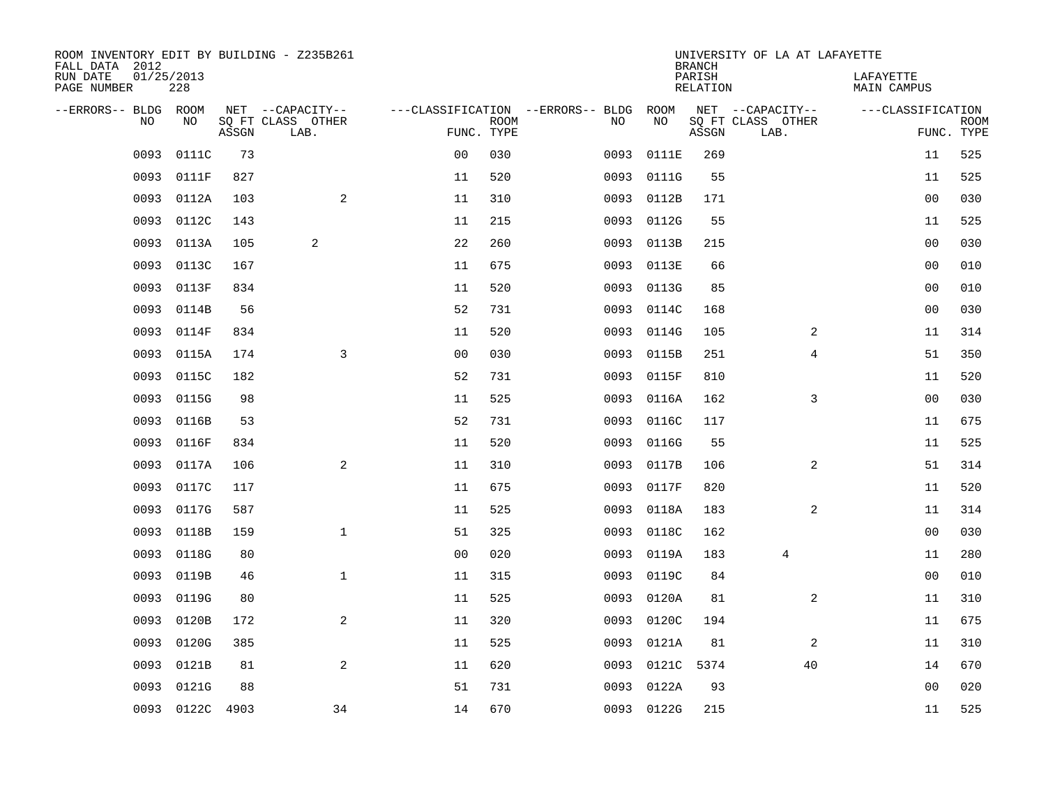ROOM INVENTORY EDIT BY BUILDING - Z235B261
FALL DATA 2012
RUN DATE 01/25/2013
PAGE NUMBER 228

UNIVERSITY OF LA AT LAFAYETTE
BRANCH
PARISH LAFAYETTE
RELATION MAIN CAMPUS

| --ERRORS-- | BLDG NO | ROOM NO | NET SQ FT ASSGN | --CAPACITY-- CLASS | OTHER LAB. | ---CLASSIFICATION FUNC. | ROOM TYPE | --ERRORS-- | BLDG NO | ROOM NO | NET SQ FT ASSGN | --CAPACITY-- CLASS | OTHER LAB. | ---CLASSIFICATION FUNC. | ROOM TYPE |
|---|---|---|---|---|---|---|---|---|---|---|---|---|---|---|---|
| | 0093 | 0111C | 73 | | | 00 | 030 | | 0093 | 0111E | 269 | | | 11 | 525 |
| | 0093 | 0111F | 827 | | | 11 | 520 | | 0093 | 0111G | 55 | | | 11 | 525 |
| | 0093 | 0112A | 103 | | 2 | 11 | 310 | | 0093 | 0112B | 171 | | | 00 | 030 |
| | 0093 | 0112C | 143 | | | 11 | 215 | | 0093 | 0112G | 55 | | | 11 | 525 |
| | 0093 | 0113A | 105 | 2 | | 22 | 260 | | 0093 | 0113B | 215 | | | 00 | 030 |
| | 0093 | 0113C | 167 | | | 11 | 675 | | 0093 | 0113E | 66 | | | 00 | 010 |
| | 0093 | 0113F | 834 | | | 11 | 520 | | 0093 | 0113G | 85 | | | 00 | 010 |
| | 0093 | 0114B | 56 | | | 52 | 731 | | 0093 | 0114C | 168 | | | 00 | 030 |
| | 0093 | 0114F | 834 | | | 11 | 520 | | 0093 | 0114G | 105 | | 2 | 11 | 314 |
| | 0093 | 0115A | 174 | | 3 | 00 | 030 | | 0093 | 0115B | 251 | | 4 | 51 | 350 |
| | 0093 | 0115C | 182 | | | 52 | 731 | | 0093 | 0115F | 810 | | | 11 | 520 |
| | 0093 | 0115G | 98 | | | 11 | 525 | | 0093 | 0116A | 162 | | 3 | 00 | 030 |
| | 0093 | 0116B | 53 | | | 52 | 731 | | 0093 | 0116C | 117 | | | 11 | 675 |
| | 0093 | 0116F | 834 | | | 11 | 520 | | 0093 | 0116G | 55 | | | 11 | 525 |
| | 0093 | 0117A | 106 | | 2 | 11 | 310 | | 0093 | 0117B | 106 | | 2 | 51 | 314 |
| | 0093 | 0117C | 117 | | | 11 | 675 | | 0093 | 0117F | 820 | | | 11 | 520 |
| | 0093 | 0117G | 587 | | | 11 | 525 | | 0093 | 0118A | 183 | | 2 | 11 | 314 |
| | 0093 | 0118B | 159 | | 1 | 51 | 325 | | 0093 | 0118C | 162 | | | 00 | 030 |
| | 0093 | 0118G | 80 | | | 00 | 020 | | 0093 | 0119A | 183 | 4 | | 11 | 280 |
| | 0093 | 0119B | 46 | | 1 | 11 | 315 | | 0093 | 0119C | 84 | | | 00 | 010 |
| | 0093 | 0119G | 80 | | | 11 | 525 | | 0093 | 0120A | 81 | | 2 | 11 | 310 |
| | 0093 | 0120B | 172 | | 2 | 11 | 320 | | 0093 | 0120C | 194 | | | 11 | 675 |
| | 0093 | 0120G | 385 | | | 11 | 525 | | 0093 | 0121A | 81 | | 2 | 11 | 310 |
| | 0093 | 0121B | 81 | | 2 | 11 | 620 | | 0093 | 0121C | 5374 | | 40 | 14 | 670 |
| | 0093 | 0121G | 88 | | | 51 | 731 | | 0093 | 0122A | 93 | | | 00 | 020 |
| | 0093 | 0122C | 4903 | | 34 | 14 | 670 | | 0093 | 0122G | 215 | | | 11 | 525 |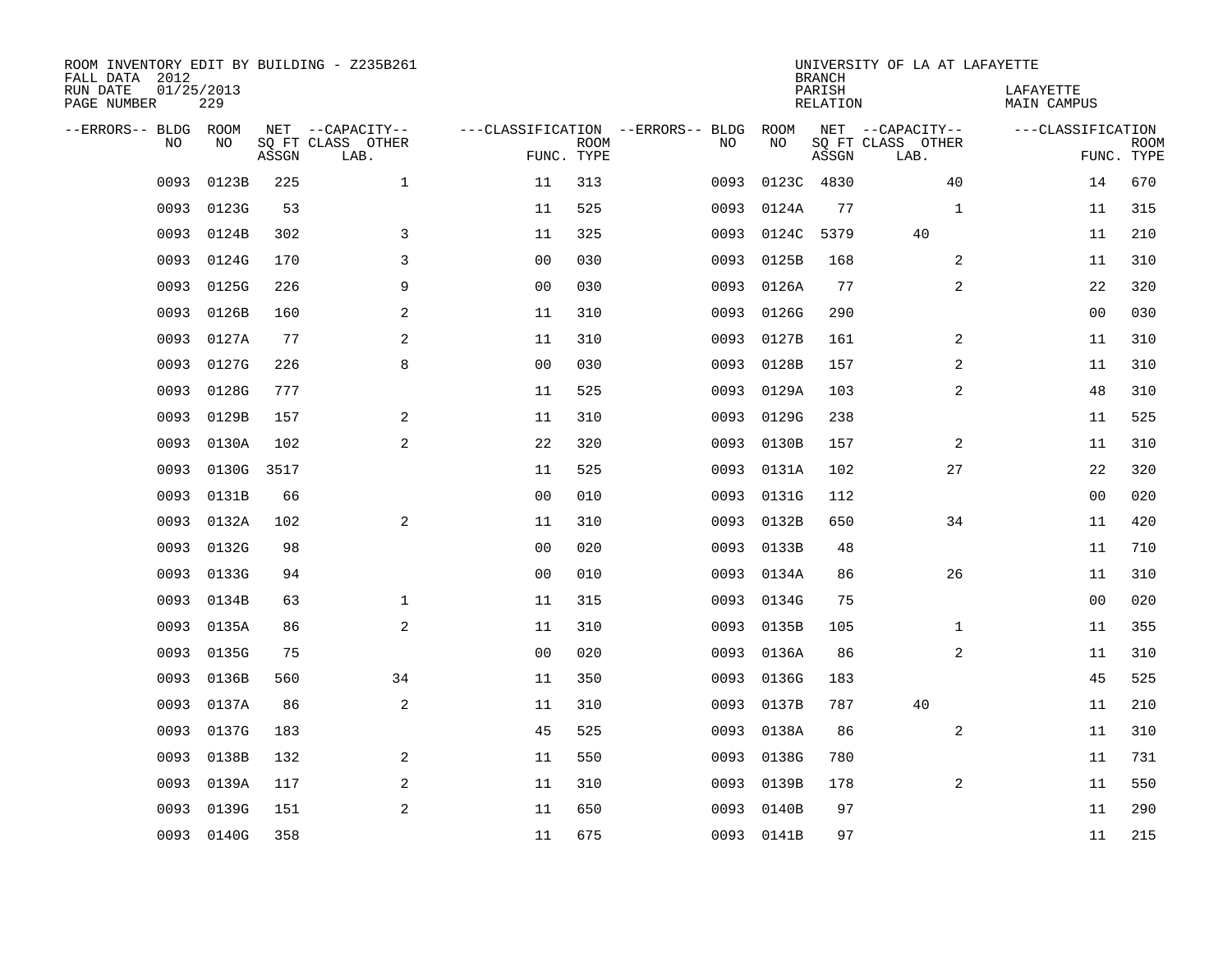ROOM INVENTORY EDIT BY BUILDING - Z235B261
FALL DATA 2012
RUN DATE 01/25/2013
PAGE NUMBER 229

UNIVERSITY OF LA AT LAFAYETTE
BRANCH
PARISH LAFAYETTE
RELATION MAIN CAMPUS

| --ERRORS-- | BLDG NO | ROOM NO | NET SQ FT ASSGN | --CAPACITY-- CLASS | OTHER LAB. | ---CLASSIFICATION FUNC. | ROOM TYPE | --ERRORS-- | BLDG NO | ROOM NO | NET SQ FT ASSGN | --CAPACITY-- CLASS | OTHER LAB. | ---CLASSIFICATION FUNC. | ROOM TYPE |
|---|---|---|---|---|---|---|---|---|---|---|---|---|---|---|---|
| | 0093 | 0123B | 225 | | 1 | 11 | 313 | | 0093 | 0123C | 4830 | | 40 | 14 | 670 |
| | 0093 | 0123G | 53 | | | 11 | 525 | | 0093 | 0124A | 77 | | 1 | 11 | 315 |
| | 0093 | 0124B | 302 | | 3 | 11 | 325 | | 0093 | 0124C | 5379 | 40 | | 11 | 210 |
| | 0093 | 0124G | 170 | | 3 | 00 | 030 | | 0093 | 0125B | 168 | | 2 | 11 | 310 |
| | 0093 | 0125G | 226 | | 9 | 00 | 030 | | 0093 | 0126A | 77 | | 2 | 22 | 320 |
| | 0093 | 0126B | 160 | | 2 | 11 | 310 | | 0093 | 0126G | 290 | | | 00 | 030 |
| | 0093 | 0127A | 77 | | 2 | 11 | 310 | | 0093 | 0127B | 161 | | 2 | 11 | 310 |
| | 0093 | 0127G | 226 | | 8 | 00 | 030 | | 0093 | 0128B | 157 | | 2 | 11 | 310 |
| | 0093 | 0128G | 777 | | | 11 | 525 | | 0093 | 0129A | 103 | | 2 | 48 | 310 |
| | 0093 | 0129B | 157 | | 2 | 11 | 310 | | 0093 | 0129G | 238 | | | 11 | 525 |
| | 0093 | 0130A | 102 | | 2 | 22 | 320 | | 0093 | 0130B | 157 | | 2 | 11 | 310 |
| | 0093 | 0130G | 3517 | | | 11 | 525 | | 0093 | 0131A | 102 | | 27 | 22 | 320 |
| | 0093 | 0131B | 66 | | | 00 | 010 | | 0093 | 0131G | 112 | | | 00 | 020 |
| | 0093 | 0132A | 102 | | 2 | 11 | 310 | | 0093 | 0132B | 650 | | 34 | 11 | 420 |
| | 0093 | 0132G | 98 | | | 00 | 020 | | 0093 | 0133B | 48 | | | 11 | 710 |
| | 0093 | 0133G | 94 | | | 00 | 010 | | 0093 | 0134A | 86 | | 26 | 11 | 310 |
| | 0093 | 0134B | 63 | | 1 | 11 | 315 | | 0093 | 0134G | 75 | | | 00 | 020 |
| | 0093 | 0135A | 86 | | 2 | 11 | 310 | | 0093 | 0135B | 105 | | 1 | 11 | 355 |
| | 0093 | 0135G | 75 | | | 00 | 020 | | 0093 | 0136A | 86 | | 2 | 11 | 310 |
| | 0093 | 0136B | 560 | | 34 | 11 | 350 | | 0093 | 0136G | 183 | | | 45 | 525 |
| | 0093 | 0137A | 86 | | 2 | 11 | 310 | | 0093 | 0137B | 787 | 40 | | 11 | 210 |
| | 0093 | 0137G | 183 | | | 45 | 525 | | 0093 | 0138A | 86 | | 2 | 11 | 310 |
| | 0093 | 0138B | 132 | | 2 | 11 | 550 | | 0093 | 0138G | 780 | | | 11 | 731 |
| | 0093 | 0139A | 117 | | 2 | 11 | 310 | | 0093 | 0139B | 178 | | 2 | 11 | 550 |
| | 0093 | 0139G | 151 | | 2 | 11 | 650 | | 0093 | 0140B | 97 | | | 11 | 290 |
| | 0093 | 0140G | 358 | | | 11 | 675 | | 0093 | 0141B | 97 | | | 11 | 215 |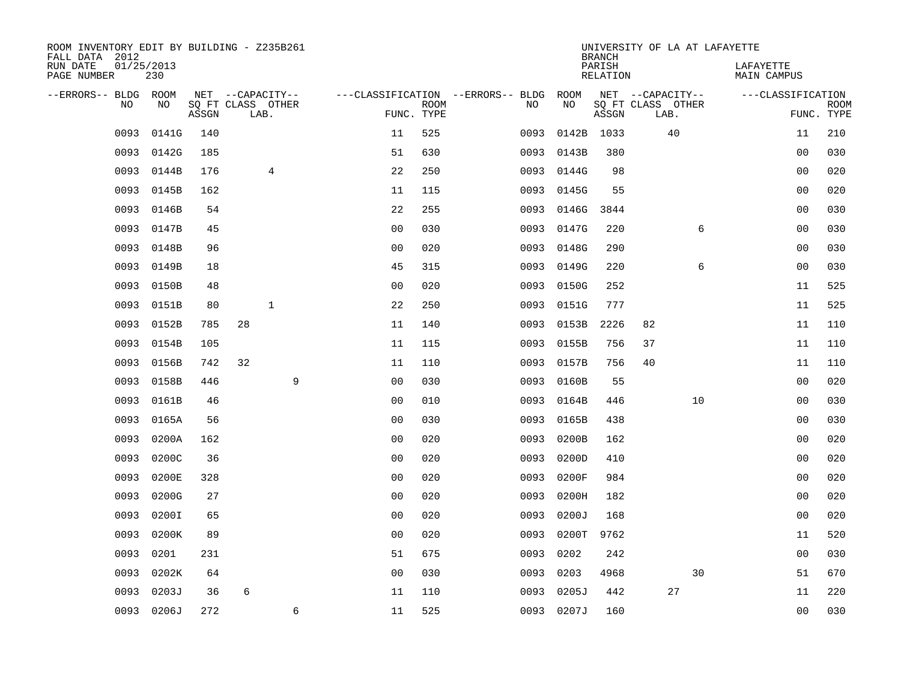ROOM INVENTORY EDIT BY BUILDING - Z235B261
FALL DATA 2012
RUN DATE 01/25/2013
PAGE NUMBER 230

UNIVERSITY OF LA AT LAFAYETTE
BRANCH
PARISH LAFAYETTE
RELATION MAIN CAMPUS

| --ERRORS-- | BLDG NO | ROOM NO | NET SQ FT ASSGN | CAPACITY CLASS LAB. | CAPACITY OTHER | CLASSIFICATION FUNC. | ROOM TYPE | --ERRORS-- | BLDG NO | ROOM NO | NET SQ FT ASSGN | CAPACITY CLASS LAB. | CAPACITY OTHER | CLASSIFICATION FUNC. | ROOM TYPE |
|---|---|---|---|---|---|---|---|---|---|---|---|---|---|---|---|
| | 0093 | 0141G | 140 | | | 11 | 525 | | 0093 | 0142B | 1033 | 40 | | 11 | 210 |
| | 0093 | 0142G | 185 | | | 51 | 630 | | 0093 | 0143B | 380 | | | 00 | 030 |
| | 0093 | 0144B | 176 | 4 | | 22 | 250 | | 0093 | 0144G | 98 | | | 00 | 020 |
| | 0093 | 0145B | 162 | | | 11 | 115 | | 0093 | 0145G | 55 | | | 00 | 020 |
| | 0093 | 0146B | 54 | | | 22 | 255 | | 0093 | 0146G | 3844 | | | 00 | 030 |
| | 0093 | 0147B | 45 | | | 00 | 030 | | 0093 | 0147G | 220 | | 6 | 00 | 030 |
| | 0093 | 0148B | 96 | | | 00 | 020 | | 0093 | 0148G | 290 | | | 00 | 030 |
| | 0093 | 0149B | 18 | | | 45 | 315 | | 0093 | 0149G | 220 | | 6 | 00 | 030 |
| | 0093 | 0150B | 48 | | | 00 | 020 | | 0093 | 0150G | 252 | | | 11 | 525 |
| | 0093 | 0151B | 80 | 1 | | 22 | 250 | | 0093 | 0151G | 777 | | | 11 | 525 |
| | 0093 | 0152B | 785 | 28 | | 11 | 140 | | 0093 | 0153B | 2226 | 82 | | 11 | 110 |
| | 0093 | 0154B | 105 | | | 11 | 115 | | 0093 | 0155B | 756 | 37 | | 11 | 110 |
| | 0093 | 0156B | 742 | 32 | | 11 | 110 | | 0093 | 0157B | 756 | 40 | | 11 | 110 |
| | 0093 | 0158B | 446 | | 9 | 00 | 030 | | 0093 | 0160B | 55 | | | 00 | 020 |
| | 0093 | 0161B | 46 | | | 00 | 010 | | 0093 | 0164B | 446 | | 10 | 00 | 030 |
| | 0093 | 0165A | 56 | | | 00 | 030 | | 0093 | 0165B | 438 | | | 00 | 030 |
| | 0093 | 0200A | 162 | | | 00 | 020 | | 0093 | 0200B | 162 | | | 00 | 020 |
| | 0093 | 0200C | 36 | | | 00 | 020 | | 0093 | 0200D | 410 | | | 00 | 020 |
| | 0093 | 0200E | 328 | | | 00 | 020 | | 0093 | 0200F | 984 | | | 00 | 020 |
| | 0093 | 0200G | 27 | | | 00 | 020 | | 0093 | 0200H | 182 | | | 00 | 020 |
| | 0093 | 0200I | 65 | | | 00 | 020 | | 0093 | 0200J | 168 | | | 00 | 020 |
| | 0093 | 0200K | 89 | | | 00 | 020 | | 0093 | 0200T | 9762 | | | 11 | 520 |
| | 0093 | 0201 | 231 | | | 51 | 675 | | 0093 | 0202 | 242 | | | 00 | 030 |
| | 0093 | 0202K | 64 | | | 00 | 030 | | 0093 | 0203 | 4968 | | 30 | 51 | 670 |
| | 0093 | 0203J | 36 | 6 | | 11 | 110 | | 0093 | 0205J | 442 | 27 | | 11 | 220 |
| | 0093 | 0206J | 272 | | 6 | 11 | 525 | | 0093 | 0207J | 160 | | | 00 | 030 |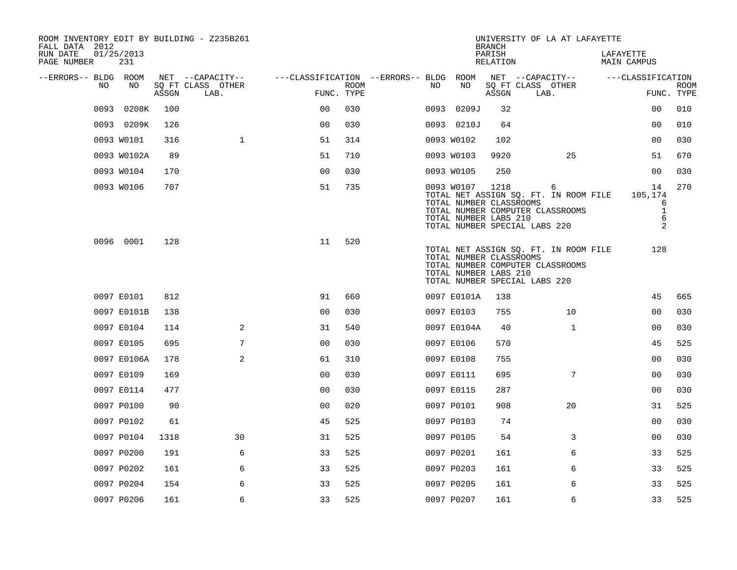ROOM INVENTORY EDIT BY BUILDING - Z235B261
FALL DATA 2012
RUN DATE 01/25/2013
PAGE NUMBER 231

UNIVERSITY OF LA AT LAFAYETTE
BRANCH
PARISH LAFAYETTE
RELATION MAIN CAMPUS

| --ERRORS-- | BLDG NO | ROOM NO | NET SQ FT ASSGN | CAPACITY CLASS LAB. | CAPACITY OTHER | CLASSIFICATION FUNC. | ROOM TYPE | --ERRORS-- | BLDG NO | ROOM NO | NET SQ FT ASSGN | CAPACITY CLASS LAB. | CAPACITY OTHER | CLASSIFICATION FUNC. | ROOM TYPE |
|---|---|---|---|---|---|---|---|---|---|---|---|---|---|---|---|
| | 0093 | 0208K | 100 | | | 00 | 030 | | 0093 | 0209J | 32 | | | 00 | 010 |
| | 0093 | 0209K | 126 | | | 00 | 030 | | 0093 | 0210J | 64 | | | 00 | 010 |
| | 0093 | W0101 | 316 | | 1 | 51 | 314 | | 0093 | W0102 | 102 | | | 00 | 030 |
| | 0093 | W0102A | 89 | | | 51 | 710 | | 0093 | W0103 | 9920 | | 25 | 51 | 670 |
| | 0093 | W0104 | 170 | | | 00 | 030 | | 0093 | W0105 | 250 | | | 00 | 030 |
| | 0093 | W0106 | 707 | | | 51 | 735 | | 0093 | W0107 | 1218 | 6 | | 14 | 270 |

TOTAL NET ASSIGN SQ. FT. IN ROOM FILE 105,174
TOTAL NUMBER CLASSROOMS 6
TOTAL NUMBER COMPUTER CLASSROOMS 1
TOTAL NUMBER LABS 210 6
TOTAL NUMBER SPECIAL LABS 220 2

| --ERRORS-- | BLDG NO | ROOM NO | NET SQ FT ASSGN | CAPACITY CLASS LAB. | CAPACITY OTHER | CLASSIFICATION FUNC. | ROOM TYPE |
|---|---|---|---|---|---|---|---|
| | 0096 | 0001 | 128 | | | 11 | 520 |

TOTAL NET ASSIGN SQ. FT. IN ROOM FILE 128
TOTAL NUMBER CLASSROOMS
TOTAL NUMBER COMPUTER CLASSROOMS
TOTAL NUMBER LABS 210
TOTAL NUMBER SPECIAL LABS 220

| --ERRORS-- | BLDG NO | ROOM NO | NET SQ FT ASSGN | CAPACITY CLASS LAB. | CAPACITY OTHER | CLASSIFICATION FUNC. | ROOM TYPE | --ERRORS-- | BLDG NO | ROOM NO | NET SQ FT ASSGN | CAPACITY CLASS LAB. | CAPACITY OTHER | CLASSIFICATION FUNC. | ROOM TYPE |
|---|---|---|---|---|---|---|---|---|---|---|---|---|---|---|---|
| | 0097 | E0101 | 812 | | | 91 | 660 | | 0097 | E0101A | 138 | | | 45 | 665 |
| | 0097 | E0101B | 138 | | | 00 | 030 | | 0097 | E0103 | 755 | | 10 | 00 | 030 |
| | 0097 | E0104 | 114 | | 2 | 31 | 540 | | 0097 | E0104A | 40 | | 1 | 00 | 030 |
| | 0097 | E0105 | 695 | | 7 | 00 | 030 | | 0097 | E0106 | 570 | | | 45 | 525 |
| | 0097 | E0106A | 178 | | 2 | 61 | 310 | | 0097 | E0108 | 755 | | | 00 | 030 |
| | 0097 | E0109 | 169 | | | 00 | 030 | | 0097 | E0111 | 695 | | 7 | 00 | 030 |
| | 0097 | E0114 | 477 | | | 00 | 030 | | 0097 | E0115 | 287 | | | 00 | 030 |
| | 0097 | P0100 | 90 | | | 00 | 020 | | 0097 | P0101 | 908 | | 20 | 31 | 525 |
| | 0097 | P0102 | 61 | | | 45 | 525 | | 0097 | P0103 | 74 | | | 00 | 030 |
| | 0097 | P0104 | 1318 | | 30 | 31 | 525 | | 0097 | P0105 | 54 | | 3 | 00 | 030 |
| | 0097 | P0200 | 191 | | 6 | 33 | 525 | | 0097 | P0201 | 161 | | 6 | 33 | 525 |
| | 0097 | P0202 | 161 | | 6 | 33 | 525 | | 0097 | P0203 | 161 | | 6 | 33 | 525 |
| | 0097 | P0204 | 154 | | 6 | 33 | 525 | | 0097 | P0205 | 161 | | 6 | 33 | 525 |
| | 0097 | P0206 | 161 | | 6 | 33 | 525 | | 0097 | P0207 | 161 | | 6 | 33 | 525 |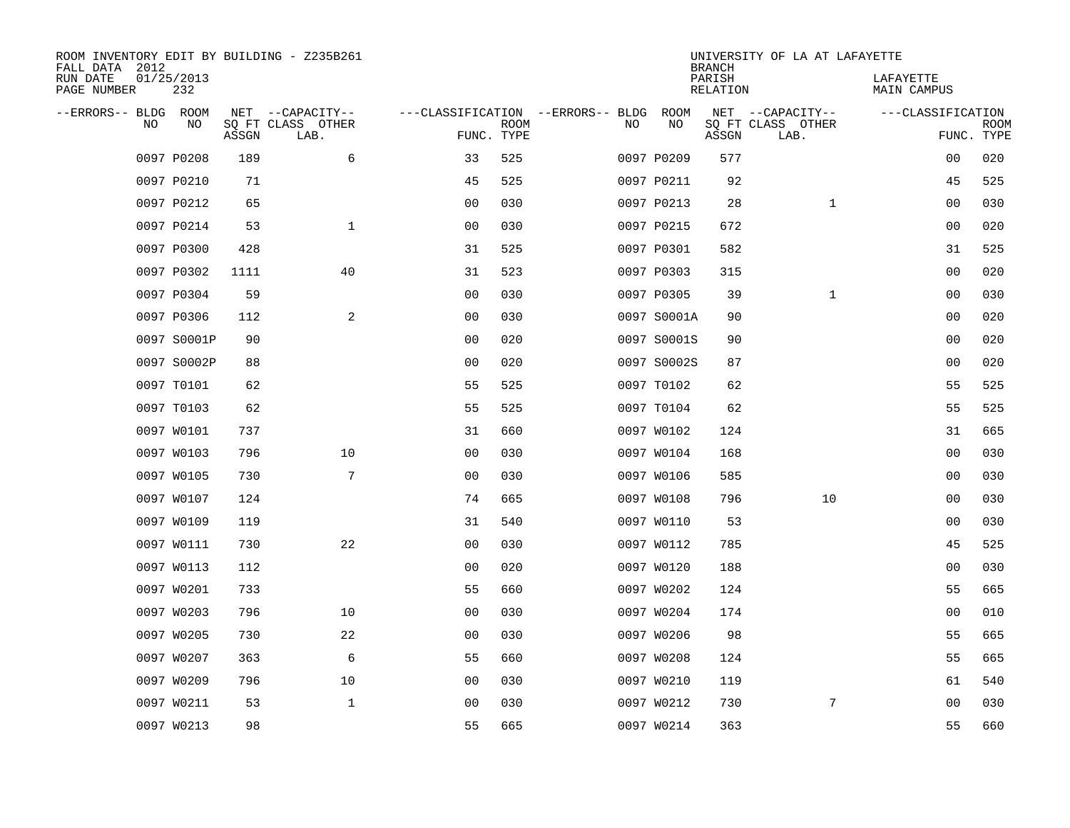ROOM INVENTORY EDIT BY BUILDING - Z235B261
FALL DATA 2012
RUN DATE 01/25/2013
PAGE NUMBER 232

UNIVERSITY OF LA AT LAFAYETTE
BRANCH
PARISH LAFAYETTE
RELATION MAIN CAMPUS

| --ERRORS-- | BLDG NO | ROOM NO | NET SQ FT ASSGN | --CAPACITY-- CLASS LAB. | OTHER | ---CLASSIFICATION FUNC. | ROOM TYPE | --ERRORS-- | BLDG NO | ROOM NO | NET SQ FT ASSGN | --CAPACITY-- CLASS LAB. | OTHER | ---CLASSIFICATION FUNC. | ROOM TYPE |
|---|---|---|---|---|---|---|---|---|---|---|---|---|---|---|---|
| | 0097 | P0208 | 189 | | 6 | 33 | 525 | | 0097 | P0209 | 577 | | | 00 | 020 |
| | 0097 | P0210 | 71 | | | 45 | 525 | | 0097 | P0211 | 92 | | | 45 | 525 |
| | 0097 | P0212 | 65 | | | 00 | 030 | | 0097 | P0213 | 28 | | 1 | 00 | 030 |
| | 0097 | P0214 | 53 | | 1 | 00 | 030 | | 0097 | P0215 | 672 | | | 00 | 020 |
| | 0097 | P0300 | 428 | | | 31 | 525 | | 0097 | P0301 | 582 | | | 31 | 525 |
| | 0097 | P0302 | 1111 | | 40 | 31 | 523 | | 0097 | P0303 | 315 | | | 00 | 020 |
| | 0097 | P0304 | 59 | | | 00 | 030 | | 0097 | P0305 | 39 | | 1 | 00 | 030 |
| | 0097 | P0306 | 112 | | 2 | 00 | 030 | | 0097 | S0001A | 90 | | | 00 | 020 |
| | 0097 | S0001P | 90 | | | 00 | 020 | | 0097 | S0001S | 90 | | | 00 | 020 |
| | 0097 | S0002P | 88 | | | 00 | 020 | | 0097 | S0002S | 87 | | | 00 | 020 |
| | 0097 | T0101 | 62 | | | 55 | 525 | | 0097 | T0102 | 62 | | | 55 | 525 |
| | 0097 | T0103 | 62 | | | 55 | 525 | | 0097 | T0104 | 62 | | | 55 | 525 |
| | 0097 | W0101 | 737 | | | 31 | 660 | | 0097 | W0102 | 124 | | | 31 | 665 |
| | 0097 | W0103 | 796 | | 10 | 00 | 030 | | 0097 | W0104 | 168 | | | 00 | 030 |
| | 0097 | W0105 | 730 | | 7 | 00 | 030 | | 0097 | W0106 | 585 | | | 00 | 030 |
| | 0097 | W0107 | 124 | | | 74 | 665 | | 0097 | W0108 | 796 | | 10 | 00 | 030 |
| | 0097 | W0109 | 119 | | | 31 | 540 | | 0097 | W0110 | 53 | | | 00 | 030 |
| | 0097 | W0111 | 730 | | 22 | 00 | 030 | | 0097 | W0112 | 785 | | | 45 | 525 |
| | 0097 | W0113 | 112 | | | 00 | 020 | | 0097 | W0120 | 188 | | | 00 | 030 |
| | 0097 | W0201 | 733 | | | 55 | 660 | | 0097 | W0202 | 124 | | | 55 | 665 |
| | 0097 | W0203 | 796 | | 10 | 00 | 030 | | 0097 | W0204 | 174 | | | 00 | 010 |
| | 0097 | W0205 | 730 | | 22 | 00 | 030 | | 0097 | W0206 | 98 | | | 55 | 665 |
| | 0097 | W0207 | 363 | | 6 | 55 | 660 | | 0097 | W0208 | 124 | | | 55 | 665 |
| | 0097 | W0209 | 796 | | 10 | 00 | 030 | | 0097 | W0210 | 119 | | | 61 | 540 |
| | 0097 | W0211 | 53 | | 1 | 00 | 030 | | 0097 | W0212 | 730 | | 7 | 00 | 030 |
| | 0097 | W0213 | 98 | | | 55 | 665 | | 0097 | W0214 | 363 | | | 55 | 660 |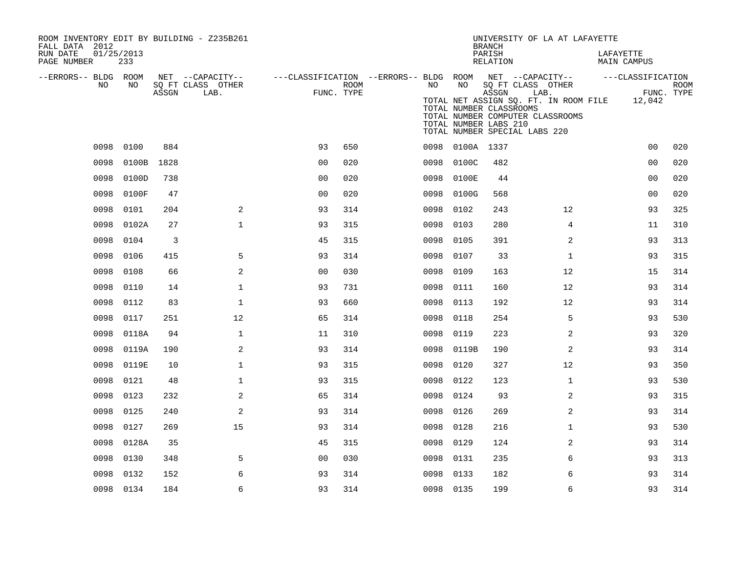ROOM INVENTORY EDIT BY BUILDING - Z235B261
FALL DATA 2012
RUN DATE 01/25/2013
PAGE NUMBER 233

UNIVERSITY OF LA AT LAFAYETTE
BRANCH
PARISH LAFAYETTE
RELATION MAIN CAMPUS

TOTAL NET ASSIGN SQ. FT. IN ROOM FILE 12,042
TOTAL NUMBER CLASSROOMS
TOTAL NUMBER COMPUTER CLASSROOMS
TOTAL NUMBER LABS 210
TOTAL NUMBER SPECIAL LABS 220

| --ERRORS-- | BLDG NO | ROOM NO | NET SQ FT ASSGN | CAPACITY CLASS LAB. | CAPACITY OTHER | CLASSIFICATION FUNC. | ROOM TYPE | --ERRORS-- | BLDG NO | ROOM NO | NET SQ FT ASSGN | CAPACITY CLASS LAB. | CAPACITY OTHER | CLASSIFICATION FUNC. | ROOM TYPE |
|---|---|---|---|---|---|---|---|---|---|---|---|---|---|---|---|
| | 0098 | 0100 | 884 | | | 93 | 650 | | 0098 | 0100A | 1337 | | | 00 | 020 |
| | 0098 | 0100B | 1828 | | | 00 | 020 | | 0098 | 0100C | 482 | | | 00 | 020 |
| | 0098 | 0100D | 738 | | | 00 | 020 | | 0098 | 0100E | 44 | | | 00 | 020 |
| | 0098 | 0100F | 47 | | | 00 | 020 | | 0098 | 0100G | 568 | | | 00 | 020 |
| | 0098 | 0101 | 204 | | 2 | 93 | 314 | | 0098 | 0102 | 243 | | 12 | 93 | 325 |
| | 0098 | 0102A | 27 | | 1 | 93 | 315 | | 0098 | 0103 | 280 | | 4 | 11 | 310 |
| | 0098 | 0104 | 3 | | | 45 | 315 | | 0098 | 0105 | 391 | | 2 | 93 | 313 |
| | 0098 | 0106 | 415 | | 5 | 93 | 314 | | 0098 | 0107 | 33 | | 1 | 93 | 315 |
| | 0098 | 0108 | 66 | | 2 | 00 | 030 | | 0098 | 0109 | 163 | | 12 | 15 | 314 |
| | 0098 | 0110 | 14 | | 1 | 93 | 731 | | 0098 | 0111 | 160 | | 12 | 93 | 314 |
| | 0098 | 0112 | 83 | | 1 | 93 | 660 | | 0098 | 0113 | 192 | | 12 | 93 | 314 |
| | 0098 | 0117 | 251 | | 12 | 65 | 314 | | 0098 | 0118 | 254 | | 5 | 93 | 530 |
| | 0098 | 0118A | 94 | | 1 | 11 | 310 | | 0098 | 0119 | 223 | | 2 | 93 | 320 |
| | 0098 | 0119A | 190 | | 2 | 93 | 314 | | 0098 | 0119B | 190 | | 2 | 93 | 314 |
| | 0098 | 0119E | 10 | | 1 | 93 | 315 | | 0098 | 0120 | 327 | | 12 | 93 | 350 |
| | 0098 | 0121 | 48 | | 1 | 93 | 315 | | 0098 | 0122 | 123 | | 1 | 93 | 530 |
| | 0098 | 0123 | 232 | | 2 | 65 | 314 | | 0098 | 0124 | 93 | | 2 | 93 | 315 |
| | 0098 | 0125 | 240 | | 2 | 93 | 314 | | 0098 | 0126 | 269 | | 2 | 93 | 314 |
| | 0098 | 0127 | 269 | | 15 | 93 | 314 | | 0098 | 0128 | 216 | | 1 | 93 | 530 |
| | 0098 | 0128A | 35 | | | 45 | 315 | | 0098 | 0129 | 124 | | 2 | 93 | 314 |
| | 0098 | 0130 | 348 | | 5 | 00 | 030 | | 0098 | 0131 | 235 | | 6 | 93 | 313 |
| | 0098 | 0132 | 152 | | 6 | 93 | 314 | | 0098 | 0133 | 182 | | 6 | 93 | 314 |
| | 0098 | 0134 | 184 | | 6 | 93 | 314 | | 0098 | 0135 | 199 | | 6 | 93 | 314 |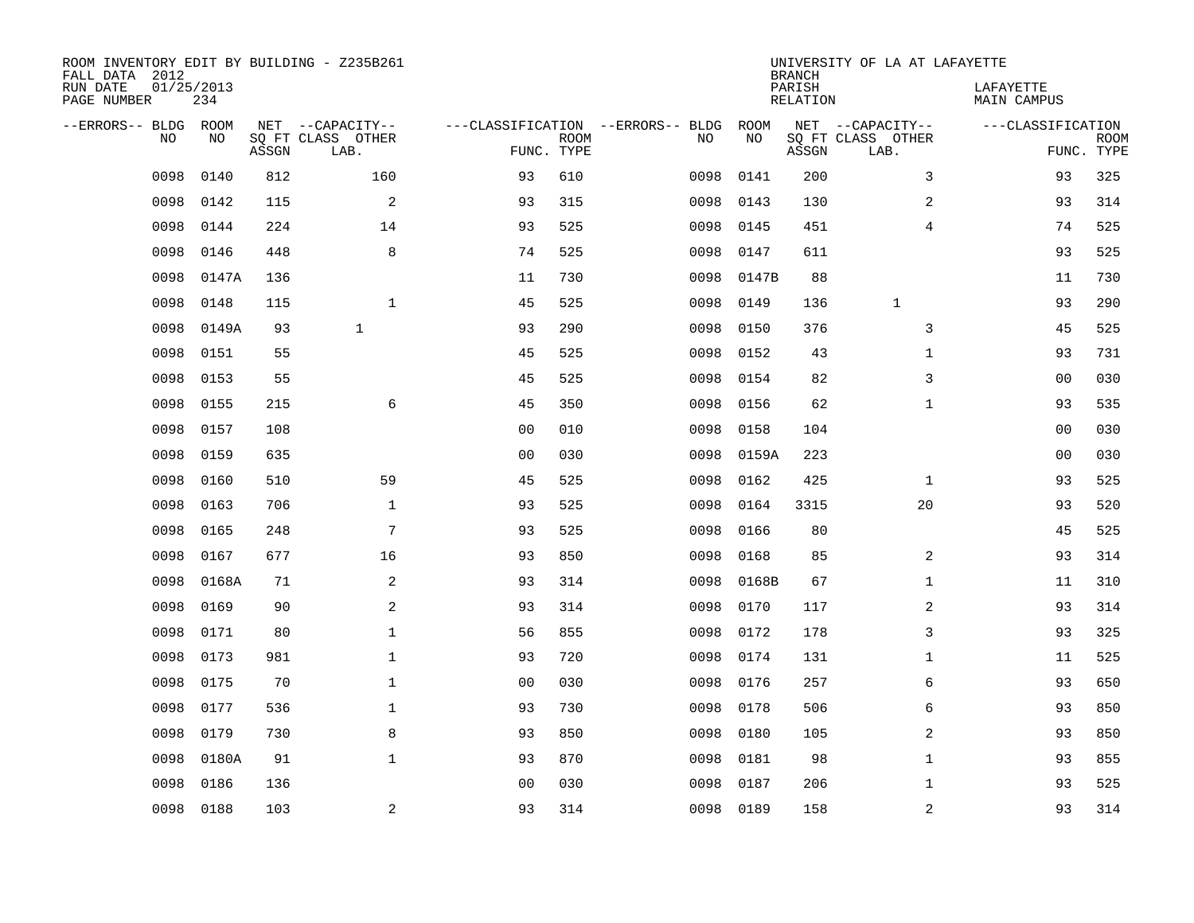ROOM INVENTORY EDIT BY BUILDING - Z235B261
FALL DATA 2012
RUN DATE 01/25/2013
PAGE NUMBER 234

UNIVERSITY OF LA AT LAFAYETTE
BRANCH
PARISH LAFAYETTE
RELATION MAIN CAMPUS

| --ERRORS-- | BLDG NO | ROOM NO | NET SQ FT ASSGN | --CAPACITY-- CLASS LAB. | OTHER | ---CLASSIFICATION FUNC. | ROOM TYPE | --ERRORS-- | BLDG NO | ROOM NO | NET SQ FT ASSGN | --CAPACITY-- CLASS LAB. | OTHER | ---CLASSIFICATION FUNC. | ROOM TYPE |
|---|---|---|---|---|---|---|---|---|---|---|---|---|---|---|---|
| | 0098 | 0140 | 812 | | 160 | 93 | 610 | | 0098 | 0141 | 200 | | 3 | 93 | 325 |
| | 0098 | 0142 | 115 | | 2 | 93 | 315 | | 0098 | 0143 | 130 | | 2 | 93 | 314 |
| | 0098 | 0144 | 224 | | 14 | 93 | 525 | | 0098 | 0145 | 451 | | 4 | 74 | 525 |
| | 0098 | 0146 | 448 | | 8 | 74 | 525 | | 0098 | 0147 | 611 | | | 93 | 525 |
| | 0098 | 0147A | 136 | | | 11 | 730 | | 0098 | 0147B | 88 | | | 11 | 730 |
| | 0098 | 0148 | 115 | | 1 | 45 | 525 | | 0098 | 0149 | 136 | 1 | | 93 | 290 |
| | 0098 | 0149A | 93 | 1 | | 93 | 290 | | 0098 | 0150 | 376 | | 3 | 45 | 525 |
| | 0098 | 0151 | 55 | | | 45 | 525 | | 0098 | 0152 | 43 | | 1 | 93 | 731 |
| | 0098 | 0153 | 55 | | | 45 | 525 | | 0098 | 0154 | 82 | | 3 | 00 | 030 |
| | 0098 | 0155 | 215 | | 6 | 45 | 350 | | 0098 | 0156 | 62 | | 1 | 93 | 535 |
| | 0098 | 0157 | 108 | | | 00 | 010 | | 0098 | 0158 | 104 | | | 00 | 030 |
| | 0098 | 0159 | 635 | | | 00 | 030 | | 0098 | 0159A | 223 | | | 00 | 030 |
| | 0098 | 0160 | 510 | | 59 | 45 | 525 | | 0098 | 0162 | 425 | | 1 | 93 | 525 |
| | 0098 | 0163 | 706 | | 1 | 93 | 525 | | 0098 | 0164 | 3315 | | 20 | 93 | 520 |
| | 0098 | 0165 | 248 | | 7 | 93 | 525 | | 0098 | 0166 | 80 | | | 45 | 525 |
| | 0098 | 0167 | 677 | | 16 | 93 | 850 | | 0098 | 0168 | 85 | | 2 | 93 | 314 |
| | 0098 | 0168A | 71 | | 2 | 93 | 314 | | 0098 | 0168B | 67 | | 1 | 11 | 310 |
| | 0098 | 0169 | 90 | | 2 | 93 | 314 | | 0098 | 0170 | 117 | | 2 | 93 | 314 |
| | 0098 | 0171 | 80 | | 1 | 56 | 855 | | 0098 | 0172 | 178 | | 3 | 93 | 325 |
| | 0098 | 0173 | 981 | | 1 | 93 | 720 | | 0098 | 0174 | 131 | | 1 | 11 | 525 |
| | 0098 | 0175 | 70 | | 1 | 00 | 030 | | 0098 | 0176 | 257 | | 6 | 93 | 650 |
| | 0098 | 0177 | 536 | | 1 | 93 | 730 | | 0098 | 0178 | 506 | | 6 | 93 | 850 |
| | 0098 | 0179 | 730 | | 8 | 93 | 850 | | 0098 | 0180 | 105 | | 2 | 93 | 850 |
| | 0098 | 0180A | 91 | | 1 | 93 | 870 | | 0098 | 0181 | 98 | | 1 | 93 | 855 |
| | 0098 | 0186 | 136 | | | 00 | 030 | | 0098 | 0187 | 206 | | 1 | 93 | 525 |
| | 0098 | 0188 | 103 | | 2 | 93 | 314 | | 0098 | 0189 | 158 | | 2 | 93 | 314 |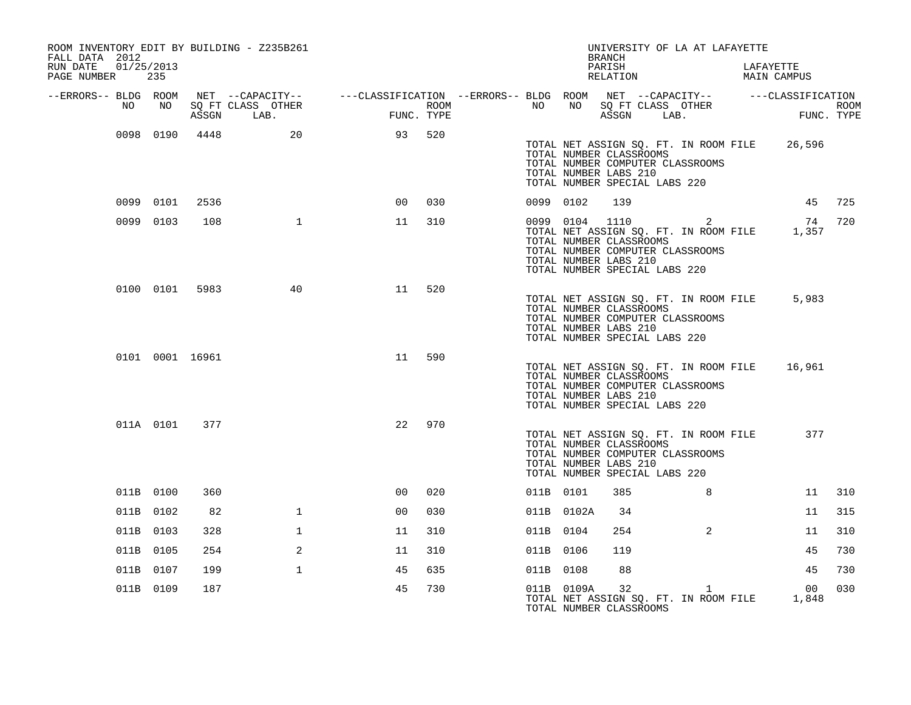ROOM INVENTORY EDIT BY BUILDING - Z235B261
FALL DATA 2012
RUN DATE 01/25/2013

UNIVERSITY OF LA AT LAFAYETTE
BRANCH
PARISH LAFAYETTE
RELATION MAIN CAMPUS

| --ERRORS-- | BLDG NO | ROOM NO | NET SQ FT ASSGN | CAPACITY CLASS LAB. | CAPACITY OTHER | FUNC. | ROOM TYPE | --ERRORS-- | BLDG NO | ROOM NO | NET SQ FT ASSGN | CAPACITY CLASS LAB. | CAPACITY OTHER | FUNC. | ROOM TYPE |
|---|---|---|---|---|---|---|---|---|---|---|---|---|---|---|---|
| | 0098 | 0190 | 4448 | | 20 | 93 | 520 | | | | | | | | |
| | | | | | | | | | TOTAL NET ASSIGN SQ. FT. IN ROOM FILE | | | | | 26,596 | |
| | | | | | | | | | TOTAL NUMBER CLASSROOMS | | | | | | |
| | | | | | | | | | TOTAL NUMBER COMPUTER CLASSROOMS | | | | | | |
| | | | | | | | | | TOTAL NUMBER LABS 210 | | | | | | |
| | | | | | | | | | TOTAL NUMBER SPECIAL LABS 220 | | | | | | |
| | 0099 | 0101 | 2536 | | | 00 | 030 | | 0099 | 0102 | 139 | | | 45 | 725 |
| | 0099 | 0103 | 108 | | 1 | 11 | 310 | | 0099 | 0104 | 1110 | | 2 | 74 | 720 |
| | | | | | | | | | TOTAL NET ASSIGN SQ. FT. IN ROOM FILE | | | | | 1,357 | |
| | | | | | | | | | TOTAL NUMBER CLASSROOMS | | | | | | |
| | | | | | | | | | TOTAL NUMBER COMPUTER CLASSROOMS | | | | | | |
| | | | | | | | | | TOTAL NUMBER LABS 210 | | | | | | |
| | | | | | | | | | TOTAL NUMBER SPECIAL LABS 220 | | | | | | |
| | 0100 | 0101 | 5983 | | 40 | 11 | 520 | | | | | | | | |
| | | | | | | | | | TOTAL NET ASSIGN SQ. FT. IN ROOM FILE | | | | | 5,983 | |
| | | | | | | | | | TOTAL NUMBER CLASSROOMS | | | | | | |
| | | | | | | | | | TOTAL NUMBER COMPUTER CLASSROOMS | | | | | | |
| | | | | | | | | | TOTAL NUMBER LABS 210 | | | | | | |
| | | | | | | | | | TOTAL NUMBER SPECIAL LABS 220 | | | | | | |
| | 0101 | 0001 | 16961 | | | 11 | 590 | | | | | | | | |
| | | | | | | | | | TOTAL NET ASSIGN SQ. FT. IN ROOM FILE | | | | | 16,961 | |
| | | | | | | | | | TOTAL NUMBER CLASSROOMS | | | | | | |
| | | | | | | | | | TOTAL NUMBER COMPUTER CLASSROOMS | | | | | | |
| | | | | | | | | | TOTAL NUMBER LABS 210 | | | | | | |
| | | | | | | | | | TOTAL NUMBER SPECIAL LABS 220 | | | | | | |
| | 011A | 0101 | 377 | | | 22 | 970 | | | | | | | | |
| | | | | | | | | | TOTAL NET ASSIGN SQ. FT. IN ROOM FILE | | | | | 377 | |
| | | | | | | | | | TOTAL NUMBER CLASSROOMS | | | | | | |
| | | | | | | | | | TOTAL NUMBER COMPUTER CLASSROOMS | | | | | | |
| | | | | | | | | | TOTAL NUMBER LABS 210 | | | | | | |
| | | | | | | | | | TOTAL NUMBER SPECIAL LABS 220 | | | | | | |
| | 011B | 0100 | 360 | | | 00 | 020 | | 011B | 0101 | 385 | | 8 | 11 | 310 |
| | 011B | 0102 | 82 | | 1 | 00 | 030 | | 011B | 0102A | 34 | | | 11 | 315 |
| | 011B | 0103 | 328 | | 1 | 11 | 310 | | 011B | 0104 | 254 | | 2 | 11 | 310 |
| | 011B | 0105 | 254 | | 2 | 11 | 310 | | 011B | 0106 | 119 | | | 45 | 730 |
| | 011B | 0107 | 199 | | 1 | 45 | 635 | | 011B | 0108 | 88 | | | 45 | 730 |
| | 011B | 0109 | 187 | | | 45 | 730 | | 011B | 0109A | 32 | | 1 | 00 | 030 |
| | | | | | | | | | TOTAL NET ASSIGN SQ. FT. IN ROOM FILE | | | | | 1,848 | |
| | | | | | | | | | TOTAL NUMBER CLASSROOMS | | | | | | |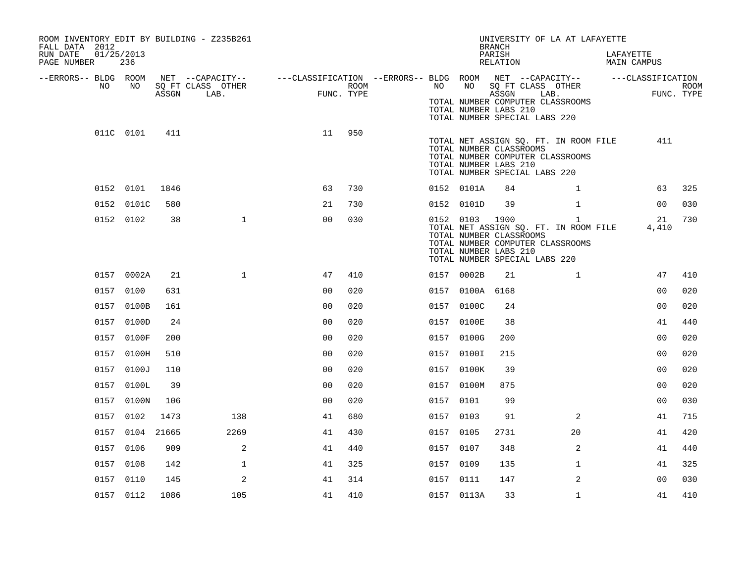ROOM INVENTORY EDIT BY BUILDING - Z235B261
FALL DATA 2012
RUN DATE 01/25/2013
PAGE NUMBER 236

UNIVERSITY OF LA AT LAFAYETTE
BRANCH
PARISH LAFAYETTE
RELATION MAIN CAMPUS

| --ERRORS-- | BLDG NO | ROOM NO | NET SQ FT ASSGN | --CAPACITY-- CLASS LAB. | OTHER | ---CLASSIFICATION FUNC. | ROOM TYPE | --ERRORS-- | BLDG NO | ROOM NO | NET SQ FT ASSGN | --CAPACITY-- CLASS LAB. | OTHER | ---CLASSIFICATION FUNC. | ROOM TYPE |
|---|---|---|---|---|---|---|---|---|---|---|---|---|---|---|---|
| | | | | | | | | | TOTAL NUMBER COMPUTER CLASSROOMS | | | | | | |
| | | | | | | | | | TOTAL NUMBER LABS 210 | | | | | | |
| | | | | | | | | | TOTAL NUMBER SPECIAL LABS 220 | | | | | | |
| | 011C | 0101 | 411 | | | 11 | 950 | | | | | | | | |
| | | | | | | | | | TOTAL NET ASSIGN SQ. FT. IN ROOM FILE | | | | | 411 | |
| | | | | | | | | | TOTAL NUMBER CLASSROOMS | | | | | | |
| | | | | | | | | | TOTAL NUMBER COMPUTER CLASSROOMS | | | | | | |
| | | | | | | | | | TOTAL NUMBER LABS 210 | | | | | | |
| | | | | | | | | | TOTAL NUMBER SPECIAL LABS 220 | | | | | | |
| | 0152 | 0101 | 1846 | | | 63 | 730 | | 0152 | 0101A | 84 | | 1 | 63 | 325 |
| | 0152 | 0101C | 580 | | | 21 | 730 | | 0152 | 0101D | 39 | | 1 | 00 | 030 |
| | 0152 | 0102 | 38 | | 1 | 00 | 030 | | 0152 | 0103 | 1900 | | 1 | 21 | 730 |
| | | | | | | | | | TOTAL NET ASSIGN SQ. FT. IN ROOM FILE | | | | | 4,410 | |
| | | | | | | | | | TOTAL NUMBER CLASSROOMS | | | | | | |
| | | | | | | | | | TOTAL NUMBER COMPUTER CLASSROOMS | | | | | | |
| | | | | | | | | | TOTAL NUMBER LABS 210 | | | | | | |
| | | | | | | | | | TOTAL NUMBER SPECIAL LABS 220 | | | | | | |
| | 0157 | 0002A | 21 | | 1 | 47 | 410 | | 0157 | 0002B | 21 | | 1 | 47 | 410 |
| | 0157 | 0100 | 631 | | | 00 | 020 | | 0157 | 0100A | 6168 | | | 00 | 020 |
| | 0157 | 0100B | 161 | | | 00 | 020 | | 0157 | 0100C | 24 | | | 00 | 020 |
| | 0157 | 0100D | 24 | | | 00 | 020 | | 0157 | 0100E | 38 | | | 41 | 440 |
| | 0157 | 0100F | 200 | | | 00 | 020 | | 0157 | 0100G | 200 | | | 00 | 020 |
| | 0157 | 0100H | 510 | | | 00 | 020 | | 0157 | 0100I | 215 | | | 00 | 020 |
| | 0157 | 0100J | 110 | | | 00 | 020 | | 0157 | 0100K | 39 | | | 00 | 020 |
| | 0157 | 0100L | 39 | | | 00 | 020 | | 0157 | 0100M | 875 | | | 00 | 020 |
| | 0157 | 0100N | 106 | | | 00 | 020 | | 0157 | 0101 | 99 | | | 00 | 030 |
| | 0157 | 0102 | 1473 | | 138 | 41 | 680 | | 0157 | 0103 | 91 | | 2 | 41 | 715 |
| | 0157 | 0104 | 21665 | | 2269 | 41 | 430 | | 0157 | 0105 | 2731 | | 20 | 41 | 420 |
| | 0157 | 0106 | 909 | | 2 | 41 | 440 | | 0157 | 0107 | 348 | | 2 | 41 | 440 |
| | 0157 | 0108 | 142 | | 1 | 41 | 325 | | 0157 | 0109 | 135 | | 1 | 41 | 325 |
| | 0157 | 0110 | 145 | | 2 | 41 | 314 | | 0157 | 0111 | 147 | | 2 | 00 | 030 |
| | 0157 | 0112 | 1086 | | 105 | 41 | 410 | | 0157 | 0113A | 33 | | 1 | 41 | 410 |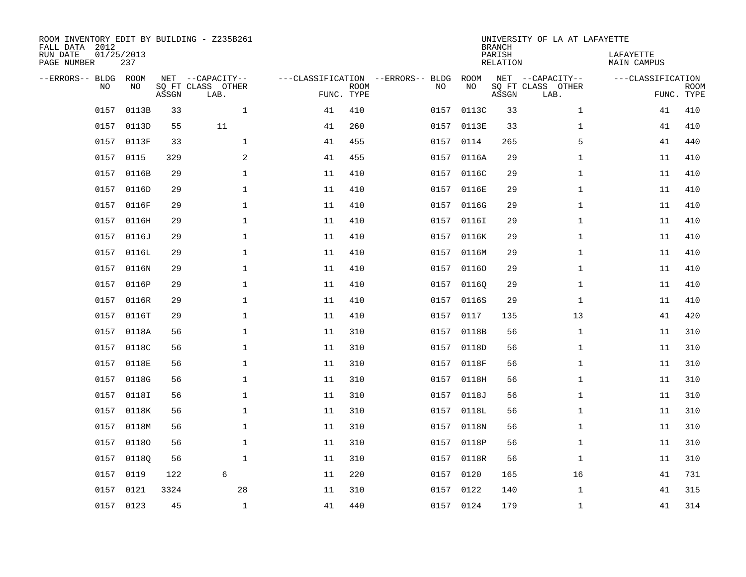ROOM INVENTORY EDIT BY BUILDING - Z235B261
FALL DATA 2012
RUN DATE 01/25/2013
PAGE NUMBER 237

UNIVERSITY OF LA AT LAFAYETTE
BRANCH
PARISH LAFAYETTE
RELATION MAIN CAMPUS

| --ERRORS-- | BLDG NO | ROOM NO | NET SQ FT ASSGN | --CAPACITY-- CLASS LAB. | OTHER | ---CLASSIFICATION FUNC. | ROOM TYPE | --ERRORS-- | BLDG NO | ROOM NO | NET SQ FT ASSGN | --CAPACITY-- CLASS LAB. | OTHER | ---CLASSIFICATION FUNC. | ROOM TYPE |
|---|---|---|---|---|---|---|---|---|---|---|---|---|---|---|---|
| | 0157 | 0113B | 33 | | 1 | 41 | 410 | | 0157 | 0113C | 33 | | 1 | 41 | 410 |
| | 0157 | 0113D | 55 | 11 | | 41 | 260 | | 0157 | 0113E | 33 | | 1 | 41 | 410 |
| | 0157 | 0113F | 33 | | 1 | 41 | 455 | | 0157 | 0114 | 265 | | 5 | 41 | 440 |
| | 0157 | 0115 | 329 | | 2 | 41 | 455 | | 0157 | 0116A | 29 | | 1 | 11 | 410 |
| | 0157 | 0116B | 29 | | 1 | 11 | 410 | | 0157 | 0116C | 29 | | 1 | 11 | 410 |
| | 0157 | 0116D | 29 | | 1 | 11 | 410 | | 0157 | 0116E | 29 | | 1 | 11 | 410 |
| | 0157 | 0116F | 29 | | 1 | 11 | 410 | | 0157 | 0116G | 29 | | 1 | 11 | 410 |
| | 0157 | 0116H | 29 | | 1 | 11 | 410 | | 0157 | 0116I | 29 | | 1 | 11 | 410 |
| | 0157 | 0116J | 29 | | 1 | 11 | 410 | | 0157 | 0116K | 29 | | 1 | 11 | 410 |
| | 0157 | 0116L | 29 | | 1 | 11 | 410 | | 0157 | 0116M | 29 | | 1 | 11 | 410 |
| | 0157 | 0116N | 29 | | 1 | 11 | 410 | | 0157 | 0116O | 29 | | 1 | 11 | 410 |
| | 0157 | 0116P | 29 | | 1 | 11 | 410 | | 0157 | 0116Q | 29 | | 1 | 11 | 410 |
| | 0157 | 0116R | 29 | | 1 | 11 | 410 | | 0157 | 0116S | 29 | | 1 | 11 | 410 |
| | 0157 | 0116T | 29 | | 1 | 11 | 410 | | 0157 | 0117 | 135 | | 13 | 41 | 420 |
| | 0157 | 0118A | 56 | | 1 | 11 | 310 | | 0157 | 0118B | 56 | | 1 | 11 | 310 |
| | 0157 | 0118C | 56 | | 1 | 11 | 310 | | 0157 | 0118D | 56 | | 1 | 11 | 310 |
| | 0157 | 0118E | 56 | | 1 | 11 | 310 | | 0157 | 0118F | 56 | | 1 | 11 | 310 |
| | 0157 | 0118G | 56 | | 1 | 11 | 310 | | 0157 | 0118H | 56 | | 1 | 11 | 310 |
| | 0157 | 0118I | 56 | | 1 | 11 | 310 | | 0157 | 0118J | 56 | | 1 | 11 | 310 |
| | 0157 | 0118K | 56 | | 1 | 11 | 310 | | 0157 | 0118L | 56 | | 1 | 11 | 310 |
| | 0157 | 0118M | 56 | | 1 | 11 | 310 | | 0157 | 0118N | 56 | | 1 | 11 | 310 |
| | 0157 | 0118O | 56 | | 1 | 11 | 310 | | 0157 | 0118P | 56 | | 1 | 11 | 310 |
| | 0157 | 0118Q | 56 | | 1 | 11 | 310 | | 0157 | 0118R | 56 | | 1 | 11 | 310 |
| | 0157 | 0119 | 122 | 6 | | 11 | 220 | | 0157 | 0120 | 165 | | 16 | 41 | 731 |
| | 0157 | 0121 | 3324 | | 28 | 11 | 310 | | 0157 | 0122 | 140 | | 1 | 41 | 315 |
| | 0157 | 0123 | 45 | | 1 | 41 | 440 | | 0157 | 0124 | 179 | | 1 | 41 | 314 |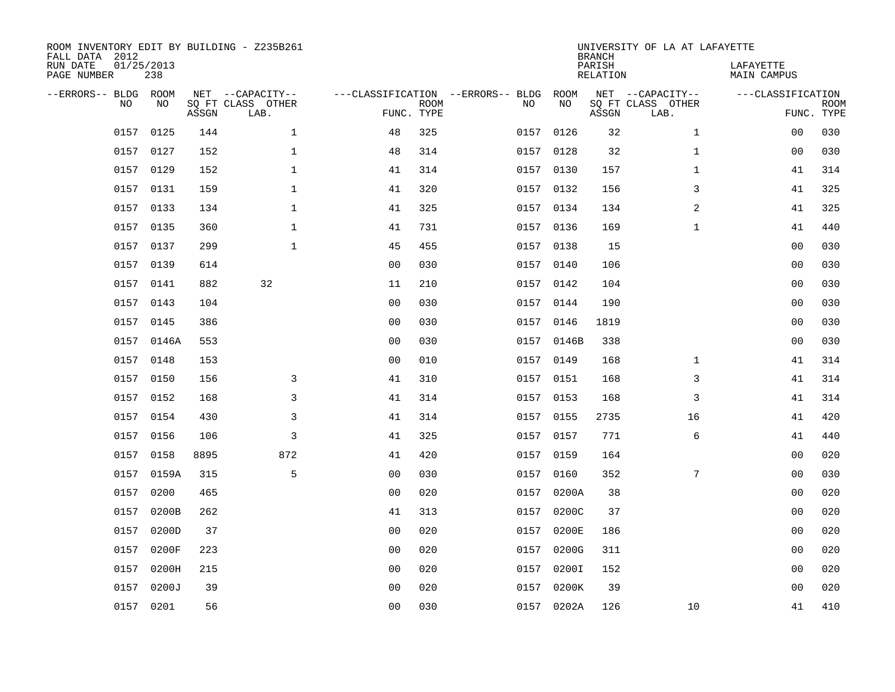ROOM INVENTORY EDIT BY BUILDING - Z235B261
FALL DATA 2012
RUN DATE 01/25/2013
PAGE NUMBER 238

UNIVERSITY OF LA AT LAFAYETTE
BRANCH
PARISH LAFAYETTE
RELATION MAIN CAMPUS

| --ERRORS-- | BLDG NO | ROOM NO | NET SQ FT ASSGN | --CAPACITY-- CLASS LAB. | OTHER | ---CLASSIFICATION FUNC. | ROOM TYPE | --ERRORS-- | BLDG NO | ROOM NO | NET SQ FT ASSGN | --CAPACITY-- CLASS LAB. | OTHER | ---CLASSIFICATION FUNC. | ROOM TYPE |
|---|---|---|---|---|---|---|---|---|---|---|---|---|---|---|---|
| | 0157 | 0125 | 144 | | 1 | 48 | 325 | | 0157 | 0126 | 32 | | 1 | 00 | 030 |
| | 0157 | 0127 | 152 | | 1 | 48 | 314 | | 0157 | 0128 | 32 | | 1 | 00 | 030 |
| | 0157 | 0129 | 152 | | 1 | 41 | 314 | | 0157 | 0130 | 157 | | 1 | 41 | 314 |
| | 0157 | 0131 | 159 | | 1 | 41 | 320 | | 0157 | 0132 | 156 | | 3 | 41 | 325 |
| | 0157 | 0133 | 134 | | 1 | 41 | 325 | | 0157 | 0134 | 134 | | 2 | 41 | 325 |
| | 0157 | 0135 | 360 | | 1 | 41 | 731 | | 0157 | 0136 | 169 | | 1 | 41 | 440 |
| | 0157 | 0137 | 299 | | 1 | 45 | 455 | | 0157 | 0138 | 15 | | | 00 | 030 |
| | 0157 | 0139 | 614 | | | 00 | 030 | | 0157 | 0140 | 106 | | | 00 | 030 |
| | 0157 | 0141 | 882 | 32 | | 11 | 210 | | 0157 | 0142 | 104 | | | 00 | 030 |
| | 0157 | 0143 | 104 | | | 00 | 030 | | 0157 | 0144 | 190 | | | 00 | 030 |
| | 0157 | 0145 | 386 | | | 00 | 030 | | 0157 | 0146 | 1819 | | | 00 | 030 |
| | 0157 | 0146A | 553 | | | 00 | 030 | | 0157 | 0146B | 338 | | | 00 | 030 |
| | 0157 | 0148 | 153 | | | 00 | 010 | | 0157 | 0149 | 168 | | 1 | 41 | 314 |
| | 0157 | 0150 | 156 | | 3 | 41 | 310 | | 0157 | 0151 | 168 | | 3 | 41 | 314 |
| | 0157 | 0152 | 168 | | 3 | 41 | 314 | | 0157 | 0153 | 168 | | 3 | 41 | 314 |
| | 0157 | 0154 | 430 | | 3 | 41 | 314 | | 0157 | 0155 | 2735 | | 16 | 41 | 420 |
| | 0157 | 0156 | 106 | | 3 | 41 | 325 | | 0157 | 0157 | 771 | | 6 | 41 | 440 |
| | 0157 | 0158 | 8895 | | 872 | 41 | 420 | | 0157 | 0159 | 164 | | | 00 | 020 |
| | 0157 | 0159A | 315 | | 5 | 00 | 030 | | 0157 | 0160 | 352 | | 7 | 00 | 030 |
| | 0157 | 0200 | 465 | | | 00 | 020 | | 0157 | 0200A | 38 | | | 00 | 020 |
| | 0157 | 0200B | 262 | | | 41 | 313 | | 0157 | 0200C | 37 | | | 00 | 020 |
| | 0157 | 0200D | 37 | | | 00 | 020 | | 0157 | 0200E | 186 | | | 00 | 020 |
| | 0157 | 0200F | 223 | | | 00 | 020 | | 0157 | 0200G | 311 | | | 00 | 020 |
| | 0157 | 0200H | 215 | | | 00 | 020 | | 0157 | 0200I | 152 | | | 00 | 020 |
| | 0157 | 0200J | 39 | | | 00 | 020 | | 0157 | 0200K | 39 | | | 00 | 020 |
| | 0157 | 0201 | 56 | | | 00 | 030 | | 0157 | 0202A | 126 | | 10 | 41 | 410 |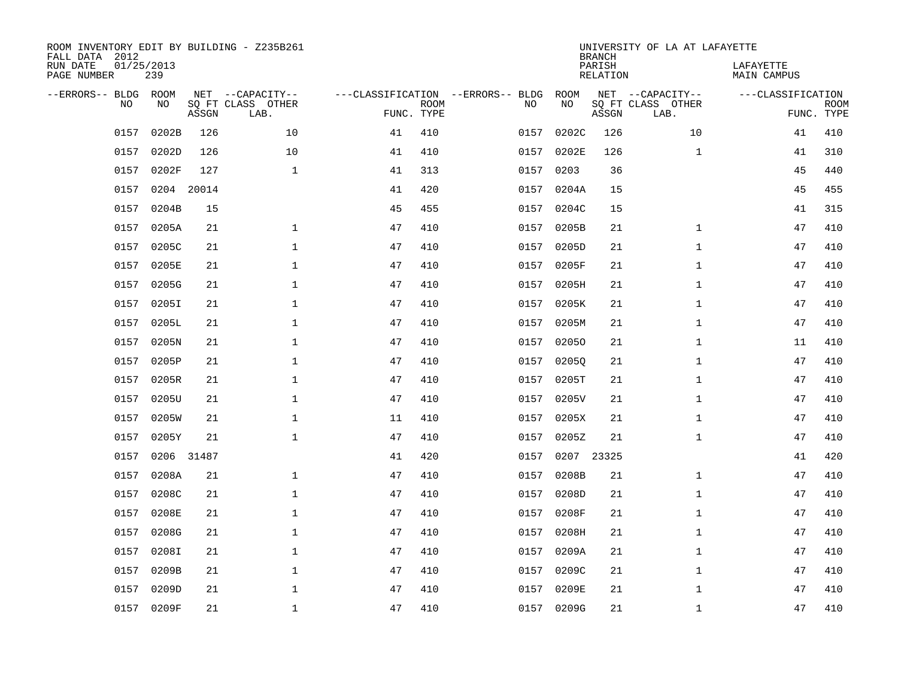ROOM INVENTORY EDIT BY BUILDING - Z235B261
FALL DATA 2012
RUN DATE 01/25/2013
PAGE NUMBER 239

UNIVERSITY OF LA AT LAFAYETTE
BRANCH
PARISH LAFAYETTE
RELATION MAIN CAMPUS

| --ERRORS-- | BLDG NO | ROOM NO | NET SQ FT ASSGN | --CAPACITY-- CLASS LAB. | OTHER | ---CLASSIFICATION FUNC. | ROOM TYPE | --ERRORS-- | BLDG NO | ROOM NO | NET SQ FT ASSGN | --CAPACITY-- CLASS LAB. | OTHER | ---CLASSIFICATION FUNC. | ROOM TYPE |
|---|---|---|---|---|---|---|---|---|---|---|---|---|---|---|---|
| | 0157 | 0202B | 126 | | 10 | 41 | 410 | | 0157 | 0202C | 126 | | 10 | 41 | 410 |
| | 0157 | 0202D | 126 | | 10 | 41 | 410 | | 0157 | 0202E | 126 | | 1 | 41 | 310 |
| | 0157 | 0202F | 127 | | 1 | 41 | 313 | | 0157 | 0203 | 36 | | | 45 | 440 |
| | 0157 | 0204 | 20014 | | | 41 | 420 | | 0157 | 0204A | 15 | | | 45 | 455 |
| | 0157 | 0204B | 15 | | | 45 | 455 | | 0157 | 0204C | 15 | | | 41 | 315 |
| | 0157 | 0205A | 21 | | 1 | 47 | 410 | | 0157 | 0205B | 21 | | 1 | 47 | 410 |
| | 0157 | 0205C | 21 | | 1 | 47 | 410 | | 0157 | 0205D | 21 | | 1 | 47 | 410 |
| | 0157 | 0205E | 21 | | 1 | 47 | 410 | | 0157 | 0205F | 21 | | 1 | 47 | 410 |
| | 0157 | 0205G | 21 | | 1 | 47 | 410 | | 0157 | 0205H | 21 | | 1 | 47 | 410 |
| | 0157 | 0205I | 21 | | 1 | 47 | 410 | | 0157 | 0205K | 21 | | 1 | 47 | 410 |
| | 0157 | 0205L | 21 | | 1 | 47 | 410 | | 0157 | 0205M | 21 | | 1 | 47 | 410 |
| | 0157 | 0205N | 21 | | 1 | 47 | 410 | | 0157 | 0205O | 21 | | 1 | 11 | 410 |
| | 0157 | 0205P | 21 | | 1 | 47 | 410 | | 0157 | 0205Q | 21 | | 1 | 47 | 410 |
| | 0157 | 0205R | 21 | | 1 | 47 | 410 | | 0157 | 0205T | 21 | | 1 | 47 | 410 |
| | 0157 | 0205U | 21 | | 1 | 47 | 410 | | 0157 | 0205V | 21 | | 1 | 47 | 410 |
| | 0157 | 0205W | 21 | | 1 | 11 | 410 | | 0157 | 0205X | 21 | | 1 | 47 | 410 |
| | 0157 | 0205Y | 21 | | 1 | 47 | 410 | | 0157 | 0205Z | 21 | | 1 | 47 | 410 |
| | 0157 | 0206 | 31487 | | | 41 | 420 | | 0157 | 0207 | 23325 | | | 41 | 420 |
| | 0157 | 0208A | 21 | | 1 | 47 | 410 | | 0157 | 0208B | 21 | | 1 | 47 | 410 |
| | 0157 | 0208C | 21 | | 1 | 47 | 410 | | 0157 | 0208D | 21 | | 1 | 47 | 410 |
| | 0157 | 0208E | 21 | | 1 | 47 | 410 | | 0157 | 0208F | 21 | | 1 | 47 | 410 |
| | 0157 | 0208G | 21 | | 1 | 47 | 410 | | 0157 | 0208H | 21 | | 1 | 47 | 410 |
| | 0157 | 0208I | 21 | | 1 | 47 | 410 | | 0157 | 0209A | 21 | | 1 | 47 | 410 |
| | 0157 | 0209B | 21 | | 1 | 47 | 410 | | 0157 | 0209C | 21 | | 1 | 47 | 410 |
| | 0157 | 0209D | 21 | | 1 | 47 | 410 | | 0157 | 0209E | 21 | | 1 | 47 | 410 |
| | 0157 | 0209F | 21 | | 1 | 47 | 410 | | 0157 | 0209G | 21 | | 1 | 47 | 410 |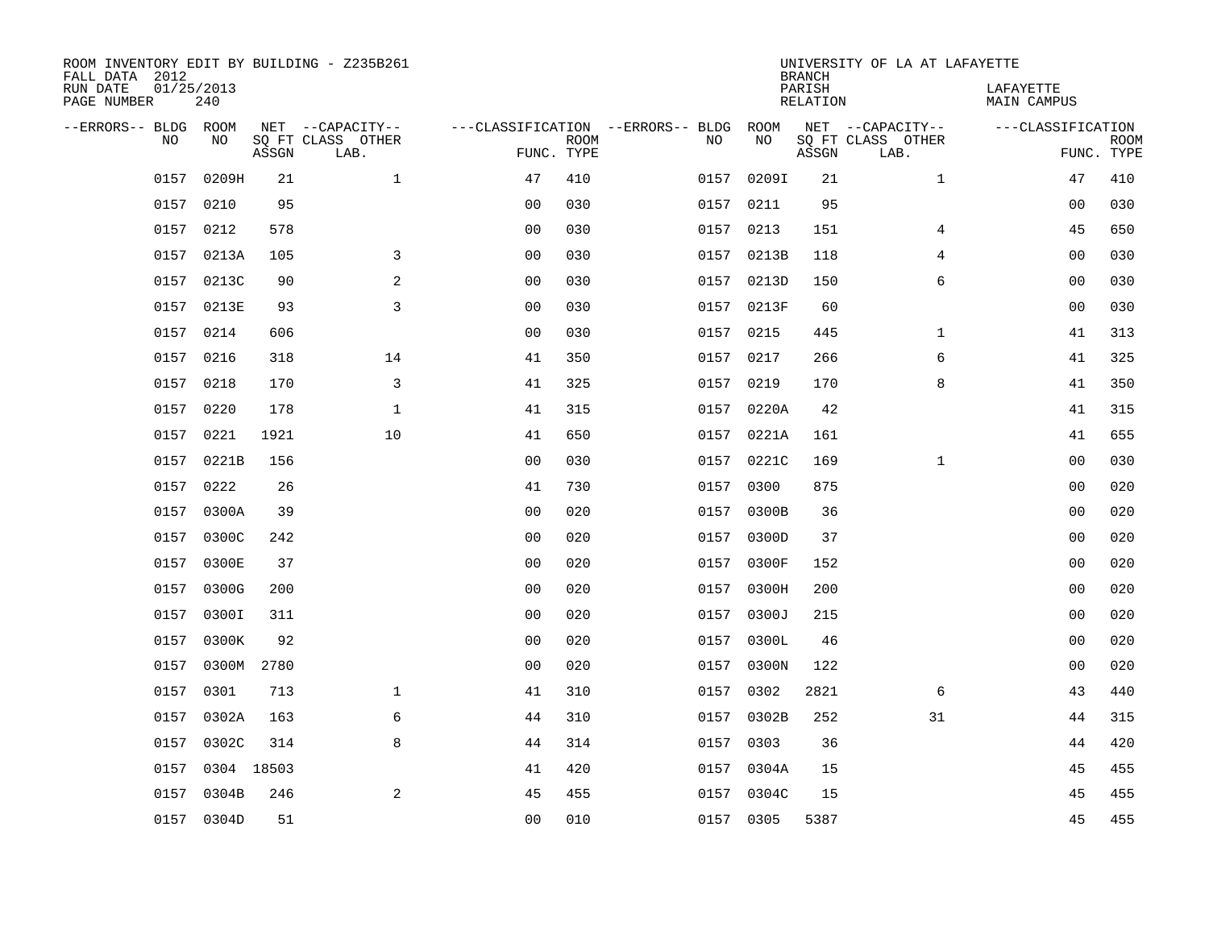ROOM INVENTORY EDIT BY BUILDING - Z235B261
FALL DATA 2012
RUN DATE 01/25/2013
PAGE NUMBER 240

UNIVERSITY OF LA AT LAFAYETTE
BRANCH
PARISH LAFAYETTE
RELATION MAIN CAMPUS

| --ERRORS-- | BLDG NO | ROOM NO | NET ASSGN SQ FT | --CAPACITY-- CLASS | OTHER LAB. | ---CLASSIFICATION FUNC. | ROOM TYPE | --ERRORS-- | BLDG NO | ROOM NO | NET ASSGN SQ FT | --CAPACITY-- CLASS | OTHER LAB. | ---CLASSIFICATION FUNC. | ROOM TYPE |
|---|---|---|---|---|---|---|---|---|---|---|---|---|---|---|---|
| | 0157 | 0209H | 21 | | 1 | 47 | 410 | | 0157 | 0209I | 21 | | 1 | 47 | 410 |
| | 0157 | 0210 | 95 | | | 00 | 030 | | 0157 | 0211 | 95 | | | 00 | 030 |
| | 0157 | 0212 | 578 | | | 00 | 030 | | 0157 | 0213 | 151 | | 4 | 45 | 650 |
| | 0157 | 0213A | 105 | | 3 | 00 | 030 | | 0157 | 0213B | 118 | | 4 | 00 | 030 |
| | 0157 | 0213C | 90 | | 2 | 00 | 030 | | 0157 | 0213D | 150 | | 6 | 00 | 030 |
| | 0157 | 0213E | 93 | | 3 | 00 | 030 | | 0157 | 0213F | 60 | | | 00 | 030 |
| | 0157 | 0214 | 606 | | | 00 | 030 | | 0157 | 0215 | 445 | | 1 | 41 | 313 |
| | 0157 | 0216 | 318 | | 14 | 41 | 350 | | 0157 | 0217 | 266 | | 6 | 41 | 325 |
| | 0157 | 0218 | 170 | | 3 | 41 | 325 | | 0157 | 0219 | 170 | | 8 | 41 | 350 |
| | 0157 | 0220 | 178 | | 1 | 41 | 315 | | 0157 | 0220A | 42 | | | 41 | 315 |
| | 0157 | 0221 | 1921 | | 10 | 41 | 650 | | 0157 | 0221A | 161 | | | 41 | 655 |
| | 0157 | 0221B | 156 | | | 00 | 030 | | 0157 | 0221C | 169 | | 1 | 00 | 030 |
| | 0157 | 0222 | 26 | | | 41 | 730 | | 0157 | 0300 | 875 | | | 00 | 020 |
| | 0157 | 0300A | 39 | | | 00 | 020 | | 0157 | 0300B | 36 | | | 00 | 020 |
| | 0157 | 0300C | 242 | | | 00 | 020 | | 0157 | 0300D | 37 | | | 00 | 020 |
| | 0157 | 0300E | 37 | | | 00 | 020 | | 0157 | 0300F | 152 | | | 00 | 020 |
| | 0157 | 0300G | 200 | | | 00 | 020 | | 0157 | 0300H | 200 | | | 00 | 020 |
| | 0157 | 0300I | 311 | | | 00 | 020 | | 0157 | 0300J | 215 | | | 00 | 020 |
| | 0157 | 0300K | 92 | | | 00 | 020 | | 0157 | 0300L | 46 | | | 00 | 020 |
| | 0157 | 0300M | 2780 | | | 00 | 020 | | 0157 | 0300N | 122 | | | 00 | 020 |
| | 0157 | 0301 | 713 | | 1 | 41 | 310 | | 0157 | 0302 | 2821 | | 6 | 43 | 440 |
| | 0157 | 0302A | 163 | | 6 | 44 | 310 | | 0157 | 0302B | 252 | | 31 | 44 | 315 |
| | 0157 | 0302C | 314 | | 8 | 44 | 314 | | 0157 | 0303 | 36 | | | 44 | 420 |
| | 0157 | 0304 | 18503 | | | 41 | 420 | | 0157 | 0304A | 15 | | | 45 | 455 |
| | 0157 | 0304B | 246 | | 2 | 45 | 455 | | 0157 | 0304C | 15 | | | 45 | 455 |
| | 0157 | 0304D | 51 | | | 00 | 010 | | 0157 | 0305 | 5387 | | | 45 | 455 |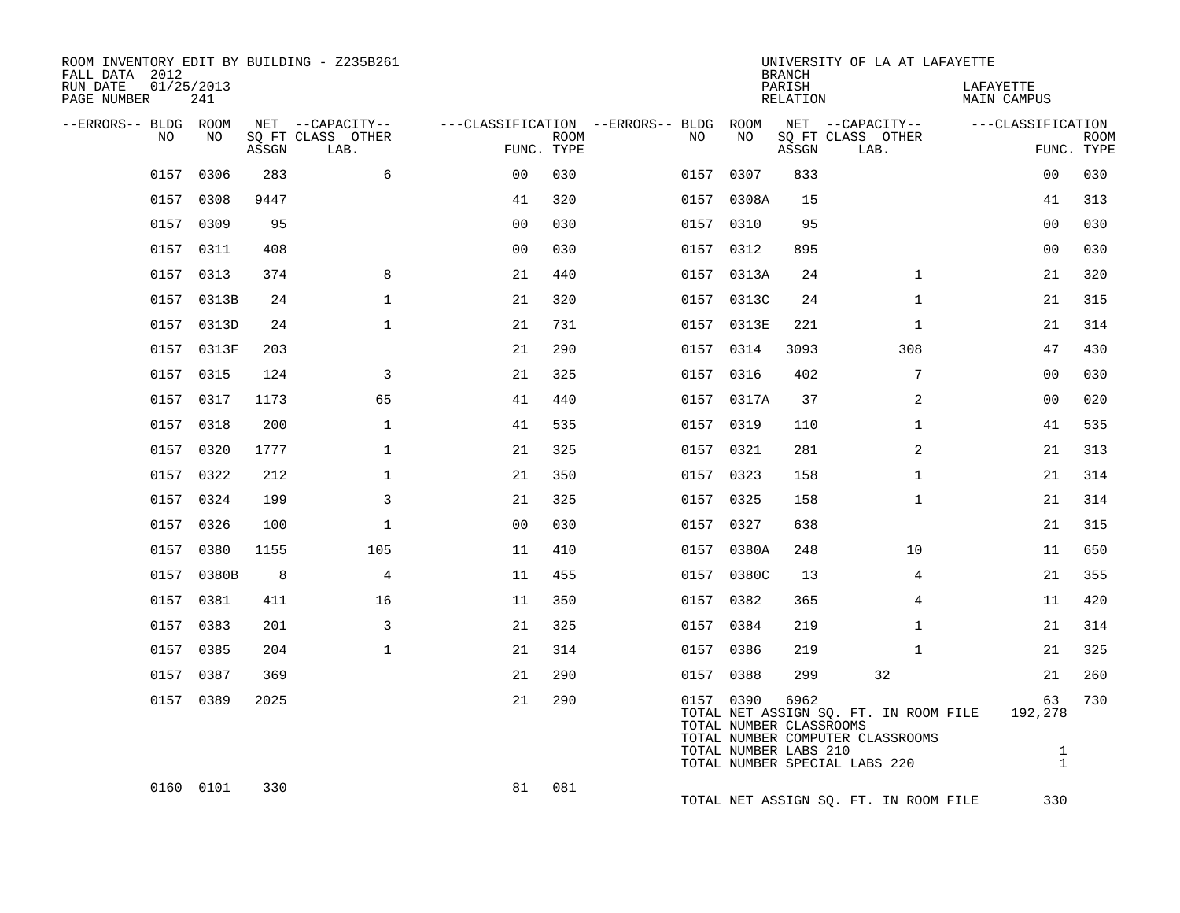ROOM INVENTORY EDIT BY BUILDING - Z235B261
FALL DATA 2012
RUN DATE 01/25/2013
PAGE NUMBER 241

UNIVERSITY OF LA AT LAFAYETTE
BRANCH
PARISH LAFAYETTE
RELATION MAIN CAMPUS

| --ERRORS-- | BLDG NO | ROOM NO | NET SQ FT ASSGN | --CAPACITY-- CLASS | OTHER LAB. | ---CLASSIFICATION FUNC. | ROOM TYPE | --ERRORS-- | BLDG NO | ROOM NO | NET SQ FT ASSGN | --CAPACITY-- CLASS | OTHER LAB. | ---CLASSIFICATION FUNC. | ROOM TYPE |
|---|---|---|---|---|---|---|---|---|---|---|---|---|---|---|---|
| | 0157 | 0306 | 283 | | 6 | 00 | 030 | | 0157 | 0307 | 833 | | | 00 | 030 |
| | 0157 | 0308 | 9447 | | | 41 | 320 | | 0157 | 0308A | 15 | | | 41 | 313 |
| | 0157 | 0309 | 95 | | | 00 | 030 | | 0157 | 0310 | 95 | | | 00 | 030 |
| | 0157 | 0311 | 408 | | | 00 | 030 | | 0157 | 0312 | 895 | | | 00 | 030 |
| | 0157 | 0313 | 374 | | 8 | 21 | 440 | | 0157 | 0313A | 24 | | 1 | 21 | 320 |
| | 0157 | 0313B | 24 | | 1 | 21 | 320 | | 0157 | 0313C | 24 | | 1 | 21 | 315 |
| | 0157 | 0313D | 24 | | 1 | 21 | 731 | | 0157 | 0313E | 221 | | 1 | 21 | 314 |
| | 0157 | 0313F | 203 | | | 21 | 290 | | 0157 | 0314 | 3093 | | 308 | 47 | 430 |
| | 0157 | 0315 | 124 | | 3 | 21 | 325 | | 0157 | 0316 | 402 | | 7 | 00 | 030 |
| | 0157 | 0317 | 1173 | | 65 | 41 | 440 | | 0157 | 0317A | 37 | | 2 | 00 | 020 |
| | 0157 | 0318 | 200 | | 1 | 41 | 535 | | 0157 | 0319 | 110 | | 1 | 41 | 535 |
| | 0157 | 0320 | 1777 | | 1 | 21 | 325 | | 0157 | 0321 | 281 | | 2 | 21 | 313 |
| | 0157 | 0322 | 212 | | 1 | 21 | 350 | | 0157 | 0323 | 158 | | 1 | 21 | 314 |
| | 0157 | 0324 | 199 | | 3 | 21 | 325 | | 0157 | 0325 | 158 | | 1 | 21 | 314 |
| | 0157 | 0326 | 100 | | 1 | 00 | 030 | | 0157 | 0327 | 638 | | | 21 | 315 |
| | 0157 | 0380 | 1155 | | 105 | 11 | 410 | | 0157 | 0380A | 248 | | 10 | 11 | 650 |
| | 0157 | 0380B | 8 | | 4 | 11 | 455 | | 0157 | 0380C | 13 | | 4 | 21 | 355 |
| | 0157 | 0381 | 411 | | 16 | 11 | 350 | | 0157 | 0382 | 365 | | 4 | 11 | 420 |
| | 0157 | 0383 | 201 | | 3 | 21 | 325 | | 0157 | 0384 | 219 | | 1 | 21 | 314 |
| | 0157 | 0385 | 204 | | 1 | 21 | 314 | | 0157 | 0386 | 219 | | 1 | 21 | 325 |
| | 0157 | 0387 | 369 | | | 21 | 290 | | 0157 | 0388 | 299 | 32 | | 21 | 260 |
| | 0157 | 0389 | 2025 | | | 21 | 290 | | 0157 | 0390 | 6962 | | | 63 | 730 |

TOTAL NET ASSIGN SQ. FT. IN ROOM FILE 192,278
TOTAL NUMBER CLASSROOMS
TOTAL NUMBER COMPUTER CLASSROOMS
TOTAL NUMBER LABS 210 1
TOTAL NUMBER SPECIAL LABS 220 1

| --ERRORS-- | BLDG NO | ROOM NO | NET SQ FT ASSGN | --CAPACITY-- CLASS | OTHER LAB. | ---CLASSIFICATION FUNC. | ROOM TYPE |
|---|---|---|---|---|---|---|---|
| | 0160 | 0101 | 330 | | | 81 | 081 |

TOTAL NET ASSIGN SQ. FT. IN ROOM FILE 330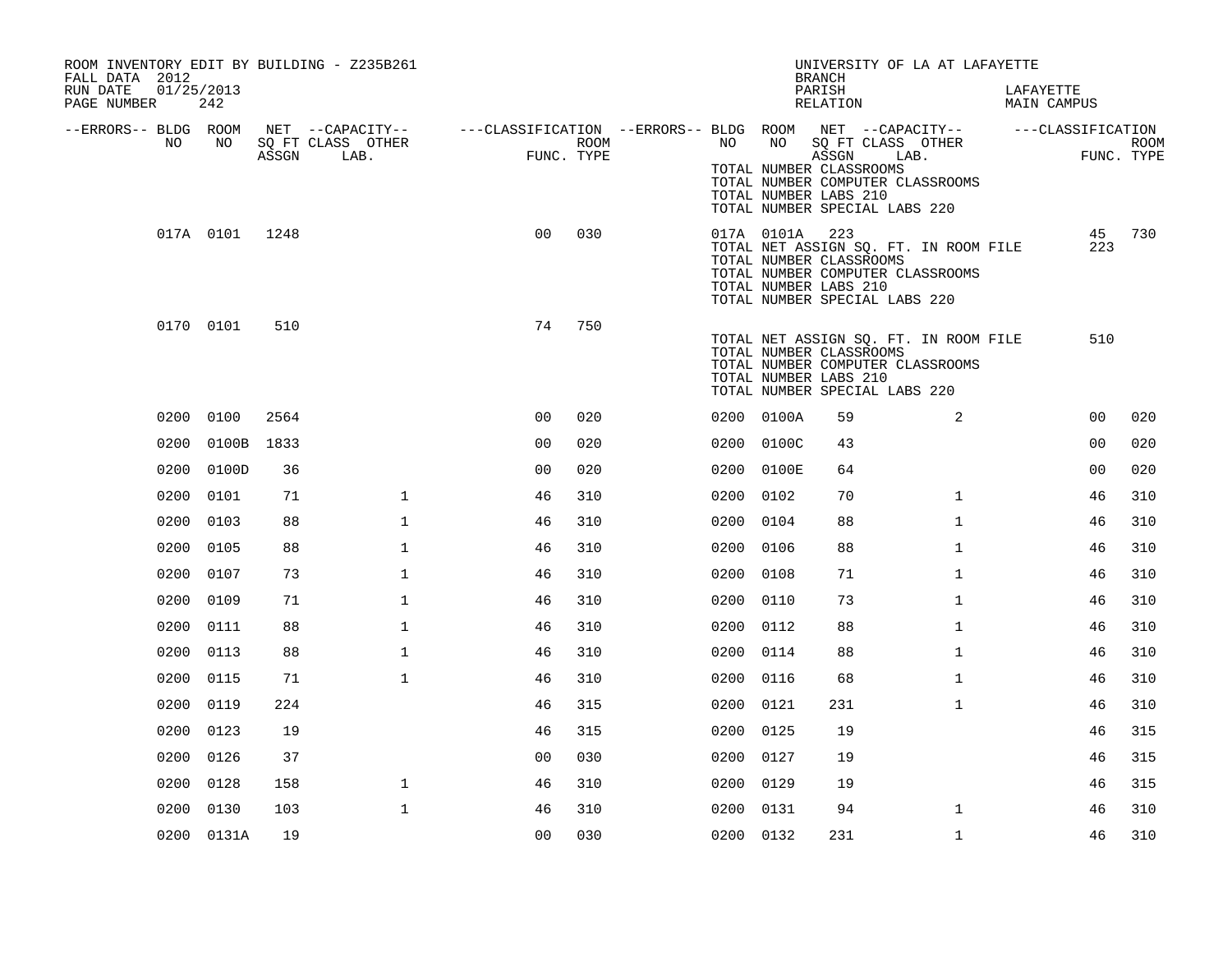ROOM INVENTORY EDIT BY BUILDING - Z235B261
FALL DATA 2012
RUN DATE 01/25/2013
PAGE NUMBER 242

UNIVERSITY OF LA AT LAFAYETTE
BRANCH
PARISH LAFAYETTE
RELATION MAIN CAMPUS

| --ERRORS-- | BLDG NO | ROOM NO | NET SQ FT ASSGN | --CAPACITY-- CLASS | OTHER LAB. | ---CLASSIFICATION FUNC. | ROOM TYPE | --ERRORS-- | BLDG NO | ROOM NO | NET SQ FT ASSGN | --CAPACITY-- CLASS | OTHER LAB. | ---CLASSIFICATION FUNC. | ROOM TYPE |
|---|---|---|---|---|---|---|---|---|---|---|---|---|---|---|---|
| | | | | | | | | | TOTAL NUMBER CLASSROOMS | | | | | | |
| | | | | | | | | | TOTAL NUMBER COMPUTER CLASSROOMS | | | | | | |
| | | | | | | | | | TOTAL NUMBER LABS 210 | | | | | | |
| | | | | | | | | | TOTAL NUMBER SPECIAL LABS 220 | | | | | | |
| | 017A | 0101 | 1248 | | | 00 | 030 | | 017A | 0101A | 223 | | | 45 | 730 |
| | | | | | | | | | TOTAL NET ASSIGN SQ. FT. IN ROOM FILE | | | | | 223 | |
| | | | | | | | | | TOTAL NUMBER CLASSROOMS | | | | | | |
| | | | | | | | | | TOTAL NUMBER COMPUTER CLASSROOMS | | | | | | |
| | | | | | | | | | TOTAL NUMBER LABS 210 | | | | | | |
| | | | | | | | | | TOTAL NUMBER SPECIAL LABS 220 | | | | | | |
| | 0170 | 0101 | 510 | | | 74 | 750 | | | | | | | | |
| | | | | | | | | | TOTAL NET ASSIGN SQ. FT. IN ROOM FILE | | | | | 510 | |
| | | | | | | | | | TOTAL NUMBER CLASSROOMS | | | | | | |
| | | | | | | | | | TOTAL NUMBER COMPUTER CLASSROOMS | | | | | | |
| | | | | | | | | | TOTAL NUMBER LABS 210 | | | | | | |
| | | | | | | | | | TOTAL NUMBER SPECIAL LABS 220 | | | | | | |
| | 0200 | 0100 | 2564 | | | 00 | 020 | | 0200 | 0100A | 59 | | 2 | 00 | 020 |
| | 0200 | 0100B | 1833 | | | 00 | 020 | | 0200 | 0100C | 43 | | | 00 | 020 |
| | 0200 | 0100D | 36 | | | 00 | 020 | | 0200 | 0100E | 64 | | | 00 | 020 |
| | 0200 | 0101 | 71 | | 1 | 46 | 310 | | 0200 | 0102 | 70 | | 1 | 46 | 310 |
| | 0200 | 0103 | 88 | | 1 | 46 | 310 | | 0200 | 0104 | 88 | | 1 | 46 | 310 |
| | 0200 | 0105 | 88 | | 1 | 46 | 310 | | 0200 | 0106 | 88 | | 1 | 46 | 310 |
| | 0200 | 0107 | 73 | | 1 | 46 | 310 | | 0200 | 0108 | 71 | | 1 | 46 | 310 |
| | 0200 | 0109 | 71 | | 1 | 46 | 310 | | 0200 | 0110 | 73 | | 1 | 46 | 310 |
| | 0200 | 0111 | 88 | | 1 | 46 | 310 | | 0200 | 0112 | 88 | | 1 | 46 | 310 |
| | 0200 | 0113 | 88 | | 1 | 46 | 310 | | 0200 | 0114 | 88 | | 1 | 46 | 310 |
| | 0200 | 0115 | 71 | | 1 | 46 | 310 | | 0200 | 0116 | 68 | | 1 | 46 | 310 |
| | 0200 | 0119 | 224 | | | 46 | 315 | | 0200 | 0121 | 231 | | 1 | 46 | 310 |
| | 0200 | 0123 | 19 | | | 46 | 315 | | 0200 | 0125 | 19 | | | 46 | 315 |
| | 0200 | 0126 | 37 | | | 00 | 030 | | 0200 | 0127 | 19 | | | 46 | 315 |
| | 0200 | 0128 | 158 | | 1 | 46 | 310 | | 0200 | 0129 | 19 | | | 46 | 315 |
| | 0200 | 0130 | 103 | | 1 | 46 | 310 | | 0200 | 0131 | 94 | | 1 | 46 | 310 |
| | 0200 | 0131A | 19 | | | 00 | 030 | | 0200 | 0132 | 231 | | 1 | 46 | 310 |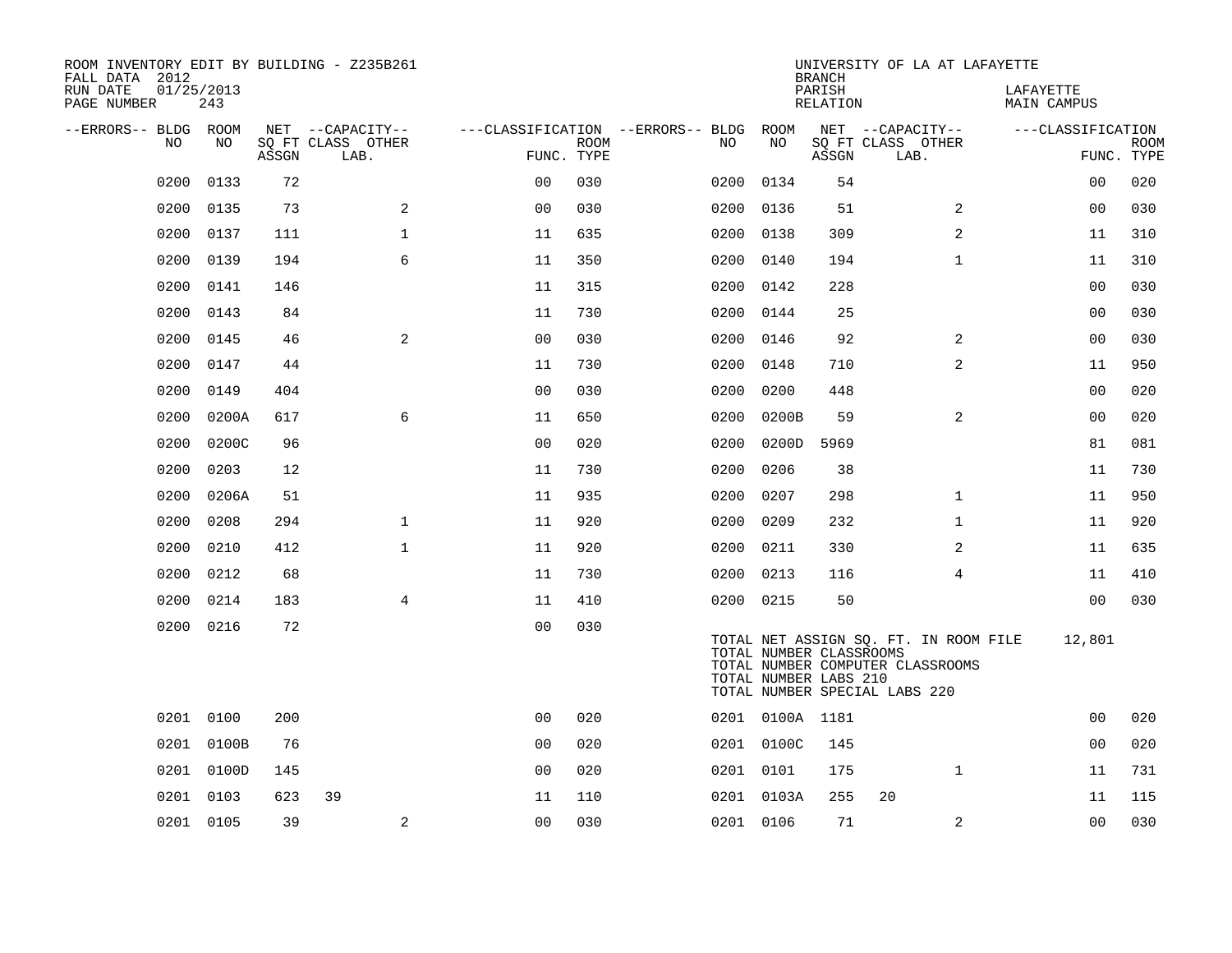ROOM INVENTORY EDIT BY BUILDING - Z235B261
FALL DATA 2012
RUN DATE 01/25/2013
PAGE NUMBER 243

UNIVERSITY OF LA AT LAFAYETTE
BRANCH
PARISH LAFAYETTE
RELATION MAIN CAMPUS

| --ERRORS-- | BLDG NO | ROOM NO | NET SQ FT ASSGN | CAPACITY CLASS | CAPACITY LAB. | CAPACITY OTHER | CLASSIFICATION FUNC. | ROOM TYPE | --ERRORS-- | BLDG NO | ROOM NO | NET SQ FT ASSGN | CAPACITY CLASS | CAPACITY LAB. | CAPACITY OTHER | CLASSIFICATION FUNC. | ROOM TYPE |
|---|---|---|---|---|---|---|---|---|---|---|---|---|---|---|---|---|---|
| | 0200 | 0133 | 72 | | | | 00 | 030 | | 0200 | 0134 | 54 | | | | 00 | 020 |
| | 0200 | 0135 | 73 | | | 2 | 00 | 030 | | 0200 | 0136 | 51 | | | 2 | 00 | 030 |
| | 0200 | 0137 | 111 | | | 1 | 11 | 635 | | 0200 | 0138 | 309 | | | 2 | 11 | 310 |
| | 0200 | 0139 | 194 | | | 6 | 11 | 350 | | 0200 | 0140 | 194 | | | 1 | 11 | 310 |
| | 0200 | 0141 | 146 | | | | 11 | 315 | | 0200 | 0142 | 228 | | | | 00 | 030 |
| | 0200 | 0143 | 84 | | | | 11 | 730 | | 0200 | 0144 | 25 | | | | 00 | 030 |
| | 0200 | 0145 | 46 | | | 2 | 00 | 030 | | 0200 | 0146 | 92 | | | 2 | 00 | 030 |
| | 0200 | 0147 | 44 | | | | 11 | 730 | | 0200 | 0148 | 710 | | | 2 | 11 | 950 |
| | 0200 | 0149 | 404 | | | | 00 | 030 | | 0200 | 0200 | 448 | | | | 00 | 020 |
| | 0200 | 0200A | 617 | | | 6 | 11 | 650 | | 0200 | 0200B | 59 | | | 2 | 00 | 020 |
| | 0200 | 0200C | 96 | | | | 00 | 020 | | 0200 | 0200D | 5969 | | | | 81 | 081 |
| | 0200 | 0203 | 12 | | | | 11 | 730 | | 0200 | 0206 | 38 | | | | 11 | 730 |
| | 0200 | 0206A | 51 | | | | 11 | 935 | | 0200 | 0207 | 298 | | | 1 | 11 | 950 |
| | 0200 | 0208 | 294 | | | 1 | 11 | 920 | | 0200 | 0209 | 232 | | | 1 | 11 | 920 |
| | 0200 | 0210 | 412 | | | 1 | 11 | 920 | | 0200 | 0211 | 330 | | | 2 | 11 | 635 |
| | 0200 | 0212 | 68 | | | | 11 | 730 | | 0200 | 0213 | 116 | | | 4 | 11 | 410 |
| | 0200 | 0214 | 183 | | | 4 | 11 | 410 | | 0200 | 0215 | 50 | | | | 00 | 030 |
| | 0200 | 0216 | 72 | | | | 00 | 030 | | | | | | | | | |

TOTAL NET ASSIGN SQ. FT. IN ROOM FILE 12,801
TOTAL NUMBER CLASSROOMS
TOTAL NUMBER COMPUTER CLASSROOMS
TOTAL NUMBER LABS 210
TOTAL NUMBER SPECIAL LABS 220

| --ERRORS-- | BLDG NO | ROOM NO | NET SQ FT ASSGN | CAPACITY CLASS | CAPACITY LAB. | CAPACITY OTHER | CLASSIFICATION FUNC. | ROOM TYPE | --ERRORS-- | BLDG NO | ROOM NO | NET SQ FT ASSGN | CAPACITY CLASS | CAPACITY LAB. | CAPACITY OTHER | CLASSIFICATION FUNC. | ROOM TYPE |
|---|---|---|---|---|---|---|---|---|---|---|---|---|---|---|---|---|---|
| | 0201 | 0100 | 200 | | | | 00 | 020 | | 0201 | 0100A | 1181 | | | | 00 | 020 |
| | 0201 | 0100B | 76 | | | | 00 | 020 | | 0201 | 0100C | 145 | | | | 00 | 020 |
| | 0201 | 0100D | 145 | | | | 00 | 020 | | 0201 | 0101 | 175 | | | 1 | 11 | 731 |
| | 0201 | 0103 | 623 | 39 | | | 11 | 110 | | 0201 | 0103A | 255 | 20 | | | 11 | 115 |
| | 0201 | 0105 | 39 | | | 2 | 00 | 030 | | 0201 | 0106 | 71 | | | 2 | 00 | 030 |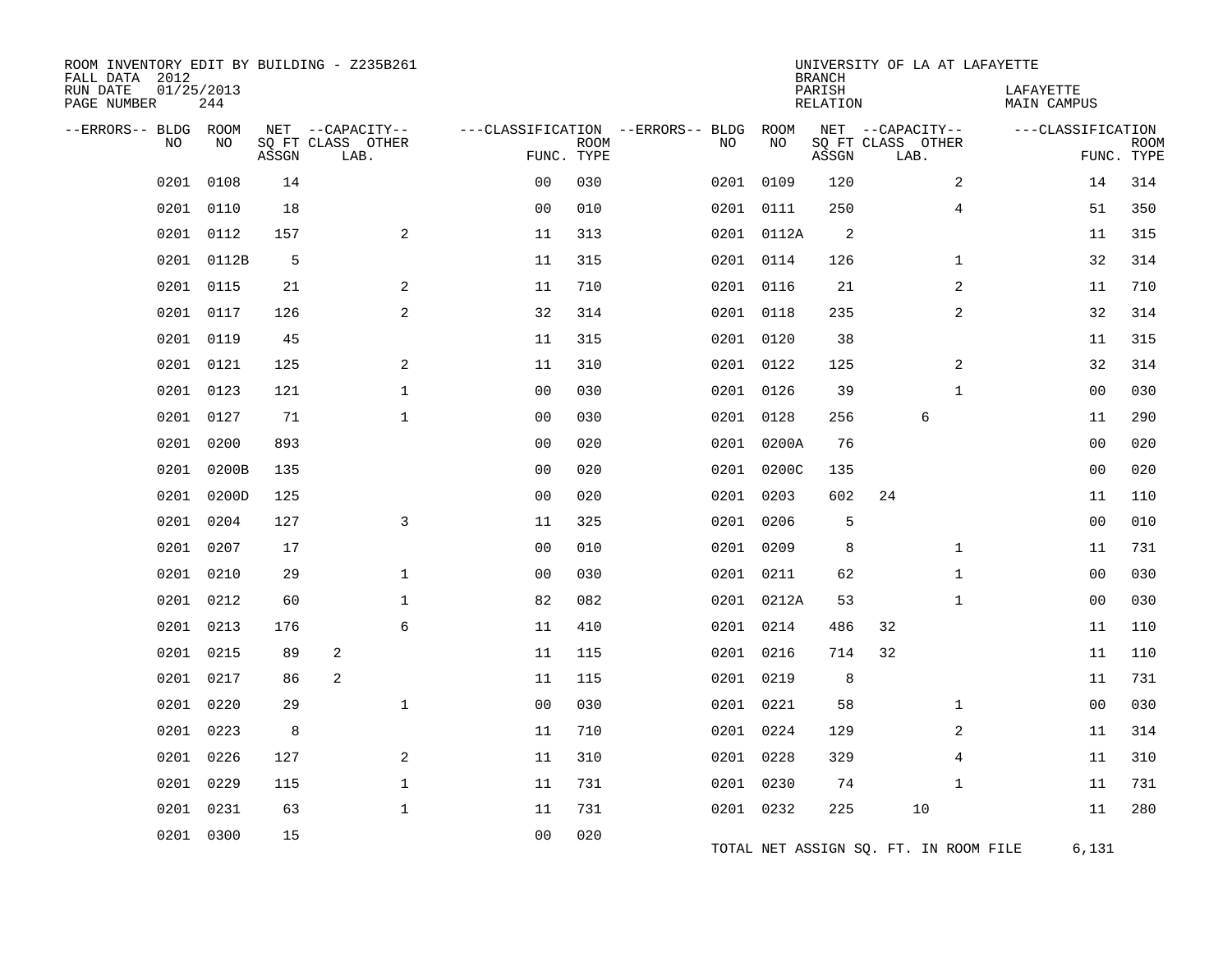ROOM INVENTORY EDIT BY BUILDING - Z235B261
FALL DATA 2012
RUN DATE 01/25/2013
PAGE NUMBER 244

UNIVERSITY OF LA AT LAFAYETTE
BRANCH
PARISH LAFAYETTE
RELATION MAIN CAMPUS

| --ERRORS-- | BLDG NO | ROOM NO | NET SQ FT ASSGN | CAPACITY CLASS | CAPACITY OTHER LAB. | CLASSIFICATION FUNC. | ROOM TYPE | --ERRORS-- | BLDG NO | ROOM NO | NET SQ FT ASSGN | CAPACITY CLASS | CAPACITY OTHER LAB. | CLASSIFICATION FUNC. | ROOM TYPE |
|---|---|---|---|---|---|---|---|---|---|---|---|---|---|---|---|
| | 0201 | 0108 | 14 | | | 00 | 030 | | 0201 | 0109 | 120 | | 2 | 14 | 314 |
| | 0201 | 0110 | 18 | | | 00 | 010 | | 0201 | 0111 | 250 | | 4 | 51 | 350 |
| | 0201 | 0112 | 157 | | 2 | 11 | 313 | | 0201 | 0112A | 2 | | | 11 | 315 |
| | 0201 | 0112B | 5 | | | 11 | 315 | | 0201 | 0114 | 126 | | 1 | 32 | 314 |
| | 0201 | 0115 | 21 | | 2 | 11 | 710 | | 0201 | 0116 | 21 | | 2 | 11 | 710 |
| | 0201 | 0117 | 126 | | 2 | 32 | 314 | | 0201 | 0118 | 235 | | 2 | 32 | 314 |
| | 0201 | 0119 | 45 | | | 11 | 315 | | 0201 | 0120 | 38 | | | 11 | 315 |
| | 0201 | 0121 | 125 | | 2 | 11 | 310 | | 0201 | 0122 | 125 | | 2 | 32 | 314 |
| | 0201 | 0123 | 121 | | 1 | 00 | 030 | | 0201 | 0126 | 39 | | 1 | 00 | 030 |
| | 0201 | 0127 | 71 | | 1 | 00 | 030 | | 0201 | 0128 | 256 | | 6 | 11 | 290 |
| | 0201 | 0200 | 893 | | | 00 | 020 | | 0201 | 0200A | 76 | | | 00 | 020 |
| | 0201 | 0200B | 135 | | | 00 | 020 | | 0201 | 0200C | 135 | | | 00 | 020 |
| | 0201 | 0200D | 125 | | | 00 | 020 | | 0201 | 0203 | 602 | 24 | | 11 | 110 |
| | 0201 | 0204 | 127 | | 3 | 11 | 325 | | 0201 | 0206 | 5 | | | 00 | 010 |
| | 0201 | 0207 | 17 | | | 00 | 010 | | 0201 | 0209 | 8 | | 1 | 11 | 731 |
| | 0201 | 0210 | 29 | | 1 | 00 | 030 | | 0201 | 0211 | 62 | | 1 | 00 | 030 |
| | 0201 | 0212 | 60 | | 1 | 82 | 082 | | 0201 | 0212A | 53 | | 1 | 00 | 030 |
| | 0201 | 0213 | 176 | | 6 | 11 | 410 | | 0201 | 0214 | 486 | 32 | | 11 | 110 |
| | 0201 | 0215 | 89 | 2 | | 11 | 115 | | 0201 | 0216 | 714 | 32 | | 11 | 110 |
| | 0201 | 0217 | 86 | 2 | | 11 | 115 | | 0201 | 0219 | 8 | | | 11 | 731 |
| | 0201 | 0220 | 29 | | 1 | 00 | 030 | | 0201 | 0221 | 58 | | 1 | 00 | 030 |
| | 0201 | 0223 | 8 | | | 11 | 710 | | 0201 | 0224 | 129 | | 2 | 11 | 314 |
| | 0201 | 0226 | 127 | | 2 | 11 | 310 | | 0201 | 0228 | 329 | | 4 | 11 | 310 |
| | 0201 | 0229 | 115 | | 1 | 11 | 731 | | 0201 | 0230 | 74 | | 1 | 11 | 731 |
| | 0201 | 0231 | 63 | | 1 | 11 | 731 | | 0201 | 0232 | 225 | | 10 | 11 | 280 |
| | 0201 | 0300 | 15 | | | 00 | 020 | | | | | | | | |

TOTAL NET ASSIGN SQ. FT. IN ROOM FILE 6,131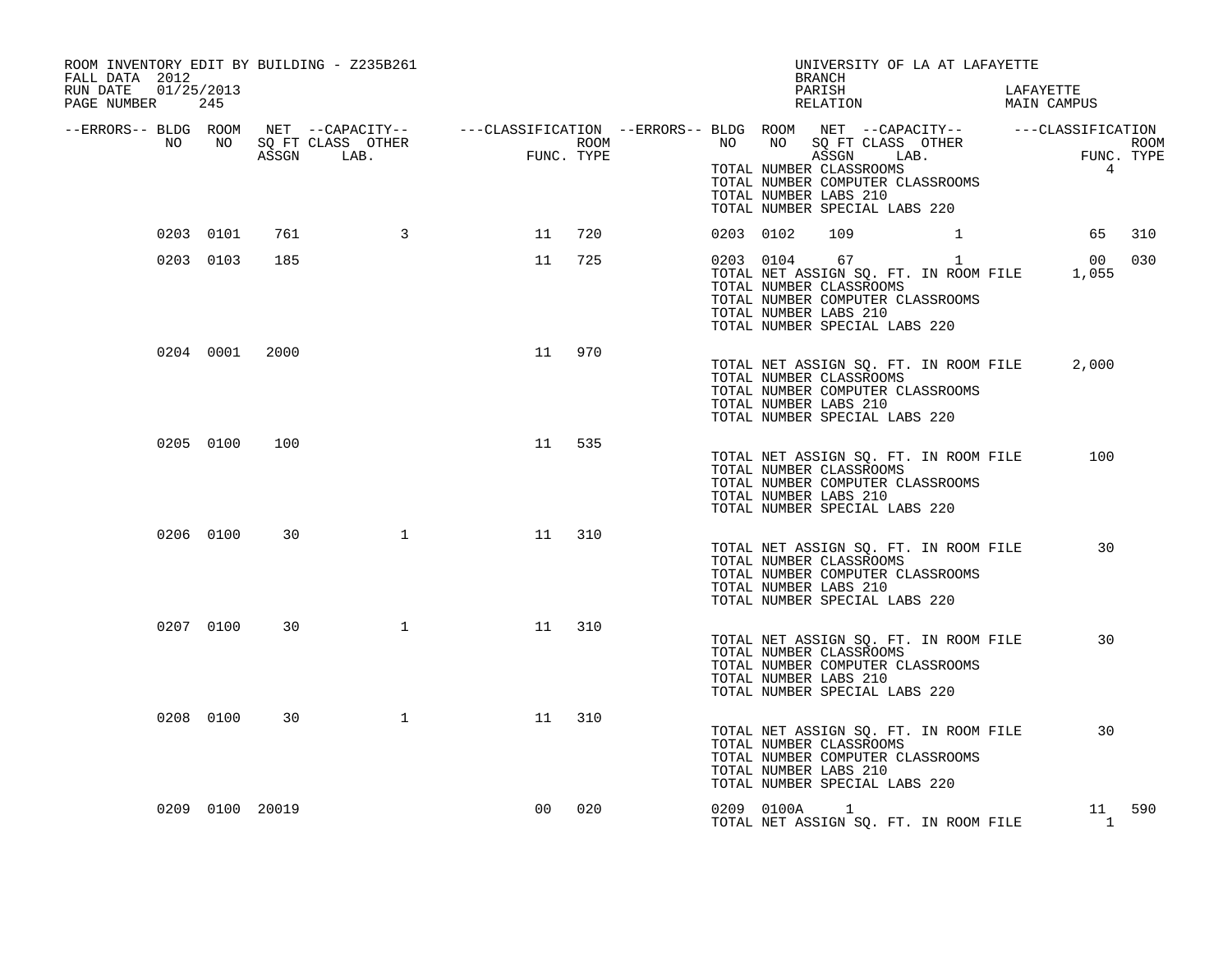ROOM INVENTORY EDIT BY BUILDING - Z235B261

FALL DATA 2012

RUN DATE 01/25/2013

UNIVERSITY OF LA AT LAFAYETTE

BRANCH

PARISH LAFAYETTE

RELATION MAIN CAMPUS

| --ERRORS-- | BLDG NO | ROOM NO | NET SQ FT ASSGN | CAPACITY CLASS LAB. | CAPACITY OTHER | CLASSIFICATION FUNC. | ROOM TYPE | --ERRORS-- | BLDG NO | ROOM NO | NET SQ FT ASSGN | CAPACITY CLASS LAB. | CAPACITY OTHER | CLASSIFICATION FUNC. | ROOM TYPE |
|---|---|---|---|---|---|---|---|---|---|---|---|---|---|---|---|
| | | | | | | | | | TOTAL NUMBER CLASSROOMS | | | | | 4 | |
| | | | | | | | | | TOTAL NUMBER COMPUTER CLASSROOMS | | | | | | |
| | | | | | | | | | TOTAL NUMBER LABS 210 | | | | | | |
| | | | | | | | | | TOTAL NUMBER SPECIAL LABS 220 | | | | | | |
| | 0203 | 0101 | 761 | | 3 | 11 | 720 | | 0203 | 0102 | 109 | | 1 | 65 | 310 |
| | 0203 | 0103 | 185 | | | 11 | 725 | | 0203 | 0104 | 67 | | 1 | 00 | 030 |
| | | | | | | | | | TOTAL NET ASSIGN SQ. FT. IN ROOM FILE | | | | | 1,055 | |
| | | | | | | | | | TOTAL NUMBER CLASSROOMS | | | | | | |
| | | | | | | | | | TOTAL NUMBER COMPUTER CLASSROOMS | | | | | | |
| | | | | | | | | | TOTAL NUMBER LABS 210 | | | | | | |
| | | | | | | | | | TOTAL NUMBER SPECIAL LABS 220 | | | | | | |
| | 0204 | 0001 | 2000 | | | 11 | 970 | | | | | | | | |
| | | | | | | | | | TOTAL NET ASSIGN SQ. FT. IN ROOM FILE | | | | | 2,000 | |
| | | | | | | | | | TOTAL NUMBER CLASSROOMS | | | | | | |
| | | | | | | | | | TOTAL NUMBER COMPUTER CLASSROOMS | | | | | | |
| | | | | | | | | | TOTAL NUMBER LABS 210 | | | | | | |
| | | | | | | | | | TOTAL NUMBER SPECIAL LABS 220 | | | | | | |
| | 0205 | 0100 | 100 | | | 11 | 535 | | | | | | | | |
| | | | | | | | | | TOTAL NET ASSIGN SQ. FT. IN ROOM FILE | | | | | 100 | |
| | | | | | | | | | TOTAL NUMBER CLASSROOMS | | | | | | |
| | | | | | | | | | TOTAL NUMBER COMPUTER CLASSROOMS | | | | | | |
| | | | | | | | | | TOTAL NUMBER LABS 210 | | | | | | |
| | | | | | | | | | TOTAL NUMBER SPECIAL LABS 220 | | | | | | |
| | 0206 | 0100 | 30 | | 1 | 11 | 310 | | | | | | | | |
| | | | | | | | | | TOTAL NET ASSIGN SQ. FT. IN ROOM FILE | | | | | 30 | |
| | | | | | | | | | TOTAL NUMBER CLASSROOMS | | | | | | |
| | | | | | | | | | TOTAL NUMBER COMPUTER CLASSROOMS | | | | | | |
| | | | | | | | | | TOTAL NUMBER LABS 210 | | | | | | |
| | | | | | | | | | TOTAL NUMBER SPECIAL LABS 220 | | | | | | |
| | 0207 | 0100 | 30 | | 1 | 11 | 310 | | | | | | | | |
| | | | | | | | | | TOTAL NET ASSIGN SQ. FT. IN ROOM FILE | | | | | 30 | |
| | | | | | | | | | TOTAL NUMBER CLASSROOMS | | | | | | |
| | | | | | | | | | TOTAL NUMBER COMPUTER CLASSROOMS | | | | | | |
| | | | | | | | | | TOTAL NUMBER LABS 210 | | | | | | |
| | | | | | | | | | TOTAL NUMBER SPECIAL LABS 220 | | | | | | |
| | 0208 | 0100 | 30 | | 1 | 11 | 310 | | | | | | | | |
| | | | | | | | | | TOTAL NET ASSIGN SQ. FT. IN ROOM FILE | | | | | 30 | |
| | | | | | | | | | TOTAL NUMBER CLASSROOMS | | | | | | |
| | | | | | | | | | TOTAL NUMBER COMPUTER CLASSROOMS | | | | | | |
| | | | | | | | | | TOTAL NUMBER LABS 210 | | | | | | |
| | | | | | | | | | TOTAL NUMBER SPECIAL LABS 220 | | | | | | |
| | 0209 | 0100 | 20019 | | | 00 | 020 | | 0209 | 0100A | 1 | | | 11 | 590 |
| | | | | | | | | | TOTAL NET ASSIGN SQ. FT. IN ROOM FILE | | | | | 1 | |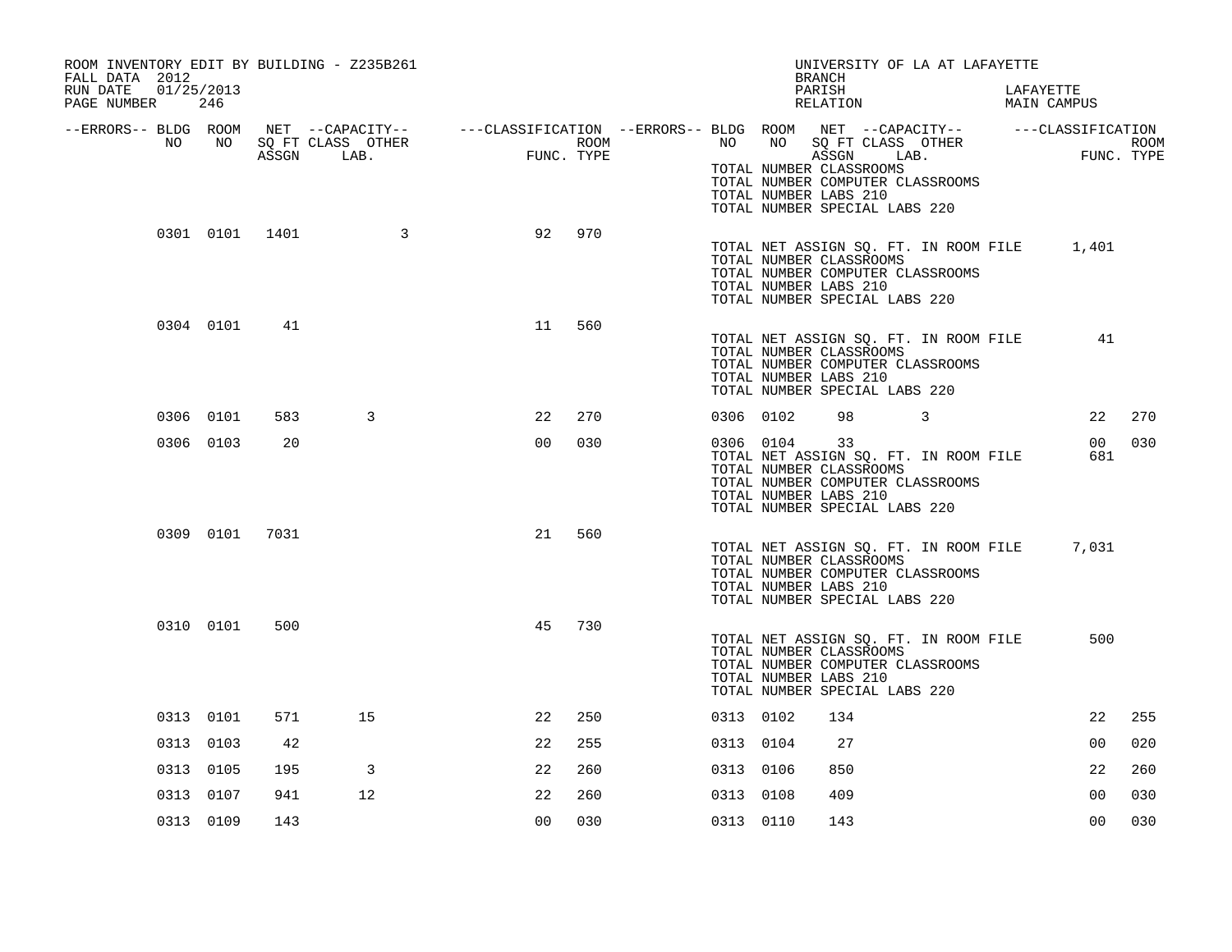ROOM INVENTORY EDIT BY BUILDING - Z235B261
FALL DATA 2012
RUN DATE 01/25/2013

UNIVERSITY OF LA AT LAFAYETTE
BRANCH
PARISH LAFAYETTE
RELATION MAIN CAMPUS

| --ERRORS-- | BLDG NO | ROOM NO | NET SQ FT ASSGN | --CAPACITY-- CLASS LAB. | OTHER | ---CLASSIFICATION FUNC. | ROOM TYPE | --ERRORS-- | BLDG NO | ROOM NO | NET SQ FT ASSGN | --CAPACITY-- CLASS LAB. | OTHER | ---CLASSIFICATION FUNC. | ROOM TYPE |
|---|---|---|---|---|---|---|---|---|---|---|---|---|---|---|---|
| | | | | | | | | | TOTAL NUMBER CLASSROOMS | | | | | | |
| | | | | | | | | | TOTAL NUMBER COMPUTER CLASSROOMS | | | | | | |
| | | | | | | | | | TOTAL NUMBER LABS 210 | | | | | | |
| | | | | | | | | | TOTAL NUMBER SPECIAL LABS 220 | | | | | | |
| | 0301 | 0101 | 1401 | | 3 | 92 | 970 | | | | | | | | |
| | | | | | | | | | TOTAL NET ASSIGN SQ. FT. IN ROOM FILE | | | | | 1,401 | |
| | | | | | | | | | TOTAL NUMBER CLASSROOMS | | | | | | |
| | | | | | | | | | TOTAL NUMBER COMPUTER CLASSROOMS | | | | | | |
| | | | | | | | | | TOTAL NUMBER LABS 210 | | | | | | |
| | | | | | | | | | TOTAL NUMBER SPECIAL LABS 220 | | | | | | |
| | 0304 | 0101 | 41 | | | 11 | 560 | | | | | | | | |
| | | | | | | | | | TOTAL NET ASSIGN SQ. FT. IN ROOM FILE | | | | | 41 | |
| | | | | | | | | | TOTAL NUMBER CLASSROOMS | | | | | | |
| | | | | | | | | | TOTAL NUMBER COMPUTER CLASSROOMS | | | | | | |
| | | | | | | | | | TOTAL NUMBER LABS 210 | | | | | | |
| | | | | | | | | | TOTAL NUMBER SPECIAL LABS 220 | | | | | | |
| | 0306 | 0101 | 583 | 3 | | 22 | 270 | | 0306 | 0102 | 98 | 3 | | 22 | 270 |
| | 0306 | 0103 | 20 | | | 00 | 030 | | 0306 | 0104 | 33 | | | 00 | 030 |
| | | | | | | | | | TOTAL NET ASSIGN SQ. FT. IN ROOM FILE | | | | | 681 | |
| | | | | | | | | | TOTAL NUMBER CLASSROOMS | | | | | | |
| | | | | | | | | | TOTAL NUMBER COMPUTER CLASSROOMS | | | | | | |
| | | | | | | | | | TOTAL NUMBER LABS 210 | | | | | | |
| | | | | | | | | | TOTAL NUMBER SPECIAL LABS 220 | | | | | | |
| | 0309 | 0101 | 7031 | | | 21 | 560 | | | | | | | | |
| | | | | | | | | | TOTAL NET ASSIGN SQ. FT. IN ROOM FILE | | | | | 7,031 | |
| | | | | | | | | | TOTAL NUMBER CLASSROOMS | | | | | | |
| | | | | | | | | | TOTAL NUMBER COMPUTER CLASSROOMS | | | | | | |
| | | | | | | | | | TOTAL NUMBER LABS 210 | | | | | | |
| | | | | | | | | | TOTAL NUMBER SPECIAL LABS 220 | | | | | | |
| | 0310 | 0101 | 500 | | | 45 | 730 | | | | | | | | |
| | | | | | | | | | TOTAL NET ASSIGN SQ. FT. IN ROOM FILE | | | | | 500 | |
| | | | | | | | | | TOTAL NUMBER CLASSROOMS | | | | | | |
| | | | | | | | | | TOTAL NUMBER COMPUTER CLASSROOMS | | | | | | |
| | | | | | | | | | TOTAL NUMBER LABS 210 | | | | | | |
| | | | | | | | | | TOTAL NUMBER SPECIAL LABS 220 | | | | | | |
| | 0313 | 0101 | 571 | 15 | | 22 | 250 | | 0313 | 0102 | 134 | | | 22 | 255 |
| | 0313 | 0103 | 42 | | | 22 | 255 | | 0313 | 0104 | 27 | | | 00 | 020 |
| | 0313 | 0105 | 195 | 3 | | 22 | 260 | | 0313 | 0106 | 850 | | | 22 | 260 |
| | 0313 | 0107 | 941 | 12 | | 22 | 260 | | 0313 | 0108 | 409 | | | 00 | 030 |
| | 0313 | 0109 | 143 | | | 00 | 030 | | 0313 | 0110 | 143 | | | 00 | 030 |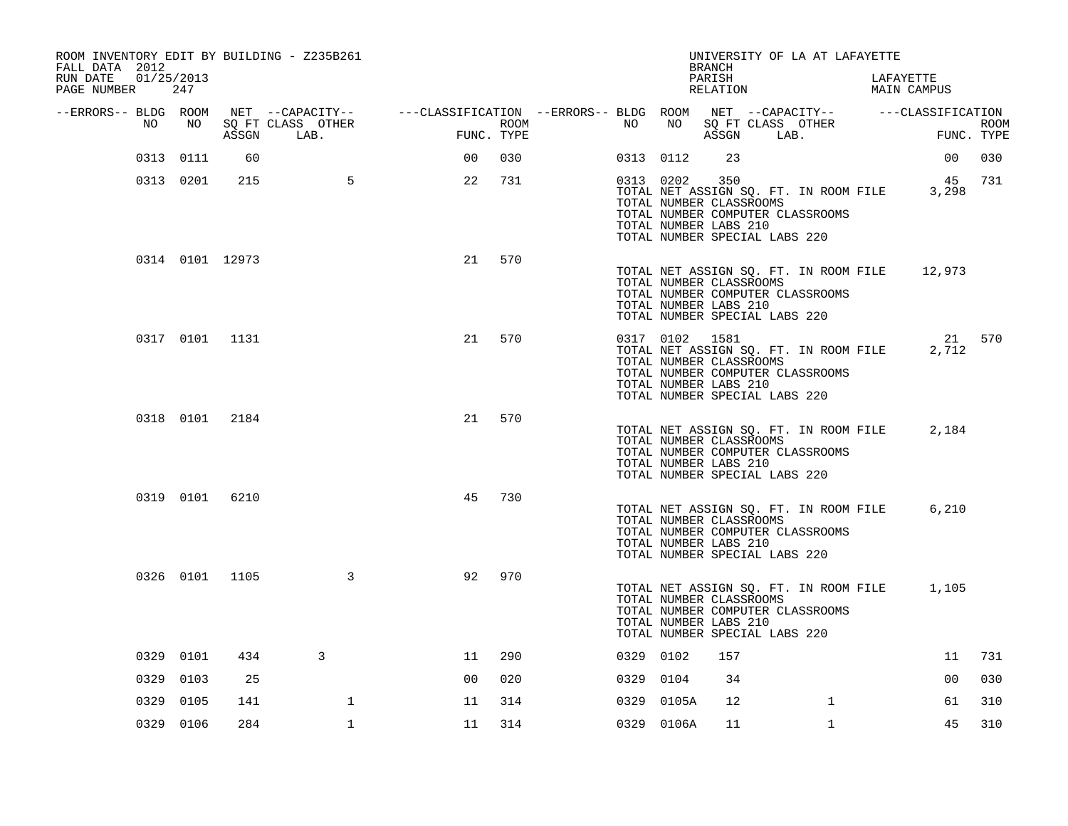ROOM INVENTORY EDIT BY BUILDING - Z235B261
FALL DATA 2012
RUN DATE 01/25/2013
PAGE NUMBER 247

UNIVERSITY OF LA AT LAFAYETTE
BRANCH
PARISH LAFAYETTE
RELATION MAIN CAMPUS

| --ERRORS-- | BLDG NO | ROOM NO | NET SQ FT ASSGN | --CAPACITY-- CLASS | LAB. | OTHER | ---CLASSIFICATION FUNC. | ROOM TYPE | --ERRORS-- | BLDG NO | ROOM NO | NET SQ FT ASSGN | --CAPACITY-- CLASS | LAB. | OTHER | ---CLASSIFICATION FUNC. | ROOM TYPE |
|---|---|---|---|---|---|---|---|---|---|---|---|---|---|---|---|---|---|
| | 0313 | 0111 | 60 | | | | 00 | 030 | | 0313 | 0112 | 23 | | | | 00 | 030 |
| | 0313 | 0201 | 215 | | | 5 | 22 | 731 | | 0313 | 0202 | 350 | | | | 45 | 731 |
| | | | | | | | | | | TOTAL NET ASSIGN SQ. FT. IN ROOM FILE | | | | | | 3,298 | |
| | | | | | | | | | | TOTAL NUMBER CLASSROOMS | | | | | | | |
| | | | | | | | | | | TOTAL NUMBER COMPUTER CLASSROOMS | | | | | | | |
| | | | | | | | | | | TOTAL NUMBER LABS 210 | | | | | | | |
| | | | | | | | | | | TOTAL NUMBER SPECIAL LABS 220 | | | | | | | |
| | 0314 | 0101 | 12973 | | | | 21 | 570 | | | | | | | | | |
| | | | | | | | | | | TOTAL NET ASSIGN SQ. FT. IN ROOM FILE | | | | | | 12,973 | |
| | | | | | | | | | | TOTAL NUMBER CLASSROOMS | | | | | | | |
| | | | | | | | | | | TOTAL NUMBER COMPUTER CLASSROOMS | | | | | | | |
| | | | | | | | | | | TOTAL NUMBER LABS 210 | | | | | | | |
| | | | | | | | | | | TOTAL NUMBER SPECIAL LABS 220 | | | | | | | |
| | 0317 | 0101 | 1131 | | | | 21 | 570 | | 0317 | 0102 | 1581 | | | | 21 | 570 |
| | | | | | | | | | | TOTAL NET ASSIGN SQ. FT. IN ROOM FILE | | | | | | 2,712 | |
| | | | | | | | | | | TOTAL NUMBER CLASSROOMS | | | | | | | |
| | | | | | | | | | | TOTAL NUMBER COMPUTER CLASSROOMS | | | | | | | |
| | | | | | | | | | | TOTAL NUMBER LABS 210 | | | | | | | |
| | | | | | | | | | | TOTAL NUMBER SPECIAL LABS 220 | | | | | | | |
| | 0318 | 0101 | 2184 | | | | 21 | 570 | | | | | | | | | |
| | | | | | | | | | | TOTAL NET ASSIGN SQ. FT. IN ROOM FILE | | | | | | 2,184 | |
| | | | | | | | | | | TOTAL NUMBER CLASSROOMS | | | | | | | |
| | | | | | | | | | | TOTAL NUMBER COMPUTER CLASSROOMS | | | | | | | |
| | | | | | | | | | | TOTAL NUMBER LABS 210 | | | | | | | |
| | | | | | | | | | | TOTAL NUMBER SPECIAL LABS 220 | | | | | | | |
| | 0319 | 0101 | 6210 | | | | 45 | 730 | | | | | | | | | |
| | | | | | | | | | | TOTAL NET ASSIGN SQ. FT. IN ROOM FILE | | | | | | 6,210 | |
| | | | | | | | | | | TOTAL NUMBER CLASSROOMS | | | | | | | |
| | | | | | | | | | | TOTAL NUMBER COMPUTER CLASSROOMS | | | | | | | |
| | | | | | | | | | | TOTAL NUMBER LABS 210 | | | | | | | |
| | | | | | | | | | | TOTAL NUMBER SPECIAL LABS 220 | | | | | | | |
| | 0326 | 0101 | 1105 | | | 3 | 92 | 970 | | | | | | | | | |
| | | | | | | | | | | TOTAL NET ASSIGN SQ. FT. IN ROOM FILE | | | | | | 1,105 | |
| | | | | | | | | | | TOTAL NUMBER CLASSROOMS | | | | | | | |
| | | | | | | | | | | TOTAL NUMBER COMPUTER CLASSROOMS | | | | | | | |
| | | | | | | | | | | TOTAL NUMBER LABS 210 | | | | | | | |
| | | | | | | | | | | TOTAL NUMBER SPECIAL LABS 220 | | | | | | | |
| | 0329 | 0101 | 434 | 3 | | | 11 | 290 | | 0329 | 0102 | 157 | | | | 11 | 731 |
| | 0329 | 0103 | 25 | | | | 00 | 020 | | 0329 | 0104 | 34 | | | | 00 | 030 |
| | 0329 | 0105 | 141 | | | 1 | 11 | 314 | | 0329 | 0105A | 12 | | | 1 | 61 | 310 |
| | 0329 | 0106 | 284 | | | 1 | 11 | 314 | | 0329 | 0106A | 11 | | | 1 | 45 | 310 |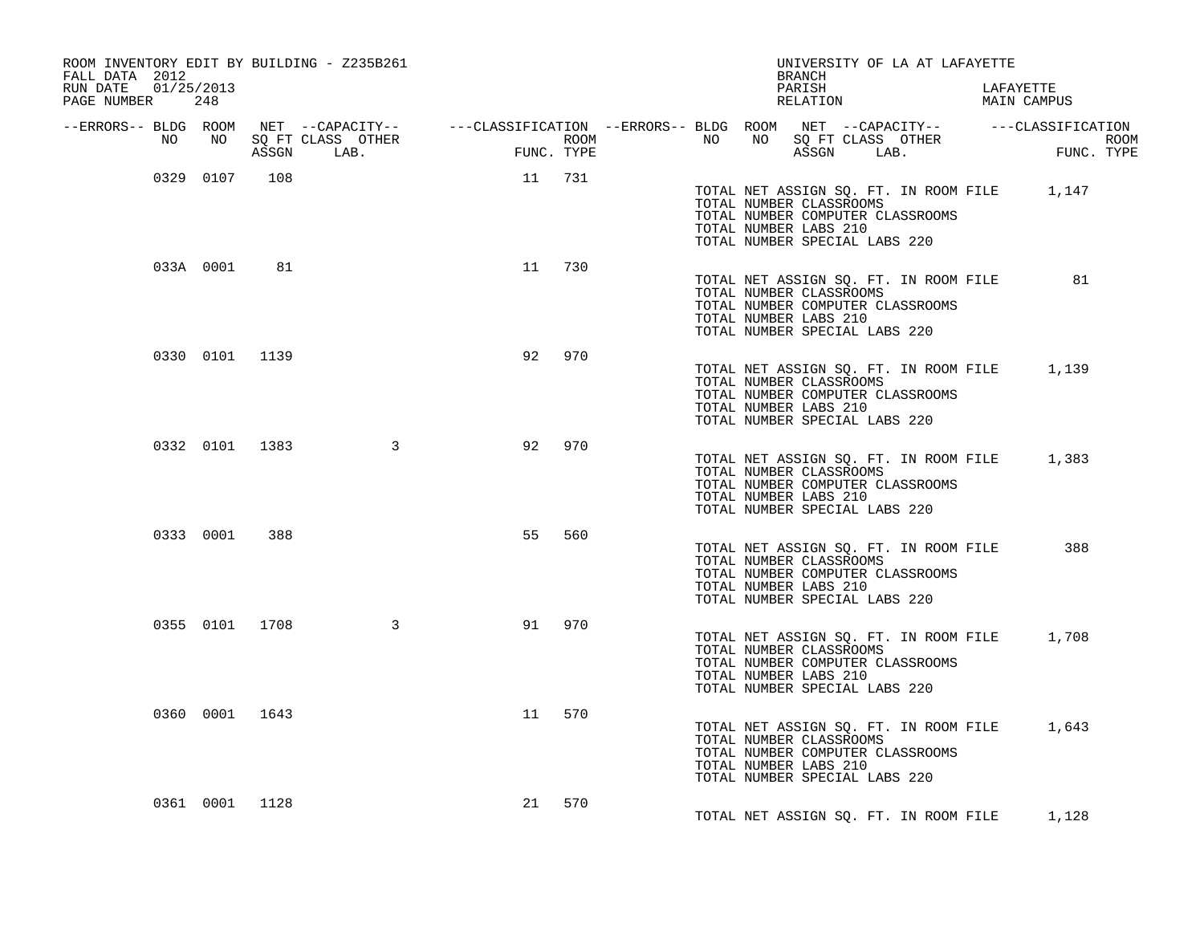ROOM INVENTORY EDIT BY BUILDING - Z235B261
FALL DATA 2012
RUN DATE 01/25/2013

UNIVERSITY OF LA AT LAFAYETTE
BRANCH
PARISH LAFAYETTE
RELATION MAIN CAMPUS

| --ERRORS-- | BLDG NO | ROOM NO | NET SQ FT ASSGN | --CAPACITY-- CLASS LAB. | OTHER | ---CLASSIFICATION FUNC. | ROOM TYPE |
|---|---|---|---|---|---|---|---|
| | 0329 | 0107 | 108 | | | 11 | 731 |
| | 033A | 0001 | 81 | | | 11 | 730 |
| | 0330 | 0101 | 1139 | | | 92 | 970 |
| | 0332 | 0101 | 1383 | | 3 | 92 | 970 |
| | 0333 | 0001 | 388 | | | 55 | 560 |
| | 0355 | 0101 | 1708 | | 3 | 91 | 970 |
| | 0360 | 0001 | 1643 | | | 11 | 570 |
| | 0361 | 0001 | 1128 | | | 21 | 570 |

Building 0329:
TOTAL NET ASSIGN SQ. FT. IN ROOM FILE 1,147
TOTAL NUMBER CLASSROOMS
TOTAL NUMBER COMPUTER CLASSROOMS
TOTAL NUMBER LABS 210
TOTAL NUMBER SPECIAL LABS 220

Building 033A:
TOTAL NET ASSIGN SQ. FT. IN ROOM FILE 81
TOTAL NUMBER CLASSROOMS
TOTAL NUMBER COMPUTER CLASSROOMS
TOTAL NUMBER LABS 210
TOTAL NUMBER SPECIAL LABS 220

Building 0330:
TOTAL NET ASSIGN SQ. FT. IN ROOM FILE 1,139
TOTAL NUMBER CLASSROOMS
TOTAL NUMBER COMPUTER CLASSROOMS
TOTAL NUMBER LABS 210
TOTAL NUMBER SPECIAL LABS 220

Building 0332:
TOTAL NET ASSIGN SQ. FT. IN ROOM FILE 1,383
TOTAL NUMBER CLASSROOMS
TOTAL NUMBER COMPUTER CLASSROOMS
TOTAL NUMBER LABS 210
TOTAL NUMBER SPECIAL LABS 220

Building 0333:
TOTAL NET ASSIGN SQ. FT. IN ROOM FILE 388
TOTAL NUMBER CLASSROOMS
TOTAL NUMBER COMPUTER CLASSROOMS
TOTAL NUMBER LABS 210
TOTAL NUMBER SPECIAL LABS 220

Building 0355:
TOTAL NET ASSIGN SQ. FT. IN ROOM FILE 1,708
TOTAL NUMBER CLASSROOMS
TOTAL NUMBER COMPUTER CLASSROOMS
TOTAL NUMBER LABS 210
TOTAL NUMBER SPECIAL LABS 220

Building 0360:
TOTAL NET ASSIGN SQ. FT. IN ROOM FILE 1,643
TOTAL NUMBER CLASSROOMS
TOTAL NUMBER COMPUTER CLASSROOMS
TOTAL NUMBER LABS 210
TOTAL NUMBER SPECIAL LABS 220

Building 0361:
TOTAL NET ASSIGN SQ. FT. IN ROOM FILE 1,128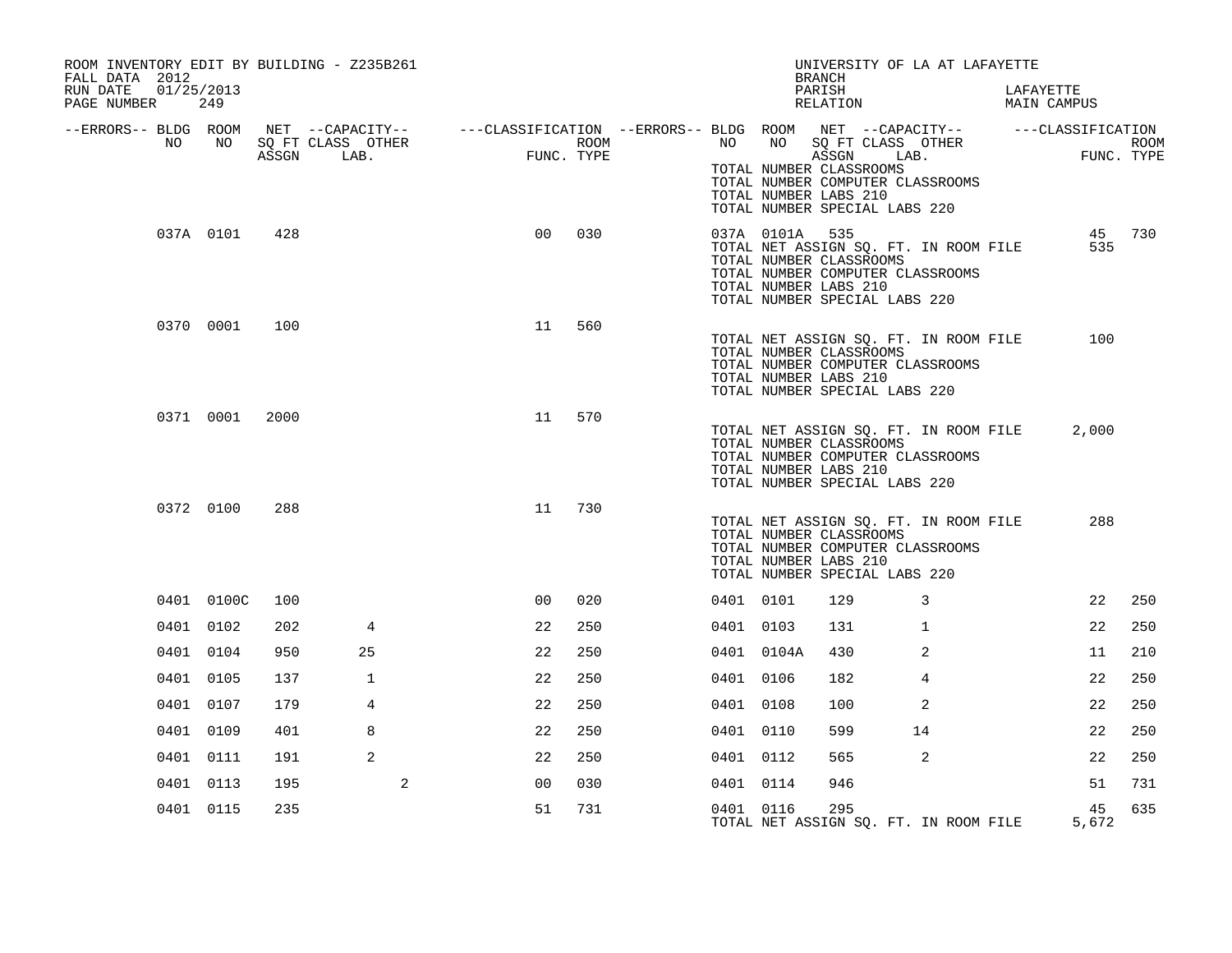ROOM INVENTORY EDIT BY BUILDING - Z235B261
FALL DATA 2012
RUN DATE 01/25/2013

UNIVERSITY OF LA AT LAFAYETTE
BRANCH
PARISH LAFAYETTE
RELATION MAIN CAMPUS

| --ERRORS-- | BLDG NO | ROOM NO | NET ASSGN SQ FT | CAPACITY CLASS LAB. | CAPACITY OTHER | CLASSIFICATION FUNC. | ROOM TYPE | --ERRORS-- | BLDG NO | ROOM NO | NET ASSGN SQ FT | CAPACITY CLASS LAB. | CAPACITY OTHER | CLASSIFICATION FUNC. | ROOM TYPE |
|---|---|---|---|---|---|---|---|---|---|---|---|---|---|---|---|
| | | | | | | | | | TOTAL NUMBER CLASSROOMS | | | | | | |
| | | | | | | | | | TOTAL NUMBER COMPUTER CLASSROOMS | | | | | | |
| | | | | | | | | | TOTAL NUMBER LABS 210 | | | | | | |
| | | | | | | | | | TOTAL NUMBER SPECIAL LABS 220 | | | | | | |
| | 037A | 0101 | 428 | | | 00 | 030 | | 037A | 0101A | 535 | | | 45 | 730 |
| | | | | | | | | | TOTAL NET ASSIGN SQ. FT. IN ROOM FILE | | | | | 535 | |
| | | | | | | | | | TOTAL NUMBER CLASSROOMS | | | | | | |
| | | | | | | | | | TOTAL NUMBER COMPUTER CLASSROOMS | | | | | | |
| | | | | | | | | | TOTAL NUMBER LABS 210 | | | | | | |
| | | | | | | | | | TOTAL NUMBER SPECIAL LABS 220 | | | | | | |
| | 0370 | 0001 | 100 | | | 11 | 560 | | | | | | | | |
| | | | | | | | | | TOTAL NET ASSIGN SQ. FT. IN ROOM FILE | | | | | 100 | |
| | | | | | | | | | TOTAL NUMBER CLASSROOMS | | | | | | |
| | | | | | | | | | TOTAL NUMBER COMPUTER CLASSROOMS | | | | | | |
| | | | | | | | | | TOTAL NUMBER LABS 210 | | | | | | |
| | | | | | | | | | TOTAL NUMBER SPECIAL LABS 220 | | | | | | |
| | 0371 | 0001 | 2000 | | | 11 | 570 | | | | | | | | |
| | | | | | | | | | TOTAL NET ASSIGN SQ. FT. IN ROOM FILE | | | | | 2,000 | |
| | | | | | | | | | TOTAL NUMBER CLASSROOMS | | | | | | |
| | | | | | | | | | TOTAL NUMBER COMPUTER CLASSROOMS | | | | | | |
| | | | | | | | | | TOTAL NUMBER LABS 210 | | | | | | |
| | | | | | | | | | TOTAL NUMBER SPECIAL LABS 220 | | | | | | |
| | 0372 | 0100 | 288 | | | 11 | 730 | | | | | | | | |
| | | | | | | | | | TOTAL NET ASSIGN SQ. FT. IN ROOM FILE | | | | | 288 | |
| | | | | | | | | | TOTAL NUMBER CLASSROOMS | | | | | | |
| | | | | | | | | | TOTAL NUMBER COMPUTER CLASSROOMS | | | | | | |
| | | | | | | | | | TOTAL NUMBER LABS 210 | | | | | | |
| | | | | | | | | | TOTAL NUMBER SPECIAL LABS 220 | | | | | | |
| | 0401 | 0100C | 100 | | | 00 | 020 | | 0401 | 0101 | 129 | 3 | | 22 | 250 |
| | 0401 | 0102 | 202 | 4 | | 22 | 250 | | 0401 | 0103 | 131 | 1 | | 22 | 250 |
| | 0401 | 0104 | 950 | 25 | | 22 | 250 | | 0401 | 0104A | 430 | 2 | | 11 | 210 |
| | 0401 | 0105 | 137 | 1 | | 22 | 250 | | 0401 | 0106 | 182 | 4 | | 22 | 250 |
| | 0401 | 0107 | 179 | 4 | | 22 | 250 | | 0401 | 0108 | 100 | 2 | | 22 | 250 |
| | 0401 | 0109 | 401 | 8 | | 22 | 250 | | 0401 | 0110 | 599 | 14 | | 22 | 250 |
| | 0401 | 0111 | 191 | 2 | | 22 | 250 | | 0401 | 0112 | 565 | 2 | | 22 | 250 |
| | 0401 | 0113 | 195 | | 2 | 00 | 030 | | 0401 | 0114 | 946 | | | 51 | 731 |
| | 0401 | 0115 | 235 | | | 51 | 731 | | 0401 | 0116 | 295 | | | 45 | 635 |
| | | | | | | | | | TOTAL NET ASSIGN SQ. FT. IN ROOM FILE | | | | | 5,672 | |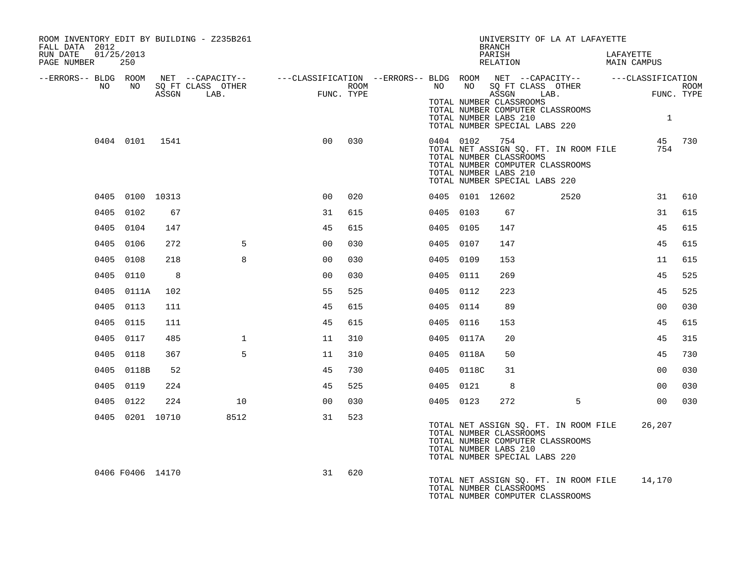ROOM INVENTORY EDIT BY BUILDING - Z235B261
FALL DATA 2012
RUN DATE 01/25/2013

UNIVERSITY OF LA AT LAFAYETTE
BRANCH
PARISH LAFAYETTE
RELATION MAIN CAMPUS

| --ERRORS-- | BLDG NO | ROOM NO | NET SQ FT ASSGN | --CAPACITY-- CLASS | OTHER LAB. | ---CLASSIFICATION FUNC. | ROOM TYPE | --ERRORS-- | BLDG NO | ROOM NO | NET SQ FT ASSGN | --CAPACITY-- CLASS | OTHER LAB. | ---CLASSIFICATION FUNC. | ROOM TYPE |
|---|---|---|---|---|---|---|---|---|---|---|---|---|---|---|---|
| | | | | | | | | | | TOTAL NUMBER CLASSROOMS | | | | | |
| | | | | | | | | | | TOTAL NUMBER COMPUTER CLASSROOMS | | | | | |
| | | | | | | | | | | TOTAL NUMBER LABS 210 | | | | 1 | |
| | | | | | | | | | | TOTAL NUMBER SPECIAL LABS 220 | | | | | |
| | 0404 | 0101 | 1541 | | | 00 | 030 | | 0404 | 0102 | 754 | | | 45 | 730 |
| | | | | | | | | | | TOTAL NET ASSIGN SQ. FT. IN ROOM FILE | | | | 754 | |
| | | | | | | | | | | TOTAL NUMBER CLASSROOMS | | | | | |
| | | | | | | | | | | TOTAL NUMBER COMPUTER CLASSROOMS | | | | | |
| | | | | | | | | | | TOTAL NUMBER LABS 210 | | | | | |
| | | | | | | | | | | TOTAL NUMBER SPECIAL LABS 220 | | | | | |
| | 0405 | 0100 | 10313 | | | 00 | 020 | | 0405 | 0101 | 12602 | | 2520 | 31 | 610 |
| | 0405 | 0102 | 67 | | | 31 | 615 | | 0405 | 0103 | 67 | | | 31 | 615 |
| | 0405 | 0104 | 147 | | | 45 | 615 | | 0405 | 0105 | 147 | | | 45 | 615 |
| | 0405 | 0106 | 272 | | 5 | 00 | 030 | | 0405 | 0107 | 147 | | | 45 | 615 |
| | 0405 | 0108 | 218 | | 8 | 00 | 030 | | 0405 | 0109 | 153 | | | 11 | 615 |
| | 0405 | 0110 | 8 | | | 00 | 030 | | 0405 | 0111 | 269 | | | 45 | 525 |
| | 0405 | 0111A | 102 | | | 55 | 525 | | 0405 | 0112 | 223 | | | 45 | 525 |
| | 0405 | 0113 | 111 | | | 45 | 615 | | 0405 | 0114 | 89 | | | 00 | 030 |
| | 0405 | 0115 | 111 | | | 45 | 615 | | 0405 | 0116 | 153 | | | 45 | 615 |
| | 0405 | 0117 | 485 | | 1 | 11 | 310 | | 0405 | 0117A | 20 | | | 45 | 315 |
| | 0405 | 0118 | 367 | | 5 | 11 | 310 | | 0405 | 0118A | 50 | | | 45 | 730 |
| | 0405 | 0118B | 52 | | | 45 | 730 | | 0405 | 0118C | 31 | | | 00 | 030 |
| | 0405 | 0119 | 224 | | | 45 | 525 | | 0405 | 0121 | 8 | | | 00 | 030 |
| | 0405 | 0122 | 224 | | 10 | 00 | 030 | | 0405 | 0123 | 272 | | 5 | 00 | 030 |
| | 0405 | 0201 | 10710 | | 8512 | 31 | 523 | | | | | | | | |
| | | | | | | | | | | TOTAL NET ASSIGN SQ. FT. IN ROOM FILE | | | | 26,207 | |
| | | | | | | | | | | TOTAL NUMBER CLASSROOMS | | | | | |
| | | | | | | | | | | TOTAL NUMBER COMPUTER CLASSROOMS | | | | | |
| | | | | | | | | | | TOTAL NUMBER LABS 210 | | | | | |
| | | | | | | | | | | TOTAL NUMBER SPECIAL LABS 220 | | | | | |
| | 0406 | F0406 | 14170 | | | 31 | 620 | | | | | | | | |
| | | | | | | | | | | TOTAL NET ASSIGN SQ. FT. IN ROOM FILE | | | | 14,170 | |
| | | | | | | | | | | TOTAL NUMBER CLASSROOMS | | | | | |
| | | | | | | | | | | TOTAL NUMBER COMPUTER CLASSROOMS | | | | | |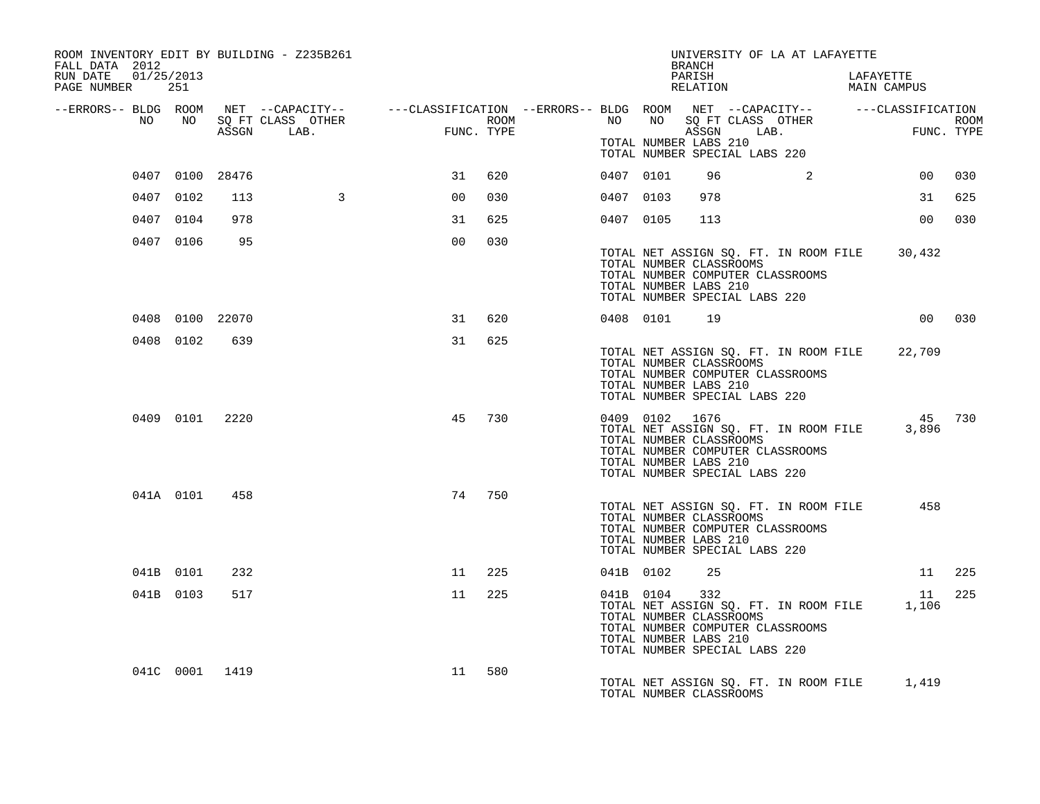ROOM INVENTORY EDIT BY BUILDING - Z235B261

FALL DATA 2012
RUN DATE 01/25/2013
PAGE NUMBER 251

UNIVERSITY OF LA AT LAFAYETTE
BRANCH
PARISH LAFAYETTE
RELATION MAIN CAMPUS

| --ERRORS-- | BLDG NO | ROOM NO | NET SQ FT ASSGN | --CAPACITY-- CLASS LAB. | OTHER | ---CLASSIFICATION FUNC. | ROOM TYPE | --ERRORS-- | BLDG NO | ROOM NO | NET SQ FT ASSGN | --CAPACITY-- CLASS LAB. | OTHER | ---CLASSIFICATION FUNC. | ROOM TYPE |
|---|---|---|---|---|---|---|---|---|---|---|---|---|---|---|---|
| | | | | | | | | | TOTAL NUMBER LABS 210 | | | | | | |
| | | | | | | | | | TOTAL NUMBER SPECIAL LABS 220 | | | | | | |
| | 0407 | 0100 | 28476 | | | 31 | 620 | | 0407 | 0101 | 96 | | 2 | 00 | 030 |
| | 0407 | 0102 | 113 | | 3 | 00 | 030 | | 0407 | 0103 | 978 | | | 31 | 625 |
| | 0407 | 0104 | 978 | | | 31 | 625 | | 0407 | 0105 | 113 | | | 00 | 030 |
| | 0407 | 0106 | 95 | | | 00 | 030 | | | | | | | | |
| | | | | | | | | | TOTAL NET ASSIGN SQ. FT. IN ROOM FILE | | | | | 30,432 | |
| | | | | | | | | | TOTAL NUMBER CLASSROOMS | | | | | | |
| | | | | | | | | | TOTAL NUMBER COMPUTER CLASSROOMS | | | | | | |
| | | | | | | | | | TOTAL NUMBER LABS 210 | | | | | | |
| | | | | | | | | | TOTAL NUMBER SPECIAL LABS 220 | | | | | | |
| | 0408 | 0100 | 22070 | | | 31 | 620 | | 0408 | 0101 | 19 | | | 00 | 030 |
| | 0408 | 0102 | 639 | | | 31 | 625 | | | | | | | | |
| | | | | | | | | | TOTAL NET ASSIGN SQ. FT. IN ROOM FILE | | | | | 22,709 | |
| | | | | | | | | | TOTAL NUMBER CLASSROOMS | | | | | | |
| | | | | | | | | | TOTAL NUMBER COMPUTER CLASSROOMS | | | | | | |
| | | | | | | | | | TOTAL NUMBER LABS 210 | | | | | | |
| | | | | | | | | | TOTAL NUMBER SPECIAL LABS 220 | | | | | | |
| | 0409 | 0101 | 2220 | | | 45 | 730 | | 0409 | 0102 | 1676 | | | 45 | 730 |
| | | | | | | | | | TOTAL NET ASSIGN SQ. FT. IN ROOM FILE | | | | | 3,896 | |
| | | | | | | | | | TOTAL NUMBER CLASSROOMS | | | | | | |
| | | | | | | | | | TOTAL NUMBER COMPUTER CLASSROOMS | | | | | | |
| | | | | | | | | | TOTAL NUMBER LABS 210 | | | | | | |
| | | | | | | | | | TOTAL NUMBER SPECIAL LABS 220 | | | | | | |
| | 041A | 0101 | 458 | | | 74 | 750 | | | | | | | | |
| | | | | | | | | | TOTAL NET ASSIGN SQ. FT. IN ROOM FILE | | | | | 458 | |
| | | | | | | | | | TOTAL NUMBER CLASSROOMS | | | | | | |
| | | | | | | | | | TOTAL NUMBER COMPUTER CLASSROOMS | | | | | | |
| | | | | | | | | | TOTAL NUMBER LABS 210 | | | | | | |
| | | | | | | | | | TOTAL NUMBER SPECIAL LABS 220 | | | | | | |
| | 041B | 0101 | 232 | | | 11 | 225 | | 041B | 0102 | 25 | | | 11 | 225 |
| | 041B | 0103 | 517 | | | 11 | 225 | | 041B | 0104 | 332 | | | 11 | 225 |
| | | | | | | | | | TOTAL NET ASSIGN SQ. FT. IN ROOM FILE | | | | | 1,106 | |
| | | | | | | | | | TOTAL NUMBER CLASSROOMS | | | | | | |
| | | | | | | | | | TOTAL NUMBER COMPUTER CLASSROOMS | | | | | | |
| | | | | | | | | | TOTAL NUMBER LABS 210 | | | | | | |
| | | | | | | | | | TOTAL NUMBER SPECIAL LABS 220 | | | | | | |
| | 041C | 0001 | 1419 | | | 11 | 580 | | | | | | | | |
| | | | | | | | | | TOTAL NET ASSIGN SQ. FT. IN ROOM FILE | | | | | 1,419 | |
| | | | | | | | | | TOTAL NUMBER CLASSROOMS | | | | | | |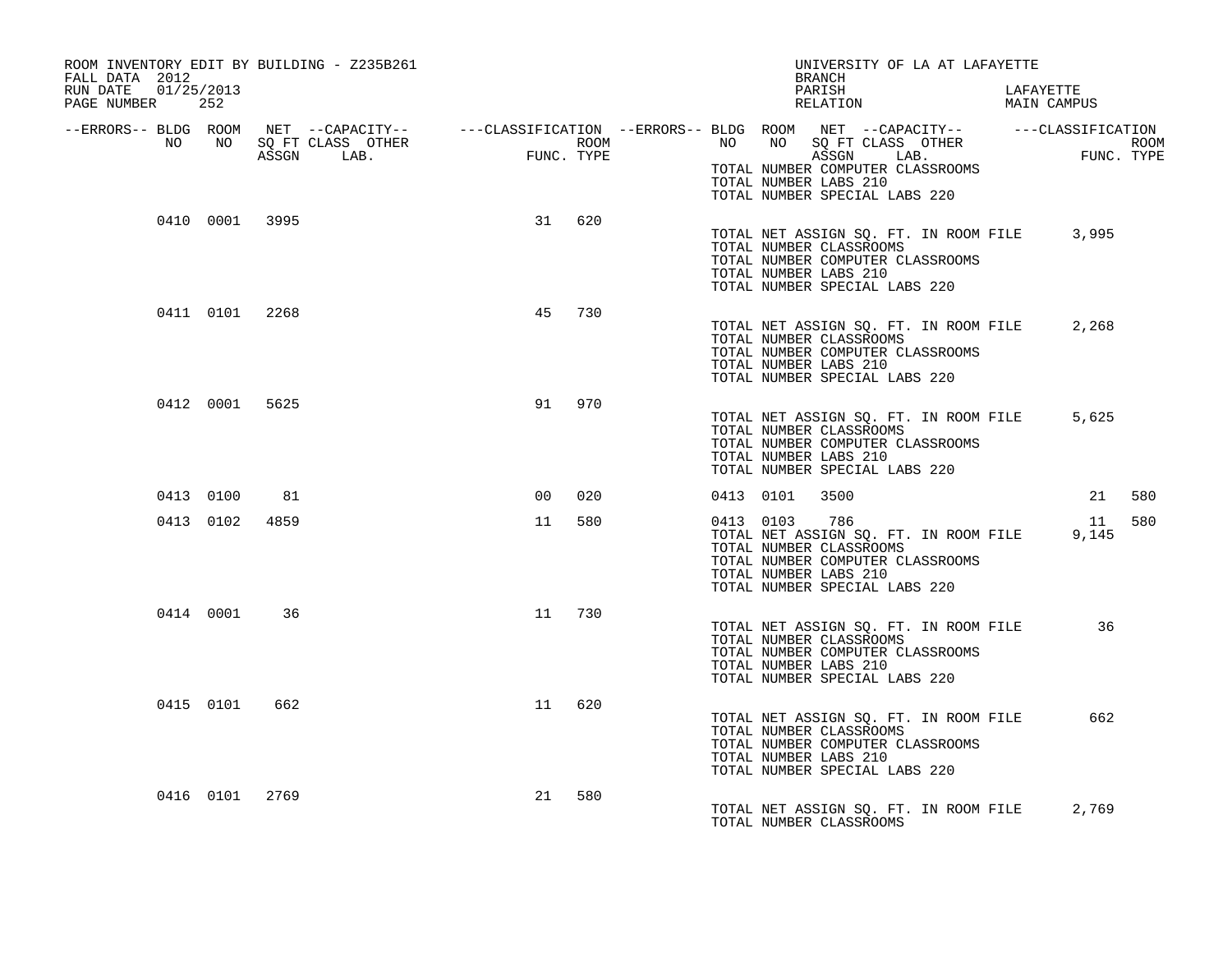ROOM INVENTORY EDIT BY BUILDING - Z235B261
FALL DATA 2012
RUN DATE 01/25/2013
PAGE NUMBER 252

UNIVERSITY OF LA AT LAFAYETTE
BRANCH
PARISH LAFAYETTE
RELATION MAIN CAMPUS

| --ERRORS-- | BLDG NO | ROOM NO | NET SQ FT ASSGN | --CAPACITY-- CLASS LAB. | OTHER | ---CLASSIFICATION FUNC. | ROOM TYPE | --ERRORS-- | BLDG NO | ROOM NO | NET SQ FT ASSGN | --CAPACITY-- CLASS LAB. | OTHER | ---CLASSIFICATION FUNC. | ROOM TYPE |
|---|---|---|---|---|---|---|---|---|---|---|---|---|---|---|---|
| | | | | | | | | | TOTAL NUMBER COMPUTER CLASSROOMS | | | | | | |
| | | | | | | | | | TOTAL NUMBER LABS 210 | | | | | | |
| | | | | | | | | | TOTAL NUMBER SPECIAL LABS 220 | | | | | | |
| | 0410 | 0001 | 3995 | | | 31 | 620 | | | | | | | | |
| | | | | | | | | | TOTAL NET ASSIGN SQ. FT. IN ROOM FILE | | | | | 3,995 | |
| | | | | | | | | | TOTAL NUMBER CLASSROOMS | | | | | | |
| | | | | | | | | | TOTAL NUMBER COMPUTER CLASSROOMS | | | | | | |
| | | | | | | | | | TOTAL NUMBER LABS 210 | | | | | | |
| | | | | | | | | | TOTAL NUMBER SPECIAL LABS 220 | | | | | | |
| | 0411 | 0101 | 2268 | | | 45 | 730 | | | | | | | | |
| | | | | | | | | | TOTAL NET ASSIGN SQ. FT. IN ROOM FILE | | | | | 2,268 | |
| | | | | | | | | | TOTAL NUMBER CLASSROOMS | | | | | | |
| | | | | | | | | | TOTAL NUMBER COMPUTER CLASSROOMS | | | | | | |
| | | | | | | | | | TOTAL NUMBER LABS 210 | | | | | | |
| | | | | | | | | | TOTAL NUMBER SPECIAL LABS 220 | | | | | | |
| | 0412 | 0001 | 5625 | | | 91 | 970 | | | | | | | | |
| | | | | | | | | | TOTAL NET ASSIGN SQ. FT. IN ROOM FILE | | | | | 5,625 | |
| | | | | | | | | | TOTAL NUMBER CLASSROOMS | | | | | | |
| | | | | | | | | | TOTAL NUMBER COMPUTER CLASSROOMS | | | | | | |
| | | | | | | | | | TOTAL NUMBER LABS 210 | | | | | | |
| | | | | | | | | | TOTAL NUMBER SPECIAL LABS 220 | | | | | | |
| | 0413 | 0100 | 81 | | | 00 | 020 | | 0413 | 0101 | 3500 | | | 21 | 580 |
| | 0413 | 0102 | 4859 | | | 11 | 580 | | 0413 | 0103 | 786 | | | 11 | 580 |
| | | | | | | | | | TOTAL NET ASSIGN SQ. FT. IN ROOM FILE | | | | | 9,145 | |
| | | | | | | | | | TOTAL NUMBER CLASSROOMS | | | | | | |
| | | | | | | | | | TOTAL NUMBER COMPUTER CLASSROOMS | | | | | | |
| | | | | | | | | | TOTAL NUMBER LABS 210 | | | | | | |
| | | | | | | | | | TOTAL NUMBER SPECIAL LABS 220 | | | | | | |
| | 0414 | 0001 | 36 | | | 11 | 730 | | | | | | | | |
| | | | | | | | | | TOTAL NET ASSIGN SQ. FT. IN ROOM FILE | | | | | 36 | |
| | | | | | | | | | TOTAL NUMBER CLASSROOMS | | | | | | |
| | | | | | | | | | TOTAL NUMBER COMPUTER CLASSROOMS | | | | | | |
| | | | | | | | | | TOTAL NUMBER LABS 210 | | | | | | |
| | | | | | | | | | TOTAL NUMBER SPECIAL LABS 220 | | | | | | |
| | 0415 | 0101 | 662 | | | 11 | 620 | | | | | | | | |
| | | | | | | | | | TOTAL NET ASSIGN SQ. FT. IN ROOM FILE | | | | | 662 | |
| | | | | | | | | | TOTAL NUMBER CLASSROOMS | | | | | | |
| | | | | | | | | | TOTAL NUMBER COMPUTER CLASSROOMS | | | | | | |
| | | | | | | | | | TOTAL NUMBER LABS 210 | | | | | | |
| | | | | | | | | | TOTAL NUMBER SPECIAL LABS 220 | | | | | | |
| | 0416 | 0101 | 2769 | | | 21 | 580 | | | | | | | | |
| | | | | | | | | | TOTAL NET ASSIGN SQ. FT. IN ROOM FILE | | | | | 2,769 | |
| | | | | | | | | | TOTAL NUMBER CLASSROOMS | | | | | | |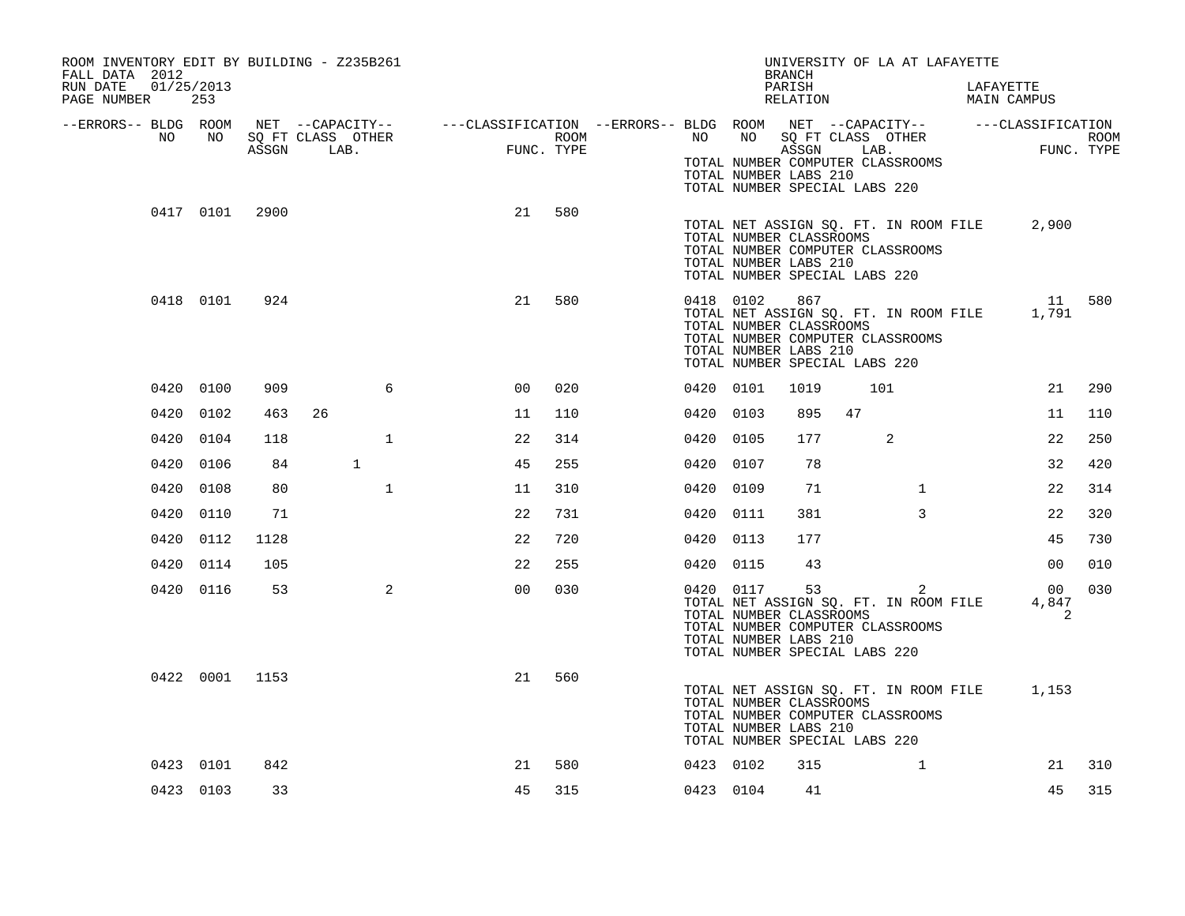ROOM INVENTORY EDIT BY BUILDING - Z235B261
FALL DATA 2012
RUN DATE 01/25/2013

UNIVERSITY OF LA AT LAFAYETTE
BRANCH
PARISH LAFAYETTE
RELATION MAIN CAMPUS

| --ERRORS-- | BLDG NO | ROOM NO | NET SQ FT ASSGN | --CAPACITY-- CLASS LAB. | OTHER | ---CLASSIFICATION FUNC. | ROOM TYPE | --ERRORS-- | BLDG NO | ROOM NO | NET SQ FT ASSGN | --CAPACITY-- CLASS LAB. | OTHER | ---CLASSIFICATION FUNC. | ROOM TYPE |
|---|---|---|---|---|---|---|---|---|---|---|---|---|---|---|---|
| | | | | | | | | | TOTAL NUMBER COMPUTER CLASSROOMS | | | | | | |
| | | | | | | | | | TOTAL NUMBER LABS 210 | | | | | | |
| | | | | | | | | | TOTAL NUMBER SPECIAL LABS 220 | | | | | | |
| | 0417 | 0101 | 2900 | | | 21 | 580 | | | | | | | | |
| | | | | | | | | | TOTAL NET ASSIGN SQ. FT. IN ROOM FILE | | | | | 2,900 | |
| | | | | | | | | | TOTAL NUMBER CLASSROOMS | | | | | | |
| | | | | | | | | | TOTAL NUMBER COMPUTER CLASSROOMS | | | | | | |
| | | | | | | | | | TOTAL NUMBER LABS 210 | | | | | | |
| | | | | | | | | | TOTAL NUMBER SPECIAL LABS 220 | | | | | | |
| | 0418 | 0101 | 924 | | | 21 | 580 | | 0418 | 0102 | 867 | | | 11 | 580 |
| | | | | | | | | | TOTAL NET ASSIGN SQ. FT. IN ROOM FILE | | | | | 1,791 | |
| | | | | | | | | | TOTAL NUMBER CLASSROOMS | | | | | | |
| | | | | | | | | | TOTAL NUMBER COMPUTER CLASSROOMS | | | | | | |
| | | | | | | | | | TOTAL NUMBER LABS 210 | | | | | | |
| | | | | | | | | | TOTAL NUMBER SPECIAL LABS 220 | | | | | | |
| | 0420 | 0100 | 909 | | 6 | 00 | 020 | | 0420 | 0101 | 1019 | 101 | | 21 | 290 |
| | 0420 | 0102 | 463 | 26 | | 11 | 110 | | 0420 | 0103 | 895 | 47 | | 11 | 110 |
| | 0420 | 0104 | 118 | | 1 | 22 | 314 | | 0420 | 0105 | 177 | 2 | | 22 | 250 |
| | 0420 | 0106 | 84 | 1 | | 45 | 255 | | 0420 | 0107 | 78 | | | 32 | 420 |
| | 0420 | 0108 | 80 | | 1 | 11 | 310 | | 0420 | 0109 | 71 | | 1 | 22 | 314 |
| | 0420 | 0110 | 71 | | | 22 | 731 | | 0420 | 0111 | 381 | | 3 | 22 | 320 |
| | 0420 | 0112 | 1128 | | | 22 | 720 | | 0420 | 0113 | 177 | | | 45 | 730 |
| | 0420 | 0114 | 105 | | | 22 | 255 | | 0420 | 0115 | 43 | | | 00 | 010 |
| | 0420 | 0116 | 53 | | 2 | 00 | 030 | | 0420 | 0117 | 53 | | 2 | 00 | 030 |
| | | | | | | | | | TOTAL NET ASSIGN SQ. FT. IN ROOM FILE | | | | | 4,847 | |
| | | | | | | | | | TOTAL NUMBER CLASSROOMS | | | | | 2 | |
| | | | | | | | | | TOTAL NUMBER COMPUTER CLASSROOMS | | | | | | |
| | | | | | | | | | TOTAL NUMBER LABS 210 | | | | | | |
| | | | | | | | | | TOTAL NUMBER SPECIAL LABS 220 | | | | | | |
| | 0422 | 0001 | 1153 | | | 21 | 560 | | | | | | | | |
| | | | | | | | | | TOTAL NET ASSIGN SQ. FT. IN ROOM FILE | | | | | 1,153 | |
| | | | | | | | | | TOTAL NUMBER CLASSROOMS | | | | | | |
| | | | | | | | | | TOTAL NUMBER COMPUTER CLASSROOMS | | | | | | |
| | | | | | | | | | TOTAL NUMBER LABS 210 | | | | | | |
| | | | | | | | | | TOTAL NUMBER SPECIAL LABS 220 | | | | | | |
| | 0423 | 0101 | 842 | | | 21 | 580 | | 0423 | 0102 | 315 | | 1 | 21 | 310 |
| | 0423 | 0103 | 33 | | | 45 | 315 | | 0423 | 0104 | 41 | | | 45 | 315 |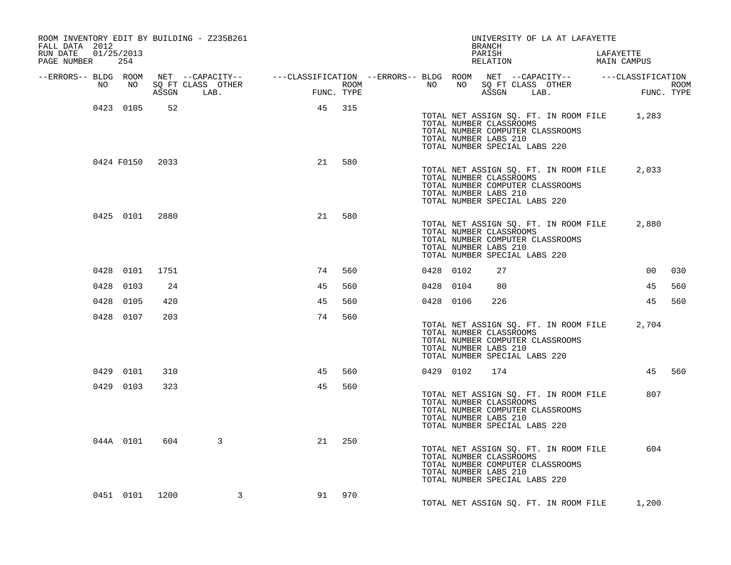ROOM INVENTORY EDIT BY BUILDING - Z235B261
FALL DATA 2012
RUN DATE 01/25/2013

UNIVERSITY OF LA AT LAFAYETTE
BRANCH
PARISH LAFAYETTE
RELATION MAIN CAMPUS

| --ERRORS-- | BLDG NO | ROOM NO | NET SQ FT ASSGN | --CAPACITY-- CLASS LAB. | OTHER | ---CLASSIFICATION FUNC. | ROOM TYPE | --ERRORS-- | BLDG NO | ROOM NO | NET SQ FT ASSGN | --CAPACITY-- CLASS LAB. | OTHER | ---CLASSIFICATION FUNC. | ROOM TYPE |
|---|---|---|---|---|---|---|---|---|---|---|---|---|---|---|---|
| | 0423 | 0105 | 52 | | | 45 | 315 | | | | | | | | |
| | | | | | | | | | TOTAL NET ASSIGN SQ. FT. IN ROOM FILE | | | | | 1,283 | |
| | | | | | | | | | TOTAL NUMBER CLASSROOMS | | | | | | |
| | | | | | | | | | TOTAL NUMBER COMPUTER CLASSROOMS | | | | | | |
| | | | | | | | | | TOTAL NUMBER LABS 210 | | | | | | |
| | | | | | | | | | TOTAL NUMBER SPECIAL LABS 220 | | | | | | |
| | 0424 | F0150 | 2033 | | | 21 | 580 | | | | | | | | |
| | | | | | | | | | TOTAL NET ASSIGN SQ. FT. IN ROOM FILE | | | | | 2,033 | |
| | | | | | | | | | TOTAL NUMBER CLASSROOMS | | | | | | |
| | | | | | | | | | TOTAL NUMBER COMPUTER CLASSROOMS | | | | | | |
| | | | | | | | | | TOTAL NUMBER LABS 210 | | | | | | |
| | | | | | | | | | TOTAL NUMBER SPECIAL LABS 220 | | | | | | |
| | 0425 | 0101 | 2880 | | | 21 | 580 | | | | | | | | |
| | | | | | | | | | TOTAL NET ASSIGN SQ. FT. IN ROOM FILE | | | | | 2,880 | |
| | | | | | | | | | TOTAL NUMBER CLASSROOMS | | | | | | |
| | | | | | | | | | TOTAL NUMBER COMPUTER CLASSROOMS | | | | | | |
| | | | | | | | | | TOTAL NUMBER LABS 210 | | | | | | |
| | | | | | | | | | TOTAL NUMBER SPECIAL LABS 220 | | | | | | |
| | 0428 | 0101 | 1751 | | | 74 | 560 | | 0428 | 0102 | 27 | | | 00 | 030 |
| | 0428 | 0103 | 24 | | | 45 | 560 | | 0428 | 0104 | 80 | | | 45 | 560 |
| | 0428 | 0105 | 420 | | | 45 | 560 | | 0428 | 0106 | 226 | | | 45 | 560 |
| | 0428 | 0107 | 203 | | | 74 | 560 | | | | | | | | |
| | | | | | | | | | TOTAL NET ASSIGN SQ. FT. IN ROOM FILE | | | | | 2,704 | |
| | | | | | | | | | TOTAL NUMBER CLASSROOMS | | | | | | |
| | | | | | | | | | TOTAL NUMBER COMPUTER CLASSROOMS | | | | | | |
| | | | | | | | | | TOTAL NUMBER LABS 210 | | | | | | |
| | | | | | | | | | TOTAL NUMBER SPECIAL LABS 220 | | | | | | |
| | 0429 | 0101 | 310 | | | 45 | 560 | | 0429 | 0102 | 174 | | | 45 | 560 |
| | 0429 | 0103 | 323 | | | 45 | 560 | | | | | | | | |
| | | | | | | | | | TOTAL NET ASSIGN SQ. FT. IN ROOM FILE | | | | | 807 | |
| | | | | | | | | | TOTAL NUMBER CLASSROOMS | | | | | | |
| | | | | | | | | | TOTAL NUMBER COMPUTER CLASSROOMS | | | | | | |
| | | | | | | | | | TOTAL NUMBER LABS 210 | | | | | | |
| | | | | | | | | | TOTAL NUMBER SPECIAL LABS 220 | | | | | | |
| | 044A | 0101 | 604 | 3 | | 21 | 250 | | | | | | | | |
| | | | | | | | | | TOTAL NET ASSIGN SQ. FT. IN ROOM FILE | | | | | 604 | |
| | | | | | | | | | TOTAL NUMBER CLASSROOMS | | | | | | |
| | | | | | | | | | TOTAL NUMBER COMPUTER CLASSROOMS | | | | | | |
| | | | | | | | | | TOTAL NUMBER LABS 210 | | | | | | |
| | | | | | | | | | TOTAL NUMBER SPECIAL LABS 220 | | | | | | |
| | 0451 | 0101 | 1200 | | 3 | 91 | 970 | | | | | | | | |
| | | | | | | | | | TOTAL NET ASSIGN SQ. FT. IN ROOM FILE | | | | | 1,200 | |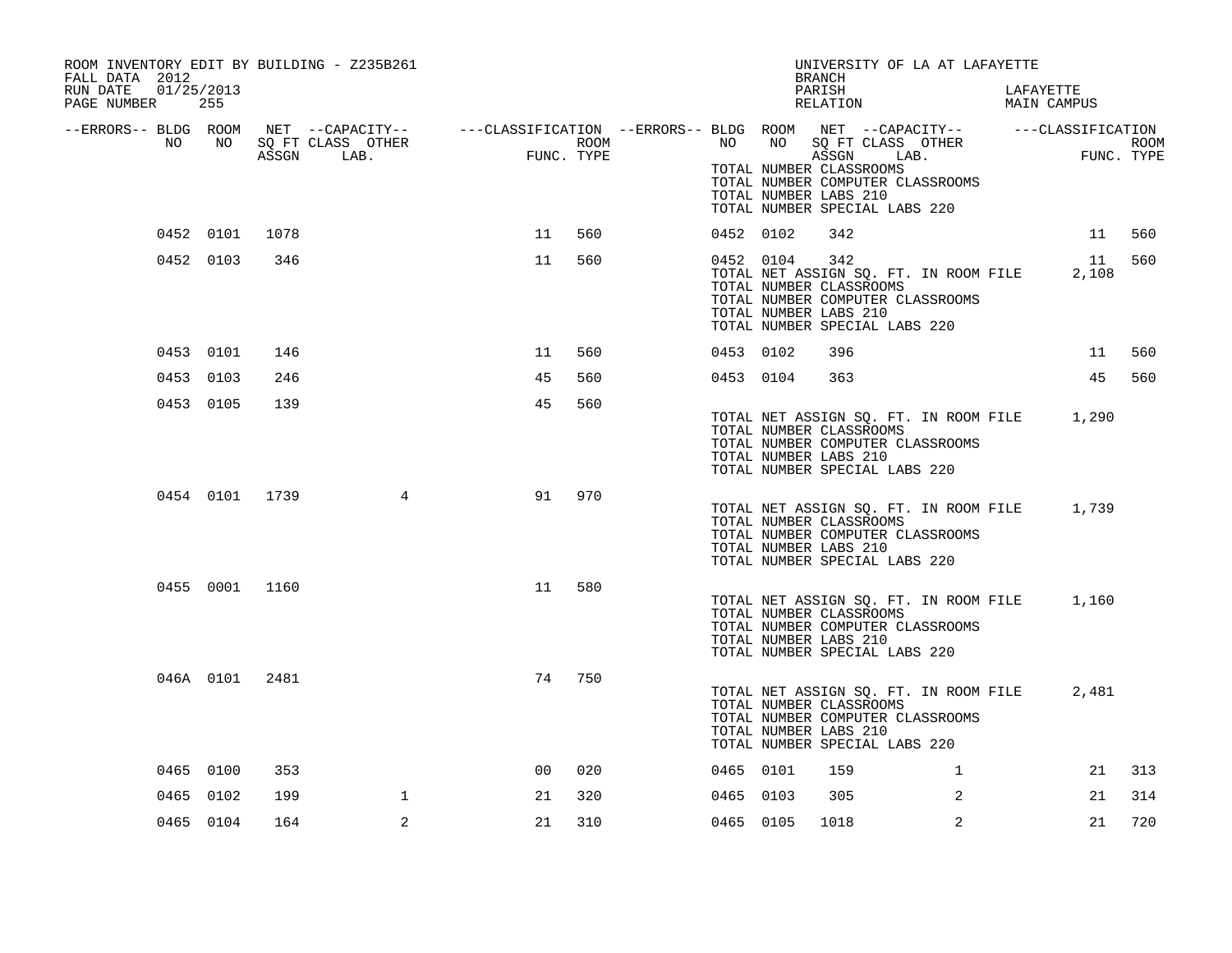ROOM INVENTORY EDIT BY BUILDING - Z235B261
FALL DATA 2012
RUN DATE 01/25/2013
PAGE NUMBER 255

UNIVERSITY OF LA AT LAFAYETTE
BRANCH
PARISH LAFAYETTE
RELATION MAIN CAMPUS

| --ERRORS-- | BLDG NO | ROOM NO | NET SQ FT ASSGN | --CAPACITY-- CLASS LAB. | OTHER | ---CLASSIFICATION FUNC. | ROOM TYPE | --ERRORS-- | BLDG NO | ROOM NO | NET SQ FT ASSGN | --CAPACITY-- CLASS LAB. | OTHER | ---CLASSIFICATION FUNC. | ROOM TYPE |
|---|---|---|---|---|---|---|---|---|---|---|---|---|---|---|---|
| | | | | | | | | | TOTAL NUMBER CLASSROOMS<br>TOTAL NUMBER COMPUTER CLASSROOMS<br>TOTAL NUMBER LABS 210<br>TOTAL NUMBER SPECIAL LABS 220 | | | | | | |
| | 0452 | 0101 | 1078 | | | 11 | 560 | | 0452 | 0102 | 342 | | | 11 | 560 |
| | 0452 | 0103 | 346 | | | 11 | 560 | | 0452 | 0104 | 342 | | | 11 | 560 |
| | | | | | | | | | TOTAL NET ASSIGN SQ. FT. IN ROOM FILE<br>TOTAL NUMBER CLASSROOMS<br>TOTAL NUMBER COMPUTER CLASSROOMS<br>TOTAL NUMBER LABS 210<br>TOTAL NUMBER SPECIAL LABS 220 | | | | | 2,108 | |
| | 0453 | 0101 | 146 | | | 11 | 560 | | 0453 | 0102 | 396 | | | 11 | 560 |
| | 0453 | 0103 | 246 | | | 45 | 560 | | 0453 | 0104 | 363 | | | 45 | 560 |
| | 0453 | 0105 | 139 | | | 45 | 560 | | | | | | | | |
| | | | | | | | | | TOTAL NET ASSIGN SQ. FT. IN ROOM FILE<br>TOTAL NUMBER CLASSROOMS<br>TOTAL NUMBER COMPUTER CLASSROOMS<br>TOTAL NUMBER LABS 210<br>TOTAL NUMBER SPECIAL LABS 220 | | | | | 1,290 | |
| | 0454 | 0101 | 1739 | | 4 | 91 | 970 | | | | | | | | |
| | | | | | | | | | TOTAL NET ASSIGN SQ. FT. IN ROOM FILE<br>TOTAL NUMBER CLASSROOMS<br>TOTAL NUMBER COMPUTER CLASSROOMS<br>TOTAL NUMBER LABS 210<br>TOTAL NUMBER SPECIAL LABS 220 | | | | | 1,739 | |
| | 0455 | 0001 | 1160 | | | 11 | 580 | | | | | | | | |
| | | | | | | | | | TOTAL NET ASSIGN SQ. FT. IN ROOM FILE<br>TOTAL NUMBER CLASSROOMS<br>TOTAL NUMBER COMPUTER CLASSROOMS<br>TOTAL NUMBER LABS 210<br>TOTAL NUMBER SPECIAL LABS 220 | | | | | 1,160 | |
| | 046A | 0101 | 2481 | | | 74 | 750 | | | | | | | | |
| | | | | | | | | | TOTAL NET ASSIGN SQ. FT. IN ROOM FILE<br>TOTAL NUMBER CLASSROOMS<br>TOTAL NUMBER COMPUTER CLASSROOMS<br>TOTAL NUMBER LABS 210<br>TOTAL NUMBER SPECIAL LABS 220 | | | | | 2,481 | |
| | 0465 | 0100 | 353 | | | 00 | 020 | | 0465 | 0101 | 159 | | 1 | 21 | 313 |
| | 0465 | 0102 | 199 | | 1 | 21 | 320 | | 0465 | 0103 | 305 | | 2 | 21 | 314 |
| | 0465 | 0104 | 164 | | 2 | 21 | 310 | | 0465 | 0105 | 1018 | | 2 | 21 | 720 |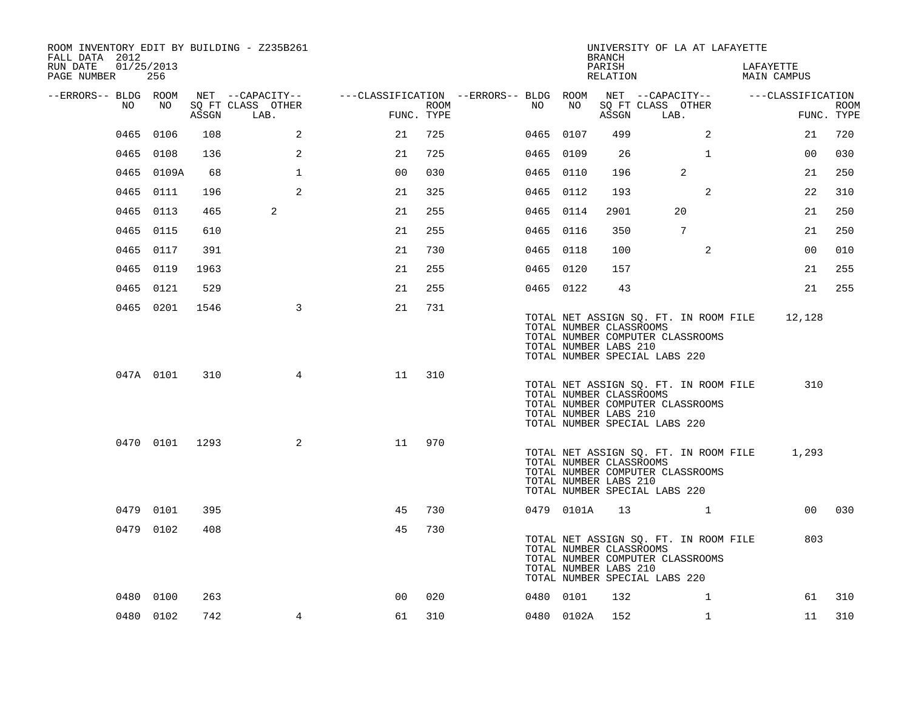ROOM INVENTORY EDIT BY BUILDING - Z235B261
FALL DATA 2012
RUN DATE 01/25/2013
PAGE NUMBER 256

UNIVERSITY OF LA AT LAFAYETTE
BRANCH
PARISH LAFAYETTE
RELATION MAIN CAMPUS

| --ERRORS-- | BLDG NO | ROOM NO | NET SQ FT ASSGN | CAPACITY CLASS LAB. | CAPACITY OTHER | CLASSIFICATION FUNC. | ROOM TYPE | --ERRORS-- | BLDG NO | ROOM NO | NET SQ FT ASSGN | CAPACITY CLASS LAB. | CAPACITY OTHER | CLASSIFICATION FUNC. | ROOM TYPE |
|---|---|---|---|---|---|---|---|---|---|---|---|---|---|---|---|
| | 0465 | 0106 | 108 | | 2 | 21 | 725 | | 0465 | 0107 | 499 | | 2 | 21 | 720 |
| | 0465 | 0108 | 136 | | 2 | 21 | 725 | | 0465 | 0109 | 26 | | 1 | 00 | 030 |
| | 0465 | 0109A | 68 | | 1 | 00 | 030 | | 0465 | 0110 | 196 | 2 | | 21 | 250 |
| | 0465 | 0111 | 196 | | 2 | 21 | 325 | | 0465 | 0112 | 193 | | 2 | 22 | 310 |
| | 0465 | 0113 | 465 | 2 | | 21 | 255 | | 0465 | 0114 | 2901 | 20 | | 21 | 250 |
| | 0465 | 0115 | 610 | | | 21 | 255 | | 0465 | 0116 | 350 | 7 | | 21 | 250 |
| | 0465 | 0117 | 391 | | | 21 | 730 | | 0465 | 0118 | 100 | | 2 | 00 | 010 |
| | 0465 | 0119 | 1963 | | | 21 | 255 | | 0465 | 0120 | 157 | | | 21 | 255 |
| | 0465 | 0121 | 529 | | | 21 | 255 | | 0465 | 0122 | 43 | | | 21 | 255 |
| | 0465 | 0201 | 1546 | | 3 | 21 | 731 | | | | | | | | |

TOTAL NET ASSIGN SQ. FT. IN ROOM FILE 12,128
TOTAL NUMBER CLASSROOMS
TOTAL NUMBER COMPUTER CLASSROOMS
TOTAL NUMBER LABS 210
TOTAL NUMBER SPECIAL LABS 220

| --ERRORS-- | BLDG NO | ROOM NO | NET SQ FT ASSGN | CAPACITY CLASS LAB. | CAPACITY OTHER | CLASSIFICATION FUNC. | ROOM TYPE |
|---|---|---|---|---|---|---|---|
| | 047A | 0101 | 310 | | 4 | 11 | 310 |

TOTAL NET ASSIGN SQ. FT. IN ROOM FILE 310
TOTAL NUMBER CLASSROOMS
TOTAL NUMBER COMPUTER CLASSROOMS
TOTAL NUMBER LABS 210
TOTAL NUMBER SPECIAL LABS 220

| --ERRORS-- | BLDG NO | ROOM NO | NET SQ FT ASSGN | CAPACITY CLASS LAB. | CAPACITY OTHER | CLASSIFICATION FUNC. | ROOM TYPE |
|---|---|---|---|---|---|---|---|
| | 0470 | 0101 | 1293 | | 2 | 11 | 970 |

TOTAL NET ASSIGN SQ. FT. IN ROOM FILE 1,293
TOTAL NUMBER CLASSROOMS
TOTAL NUMBER COMPUTER CLASSROOMS
TOTAL NUMBER LABS 210
TOTAL NUMBER SPECIAL LABS 220

| --ERRORS-- | BLDG NO | ROOM NO | NET SQ FT ASSGN | CAPACITY CLASS LAB. | CAPACITY OTHER | CLASSIFICATION FUNC. | ROOM TYPE | --ERRORS-- | BLDG NO | ROOM NO | NET SQ FT ASSGN | CAPACITY CLASS LAB. | CAPACITY OTHER | CLASSIFICATION FUNC. | ROOM TYPE |
|---|---|---|---|---|---|---|---|---|---|---|---|---|---|---|---|
| | 0479 | 0101 | 395 | | | 45 | 730 | | 0479 | 0101A | 13 | | 1 | 00 | 030 |
| | 0479 | 0102 | 408 | | | 45 | 730 | | | | | | | | |

TOTAL NET ASSIGN SQ. FT. IN ROOM FILE 803
TOTAL NUMBER CLASSROOMS
TOTAL NUMBER COMPUTER CLASSROOMS
TOTAL NUMBER LABS 210
TOTAL NUMBER SPECIAL LABS 220

| --ERRORS-- | BLDG NO | ROOM NO | NET SQ FT ASSGN | CAPACITY CLASS LAB. | CAPACITY OTHER | CLASSIFICATION FUNC. | ROOM TYPE | --ERRORS-- | BLDG NO | ROOM NO | NET SQ FT ASSGN | CAPACITY CLASS LAB. | CAPACITY OTHER | CLASSIFICATION FUNC. | ROOM TYPE |
|---|---|---|---|---|---|---|---|---|---|---|---|---|---|---|---|
| | 0480 | 0100 | 263 | | | 00 | 020 | | 0480 | 0101 | 132 | | 1 | 61 | 310 |
| | 0480 | 0102 | 742 | | 4 | 61 | 310 | | 0480 | 0102A | 152 | | 1 | 11 | 310 |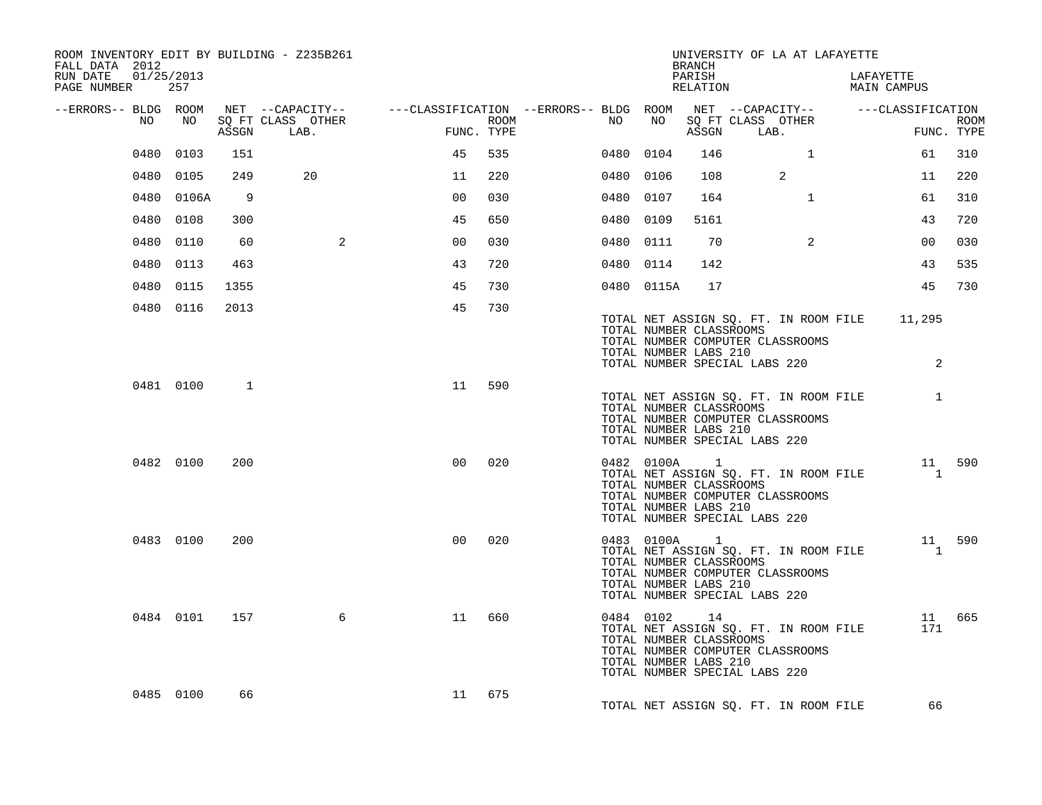ROOM INVENTORY EDIT BY BUILDING - Z235B261
FALL DATA 2012
RUN DATE 01/25/2013

UNIVERSITY OF LA AT LAFAYETTE
BRANCH
PARISH LAFAYETTE
RELATION MAIN CAMPUS

| --ERRORS-- | BLDG NO | ROOM NO | NET SQ FT ASSGN | --CAPACITY-- CLASS LAB. | OTHER | ---CLASSIFICATION FUNC. | ROOM TYPE | --ERRORS-- | BLDG NO | ROOM NO | NET SQ FT ASSGN | --CAPACITY-- CLASS LAB. | OTHER | ---CLASSIFICATION FUNC. | ROOM TYPE |
|---|---|---|---|---|---|---|---|---|---|---|---|---|---|---|---|
| | 0480 | 0103 | 151 | | | 45 | 535 | | 0480 | 0104 | 146 | | 1 | 61 | 310 |
| | 0480 | 0105 | 249 | 20 | | 11 | 220 | | 0480 | 0106 | 108 | 2 | | 11 | 220 |
| | 0480 | 0106A | 9 | | | 00 | 030 | | 0480 | 0107 | 164 | | 1 | 61 | 310 |
| | 0480 | 0108 | 300 | | | 45 | 650 | | 0480 | 0109 | 5161 | | | 43 | 720 |
| | 0480 | 0110 | 60 | | 2 | 00 | 030 | | 0480 | 0111 | 70 | | 2 | 00 | 030 |
| | 0480 | 0113 | 463 | | | 43 | 720 | | 0480 | 0114 | 142 | | | 43 | 535 |
| | 0480 | 0115 | 1355 | | | 45 | 730 | | 0480 | 0115A | 17 | | | 45 | 730 |
| | 0480 | 0116 | 2013 | | | 45 | 730 | | | | | | | | |

TOTAL NET ASSIGN SQ. FT. IN ROOM FILE 11,295
TOTAL NUMBER CLASSROOMS
TOTAL NUMBER COMPUTER CLASSROOMS
TOTAL NUMBER LABS 210
TOTAL NUMBER SPECIAL LABS 220 2

| BLDG NO | ROOM NO | NET SQ FT ASSGN | CLASS LAB. | OTHER | FUNC. | ROOM TYPE |
|---|---|---|---|---|---|---|
| 0481 | 0100 | 1 | | | 11 | 590 |

TOTAL NET ASSIGN SQ. FT. IN ROOM FILE 1
TOTAL NUMBER CLASSROOMS
TOTAL NUMBER COMPUTER CLASSROOMS
TOTAL NUMBER LABS 210
TOTAL NUMBER SPECIAL LABS 220

| BLDG NO | ROOM NO | NET SQ FT ASSGN | CLASS LAB. | OTHER | FUNC. | ROOM TYPE | BLDG NO | ROOM NO | NET SQ FT ASSGN | CLASS LAB. | OTHER | FUNC. | ROOM TYPE |
|---|---|---|---|---|---|---|---|---|---|---|---|---|---|
| 0482 | 0100 | 200 | | | 00 | 020 | 0482 | 0100A | 1 | | | 11 | 590 |

TOTAL NET ASSIGN SQ. FT. IN ROOM FILE 1
TOTAL NUMBER CLASSROOMS
TOTAL NUMBER COMPUTER CLASSROOMS
TOTAL NUMBER LABS 210
TOTAL NUMBER SPECIAL LABS 220

| BLDG NO | ROOM NO | NET SQ FT ASSGN | CLASS LAB. | OTHER | FUNC. | ROOM TYPE | BLDG NO | ROOM NO | NET SQ FT ASSGN | CLASS LAB. | OTHER | FUNC. | ROOM TYPE |
|---|---|---|---|---|---|---|---|---|---|---|---|---|---|
| 0483 | 0100 | 200 | | | 00 | 020 | 0483 | 0100A | 1 | | | 11 | 590 |

TOTAL NET ASSIGN SQ. FT. IN ROOM FILE 1
TOTAL NUMBER CLASSROOMS
TOTAL NUMBER COMPUTER CLASSROOMS
TOTAL NUMBER LABS 210
TOTAL NUMBER SPECIAL LABS 220

| BLDG NO | ROOM NO | NET SQ FT ASSGN | CLASS LAB. | OTHER | FUNC. | ROOM TYPE | BLDG NO | ROOM NO | NET SQ FT ASSGN | CLASS LAB. | OTHER | FUNC. | ROOM TYPE |
|---|---|---|---|---|---|---|---|---|---|---|---|---|---|
| 0484 | 0101 | 157 | | 6 | 11 | 660 | 0484 | 0102 | 14 | | | 11 | 665 |

TOTAL NET ASSIGN SQ. FT. IN ROOM FILE 171
TOTAL NUMBER CLASSROOMS
TOTAL NUMBER COMPUTER CLASSROOMS
TOTAL NUMBER LABS 210
TOTAL NUMBER SPECIAL LABS 220

| BLDG NO | ROOM NO | NET SQ FT ASSGN | CLASS LAB. | OTHER | FUNC. | ROOM TYPE |
|---|---|---|---|---|---|---|
| 0485 | 0100 | 66 | | | 11 | 675 |

TOTAL NET ASSIGN SQ. FT. IN ROOM FILE 66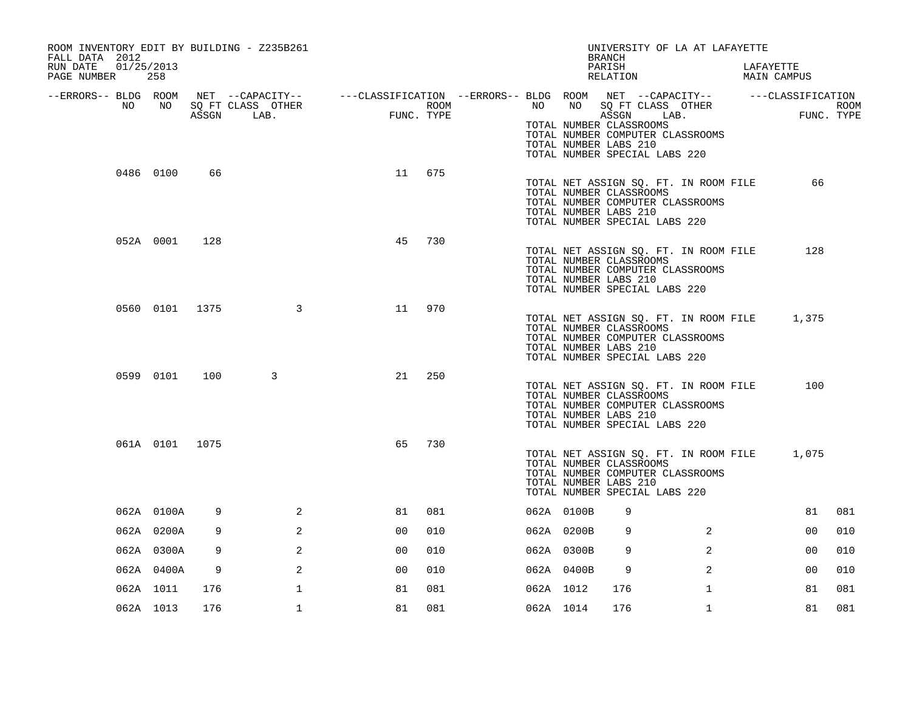ROOM INVENTORY EDIT BY BUILDING - Z235B261
FALL DATA 2012
RUN DATE 01/25/2013

UNIVERSITY OF LA AT LAFAYETTE
BRANCH
PARISH LAFAYETTE
RELATION MAIN CAMPUS

| --ERRORS-- | BLDG NO | ROOM NO | NET SQ FT ASSGN | CAPACITY CLASS LAB. | CAPACITY OTHER | CLASSIFICATION FUNC. | ROOM TYPE | --ERRORS-- | BLDG NO | ROOM NO | NET SQ FT ASSGN | CAPACITY CLASS LAB. | CAPACITY OTHER | CLASSIFICATION FUNC. | ROOM TYPE |
|---|---|---|---|---|---|---|---|---|---|---|---|---|---|---|---|
| | | | | | | | | | TOTAL NUMBER CLASSROOMS<br>TOTAL NUMBER COMPUTER CLASSROOMS<br>TOTAL NUMBER LABS 210<br>TOTAL NUMBER SPECIAL LABS 220 | | | | | | |
| | 0486 | 0100 | 66 | | | 11 | 675 | | TOTAL NET ASSIGN SQ. FT. IN ROOM FILE 66<br>TOTAL NUMBER CLASSROOMS<br>TOTAL NUMBER COMPUTER CLASSROOMS<br>TOTAL NUMBER LABS 210<br>TOTAL NUMBER SPECIAL LABS 220 | | | | | | |
| | 052A | 0001 | 128 | | | 45 | 730 | | TOTAL NET ASSIGN SQ. FT. IN ROOM FILE 128<br>TOTAL NUMBER CLASSROOMS<br>TOTAL NUMBER COMPUTER CLASSROOMS<br>TOTAL NUMBER LABS 210<br>TOTAL NUMBER SPECIAL LABS 220 | | | | | | |
| | 0560 | 0101 | 1375 | | 3 | 11 | 970 | | TOTAL NET ASSIGN SQ. FT. IN ROOM FILE 1,375<br>TOTAL NUMBER CLASSROOMS<br>TOTAL NUMBER COMPUTER CLASSROOMS<br>TOTAL NUMBER LABS 210<br>TOTAL NUMBER SPECIAL LABS 220 | | | | | | |
| | 0599 | 0101 | 100 | 3 | | 21 | 250 | | TOTAL NET ASSIGN SQ. FT. IN ROOM FILE 100<br>TOTAL NUMBER CLASSROOMS<br>TOTAL NUMBER COMPUTER CLASSROOMS<br>TOTAL NUMBER LABS 210<br>TOTAL NUMBER SPECIAL LABS 220 | | | | | | |
| | 061A | 0101 | 1075 | | | 65 | 730 | | TOTAL NET ASSIGN SQ. FT. IN ROOM FILE 1,075<br>TOTAL NUMBER CLASSROOMS<br>TOTAL NUMBER COMPUTER CLASSROOMS<br>TOTAL NUMBER LABS 210<br>TOTAL NUMBER SPECIAL LABS 220 | | | | | | |
| | 062A | 0100A | 9 | | 2 | 81 | 081 | | 062A | 0100B | 9 | | | 81 | 081 |
| | 062A | 0200A | 9 | | 2 | 00 | 010 | | 062A | 0200B | 9 | | 2 | 00 | 010 |
| | 062A | 0300A | 9 | | 2 | 00 | 010 | | 062A | 0300B | 9 | | 2 | 00 | 010 |
| | 062A | 0400A | 9 | | 2 | 00 | 010 | | 062A | 0400B | 9 | | 2 | 00 | 010 |
| | 062A | 1011 | 176 | | 1 | 81 | 081 | | 062A | 1012 | 176 | | 1 | 81 | 081 |
| | 062A | 1013 | 176 | | 1 | 81 | 081 | | 062A | 1014 | 176 | | 1 | 81 | 081 |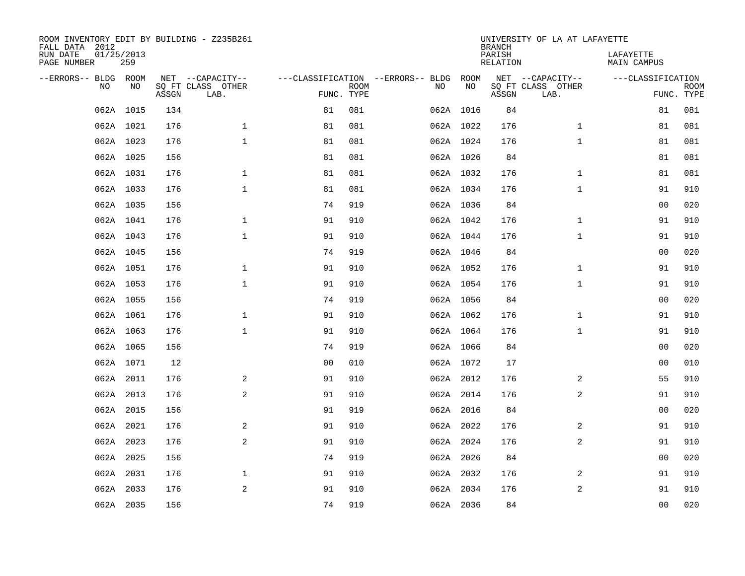ROOM INVENTORY EDIT BY BUILDING - Z235B261
FALL DATA 2012
RUN DATE 01/25/2013
PAGE NUMBER 259

UNIVERSITY OF LA AT LAFAYETTE
BRANCH
PARISH LAFAYETTE
RELATION MAIN CAMPUS

| --ERRORS-- | BLDG NO | ROOM NO | NET SQ FT ASSGN | --CAPACITY-- CLASS LAB. | OTHER | ---CLASSIFICATION FUNC. | ROOM TYPE | --ERRORS-- | BLDG NO | ROOM NO | NET SQ FT ASSGN | --CAPACITY-- CLASS LAB. | OTHER | ---CLASSIFICATION FUNC. | ROOM TYPE |
|---|---|---|---|---|---|---|---|---|---|---|---|---|---|---|---|
| | 062A | 1015 | 134 | | | 81 | 081 | | 062A | 1016 | 84 | | | 81 | 081 |
| | 062A | 1021 | 176 | | 1 | 81 | 081 | | 062A | 1022 | 176 | | 1 | 81 | 081 |
| | 062A | 1023 | 176 | | 1 | 81 | 081 | | 062A | 1024 | 176 | | 1 | 81 | 081 |
| | 062A | 1025 | 156 | | | 81 | 081 | | 062A | 1026 | 84 | | | 81 | 081 |
| | 062A | 1031 | 176 | | 1 | 81 | 081 | | 062A | 1032 | 176 | | 1 | 81 | 081 |
| | 062A | 1033 | 176 | | 1 | 81 | 081 | | 062A | 1034 | 176 | | 1 | 91 | 910 |
| | 062A | 1035 | 156 | | | 74 | 919 | | 062A | 1036 | 84 | | | 00 | 020 |
| | 062A | 1041 | 176 | | 1 | 91 | 910 | | 062A | 1042 | 176 | | 1 | 91 | 910 |
| | 062A | 1043 | 176 | | 1 | 91 | 910 | | 062A | 1044 | 176 | | 1 | 91 | 910 |
| | 062A | 1045 | 156 | | | 74 | 919 | | 062A | 1046 | 84 | | | 00 | 020 |
| | 062A | 1051 | 176 | | 1 | 91 | 910 | | 062A | 1052 | 176 | | 1 | 91 | 910 |
| | 062A | 1053 | 176 | | 1 | 91 | 910 | | 062A | 1054 | 176 | | 1 | 91 | 910 |
| | 062A | 1055 | 156 | | | 74 | 919 | | 062A | 1056 | 84 | | | 00 | 020 |
| | 062A | 1061 | 176 | | 1 | 91 | 910 | | 062A | 1062 | 176 | | 1 | 91 | 910 |
| | 062A | 1063 | 176 | | 1 | 91 | 910 | | 062A | 1064 | 176 | | 1 | 91 | 910 |
| | 062A | 1065 | 156 | | | 74 | 919 | | 062A | 1066 | 84 | | | 00 | 020 |
| | 062A | 1071 | 12 | | | 00 | 010 | | 062A | 1072 | 17 | | | 00 | 010 |
| | 062A | 2011 | 176 | | 2 | 91 | 910 | | 062A | 2012 | 176 | | 2 | 55 | 910 |
| | 062A | 2013 | 176 | | 2 | 91 | 910 | | 062A | 2014 | 176 | | 2 | 91 | 910 |
| | 062A | 2015 | 156 | | | 91 | 919 | | 062A | 2016 | 84 | | | 00 | 020 |
| | 062A | 2021 | 176 | | 2 | 91 | 910 | | 062A | 2022 | 176 | | 2 | 91 | 910 |
| | 062A | 2023 | 176 | | 2 | 91 | 910 | | 062A | 2024 | 176 | | 2 | 91 | 910 |
| | 062A | 2025 | 156 | | | 74 | 919 | | 062A | 2026 | 84 | | | 00 | 020 |
| | 062A | 2031 | 176 | | 1 | 91 | 910 | | 062A | 2032 | 176 | | 2 | 91 | 910 |
| | 062A | 2033 | 176 | | 2 | 91 | 910 | | 062A | 2034 | 176 | | 2 | 91 | 910 |
| | 062A | 2035 | 156 | | | 74 | 919 | | 062A | 2036 | 84 | | | 00 | 020 |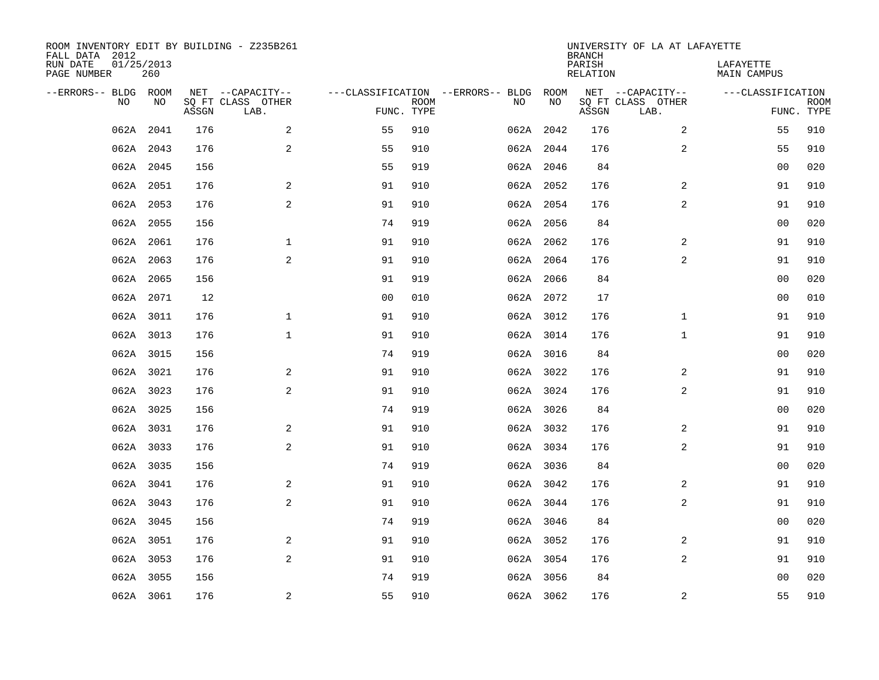ROOM INVENTORY EDIT BY BUILDING - Z235B261
FALL DATA 2012
RUN DATE 01/25/2013
PAGE NUMBER 260

UNIVERSITY OF LA AT LAFAYETTE
BRANCH
PARISH LAFAYETTE
RELATION MAIN CAMPUS

| --ERRORS-- | BLDG NO | ROOM NO | NET SQ FT ASSGN | --CAPACITY-- CLASS | OTHER LAB. | ---CLASSIFICATION FUNC. | ROOM TYPE | --ERRORS-- | BLDG NO | ROOM NO | NET SQ FT ASSGN | --CAPACITY-- CLASS | OTHER LAB. | ---CLASSIFICATION FUNC. | ROOM TYPE |
|---|---|---|---|---|---|---|---|---|---|---|---|---|---|---|---|
| | 062A | 2041 | 176 | | 2 | 55 | 910 | | 062A | 2042 | 176 | | 2 | 55 | 910 |
| | 062A | 2043 | 176 | | 2 | 55 | 910 | | 062A | 2044 | 176 | | 2 | 55 | 910 |
| | 062A | 2045 | 156 | | | 55 | 919 | | 062A | 2046 | 84 | | | 00 | 020 |
| | 062A | 2051 | 176 | | 2 | 91 | 910 | | 062A | 2052 | 176 | | 2 | 91 | 910 |
| | 062A | 2053 | 176 | | 2 | 91 | 910 | | 062A | 2054 | 176 | | 2 | 91 | 910 |
| | 062A | 2055 | 156 | | | 74 | 919 | | 062A | 2056 | 84 | | | 00 | 020 |
| | 062A | 2061 | 176 | | 1 | 91 | 910 | | 062A | 2062 | 176 | | 2 | 91 | 910 |
| | 062A | 2063 | 176 | | 2 | 91 | 910 | | 062A | 2064 | 176 | | 2 | 91 | 910 |
| | 062A | 2065 | 156 | | | 91 | 919 | | 062A | 2066 | 84 | | | 00 | 020 |
| | 062A | 2071 | 12 | | | 00 | 010 | | 062A | 2072 | 17 | | | 00 | 010 |
| | 062A | 3011 | 176 | | 1 | 91 | 910 | | 062A | 3012 | 176 | | 1 | 91 | 910 |
| | 062A | 3013 | 176 | | 1 | 91 | 910 | | 062A | 3014 | 176 | | 1 | 91 | 910 |
| | 062A | 3015 | 156 | | | 74 | 919 | | 062A | 3016 | 84 | | | 00 | 020 |
| | 062A | 3021 | 176 | | 2 | 91 | 910 | | 062A | 3022 | 176 | | 2 | 91 | 910 |
| | 062A | 3023 | 176 | | 2 | 91 | 910 | | 062A | 3024 | 176 | | 2 | 91 | 910 |
| | 062A | 3025 | 156 | | | 74 | 919 | | 062A | 3026 | 84 | | | 00 | 020 |
| | 062A | 3031 | 176 | | 2 | 91 | 910 | | 062A | 3032 | 176 | | 2 | 91 | 910 |
| | 062A | 3033 | 176 | | 2 | 91 | 910 | | 062A | 3034 | 176 | | 2 | 91 | 910 |
| | 062A | 3035 | 156 | | | 74 | 919 | | 062A | 3036 | 84 | | | 00 | 020 |
| | 062A | 3041 | 176 | | 2 | 91 | 910 | | 062A | 3042 | 176 | | 2 | 91 | 910 |
| | 062A | 3043 | 176 | | 2 | 91 | 910 | | 062A | 3044 | 176 | | 2 | 91 | 910 |
| | 062A | 3045 | 156 | | | 74 | 919 | | 062A | 3046 | 84 | | | 00 | 020 |
| | 062A | 3051 | 176 | | 2 | 91 | 910 | | 062A | 3052 | 176 | | 2 | 91 | 910 |
| | 062A | 3053 | 176 | | 2 | 91 | 910 | | 062A | 3054 | 176 | | 2 | 91 | 910 |
| | 062A | 3055 | 156 | | | 74 | 919 | | 062A | 3056 | 84 | | | 00 | 020 |
| | 062A | 3061 | 176 | | 2 | 55 | 910 | | 062A | 3062 | 176 | | 2 | 55 | 910 |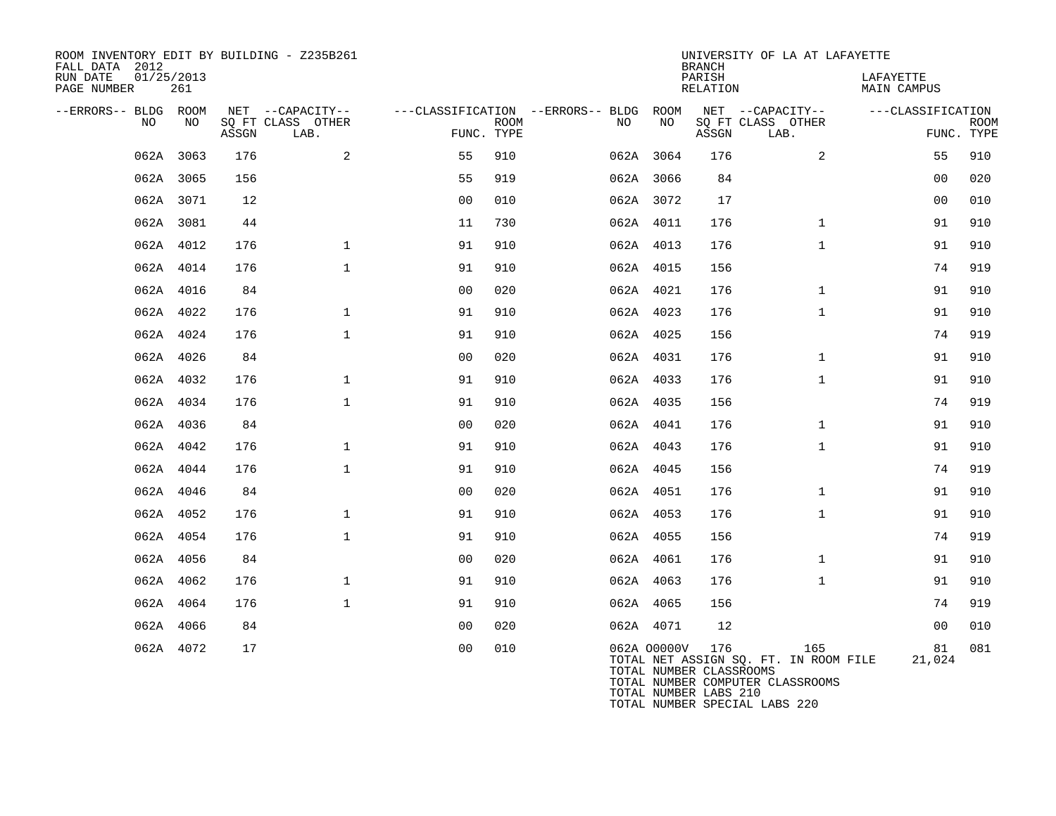ROOM INVENTORY EDIT BY BUILDING - Z235B261
FALL DATA 2012
RUN DATE 01/25/2013
PAGE NUMBER 261

UNIVERSITY OF LA AT LAFAYETTE
BRANCH
PARISH LAFAYETTE
RELATION MAIN CAMPUS

| --ERRORS-- | BLDG NO | ROOM NO | NET SQ FT ASSGN | --CAPACITY-- CLASS | OTHER LAB. | ---CLASSIFICATION FUNC. | ROOM TYPE | --ERRORS-- | BLDG NO | ROOM NO | NET SQ FT ASSGN | --CAPACITY-- CLASS | OTHER LAB. | ---CLASSIFICATION FUNC. | ROOM TYPE |
|---|---|---|---|---|---|---|---|---|---|---|---|---|---|---|---|
| | 062A | 3063 | 176 | | 2 | 55 | 910 | | 062A | 3064 | 176 | | 2 | 55 | 910 |
| | 062A | 3065 | 156 | | | 55 | 919 | | 062A | 3066 | 84 | | | 00 | 020 |
| | 062A | 3071 | 12 | | | 00 | 010 | | 062A | 3072 | 17 | | | 00 | 010 |
| | 062A | 3081 | 44 | | | 11 | 730 | | 062A | 4011 | 176 | | 1 | 91 | 910 |
| | 062A | 4012 | 176 | | 1 | 91 | 910 | | 062A | 4013 | 176 | | 1 | 91 | 910 |
| | 062A | 4014 | 176 | | 1 | 91 | 910 | | 062A | 4015 | 156 | | | 74 | 919 |
| | 062A | 4016 | 84 | | | 00 | 020 | | 062A | 4021 | 176 | | 1 | 91 | 910 |
| | 062A | 4022 | 176 | | 1 | 91 | 910 | | 062A | 4023 | 176 | | 1 | 91 | 910 |
| | 062A | 4024 | 176 | | 1 | 91 | 910 | | 062A | 4025 | 156 | | | 74 | 919 |
| | 062A | 4026 | 84 | | | 00 | 020 | | 062A | 4031 | 176 | | 1 | 91 | 910 |
| | 062A | 4032 | 176 | | 1 | 91 | 910 | | 062A | 4033 | 176 | | 1 | 91 | 910 |
| | 062A | 4034 | 176 | | 1 | 91 | 910 | | 062A | 4035 | 156 | | | 74 | 919 |
| | 062A | 4036 | 84 | | | 00 | 020 | | 062A | 4041 | 176 | | 1 | 91 | 910 |
| | 062A | 4042 | 176 | | 1 | 91 | 910 | | 062A | 4043 | 176 | | 1 | 91 | 910 |
| | 062A | 4044 | 176 | | 1 | 91 | 910 | | 062A | 4045 | 156 | | | 74 | 919 |
| | 062A | 4046 | 84 | | | 00 | 020 | | 062A | 4051 | 176 | | 1 | 91 | 910 |
| | 062A | 4052 | 176 | | 1 | 91 | 910 | | 062A | 4053 | 176 | | 1 | 91 | 910 |
| | 062A | 4054 | 176 | | 1 | 91 | 910 | | 062A | 4055 | 156 | | | 74 | 919 |
| | 062A | 4056 | 84 | | | 00 | 020 | | 062A | 4061 | 176 | | 1 | 91 | 910 |
| | 062A | 4062 | 176 | | 1 | 91 | 910 | | 062A | 4063 | 176 | | 1 | 91 | 910 |
| | 062A | 4064 | 176 | | 1 | 91 | 910 | | 062A | 4065 | 156 | | | 74 | 919 |
| | 062A | 4066 | 84 | | | 00 | 020 | | 062A | 4071 | 12 | | | 00 | 010 |
| | 062A | 4072 | 17 | | | 00 | 010 | | 062A | O0000V | 176 | | 165 | 81 | 081 |

TOTAL NET ASSIGN SQ. FT. IN ROOM FILE 21,024
TOTAL NUMBER CLASSROOMS
TOTAL NUMBER COMPUTER CLASSROOMS
TOTAL NUMBER LABS 210
TOTAL NUMBER SPECIAL LABS 220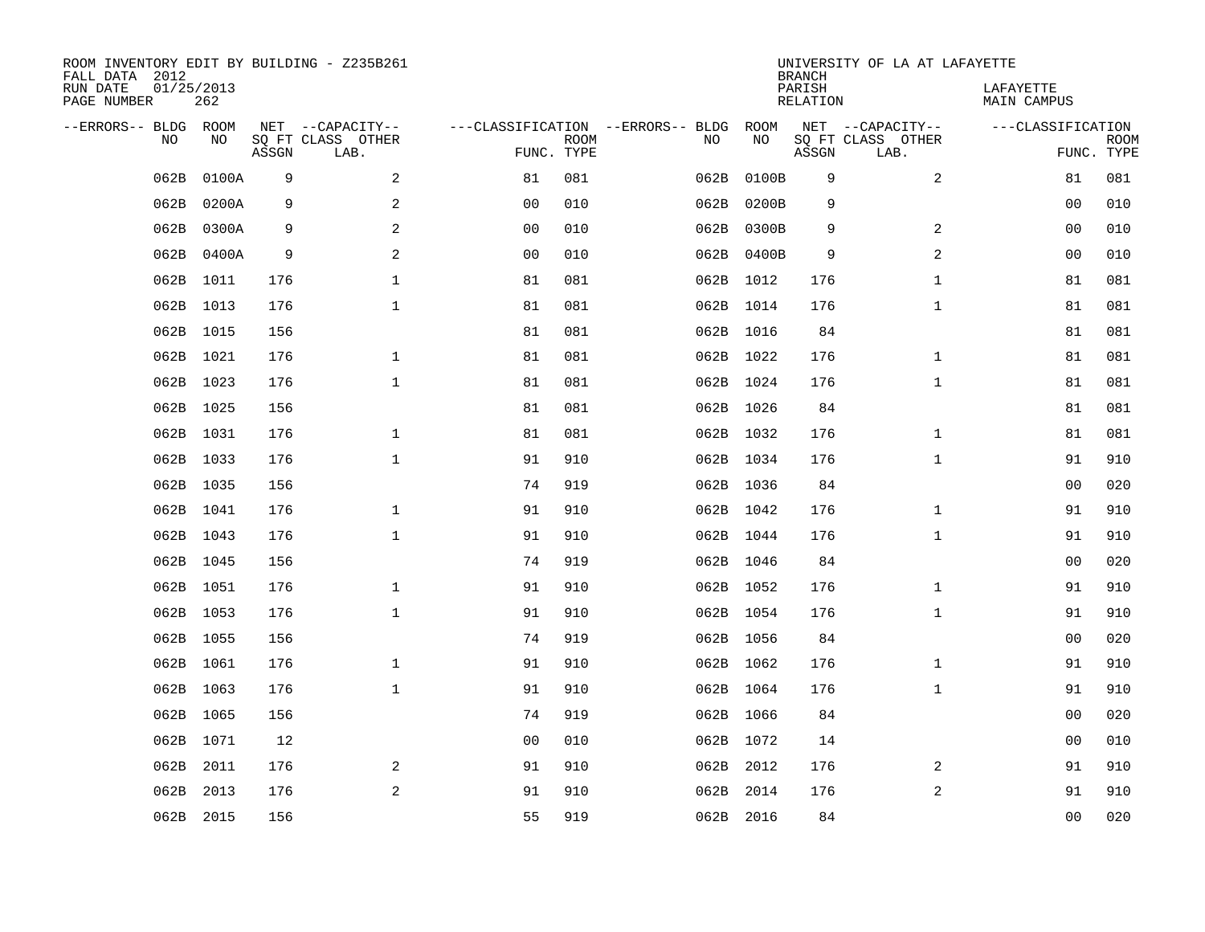ROOM INVENTORY EDIT BY BUILDING - Z235B261
FALL DATA 2012
RUN DATE 01/25/2013
PAGE NUMBER 262

UNIVERSITY OF LA AT LAFAYETTE
BRANCH
PARISH LAFAYETTE
RELATION MAIN CAMPUS

| --ERRORS-- | BLDG NO | ROOM NO | NET SQ FT ASSGN | --CAPACITY-- CLASS | OTHER LAB. | ---CLASSIFICATION FUNC. | ROOM TYPE | --ERRORS-- | BLDG NO | ROOM NO | NET SQ FT ASSGN | --CAPACITY-- CLASS | OTHER LAB. | ---CLASSIFICATION FUNC. | ROOM TYPE |
|---|---|---|---|---|---|---|---|---|---|---|---|---|---|---|---|
| | 062B | 0100A | 9 | | 2 | 81 | 081 | | 062B | 0100B | 9 | | 2 | 81 | 081 |
| | 062B | 0200A | 9 | | 2 | 00 | 010 | | 062B | 0200B | 9 | | | 00 | 010 |
| | 062B | 0300A | 9 | | 2 | 00 | 010 | | 062B | 0300B | 9 | | 2 | 00 | 010 |
| | 062B | 0400A | 9 | | 2 | 00 | 010 | | 062B | 0400B | 9 | | 2 | 00 | 010 |
| | 062B | 1011 | 176 | | 1 | 81 | 081 | | 062B | 1012 | 176 | | 1 | 81 | 081 |
| | 062B | 1013 | 176 | | 1 | 81 | 081 | | 062B | 1014 | 176 | | 1 | 81 | 081 |
| | 062B | 1015 | 156 | | | 81 | 081 | | 062B | 1016 | 84 | | | 81 | 081 |
| | 062B | 1021 | 176 | | 1 | 81 | 081 | | 062B | 1022 | 176 | | 1 | 81 | 081 |
| | 062B | 1023 | 176 | | 1 | 81 | 081 | | 062B | 1024 | 176 | | 1 | 81 | 081 |
| | 062B | 1025 | 156 | | | 81 | 081 | | 062B | 1026 | 84 | | | 81 | 081 |
| | 062B | 1031 | 176 | | 1 | 81 | 081 | | 062B | 1032 | 176 | | 1 | 81 | 081 |
| | 062B | 1033 | 176 | | 1 | 91 | 910 | | 062B | 1034 | 176 | | 1 | 91 | 910 |
| | 062B | 1035 | 156 | | | 74 | 919 | | 062B | 1036 | 84 | | | 00 | 020 |
| | 062B | 1041 | 176 | | 1 | 91 | 910 | | 062B | 1042 | 176 | | 1 | 91 | 910 |
| | 062B | 1043 | 176 | | 1 | 91 | 910 | | 062B | 1044 | 176 | | 1 | 91 | 910 |
| | 062B | 1045 | 156 | | | 74 | 919 | | 062B | 1046 | 84 | | | 00 | 020 |
| | 062B | 1051 | 176 | | 1 | 91 | 910 | | 062B | 1052 | 176 | | 1 | 91 | 910 |
| | 062B | 1053 | 176 | | 1 | 91 | 910 | | 062B | 1054 | 176 | | 1 | 91 | 910 |
| | 062B | 1055 | 156 | | | 74 | 919 | | 062B | 1056 | 84 | | | 00 | 020 |
| | 062B | 1061 | 176 | | 1 | 91 | 910 | | 062B | 1062 | 176 | | 1 | 91 | 910 |
| | 062B | 1063 | 176 | | 1 | 91 | 910 | | 062B | 1064 | 176 | | 1 | 91 | 910 |
| | 062B | 1065 | 156 | | | 74 | 919 | | 062B | 1066 | 84 | | | 00 | 020 |
| | 062B | 1071 | 12 | | | 00 | 010 | | 062B | 1072 | 14 | | | 00 | 010 |
| | 062B | 2011 | 176 | | 2 | 91 | 910 | | 062B | 2012 | 176 | | 2 | 91 | 910 |
| | 062B | 2013 | 176 | | 2 | 91 | 910 | | 062B | 2014 | 176 | | 2 | 91 | 910 |
| | 062B | 2015 | 156 | | | 55 | 919 | | 062B | 2016 | 84 | | | 00 | 020 |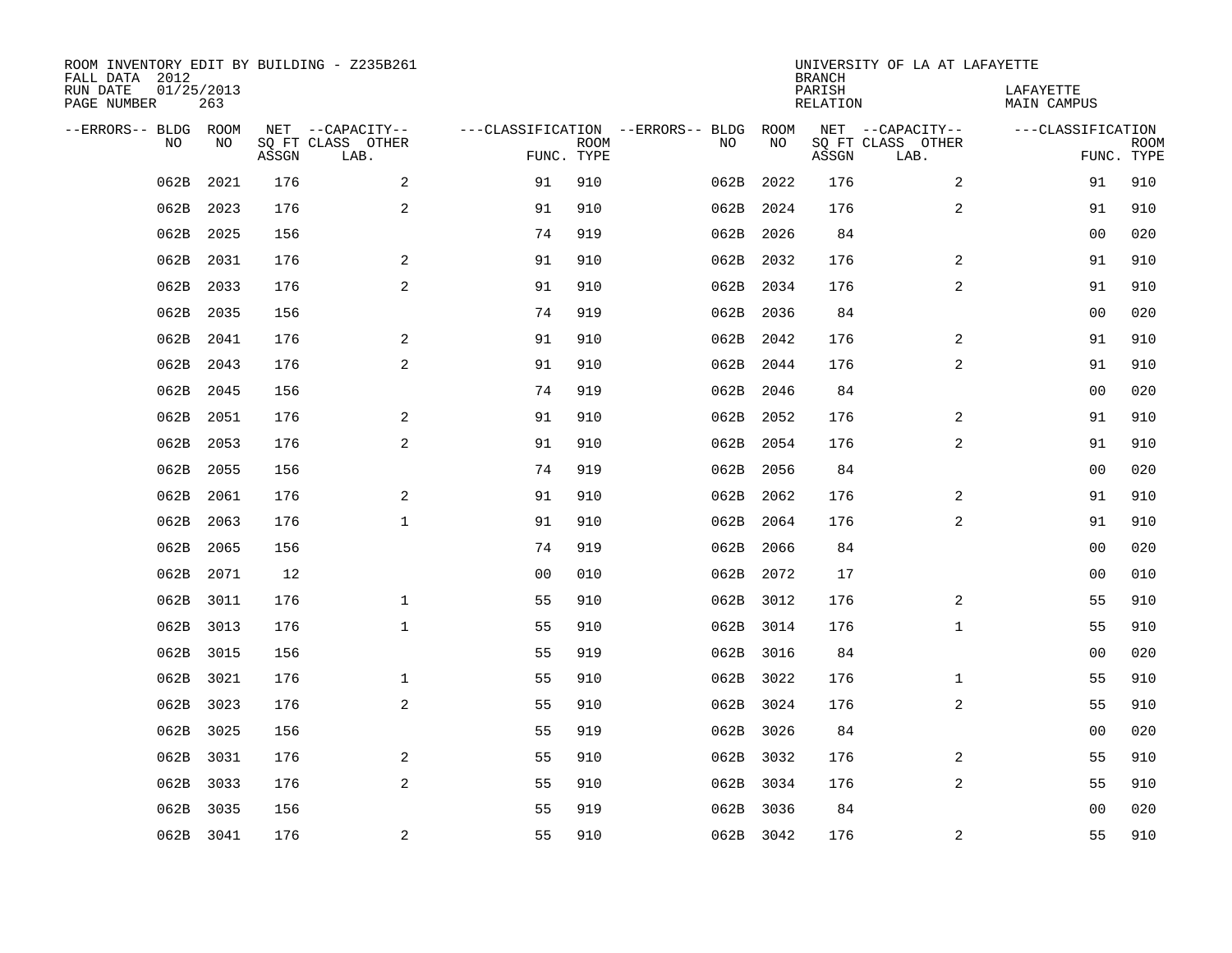ROOM INVENTORY EDIT BY BUILDING - Z235B261
FALL DATA 2012
RUN DATE 01/25/2013
PAGE NUMBER 263

UNIVERSITY OF LA AT LAFAYETTE
BRANCH
PARISH LAFAYETTE
RELATION MAIN CAMPUS

| --ERRORS-- | BLDG NO | ROOM NO | NET SQ FT ASSGN | --CAPACITY-- CLASS LAB. | OTHER | ---CLASSIFICATION FUNC. | ROOM TYPE | --ERRORS-- | BLDG NO | ROOM NO | NET SQ FT ASSGN | --CAPACITY-- CLASS LAB. | OTHER | ---CLASSIFICATION FUNC. | ROOM TYPE |
|---|---|---|---|---|---|---|---|---|---|---|---|---|---|---|---|
| | 062B | 2021 | 176 | | 2 | 91 | 910 | | 062B | 2022 | 176 | | 2 | 91 | 910 |
| | 062B | 2023 | 176 | | 2 | 91 | 910 | | 062B | 2024 | 176 | | 2 | 91 | 910 |
| | 062B | 2025 | 156 | | | 74 | 919 | | 062B | 2026 | 84 | | | 00 | 020 |
| | 062B | 2031 | 176 | | 2 | 91 | 910 | | 062B | 2032 | 176 | | 2 | 91 | 910 |
| | 062B | 2033 | 176 | | 2 | 91 | 910 | | 062B | 2034 | 176 | | 2 | 91 | 910 |
| | 062B | 2035 | 156 | | | 74 | 919 | | 062B | 2036 | 84 | | | 00 | 020 |
| | 062B | 2041 | 176 | | 2 | 91 | 910 | | 062B | 2042 | 176 | | 2 | 91 | 910 |
| | 062B | 2043 | 176 | | 2 | 91 | 910 | | 062B | 2044 | 176 | | 2 | 91 | 910 |
| | 062B | 2045 | 156 | | | 74 | 919 | | 062B | 2046 | 84 | | | 00 | 020 |
| | 062B | 2051 | 176 | | 2 | 91 | 910 | | 062B | 2052 | 176 | | 2 | 91 | 910 |
| | 062B | 2053 | 176 | | 2 | 91 | 910 | | 062B | 2054 | 176 | | 2 | 91 | 910 |
| | 062B | 2055 | 156 | | | 74 | 919 | | 062B | 2056 | 84 | | | 00 | 020 |
| | 062B | 2061 | 176 | | 2 | 91 | 910 | | 062B | 2062 | 176 | | 2 | 91 | 910 |
| | 062B | 2063 | 176 | | 1 | 91 | 910 | | 062B | 2064 | 176 | | 2 | 91 | 910 |
| | 062B | 2065 | 156 | | | 74 | 919 | | 062B | 2066 | 84 | | | 00 | 020 |
| | 062B | 2071 | 12 | | | 00 | 010 | | 062B | 2072 | 17 | | | 00 | 010 |
| | 062B | 3011 | 176 | | 1 | 55 | 910 | | 062B | 3012 | 176 | | 2 | 55 | 910 |
| | 062B | 3013 | 176 | | 1 | 55 | 910 | | 062B | 3014 | 176 | | 1 | 55 | 910 |
| | 062B | 3015 | 156 | | | 55 | 919 | | 062B | 3016 | 84 | | | 00 | 020 |
| | 062B | 3021 | 176 | | 1 | 55 | 910 | | 062B | 3022 | 176 | | 1 | 55 | 910 |
| | 062B | 3023 | 176 | | 2 | 55 | 910 | | 062B | 3024 | 176 | | 2 | 55 | 910 |
| | 062B | 3025 | 156 | | | 55 | 919 | | 062B | 3026 | 84 | | | 00 | 020 |
| | 062B | 3031 | 176 | | 2 | 55 | 910 | | 062B | 3032 | 176 | | 2 | 55 | 910 |
| | 062B | 3033 | 176 | | 2 | 55 | 910 | | 062B | 3034 | 176 | | 2 | 55 | 910 |
| | 062B | 3035 | 156 | | | 55 | 919 | | 062B | 3036 | 84 | | | 00 | 020 |
| | 062B | 3041 | 176 | | 2 | 55 | 910 | | 062B | 3042 | 176 | | 2 | 55 | 910 |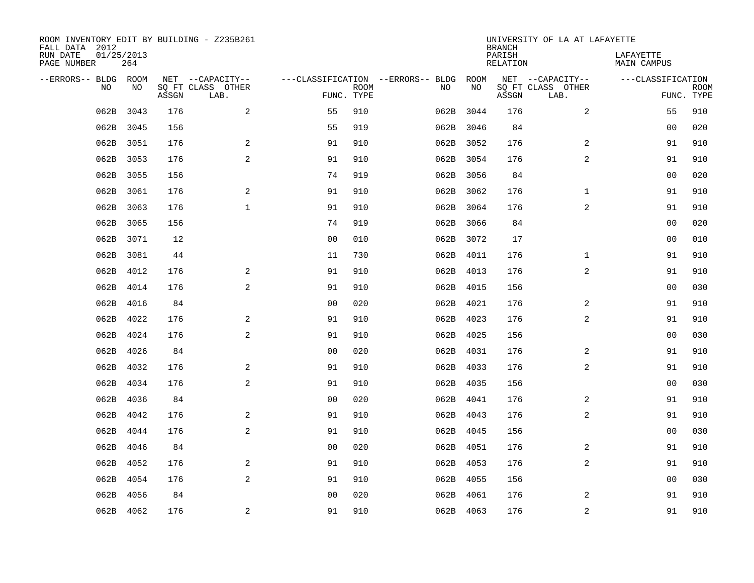ROOM INVENTORY EDIT BY BUILDING - Z235B261
FALL DATA 2012
RUN DATE 01/25/2013
PAGE NUMBER 264

UNIVERSITY OF LA AT LAFAYETTE
BRANCH
PARISH LAFAYETTE
RELATION MAIN CAMPUS

| --ERRORS-- | BLDG NO | ROOM NO | NET SQ FT ASSGN | --CAPACITY-- CLASS | OTHER LAB. | ---CLASSIFICATION FUNC. | ROOM TYPE | --ERRORS-- | BLDG NO | ROOM NO | NET SQ FT ASSGN | --CAPACITY-- CLASS | OTHER LAB. | ---CLASSIFICATION FUNC. | ROOM TYPE |
|---|---|---|---|---|---|---|---|---|---|---|---|---|---|---|---|
| | 062B | 3043 | 176 | | 2 | 55 | 910 | | 062B | 3044 | 176 | | 2 | 55 | 910 |
| | 062B | 3045 | 156 | | | 55 | 919 | | 062B | 3046 | 84 | | | 00 | 020 |
| | 062B | 3051 | 176 | | 2 | 91 | 910 | | 062B | 3052 | 176 | | 2 | 91 | 910 |
| | 062B | 3053 | 176 | | 2 | 91 | 910 | | 062B | 3054 | 176 | | 2 | 91 | 910 |
| | 062B | 3055 | 156 | | | 74 | 919 | | 062B | 3056 | 84 | | | 00 | 020 |
| | 062B | 3061 | 176 | | 2 | 91 | 910 | | 062B | 3062 | 176 | | 1 | 91 | 910 |
| | 062B | 3063 | 176 | | 1 | 91 | 910 | | 062B | 3064 | 176 | | 2 | 91 | 910 |
| | 062B | 3065 | 156 | | | 74 | 919 | | 062B | 3066 | 84 | | | 00 | 020 |
| | 062B | 3071 | 12 | | | 00 | 010 | | 062B | 3072 | 17 | | | 00 | 010 |
| | 062B | 3081 | 44 | | | 11 | 730 | | 062B | 4011 | 176 | | 1 | 91 | 910 |
| | 062B | 4012 | 176 | | 2 | 91 | 910 | | 062B | 4013 | 176 | | 2 | 91 | 910 |
| | 062B | 4014 | 176 | | 2 | 91 | 910 | | 062B | 4015 | 156 | | | 00 | 030 |
| | 062B | 4016 | 84 | | | 00 | 020 | | 062B | 4021 | 176 | | 2 | 91 | 910 |
| | 062B | 4022 | 176 | | 2 | 91 | 910 | | 062B | 4023 | 176 | | 2 | 91 | 910 |
| | 062B | 4024 | 176 | | 2 | 91 | 910 | | 062B | 4025 | 156 | | | 00 | 030 |
| | 062B | 4026 | 84 | | | 00 | 020 | | 062B | 4031 | 176 | | 2 | 91 | 910 |
| | 062B | 4032 | 176 | | 2 | 91 | 910 | | 062B | 4033 | 176 | | 2 | 91 | 910 |
| | 062B | 4034 | 176 | | 2 | 91 | 910 | | 062B | 4035 | 156 | | | 00 | 030 |
| | 062B | 4036 | 84 | | | 00 | 020 | | 062B | 4041 | 176 | | 2 | 91 | 910 |
| | 062B | 4042 | 176 | | 2 | 91 | 910 | | 062B | 4043 | 176 | | 2 | 91 | 910 |
| | 062B | 4044 | 176 | | 2 | 91 | 910 | | 062B | 4045 | 156 | | | 00 | 030 |
| | 062B | 4046 | 84 | | | 00 | 020 | | 062B | 4051 | 176 | | 2 | 91 | 910 |
| | 062B | 4052 | 176 | | 2 | 91 | 910 | | 062B | 4053 | 176 | | 2 | 91 | 910 |
| | 062B | 4054 | 176 | | 2 | 91 | 910 | | 062B | 4055 | 156 | | | 00 | 030 |
| | 062B | 4056 | 84 | | | 00 | 020 | | 062B | 4061 | 176 | | 2 | 91 | 910 |
| | 062B | 4062 | 176 | | 2 | 91 | 910 | | 062B | 4063 | 176 | | 2 | 91 | 910 |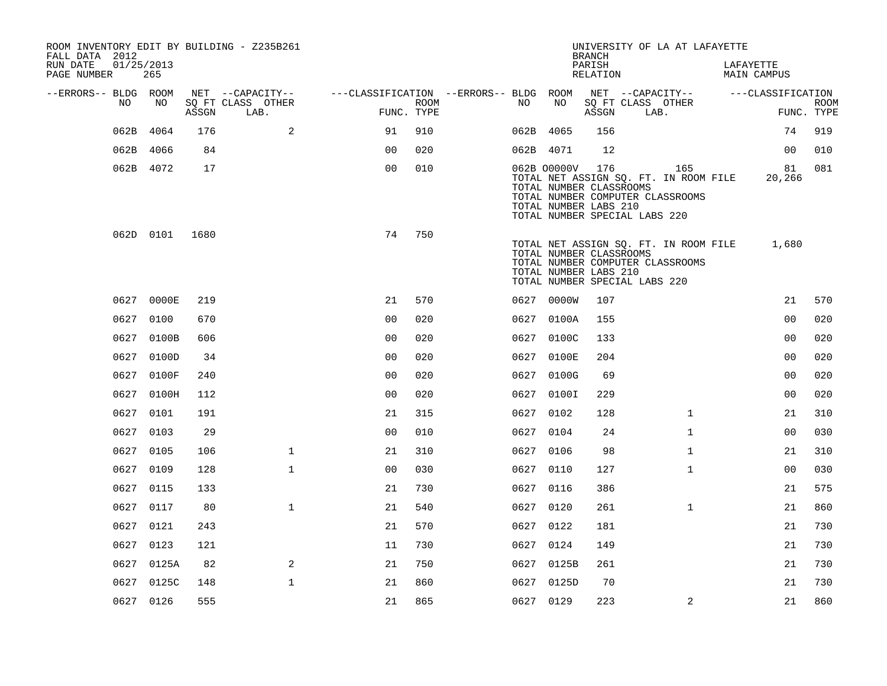ROOM INVENTORY EDIT BY BUILDING - Z235B261
FALL DATA 2012
RUN DATE 01/25/2013
PAGE NUMBER 265

UNIVERSITY OF LA AT LAFAYETTE
BRANCH
PARISH LAFAYETTE
RELATION MAIN CAMPUS

| --ERRORS-- | BLDG NO | ROOM NO | NET ASSGN SQ FT | CAPACITY CLASS | CAPACITY LAB. | CAPACITY OTHER | CLASSIFICATION FUNC. | ROOM TYPE | --ERRORS-- | BLDG NO | ROOM NO | NET ASSGN SQ FT | CAPACITY CLASS | CAPACITY LAB. | CAPACITY OTHER | CLASSIFICATION FUNC. | ROOM TYPE |
|---|---|---|---|---|---|---|---|---|---|---|---|---|---|---|---|---|---|
| | 062B | 4064 | 176 | | | 2 | 91 | 910 | | 062B | 4065 | 156 | | | | 74 | 919 |
| | 062B | 4066 | 84 | | | | 00 | 020 | | 062B | 4071 | 12 | | | | 00 | 010 |
| | 062B | 4072 | 17 | | | | 00 | 010 | | 062B | O0000V | 176 | | | 165 | 81 | 081 |
| | | | | | | | | | | TOTAL NET ASSIGN SQ. FT. IN ROOM FILE | | | | | | 20,266 | |
| | | | | | | | | | | TOTAL NUMBER CLASSROOMS | | | | | | | |
| | | | | | | | | | | TOTAL NUMBER COMPUTER CLASSROOMS | | | | | | | |
| | | | | | | | | | | TOTAL NUMBER LABS 210 | | | | | | | |
| | | | | | | | | | | TOTAL NUMBER SPECIAL LABS 220 | | | | | | | |
| | 062D | 0101 | 1680 | | | | 74 | 750 | | | | | | | | | |
| | | | | | | | | | | TOTAL NET ASSIGN SQ. FT. IN ROOM FILE | | | | | | 1,680 | |
| | | | | | | | | | | TOTAL NUMBER CLASSROOMS | | | | | | | |
| | | | | | | | | | | TOTAL NUMBER COMPUTER CLASSROOMS | | | | | | | |
| | | | | | | | | | | TOTAL NUMBER LABS 210 | | | | | | | |
| | | | | | | | | | | TOTAL NUMBER SPECIAL LABS 220 | | | | | | | |
| | 0627 | 0000E | 219 | | | | 21 | 570 | | 0627 | 0000W | 107 | | | | 21 | 570 |
| | 0627 | 0100 | 670 | | | | 00 | 020 | | 0627 | 0100A | 155 | | | | 00 | 020 |
| | 0627 | 0100B | 606 | | | | 00 | 020 | | 0627 | 0100C | 133 | | | | 00 | 020 |
| | 0627 | 0100D | 34 | | | | 00 | 020 | | 0627 | 0100E | 204 | | | | 00 | 020 |
| | 0627 | 0100F | 240 | | | | 00 | 020 | | 0627 | 0100G | 69 | | | | 00 | 020 |
| | 0627 | 0100H | 112 | | | | 00 | 020 | | 0627 | 0100I | 229 | | | | 00 | 020 |
| | 0627 | 0101 | 191 | | | | 21 | 315 | | 0627 | 0102 | 128 | | | 1 | 21 | 310 |
| | 0627 | 0103 | 29 | | | | 00 | 010 | | 0627 | 0104 | 24 | | | 1 | 00 | 030 |
| | 0627 | 0105 | 106 | | | 1 | 21 | 310 | | 0627 | 0106 | 98 | | | 1 | 21 | 310 |
| | 0627 | 0109 | 128 | | | 1 | 00 | 030 | | 0627 | 0110 | 127 | | | 1 | 00 | 030 |
| | 0627 | 0115 | 133 | | | | 21 | 730 | | 0627 | 0116 | 386 | | | | 21 | 575 |
| | 0627 | 0117 | 80 | | | 1 | 21 | 540 | | 0627 | 0120 | 261 | | | 1 | 21 | 860 |
| | 0627 | 0121 | 243 | | | | 21 | 570 | | 0627 | 0122 | 181 | | | | 21 | 730 |
| | 0627 | 0123 | 121 | | | | 11 | 730 | | 0627 | 0124 | 149 | | | | 21 | 730 |
| | 0627 | 0125A | 82 | | | 2 | 21 | 750 | | 0627 | 0125B | 261 | | | | 21 | 730 |
| | 0627 | 0125C | 148 | | | 1 | 21 | 860 | | 0627 | 0125D | 70 | | | | 21 | 730 |
| | 0627 | 0126 | 555 | | | | 21 | 865 | | 0627 | 0129 | 223 | | | 2 | 21 | 860 |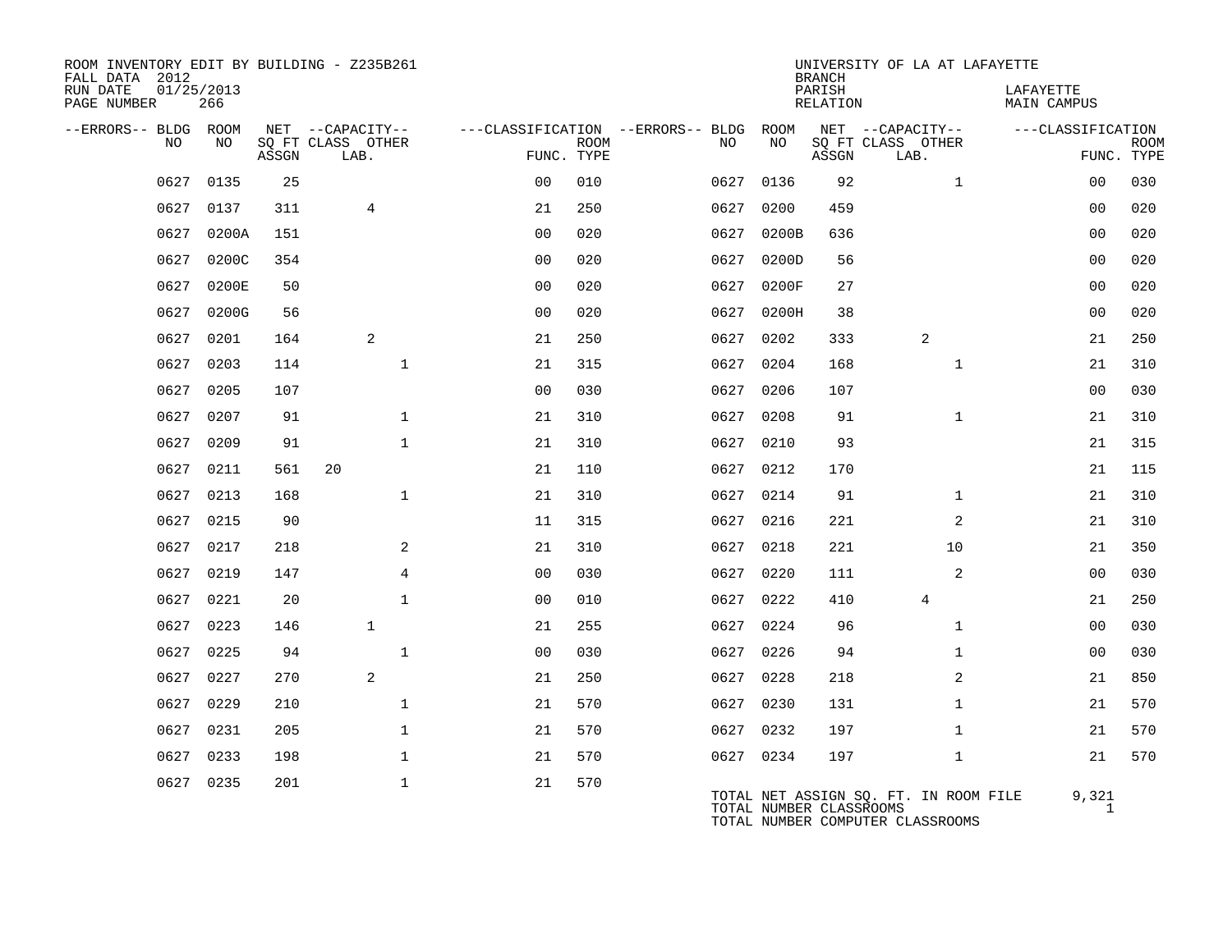ROOM INVENTORY EDIT BY BUILDING - Z235B261
FALL DATA 2012
RUN DATE 01/25/2013
PAGE NUMBER 266

UNIVERSITY OF LA AT LAFAYETTE
BRANCH
PARISH LAFAYETTE
RELATION MAIN CAMPUS

| --ERRORS-- | BLDG NO | ROOM NO | NET SQ FT ASSGN | CAPACITY CLASS LAB. | CAPACITY OTHER | CLASSIFICATION FUNC. | ROOM TYPE | --ERRORS-- | BLDG NO | ROOM NO | NET SQ FT ASSGN | CAPACITY CLASS LAB. | CAPACITY OTHER | CLASSIFICATION FUNC. | ROOM TYPE |
|---|---|---|---|---|---|---|---|---|---|---|---|---|---|---|---|
| | 0627 | 0135 | 25 | | | 00 | 010 | | 0627 | 0136 | 92 | | 1 | 00 | 030 |
| | 0627 | 0137 | 311 | 4 | | 21 | 250 | | 0627 | 0200 | 459 | | | 00 | 020 |
| | 0627 | 0200A | 151 | | | 00 | 020 | | 0627 | 0200B | 636 | | | 00 | 020 |
| | 0627 | 0200C | 354 | | | 00 | 020 | | 0627 | 0200D | 56 | | | 00 | 020 |
| | 0627 | 0200E | 50 | | | 00 | 020 | | 0627 | 0200F | 27 | | | 00 | 020 |
| | 0627 | 0200G | 56 | | | 00 | 020 | | 0627 | 0200H | 38 | | | 00 | 020 |
| | 0627 | 0201 | 164 | 2 | | 21 | 250 | | 0627 | 0202 | 333 | 2 | | 21 | 250 |
| | 0627 | 0203 | 114 | | 1 | 21 | 315 | | 0627 | 0204 | 168 | | 1 | 21 | 310 |
| | 0627 | 0205 | 107 | | | 00 | 030 | | 0627 | 0206 | 107 | | | 00 | 030 |
| | 0627 | 0207 | 91 | | 1 | 21 | 310 | | 0627 | 0208 | 91 | | 1 | 21 | 310 |
| | 0627 | 0209 | 91 | | 1 | 21 | 310 | | 0627 | 0210 | 93 | | | 21 | 315 |
| | 0627 | 0211 | 561 | 20 | | 21 | 110 | | 0627 | 0212 | 170 | | | 21 | 115 |
| | 0627 | 0213 | 168 | | 1 | 21 | 310 | | 0627 | 0214 | 91 | | 1 | 21 | 310 |
| | 0627 | 0215 | 90 | | | 11 | 315 | | 0627 | 0216 | 221 | | 2 | 21 | 310 |
| | 0627 | 0217 | 218 | | 2 | 21 | 310 | | 0627 | 0218 | 221 | | 10 | 21 | 350 |
| | 0627 | 0219 | 147 | | 4 | 00 | 030 | | 0627 | 0220 | 111 | | 2 | 00 | 030 |
| | 0627 | 0221 | 20 | | 1 | 00 | 010 | | 0627 | 0222 | 410 | 4 | | 21 | 250 |
| | 0627 | 0223 | 146 | 1 | | 21 | 255 | | 0627 | 0224 | 96 | | 1 | 00 | 030 |
| | 0627 | 0225 | 94 | | 1 | 00 | 030 | | 0627 | 0226 | 94 | | 1 | 00 | 030 |
| | 0627 | 0227 | 270 | 2 | | 21 | 250 | | 0627 | 0228 | 218 | | 2 | 21 | 850 |
| | 0627 | 0229 | 210 | | 1 | 21 | 570 | | 0627 | 0230 | 131 | | 1 | 21 | 570 |
| | 0627 | 0231 | 205 | | 1 | 21 | 570 | | 0627 | 0232 | 197 | | 1 | 21 | 570 |
| | 0627 | 0233 | 198 | | 1 | 21 | 570 | | 0627 | 0234 | 197 | | 1 | 21 | 570 |
| | 0627 | 0235 | 201 | | 1 | 21 | 570 | | | | | | | | |

TOTAL NET ASSIGN SQ. FT. IN ROOM FILE 9,321
TOTAL NUMBER CLASSROOMS 1
TOTAL NUMBER COMPUTER CLASSROOMS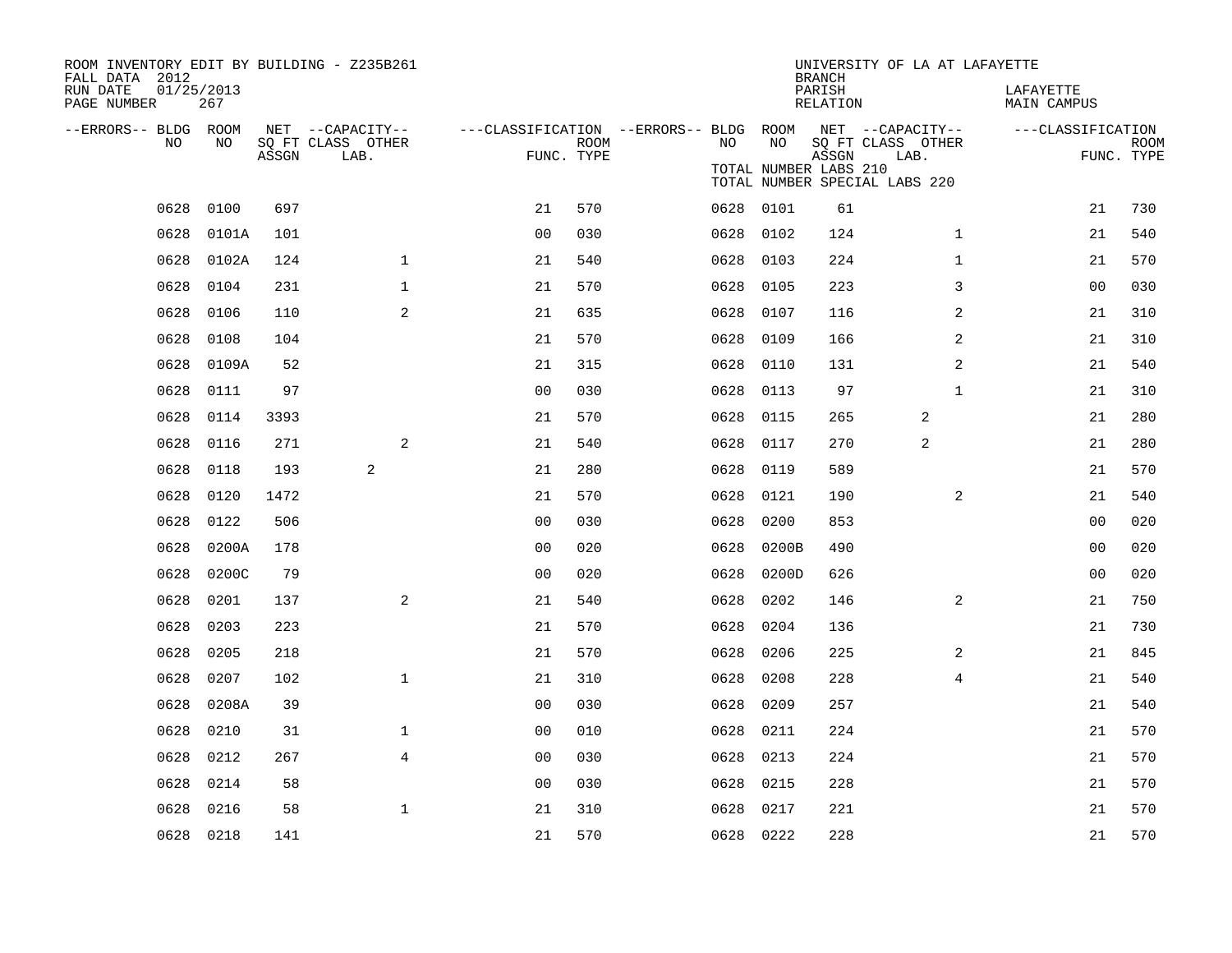ROOM INVENTORY EDIT BY BUILDING - Z235B261
FALL DATA 2012
RUN DATE 01/25/2013
PAGE NUMBER 267

UNIVERSITY OF LA AT LAFAYETTE
BRANCH
PARISH LAFAYETTE
RELATION MAIN CAMPUS

TOTAL NUMBER LABS 210
TOTAL NUMBER SPECIAL LABS 220

| --ERRORS-- | BLDG NO | ROOM NO | NET SQ FT ASSGN | CAPACITY CLASS LAB. | CAPACITY OTHER | CLASSIFICATION FUNC. | ROOM TYPE | --ERRORS-- | BLDG NO | ROOM NO | NET SQ FT ASSGN | CAPACITY CLASS LAB. | CAPACITY OTHER | CLASSIFICATION FUNC. | ROOM TYPE |
|---|---|---|---|---|---|---|---|---|---|---|---|---|---|---|---|
| | 0628 | 0100 | 697 | | | 21 | 570 | | 0628 | 0101 | 61 | | | 21 | 730 |
| | 0628 | 0101A | 101 | | | 00 | 030 | | 0628 | 0102 | 124 | | 1 | 21 | 540 |
| | 0628 | 0102A | 124 | | 1 | 21 | 540 | | 0628 | 0103 | 224 | | 1 | 21 | 570 |
| | 0628 | 0104 | 231 | | 1 | 21 | 570 | | 0628 | 0105 | 223 | | 3 | 00 | 030 |
| | 0628 | 0106 | 110 | | 2 | 21 | 635 | | 0628 | 0107 | 116 | | 2 | 21 | 310 |
| | 0628 | 0108 | 104 | | | 21 | 570 | | 0628 | 0109 | 166 | | 2 | 21 | 310 |
| | 0628 | 0109A | 52 | | | 21 | 315 | | 0628 | 0110 | 131 | | 2 | 21 | 540 |
| | 0628 | 0111 | 97 | | | 00 | 030 | | 0628 | 0113 | 97 | | 1 | 21 | 310 |
| | 0628 | 0114 | 3393 | | | 21 | 570 | | 0628 | 0115 | 265 | 2 | | 21 | 280 |
| | 0628 | 0116 | 271 | | 2 | 21 | 540 | | 0628 | 0117 | 270 | 2 | | 21 | 280 |
| | 0628 | 0118 | 193 | 2 | | 21 | 280 | | 0628 | 0119 | 589 | | | 21 | 570 |
| | 0628 | 0120 | 1472 | | | 21 | 570 | | 0628 | 0121 | 190 | | 2 | 21 | 540 |
| | 0628 | 0122 | 506 | | | 00 | 030 | | 0628 | 0200 | 853 | | | 00 | 020 |
| | 0628 | 0200A | 178 | | | 00 | 020 | | 0628 | 0200B | 490 | | | 00 | 020 |
| | 0628 | 0200C | 79 | | | 00 | 020 | | 0628 | 0200D | 626 | | | 00 | 020 |
| | 0628 | 0201 | 137 | | 2 | 21 | 540 | | 0628 | 0202 | 146 | | 2 | 21 | 750 |
| | 0628 | 0203 | 223 | | | 21 | 570 | | 0628 | 0204 | 136 | | | 21 | 730 |
| | 0628 | 0205 | 218 | | | 21 | 570 | | 0628 | 0206 | 225 | | 2 | 21 | 845 |
| | 0628 | 0207 | 102 | | 1 | 21 | 310 | | 0628 | 0208 | 228 | | 4 | 21 | 540 |
| | 0628 | 0208A | 39 | | | 00 | 030 | | 0628 | 0209 | 257 | | | 21 | 540 |
| | 0628 | 0210 | 31 | | 1 | 00 | 010 | | 0628 | 0211 | 224 | | | 21 | 570 |
| | 0628 | 0212 | 267 | | 4 | 00 | 030 | | 0628 | 0213 | 224 | | | 21 | 570 |
| | 0628 | 0214 | 58 | | | 00 | 030 | | 0628 | 0215 | 228 | | | 21 | 570 |
| | 0628 | 0216 | 58 | | 1 | 21 | 310 | | 0628 | 0217 | 221 | | | 21 | 570 |
| | 0628 | 0218 | 141 | | | 21 | 570 | | 0628 | 0222 | 228 | | | 21 | 570 |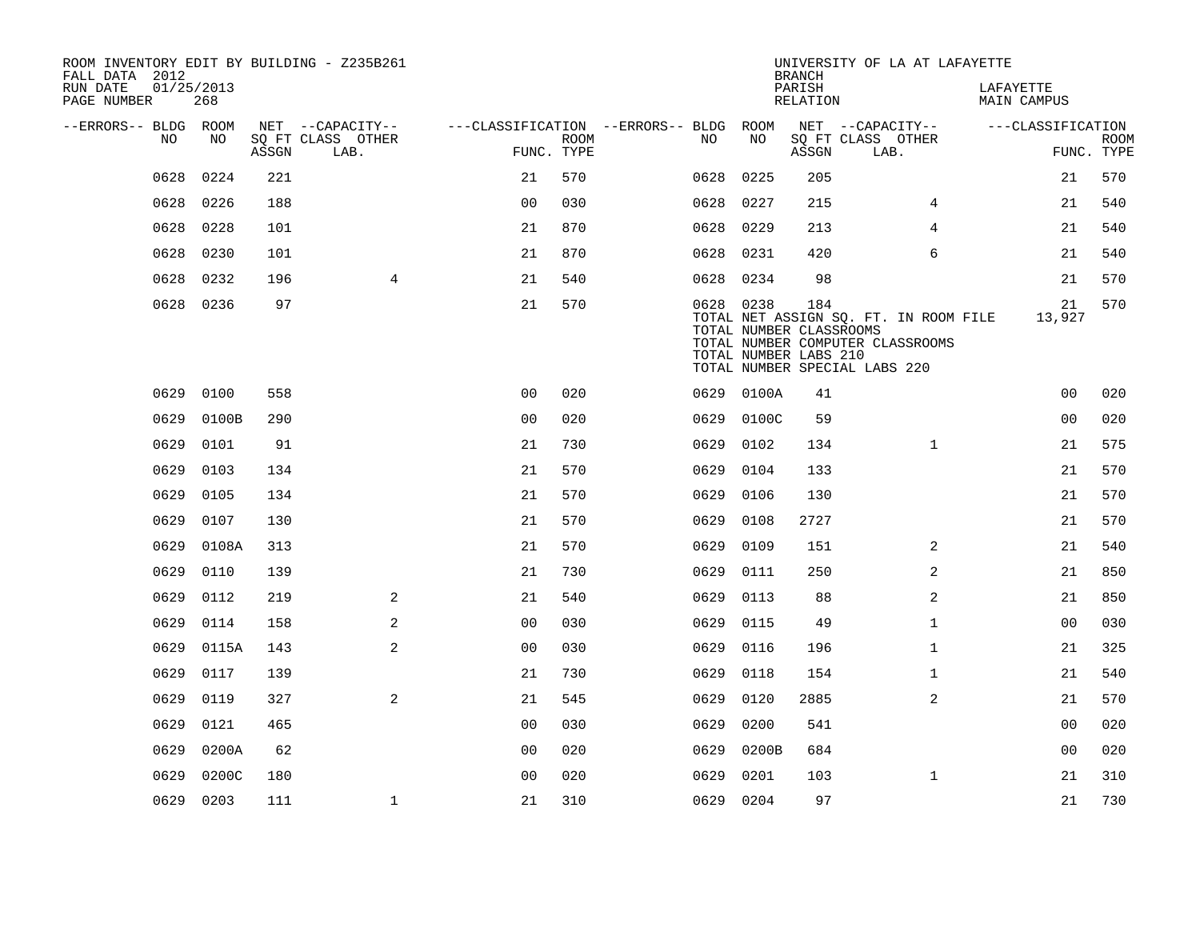ROOM INVENTORY EDIT BY BUILDING - Z235B261
FALL DATA 2012
RUN DATE 01/25/2013
PAGE NUMBER 268

UNIVERSITY OF LA AT LAFAYETTE
BRANCH
PARISH LAFAYETTE
RELATION MAIN CAMPUS

| --ERRORS-- | BLDG NO | ROOM NO | NET SQ FT ASSGN | --CAPACITY-- CLASS LAB. | OTHER | ---CLASSIFICATION FUNC. | ROOM TYPE | --ERRORS-- | BLDG NO | ROOM NO | NET SQ FT ASSGN | --CAPACITY-- CLASS LAB. | OTHER | ---CLASSIFICATION FUNC. | ROOM TYPE |
|---|---|---|---|---|---|---|---|---|---|---|---|---|---|---|---|
| | 0628 | 0224 | 221 | | | 21 | 570 | | 0628 | 0225 | 205 | | | 21 | 570 |
| | 0628 | 0226 | 188 | | | 00 | 030 | | 0628 | 0227 | 215 | | 4 | 21 | 540 |
| | 0628 | 0228 | 101 | | | 21 | 870 | | 0628 | 0229 | 213 | | 4 | 21 | 540 |
| | 0628 | 0230 | 101 | | | 21 | 870 | | 0628 | 0231 | 420 | | 6 | 21 | 540 |
| | 0628 | 0232 | 196 | | 4 | 21 | 540 | | 0628 | 0234 | 98 | | | 21 | 570 |
| | 0628 | 0236 | 97 | | | 21 | 570 | | 0628 | 0238 | 184 | | | 21 | 570 |
| | | | | | | | | | TOTAL NET ASSIGN SQ. FT. IN ROOM FILE | | | | | 13,927 | |
| | | | | | | | | | TOTAL NUMBER CLASSROOMS | | | | | | |
| | | | | | | | | | TOTAL NUMBER COMPUTER CLASSROOMS | | | | | | |
| | | | | | | | | | TOTAL NUMBER LABS 210 | | | | | | |
| | | | | | | | | | TOTAL NUMBER SPECIAL LABS 220 | | | | | | |
| | 0629 | 0100 | 558 | | | 00 | 020 | | 0629 | 0100A | 41 | | | 00 | 020 |
| | 0629 | 0100B | 290 | | | 00 | 020 | | 0629 | 0100C | 59 | | | 00 | 020 |
| | 0629 | 0101 | 91 | | | 21 | 730 | | 0629 | 0102 | 134 | | 1 | 21 | 575 |
| | 0629 | 0103 | 134 | | | 21 | 570 | | 0629 | 0104 | 133 | | | 21 | 570 |
| | 0629 | 0105 | 134 | | | 21 | 570 | | 0629 | 0106 | 130 | | | 21 | 570 |
| | 0629 | 0107 | 130 | | | 21 | 570 | | 0629 | 0108 | 2727 | | | 21 | 570 |
| | 0629 | 0108A | 313 | | | 21 | 570 | | 0629 | 0109 | 151 | | 2 | 21 | 540 |
| | 0629 | 0110 | 139 | | | 21 | 730 | | 0629 | 0111 | 250 | | 2 | 21 | 850 |
| | 0629 | 0112 | 219 | | 2 | 21 | 540 | | 0629 | 0113 | 88 | | 2 | 21 | 850 |
| | 0629 | 0114 | 158 | | 2 | 00 | 030 | | 0629 | 0115 | 49 | | 1 | 00 | 030 |
| | 0629 | 0115A | 143 | | 2 | 00 | 030 | | 0629 | 0116 | 196 | | 1 | 21 | 325 |
| | 0629 | 0117 | 139 | | | 21 | 730 | | 0629 | 0118 | 154 | | 1 | 21 | 540 |
| | 0629 | 0119 | 327 | | 2 | 21 | 545 | | 0629 | 0120 | 2885 | | 2 | 21 | 570 |
| | 0629 | 0121 | 465 | | | 00 | 030 | | 0629 | 0200 | 541 | | | 00 | 020 |
| | 0629 | 0200A | 62 | | | 00 | 020 | | 0629 | 0200B | 684 | | | 00 | 020 |
| | 0629 | 0200C | 180 | | | 00 | 020 | | 0629 | 0201 | 103 | | 1 | 21 | 310 |
| | 0629 | 0203 | 111 | | 1 | 21 | 310 | | 0629 | 0204 | 97 | | | 21 | 730 |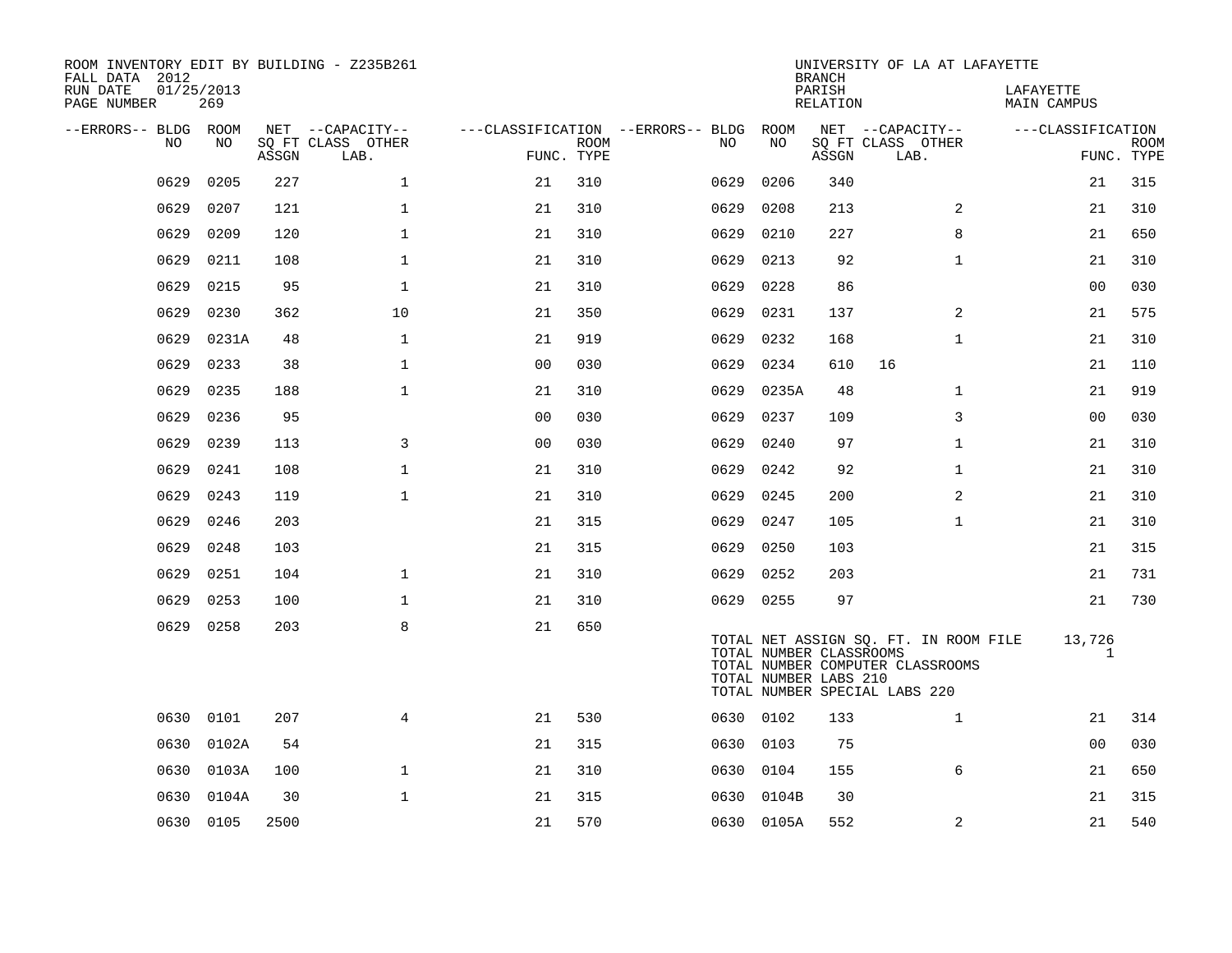ROOM INVENTORY EDIT BY BUILDING - Z235B261
FALL DATA 2012
RUN DATE 01/25/2013
PAGE NUMBER 269

UNIVERSITY OF LA AT LAFAYETTE
BRANCH
PARISH LAFAYETTE
RELATION MAIN CAMPUS

| --ERRORS-- | BLDG NO | ROOM NO | NET SQ FT ASSGN | CAPACITY CLASS | CAPACITY OTHER LAB. | CLASSIFICATION FUNC. | ROOM TYPE | --ERRORS-- | BLDG NO | ROOM NO | NET SQ FT ASSGN | CAPACITY CLASS | CAPACITY OTHER LAB. | CLASSIFICATION FUNC. | ROOM TYPE |
|---|---|---|---|---|---|---|---|---|---|---|---|---|---|---|---|
| | 0629 | 0205 | 227 | | 1 | 21 | 310 | | 0629 | 0206 | 340 | | | 21 | 315 |
| | 0629 | 0207 | 121 | | 1 | 21 | 310 | | 0629 | 0208 | 213 | | 2 | 21 | 310 |
| | 0629 | 0209 | 120 | | 1 | 21 | 310 | | 0629 | 0210 | 227 | | 8 | 21 | 650 |
| | 0629 | 0211 | 108 | | 1 | 21 | 310 | | 0629 | 0213 | 92 | | 1 | 21 | 310 |
| | 0629 | 0215 | 95 | | 1 | 21 | 310 | | 0629 | 0228 | 86 | | | 00 | 030 |
| | 0629 | 0230 | 362 | | 10 | 21 | 350 | | 0629 | 0231 | 137 | | 2 | 21 | 575 |
| | 0629 | 0231A | 48 | | 1 | 21 | 919 | | 0629 | 0232 | 168 | | 1 | 21 | 310 |
| | 0629 | 0233 | 38 | | 1 | 00 | 030 | | 0629 | 0234 | 610 | 16 | | 21 | 110 |
| | 0629 | 0235 | 188 | | 1 | 21 | 310 | | 0629 | 0235A | 48 | | 1 | 21 | 919 |
| | 0629 | 0236 | 95 | | | 00 | 030 | | 0629 | 0237 | 109 | | 3 | 00 | 030 |
| | 0629 | 0239 | 113 | | 3 | 00 | 030 | | 0629 | 0240 | 97 | | 1 | 21 | 310 |
| | 0629 | 0241 | 108 | | 1 | 21 | 310 | | 0629 | 0242 | 92 | | 1 | 21 | 310 |
| | 0629 | 0243 | 119 | | 1 | 21 | 310 | | 0629 | 0245 | 200 | | 2 | 21 | 310 |
| | 0629 | 0246 | 203 | | | 21 | 315 | | 0629 | 0247 | 105 | | 1 | 21 | 310 |
| | 0629 | 0248 | 103 | | | 21 | 315 | | 0629 | 0250 | 103 | | | 21 | 315 |
| | 0629 | 0251 | 104 | | 1 | 21 | 310 | | 0629 | 0252 | 203 | | | 21 | 731 |
| | 0629 | 0253 | 100 | | 1 | 21 | 310 | | 0629 | 0255 | 97 | | | 21 | 730 |
| | 0629 | 0258 | 203 | | 8 | 21 | 650 | | | | | | | | |

TOTAL NET ASSIGN SQ. FT. IN ROOM FILE 13,726
TOTAL NUMBER CLASSROOMS 1
TOTAL NUMBER COMPUTER CLASSROOMS
TOTAL NUMBER LABS 210
TOTAL NUMBER SPECIAL LABS 220

| --ERRORS-- | BLDG NO | ROOM NO | NET SQ FT ASSGN | CAPACITY CLASS | CAPACITY OTHER LAB. | CLASSIFICATION FUNC. | ROOM TYPE | --ERRORS-- | BLDG NO | ROOM NO | NET SQ FT ASSGN | CAPACITY CLASS | CAPACITY OTHER LAB. | CLASSIFICATION FUNC. | ROOM TYPE |
|---|---|---|---|---|---|---|---|---|---|---|---|---|---|---|---|
| | 0630 | 0101 | 207 | | 4 | 21 | 530 | | 0630 | 0102 | 133 | | 1 | 21 | 314 |
| | 0630 | 0102A | 54 | | | 21 | 315 | | 0630 | 0103 | 75 | | | 00 | 030 |
| | 0630 | 0103A | 100 | | 1 | 21 | 310 | | 0630 | 0104 | 155 | | 6 | 21 | 650 |
| | 0630 | 0104A | 30 | | 1 | 21 | 315 | | 0630 | 0104B | 30 | | | 21 | 315 |
| | 0630 | 0105 | 2500 | | | 21 | 570 | | 0630 | 0105A | 552 | | 2 | 21 | 540 |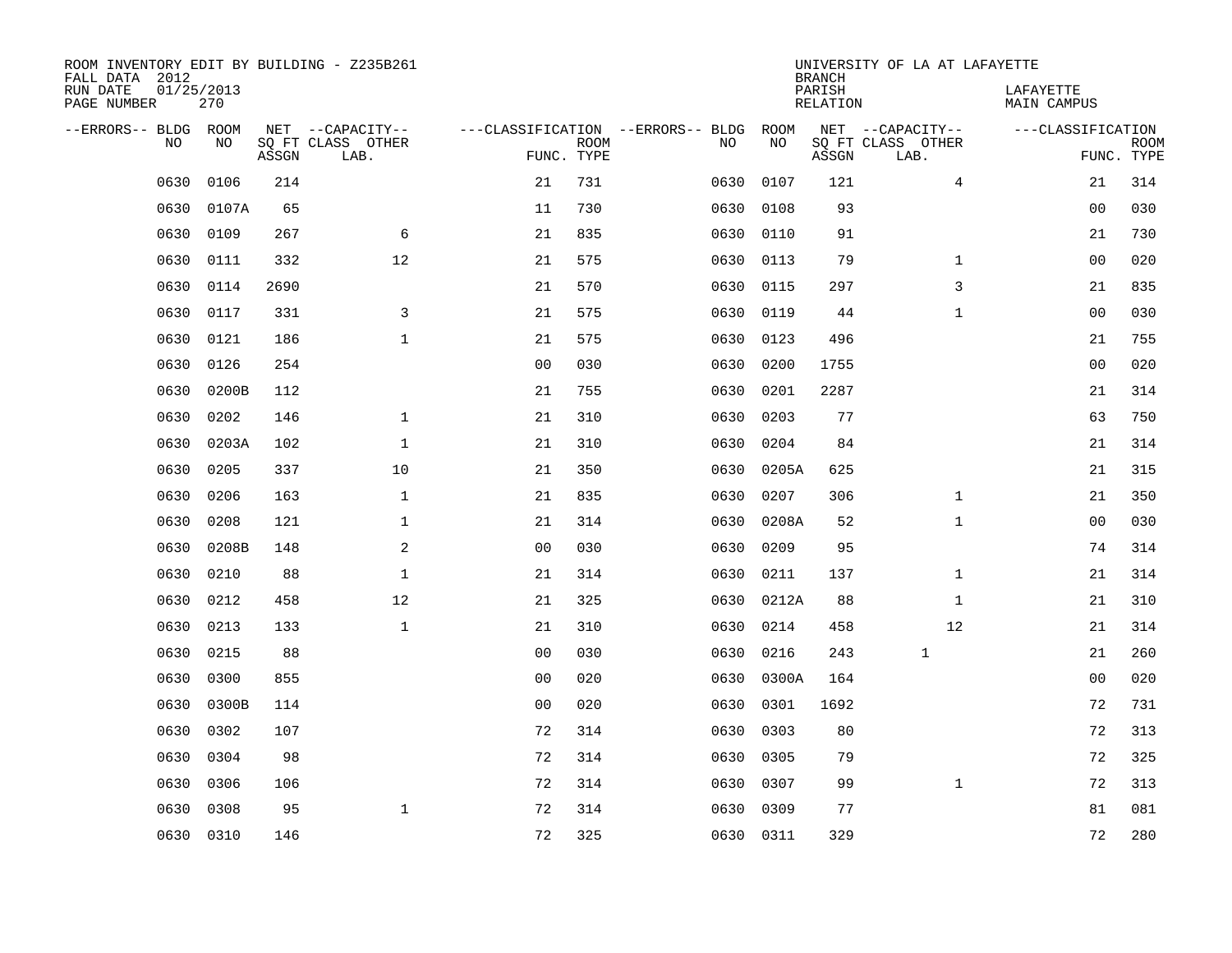ROOM INVENTORY EDIT BY BUILDING - Z235B261
FALL DATA 2012
RUN DATE 01/25/2013
PAGE NUMBER 270

UNIVERSITY OF LA AT LAFAYETTE
BRANCH
PARISH LAFAYETTE
RELATION MAIN CAMPUS

| --ERRORS-- | BLDG NO | ROOM NO | NET SQ FT ASSGN | CAPACITY CLASS LAB. | CAPACITY OTHER | CLASSIFICATION FUNC. | ROOM TYPE | --ERRORS-- | BLDG NO | ROOM NO | NET SQ FT ASSGN | CAPACITY CLASS LAB. | CAPACITY OTHER | CLASSIFICATION FUNC. | ROOM TYPE |
|---|---|---|---|---|---|---|---|---|---|---|---|---|---|---|---|
| | 0630 | 0106 | 214 | | | 21 | 731 | | 0630 | 0107 | 121 | | 4 | 21 | 314 |
| | 0630 | 0107A | 65 | | | 11 | 730 | | 0630 | 0108 | 93 | | | 00 | 030 |
| | 0630 | 0109 | 267 | | 6 | 21 | 835 | | 0630 | 0110 | 91 | | | 21 | 730 |
| | 0630 | 0111 | 332 | | 12 | 21 | 575 | | 0630 | 0113 | 79 | | 1 | 00 | 020 |
| | 0630 | 0114 | 2690 | | | 21 | 570 | | 0630 | 0115 | 297 | | 3 | 21 | 835 |
| | 0630 | 0117 | 331 | | 3 | 21 | 575 | | 0630 | 0119 | 44 | | 1 | 00 | 030 |
| | 0630 | 0121 | 186 | | 1 | 21 | 575 | | 0630 | 0123 | 496 | | | 21 | 755 |
| | 0630 | 0126 | 254 | | | 00 | 030 | | 0630 | 0200 | 1755 | | | 00 | 020 |
| | 0630 | 0200B | 112 | | | 21 | 755 | | 0630 | 0201 | 2287 | | | 21 | 314 |
| | 0630 | 0202 | 146 | | 1 | 21 | 310 | | 0630 | 0203 | 77 | | | 63 | 750 |
| | 0630 | 0203A | 102 | | 1 | 21 | 310 | | 0630 | 0204 | 84 | | | 21 | 314 |
| | 0630 | 0205 | 337 | | 10 | 21 | 350 | | 0630 | 0205A | 625 | | | 21 | 315 |
| | 0630 | 0206 | 163 | | 1 | 21 | 835 | | 0630 | 0207 | 306 | | 1 | 21 | 350 |
| | 0630 | 0208 | 121 | | 1 | 21 | 314 | | 0630 | 0208A | 52 | | 1 | 00 | 030 |
| | 0630 | 0208B | 148 | | 2 | 00 | 030 | | 0630 | 0209 | 95 | | | 74 | 314 |
| | 0630 | 0210 | 88 | | 1 | 21 | 314 | | 0630 | 0211 | 137 | | 1 | 21 | 314 |
| | 0630 | 0212 | 458 | | 12 | 21 | 325 | | 0630 | 0212A | 88 | | 1 | 21 | 310 |
| | 0630 | 0213 | 133 | | 1 | 21 | 310 | | 0630 | 0214 | 458 | | 12 | 21 | 314 |
| | 0630 | 0215 | 88 | | | 00 | 030 | | 0630 | 0216 | 243 | 1 | | 21 | 260 |
| | 0630 | 0300 | 855 | | | 00 | 020 | | 0630 | 0300A | 164 | | | 00 | 020 |
| | 0630 | 0300B | 114 | | | 00 | 020 | | 0630 | 0301 | 1692 | | | 72 | 731 |
| | 0630 | 0302 | 107 | | | 72 | 314 | | 0630 | 0303 | 80 | | | 72 | 313 |
| | 0630 | 0304 | 98 | | | 72 | 314 | | 0630 | 0305 | 79 | | | 72 | 325 |
| | 0630 | 0306 | 106 | | | 72 | 314 | | 0630 | 0307 | 99 | | 1 | 72 | 313 |
| | 0630 | 0308 | 95 | | 1 | 72 | 314 | | 0630 | 0309 | 77 | | | 81 | 081 |
| | 0630 | 0310 | 146 | | | 72 | 325 | | 0630 | 0311 | 329 | | | 72 | 280 |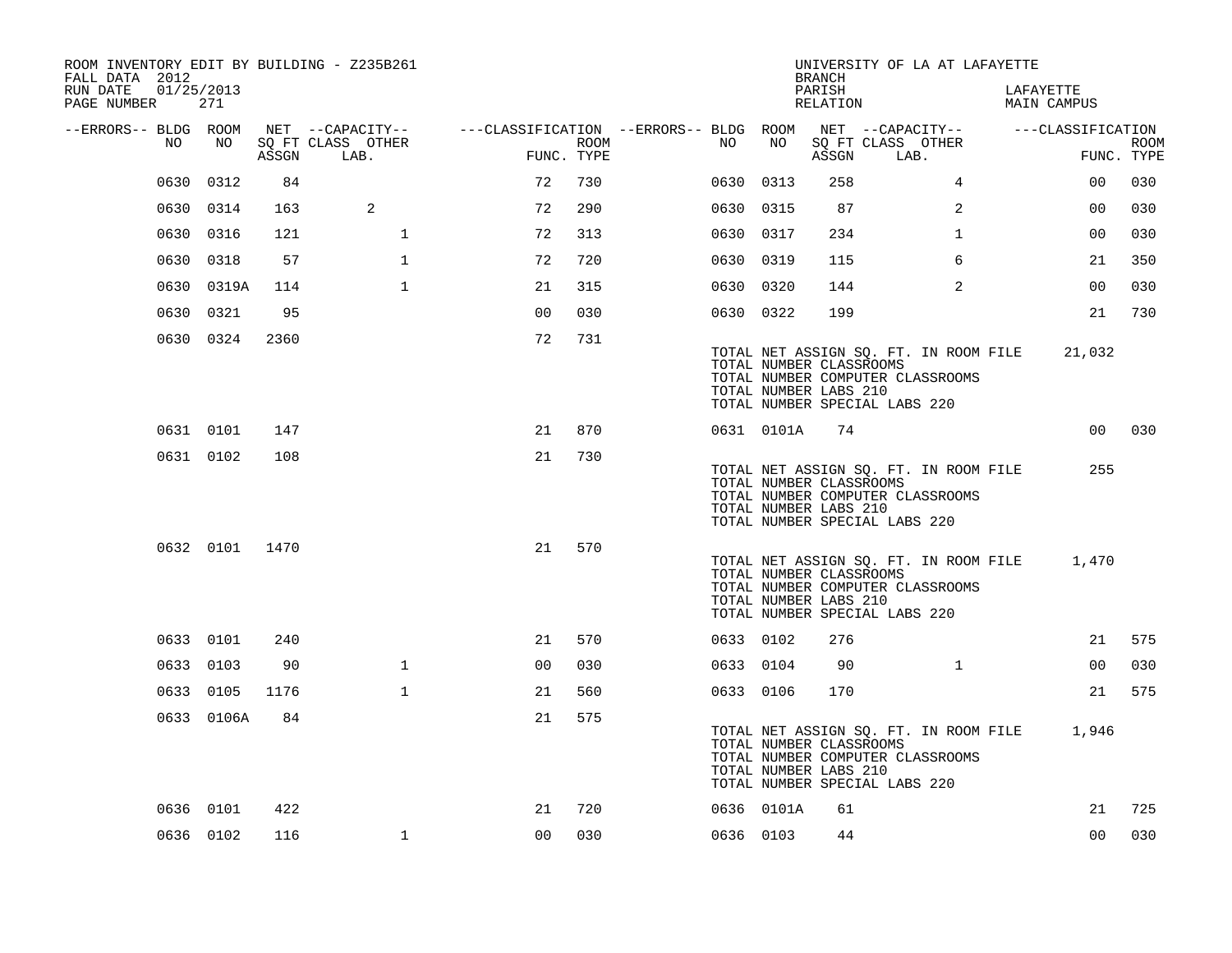ROOM INVENTORY EDIT BY BUILDING - Z235B261
FALL DATA 2012
RUN DATE 01/25/2013
PAGE NUMBER 271

UNIVERSITY OF LA AT LAFAYETTE
BRANCH
PARISH LAFAYETTE
RELATION MAIN CAMPUS

| --ERRORS-- | BLDG NO | ROOM NO | NET SQ FT ASSGN | CAPACITY CLASS LAB. | CAPACITY OTHER | CLASSIFICATION FUNC. | ROOM TYPE | --ERRORS-- | BLDG NO | ROOM NO | NET SQ FT ASSGN | CAPACITY CLASS LAB. | CAPACITY OTHER | CLASSIFICATION FUNC. | ROOM TYPE |
|---|---|---|---|---|---|---|---|---|---|---|---|---|---|---|---|
| | 0630 | 0312 | 84 | | | 72 | 730 | | 0630 | 0313 | 258 | | 4 | 00 | 030 |
| | 0630 | 0314 | 163 | 2 | | 72 | 290 | | 0630 | 0315 | 87 | | 2 | 00 | 030 |
| | 0630 | 0316 | 121 | | 1 | 72 | 313 | | 0630 | 0317 | 234 | | 1 | 00 | 030 |
| | 0630 | 0318 | 57 | | 1 | 72 | 720 | | 0630 | 0319 | 115 | | 6 | 21 | 350 |
| | 0630 | 0319A | 114 | | 1 | 21 | 315 | | 0630 | 0320 | 144 | | 2 | 00 | 030 |
| | 0630 | 0321 | 95 | | | 00 | 030 | | 0630 | 0322 | 199 | | | 21 | 730 |
| | 0630 | 0324 | 2360 | | | 72 | 731 | | | | | | | | |

TOTAL NET ASSIGN SQ. FT. IN ROOM FILE 21,032
TOTAL NUMBER CLASSROOMS
TOTAL NUMBER COMPUTER CLASSROOMS
TOTAL NUMBER LABS 210
TOTAL NUMBER SPECIAL LABS 220

| --ERRORS-- | BLDG NO | ROOM NO | NET SQ FT ASSGN | CAPACITY CLASS LAB. | CAPACITY OTHER | CLASSIFICATION FUNC. | ROOM TYPE | --ERRORS-- | BLDG NO | ROOM NO | NET SQ FT ASSGN | CAPACITY CLASS LAB. | CAPACITY OTHER | CLASSIFICATION FUNC. | ROOM TYPE |
|---|---|---|---|---|---|---|---|---|---|---|---|---|---|---|---|
| | 0631 | 0101 | 147 | | | 21 | 870 | | 0631 | 0101A | 74 | | | 00 | 030 |
| | 0631 | 0102 | 108 | | | 21 | 730 | | | | | | | | |

TOTAL NET ASSIGN SQ. FT. IN ROOM FILE 255
TOTAL NUMBER CLASSROOMS
TOTAL NUMBER COMPUTER CLASSROOMS
TOTAL NUMBER LABS 210
TOTAL NUMBER SPECIAL LABS 220

| --ERRORS-- | BLDG NO | ROOM NO | NET SQ FT ASSGN | CAPACITY CLASS LAB. | CAPACITY OTHER | CLASSIFICATION FUNC. | ROOM TYPE |
|---|---|---|---|---|---|---|---|
| | 0632 | 0101 | 1470 | | | 21 | 570 |

TOTAL NET ASSIGN SQ. FT. IN ROOM FILE 1,470
TOTAL NUMBER CLASSROOMS
TOTAL NUMBER COMPUTER CLASSROOMS
TOTAL NUMBER LABS 210
TOTAL NUMBER SPECIAL LABS 220

| --ERRORS-- | BLDG NO | ROOM NO | NET SQ FT ASSGN | CAPACITY CLASS LAB. | CAPACITY OTHER | CLASSIFICATION FUNC. | ROOM TYPE | --ERRORS-- | BLDG NO | ROOM NO | NET SQ FT ASSGN | CAPACITY CLASS LAB. | CAPACITY OTHER | CLASSIFICATION FUNC. | ROOM TYPE |
|---|---|---|---|---|---|---|---|---|---|---|---|---|---|---|---|
| | 0633 | 0101 | 240 | | | 21 | 570 | | 0633 | 0102 | 276 | | | 21 | 575 |
| | 0633 | 0103 | 90 | | 1 | 00 | 030 | | 0633 | 0104 | 90 | | 1 | 00 | 030 |
| | 0633 | 0105 | 1176 | | 1 | 21 | 560 | | 0633 | 0106 | 170 | | | 21 | 575 |
| | 0633 | 0106A | 84 | | | 21 | 575 | | | | | | | | |

TOTAL NET ASSIGN SQ. FT. IN ROOM FILE 1,946
TOTAL NUMBER CLASSROOMS
TOTAL NUMBER COMPUTER CLASSROOMS
TOTAL NUMBER LABS 210
TOTAL NUMBER SPECIAL LABS 220

| --ERRORS-- | BLDG NO | ROOM NO | NET SQ FT ASSGN | CAPACITY CLASS LAB. | CAPACITY OTHER | CLASSIFICATION FUNC. | ROOM TYPE | --ERRORS-- | BLDG NO | ROOM NO | NET SQ FT ASSGN | CAPACITY CLASS LAB. | CAPACITY OTHER | CLASSIFICATION FUNC. | ROOM TYPE |
|---|---|---|---|---|---|---|---|---|---|---|---|---|---|---|---|
| | 0636 | 0101 | 422 | | | 21 | 720 | | 0636 | 0101A | 61 | | | 21 | 725 |
| | 0636 | 0102 | 116 | | 1 | 00 | 030 | | 0636 | 0103 | 44 | | | 00 | 030 |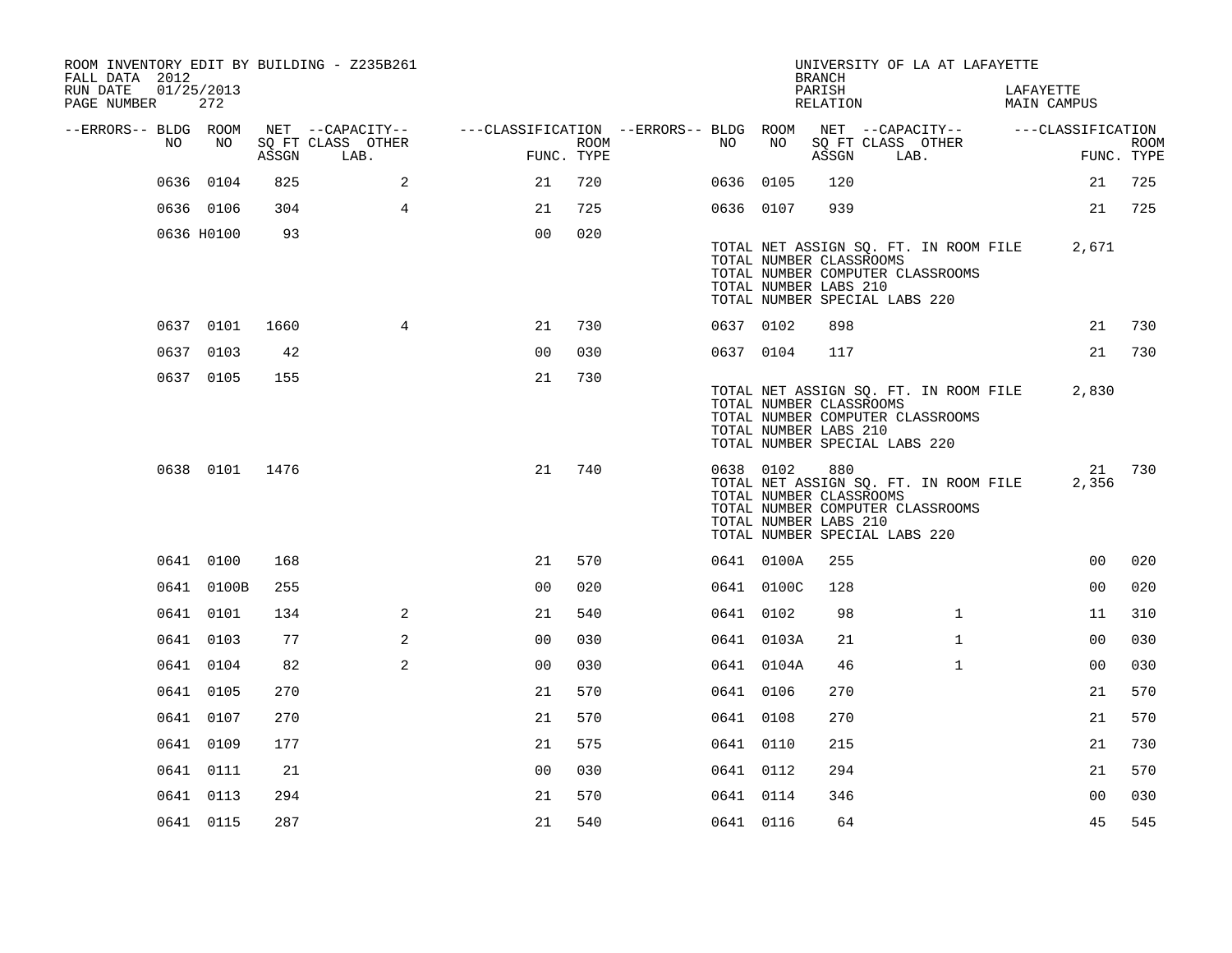ROOM INVENTORY EDIT BY BUILDING - Z235B261
FALL DATA 2012
RUN DATE 01/25/2013
PAGE NUMBER 272

UNIVERSITY OF LA AT LAFAYETTE
BRANCH
PARISH LAFAYETTE
RELATION MAIN CAMPUS

| --ERRORS-- | BLDG NO | ROOM NO | NET SQ FT ASSGN | --CAPACITY-- CLASS LAB. | OTHER | ---CLASSIFICATION FUNC. | ROOM TYPE | --ERRORS-- | BLDG NO | ROOM NO | NET SQ FT ASSGN | --CAPACITY-- CLASS LAB. | OTHER | ---CLASSIFICATION FUNC. | ROOM TYPE |
|---|---|---|---|---|---|---|---|---|---|---|---|---|---|---|---|
| | 0636 | 0104 | 825 | | 2 | 21 | 720 | | 0636 | 0105 | 120 | | | 21 | 725 |
| | 0636 | 0106 | 304 | | 4 | 21 | 725 | | 0636 | 0107 | 939 | | | 21 | 725 |
| | 0636 | H0100 | 93 | | | 00 | 020 | | | | | | | | |

TOTAL NET ASSIGN SQ. FT. IN ROOM FILE 2,671
TOTAL NUMBER CLASSROOMS
TOTAL NUMBER COMPUTER CLASSROOMS
TOTAL NUMBER LABS 210
TOTAL NUMBER SPECIAL LABS 220

| --ERRORS-- | BLDG NO | ROOM NO | NET SQ FT ASSGN | --CAPACITY-- CLASS LAB. | OTHER | ---CLASSIFICATION FUNC. | ROOM TYPE | --ERRORS-- | BLDG NO | ROOM NO | NET SQ FT ASSGN | --CAPACITY-- CLASS LAB. | OTHER | ---CLASSIFICATION FUNC. | ROOM TYPE |
|---|---|---|---|---|---|---|---|---|---|---|---|---|---|---|---|
| | 0637 | 0101 | 1660 | | 4 | 21 | 730 | | 0637 | 0102 | 898 | | | 21 | 730 |
| | 0637 | 0103 | 42 | | | 00 | 030 | | 0637 | 0104 | 117 | | | 21 | 730 |
| | 0637 | 0105 | 155 | | | 21 | 730 | | | | | | | | |

TOTAL NET ASSIGN SQ. FT. IN ROOM FILE 2,830
TOTAL NUMBER CLASSROOMS
TOTAL NUMBER COMPUTER CLASSROOMS
TOTAL NUMBER LABS 210
TOTAL NUMBER SPECIAL LABS 220

| --ERRORS-- | BLDG NO | ROOM NO | NET SQ FT ASSGN | --CAPACITY-- CLASS LAB. | OTHER | ---CLASSIFICATION FUNC. | ROOM TYPE | --ERRORS-- | BLDG NO | ROOM NO | NET SQ FT ASSGN | --CAPACITY-- CLASS LAB. | OTHER | ---CLASSIFICATION FUNC. | ROOM TYPE |
|---|---|---|---|---|---|---|---|---|---|---|---|---|---|---|---|
| | 0638 | 0101 | 1476 | | | 21 | 740 | | 0638 | 0102 | 880 | | | 21 | 730 |

TOTAL NET ASSIGN SQ. FT. IN ROOM FILE 2,356
TOTAL NUMBER CLASSROOMS
TOTAL NUMBER COMPUTER CLASSROOMS
TOTAL NUMBER LABS 210
TOTAL NUMBER SPECIAL LABS 220

| --ERRORS-- | BLDG NO | ROOM NO | NET SQ FT ASSGN | --CAPACITY-- CLASS LAB. | OTHER | ---CLASSIFICATION FUNC. | ROOM TYPE | --ERRORS-- | BLDG NO | ROOM NO | NET SQ FT ASSGN | --CAPACITY-- CLASS LAB. | OTHER | ---CLASSIFICATION FUNC. | ROOM TYPE |
|---|---|---|---|---|---|---|---|---|---|---|---|---|---|---|---|
| | 0641 | 0100 | 168 | | | 21 | 570 | | 0641 | 0100A | 255 | | | 00 | 020 |
| | 0641 | 0100B | 255 | | | 00 | 020 | | 0641 | 0100C | 128 | | | 00 | 020 |
| | 0641 | 0101 | 134 | | 2 | 21 | 540 | | 0641 | 0102 | 98 | | 1 | 11 | 310 |
| | 0641 | 0103 | 77 | | 2 | 00 | 030 | | 0641 | 0103A | 21 | | 1 | 00 | 030 |
| | 0641 | 0104 | 82 | | 2 | 00 | 030 | | 0641 | 0104A | 46 | | 1 | 00 | 030 |
| | 0641 | 0105 | 270 | | | 21 | 570 | | 0641 | 0106 | 270 | | | 21 | 570 |
| | 0641 | 0107 | 270 | | | 21 | 570 | | 0641 | 0108 | 270 | | | 21 | 570 |
| | 0641 | 0109 | 177 | | | 21 | 575 | | 0641 | 0110 | 215 | | | 21 | 730 |
| | 0641 | 0111 | 21 | | | 00 | 030 | | 0641 | 0112 | 294 | | | 21 | 570 |
| | 0641 | 0113 | 294 | | | 21 | 570 | | 0641 | 0114 | 346 | | | 00 | 030 |
| | 0641 | 0115 | 287 | | | 21 | 540 | | 0641 | 0116 | 64 | | | 45 | 545 |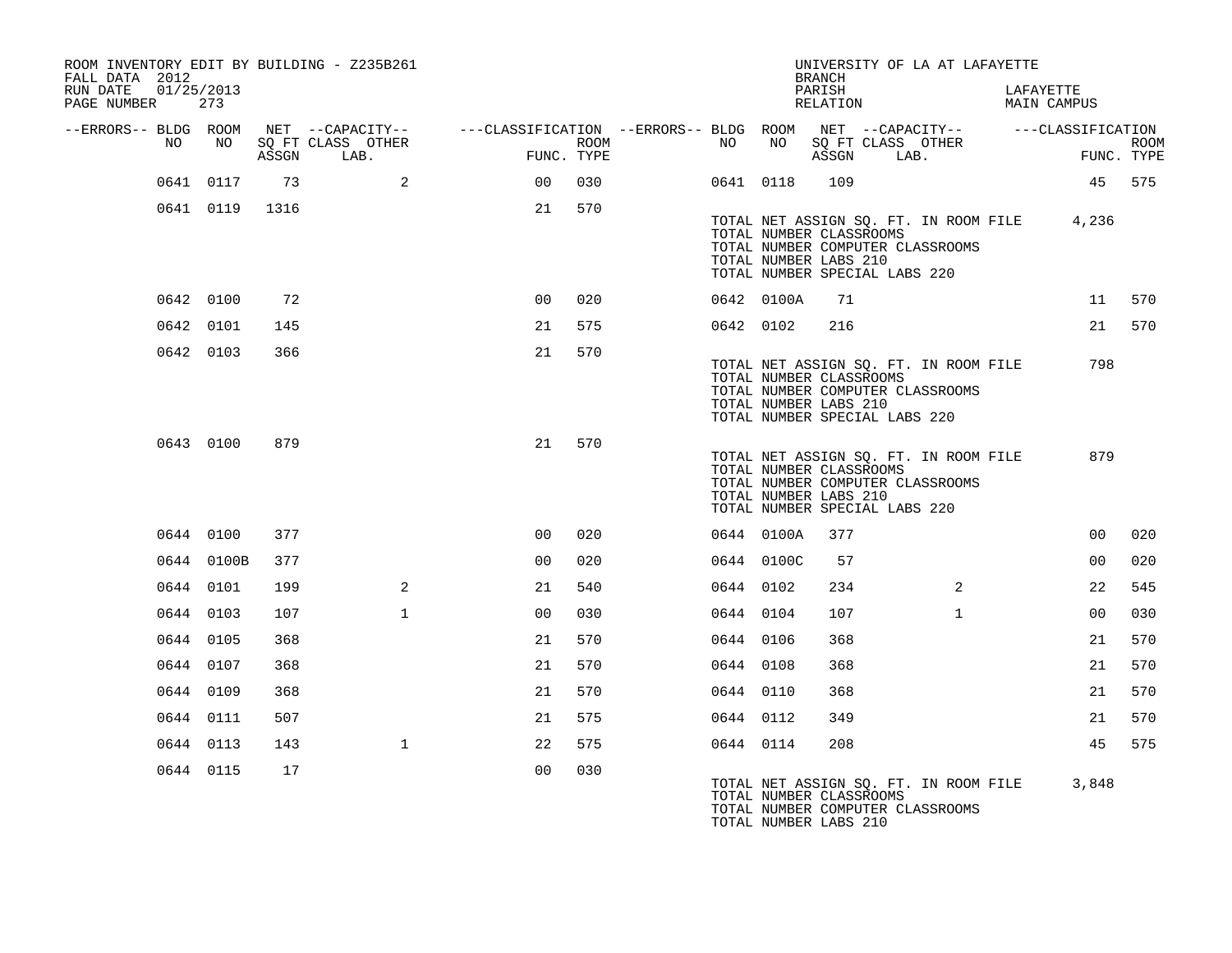ROOM INVENTORY EDIT BY BUILDING - Z235B261
FALL DATA 2012
RUN DATE 01/25/2013

UNIVERSITY OF LA AT LAFAYETTE
BRANCH
PARISH LAFAYETTE
RELATION MAIN CAMPUS

| --ERRORS-- | BLDG NO | ROOM NO | NET SQ FT ASSGN | CAPACITY CLASS LAB. | CAPACITY OTHER | CLASSIFICATION FUNC. | ROOM TYPE | --ERRORS-- | BLDG NO | ROOM NO | NET SQ FT ASSGN | CAPACITY CLASS LAB. | CAPACITY OTHER | CLASSIFICATION FUNC. | ROOM TYPE |
|---|---|---|---|---|---|---|---|---|---|---|---|---|---|---|---|
| | 0641 | 0117 | 73 | | 2 | 00 | 030 | | 0641 | 0118 | 109 | | | 45 | 575 |
| | 0641 | 0119 | 1316 | | | 21 | 570 | | | | | | | | |

TOTAL NET ASSIGN SQ. FT. IN ROOM FILE 4,236
TOTAL NUMBER CLASSROOMS
TOTAL NUMBER COMPUTER CLASSROOMS
TOTAL NUMBER LABS 210
TOTAL NUMBER SPECIAL LABS 220

| --ERRORS-- | BLDG NO | ROOM NO | NET SQ FT ASSGN | CAPACITY CLASS LAB. | CAPACITY OTHER | CLASSIFICATION FUNC. | ROOM TYPE | --ERRORS-- | BLDG NO | ROOM NO | NET SQ FT ASSGN | CAPACITY CLASS LAB. | CAPACITY OTHER | CLASSIFICATION FUNC. | ROOM TYPE |
|---|---|---|---|---|---|---|---|---|---|---|---|---|---|---|---|
| | 0642 | 0100 | 72 | | | 00 | 020 | | 0642 | 0100A | 71 | | | 11 | 570 |
| | 0642 | 0101 | 145 | | | 21 | 575 | | 0642 | 0102 | 216 | | | 21 | 570 |
| | 0642 | 0103 | 366 | | | 21 | 570 | | | | | | | | |

TOTAL NET ASSIGN SQ. FT. IN ROOM FILE 798
TOTAL NUMBER CLASSROOMS
TOTAL NUMBER COMPUTER CLASSROOMS
TOTAL NUMBER LABS 210
TOTAL NUMBER SPECIAL LABS 220

| --ERRORS-- | BLDG NO | ROOM NO | NET SQ FT ASSGN | CAPACITY CLASS LAB. | CAPACITY OTHER | CLASSIFICATION FUNC. | ROOM TYPE |
|---|---|---|---|---|---|---|---|
| | 0643 | 0100 | 879 | | | 21 | 570 |

TOTAL NET ASSIGN SQ. FT. IN ROOM FILE 879
TOTAL NUMBER CLASSROOMS
TOTAL NUMBER COMPUTER CLASSROOMS
TOTAL NUMBER LABS 210
TOTAL NUMBER SPECIAL LABS 220

| --ERRORS-- | BLDG NO | ROOM NO | NET SQ FT ASSGN | CAPACITY CLASS LAB. | CAPACITY OTHER | CLASSIFICATION FUNC. | ROOM TYPE | --ERRORS-- | BLDG NO | ROOM NO | NET SQ FT ASSGN | CAPACITY CLASS LAB. | CAPACITY OTHER | CLASSIFICATION FUNC. | ROOM TYPE |
|---|---|---|---|---|---|---|---|---|---|---|---|---|---|---|---|
| | 0644 | 0100 | 377 | | | 00 | 020 | | 0644 | 0100A | 377 | | | 00 | 020 |
| | 0644 | 0100B | 377 | | | 00 | 020 | | 0644 | 0100C | 57 | | | 00 | 020 |
| | 0644 | 0101 | 199 | | 2 | 21 | 540 | | 0644 | 0102 | 234 | | 2 | 22 | 545 |
| | 0644 | 0103 | 107 | | 1 | 00 | 030 | | 0644 | 0104 | 107 | | 1 | 00 | 030 |
| | 0644 | 0105 | 368 | | | 21 | 570 | | 0644 | 0106 | 368 | | | 21 | 570 |
| | 0644 | 0107 | 368 | | | 21 | 570 | | 0644 | 0108 | 368 | | | 21 | 570 |
| | 0644 | 0109 | 368 | | | 21 | 570 | | 0644 | 0110 | 368 | | | 21 | 570 |
| | 0644 | 0111 | 507 | | | 21 | 575 | | 0644 | 0112 | 349 | | | 21 | 570 |
| | 0644 | 0113 | 143 | | 1 | 22 | 575 | | 0644 | 0114 | 208 | | | 45 | 575 |
| | 0644 | 0115 | 17 | | | 00 | 030 | | | | | | | | |

TOTAL NET ASSIGN SQ. FT. IN ROOM FILE 3,848
TOTAL NUMBER CLASSROOMS
TOTAL NUMBER COMPUTER CLASSROOMS
TOTAL NUMBER LABS 210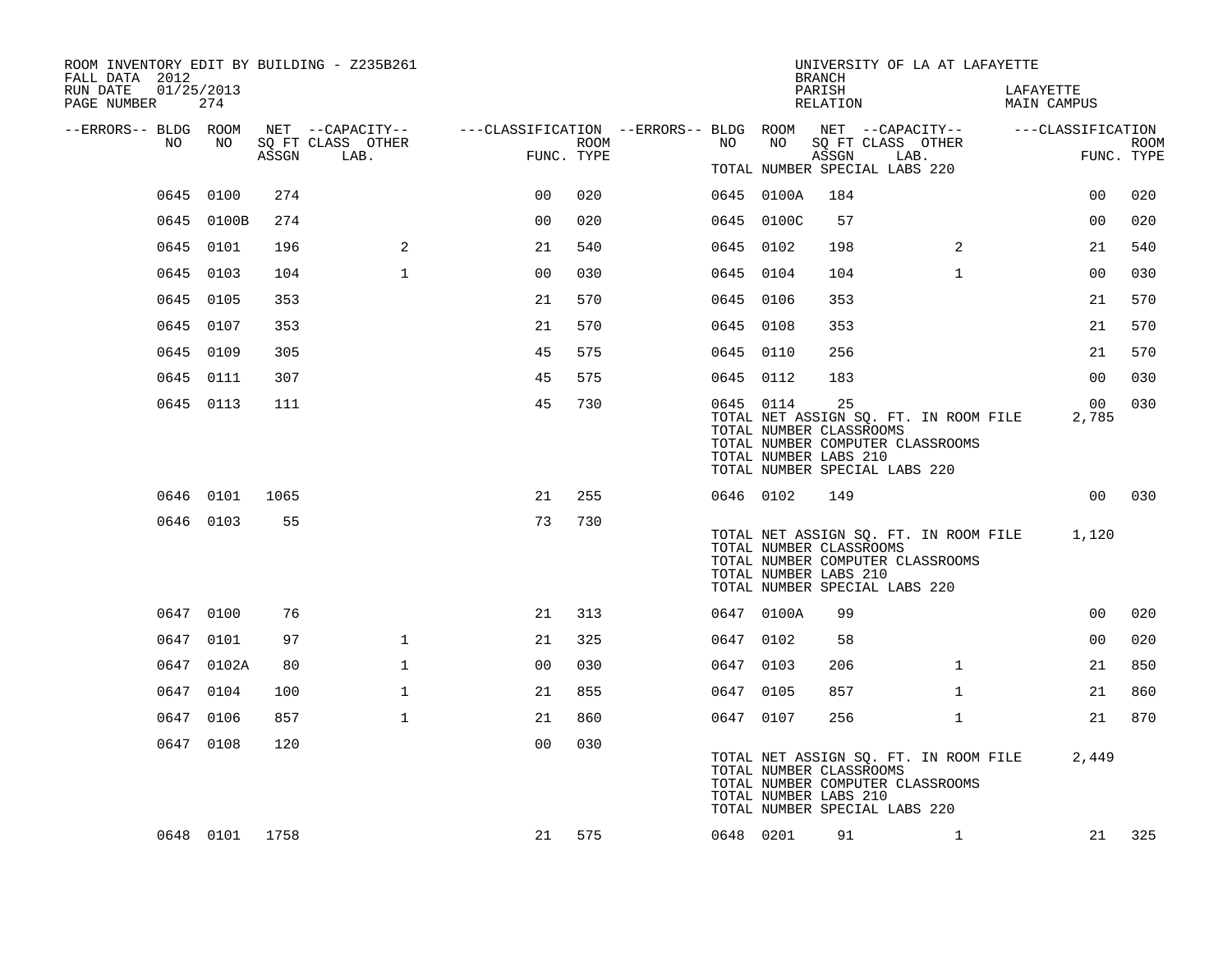ROOM INVENTORY EDIT BY BUILDING - Z235B261
FALL DATA 2012
RUN DATE 01/25/2013
PAGE NUMBER 274

UNIVERSITY OF LA AT LAFAYETTE
BRANCH
PARISH LAFAYETTE
RELATION MAIN CAMPUS

| --ERRORS-- | BLDG NO | ROOM NO | NET SQ FT ASSGN | --CAPACITY-- CLASS LAB. | OTHER | ---CLASSIFICATION FUNC. | ROOM TYPE | --ERRORS-- | BLDG NO | ROOM NO | NET SQ FT ASSGN | --CAPACITY-- CLASS LAB. | OTHER | ---CLASSIFICATION FUNC. | ROOM TYPE |
|---|---|---|---|---|---|---|---|---|---|---|---|---|---|---|---|
| | 0645 | 0100 | 274 | | | 00 | 020 | | 0645 | 0100A | 184 | | | 00 | 020 |
| | 0645 | 0100B | 274 | | | 00 | 020 | | 0645 | 0100C | 57 | | | 00 | 020 |
| | 0645 | 0101 | 196 | | 2 | 21 | 540 | | 0645 | 0102 | 198 | | 2 | 21 | 540 |
| | 0645 | 0103 | 104 | | 1 | 00 | 030 | | 0645 | 0104 | 104 | | 1 | 00 | 030 |
| | 0645 | 0105 | 353 | | | 21 | 570 | | 0645 | 0106 | 353 | | | 21 | 570 |
| | 0645 | 0107 | 353 | | | 21 | 570 | | 0645 | 0108 | 353 | | | 21 | 570 |
| | 0645 | 0109 | 305 | | | 45 | 575 | | 0645 | 0110 | 256 | | | 21 | 570 |
| | 0645 | 0111 | 307 | | | 45 | 575 | | 0645 | 0112 | 183 | | | 00 | 030 |
| | 0645 | 0113 | 111 | | | 45 | 730 | | 0645 | 0114 | 25 | | | 00 | 030 |

TOTAL NET ASSIGN SQ. FT. IN ROOM FILE 2,785
TOTAL NUMBER CLASSROOMS
TOTAL NUMBER COMPUTER CLASSROOMS
TOTAL NUMBER LABS 210
TOTAL NUMBER SPECIAL LABS 220

| --ERRORS-- | BLDG NO | ROOM NO | NET SQ FT ASSGN | --CAPACITY-- CLASS LAB. | OTHER | ---CLASSIFICATION FUNC. | ROOM TYPE | --ERRORS-- | BLDG NO | ROOM NO | NET SQ FT ASSGN | --CAPACITY-- CLASS LAB. | OTHER | ---CLASSIFICATION FUNC. | ROOM TYPE |
|---|---|---|---|---|---|---|---|---|---|---|---|---|---|---|---|
| | 0646 | 0101 | 1065 | | | 21 | 255 | | 0646 | 0102 | 149 | | | 00 | 030 |
| | 0646 | 0103 | 55 | | | 73 | 730 | | | | | | | | |

TOTAL NET ASSIGN SQ. FT. IN ROOM FILE 1,120
TOTAL NUMBER CLASSROOMS
TOTAL NUMBER COMPUTER CLASSROOMS
TOTAL NUMBER LABS 210
TOTAL NUMBER SPECIAL LABS 220

| --ERRORS-- | BLDG NO | ROOM NO | NET SQ FT ASSGN | --CAPACITY-- CLASS LAB. | OTHER | ---CLASSIFICATION FUNC. | ROOM TYPE | --ERRORS-- | BLDG NO | ROOM NO | NET SQ FT ASSGN | --CAPACITY-- CLASS LAB. | OTHER | ---CLASSIFICATION FUNC. | ROOM TYPE |
|---|---|---|---|---|---|---|---|---|---|---|---|---|---|---|---|
| | 0647 | 0100 | 76 | | | 21 | 313 | | 0647 | 0100A | 99 | | | 00 | 020 |
| | 0647 | 0101 | 97 | | 1 | 21 | 325 | | 0647 | 0102 | 58 | | | 00 | 020 |
| | 0647 | 0102A | 80 | | 1 | 00 | 030 | | 0647 | 0103 | 206 | | 1 | 21 | 850 |
| | 0647 | 0104 | 100 | | 1 | 21 | 855 | | 0647 | 0105 | 857 | | 1 | 21 | 860 |
| | 0647 | 0106 | 857 | | 1 | 21 | 860 | | 0647 | 0107 | 256 | | 1 | 21 | 870 |
| | 0647 | 0108 | 120 | | | 00 | 030 | | | | | | | | |

TOTAL NET ASSIGN SQ. FT. IN ROOM FILE 2,449
TOTAL NUMBER CLASSROOMS
TOTAL NUMBER COMPUTER CLASSROOMS
TOTAL NUMBER LABS 210
TOTAL NUMBER SPECIAL LABS 220

| --ERRORS-- | BLDG NO | ROOM NO | NET SQ FT ASSGN | --CAPACITY-- CLASS LAB. | OTHER | ---CLASSIFICATION FUNC. | ROOM TYPE | --ERRORS-- | BLDG NO | ROOM NO | NET SQ FT ASSGN | --CAPACITY-- CLASS LAB. | OTHER | ---CLASSIFICATION FUNC. | ROOM TYPE |
|---|---|---|---|---|---|---|---|---|---|---|---|---|---|---|---|
| | 0648 | 0101 | 1758 | | | 21 | 575 | | 0648 | 0201 | 91 | | 1 | 21 | 325 |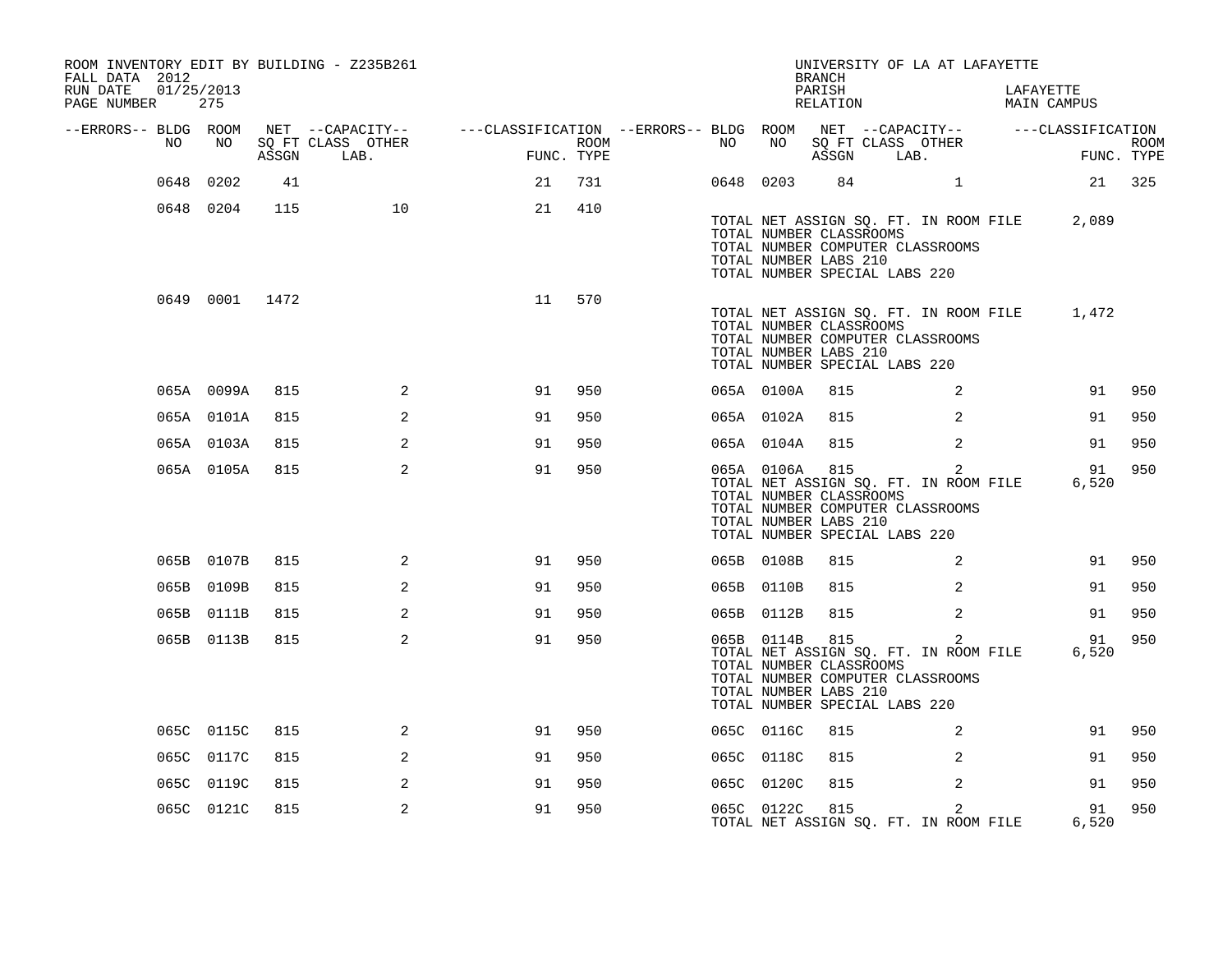ROOM INVENTORY EDIT BY BUILDING - Z235B261
FALL DATA 2012
RUN DATE 01/25/2013
PAGE NUMBER 275

UNIVERSITY OF LA AT LAFAYETTE
BRANCH
PARISH LAFAYETTE
RELATION MAIN CAMPUS

| --ERRORS-- | BLDG NO | ROOM NO | NET SQ FT ASSGN | --CAPACITY-- CLASS LAB. | OTHER | ---CLASSIFICATION FUNC. | ROOM TYPE | --ERRORS-- | BLDG NO | ROOM NO | NET SQ FT ASSGN | --CAPACITY-- CLASS LAB. | OTHER | ---CLASSIFICATION FUNC. | ROOM TYPE |
|---|---|---|---|---|---|---|---|---|---|---|---|---|---|---|---|
| | 0648 | 0202 | 41 | | | 21 | 731 | | 0648 | 0203 | 84 | | 1 | 21 | 325 |
| | 0648 | 0204 | 115 | | 10 | 21 | 410 | | | | | | | | |

TOTAL NET ASSIGN SQ. FT. IN ROOM FILE 2,089
TOTAL NUMBER CLASSROOMS
TOTAL NUMBER COMPUTER CLASSROOMS
TOTAL NUMBER LABS 210
TOTAL NUMBER SPECIAL LABS 220

| --ERRORS-- | BLDG NO | ROOM NO | NET SQ FT ASSGN | --CAPACITY-- CLASS LAB. | OTHER | ---CLASSIFICATION FUNC. | ROOM TYPE |
|---|---|---|---|---|---|---|---|
| | 0649 | 0001 | 1472 | | | 11 | 570 |

TOTAL NET ASSIGN SQ. FT. IN ROOM FILE 1,472
TOTAL NUMBER CLASSROOMS
TOTAL NUMBER COMPUTER CLASSROOMS
TOTAL NUMBER LABS 210
TOTAL NUMBER SPECIAL LABS 220

| --ERRORS-- | BLDG NO | ROOM NO | NET SQ FT ASSGN | --CAPACITY-- CLASS LAB. | OTHER | ---CLASSIFICATION FUNC. | ROOM TYPE | --ERRORS-- | BLDG NO | ROOM NO | NET SQ FT ASSGN | --CAPACITY-- CLASS LAB. | OTHER | ---CLASSIFICATION FUNC. | ROOM TYPE |
|---|---|---|---|---|---|---|---|---|---|---|---|---|---|---|---|
| | 065A | 0099A | 815 | | 2 | 91 | 950 | | 065A | 0100A | 815 | | 2 | 91 | 950 |
| | 065A | 0101A | 815 | | 2 | 91 | 950 | | 065A | 0102A | 815 | | 2 | 91 | 950 |
| | 065A | 0103A | 815 | | 2 | 91 | 950 | | 065A | 0104A | 815 | | 2 | 91 | 950 |
| | 065A | 0105A | 815 | | 2 | 91 | 950 | | 065A | 0106A | 815 | | 2 | 91 | 950 |

TOTAL NET ASSIGN SQ. FT. IN ROOM FILE 6,520
TOTAL NUMBER CLASSROOMS
TOTAL NUMBER COMPUTER CLASSROOMS
TOTAL NUMBER LABS 210
TOTAL NUMBER SPECIAL LABS 220

| --ERRORS-- | BLDG NO | ROOM NO | NET SQ FT ASSGN | --CAPACITY-- CLASS LAB. | OTHER | ---CLASSIFICATION FUNC. | ROOM TYPE | --ERRORS-- | BLDG NO | ROOM NO | NET SQ FT ASSGN | --CAPACITY-- CLASS LAB. | OTHER | ---CLASSIFICATION FUNC. | ROOM TYPE |
|---|---|---|---|---|---|---|---|---|---|---|---|---|---|---|---|
| | 065B | 0107B | 815 | | 2 | 91 | 950 | | 065B | 0108B | 815 | | 2 | 91 | 950 |
| | 065B | 0109B | 815 | | 2 | 91 | 950 | | 065B | 0110B | 815 | | 2 | 91 | 950 |
| | 065B | 0111B | 815 | | 2 | 91 | 950 | | 065B | 0112B | 815 | | 2 | 91 | 950 |
| | 065B | 0113B | 815 | | 2 | 91 | 950 | | 065B | 0114B | 815 | | 2 | 91 | 950 |

TOTAL NET ASSIGN SQ. FT. IN ROOM FILE 6,520
TOTAL NUMBER CLASSROOMS
TOTAL NUMBER COMPUTER CLASSROOMS
TOTAL NUMBER LABS 210
TOTAL NUMBER SPECIAL LABS 220

| --ERRORS-- | BLDG NO | ROOM NO | NET SQ FT ASSGN | --CAPACITY-- CLASS LAB. | OTHER | ---CLASSIFICATION FUNC. | ROOM TYPE | --ERRORS-- | BLDG NO | ROOM NO | NET SQ FT ASSGN | --CAPACITY-- CLASS LAB. | OTHER | ---CLASSIFICATION FUNC. | ROOM TYPE |
|---|---|---|---|---|---|---|---|---|---|---|---|---|---|---|---|
| | 065C | 0115C | 815 | | 2 | 91 | 950 | | 065C | 0116C | 815 | | 2 | 91 | 950 |
| | 065C | 0117C | 815 | | 2 | 91 | 950 | | 065C | 0118C | 815 | | 2 | 91 | 950 |
| | 065C | 0119C | 815 | | 2 | 91 | 950 | | 065C | 0120C | 815 | | 2 | 91 | 950 |
| | 065C | 0121C | 815 | | 2 | 91 | 950 | | 065C | 0122C | 815 | | 2 | 91 | 950 |

TOTAL NET ASSIGN SQ. FT. IN ROOM FILE 6,520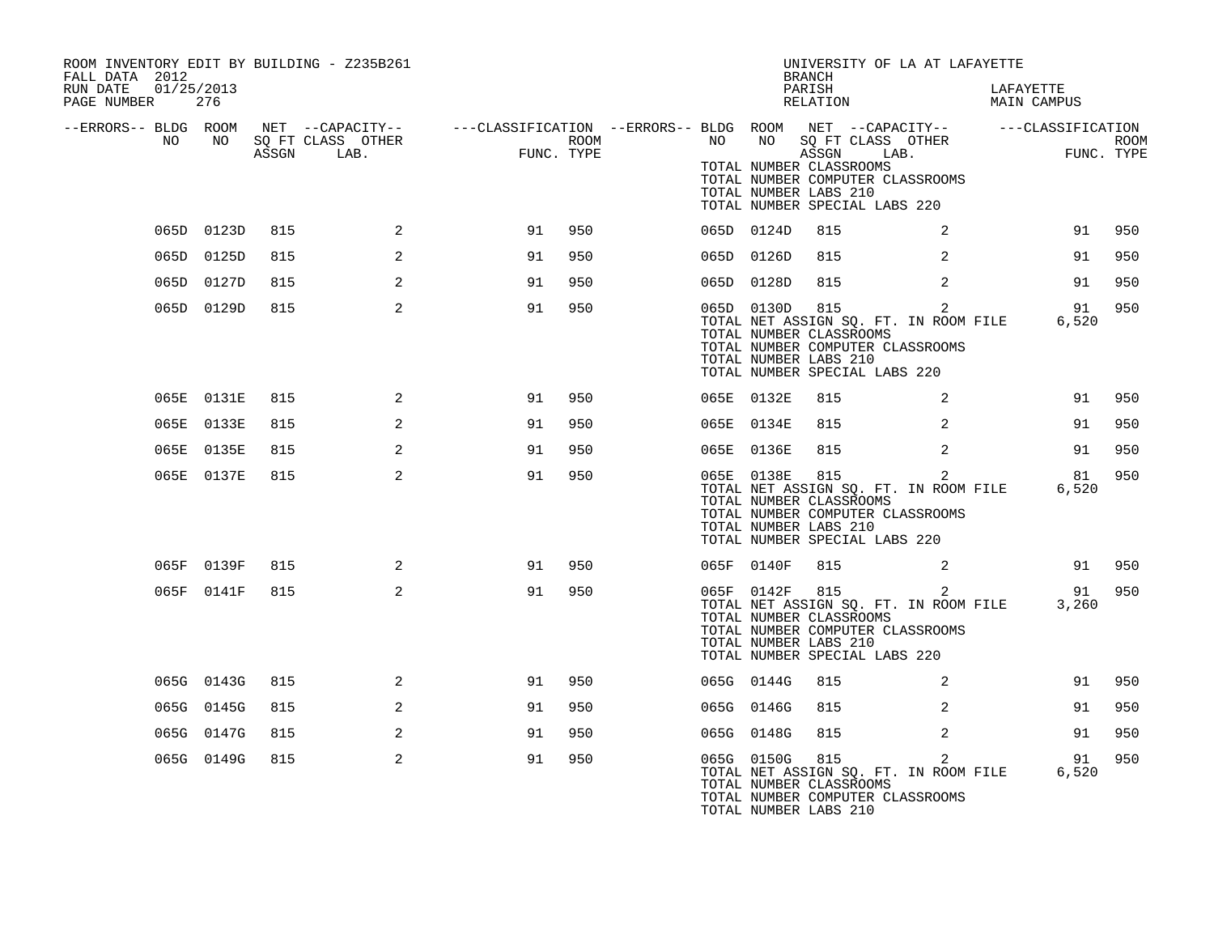ROOM INVENTORY EDIT BY BUILDING - Z235B261
FALL DATA 2012
RUN DATE 01/25/2013

UNIVERSITY OF LA AT LAFAYETTE
BRANCH
PARISH LAFAYETTE
RELATION MAIN CAMPUS

| --ERRORS-- | BLDG NO | ROOM NO | NET SQ FT ASSGN | CAPACITY CLASS LAB. | CAPACITY OTHER | CLASSIFICATION FUNC. | ROOM TYPE | --ERRORS-- | BLDG NO | ROOM NO | NET SQ FT ASSGN | CAPACITY CLASS LAB. | CAPACITY OTHER | CLASSIFICATION FUNC. | ROOM TYPE |
|---|---|---|---|---|---|---|---|---|---|---|---|---|---|---|---|
| | | | | | | | | | TOTAL NUMBER CLASSROOMS | | | | | | |
| | | | | | | | | | TOTAL NUMBER COMPUTER CLASSROOMS | | | | | | |
| | | | | | | | | | TOTAL NUMBER LABS 210 | | | | | | |
| | | | | | | | | | TOTAL NUMBER SPECIAL LABS 220 | | | | | | |
| | 065D | 0123D | 815 | | 2 | 91 | 950 | | 065D | 0124D | 815 | | 2 | 91 | 950 |
| | 065D | 0125D | 815 | | 2 | 91 | 950 | | 065D | 0126D | 815 | | 2 | 91 | 950 |
| | 065D | 0127D | 815 | | 2 | 91 | 950 | | 065D | 0128D | 815 | | 2 | 91 | 950 |
| | 065D | 0129D | 815 | | 2 | 91 | 950 | | 065D | 0130D | 815 | | 2 | 91 | 950 |
| | | | | | | | | | TOTAL NET ASSIGN SQ. FT. IN ROOM FILE | | | | | 6,520 | |
| | | | | | | | | | TOTAL NUMBER CLASSROOMS | | | | | | |
| | | | | | | | | | TOTAL NUMBER COMPUTER CLASSROOMS | | | | | | |
| | | | | | | | | | TOTAL NUMBER LABS 210 | | | | | | |
| | | | | | | | | | TOTAL NUMBER SPECIAL LABS 220 | | | | | | |
| | 065E | 0131E | 815 | | 2 | 91 | 950 | | 065E | 0132E | 815 | | 2 | 91 | 950 |
| | 065E | 0133E | 815 | | 2 | 91 | 950 | | 065E | 0134E | 815 | | 2 | 91 | 950 |
| | 065E | 0135E | 815 | | 2 | 91 | 950 | | 065E | 0136E | 815 | | 2 | 91 | 950 |
| | 065E | 0137E | 815 | | 2 | 91 | 950 | | 065E | 0138E | 815 | | 2 | 81 | 950 |
| | | | | | | | | | TOTAL NET ASSIGN SQ. FT. IN ROOM FILE | | | | | 6,520 | |
| | | | | | | | | | TOTAL NUMBER CLASSROOMS | | | | | | |
| | | | | | | | | | TOTAL NUMBER COMPUTER CLASSROOMS | | | | | | |
| | | | | | | | | | TOTAL NUMBER LABS 210 | | | | | | |
| | | | | | | | | | TOTAL NUMBER SPECIAL LABS 220 | | | | | | |
| | 065F | 0139F | 815 | | 2 | 91 | 950 | | 065F | 0140F | 815 | | 2 | 91 | 950 |
| | 065F | 0141F | 815 | | 2 | 91 | 950 | | 065F | 0142F | 815 | | 2 | 91 | 950 |
| | | | | | | | | | TOTAL NET ASSIGN SQ. FT. IN ROOM FILE | | | | | 3,260 | |
| | | | | | | | | | TOTAL NUMBER CLASSROOMS | | | | | | |
| | | | | | | | | | TOTAL NUMBER COMPUTER CLASSROOMS | | | | | | |
| | | | | | | | | | TOTAL NUMBER LABS 210 | | | | | | |
| | | | | | | | | | TOTAL NUMBER SPECIAL LABS 220 | | | | | | |
| | 065G | 0143G | 815 | | 2 | 91 | 950 | | 065G | 0144G | 815 | | 2 | 91 | 950 |
| | 065G | 0145G | 815 | | 2 | 91 | 950 | | 065G | 0146G | 815 | | 2 | 91 | 950 |
| | 065G | 0147G | 815 | | 2 | 91 | 950 | | 065G | 0148G | 815 | | 2 | 91 | 950 |
| | 065G | 0149G | 815 | | 2 | 91 | 950 | | 065G | 0150G | 815 | | 2 | 91 | 950 |
| | | | | | | | | | TOTAL NET ASSIGN SQ. FT. IN ROOM FILE | | | | | 6,520 | |
| | | | | | | | | | TOTAL NUMBER CLASSROOMS | | | | | | |
| | | | | | | | | | TOTAL NUMBER COMPUTER CLASSROOMS | | | | | | |
| | | | | | | | | | TOTAL NUMBER LABS 210 | | | | | | |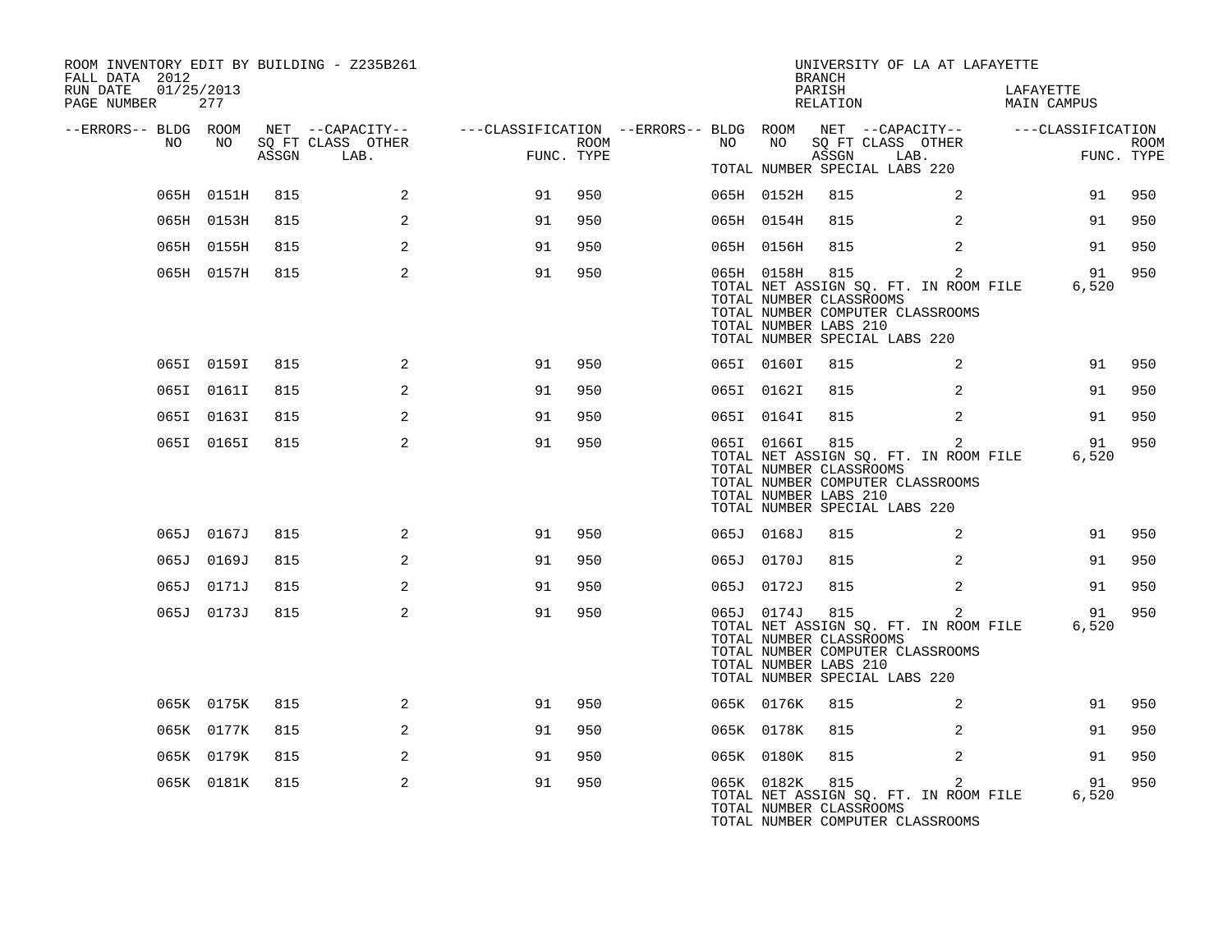ROOM INVENTORY EDIT BY BUILDING - Z235B261
FALL DATA 2012
RUN DATE 01/25/2013
PAGE NUMBER 277

UNIVERSITY OF LA AT LAFAYETTE
BRANCH
PARISH LAFAYETTE
RELATION MAIN CAMPUS

| --ERRORS-- | BLDG NO | ROOM NO | NET SQ FT ASSGN | --CAPACITY-- CLASS | OTHER LAB. | ---CLASSIFICATION FUNC. | ROOM TYPE | --ERRORS-- | BLDG NO | ROOM NO | NET SQ FT ASSGN | --CAPACITY-- CLASS | OTHER LAB. | ---CLASSIFICATION FUNC. | ROOM TYPE |
|---|---|---|---|---|---|---|---|---|---|---|---|---|---|---|---|
| | | | | | | | | | TOTAL NUMBER SPECIAL LABS 220 | | | | | | |
| | 065H | 0151H | 815 | | 2 | 91 | 950 | | 065H | 0152H | 815 | | 2 | 91 | 950 |
| | 065H | 0153H | 815 | | 2 | 91 | 950 | | 065H | 0154H | 815 | | 2 | 91 | 950 |
| | 065H | 0155H | 815 | | 2 | 91 | 950 | | 065H | 0156H | 815 | | 2 | 91 | 950 |
| | 065H | 0157H | 815 | | 2 | 91 | 950 | | 065H | 0158H | 815 | | 2 | 91 | 950 |
| | | | | | | | | | TOTAL NET ASSIGN SQ. FT. IN ROOM FILE | | | | | 6,520 | |
| | | | | | | | | | TOTAL NUMBER CLASSROOMS | | | | | | |
| | | | | | | | | | TOTAL NUMBER COMPUTER CLASSROOMS | | | | | | |
| | | | | | | | | | TOTAL NUMBER LABS 210 | | | | | | |
| | | | | | | | | | TOTAL NUMBER SPECIAL LABS 220 | | | | | | |
| | 065I | 0159I | 815 | | 2 | 91 | 950 | | 065I | 0160I | 815 | | 2 | 91 | 950 |
| | 065I | 0161I | 815 | | 2 | 91 | 950 | | 065I | 0162I | 815 | | 2 | 91 | 950 |
| | 065I | 0163I | 815 | | 2 | 91 | 950 | | 065I | 0164I | 815 | | 2 | 91 | 950 |
| | 065I | 0165I | 815 | | 2 | 91 | 950 | | 065I | 0166I | 815 | | 2 | 91 | 950 |
| | | | | | | | | | TOTAL NET ASSIGN SQ. FT. IN ROOM FILE | | | | | 6,520 | |
| | | | | | | | | | TOTAL NUMBER CLASSROOMS | | | | | | |
| | | | | | | | | | TOTAL NUMBER COMPUTER CLASSROOMS | | | | | | |
| | | | | | | | | | TOTAL NUMBER LABS 210 | | | | | | |
| | | | | | | | | | TOTAL NUMBER SPECIAL LABS 220 | | | | | | |
| | 065J | 0167J | 815 | | 2 | 91 | 950 | | 065J | 0168J | 815 | | 2 | 91 | 950 |
| | 065J | 0169J | 815 | | 2 | 91 | 950 | | 065J | 0170J | 815 | | 2 | 91 | 950 |
| | 065J | 0171J | 815 | | 2 | 91 | 950 | | 065J | 0172J | 815 | | 2 | 91 | 950 |
| | 065J | 0173J | 815 | | 2 | 91 | 950 | | 065J | 0174J | 815 | | 2 | 91 | 950 |
| | | | | | | | | | TOTAL NET ASSIGN SQ. FT. IN ROOM FILE | | | | | 6,520 | |
| | | | | | | | | | TOTAL NUMBER CLASSROOMS | | | | | | |
| | | | | | | | | | TOTAL NUMBER COMPUTER CLASSROOMS | | | | | | |
| | | | | | | | | | TOTAL NUMBER LABS 210 | | | | | | |
| | | | | | | | | | TOTAL NUMBER SPECIAL LABS 220 | | | | | | |
| | 065K | 0175K | 815 | | 2 | 91 | 950 | | 065K | 0176K | 815 | | 2 | 91 | 950 |
| | 065K | 0177K | 815 | | 2 | 91 | 950 | | 065K | 0178K | 815 | | 2 | 91 | 950 |
| | 065K | 0179K | 815 | | 2 | 91 | 950 | | 065K | 0180K | 815 | | 2 | 91 | 950 |
| | 065K | 0181K | 815 | | 2 | 91 | 950 | | 065K | 0182K | 815 | | 2 | 91 | 950 |
| | | | | | | | | | TOTAL NET ASSIGN SQ. FT. IN ROOM FILE | | | | | 6,520 | |
| | | | | | | | | | TOTAL NUMBER CLASSROOMS | | | | | | |
| | | | | | | | | | TOTAL NUMBER COMPUTER CLASSROOMS | | | | | | |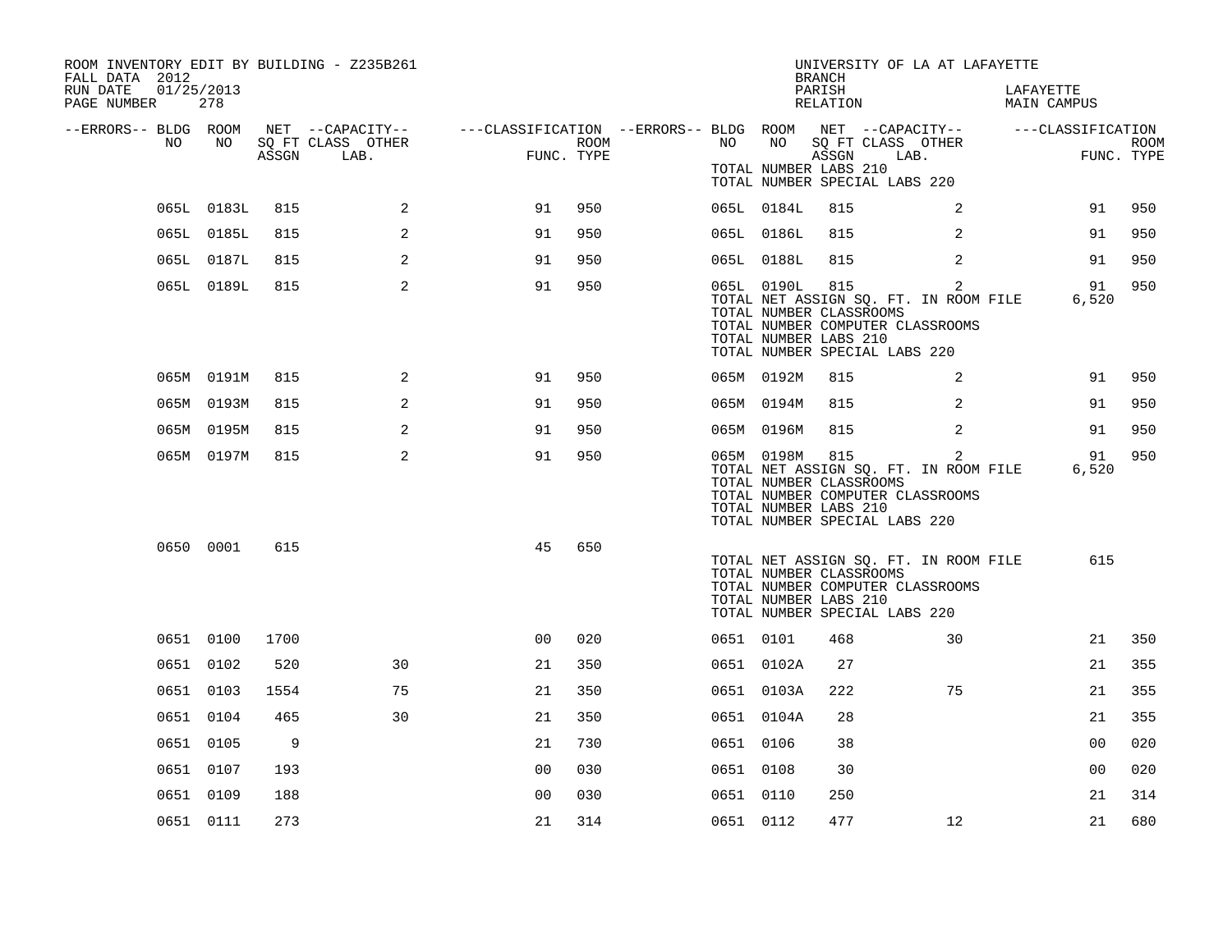ROOM INVENTORY EDIT BY BUILDING - Z235B261
FALL DATA 2012
RUN DATE 01/25/2013
PAGE NUMBER 278

UNIVERSITY OF LA AT LAFAYETTE
BRANCH
PARISH LAFAYETTE
RELATION MAIN CAMPUS

| --ERRORS-- | BLDG NO | ROOM NO | NET SQ FT ASSGN | CAPACITY CLASS LAB. | CAPACITY OTHER | CLASSIFICATION FUNC. | ROOM TYPE | --ERRORS-- | BLDG NO | ROOM NO | NET SQ FT ASSGN | CAPACITY CLASS LAB. | CAPACITY OTHER | CLASSIFICATION FUNC. | ROOM TYPE |
|---|---|---|---|---|---|---|---|---|---|---|---|---|---|---|---|
| | | | | | | | | | TOTAL NUMBER LABS 210 | | | | | | |
| | | | | | | | | | TOTAL NUMBER SPECIAL LABS 220 | | | | | | |
| | 065L | 0183L | 815 | | 2 | 91 | 950 | | 065L | 0184L | 815 | | 2 | 91 | 950 |
| | 065L | 0185L | 815 | | 2 | 91 | 950 | | 065L | 0186L | 815 | | 2 | 91 | 950 |
| | 065L | 0187L | 815 | | 2 | 91 | 950 | | 065L | 0188L | 815 | | 2 | 91 | 950 |
| | 065L | 0189L | 815 | | 2 | 91 | 950 | | 065L | 0190L | 815 | | 2 | 91 | 950 |
| | | | | | | | | | TOTAL NET ASSIGN SQ. FT. IN ROOM FILE | | | | | 6,520 | |
| | | | | | | | | | TOTAL NUMBER CLASSROOMS | | | | | | |
| | | | | | | | | | TOTAL NUMBER COMPUTER CLASSROOMS | | | | | | |
| | | | | | | | | | TOTAL NUMBER LABS 210 | | | | | | |
| | | | | | | | | | TOTAL NUMBER SPECIAL LABS 220 | | | | | | |
| | 065M | 0191M | 815 | | 2 | 91 | 950 | | 065M | 0192M | 815 | | 2 | 91 | 950 |
| | 065M | 0193M | 815 | | 2 | 91 | 950 | | 065M | 0194M | 815 | | 2 | 91 | 950 |
| | 065M | 0195M | 815 | | 2 | 91 | 950 | | 065M | 0196M | 815 | | 2 | 91 | 950 |
| | 065M | 0197M | 815 | | 2 | 91 | 950 | | 065M | 0198M | 815 | | 2 | 91 | 950 |
| | | | | | | | | | TOTAL NET ASSIGN SQ. FT. IN ROOM FILE | | | | | 6,520 | |
| | | | | | | | | | TOTAL NUMBER CLASSROOMS | | | | | | |
| | | | | | | | | | TOTAL NUMBER COMPUTER CLASSROOMS | | | | | | |
| | | | | | | | | | TOTAL NUMBER LABS 210 | | | | | | |
| | | | | | | | | | TOTAL NUMBER SPECIAL LABS 220 | | | | | | |
| | 0650 | 0001 | 615 | | | 45 | 650 | | | | | | | | |
| | | | | | | | | | TOTAL NET ASSIGN SQ. FT. IN ROOM FILE | | | | | 615 | |
| | | | | | | | | | TOTAL NUMBER CLASSROOMS | | | | | | |
| | | | | | | | | | TOTAL NUMBER COMPUTER CLASSROOMS | | | | | | |
| | | | | | | | | | TOTAL NUMBER LABS 210 | | | | | | |
| | | | | | | | | | TOTAL NUMBER SPECIAL LABS 220 | | | | | | |
| | 0651 | 0100 | 1700 | | | 00 | 020 | | 0651 | 0101 | 468 | | 30 | 21 | 350 |
| | 0651 | 0102 | 520 | | 30 | 21 | 350 | | 0651 | 0102A | 27 | | | 21 | 355 |
| | 0651 | 0103 | 1554 | | 75 | 21 | 350 | | 0651 | 0103A | 222 | | 75 | 21 | 355 |
| | 0651 | 0104 | 465 | | 30 | 21 | 350 | | 0651 | 0104A | 28 | | | 21 | 355 |
| | 0651 | 0105 | 9 | | | 21 | 730 | | 0651 | 0106 | 38 | | | 00 | 020 |
| | 0651 | 0107 | 193 | | | 00 | 030 | | 0651 | 0108 | 30 | | | 00 | 020 |
| | 0651 | 0109 | 188 | | | 00 | 030 | | 0651 | 0110 | 250 | | | 21 | 314 |
| | 0651 | 0111 | 273 | | | 21 | 314 | | 0651 | 0112 | 477 | | 12 | 21 | 680 |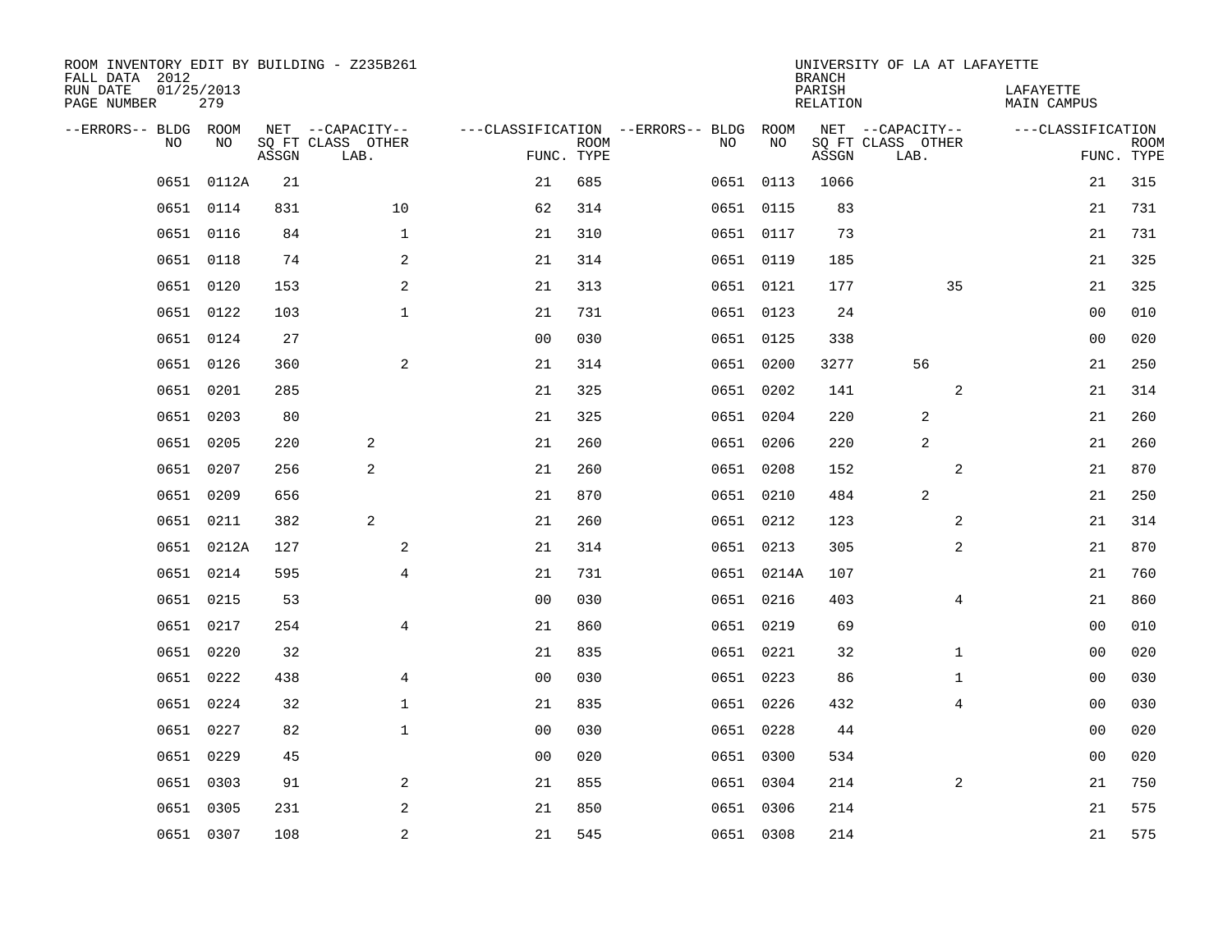ROOM INVENTORY EDIT BY BUILDING - Z235B261
FALL DATA 2012
RUN DATE 01/25/2013
PAGE NUMBER 279

UNIVERSITY OF LA AT LAFAYETTE
BRANCH
PARISH LAFAYETTE
RELATION MAIN CAMPUS

| --ERRORS-- | BLDG NO | ROOM NO | NET SQ FT ASSGN | CAPACITY CLASS LAB. | CAPACITY OTHER | CLASSIFICATION FUNC. | ROOM TYPE | --ERRORS-- | BLDG NO | ROOM NO | NET SQ FT ASSGN | CAPACITY CLASS LAB. | CAPACITY OTHER | CLASSIFICATION FUNC. | ROOM TYPE |
|---|---|---|---|---|---|---|---|---|---|---|---|---|---|---|---|
| | 0651 | 0112A | 21 | | | 21 | 685 | | 0651 | 0113 | 1066 | | | 21 | 315 |
| | 0651 | 0114 | 831 | | 10 | 62 | 314 | | 0651 | 0115 | 83 | | | 21 | 731 |
| | 0651 | 0116 | 84 | | 1 | 21 | 310 | | 0651 | 0117 | 73 | | | 21 | 731 |
| | 0651 | 0118 | 74 | | 2 | 21 | 314 | | 0651 | 0119 | 185 | | | 21 | 325 |
| | 0651 | 0120 | 153 | | 2 | 21 | 313 | | 0651 | 0121 | 177 | | 35 | 21 | 325 |
| | 0651 | 0122 | 103 | | 1 | 21 | 731 | | 0651 | 0123 | 24 | | | 00 | 010 |
| | 0651 | 0124 | 27 | | | 00 | 030 | | 0651 | 0125 | 338 | | | 00 | 020 |
| | 0651 | 0126 | 360 | | 2 | 21 | 314 | | 0651 | 0200 | 3277 | 56 | | 21 | 250 |
| | 0651 | 0201 | 285 | | | 21 | 325 | | 0651 | 0202 | 141 | | 2 | 21 | 314 |
| | 0651 | 0203 | 80 | | | 21 | 325 | | 0651 | 0204 | 220 | 2 | | 21 | 260 |
| | 0651 | 0205 | 220 | 2 | | 21 | 260 | | 0651 | 0206 | 220 | 2 | | 21 | 260 |
| | 0651 | 0207 | 256 | 2 | | 21 | 260 | | 0651 | 0208 | 152 | | 2 | 21 | 870 |
| | 0651 | 0209 | 656 | | | 21 | 870 | | 0651 | 0210 | 484 | 2 | | 21 | 250 |
| | 0651 | 0211 | 382 | 2 | | 21 | 260 | | 0651 | 0212 | 123 | | 2 | 21 | 314 |
| | 0651 | 0212A | 127 | | 2 | 21 | 314 | | 0651 | 0213 | 305 | | 2 | 21 | 870 |
| | 0651 | 0214 | 595 | | 4 | 21 | 731 | | 0651 | 0214A | 107 | | | 21 | 760 |
| | 0651 | 0215 | 53 | | | 00 | 030 | | 0651 | 0216 | 403 | | 4 | 21 | 860 |
| | 0651 | 0217 | 254 | | 4 | 21 | 860 | | 0651 | 0219 | 69 | | | 00 | 010 |
| | 0651 | 0220 | 32 | | | 21 | 835 | | 0651 | 0221 | 32 | | 1 | 00 | 020 |
| | 0651 | 0222 | 438 | | 4 | 00 | 030 | | 0651 | 0223 | 86 | | 1 | 00 | 030 |
| | 0651 | 0224 | 32 | | 1 | 21 | 835 | | 0651 | 0226 | 432 | | 4 | 00 | 030 |
| | 0651 | 0227 | 82 | | 1 | 00 | 030 | | 0651 | 0228 | 44 | | | 00 | 020 |
| | 0651 | 0229 | 45 | | | 00 | 020 | | 0651 | 0300 | 534 | | | 00 | 020 |
| | 0651 | 0303 | 91 | | 2 | 21 | 855 | | 0651 | 0304 | 214 | | 2 | 21 | 750 |
| | 0651 | 0305 | 231 | | 2 | 21 | 850 | | 0651 | 0306 | 214 | | | 21 | 575 |
| | 0651 | 0307 | 108 | | 2 | 21 | 545 | | 0651 | 0308 | 214 | | | 21 | 575 |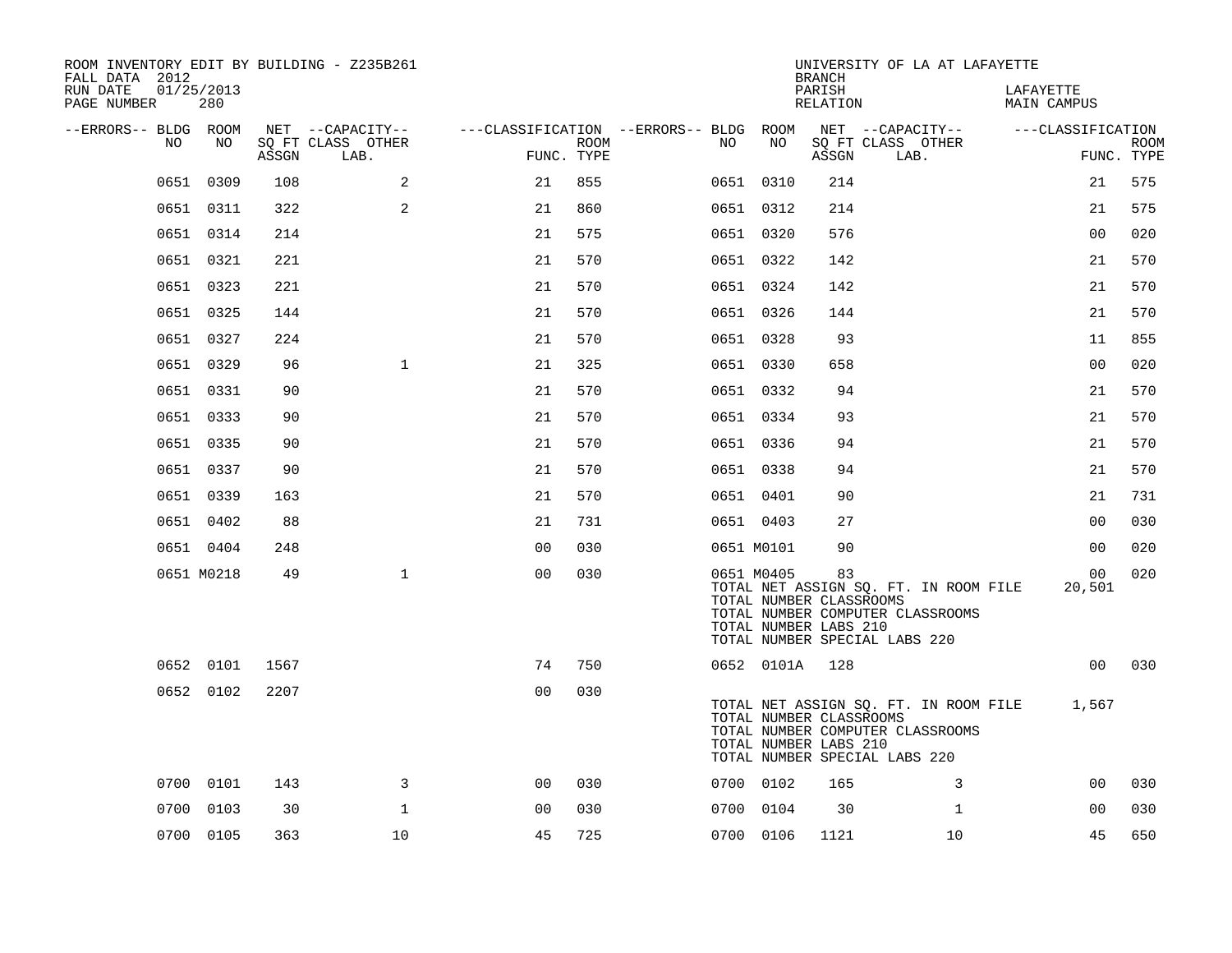ROOM INVENTORY EDIT BY BUILDING - Z235B261
FALL DATA 2012
RUN DATE 01/25/2013

UNIVERSITY OF LA AT LAFAYETTE
BRANCH
PARISH LAFAYETTE
RELATION MAIN CAMPUS

| --ERRORS-- | BLDG NO | ROOM NO | NET SQ FT ASSGN | --CAPACITY-- CLASS LAB. | OTHER | ---CLASSIFICATION FUNC. | ROOM TYPE | --ERRORS-- | BLDG NO | ROOM NO | NET SQ FT ASSGN | --CAPACITY-- CLASS LAB. | OTHER | ---CLASSIFICATION FUNC. | ROOM TYPE |
|---|---|---|---|---|---|---|---|---|---|---|---|---|---|---|---|
| | 0651 | 0309 | 108 | | 2 | 21 | 855 | | 0651 | 0310 | 214 | | | 21 | 575 |
| | 0651 | 0311 | 322 | | 2 | 21 | 860 | | 0651 | 0312 | 214 | | | 21 | 575 |
| | 0651 | 0314 | 214 | | | 21 | 575 | | 0651 | 0320 | 576 | | | 00 | 020 |
| | 0651 | 0321 | 221 | | | 21 | 570 | | 0651 | 0322 | 142 | | | 21 | 570 |
| | 0651 | 0323 | 221 | | | 21 | 570 | | 0651 | 0324 | 142 | | | 21 | 570 |
| | 0651 | 0325 | 144 | | | 21 | 570 | | 0651 | 0326 | 144 | | | 21 | 570 |
| | 0651 | 0327 | 224 | | | 21 | 570 | | 0651 | 0328 | 93 | | | 11 | 855 |
| | 0651 | 0329 | 96 | | 1 | 21 | 325 | | 0651 | 0330 | 658 | | | 00 | 020 |
| | 0651 | 0331 | 90 | | | 21 | 570 | | 0651 | 0332 | 94 | | | 21 | 570 |
| | 0651 | 0333 | 90 | | | 21 | 570 | | 0651 | 0334 | 93 | | | 21 | 570 |
| | 0651 | 0335 | 90 | | | 21 | 570 | | 0651 | 0336 | 94 | | | 21 | 570 |
| | 0651 | 0337 | 90 | | | 21 | 570 | | 0651 | 0338 | 94 | | | 21 | 570 |
| | 0651 | 0339 | 163 | | | 21 | 570 | | 0651 | 0401 | 90 | | | 21 | 731 |
| | 0651 | 0402 | 88 | | | 21 | 731 | | 0651 | 0403 | 27 | | | 00 | 030 |
| | 0651 | 0404 | 248 | | | 00 | 030 | | 0651 | M0101 | 90 | | | 00 | 020 |
| | 0651 | M0218 | 49 | | 1 | 00 | 030 | | 0651 | M0405 | 83 | | | 00 | 020 |
| | | | | | | | | | TOTAL NET ASSIGN SQ. FT. IN ROOM FILE | | | | | 20,501 | |
| | | | | | | | | | TOTAL NUMBER CLASSROOMS | | | | | | |
| | | | | | | | | | TOTAL NUMBER COMPUTER CLASSROOMS | | | | | | |
| | | | | | | | | | TOTAL NUMBER LABS 210 | | | | | | |
| | | | | | | | | | TOTAL NUMBER SPECIAL LABS 220 | | | | | | |
| | 0652 | 0101 | 1567 | | | 74 | 750 | | 0652 | 0101A | 128 | | | 00 | 030 |
| | 0652 | 0102 | 2207 | | | 00 | 030 | | | | | | | | |
| | | | | | | | | | TOTAL NET ASSIGN SQ. FT. IN ROOM FILE | | | | | 1,567 | |
| | | | | | | | | | TOTAL NUMBER CLASSROOMS | | | | | | |
| | | | | | | | | | TOTAL NUMBER COMPUTER CLASSROOMS | | | | | | |
| | | | | | | | | | TOTAL NUMBER LABS 210 | | | | | | |
| | | | | | | | | | TOTAL NUMBER SPECIAL LABS 220 | | | | | | |
| | 0700 | 0101 | 143 | | 3 | 00 | 030 | | 0700 | 0102 | 165 | | 3 | 00 | 030 |
| | 0700 | 0103 | 30 | | 1 | 00 | 030 | | 0700 | 0104 | 30 | | 1 | 00 | 030 |
| | 0700 | 0105 | 363 | | 10 | 45 | 725 | | 0700 | 0106 | 1121 | | 10 | 45 | 650 |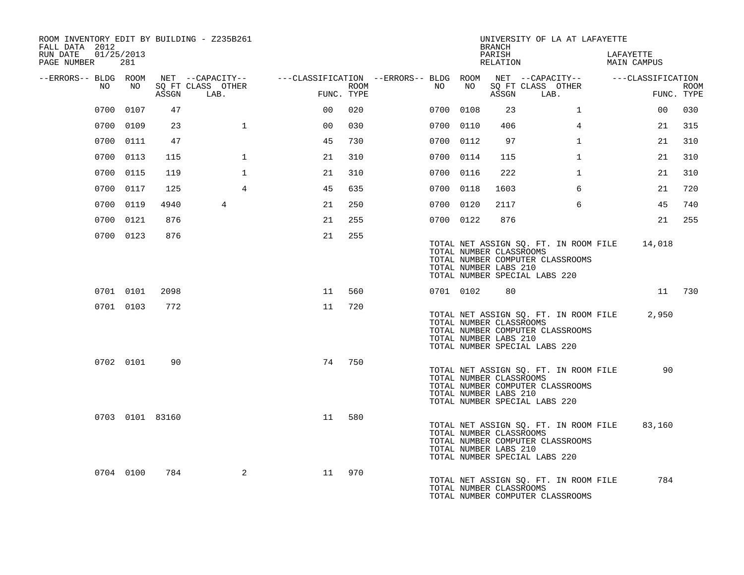ROOM INVENTORY EDIT BY BUILDING - Z235B261
FALL DATA 2012
RUN DATE 01/25/2013
PAGE NUMBER 281

UNIVERSITY OF LA AT LAFAYETTE
BRANCH
PARISH LAFAYETTE
RELATION MAIN CAMPUS

| --ERRORS-- | BLDG NO | ROOM NO | NET SQ FT ASSGN | --CAPACITY-- CLASS LAB. | OTHER | ---CLASSIFICATION FUNC. | ROOM TYPE | --ERRORS-- | BLDG NO | ROOM NO | NET SQ FT ASSGN | --CAPACITY-- CLASS LAB. | OTHER | ---CLASSIFICATION FUNC. | ROOM TYPE |
|---|---|---|---|---|---|---|---|---|---|---|---|---|---|---|---|
| | 0700 | 0107 | 47 | | | 00 | 020 | | 0700 | 0108 | 23 | | 1 | 00 | 030 |
| | 0700 | 0109 | 23 | | 1 | 00 | 030 | | 0700 | 0110 | 406 | | 4 | 21 | 315 |
| | 0700 | 0111 | 47 | | | 45 | 730 | | 0700 | 0112 | 97 | | 1 | 21 | 310 |
| | 0700 | 0113 | 115 | | 1 | 21 | 310 | | 0700 | 0114 | 115 | | 1 | 21 | 310 |
| | 0700 | 0115 | 119 | | 1 | 21 | 310 | | 0700 | 0116 | 222 | | 1 | 21 | 310 |
| | 0700 | 0117 | 125 | | 4 | 45 | 635 | | 0700 | 0118 | 1603 | | 6 | 21 | 720 |
| | 0700 | 0119 | 4940 | 4 | | 21 | 250 | | 0700 | 0120 | 2117 | | 6 | 45 | 740 |
| | 0700 | 0121 | 876 | | | 21 | 255 | | 0700 | 0122 | 876 | | | 21 | 255 |
| | 0700 | 0123 | 876 | | | 21 | 255 | | | | | | | | |

TOTAL NET ASSIGN SQ. FT. IN ROOM FILE 14,018
TOTAL NUMBER CLASSROOMS
TOTAL NUMBER COMPUTER CLASSROOMS
TOTAL NUMBER LABS 210
TOTAL NUMBER SPECIAL LABS 220

| --ERRORS-- | BLDG NO | ROOM NO | NET SQ FT ASSGN | --CAPACITY-- CLASS LAB. | OTHER | ---CLASSIFICATION FUNC. | ROOM TYPE | --ERRORS-- | BLDG NO | ROOM NO | NET SQ FT ASSGN | --CAPACITY-- CLASS LAB. | OTHER | ---CLASSIFICATION FUNC. | ROOM TYPE |
|---|---|---|---|---|---|---|---|---|---|---|---|---|---|---|---|
| | 0701 | 0101 | 2098 | | | 11 | 560 | | 0701 | 0102 | 80 | | | 11 | 730 |
| | 0701 | 0103 | 772 | | | 11 | 720 | | | | | | | | |

TOTAL NET ASSIGN SQ. FT. IN ROOM FILE 2,950
TOTAL NUMBER CLASSROOMS
TOTAL NUMBER COMPUTER CLASSROOMS
TOTAL NUMBER LABS 210
TOTAL NUMBER SPECIAL LABS 220

| --ERRORS-- | BLDG NO | ROOM NO | NET SQ FT ASSGN | --CAPACITY-- CLASS LAB. | OTHER | ---CLASSIFICATION FUNC. | ROOM TYPE |
|---|---|---|---|---|---|---|---|
| | 0702 | 0101 | 90 | | | 74 | 750 |

TOTAL NET ASSIGN SQ. FT. IN ROOM FILE 90
TOTAL NUMBER CLASSROOMS
TOTAL NUMBER COMPUTER CLASSROOMS
TOTAL NUMBER LABS 210
TOTAL NUMBER SPECIAL LABS 220

| --ERRORS-- | BLDG NO | ROOM NO | NET SQ FT ASSGN | --CAPACITY-- CLASS LAB. | OTHER | ---CLASSIFICATION FUNC. | ROOM TYPE |
|---|---|---|---|---|---|---|---|
| | 0703 | 0101 | 83160 | | | 11 | 580 |

TOTAL NET ASSIGN SQ. FT. IN ROOM FILE 83,160
TOTAL NUMBER CLASSROOMS
TOTAL NUMBER COMPUTER CLASSROOMS
TOTAL NUMBER LABS 210
TOTAL NUMBER SPECIAL LABS 220

| --ERRORS-- | BLDG NO | ROOM NO | NET SQ FT ASSGN | --CAPACITY-- CLASS LAB. | OTHER | ---CLASSIFICATION FUNC. | ROOM TYPE |
|---|---|---|---|---|---|---|---|
| | 0704 | 0100 | 784 | | 2 | 11 | 970 |

TOTAL NET ASSIGN SQ. FT. IN ROOM FILE 784
TOTAL NUMBER CLASSROOMS
TOTAL NUMBER COMPUTER CLASSROOMS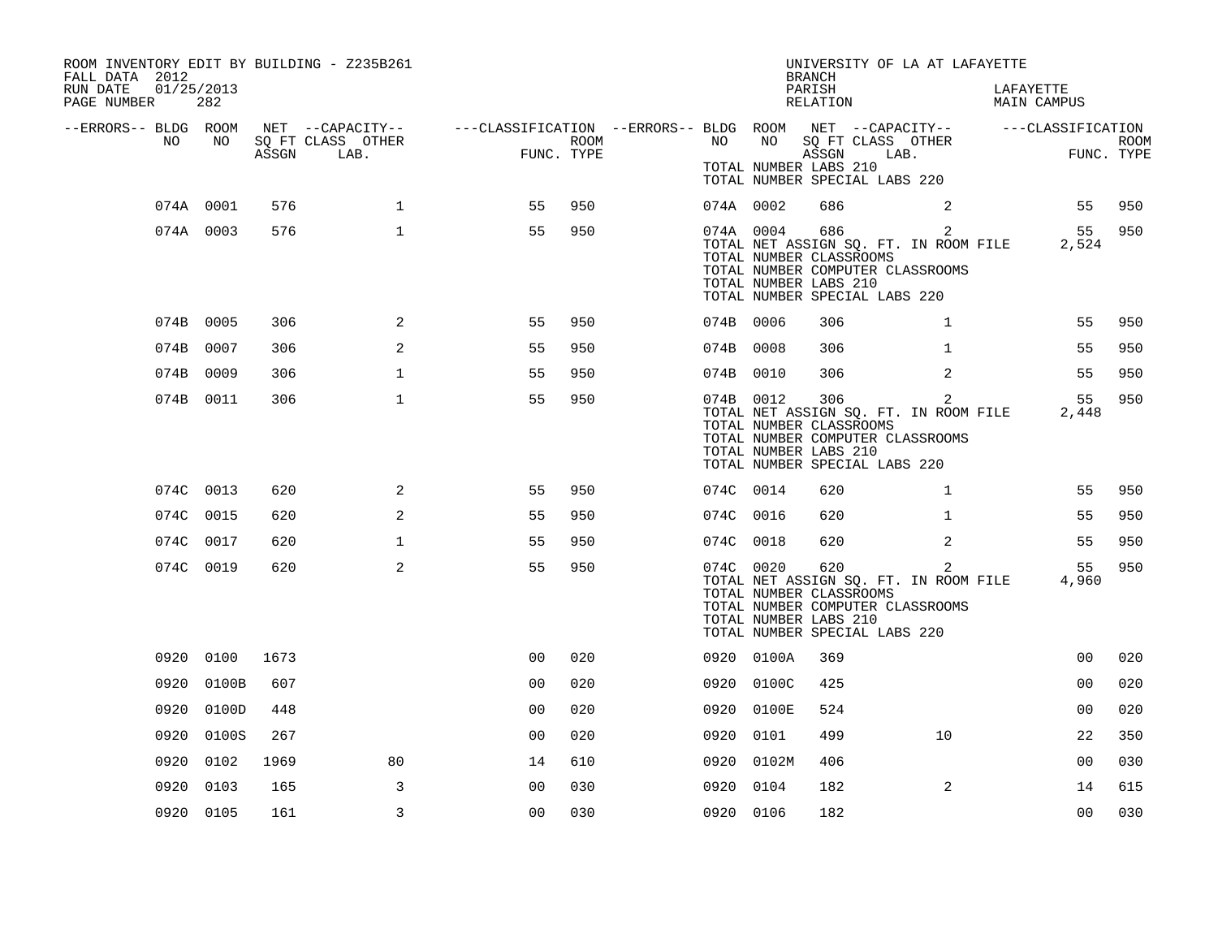ROOM INVENTORY EDIT BY BUILDING - Z235B261
FALL DATA 2012
RUN DATE 01/25/2013
PAGE NUMBER 282

UNIVERSITY OF LA AT LAFAYETTE
BRANCH
PARISH LAFAYETTE
RELATION MAIN CAMPUS

| --ERRORS-- | BLDG NO | ROOM NO | NET SQ FT ASSGN | CAPACITY CLASS LAB. | CAPACITY OTHER | CLASSIFICATION FUNC. | ROOM TYPE | --ERRORS-- | BLDG NO | ROOM NO | NET SQ FT ASSGN | CAPACITY CLASS LAB. | CAPACITY OTHER | CLASSIFICATION FUNC. | ROOM TYPE |
|---|---|---|---|---|---|---|---|---|---|---|---|---|---|---|---|
| | | | | | | | | | | TOTAL NUMBER LABS 210 | | | | | |
| | | | | | | | | | | TOTAL NUMBER SPECIAL LABS 220 | | | | | |
| | 074A | 0001 | 576 | | 1 | 55 | 950 | | 074A | 0002 | 686 | | 2 | 55 | 950 |
| | 074A | 0003 | 576 | | 1 | 55 | 950 | | 074A | 0004 | 686 | | 2 | 55 | 950 |
| | | | | | | | | | | TOTAL NET ASSIGN SQ. FT. IN ROOM FILE | | | | 2,524 | |
| | | | | | | | | | | TOTAL NUMBER CLASSROOMS | | | | | |
| | | | | | | | | | | TOTAL NUMBER COMPUTER CLASSROOMS | | | | | |
| | | | | | | | | | | TOTAL NUMBER LABS 210 | | | | | |
| | | | | | | | | | | TOTAL NUMBER SPECIAL LABS 220 | | | | | |
| | 074B | 0005 | 306 | | 2 | 55 | 950 | | 074B | 0006 | 306 | | 1 | 55 | 950 |
| | 074B | 0007 | 306 | | 2 | 55 | 950 | | 074B | 0008 | 306 | | 1 | 55 | 950 |
| | 074B | 0009 | 306 | | 1 | 55 | 950 | | 074B | 0010 | 306 | | 2 | 55 | 950 |
| | 074B | 0011 | 306 | | 1 | 55 | 950 | | 074B | 0012 | 306 | | 2 | 55 | 950 |
| | | | | | | | | | | TOTAL NET ASSIGN SQ. FT. IN ROOM FILE | | | | 2,448 | |
| | | | | | | | | | | TOTAL NUMBER CLASSROOMS | | | | | |
| | | | | | | | | | | TOTAL NUMBER COMPUTER CLASSROOMS | | | | | |
| | | | | | | | | | | TOTAL NUMBER LABS 210 | | | | | |
| | | | | | | | | | | TOTAL NUMBER SPECIAL LABS 220 | | | | | |
| | 074C | 0013 | 620 | | 2 | 55 | 950 | | 074C | 0014 | 620 | | 1 | 55 | 950 |
| | 074C | 0015 | 620 | | 2 | 55 | 950 | | 074C | 0016 | 620 | | 1 | 55 | 950 |
| | 074C | 0017 | 620 | | 1 | 55 | 950 | | 074C | 0018 | 620 | | 2 | 55 | 950 |
| | 074C | 0019 | 620 | | 2 | 55 | 950 | | 074C | 0020 | 620 | | 2 | 55 | 950 |
| | | | | | | | | | | TOTAL NET ASSIGN SQ. FT. IN ROOM FILE | | | | 4,960 | |
| | | | | | | | | | | TOTAL NUMBER CLASSROOMS | | | | | |
| | | | | | | | | | | TOTAL NUMBER COMPUTER CLASSROOMS | | | | | |
| | | | | | | | | | | TOTAL NUMBER LABS 210 | | | | | |
| | | | | | | | | | | TOTAL NUMBER SPECIAL LABS 220 | | | | | |
| | 0920 | 0100 | 1673 | | | 00 | 020 | | 0920 | 0100A | 369 | | | 00 | 020 |
| | 0920 | 0100B | 607 | | | 00 | 020 | | 0920 | 0100C | 425 | | | 00 | 020 |
| | 0920 | 0100D | 448 | | | 00 | 020 | | 0920 | 0100E | 524 | | | 00 | 020 |
| | 0920 | 0100S | 267 | | | 00 | 020 | | 0920 | 0101 | 499 | | 10 | 22 | 350 |
| | 0920 | 0102 | 1969 | | 80 | 14 | 610 | | 0920 | 0102M | 406 | | | 00 | 030 |
| | 0920 | 0103 | 165 | | 3 | 00 | 030 | | 0920 | 0104 | 182 | | 2 | 14 | 615 |
| | 0920 | 0105 | 161 | | 3 | 00 | 030 | | 0920 | 0106 | 182 | | | 00 | 030 |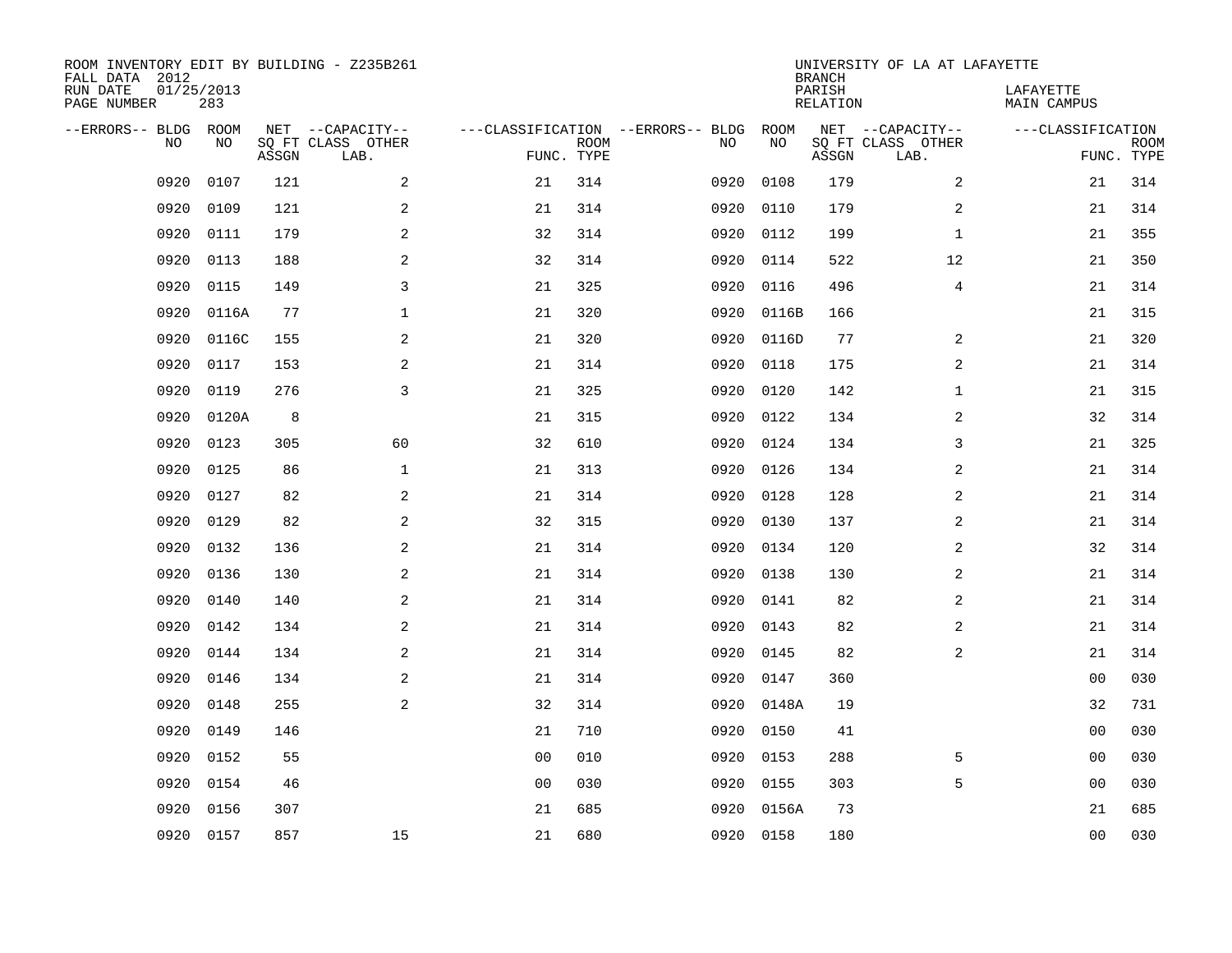ROOM INVENTORY EDIT BY BUILDING - Z235B261
FALL DATA 2012
RUN DATE 01/25/2013
PAGE NUMBER 283

UNIVERSITY OF LA AT LAFAYETTE
BRANCH
PARISH LAFAYETTE
RELATION MAIN CAMPUS

| --ERRORS-- | BLDG NO | ROOM NO | NET SQ FT ASSGN | --CAPACITY-- CLASS LAB. | OTHER | ---CLASSIFICATION FUNC. | ROOM TYPE | --ERRORS-- | BLDG NO | ROOM NO | NET SQ FT ASSGN | --CAPACITY-- CLASS LAB. | OTHER | ---CLASSIFICATION FUNC. | ROOM TYPE |
|---|---|---|---|---|---|---|---|---|---|---|---|---|---|---|---|
| | 0920 | 0107 | 121 | | 2 | 21 | 314 | | 0920 | 0108 | 179 | | 2 | 21 | 314 |
| | 0920 | 0109 | 121 | | 2 | 21 | 314 | | 0920 | 0110 | 179 | | 2 | 21 | 314 |
| | 0920 | 0111 | 179 | | 2 | 32 | 314 | | 0920 | 0112 | 199 | | 1 | 21 | 355 |
| | 0920 | 0113 | 188 | | 2 | 32 | 314 | | 0920 | 0114 | 522 | | 12 | 21 | 350 |
| | 0920 | 0115 | 149 | | 3 | 21 | 325 | | 0920 | 0116 | 496 | | 4 | 21 | 314 |
| | 0920 | 0116A | 77 | | 1 | 21 | 320 | | 0920 | 0116B | 166 | | | 21 | 315 |
| | 0920 | 0116C | 155 | | 2 | 21 | 320 | | 0920 | 0116D | 77 | | 2 | 21 | 320 |
| | 0920 | 0117 | 153 | | 2 | 21 | 314 | | 0920 | 0118 | 175 | | 2 | 21 | 314 |
| | 0920 | 0119 | 276 | | 3 | 21 | 325 | | 0920 | 0120 | 142 | | 1 | 21 | 315 |
| | 0920 | 0120A | 8 | | | 21 | 315 | | 0920 | 0122 | 134 | | 2 | 32 | 314 |
| | 0920 | 0123 | 305 | | 60 | 32 | 610 | | 0920 | 0124 | 134 | | 3 | 21 | 325 |
| | 0920 | 0125 | 86 | | 1 | 21 | 313 | | 0920 | 0126 | 134 | | 2 | 21 | 314 |
| | 0920 | 0127 | 82 | | 2 | 21 | 314 | | 0920 | 0128 | 128 | | 2 | 21 | 314 |
| | 0920 | 0129 | 82 | | 2 | 32 | 315 | | 0920 | 0130 | 137 | | 2 | 21 | 314 |
| | 0920 | 0132 | 136 | | 2 | 21 | 314 | | 0920 | 0134 | 120 | | 2 | 32 | 314 |
| | 0920 | 0136 | 130 | | 2 | 21 | 314 | | 0920 | 0138 | 130 | | 2 | 21 | 314 |
| | 0920 | 0140 | 140 | | 2 | 21 | 314 | | 0920 | 0141 | 82 | | 2 | 21 | 314 |
| | 0920 | 0142 | 134 | | 2 | 21 | 314 | | 0920 | 0143 | 82 | | 2 | 21 | 314 |
| | 0920 | 0144 | 134 | | 2 | 21 | 314 | | 0920 | 0145 | 82 | | 2 | 21 | 314 |
| | 0920 | 0146 | 134 | | 2 | 21 | 314 | | 0920 | 0147 | 360 | | | 00 | 030 |
| | 0920 | 0148 | 255 | | 2 | 32 | 314 | | 0920 | 0148A | 19 | | | 32 | 731 |
| | 0920 | 0149 | 146 | | | 21 | 710 | | 0920 | 0150 | 41 | | | 00 | 030 |
| | 0920 | 0152 | 55 | | | 00 | 010 | | 0920 | 0153 | 288 | | 5 | 00 | 030 |
| | 0920 | 0154 | 46 | | | 00 | 030 | | 0920 | 0155 | 303 | | 5 | 00 | 030 |
| | 0920 | 0156 | 307 | | | 21 | 685 | | 0920 | 0156A | 73 | | | 21 | 685 |
| | 0920 | 0157 | 857 | | 15 | 21 | 680 | | 0920 | 0158 | 180 | | | 00 | 030 |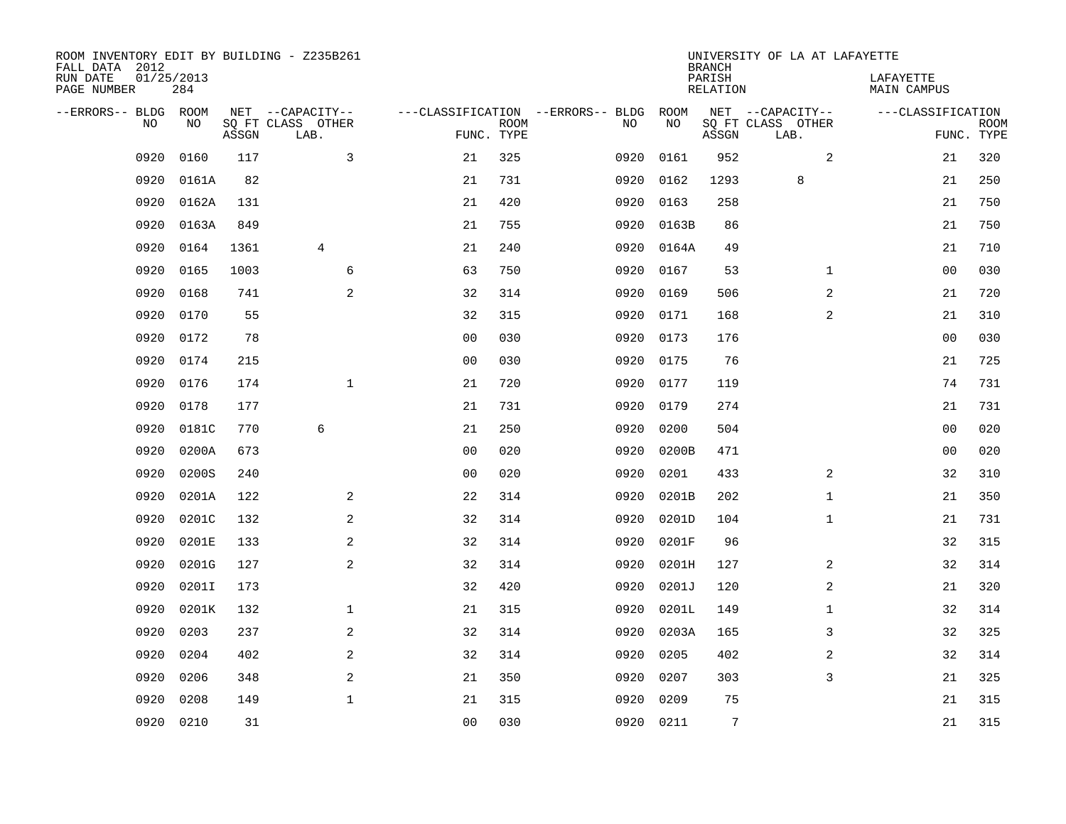ROOM INVENTORY EDIT BY BUILDING - Z235B261
FALL DATA 2012
RUN DATE 01/25/2013
PAGE NUMBER 284

UNIVERSITY OF LA AT LAFAYETTE
BRANCH
PARISH LAFAYETTE
RELATION MAIN CAMPUS

| --ERRORS-- | BLDG NO | ROOM NO | NET SQ FT ASSGN | --CAPACITY-- CLASS LAB. | OTHER | ---CLASSIFICATION FUNC. | ROOM TYPE | --ERRORS-- | BLDG NO | ROOM NO | NET SQ FT ASSGN | --CAPACITY-- CLASS LAB. | OTHER | ---CLASSIFICATION FUNC. | ROOM TYPE |
|---|---|---|---|---|---|---|---|---|---|---|---|---|---|---|---|
| | 0920 | 0160 | 117 | | 3 | 21 | 325 | | 0920 | 0161 | 952 | | 2 | 21 | 320 |
| | 0920 | 0161A | 82 | | | 21 | 731 | | 0920 | 0162 | 1293 | 8 | | 21 | 250 |
| | 0920 | 0162A | 131 | | | 21 | 420 | | 0920 | 0163 | 258 | | | 21 | 750 |
| | 0920 | 0163A | 849 | | | 21 | 755 | | 0920 | 0163B | 86 | | | 21 | 750 |
| | 0920 | 0164 | 1361 | 4 | | 21 | 240 | | 0920 | 0164A | 49 | | | 21 | 710 |
| | 0920 | 0165 | 1003 | | 6 | 63 | 750 | | 0920 | 0167 | 53 | | 1 | 00 | 030 |
| | 0920 | 0168 | 741 | | 2 | 32 | 314 | | 0920 | 0169 | 506 | | 2 | 21 | 720 |
| | 0920 | 0170 | 55 | | | 32 | 315 | | 0920 | 0171 | 168 | | 2 | 21 | 310 |
| | 0920 | 0172 | 78 | | | 00 | 030 | | 0920 | 0173 | 176 | | | 00 | 030 |
| | 0920 | 0174 | 215 | | | 00 | 030 | | 0920 | 0175 | 76 | | | 21 | 725 |
| | 0920 | 0176 | 174 | | 1 | 21 | 720 | | 0920 | 0177 | 119 | | | 74 | 731 |
| | 0920 | 0178 | 177 | | | 21 | 731 | | 0920 | 0179 | 274 | | | 21 | 731 |
| | 0920 | 0181C | 770 | 6 | | 21 | 250 | | 0920 | 0200 | 504 | | | 00 | 020 |
| | 0920 | 0200A | 673 | | | 00 | 020 | | 0920 | 0200B | 471 | | | 00 | 020 |
| | 0920 | 0200S | 240 | | | 00 | 020 | | 0920 | 0201 | 433 | | 2 | 32 | 310 |
| | 0920 | 0201A | 122 | | 2 | 22 | 314 | | 0920 | 0201B | 202 | | 1 | 21 | 350 |
| | 0920 | 0201C | 132 | | 2 | 32 | 314 | | 0920 | 0201D | 104 | | 1 | 21 | 731 |
| | 0920 | 0201E | 133 | | 2 | 32 | 314 | | 0920 | 0201F | 96 | | | 32 | 315 |
| | 0920 | 0201G | 127 | | 2 | 32 | 314 | | 0920 | 0201H | 127 | | 2 | 32 | 314 |
| | 0920 | 0201I | 173 | | | 32 | 420 | | 0920 | 0201J | 120 | | 2 | 21 | 320 |
| | 0920 | 0201K | 132 | | 1 | 21 | 315 | | 0920 | 0201L | 149 | | 1 | 32 | 314 |
| | 0920 | 0203 | 237 | | 2 | 32 | 314 | | 0920 | 0203A | 165 | | 3 | 32 | 325 |
| | 0920 | 0204 | 402 | | 2 | 32 | 314 | | 0920 | 0205 | 402 | | 2 | 32 | 314 |
| | 0920 | 0206 | 348 | | 2 | 21 | 350 | | 0920 | 0207 | 303 | | 3 | 21 | 325 |
| | 0920 | 0208 | 149 | | 1 | 21 | 315 | | 0920 | 0209 | 75 | | | 21 | 315 |
| | 0920 | 0210 | 31 | | | 00 | 030 | | 0920 | 0211 | 7 | | | 21 | 315 |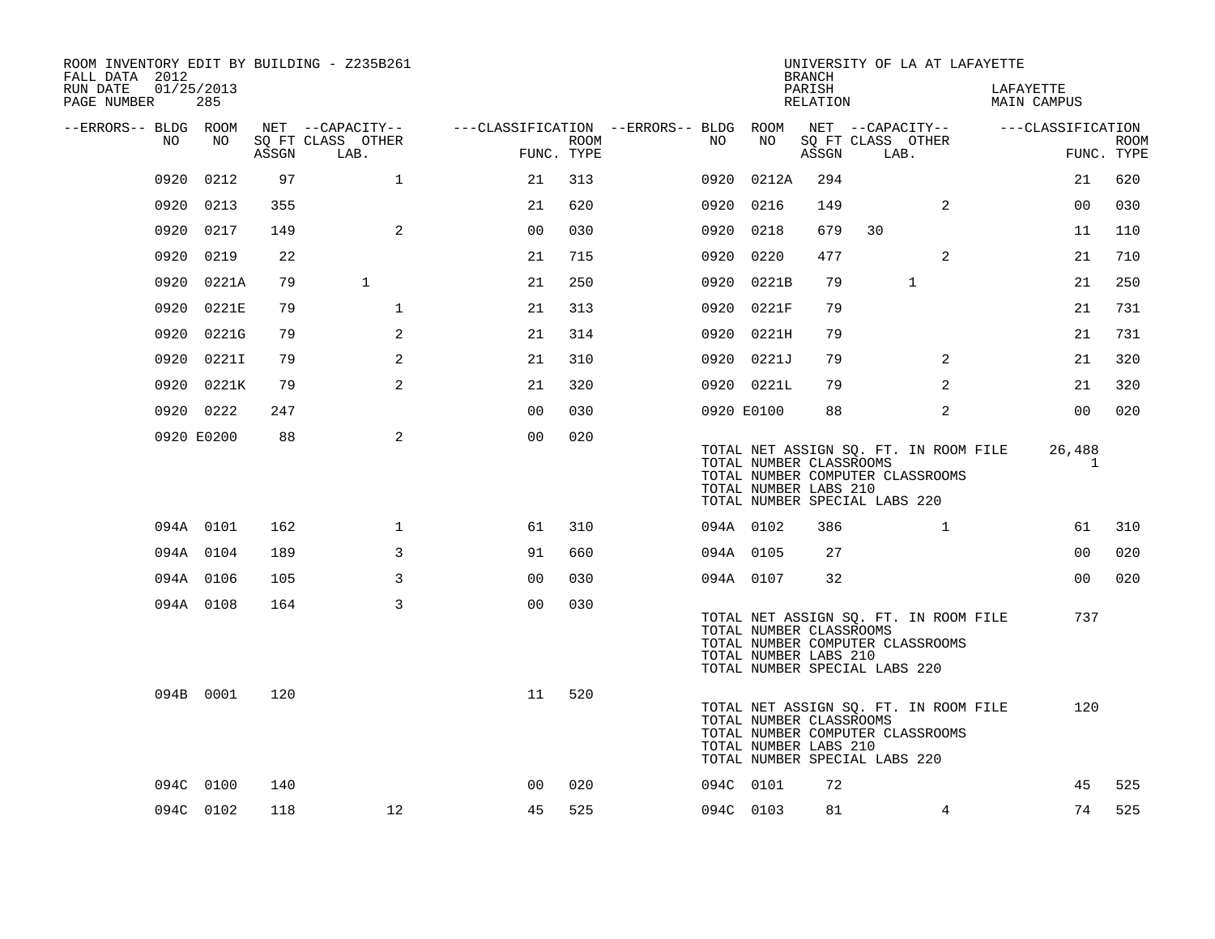ROOM INVENTORY EDIT BY BUILDING - Z235B261
FALL DATA 2012
RUN DATE 01/25/2013
PAGE NUMBER 285

UNIVERSITY OF LA AT LAFAYETTE
BRANCH
PARISH LAFAYETTE
RELATION MAIN CAMPUS

| --ERRORS-- | BLDG NO | ROOM NO | NET SQ FT ASSGN | CAPACITY CLASS LAB. | CAPACITY OTHER | CLASSIFICATION FUNC. | ROOM TYPE | --ERRORS-- | BLDG NO | ROOM NO | NET SQ FT ASSGN | CAPACITY CLASS LAB. | CAPACITY OTHER | CLASSIFICATION FUNC. | ROOM TYPE |
|---|---|---|---|---|---|---|---|---|---|---|---|---|---|---|---|
| | 0920 | 0212 | 97 | | 1 | 21 | 313 | | 0920 | 0212A | 294 | | | 21 | 620 |
| | 0920 | 0213 | 355 | | | 21 | 620 | | 0920 | 0216 | 149 | | 2 | 00 | 030 |
| | 0920 | 0217 | 149 | | 2 | 00 | 030 | | 0920 | 0218 | 679 | 30 | | 11 | 110 |
| | 0920 | 0219 | 22 | | | 21 | 715 | | 0920 | 0220 | 477 | | 2 | 21 | 710 |
| | 0920 | 0221A | 79 | 1 | | 21 | 250 | | 0920 | 0221B | 79 | 1 | | 21 | 250 |
| | 0920 | 0221E | 79 | | 1 | 21 | 313 | | 0920 | 0221F | 79 | | | 21 | 731 |
| | 0920 | 0221G | 79 | | 2 | 21 | 314 | | 0920 | 0221H | 79 | | | 21 | 731 |
| | 0920 | 0221I | 79 | | 2 | 21 | 310 | | 0920 | 0221J | 79 | | 2 | 21 | 320 |
| | 0920 | 0221K | 79 | | 2 | 21 | 320 | | 0920 | 0221L | 79 | | 2 | 21 | 320 |
| | 0920 | 0222 | 247 | | | 00 | 030 | | 0920 | E0100 | 88 | | 2 | 00 | 020 |
| | 0920 | E0200 | 88 | | 2 | 00 | 020 | | | | | | | | |

TOTAL NET ASSIGN SQ. FT. IN ROOM FILE 26,488
TOTAL NUMBER CLASSROOMS 1
TOTAL NUMBER COMPUTER CLASSROOMS
TOTAL NUMBER LABS 210
TOTAL NUMBER SPECIAL LABS 220

| --ERRORS-- | BLDG NO | ROOM NO | NET SQ FT ASSGN | CAPACITY CLASS LAB. | CAPACITY OTHER | CLASSIFICATION FUNC. | ROOM TYPE | --ERRORS-- | BLDG NO | ROOM NO | NET SQ FT ASSGN | CAPACITY CLASS LAB. | CAPACITY OTHER | CLASSIFICATION FUNC. | ROOM TYPE |
|---|---|---|---|---|---|---|---|---|---|---|---|---|---|---|---|
| | 094A | 0101 | 162 | | 1 | 61 | 310 | | 094A | 0102 | 386 | | 1 | 61 | 310 |
| | 094A | 0104 | 189 | | 3 | 91 | 660 | | 094A | 0105 | 27 | | | 00 | 020 |
| | 094A | 0106 | 105 | | 3 | 00 | 030 | | 094A | 0107 | 32 | | | 00 | 020 |
| | 094A | 0108 | 164 | | 3 | 00 | 030 | | | | | | | | |

TOTAL NET ASSIGN SQ. FT. IN ROOM FILE 737
TOTAL NUMBER CLASSROOMS
TOTAL NUMBER COMPUTER CLASSROOMS
TOTAL NUMBER LABS 210
TOTAL NUMBER SPECIAL LABS 220

| --ERRORS-- | BLDG NO | ROOM NO | NET SQ FT ASSGN | CAPACITY CLASS LAB. | CAPACITY OTHER | CLASSIFICATION FUNC. | ROOM TYPE |
|---|---|---|---|---|---|---|---|
| | 094B | 0001 | 120 | | | 11 | 520 |

TOTAL NET ASSIGN SQ. FT. IN ROOM FILE 120
TOTAL NUMBER CLASSROOMS
TOTAL NUMBER COMPUTER CLASSROOMS
TOTAL NUMBER LABS 210
TOTAL NUMBER SPECIAL LABS 220

| --ERRORS-- | BLDG NO | ROOM NO | NET SQ FT ASSGN | CAPACITY CLASS LAB. | CAPACITY OTHER | CLASSIFICATION FUNC. | ROOM TYPE | --ERRORS-- | BLDG NO | ROOM NO | NET SQ FT ASSGN | CAPACITY CLASS LAB. | CAPACITY OTHER | CLASSIFICATION FUNC. | ROOM TYPE |
|---|---|---|---|---|---|---|---|---|---|---|---|---|---|---|---|
| | 094C | 0100 | 140 | | | 00 | 020 | | 094C | 0101 | 72 | | | 45 | 525 |
| | 094C | 0102 | 118 | | 12 | 45 | 525 | | 094C | 0103 | 81 | | 4 | 74 | 525 |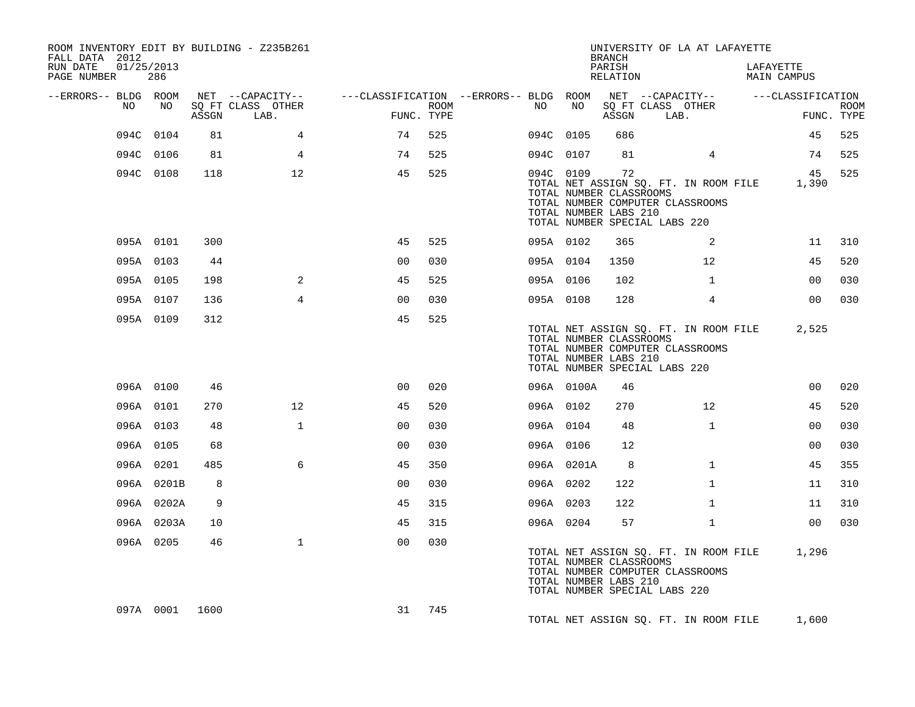ROOM INVENTORY EDIT BY BUILDING - Z235B261
FALL DATA 2012
RUN DATE 01/25/2013

UNIVERSITY OF LA AT LAFAYETTE
BRANCH
PARISH LAFAYETTE
RELATION MAIN CAMPUS

| --ERRORS-- | BLDG NO | ROOM NO | NET SQ FT ASSGN | --CAPACITY-- CLASS LAB. | OTHER | ---CLASSIFICATION FUNC. | ROOM TYPE | --ERRORS-- | BLDG NO | ROOM NO | NET SQ FT ASSGN | --CAPACITY-- CLASS LAB. | OTHER | ---CLASSIFICATION FUNC. | ROOM TYPE |
|---|---|---|---|---|---|---|---|---|---|---|---|---|---|---|---|
| | 094C | 0104 | 81 | | 4 | 74 | 525 | | 094C | 0105 | 686 | | | 45 | 525 |
| | 094C | 0106 | 81 | | 4 | 74 | 525 | | 094C | 0107 | 81 | | 4 | 74 | 525 |
| | 094C | 0108 | 118 | | 12 | 45 | 525 | | 094C | 0109 | 72 | | | 45 | 525 |
| | | | | | | | | | TOTAL NET ASSIGN SQ. FT. IN ROOM FILE | | | | | 1,390 | |
| | | | | | | | | | TOTAL NUMBER CLASSROOMS | | | | | | |
| | | | | | | | | | TOTAL NUMBER COMPUTER CLASSROOMS | | | | | | |
| | | | | | | | | | TOTAL NUMBER LABS 210 | | | | | | |
| | | | | | | | | | TOTAL NUMBER SPECIAL LABS 220 | | | | | | |
| | 095A | 0101 | 300 | | | 45 | 525 | | 095A | 0102 | 365 | | 2 | 11 | 310 |
| | 095A | 0103 | 44 | | | 00 | 030 | | 095A | 0104 | 1350 | | 12 | 45 | 520 |
| | 095A | 0105 | 198 | | 2 | 45 | 525 | | 095A | 0106 | 102 | | 1 | 00 | 030 |
| | 095A | 0107 | 136 | | 4 | 00 | 030 | | 095A | 0108 | 128 | | 4 | 00 | 030 |
| | 095A | 0109 | 312 | | | 45 | 525 | | | | | | | | |
| | | | | | | | | | TOTAL NET ASSIGN SQ. FT. IN ROOM FILE | | | | | 2,525 | |
| | | | | | | | | | TOTAL NUMBER CLASSROOMS | | | | | | |
| | | | | | | | | | TOTAL NUMBER COMPUTER CLASSROOMS | | | | | | |
| | | | | | | | | | TOTAL NUMBER LABS 210 | | | | | | |
| | | | | | | | | | TOTAL NUMBER SPECIAL LABS 220 | | | | | | |
| | 096A | 0100 | 46 | | | 00 | 020 | | 096A | 0100A | 46 | | | 00 | 020 |
| | 096A | 0101 | 270 | | 12 | 45 | 520 | | 096A | 0102 | 270 | | 12 | 45 | 520 |
| | 096A | 0103 | 48 | | 1 | 00 | 030 | | 096A | 0104 | 48 | | 1 | 00 | 030 |
| | 096A | 0105 | 68 | | | 00 | 030 | | 096A | 0106 | 12 | | | 00 | 030 |
| | 096A | 0201 | 485 | | 6 | 45 | 350 | | 096A | 0201A | 8 | | 1 | 45 | 355 |
| | 096A | 0201B | 8 | | | 00 | 030 | | 096A | 0202 | 122 | | 1 | 11 | 310 |
| | 096A | 0202A | 9 | | | 45 | 315 | | 096A | 0203 | 122 | | 1 | 11 | 310 |
| | 096A | 0203A | 10 | | | 45 | 315 | | 096A | 0204 | 57 | | 1 | 00 | 030 |
| | 096A | 0205 | 46 | | 1 | 00 | 030 | | | | | | | | |
| | | | | | | | | | TOTAL NET ASSIGN SQ. FT. IN ROOM FILE | | | | | 1,296 | |
| | | | | | | | | | TOTAL NUMBER CLASSROOMS | | | | | | |
| | | | | | | | | | TOTAL NUMBER COMPUTER CLASSROOMS | | | | | | |
| | | | | | | | | | TOTAL NUMBER LABS 210 | | | | | | |
| | | | | | | | | | TOTAL NUMBER SPECIAL LABS 220 | | | | | | |
| | 097A | 0001 | 1600 | | | 31 | 745 | | | | | | | | |
| | | | | | | | | | TOTAL NET ASSIGN SQ. FT. IN ROOM FILE | | | | | 1,600 | |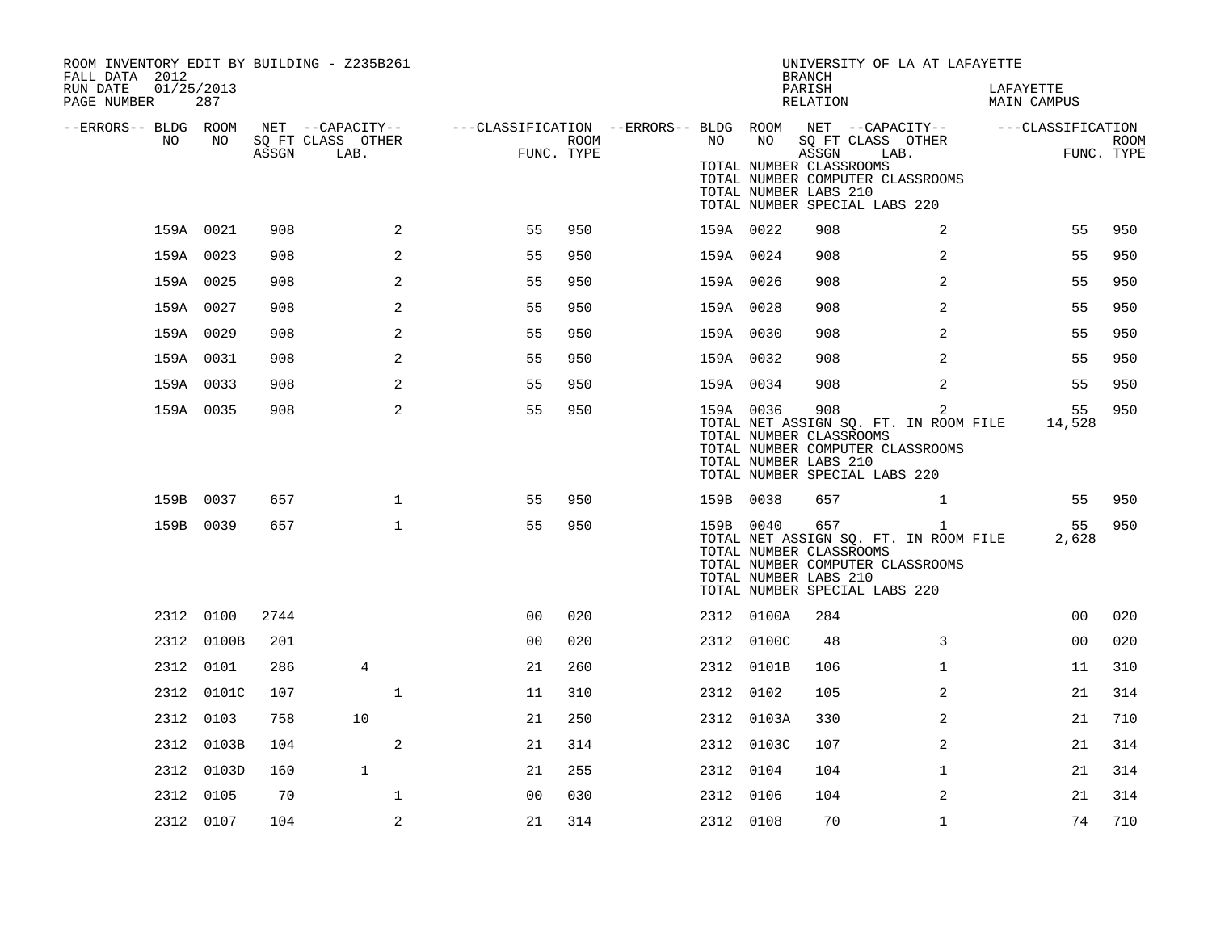ROOM INVENTORY EDIT BY BUILDING - Z235B261
FALL DATA 2012
RUN DATE 01/25/2013
PAGE NUMBER 287

UNIVERSITY OF LA AT LAFAYETTE
BRANCH
PARISH LAFAYETTE
RELATION MAIN CAMPUS

| --ERRORS-- | BLDG NO | ROOM NO | NET SQ FT ASSGN | --CAPACITY-- CLASS LAB. | OTHER | ---CLASSIFICATION FUNC. | ROOM TYPE | --ERRORS-- | BLDG NO | ROOM NO | NET SQ FT ASSGN | --CAPACITY-- CLASS LAB. | OTHER | ---CLASSIFICATION FUNC. | ROOM TYPE |
|---|---|---|---|---|---|---|---|---|---|---|---|---|---|---|---|
| | | | | | | | | | TOTAL NUMBER CLASSROOMS | | | | | | |
| | | | | | | | | | TOTAL NUMBER COMPUTER CLASSROOMS | | | | | | |
| | | | | | | | | | TOTAL NUMBER LABS 210 | | | | | | |
| | | | | | | | | | TOTAL NUMBER SPECIAL LABS 220 | | | | | | |
| | 159A | 0021 | 908 | | 2 | 55 | 950 | | 159A | 0022 | 908 | | 2 | 55 | 950 |
| | 159A | 0023 | 908 | | 2 | 55 | 950 | | 159A | 0024 | 908 | | 2 | 55 | 950 |
| | 159A | 0025 | 908 | | 2 | 55 | 950 | | 159A | 0026 | 908 | | 2 | 55 | 950 |
| | 159A | 0027 | 908 | | 2 | 55 | 950 | | 159A | 0028 | 908 | | 2 | 55 | 950 |
| | 159A | 0029 | 908 | | 2 | 55 | 950 | | 159A | 0030 | 908 | | 2 | 55 | 950 |
| | 159A | 0031 | 908 | | 2 | 55 | 950 | | 159A | 0032 | 908 | | 2 | 55 | 950 |
| | 159A | 0033 | 908 | | 2 | 55 | 950 | | 159A | 0034 | 908 | | 2 | 55 | 950 |
| | 159A | 0035 | 908 | | 2 | 55 | 950 | | 159A | 0036 | 908 | | 2 | 55 | 950 |
| | | | | | | | | | TOTAL NET ASSIGN SQ. FT. IN ROOM FILE | | | | | 14,528 | |
| | | | | | | | | | TOTAL NUMBER CLASSROOMS | | | | | | |
| | | | | | | | | | TOTAL NUMBER COMPUTER CLASSROOMS | | | | | | |
| | | | | | | | | | TOTAL NUMBER LABS 210 | | | | | | |
| | | | | | | | | | TOTAL NUMBER SPECIAL LABS 220 | | | | | | |
| | 159B | 0037 | 657 | | 1 | 55 | 950 | | 159B | 0038 | 657 | | 1 | 55 | 950 |
| | 159B | 0039 | 657 | | 1 | 55 | 950 | | 159B | 0040 | 657 | | 1 | 55 | 950 |
| | | | | | | | | | TOTAL NET ASSIGN SQ. FT. IN ROOM FILE | | | | | 2,628 | |
| | | | | | | | | | TOTAL NUMBER CLASSROOMS | | | | | | |
| | | | | | | | | | TOTAL NUMBER COMPUTER CLASSROOMS | | | | | | |
| | | | | | | | | | TOTAL NUMBER LABS 210 | | | | | | |
| | | | | | | | | | TOTAL NUMBER SPECIAL LABS 220 | | | | | | |
| | 2312 | 0100 | 2744 | | | 00 | 020 | | 2312 | 0100A | 284 | | | 00 | 020 |
| | 2312 | 0100B | 201 | | | 00 | 020 | | 2312 | 0100C | 48 | | 3 | 00 | 020 |
| | 2312 | 0101 | 286 | 4 | | 21 | 260 | | 2312 | 0101B | 106 | | 1 | 11 | 310 |
| | 2312 | 0101C | 107 | | 1 | 11 | 310 | | 2312 | 0102 | 105 | | 2 | 21 | 314 |
| | 2312 | 0103 | 758 | 10 | | 21 | 250 | | 2312 | 0103A | 330 | | 2 | 21 | 710 |
| | 2312 | 0103B | 104 | | 2 | 21 | 314 | | 2312 | 0103C | 107 | | 2 | 21 | 314 |
| | 2312 | 0103D | 160 | 1 | | 21 | 255 | | 2312 | 0104 | 104 | | 1 | 21 | 314 |
| | 2312 | 0105 | 70 | | 1 | 00 | 030 | | 2312 | 0106 | 104 | | 2 | 21 | 314 |
| | 2312 | 0107 | 104 | | 2 | 21 | 314 | | 2312 | 0108 | 70 | | 1 | 74 | 710 |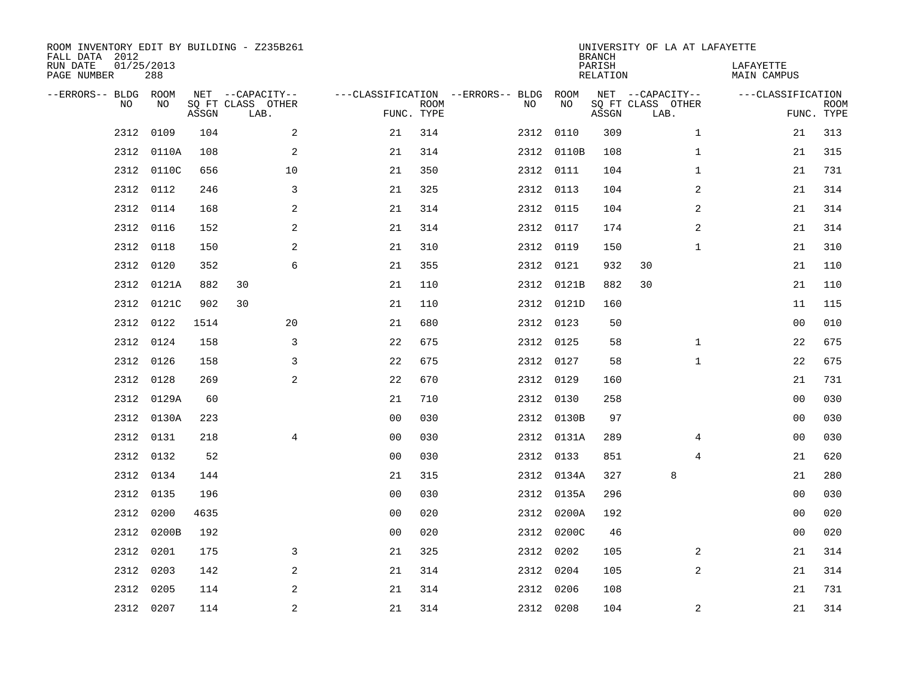ROOM INVENTORY EDIT BY BUILDING - Z235B261
FALL DATA 2012
RUN DATE 01/25/2013
PAGE NUMBER 288

UNIVERSITY OF LA AT LAFAYETTE
BRANCH
PARISH LAFAYETTE
RELATION MAIN CAMPUS

| --ERRORS-- | BLDG NO | ROOM NO | NET SQ FT ASSGN | CAPACITY CLASS | CAPACITY OTHER LAB. | CLASSIFICATION FUNC. | ROOM TYPE | --ERRORS-- | BLDG NO | ROOM NO | NET SQ FT ASSGN | CAPACITY CLASS | CAPACITY OTHER LAB. | CLASSIFICATION FUNC. | ROOM TYPE |
|---|---|---|---|---|---|---|---|---|---|---|---|---|---|---|---|
| | 2312 | 0109 | 104 | | 2 | 21 | 314 | | 2312 | 0110 | 309 | | 1 | 21 | 313 |
| | 2312 | 0110A | 108 | | 2 | 21 | 314 | | 2312 | 0110B | 108 | | 1 | 21 | 315 |
| | 2312 | 0110C | 656 | | 10 | 21 | 350 | | 2312 | 0111 | 104 | | 1 | 21 | 731 |
| | 2312 | 0112 | 246 | | 3 | 21 | 325 | | 2312 | 0113 | 104 | | 2 | 21 | 314 |
| | 2312 | 0114 | 168 | | 2 | 21 | 314 | | 2312 | 0115 | 104 | | 2 | 21 | 314 |
| | 2312 | 0116 | 152 | | 2 | 21 | 314 | | 2312 | 0117 | 174 | | 2 | 21 | 314 |
| | 2312 | 0118 | 150 | | 2 | 21 | 310 | | 2312 | 0119 | 150 | | 1 | 21 | 310 |
| | 2312 | 0120 | 352 | | 6 | 21 | 355 | | 2312 | 0121 | 932 | 30 | | 21 | 110 |
| | 2312 | 0121A | 882 | 30 | | 21 | 110 | | 2312 | 0121B | 882 | 30 | | 21 | 110 |
| | 2312 | 0121C | 902 | 30 | | 21 | 110 | | 2312 | 0121D | 160 | | | 11 | 115 |
| | 2312 | 0122 | 1514 | | 20 | 21 | 680 | | 2312 | 0123 | 50 | | | 00 | 010 |
| | 2312 | 0124 | 158 | | 3 | 22 | 675 | | 2312 | 0125 | 58 | | 1 | 22 | 675 |
| | 2312 | 0126 | 158 | | 3 | 22 | 675 | | 2312 | 0127 | 58 | | 1 | 22 | 675 |
| | 2312 | 0128 | 269 | | 2 | 22 | 670 | | 2312 | 0129 | 160 | | | 21 | 731 |
| | 2312 | 0129A | 60 | | | 21 | 710 | | 2312 | 0130 | 258 | | | 00 | 030 |
| | 2312 | 0130A | 223 | | | 00 | 030 | | 2312 | 0130B | 97 | | | 00 | 030 |
| | 2312 | 0131 | 218 | | 4 | 00 | 030 | | 2312 | 0131A | 289 | | 4 | 00 | 030 |
| | 2312 | 0132 | 52 | | | 00 | 030 | | 2312 | 0133 | 851 | | 4 | 21 | 620 |
| | 2312 | 0134 | 144 | | | 21 | 315 | | 2312 | 0134A | 327 | | 8 | 21 | 280 |
| | 2312 | 0135 | 196 | | | 00 | 030 | | 2312 | 0135A | 296 | | | 00 | 030 |
| | 2312 | 0200 | 4635 | | | 00 | 020 | | 2312 | 0200A | 192 | | | 00 | 020 |
| | 2312 | 0200B | 192 | | | 00 | 020 | | 2312 | 0200C | 46 | | | 00 | 020 |
| | 2312 | 0201 | 175 | | 3 | 21 | 325 | | 2312 | 0202 | 105 | | 2 | 21 | 314 |
| | 2312 | 0203 | 142 | | 2 | 21 | 314 | | 2312 | 0204 | 105 | | 2 | 21 | 314 |
| | 2312 | 0205 | 114 | | 2 | 21 | 314 | | 2312 | 0206 | 108 | | | 21 | 731 |
| | 2312 | 0207 | 114 | | 2 | 21 | 314 | | 2312 | 0208 | 104 | | 2 | 21 | 314 |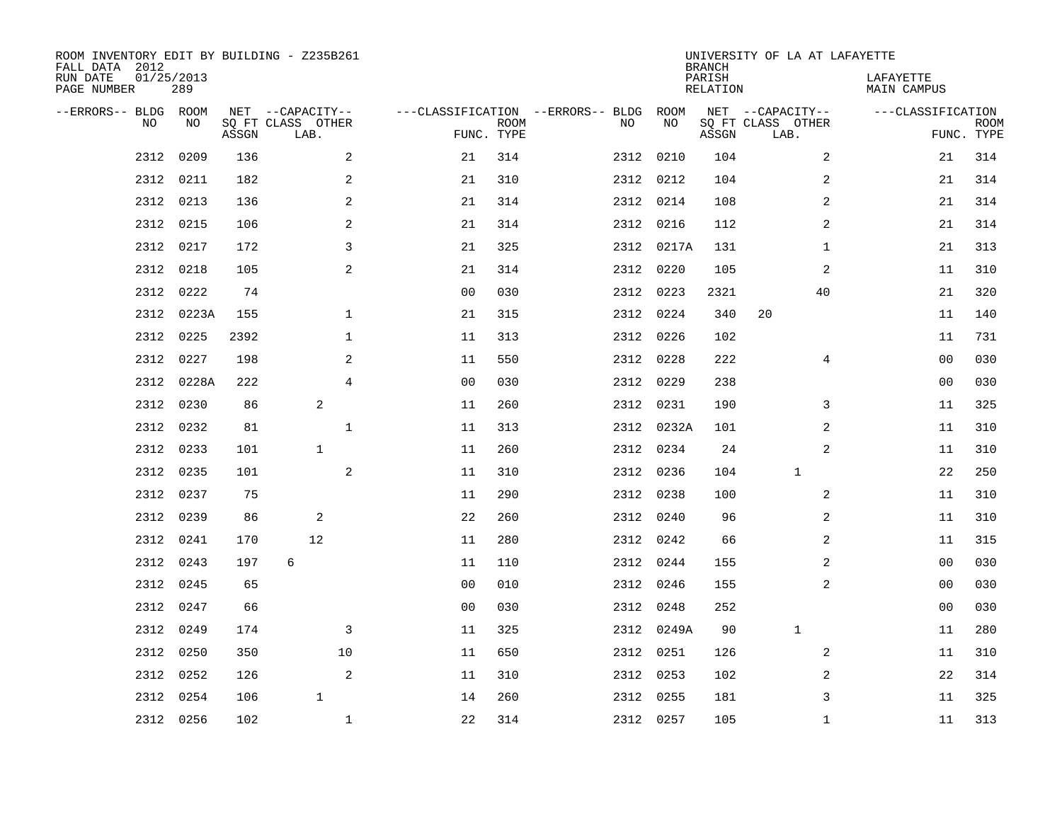ROOM INVENTORY EDIT BY BUILDING - Z235B261
FALL DATA 2012
RUN DATE 01/25/2013
PAGE NUMBER 289

UNIVERSITY OF LA AT LAFAYETTE
BRANCH
PARISH LAFAYETTE
RELATION MAIN CAMPUS

| --ERRORS-- | BLDG NO | ROOM NO | NET SQ FT ASSGN | --CAPACITY-- CLASS LAB. | OTHER | ---CLASSIFICATION FUNC. | ROOM TYPE | --ERRORS-- | BLDG NO | ROOM NO | NET SQ FT ASSGN | --CAPACITY-- CLASS LAB. | OTHER | ---CLASSIFICATION FUNC. | ROOM TYPE |
|---|---|---|---|---|---|---|---|---|---|---|---|---|---|---|---|
| | 2312 | 0209 | 136 | | 2 | 21 | 314 | | 2312 | 0210 | 104 | | 2 | 21 | 314 |
| | 2312 | 0211 | 182 | | 2 | 21 | 310 | | 2312 | 0212 | 104 | | 2 | 21 | 314 |
| | 2312 | 0213 | 136 | | 2 | 21 | 314 | | 2312 | 0214 | 108 | | 2 | 21 | 314 |
| | 2312 | 0215 | 106 | | 2 | 21 | 314 | | 2312 | 0216 | 112 | | 2 | 21 | 314 |
| | 2312 | 0217 | 172 | | 3 | 21 | 325 | | 2312 | 0217A | 131 | | 1 | 21 | 313 |
| | 2312 | 0218 | 105 | | 2 | 21 | 314 | | 2312 | 0220 | 105 | | 2 | 11 | 310 |
| | 2312 | 0222 | 74 | | | 00 | 030 | | 2312 | 0223 | 2321 | | 40 | 21 | 320 |
| | 2312 | 0223A | 155 | | 1 | 21 | 315 | | 2312 | 0224 | 340 | 20 | | 11 | 140 |
| | 2312 | 0225 | 2392 | | 1 | 11 | 313 | | 2312 | 0226 | 102 | | | 11 | 731 |
| | 2312 | 0227 | 198 | | 2 | 11 | 550 | | 2312 | 0228 | 222 | | 4 | 00 | 030 |
| | 2312 | 0228A | 222 | | 4 | 00 | 030 | | 2312 | 0229 | 238 | | | 00 | 030 |
| | 2312 | 0230 | 86 | 2 | | 11 | 260 | | 2312 | 0231 | 190 | | 3 | 11 | 325 |
| | 2312 | 0232 | 81 | | 1 | 11 | 313 | | 2312 | 0232A | 101 | | 2 | 11 | 310 |
| | 2312 | 0233 | 101 | 1 | | 11 | 260 | | 2312 | 0234 | 24 | | 2 | 11 | 310 |
| | 2312 | 0235 | 101 | | 2 | 11 | 310 | | 2312 | 0236 | 104 | 1 | | 22 | 250 |
| | 2312 | 0237 | 75 | | | 11 | 290 | | 2312 | 0238 | 100 | | 2 | 11 | 310 |
| | 2312 | 0239 | 86 | 2 | | 22 | 260 | | 2312 | 0240 | 96 | | 2 | 11 | 310 |
| | 2312 | 0241 | 170 | 12 | | 11 | 280 | | 2312 | 0242 | 66 | | 2 | 11 | 315 |
| | 2312 | 0243 | 197 | 6 | | 11 | 110 | | 2312 | 0244 | 155 | | 2 | 00 | 030 |
| | 2312 | 0245 | 65 | | | 00 | 010 | | 2312 | 0246 | 155 | | 2 | 00 | 030 |
| | 2312 | 0247 | 66 | | | 00 | 030 | | 2312 | 0248 | 252 | | | 00 | 030 |
| | 2312 | 0249 | 174 | | 3 | 11 | 325 | | 2312 | 0249A | 90 | 1 | | 11 | 280 |
| | 2312 | 0250 | 350 | | 10 | 11 | 650 | | 2312 | 0251 | 126 | | 2 | 11 | 310 |
| | 2312 | 0252 | 126 | | 2 | 11 | 310 | | 2312 | 0253 | 102 | | 2 | 22 | 314 |
| | 2312 | 0254 | 106 | 1 | | 14 | 260 | | 2312 | 0255 | 181 | | 3 | 11 | 325 |
| | 2312 | 0256 | 102 | | 1 | 22 | 314 | | 2312 | 0257 | 105 | | 1 | 11 | 313 |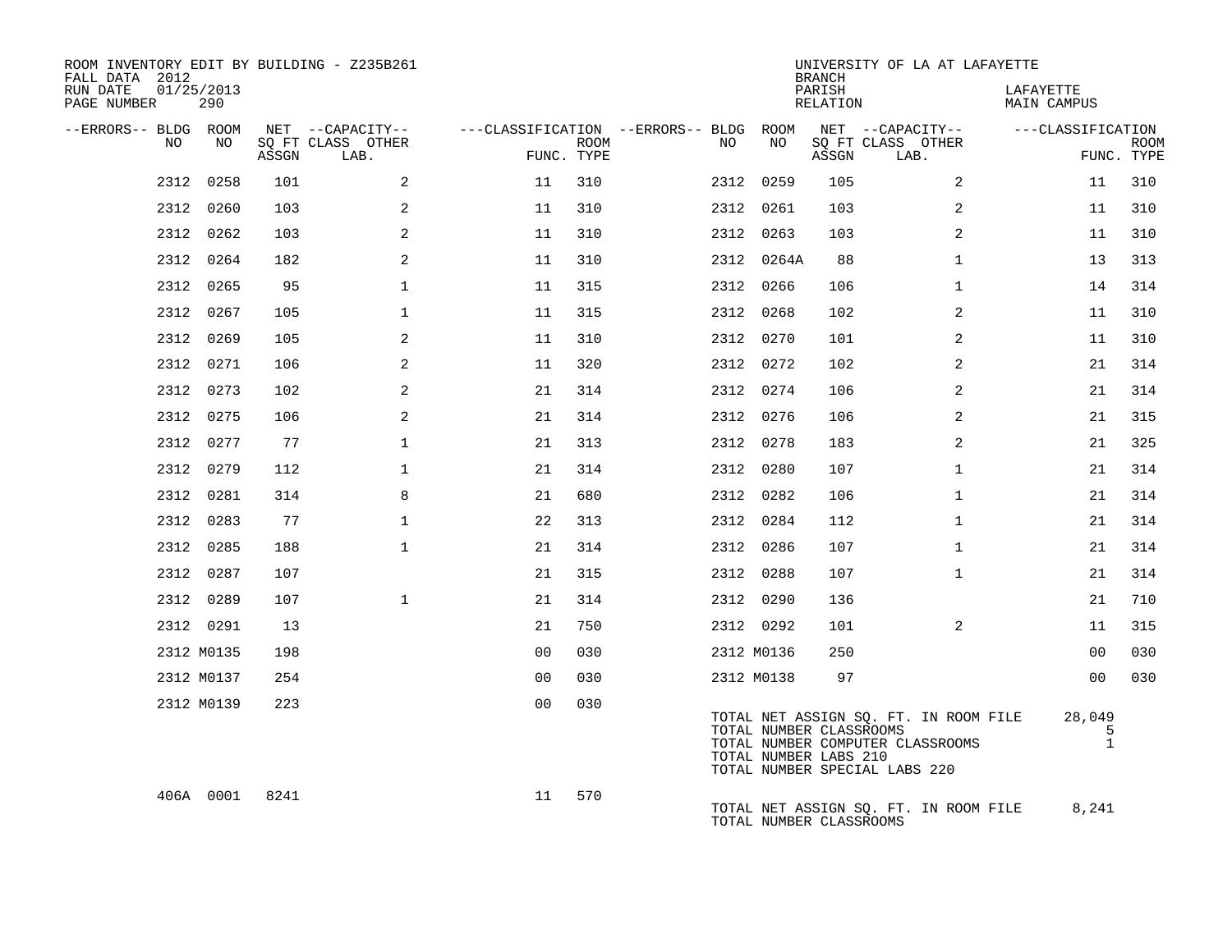ROOM INVENTORY EDIT BY BUILDING - Z235B261
FALL DATA 2012
RUN DATE 01/25/2013
PAGE NUMBER 290

UNIVERSITY OF LA AT LAFAYETTE
BRANCH
PARISH LAFAYETTE
RELATION MAIN CAMPUS

| --ERRORS-- | BLDG NO | ROOM NO | NET SQ FT ASSGN | --CAPACITY-- CLASS LAB. | OTHER | ---CLASSIFICATION FUNC. | ROOM TYPE | --ERRORS-- | BLDG NO | ROOM NO | NET SQ FT ASSGN | --CAPACITY-- CLASS LAB. | OTHER | ---CLASSIFICATION FUNC. | ROOM TYPE |
|---|---|---|---|---|---|---|---|---|---|---|---|---|---|---|---|
| | 2312 | 0258 | 101 | | 2 | 11 | 310 | | 2312 | 0259 | 105 | | 2 | 11 | 310 |
| | 2312 | 0260 | 103 | | 2 | 11 | 310 | | 2312 | 0261 | 103 | | 2 | 11 | 310 |
| | 2312 | 0262 | 103 | | 2 | 11 | 310 | | 2312 | 0263 | 103 | | 2 | 11 | 310 |
| | 2312 | 0264 | 182 | | 2 | 11 | 310 | | 2312 | 0264A | 88 | | 1 | 13 | 313 |
| | 2312 | 0265 | 95 | | 1 | 11 | 315 | | 2312 | 0266 | 106 | | 1 | 14 | 314 |
| | 2312 | 0267 | 105 | | 1 | 11 | 315 | | 2312 | 0268 | 102 | | 2 | 11 | 310 |
| | 2312 | 0269 | 105 | | 2 | 11 | 310 | | 2312 | 0270 | 101 | | 2 | 11 | 310 |
| | 2312 | 0271 | 106 | | 2 | 11 | 320 | | 2312 | 0272 | 102 | | 2 | 21 | 314 |
| | 2312 | 0273 | 102 | | 2 | 21 | 314 | | 2312 | 0274 | 106 | | 2 | 21 | 314 |
| | 2312 | 0275 | 106 | | 2 | 21 | 314 | | 2312 | 0276 | 106 | | 2 | 21 | 315 |
| | 2312 | 0277 | 77 | | 1 | 21 | 313 | | 2312 | 0278 | 183 | | 2 | 21 | 325 |
| | 2312 | 0279 | 112 | | 1 | 21 | 314 | | 2312 | 0280 | 107 | | 1 | 21 | 314 |
| | 2312 | 0281 | 314 | | 8 | 21 | 680 | | 2312 | 0282 | 106 | | 1 | 21 | 314 |
| | 2312 | 0283 | 77 | | 1 | 22 | 313 | | 2312 | 0284 | 112 | | 1 | 21 | 314 |
| | 2312 | 0285 | 188 | | 1 | 21 | 314 | | 2312 | 0286 | 107 | | 1 | 21 | 314 |
| | 2312 | 0287 | 107 | | | 21 | 315 | | 2312 | 0288 | 107 | | 1 | 21 | 314 |
| | 2312 | 0289 | 107 | | 1 | 21 | 314 | | 2312 | 0290 | 136 | | | 21 | 710 |
| | 2312 | 0291 | 13 | | | 21 | 750 | | 2312 | 0292 | 101 | | 2 | 11 | 315 |
| | 2312 | M0135 | 198 | | | 00 | 030 | | 2312 | M0136 | 250 | | | 00 | 030 |
| | 2312 | M0137 | 254 | | | 00 | 030 | | 2312 | M0138 | 97 | | | 00 | 030 |
| | 2312 | M0139 | 223 | | | 00 | 030 | | | | | | | | |

TOTAL NET ASSIGN SQ. FT. IN ROOM FILE 28,049
TOTAL NUMBER CLASSROOMS 5
TOTAL NUMBER COMPUTER CLASSROOMS 1
TOTAL NUMBER LABS 210
TOTAL NUMBER SPECIAL LABS 220

| --ERRORS-- | BLDG NO | ROOM NO | NET SQ FT ASSGN | --CAPACITY-- CLASS LAB. | OTHER | ---CLASSIFICATION FUNC. | ROOM TYPE |
|---|---|---|---|---|---|---|---|
| | 406A | 0001 | 8241 | | | 11 | 570 |

TOTAL NET ASSIGN SQ. FT. IN ROOM FILE 8,241
TOTAL NUMBER CLASSROOMS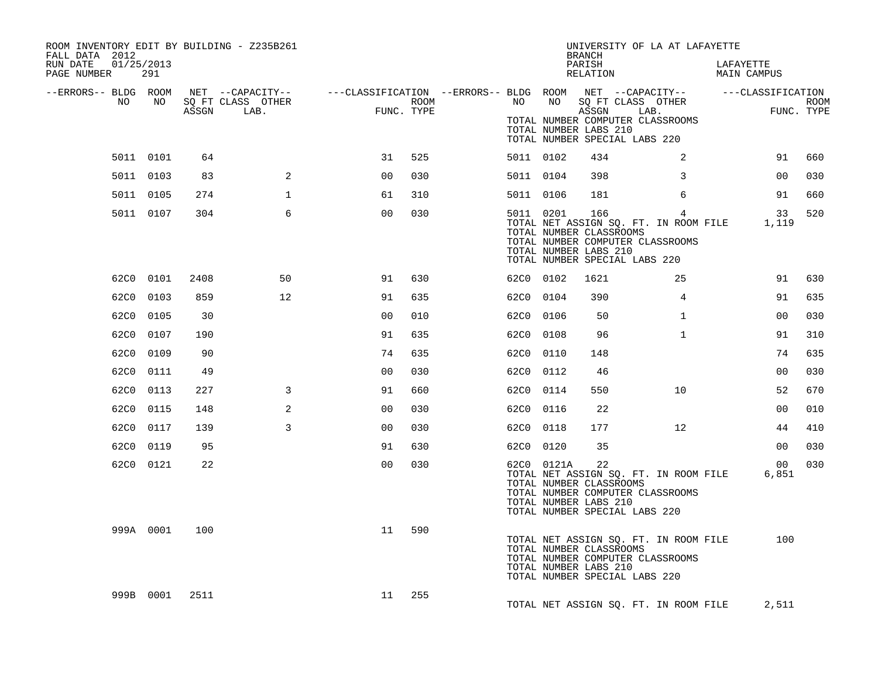ROOM INVENTORY EDIT BY BUILDING - Z235B261
FALL DATA 2012
RUN DATE 01/25/2013

UNIVERSITY OF LA AT LAFAYETTE
BRANCH
PARISH LAFAYETTE
RELATION MAIN CAMPUS

| --ERRORS-- | BLDG NO | ROOM NO | NET SQ FT ASSGN | CAPACITY CLASS LAB. | CAPACITY OTHER | CLASSIFICATION FUNC. | ROOM TYPE | --ERRORS-- | BLDG NO | ROOM NO | NET SQ FT ASSGN | CAPACITY CLASS LAB. | CAPACITY OTHER | CLASSIFICATION FUNC. | ROOM TYPE |
|---|---|---|---|---|---|---|---|---|---|---|---|---|---|---|---|
| | 5011 | 0101 | 64 | | | 31 | 525 | | 5011 | 0102 | 434 | | 2 | 91 | 660 |
| | 5011 | 0103 | 83 | | 2 | 00 | 030 | | 5011 | 0104 | 398 | | 3 | 00 | 030 |
| | 5011 | 0105 | 274 | | 1 | 61 | 310 | | 5011 | 0106 | 181 | | 6 | 91 | 660 |
| | 5011 | 0107 | 304 | | 6 | 00 | 030 | | 5011 | 0201 | 166 | | 4 | 33 | 520 |

TOTAL NET ASSIGN SQ. FT. IN ROOM FILE 1,119
TOTAL NUMBER CLASSROOMS
TOTAL NUMBER COMPUTER CLASSROOMS
TOTAL NUMBER LABS 210
TOTAL NUMBER SPECIAL LABS 220

| --ERRORS-- | BLDG NO | ROOM NO | NET SQ FT ASSGN | CAPACITY CLASS LAB. | CAPACITY OTHER | CLASSIFICATION FUNC. | ROOM TYPE | --ERRORS-- | BLDG NO | ROOM NO | NET SQ FT ASSGN | CAPACITY CLASS LAB. | CAPACITY OTHER | CLASSIFICATION FUNC. | ROOM TYPE |
|---|---|---|---|---|---|---|---|---|---|---|---|---|---|---|---|
| | 62C0 | 0101 | 2408 | | 50 | 91 | 630 | | 62C0 | 0102 | 1621 | | 25 | 91 | 630 |
| | 62C0 | 0103 | 859 | | 12 | 91 | 635 | | 62C0 | 0104 | 390 | | 4 | 91 | 635 |
| | 62C0 | 0105 | 30 | | | 00 | 010 | | 62C0 | 0106 | 50 | | 1 | 00 | 030 |
| | 62C0 | 0107 | 190 | | | 91 | 635 | | 62C0 | 0108 | 96 | | 1 | 91 | 310 |
| | 62C0 | 0109 | 90 | | | 74 | 635 | | 62C0 | 0110 | 148 | | | 74 | 635 |
| | 62C0 | 0111 | 49 | | | 00 | 030 | | 62C0 | 0112 | 46 | | | 00 | 030 |
| | 62C0 | 0113 | 227 | | 3 | 91 | 660 | | 62C0 | 0114 | 550 | | 10 | 52 | 670 |
| | 62C0 | 0115 | 148 | | 2 | 00 | 030 | | 62C0 | 0116 | 22 | | | 00 | 010 |
| | 62C0 | 0117 | 139 | | 3 | 00 | 030 | | 62C0 | 0118 | 177 | | 12 | 44 | 410 |
| | 62C0 | 0119 | 95 | | | 91 | 630 | | 62C0 | 0120 | 35 | | | 00 | 030 |
| | 62C0 | 0121 | 22 | | | 00 | 030 | | 62C0 | 0121A | 22 | | | 00 | 030 |

TOTAL NET ASSIGN SQ. FT. IN ROOM FILE 6,851
TOTAL NUMBER CLASSROOMS
TOTAL NUMBER COMPUTER CLASSROOMS
TOTAL NUMBER LABS 210
TOTAL NUMBER SPECIAL LABS 220

| --ERRORS-- | BLDG NO | ROOM NO | NET SQ FT ASSGN | CAPACITY CLASS LAB. | CAPACITY OTHER | CLASSIFICATION FUNC. | ROOM TYPE |
|---|---|---|---|---|---|---|---|
| | 999A | 0001 | 100 | | | 11 | 590 |

TOTAL NET ASSIGN SQ. FT. IN ROOM FILE 100
TOTAL NUMBER CLASSROOMS
TOTAL NUMBER COMPUTER CLASSROOMS
TOTAL NUMBER LABS 210
TOTAL NUMBER SPECIAL LABS 220

| --ERRORS-- | BLDG NO | ROOM NO | NET SQ FT ASSGN | CAPACITY CLASS LAB. | CAPACITY OTHER | CLASSIFICATION FUNC. | ROOM TYPE |
|---|---|---|---|---|---|---|---|
| | 999B | 0001 | 2511 | | | 11 | 255 |

TOTAL NET ASSIGN SQ. FT. IN ROOM FILE 2,511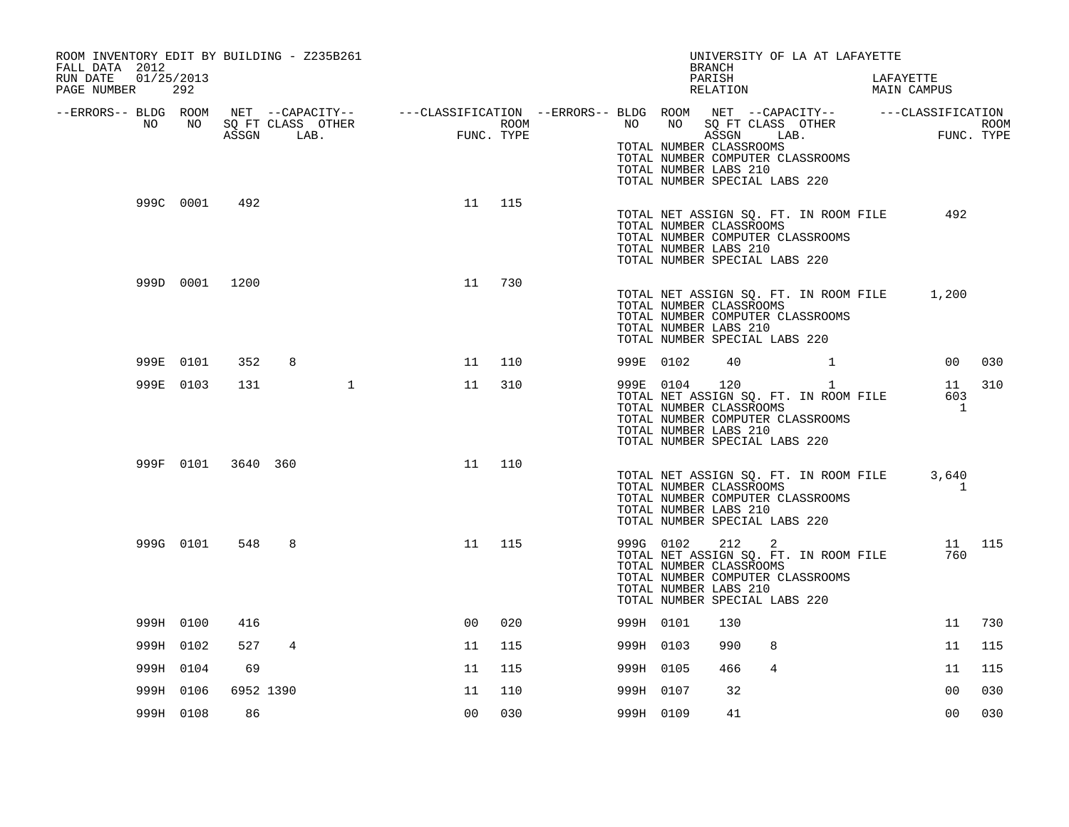ROOM INVENTORY EDIT BY BUILDING - Z235B261
FALL DATA 2012
RUN DATE 01/25/2013

UNIVERSITY OF LA AT LAFAYETTE
BRANCH
PARISH LAFAYETTE
RELATION MAIN CAMPUS

| --ERRORS-- | BLDG NO | ROOM NO | NET SQ FT ASSGN | --CAPACITY-- CLASS | LAB. | OTHER | ---CLASSIFICATION FUNC. | ROOM TYPE | --ERRORS-- | BLDG NO | ROOM NO | NET SQ FT ASSGN | --CAPACITY-- CLASS | LAB. | OTHER | ---CLASSIFICATION FUNC. | ROOM TYPE |
|---|---|---|---|---|---|---|---|---|---|---|---|---|---|---|---|---|---|
| | | | | | | | | | | TOTAL NUMBER CLASSROOMS | | | | | | | |
| | | | | | | | | | | TOTAL NUMBER COMPUTER CLASSROOMS | | | | | | | |
| | | | | | | | | | | TOTAL NUMBER LABS 210 | | | | | | | |
| | | | | | | | | | | TOTAL NUMBER SPECIAL LABS 220 | | | | | | | |
| | 999C | 0001 | 492 | | | | 11 | 115 | | | | | | | | | |
| | | | | | | | | | | TOTAL NET ASSIGN SQ. FT. IN ROOM FILE | | | | | | 492 | |
| | | | | | | | | | | TOTAL NUMBER CLASSROOMS | | | | | | | |
| | | | | | | | | | | TOTAL NUMBER COMPUTER CLASSROOMS | | | | | | | |
| | | | | | | | | | | TOTAL NUMBER LABS 210 | | | | | | | |
| | | | | | | | | | | TOTAL NUMBER SPECIAL LABS 220 | | | | | | | |
| | 999D | 0001 | 1200 | | | | 11 | 730 | | | | | | | | | |
| | | | | | | | | | | TOTAL NET ASSIGN SQ. FT. IN ROOM FILE | | | | | | 1,200 | |
| | | | | | | | | | | TOTAL NUMBER CLASSROOMS | | | | | | | |
| | | | | | | | | | | TOTAL NUMBER COMPUTER CLASSROOMS | | | | | | | |
| | | | | | | | | | | TOTAL NUMBER LABS 210 | | | | | | | |
| | | | | | | | | | | TOTAL NUMBER SPECIAL LABS 220 | | | | | | | |
| | 999E | 0101 | 352 | 8 | | | 11 | 110 | | 999E | 0102 | 40 | | | 1 | 00 | 030 |
| | 999E | 0103 | 131 | | | 1 | 11 | 310 | | 999E | 0104 | 120 | | | 1 | 11 | 310 |
| | | | | | | | | | | TOTAL NET ASSIGN SQ. FT. IN ROOM FILE | | | | | | 603 | |
| | | | | | | | | | | TOTAL NUMBER CLASSROOMS | | | | | | 1 | |
| | | | | | | | | | | TOTAL NUMBER COMPUTER CLASSROOMS | | | | | | | |
| | | | | | | | | | | TOTAL NUMBER LABS 210 | | | | | | | |
| | | | | | | | | | | TOTAL NUMBER SPECIAL LABS 220 | | | | | | | |
| | 999F | 0101 | 3640 | 360 | | | 11 | 110 | | | | | | | | | |
| | | | | | | | | | | TOTAL NET ASSIGN SQ. FT. IN ROOM FILE | | | | | | 3,640 | |
| | | | | | | | | | | TOTAL NUMBER CLASSROOMS | | | | | | 1 | |
| | | | | | | | | | | TOTAL NUMBER COMPUTER CLASSROOMS | | | | | | | |
| | | | | | | | | | | TOTAL NUMBER LABS 210 | | | | | | | |
| | | | | | | | | | | TOTAL NUMBER SPECIAL LABS 220 | | | | | | | |
| | 999G | 0101 | 548 | 8 | | | 11 | 115 | | 999G | 0102 | 212 | 2 | | | 11 | 115 |
| | | | | | | | | | | TOTAL NET ASSIGN SQ. FT. IN ROOM FILE | | | | | | 760 | |
| | | | | | | | | | | TOTAL NUMBER CLASSROOMS | | | | | | | |
| | | | | | | | | | | TOTAL NUMBER COMPUTER CLASSROOMS | | | | | | | |
| | | | | | | | | | | TOTAL NUMBER LABS 210 | | | | | | | |
| | | | | | | | | | | TOTAL NUMBER SPECIAL LABS 220 | | | | | | | |
| | 999H | 0100 | 416 | | | | 00 | 020 | | 999H | 0101 | 130 | | | | 11 | 730 |
| | 999H | 0102 | 527 | 4 | | | 11 | 115 | | 999H | 0103 | 990 | 8 | | | 11 | 115 |
| | 999H | 0104 | 69 | | | | 11 | 115 | | 999H | 0105 | 466 | 4 | | | 11 | 115 |
| | 999H | 0106 | 6952 | 1390 | | | 11 | 110 | | 999H | 0107 | 32 | | | | 00 | 030 |
| | 999H | 0108 | 86 | | | | 00 | 030 | | 999H | 0109 | 41 | | | | 00 | 030 |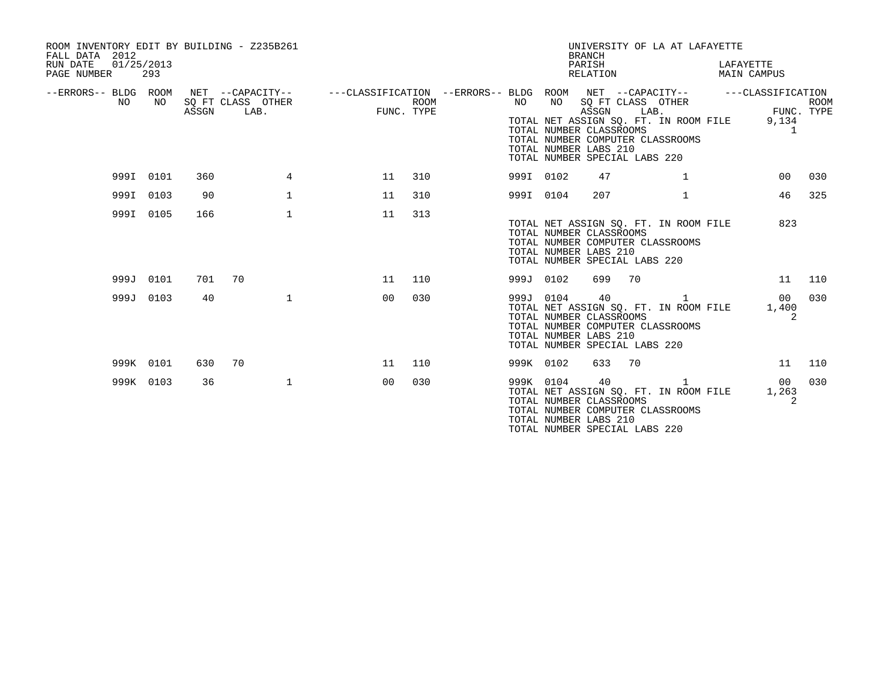ROOM INVENTORY EDIT BY BUILDING - Z235B261
FALL DATA 2012
RUN DATE 01/25/2013

UNIVERSITY OF LA AT LAFAYETTE
BRANCH
PARISH LAFAYETTE
RELATION MAIN CAMPUS

| --ERRORS-- | BLDG NO | ROOM NO | NET SQ FT ASSGN | CAPACITY CLASS LAB. | CAPACITY OTHER | CLASSIFICATION FUNC. | ROOM TYPE | --ERRORS-- | BLDG NO | ROOM NO | NET SQ FT ASSGN | CAPACITY CLASS LAB. | CAPACITY OTHER | CLASSIFICATION FUNC. | ROOM TYPE |
|---|---|---|---|---|---|---|---|---|---|---|---|---|---|---|---|
| | | | | | | | | | TOTAL NET ASSIGN SQ. FT. IN ROOM FILE | | | | | 9,134 | |
| | | | | | | | | | TOTAL NUMBER CLASSROOMS | | | | | 1 | |
| | | | | | | | | | TOTAL NUMBER COMPUTER CLASSROOMS | | | | | | |
| | | | | | | | | | TOTAL NUMBER LABS 210 | | | | | | |
| | | | | | | | | | TOTAL NUMBER SPECIAL LABS 220 | | | | | | |
| | 999I | 0101 | 360 | | 4 | 11 | 310 | | 999I | 0102 | 47 | | 1 | 00 | 030 |
| | 999I | 0103 | 90 | | 1 | 11 | 310 | | 999I | 0104 | 207 | | 1 | 46 | 325 |
| | 999I | 0105 | 166 | | 1 | 11 | 313 | | | | | | | | |
| | | | | | | | | | TOTAL NET ASSIGN SQ. FT. IN ROOM FILE | | | | | 823 | |
| | | | | | | | | | TOTAL NUMBER CLASSROOMS | | | | | | |
| | | | | | | | | | TOTAL NUMBER COMPUTER CLASSROOMS | | | | | | |
| | | | | | | | | | TOTAL NUMBER LABS 210 | | | | | | |
| | | | | | | | | | TOTAL NUMBER SPECIAL LABS 220 | | | | | | |
| | 999J | 0101 | 701 | 70 | | 11 | 110 | | 999J | 0102 | 699 | 70 | | 11 | 110 |
| | 999J | 0103 | 40 | | 1 | 00 | 030 | | 999J | 0104 | 40 | | 1 | 00 | 030 |
| | | | | | | | | | TOTAL NET ASSIGN SQ. FT. IN ROOM FILE | | | | | 1,400 | |
| | | | | | | | | | TOTAL NUMBER CLASSROOMS | | | | | 2 | |
| | | | | | | | | | TOTAL NUMBER COMPUTER CLASSROOMS | | | | | | |
| | | | | | | | | | TOTAL NUMBER LABS 210 | | | | | | |
| | | | | | | | | | TOTAL NUMBER SPECIAL LABS 220 | | | | | | |
| | 999K | 0101 | 630 | 70 | | 11 | 110 | | 999K | 0102 | 633 | 70 | | 11 | 110 |
| | 999K | 0103 | 36 | | 1 | 00 | 030 | | 999K | 0104 | 40 | | 1 | 00 | 030 |
| | | | | | | | | | TOTAL NET ASSIGN SQ. FT. IN ROOM FILE | | | | | 1,263 | |
| | | | | | | | | | TOTAL NUMBER CLASSROOMS | | | | | 2 | |
| | | | | | | | | | TOTAL NUMBER COMPUTER CLASSROOMS | | | | | | |
| | | | | | | | | | TOTAL NUMBER LABS 210 | | | | | | |
| | | | | | | | | | TOTAL NUMBER SPECIAL LABS 220 | | | | | | |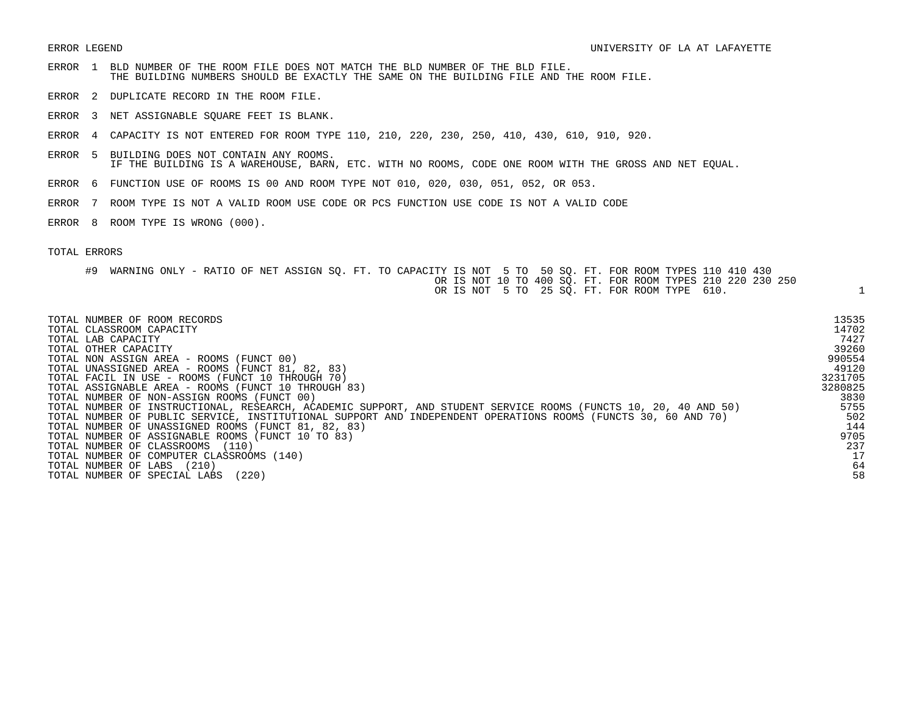ERROR LEGEND

UNIVERSITY OF LA AT LAFAYETTE

ERROR 1 BLD NUMBER OF THE ROOM FILE DOES NOT MATCH THE BLD NUMBER OF THE BLD FILE.
THE BUILDING NUMBERS SHOULD BE EXACTLY THE SAME ON THE BUILDING FILE AND THE ROOM FILE.

ERROR 2 DUPLICATE RECORD IN THE ROOM FILE.

ERROR 3 NET ASSIGNABLE SQUARE FEET IS BLANK.

ERROR 4 CAPACITY IS NOT ENTERED FOR ROOM TYPE 110, 210, 220, 230, 250, 410, 430, 610, 910, 920.

ERROR 5 BUILDING DOES NOT CONTAIN ANY ROOMS.
IF THE BUILDING IS A WAREHOUSE, BARN, ETC. WITH NO ROOMS, CODE ONE ROOM WITH THE GROSS AND NET EQUAL.

ERROR 6 FUNCTION USE OF ROOMS IS 00 AND ROOM TYPE NOT 010, 020, 030, 051, 052, OR 053.

ERROR 7 ROOM TYPE IS NOT A VALID ROOM USE CODE OR PCS FUNCTION USE CODE IS NOT A VALID CODE

ERROR 8 ROOM TYPE IS WRONG (000).

TOTAL ERRORS

#9 WARNING ONLY - RATIO OF NET ASSIGN SQ. FT. TO CAPACITY IS NOT 5 TO 50 SQ. FT. FOR ROOM TYPES 110 410 430
OR IS NOT 10 TO 400 SQ. FT. FOR ROOM TYPES 210 220 230 250
OR IS NOT 5 TO 25 SQ. FT. FOR ROOM TYPE 610. 1

| | |
|---|---|
| TOTAL NUMBER OF ROOM RECORDS | 13535 |
| TOTAL CLASSROOM CAPACITY | 14702 |
| TOTAL LAB CAPACITY | 7427 |
| TOTAL OTHER CAPACITY | 39260 |
| TOTAL NON ASSIGN AREA - ROOMS (FUNCT 00) | 990554 |
| TOTAL UNASSIGNED AREA - ROOMS (FUNCT 81, 82, 83) | 49120 |
| TOTAL FACIL IN USE - ROOMS (FUNCT 10 THROUGH 70) | 3231705 |
| TOTAL ASSIGNABLE AREA - ROOMS (FUNCT 10 THROUGH 83) | 3280825 |
| TOTAL NUMBER OF NON-ASSIGN ROOMS (FUNCT 00) | 3830 |
| TOTAL NUMBER OF INSTRUCTIONAL, RESEARCH, ACADEMIC SUPPORT, AND STUDENT SERVICE ROOMS (FUNCTS 10, 20, 40 AND 50) | 5755 |
| TOTAL NUMBER OF PUBLIC SERVICE, INSTITUTIONAL SUPPORT AND INDEPENDENT OPERATIONS ROOMS (FUNCTS 30, 60 AND 70) | 502 |
| TOTAL NUMBER OF UNASSIGNED ROOMS (FUNCT 81, 82, 83) | 144 |
| TOTAL NUMBER OF ASSIGNABLE ROOMS (FUNCT 10 TO 83) | 9705 |
| TOTAL NUMBER OF CLASSROOMS (110) | 237 |
| TOTAL NUMBER OF COMPUTER CLASSROOMS (140) | 17 |
| TOTAL NUMBER OF LABS (210) | 64 |
| TOTAL NUMBER OF SPECIAL LABS (220) | 58 |